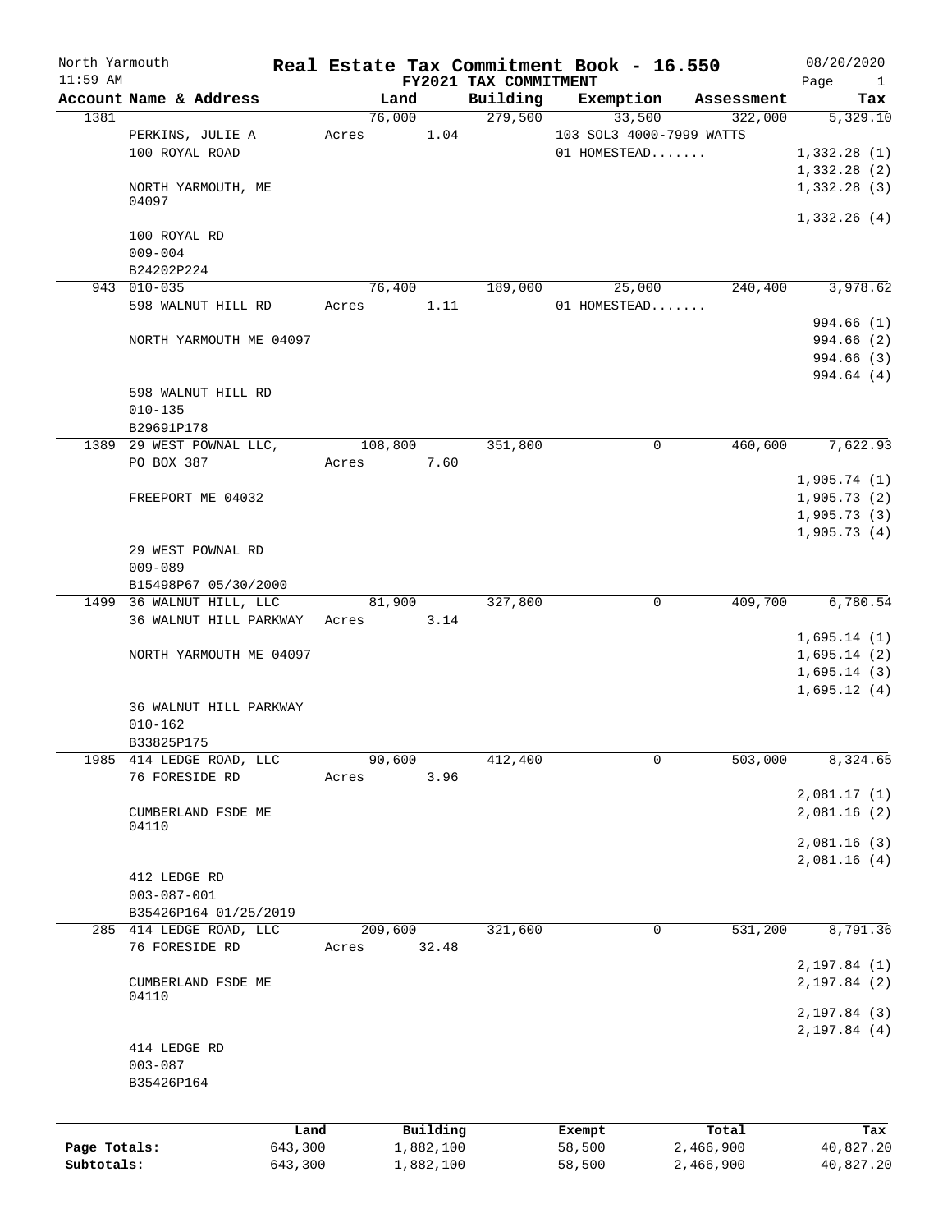# Real Estate Tax Commitment Book - 16.550

North Yarmouth
11:59 AM

FY2021 TAX COMMITMENT

08/20/2020

| Account Name & Address | Land | Building | Exemption | Assessment | Tax |
|---|---|---|---|---|---|
| **1381** | 76,000 | 279,500 | 33,500 | 322,000 | 5,329.10 |
| PERKINS, JULIE A | Acres 1.04 | | 103 SOL3 4000-7999 WATTS | | |
| 100 ROYAL ROAD | | | 01 HOMESTEAD....... | | 1,332.28 (1) |
| | | | | | 1,332.28 (2) |
| NORTH YARMOUTH, ME 04097 | | | | | 1,332.28 (3) |
| | | | | | 1,332.26 (4) |
| 100 ROYAL RD | | | | | |
| 009-004 | | | | | |
| B24202P224 | | | | | |
| **943** 010-035 | 76,400 | 189,000 | 25,000 | 240,400 | 3,978.62 |
| 598 WALNUT HILL RD | Acres 1.11 | | 01 HOMESTEAD....... | | |
| | | | | | 994.66 (1) |
| NORTH YARMOUTH ME 04097 | | | | | 994.66 (2) |
| | | | | | 994.66 (3) |
| | | | | | 994.64 (4) |
| 598 WALNUT HILL RD | | | | | |
| 010-135 | | | | | |
| B29691P178 | | | | | |
| **1389** 29 WEST POWNAL LLC, | 108,800 | 351,800 | 0 | 460,600 | 7,622.93 |
| PO BOX 387 | Acres 7.60 | | | | |
| | | | | | 1,905.74 (1) |
| FREEPORT ME 04032 | | | | | 1,905.73 (2) |
| | | | | | 1,905.73 (3) |
| | | | | | 1,905.73 (4) |
| 29 WEST POWNAL RD | | | | | |
| 009-089 | | | | | |
| B15498P67 05/30/2000 | | | | | |
| **1499** 36 WALNUT HILL, LLC | 81,900 | 327,800 | 0 | 409,700 | 6,780.54 |
| 36 WALNUT HILL PARKWAY | Acres 3.14 | | | | |
| | | | | | 1,695.14 (1) |
| NORTH YARMOUTH ME 04097 | | | | | 1,695.14 (2) |
| | | | | | 1,695.14 (3) |
| | | | | | 1,695.12 (4) |
| 36 WALNUT HILL PARKWAY | | | | | |
| 010-162 | | | | | |
| B33825P175 | | | | | |
| **1985** 414 LEDGE ROAD, LLC | 90,600 | 412,400 | 0 | 503,000 | 8,324.65 |
| 76 FORESIDE RD | Acres 3.96 | | | | |
| | | | | | 2,081.17 (1) |
| CUMBERLAND FSDE ME 04110 | | | | | 2,081.16 (2) |
| | | | | | 2,081.16 (3) |
| | | | | | 2,081.16 (4) |
| 412 LEDGE RD | | | | | |
| 003-087-001 | | | | | |
| B35426P164 01/25/2019 | | | | | |
| **285** 414 LEDGE ROAD, LLC | 209,600 | 321,600 | 0 | 531,200 | 8,791.36 |
| 76 FORESIDE RD | Acres 32.48 | | | | |
| | | | | | 2,197.84 (1) |
| CUMBERLAND FSDE ME 04110 | | | | | 2,197.84 (2) |
| | | | | | 2,197.84 (3) |
| | | | | | 2,197.84 (4) |
| 414 LEDGE RD | | | | | |
| 003-087 | | | | | |
| B35426P164 | | | | | |

| | Land | Building | Exempt | Total | Tax |
|---|---|---|---|---|---|
| **Page Totals:** | 643,300 | 1,882,100 | 58,500 | 2,466,900 | 40,827.20 |
| **Subtotals:** | 643,300 | 1,882,100 | 58,500 | 2,466,900 | 40,827.20 |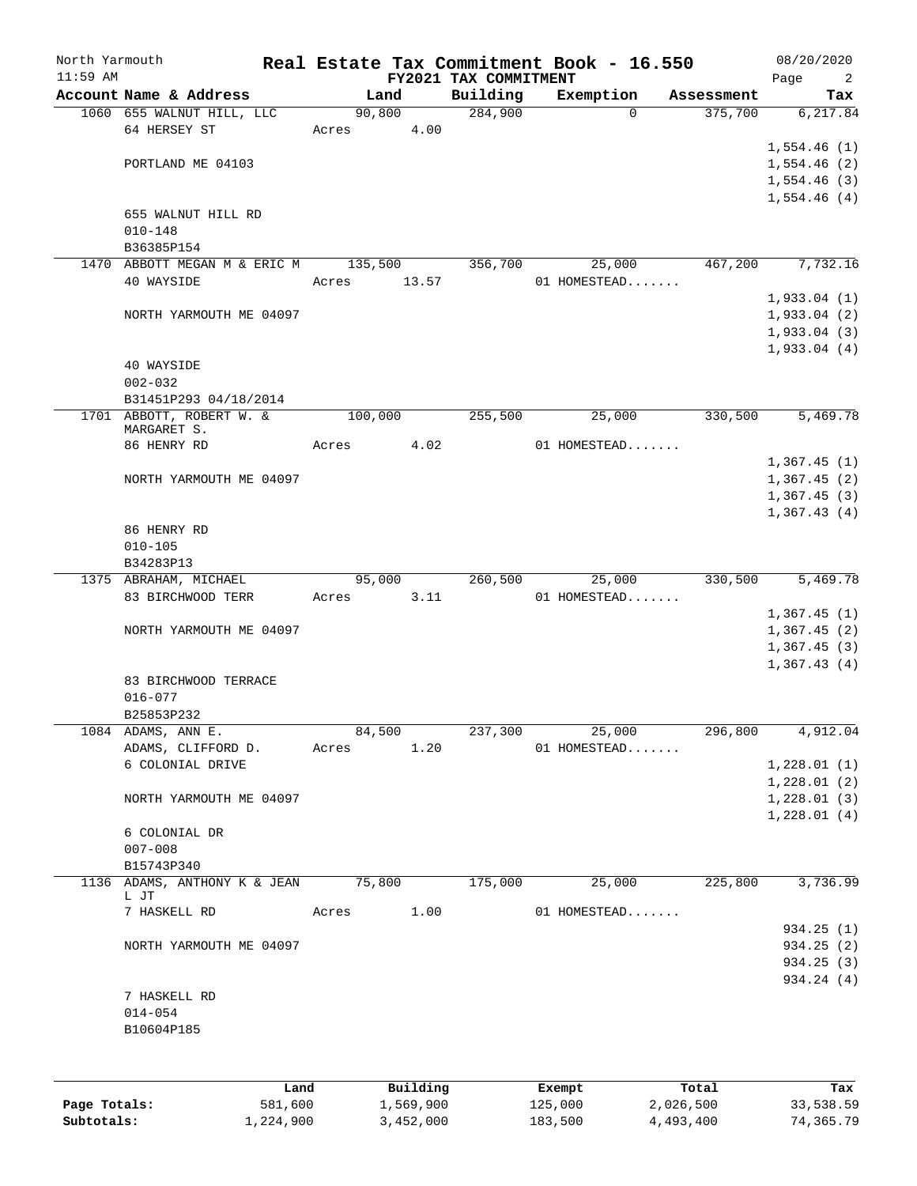North Yarmouth — Real Estate Tax Commitment Book - 16.550 — 08/20/2020
11:59 AM — FY2021 TAX COMMITMENT

| Account | Name & Address | Land | Building | Exemption | Assessment | Tax |
|---|---|---|---|---|---|---|
| 1060 | 655 WALNUT HILL, LLC | 90,800 | 284,900 | 0 | 375,700 | 6,217.84 |
| | 64 HERSEY ST | Acres 4.00 | | | | |
| | | | | | | 1,554.46 (1) |
| | PORTLAND ME 04103 | | | | | 1,554.46 (2) |
| | | | | | | 1,554.46 (3) |
| | | | | | | 1,554.46 (4) |
| | 655 WALNUT HILL RD | | | | | |
| | 010-148 | | | | | |
| | B36385P154 | | | | | |
| 1470 | ABBOTT MEGAN M & ERIC M | 135,500 | 356,700 | 25,000 | 467,200 | 7,732.16 |
| | 40 WAYSIDE | Acres 13.57 | | 01 HOMESTEAD....... | | |
| | | | | | | 1,933.04 (1) |
| | NORTH YARMOUTH ME 04097 | | | | | 1,933.04 (2) |
| | | | | | | 1,933.04 (3) |
| | | | | | | 1,933.04 (4) |
| | 40 WAYSIDE | | | | | |
| | 002-032 | | | | | |
| | B31451P293 04/18/2014 | | | | | |
| 1701 | ABBOTT, ROBERT W. & MARGARET S. | 100,000 | 255,500 | 25,000 | 330,500 | 5,469.78 |
| | 86 HENRY RD | Acres 4.02 | | 01 HOMESTEAD....... | | |
| | | | | | | 1,367.45 (1) |
| | NORTH YARMOUTH ME 04097 | | | | | 1,367.45 (2) |
| | | | | | | 1,367.45 (3) |
| | | | | | | 1,367.43 (4) |
| | 86 HENRY RD | | | | | |
| | 010-105 | | | | | |
| | B34283P13 | | | | | |
| 1375 | ABRAHAM, MICHAEL | 95,000 | 260,500 | 25,000 | 330,500 | 5,469.78 |
| | 83 BIRCHWOOD TERR | Acres 3.11 | | 01 HOMESTEAD....... | | |
| | | | | | | 1,367.45 (1) |
| | NORTH YARMOUTH ME 04097 | | | | | 1,367.45 (2) |
| | | | | | | 1,367.45 (3) |
| | | | | | | 1,367.43 (4) |
| | 83 BIRCHWOOD TERRACE | | | | | |
| | 016-077 | | | | | |
| | B25853P232 | | | | | |
| 1084 | ADAMS, ANN E. | 84,500 | 237,300 | 25,000 | 296,800 | 4,912.04 |
| | ADAMS, CLIFFORD D. | Acres 1.20 | | 01 HOMESTEAD....... | | |
| | 6 COLONIAL DRIVE | | | | | 1,228.01 (1) |
| | | | | | | 1,228.01 (2) |
| | NORTH YARMOUTH ME 04097 | | | | | 1,228.01 (3) |
| | | | | | | 1,228.01 (4) |
| | 6 COLONIAL DR | | | | | |
| | 007-008 | | | | | |
| | B15743P340 | | | | | |
| 1136 | ADAMS, ANTHONY K & JEAN L JT | 75,800 | 175,000 | 25,000 | 225,800 | 3,736.99 |
| | 7 HASKELL RD | Acres 1.00 | | 01 HOMESTEAD....... | | |
| | | | | | | 934.25 (1) |
| | NORTH YARMOUTH ME 04097 | | | | | 934.25 (2) |
| | | | | | | 934.25 (3) |
| | | | | | | 934.24 (4) |
| | 7 HASKELL RD | | | | | |
| | 014-054 | | | | | |
| | B10604P185 | | | | | |

| | Land | Building | Exempt | Total | Tax |
|---|---|---|---|---|---|
| Page Totals: | 581,600 | 1,569,900 | 125,000 | 2,026,500 | 33,538.59 |
| Subtotals: | 1,224,900 | 3,452,000 | 183,500 | 4,493,400 | 74,365.79 |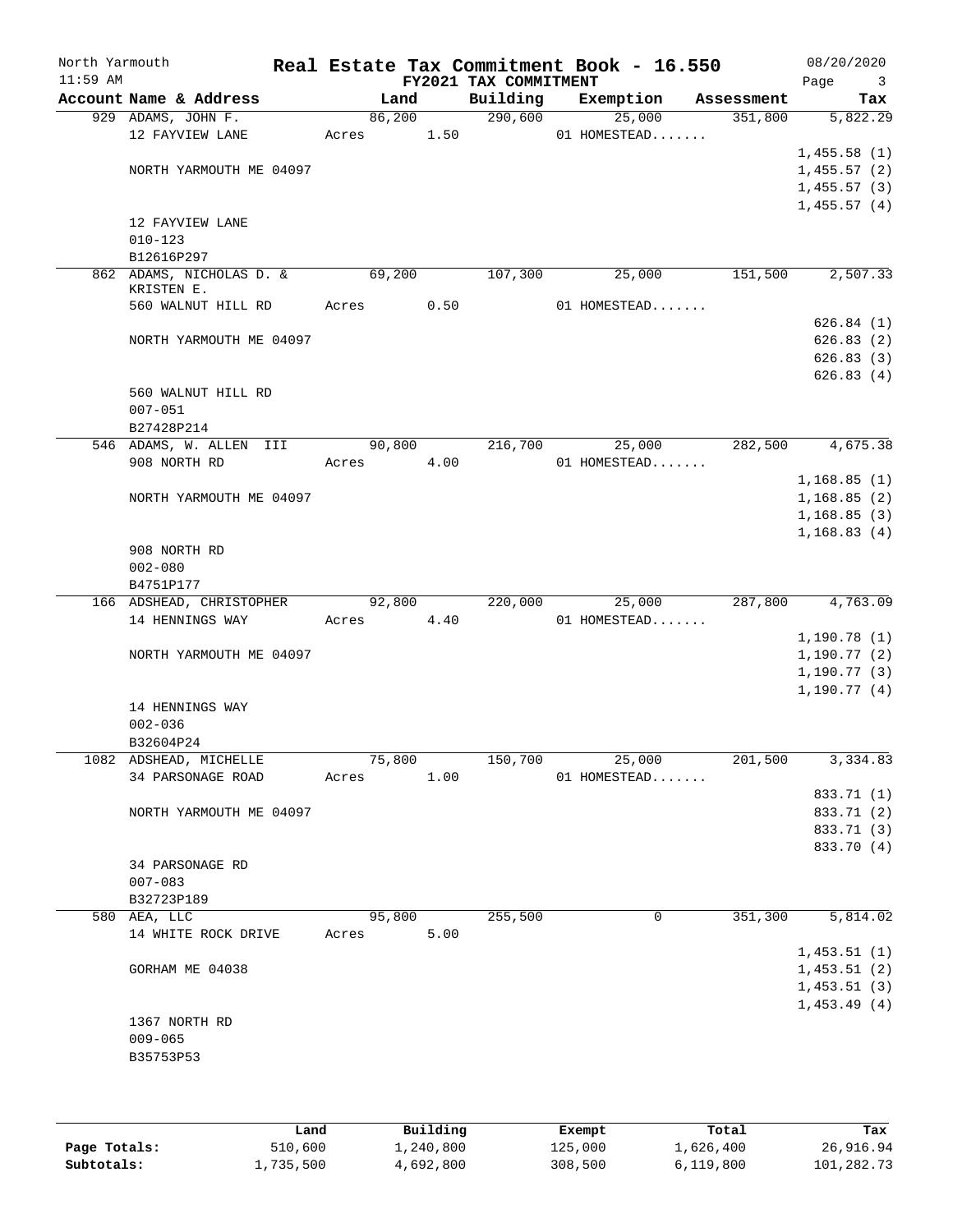North Yarmouth — Real Estate Tax Commitment Book - 16.550 — 08/20/2020

11:59 AM — FY2021 TAX COMMITMENT

| Account Name & Address | Land | Building | Exemption | Assessment | Tax |
|---|---|---|---|---|---|
| 929 ADAMS, JOHN F. | 86,200 | 290,600 | 25,000 | 351,800 | 5,822.29 |
| 12 FAYVIEW LANE | Acres 1.50 | | 01 HOMESTEAD....... | | |
| | | | | | 1,455.58 (1) |
| NORTH YARMOUTH ME 04097 | | | | | 1,455.57 (2) |
| | | | | | 1,455.57 (3) |
| | | | | | 1,455.57 (4) |
| 12 FAYVIEW LANE | | | | | |
| 010-123 | | | | | |
| B12616P297 | | | | | |
| 862 ADAMS, NICHOLAS D. & KRISTEN E. | 69,200 | 107,300 | 25,000 | 151,500 | 2,507.33 |
| 560 WALNUT HILL RD | Acres 0.50 | | 01 HOMESTEAD....... | | |
| | | | | | 626.84 (1) |
| NORTH YARMOUTH ME 04097 | | | | | 626.83 (2) |
| | | | | | 626.83 (3) |
| | | | | | 626.83 (4) |
| 560 WALNUT HILL RD | | | | | |
| 007-051 | | | | | |
| B27428P214 | | | | | |
| 546 ADAMS, W. ALLEN III | 90,800 | 216,700 | 25,000 | 282,500 | 4,675.38 |
| 908 NORTH RD | Acres 4.00 | | 01 HOMESTEAD....... | | |
| | | | | | 1,168.85 (1) |
| NORTH YARMOUTH ME 04097 | | | | | 1,168.85 (2) |
| | | | | | 1,168.85 (3) |
| | | | | | 1,168.83 (4) |
| 908 NORTH RD | | | | | |
| 002-080 | | | | | |
| B4751P177 | | | | | |
| 166 ADSHEAD, CHRISTOPHER | 92,800 | 220,000 | 25,000 | 287,800 | 4,763.09 |
| 14 HENNINGS WAY | Acres 4.40 | | 01 HOMESTEAD....... | | |
| | | | | | 1,190.78 (1) |
| NORTH YARMOUTH ME 04097 | | | | | 1,190.77 (2) |
| | | | | | 1,190.77 (3) |
| | | | | | 1,190.77 (4) |
| 14 HENNINGS WAY | | | | | |
| 002-036 | | | | | |
| B32604P24 | | | | | |
| 1082 ADSHEAD, MICHELLE | 75,800 | 150,700 | 25,000 | 201,500 | 3,334.83 |
| 34 PARSONAGE ROAD | Acres 1.00 | | 01 HOMESTEAD....... | | |
| | | | | | 833.71 (1) |
| NORTH YARMOUTH ME 04097 | | | | | 833.71 (2) |
| | | | | | 833.71 (3) |
| | | | | | 833.70 (4) |
| 34 PARSONAGE RD | | | | | |
| 007-083 | | | | | |
| B32723P189 | | | | | |
| 580 AEA, LLC | 95,800 | 255,500 | 0 | 351,300 | 5,814.02 |
| 14 WHITE ROCK DRIVE | Acres 5.00 | | | | |
| | | | | | 1,453.51 (1) |
| GORHAM ME 04038 | | | | | 1,453.51 (2) |
| | | | | | 1,453.51 (3) |
| | | | | | 1,453.49 (4) |
| 1367 NORTH RD | | | | | |
| 009-065 | | | | | |
| B35753P53 | | | | | |

| | Land | Building | Exempt | Total | Tax |
|---|---|---|---|---|---|
| Page Totals: | 510,600 | 1,240,800 | 125,000 | 1,626,400 | 26,916.94 |
| Subtotals: | 1,735,500 | 4,692,800 | 308,500 | 6,119,800 | 101,282.73 |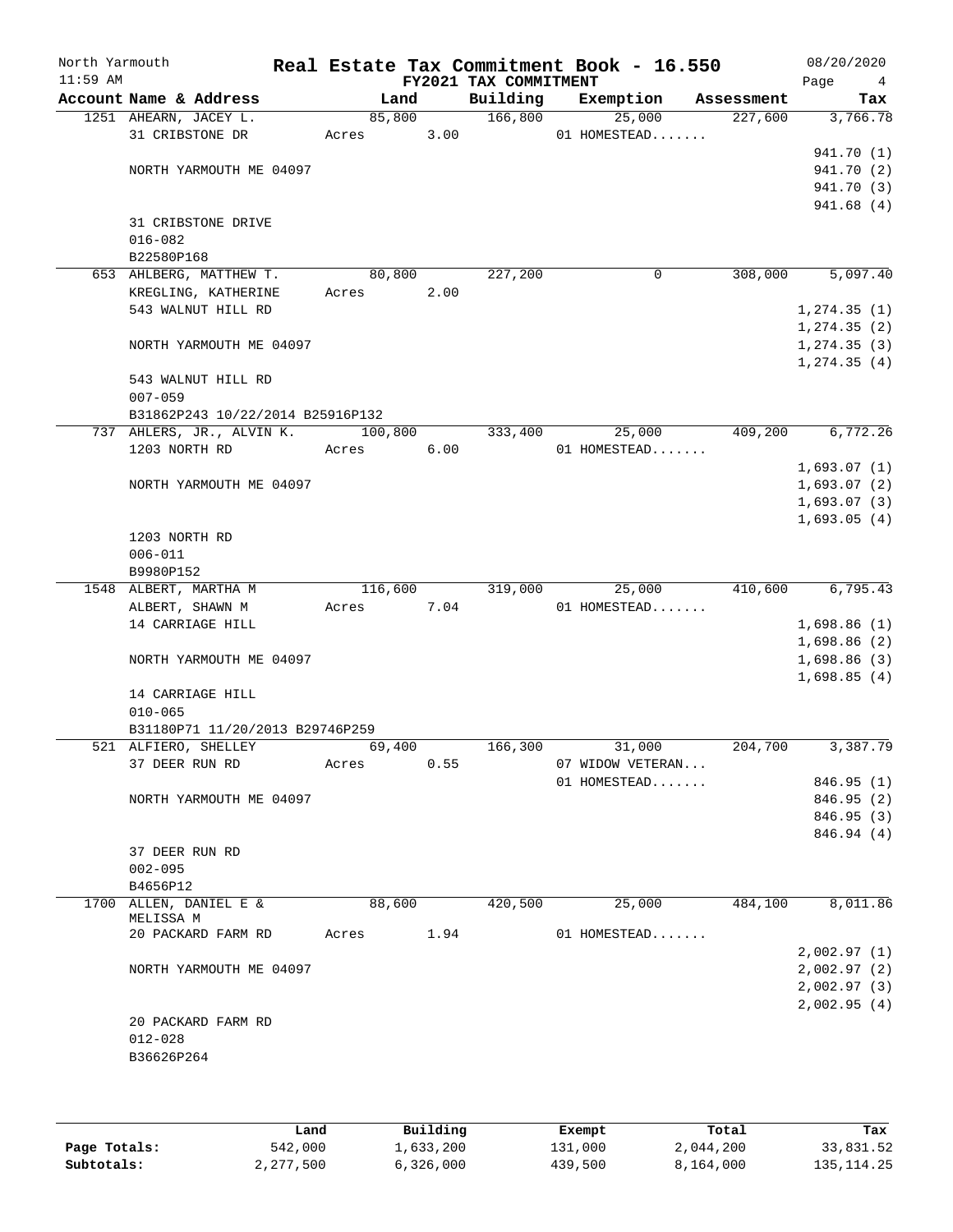North Yarmouth — Real Estate Tax Commitment Book - 16.550 — 08/20/2020

11:59 AM — FY2021 TAX COMMITMENT

| Account Name & Address | Land | Building | Exemption | Assessment | Tax |
|---|---|---|---|---|---|
| 1251 AHEARN, JACEY L. | 85,800 | 166,800 | 25,000 | 227,600 | 3,766.78 |
| 31 CRIBSTONE DR | Acres 3.00 | | 01 HOMESTEAD....... | | |
| | | | | | 941.70 (1) |
| NORTH YARMOUTH ME 04097 | | | | | 941.70 (2) |
| | | | | | 941.70 (3) |
| | | | | | 941.68 (4) |
| 31 CRIBSTONE DRIVE | | | | | |
| 016-082 | | | | | |
| B22580P168 | | | | | |
| 653 AHLBERG, MATTHEW T. | 80,800 | 227,200 | 0 | 308,000 | 5,097.40 |
| KREGLING, KATHERINE | Acres 2.00 | | | | |
| 543 WALNUT HILL RD | | | | | 1,274.35 (1) |
| | | | | | 1,274.35 (2) |
| NORTH YARMOUTH ME 04097 | | | | | 1,274.35 (3) |
| | | | | | 1,274.35 (4) |
| 543 WALNUT HILL RD | | | | | |
| 007-059 | | | | | |
| B31862P243 10/22/2014 B25916P132 | | | | | |
| 737 AHLERS, JR., ALVIN K. | 100,800 | 333,400 | 25,000 | 409,200 | 6,772.26 |
| 1203 NORTH RD | Acres 6.00 | | 01 HOMESTEAD....... | | |
| | | | | | 1,693.07 (1) |
| NORTH YARMOUTH ME 04097 | | | | | 1,693.07 (2) |
| | | | | | 1,693.07 (3) |
| | | | | | 1,693.05 (4) |
| 1203 NORTH RD | | | | | |
| 006-011 | | | | | |
| B9980P152 | | | | | |
| 1548 ALBERT, MARTHA M | 116,600 | 319,000 | 25,000 | 410,600 | 6,795.43 |
| ALBERT, SHAWN M | Acres 7.04 | | 01 HOMESTEAD....... | | |
| 14 CARRIAGE HILL | | | | | 1,698.86 (1) |
| | | | | | 1,698.86 (2) |
| NORTH YARMOUTH ME 04097 | | | | | 1,698.86 (3) |
| | | | | | 1,698.85 (4) |
| 14 CARRIAGE HILL | | | | | |
| 010-065 | | | | | |
| B31180P71 11/20/2013 B29746P259 | | | | | |
| 521 ALFIERO, SHELLEY | 69,400 | 166,300 | 31,000 | 204,700 | 3,387.79 |
| 37 DEER RUN RD | Acres 0.55 | | 07 WIDOW VETERAN... | | |
| | | | 01 HOMESTEAD....... | | 846.95 (1) |
| NORTH YARMOUTH ME 04097 | | | | | 846.95 (2) |
| | | | | | 846.95 (3) |
| | | | | | 846.94 (4) |
| 37 DEER RUN RD | | | | | |
| 002-095 | | | | | |
| B4656P12 | | | | | |
| 1700 ALLEN, DANIEL E & MELISSA M | 88,600 | 420,500 | 25,000 | 484,100 | 8,011.86 |
| 20 PACKARD FARM RD | Acres 1.94 | | 01 HOMESTEAD....... | | |
| | | | | | 2,002.97 (1) |
| NORTH YARMOUTH ME 04097 | | | | | 2,002.97 (2) |
| | | | | | 2,002.97 (3) |
| | | | | | 2,002.95 (4) |
| 20 PACKARD FARM RD | | | | | |
| 012-028 | | | | | |
| B36626P264 | | | | | |

| | Land | Building | Exempt | Total | Tax |
|---|---|---|---|---|---|
| **Page Totals:** | 542,000 | 1,633,200 | 131,000 | 2,044,200 | 33,831.52 |
| **Subtotals:** | 2,277,500 | 6,326,000 | 439,500 | 8,164,000 | 135,114.25 |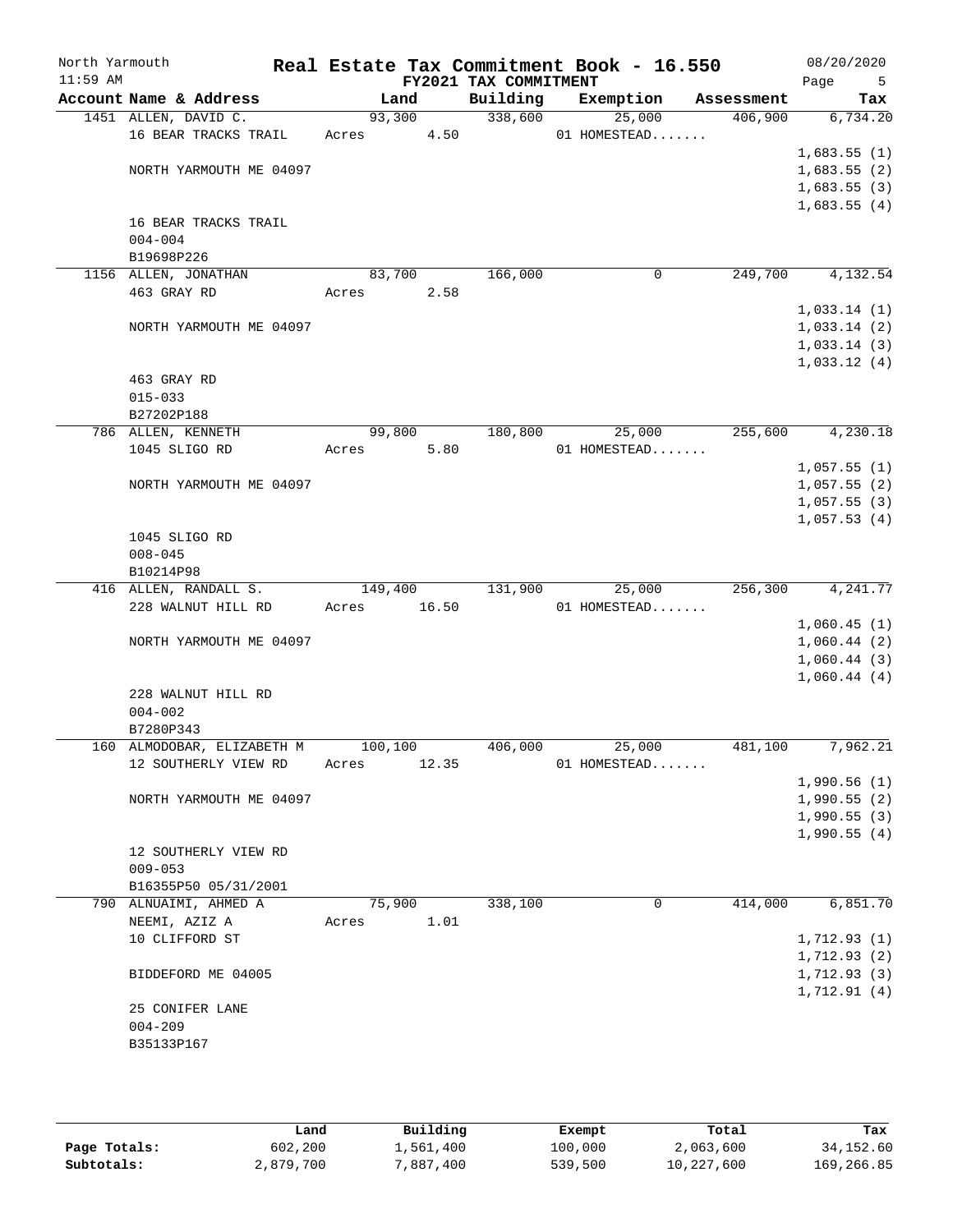# Real Estate Tax Commitment Book - 16.550

North Yarmouth
11:59 AM

FY2021 TAX COMMITMENT

08/20/2020

| Account Name & Address | Land | Building | Exemption | Assessment | Tax |
|---|---|---|---|---|---|
| 1451 ALLEN, DAVID C. | 93,300 | 338,600 | 25,000 | 406,900 | 6,734.20 |
| 16 BEAR TRACKS TRAIL | Acres 4.50 | | 01 HOMESTEAD....... | | |
| | | | | | 1,683.55 (1) |
| NORTH YARMOUTH ME 04097 | | | | | 1,683.55 (2) |
| | | | | | 1,683.55 (3) |
| | | | | | 1,683.55 (4) |
| 16 BEAR TRACKS TRAIL | | | | | |
| 004-004 | | | | | |
| B19698P226 | | | | | |
| 1156 ALLEN, JONATHAN | 83,700 | 166,000 | 0 | 249,700 | 4,132.54 |
| 463 GRAY RD | Acres 2.58 | | | | |
| | | | | | 1,033.14 (1) |
| NORTH YARMOUTH ME 04097 | | | | | 1,033.14 (2) |
| | | | | | 1,033.14 (3) |
| | | | | | 1,033.12 (4) |
| 463 GRAY RD | | | | | |
| 015-033 | | | | | |
| B27202P188 | | | | | |
| 786 ALLEN, KENNETH | 99,800 | 180,800 | 25,000 | 255,600 | 4,230.18 |
| 1045 SLIGO RD | Acres 5.80 | | 01 HOMESTEAD....... | | |
| | | | | | 1,057.55 (1) |
| NORTH YARMOUTH ME 04097 | | | | | 1,057.55 (2) |
| | | | | | 1,057.55 (3) |
| | | | | | 1,057.53 (4) |
| 1045 SLIGO RD | | | | | |
| 008-045 | | | | | |
| B10214P98 | | | | | |
| 416 ALLEN, RANDALL S. | 149,400 | 131,900 | 25,000 | 256,300 | 4,241.77 |
| 228 WALNUT HILL RD | Acres 16.50 | | 01 HOMESTEAD....... | | |
| | | | | | 1,060.45 (1) |
| NORTH YARMOUTH ME 04097 | | | | | 1,060.44 (2) |
| | | | | | 1,060.44 (3) |
| | | | | | 1,060.44 (4) |
| 228 WALNUT HILL RD | | | | | |
| 004-002 | | | | | |
| B7280P343 | | | | | |
| 160 ALMODOBAR, ELIZABETH M | 100,100 | 406,000 | 25,000 | 481,100 | 7,962.21 |
| 12 SOUTHERLY VIEW RD | Acres 12.35 | | 01 HOMESTEAD....... | | |
| | | | | | 1,990.56 (1) |
| NORTH YARMOUTH ME 04097 | | | | | 1,990.55 (2) |
| | | | | | 1,990.55 (3) |
| | | | | | 1,990.55 (4) |
| 12 SOUTHERLY VIEW RD | | | | | |
| 009-053 | | | | | |
| B16355P50 05/31/2001 | | | | | |
| 790 ALNUAIMI, AHMED A | 75,900 | 338,100 | 0 | 414,000 | 6,851.70 |
| NEEMI, AZIZ A | Acres 1.01 | | | | |
| 10 CLIFFORD ST | | | | | 1,712.93 (1) |
| | | | | | 1,712.93 (2) |
| BIDDEFORD ME 04005 | | | | | 1,712.93 (3) |
| | | | | | 1,712.91 (4) |
| 25 CONIFER LANE | | | | | |
| 004-209 | | | | | |
| B35133P167 | | | | | |

| | Land | Building | Exempt | Total | Tax |
|---|---|---|---|---|---|
| Page Totals: | 602,200 | 1,561,400 | 100,000 | 2,063,600 | 34,152.60 |
| Subtotals: | 2,879,700 | 7,887,400 | 539,500 | 10,227,600 | 169,266.85 |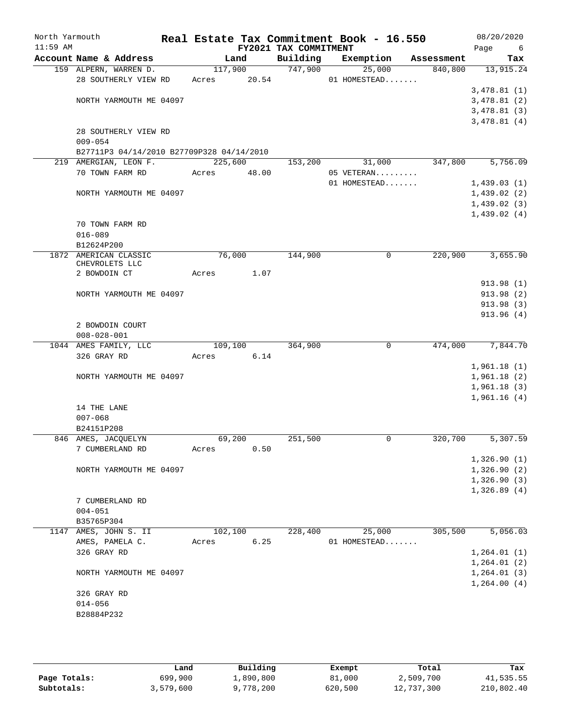North Yarmouth — Real Estate Tax Commitment Book - 16.550 — 08/20/2020

11:59 AM — FY2021 TAX COMMITMENT

| Account Name & Address | Land | Building | Exemption | Assessment | Tax |
|---|---|---|---|---|---|
| 159 ALPERN, WARREN D. | 117,900 | 747,900 | 25,000 | 840,800 | 13,915.24 |
| 28 SOUTHERLY VIEW RD | Acres 20.54 | | 01 HOMESTEAD....... | | |
| | | | | | 3,478.81 (1) |
| NORTH YARMOUTH ME 04097 | | | | | 3,478.81 (2) |
| | | | | | 3,478.81 (3) |
| | | | | | 3,478.81 (4) |
| 28 SOUTHERLY VIEW RD | | | | | |
| 009-054 | | | | | |
| B27711P3 04/14/2010 B27709P328 04/14/2010 | | | | | |
| 219 AMERGIAN, LEON F. | 225,600 | 153,200 | 31,000 | 347,800 | 5,756.09 |
| 70 TOWN FARM RD | Acres 48.00 | | 05 VETERAN......... | | |
| | | | 01 HOMESTEAD....... | | 1,439.03 (1) |
| NORTH YARMOUTH ME 04097 | | | | | 1,439.02 (2) |
| | | | | | 1,439.02 (3) |
| | | | | | 1,439.02 (4) |
| 70 TOWN FARM RD | | | | | |
| 016-089 | | | | | |
| B12624P200 | | | | | |
| 1872 AMERICAN CLASSIC CHEVROLETS LLC | 76,000 | 144,900 | 0 | 220,900 | 3,655.90 |
| 2 BOWDOIN CT | Acres 1.07 | | | | |
| | | | | | 913.98 (1) |
| NORTH YARMOUTH ME 04097 | | | | | 913.98 (2) |
| | | | | | 913.98 (3) |
| | | | | | 913.96 (4) |
| 2 BOWDOIN COURT | | | | | |
| 008-028-001 | | | | | |
| 1044 AMES FAMILY, LLC | 109,100 | 364,900 | 0 | 474,000 | 7,844.70 |
| 326 GRAY RD | Acres 6.14 | | | | |
| | | | | | 1,961.18 (1) |
| NORTH YARMOUTH ME 04097 | | | | | 1,961.18 (2) |
| | | | | | 1,961.18 (3) |
| | | | | | 1,961.16 (4) |
| 14 THE LANE | | | | | |
| 007-068 | | | | | |
| B24151P208 | | | | | |
| 846 AMES, JACQUELYN | 69,200 | 251,500 | 0 | 320,700 | 5,307.59 |
| 7 CUMBERLAND RD | Acres 0.50 | | | | |
| | | | | | 1,326.90 (1) |
| NORTH YARMOUTH ME 04097 | | | | | 1,326.90 (2) |
| | | | | | 1,326.90 (3) |
| | | | | | 1,326.89 (4) |
| 7 CUMBERLAND RD | | | | | |
| 004-051 | | | | | |
| B35765P304 | | | | | |
| 1147 AMES, JOHN S. II | 102,100 | 228,400 | 25,000 | 305,500 | 5,056.03 |
| AMES, PAMELA C. | Acres 6.25 | | 01 HOMESTEAD....... | | |
| 326 GRAY RD | | | | | 1,264.01 (1) |
| | | | | | 1,264.01 (2) |
| NORTH YARMOUTH ME 04097 | | | | | 1,264.01 (3) |
| | | | | | 1,264.00 (4) |
| 326 GRAY RD | | | | | |
| 014-056 | | | | | |
| B28884P232 | | | | | |

| | Land | Building | Exempt | Total | Tax |
|---|---|---|---|---|---|
| Page Totals: | 699,900 | 1,890,800 | 81,000 | 2,509,700 | 41,535.55 |
| Subtotals: | 3,579,600 | 9,778,200 | 620,500 | 12,737,300 | 210,802.40 |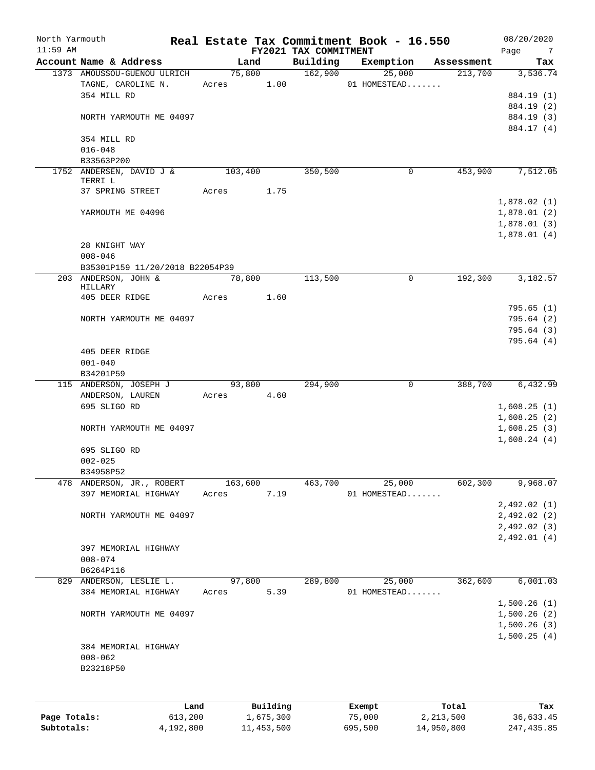North Yarmouth — **Real Estate Tax Commitment Book - 16.550** — 08/20/2020
11:59 AM — **FY2021 TAX COMMITMENT**

| Account Name & Address | Land | Building | Exemption | Assessment | Tax |
|---|---|---|---|---|---|
| 1373 AMOUSSOU-GUENOU ULRICH | 75,800 | 162,900 | 25,000 | 213,700 | 3,536.74 |
| TAGNE, CAROLINE N. | Acres 1.00 | | 01 HOMESTEAD....... | | |
| 354 MILL RD | | | | | 884.19 (1) |
| | | | | | 884.19 (2) |
| NORTH YARMOUTH ME 04097 | | | | | 884.19 (3) |
| | | | | | 884.17 (4) |
| 354 MILL RD | | | | | |
| 016-048 | | | | | |
| B33563P200 | | | | | |
| 1752 ANDERSEN, DAVID J & TERRI L | 103,400 | 350,500 | 0 | 453,900 | 7,512.05 |
| 37 SPRING STREET | Acres 1.75 | | | | |
| | | | | | 1,878.02 (1) |
| YARMOUTH ME 04096 | | | | | 1,878.01 (2) |
| | | | | | 1,878.01 (3) |
| | | | | | 1,878.01 (4) |
| 28 KNIGHT WAY | | | | | |
| 008-046 | | | | | |
| B35301P159 11/20/2018 B22054P39 | | | | | |
| 203 ANDERSON, JOHN & HILLARY | 78,800 | 113,500 | 0 | 192,300 | 3,182.57 |
| 405 DEER RIDGE | Acres 1.60 | | | | |
| | | | | | 795.65 (1) |
| NORTH YARMOUTH ME 04097 | | | | | 795.64 (2) |
| | | | | | 795.64 (3) |
| | | | | | 795.64 (4) |
| 405 DEER RIDGE | | | | | |
| 001-040 | | | | | |
| B34201P59 | | | | | |
| 115 ANDERSON, JOSEPH J | 93,800 | 294,900 | 0 | 388,700 | 6,432.99 |
| ANDERSON, LAUREN | Acres 4.60 | | | | |
| 695 SLIGO RD | | | | | 1,608.25 (1) |
| | | | | | 1,608.25 (2) |
| NORTH YARMOUTH ME 04097 | | | | | 1,608.25 (3) |
| | | | | | 1,608.24 (4) |
| 695 SLIGO RD | | | | | |
| 002-025 | | | | | |
| B34958P52 | | | | | |
| 478 ANDERSON, JR., ROBERT | 163,600 | 463,700 | 25,000 | 602,300 | 9,968.07 |
| 397 MEMORIAL HIGHWAY | Acres 7.19 | | 01 HOMESTEAD....... | | |
| | | | | | 2,492.02 (1) |
| NORTH YARMOUTH ME 04097 | | | | | 2,492.02 (2) |
| | | | | | 2,492.02 (3) |
| | | | | | 2,492.01 (4) |
| 397 MEMORIAL HIGHWAY | | | | | |
| 008-074 | | | | | |
| B6264P116 | | | | | |
| 829 ANDERSON, LESLIE L. | 97,800 | 289,800 | 25,000 | 362,600 | 6,001.03 |
| 384 MEMORIAL HIGHWAY | Acres 5.39 | | 01 HOMESTEAD....... | | |
| | | | | | 1,500.26 (1) |
| NORTH YARMOUTH ME 04097 | | | | | 1,500.26 (2) |
| | | | | | 1,500.26 (3) |
| | | | | | 1,500.25 (4) |
| 384 MEMORIAL HIGHWAY | | | | | |
| 008-062 | | | | | |
| B23218P50 | | | | | |

| | Land | Building | Exempt | Total | Tax |
|---|---|---|---|---|---|
| **Page Totals:** | 613,200 | 1,675,300 | 75,000 | 2,213,500 | 36,633.45 |
| **Subtotals:** | 4,192,800 | 11,453,500 | 695,500 | 14,950,800 | 247,435.85 |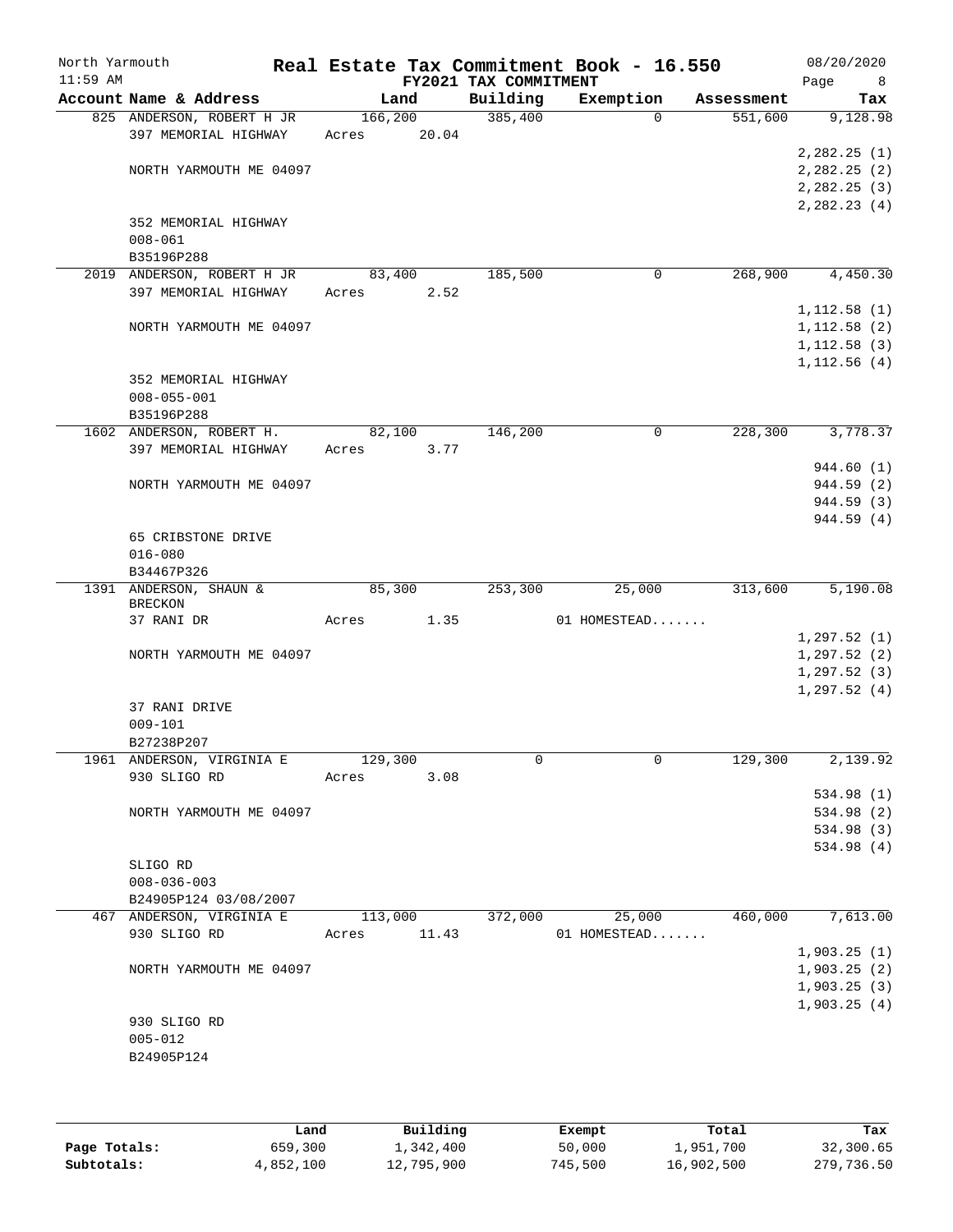North Yarmouth | Real Estate Tax Commitment Book - 16.550 | 08/20/2020
11:59 AM | FY2021 TAX COMMITMENT | Page 8

| Account Name & Address | Land | Building | Exemption | Assessment | Tax |
|---|---|---|---|---|---|
| 825 ANDERSON, ROBERT H JR | 166,200 | 385,400 | 0 | 551,600 | 9,128.98 |
| 397 MEMORIAL HIGHWAY | Acres 20.04 | | | | |
| | | | | | 2,282.25 (1) |
| NORTH YARMOUTH ME 04097 | | | | | 2,282.25 (2) |
| | | | | | 2,282.25 (3) |
| | | | | | 2,282.23 (4) |
| 352 MEMORIAL HIGHWAY | | | | | |
| 008-061 | | | | | |
| B35196P288 | | | | | |
| 2019 ANDERSON, ROBERT H JR | 83,400 | 185,500 | 0 | 268,900 | 4,450.30 |
| 397 MEMORIAL HIGHWAY | Acres 2.52 | | | | |
| | | | | | 1,112.58 (1) |
| NORTH YARMOUTH ME 04097 | | | | | 1,112.58 (2) |
| | | | | | 1,112.58 (3) |
| | | | | | 1,112.56 (4) |
| 352 MEMORIAL HIGHWAY | | | | | |
| 008-055-001 | | | | | |
| B35196P288 | | | | | |
| 1602 ANDERSON, ROBERT H. | 82,100 | 146,200 | 0 | 228,300 | 3,778.37 |
| 397 MEMORIAL HIGHWAY | Acres 3.77 | | | | |
| | | | | | 944.60 (1) |
| NORTH YARMOUTH ME 04097 | | | | | 944.59 (2) |
| | | | | | 944.59 (3) |
| | | | | | 944.59 (4) |
| 65 CRIBSTONE DRIVE | | | | | |
| 016-080 | | | | | |
| B34467P326 | | | | | |
| 1391 ANDERSON, SHAUN & BRECKON | 85,300 | 253,300 | 25,000 | 313,600 | 5,190.08 |
| 37 RANI DR | Acres 1.35 | | 01 HOMESTEAD....... | | |
| | | | | | 1,297.52 (1) |
| NORTH YARMOUTH ME 04097 | | | | | 1,297.52 (2) |
| | | | | | 1,297.52 (3) |
| | | | | | 1,297.52 (4) |
| 37 RANI DRIVE | | | | | |
| 009-101 | | | | | |
| B27238P207 | | | | | |
| 1961 ANDERSON, VIRGINIA E | 129,300 | 0 | 0 | 129,300 | 2,139.92 |
| 930 SLIGO RD | Acres 3.08 | | | | |
| | | | | | 534.98 (1) |
| NORTH YARMOUTH ME 04097 | | | | | 534.98 (2) |
| | | | | | 534.98 (3) |
| | | | | | 534.98 (4) |
| SLIGO RD | | | | | |
| 008-036-003 | | | | | |
| B24905P124 03/08/2007 | | | | | |
| 467 ANDERSON, VIRGINIA E | 113,000 | 372,000 | 25,000 | 460,000 | 7,613.00 |
| 930 SLIGO RD | Acres 11.43 | | 01 HOMESTEAD....... | | |
| | | | | | 1,903.25 (1) |
| NORTH YARMOUTH ME 04097 | | | | | 1,903.25 (2) |
| | | | | | 1,903.25 (3) |
| | | | | | 1,903.25 (4) |
| 930 SLIGO RD | | | | | |
| 005-012 | | | | | |
| B24905P124 | | | | | |

| | Land | Building | Exempt | Total | Tax |
|---|---|---|---|---|---|
| Page Totals: | 659,300 | 1,342,400 | 50,000 | 1,951,700 | 32,300.65 |
| Subtotals: | 4,852,100 | 12,795,900 | 745,500 | 16,902,500 | 279,736.50 |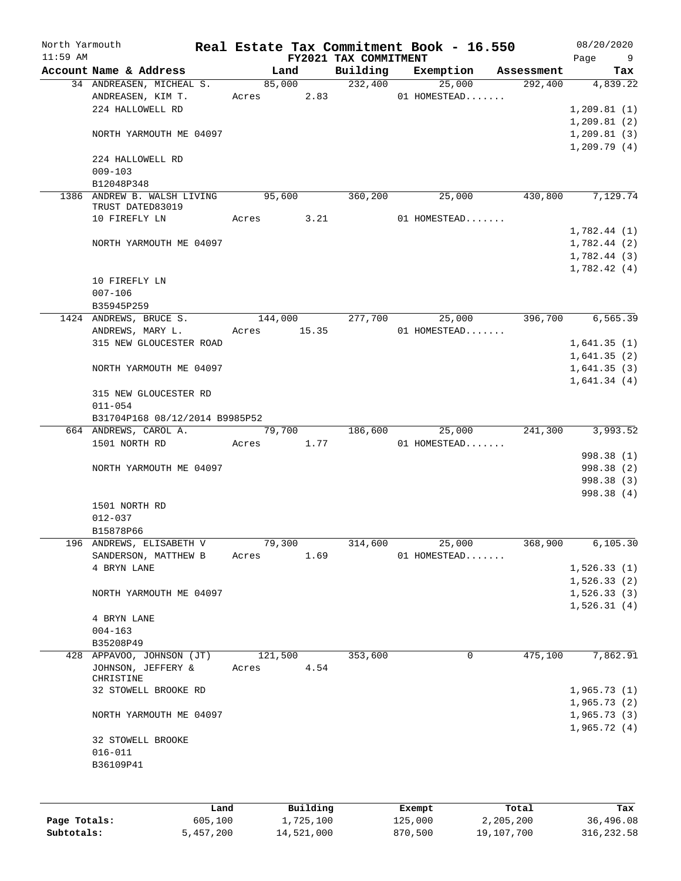North Yarmouth | Real Estate Tax Commitment Book - 16.550 | 08/20/2020
11:59 AM | FY2021 TAX COMMITMENT

| Account Name & Address | Land | Building | Exemption | Assessment | Tax |
|---|---|---|---|---|---|
| 34 ANDREASEN, MICHEAL S. | 85,000 | 232,400 | 25,000 | 292,400 | 4,839.22 |
| ANDREASEN, KIM T. | Acres 2.83 | | 01 HOMESTEAD....... | | |
| 224 HALLOWELL RD | | | | | 1,209.81 (1) |
| | | | | | 1,209.81 (2) |
| NORTH YARMOUTH ME 04097 | | | | | 1,209.81 (3) |
| | | | | | 1,209.79 (4) |
| 224 HALLOWELL RD | | | | | |
| 009-103 | | | | | |
| B12048P348 | | | | | |
| 1386 ANDREW B. WALSH LIVING TRUST DATED83019 | 95,600 | 360,200 | 25,000 | 430,800 | 7,129.74 |
| 10 FIREFLY LN | Acres 3.21 | | 01 HOMESTEAD....... | | |
| | | | | | 1,782.44 (1) |
| NORTH YARMOUTH ME 04097 | | | | | 1,782.44 (2) |
| | | | | | 1,782.44 (3) |
| | | | | | 1,782.42 (4) |
| 10 FIREFLY LN | | | | | |
| 007-106 | | | | | |
| B35945P259 | | | | | |
| 1424 ANDREWS, BRUCE S. | 144,000 | 277,700 | 25,000 | 396,700 | 6,565.39 |
| ANDREWS, MARY L. | Acres 15.35 | | 01 HOMESTEAD....... | | |
| 315 NEW GLOUCESTER ROAD | | | | | 1,641.35 (1) |
| | | | | | 1,641.35 (2) |
| NORTH YARMOUTH ME 04097 | | | | | 1,641.35 (3) |
| | | | | | 1,641.34 (4) |
| 315 NEW GLOUCESTER RD | | | | | |
| 011-054 | | | | | |
| B31704P168 08/12/2014 B9985P52 | | | | | |
| 664 ANDREWS, CAROL A. | 79,700 | 186,600 | 25,000 | 241,300 | 3,993.52 |
| 1501 NORTH RD | Acres 1.77 | | 01 HOMESTEAD....... | | |
| | | | | | 998.38 (1) |
| NORTH YARMOUTH ME 04097 | | | | | 998.38 (2) |
| | | | | | 998.38 (3) |
| | | | | | 998.38 (4) |
| 1501 NORTH RD | | | | | |
| 012-037 | | | | | |
| B15878P66 | | | | | |
| 196 ANDREWS, ELISABETH V | 79,300 | 314,600 | 25,000 | 368,900 | 6,105.30 |
| SANDERSON, MATTHEW B | Acres 1.69 | | 01 HOMESTEAD....... | | |
| 4 BRYN LANE | | | | | 1,526.33 (1) |
| | | | | | 1,526.33 (2) |
| NORTH YARMOUTH ME 04097 | | | | | 1,526.33 (3) |
| | | | | | 1,526.31 (4) |
| 4 BRYN LANE | | | | | |
| 004-163 | | | | | |
| B35208P49 | | | | | |
| 428 APPAVOO, JOHNSON (JT) | 121,500 | 353,600 | 0 | 475,100 | 7,862.91 |
| JOHNSON, JEFFERY & CHRISTINE | Acres 4.54 | | | | |
| 32 STOWELL BROOKE RD | | | | | 1,965.73 (1) |
| | | | | | 1,965.73 (2) |
| NORTH YARMOUTH ME 04097 | | | | | 1,965.73 (3) |
| | | | | | 1,965.72 (4) |
| 32 STOWELL BROOKE | | | | | |
| 016-011 | | | | | |
| B36109P41 | | | | | |

| | Land | Building | Exempt | Total | Tax |
|---|---|---|---|---|---|
| Page Totals: | 605,100 | 1,725,100 | 125,000 | 2,205,200 | 36,496.08 |
| Subtotals: | 5,457,200 | 14,521,000 | 870,500 | 19,107,700 | 316,232.58 |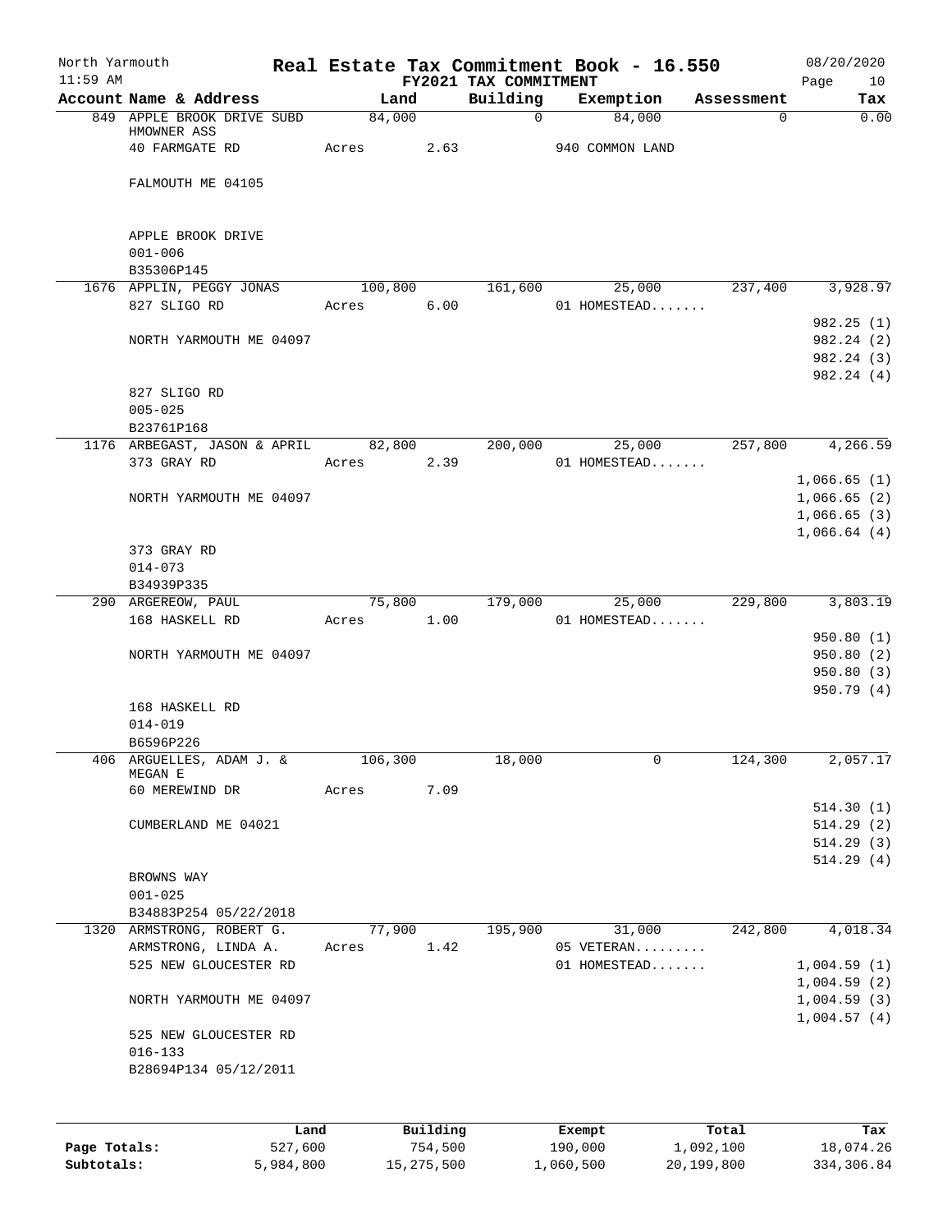North Yarmouth | Real Estate Tax Commitment Book - 16.550 | 08/20/2020
11:59 AM | FY2021 TAX COMMITMENT | Page 10

| Account Name & Address | Land | Building | Exemption | Assessment | Tax |
|---|---|---|---|---|---|
| 849 APPLE BROOK DRIVE SUBD HMOWNER ASS | 84,000 | 0 | 84,000 | 0 | 0.00 |
| 40 FARMGATE RD | Acres 2.63 | | 940 COMMON LAND | | |
| FALMOUTH ME 04105 | | | | | |
| APPLE BROOK DRIVE | | | | | |
| 001-006 | | | | | |
| B35306P145 | | | | | |
| 1676 APPLIN, PEGGY JONAS | 100,800 | 161,600 | 25,000 | 237,400 | 3,928.97 |
| 827 SLIGO RD | Acres 6.00 | | 01 HOMESTEAD....... | | |
| | | | | | 982.25 (1) |
| NORTH YARMOUTH ME 04097 | | | | | 982.24 (2) |
| | | | | | 982.24 (3) |
| | | | | | 982.24 (4) |
| 827 SLIGO RD | | | | | |
| 005-025 | | | | | |
| B23761P168 | | | | | |
| 1176 ARBEGAST, JASON & APRIL | 82,800 | 200,000 | 25,000 | 257,800 | 4,266.59 |
| 373 GRAY RD | Acres 2.39 | | 01 HOMESTEAD....... | | |
| | | | | | 1,066.65 (1) |
| NORTH YARMOUTH ME 04097 | | | | | 1,066.65 (2) |
| | | | | | 1,066.65 (3) |
| | | | | | 1,066.64 (4) |
| 373 GRAY RD | | | | | |
| 014-073 | | | | | |
| B34939P335 | | | | | |
| 290 ARGEREOW, PAUL | 75,800 | 179,000 | 25,000 | 229,800 | 3,803.19 |
| 168 HASKELL RD | Acres 1.00 | | 01 HOMESTEAD....... | | |
| | | | | | 950.80 (1) |
| NORTH YARMOUTH ME 04097 | | | | | 950.80 (2) |
| | | | | | 950.80 (3) |
| | | | | | 950.79 (4) |
| 168 HASKELL RD | | | | | |
| 014-019 | | | | | |
| B6596P226 | | | | | |
| 406 ARGUELLES, ADAM J. & MEGAN E | 106,300 | 18,000 | 0 | 124,300 | 2,057.17 |
| 60 MEREWIND DR | Acres 7.09 | | | | |
| | | | | | 514.30 (1) |
| CUMBERLAND ME 04021 | | | | | 514.29 (2) |
| | | | | | 514.29 (3) |
| | | | | | 514.29 (4) |
| BROWNS WAY | | | | | |
| 001-025 | | | | | |
| B34883P254 05/22/2018 | | | | | |
| 1320 ARMSTRONG, ROBERT G. | 77,900 | 195,900 | 31,000 | 242,800 | 4,018.34 |
| ARMSTRONG, LINDA A. | Acres 1.42 | | 05 VETERAN......... | | |
| 525 NEW GLOUCESTER RD | | | 01 HOMESTEAD....... | | 1,004.59 (1) |
| | | | | | 1,004.59 (2) |
| NORTH YARMOUTH ME 04097 | | | | | 1,004.59 (3) |
| | | | | | 1,004.57 (4) |
| 525 NEW GLOUCESTER RD | | | | | |
| 016-133 | | | | | |
| B28694P134 05/12/2011 | | | | | |

| | Land | Building | Exempt | Total | Tax |
|---|---|---|---|---|---|
| Page Totals: | 527,600 | 754,500 | 190,000 | 1,092,100 | 18,074.26 |
| Subtotals: | 5,984,800 | 15,275,500 | 1,060,500 | 20,199,800 | 334,306.84 |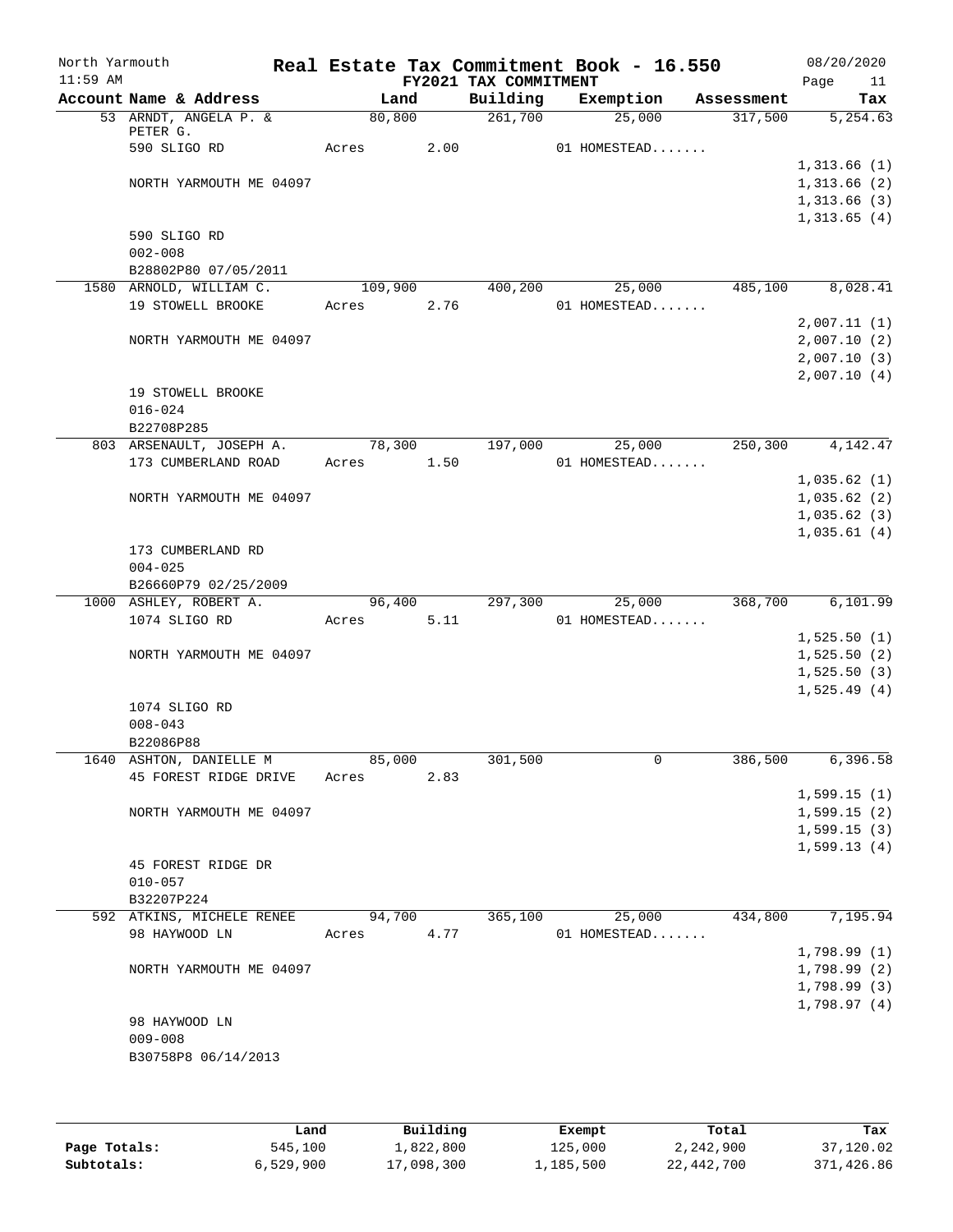North Yarmouth — Real Estate Tax Commitment Book - 16.550 — 08/20/2020

11:59 AM — FY2021 TAX COMMITMENT

| Account Name & Address | Land | Building | Exemption | Assessment | Tax |
|---|---|---|---|---|---|
| 53 ARNDT, ANGELA P. & PETER G. | 80,800 | 261,700 | 25,000 | 317,500 | 5,254.63 |
| 590 SLIGO RD | Acres 2.00 | | 01 HOMESTEAD....... | | |
| | | | | | 1,313.66 (1) |
| NORTH YARMOUTH ME 04097 | | | | | 1,313.66 (2) |
| | | | | | 1,313.66 (3) |
| | | | | | 1,313.65 (4) |
| 590 SLIGO RD | | | | | |
| 002-008 | | | | | |
| B28802P80 07/05/2011 | | | | | |
| 1580 ARNOLD, WILLIAM C. | 109,900 | 400,200 | 25,000 | 485,100 | 8,028.41 |
| 19 STOWELL BROOKE | Acres 2.76 | | 01 HOMESTEAD....... | | |
| | | | | | 2,007.11 (1) |
| NORTH YARMOUTH ME 04097 | | | | | 2,007.10 (2) |
| | | | | | 2,007.10 (3) |
| | | | | | 2,007.10 (4) |
| 19 STOWELL BROOKE | | | | | |
| 016-024 | | | | | |
| B22708P285 | | | | | |
| 803 ARSENAULT, JOSEPH A. | 78,300 | 197,000 | 25,000 | 250,300 | 4,142.47 |
| 173 CUMBERLAND ROAD | Acres 1.50 | | 01 HOMESTEAD....... | | |
| | | | | | 1,035.62 (1) |
| NORTH YARMOUTH ME 04097 | | | | | 1,035.62 (2) |
| | | | | | 1,035.62 (3) |
| | | | | | 1,035.61 (4) |
| 173 CUMBERLAND RD | | | | | |
| 004-025 | | | | | |
| B26660P79 02/25/2009 | | | | | |
| 1000 ASHLEY, ROBERT A. | 96,400 | 297,300 | 25,000 | 368,700 | 6,101.99 |
| 1074 SLIGO RD | Acres 5.11 | | 01 HOMESTEAD....... | | |
| | | | | | 1,525.50 (1) |
| NORTH YARMOUTH ME 04097 | | | | | 1,525.50 (2) |
| | | | | | 1,525.50 (3) |
| | | | | | 1,525.49 (4) |
| 1074 SLIGO RD | | | | | |
| 008-043 | | | | | |
| B22086P88 | | | | | |
| 1640 ASHTON, DANIELLE M | 85,000 | 301,500 | 0 | 386,500 | 6,396.58 |
| 45 FOREST RIDGE DRIVE | Acres 2.83 | | | | |
| | | | | | 1,599.15 (1) |
| NORTH YARMOUTH ME 04097 | | | | | 1,599.15 (2) |
| | | | | | 1,599.15 (3) |
| | | | | | 1,599.13 (4) |
| 45 FOREST RIDGE DR | | | | | |
| 010-057 | | | | | |
| B32207P224 | | | | | |
| 592 ATKINS, MICHELE RENEE | 94,700 | 365,100 | 25,000 | 434,800 | 7,195.94 |
| 98 HAYWOOD LN | Acres 4.77 | | 01 HOMESTEAD....... | | |
| | | | | | 1,798.99 (1) |
| NORTH YARMOUTH ME 04097 | | | | | 1,798.99 (2) |
| | | | | | 1,798.99 (3) |
| | | | | | 1,798.97 (4) |
| 98 HAYWOOD LN | | | | | |
| 009-008 | | | | | |
| B30758P8 06/14/2013 | | | | | |

| | Land | Building | Exempt | Total | Tax |
|---|---|---|---|---|---|
| Page Totals: | 545,100 | 1,822,800 | 125,000 | 2,242,900 | 37,120.02 |
| Subtotals: | 6,529,900 | 17,098,300 | 1,185,500 | 22,442,700 | 371,426.86 |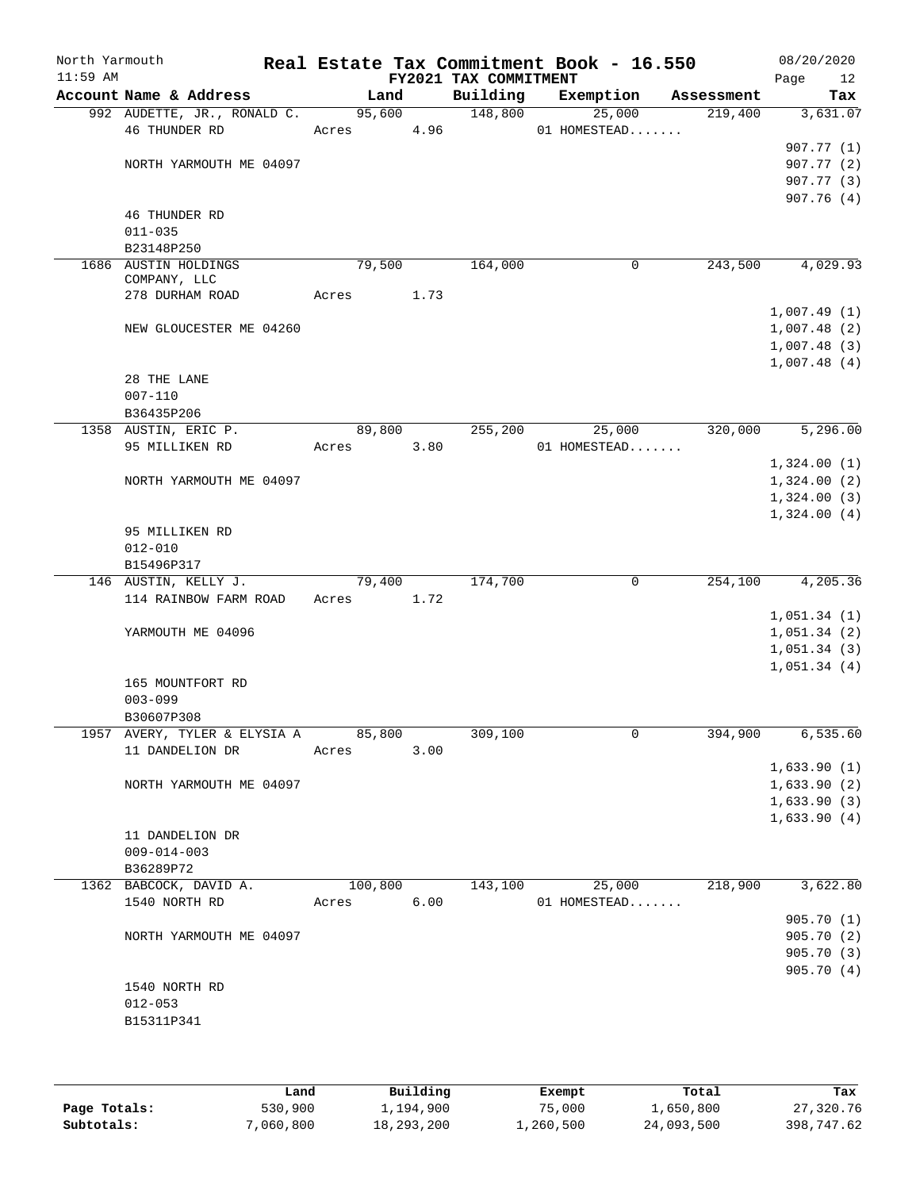North Yarmouth — Real Estate Tax Commitment Book - 16.550 — 08/20/2020
11:59 AM — FY2021 TAX COMMITMENT

| Account Name & Address | Land | Building | Exemption | Assessment | Tax |
|---|---|---|---|---|---|
| 992 AUDETTE, JR., RONALD C. | 95,600 | 148,800 | 25,000 | 219,400 | 3,631.07 |
| 46 THUNDER RD | Acres 4.96 | | 01 HOMESTEAD....... | | |
| | | | | | 907.77 (1) |
| NORTH YARMOUTH ME 04097 | | | | | 907.77 (2) |
| | | | | | 907.77 (3) |
| | | | | | 907.76 (4) |
| 46 THUNDER RD | | | | | |
| 011-035 | | | | | |
| B23148P250 | | | | | |
| 1686 AUSTIN HOLDINGS COMPANY, LLC | 79,500 | 164,000 | 0 | 243,500 | 4,029.93 |
| 278 DURHAM ROAD | Acres 1.73 | | | | |
| | | | | | 1,007.49 (1) |
| NEW GLOUCESTER ME 04260 | | | | | 1,007.48 (2) |
| | | | | | 1,007.48 (3) |
| | | | | | 1,007.48 (4) |
| 28 THE LANE | | | | | |
| 007-110 | | | | | |
| B36435P206 | | | | | |
| 1358 AUSTIN, ERIC P. | 89,800 | 255,200 | 25,000 | 320,000 | 5,296.00 |
| 95 MILLIKEN RD | Acres 3.80 | | 01 HOMESTEAD....... | | |
| | | | | | 1,324.00 (1) |
| NORTH YARMOUTH ME 04097 | | | | | 1,324.00 (2) |
| | | | | | 1,324.00 (3) |
| | | | | | 1,324.00 (4) |
| 95 MILLIKEN RD | | | | | |
| 012-010 | | | | | |
| B15496P317 | | | | | |
| 146 AUSTIN, KELLY J. | 79,400 | 174,700 | 0 | 254,100 | 4,205.36 |
| 114 RAINBOW FARM ROAD | Acres 1.72 | | | | |
| | | | | | 1,051.34 (1) |
| YARMOUTH ME 04096 | | | | | 1,051.34 (2) |
| | | | | | 1,051.34 (3) |
| | | | | | 1,051.34 (4) |
| 165 MOUNTFORT RD | | | | | |
| 003-099 | | | | | |
| B30607P308 | | | | | |
| 1957 AVERY, TYLER & ELYSIA A | 85,800 | 309,100 | 0 | 394,900 | 6,535.60 |
| 11 DANDELION DR | Acres 3.00 | | | | |
| | | | | | 1,633.90 (1) |
| NORTH YARMOUTH ME 04097 | | | | | 1,633.90 (2) |
| | | | | | 1,633.90 (3) |
| | | | | | 1,633.90 (4) |
| 11 DANDELION DR | | | | | |
| 009-014-003 | | | | | |
| B36289P72 | | | | | |
| 1362 BABCOCK, DAVID A. | 100,800 | 143,100 | 25,000 | 218,900 | 3,622.80 |
| 1540 NORTH RD | Acres 6.00 | | 01 HOMESTEAD....... | | |
| | | | | | 905.70 (1) |
| NORTH YARMOUTH ME 04097 | | | | | 905.70 (2) |
| | | | | | 905.70 (3) |
| | | | | | 905.70 (4) |
| 1540 NORTH RD | | | | | |
| 012-053 | | | | | |
| B15311P341 | | | | | |

| | Land | Building | Exempt | Total | Tax |
|---|---|---|---|---|---|
| Page Totals: | 530,900 | 1,194,900 | 75,000 | 1,650,800 | 27,320.76 |
| Subtotals: | 7,060,800 | 18,293,200 | 1,260,500 | 24,093,500 | 398,747.62 |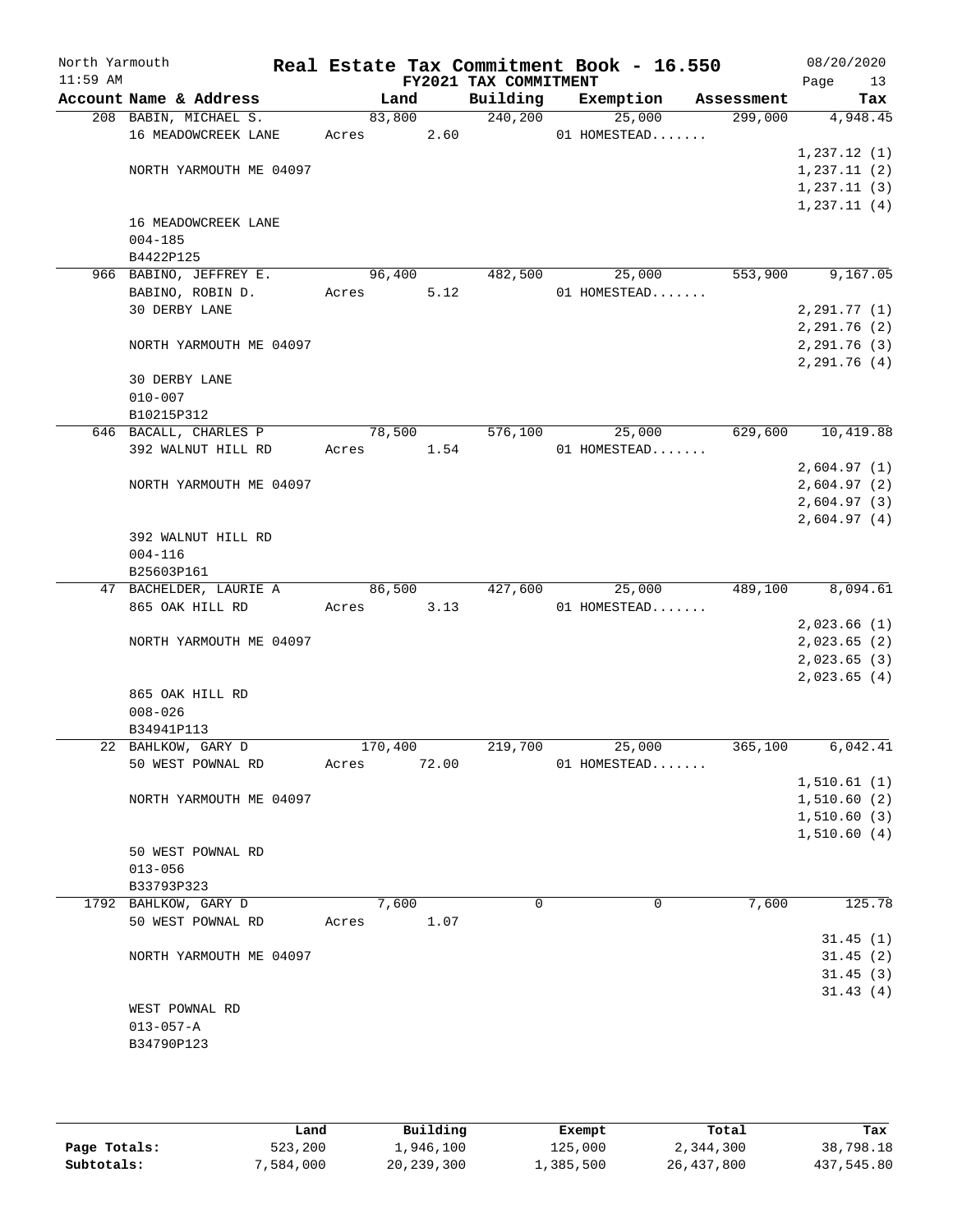North Yarmouth | Real Estate Tax Commitment Book - 16.550 | 08/20/2020
11:59 AM | FY2021 TAX COMMITMENT | Page 13

| Account Name & Address | Land | Building | Exemption | Assessment | Tax |
|---|---|---|---|---|---|
| 208 BABIN, MICHAEL S. | 83,800 | 240,200 | 25,000 | 299,000 | 4,948.45 |
| 16 MEADOWCREEK LANE | Acres 2.60 | | 01 HOMESTEAD....... | | |
| | | | | | 1,237.12 (1) |
| NORTH YARMOUTH ME 04097 | | | | | 1,237.11 (2) |
| | | | | | 1,237.11 (3) |
| | | | | | 1,237.11 (4) |
| 16 MEADOWCREEK LANE | | | | | |
| 004-185 | | | | | |
| B4422P125 | | | | | |
| 966 BABINO, JEFFREY E. | 96,400 | 482,500 | 25,000 | 553,900 | 9,167.05 |
| BABINO, ROBIN D. | Acres 5.12 | | 01 HOMESTEAD....... | | |
| 30 DERBY LANE | | | | | 2,291.77 (1) |
| | | | | | 2,291.76 (2) |
| NORTH YARMOUTH ME 04097 | | | | | 2,291.76 (3) |
| | | | | | 2,291.76 (4) |
| 30 DERBY LANE | | | | | |
| 010-007 | | | | | |
| B10215P312 | | | | | |
| 646 BACALL, CHARLES P | 78,500 | 576,100 | 25,000 | 629,600 | 10,419.88 |
| 392 WALNUT HILL RD | Acres 1.54 | | 01 HOMESTEAD....... | | |
| | | | | | 2,604.97 (1) |
| NORTH YARMOUTH ME 04097 | | | | | 2,604.97 (2) |
| | | | | | 2,604.97 (3) |
| | | | | | 2,604.97 (4) |
| 392 WALNUT HILL RD | | | | | |
| 004-116 | | | | | |
| B25603P161 | | | | | |
| 47 BACHELDER, LAURIE A | 86,500 | 427,600 | 25,000 | 489,100 | 8,094.61 |
| 865 OAK HILL RD | Acres 3.13 | | 01 HOMESTEAD....... | | |
| | | | | | 2,023.66 (1) |
| NORTH YARMOUTH ME 04097 | | | | | 2,023.65 (2) |
| | | | | | 2,023.65 (3) |
| | | | | | 2,023.65 (4) |
| 865 OAK HILL RD | | | | | |
| 008-026 | | | | | |
| B34941P113 | | | | | |
| 22 BAHLKOW, GARY D | 170,400 | 219,700 | 25,000 | 365,100 | 6,042.41 |
| 50 WEST POWNAL RD | Acres 72.00 | | 01 HOMESTEAD....... | | |
| | | | | | 1,510.61 (1) |
| NORTH YARMOUTH ME 04097 | | | | | 1,510.60 (2) |
| | | | | | 1,510.60 (3) |
| | | | | | 1,510.60 (4) |
| 50 WEST POWNAL RD | | | | | |
| 013-056 | | | | | |
| B33793P323 | | | | | |
| 1792 BAHLKOW, GARY D | 7,600 | 0 | 0 | 7,600 | 125.78 |
| 50 WEST POWNAL RD | Acres 1.07 | | | | |
| | | | | | 31.45 (1) |
| NORTH YARMOUTH ME 04097 | | | | | 31.45 (2) |
| | | | | | 31.45 (3) |
| | | | | | 31.43 (4) |
| WEST POWNAL RD | | | | | |
| 013-057-A | | | | | |
| B34790P123 | | | | | |

| | Land | Building | Exempt | Total | Tax |
|---|---|---|---|---|---|
| Page Totals: | 523,200 | 1,946,100 | 125,000 | 2,344,300 | 38,798.18 |
| Subtotals: | 7,584,000 | 20,239,300 | 1,385,500 | 26,437,800 | 437,545.80 |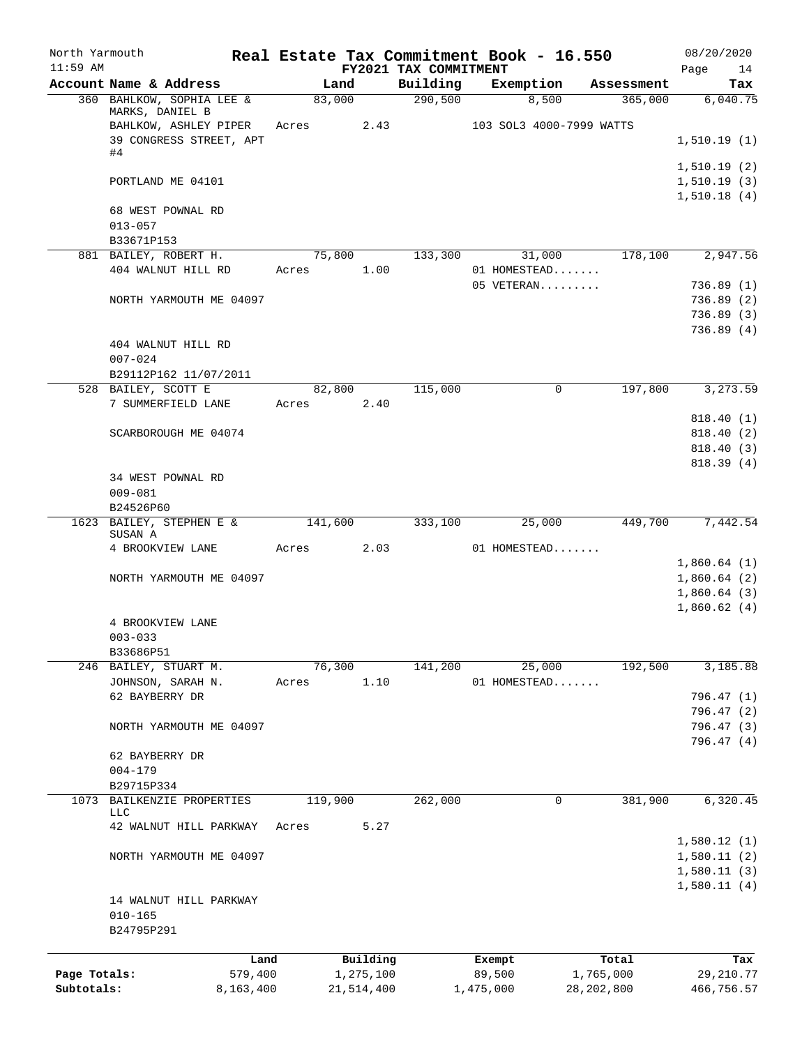North Yarmouth — Real Estate Tax Commitment Book - 16.550 — FY2021 TAX COMMITMENT — 08/20/2020 11:59 AM

| Account | Name & Address | Land | Building | Exemption | Assessment | Tax |
|---|---|---|---|---|---|---|
| 360 | BAHLKOW, SOPHIA LEE & MARKS, DANIEL B | 83,000 | 290,500 | 8,500 | 365,000 | 6,040.75 |
| | BAHLKOW, ASHLEY PIPER | Acres 2.43 | | 103 SOL3 4000-7999 WATTS | | |
| | 39 CONGRESS STREET, APT #4 | | | | | 1,510.19 (1) |
| | | | | | | 1,510.19 (2) |
| | PORTLAND ME 04101 | | | | | 1,510.19 (3) |
| | | | | | | 1,510.18 (4) |
| | 68 WEST POWNAL RD | | | | | |
| | 013-057 | | | | | |
| | B33671P153 | | | | | |
| 881 | BAILEY, ROBERT H. | 75,800 | 133,300 | 31,000 | 178,100 | 2,947.56 |
| | 404 WALNUT HILL RD | Acres 1.00 | | 01 HOMESTEAD....... | | |
| | | | | 05 VETERAN......... | | 736.89 (1) |
| | NORTH YARMOUTH ME 04097 | | | | | 736.89 (2) |
| | | | | | | 736.89 (3) |
| | | | | | | 736.89 (4) |
| | 404 WALNUT HILL RD | | | | | |
| | 007-024 | | | | | |
| | B29112P162 11/07/2011 | | | | | |
| 528 | BAILEY, SCOTT E | 82,800 | 115,000 | 0 | 197,800 | 3,273.59 |
| | 7 SUMMERFIELD LANE | Acres 2.40 | | | | |
| | | | | | | 818.40 (1) |
| | SCARBOROUGH ME 04074 | | | | | 818.40 (2) |
| | | | | | | 818.40 (3) |
| | | | | | | 818.39 (4) |
| | 34 WEST POWNAL RD | | | | | |
| | 009-081 | | | | | |
| | B24526P60 | | | | | |
| 1623 | BAILEY, STEPHEN E & SUSAN A | 141,600 | 333,100 | 25,000 | 449,700 | 7,442.54 |
| | 4 BROOKVIEW LANE | Acres 2.03 | | 01 HOMESTEAD....... | | |
| | | | | | | 1,860.64 (1) |
| | NORTH YARMOUTH ME 04097 | | | | | 1,860.64 (2) |
| | | | | | | 1,860.64 (3) |
| | | | | | | 1,860.62 (4) |
| | 4 BROOKVIEW LANE | | | | | |
| | 003-033 | | | | | |
| | B33686P51 | | | | | |
| 246 | BAILEY, STUART M. | 76,300 | 141,200 | 25,000 | 192,500 | 3,185.88 |
| | JOHNSON, SARAH N. | Acres 1.10 | | 01 HOMESTEAD....... | | |
| | 62 BAYBERRY DR | | | | | 796.47 (1) |
| | | | | | | 796.47 (2) |
| | NORTH YARMOUTH ME 04097 | | | | | 796.47 (3) |
| | | | | | | 796.47 (4) |
| | 62 BAYBERRY DR | | | | | |
| | 004-179 | | | | | |
| | B29715P334 | | | | | |
| 1073 | BAILKENZIE PROPERTIES LLC | 119,900 | 262,000 | 0 | 381,900 | 6,320.45 |
| | 42 WALNUT HILL PARKWAY | Acres 5.27 | | | | |
| | | | | | | 1,580.12 (1) |
| | NORTH YARMOUTH ME 04097 | | | | | 1,580.11 (2) |
| | | | | | | 1,580.11 (3) |
| | | | | | | 1,580.11 (4) |
| | 14 WALNUT HILL PARKWAY | | | | | |
| | 010-165 | | | | | |
| | B24795P291 | | | | | |

| | Land | Building | Exempt | Total | Tax |
|---|---|---|---|---|---|
| Page Totals: | 579,400 | 1,275,100 | 89,500 | 1,765,000 | 29,210.77 |
| Subtotals: | 8,163,400 | 21,514,400 | 1,475,000 | 28,202,800 | 466,756.57 |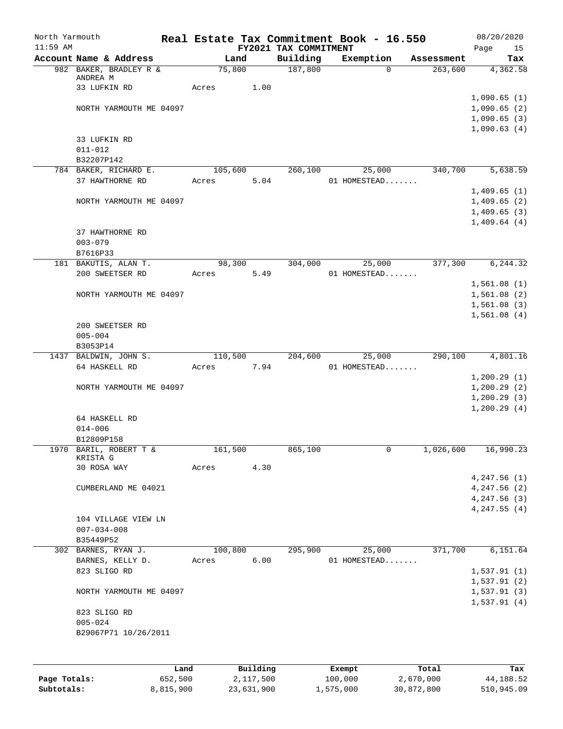# Real Estate Tax Commitment Book - 16.550

North Yarmouth
11:59 AM
FY2021 TAX COMMITMENT
08/20/2020

| Account Name & Address | Land | Building | Exemption | Assessment | Tax |
|---|---|---|---|---|---|
| 982 BAKER, BRADLEY R & ANDREA M | 75,800 | 187,800 | 0 | 263,600 | 4,362.58 |
| 33 LUFKIN RD | Acres 1.00 | | | | |
| | | | | | 1,090.65 (1) |
| NORTH YARMOUTH ME 04097 | | | | | 1,090.65 (2) |
| | | | | | 1,090.65 (3) |
| | | | | | 1,090.63 (4) |
| 33 LUFKIN RD | | | | | |
| 011-012 | | | | | |
| B32207P142 | | | | | |
| 784 BAKER, RICHARD E. | 105,600 | 260,100 | 25,000 | 340,700 | 5,638.59 |
| 37 HAWTHORNE RD | Acres 5.04 | | 01 HOMESTEAD....... | | |
| | | | | | 1,409.65 (1) |
| NORTH YARMOUTH ME 04097 | | | | | 1,409.65 (2) |
| | | | | | 1,409.65 (3) |
| | | | | | 1,409.64 (4) |
| 37 HAWTHORNE RD | | | | | |
| 003-079 | | | | | |
| B7616P33 | | | | | |
| 181 BAKUTIS, ALAN T. | 98,300 | 304,000 | 25,000 | 377,300 | 6,244.32 |
| 200 SWEETSER RD | Acres 5.49 | | 01 HOMESTEAD....... | | |
| | | | | | 1,561.08 (1) |
| NORTH YARMOUTH ME 04097 | | | | | 1,561.08 (2) |
| | | | | | 1,561.08 (3) |
| | | | | | 1,561.08 (4) |
| 200 SWEETSER RD | | | | | |
| 005-004 | | | | | |
| B3053P14 | | | | | |
| 1437 BALDWIN, JOHN S. | 110,500 | 204,600 | 25,000 | 290,100 | 4,801.16 |
| 64 HASKELL RD | Acres 7.94 | | 01 HOMESTEAD....... | | |
| | | | | | 1,200.29 (1) |
| NORTH YARMOUTH ME 04097 | | | | | 1,200.29 (2) |
| | | | | | 1,200.29 (3) |
| | | | | | 1,200.29 (4) |
| 64 HASKELL RD | | | | | |
| 014-006 | | | | | |
| B12809P158 | | | | | |
| 1970 BARIL, ROBERT T & KRISTA G | 161,500 | 865,100 | 0 | 1,026,600 | 16,990.23 |
| 30 ROSA WAY | Acres 4.30 | | | | |
| | | | | | 4,247.56 (1) |
| CUMBERLAND ME 04021 | | | | | 4,247.56 (2) |
| | | | | | 4,247.56 (3) |
| | | | | | 4,247.55 (4) |
| 104 VILLAGE VIEW LN | | | | | |
| 007-034-008 | | | | | |
| B35449P52 | | | | | |
| 302 BARNES, RYAN J. | 100,800 | 295,900 | 25,000 | 371,700 | 6,151.64 |
| BARNES, KELLY D. | Acres 6.00 | | 01 HOMESTEAD....... | | |
| 823 SLIGO RD | | | | | 1,537.91 (1) |
| | | | | | 1,537.91 (2) |
| NORTH YARMOUTH ME 04097 | | | | | 1,537.91 (3) |
| | | | | | 1,537.91 (4) |
| 823 SLIGO RD | | | | | |
| 005-024 | | | | | |
| B29067P71 10/26/2011 | | | | | |

| | Land | Building | Exempt | Total | Tax |
|---|---|---|---|---|---|
| Page Totals: | 652,500 | 2,117,500 | 100,000 | 2,670,000 | 44,188.52 |
| Subtotals: | 8,815,900 | 23,631,900 | 1,575,000 | 30,872,800 | 510,945.09 |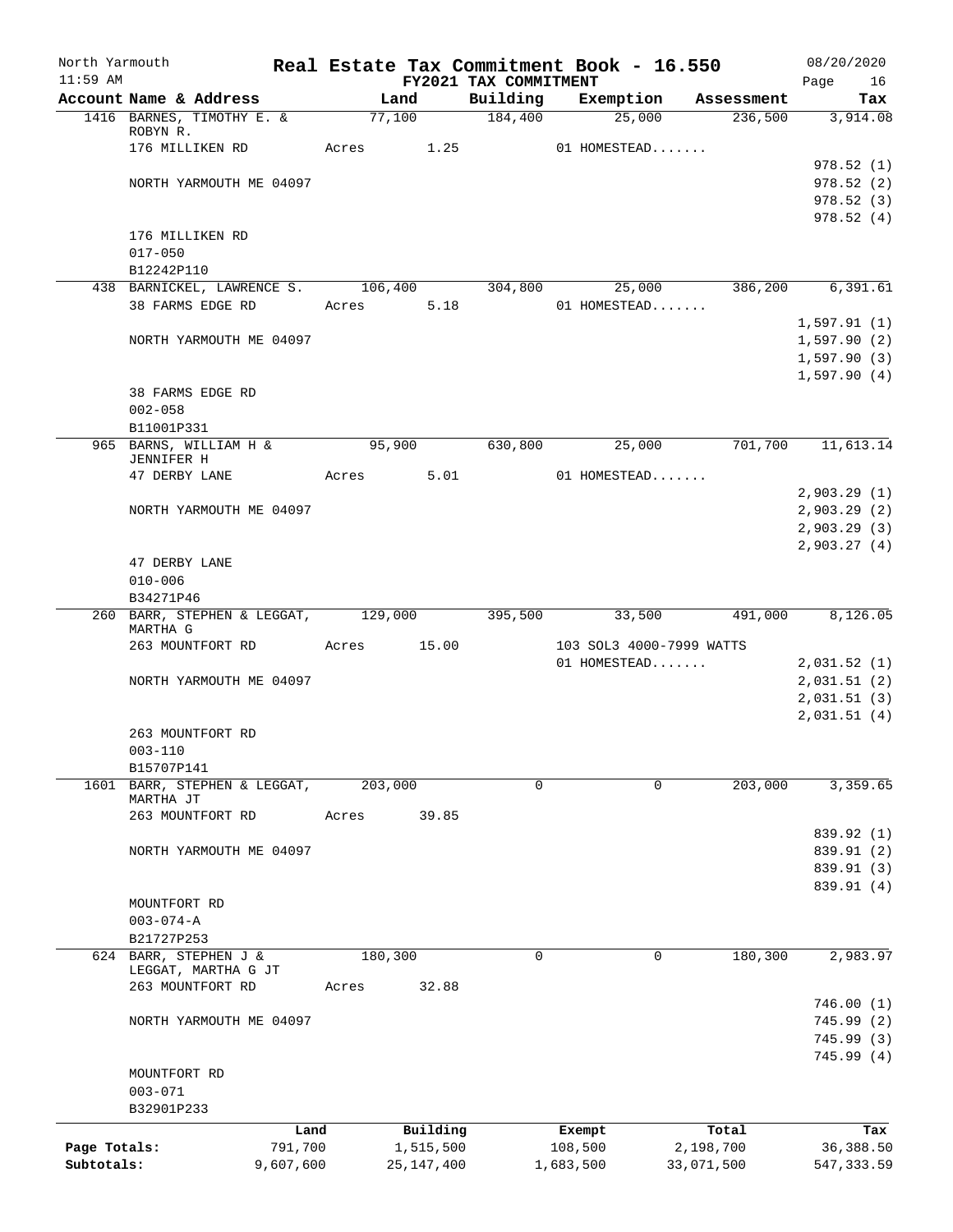# Real Estate Tax Commitment Book - 16.550

North Yarmouth
11:59 AM

FY2021 TAX COMMITMENT

08/20/2020

| Account Name & Address | Land | Building | Exemption | Assessment | Tax |
|---|---|---|---|---|---|
| 1416 BARNES, TIMOTHY E. & ROBYN R. | 77,100 | 184,400 | 25,000 | 236,500 | 3,914.08 |
| 176 MILLIKEN RD | Acres 1.25 | | 01 HOMESTEAD....... | | |
| | | | | | 978.52 (1) |
| NORTH YARMOUTH ME 04097 | | | | | 978.52 (2) |
| | | | | | 978.52 (3) |
| | | | | | 978.52 (4) |
| 176 MILLIKEN RD | | | | | |
| 017-050 | | | | | |
| B12242P110 | | | | | |
| 438 BARNICKEL, LAWRENCE S. | 106,400 | 304,800 | 25,000 | 386,200 | 6,391.61 |
| 38 FARMS EDGE RD | Acres 5.18 | | 01 HOMESTEAD....... | | |
| | | | | | 1,597.91 (1) |
| NORTH YARMOUTH ME 04097 | | | | | 1,597.90 (2) |
| | | | | | 1,597.90 (3) |
| | | | | | 1,597.90 (4) |
| 38 FARMS EDGE RD | | | | | |
| 002-058 | | | | | |
| B11001P331 | | | | | |
| 965 BARNS, WILLIAM H & JENNIFER H | 95,900 | 630,800 | 25,000 | 701,700 | 11,613.14 |
| 47 DERBY LANE | Acres 5.01 | | 01 HOMESTEAD....... | | |
| | | | | | 2,903.29 (1) |
| NORTH YARMOUTH ME 04097 | | | | | 2,903.29 (2) |
| | | | | | 2,903.29 (3) |
| | | | | | 2,903.27 (4) |
| 47 DERBY LANE | | | | | |
| 010-006 | | | | | |
| B34271P46 | | | | | |
| 260 BARR, STEPHEN & LEGGAT, MARTHA G | 129,000 | 395,500 | 33,500 | 491,000 | 8,126.05 |
| 263 MOUNTFORT RD | Acres 15.00 | | 103 SOL3 4000-7999 WATTS | | |
| | | | 01 HOMESTEAD....... | | 2,031.52 (1) |
| NORTH YARMOUTH ME 04097 | | | | | 2,031.51 (2) |
| | | | | | 2,031.51 (3) |
| | | | | | 2,031.51 (4) |
| 263 MOUNTFORT RD | | | | | |
| 003-110 | | | | | |
| B15707P141 | | | | | |
| 1601 BARR, STEPHEN & LEGGAT, MARTHA JT | 203,000 | 0 | 0 | 203,000 | 3,359.65 |
| 263 MOUNTFORT RD | Acres 39.85 | | | | |
| | | | | | 839.92 (1) |
| NORTH YARMOUTH ME 04097 | | | | | 839.91 (2) |
| | | | | | 839.91 (3) |
| | | | | | 839.91 (4) |
| MOUNTFORT RD | | | | | |
| 003-074-A | | | | | |
| B21727P253 | | | | | |
| 624 BARR, STEPHEN J & LEGGAT, MARTHA G JT | 180,300 | 0 | 0 | 180,300 | 2,983.97 |
| 263 MOUNTFORT RD | Acres 32.88 | | | | |
| | | | | | 746.00 (1) |
| NORTH YARMOUTH ME 04097 | | | | | 745.99 (2) |
| | | | | | 745.99 (3) |
| | | | | | 745.99 (4) |
| MOUNTFORT RD | | | | | |
| 003-071 | | | | | |
| B32901P233 | | | | | |

| | Land | Building | Exempt | Total | Tax |
|---|---|---|---|---|---|
| Page Totals: | 791,700 | 1,515,500 | 108,500 | 2,198,700 | 36,388.50 |
| Subtotals: | 9,607,600 | 25,147,400 | 1,683,500 | 33,071,500 | 547,333.59 |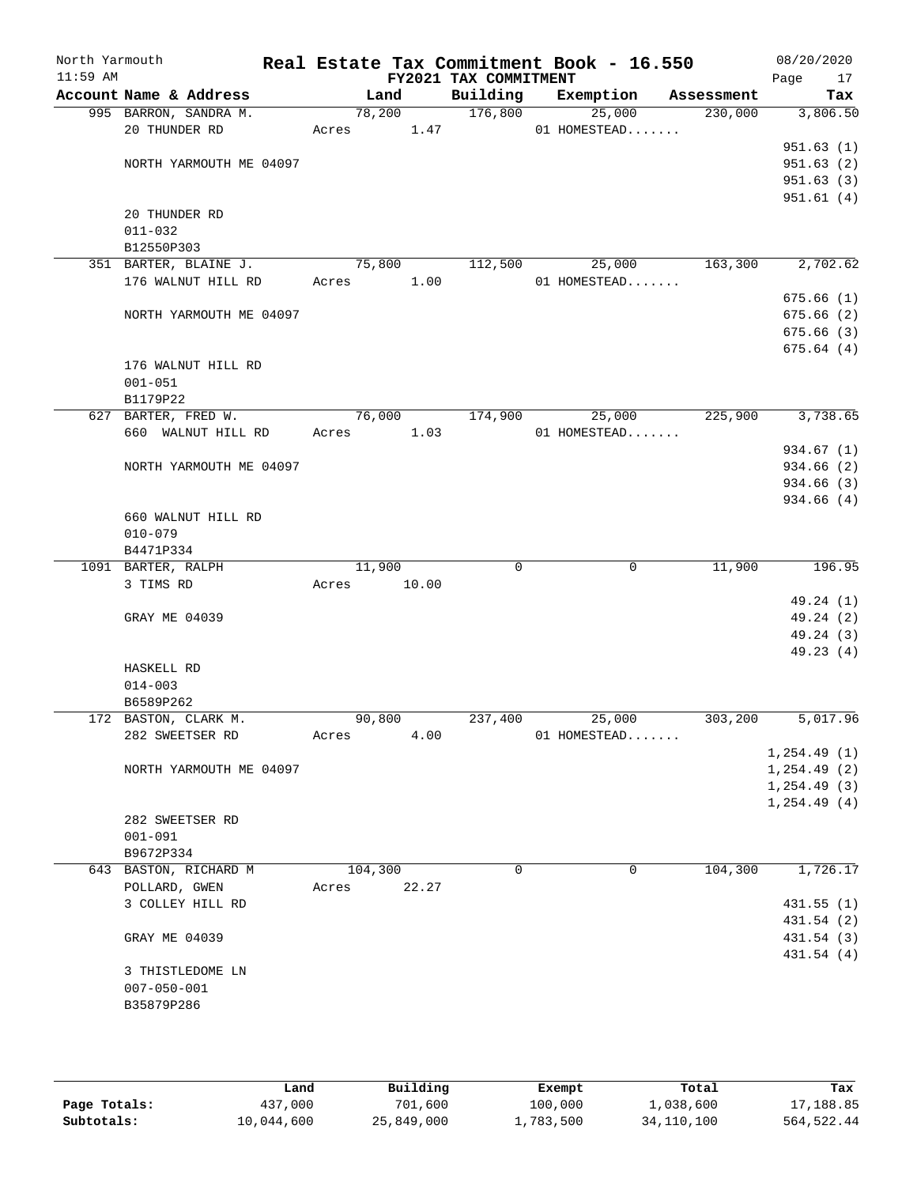North Yarmouth 11:59 AM

# Real Estate Tax Commitment Book - 16.550

FY2021 TAX COMMITMENT

08/20/2020

| Account | Name & Address | Land | Building | Exemption | Assessment | Tax |
|---|---|---|---|---|---|---|
| 995 | BARRON, SANDRA M. | 78,200 | 176,800 | 25,000 | 230,000 | 3,806.50 |
| | 20 THUNDER RD | Acres 1.47 | | 01 HOMESTEAD....... | | |
| | | | | | | 951.63 (1) |
| | NORTH YARMOUTH ME 04097 | | | | | 951.63 (2) |
| | | | | | | 951.63 (3) |
| | | | | | | 951.61 (4) |
| | 20 THUNDER RD | | | | | |
| | 011-032 | | | | | |
| | B12550P303 | | | | | |
| 351 | BARTER, BLAINE J. | 75,800 | 112,500 | 25,000 | 163,300 | 2,702.62 |
| | 176 WALNUT HILL RD | Acres 1.00 | | 01 HOMESTEAD....... | | |
| | | | | | | 675.66 (1) |
| | NORTH YARMOUTH ME 04097 | | | | | 675.66 (2) |
| | | | | | | 675.66 (3) |
| | | | | | | 675.64 (4) |
| | 176 WALNUT HILL RD | | | | | |
| | 001-051 | | | | | |
| | B1179P22 | | | | | |
| 627 | BARTER, FRED W. | 76,000 | 174,900 | 25,000 | 225,900 | 3,738.65 |
| | 660 WALNUT HILL RD | Acres 1.03 | | 01 HOMESTEAD....... | | |
| | | | | | | 934.67 (1) |
| | NORTH YARMOUTH ME 04097 | | | | | 934.66 (2) |
| | | | | | | 934.66 (3) |
| | | | | | | 934.66 (4) |
| | 660 WALNUT HILL RD | | | | | |
| | 010-079 | | | | | |
| | B4471P334 | | | | | |
| 1091 | BARTER, RALPH | 11,900 | 0 | 0 | 11,900 | 196.95 |
| | 3 TIMS RD | Acres 10.00 | | | | |
| | | | | | | 49.24 (1) |
| | GRAY ME 04039 | | | | | 49.24 (2) |
| | | | | | | 49.24 (3) |
| | | | | | | 49.23 (4) |
| | HASKELL RD | | | | | |
| | 014-003 | | | | | |
| | B6589P262 | | | | | |
| 172 | BASTON, CLARK M. | 90,800 | 237,400 | 25,000 | 303,200 | 5,017.96 |
| | 282 SWEETSER RD | Acres 4.00 | | 01 HOMESTEAD....... | | |
| | | | | | | 1,254.49 (1) |
| | NORTH YARMOUTH ME 04097 | | | | | 1,254.49 (2) |
| | | | | | | 1,254.49 (3) |
| | | | | | | 1,254.49 (4) |
| | 282 SWEETSER RD | | | | | |
| | 001-091 | | | | | |
| | B9672P334 | | | | | |
| 643 | BASTON, RICHARD M | 104,300 | 0 | 0 | 104,300 | 1,726.17 |
| | POLLARD, GWEN | Acres 22.27 | | | | |
| | 3 COLLEY HILL RD | | | | | 431.55 (1) |
| | | | | | | 431.54 (2) |
| | GRAY ME 04039 | | | | | 431.54 (3) |
| | | | | | | 431.54 (4) |
| | 3 THISTLEDOME LN | | | | | |
| | 007-050-001 | | | | | |
| | B35879P286 | | | | | |

| | Land | Building | Exempt | Total | Tax |
|---|---|---|---|---|---|
| Page Totals: | 437,000 | 701,600 | 100,000 | 1,038,600 | 17,188.85 |
| Subtotals: | 10,044,600 | 25,849,000 | 1,783,500 | 34,110,100 | 564,522.44 |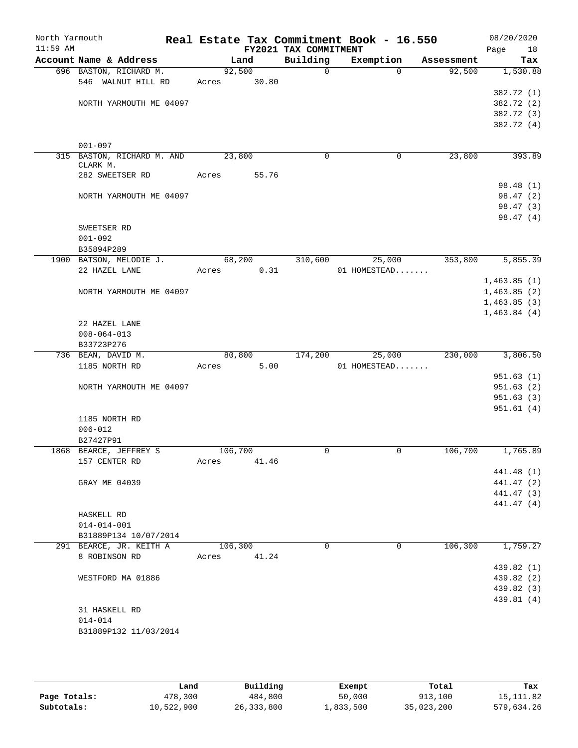# Real Estate Tax Commitment Book - 16.550

North Yarmouth
11:59 AM

FY2021 TAX COMMITMENT

08/20/2020

| Account Name & Address | Land | Building | Exemption | Assessment | Tax |
|---|---|---|---|---|---|
| 696 BASTON, RICHARD M. | 92,500 | 0 | 0 | 92,500 | 1,530.88 |
| 546 WALNUT HILL RD | Acres 30.80 | | | | |
| | | | | | 382.72 (1) |
| NORTH YARMOUTH ME 04097 | | | | | 382.72 (2) |
| | | | | | 382.72 (3) |
| | | | | | 382.72 (4) |
| 001-097 | | | | | |
| 315 BASTON, RICHARD M. AND CLARK M. | 23,800 | 0 | 0 | 23,800 | 393.89 |
| 282 SWEETSER RD | Acres 55.76 | | | | |
| | | | | | 98.48 (1) |
| NORTH YARMOUTH ME 04097 | | | | | 98.47 (2) |
| | | | | | 98.47 (3) |
| | | | | | 98.47 (4) |
| SWEETSER RD | | | | | |
| 001-092 | | | | | |
| B35894P289 | | | | | |
| 1900 BATSON, MELODIE J. | 68,200 | 310,600 | 25,000 | 353,800 | 5,855.39 |
| 22 HAZEL LANE | Acres 0.31 | | 01 HOMESTEAD....... | | |
| | | | | | 1,463.85 (1) |
| NORTH YARMOUTH ME 04097 | | | | | 1,463.85 (2) |
| | | | | | 1,463.85 (3) |
| | | | | | 1,463.84 (4) |
| 22 HAZEL LANE | | | | | |
| 008-064-013 | | | | | |
| B33723P276 | | | | | |
| 736 BEAN, DAVID M. | 80,800 | 174,200 | 25,000 | 230,000 | 3,806.50 |
| 1185 NORTH RD | Acres 5.00 | | 01 HOMESTEAD....... | | |
| | | | | | 951.63 (1) |
| NORTH YARMOUTH ME 04097 | | | | | 951.63 (2) |
| | | | | | 951.63 (3) |
| | | | | | 951.61 (4) |
| 1185 NORTH RD | | | | | |
| 006-012 | | | | | |
| B27427P91 | | | | | |
| 1868 BEARCE, JEFFREY S | 106,700 | 0 | 0 | 106,700 | 1,765.89 |
| 157 CENTER RD | Acres 41.46 | | | | |
| | | | | | 441.48 (1) |
| GRAY ME 04039 | | | | | 441.47 (2) |
| | | | | | 441.47 (3) |
| | | | | | 441.47 (4) |
| HASKELL RD | | | | | |
| 014-014-001 | | | | | |
| B31889P134 10/07/2014 | | | | | |
| 291 BEARCE, JR. KEITH A | 106,300 | 0 | 0 | 106,300 | 1,759.27 |
| 8 ROBINSON RD | Acres 41.24 | | | | |
| | | | | | 439.82 (1) |
| WESTFORD MA 01886 | | | | | 439.82 (2) |
| | | | | | 439.82 (3) |
| | | | | | 439.81 (4) |
| 31 HASKELL RD | | | | | |
| 014-014 | | | | | |
| B31889P132 11/03/2014 | | | | | |

| | Land | Building | Exempt | Total | Tax |
|---|---|---|---|---|---|
| Page Totals: | 478,300 | 484,800 | 50,000 | 913,100 | 15,111.82 |
| Subtotals: | 10,522,900 | 26,333,800 | 1,833,500 | 35,023,200 | 579,634.26 |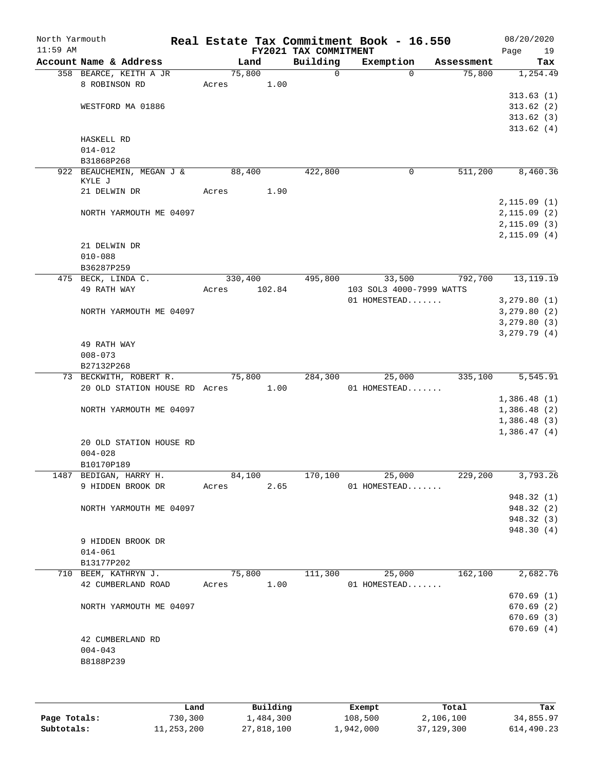North Yarmouth | Real Estate Tax Commitment Book - 16.550 | 08/20/2020
11:59 AM | FY2021 TAX COMMITMENT | Page 19

| Account Name & Address | Land | Building | Exemption | Assessment | Tax |
|---|---|---|---|---|---|
| 358 BEARCE, KEITH A JR | 75,800 | 0 | 0 | 75,800 | 1,254.49 |
| 8 ROBINSON RD | Acres 1.00 | | | | |
| | | | | | 313.63 (1) |
| WESTFORD MA 01886 | | | | | 313.62 (2) |
| | | | | | 313.62 (3) |
| | | | | | 313.62 (4) |
| HASKELL RD | | | | | |
| 014-012 | | | | | |
| B31868P268 | | | | | |
| 922 BEAUCHEMIN, MEGAN J & KYLE J | 88,400 | 422,800 | 0 | 511,200 | 8,460.36 |
| 21 DELWIN DR | Acres 1.90 | | | | |
| | | | | | 2,115.09 (1) |
| NORTH YARMOUTH ME 04097 | | | | | 2,115.09 (2) |
| | | | | | 2,115.09 (3) |
| | | | | | 2,115.09 (4) |
| 21 DELWIN DR | | | | | |
| 010-088 | | | | | |
| B36287P259 | | | | | |
| 475 BECK, LINDA C. | 330,400 | 495,800 | 33,500 | 792,700 | 13,119.19 |
| 49 RATH WAY | Acres 102.84 | | 103 SOL3 4000-7999 WATTS | | |
| | | | 01 HOMESTEAD....... | | 3,279.80 (1) |
| NORTH YARMOUTH ME 04097 | | | | | 3,279.80 (2) |
| | | | | | 3,279.80 (3) |
| | | | | | 3,279.79 (4) |
| 49 RATH WAY | | | | | |
| 008-073 | | | | | |
| B27132P268 | | | | | |
| 73 BECKWITH, ROBERT R. | 75,800 | 284,300 | 25,000 | 335,100 | 5,545.91 |
| 20 OLD STATION HOUSE RD | Acres 1.00 | | 01 HOMESTEAD....... | | |
| | | | | | 1,386.48 (1) |
| NORTH YARMOUTH ME 04097 | | | | | 1,386.48 (2) |
| | | | | | 1,386.48 (3) |
| | | | | | 1,386.47 (4) |
| 20 OLD STATION HOUSE RD | | | | | |
| 004-028 | | | | | |
| B10170P189 | | | | | |
| 1487 BEDIGAN, HARRY H. | 84,100 | 170,100 | 25,000 | 229,200 | 3,793.26 |
| 9 HIDDEN BROOK DR | Acres 2.65 | | 01 HOMESTEAD....... | | |
| | | | | | 948.32 (1) |
| NORTH YARMOUTH ME 04097 | | | | | 948.32 (2) |
| | | | | | 948.32 (3) |
| | | | | | 948.30 (4) |
| 9 HIDDEN BROOK DR | | | | | |
| 014-061 | | | | | |
| B13177P202 | | | | | |
| 710 BEEM, KATHRYN J. | 75,800 | 111,300 | 25,000 | 162,100 | 2,682.76 |
| 42 CUMBERLAND ROAD | Acres 1.00 | | 01 HOMESTEAD....... | | |
| | | | | | 670.69 (1) |
| NORTH YARMOUTH ME 04097 | | | | | 670.69 (2) |
| | | | | | 670.69 (3) |
| | | | | | 670.69 (4) |
| 42 CUMBERLAND RD | | | | | |
| 004-043 | | | | | |
| B8188P239 | | | | | |

| | Land | Building | Exempt | Total | Tax |
|---|---|---|---|---|---|
| Page Totals: | 730,300 | 1,484,300 | 108,500 | 2,106,100 | 34,855.97 |
| Subtotals: | 11,253,200 | 27,818,100 | 1,942,000 | 37,129,300 | 614,490.23 |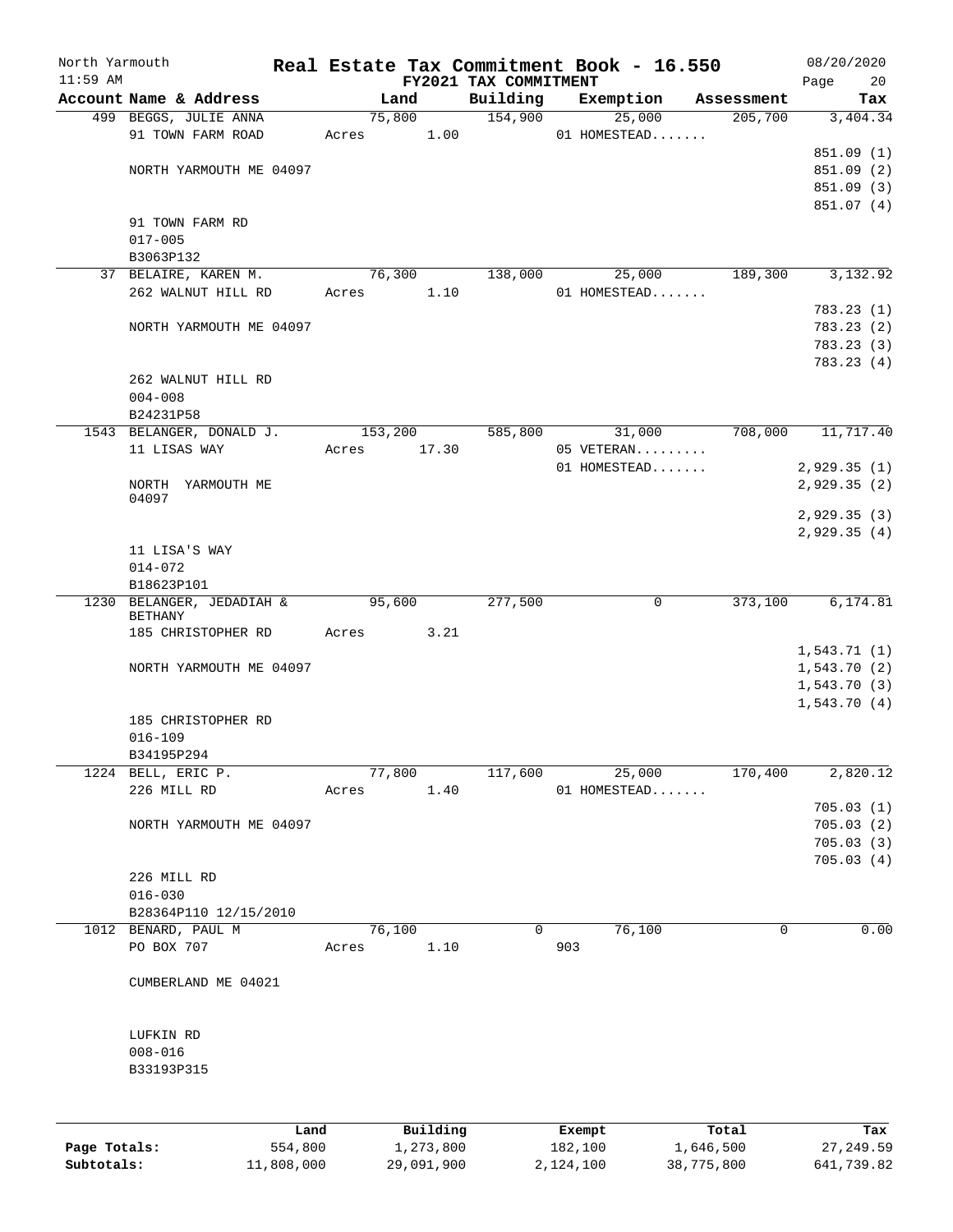# Real Estate Tax Commitment Book - 16.550

North Yarmouth — 11:59 AM — FY2021 TAX COMMITMENT — 08/20/2020

| Account Name & Address | Land | Building | Exemption | Assessment | Tax |
|---|---|---|---|---|---|
| 499 BEGGS, JULIE ANNA | 75,800 | 154,900 | 25,000 | 205,700 | 3,404.34 |
| 91 TOWN FARM ROAD | Acres 1.00 | | 01 HOMESTEAD....... | | |
| | | | | | 851.09 (1) |
| NORTH YARMOUTH ME 04097 | | | | | 851.09 (2) |
| | | | | | 851.09 (3) |
| | | | | | 851.07 (4) |
| 91 TOWN FARM RD | | | | | |
| 017-005 | | | | | |
| B3063P132 | | | | | |
| 37 BELAIRE, KAREN M. | 76,300 | 138,000 | 25,000 | 189,300 | 3,132.92 |
| 262 WALNUT HILL RD | Acres 1.10 | | 01 HOMESTEAD....... | | |
| | | | | | 783.23 (1) |
| NORTH YARMOUTH ME 04097 | | | | | 783.23 (2) |
| | | | | | 783.23 (3) |
| | | | | | 783.23 (4) |
| 262 WALNUT HILL RD | | | | | |
| 004-008 | | | | | |
| B24231P58 | | | | | |
| 1543 BELANGER, DONALD J. | 153,200 | 585,800 | 31,000 | 708,000 | 11,717.40 |
| 11 LISAS WAY | Acres 17.30 | | 05 VETERAN......... | | |
| | | | 01 HOMESTEAD....... | | 2,929.35 (1) |
| NORTH YARMOUTH ME 04097 | | | | | 2,929.35 (2) |
| | | | | | 2,929.35 (3) |
| | | | | | 2,929.35 (4) |
| 11 LISA'S WAY | | | | | |
| 014-072 | | | | | |
| B18623P101 | | | | | |
| 1230 BELANGER, JEDADIAH & BETHANY | 95,600 | 277,500 | 0 | 373,100 | 6,174.81 |
| 185 CHRISTOPHER RD | Acres 3.21 | | | | |
| | | | | | 1,543.71 (1) |
| NORTH YARMOUTH ME 04097 | | | | | 1,543.70 (2) |
| | | | | | 1,543.70 (3) |
| | | | | | 1,543.70 (4) |
| 185 CHRISTOPHER RD | | | | | |
| 016-109 | | | | | |
| B34195P294 | | | | | |
| 1224 BELL, ERIC P. | 77,800 | 117,600 | 25,000 | 170,400 | 2,820.12 |
| 226 MILL RD | Acres 1.40 | | 01 HOMESTEAD....... | | |
| | | | | | 705.03 (1) |
| NORTH YARMOUTH ME 04097 | | | | | 705.03 (2) |
| | | | | | 705.03 (3) |
| | | | | | 705.03 (4) |
| 226 MILL RD | | | | | |
| 016-030 | | | | | |
| B28364P110 12/15/2010 | | | | | |
| 1012 BENARD, PAUL M | 76,100 | 0 | 76,100 | 0 | 0.00 |
| PO BOX 707 | Acres 1.10 | | 903 | | |
| CUMBERLAND ME 04021 | | | | | |
| LUFKIN RD | | | | | |
| 008-016 | | | | | |
| B33193P315 | | | | | |

| | Land | Building | Exempt | Total | Tax |
|---|---|---|---|---|---|
| Page Totals: | 554,800 | 1,273,800 | 182,100 | 1,646,500 | 27,249.59 |
| Subtotals: | 11,808,000 | 29,091,900 | 2,124,100 | 38,775,800 | 641,739.82 |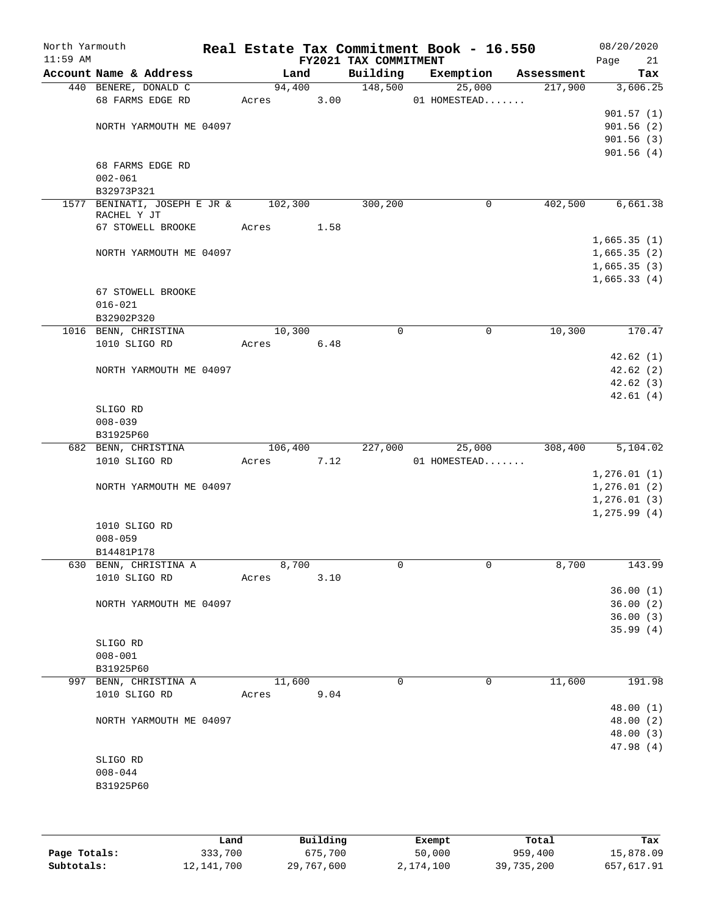# Real Estate Tax Commitment Book - 16.550

North Yarmouth
11:59 AM

FY2021 TAX COMMITMENT

08/20/2020

| Account Name & Address | Land | Building | Exemption | Assessment | Tax |
|---|---|---|---|---|---|
| 440 BENERE, DONALD C | 94,400 | 148,500 | 25,000 | 217,900 | 3,606.25 |
| 68 FARMS EDGE RD | Acres 3.00 | | 01 HOMESTEAD....... | | |
| | | | | | 901.57 (1) |
| NORTH YARMOUTH ME 04097 | | | | | 901.56 (2) |
| | | | | | 901.56 (3) |
| | | | | | 901.56 (4) |
| 68 FARMS EDGE RD | | | | | |
| 002-061 | | | | | |
| B32973P321 | | | | | |
| 1577 BENINATI, JOSEPH E JR & RACHEL Y JT | 102,300 | 300,200 | 0 | 402,500 | 6,661.38 |
| 67 STOWELL BROOKE | Acres 1.58 | | | | |
| | | | | | 1,665.35 (1) |
| NORTH YARMOUTH ME 04097 | | | | | 1,665.35 (2) |
| | | | | | 1,665.35 (3) |
| | | | | | 1,665.33 (4) |
| 67 STOWELL BROOKE | | | | | |
| 016-021 | | | | | |
| B32902P320 | | | | | |
| 1016 BENN, CHRISTINA | 10,300 | 0 | 0 | 10,300 | 170.47 |
| 1010 SLIGO RD | Acres 6.48 | | | | |
| | | | | | 42.62 (1) |
| NORTH YARMOUTH ME 04097 | | | | | 42.62 (2) |
| | | | | | 42.62 (3) |
| | | | | | 42.61 (4) |
| SLIGO RD | | | | | |
| 008-039 | | | | | |
| B31925P60 | | | | | |
| 682 BENN, CHRISTINA | 106,400 | 227,000 | 25,000 | 308,400 | 5,104.02 |
| 1010 SLIGO RD | Acres 7.12 | | 01 HOMESTEAD....... | | |
| | | | | | 1,276.01 (1) |
| NORTH YARMOUTH ME 04097 | | | | | 1,276.01 (2) |
| | | | | | 1,276.01 (3) |
| | | | | | 1,275.99 (4) |
| 1010 SLIGO RD | | | | | |
| 008-059 | | | | | |
| B14481P178 | | | | | |
| 630 BENN, CHRISTINA A | 8,700 | 0 | 0 | 8,700 | 143.99 |
| 1010 SLIGO RD | Acres 3.10 | | | | |
| | | | | | 36.00 (1) |
| NORTH YARMOUTH ME 04097 | | | | | 36.00 (2) |
| | | | | | 36.00 (3) |
| | | | | | 35.99 (4) |
| SLIGO RD | | | | | |
| 008-001 | | | | | |
| B31925P60 | | | | | |
| 997 BENN, CHRISTINA A | 11,600 | 0 | 0 | 11,600 | 191.98 |
| 1010 SLIGO RD | Acres 9.04 | | | | |
| | | | | | 48.00 (1) |
| NORTH YARMOUTH ME 04097 | | | | | 48.00 (2) |
| | | | | | 48.00 (3) |
| | | | | | 47.98 (4) |
| SLIGO RD | | | | | |
| 008-044 | | | | | |
| B31925P60 | | | | | |

| | Land | Building | Exempt | Total | Tax |
|---|---|---|---|---|---|
| Page Totals: | 333,700 | 675,700 | 50,000 | 959,400 | 15,878.09 |
| Subtotals: | 12,141,700 | 29,767,600 | 2,174,100 | 39,735,200 | 657,617.91 |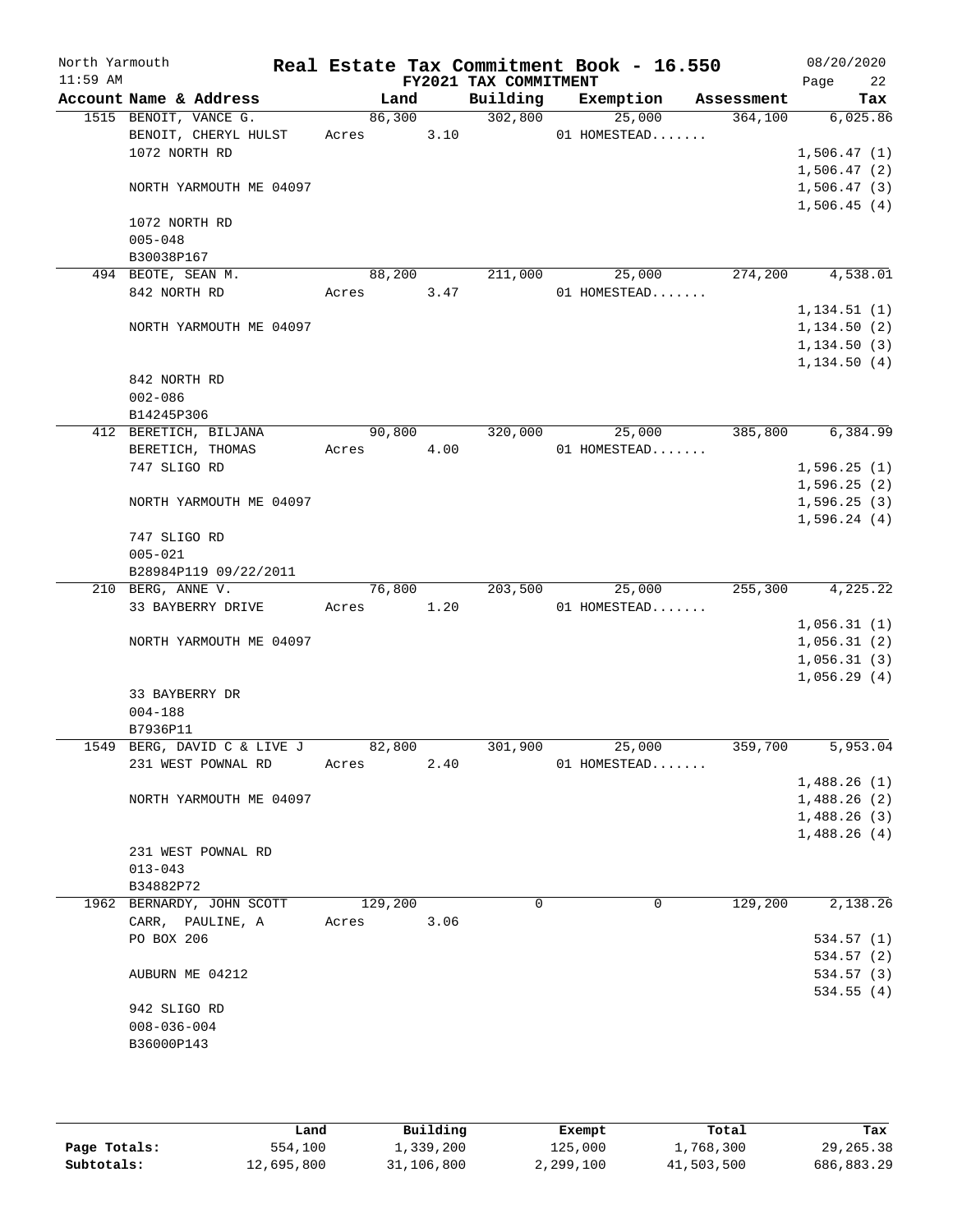North Yarmouth | Real Estate Tax Commitment Book - 16.550 | 08/20/2020
11:59 AM | FY2021 TAX COMMITMENT | Page 22

| Account Name & Address | Land | Building | Exemption | Assessment | Tax |
|---|---|---|---|---|---|
| 1515 BENOIT, VANCE G. | 86,300 | 302,800 | 25,000 | 364,100 | 6,025.86 |
| BENOIT, CHERYL HULST | Acres 3.10 | | 01 HOMESTEAD....... | | |
| 1072 NORTH RD | | | | | 1,506.47 (1) |
| | | | | | 1,506.47 (2) |
| NORTH YARMOUTH ME 04097 | | | | | 1,506.47 (3) |
| | | | | | 1,506.45 (4) |
| 1072 NORTH RD | | | | | |
| 005-048 | | | | | |
| B30038P167 | | | | | |
| 494 BEOTE, SEAN M. | 88,200 | 211,000 | 25,000 | 274,200 | 4,538.01 |
| 842 NORTH RD | Acres 3.47 | | 01 HOMESTEAD....... | | |
| | | | | | 1,134.51 (1) |
| NORTH YARMOUTH ME 04097 | | | | | 1,134.50 (2) |
| | | | | | 1,134.50 (3) |
| | | | | | 1,134.50 (4) |
| 842 NORTH RD | | | | | |
| 002-086 | | | | | |
| B14245P306 | | | | | |
| 412 BERETICH, BILJANA | 90,800 | 320,000 | 25,000 | 385,800 | 6,384.99 |
| BERETICH, THOMAS | Acres 4.00 | | 01 HOMESTEAD....... | | |
| 747 SLIGO RD | | | | | 1,596.25 (1) |
| | | | | | 1,596.25 (2) |
| NORTH YARMOUTH ME 04097 | | | | | 1,596.25 (3) |
| | | | | | 1,596.24 (4) |
| 747 SLIGO RD | | | | | |
| 005-021 | | | | | |
| B28984P119 09/22/2011 | | | | | |
| 210 BERG, ANNE V. | 76,800 | 203,500 | 25,000 | 255,300 | 4,225.22 |
| 33 BAYBERRY DRIVE | Acres 1.20 | | 01 HOMESTEAD....... | | |
| | | | | | 1,056.31 (1) |
| NORTH YARMOUTH ME 04097 | | | | | 1,056.31 (2) |
| | | | | | 1,056.31 (3) |
| | | | | | 1,056.29 (4) |
| 33 BAYBERRY DR | | | | | |
| 004-188 | | | | | |
| B7936P11 | | | | | |
| 1549 BERG, DAVID C & LIVE J | 82,800 | 301,900 | 25,000 | 359,700 | 5,953.04 |
| 231 WEST POWNAL RD | Acres 2.40 | | 01 HOMESTEAD....... | | |
| | | | | | 1,488.26 (1) |
| NORTH YARMOUTH ME 04097 | | | | | 1,488.26 (2) |
| | | | | | 1,488.26 (3) |
| | | | | | 1,488.26 (4) |
| 231 WEST POWNAL RD | | | | | |
| 013-043 | | | | | |
| B34882P72 | | | | | |
| 1962 BERNARDY, JOHN SCOTT | 129,200 | 0 | 0 | 129,200 | 2,138.26 |
| CARR, PAULINE, A | Acres 3.06 | | | | |
| PO BOX 206 | | | | | 534.57 (1) |
| | | | | | 534.57 (2) |
| AUBURN ME 04212 | | | | | 534.57 (3) |
| | | | | | 534.55 (4) |
| 942 SLIGO RD | | | | | |
| 008-036-004 | | | | | |
| B36000P143 | | | | | |

| | Land | Building | Exempt | Total | Tax |
|---|---|---|---|---|---|
| Page Totals: | 554,100 | 1,339,200 | 125,000 | 1,768,300 | 29,265.38 |
| Subtotals: | 12,695,800 | 31,106,800 | 2,299,100 | 41,503,500 | 686,883.29 |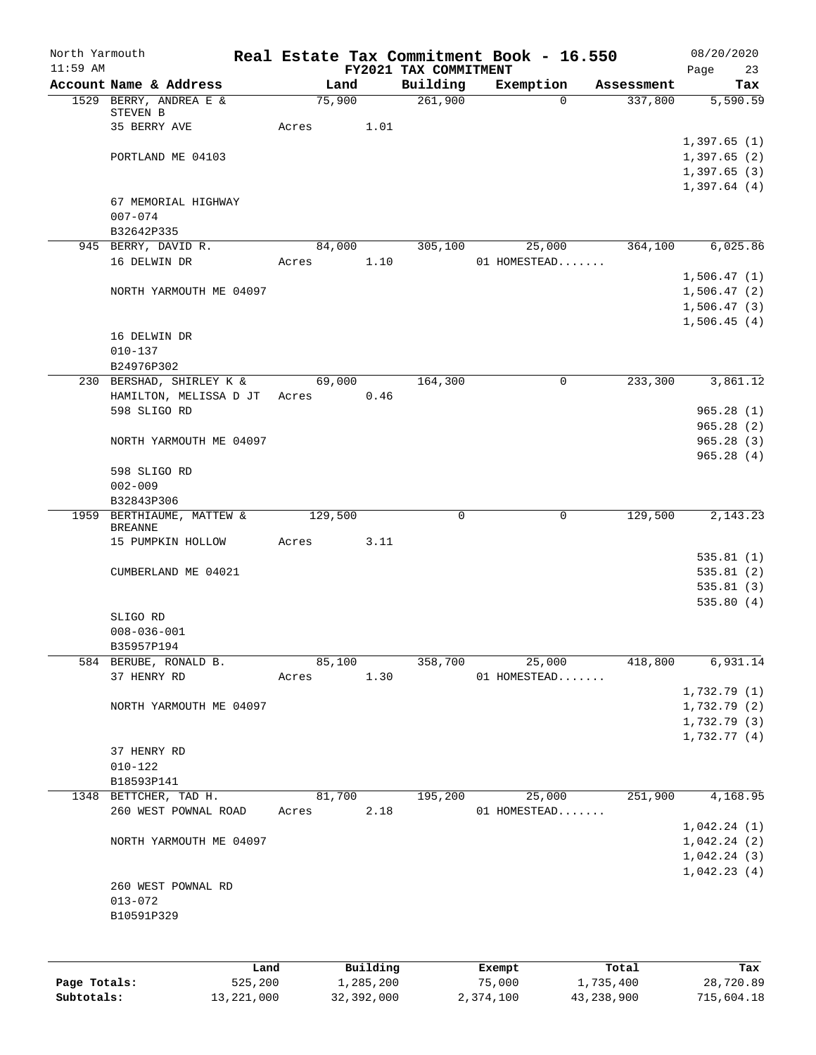North Yarmouth — Real Estate Tax Commitment Book - 16.550 — 08/20/2020
11:59 AM — FY2021 TAX COMMITMENT — Page 23

| Account Name & Address | Land | Building | Exemption | Assessment | Tax |
|---|---|---|---|---|---|
| 1529 BERRY, ANDREA E & STEVEN B | 75,900 | 261,900 | 0 | 337,800 | 5,590.59 |
| 35 BERRY AVE | Acres 1.01 | | | | |
| | | | | | 1,397.65 (1) |
| PORTLAND ME 04103 | | | | | 1,397.65 (2) |
| | | | | | 1,397.65 (3) |
| | | | | | 1,397.64 (4) |
| 67 MEMORIAL HIGHWAY | | | | | |
| 007-074 | | | | | |
| B32642P335 | | | | | |
| 945 BERRY, DAVID R. | 84,000 | 305,100 | 25,000 | 364,100 | 6,025.86 |
| 16 DELWIN DR | Acres 1.10 | | 01 HOMESTEAD....... | | |
| | | | | | 1,506.47 (1) |
| NORTH YARMOUTH ME 04097 | | | | | 1,506.47 (2) |
| | | | | | 1,506.47 (3) |
| | | | | | 1,506.45 (4) |
| 16 DELWIN DR | | | | | |
| 010-137 | | | | | |
| B24976P302 | | | | | |
| 230 BERSHAD, SHIRLEY K & | 69,000 | 164,300 | 0 | 233,300 | 3,861.12 |
| HAMILTON, MELISSA D JT | Acres 0.46 | | | | |
| 598 SLIGO RD | | | | | 965.28 (1) |
| | | | | | 965.28 (2) |
| NORTH YARMOUTH ME 04097 | | | | | 965.28 (3) |
| | | | | | 965.28 (4) |
| 598 SLIGO RD | | | | | |
| 002-009 | | | | | |
| B32843P306 | | | | | |
| 1959 BERTHIAUME, MATTEW & BREANNE | 129,500 | 0 | 0 | 129,500 | 2,143.23 |
| 15 PUMPKIN HOLLOW | Acres 3.11 | | | | |
| | | | | | 535.81 (1) |
| CUMBERLAND ME 04021 | | | | | 535.81 (2) |
| | | | | | 535.81 (3) |
| | | | | | 535.80 (4) |
| SLIGO RD | | | | | |
| 008-036-001 | | | | | |
| B35957P194 | | | | | |
| 584 BERUBE, RONALD B. | 85,100 | 358,700 | 25,000 | 418,800 | 6,931.14 |
| 37 HENRY RD | Acres 1.30 | | 01 HOMESTEAD....... | | |
| | | | | | 1,732.79 (1) |
| NORTH YARMOUTH ME 04097 | | | | | 1,732.79 (2) |
| | | | | | 1,732.79 (3) |
| | | | | | 1,732.77 (4) |
| 37 HENRY RD | | | | | |
| 010-122 | | | | | |
| B18593P141 | | | | | |
| 1348 BETTCHER, TAD H. | 81,700 | 195,200 | 25,000 | 251,900 | 4,168.95 |
| 260 WEST POWNAL ROAD | Acres 2.18 | | 01 HOMESTEAD....... | | |
| | | | | | 1,042.24 (1) |
| NORTH YARMOUTH ME 04097 | | | | | 1,042.24 (2) |
| | | | | | 1,042.24 (3) |
| | | | | | 1,042.23 (4) |
| 260 WEST POWNAL RD | | | | | |
| 013-072 | | | | | |
| B10591P329 | | | | | |

| | Land | Building | Exempt | Total | Tax |
|---|---|---|---|---|---|
| Page Totals: | 525,200 | 1,285,200 | 75,000 | 1,735,400 | 28,720.89 |
| Subtotals: | 13,221,000 | 32,392,000 | 2,374,100 | 43,238,900 | 715,604.18 |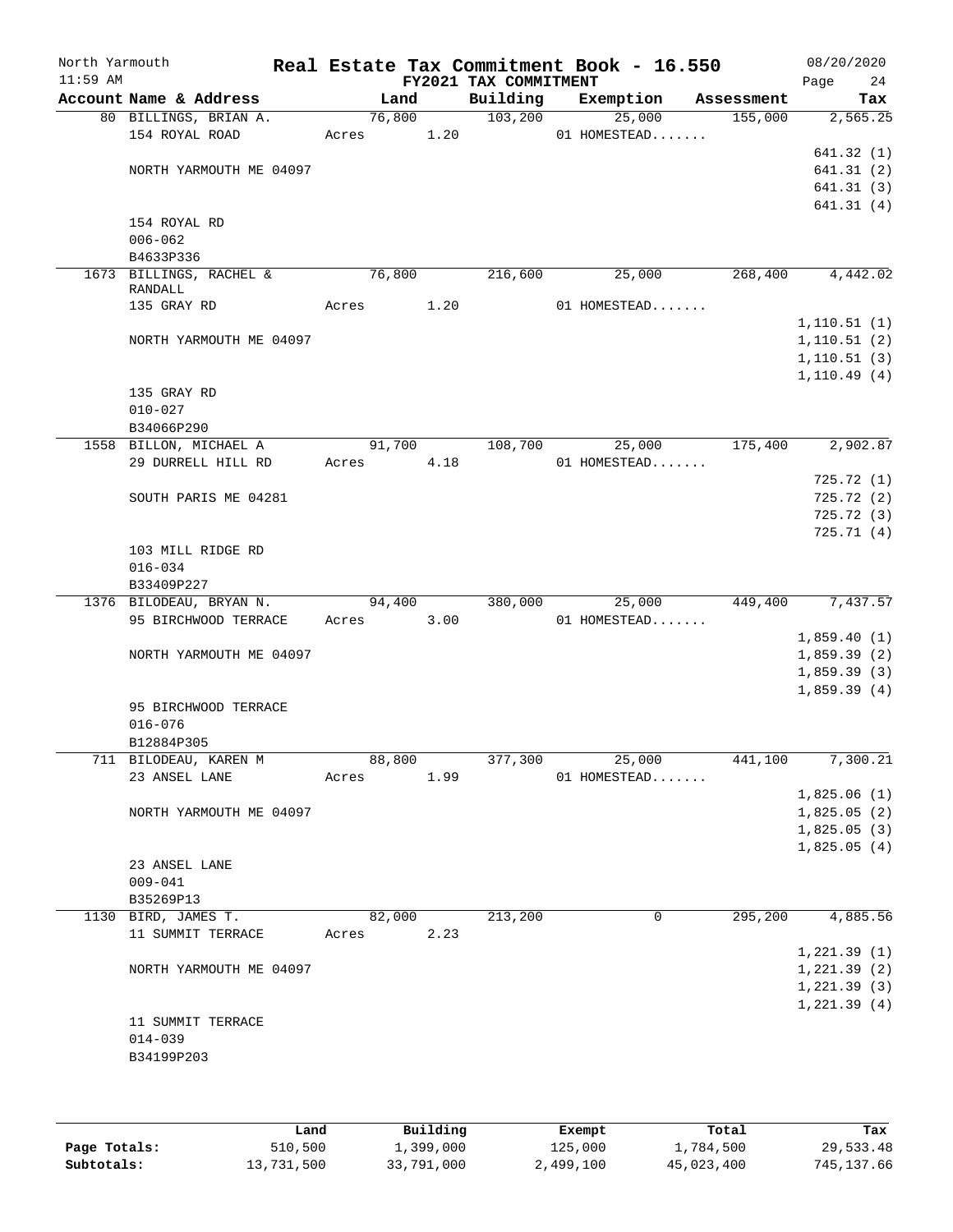North Yarmouth — Real Estate Tax Commitment Book - 16.550 — 08/20/2020
11:59 AM — FY2021 TAX COMMITMENT — Page 24

| Account | Name & Address | Land | Building | Exemption | Assessment | Tax |
|---|---|---|---|---|---|---|
| 80 | BILLINGS, BRIAN A. | 76,800 | 103,200 | 25,000 | 155,000 | 2,565.25 |
| | 154 ROYAL ROAD | Acres 1.20 | | 01 HOMESTEAD....... | | |
| | | | | | | 641.32 (1) |
| | NORTH YARMOUTH ME 04097 | | | | | 641.31 (2) |
| | | | | | | 641.31 (3) |
| | | | | | | 641.31 (4) |
| | 154 ROYAL RD | | | | | |
| | 006-062 | | | | | |
| | B4633P336 | | | | | |
| 1673 | BILLINGS, RACHEL & RANDALL | 76,800 | 216,600 | 25,000 | 268,400 | 4,442.02 |
| | 135 GRAY RD | Acres 1.20 | | 01 HOMESTEAD....... | | |
| | | | | | | 1,110.51 (1) |
| | NORTH YARMOUTH ME 04097 | | | | | 1,110.51 (2) |
| | | | | | | 1,110.51 (3) |
| | | | | | | 1,110.49 (4) |
| | 135 GRAY RD | | | | | |
| | 010-027 | | | | | |
| | B34066P290 | | | | | |
| 1558 | BILLON, MICHAEL A | 91,700 | 108,700 | 25,000 | 175,400 | 2,902.87 |
| | 29 DURRELL HILL RD | Acres 4.18 | | 01 HOMESTEAD....... | | |
| | | | | | | 725.72 (1) |
| | SOUTH PARIS ME 04281 | | | | | 725.72 (2) |
| | | | | | | 725.72 (3) |
| | | | | | | 725.71 (4) |
| | 103 MILL RIDGE RD | | | | | |
| | 016-034 | | | | | |
| | B33409P227 | | | | | |
| 1376 | BILODEAU, BRYAN N. | 94,400 | 380,000 | 25,000 | 449,400 | 7,437.57 |
| | 95 BIRCHWOOD TERRACE | Acres 3.00 | | 01 HOMESTEAD....... | | |
| | | | | | | 1,859.40 (1) |
| | NORTH YARMOUTH ME 04097 | | | | | 1,859.39 (2) |
| | | | | | | 1,859.39 (3) |
| | | | | | | 1,859.39 (4) |
| | 95 BIRCHWOOD TERRACE | | | | | |
| | 016-076 | | | | | |
| | B12884P305 | | | | | |
| 711 | BILODEAU, KAREN M | 88,800 | 377,300 | 25,000 | 441,100 | 7,300.21 |
| | 23 ANSEL LANE | Acres 1.99 | | 01 HOMESTEAD....... | | |
| | | | | | | 1,825.06 (1) |
| | NORTH YARMOUTH ME 04097 | | | | | 1,825.05 (2) |
| | | | | | | 1,825.05 (3) |
| | | | | | | 1,825.05 (4) |
| | 23 ANSEL LANE | | | | | |
| | 009-041 | | | | | |
| | B35269P13 | | | | | |
| 1130 | BIRD, JAMES T. | 82,000 | 213,200 | 0 | 295,200 | 4,885.56 |
| | 11 SUMMIT TERRACE | Acres 2.23 | | | | |
| | | | | | | 1,221.39 (1) |
| | NORTH YARMOUTH ME 04097 | | | | | 1,221.39 (2) |
| | | | | | | 1,221.39 (3) |
| | | | | | | 1,221.39 (4) |
| | 11 SUMMIT TERRACE | | | | | |
| | 014-039 | | | | | |
| | B34199P203 | | | | | |

| | Land | Building | Exempt | Total | Tax |
|---|---|---|---|---|---|
| Page Totals: | 510,500 | 1,399,000 | 125,000 | 1,784,500 | 29,533.48 |
| Subtotals: | 13,731,500 | 33,791,000 | 2,499,100 | 45,023,400 | 745,137.66 |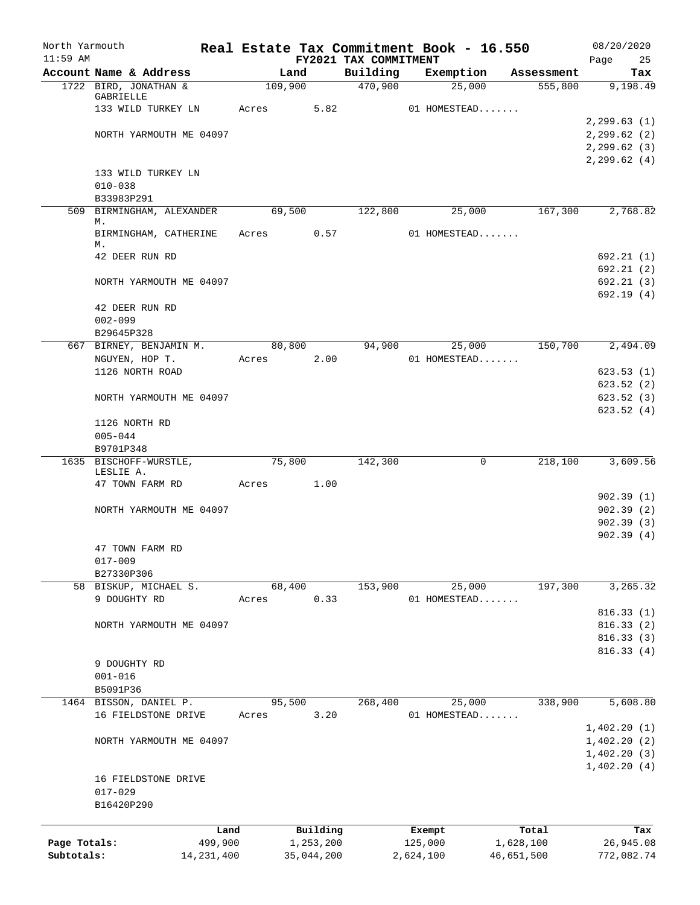North Yarmouth | Real Estate Tax Commitment Book - 16.550 | 08/20/2020
11:59 AM | FY2021 TAX COMMITMENT | Page 25

| Account Name & Address | Land | Building | Exemption | Assessment | Tax |
|---|---|---|---|---|---|
| 1722 BIRD, JONATHAN & GABRIELLE | 109,900 | 470,900 | 25,000 | 555,800 | 9,198.49 |
| 133 WILD TURKEY LN | Acres 5.82 | | 01 HOMESTEAD....... | | |
| | | | | | 2,299.63 (1) |
| NORTH YARMOUTH ME 04097 | | | | | 2,299.62 (2) |
| | | | | | 2,299.62 (3) |
| | | | | | 2,299.62 (4) |
| 133 WILD TURKEY LN | | | | | |
| 010-038 | | | | | |
| B33983P291 | | | | | |
| 509 BIRMINGHAM, ALEXANDER M. | 69,500 | 122,800 | 25,000 | 167,300 | 2,768.82 |
| BIRMINGHAM, CATHERINE M. | Acres 0.57 | | 01 HOMESTEAD....... | | |
| 42 DEER RUN RD | | | | | 692.21 (1) |
| | | | | | 692.21 (2) |
| NORTH YARMOUTH ME 04097 | | | | | 692.21 (3) |
| | | | | | 692.19 (4) |
| 42 DEER RUN RD | | | | | |
| 002-099 | | | | | |
| B29645P328 | | | | | |
| 667 BIRNEY, BENJAMIN M. | 80,800 | 94,900 | 25,000 | 150,700 | 2,494.09 |
| NGUYEN, HOP T. | Acres 2.00 | | 01 HOMESTEAD....... | | |
| 1126 NORTH ROAD | | | | | 623.53 (1) |
| | | | | | 623.52 (2) |
| NORTH YARMOUTH ME 04097 | | | | | 623.52 (3) |
| | | | | | 623.52 (4) |
| 1126 NORTH RD | | | | | |
| 005-044 | | | | | |
| B9701P348 | | | | | |
| 1635 BISCHOFF-WURSTLE, LESLIE A. | 75,800 | 142,300 | 0 | 218,100 | 3,609.56 |
| 47 TOWN FARM RD | Acres 1.00 | | | | |
| | | | | | 902.39 (1) |
| NORTH YARMOUTH ME 04097 | | | | | 902.39 (2) |
| | | | | | 902.39 (3) |
| | | | | | 902.39 (4) |
| 47 TOWN FARM RD | | | | | |
| 017-009 | | | | | |
| B27330P306 | | | | | |
| 58 BISKUP, MICHAEL S. | 68,400 | 153,900 | 25,000 | 197,300 | 3,265.32 |
| 9 DOUGHTY RD | Acres 0.33 | | 01 HOMESTEAD....... | | |
| | | | | | 816.33 (1) |
| NORTH YARMOUTH ME 04097 | | | | | 816.33 (2) |
| | | | | | 816.33 (3) |
| | | | | | 816.33 (4) |
| 9 DOUGHTY RD | | | | | |
| 001-016 | | | | | |
| B5091P36 | | | | | |
| 1464 BISSON, DANIEL P. | 95,500 | 268,400 | 25,000 | 338,900 | 5,608.80 |
| 16 FIELDSTONE DRIVE | Acres 3.20 | | 01 HOMESTEAD....... | | |
| | | | | | 1,402.20 (1) |
| NORTH YARMOUTH ME 04097 | | | | | 1,402.20 (2) |
| | | | | | 1,402.20 (3) |
| | | | | | 1,402.20 (4) |
| 16 FIELDSTONE DRIVE | | | | | |
| 017-029 | | | | | |
| B16420P290 | | | | | |

| | Land | Building | Exempt | Total | Tax |
|---|---|---|---|---|---|
| Page Totals: | 499,900 | 1,253,200 | 125,000 | 1,628,100 | 26,945.08 |
| Subtotals: | 14,231,400 | 35,044,200 | 2,624,100 | 46,651,500 | 772,082.74 |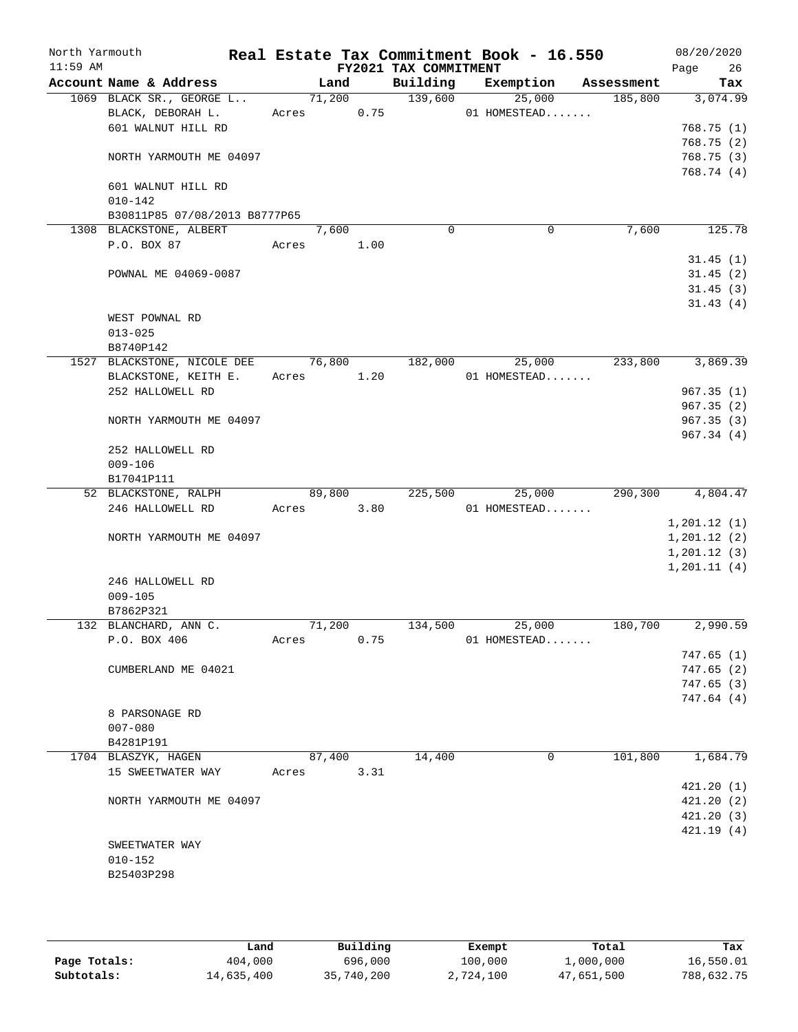North Yarmouth | Real Estate Tax Commitment Book - 16.550 | 08/20/2020
11:59 AM | FY2021 TAX COMMITMENT | Page 26

| Account Name & Address | Land | Building | Exemption | Assessment | Tax |
|---|---|---|---|---|---|
| 1069 BLACK SR., GEORGE L.. | 71,200 | 139,600 | 25,000 | 185,800 | 3,074.99 |
| BLACK, DEBORAH L. | Acres 0.75 | | 01 HOMESTEAD....... | | |
| 601 WALNUT HILL RD | | | | | 768.75 (1) |
| | | | | | 768.75 (2) |
| NORTH YARMOUTH ME 04097 | | | | | 768.75 (3) |
| | | | | | 768.74 (4) |
| 601 WALNUT HILL RD | | | | | |
| 010-142 | | | | | |
| B30811P85 07/08/2013 B8777P65 | | | | | |
| 1308 BLACKSTONE, ALBERT | 7,600 | 0 | 0 | 7,600 | 125.78 |
| P.O. BOX 87 | Acres 1.00 | | | | |
| | | | | | 31.45 (1) |
| POWNAL ME 04069-0087 | | | | | 31.45 (2) |
| | | | | | 31.45 (3) |
| | | | | | 31.43 (4) |
| WEST POWNAL RD | | | | | |
| 013-025 | | | | | |
| B8740P142 | | | | | |
| 1527 BLACKSTONE, NICOLE DEE | 76,800 | 182,000 | 25,000 | 233,800 | 3,869.39 |
| BLACKSTONE, KEITH E. | Acres 1.20 | | 01 HOMESTEAD....... | | |
| 252 HALLOWELL RD | | | | | 967.35 (1) |
| | | | | | 967.35 (2) |
| NORTH YARMOUTH ME 04097 | | | | | 967.35 (3) |
| | | | | | 967.34 (4) |
| 252 HALLOWELL RD | | | | | |
| 009-106 | | | | | |
| B17041P111 | | | | | |
| 52 BLACKSTONE, RALPH | 89,800 | 225,500 | 25,000 | 290,300 | 4,804.47 |
| 246 HALLOWELL RD | Acres 3.80 | | 01 HOMESTEAD....... | | |
| | | | | | 1,201.12 (1) |
| NORTH YARMOUTH ME 04097 | | | | | 1,201.12 (2) |
| | | | | | 1,201.12 (3) |
| | | | | | 1,201.11 (4) |
| 246 HALLOWELL RD | | | | | |
| 009-105 | | | | | |
| B7862P321 | | | | | |
| 132 BLANCHARD, ANN C. | 71,200 | 134,500 | 25,000 | 180,700 | 2,990.59 |
| P.O. BOX 406 | Acres 0.75 | | 01 HOMESTEAD....... | | |
| | | | | | 747.65 (1) |
| CUMBERLAND ME 04021 | | | | | 747.65 (2) |
| | | | | | 747.65 (3) |
| | | | | | 747.64 (4) |
| 8 PARSONAGE RD | | | | | |
| 007-080 | | | | | |
| B4281P191 | | | | | |
| 1704 BLASZYK, HAGEN | 87,400 | 14,400 | 0 | 101,800 | 1,684.79 |
| 15 SWEETWATER WAY | Acres 3.31 | | | | |
| | | | | | 421.20 (1) |
| NORTH YARMOUTH ME 04097 | | | | | 421.20 (2) |
| | | | | | 421.20 (3) |
| | | | | | 421.19 (4) |
| SWEETWATER WAY | | | | | |
| 010-152 | | | | | |
| B25403P298 | | | | | |

| | Land | Building | Exempt | Total | Tax |
|---|---|---|---|---|---|
| Page Totals: | 404,000 | 696,000 | 100,000 | 1,000,000 | 16,550.01 |
| Subtotals: | 14,635,400 | 35,740,200 | 2,724,100 | 47,651,500 | 788,632.75 |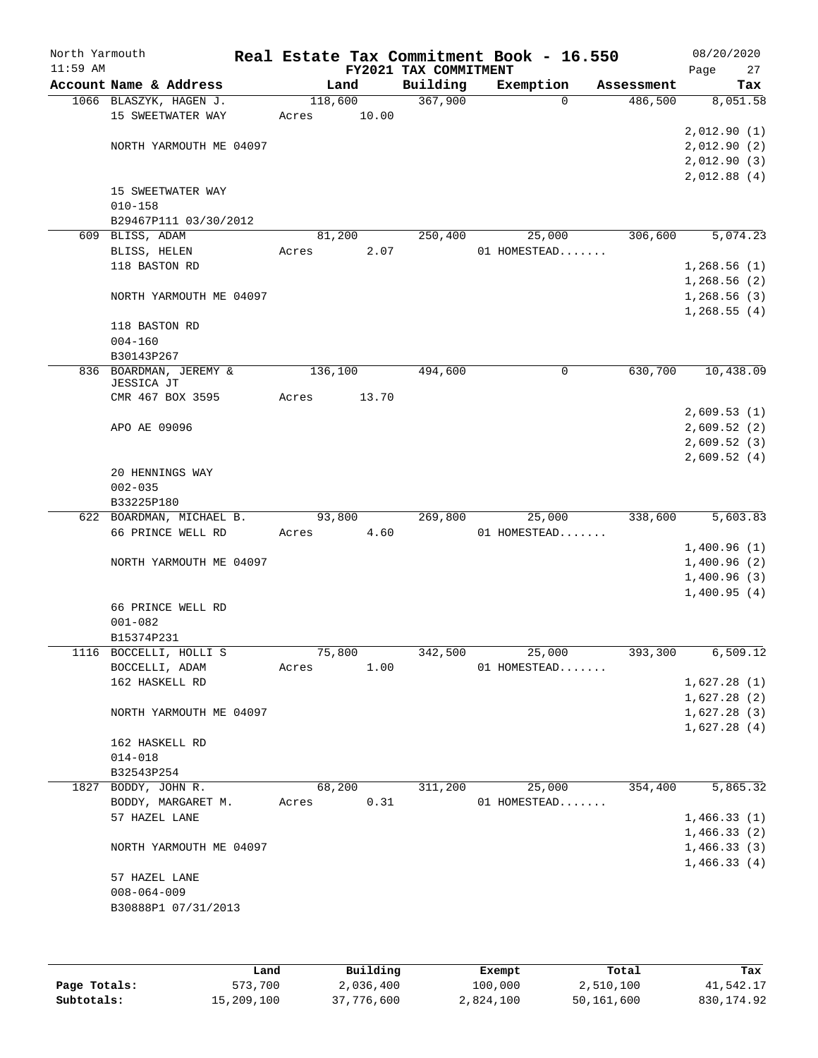North Yarmouth | Real Estate Tax Commitment Book - 16.550 | 08/20/2020
11:59 AM | FY2021 TAX COMMITMENT

| Account Name & Address | Land | Building | Exemption | Assessment | Tax |
|---|---|---|---|---|---|
| 1066 BLASZYK, HAGEN J. | 118,600 | 367,900 | 0 | 486,500 | 8,051.58 |
| 15 SWEETWATER WAY | Acres 10.00 | | | | |
| | | | | | 2,012.90 (1) |
| NORTH YARMOUTH ME 04097 | | | | | 2,012.90 (2) |
| | | | | | 2,012.90 (3) |
| | | | | | 2,012.88 (4) |
| 15 SWEETWATER WAY | | | | | |
| 010-158 | | | | | |
| B29467P111 03/30/2012 | | | | | |
| 609 BLISS, ADAM | 81,200 | 250,400 | 25,000 | 306,600 | 5,074.23 |
| BLISS, HELEN | Acres 2.07 | | 01 HOMESTEAD....... | | |
| 118 BASTON RD | | | | | 1,268.56 (1) |
| | | | | | 1,268.56 (2) |
| NORTH YARMOUTH ME 04097 | | | | | 1,268.56 (3) |
| | | | | | 1,268.55 (4) |
| 118 BASTON RD | | | | | |
| 004-160 | | | | | |
| B30143P267 | | | | | |
| 836 BOARDMAN, JEREMY & JESSICA JT | 136,100 | 494,600 | 0 | 630,700 | 10,438.09 |
| CMR 467 BOX 3595 | Acres 13.70 | | | | |
| | | | | | 2,609.53 (1) |
| APO AE 09096 | | | | | 2,609.52 (2) |
| | | | | | 2,609.52 (3) |
| | | | | | 2,609.52 (4) |
| 20 HENNINGS WAY | | | | | |
| 002-035 | | | | | |
| B33225P180 | | | | | |
| 622 BOARDMAN, MICHAEL B. | 93,800 | 269,800 | 25,000 | 338,600 | 5,603.83 |
| 66 PRINCE WELL RD | Acres 4.60 | | 01 HOMESTEAD....... | | |
| | | | | | 1,400.96 (1) |
| NORTH YARMOUTH ME 04097 | | | | | 1,400.96 (2) |
| | | | | | 1,400.96 (3) |
| | | | | | 1,400.95 (4) |
| 66 PRINCE WELL RD | | | | | |
| 001-082 | | | | | |
| B15374P231 | | | | | |
| 1116 BOCCELLI, HOLLI S | 75,800 | 342,500 | 25,000 | 393,300 | 6,509.12 |
| BOCCELLI, ADAM | Acres 1.00 | | 01 HOMESTEAD....... | | |
| 162 HASKELL RD | | | | | 1,627.28 (1) |
| | | | | | 1,627.28 (2) |
| NORTH YARMOUTH ME 04097 | | | | | 1,627.28 (3) |
| | | | | | 1,627.28 (4) |
| 162 HASKELL RD | | | | | |
| 014-018 | | | | | |
| B32543P254 | | | | | |
| 1827 BODDY, JOHN R. | 68,200 | 311,200 | 25,000 | 354,400 | 5,865.32 |
| BODDY, MARGARET M. | Acres 0.31 | | 01 HOMESTEAD....... | | |
| 57 HAZEL LANE | | | | | 1,466.33 (1) |
| | | | | | 1,466.33 (2) |
| NORTH YARMOUTH ME 04097 | | | | | 1,466.33 (3) |
| | | | | | 1,466.33 (4) |
| 57 HAZEL LANE | | | | | |
| 008-064-009 | | | | | |
| B30888P1 07/31/2013 | | | | | |

| | Land | Building | Exempt | Total | Tax |
|---|---|---|---|---|---|
| Page Totals: | 573,700 | 2,036,400 | 100,000 | 2,510,100 | 41,542.17 |
| Subtotals: | 15,209,100 | 37,776,600 | 2,824,100 | 50,161,600 | 830,174.92 |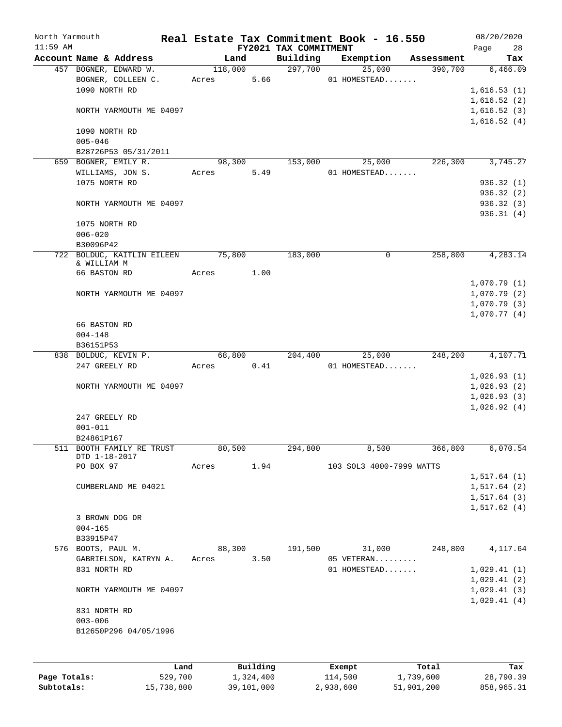# Real Estate Tax Commitment Book - 16.550

North Yarmouth — 11:59 AM — FY2021 TAX COMMITMENT — 08/20/2020

| Account Name & Address | Land | Building | Exemption | Assessment | Tax |
|---|---|---|---|---|---|
| 457 BOGNER, EDWARD W. | 118,000 | 297,700 | 25,000 | 390,700 | 6,466.09 |
| BOGNER, COLLEEN C. | Acres 5.66 | | 01 HOMESTEAD....... | | |
| 1090 NORTH RD | | | | | 1,616.53 (1) |
| | | | | | 1,616.52 (2) |
| NORTH YARMOUTH ME 04097 | | | | | 1,616.52 (3) |
| | | | | | 1,616.52 (4) |
| 1090 NORTH RD | | | | | |
| 005-046 | | | | | |
| B28726P53 05/31/2011 | | | | | |
| 659 BOGNER, EMILY R. | 98,300 | 153,000 | 25,000 | 226,300 | 3,745.27 |
| WILLIAMS, JON S. | Acres 5.49 | | 01 HOMESTEAD....... | | |
| 1075 NORTH RD | | | | | 936.32 (1) |
| | | | | | 936.32 (2) |
| NORTH YARMOUTH ME 04097 | | | | | 936.32 (3) |
| | | | | | 936.31 (4) |
| 1075 NORTH RD | | | | | |
| 006-020 | | | | | |
| B30096P42 | | | | | |
| 722 BOLDUC, KAITLIN EILEEN & WILLIAM M | 75,800 | 183,000 | 0 | 258,800 | 4,283.14 |
| 66 BASTON RD | Acres 1.00 | | | | |
| | | | | | 1,070.79 (1) |
| NORTH YARMOUTH ME 04097 | | | | | 1,070.79 (2) |
| | | | | | 1,070.79 (3) |
| | | | | | 1,070.77 (4) |
| 66 BASTON RD | | | | | |
| 004-148 | | | | | |
| B36151P53 | | | | | |
| 838 BOLDUC, KEVIN P. | 68,800 | 204,400 | 25,000 | 248,200 | 4,107.71 |
| 247 GREELY RD | Acres 0.41 | | 01 HOMESTEAD....... | | |
| | | | | | 1,026.93 (1) |
| NORTH YARMOUTH ME 04097 | | | | | 1,026.93 (2) |
| | | | | | 1,026.93 (3) |
| | | | | | 1,026.92 (4) |
| 247 GREELY RD | | | | | |
| 001-011 | | | | | |
| B24861P167 | | | | | |
| 511 BOOTH FAMILY RE TRUST DTD 1-18-2017 | 80,500 | 294,800 | 8,500 | 366,800 | 6,070.54 |
| PO BOX 97 | Acres 1.94 | | 103 SOL3 4000-7999 WATTS | | |
| | | | | | 1,517.64 (1) |
| CUMBERLAND ME 04021 | | | | | 1,517.64 (2) |
| | | | | | 1,517.64 (3) |
| | | | | | 1,517.62 (4) |
| 3 BROWN DOG DR | | | | | |
| 004-165 | | | | | |
| B33915P47 | | | | | |
| 576 BOOTS, PAUL M. | 88,300 | 191,500 | 31,000 | 248,800 | 4,117.64 |
| GABRIELSON, KATRYN A. | Acres 3.50 | | 05 VETERAN......... | | |
| 831 NORTH RD | | | 01 HOMESTEAD....... | | 1,029.41 (1) |
| | | | | | 1,029.41 (2) |
| NORTH YARMOUTH ME 04097 | | | | | 1,029.41 (3) |
| | | | | | 1,029.41 (4) |
| 831 NORTH RD | | | | | |
| 003-006 | | | | | |
| B12650P296 04/05/1996 | | | | | |

| | Land | Building | Exempt | Total | Tax |
|---|---|---|---|---|---|
| Page Totals: | 529,700 | 1,324,400 | 114,500 | 1,739,600 | 28,790.39 |
| Subtotals: | 15,738,800 | 39,101,000 | 2,938,600 | 51,901,200 | 858,965.31 |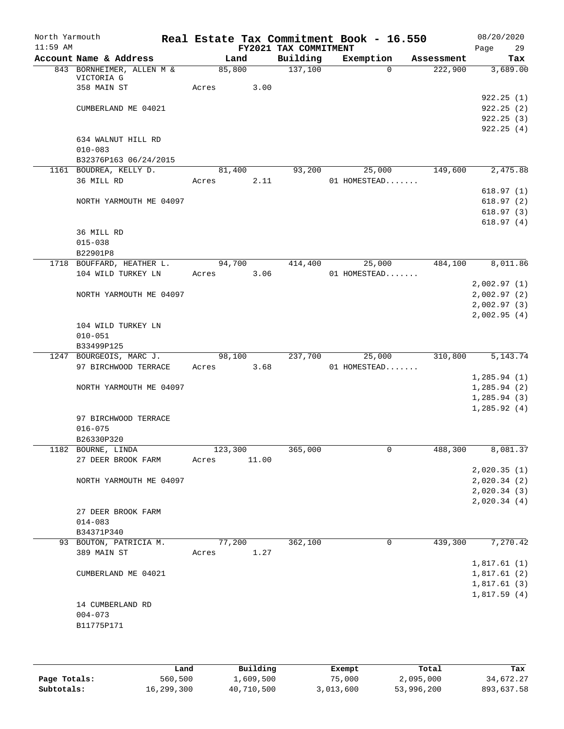North Yarmouth | Real Estate Tax Commitment Book - 16.550 | 08/20/2020
11:59 AM | FY2021 TAX COMMITMENT | Page 29

| Account Name & Address | Land | Building | Exemption | Assessment | Tax |
|---|---|---|---|---|---|
| 843 BORNHEIMER, ALLEN M & VICTORIA G | 85,800 | 137,100 | 0 | 222,900 | 3,689.00 |
| 358 MAIN ST | Acres 3.00 | | | | |
| | | | | | 922.25 (1) |
| CUMBERLAND ME 04021 | | | | | 922.25 (2) |
| | | | | | 922.25 (3) |
| | | | | | 922.25 (4) |
| 634 WALNUT HILL RD | | | | | |
| 010-083 | | | | | |
| B32376P163 06/24/2015 | | | | | |
| 1161 BOUDREA, KELLY D. | 81,400 | 93,200 | 25,000 | 149,600 | 2,475.88 |
| 36 MILL RD | Acres 2.11 | | 01 HOMESTEAD....... | | |
| | | | | | 618.97 (1) |
| NORTH YARMOUTH ME 04097 | | | | | 618.97 (2) |
| | | | | | 618.97 (3) |
| | | | | | 618.97 (4) |
| 36 MILL RD | | | | | |
| 015-038 | | | | | |
| B22901P8 | | | | | |
| 1718 BOUFFARD, HEATHER L. | 94,700 | 414,400 | 25,000 | 484,100 | 8,011.86 |
| 104 WILD TURKEY LN | Acres 3.06 | | 01 HOMESTEAD....... | | |
| | | | | | 2,002.97 (1) |
| NORTH YARMOUTH ME 04097 | | | | | 2,002.97 (2) |
| | | | | | 2,002.97 (3) |
| | | | | | 2,002.95 (4) |
| 104 WILD TURKEY LN | | | | | |
| 010-051 | | | | | |
| B33499P125 | | | | | |
| 1247 BOURGEOIS, MARC J. | 98,100 | 237,700 | 25,000 | 310,800 | 5,143.74 |
| 97 BIRCHWOOD TERRACE | Acres 3.68 | | 01 HOMESTEAD....... | | |
| | | | | | 1,285.94 (1) |
| NORTH YARMOUTH ME 04097 | | | | | 1,285.94 (2) |
| | | | | | 1,285.94 (3) |
| | | | | | 1,285.92 (4) |
| 97 BIRCHWOOD TERRACE | | | | | |
| 016-075 | | | | | |
| B26330P320 | | | | | |
| 1182 BOURNE, LINDA | 123,300 | 365,000 | 0 | 488,300 | 8,081.37 |
| 27 DEER BROOK FARM | Acres 11.00 | | | | |
| | | | | | 2,020.35 (1) |
| NORTH YARMOUTH ME 04097 | | | | | 2,020.34 (2) |
| | | | | | 2,020.34 (3) |
| | | | | | 2,020.34 (4) |
| 27 DEER BROOK FARM | | | | | |
| 014-083 | | | | | |
| B34371P340 | | | | | |
| 93 BOUTON, PATRICIA M. | 77,200 | 362,100 | 0 | 439,300 | 7,270.42 |
| 389 MAIN ST | Acres 1.27 | | | | |
| | | | | | 1,817.61 (1) |
| CUMBERLAND ME 04021 | | | | | 1,817.61 (2) |
| | | | | | 1,817.61 (3) |
| | | | | | 1,817.59 (4) |
| 14 CUMBERLAND RD | | | | | |
| 004-073 | | | | | |
| B11775P171 | | | | | |

| | Land | Building | Exempt | Total | Tax |
|---|---|---|---|---|---|
| Page Totals: | 560,500 | 1,609,500 | 75,000 | 2,095,000 | 34,672.27 |
| Subtotals: | 16,299,300 | 40,710,500 | 3,013,600 | 53,996,200 | 893,637.58 |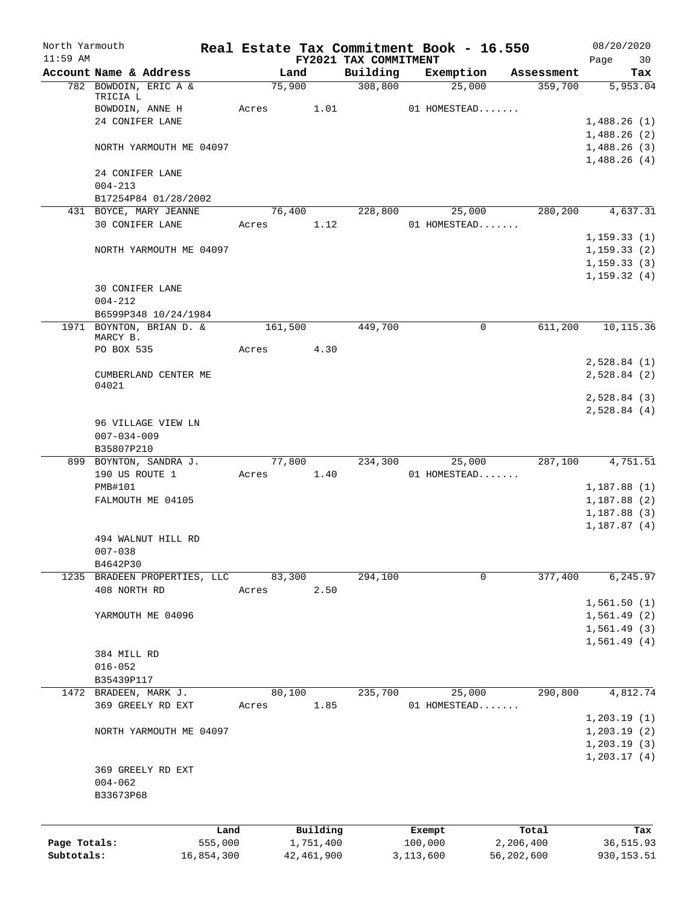North Yarmouth | Real Estate Tax Commitment Book - 16.550 | 08/20/2020
11:59 AM | FY2021 TAX COMMITMENT

| Account Name & Address | Land | Building | Exemption | Assessment | Tax |
|---|---|---|---|---|---|
| 782 BOWDOIN, ERIC A & TRICIA L | 75,900 | 308,800 | 25,000 | 359,700 | 5,953.04 |
| BOWDOIN, ANNE H | Acres 1.01 | | 01 HOMESTEAD....... | | |
| 24 CONIFER LANE | | | | | 1,488.26 (1) |
| | | | | | 1,488.26 (2) |
| NORTH YARMOUTH ME 04097 | | | | | 1,488.26 (3) |
| | | | | | 1,488.26 (4) |
| 24 CONIFER LANE | | | | | |
| 004-213 | | | | | |
| B17254P84 01/28/2002 | | | | | |
| 431 BOYCE, MARY JEANNE | 76,400 | 228,800 | 25,000 | 280,200 | 4,637.31 |
| 30 CONIFER LANE | Acres 1.12 | | 01 HOMESTEAD....... | | |
| | | | | | 1,159.33 (1) |
| NORTH YARMOUTH ME 04097 | | | | | 1,159.33 (2) |
| | | | | | 1,159.33 (3) |
| | | | | | 1,159.32 (4) |
| 30 CONIFER LANE | | | | | |
| 004-212 | | | | | |
| B6599P348 10/24/1984 | | | | | |
| 1971 BOYNTON, BRIAN D. & MARCY B. | 161,500 | 449,700 | 0 | 611,200 | 10,115.36 |
| PO BOX 535 | Acres 4.30 | | | | |
| | | | | | 2,528.84 (1) |
| CUMBERLAND CENTER ME 04021 | | | | | 2,528.84 (2) |
| | | | | | 2,528.84 (3) |
| | | | | | 2,528.84 (4) |
| 96 VILLAGE VIEW LN | | | | | |
| 007-034-009 | | | | | |
| B35807P210 | | | | | |
| 899 BOYNTON, SANDRA J. | 77,800 | 234,300 | 25,000 | 287,100 | 4,751.51 |
| 190 US ROUTE 1 | Acres 1.40 | | 01 HOMESTEAD....... | | |
| PMB#101 | | | | | 1,187.88 (1) |
| FALMOUTH ME 04105 | | | | | 1,187.88 (2) |
| | | | | | 1,187.88 (3) |
| | | | | | 1,187.87 (4) |
| 494 WALNUT HILL RD | | | | | |
| 007-038 | | | | | |
| B4642P30 | | | | | |
| 1235 BRADEEN PROPERTIES, LLC | 83,300 | 294,100 | 0 | 377,400 | 6,245.97 |
| 408 NORTH RD | Acres 2.50 | | | | |
| | | | | | 1,561.50 (1) |
| YARMOUTH ME 04096 | | | | | 1,561.49 (2) |
| | | | | | 1,561.49 (3) |
| | | | | | 1,561.49 (4) |
| 384 MILL RD | | | | | |
| 016-052 | | | | | |
| B35439P117 | | | | | |
| 1472 BRADEEN, MARK J. | 80,100 | 235,700 | 25,000 | 290,800 | 4,812.74 |
| 369 GREELY RD EXT | Acres 1.85 | | 01 HOMESTEAD....... | | |
| | | | | | 1,203.19 (1) |
| NORTH YARMOUTH ME 04097 | | | | | 1,203.19 (2) |
| | | | | | 1,203.19 (3) |
| | | | | | 1,203.17 (4) |
| 369 GREELY RD EXT | | | | | |
| 004-062 | | | | | |
| B33673P68 | | | | | |

| | Land | Building | Exempt | Total | Tax |
|---|---|---|---|---|---|
| Page Totals: | 555,000 | 1,751,400 | 100,000 | 2,206,400 | 36,515.93 |
| Subtotals: | 16,854,300 | 42,461,900 | 3,113,600 | 56,202,600 | 930,153.51 |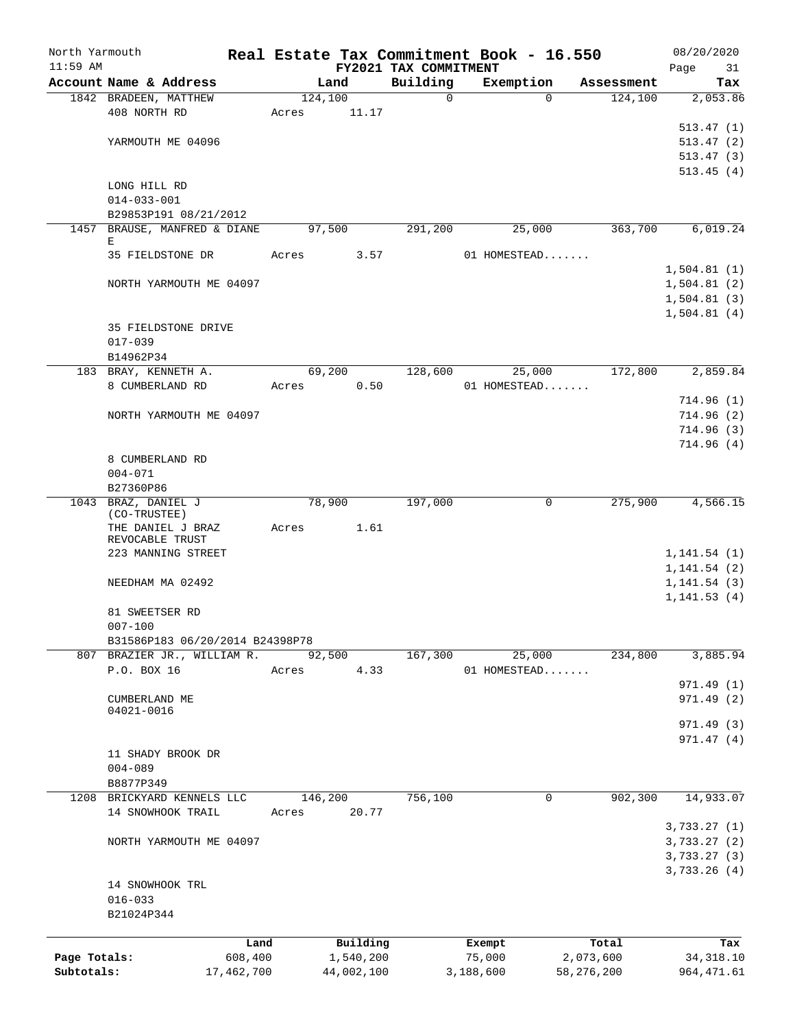North Yarmouth | Real Estate Tax Commitment Book - 16.550 | 08/20/2020
11:59 AM | FY2021 TAX COMMITMENT

| Account Name & Address | Land | Building | Exemption | Assessment | Tax |
|---|---|---|---|---|---|
| 1842 BRADEEN, MATTHEW | 124,100 | 0 | 0 | 124,100 | 2,053.86 |
| 408 NORTH RD | Acres 11.17 | | | | |
| | | | | | 513.47 (1) |
| YARMOUTH ME 04096 | | | | | 513.47 (2) |
| | | | | | 513.47 (3) |
| | | | | | 513.45 (4) |
| LONG HILL RD | | | | | |
| 014-033-001 | | | | | |
| B29853P191 08/21/2012 | | | | | |
| 1457 BRAUSE, MANFRED & DIANE E | 97,500 | 291,200 | 25,000 | 363,700 | 6,019.24 |
| 35 FIELDSTONE DR | Acres 3.57 | | 01 HOMESTEAD....... | | |
| | | | | | 1,504.81 (1) |
| NORTH YARMOUTH ME 04097 | | | | | 1,504.81 (2) |
| | | | | | 1,504.81 (3) |
| | | | | | 1,504.81 (4) |
| 35 FIELDSTONE DRIVE | | | | | |
| 017-039 | | | | | |
| B14962P34 | | | | | |
| 183 BRAY, KENNETH A. | 69,200 | 128,600 | 25,000 | 172,800 | 2,859.84 |
| 8 CUMBERLAND RD | Acres 0.50 | | 01 HOMESTEAD....... | | |
| | | | | | 714.96 (1) |
| NORTH YARMOUTH ME 04097 | | | | | 714.96 (2) |
| | | | | | 714.96 (3) |
| | | | | | 714.96 (4) |
| 8 CUMBERLAND RD | | | | | |
| 004-071 | | | | | |
| B27360P86 | | | | | |
| 1043 BRAZ, DANIEL J (CO-TRUSTEE) | 78,900 | 197,000 | 0 | 275,900 | 4,566.15 |
| THE DANIEL J BRAZ REVOCABLE TRUST | Acres 1.61 | | | | |
| 223 MANNING STREET | | | | | 1,141.54 (1) |
| | | | | | 1,141.54 (2) |
| NEEDHAM MA 02492 | | | | | 1,141.54 (3) |
| | | | | | 1,141.53 (4) |
| 81 SWEETSER RD | | | | | |
| 007-100 | | | | | |
| B31586P183 06/20/2014 B24398P78 | | | | | |
| 807 BRAZIER JR., WILLIAM R. | 92,500 | 167,300 | 25,000 | 234,800 | 3,885.94 |
| P.O. BOX 16 | Acres 4.33 | | 01 HOMESTEAD....... | | |
| | | | | | 971.49 (1) |
| CUMBERLAND ME 04021-0016 | | | | | 971.49 (2) |
| | | | | | 971.49 (3) |
| | | | | | 971.47 (4) |
| 11 SHADY BROOK DR | | | | | |
| 004-089 | | | | | |
| B8877P349 | | | | | |
| 1208 BRICKYARD KENNELS LLC | 146,200 | 756,100 | 0 | 902,300 | 14,933.07 |
| 14 SNOWHOOK TRAIL | Acres 20.77 | | | | |
| | | | | | 3,733.27 (1) |
| NORTH YARMOUTH ME 04097 | | | | | 3,733.27 (2) |
| | | | | | 3,733.27 (3) |
| | | | | | 3,733.26 (4) |
| 14 SNOWHOOK TRL | | | | | |
| 016-033 | | | | | |
| B21024P344 | | | | | |

| | Land | Building | Exempt | Total | Tax |
|---|---|---|---|---|---|
| Page Totals: | 608,400 | 1,540,200 | 75,000 | 2,073,600 | 34,318.10 |
| Subtotals: | 17,462,700 | 44,002,100 | 3,188,600 | 58,276,200 | 964,471.61 |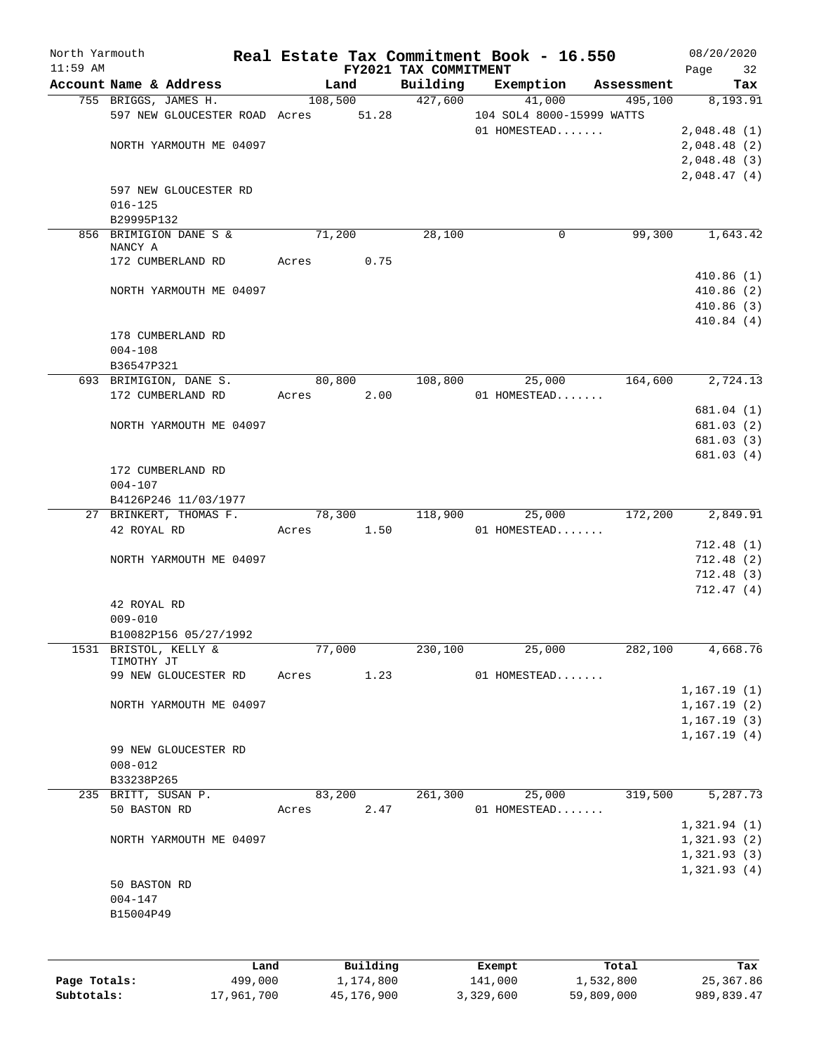# Real Estate Tax Commitment Book - 16.550

North Yarmouth — 11:59 AM — FY2021 TAX COMMITMENT — 08/20/2020

| Account Name & Address | Land | Building | Exemption | Assessment | Tax |
|---|---|---|---|---|---|
| 755 BRIGGS, JAMES H. | 108,500 | 427,600 | 41,000 | 495,100 | 8,193.91 |
| 597 NEW GLOUCESTER ROAD | Acres 51.28 | | 104 SOL4 8000-15999 WATTS | | |
| | | | 01 HOMESTEAD....... | | 2,048.48 (1) |
| NORTH YARMOUTH ME 04097 | | | | | 2,048.48 (2) |
| | | | | | 2,048.48 (3) |
| | | | | | 2,048.47 (4) |
| 597 NEW GLOUCESTER RD | | | | | |
| 016-125 | | | | | |
| B29995P132 | | | | | |
| 856 BRIMIGION DANE S & NANCY A | 71,200 | 28,100 | 0 | 99,300 | 1,643.42 |
| 172 CUMBERLAND RD | Acres 0.75 | | | | |
| | | | | | 410.86 (1) |
| NORTH YARMOUTH ME 04097 | | | | | 410.86 (2) |
| | | | | | 410.86 (3) |
| | | | | | 410.84 (4) |
| 178 CUMBERLAND RD | | | | | |
| 004-108 | | | | | |
| B36547P321 | | | | | |
| 693 BRIMIGION, DANE S. | 80,800 | 108,800 | 25,000 | 164,600 | 2,724.13 |
| 172 CUMBERLAND RD | Acres 2.00 | | 01 HOMESTEAD....... | | |
| | | | | | 681.04 (1) |
| NORTH YARMOUTH ME 04097 | | | | | 681.03 (2) |
| | | | | | 681.03 (3) |
| | | | | | 681.03 (4) |
| 172 CUMBERLAND RD | | | | | |
| 004-107 | | | | | |
| B4126P246 11/03/1977 | | | | | |
| 27 BRINKERT, THOMAS F. | 78,300 | 118,900 | 25,000 | 172,200 | 2,849.91 |
| 42 ROYAL RD | Acres 1.50 | | 01 HOMESTEAD....... | | |
| | | | | | 712.48 (1) |
| NORTH YARMOUTH ME 04097 | | | | | 712.48 (2) |
| | | | | | 712.48 (3) |
| | | | | | 712.47 (4) |
| 42 ROYAL RD | | | | | |
| 009-010 | | | | | |
| B10082P156 05/27/1992 | | | | | |
| 1531 BRISTOL, KELLY & TIMOTHY JT | 77,000 | 230,100 | 25,000 | 282,100 | 4,668.76 |
| 99 NEW GLOUCESTER RD | Acres 1.23 | | 01 HOMESTEAD....... | | |
| | | | | | 1,167.19 (1) |
| NORTH YARMOUTH ME 04097 | | | | | 1,167.19 (2) |
| | | | | | 1,167.19 (3) |
| | | | | | 1,167.19 (4) |
| 99 NEW GLOUCESTER RD | | | | | |
| 008-012 | | | | | |
| B33238P265 | | | | | |
| 235 BRITT, SUSAN P. | 83,200 | 261,300 | 25,000 | 319,500 | 5,287.73 |
| 50 BASTON RD | Acres 2.47 | | 01 HOMESTEAD....... | | |
| | | | | | 1,321.94 (1) |
| NORTH YARMOUTH ME 04097 | | | | | 1,321.93 (2) |
| | | | | | 1,321.93 (3) |
| | | | | | 1,321.93 (4) |
| 50 BASTON RD | | | | | |
| 004-147 | | | | | |
| B15004P49 | | | | | |

| | Land | Building | Exempt | Total | Tax |
|---|---|---|---|---|---|
| Page Totals: | 499,000 | 1,174,800 | 141,000 | 1,532,800 | 25,367.86 |
| Subtotals: | 17,961,700 | 45,176,900 | 3,329,600 | 59,809,000 | 989,839.47 |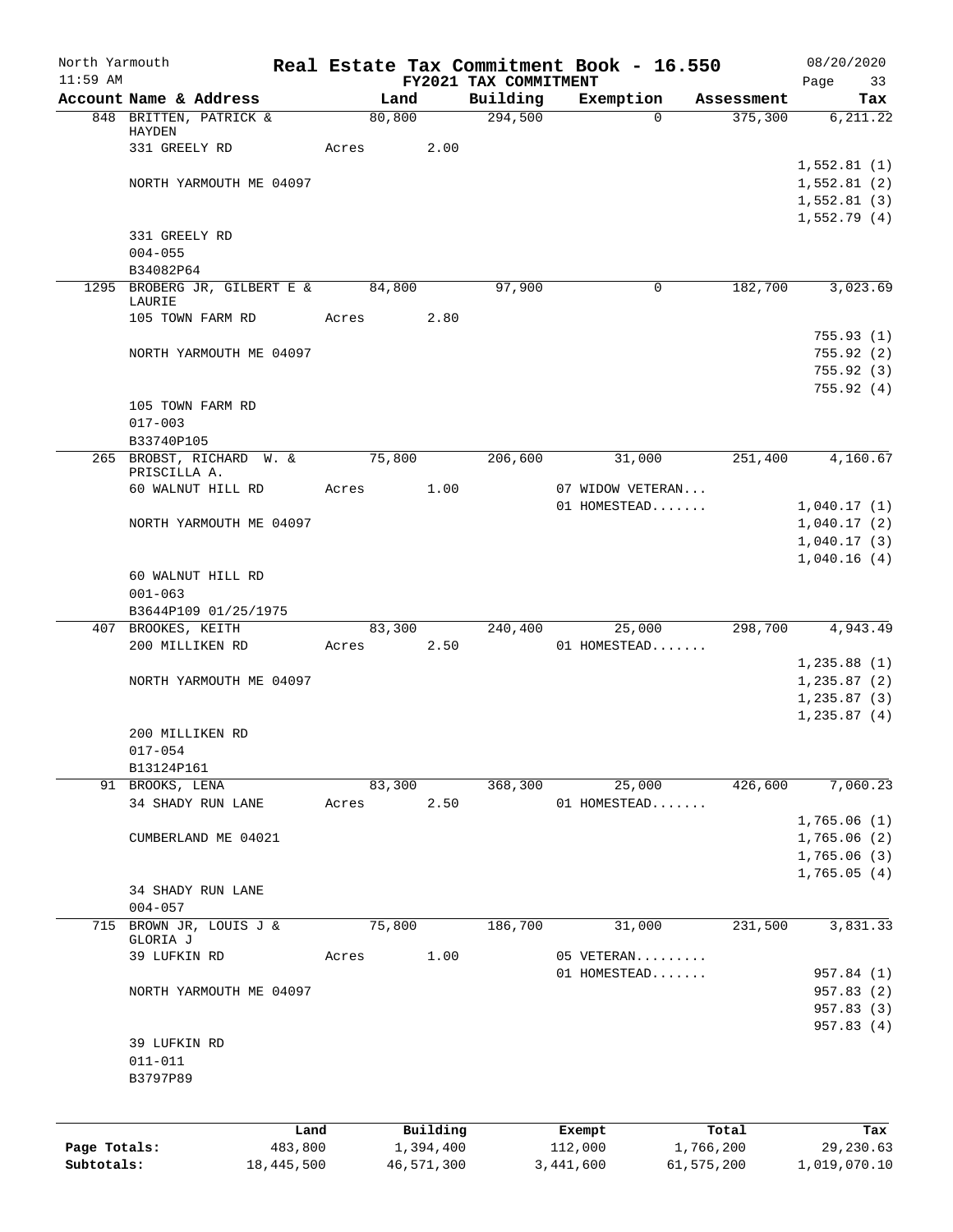North Yarmouth | Real Estate Tax Commitment Book - 16.550 | 08/20/2020
11:59 AM | FY2021 TAX COMMITMENT | Page 33

| Account Name & Address | Land | Building | Exemption | Assessment | Tax |
|---|---|---|---|---|---|
| 848 BRITTEN, PATRICK & HAYDEN | 80,800 | 294,500 | 0 | 375,300 | 6,211.22 |
| 331 GREELY RD | Acres 2.00 | | | | |
| | | | | | 1,552.81 (1) |
| NORTH YARMOUTH ME 04097 | | | | | 1,552.81 (2) |
| | | | | | 1,552.81 (3) |
| | | | | | 1,552.79 (4) |
| 331 GREELY RD | | | | | |
| 004-055 | | | | | |
| B34082P64 | | | | | |
| 1295 BROBERG JR, GILBERT E & LAURIE | 84,800 | 97,900 | 0 | 182,700 | 3,023.69 |
| 105 TOWN FARM RD | Acres 2.80 | | | | |
| | | | | | 755.93 (1) |
| NORTH YARMOUTH ME 04097 | | | | | 755.92 (2) |
| | | | | | 755.92 (3) |
| | | | | | 755.92 (4) |
| 105 TOWN FARM RD | | | | | |
| 017-003 | | | | | |
| B33740P105 | | | | | |
| 265 BROBST, RICHARD W. & PRISCILLA A. | 75,800 | 206,600 | 31,000 | 251,400 | 4,160.67 |
| 60 WALNUT HILL RD | Acres 1.00 | | 07 WIDOW VETERAN... | | |
| | | | 01 HOMESTEAD....... | | 1,040.17 (1) |
| NORTH YARMOUTH ME 04097 | | | | | 1,040.17 (2) |
| | | | | | 1,040.17 (3) |
| | | | | | 1,040.16 (4) |
| 60 WALNUT HILL RD | | | | | |
| 001-063 | | | | | |
| B3644P109 01/25/1975 | | | | | |
| 407 BROOKES, KEITH | 83,300 | 240,400 | 25,000 | 298,700 | 4,943.49 |
| 200 MILLIKEN RD | Acres 2.50 | | 01 HOMESTEAD....... | | |
| | | | | | 1,235.88 (1) |
| NORTH YARMOUTH ME 04097 | | | | | 1,235.87 (2) |
| | | | | | 1,235.87 (3) |
| | | | | | 1,235.87 (4) |
| 200 MILLIKEN RD | | | | | |
| 017-054 | | | | | |
| B13124P161 | | | | | |
| 91 BROOKS, LENA | 83,300 | 368,300 | 25,000 | 426,600 | 7,060.23 |
| 34 SHADY RUN LANE | Acres 2.50 | | 01 HOMESTEAD....... | | |
| | | | | | 1,765.06 (1) |
| CUMBERLAND ME 04021 | | | | | 1,765.06 (2) |
| | | | | | 1,765.06 (3) |
| | | | | | 1,765.05 (4) |
| 34 SHADY RUN LANE | | | | | |
| 004-057 | | | | | |
| 715 BROWN JR, LOUIS J & GLORIA J | 75,800 | 186,700 | 31,000 | 231,500 | 3,831.33 |
| 39 LUFKIN RD | Acres 1.00 | | 05 VETERAN......... | | |
| | | | 01 HOMESTEAD....... | | 957.84 (1) |
| NORTH YARMOUTH ME 04097 | | | | | 957.83 (2) |
| | | | | | 957.83 (3) |
| | | | | | 957.83 (4) |
| 39 LUFKIN RD | | | | | |
| 011-011 | | | | | |
| B3797P89 | | | | | |

| | Land | Building | Exempt | Total | Tax |
|---|---|---|---|---|---|
| Page Totals: | 483,800 | 1,394,400 | 112,000 | 1,766,200 | 29,230.63 |
| Subtotals: | 18,445,500 | 46,571,300 | 3,441,600 | 61,575,200 | 1,019,070.10 |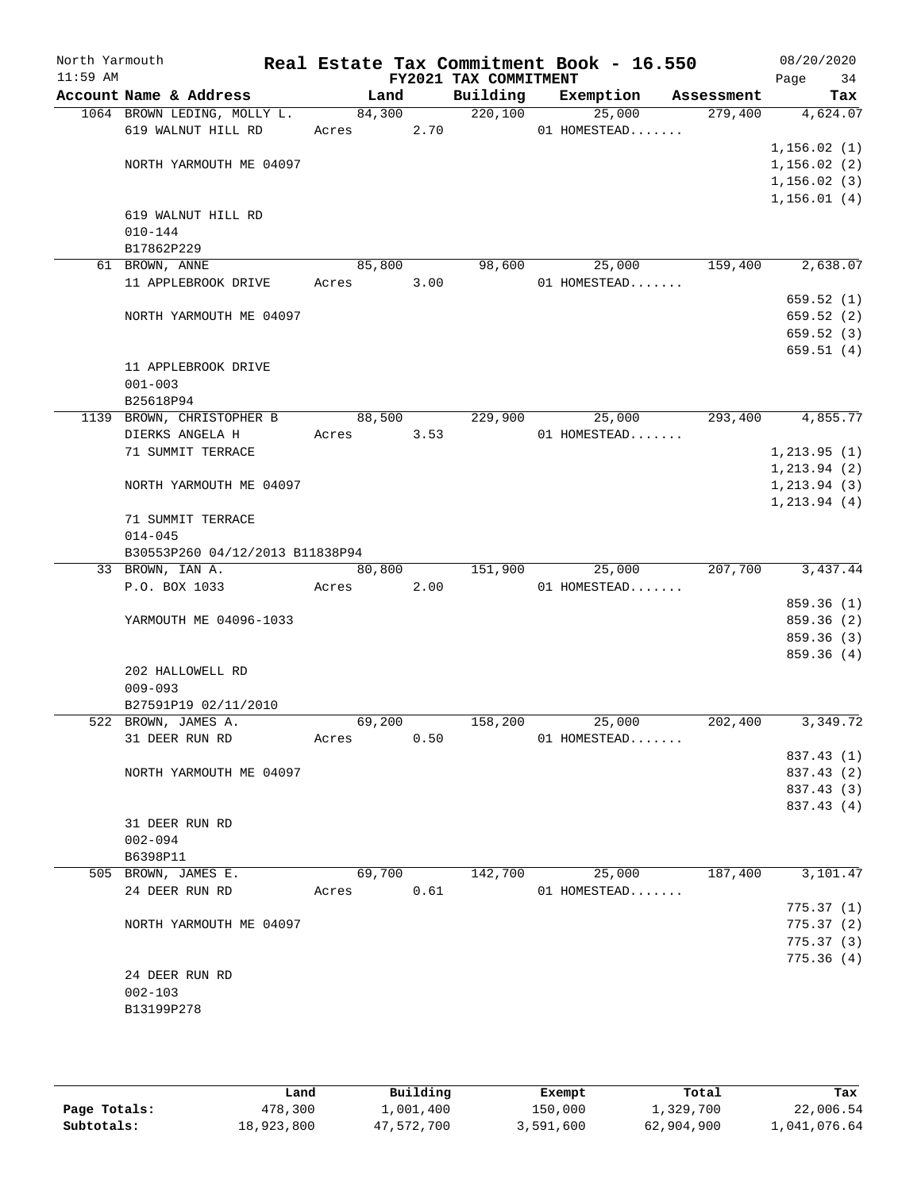North Yarmouth **Real Estate Tax Commitment Book - 16.550** 08/20/2020
11:59 AM **FY2021 TAX COMMITMENT**

| Account Name & Address | Land | Building | Exemption | Assessment | Tax |
|---|---|---|---|---|---|
| 1064 BROWN LEDING, MOLLY L. | 84,300 | 220,100 | 25,000 | 279,400 | 4,624.07 |
| 619 WALNUT HILL RD | Acres 2.70 | | 01 HOMESTEAD....... | | |
| | | | | | 1,156.02 (1) |
| NORTH YARMOUTH ME 04097 | | | | | 1,156.02 (2) |
| | | | | | 1,156.02 (3) |
| | | | | | 1,156.01 (4) |
| 619 WALNUT HILL RD | | | | | |
| 010-144 | | | | | |
| B17862P229 | | | | | |
| 61 BROWN, ANNE | 85,800 | 98,600 | 25,000 | 159,400 | 2,638.07 |
| 11 APPLEBROOK DRIVE | Acres 3.00 | | 01 HOMESTEAD....... | | |
| | | | | | 659.52 (1) |
| NORTH YARMOUTH ME 04097 | | | | | 659.52 (2) |
| | | | | | 659.52 (3) |
| | | | | | 659.51 (4) |
| 11 APPLEBROOK DRIVE | | | | | |
| 001-003 | | | | | |
| B25618P94 | | | | | |
| 1139 BROWN, CHRISTOPHER B | 88,500 | 229,900 | 25,000 | 293,400 | 4,855.77 |
| DIERKS ANGELA H | Acres 3.53 | | 01 HOMESTEAD....... | | |
| 71 SUMMIT TERRACE | | | | | 1,213.95 (1) |
| | | | | | 1,213.94 (2) |
| NORTH YARMOUTH ME 04097 | | | | | 1,213.94 (3) |
| | | | | | 1,213.94 (4) |
| 71 SUMMIT TERRACE | | | | | |
| 014-045 | | | | | |
| B30553P260 04/12/2013 B11838P94 | | | | | |
| 33 BROWN, IAN A. | 80,800 | 151,900 | 25,000 | 207,700 | 3,437.44 |
| P.O. BOX 1033 | Acres 2.00 | | 01 HOMESTEAD....... | | |
| | | | | | 859.36 (1) |
| YARMOUTH ME 04096-1033 | | | | | 859.36 (2) |
| | | | | | 859.36 (3) |
| | | | | | 859.36 (4) |
| 202 HALLOWELL RD | | | | | |
| 009-093 | | | | | |
| B27591P19 02/11/2010 | | | | | |
| 522 BROWN, JAMES A. | 69,200 | 158,200 | 25,000 | 202,400 | 3,349.72 |
| 31 DEER RUN RD | Acres 0.50 | | 01 HOMESTEAD....... | | |
| | | | | | 837.43 (1) |
| NORTH YARMOUTH ME 04097 | | | | | 837.43 (2) |
| | | | | | 837.43 (3) |
| | | | | | 837.43 (4) |
| 31 DEER RUN RD | | | | | |
| 002-094 | | | | | |
| B6398P11 | | | | | |
| 505 BROWN, JAMES E. | 69,700 | 142,700 | 25,000 | 187,400 | 3,101.47 |
| 24 DEER RUN RD | Acres 0.61 | | 01 HOMESTEAD....... | | |
| | | | | | 775.37 (1) |
| NORTH YARMOUTH ME 04097 | | | | | 775.37 (2) |
| | | | | | 775.37 (3) |
| | | | | | 775.36 (4) |
| 24 DEER RUN RD | | | | | |
| 002-103 | | | | | |
| B13199P278 | | | | | |

| | Land | Building | Exempt | Total | Tax |
|---|---|---|---|---|---|
| **Page Totals:** | 478,300 | 1,001,400 | 150,000 | 1,329,700 | 22,006.54 |
| **Subtotals:** | 18,923,800 | 47,572,700 | 3,591,600 | 62,904,900 | 1,041,076.64 |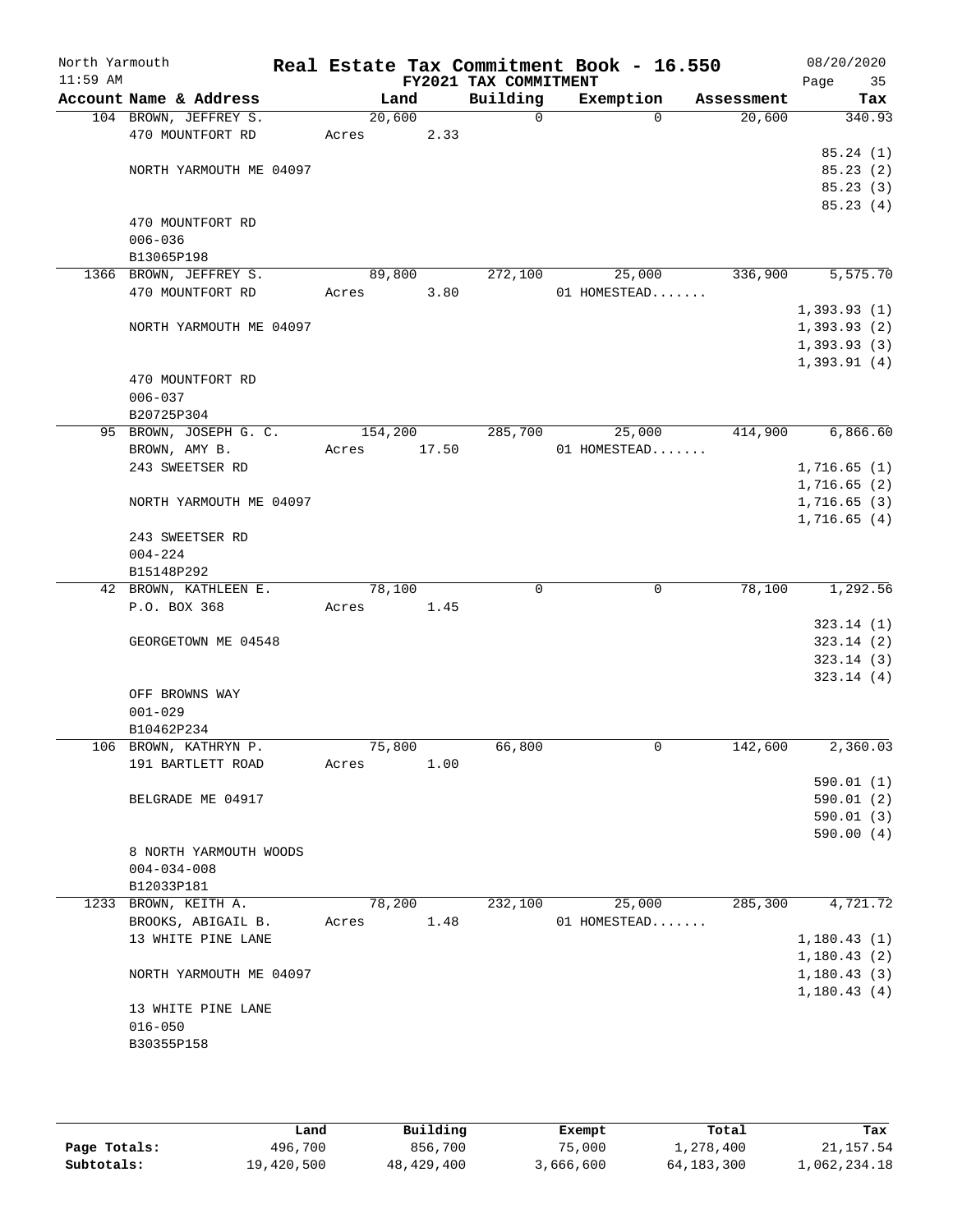# Real Estate Tax Commitment Book - 16.550

North Yarmouth
11:59 AM

FY2021 TAX COMMITMENT

08/20/2020

| Account Name & Address | Land | Building | Exemption | Assessment | Tax |
|---|---|---|---|---|---|
| 104 BROWN, JEFFREY S. | 20,600 | 0 | 0 | 20,600 | 340.93 |
| 470 MOUNTFORT RD | Acres 2.33 | | | | |
| | | | | | 85.24 (1) |
| NORTH YARMOUTH ME 04097 | | | | | 85.23 (2) |
| | | | | | 85.23 (3) |
| | | | | | 85.23 (4) |
| 470 MOUNTFORT RD | | | | | |
| 006-036 | | | | | |
| B13065P198 | | | | | |
| 1366 BROWN, JEFFREY S. | 89,800 | 272,100 | 25,000 | 336,900 | 5,575.70 |
| 470 MOUNTFORT RD | Acres 3.80 | | 01 HOMESTEAD....... | | |
| | | | | | 1,393.93 (1) |
| NORTH YARMOUTH ME 04097 | | | | | 1,393.93 (2) |
| | | | | | 1,393.93 (3) |
| | | | | | 1,393.91 (4) |
| 470 MOUNTFORT RD | | | | | |
| 006-037 | | | | | |
| B20725P304 | | | | | |
| 95 BROWN, JOSEPH G. C. | 154,200 | 285,700 | 25,000 | 414,900 | 6,866.60 |
| BROWN, AMY B. | Acres 17.50 | | 01 HOMESTEAD....... | | |
| 243 SWEETSER RD | | | | | 1,716.65 (1) |
| | | | | | 1,716.65 (2) |
| NORTH YARMOUTH ME 04097 | | | | | 1,716.65 (3) |
| | | | | | 1,716.65 (4) |
| 243 SWEETSER RD | | | | | |
| 004-224 | | | | | |
| B15148P292 | | | | | |
| 42 BROWN, KATHLEEN E. | 78,100 | 0 | 0 | 78,100 | 1,292.56 |
| P.O. BOX 368 | Acres 1.45 | | | | |
| | | | | | 323.14 (1) |
| GEORGETOWN ME 04548 | | | | | 323.14 (2) |
| | | | | | 323.14 (3) |
| | | | | | 323.14 (4) |
| OFF BROWNS WAY | | | | | |
| 001-029 | | | | | |
| B10462P234 | | | | | |
| 106 BROWN, KATHRYN P. | 75,800 | 66,800 | 0 | 142,600 | 2,360.03 |
| 191 BARTLETT ROAD | Acres 1.00 | | | | |
| | | | | | 590.01 (1) |
| BELGRADE ME 04917 | | | | | 590.01 (2) |
| | | | | | 590.01 (3) |
| | | | | | 590.00 (4) |
| 8 NORTH YARMOUTH WOODS | | | | | |
| 004-034-008 | | | | | |
| B12033P181 | | | | | |
| 1233 BROWN, KEITH A. | 78,200 | 232,100 | 25,000 | 285,300 | 4,721.72 |
| BROOKS, ABIGAIL B. | Acres 1.48 | | 01 HOMESTEAD....... | | |
| 13 WHITE PINE LANE | | | | | 1,180.43 (1) |
| | | | | | 1,180.43 (2) |
| NORTH YARMOUTH ME 04097 | | | | | 1,180.43 (3) |
| | | | | | 1,180.43 (4) |
| 13 WHITE PINE LANE | | | | | |
| 016-050 | | | | | |
| B30355P158 | | | | | |

| | Land | Building | Exempt | Total | Tax |
|---|---|---|---|---|---|
| Page Totals: | 496,700 | 856,700 | 75,000 | 1,278,400 | 21,157.54 |
| Subtotals: | 19,420,500 | 48,429,400 | 3,666,600 | 64,183,300 | 1,062,234.18 |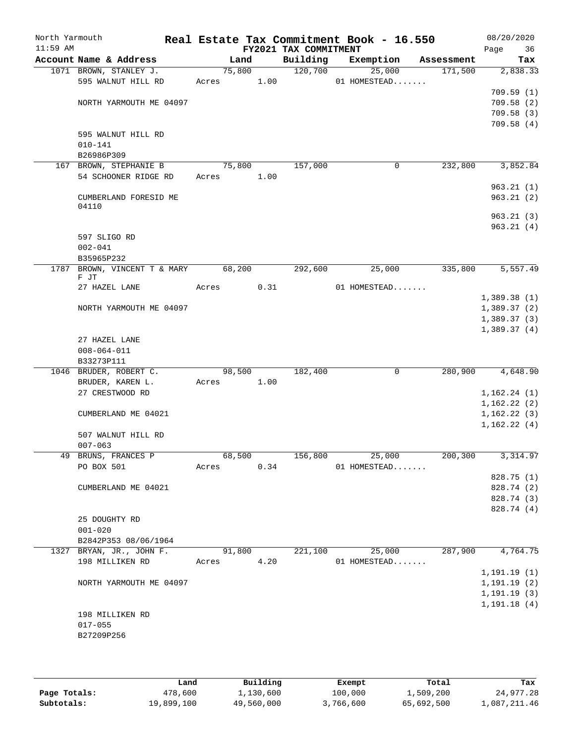North Yarmouth | Real Estate Tax Commitment Book - 16.550 | 08/20/2020
11:59 AM | FY2021 TAX COMMITMENT | Page 36

| Account Name & Address | Land | Building | Exemption | Assessment | Tax |
|---|---|---|---|---|---|
| 1071 BROWN, STANLEY J. | 75,800 | 120,700 | 25,000 | 171,500 | 2,838.33 |
| 595 WALNUT HILL RD | Acres 1.00 | | 01 HOMESTEAD....... | | |
| | | | | | 709.59 (1) |
| NORTH YARMOUTH ME 04097 | | | | | 709.58 (2) |
| | | | | | 709.58 (3) |
| | | | | | 709.58 (4) |
| 595 WALNUT HILL RD | | | | | |
| 010-141 | | | | | |
| B26986P309 | | | | | |
| 167 BROWN, STEPHANIE B | 75,800 | 157,000 | 0 | 232,800 | 3,852.84 |
| 54 SCHOONER RIDGE RD | Acres 1.00 | | | | |
| | | | | | 963.21 (1) |
| CUMBERLAND FORESID ME 04110 | | | | | 963.21 (2) |
| | | | | | 963.21 (3) |
| | | | | | 963.21 (4) |
| 597 SLIGO RD | | | | | |
| 002-041 | | | | | |
| B35965P232 | | | | | |
| 1787 BROWN, VINCENT T & MARY F JT | 68,200 | 292,600 | 25,000 | 335,800 | 5,557.49 |
| 27 HAZEL LANE | Acres 0.31 | | 01 HOMESTEAD....... | | |
| | | | | | 1,389.38 (1) |
| NORTH YARMOUTH ME 04097 | | | | | 1,389.37 (2) |
| | | | | | 1,389.37 (3) |
| | | | | | 1,389.37 (4) |
| 27 HAZEL LANE | | | | | |
| 008-064-011 | | | | | |
| B33273P111 | | | | | |
| 1046 BRUDER, ROBERT C. | 98,500 | 182,400 | 0 | 280,900 | 4,648.90 |
| BRUDER, KAREN L. | Acres 1.00 | | | | |
| 27 CRESTWOOD RD | | | | | 1,162.24 (1) |
| | | | | | 1,162.22 (2) |
| CUMBERLAND ME 04021 | | | | | 1,162.22 (3) |
| | | | | | 1,162.22 (4) |
| 507 WALNUT HILL RD | | | | | |
| 007-063 | | | | | |
| 49 BRUNS, FRANCES P | 68,500 | 156,800 | 25,000 | 200,300 | 3,314.97 |
| PO BOX 501 | Acres 0.34 | | 01 HOMESTEAD....... | | |
| | | | | | 828.75 (1) |
| CUMBERLAND ME 04021 | | | | | 828.74 (2) |
| | | | | | 828.74 (3) |
| | | | | | 828.74 (4) |
| 25 DOUGHTY RD | | | | | |
| 001-020 | | | | | |
| B2842P353 08/06/1964 | | | | | |
| 1327 BRYAN, JR., JOHN F. | 91,800 | 221,100 | 25,000 | 287,900 | 4,764.75 |
| 198 MILLIKEN RD | Acres 4.20 | | 01 HOMESTEAD....... | | |
| | | | | | 1,191.19 (1) |
| NORTH YARMOUTH ME 04097 | | | | | 1,191.19 (2) |
| | | | | | 1,191.19 (3) |
| | | | | | 1,191.18 (4) |
| 198 MILLIKEN RD | | | | | |
| 017-055 | | | | | |
| B27209P256 | | | | | |

| | Land | Building | Exempt | Total | Tax |
|---|---|---|---|---|---|
| Page Totals: | 478,600 | 1,130,600 | 100,000 | 1,509,200 | 24,977.28 |
| Subtotals: | 19,899,100 | 49,560,000 | 3,766,600 | 65,692,500 | 1,087,211.46 |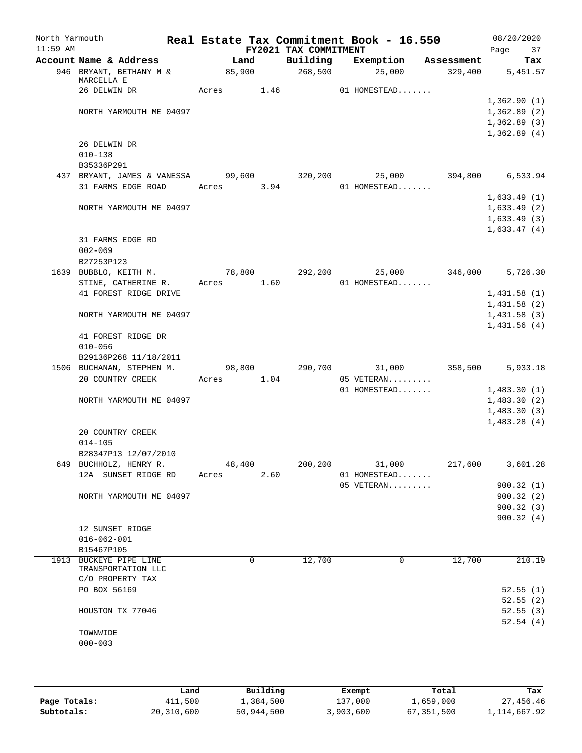North Yarmouth | Real Estate Tax Commitment Book - 16.550 | 08/20/2020
11:59 AM | FY2021 TAX COMMITMENT | Page 37

| Account Name & Address | Land | Building | Exemption | Assessment | Tax |
|---|---|---|---|---|---|
| 946 BRYANT, BETHANY M & MARCELLA E | 85,900 | 268,500 | 25,000 | 329,400 | 5,451.57 |
| 26 DELWIN DR | Acres 1.46 | | 01 HOMESTEAD....... | | |
| | | | | | 1,362.90 (1) |
| NORTH YARMOUTH ME 04097 | | | | | 1,362.89 (2) |
| | | | | | 1,362.89 (3) |
| | | | | | 1,362.89 (4) |
| 26 DELWIN DR | | | | | |
| 010-138 | | | | | |
| B35336P291 | | | | | |
| 437 BRYANT, JAMES & VANESSA | 99,600 | 320,200 | 25,000 | 394,800 | 6,533.94 |
| 31 FARMS EDGE ROAD | Acres 3.94 | | 01 HOMESTEAD....... | | |
| | | | | | 1,633.49 (1) |
| NORTH YARMOUTH ME 04097 | | | | | 1,633.49 (2) |
| | | | | | 1,633.49 (3) |
| | | | | | 1,633.47 (4) |
| 31 FARMS EDGE RD | | | | | |
| 002-069 | | | | | |
| B27253P123 | | | | | |
| 1639 BUBBLO, KEITH M. | 78,800 | 292,200 | 25,000 | 346,000 | 5,726.30 |
| STINE, CATHERINE R. | Acres 1.60 | | 01 HOMESTEAD....... | | |
| 41 FOREST RIDGE DRIVE | | | | | 1,431.58 (1) |
| | | | | | 1,431.58 (2) |
| NORTH YARMOUTH ME 04097 | | | | | 1,431.58 (3) |
| | | | | | 1,431.56 (4) |
| 41 FOREST RIDGE DR | | | | | |
| 010-056 | | | | | |
| B29136P268 11/18/2011 | | | | | |
| 1506 BUCHANAN, STEPHEN M. | 98,800 | 290,700 | 31,000 | 358,500 | 5,933.18 |
| 20 COUNTRY CREEK | Acres 1.04 | | 05 VETERAN......... | | |
| | | | 01 HOMESTEAD....... | | 1,483.30 (1) |
| NORTH YARMOUTH ME 04097 | | | | | 1,483.30 (2) |
| | | | | | 1,483.30 (3) |
| | | | | | 1,483.28 (4) |
| 20 COUNTRY CREEK | | | | | |
| 014-105 | | | | | |
| B28347P13 12/07/2010 | | | | | |
| 649 BUCHHOLZ, HENRY R. | 48,400 | 200,200 | 31,000 | 217,600 | 3,601.28 |
| 12A SUNSET RIDGE RD | Acres 2.60 | | 01 HOMESTEAD....... | | |
| | | | 05 VETERAN......... | | 900.32 (1) |
| NORTH YARMOUTH ME 04097 | | | | | 900.32 (2) |
| | | | | | 900.32 (3) |
| | | | | | 900.32 (4) |
| 12 SUNSET RIDGE | | | | | |
| 016-062-001 | | | | | |
| B15467P105 | | | | | |
| 1913 BUCKEYE PIPE LINE TRANSPORTATION LLC | 0 | 12,700 | 0 | 12,700 | 210.19 |
| C/O PROPERTY TAX | | | | | |
| PO BOX 56169 | | | | | 52.55 (1) |
| | | | | | 52.55 (2) |
| HOUSTON TX 77046 | | | | | 52.55 (3) |
| | | | | | 52.54 (4) |
| TOWNWIDE | | | | | |
| 000-003 | | | | | |

| | Land | Building | Exempt | Total | Tax |
|---|---|---|---|---|---|
| Page Totals: | 411,500 | 1,384,500 | 137,000 | 1,659,000 | 27,456.46 |
| Subtotals: | 20,310,600 | 50,944,500 | 3,903,600 | 67,351,500 | 1,114,667.92 |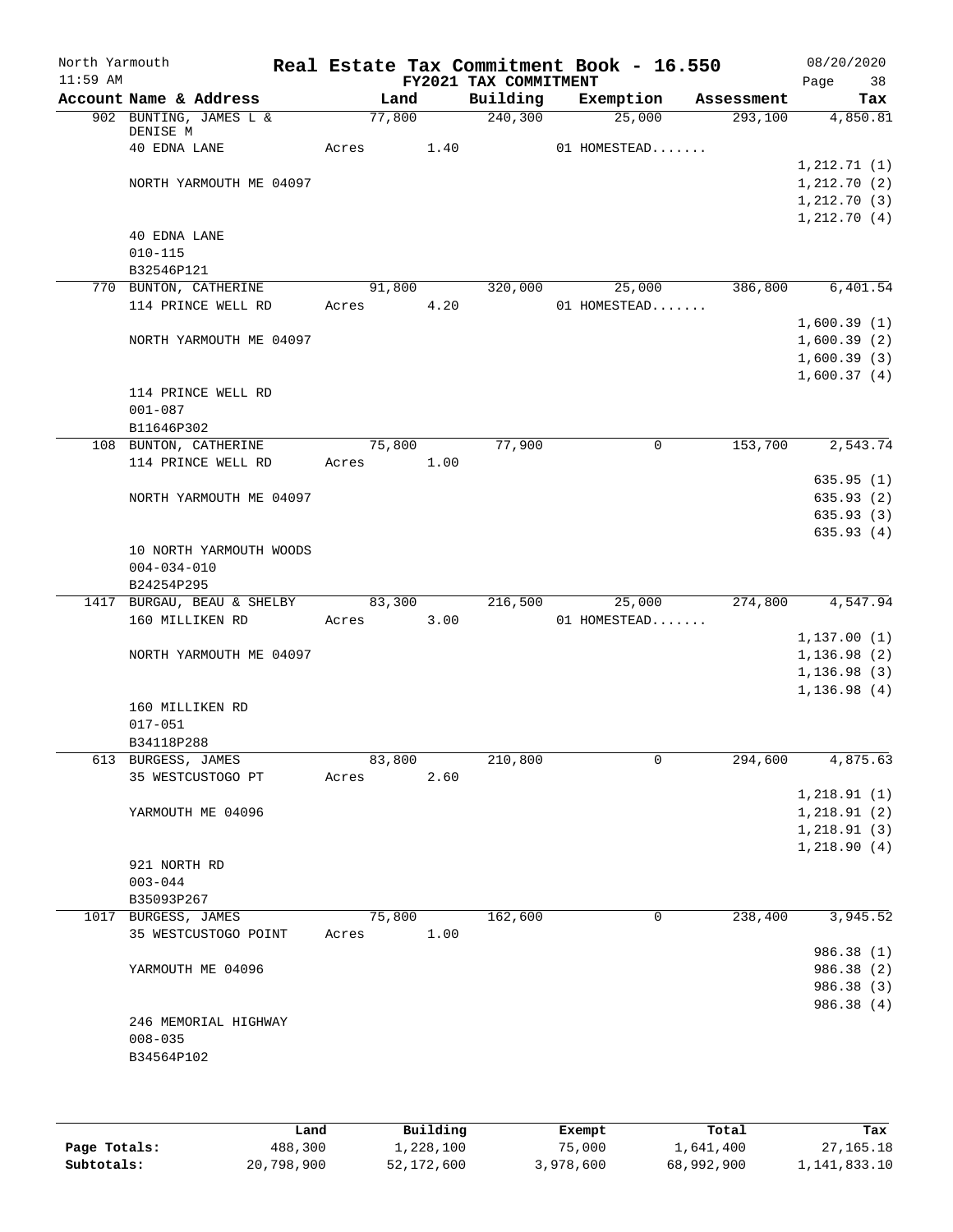North Yarmouth 11:59 AM

# Real Estate Tax Commitment Book - 16.550

## FY2021 TAX COMMITMENT

08/20/2020 Page 38

| Account Name & Address | Land | Building | Exemption | Assessment | Tax |
|---|---|---|---|---|---|
| 902 BUNTING, JAMES L & DENISE M | 77,800 | 240,300 | 25,000 | 293,100 | 4,850.81 |
| 40 EDNA LANE | Acres 1.40 | | 01 HOMESTEAD....... | | |
| | | | | | 1,212.71 (1) |
| NORTH YARMOUTH ME 04097 | | | | | 1,212.70 (2) |
| | | | | | 1,212.70 (3) |
| | | | | | 1,212.70 (4) |
| 40 EDNA LANE | | | | | |
| 010-115 | | | | | |
| B32546P121 | | | | | |
| 770 BUNTON, CATHERINE | 91,800 | 320,000 | 25,000 | 386,800 | 6,401.54 |
| 114 PRINCE WELL RD | Acres 4.20 | | 01 HOMESTEAD....... | | |
| | | | | | 1,600.39 (1) |
| NORTH YARMOUTH ME 04097 | | | | | 1,600.39 (2) |
| | | | | | 1,600.39 (3) |
| | | | | | 1,600.37 (4) |
| 114 PRINCE WELL RD | | | | | |
| 001-087 | | | | | |
| B11646P302 | | | | | |
| 108 BUNTON, CATHERINE | 75,800 | 77,900 | 0 | 153,700 | 2,543.74 |
| 114 PRINCE WELL RD | Acres 1.00 | | | | |
| | | | | | 635.95 (1) |
| NORTH YARMOUTH ME 04097 | | | | | 635.93 (2) |
| | | | | | 635.93 (3) |
| | | | | | 635.93 (4) |
| 10 NORTH YARMOUTH WOODS | | | | | |
| 004-034-010 | | | | | |
| B24254P295 | | | | | |
| 1417 BURGAU, BEAU & SHELBY | 83,300 | 216,500 | 25,000 | 274,800 | 4,547.94 |
| 160 MILLIKEN RD | Acres 3.00 | | 01 HOMESTEAD....... | | |
| | | | | | 1,137.00 (1) |
| NORTH YARMOUTH ME 04097 | | | | | 1,136.98 (2) |
| | | | | | 1,136.98 (3) |
| | | | | | 1,136.98 (4) |
| 160 MILLIKEN RD | | | | | |
| 017-051 | | | | | |
| B34118P288 | | | | | |
| 613 BURGESS, JAMES | 83,800 | 210,800 | 0 | 294,600 | 4,875.63 |
| 35 WESTCUSTOGO PT | Acres 2.60 | | | | |
| | | | | | 1,218.91 (1) |
| YARMOUTH ME 04096 | | | | | 1,218.91 (2) |
| | | | | | 1,218.91 (3) |
| | | | | | 1,218.90 (4) |
| 921 NORTH RD | | | | | |
| 003-044 | | | | | |
| B35093P267 | | | | | |
| 1017 BURGESS, JAMES | 75,800 | 162,600 | 0 | 238,400 | 3,945.52 |
| 35 WESTCUSTOGO POINT | Acres 1.00 | | | | |
| | | | | | 986.38 (1) |
| YARMOUTH ME 04096 | | | | | 986.38 (2) |
| | | | | | 986.38 (3) |
| | | | | | 986.38 (4) |
| 246 MEMORIAL HIGHWAY | | | | | |
| 008-035 | | | | | |
| B34564P102 | | | | | |

| | Land | Building | Exempt | Total | Tax |
|---|---|---|---|---|---|
| Page Totals: | 488,300 | 1,228,100 | 75,000 | 1,641,400 | 27,165.18 |
| Subtotals: | 20,798,900 | 52,172,600 | 3,978,600 | 68,992,900 | 1,141,833.10 |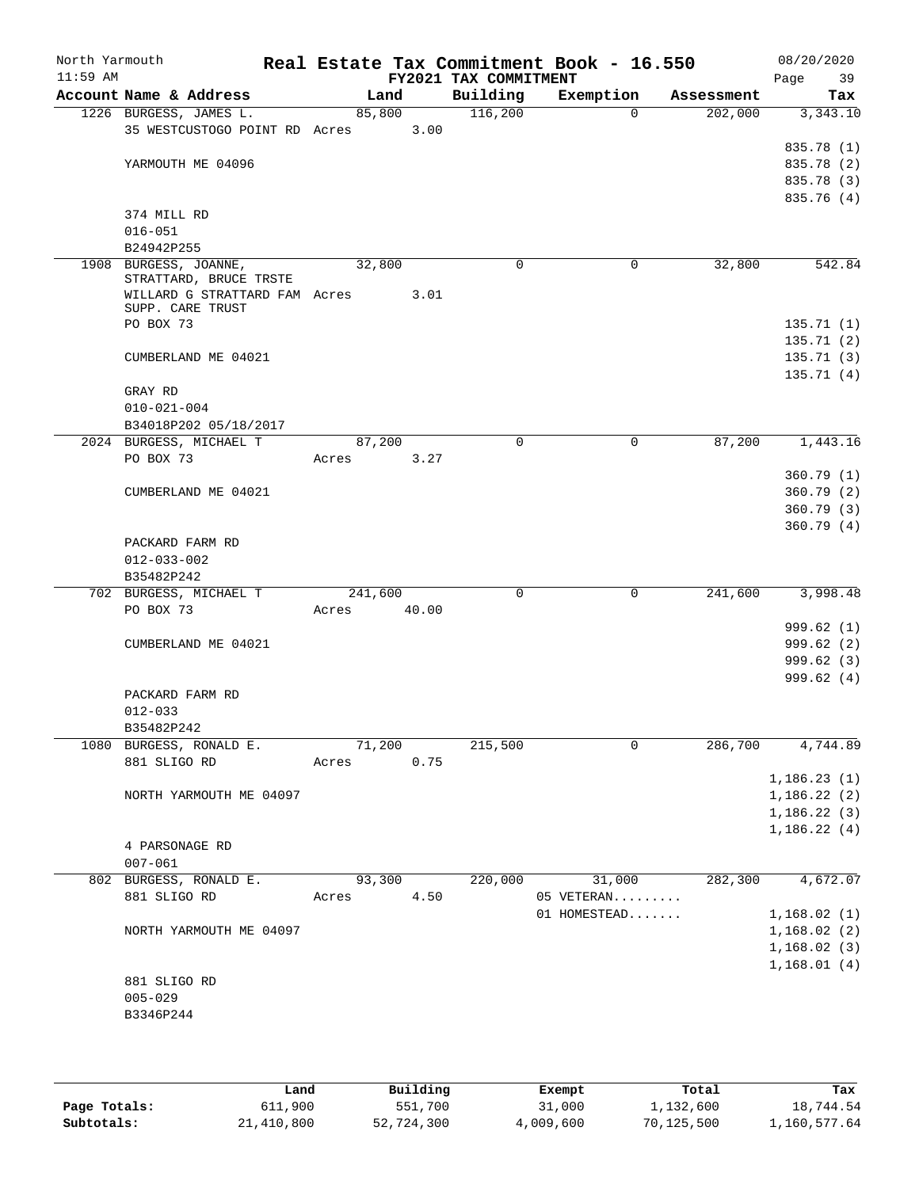North Yarmouth — Real Estate Tax Commitment Book - 16.550 — 08/20/2020
11:59 AM — FY2021 TAX COMMITMENT

| Account Name & Address | Land | Building | Exemption | Assessment | Tax |
|---|---|---|---|---|---|
| 1226 BURGESS, JAMES L. | 85,800 | 116,200 | 0 | 202,000 | 3,343.10 |
| 35 WESTCUSTOGO POINT RD Acres 3.00 | | | | | |
| | | | | | 835.78 (1) |
| YARMOUTH ME 04096 | | | | | 835.78 (2) |
| | | | | | 835.78 (3) |
| | | | | | 835.76 (4) |
| 374 MILL RD | | | | | |
| 016-051 | | | | | |
| B24942P255 | | | | | |
| 1908 BURGESS, JOANNE, STRATTARD, BRUCE TRSTE | 32,800 | 0 | 0 | 32,800 | 542.84 |
| WILLARD G STRATTARD FAM Acres 3.01 SUPP. CARE TRUST | | | | | |
| PO BOX 73 | | | | | 135.71 (1) |
| | | | | | 135.71 (2) |
| CUMBERLAND ME 04021 | | | | | 135.71 (3) |
| | | | | | 135.71 (4) |
| GRAY RD | | | | | |
| 010-021-004 | | | | | |
| B34018P202 05/18/2017 | | | | | |
| 2024 BURGESS, MICHAEL T | 87,200 | 0 | 0 | 87,200 | 1,443.16 |
| PO BOX 73 Acres 3.27 | | | | | |
| | | | | | 360.79 (1) |
| CUMBERLAND ME 04021 | | | | | 360.79 (2) |
| | | | | | 360.79 (3) |
| | | | | | 360.79 (4) |
| PACKARD FARM RD | | | | | |
| 012-033-002 | | | | | |
| B35482P242 | | | | | |
| 702 BURGESS, MICHAEL T | 241,600 | 0 | 0 | 241,600 | 3,998.48 |
| PO BOX 73 Acres 40.00 | | | | | |
| | | | | | 999.62 (1) |
| CUMBERLAND ME 04021 | | | | | 999.62 (2) |
| | | | | | 999.62 (3) |
| | | | | | 999.62 (4) |
| PACKARD FARM RD | | | | | |
| 012-033 | | | | | |
| B35482P242 | | | | | |
| 1080 BURGESS, RONALD E. | 71,200 | 215,500 | 0 | 286,700 | 4,744.89 |
| 881 SLIGO RD Acres 0.75 | | | | | |
| | | | | | 1,186.23 (1) |
| NORTH YARMOUTH ME 04097 | | | | | 1,186.22 (2) |
| | | | | | 1,186.22 (3) |
| | | | | | 1,186.22 (4) |
| 4 PARSONAGE RD | | | | | |
| 007-061 | | | | | |
| 802 BURGESS, RONALD E. | 93,300 | 220,000 | 31,000 | 282,300 | 4,672.07 |
| 881 SLIGO RD Acres 4.50 | | | 05 VETERAN......... | | |
| | | | 01 HOMESTEAD....... | | 1,168.02 (1) |
| NORTH YARMOUTH ME 04097 | | | | | 1,168.02 (2) |
| | | | | | 1,168.02 (3) |
| | | | | | 1,168.01 (4) |
| 881 SLIGO RD | | | | | |
| 005-029 | | | | | |
| B3346P244 | | | | | |

| | Land | Building | Exempt | Total | Tax |
|---|---|---|---|---|---|
| Page Totals: | 611,900 | 551,700 | 31,000 | 1,132,600 | 18,744.54 |
| Subtotals: | 21,410,800 | 52,724,300 | 4,009,600 | 70,125,500 | 1,160,577.64 |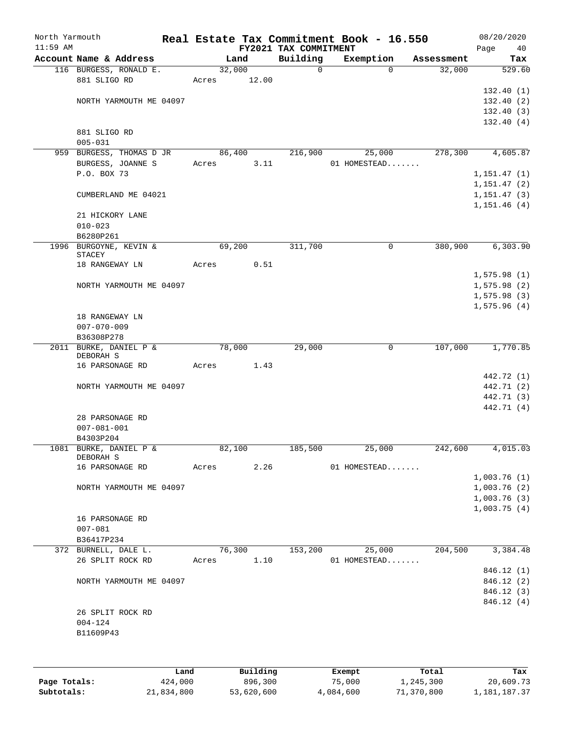# Real Estate Tax Commitment Book - 16.550

North Yarmouth
11:59 AM

FY2021 TAX COMMITMENT

08/20/2020

| Account Name & Address | Land | Building | Exemption | Assessment | Tax |
|---|---|---|---|---|---|
| 116 BURGESS, RONALD E. | 32,000 | 0 | 0 | 32,000 | 529.60 |
| 881 SLIGO RD | Acres 12.00 | | | | |
| | | | | | 132.40 (1) |
| NORTH YARMOUTH ME 04097 | | | | | 132.40 (2) |
| | | | | | 132.40 (3) |
| | | | | | 132.40 (4) |
| 881 SLIGO RD | | | | | |
| 005-031 | | | | | |
| 959 BURGESS, THOMAS D JR | 86,400 | 216,900 | 25,000 | 278,300 | 4,605.87 |
| BURGESS, JOANNE S | Acres 3.11 | | 01 HOMESTEAD....... | | |
| P.O. BOX 73 | | | | | 1,151.47 (1) |
| | | | | | 1,151.47 (2) |
| CUMBERLAND ME 04021 | | | | | 1,151.47 (3) |
| | | | | | 1,151.46 (4) |
| 21 HICKORY LANE | | | | | |
| 010-023 | | | | | |
| B6280P261 | | | | | |
| 1996 BURGOYNE, KEVIN & STACEY | 69,200 | 311,700 | 0 | 380,900 | 6,303.90 |
| 18 RANGEWAY LN | Acres 0.51 | | | | |
| | | | | | 1,575.98 (1) |
| NORTH YARMOUTH ME 04097 | | | | | 1,575.98 (2) |
| | | | | | 1,575.98 (3) |
| | | | | | 1,575.96 (4) |
| 18 RANGEWAY LN | | | | | |
| 007-070-009 | | | | | |
| B36308P278 | | | | | |
| 2011 BURKE, DANIEL P & DEBORAH S | 78,000 | 29,000 | 0 | 107,000 | 1,770.85 |
| 16 PARSONAGE RD | Acres 1.43 | | | | |
| | | | | | 442.72 (1) |
| NORTH YARMOUTH ME 04097 | | | | | 442.71 (2) |
| | | | | | 442.71 (3) |
| | | | | | 442.71 (4) |
| 28 PARSONAGE RD | | | | | |
| 007-081-001 | | | | | |
| B4303P204 | | | | | |
| 1081 BURKE, DANIEL P & DEBORAH S | 82,100 | 185,500 | 25,000 | 242,600 | 4,015.03 |
| 16 PARSONAGE RD | Acres 2.26 | | 01 HOMESTEAD....... | | |
| | | | | | 1,003.76 (1) |
| NORTH YARMOUTH ME 04097 | | | | | 1,003.76 (2) |
| | | | | | 1,003.76 (3) |
| | | | | | 1,003.75 (4) |
| 16 PARSONAGE RD | | | | | |
| 007-081 | | | | | |
| B36417P234 | | | | | |
| 372 BURNELL, DALE L. | 76,300 | 153,200 | 25,000 | 204,500 | 3,384.48 |
| 26 SPLIT ROCK RD | Acres 1.10 | | 01 HOMESTEAD....... | | |
| | | | | | 846.12 (1) |
| NORTH YARMOUTH ME 04097 | | | | | 846.12 (2) |
| | | | | | 846.12 (3) |
| | | | | | 846.12 (4) |
| 26 SPLIT ROCK RD | | | | | |
| 004-124 | | | | | |
| B11609P43 | | | | | |

| | Land | Building | Exempt | Total | Tax |
|---|---|---|---|---|---|
| Page Totals: | 424,000 | 896,300 | 75,000 | 1,245,300 | 20,609.73 |
| Subtotals: | 21,834,800 | 53,620,600 | 4,084,600 | 71,370,800 | 1,181,187.37 |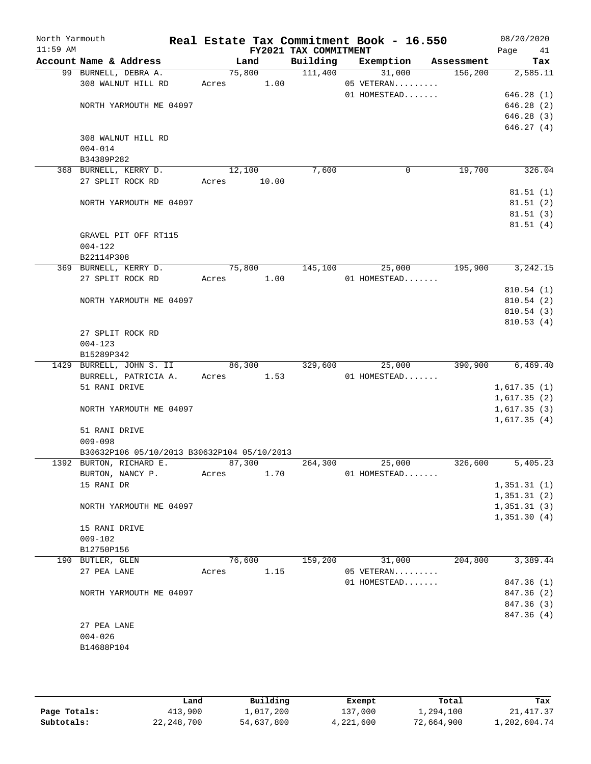North Yarmouth 11:59 AM

**Real Estate Tax Commitment Book - 16.550**

**FY2021 TAX COMMITMENT**

08/20/2020

| Account Name & Address | Land | Building | Exemption | Assessment | Tax |
|---|---|---|---|---|---|
| 99 BURNELL, DEBRA A. | 75,800 | 111,400 | 31,000 | 156,200 | 2,585.11 |
| 308 WALNUT HILL RD | Acres 1.00 | | 05 VETERAN......... | | |
| | | | 01 HOMESTEAD....... | | 646.28 (1) |
| NORTH YARMOUTH ME 04097 | | | | | 646.28 (2) |
| | | | | | 646.28 (3) |
| | | | | | 646.27 (4) |
| 308 WALNUT HILL RD | | | | | |
| 004-014 | | | | | |
| B34389P282 | | | | | |
| 368 BURNELL, KERRY D. | 12,100 | 7,600 | 0 | 19,700 | 326.04 |
| 27 SPLIT ROCK RD | Acres 10.00 | | | | |
| | | | | | 81.51 (1) |
| NORTH YARMOUTH ME 04097 | | | | | 81.51 (2) |
| | | | | | 81.51 (3) |
| | | | | | 81.51 (4) |
| GRAVEL PIT OFF RT115 | | | | | |
| 004-122 | | | | | |
| B22114P308 | | | | | |
| 369 BURNELL, KERRY D. | 75,800 | 145,100 | 25,000 | 195,900 | 3,242.15 |
| 27 SPLIT ROCK RD | Acres 1.00 | | 01 HOMESTEAD....... | | |
| | | | | | 810.54 (1) |
| NORTH YARMOUTH ME 04097 | | | | | 810.54 (2) |
| | | | | | 810.54 (3) |
| | | | | | 810.53 (4) |
| 27 SPLIT ROCK RD | | | | | |
| 004-123 | | | | | |
| B15289P342 | | | | | |
| 1429 BURRELL, JOHN S. II | 86,300 | 329,600 | 25,000 | 390,900 | 6,469.40 |
| BURRELL, PATRICIA A. | Acres 1.53 | | 01 HOMESTEAD....... | | |
| 51 RANI DRIVE | | | | | 1,617.35 (1) |
| | | | | | 1,617.35 (2) |
| NORTH YARMOUTH ME 04097 | | | | | 1,617.35 (3) |
| | | | | | 1,617.35 (4) |
| 51 RANI DRIVE | | | | | |
| 009-098 | | | | | |
| B30632P106 05/10/2013 B30632P104 05/10/2013 | | | | | |
| 1392 BURTON, RICHARD E. | 87,300 | 264,300 | 25,000 | 326,600 | 5,405.23 |
| BURTON, NANCY P. | Acres 1.70 | | 01 HOMESTEAD....... | | |
| 15 RANI DR | | | | | 1,351.31 (1) |
| | | | | | 1,351.31 (2) |
| NORTH YARMOUTH ME 04097 | | | | | 1,351.31 (3) |
| | | | | | 1,351.30 (4) |
| 15 RANI DRIVE | | | | | |
| 009-102 | | | | | |
| B12750P156 | | | | | |
| 190 BUTLER, GLEN | 76,600 | 159,200 | 31,000 | 204,800 | 3,389.44 |
| 27 PEA LANE | Acres 1.15 | | 05 VETERAN......... | | |
| | | | 01 HOMESTEAD....... | | 847.36 (1) |
| NORTH YARMOUTH ME 04097 | | | | | 847.36 (2) |
| | | | | | 847.36 (3) |
| | | | | | 847.36 (4) |
| 27 PEA LANE | | | | | |
| 004-026 | | | | | |
| B14688P104 | | | | | |

| | Land | Building | Exempt | Total | Tax |
|---|---|---|---|---|---|
| **Page Totals:** | 413,900 | 1,017,200 | 137,000 | 1,294,100 | 21,417.37 |
| **Subtotals:** | 22,248,700 | 54,637,800 | 4,221,600 | 72,664,900 | 1,202,604.74 |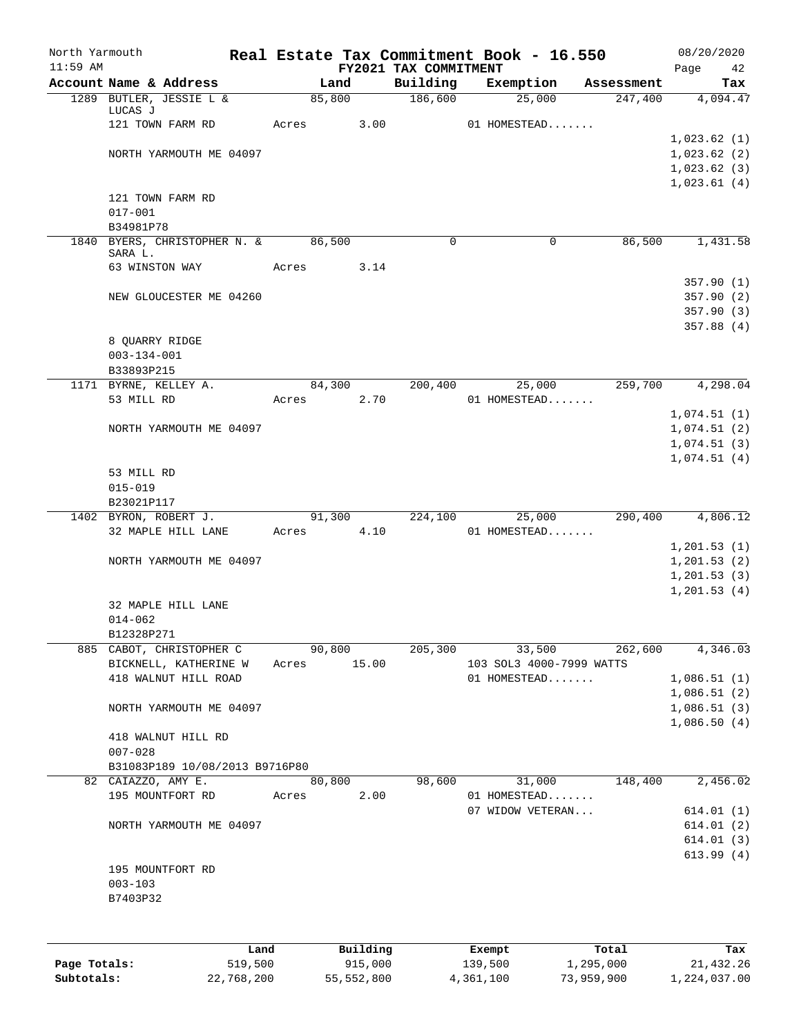# Real Estate Tax Commitment Book - 16.550

North Yarmouth
11:59 AM
FY2021 TAX COMMITMENT
08/20/2020

| Account Name & Address | Land | Building | Exemption | Assessment | Tax |
|---|---|---|---|---|---|
| 1289 BUTLER, JESSIE L & LUCAS J | 85,800 | 186,600 | 25,000 | 247,400 | 4,094.47 |
| 121 TOWN FARM RD | Acres 3.00 | | 01 HOMESTEAD....... | | |
| | | | | | 1,023.62 (1) |
| NORTH YARMOUTH ME 04097 | | | | | 1,023.62 (2) |
| | | | | | 1,023.62 (3) |
| | | | | | 1,023.61 (4) |
| 121 TOWN FARM RD | | | | | |
| 017-001 | | | | | |
| B34981P78 | | | | | |
| 1840 BYERS, CHRISTOPHER N. & SARA L. | 86,500 | 0 | 0 | 86,500 | 1,431.58 |
| 63 WINSTON WAY | Acres 3.14 | | | | |
| | | | | | 357.90 (1) |
| NEW GLOUCESTER ME 04260 | | | | | 357.90 (2) |
| | | | | | 357.90 (3) |
| | | | | | 357.88 (4) |
| 8 QUARRY RIDGE | | | | | |
| 003-134-001 | | | | | |
| B33893P215 | | | | | |
| 1171 BYRNE, KELLEY A. | 84,300 | 200,400 | 25,000 | 259,700 | 4,298.04 |
| 53 MILL RD | Acres 2.70 | | 01 HOMESTEAD....... | | |
| | | | | | 1,074.51 (1) |
| NORTH YARMOUTH ME 04097 | | | | | 1,074.51 (2) |
| | | | | | 1,074.51 (3) |
| | | | | | 1,074.51 (4) |
| 53 MILL RD | | | | | |
| 015-019 | | | | | |
| B23021P117 | | | | | |
| 1402 BYRON, ROBERT J. | 91,300 | 224,100 | 25,000 | 290,400 | 4,806.12 |
| 32 MAPLE HILL LANE | Acres 4.10 | | 01 HOMESTEAD....... | | |
| | | | | | 1,201.53 (1) |
| NORTH YARMOUTH ME 04097 | | | | | 1,201.53 (2) |
| | | | | | 1,201.53 (3) |
| | | | | | 1,201.53 (4) |
| 32 MAPLE HILL LANE | | | | | |
| 014-062 | | | | | |
| B12328P271 | | | | | |
| 885 CABOT, CHRISTOPHER C | 90,800 | 205,300 | 33,500 | 262,600 | 4,346.03 |
| BICKNELL, KATHERINE W | Acres 15.00 | | 103 SOL3 4000-7999 WATTS | | |
| 418 WALNUT HILL ROAD | | | 01 HOMESTEAD....... | | 1,086.51 (1) |
| | | | | | 1,086.51 (2) |
| NORTH YARMOUTH ME 04097 | | | | | 1,086.51 (3) |
| | | | | | 1,086.50 (4) |
| 418 WALNUT HILL RD | | | | | |
| 007-028 | | | | | |
| B31083P189 10/08/2013 B9716P80 | | | | | |
| 82 CAIAZZO, AMY E. | 80,800 | 98,600 | 31,000 | 148,400 | 2,456.02 |
| 195 MOUNTFORT RD | Acres 2.00 | | 01 HOMESTEAD....... | | |
| | | | 07 WIDOW VETERAN... | | 614.01 (1) |
| NORTH YARMOUTH ME 04097 | | | | | 614.01 (2) |
| | | | | | 614.01 (3) |
| | | | | | 613.99 (4) |
| 195 MOUNTFORT RD | | | | | |
| 003-103 | | | | | |
| B7403P32 | | | | | |

| | Land | Building | Exempt | Total | Tax |
|---|---|---|---|---|---|
| Page Totals: | 519,500 | 915,000 | 139,500 | 1,295,000 | 21,432.26 |
| Subtotals: | 22,768,200 | 55,552,800 | 4,361,100 | 73,959,900 | 1,224,037.00 |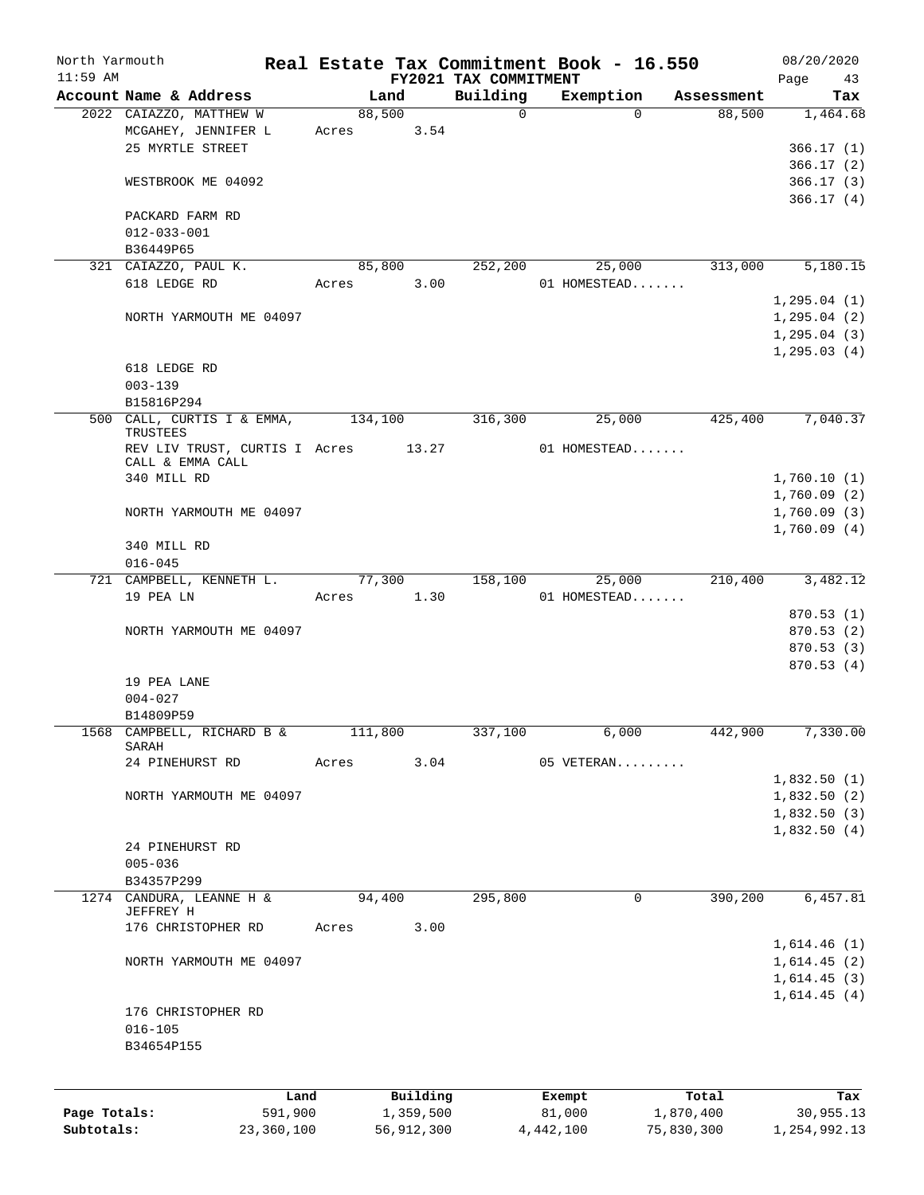North Yarmouth | Real Estate Tax Commitment Book - 16.550 | 08/20/2020
11:59 AM | FY2021 TAX COMMITMENT | Page 43

| Account Name & Address | Land | Building | Exemption | Assessment | Tax |
|---|---|---|---|---|---|
| 2022 CAIAZZO, MATTHEW W | 88,500 | 0 | 0 | 88,500 | 1,464.68 |
| MCGAHEY, JENNIFER L | Acres 3.54 | | | | |
| 25 MYRTLE STREET | | | | | 366.17 (1) |
| | | | | | 366.17 (2) |
| WESTBROOK ME 04092 | | | | | 366.17 (3) |
| | | | | | 366.17 (4) |
| PACKARD FARM RD | | | | | |
| 012-033-001 | | | | | |
| B36449P65 | | | | | |
| 321 CAIAZZO, PAUL K. | 85,800 | 252,200 | 25,000 | 313,000 | 5,180.15 |
| 618 LEDGE RD | Acres 3.00 | | 01 HOMESTEAD....... | | |
| | | | | | 1,295.04 (1) |
| NORTH YARMOUTH ME 04097 | | | | | 1,295.04 (2) |
| | | | | | 1,295.04 (3) |
| | | | | | 1,295.03 (4) |
| 618 LEDGE RD | | | | | |
| 003-139 | | | | | |
| B15816P294 | | | | | |
| 500 CALL, CURTIS I & EMMA, TRUSTEES | 134,100 | 316,300 | 25,000 | 425,400 | 7,040.37 |
| REV LIV TRUST, CURTIS I CALL & EMMA CALL | Acres 13.27 | | 01 HOMESTEAD....... | | |
| 340 MILL RD | | | | | 1,760.10 (1) |
| | | | | | 1,760.09 (2) |
| NORTH YARMOUTH ME 04097 | | | | | 1,760.09 (3) |
| | | | | | 1,760.09 (4) |
| 340 MILL RD | | | | | |
| 016-045 | | | | | |
| 721 CAMPBELL, KENNETH L. | 77,300 | 158,100 | 25,000 | 210,400 | 3,482.12 |
| 19 PEA LN | Acres 1.30 | | 01 HOMESTEAD....... | | |
| | | | | | 870.53 (1) |
| NORTH YARMOUTH ME 04097 | | | | | 870.53 (2) |
| | | | | | 870.53 (3) |
| | | | | | 870.53 (4) |
| 19 PEA LANE | | | | | |
| 004-027 | | | | | |
| B14809P59 | | | | | |
| 1568 CAMPBELL, RICHARD B & SARAH | 111,800 | 337,100 | 6,000 | 442,900 | 7,330.00 |
| 24 PINEHURST RD | Acres 3.04 | | 05 VETERAN......... | | |
| | | | | | 1,832.50 (1) |
| NORTH YARMOUTH ME 04097 | | | | | 1,832.50 (2) |
| | | | | | 1,832.50 (3) |
| | | | | | 1,832.50 (4) |
| 24 PINEHURST RD | | | | | |
| 005-036 | | | | | |
| B34357P299 | | | | | |
| 1274 CANDURA, LEANNE H & JEFFREY H | 94,400 | 295,800 | 0 | 390,200 | 6,457.81 |
| 176 CHRISTOPHER RD | Acres 3.00 | | | | |
| | | | | | 1,614.46 (1) |
| NORTH YARMOUTH ME 04097 | | | | | 1,614.45 (2) |
| | | | | | 1,614.45 (3) |
| | | | | | 1,614.45 (4) |
| 176 CHRISTOPHER RD | | | | | |
| 016-105 | | | | | |
| B34654P155 | | | | | |

| | Land | Building | Exempt | Total | Tax |
|---|---|---|---|---|---|
| Page Totals: | 591,900 | 1,359,500 | 81,000 | 1,870,400 | 30,955.13 |
| Subtotals: | 23,360,100 | 56,912,300 | 4,442,100 | 75,830,300 | 1,254,992.13 |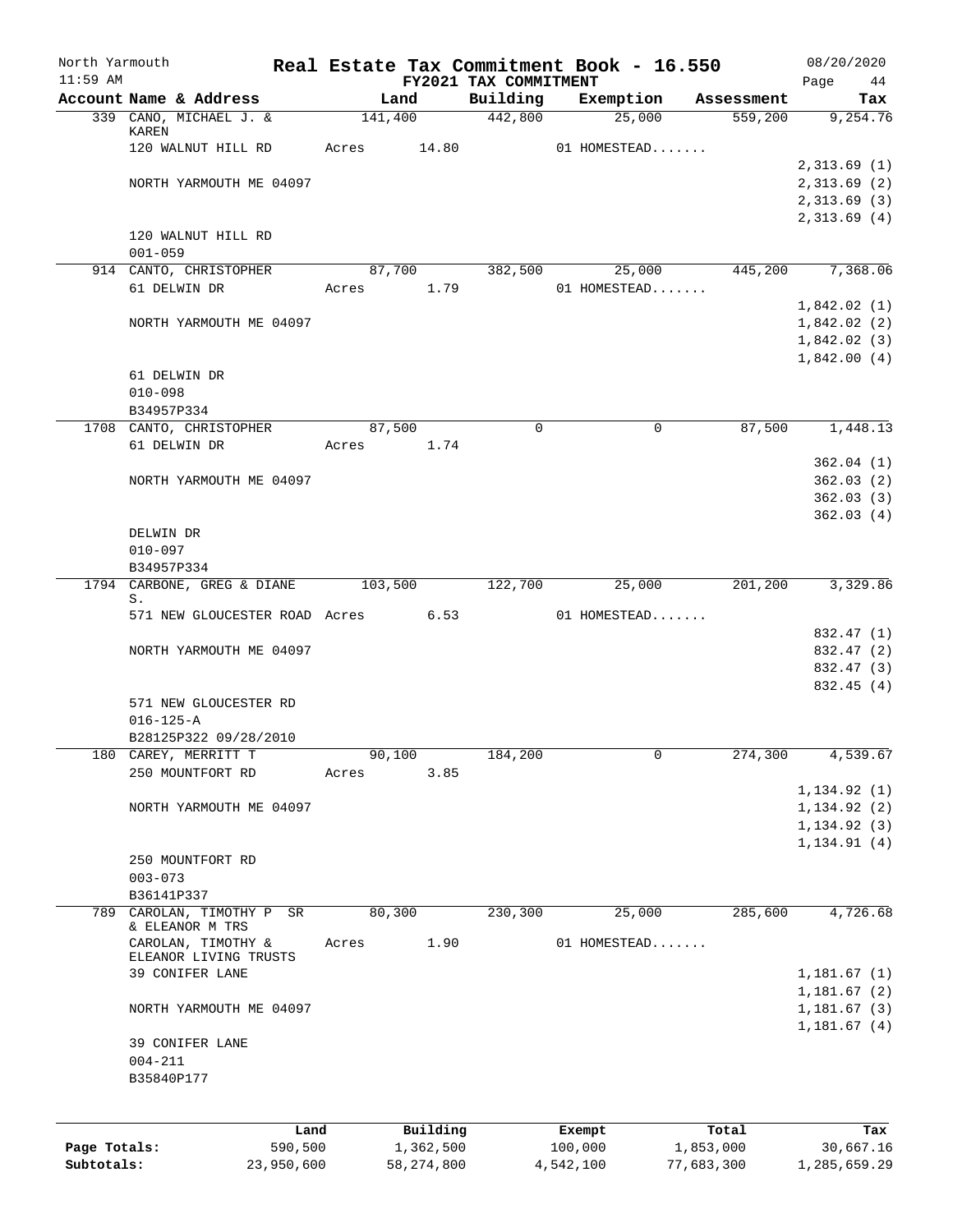North Yarmouth | Real Estate Tax Commitment Book - 16.550 | 08/20/2020
11:59 AM | FY2021 TAX COMMITMENT | Page 44

| Account Name & Address | Land | Building | Exemption | Assessment | Tax |
|---|---|---|---|---|---|
| 339 CANO, MICHAEL J. & KAREN | 141,400 | 442,800 | 25,000 | 559,200 | 9,254.76 |
| 120 WALNUT HILL RD | Acres 14.80 | | 01 HOMESTEAD....... | | |
| | | | | | 2,313.69 (1) |
| NORTH YARMOUTH ME 04097 | | | | | 2,313.69 (2) |
| | | | | | 2,313.69 (3) |
| | | | | | 2,313.69 (4) |
| 120 WALNUT HILL RD | | | | | |
| 001-059 | | | | | |
| 914 CANTO, CHRISTOPHER | 87,700 | 382,500 | 25,000 | 445,200 | 7,368.06 |
| 61 DELWIN DR | Acres 1.79 | | 01 HOMESTEAD....... | | |
| | | | | | 1,842.02 (1) |
| NORTH YARMOUTH ME 04097 | | | | | 1,842.02 (2) |
| | | | | | 1,842.02 (3) |
| | | | | | 1,842.00 (4) |
| 61 DELWIN DR | | | | | |
| 010-098 | | | | | |
| B34957P334 | | | | | |
| 1708 CANTO, CHRISTOPHER | 87,500 | 0 | 0 | 87,500 | 1,448.13 |
| 61 DELWIN DR | Acres 1.74 | | | | |
| | | | | | 362.04 (1) |
| NORTH YARMOUTH ME 04097 | | | | | 362.03 (2) |
| | | | | | 362.03 (3) |
| | | | | | 362.03 (4) |
| DELWIN DR | | | | | |
| 010-097 | | | | | |
| B34957P334 | | | | | |
| 1794 CARBONE, GREG & DIANE S. | 103,500 | 122,700 | 25,000 | 201,200 | 3,329.86 |
| 571 NEW GLOUCESTER ROAD | Acres 6.53 | | 01 HOMESTEAD....... | | |
| | | | | | 832.47 (1) |
| NORTH YARMOUTH ME 04097 | | | | | 832.47 (2) |
| | | | | | 832.47 (3) |
| | | | | | 832.45 (4) |
| 571 NEW GLOUCESTER RD | | | | | |
| 016-125-A | | | | | |
| B28125P322 09/28/2010 | | | | | |
| 180 CAREY, MERRITT T | 90,100 | 184,200 | 0 | 274,300 | 4,539.67 |
| 250 MOUNTFORT RD | Acres 3.85 | | | | |
| | | | | | 1,134.92 (1) |
| NORTH YARMOUTH ME 04097 | | | | | 1,134.92 (2) |
| | | | | | 1,134.92 (3) |
| | | | | | 1,134.91 (4) |
| 250 MOUNTFORT RD | | | | | |
| 003-073 | | | | | |
| B36141P337 | | | | | |
| 789 CAROLAN, TIMOTHY P SR & ELEANOR M TRS | 80,300 | 230,300 | 25,000 | 285,600 | 4,726.68 |
| CAROLAN, TIMOTHY & ELEANOR LIVING TRUSTS | Acres 1.90 | | 01 HOMESTEAD....... | | |
| 39 CONIFER LANE | | | | | 1,181.67 (1) |
| | | | | | 1,181.67 (2) |
| NORTH YARMOUTH ME 04097 | | | | | 1,181.67 (3) |
| | | | | | 1,181.67 (4) |
| 39 CONIFER LANE | | | | | |
| 004-211 | | | | | |
| B35840P177 | | | | | |

| | Land | Building | Exempt | Total | Tax |
|---|---|---|---|---|---|
| Page Totals: | 590,500 | 1,362,500 | 100,000 | 1,853,000 | 30,667.16 |
| Subtotals: | 23,950,600 | 58,274,800 | 4,542,100 | 77,683,300 | 1,285,659.29 |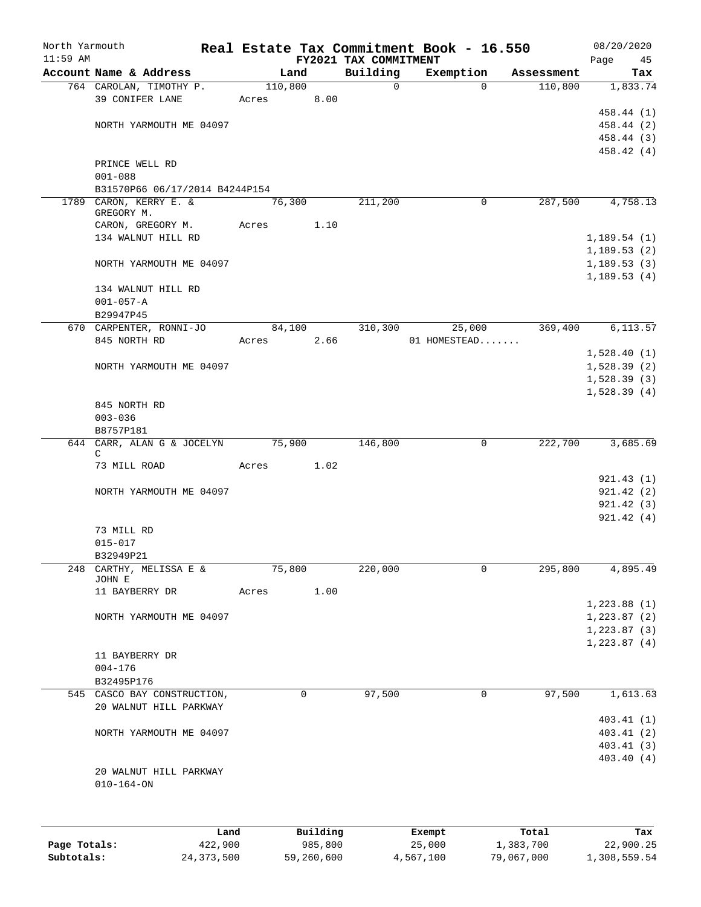North Yarmouth | Real Estate Tax Commitment Book - 16.550 | 08/20/2020
11:59 AM | FY2021 TAX COMMITMENT | Page 45

| Account Name & Address | Land | Building | Exemption | Assessment | Tax |
|---|---|---|---|---|---|
| 764 CAROLAN, TIMOTHY P. | 110,800 | 0 | 0 | 110,800 | 1,833.74 |
| 39 CONIFER LANE | Acres 8.00 | | | | |
| | | | | | 458.44 (1) |
| NORTH YARMOUTH ME 04097 | | | | | 458.44 (2) |
| | | | | | 458.44 (3) |
| | | | | | 458.42 (4) |
| PRINCE WELL RD | | | | | |
| 001-088 | | | | | |
| B31570P66 06/17/2014 B4244P154 | | | | | |
| 1789 CARON, KERRY E. & GREGORY M. | 76,300 | 211,200 | 0 | 287,500 | 4,758.13 |
| CARON, GREGORY M. | Acres 1.10 | | | | |
| 134 WALNUT HILL RD | | | | | 1,189.54 (1) |
| | | | | | 1,189.53 (2) |
| NORTH YARMOUTH ME 04097 | | | | | 1,189.53 (3) |
| | | | | | 1,189.53 (4) |
| 134 WALNUT HILL RD | | | | | |
| 001-057-A | | | | | |
| B29947P45 | | | | | |
| 670 CARPENTER, RONNI-JO | 84,100 | 310,300 | 25,000 | 369,400 | 6,113.57 |
| 845 NORTH RD | Acres 2.66 | | 01 HOMESTEAD....... | | |
| | | | | | 1,528.40 (1) |
| NORTH YARMOUTH ME 04097 | | | | | 1,528.39 (2) |
| | | | | | 1,528.39 (3) |
| | | | | | 1,528.39 (4) |
| 845 NORTH RD | | | | | |
| 003-036 | | | | | |
| B8757P181 | | | | | |
| 644 CARR, ALAN G & JOCELYN C | 75,900 | 146,800 | 0 | 222,700 | 3,685.69 |
| 73 MILL ROAD | Acres 1.02 | | | | |
| | | | | | 921.43 (1) |
| NORTH YARMOUTH ME 04097 | | | | | 921.42 (2) |
| | | | | | 921.42 (3) |
| | | | | | 921.42 (4) |
| 73 MILL RD | | | | | |
| 015-017 | | | | | |
| B32949P21 | | | | | |
| 248 CARTHY, MELISSA E & JOHN E | 75,800 | 220,000 | 0 | 295,800 | 4,895.49 |
| 11 BAYBERRY DR | Acres 1.00 | | | | |
| | | | | | 1,223.88 (1) |
| NORTH YARMOUTH ME 04097 | | | | | 1,223.87 (2) |
| | | | | | 1,223.87 (3) |
| | | | | | 1,223.87 (4) |
| 11 BAYBERRY DR | | | | | |
| 004-176 | | | | | |
| B32495P176 | | | | | |
| 545 CASCO BAY CONSTRUCTION, | 0 | 97,500 | 0 | 97,500 | 1,613.63 |
| 20 WALNUT HILL PARKWAY | | | | | |
| | | | | | 403.41 (1) |
| NORTH YARMOUTH ME 04097 | | | | | 403.41 (2) |
| | | | | | 403.41 (3) |
| | | | | | 403.40 (4) |
| 20 WALNUT HILL PARKWAY | | | | | |
| 010-164-ON | | | | | |

| | Land | Building | Exempt | Total | Tax |
|---|---|---|---|---|---|
| Page Totals: | 422,900 | 985,800 | 25,000 | 1,383,700 | 22,900.25 |
| Subtotals: | 24,373,500 | 59,260,600 | 4,567,100 | 79,067,000 | 1,308,559.54 |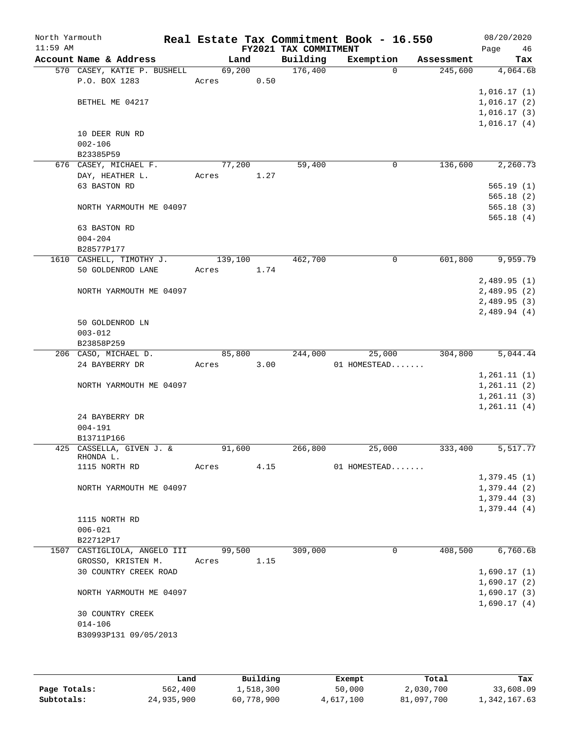North Yarmouth | Real Estate Tax Commitment Book - 16.550 | 08/20/2020
11:59 AM | FY2021 TAX COMMITMENT | Page 46

| Account Name & Address | Land | Building | Exemption | Assessment | Tax |
|---|---|---|---|---|---|
| 570 CASEY, KATIE P. BUSHELL | 69,200 | 176,400 | 0 | 245,600 | 4,064.68 |
| P.O. BOX 1283 | Acres 0.50 | | | | |
| | | | | | 1,016.17 (1) |
| BETHEL ME 04217 | | | | | 1,016.17 (2) |
| | | | | | 1,016.17 (3) |
| | | | | | 1,016.17 (4) |
| 10 DEER RUN RD | | | | | |
| 002-106 | | | | | |
| B23385P59 | | | | | |
| 676 CASEY, MICHAEL F. | 77,200 | 59,400 | 0 | 136,600 | 2,260.73 |
| DAY, HEATHER L. | Acres 1.27 | | | | |
| 63 BASTON RD | | | | | 565.19 (1) |
| | | | | | 565.18 (2) |
| NORTH YARMOUTH ME 04097 | | | | | 565.18 (3) |
| | | | | | 565.18 (4) |
| 63 BASTON RD | | | | | |
| 004-204 | | | | | |
| B28577P177 | | | | | |
| 1610 CASHELL, TIMOTHY J. | 139,100 | 462,700 | 0 | 601,800 | 9,959.79 |
| 50 GOLDENROD LANE | Acres 1.74 | | | | |
| | | | | | 2,489.95 (1) |
| NORTH YARMOUTH ME 04097 | | | | | 2,489.95 (2) |
| | | | | | 2,489.95 (3) |
| | | | | | 2,489.94 (4) |
| 50 GOLDENROD LN | | | | | |
| 003-012 | | | | | |
| B23858P259 | | | | | |
| 206 CASO, MICHAEL D. | 85,800 | 244,000 | 25,000 | 304,800 | 5,044.44 |
| 24 BAYBERRY DR | Acres 3.00 | | 01 HOMESTEAD....... | | |
| | | | | | 1,261.11 (1) |
| NORTH YARMOUTH ME 04097 | | | | | 1,261.11 (2) |
| | | | | | 1,261.11 (3) |
| | | | | | 1,261.11 (4) |
| 24 BAYBERRY DR | | | | | |
| 004-191 | | | | | |
| B13711P166 | | | | | |
| 425 CASSELLA, GIVEN J. & RHONDA L. | 91,600 | 266,800 | 25,000 | 333,400 | 5,517.77 |
| 1115 NORTH RD | Acres 4.15 | | 01 HOMESTEAD....... | | |
| | | | | | 1,379.45 (1) |
| NORTH YARMOUTH ME 04097 | | | | | 1,379.44 (2) |
| | | | | | 1,379.44 (3) |
| | | | | | 1,379.44 (4) |
| 1115 NORTH RD | | | | | |
| 006-021 | | | | | |
| B22712P17 | | | | | |
| 1507 CASTIGLIOLA, ANGELO III | 99,500 | 309,000 | 0 | 408,500 | 6,760.68 |
| GROSSO, KRISTEN M. | Acres 1.15 | | | | |
| 30 COUNTRY CREEK ROAD | | | | | 1,690.17 (1) |
| | | | | | 1,690.17 (2) |
| NORTH YARMOUTH ME 04097 | | | | | 1,690.17 (3) |
| | | | | | 1,690.17 (4) |
| 30 COUNTRY CREEK | | | | | |
| 014-106 | | | | | |
| B30993P131 09/05/2013 | | | | | |

| | Land | Building | Exempt | Total | Tax |
|---|---|---|---|---|---|
| Page Totals: | 562,400 | 1,518,300 | 50,000 | 2,030,700 | 33,608.09 |
| Subtotals: | 24,935,900 | 60,778,900 | 4,617,100 | 81,097,700 | 1,342,167.63 |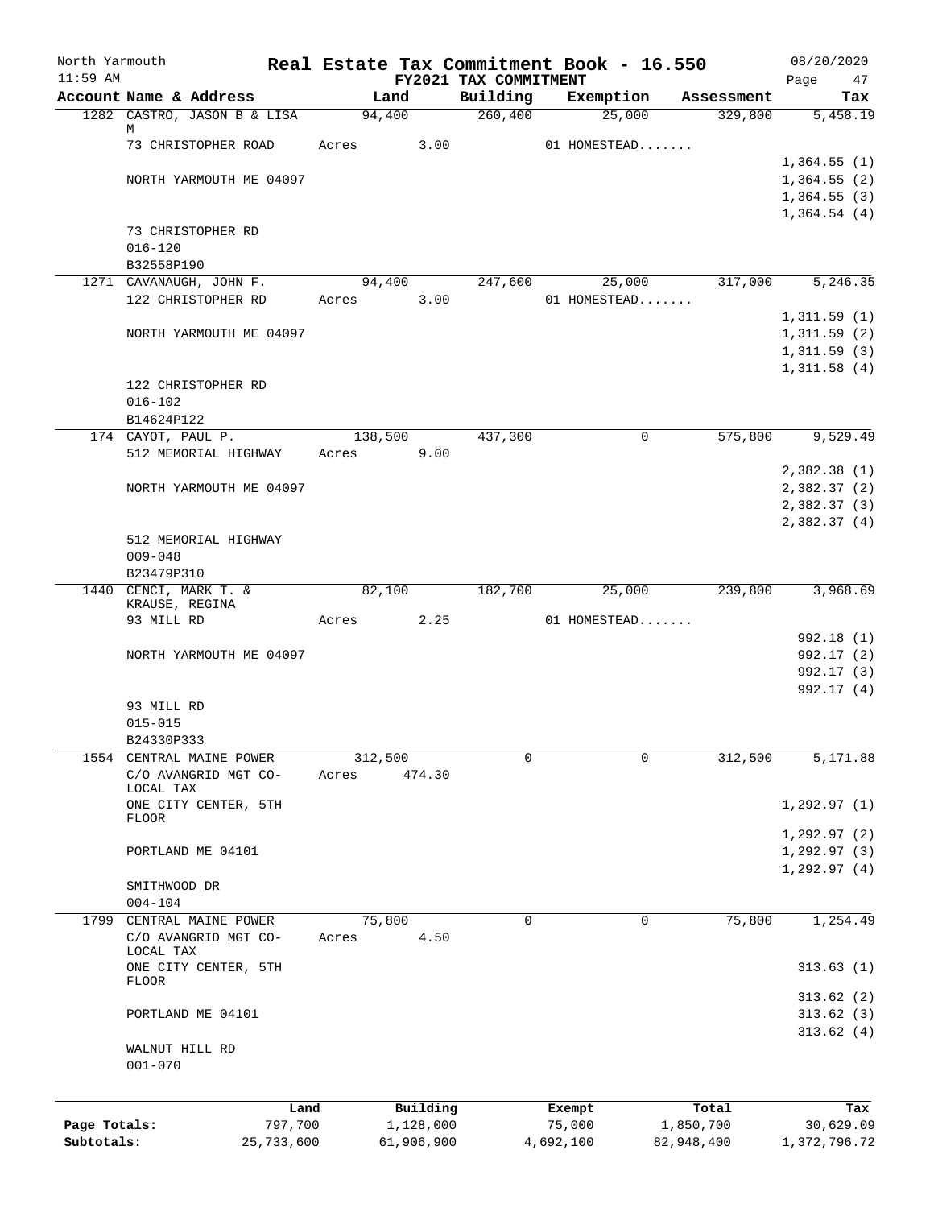# Real Estate Tax Commitment Book - 16.550

North Yarmouth — 11:59 AM — FY2021 TAX COMMITMENT — 08/20/2020

| Account Name & Address | Land | Building | Exemption | Assessment | Tax |
|---|---|---|---|---|---|
| 1282 CASTRO, JASON B & LISA M | 94,400 | 260,400 | 25,000 | 329,800 | 5,458.19 |
| 73 CHRISTOPHER ROAD | Acres 3.00 | | 01 HOMESTEAD....... | | |
| | | | | | 1,364.55 (1) |
| NORTH YARMOUTH ME 04097 | | | | | 1,364.55 (2) |
| | | | | | 1,364.55 (3) |
| | | | | | 1,364.54 (4) |
| 73 CHRISTOPHER RD | | | | | |
| 016-120 | | | | | |
| B32558P190 | | | | | |
| 1271 CAVANAUGH, JOHN F. | 94,400 | 247,600 | 25,000 | 317,000 | 5,246.35 |
| 122 CHRISTOPHER RD | Acres 3.00 | | 01 HOMESTEAD....... | | |
| | | | | | 1,311.59 (1) |
| NORTH YARMOUTH ME 04097 | | | | | 1,311.59 (2) |
| | | | | | 1,311.59 (3) |
| | | | | | 1,311.58 (4) |
| 122 CHRISTOPHER RD | | | | | |
| 016-102 | | | | | |
| B14624P122 | | | | | |
| 174 CAYOT, PAUL P. | 138,500 | 437,300 | 0 | 575,800 | 9,529.49 |
| 512 MEMORIAL HIGHWAY | Acres 9.00 | | | | |
| | | | | | 2,382.38 (1) |
| NORTH YARMOUTH ME 04097 | | | | | 2,382.37 (2) |
| | | | | | 2,382.37 (3) |
| | | | | | 2,382.37 (4) |
| 512 MEMORIAL HIGHWAY | | | | | |
| 009-048 | | | | | |
| B23479P310 | | | | | |
| 1440 CENCI, MARK T. & KRAUSE, REGINA | 82,100 | 182,700 | 25,000 | 239,800 | 3,968.69 |
| 93 MILL RD | Acres 2.25 | | 01 HOMESTEAD....... | | |
| | | | | | 992.18 (1) |
| NORTH YARMOUTH ME 04097 | | | | | 992.17 (2) |
| | | | | | 992.17 (3) |
| | | | | | 992.17 (4) |
| 93 MILL RD | | | | | |
| 015-015 | | | | | |
| B24330P333 | | | | | |
| 1554 CENTRAL MAINE POWER | 312,500 | 0 | 0 | 312,500 | 5,171.88 |
| C/O AVANGRID MGT CO-LOCAL TAX | Acres 474.30 | | | | |
| ONE CITY CENTER, 5TH FLOOR | | | | | 1,292.97 (1) |
| | | | | | 1,292.97 (2) |
| PORTLAND ME 04101 | | | | | 1,292.97 (3) |
| | | | | | 1,292.97 (4) |
| SMITHWOOD DR | | | | | |
| 004-104 | | | | | |
| 1799 CENTRAL MAINE POWER | 75,800 | 0 | 0 | 75,800 | 1,254.49 |
| C/O AVANGRID MGT CO-LOCAL TAX | Acres 4.50 | | | | |
| ONE CITY CENTER, 5TH FLOOR | | | | | 313.63 (1) |
| | | | | | 313.62 (2) |
| PORTLAND ME 04101 | | | | | 313.62 (3) |
| | | | | | 313.62 (4) |
| WALNUT HILL RD | | | | | |
| 001-070 | | | | | |

| | Land | Building | Exempt | Total | Tax |
|---|---|---|---|---|---|
| Page Totals: | 797,700 | 1,128,000 | 75,000 | 1,850,700 | 30,629.09 |
| Subtotals: | 25,733,600 | 61,906,900 | 4,692,100 | 82,948,400 | 1,372,796.72 |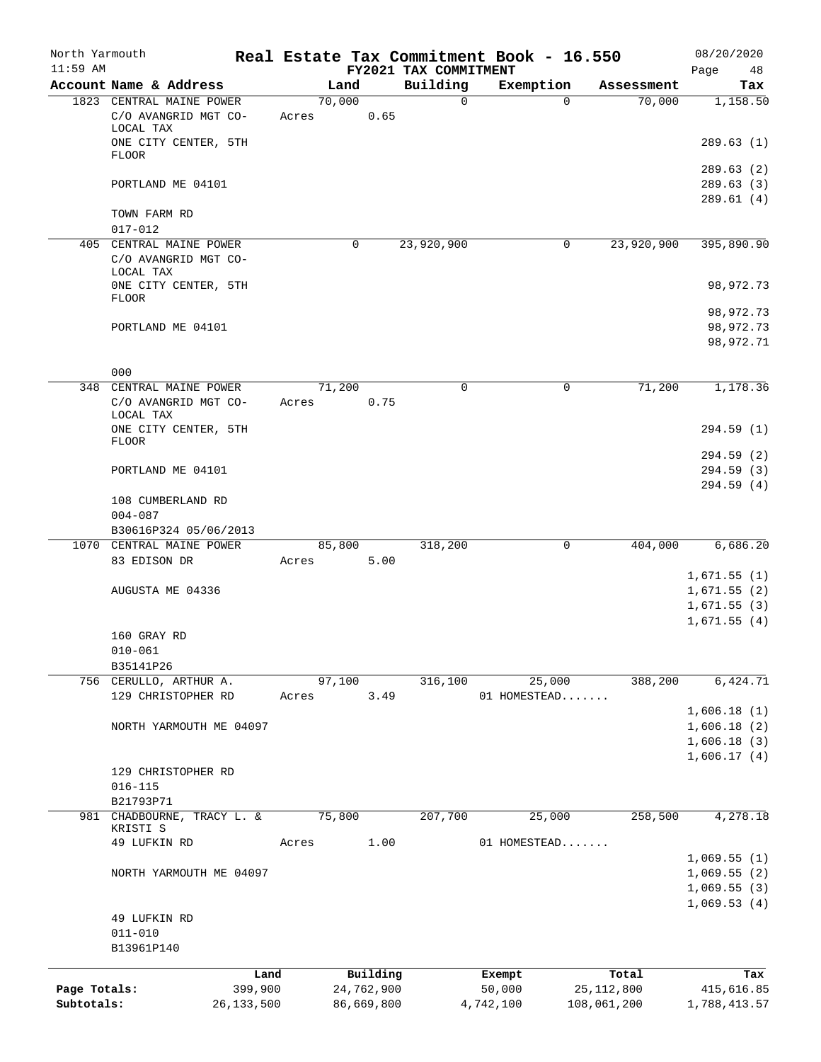North Yarmouth | Real Estate Tax Commitment Book - 16.550 | 08/20/2020
11:59 AM | FY2021 TAX COMMITMENT |

| Account Name & Address | Land | Building | Exemption | Assessment | Tax |
|---|---|---|---|---|---|
| 1823 CENTRAL MAINE POWER | 70,000 | 0 | 0 | 70,000 | 1,158.50 |
| C/O AVANGRID MGT CO-LOCAL TAX | Acres 0.65 | | | | |
| ONE CITY CENTER, 5TH FLOOR | | | | | 289.63 (1) |
| | | | | | 289.63 (2) |
| PORTLAND ME 04101 | | | | | 289.63 (3) |
| | | | | | 289.61 (4) |
| TOWN FARM RD | | | | | |
| 017-012 | | | | | |
| 405 CENTRAL MAINE POWER | 0 | 23,920,900 | 0 | 23,920,900 | 395,890.90 |
| C/O AVANGRID MGT CO-LOCAL TAX | | | | | |
| 0NE CITY CENTER, 5TH FLOOR | | | | | 98,972.73 |
| | | | | | 98,972.73 |
| PORTLAND ME 04101 | | | | | 98,972.73 |
| | | | | | 98,972.71 |
| 000 | | | | | |
| 348 CENTRAL MAINE POWER | 71,200 | 0 | 0 | 71,200 | 1,178.36 |
| C/O AVANGRID MGT CO-LOCAL TAX | Acres 0.75 | | | | |
| ONE CITY CENTER, 5TH FLOOR | | | | | 294.59 (1) |
| | | | | | 294.59 (2) |
| PORTLAND ME 04101 | | | | | 294.59 (3) |
| | | | | | 294.59 (4) |
| 108 CUMBERLAND RD | | | | | |
| 004-087 | | | | | |
| B30616P324 05/06/2013 | | | | | |
| 1070 CENTRAL MAINE POWER | 85,800 | 318,200 | 0 | 404,000 | 6,686.20 |
| 83 EDISON DR | Acres 5.00 | | | | |
| | | | | | 1,671.55 (1) |
| AUGUSTA ME 04336 | | | | | 1,671.55 (2) |
| | | | | | 1,671.55 (3) |
| | | | | | 1,671.55 (4) |
| 160 GRAY RD | | | | | |
| 010-061 | | | | | |
| B35141P26 | | | | | |
| 756 CERULLO, ARTHUR A. | 97,100 | 316,100 | 25,000 | 388,200 | 6,424.71 |
| 129 CHRISTOPHER RD | Acres 3.49 | | 01 HOMESTEAD....... | | |
| | | | | | 1,606.18 (1) |
| NORTH YARMOUTH ME 04097 | | | | | 1,606.18 (2) |
| | | | | | 1,606.18 (3) |
| | | | | | 1,606.17 (4) |
| 129 CHRISTOPHER RD | | | | | |
| 016-115 | | | | | |
| B21793P71 | | | | | |
| 981 CHADBOURNE, TRACY L. & KRISTI S | 75,800 | 207,700 | 25,000 | 258,500 | 4,278.18 |
| 49 LUFKIN RD | Acres 1.00 | | 01 HOMESTEAD....... | | |
| | | | | | 1,069.55 (1) |
| NORTH YARMOUTH ME 04097 | | | | | 1,069.55 (2) |
| | | | | | 1,069.55 (3) |
| | | | | | 1,069.53 (4) |
| 49 LUFKIN RD | | | | | |
| 011-010 | | | | | |
| B13961P140 | | | | | |

| | Land | Building | Exempt | Total | Tax |
|---|---|---|---|---|---|
| Page Totals: | 399,900 | 24,762,900 | 50,000 | 25,112,800 | 415,616.85 |
| Subtotals: | 26,133,500 | 86,669,800 | 4,742,100 | 108,061,200 | 1,788,413.57 |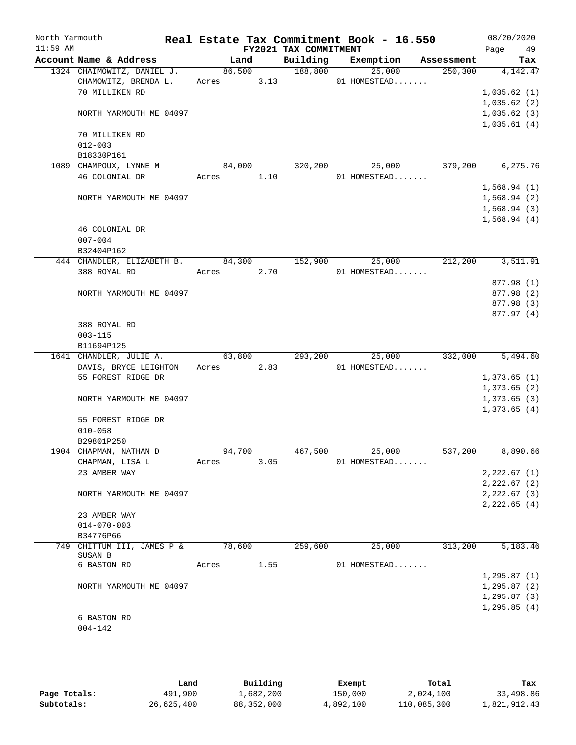North Yarmouth | Real Estate Tax Commitment Book - 16.550 | 08/20/2020
11:59 AM | FY2021 TAX COMMITMENT | Page 49

| Account | Name & Address | Land | Building | Exemption | Assessment | Tax |
|---|---|---|---|---|---|---|
| 1324 | CHAIMOWITZ, DANIEL J. | 86,500 | 188,800 | 25,000 | 250,300 | 4,142.47 |
| | CHAMOWITZ, BRENDA L. | Acres 3.13 | | 01 HOMESTEAD....... | | |
| | 70 MILLIKEN RD | | | | | 1,035.62 (1) |
| | | | | | | 1,035.62 (2) |
| | NORTH YARMOUTH ME 04097 | | | | | 1,035.62 (3) |
| | | | | | | 1,035.61 (4) |
| | 70 MILLIKEN RD | | | | | |
| | 012-003 | | | | | |
| | B18330P161 | | | | | |
| 1089 | CHAMPOUX, LYNNE M | 84,000 | 320,200 | 25,000 | 379,200 | 6,275.76 |
| | 46 COLONIAL DR | Acres 1.10 | | 01 HOMESTEAD....... | | |
| | | | | | | 1,568.94 (1) |
| | NORTH YARMOUTH ME 04097 | | | | | 1,568.94 (2) |
| | | | | | | 1,568.94 (3) |
| | | | | | | 1,568.94 (4) |
| | 46 COLONIAL DR | | | | | |
| | 007-004 | | | | | |
| | B32404P162 | | | | | |
| 444 | CHANDLER, ELIZABETH B. | 84,300 | 152,900 | 25,000 | 212,200 | 3,511.91 |
| | 388 ROYAL RD | Acres 2.70 | | 01 HOMESTEAD....... | | |
| | | | | | | 877.98 (1) |
| | NORTH YARMOUTH ME 04097 | | | | | 877.98 (2) |
| | | | | | | 877.98 (3) |
| | | | | | | 877.97 (4) |
| | 388 ROYAL RD | | | | | |
| | 003-115 | | | | | |
| | B11694P125 | | | | | |
| 1641 | CHANDLER, JULIE A. | 63,800 | 293,200 | 25,000 | 332,000 | 5,494.60 |
| | DAVIS, BRYCE LEIGHTON | Acres 2.83 | | 01 HOMESTEAD....... | | |
| | 55 FOREST RIDGE DR | | | | | 1,373.65 (1) |
| | | | | | | 1,373.65 (2) |
| | NORTH YARMOUTH ME 04097 | | | | | 1,373.65 (3) |
| | | | | | | 1,373.65 (4) |
| | 55 FOREST RIDGE DR | | | | | |
| | 010-058 | | | | | |
| | B29801P250 | | | | | |
| 1904 | CHAPMAN, NATHAN D | 94,700 | 467,500 | 25,000 | 537,200 | 8,890.66 |
| | CHAPMAN, LISA L | Acres 3.05 | | 01 HOMESTEAD....... | | |
| | 23 AMBER WAY | | | | | 2,222.67 (1) |
| | | | | | | 2,222.67 (2) |
| | NORTH YARMOUTH ME 04097 | | | | | 2,222.67 (3) |
| | | | | | | 2,222.65 (4) |
| | 23 AMBER WAY | | | | | |
| | 014-070-003 | | | | | |
| | B34776P66 | | | | | |
| 749 | CHITTUM III, JAMES P & SUSAN B | 78,600 | 259,600 | 25,000 | 313,200 | 5,183.46 |
| | 6 BASTON RD | Acres 1.55 | | 01 HOMESTEAD....... | | |
| | | | | | | 1,295.87 (1) |
| | NORTH YARMOUTH ME 04097 | | | | | 1,295.87 (2) |
| | | | | | | 1,295.87 (3) |
| | | | | | | 1,295.85 (4) |
| | 6 BASTON RD | | | | | |
| | 004-142 | | | | | |

| | Land | Building | Exempt | Total | Tax |
|---|---|---|---|---|---|
| Page Totals: | 491,900 | 1,682,200 | 150,000 | 2,024,100 | 33,498.86 |
| Subtotals: | 26,625,400 | 88,352,000 | 4,892,100 | 110,085,300 | 1,821,912.43 |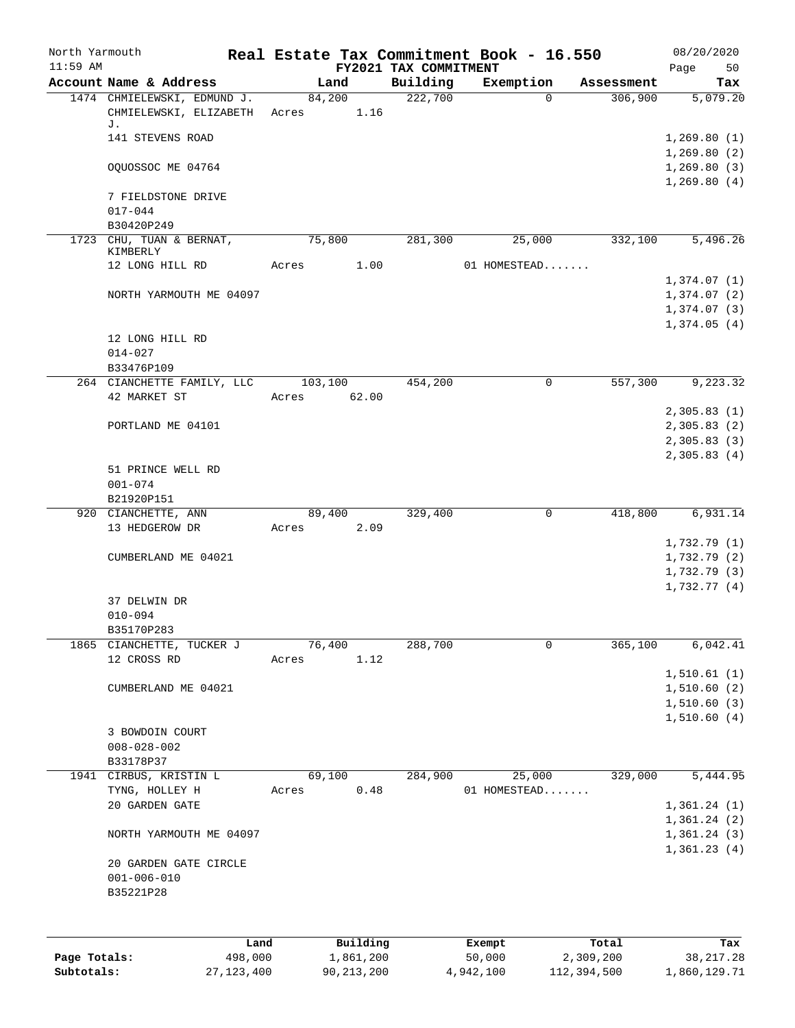North Yarmouth | | | Real Estate Tax Commitment Book - 16.550 | | | 08/20/2020

11:59 AM | | | FY2021 TAX COMMITMENT | | | Page 50

| Account Name & Address | Land | Building | Exemption | Assessment | Tax |
|---|---|---|---|---|---|
| 1474 CHMIELEWSKI, EDMUND J. | 84,200 | 222,700 | 0 | 306,900 | 5,079.20 |
| CHMIELEWSKI, ELIZABETH J. | Acres 1.16 | | | | |
| 141 STEVENS ROAD | | | | | 1,269.80 (1) |
| | | | | | 1,269.80 (2) |
| OQUOSSOC ME 04764 | | | | | 1,269.80 (3) |
| | | | | | 1,269.80 (4) |
| 7 FIELDSTONE DRIVE | | | | | |
| 017-044 | | | | | |
| B30420P249 | | | | | |
| 1723 CHU, TUAN & BERNAT, KIMBERLY | 75,800 | 281,300 | 25,000 | 332,100 | 5,496.26 |
| 12 LONG HILL RD | Acres 1.00 | | 01 HOMESTEAD....... | | |
| | | | | | 1,374.07 (1) |
| NORTH YARMOUTH ME 04097 | | | | | 1,374.07 (2) |
| | | | | | 1,374.07 (3) |
| | | | | | 1,374.05 (4) |
| 12 LONG HILL RD | | | | | |
| 014-027 | | | | | |
| B33476P109 | | | | | |
| 264 CIANCHETTE FAMILY, LLC | 103,100 | 454,200 | 0 | 557,300 | 9,223.32 |
| 42 MARKET ST | Acres 62.00 | | | | |
| | | | | | 2,305.83 (1) |
| PORTLAND ME 04101 | | | | | 2,305.83 (2) |
| | | | | | 2,305.83 (3) |
| | | | | | 2,305.83 (4) |
| 51 PRINCE WELL RD | | | | | |
| 001-074 | | | | | |
| B21920P151 | | | | | |
| 920 CIANCHETTE, ANN | 89,400 | 329,400 | 0 | 418,800 | 6,931.14 |
| 13 HEDGEROW DR | Acres 2.09 | | | | |
| | | | | | 1,732.79 (1) |
| CUMBERLAND ME 04021 | | | | | 1,732.79 (2) |
| | | | | | 1,732.79 (3) |
| | | | | | 1,732.77 (4) |
| 37 DELWIN DR | | | | | |
| 010-094 | | | | | |
| B35170P283 | | | | | |
| 1865 CIANCHETTE, TUCKER J | 76,400 | 288,700 | 0 | 365,100 | 6,042.41 |
| 12 CROSS RD | Acres 1.12 | | | | |
| | | | | | 1,510.61 (1) |
| CUMBERLAND ME 04021 | | | | | 1,510.60 (2) |
| | | | | | 1,510.60 (3) |
| | | | | | 1,510.60 (4) |
| 3 BOWDOIN COURT | | | | | |
| 008-028-002 | | | | | |
| B33178P37 | | | | | |
| 1941 CIRBUS, KRISTIN L | 69,100 | 284,900 | 25,000 | 329,000 | 5,444.95 |
| TYNG, HOLLEY H | Acres 0.48 | | 01 HOMESTEAD....... | | |
| 20 GARDEN GATE | | | | | 1,361.24 (1) |
| | | | | | 1,361.24 (2) |
| NORTH YARMOUTH ME 04097 | | | | | 1,361.24 (3) |
| | | | | | 1,361.23 (4) |
| 20 GARDEN GATE CIRCLE | | | | | |
| 001-006-010 | | | | | |
| B35221P28 | | | | | |

| | Land | Building | Exempt | Total | Tax |
|---|---|---|---|---|---|
| Page Totals: | 498,000 | 1,861,200 | 50,000 | 2,309,200 | 38,217.28 |
| Subtotals: | 27,123,400 | 90,213,200 | 4,942,100 | 112,394,500 | 1,860,129.71 |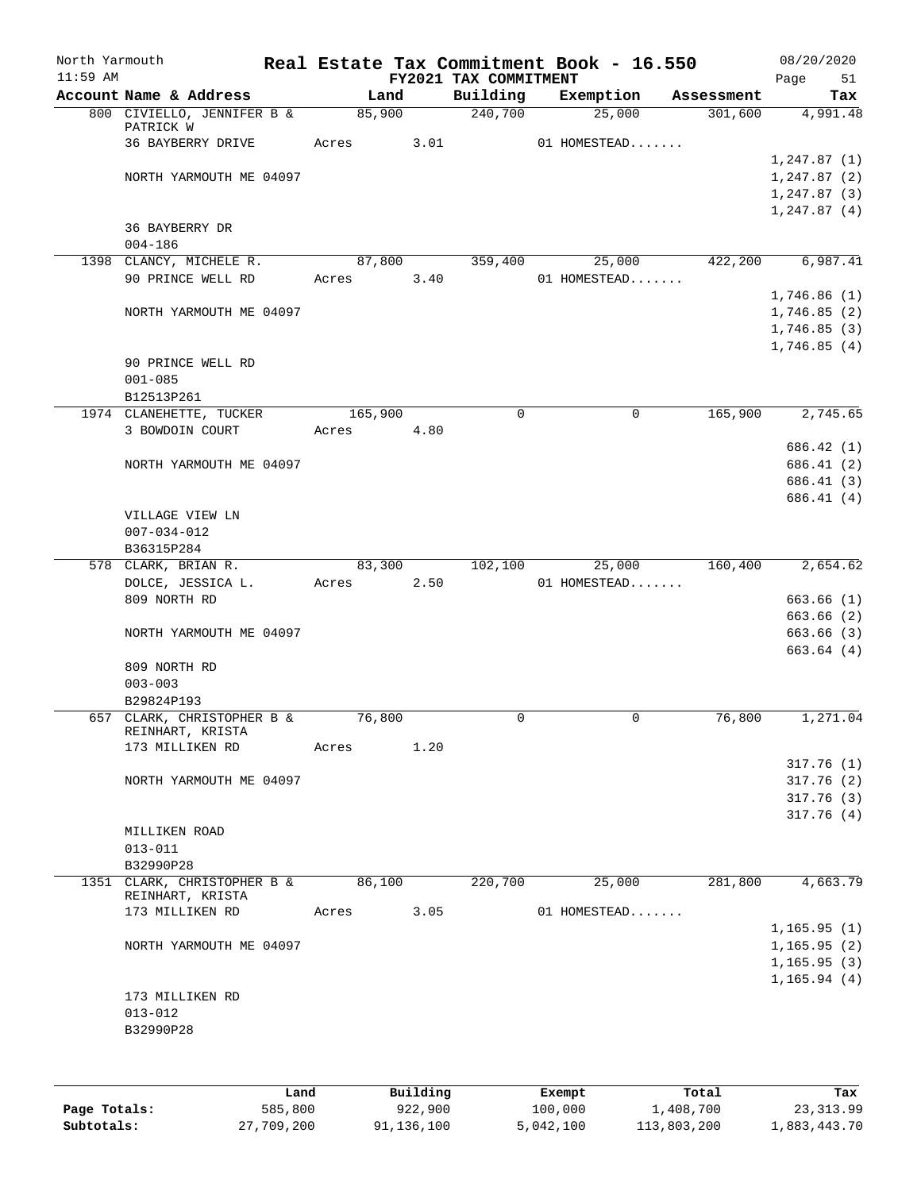North Yarmouth — Real Estate Tax Commitment Book - 16.550 — 08/20/2020
11:59 AM — FY2021 TAX COMMITMENT — Page 51

| Account Name & Address | Land | Building | Exemption | Assessment | Tax |
|---|---|---|---|---|---|
| 800 CIVIELLO, JENNIFER B & PATRICK W | 85,900 | 240,700 | 25,000 | 301,600 | 4,991.48 |
| 36 BAYBERRY DRIVE | Acres 3.01 | | 01 HOMESTEAD....... | | |
| | | | | | 1,247.87 (1) |
| NORTH YARMOUTH ME 04097 | | | | | 1,247.87 (2) |
| | | | | | 1,247.87 (3) |
| | | | | | 1,247.87 (4) |
| 36 BAYBERRY DR | | | | | |
| 004-186 | | | | | |
| 1398 CLANCY, MICHELE R. | 87,800 | 359,400 | 25,000 | 422,200 | 6,987.41 |
| 90 PRINCE WELL RD | Acres 3.40 | | 01 HOMESTEAD....... | | |
| | | | | | 1,746.86 (1) |
| NORTH YARMOUTH ME 04097 | | | | | 1,746.85 (2) |
| | | | | | 1,746.85 (3) |
| | | | | | 1,746.85 (4) |
| 90 PRINCE WELL RD | | | | | |
| 001-085 | | | | | |
| B12513P261 | | | | | |
| 1974 CLANEHETTE, TUCKER | 165,900 | 0 | 0 | 165,900 | 2,745.65 |
| 3 BOWDOIN COURT | Acres 4.80 | | | | |
| | | | | | 686.42 (1) |
| NORTH YARMOUTH ME 04097 | | | | | 686.41 (2) |
| | | | | | 686.41 (3) |
| | | | | | 686.41 (4) |
| VILLAGE VIEW LN | | | | | |
| 007-034-012 | | | | | |
| B36315P284 | | | | | |
| 578 CLARK, BRIAN R. | 83,300 | 102,100 | 25,000 | 160,400 | 2,654.62 |
| DOLCE, JESSICA L. | Acres 2.50 | | 01 HOMESTEAD....... | | |
| 809 NORTH RD | | | | | 663.66 (1) |
| | | | | | 663.66 (2) |
| NORTH YARMOUTH ME 04097 | | | | | 663.66 (3) |
| | | | | | 663.64 (4) |
| 809 NORTH RD | | | | | |
| 003-003 | | | | | |
| B29824P193 | | | | | |
| 657 CLARK, CHRISTOPHER B & REINHART, KRISTA | 76,800 | 0 | 0 | 76,800 | 1,271.04 |
| 173 MILLIKEN RD | Acres 1.20 | | | | |
| | | | | | 317.76 (1) |
| NORTH YARMOUTH ME 04097 | | | | | 317.76 (2) |
| | | | | | 317.76 (3) |
| | | | | | 317.76 (4) |
| MILLIKEN ROAD | | | | | |
| 013-011 | | | | | |
| B32990P28 | | | | | |
| 1351 CLARK, CHRISTOPHER B & REINHART, KRISTA | 86,100 | 220,700 | 25,000 | 281,800 | 4,663.79 |
| 173 MILLIKEN RD | Acres 3.05 | | 01 HOMESTEAD....... | | |
| | | | | | 1,165.95 (1) |
| NORTH YARMOUTH ME 04097 | | | | | 1,165.95 (2) |
| | | | | | 1,165.95 (3) |
| | | | | | 1,165.94 (4) |
| 173 MILLIKEN RD | | | | | |
| 013-012 | | | | | |
| B32990P28 | | | | | |

| | Land | Building | Exempt | Total | Tax |
|---|---|---|---|---|---|
| Page Totals: | 585,800 | 922,900 | 100,000 | 1,408,700 | 23,313.99 |
| Subtotals: | 27,709,200 | 91,136,100 | 5,042,100 | 113,803,200 | 1,883,443.70 |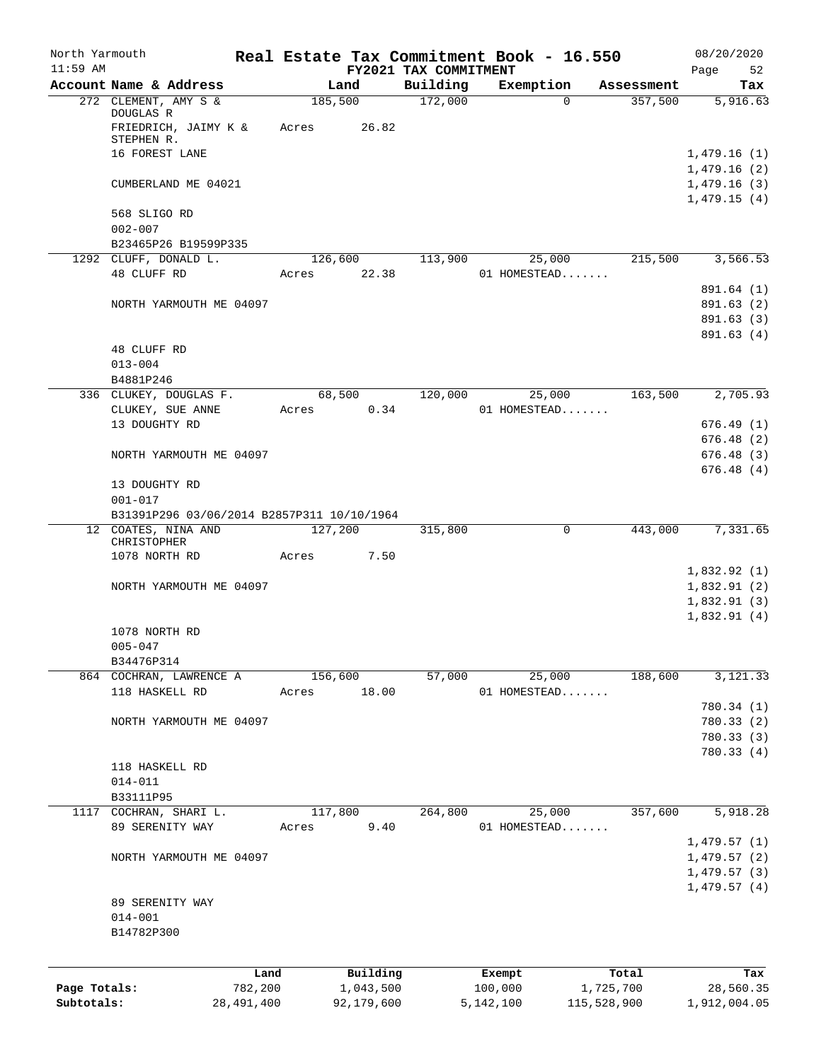North Yarmouth | Real Estate Tax Commitment Book - 16.550 | 08/20/2020
11:59 AM | FY2021 TAX COMMITMENT | Page 52

| Account Name & Address | Land | Building | Exemption | Assessment | Tax |
|---|---|---|---|---|---|
| 272 CLEMENT, AMY S & DOUGLAS R | 185,500 | 172,000 | 0 | 357,500 | 5,916.63 |
| FRIEDRICH, JAIMY K & STEPHEN R. | Acres 26.82 | | | | |
| 16 FOREST LANE | | | | | 1,479.16 (1) |
| | | | | | 1,479.16 (2) |
| CUMBERLAND ME 04021 | | | | | 1,479.16 (3) |
| | | | | | 1,479.15 (4) |
| 568 SLIGO RD | | | | | |
| 002-007 | | | | | |
| B23465P26 B19599P335 | | | | | |
| 1292 CLUFF, DONALD L. | 126,600 | 113,900 | 25,000 | 215,500 | 3,566.53 |
| 48 CLUFF RD | Acres 22.38 | | 01 HOMESTEAD....... | | |
| | | | | | 891.64 (1) |
| NORTH YARMOUTH ME 04097 | | | | | 891.63 (2) |
| | | | | | 891.63 (3) |
| | | | | | 891.63 (4) |
| 48 CLUFF RD | | | | | |
| 013-004 | | | | | |
| B4881P246 | | | | | |
| 336 CLUKEY, DOUGLAS F. | 68,500 | 120,000 | 25,000 | 163,500 | 2,705.93 |
| CLUKEY, SUE ANNE | Acres 0.34 | | 01 HOMESTEAD....... | | |
| 13 DOUGHTY RD | | | | | 676.49 (1) |
| | | | | | 676.48 (2) |
| NORTH YARMOUTH ME 04097 | | | | | 676.48 (3) |
| | | | | | 676.48 (4) |
| 13 DOUGHTY RD | | | | | |
| 001-017 | | | | | |
| B31391P296 03/06/2014 B2857P311 10/10/1964 | | | | | |
| 12 COATES, NINA AND CHRISTOPHER | 127,200 | 315,800 | 0 | 443,000 | 7,331.65 |
| 1078 NORTH RD | Acres 7.50 | | | | |
| | | | | | 1,832.92 (1) |
| NORTH YARMOUTH ME 04097 | | | | | 1,832.91 (2) |
| | | | | | 1,832.91 (3) |
| | | | | | 1,832.91 (4) |
| 1078 NORTH RD | | | | | |
| 005-047 | | | | | |
| B34476P314 | | | | | |
| 864 COCHRAN, LAWRENCE A | 156,600 | 57,000 | 25,000 | 188,600 | 3,121.33 |
| 118 HASKELL RD | Acres 18.00 | | 01 HOMESTEAD....... | | |
| | | | | | 780.34 (1) |
| NORTH YARMOUTH ME 04097 | | | | | 780.33 (2) |
| | | | | | 780.33 (3) |
| | | | | | 780.33 (4) |
| 118 HASKELL RD | | | | | |
| 014-011 | | | | | |
| B33111P95 | | | | | |
| 1117 COCHRAN, SHARI L. | 117,800 | 264,800 | 25,000 | 357,600 | 5,918.28 |
| 89 SERENITY WAY | Acres 9.40 | | 01 HOMESTEAD....... | | |
| | | | | | 1,479.57 (1) |
| NORTH YARMOUTH ME 04097 | | | | | 1,479.57 (2) |
| | | | | | 1,479.57 (3) |
| | | | | | 1,479.57 (4) |
| 89 SERENITY WAY | | | | | |
| 014-001 | | | | | |
| B14782P300 | | | | | |

| | Land | Building | Exempt | Total | Tax |
|---|---|---|---|---|---|
| Page Totals: | 782,200 | 1,043,500 | 100,000 | 1,725,700 | 28,560.35 |
| Subtotals: | 28,491,400 | 92,179,600 | 5,142,100 | 115,528,900 | 1,912,004.05 |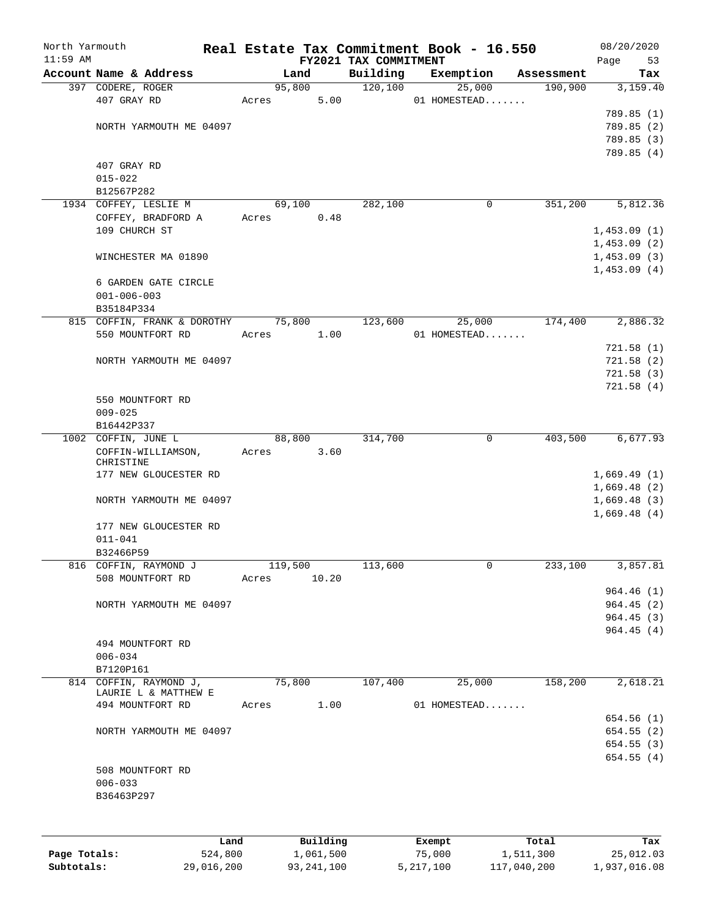North Yarmouth — Real Estate Tax Commitment Book - 16.550 — 08/20/2020
11:59 AM — FY2021 TAX COMMITMENT — Page 53

| Account Name & Address | Land | Building | Exemption | Assessment | Tax |
|---|---|---|---|---|---|
| 397 CODERE, ROGER | 95,800 | 120,100 | 25,000 | 190,900 | 3,159.40 |
| 407 GRAY RD | Acres 5.00 | | 01 HOMESTEAD....... | | |
| | | | | | 789.85 (1) |
| NORTH YARMOUTH ME 04097 | | | | | 789.85 (2) |
| | | | | | 789.85 (3) |
| | | | | | 789.85 (4) |
| 407 GRAY RD | | | | | |
| 015-022 | | | | | |
| B12567P282 | | | | | |
| 1934 COFFEY, LESLIE M | 69,100 | 282,100 | 0 | 351,200 | 5,812.36 |
| COFFEY, BRADFORD A | Acres 0.48 | | | | |
| 109 CHURCH ST | | | | | 1,453.09 (1) |
| | | | | | 1,453.09 (2) |
| WINCHESTER MA 01890 | | | | | 1,453.09 (3) |
| | | | | | 1,453.09 (4) |
| 6 GARDEN GATE CIRCLE | | | | | |
| 001-006-003 | | | | | |
| B35184P334 | | | | | |
| 815 COFFIN, FRANK & DOROTHY | 75,800 | 123,600 | 25,000 | 174,400 | 2,886.32 |
| 550 MOUNTFORT RD | Acres 1.00 | | 01 HOMESTEAD....... | | |
| | | | | | 721.58 (1) |
| NORTH YARMOUTH ME 04097 | | | | | 721.58 (2) |
| | | | | | 721.58 (3) |
| | | | | | 721.58 (4) |
| 550 MOUNTFORT RD | | | | | |
| 009-025 | | | | | |
| B16442P337 | | | | | |
| 1002 COFFIN, JUNE L | 88,800 | 314,700 | 0 | 403,500 | 6,677.93 |
| COFFIN-WILLIAMSON, CHRISTINE | Acres 3.60 | | | | |
| 177 NEW GLOUCESTER RD | | | | | 1,669.49 (1) |
| | | | | | 1,669.48 (2) |
| NORTH YARMOUTH ME 04097 | | | | | 1,669.48 (3) |
| | | | | | 1,669.48 (4) |
| 177 NEW GLOUCESTER RD | | | | | |
| 011-041 | | | | | |
| B32466P59 | | | | | |
| 816 COFFIN, RAYMOND J | 119,500 | 113,600 | 0 | 233,100 | 3,857.81 |
| 508 MOUNTFORT RD | Acres 10.20 | | | | |
| | | | | | 964.46 (1) |
| NORTH YARMOUTH ME 04097 | | | | | 964.45 (2) |
| | | | | | 964.45 (3) |
| | | | | | 964.45 (4) |
| 494 MOUNTFORT RD | | | | | |
| 006-034 | | | | | |
| B7120P161 | | | | | |
| 814 COFFIN, RAYMOND J, LAURIE L & MATTHEW E | 75,800 | 107,400 | 25,000 | 158,200 | 2,618.21 |
| 494 MOUNTFORT RD | Acres 1.00 | | 01 HOMESTEAD....... | | |
| | | | | | 654.56 (1) |
| NORTH YARMOUTH ME 04097 | | | | | 654.55 (2) |
| | | | | | 654.55 (3) |
| | | | | | 654.55 (4) |
| 508 MOUNTFORT RD | | | | | |
| 006-033 | | | | | |
| B36463P297 | | | | | |

| | Land | Building | Exempt | Total | Tax |
|---|---|---|---|---|---|
| Page Totals: | 524,800 | 1,061,500 | 75,000 | 1,511,300 | 25,012.03 |
| Subtotals: | 29,016,200 | 93,241,100 | 5,217,100 | 117,040,200 | 1,937,016.08 |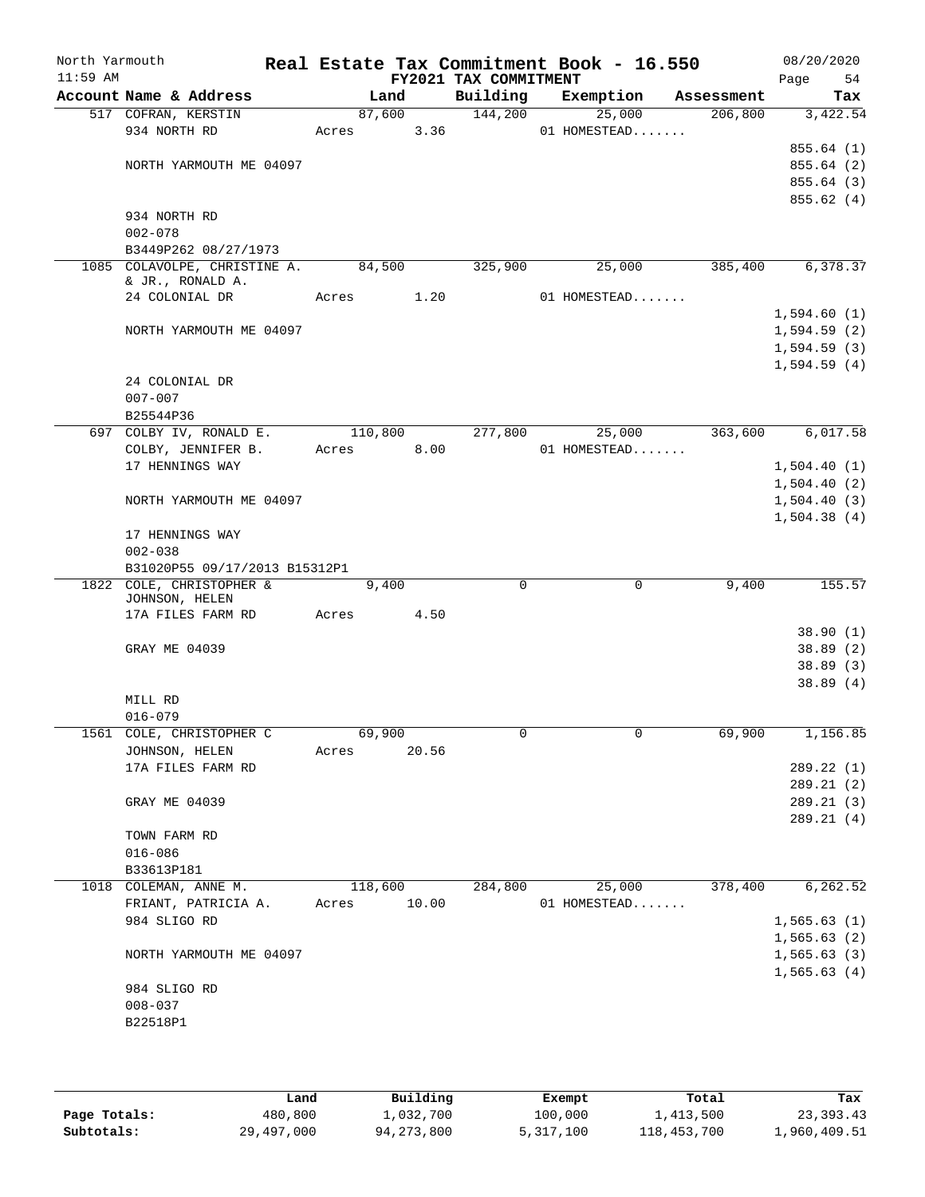# Real Estate Tax Commitment Book - 16.550

North Yarmouth | 11:59 AM | FY2021 TAX COMMITMENT | 08/20/2020 | Page 54

| Account Name & Address | Land | Building | Exemption | Assessment | Tax |
|---|---|---|---|---|---|
| 517 COFRAN, KERSTIN | 87,600 | 144,200 | 25,000 | 206,800 | 3,422.54 |
| 934 NORTH RD | Acres 3.36 | | 01 HOMESTEAD....... | | |
| | | | | | 855.64 (1) |
| NORTH YARMOUTH ME 04097 | | | | | 855.64 (2) |
| | | | | | 855.64 (3) |
| | | | | | 855.62 (4) |
| 934 NORTH RD | | | | | |
| 002-078 | | | | | |
| B3449P262 08/27/1973 | | | | | |
| 1085 COLAVOLPE, CHRISTINE A. & JR., RONALD A. | 84,500 | 325,900 | 25,000 | 385,400 | 6,378.37 |
| 24 COLONIAL DR | Acres 1.20 | | 01 HOMESTEAD....... | | |
| | | | | | 1,594.60 (1) |
| NORTH YARMOUTH ME 04097 | | | | | 1,594.59 (2) |
| | | | | | 1,594.59 (3) |
| | | | | | 1,594.59 (4) |
| 24 COLONIAL DR | | | | | |
| 007-007 | | | | | |
| B25544P36 | | | | | |
| 697 COLBY IV, RONALD E. | 110,800 | 277,800 | 25,000 | 363,600 | 6,017.58 |
| COLBY, JENNIFER B. | Acres 8.00 | | 01 HOMESTEAD....... | | |
| 17 HENNINGS WAY | | | | | 1,504.40 (1) |
| | | | | | 1,504.40 (2) |
| NORTH YARMOUTH ME 04097 | | | | | 1,504.40 (3) |
| | | | | | 1,504.38 (4) |
| 17 HENNINGS WAY | | | | | |
| 002-038 | | | | | |
| B31020P55 09/17/2013 B15312P1 | | | | | |
| 1822 COLE, CHRISTOPHER & JOHNSON, HELEN | 9,400 | 0 | 0 | 9,400 | 155.57 |
| 17A FILES FARM RD | Acres 4.50 | | | | |
| | | | | | 38.90 (1) |
| GRAY ME 04039 | | | | | 38.89 (2) |
| | | | | | 38.89 (3) |
| | | | | | 38.89 (4) |
| MILL RD | | | | | |
| 016-079 | | | | | |
| 1561 COLE, CHRISTOPHER C | 69,900 | 0 | 0 | 69,900 | 1,156.85 |
| JOHNSON, HELEN | Acres 20.56 | | | | |
| 17A FILES FARM RD | | | | | 289.22 (1) |
| | | | | | 289.21 (2) |
| GRAY ME 04039 | | | | | 289.21 (3) |
| | | | | | 289.21 (4) |
| TOWN FARM RD | | | | | |
| 016-086 | | | | | |
| B33613P181 | | | | | |
| 1018 COLEMAN, ANNE M. | 118,600 | 284,800 | 25,000 | 378,400 | 6,262.52 |
| FRIANT, PATRICIA A. | Acres 10.00 | | 01 HOMESTEAD....... | | |
| 984 SLIGO RD | | | | | 1,565.63 (1) |
| | | | | | 1,565.63 (2) |
| NORTH YARMOUTH ME 04097 | | | | | 1,565.63 (3) |
| | | | | | 1,565.63 (4) |
| 984 SLIGO RD | | | | | |
| 008-037 | | | | | |
| B22518P1 | | | | | |

| | Land | Building | Exempt | Total | Tax |
|---|---|---|---|---|---|
| Page Totals: | 480,800 | 1,032,700 | 100,000 | 1,413,500 | 23,393.43 |
| Subtotals: | 29,497,000 | 94,273,800 | 5,317,100 | 118,453,700 | 1,960,409.51 |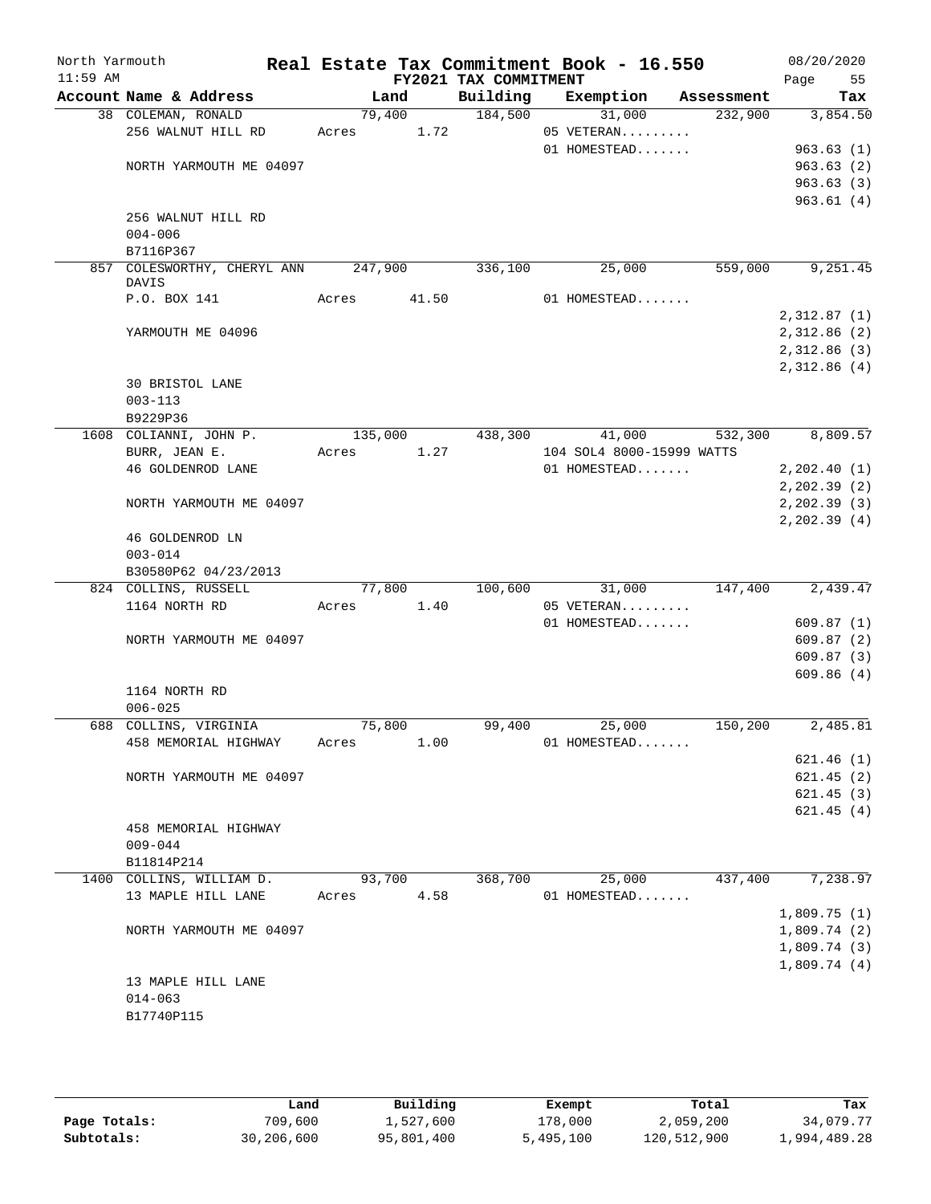# Real Estate Tax Commitment Book - 16.550

North Yarmouth
11:59 AM

FY2021 TAX COMMITMENT

08/20/2020

| Account Name & Address | Land | Building | Exemption | Assessment | Tax |
|---|---|---|---|---|---|
| 38 COLEMAN, RONALD | 79,400 | 184,500 | 31,000 | 232,900 | 3,854.50 |
| 256 WALNUT HILL RD | Acres 1.72 | | 05 VETERAN......... | | |
| | | | 01 HOMESTEAD....... | | 963.63 (1) |
| NORTH YARMOUTH ME 04097 | | | | | 963.63 (2) |
| | | | | | 963.63 (3) |
| | | | | | 963.61 (4) |
| 256 WALNUT HILL RD | | | | | |
| 004-006 | | | | | |
| B7116P367 | | | | | |
| 857 COLESWORTHY, CHERYL ANN DAVIS | 247,900 | 336,100 | 25,000 | 559,000 | 9,251.45 |
| P.O. BOX 141 | Acres 41.50 | | 01 HOMESTEAD....... | | |
| | | | | | 2,312.87 (1) |
| YARMOUTH ME 04096 | | | | | 2,312.86 (2) |
| | | | | | 2,312.86 (3) |
| | | | | | 2,312.86 (4) |
| 30 BRISTOL LANE | | | | | |
| 003-113 | | | | | |
| B9229P36 | | | | | |
| 1608 COLIANNI, JOHN P. | 135,000 | 438,300 | 41,000 | 532,300 | 8,809.57 |
| BURR, JEAN E. | Acres 1.27 | | 104 SOL4 8000-15999 WATTS | | |
| 46 GOLDENROD LANE | | | 01 HOMESTEAD....... | | 2,202.40 (1) |
| | | | | | 2,202.39 (2) |
| NORTH YARMOUTH ME 04097 | | | | | 2,202.39 (3) |
| | | | | | 2,202.39 (4) |
| 46 GOLDENROD LN | | | | | |
| 003-014 | | | | | |
| B30580P62 04/23/2013 | | | | | |
| 824 COLLINS, RUSSELL | 77,800 | 100,600 | 31,000 | 147,400 | 2,439.47 |
| 1164 NORTH RD | Acres 1.40 | | 05 VETERAN......... | | |
| | | | 01 HOMESTEAD....... | | 609.87 (1) |
| NORTH YARMOUTH ME 04097 | | | | | 609.87 (2) |
| | | | | | 609.87 (3) |
| | | | | | 609.86 (4) |
| 1164 NORTH RD | | | | | |
| 006-025 | | | | | |
| 688 COLLINS, VIRGINIA | 75,800 | 99,400 | 25,000 | 150,200 | 2,485.81 |
| 458 MEMORIAL HIGHWAY | Acres 1.00 | | 01 HOMESTEAD....... | | |
| | | | | | 621.46 (1) |
| NORTH YARMOUTH ME 04097 | | | | | 621.45 (2) |
| | | | | | 621.45 (3) |
| | | | | | 621.45 (4) |
| 458 MEMORIAL HIGHWAY | | | | | |
| 009-044 | | | | | |
| B11814P214 | | | | | |
| 1400 COLLINS, WILLIAM D. | 93,700 | 368,700 | 25,000 | 437,400 | 7,238.97 |
| 13 MAPLE HILL LANE | Acres 4.58 | | 01 HOMESTEAD....... | | |
| | | | | | 1,809.75 (1) |
| NORTH YARMOUTH ME 04097 | | | | | 1,809.74 (2) |
| | | | | | 1,809.74 (3) |
| | | | | | 1,809.74 (4) |
| 13 MAPLE HILL LANE | | | | | |
| 014-063 | | | | | |
| B17740P115 | | | | | |

| | Land | Building | Exempt | Total | Tax |
|---|---|---|---|---|---|
| Page Totals: | 709,600 | 1,527,600 | 178,000 | 2,059,200 | 34,079.77 |
| Subtotals: | 30,206,600 | 95,801,400 | 5,495,100 | 120,512,900 | 1,994,489.28 |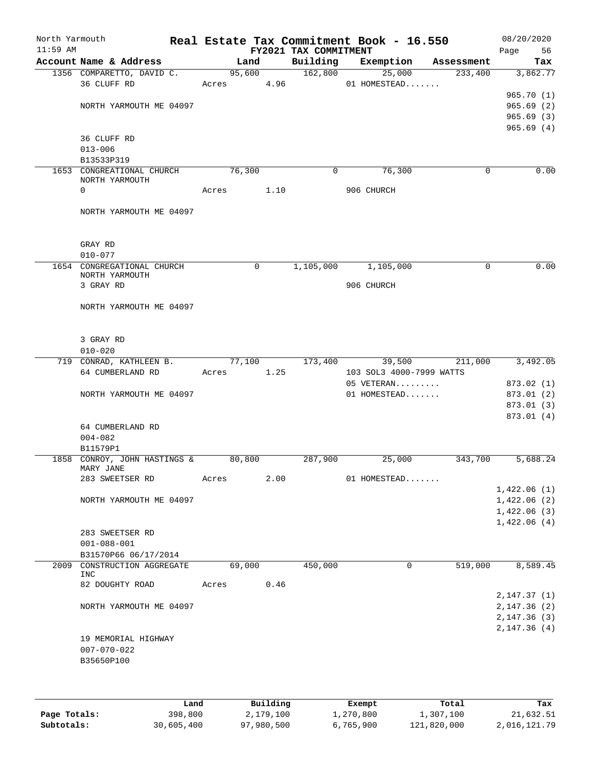# Real Estate Tax Commitment Book - 16.550

North Yarmouth — 11:59 AM — FY2021 TAX COMMITMENT — 08/20/2020

| Account Name & Address | Land | Building | Exemption | Assessment | Tax |
|---|---|---|---|---|---|
| 1356 COMPARETTO, DAVID C. | 95,600 | 162,800 | 25,000 | 233,400 | 3,862.77 |
| 36 CLUFF RD | Acres 4.96 | | 01 HOMESTEAD....... | | |
| | | | | | 965.70 (1) |
| NORTH YARMOUTH ME 04097 | | | | | 965.69 (2) |
| | | | | | 965.69 (3) |
| | | | | | 965.69 (4) |
| 36 CLUFF RD | | | | | |
| 013-006 | | | | | |
| B13533P319 | | | | | |
| 1653 CONGREATIONAL CHURCH NORTH YARMOUTH | 76,300 | 0 | 76,300 | 0 | 0.00 |
| 0 | Acres 1.10 | | 906 CHURCH | | |
| NORTH YARMOUTH ME 04097 | | | | | |
| GRAY RD | | | | | |
| 010-077 | | | | | |
| 1654 CONGREGATIONAL CHURCH NORTH YARMOUTH | 0 | 1,105,000 | 1,105,000 | 0 | 0.00 |
| 3 GRAY RD | | | 906 CHURCH | | |
| NORTH YARMOUTH ME 04097 | | | | | |
| 3 GRAY RD | | | | | |
| 010-020 | | | | | |
| 719 CONRAD, KATHLEEN B. | 77,100 | 173,400 | 39,500 | 211,000 | 3,492.05 |
| 64 CUMBERLAND RD | Acres 1.25 | | 103 SOL3 4000-7999 WATTS | | |
| | | | 05 VETERAN......... | | 873.02 (1) |
| NORTH YARMOUTH ME 04097 | | | 01 HOMESTEAD....... | | 873.01 (2) |
| | | | | | 873.01 (3) |
| | | | | | 873.01 (4) |
| 64 CUMBERLAND RD | | | | | |
| 004-082 | | | | | |
| B11579P1 | | | | | |
| 1858 CONROY, JOHN HASTINGS & MARY JANE | 80,800 | 287,900 | 25,000 | 343,700 | 5,688.24 |
| 283 SWEETSER RD | Acres 2.00 | | 01 HOMESTEAD....... | | |
| | | | | | 1,422.06 (1) |
| NORTH YARMOUTH ME 04097 | | | | | 1,422.06 (2) |
| | | | | | 1,422.06 (3) |
| | | | | | 1,422.06 (4) |
| 283 SWEETSER RD | | | | | |
| 001-088-001 | | | | | |
| B31570P66 06/17/2014 | | | | | |
| 2009 CONSTRUCTION AGGREGATE INC | 69,000 | 450,000 | 0 | 519,000 | 8,589.45 |
| 82 DOUGHTY ROAD | Acres 0.46 | | | | |
| | | | | | 2,147.37 (1) |
| NORTH YARMOUTH ME 04097 | | | | | 2,147.36 (2) |
| | | | | | 2,147.36 (3) |
| | | | | | 2,147.36 (4) |
| 19 MEMORIAL HIGHWAY | | | | | |
| 007-070-022 | | | | | |
| B35650P100 | | | | | |

| | Land | Building | Exempt | Total | Tax |
|---|---|---|---|---|---|
| Page Totals: | 398,800 | 2,179,100 | 1,270,800 | 1,307,100 | 21,632.51 |
| Subtotals: | 30,605,400 | 97,980,500 | 6,765,900 | 121,820,000 | 2,016,121.79 |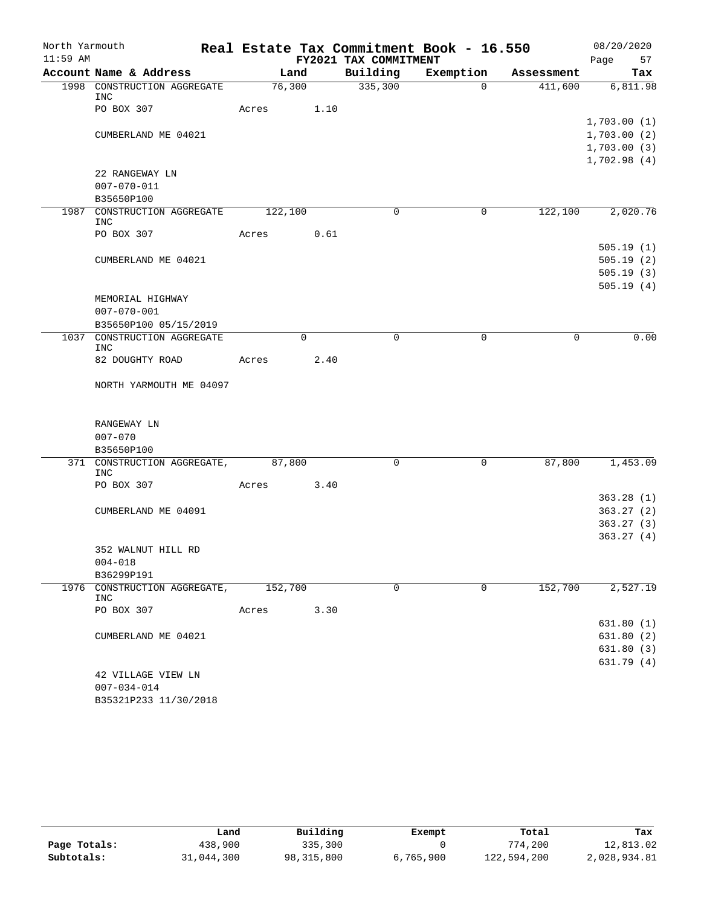# Real Estate Tax Commitment Book - 16.550

North Yarmouth
11:59 AM

FY2021 TAX COMMITMENT

08/20/2020

| Account Name & Address | Land | Building | Exemption | Assessment | Tax |
|---|---|---|---|---|---|
| 1998 CONSTRUCTION AGGREGATE INC | 76,300 | 335,300 | 0 | 411,600 | 6,811.98 |
| PO BOX 307 | Acres 1.10 | | | | |
| | | | | | 1,703.00 (1) |
| CUMBERLAND ME 04021 | | | | | 1,703.00 (2) |
| | | | | | 1,703.00 (3) |
| | | | | | 1,702.98 (4) |
| 22 RANGEWAY LN | | | | | |
| 007-070-011 | | | | | |
| B35650P100 | | | | | |
| 1987 CONSTRUCTION AGGREGATE INC | 122,100 | 0 | 0 | 122,100 | 2,020.76 |
| PO BOX 307 | Acres 0.61 | | | | |
| | | | | | 505.19 (1) |
| CUMBERLAND ME 04021 | | | | | 505.19 (2) |
| | | | | | 505.19 (3) |
| | | | | | 505.19 (4) |
| MEMORIAL HIGHWAY | | | | | |
| 007-070-001 | | | | | |
| B35650P100 05/15/2019 | | | | | |
| 1037 CONSTRUCTION AGGREGATE INC | 0 | 0 | 0 | 0 | 0.00 |
| 82 DOUGHTY ROAD | Acres 2.40 | | | | |
| NORTH YARMOUTH ME 04097 | | | | | |
| RANGEWAY LN | | | | | |
| 007-070 | | | | | |
| B35650P100 | | | | | |
| 371 CONSTRUCTION AGGREGATE, INC | 87,800 | 0 | 0 | 87,800 | 1,453.09 |
| PO BOX 307 | Acres 3.40 | | | | |
| | | | | | 363.28 (1) |
| CUMBERLAND ME 04091 | | | | | 363.27 (2) |
| | | | | | 363.27 (3) |
| | | | | | 363.27 (4) |
| 352 WALNUT HILL RD | | | | | |
| 004-018 | | | | | |
| B36299P191 | | | | | |
| 1976 CONSTRUCTION AGGREGATE, INC | 152,700 | 0 | 0 | 152,700 | 2,527.19 |
| PO BOX 307 | Acres 3.30 | | | | |
| | | | | | 631.80 (1) |
| CUMBERLAND ME 04021 | | | | | 631.80 (2) |
| | | | | | 631.80 (3) |
| | | | | | 631.79 (4) |
| 42 VILLAGE VIEW LN | | | | | |
| 007-034-014 | | | | | |
| B35321P233 11/30/2018 | | | | | |

| | Land | Building | Exempt | Total | Tax |
|---|---|---|---|---|---|
| Page Totals: | 438,900 | 335,300 | 0 | 774,200 | 12,813.02 |
| Subtotals: | 31,044,300 | 98,315,800 | 6,765,900 | 122,594,200 | 2,028,934.81 |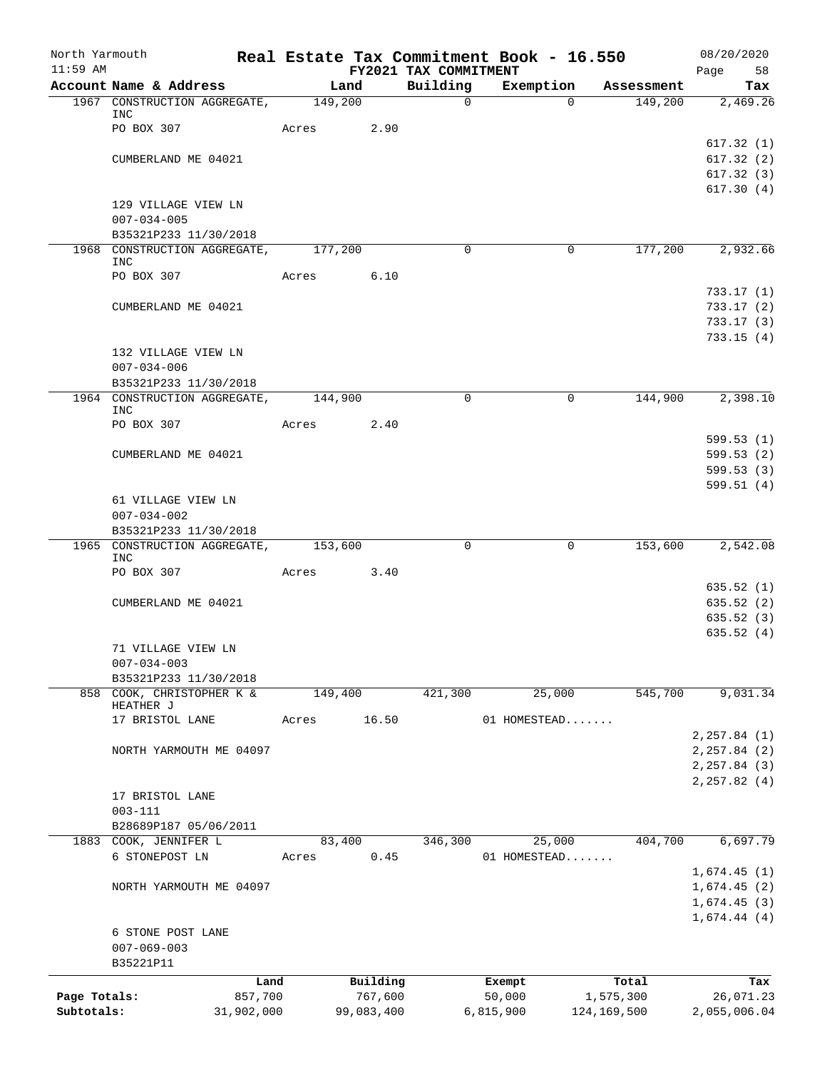North Yarmouth | Real Estate Tax Commitment Book - 16.550 | 08/20/2020
11:59 AM | FY2021 TAX COMMITMENT | Page 58

| Account Name & Address | Land | Building | Exemption | Assessment | Tax |
|---|---|---|---|---|---|
| 1967 CONSTRUCTION AGGREGATE, INC | 149,200 | 0 | 0 | 149,200 | 2,469.26 |
| PO BOX 307 | Acres 2.90 | | | | |
| | | | | | 617.32 (1) |
| CUMBERLAND ME 04021 | | | | | 617.32 (2) |
| | | | | | 617.32 (3) |
| | | | | | 617.30 (4) |
| 129 VILLAGE VIEW LN | | | | | |
| 007-034-005 | | | | | |
| B35321P233 11/30/2018 | | | | | |
| 1968 CONSTRUCTION AGGREGATE, INC | 177,200 | 0 | 0 | 177,200 | 2,932.66 |
| PO BOX 307 | Acres 6.10 | | | | |
| | | | | | 733.17 (1) |
| CUMBERLAND ME 04021 | | | | | 733.17 (2) |
| | | | | | 733.17 (3) |
| | | | | | 733.15 (4) |
| 132 VILLAGE VIEW LN | | | | | |
| 007-034-006 | | | | | |
| B35321P233 11/30/2018 | | | | | |
| 1964 CONSTRUCTION AGGREGATE, INC | 144,900 | 0 | 0 | 144,900 | 2,398.10 |
| PO BOX 307 | Acres 2.40 | | | | |
| | | | | | 599.53 (1) |
| CUMBERLAND ME 04021 | | | | | 599.53 (2) |
| | | | | | 599.53 (3) |
| | | | | | 599.51 (4) |
| 61 VILLAGE VIEW LN | | | | | |
| 007-034-002 | | | | | |
| B35321P233 11/30/2018 | | | | | |
| 1965 CONSTRUCTION AGGREGATE, INC | 153,600 | 0 | 0 | 153,600 | 2,542.08 |
| PO BOX 307 | Acres 3.40 | | | | |
| | | | | | 635.52 (1) |
| CUMBERLAND ME 04021 | | | | | 635.52 (2) |
| | | | | | 635.52 (3) |
| | | | | | 635.52 (4) |
| 71 VILLAGE VIEW LN | | | | | |
| 007-034-003 | | | | | |
| B35321P233 11/30/2018 | | | | | |
| 858 COOK, CHRISTOPHER K & HEATHER J | 149,400 | 421,300 | 25,000 | 545,700 | 9,031.34 |
| 17 BRISTOL LANE | Acres 16.50 | | 01 HOMESTEAD....... | | |
| | | | | | 2,257.84 (1) |
| NORTH YARMOUTH ME 04097 | | | | | 2,257.84 (2) |
| | | | | | 2,257.84 (3) |
| | | | | | 2,257.82 (4) |
| 17 BRISTOL LANE | | | | | |
| 003-111 | | | | | |
| B28689P187 05/06/2011 | | | | | |
| 1883 COOK, JENNIFER L | 83,400 | 346,300 | 25,000 | 404,700 | 6,697.79 |
| 6 STONEPOST LN | Acres 0.45 | | 01 HOMESTEAD....... | | |
| | | | | | 1,674.45 (1) |
| NORTH YARMOUTH ME 04097 | | | | | 1,674.45 (2) |
| | | | | | 1,674.45 (3) |
| | | | | | 1,674.44 (4) |
| 6 STONE POST LANE | | | | | |
| 007-069-003 | | | | | |
| B35221P11 | | | | | |

| | Land | Building | Exempt | Total | Tax |
|---|---|---|---|---|---|
| Page Totals: | 857,700 | 767,600 | 50,000 | 1,575,300 | 26,071.23 |
| Subtotals: | 31,902,000 | 99,083,400 | 6,815,900 | 124,169,500 | 2,055,006.04 |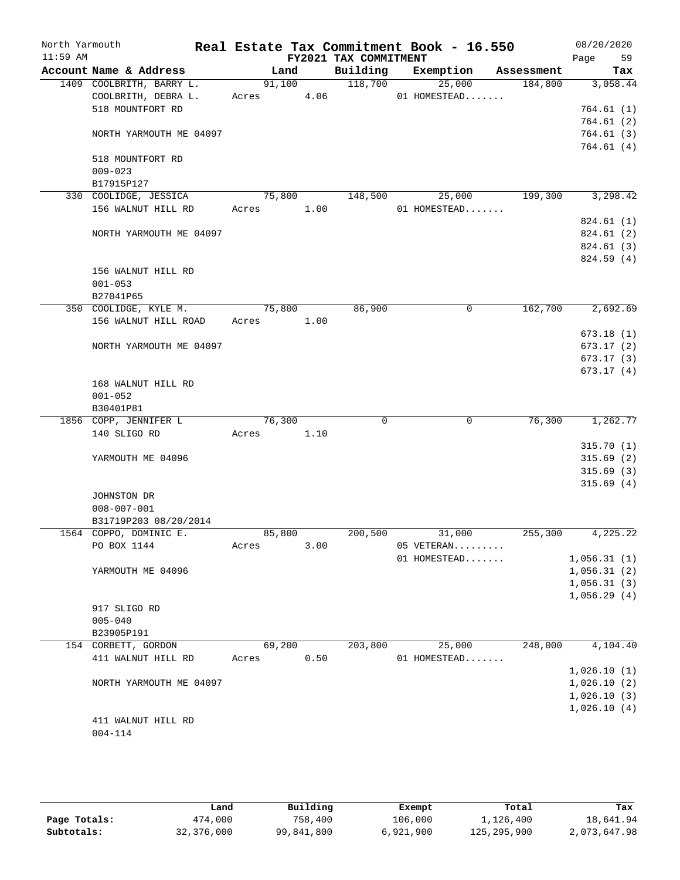North Yarmouth — Real Estate Tax Commitment Book - 16.550 — 08/20/2020
11:59 AM — FY2021 TAX COMMITMENT — Page 59

| Account | Name & Address | Land | Building | Exemption | Assessment | Tax |
|---|---|---|---|---|---|---|
| 1409 | COOLBRITH, BARRY L. | 91,100 | 118,700 | 25,000 | 184,800 | 3,058.44 |
| | COOLBRITH, DEBRA L. | Acres 4.06 | | 01 HOMESTEAD....... | | |
| | 518 MOUNTFORT RD | | | | | 764.61 (1) |
| | | | | | | 764.61 (2) |
| | NORTH YARMOUTH ME 04097 | | | | | 764.61 (3) |
| | | | | | | 764.61 (4) |
| | 518 MOUNTFORT RD | | | | | |
| | 009-023 | | | | | |
| | B17915P127 | | | | | |
| 330 | COOLIDGE, JESSICA | 75,800 | 148,500 | 25,000 | 199,300 | 3,298.42 |
| | 156 WALNUT HILL RD | Acres 1.00 | | 01 HOMESTEAD....... | | |
| | | | | | | 824.61 (1) |
| | NORTH YARMOUTH ME 04097 | | | | | 824.61 (2) |
| | | | | | | 824.61 (3) |
| | | | | | | 824.59 (4) |
| | 156 WALNUT HILL RD | | | | | |
| | 001-053 | | | | | |
| | B27041P65 | | | | | |
| 350 | COOLIDGE, KYLE M. | 75,800 | 86,900 | 0 | 162,700 | 2,692.69 |
| | 156 WALNUT HILL ROAD | Acres 1.00 | | | | |
| | | | | | | 673.18 (1) |
| | NORTH YARMOUTH ME 04097 | | | | | 673.17 (2) |
| | | | | | | 673.17 (3) |
| | | | | | | 673.17 (4) |
| | 168 WALNUT HILL RD | | | | | |
| | 001-052 | | | | | |
| | B30401P81 | | | | | |
| 1856 | COPP, JENNIFER L | 76,300 | 0 | 0 | 76,300 | 1,262.77 |
| | 140 SLIGO RD | Acres 1.10 | | | | |
| | | | | | | 315.70 (1) |
| | YARMOUTH ME 04096 | | | | | 315.69 (2) |
| | | | | | | 315.69 (3) |
| | | | | | | 315.69 (4) |
| | JOHNSTON DR | | | | | |
| | 008-007-001 | | | | | |
| | B31719P203 08/20/2014 | | | | | |
| 1564 | COPPO, DOMINIC E. | 85,800 | 200,500 | 31,000 | 255,300 | 4,225.22 |
| | PO BOX 1144 | Acres 3.00 | | 05 VETERAN......... | | |
| | | | | 01 HOMESTEAD....... | | 1,056.31 (1) |
| | YARMOUTH ME 04096 | | | | | 1,056.31 (2) |
| | | | | | | 1,056.31 (3) |
| | | | | | | 1,056.29 (4) |
| | 917 SLIGO RD | | | | | |
| | 005-040 | | | | | |
| | B23905P191 | | | | | |
| 154 | CORBETT, GORDON | 69,200 | 203,800 | 25,000 | 248,000 | 4,104.40 |
| | 411 WALNUT HILL RD | Acres 0.50 | | 01 HOMESTEAD....... | | |
| | | | | | | 1,026.10 (1) |
| | NORTH YARMOUTH ME 04097 | | | | | 1,026.10 (2) |
| | | | | | | 1,026.10 (3) |
| | | | | | | 1,026.10 (4) |
| | 411 WALNUT HILL RD | | | | | |
| | 004-114 | | | | | |

| | Land | Building | Exempt | Total | Tax |
|---|---|---|---|---|---|
| Page Totals: | 474,000 | 758,400 | 106,000 | 1,126,400 | 18,641.94 |
| Subtotals: | 32,376,000 | 99,841,800 | 6,921,900 | 125,295,900 | 2,073,647.98 |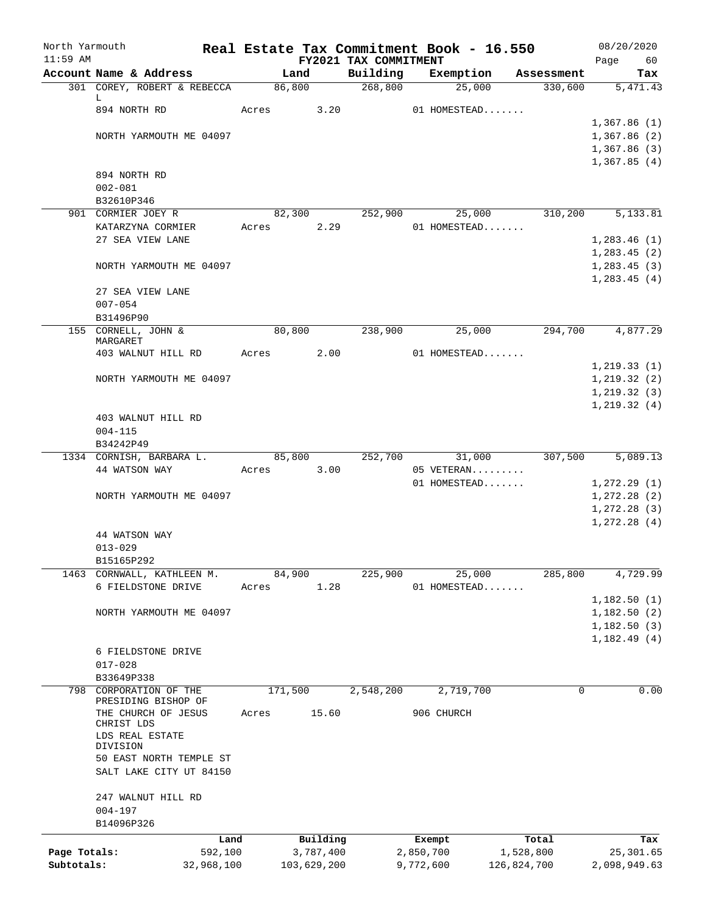North Yarmouth — Real Estate Tax Commitment Book - 16.550 — 08/20/2020

11:59 AM — FY2021 TAX COMMITMENT

| Account Name & Address | Land | Building | Exemption | Assessment | Tax |
|---|---|---|---|---|---|
| 301 COREY, ROBERT & REBECCA L | 86,800 | 268,800 | 25,000 | 330,600 | 5,471.43 |
| 894 NORTH RD | Acres 3.20 | | 01 HOMESTEAD....... | | |
| | | | | | 1,367.86 (1) |
| NORTH YARMOUTH ME 04097 | | | | | 1,367.86 (2) |
| | | | | | 1,367.86 (3) |
| | | | | | 1,367.85 (4) |
| 894 NORTH RD | | | | | |
| 002-081 | | | | | |
| B32610P346 | | | | | |
| 901 CORMIER JOEY R | 82,300 | 252,900 | 25,000 | 310,200 | 5,133.81 |
| KATARZYNA CORMIER | Acres 2.29 | | 01 HOMESTEAD....... | | |
| 27 SEA VIEW LANE | | | | | 1,283.46 (1) |
| | | | | | 1,283.45 (2) |
| NORTH YARMOUTH ME 04097 | | | | | 1,283.45 (3) |
| | | | | | 1,283.45 (4) |
| 27 SEA VIEW LANE | | | | | |
| 007-054 | | | | | |
| B31496P90 | | | | | |
| 155 CORNELL, JOHN & MARGARET | 80,800 | 238,900 | 25,000 | 294,700 | 4,877.29 |
| 403 WALNUT HILL RD | Acres 2.00 | | 01 HOMESTEAD....... | | |
| | | | | | 1,219.33 (1) |
| NORTH YARMOUTH ME 04097 | | | | | 1,219.32 (2) |
| | | | | | 1,219.32 (3) |
| | | | | | 1,219.32 (4) |
| 403 WALNUT HILL RD | | | | | |
| 004-115 | | | | | |
| B34242P49 | | | | | |
| 1334 CORNISH, BARBARA L. | 85,800 | 252,700 | 31,000 | 307,500 | 5,089.13 |
| 44 WATSON WAY | Acres 3.00 | | 05 VETERAN......... | | |
| | | | 01 HOMESTEAD....... | | 1,272.29 (1) |
| NORTH YARMOUTH ME 04097 | | | | | 1,272.28 (2) |
| | | | | | 1,272.28 (3) |
| | | | | | 1,272.28 (4) |
| 44 WATSON WAY | | | | | |
| 013-029 | | | | | |
| B15165P292 | | | | | |
| 1463 CORNWALL, KATHLEEN M. | 84,900 | 225,900 | 25,000 | 285,800 | 4,729.99 |
| 6 FIELDSTONE DRIVE | Acres 1.28 | | 01 HOMESTEAD....... | | |
| | | | | | 1,182.50 (1) |
| NORTH YARMOUTH ME 04097 | | | | | 1,182.50 (2) |
| | | | | | 1,182.50 (3) |
| | | | | | 1,182.49 (4) |
| 6 FIELDSTONE DRIVE | | | | | |
| 017-028 | | | | | |
| B33649P338 | | | | | |
| 798 CORPORATION OF THE PRESIDING BISHOP OF | 171,500 | 2,548,200 | 2,719,700 | 0 | 0.00 |
| THE CHURCH OF JESUS CHRIST LDS | Acres 15.60 | | 906 CHURCH | | |
| LDS REAL ESTATE DIVISION | | | | | |
| 50 EAST NORTH TEMPLE ST | | | | | |
| SALT LAKE CITY UT 84150 | | | | | |
| 247 WALNUT HILL RD | | | | | |
| 004-197 | | | | | |
| B14096P326 | | | | | |

| | Land | Building | Exempt | Total | Tax |
|---|---|---|---|---|---|
| Page Totals: | 592,100 | 3,787,400 | 2,850,700 | 1,528,800 | 25,301.65 |
| Subtotals: | 32,968,100 | 103,629,200 | 9,772,600 | 126,824,700 | 2,098,949.63 |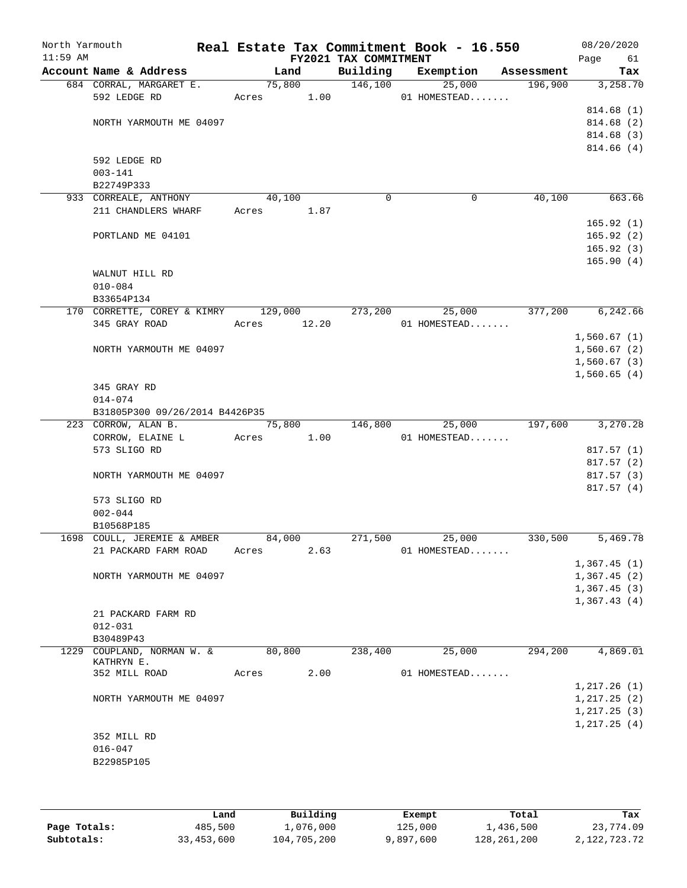# Real Estate Tax Commitment Book - 16.550

North Yarmouth
11:59 AM

FY2021 TAX COMMITMENT

08/20/2020

| Account Name & Address | Land | Building | Exemption | Assessment | Tax |
|---|---|---|---|---|---|
| 684 CORRAL, MARGARET E. | 75,800 | 146,100 | 25,000 | 196,900 | 3,258.70 |
| 592 LEDGE RD | Acres 1.00 | | 01 HOMESTEAD....... | | |
| | | | | | 814.68 (1) |
| NORTH YARMOUTH ME 04097 | | | | | 814.68 (2) |
| | | | | | 814.68 (3) |
| | | | | | 814.66 (4) |
| 592 LEDGE RD | | | | | |
| 003-141 | | | | | |
| B22749P333 | | | | | |
| 933 CORREALE, ANTHONY | 40,100 | 0 | 0 | 40,100 | 663.66 |
| 211 CHANDLERS WHARF | Acres 1.87 | | | | |
| | | | | | 165.92 (1) |
| PORTLAND ME 04101 | | | | | 165.92 (2) |
| | | | | | 165.92 (3) |
| | | | | | 165.90 (4) |
| WALNUT HILL RD | | | | | |
| 010-084 | | | | | |
| B33654P134 | | | | | |
| 170 CORRETTE, COREY & KIMRY | 129,000 | 273,200 | 25,000 | 377,200 | 6,242.66 |
| 345 GRAY ROAD | Acres 12.20 | | 01 HOMESTEAD....... | | |
| | | | | | 1,560.67 (1) |
| NORTH YARMOUTH ME 04097 | | | | | 1,560.67 (2) |
| | | | | | 1,560.67 (3) |
| | | | | | 1,560.65 (4) |
| 345 GRAY RD | | | | | |
| 014-074 | | | | | |
| B31805P300 09/26/2014 B4426P35 | | | | | |
| 223 CORROW, ALAN B. | 75,800 | 146,800 | 25,000 | 197,600 | 3,270.28 |
| CORROW, ELAINE L | Acres 1.00 | | 01 HOMESTEAD....... | | |
| 573 SLIGO RD | | | | | 817.57 (1) |
| | | | | | 817.57 (2) |
| NORTH YARMOUTH ME 04097 | | | | | 817.57 (3) |
| | | | | | 817.57 (4) |
| 573 SLIGO RD | | | | | |
| 002-044 | | | | | |
| B10568P185 | | | | | |
| 1698 COULL, JEREMIE & AMBER | 84,000 | 271,500 | 25,000 | 330,500 | 5,469.78 |
| 21 PACKARD FARM ROAD | Acres 2.63 | | 01 HOMESTEAD....... | | |
| | | | | | 1,367.45 (1) |
| NORTH YARMOUTH ME 04097 | | | | | 1,367.45 (2) |
| | | | | | 1,367.45 (3) |
| | | | | | 1,367.43 (4) |
| 21 PACKARD FARM RD | | | | | |
| 012-031 | | | | | |
| B30489P43 | | | | | |
| 1229 COUPLAND, NORMAN W. & KATHRYN E. | 80,800 | 238,400 | 25,000 | 294,200 | 4,869.01 |
| 352 MILL ROAD | Acres 2.00 | | 01 HOMESTEAD....... | | |
| | | | | | 1,217.26 (1) |
| NORTH YARMOUTH ME 04097 | | | | | 1,217.25 (2) |
| | | | | | 1,217.25 (3) |
| | | | | | 1,217.25 (4) |
| 352 MILL RD | | | | | |
| 016-047 | | | | | |
| B22985P105 | | | | | |

| | Land | Building | Exempt | Total | Tax |
|---|---|---|---|---|---|
| Page Totals: | 485,500 | 1,076,000 | 125,000 | 1,436,500 | 23,774.09 |
| Subtotals: | 33,453,600 | 104,705,200 | 9,897,600 | 128,261,200 | 2,122,723.72 |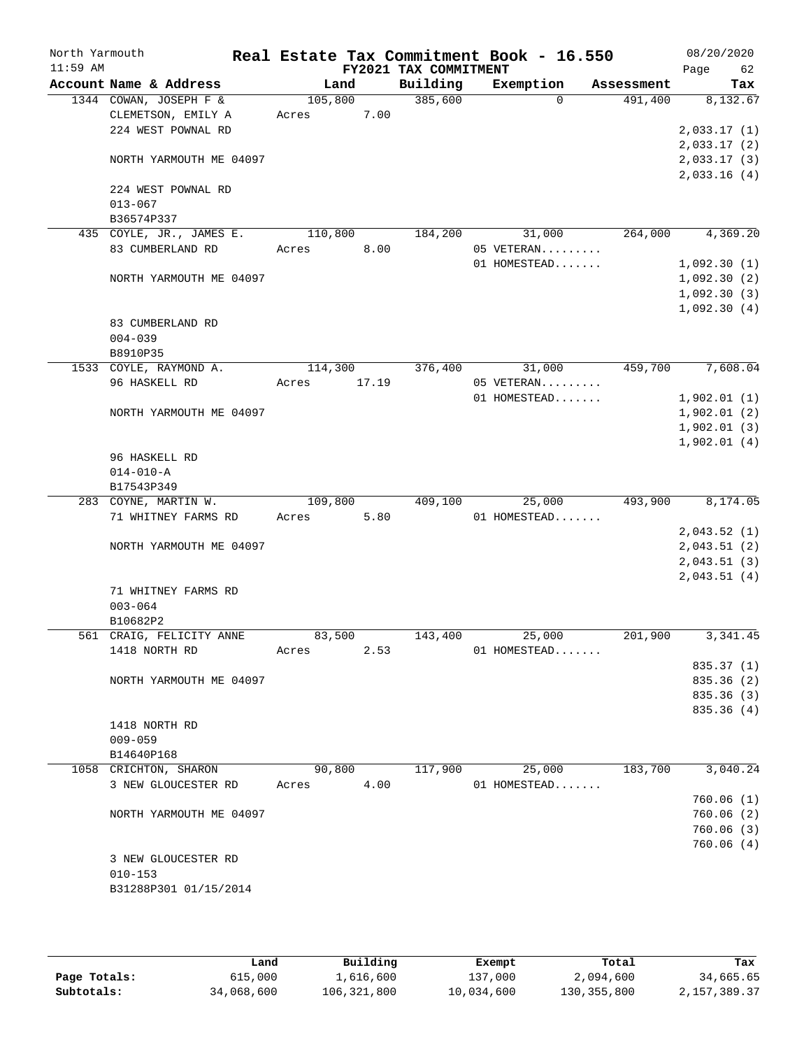North Yarmouth — Real Estate Tax Commitment Book - 16.550 — 08/20/2020
11:59 AM — FY2021 TAX COMMITMENT — Page 62

| Account Name & Address | Land | Building | Exemption | Assessment | Tax |
|---|---|---|---|---|---|
| 1344 COWAN, JOSEPH F & | 105,800 | 385,600 | 0 | 491,400 | 8,132.67 |
| CLEMETSON, EMILY A | Acres 7.00 | | | | |
| 224 WEST POWNAL RD | | | | | 2,033.17 (1) |
| | | | | | 2,033.17 (2) |
| NORTH YARMOUTH ME 04097 | | | | | 2,033.17 (3) |
| | | | | | 2,033.16 (4) |
| 224 WEST POWNAL RD | | | | | |
| 013-067 | | | | | |
| B36574P337 | | | | | |
| 435 COYLE, JR., JAMES E. | 110,800 | 184,200 | 31,000 | 264,000 | 4,369.20 |
| 83 CUMBERLAND RD | Acres 8.00 | | 05 VETERAN......... | | |
| | | | 01 HOMESTEAD....... | | 1,092.30 (1) |
| NORTH YARMOUTH ME 04097 | | | | | 1,092.30 (2) |
| | | | | | 1,092.30 (3) |
| | | | | | 1,092.30 (4) |
| 83 CUMBERLAND RD | | | | | |
| 004-039 | | | | | |
| B8910P35 | | | | | |
| 1533 COYLE, RAYMOND A. | 114,300 | 376,400 | 31,000 | 459,700 | 7,608.04 |
| 96 HASKELL RD | Acres 17.19 | | 05 VETERAN......... | | |
| | | | 01 HOMESTEAD....... | | 1,902.01 (1) |
| NORTH YARMOUTH ME 04097 | | | | | 1,902.01 (2) |
| | | | | | 1,902.01 (3) |
| | | | | | 1,902.01 (4) |
| 96 HASKELL RD | | | | | |
| 014-010-A | | | | | |
| B17543P349 | | | | | |
| 283 COYNE, MARTIN W. | 109,800 | 409,100 | 25,000 | 493,900 | 8,174.05 |
| 71 WHITNEY FARMS RD | Acres 5.80 | | 01 HOMESTEAD....... | | |
| | | | | | 2,043.52 (1) |
| NORTH YARMOUTH ME 04097 | | | | | 2,043.51 (2) |
| | | | | | 2,043.51 (3) |
| | | | | | 2,043.51 (4) |
| 71 WHITNEY FARMS RD | | | | | |
| 003-064 | | | | | |
| B10682P2 | | | | | |
| 561 CRAIG, FELICITY ANNE | 83,500 | 143,400 | 25,000 | 201,900 | 3,341.45 |
| 1418 NORTH RD | Acres 2.53 | | 01 HOMESTEAD....... | | |
| | | | | | 835.37 (1) |
| NORTH YARMOUTH ME 04097 | | | | | 835.36 (2) |
| | | | | | 835.36 (3) |
| | | | | | 835.36 (4) |
| 1418 NORTH RD | | | | | |
| 009-059 | | | | | |
| B14640P168 | | | | | |
| 1058 CRICHTON, SHARON | 90,800 | 117,900 | 25,000 | 183,700 | 3,040.24 |
| 3 NEW GLOUCESTER RD | Acres 4.00 | | 01 HOMESTEAD....... | | |
| | | | | | 760.06 (1) |
| NORTH YARMOUTH ME 04097 | | | | | 760.06 (2) |
| | | | | | 760.06 (3) |
| | | | | | 760.06 (4) |
| 3 NEW GLOUCESTER RD | | | | | |
| 010-153 | | | | | |
| B31288P301 01/15/2014 | | | | | |

| | Land | Building | Exempt | Total | Tax |
|---|---|---|---|---|---|
| Page Totals: | 615,000 | 1,616,600 | 137,000 | 2,094,600 | 34,665.65 |
| Subtotals: | 34,068,600 | 106,321,800 | 10,034,600 | 130,355,800 | 2,157,389.37 |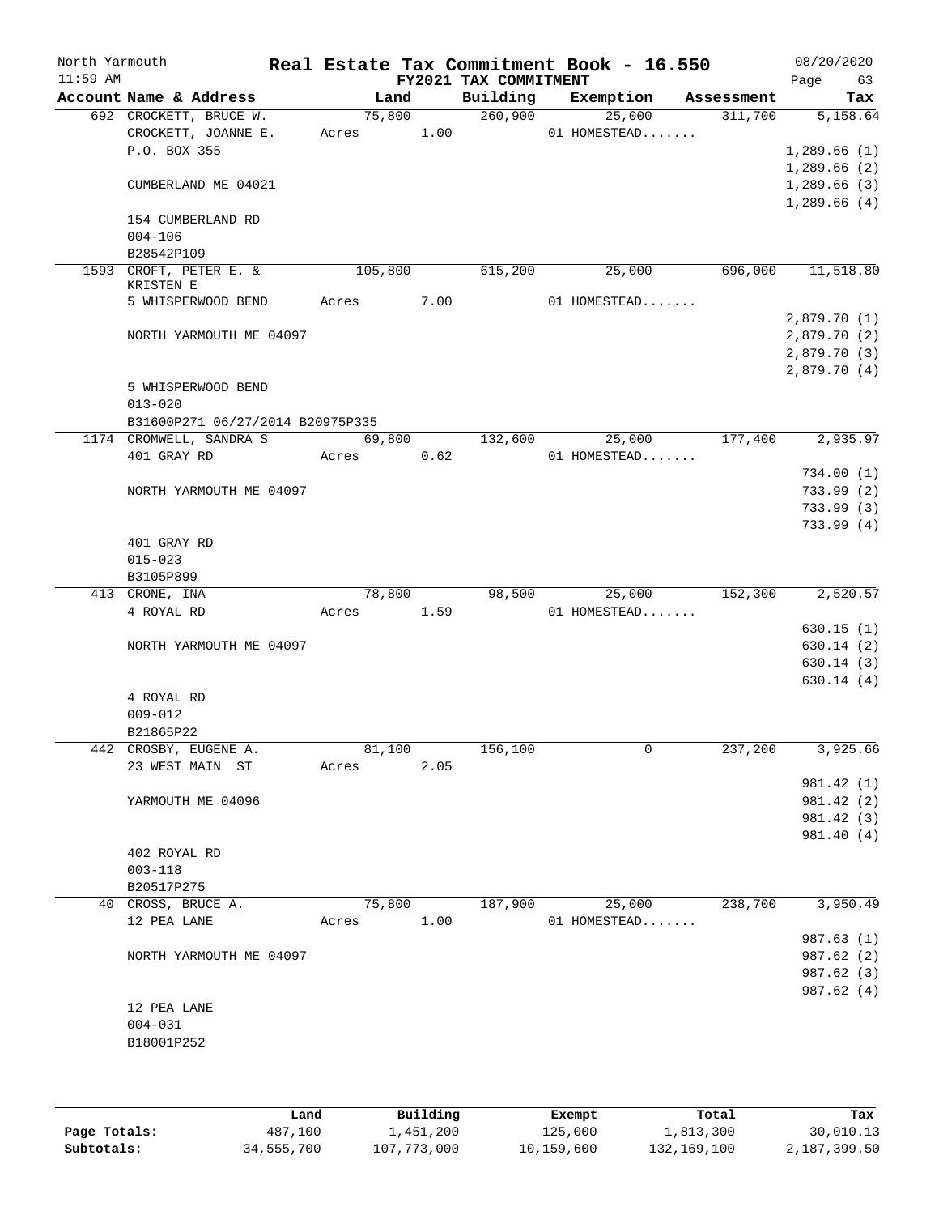North Yarmouth 11:59 AM

# Real Estate Tax Commitment Book - 16.550

## FY2021 TAX COMMITMENT

08/20/2020

| Account Name & Address | Land | Building | Exemption | Assessment | Tax |
|---|---|---|---|---|---|
| 692 CROCKETT, BRUCE W. | 75,800 | 260,900 | 25,000 | 311,700 | 5,158.64 |
| CROCKETT, JOANNE E. | Acres 1.00 | | 01 HOMESTEAD....... | | |
| P.O. BOX 355 | | | | | 1,289.66 (1) |
| | | | | | 1,289.66 (2) |
| CUMBERLAND ME 04021 | | | | | 1,289.66 (3) |
| | | | | | 1,289.66 (4) |
| 154 CUMBERLAND RD | | | | | |
| 004-106 | | | | | |
| B28542P109 | | | | | |
| 1593 CROFT, PETER E. & KRISTEN E | 105,800 | 615,200 | 25,000 | 696,000 | 11,518.80 |
| 5 WHISPERWOOD BEND | Acres 7.00 | | 01 HOMESTEAD....... | | |
| | | | | | 2,879.70 (1) |
| NORTH YARMOUTH ME 04097 | | | | | 2,879.70 (2) |
| | | | | | 2,879.70 (3) |
| | | | | | 2,879.70 (4) |
| 5 WHISPERWOOD BEND | | | | | |
| 013-020 | | | | | |
| B31600P271 06/27/2014 B20975P335 | | | | | |
| 1174 CROMWELL, SANDRA S | 69,800 | 132,600 | 25,000 | 177,400 | 2,935.97 |
| 401 GRAY RD | Acres 0.62 | | 01 HOMESTEAD....... | | |
| | | | | | 734.00 (1) |
| NORTH YARMOUTH ME 04097 | | | | | 733.99 (2) |
| | | | | | 733.99 (3) |
| | | | | | 733.99 (4) |
| 401 GRAY RD | | | | | |
| 015-023 | | | | | |
| B3105P899 | | | | | |
| 413 CRONE, INA | 78,800 | 98,500 | 25,000 | 152,300 | 2,520.57 |
| 4 ROYAL RD | Acres 1.59 | | 01 HOMESTEAD....... | | |
| | | | | | 630.15 (1) |
| NORTH YARMOUTH ME 04097 | | | | | 630.14 (2) |
| | | | | | 630.14 (3) |
| | | | | | 630.14 (4) |
| 4 ROYAL RD | | | | | |
| 009-012 | | | | | |
| B21865P22 | | | | | |
| 442 CROSBY, EUGENE A. | 81,100 | 156,100 | 0 | 237,200 | 3,925.66 |
| 23 WEST MAIN ST | Acres 2.05 | | | | |
| | | | | | 981.42 (1) |
| YARMOUTH ME 04096 | | | | | 981.42 (2) |
| | | | | | 981.42 (3) |
| | | | | | 981.40 (4) |
| 402 ROYAL RD | | | | | |
| 003-118 | | | | | |
| B20517P275 | | | | | |
| 40 CROSS, BRUCE A. | 75,800 | 187,900 | 25,000 | 238,700 | 3,950.49 |
| 12 PEA LANE | Acres 1.00 | | 01 HOMESTEAD....... | | |
| | | | | | 987.63 (1) |
| NORTH YARMOUTH ME 04097 | | | | | 987.62 (2) |
| | | | | | 987.62 (3) |
| | | | | | 987.62 (4) |
| 12 PEA LANE | | | | | |
| 004-031 | | | | | |
| B18001P252 | | | | | |

| | Land | Building | Exempt | Total | Tax |
|---|---|---|---|---|---|
| Page Totals: | 487,100 | 1,451,200 | 125,000 | 1,813,300 | 30,010.13 |
| Subtotals: | 34,555,700 | 107,773,000 | 10,159,600 | 132,169,100 | 2,187,399.50 |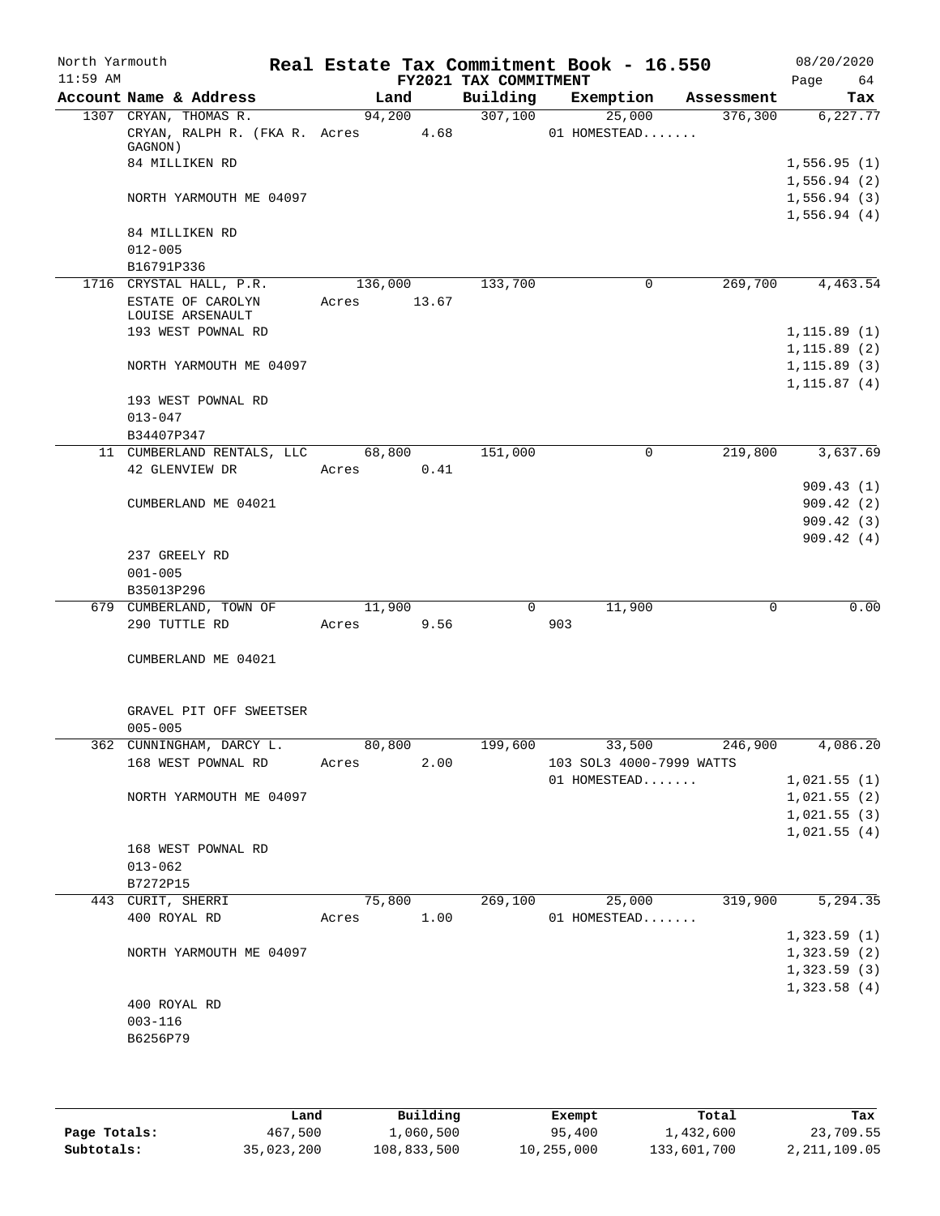# Real Estate Tax Commitment Book - 16.550

North Yarmouth
11:59 AM
FY2021 TAX COMMITMENT
08/20/2020

| Account Name & Address | Land | Building | Exemption | Assessment | Tax |
|---|---|---|---|---|---|
| 1307 CRYAN, THOMAS R. | 94,200 | 307,100 | 25,000 | 376,300 | 6,227.77 |
| CRYAN, RALPH R. (FKA R. GAGNON) | Acres 4.68 | | 01 HOMESTEAD....... | | |
| 84 MILLIKEN RD | | | | | 1,556.95 (1) |
| | | | | | 1,556.94 (2) |
| NORTH YARMOUTH ME 04097 | | | | | 1,556.94 (3) |
| | | | | | 1,556.94 (4) |
| 84 MILLIKEN RD | | | | | |
| 012-005 | | | | | |
| B16791P336 | | | | | |
| 1716 CRYSTAL HALL, P.R. | 136,000 | 133,700 | 0 | 269,700 | 4,463.54 |
| ESTATE OF CAROLYN LOUISE ARSENAULT | Acres 13.67 | | | | |
| 193 WEST POWNAL RD | | | | | 1,115.89 (1) |
| | | | | | 1,115.89 (2) |
| NORTH YARMOUTH ME 04097 | | | | | 1,115.89 (3) |
| | | | | | 1,115.87 (4) |
| 193 WEST POWNAL RD | | | | | |
| 013-047 | | | | | |
| B34407P347 | | | | | |
| 11 CUMBERLAND RENTALS, LLC | 68,800 | 151,000 | 0 | 219,800 | 3,637.69 |
| 42 GLENVIEW DR | Acres 0.41 | | | | |
| | | | | | 909.43 (1) |
| CUMBERLAND ME 04021 | | | | | 909.42 (2) |
| | | | | | 909.42 (3) |
| | | | | | 909.42 (4) |
| 237 GREELY RD | | | | | |
| 001-005 | | | | | |
| B35013P296 | | | | | |
| 679 CUMBERLAND, TOWN OF | 11,900 | 0 | 11,900 | 0 | 0.00 |
| 290 TUTTLE RD | Acres 9.56 | | 903 | | |
| CUMBERLAND ME 04021 | | | | | |
| GRAVEL PIT OFF SWEETSER | | | | | |
| 005-005 | | | | | |
| 362 CUNNINGHAM, DARCY L. | 80,800 | 199,600 | 33,500 | 246,900 | 4,086.20 |
| 168 WEST POWNAL RD | Acres 2.00 | | 103 SOL3 4000-7999 WATTS | | |
| | | | 01 HOMESTEAD....... | | 1,021.55 (1) |
| NORTH YARMOUTH ME 04097 | | | | | 1,021.55 (2) |
| | | | | | 1,021.55 (3) |
| | | | | | 1,021.55 (4) |
| 168 WEST POWNAL RD | | | | | |
| 013-062 | | | | | |
| B7272P15 | | | | | |
| 443 CURIT, SHERRI | 75,800 | 269,100 | 25,000 | 319,900 | 5,294.35 |
| 400 ROYAL RD | Acres 1.00 | | 01 HOMESTEAD....... | | |
| | | | | | 1,323.59 (1) |
| NORTH YARMOUTH ME 04097 | | | | | 1,323.59 (2) |
| | | | | | 1,323.59 (3) |
| | | | | | 1,323.58 (4) |
| 400 ROYAL RD | | | | | |
| 003-116 | | | | | |
| B6256P79 | | | | | |

| | Land | Building | Exempt | Total | Tax |
|---|---|---|---|---|---|
| Page Totals: | 467,500 | 1,060,500 | 95,400 | 1,432,600 | 23,709.55 |
| Subtotals: | 35,023,200 | 108,833,500 | 10,255,000 | 133,601,700 | 2,211,109.05 |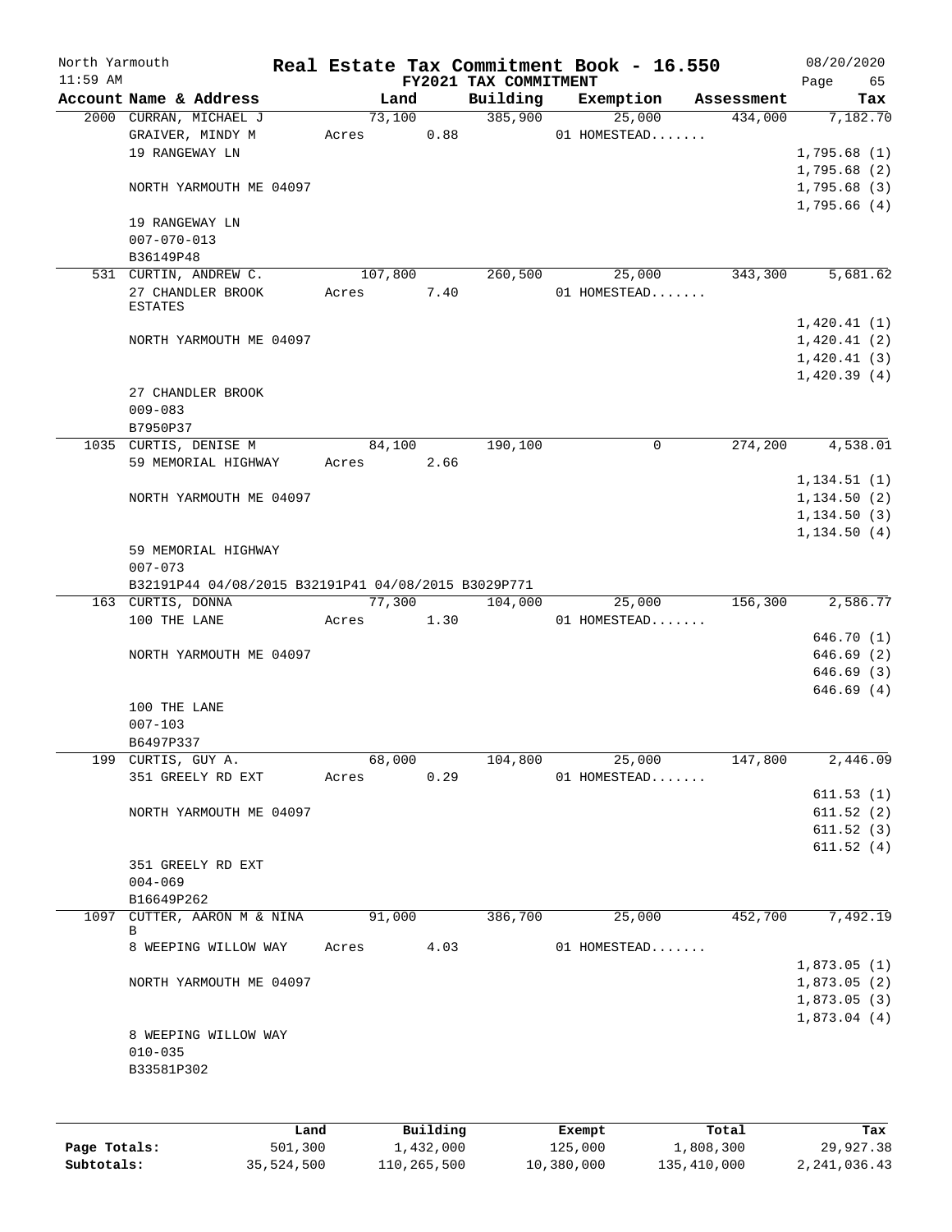North Yarmouth — Real Estate Tax Commitment Book - 16.550 — 08/20/2020
11:59 AM — FY2021 TAX COMMITMENT

| Account Name & Address | Land | Building | Exemption | Assessment | Tax |
|---|---|---|---|---|---|
| 2000 CURRAN, MICHAEL J | 73,100 | 385,900 | 25,000 | 434,000 | 7,182.70 |
| GRAIVER, MINDY M | Acres 0.88 | | 01 HOMESTEAD....... | | |
| 19 RANGEWAY LN | | | | | 1,795.68 (1) |
| | | | | | 1,795.68 (2) |
| NORTH YARMOUTH ME 04097 | | | | | 1,795.68 (3) |
| | | | | | 1,795.66 (4) |
| 19 RANGEWAY LN | | | | | |
| 007-070-013 | | | | | |
| B36149P48 | | | | | |
| 531 CURTIN, ANDREW C. | 107,800 | 260,500 | 25,000 | 343,300 | 5,681.62 |
| 27 CHANDLER BROOK ESTATES | Acres 7.40 | | 01 HOMESTEAD....... | | |
| | | | | | 1,420.41 (1) |
| NORTH YARMOUTH ME 04097 | | | | | 1,420.41 (2) |
| | | | | | 1,420.41 (3) |
| | | | | | 1,420.39 (4) |
| 27 CHANDLER BROOK | | | | | |
| 009-083 | | | | | |
| B7950P37 | | | | | |
| 1035 CURTIS, DENISE M | 84,100 | 190,100 | 0 | 274,200 | 4,538.01 |
| 59 MEMORIAL HIGHWAY | Acres 2.66 | | | | |
| | | | | | 1,134.51 (1) |
| NORTH YARMOUTH ME 04097 | | | | | 1,134.50 (2) |
| | | | | | 1,134.50 (3) |
| | | | | | 1,134.50 (4) |
| 59 MEMORIAL HIGHWAY | | | | | |
| 007-073 | | | | | |
| B32191P44 04/08/2015 B32191P41 04/08/2015 B3029P771 | | | | | |
| 163 CURTIS, DONNA | 77,300 | 104,000 | 25,000 | 156,300 | 2,586.77 |
| 100 THE LANE | Acres 1.30 | | 01 HOMESTEAD....... | | |
| | | | | | 646.70 (1) |
| NORTH YARMOUTH ME 04097 | | | | | 646.69 (2) |
| | | | | | 646.69 (3) |
| | | | | | 646.69 (4) |
| 100 THE LANE | | | | | |
| 007-103 | | | | | |
| B6497P337 | | | | | |
| 199 CURTIS, GUY A. | 68,000 | 104,800 | 25,000 | 147,800 | 2,446.09 |
| 351 GREELY RD EXT | Acres 0.29 | | 01 HOMESTEAD....... | | |
| | | | | | 611.53 (1) |
| NORTH YARMOUTH ME 04097 | | | | | 611.52 (2) |
| | | | | | 611.52 (3) |
| | | | | | 611.52 (4) |
| 351 GREELY RD EXT | | | | | |
| 004-069 | | | | | |
| B16649P262 | | | | | |
| 1097 CUTTER, AARON M & NINA B | 91,000 | 386,700 | 25,000 | 452,700 | 7,492.19 |
| 8 WEEPING WILLOW WAY | Acres 4.03 | | 01 HOMESTEAD....... | | |
| | | | | | 1,873.05 (1) |
| NORTH YARMOUTH ME 04097 | | | | | 1,873.05 (2) |
| | | | | | 1,873.05 (3) |
| | | | | | 1,873.04 (4) |
| 8 WEEPING WILLOW WAY | | | | | |
| 010-035 | | | | | |
| B33581P302 | | | | | |

| | Land | Building | Exempt | Total | Tax |
|---|---|---|---|---|---|
| Page Totals: | 501,300 | 1,432,000 | 125,000 | 1,808,300 | 29,927.38 |
| Subtotals: | 35,524,500 | 110,265,500 | 10,380,000 | 135,410,000 | 2,241,036.43 |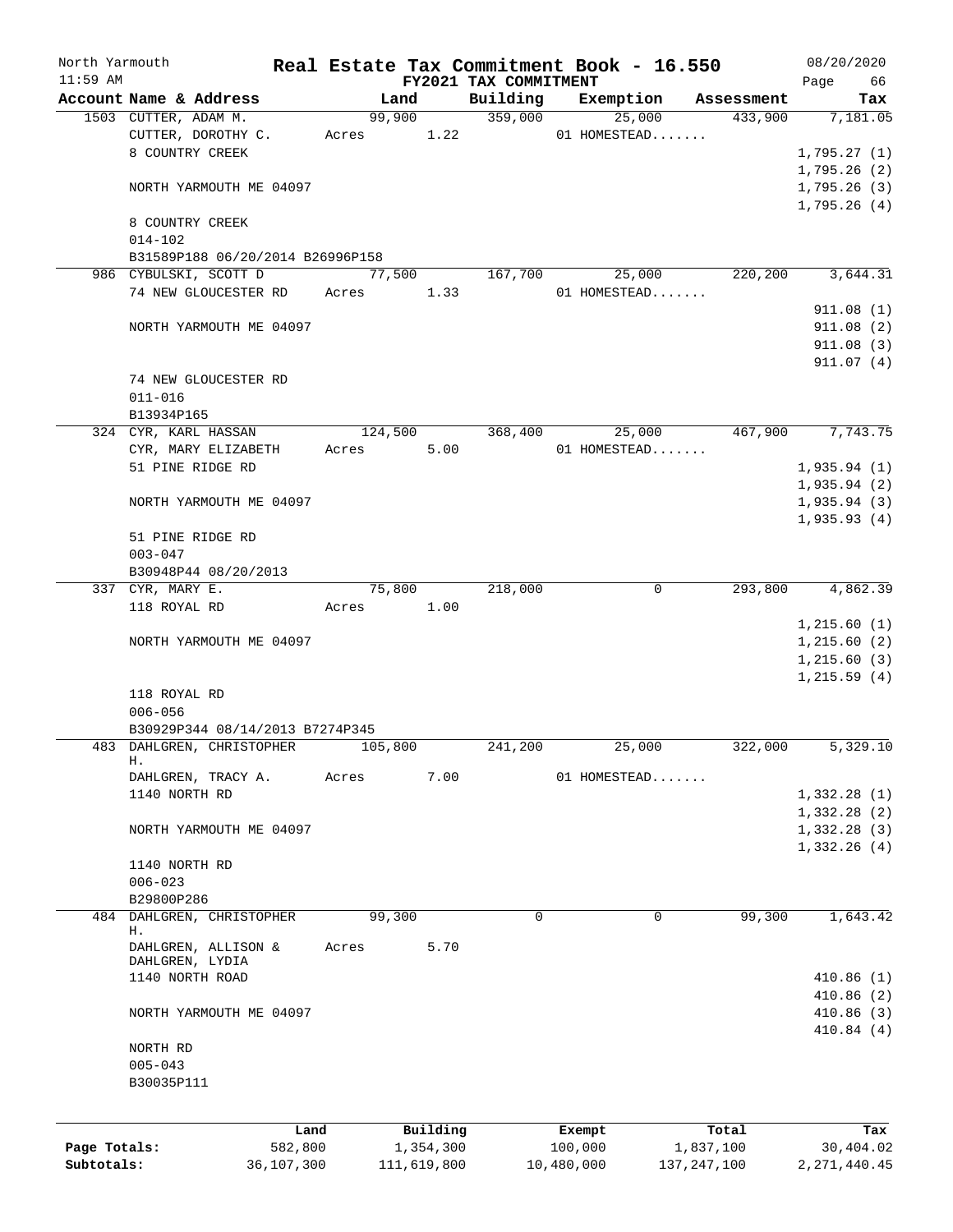North Yarmouth | | **Real Estate Tax Commitment Book - 16.550** | | | 08/20/2020
11:59 AM | | **FY2021 TAX COMMITMENT** | | | Page 66

| Account Name & Address | Land | Building | Exemption | Assessment | Tax |
|---|---|---|---|---|---|
| 1503 CUTTER, ADAM M. | 99,900 | 359,000 | 25,000 | 433,900 | 7,181.05 |
| CUTTER, DOROTHY C. | Acres 1.22 | | 01 HOMESTEAD....... | | |
| 8 COUNTRY CREEK | | | | | 1,795.27 (1) |
| | | | | | 1,795.26 (2) |
| NORTH YARMOUTH ME 04097 | | | | | 1,795.26 (3) |
| | | | | | 1,795.26 (4) |
| 8 COUNTRY CREEK | | | | | |
| 014-102 | | | | | |
| B31589P188 06/20/2014 B26996P158 | | | | | |
| 986 CYBULSKI, SCOTT D | 77,500 | 167,700 | 25,000 | 220,200 | 3,644.31 |
| 74 NEW GLOUCESTER RD | Acres 1.33 | | 01 HOMESTEAD....... | | |
| | | | | | 911.08 (1) |
| NORTH YARMOUTH ME 04097 | | | | | 911.08 (2) |
| | | | | | 911.08 (3) |
| | | | | | 911.07 (4) |
| 74 NEW GLOUCESTER RD | | | | | |
| 011-016 | | | | | |
| B13934P165 | | | | | |
| 324 CYR, KARL HASSAN | 124,500 | 368,400 | 25,000 | 467,900 | 7,743.75 |
| CYR, MARY ELIZABETH | Acres 5.00 | | 01 HOMESTEAD....... | | |
| 51 PINE RIDGE RD | | | | | 1,935.94 (1) |
| | | | | | 1,935.94 (2) |
| NORTH YARMOUTH ME 04097 | | | | | 1,935.94 (3) |
| | | | | | 1,935.93 (4) |
| 51 PINE RIDGE RD | | | | | |
| 003-047 | | | | | |
| B30948P44 08/20/2013 | | | | | |
| 337 CYR, MARY E. | 75,800 | 218,000 | 0 | 293,800 | 4,862.39 |
| 118 ROYAL RD | Acres 1.00 | | | | |
| | | | | | 1,215.60 (1) |
| NORTH YARMOUTH ME 04097 | | | | | 1,215.60 (2) |
| | | | | | 1,215.60 (3) |
| | | | | | 1,215.59 (4) |
| 118 ROYAL RD | | | | | |
| 006-056 | | | | | |
| B30929P344 08/14/2013 B7274P345 | | | | | |
| 483 DAHLGREN, CHRISTOPHER H. | 105,800 | 241,200 | 25,000 | 322,000 | 5,329.10 |
| DAHLGREN, TRACY A. | Acres 7.00 | | 01 HOMESTEAD....... | | |
| 1140 NORTH RD | | | | | 1,332.28 (1) |
| | | | | | 1,332.28 (2) |
| NORTH YARMOUTH ME 04097 | | | | | 1,332.28 (3) |
| | | | | | 1,332.26 (4) |
| 1140 NORTH RD | | | | | |
| 006-023 | | | | | |
| B29800P286 | | | | | |
| 484 DAHLGREN, CHRISTOPHER H. | 99,300 | 0 | 0 | 99,300 | 1,643.42 |
| DAHLGREN, ALLISON & DAHLGREN, LYDIA | Acres 5.70 | | | | |
| 1140 NORTH ROAD | | | | | 410.86 (1) |
| | | | | | 410.86 (2) |
| NORTH YARMOUTH ME 04097 | | | | | 410.86 (3) |
| | | | | | 410.84 (4) |
| NORTH RD | | | | | |
| 005-043 | | | | | |
| B30035P111 | | | | | |

| | Land | Building | Exempt | Total | Tax |
|---|---|---|---|---|---|
| **Page Totals:** | 582,800 | 1,354,300 | 100,000 | 1,837,100 | 30,404.02 |
| **Subtotals:** | 36,107,300 | 111,619,800 | 10,480,000 | 137,247,100 | 2,271,440.45 |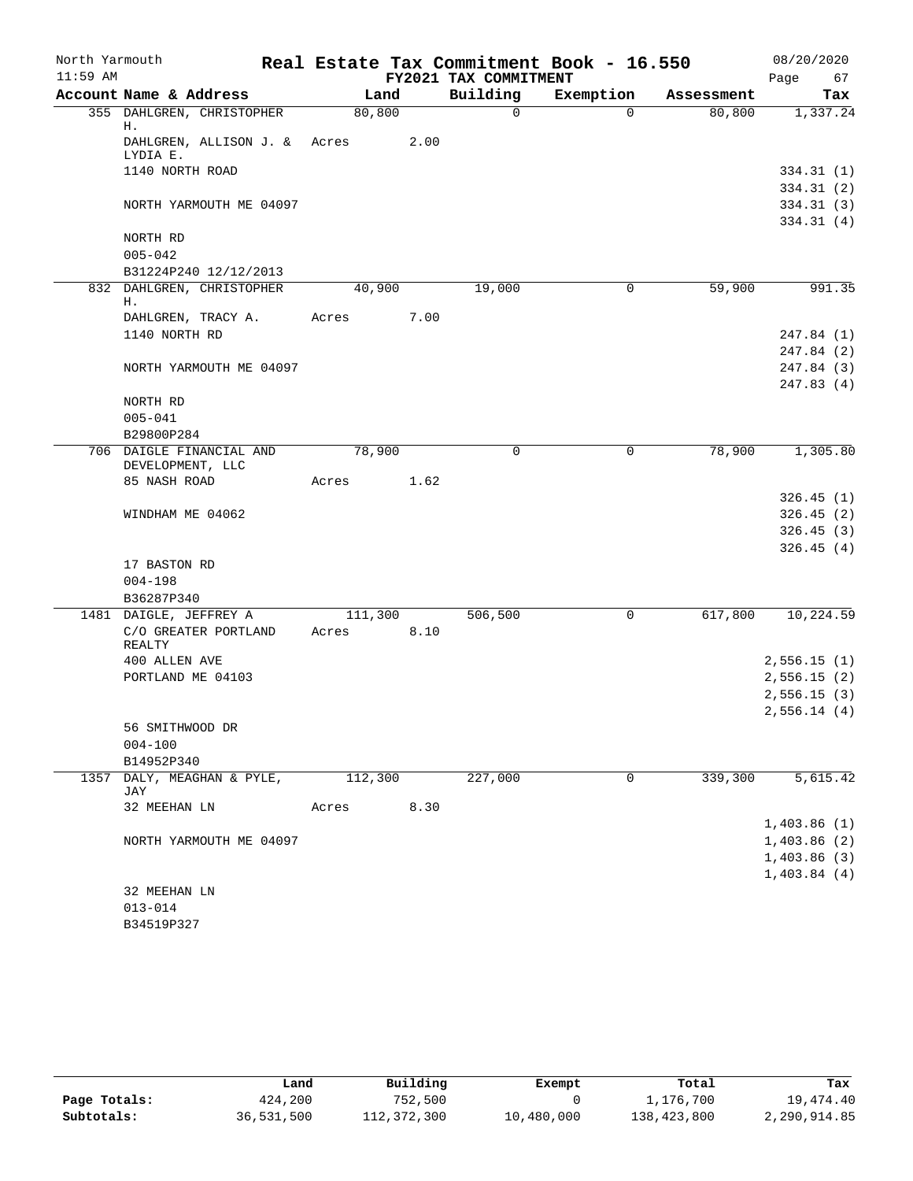North Yarmouth | Real Estate Tax Commitment Book - 16.550 | 08/20/2020
11:59 AM | FY2021 TAX COMMITMENT | Page 67

| Account Name & Address | Land | Building | Exemption | Assessment | Tax |
|---|---|---|---|---|---|
| 355 DAHLGREN, CHRISTOPHER H. | 80,800 | 0 | 0 | 80,800 | 1,337.24 |
| DAHLGREN, ALLISON J. & LYDIA E. | Acres 2.00 | | | | |
| 1140 NORTH ROAD | | | | | 334.31 (1) |
| | | | | | 334.31 (2) |
| NORTH YARMOUTH ME 04097 | | | | | 334.31 (3) |
| | | | | | 334.31 (4) |
| NORTH RD | | | | | |
| 005-042 | | | | | |
| B31224P240 12/12/2013 | | | | | |
| 832 DAHLGREN, CHRISTOPHER H. | 40,900 | 19,000 | 0 | 59,900 | 991.35 |
| DAHLGREN, TRACY A. | Acres 7.00 | | | | |
| 1140 NORTH RD | | | | | 247.84 (1) |
| | | | | | 247.84 (2) |
| NORTH YARMOUTH ME 04097 | | | | | 247.84 (3) |
| | | | | | 247.83 (4) |
| NORTH RD | | | | | |
| 005-041 | | | | | |
| B29800P284 | | | | | |
| 706 DAIGLE FINANCIAL AND DEVELOPMENT, LLC | 78,900 | 0 | 0 | 78,900 | 1,305.80 |
| 85 NASH ROAD | Acres 1.62 | | | | |
| | | | | | 326.45 (1) |
| WINDHAM ME 04062 | | | | | 326.45 (2) |
| | | | | | 326.45 (3) |
| | | | | | 326.45 (4) |
| 17 BASTON RD | | | | | |
| 004-198 | | | | | |
| B36287P340 | | | | | |
| 1481 DAIGLE, JEFFREY A | 111,300 | 506,500 | 0 | 617,800 | 10,224.59 |
| C/O GREATER PORTLAND REALTY | Acres 8.10 | | | | |
| 400 ALLEN AVE | | | | | 2,556.15 (1) |
| PORTLAND ME 04103 | | | | | 2,556.15 (2) |
| | | | | | 2,556.15 (3) |
| | | | | | 2,556.14 (4) |
| 56 SMITHWOOD DR | | | | | |
| 004-100 | | | | | |
| B14952P340 | | | | | |
| 1357 DALY, MEAGHAN & PYLE, JAY | 112,300 | 227,000 | 0 | 339,300 | 5,615.42 |
| 32 MEEHAN LN | Acres 8.30 | | | | |
| | | | | | 1,403.86 (1) |
| NORTH YARMOUTH ME 04097 | | | | | 1,403.86 (2) |
| | | | | | 1,403.86 (3) |
| | | | | | 1,403.84 (4) |
| 32 MEEHAN LN | | | | | |
| 013-014 | | | | | |
| B34519P327 | | | | | |

| | Land | Building | Exempt | Total | Tax |
|---|---|---|---|---|---|
| Page Totals: | 424,200 | 752,500 | 0 | 1,176,700 | 19,474.40 |
| Subtotals: | 36,531,500 | 112,372,300 | 10,480,000 | 138,423,800 | 2,290,914.85 |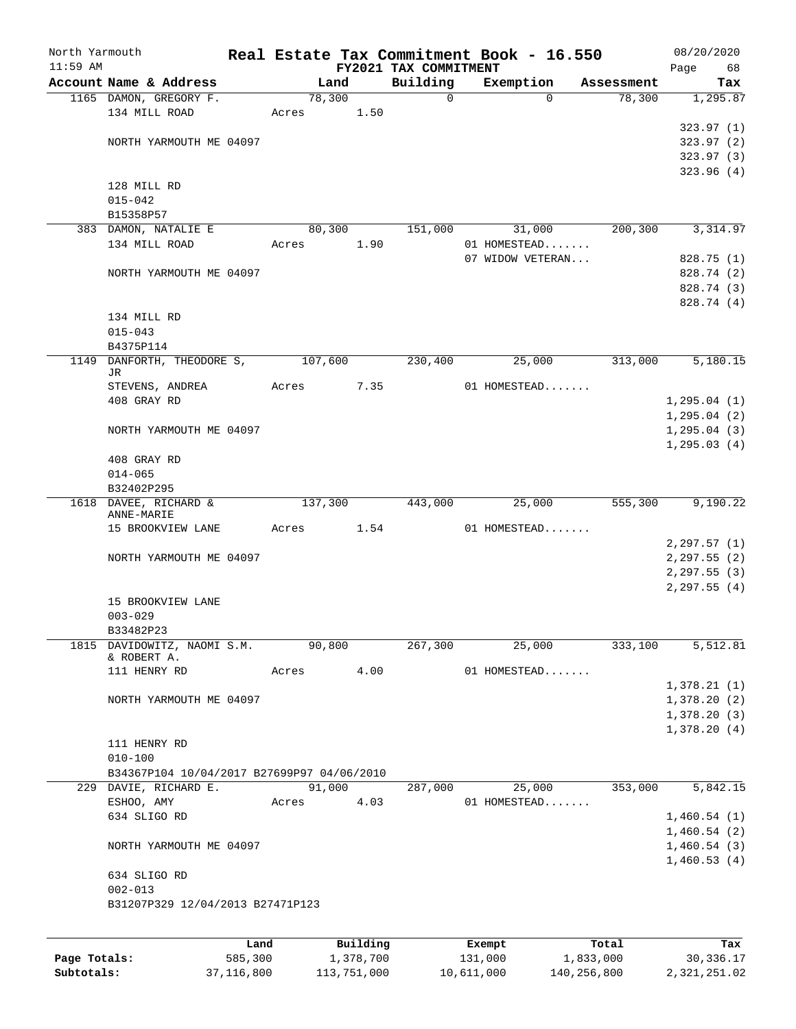North Yarmouth — Real Estate Tax Commitment Book - 16.550 — 08/20/2020
11:59 AM — FY2021 TAX COMMITMENT

| Account Name & Address | Land | Building | Exemption | Assessment | Tax |
|---|---|---|---|---|---|
| 1165 DAMON, GREGORY F. | 78,300 | 0 | 0 | 78,300 | 1,295.87 |
| 134 MILL ROAD | Acres 1.50 | | | | |
| | | | | | 323.97 (1) |
| NORTH YARMOUTH ME 04097 | | | | | 323.97 (2) |
| | | | | | 323.97 (3) |
| | | | | | 323.96 (4) |
| 128 MILL RD | | | | | |
| 015-042 | | | | | |
| B15358P57 | | | | | |
| 383 DAMON, NATALIE E | 80,300 | 151,000 | 31,000 | 200,300 | 3,314.97 |
| 134 MILL ROAD | Acres 1.90 | | 01 HOMESTEAD....... | | |
| | | | 07 WIDOW VETERAN... | | 828.75 (1) |
| NORTH YARMOUTH ME 04097 | | | | | 828.74 (2) |
| | | | | | 828.74 (3) |
| | | | | | 828.74 (4) |
| 134 MILL RD | | | | | |
| 015-043 | | | | | |
| B4375P114 | | | | | |
| 1149 DANFORTH, THEODORE S, JR | 107,600 | 230,400 | 25,000 | 313,000 | 5,180.15 |
| STEVENS, ANDREA | Acres 7.35 | | 01 HOMESTEAD....... | | |
| 408 GRAY RD | | | | | 1,295.04 (1) |
| | | | | | 1,295.04 (2) |
| NORTH YARMOUTH ME 04097 | | | | | 1,295.04 (3) |
| | | | | | 1,295.03 (4) |
| 408 GRAY RD | | | | | |
| 014-065 | | | | | |
| B32402P295 | | | | | |
| 1618 DAVEE, RICHARD & ANNE-MARIE | 137,300 | 443,000 | 25,000 | 555,300 | 9,190.22 |
| 15 BROOKVIEW LANE | Acres 1.54 | | 01 HOMESTEAD....... | | |
| | | | | | 2,297.57 (1) |
| NORTH YARMOUTH ME 04097 | | | | | 2,297.55 (2) |
| | | | | | 2,297.55 (3) |
| | | | | | 2,297.55 (4) |
| 15 BROOKVIEW LANE | | | | | |
| 003-029 | | | | | |
| B33482P23 | | | | | |
| 1815 DAVIDOWITZ, NAOMI S.M. & ROBERT A. | 90,800 | 267,300 | 25,000 | 333,100 | 5,512.81 |
| 111 HENRY RD | Acres 4.00 | | 01 HOMESTEAD....... | | |
| | | | | | 1,378.21 (1) |
| NORTH YARMOUTH ME 04097 | | | | | 1,378.20 (2) |
| | | | | | 1,378.20 (3) |
| | | | | | 1,378.20 (4) |
| 111 HENRY RD | | | | | |
| 010-100 | | | | | |
| B34367P104 10/04/2017 B27699P97 04/06/2010 | | | | | |
| 229 DAVIE, RICHARD E. | 91,000 | 287,000 | 25,000 | 353,000 | 5,842.15 |
| ESHOO, AMY | Acres 4.03 | | 01 HOMESTEAD....... | | |
| 634 SLIGO RD | | | | | 1,460.54 (1) |
| | | | | | 1,460.54 (2) |
| NORTH YARMOUTH ME 04097 | | | | | 1,460.54 (3) |
| | | | | | 1,460.53 (4) |
| 634 SLIGO RD | | | | | |
| 002-013 | | | | | |
| B31207P329 12/04/2013 B27471P123 | | | | | |

| | Land | Building | Exempt | Total | Tax |
|---|---|---|---|---|---|
| Page Totals: | 585,300 | 1,378,700 | 131,000 | 1,833,000 | 30,336.17 |
| Subtotals: | 37,116,800 | 113,751,000 | 10,611,000 | 140,256,800 | 2,321,251.02 |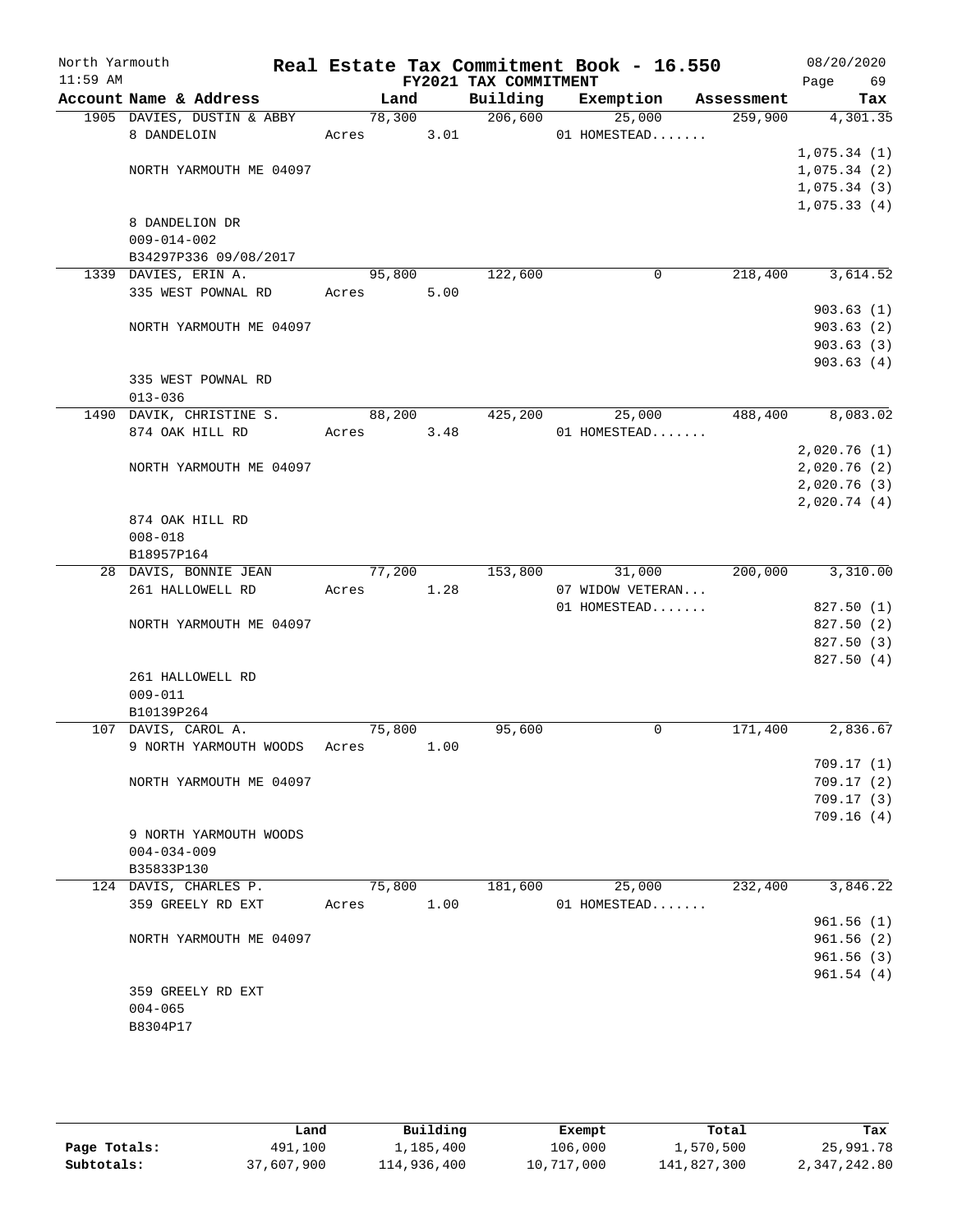North Yarmouth | Real Estate Tax Commitment Book - 16.550 | 08/20/2020
11:59 AM | FY2021 TAX COMMITMENT | Page 69

| Account Name & Address | Land | Building | Exemption | Assessment | Tax |
|---|---|---|---|---|---|
| 1905 DAVIES, DUSTIN & ABBY | 78,300 | 206,600 | 25,000 | 259,900 | 4,301.35 |
| 8 DANDELOIN | Acres 3.01 | | 01 HOMESTEAD....... | | |
| | | | | | 1,075.34 (1) |
| NORTH YARMOUTH ME 04097 | | | | | 1,075.34 (2) |
| | | | | | 1,075.34 (3) |
| | | | | | 1,075.33 (4) |
| 8 DANDELION DR | | | | | |
| 009-014-002 | | | | | |
| B34297P336 09/08/2017 | | | | | |
| 1339 DAVIES, ERIN A. | 95,800 | 122,600 | 0 | 218,400 | 3,614.52 |
| 335 WEST POWNAL RD | Acres 5.00 | | | | |
| | | | | | 903.63 (1) |
| NORTH YARMOUTH ME 04097 | | | | | 903.63 (2) |
| | | | | | 903.63 (3) |
| | | | | | 903.63 (4) |
| 335 WEST POWNAL RD | | | | | |
| 013-036 | | | | | |
| 1490 DAVIK, CHRISTINE S. | 88,200 | 425,200 | 25,000 | 488,400 | 8,083.02 |
| 874 OAK HILL RD | Acres 3.48 | | 01 HOMESTEAD....... | | |
| | | | | | 2,020.76 (1) |
| NORTH YARMOUTH ME 04097 | | | | | 2,020.76 (2) |
| | | | | | 2,020.76 (3) |
| | | | | | 2,020.74 (4) |
| 874 OAK HILL RD | | | | | |
| 008-018 | | | | | |
| B18957P164 | | | | | |
| 28 DAVIS, BONNIE JEAN | 77,200 | 153,800 | 31,000 | 200,000 | 3,310.00 |
| 261 HALLOWELL RD | Acres 1.28 | | 07 WIDOW VETERAN... | | |
| | | | 01 HOMESTEAD....... | | 827.50 (1) |
| NORTH YARMOUTH ME 04097 | | | | | 827.50 (2) |
| | | | | | 827.50 (3) |
| | | | | | 827.50 (4) |
| 261 HALLOWELL RD | | | | | |
| 009-011 | | | | | |
| B10139P264 | | | | | |
| 107 DAVIS, CAROL A. | 75,800 | 95,600 | 0 | 171,400 | 2,836.67 |
| 9 NORTH YARMOUTH WOODS | Acres 1.00 | | | | |
| | | | | | 709.17 (1) |
| NORTH YARMOUTH ME 04097 | | | | | 709.17 (2) |
| | | | | | 709.17 (3) |
| | | | | | 709.16 (4) |
| 9 NORTH YARMOUTH WOODS | | | | | |
| 004-034-009 | | | | | |
| B35833P130 | | | | | |
| 124 DAVIS, CHARLES P. | 75,800 | 181,600 | 25,000 | 232,400 | 3,846.22 |
| 359 GREELY RD EXT | Acres 1.00 | | 01 HOMESTEAD....... | | |
| | | | | | 961.56 (1) |
| NORTH YARMOUTH ME 04097 | | | | | 961.56 (2) |
| | | | | | 961.56 (3) |
| | | | | | 961.54 (4) |
| 359 GREELY RD EXT | | | | | |
| 004-065 | | | | | |
| B8304P17 | | | | | |

| | Land | Building | Exempt | Total | Tax |
|---|---|---|---|---|---|
| Page Totals: | 491,100 | 1,185,400 | 106,000 | 1,570,500 | 25,991.78 |
| Subtotals: | 37,607,900 | 114,936,400 | 10,717,000 | 141,827,300 | 2,347,242.80 |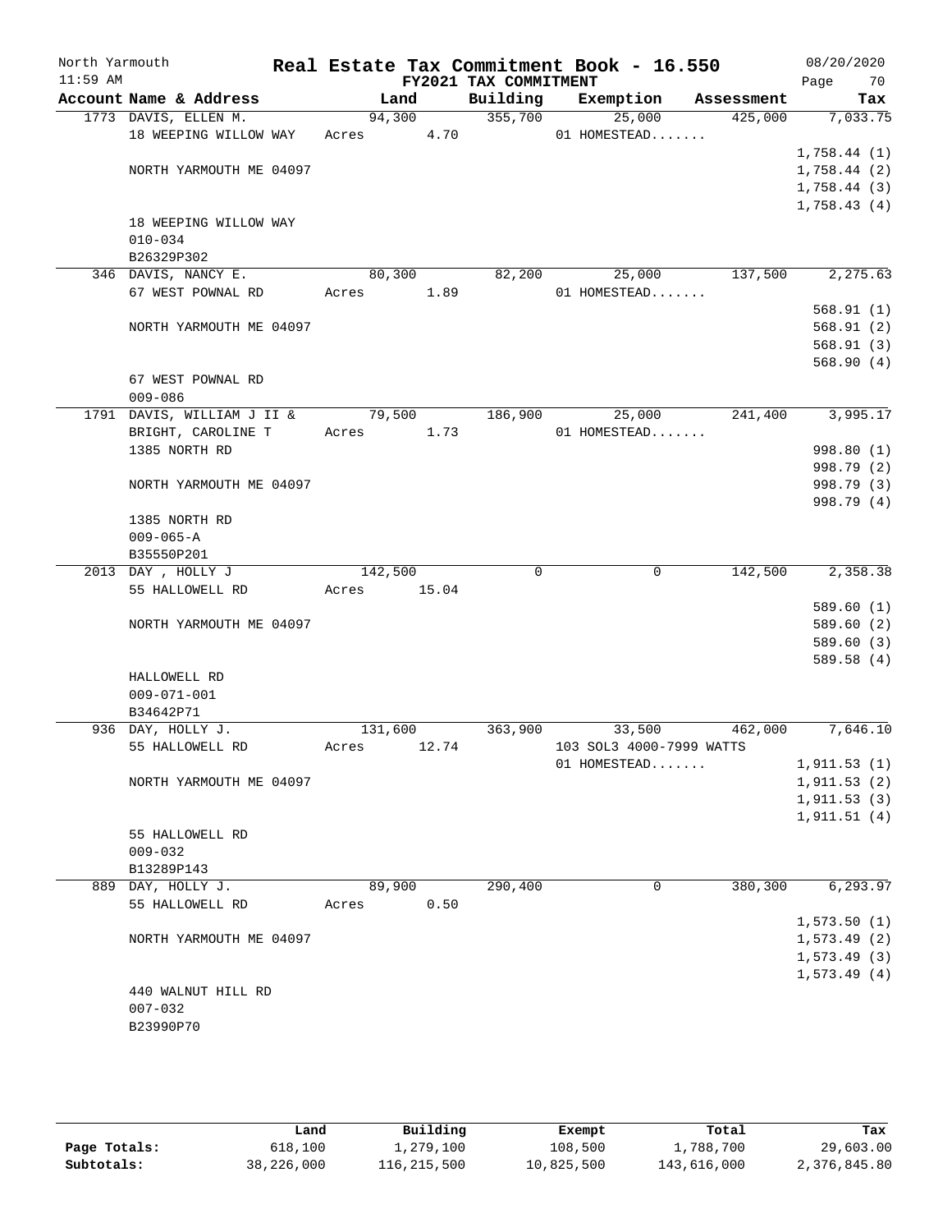North Yarmouth | Real Estate Tax Commitment Book - 16.550 | 08/20/2020
11:59 AM | FY2021 TAX COMMITMENT | Page 70

| Account Name & Address | Land | Building | Exemption | Assessment | Tax |
|---|---|---|---|---|---|
| 1773 DAVIS, ELLEN M. | 94,300 | 355,700 | 25,000 | 425,000 | 7,033.75 |
| 18 WEEPING WILLOW WAY | Acres 4.70 | | 01 HOMESTEAD....... | | |
| | | | | | 1,758.44 (1) |
| NORTH YARMOUTH ME 04097 | | | | | 1,758.44 (2) |
| | | | | | 1,758.44 (3) |
| | | | | | 1,758.43 (4) |
| 18 WEEPING WILLOW WAY | | | | | |
| 010-034 | | | | | |
| B26329P302 | | | | | |
| 346 DAVIS, NANCY E. | 80,300 | 82,200 | 25,000 | 137,500 | 2,275.63 |
| 67 WEST POWNAL RD | Acres 1.89 | | 01 HOMESTEAD....... | | |
| | | | | | 568.91 (1) |
| NORTH YARMOUTH ME 04097 | | | | | 568.91 (2) |
| | | | | | 568.91 (3) |
| | | | | | 568.90 (4) |
| 67 WEST POWNAL RD | | | | | |
| 009-086 | | | | | |
| 1791 DAVIS, WILLIAM J II & | 79,500 | 186,900 | 25,000 | 241,400 | 3,995.17 |
| BRIGHT, CAROLINE T | Acres 1.73 | | 01 HOMESTEAD....... | | |
| 1385 NORTH RD | | | | | 998.80 (1) |
| | | | | | 998.79 (2) |
| NORTH YARMOUTH ME 04097 | | | | | 998.79 (3) |
| | | | | | 998.79 (4) |
| 1385 NORTH RD | | | | | |
| 009-065-A | | | | | |
| B35550P201 | | | | | |
| 2013 DAY , HOLLY J | 142,500 | 0 | 0 | 142,500 | 2,358.38 |
| 55 HALLOWELL RD | Acres 15.04 | | | | |
| | | | | | 589.60 (1) |
| NORTH YARMOUTH ME 04097 | | | | | 589.60 (2) |
| | | | | | 589.60 (3) |
| | | | | | 589.58 (4) |
| HALLOWELL RD | | | | | |
| 009-071-001 | | | | | |
| B34642P71 | | | | | |
| 936 DAY, HOLLY J. | 131,600 | 363,900 | 33,500 | 462,000 | 7,646.10 |
| 55 HALLOWELL RD | Acres 12.74 | | 103 SOL3 4000-7999 WATTS | | |
| | | | 01 HOMESTEAD....... | | 1,911.53 (1) |
| NORTH YARMOUTH ME 04097 | | | | | 1,911.53 (2) |
| | | | | | 1,911.53 (3) |
| | | | | | 1,911.51 (4) |
| 55 HALLOWELL RD | | | | | |
| 009-032 | | | | | |
| B13289P143 | | | | | |
| 889 DAY, HOLLY J. | 89,900 | 290,400 | 0 | 380,300 | 6,293.97 |
| 55 HALLOWELL RD | Acres 0.50 | | | | |
| | | | | | 1,573.50 (1) |
| NORTH YARMOUTH ME 04097 | | | | | 1,573.49 (2) |
| | | | | | 1,573.49 (3) |
| | | | | | 1,573.49 (4) |
| 440 WALNUT HILL RD | | | | | |
| 007-032 | | | | | |
| B23990P70 | | | | | |

| | Land | Building | Exempt | Total | Tax |
|---|---|---|---|---|---|
| Page Totals: | 618,100 | 1,279,100 | 108,500 | 1,788,700 | 29,603.00 |
| Subtotals: | 38,226,000 | 116,215,500 | 10,825,500 | 143,616,000 | 2,376,845.80 |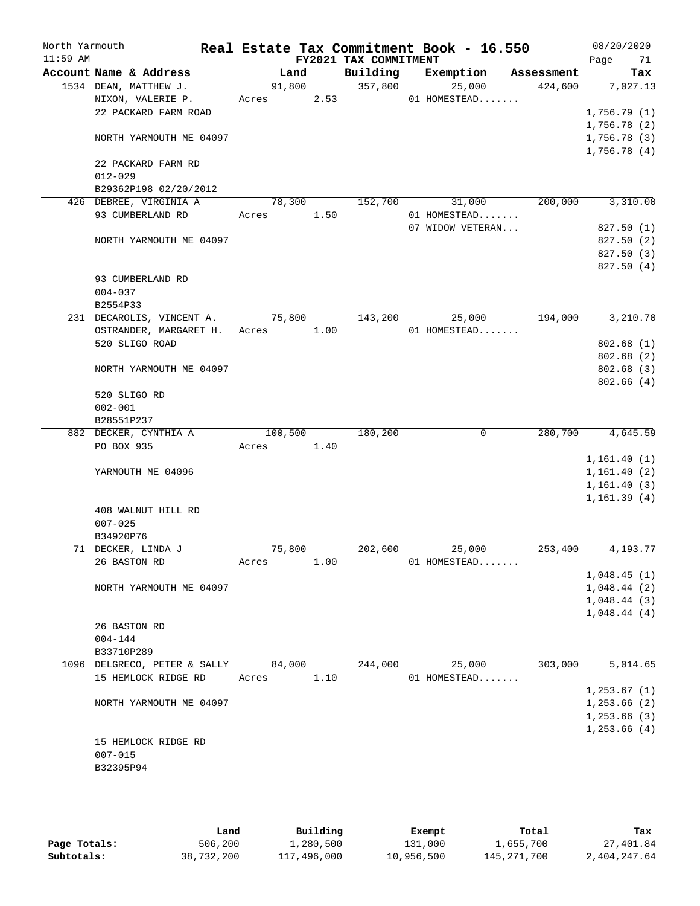North Yarmouth — Real Estate Tax Commitment Book - 16.550 — 08/20/2020
11:59 AM — FY2021 TAX COMMITMENT

| Account Name & Address | Land | Building | Exemption | Assessment | Tax |
|---|---|---|---|---|---|
| 1534 DEAN, MATTHEW J. | 91,800 | 357,800 | 25,000 | 424,600 | 7,027.13 |
| NIXON, VALERIE P. | Acres 2.53 | | 01 HOMESTEAD....... | | |
| 22 PACKARD FARM ROAD | | | | | 1,756.79 (1) |
| | | | | | 1,756.78 (2) |
| NORTH YARMOUTH ME 04097 | | | | | 1,756.78 (3) |
| | | | | | 1,756.78 (4) |
| 22 PACKARD FARM RD | | | | | |
| 012-029 | | | | | |
| B29362P198 02/20/2012 | | | | | |
| 426 DEBREE, VIRGINIA A | 78,300 | 152,700 | 31,000 | 200,000 | 3,310.00 |
| 93 CUMBERLAND RD | Acres 1.50 | | 01 HOMESTEAD....... | | |
| | | | 07 WIDOW VETERAN... | | 827.50 (1) |
| NORTH YARMOUTH ME 04097 | | | | | 827.50 (2) |
| | | | | | 827.50 (3) |
| | | | | | 827.50 (4) |
| 93 CUMBERLAND RD | | | | | |
| 004-037 | | | | | |
| B2554P33 | | | | | |
| 231 DECAROLIS, VINCENT A. | 75,800 | 143,200 | 25,000 | 194,000 | 3,210.70 |
| OSTRANDER, MARGARET H. | Acres 1.00 | | 01 HOMESTEAD....... | | |
| 520 SLIGO ROAD | | | | | 802.68 (1) |
| | | | | | 802.68 (2) |
| NORTH YARMOUTH ME 04097 | | | | | 802.68 (3) |
| | | | | | 802.66 (4) |
| 520 SLIGO RD | | | | | |
| 002-001 | | | | | |
| B28551P237 | | | | | |
| 882 DECKER, CYNTHIA A | 100,500 | 180,200 | 0 | 280,700 | 4,645.59 |
| PO BOX 935 | Acres 1.40 | | | | |
| | | | | | 1,161.40 (1) |
| YARMOUTH ME 04096 | | | | | 1,161.40 (2) |
| | | | | | 1,161.40 (3) |
| | | | | | 1,161.39 (4) |
| 408 WALNUT HILL RD | | | | | |
| 007-025 | | | | | |
| B34920P76 | | | | | |
| 71 DECKER, LINDA J | 75,800 | 202,600 | 25,000 | 253,400 | 4,193.77 |
| 26 BASTON RD | Acres 1.00 | | 01 HOMESTEAD....... | | |
| | | | | | 1,048.45 (1) |
| NORTH YARMOUTH ME 04097 | | | | | 1,048.44 (2) |
| | | | | | 1,048.44 (3) |
| | | | | | 1,048.44 (4) |
| 26 BASTON RD | | | | | |
| 004-144 | | | | | |
| B33710P289 | | | | | |
| 1096 DELGRECO, PETER & SALLY | 84,000 | 244,000 | 25,000 | 303,000 | 5,014.65 |
| 15 HEMLOCK RIDGE RD | Acres 1.10 | | 01 HOMESTEAD....... | | |
| | | | | | 1,253.67 (1) |
| NORTH YARMOUTH ME 04097 | | | | | 1,253.66 (2) |
| | | | | | 1,253.66 (3) |
| | | | | | 1,253.66 (4) |
| 15 HEMLOCK RIDGE RD | | | | | |
| 007-015 | | | | | |
| B32395P94 | | | | | |

| | Land | Building | Exempt | Total | Tax |
|---|---|---|---|---|---|
| Page Totals: | 506,200 | 1,280,500 | 131,000 | 1,655,700 | 27,401.84 |
| Subtotals: | 38,732,200 | 117,496,000 | 10,956,500 | 145,271,700 | 2,404,247.64 |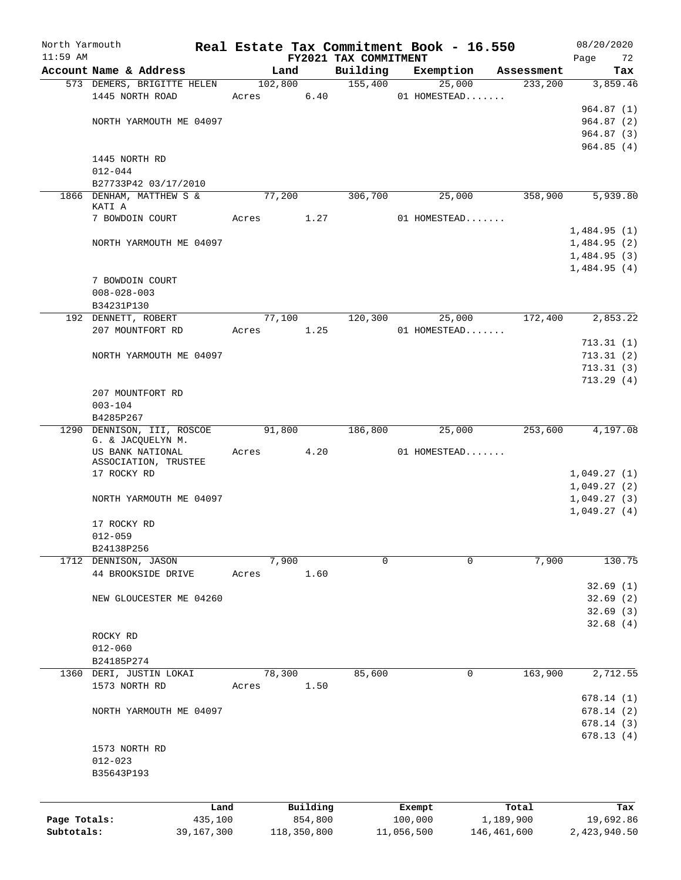North Yarmouth — Real Estate Tax Commitment Book - 16.550 — 08/20/2020
11:59 AM — FY2021 TAX COMMITMENT

| Account Name & Address | Land | Building | Exemption | Assessment | Tax |
|---|---|---|---|---|---|
| 573 DEMERS, BRIGITTE HELEN | 102,800 | 155,400 | 25,000 | 233,200 | 3,859.46 |
| 1445 NORTH ROAD | Acres 6.40 | | 01 HOMESTEAD....... | | |
| | | | | | 964.87 (1) |
| NORTH YARMOUTH ME 04097 | | | | | 964.87 (2) |
| | | | | | 964.87 (3) |
| | | | | | 964.85 (4) |
| 1445 NORTH RD | | | | | |
| 012-044 | | | | | |
| B27733P42 03/17/2010 | | | | | |
| 1866 DENHAM, MATTHEW S & KATI A | 77,200 | 306,700 | 25,000 | 358,900 | 5,939.80 |
| 7 BOWDOIN COURT | Acres 1.27 | | 01 HOMESTEAD....... | | |
| | | | | | 1,484.95 (1) |
| NORTH YARMOUTH ME 04097 | | | | | 1,484.95 (2) |
| | | | | | 1,484.95 (3) |
| | | | | | 1,484.95 (4) |
| 7 BOWDOIN COURT | | | | | |
| 008-028-003 | | | | | |
| B34231P130 | | | | | |
| 192 DENNETT, ROBERT | 77,100 | 120,300 | 25,000 | 172,400 | 2,853.22 |
| 207 MOUNTFORT RD | Acres 1.25 | | 01 HOMESTEAD....... | | |
| | | | | | 713.31 (1) |
| NORTH YARMOUTH ME 04097 | | | | | 713.31 (2) |
| | | | | | 713.31 (3) |
| | | | | | 713.29 (4) |
| 207 MOUNTFORT RD | | | | | |
| 003-104 | | | | | |
| B4285P267 | | | | | |
| 1290 DENNISON, III, ROSCOE G. & JACQUELYN M. | 91,800 | 186,800 | 25,000 | 253,600 | 4,197.08 |
| US BANK NATIONAL ASSOCIATION, TRUSTEE | Acres 4.20 | | 01 HOMESTEAD....... | | |
| 17 ROCKY RD | | | | | 1,049.27 (1) |
| | | | | | 1,049.27 (2) |
| NORTH YARMOUTH ME 04097 | | | | | 1,049.27 (3) |
| | | | | | 1,049.27 (4) |
| 17 ROCKY RD | | | | | |
| 012-059 | | | | | |
| B24138P256 | | | | | |
| 1712 DENNISON, JASON | 7,900 | 0 | 0 | 7,900 | 130.75 |
| 44 BROOKSIDE DRIVE | Acres 1.60 | | | | |
| | | | | | 32.69 (1) |
| NEW GLOUCESTER ME 04260 | | | | | 32.69 (2) |
| | | | | | 32.69 (3) |
| | | | | | 32.68 (4) |
| ROCKY RD | | | | | |
| 012-060 | | | | | |
| B24185P274 | | | | | |
| 1360 DERI, JUSTIN LOKAI | 78,300 | 85,600 | 0 | 163,900 | 2,712.55 |
| 1573 NORTH RD | Acres 1.50 | | | | |
| | | | | | 678.14 (1) |
| NORTH YARMOUTH ME 04097 | | | | | 678.14 (2) |
| | | | | | 678.14 (3) |
| | | | | | 678.13 (4) |
| 1573 NORTH RD | | | | | |
| 012-023 | | | | | |
| B35643P193 | | | | | |

| | Land | Building | Exempt | Total | Tax |
|---|---|---|---|---|---|
| Page Totals: | 435,100 | 854,800 | 100,000 | 1,189,900 | 19,692.86 |
| Subtotals: | 39,167,300 | 118,350,800 | 11,056,500 | 146,461,600 | 2,423,940.50 |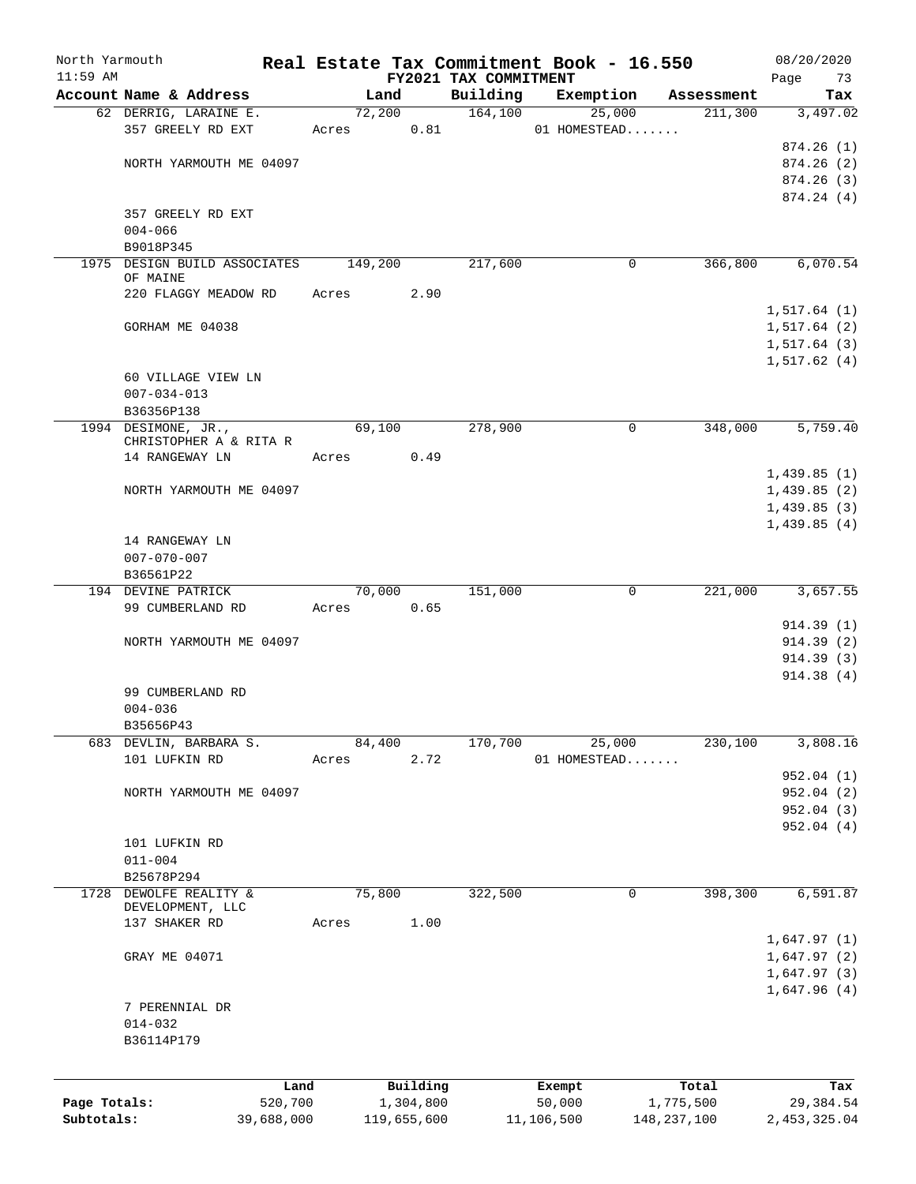North Yarmouth — **Real Estate Tax Commitment Book - 16.550** — 08/20/2020
11:59 AM — **FY2021 TAX COMMITMENT** — Page 73

| Account Name & Address | Land | Building | Exemption | Assessment | Tax |
|---|---|---|---|---|---|
| 62 DERRIG, LARAINE E. | 72,200 | 164,100 | 25,000 | 211,300 | 3,497.02 |
| 357 GREELY RD EXT | Acres 0.81 | | 01 HOMESTEAD....... | | |
| | | | | | 874.26 (1) |
| NORTH YARMOUTH ME 04097 | | | | | 874.26 (2) |
| | | | | | 874.26 (3) |
| | | | | | 874.24 (4) |
| 357 GREELY RD EXT | | | | | |
| 004-066 | | | | | |
| B9018P345 | | | | | |
| 1975 DESIGN BUILD ASSOCIATES OF MAINE | 149,200 | 217,600 | 0 | 366,800 | 6,070.54 |
| 220 FLAGGY MEADOW RD | Acres 2.90 | | | | |
| | | | | | 1,517.64 (1) |
| GORHAM ME 04038 | | | | | 1,517.64 (2) |
| | | | | | 1,517.64 (3) |
| | | | | | 1,517.62 (4) |
| 60 VILLAGE VIEW LN | | | | | |
| 007-034-013 | | | | | |
| B36356P138 | | | | | |
| 1994 DESIMONE, JR., CHRISTOPHER A & RITA R | 69,100 | 278,900 | 0 | 348,000 | 5,759.40 |
| 14 RANGEWAY LN | Acres 0.49 | | | | |
| | | | | | 1,439.85 (1) |
| NORTH YARMOUTH ME 04097 | | | | | 1,439.85 (2) |
| | | | | | 1,439.85 (3) |
| | | | | | 1,439.85 (4) |
| 14 RANGEWAY LN | | | | | |
| 007-070-007 | | | | | |
| B36561P22 | | | | | |
| 194 DEVINE PATRICK | 70,000 | 151,000 | 0 | 221,000 | 3,657.55 |
| 99 CUMBERLAND RD | Acres 0.65 | | | | |
| | | | | | 914.39 (1) |
| NORTH YARMOUTH ME 04097 | | | | | 914.39 (2) |
| | | | | | 914.39 (3) |
| | | | | | 914.38 (4) |
| 99 CUMBERLAND RD | | | | | |
| 004-036 | | | | | |
| B35656P43 | | | | | |
| 683 DEVLIN, BARBARA S. | 84,400 | 170,700 | 25,000 | 230,100 | 3,808.16 |
| 101 LUFKIN RD | Acres 2.72 | | 01 HOMESTEAD....... | | |
| | | | | | 952.04 (1) |
| NORTH YARMOUTH ME 04097 | | | | | 952.04 (2) |
| | | | | | 952.04 (3) |
| | | | | | 952.04 (4) |
| 101 LUFKIN RD | | | | | |
| 011-004 | | | | | |
| B25678P294 | | | | | |
| 1728 DEWOLFE REALITY & DEVELOPMENT, LLC | 75,800 | 322,500 | 0 | 398,300 | 6,591.87 |
| 137 SHAKER RD | Acres 1.00 | | | | |
| | | | | | 1,647.97 (1) |
| GRAY ME 04071 | | | | | 1,647.97 (2) |
| | | | | | 1,647.97 (3) |
| | | | | | 1,647.96 (4) |
| 7 PERENNIAL DR | | | | | |
| 014-032 | | | | | |
| B36114P179 | | | | | |

| | Land | Building | Exempt | Total | Tax |
|---|---|---|---|---|---|
| Page Totals: | 520,700 | 1,304,800 | 50,000 | 1,775,500 | 29,384.54 |
| Subtotals: | 39,688,000 | 119,655,600 | 11,106,500 | 148,237,100 | 2,453,325.04 |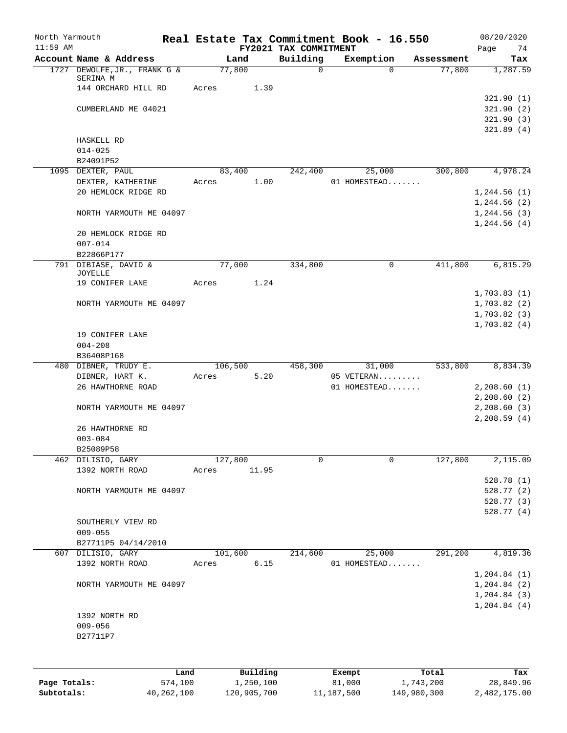North Yarmouth — Real Estate Tax Commitment Book - 16.550 — 08/20/2020
11:59 AM — FY2021 TAX COMMITMENT

| Account Name & Address | Land | Building | Exemption | Assessment | Tax |
|---|---|---|---|---|---|
| 1727 DEWOLFE,JR., FRANK G & SERINA M | 77,800 | 0 | 0 | 77,800 | 1,287.59 |
| 144 ORCHARD HILL RD | Acres 1.39 | | | | |
| | | | | | 321.90 (1) |
| CUMBERLAND ME 04021 | | | | | 321.90 (2) |
| | | | | | 321.90 (3) |
| | | | | | 321.89 (4) |
| HASKELL RD | | | | | |
| 014-025 | | | | | |
| B24091P52 | | | | | |
| 1095 DEXTER, PAUL | 83,400 | 242,400 | 25,000 | 300,800 | 4,978.24 |
| DEXTER, KATHERINE | Acres 1.00 | | 01 HOMESTEAD....... | | |
| 20 HEMLOCK RIDGE RD | | | | | 1,244.56 (1) |
| | | | | | 1,244.56 (2) |
| NORTH YARMOUTH ME 04097 | | | | | 1,244.56 (3) |
| | | | | | 1,244.56 (4) |
| 20 HEMLOCK RIDGE RD | | | | | |
| 007-014 | | | | | |
| B22866P177 | | | | | |
| 791 DIBIASE, DAVID & JOYELLE | 77,000 | 334,800 | 0 | 411,800 | 6,815.29 |
| 19 CONIFER LANE | Acres 1.24 | | | | |
| | | | | | 1,703.83 (1) |
| NORTH YARMOUTH ME 04097 | | | | | 1,703.82 (2) |
| | | | | | 1,703.82 (3) |
| | | | | | 1,703.82 (4) |
| 19 CONIFER LANE | | | | | |
| 004-208 | | | | | |
| B36408P168 | | | | | |
| 480 DIBNER, TRUDY E. | 106,500 | 458,300 | 31,000 | 533,800 | 8,834.39 |
| DIBNER, HART K. | Acres 5.20 | | 05 VETERAN......... | | |
| 26 HAWTHORNE ROAD | | | 01 HOMESTEAD....... | | 2,208.60 (1) |
| | | | | | 2,208.60 (2) |
| NORTH YARMOUTH ME 04097 | | | | | 2,208.60 (3) |
| | | | | | 2,208.59 (4) |
| 26 HAWTHORNE RD | | | | | |
| 003-084 | | | | | |
| B25089P58 | | | | | |
| 462 DILISIO, GARY | 127,800 | 0 | 0 | 127,800 | 2,115.09 |
| 1392 NORTH ROAD | Acres 11.95 | | | | |
| | | | | | 528.78 (1) |
| NORTH YARMOUTH ME 04097 | | | | | 528.77 (2) |
| | | | | | 528.77 (3) |
| | | | | | 528.77 (4) |
| SOUTHERLY VIEW RD | | | | | |
| 009-055 | | | | | |
| B27711P5 04/14/2010 | | | | | |
| 607 DILISIO, GARY | 101,600 | 214,600 | 25,000 | 291,200 | 4,819.36 |
| 1392 NORTH ROAD | Acres 6.15 | | 01 HOMESTEAD....... | | |
| | | | | | 1,204.84 (1) |
| NORTH YARMOUTH ME 04097 | | | | | 1,204.84 (2) |
| | | | | | 1,204.84 (3) |
| | | | | | 1,204.84 (4) |
| 1392 NORTH RD | | | | | |
| 009-056 | | | | | |
| B27711P7 | | | | | |

| | Land | Building | Exempt | Total | Tax |
|---|---|---|---|---|---|
| Page Totals: | 574,100 | 1,250,100 | 81,000 | 1,743,200 | 28,849.96 |
| Subtotals: | 40,262,100 | 120,905,700 | 11,187,500 | 149,980,300 | 2,482,175.00 |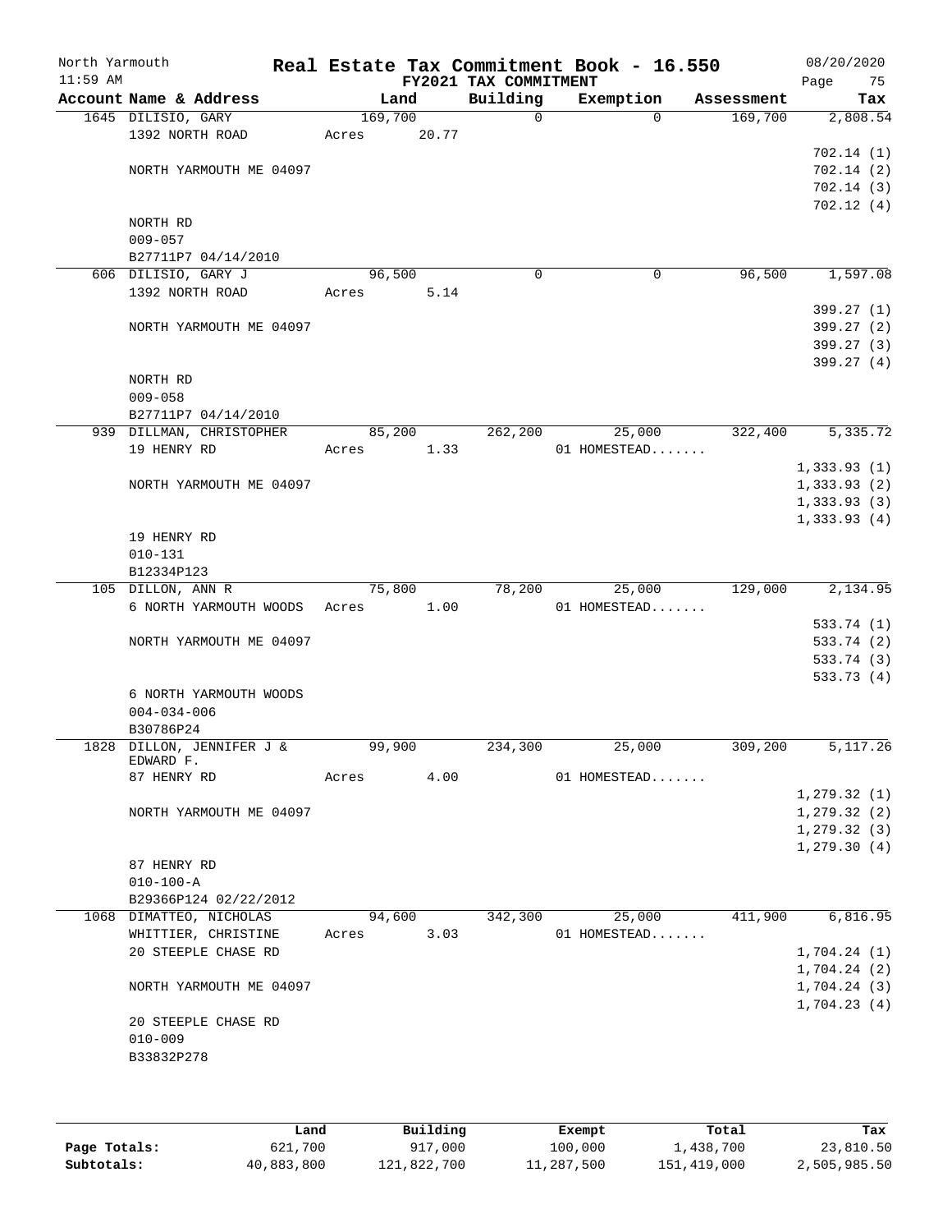North Yarmouth | Real Estate Tax Commitment Book - 16.550 | 08/20/2020
11:59 AM | FY2021 TAX COMMITMENT | Page 75

| Account Name & Address | Land | Building | Exemption | Assessment | Tax |
|---|---|---|---|---|---|
| 1645 DILISIO, GARY | 169,700 | 0 | 0 | 169,700 | 2,808.54 |
| 1392 NORTH ROAD | Acres 20.77 | | | | |
| | | | | | 702.14 (1) |
| NORTH YARMOUTH ME 04097 | | | | | 702.14 (2) |
| | | | | | 702.14 (3) |
| | | | | | 702.12 (4) |
| NORTH RD | | | | | |
| 009-057 | | | | | |
| B27711P7 04/14/2010 | | | | | |
| 606 DILISIO, GARY J | 96,500 | 0 | 0 | 96,500 | 1,597.08 |
| 1392 NORTH ROAD | Acres 5.14 | | | | |
| | | | | | 399.27 (1) |
| NORTH YARMOUTH ME 04097 | | | | | 399.27 (2) |
| | | | | | 399.27 (3) |
| | | | | | 399.27 (4) |
| NORTH RD | | | | | |
| 009-058 | | | | | |
| B27711P7 04/14/2010 | | | | | |
| 939 DILLMAN, CHRISTOPHER | 85,200 | 262,200 | 25,000 | 322,400 | 5,335.72 |
| 19 HENRY RD | Acres 1.33 | | 01 HOMESTEAD....... | | |
| | | | | | 1,333.93 (1) |
| NORTH YARMOUTH ME 04097 | | | | | 1,333.93 (2) |
| | | | | | 1,333.93 (3) |
| | | | | | 1,333.93 (4) |
| 19 HENRY RD | | | | | |
| 010-131 | | | | | |
| B12334P123 | | | | | |
| 105 DILLON, ANN R | 75,800 | 78,200 | 25,000 | 129,000 | 2,134.95 |
| 6 NORTH YARMOUTH WOODS | Acres 1.00 | | 01 HOMESTEAD....... | | |
| | | | | | 533.74 (1) |
| NORTH YARMOUTH ME 04097 | | | | | 533.74 (2) |
| | | | | | 533.74 (3) |
| | | | | | 533.73 (4) |
| 6 NORTH YARMOUTH WOODS | | | | | |
| 004-034-006 | | | | | |
| B30786P24 | | | | | |
| 1828 DILLON, JENNIFER J & EDWARD F. | 99,900 | 234,300 | 25,000 | 309,200 | 5,117.26 |
| 87 HENRY RD | Acres 4.00 | | 01 HOMESTEAD....... | | |
| | | | | | 1,279.32 (1) |
| NORTH YARMOUTH ME 04097 | | | | | 1,279.32 (2) |
| | | | | | 1,279.32 (3) |
| | | | | | 1,279.30 (4) |
| 87 HENRY RD | | | | | |
| 010-100-A | | | | | |
| B29366P124 02/22/2012 | | | | | |
| 1068 DIMATTEO, NICHOLAS | 94,600 | 342,300 | 25,000 | 411,900 | 6,816.95 |
| WHITTIER, CHRISTINE | Acres 3.03 | | 01 HOMESTEAD....... | | |
| 20 STEEPLE CHASE RD | | | | | 1,704.24 (1) |
| | | | | | 1,704.24 (2) |
| NORTH YARMOUTH ME 04097 | | | | | 1,704.24 (3) |
| | | | | | 1,704.23 (4) |
| 20 STEEPLE CHASE RD | | | | | |
| 010-009 | | | | | |
| B33832P278 | | | | | |

| | Land | Building | Exempt | Total | Tax |
|---|---|---|---|---|---|
| Page Totals: | 621,700 | 917,000 | 100,000 | 1,438,700 | 23,810.50 |
| Subtotals: | 40,883,800 | 121,822,700 | 11,287,500 | 151,419,000 | 2,505,985.50 |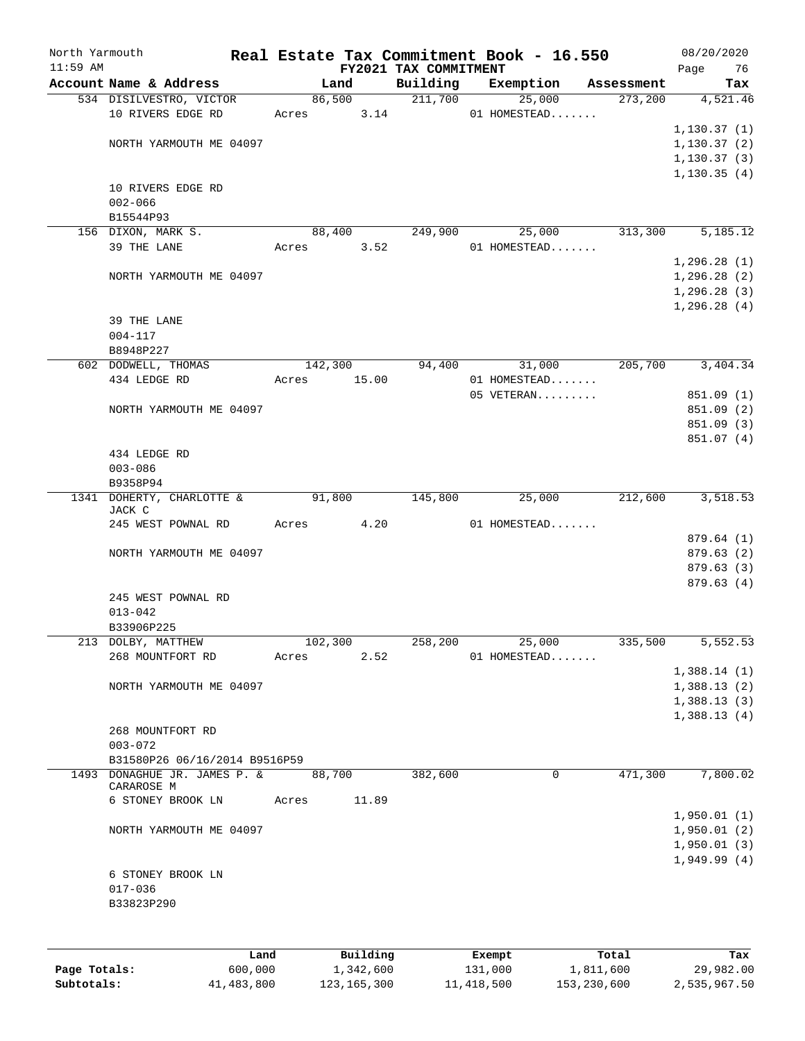North Yarmouth — Real Estate Tax Commitment Book - 16.550 — 08/20/2020

11:59 AM — FY2021 TAX COMMITMENT — Page 76

| Account Name & Address | Land | Building | Exemption | Assessment | Tax |
|---|---|---|---|---|---|
| 534 DISILVESTRO, VICTOR | 86,500 | 211,700 | 25,000 | 273,200 | 4,521.46 |
| 10 RIVERS EDGE RD | Acres 3.14 | | 01 HOMESTEAD....... | | |
| | | | | | 1,130.37 (1) |
| NORTH YARMOUTH ME 04097 | | | | | 1,130.37 (2) |
| | | | | | 1,130.37 (3) |
| | | | | | 1,130.35 (4) |
| 10 RIVERS EDGE RD | | | | | |
| 002-066 | | | | | |
| B15544P93 | | | | | |
| 156 DIXON, MARK S. | 88,400 | 249,900 | 25,000 | 313,300 | 5,185.12 |
| 39 THE LANE | Acres 3.52 | | 01 HOMESTEAD....... | | |
| | | | | | 1,296.28 (1) |
| NORTH YARMOUTH ME 04097 | | | | | 1,296.28 (2) |
| | | | | | 1,296.28 (3) |
| | | | | | 1,296.28 (4) |
| 39 THE LANE | | | | | |
| 004-117 | | | | | |
| B8948P227 | | | | | |
| 602 DODWELL, THOMAS | 142,300 | 94,400 | 31,000 | 205,700 | 3,404.34 |
| 434 LEDGE RD | Acres 15.00 | | 01 HOMESTEAD....... | | |
| | | | 05 VETERAN......... | | 851.09 (1) |
| NORTH YARMOUTH ME 04097 | | | | | 851.09 (2) |
| | | | | | 851.09 (3) |
| | | | | | 851.07 (4) |
| 434 LEDGE RD | | | | | |
| 003-086 | | | | | |
| B9358P94 | | | | | |
| 1341 DOHERTY, CHARLOTTE & JACK C | 91,800 | 145,800 | 25,000 | 212,600 | 3,518.53 |
| 245 WEST POWNAL RD | Acres 4.20 | | 01 HOMESTEAD....... | | |
| | | | | | 879.64 (1) |
| NORTH YARMOUTH ME 04097 | | | | | 879.63 (2) |
| | | | | | 879.63 (3) |
| | | | | | 879.63 (4) |
| 245 WEST POWNAL RD | | | | | |
| 013-042 | | | | | |
| B33906P225 | | | | | |
| 213 DOLBY, MATTHEW | 102,300 | 258,200 | 25,000 | 335,500 | 5,552.53 |
| 268 MOUNTFORT RD | Acres 2.52 | | 01 HOMESTEAD....... | | |
| | | | | | 1,388.14 (1) |
| NORTH YARMOUTH ME 04097 | | | | | 1,388.13 (2) |
| | | | | | 1,388.13 (3) |
| | | | | | 1,388.13 (4) |
| 268 MOUNTFORT RD | | | | | |
| 003-072 | | | | | |
| B31580P26 06/16/2014 B9516P59 | | | | | |
| 1493 DONAGHUE JR. JAMES P. & CARAROSE M | 88,700 | 382,600 | 0 | 471,300 | 7,800.02 |
| 6 STONEY BROOK LN | Acres 11.89 | | | | |
| | | | | | 1,950.01 (1) |
| NORTH YARMOUTH ME 04097 | | | | | 1,950.01 (2) |
| | | | | | 1,950.01 (3) |
| | | | | | 1,949.99 (4) |
| 6 STONEY BROOK LN | | | | | |
| 017-036 | | | | | |
| B33823P290 | | | | | |

| | Land | Building | Exempt | Total | Tax |
|---|---|---|---|---|---|
| Page Totals: | 600,000 | 1,342,600 | 131,000 | 1,811,600 | 29,982.00 |
| Subtotals: | 41,483,800 | 123,165,300 | 11,418,500 | 153,230,600 | 2,535,967.50 |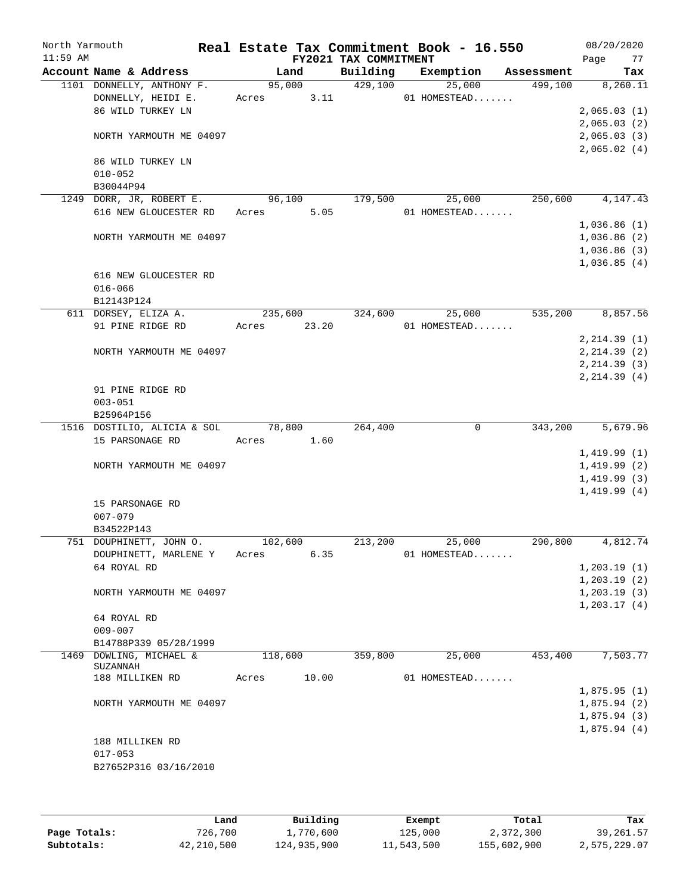North Yarmouth | Real Estate Tax Commitment Book - 16.550 | 08/20/2020
11:59 AM | FY2021 TAX COMMITMENT | Page 77

| Account Name & Address | Land | Building | Exemption | Assessment | Tax |
|---|---|---|---|---|---|
| 1101 DONNELLY, ANTHONY F. | 95,000 | 429,100 | 25,000 | 499,100 | 8,260.11 |
| DONNELLY, HEIDI E. | Acres 3.11 | | 01 HOMESTEAD....... | | |
| 86 WILD TURKEY LN | | | | | 2,065.03 (1) |
| | | | | | 2,065.03 (2) |
| NORTH YARMOUTH ME 04097 | | | | | 2,065.03 (3) |
| | | | | | 2,065.02 (4) |
| 86 WILD TURKEY LN | | | | | |
| 010-052 | | | | | |
| B30044P94 | | | | | |
| 1249 DORR, JR, ROBERT E. | 96,100 | 179,500 | 25,000 | 250,600 | 4,147.43 |
| 616 NEW GLOUCESTER RD | Acres 5.05 | | 01 HOMESTEAD....... | | |
| | | | | | 1,036.86 (1) |
| NORTH YARMOUTH ME 04097 | | | | | 1,036.86 (2) |
| | | | | | 1,036.86 (3) |
| | | | | | 1,036.85 (4) |
| 616 NEW GLOUCESTER RD | | | | | |
| 016-066 | | | | | |
| B12143P124 | | | | | |
| 611 DORSEY, ELIZA A. | 235,600 | 324,600 | 25,000 | 535,200 | 8,857.56 |
| 91 PINE RIDGE RD | Acres 23.20 | | 01 HOMESTEAD....... | | |
| | | | | | 2,214.39 (1) |
| NORTH YARMOUTH ME 04097 | | | | | 2,214.39 (2) |
| | | | | | 2,214.39 (3) |
| | | | | | 2,214.39 (4) |
| 91 PINE RIDGE RD | | | | | |
| 003-051 | | | | | |
| B25964P156 | | | | | |
| 1516 DOSTILIO, ALICIA & SOL | 78,800 | 264,400 | 0 | 343,200 | 5,679.96 |
| 15 PARSONAGE RD | Acres 1.60 | | | | |
| | | | | | 1,419.99 (1) |
| NORTH YARMOUTH ME 04097 | | | | | 1,419.99 (2) |
| | | | | | 1,419.99 (3) |
| | | | | | 1,419.99 (4) |
| 15 PARSONAGE RD | | | | | |
| 007-079 | | | | | |
| B34522P143 | | | | | |
| 751 DOUPHINETT, JOHN O. | 102,600 | 213,200 | 25,000 | 290,800 | 4,812.74 |
| DOUPHINETT, MARLENE Y | Acres 6.35 | | 01 HOMESTEAD....... | | |
| 64 ROYAL RD | | | | | 1,203.19 (1) |
| | | | | | 1,203.19 (2) |
| NORTH YARMOUTH ME 04097 | | | | | 1,203.19 (3) |
| | | | | | 1,203.17 (4) |
| 64 ROYAL RD | | | | | |
| 009-007 | | | | | |
| B14788P339 05/28/1999 | | | | | |
| 1469 DOWLING, MICHAEL & SUZANNAH | 118,600 | 359,800 | 25,000 | 453,400 | 7,503.77 |
| 188 MILLIKEN RD | Acres 10.00 | | 01 HOMESTEAD....... | | |
| | | | | | 1,875.95 (1) |
| NORTH YARMOUTH ME 04097 | | | | | 1,875.94 (2) |
| | | | | | 1,875.94 (3) |
| | | | | | 1,875.94 (4) |
| 188 MILLIKEN RD | | | | | |
| 017-053 | | | | | |
| B27652P316 03/16/2010 | | | | | |

| | Land | Building | Exempt | Total | Tax |
|---|---|---|---|---|---|
| Page Totals: | 726,700 | 1,770,600 | 125,000 | 2,372,300 | 39,261.57 |
| Subtotals: | 42,210,500 | 124,935,900 | 11,543,500 | 155,602,900 | 2,575,229.07 |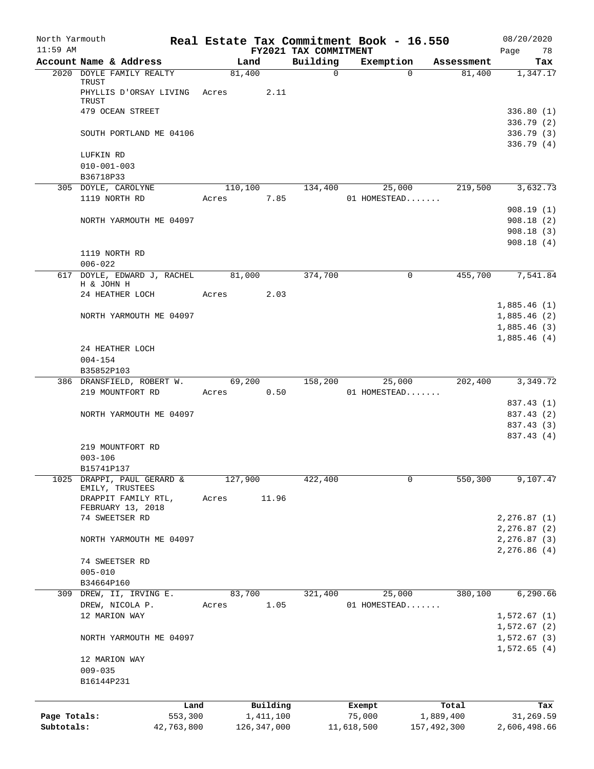North Yarmouth | Real Estate Tax Commitment Book - 16.550 | 08/20/2020
11:59 AM | FY2021 TAX COMMITMENT | Page 78

| Account Name & Address | Land | Building | Exemption | Assessment | Tax |
|---|---|---|---|---|---|
| 2020 DOYLE FAMILY REALTY TRUST | 81,400 | 0 | 0 | 81,400 | 1,347.17 |
| PHYLLIS D'ORSAY LIVING TRUST | Acres 2.11 | | | | |
| 479 OCEAN STREET | | | | | 336.80 (1) |
| | | | | | 336.79 (2) |
| SOUTH PORTLAND ME 04106 | | | | | 336.79 (3) |
| | | | | | 336.79 (4) |
| LUFKIN RD | | | | | |
| 010-001-003 | | | | | |
| B36718P33 | | | | | |
| 305 DOYLE, CAROLYNE | 110,100 | 134,400 | 25,000 | 219,500 | 3,632.73 |
| 1119 NORTH RD | Acres 7.85 | | 01 HOMESTEAD....... | | |
| | | | | | 908.19 (1) |
| NORTH YARMOUTH ME 04097 | | | | | 908.18 (2) |
| | | | | | 908.18 (3) |
| | | | | | 908.18 (4) |
| 1119 NORTH RD | | | | | |
| 006-022 | | | | | |
| 617 DOYLE, EDWARD J, RACHEL H & JOHN H | 81,000 | 374,700 | 0 | 455,700 | 7,541.84 |
| 24 HEATHER LOCH | Acres 2.03 | | | | |
| | | | | | 1,885.46 (1) |
| NORTH YARMOUTH ME 04097 | | | | | 1,885.46 (2) |
| | | | | | 1,885.46 (3) |
| | | | | | 1,885.46 (4) |
| 24 HEATHER LOCH | | | | | |
| 004-154 | | | | | |
| B35852P103 | | | | | |
| 386 DRANSFIELD, ROBERT W. | 69,200 | 158,200 | 25,000 | 202,400 | 3,349.72 |
| 219 MOUNTFORT RD | Acres 0.50 | | 01 HOMESTEAD....... | | |
| | | | | | 837.43 (1) |
| NORTH YARMOUTH ME 04097 | | | | | 837.43 (2) |
| | | | | | 837.43 (3) |
| | | | | | 837.43 (4) |
| 219 MOUNTFORT RD | | | | | |
| 003-106 | | | | | |
| B15741P137 | | | | | |
| 1025 DRAPPI, PAUL GERARD & EMILY, TRUSTEES | 127,900 | 422,400 | 0 | 550,300 | 9,107.47 |
| DRAPPIT FAMILY RTL, FEBRUARY 13, 2018 | Acres 11.96 | | | | |
| 74 SWEETSER RD | | | | | 2,276.87 (1) |
| | | | | | 2,276.87 (2) |
| NORTH YARMOUTH ME 04097 | | | | | 2,276.87 (3) |
| | | | | | 2,276.86 (4) |
| 74 SWEETSER RD | | | | | |
| 005-010 | | | | | |
| B34664P160 | | | | | |
| 309 DREW, II, IRVING E. | 83,700 | 321,400 | 25,000 | 380,100 | 6,290.66 |
| DREW, NICOLA P. | Acres 1.05 | | 01 HOMESTEAD....... | | |
| 12 MARION WAY | | | | | 1,572.67 (1) |
| | | | | | 1,572.67 (2) |
| NORTH YARMOUTH ME 04097 | | | | | 1,572.67 (3) |
| | | | | | 1,572.65 (4) |
| 12 MARION WAY | | | | | |
| 009-035 | | | | | |
| B16144P231 | | | | | |

| | Land | Building | Exempt | Total | Tax |
|---|---|---|---|---|---|
| Page Totals: | 553,300 | 1,411,100 | 75,000 | 1,889,400 | 31,269.59 |
| Subtotals: | 42,763,800 | 126,347,000 | 11,618,500 | 157,492,300 | 2,606,498.66 |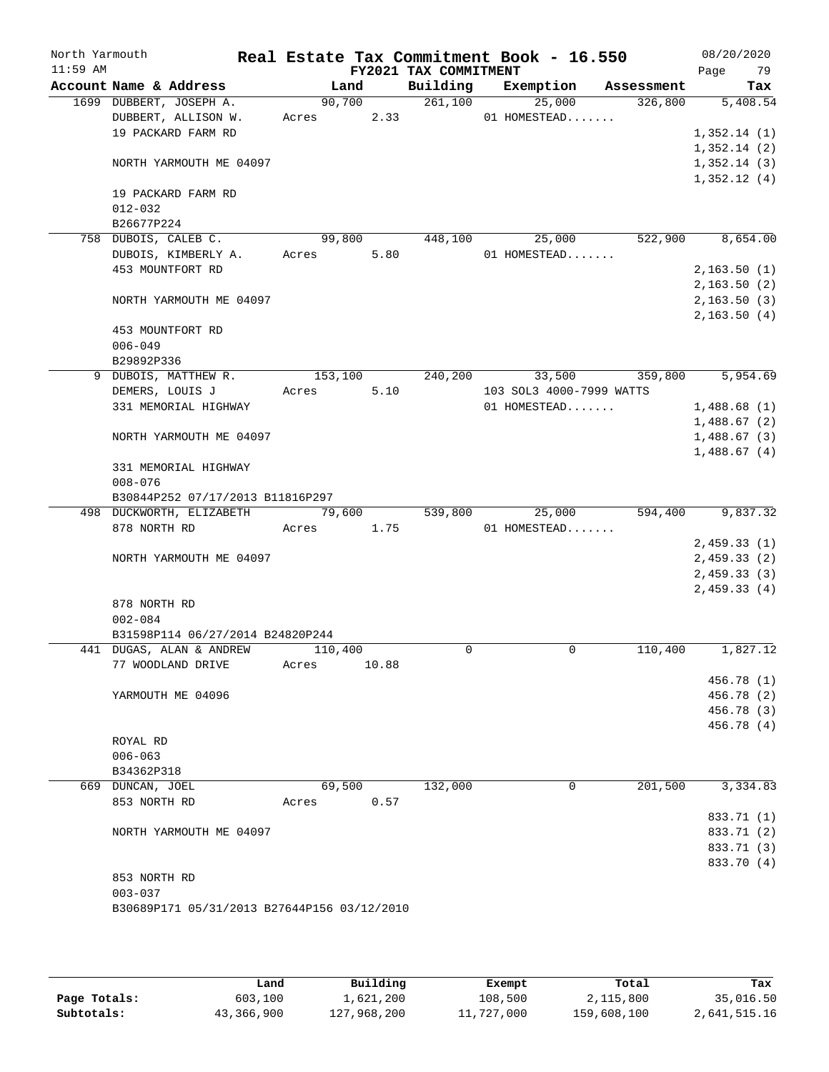North Yarmouth | Real Estate Tax Commitment Book - 16.550 | 08/20/2020
11:59 AM | FY2021 TAX COMMITMENT | Page 79

| Account Name & Address | Land | Building | Exemption | Assessment | Tax |
|---|---|---|---|---|---|
| 1699 DUBBERT, JOSEPH A. | 90,700 | 261,100 | 25,000 | 326,800 | 5,408.54 |
| DUBBERT, ALLISON W. | Acres 2.33 | | 01 HOMESTEAD....... | | |
| 19 PACKARD FARM RD | | | | | 1,352.14 (1) |
| | | | | | 1,352.14 (2) |
| NORTH YARMOUTH ME 04097 | | | | | 1,352.14 (3) |
| | | | | | 1,352.12 (4) |
| 19 PACKARD FARM RD | | | | | |
| 012-032 | | | | | |
| B26677P224 | | | | | |
| 758 DUBOIS, CALEB C. | 99,800 | 448,100 | 25,000 | 522,900 | 8,654.00 |
| DUBOIS, KIMBERLY A. | Acres 5.80 | | 01 HOMESTEAD....... | | |
| 453 MOUNTFORT RD | | | | | 2,163.50 (1) |
| | | | | | 2,163.50 (2) |
| NORTH YARMOUTH ME 04097 | | | | | 2,163.50 (3) |
| | | | | | 2,163.50 (4) |
| 453 MOUNTFORT RD | | | | | |
| 006-049 | | | | | |
| B29892P336 | | | | | |
| 9 DUBOIS, MATTHEW R. | 153,100 | 240,200 | 33,500 | 359,800 | 5,954.69 |
| DEMERS, LOUIS J | Acres 5.10 | | 103 SOL3 4000-7999 WATTS | | |
| 331 MEMORIAL HIGHWAY | | | 01 HOMESTEAD....... | | 1,488.68 (1) |
| | | | | | 1,488.67 (2) |
| NORTH YARMOUTH ME 04097 | | | | | 1,488.67 (3) |
| | | | | | 1,488.67 (4) |
| 331 MEMORIAL HIGHWAY | | | | | |
| 008-076 | | | | | |
| B30844P252 07/17/2013 B11816P297 | | | | | |
| 498 DUCKWORTH, ELIZABETH | 79,600 | 539,800 | 25,000 | 594,400 | 9,837.32 |
| 878 NORTH RD | Acres 1.75 | | 01 HOMESTEAD....... | | |
| | | | | | 2,459.33 (1) |
| NORTH YARMOUTH ME 04097 | | | | | 2,459.33 (2) |
| | | | | | 2,459.33 (3) |
| | | | | | 2,459.33 (4) |
| 878 NORTH RD | | | | | |
| 002-084 | | | | | |
| B31598P114 06/27/2014 B24820P244 | | | | | |
| 441 DUGAS, ALAN & ANDREW | 110,400 | 0 | 0 | 110,400 | 1,827.12 |
| 77 WOODLAND DRIVE | Acres 10.88 | | | | |
| | | | | | 456.78 (1) |
| YARMOUTH ME 04096 | | | | | 456.78 (2) |
| | | | | | 456.78 (3) |
| | | | | | 456.78 (4) |
| ROYAL RD | | | | | |
| 006-063 | | | | | |
| B34362P318 | | | | | |
| 669 DUNCAN, JOEL | 69,500 | 132,000 | 0 | 201,500 | 3,334.83 |
| 853 NORTH RD | Acres 0.57 | | | | |
| | | | | | 833.71 (1) |
| NORTH YARMOUTH ME 04097 | | | | | 833.71 (2) |
| | | | | | 833.71 (3) |
| | | | | | 833.70 (4) |
| 853 NORTH RD | | | | | |
| 003-037 | | | | | |
| B30689P171 05/31/2013 B27644P156 03/12/2010 | | | | | |

| | Land | Building | Exempt | Total | Tax |
|---|---|---|---|---|---|
| Page Totals: | 603,100 | 1,621,200 | 108,500 | 2,115,800 | 35,016.50 |
| Subtotals: | 43,366,900 | 127,968,200 | 11,727,000 | 159,608,100 | 2,641,515.16 |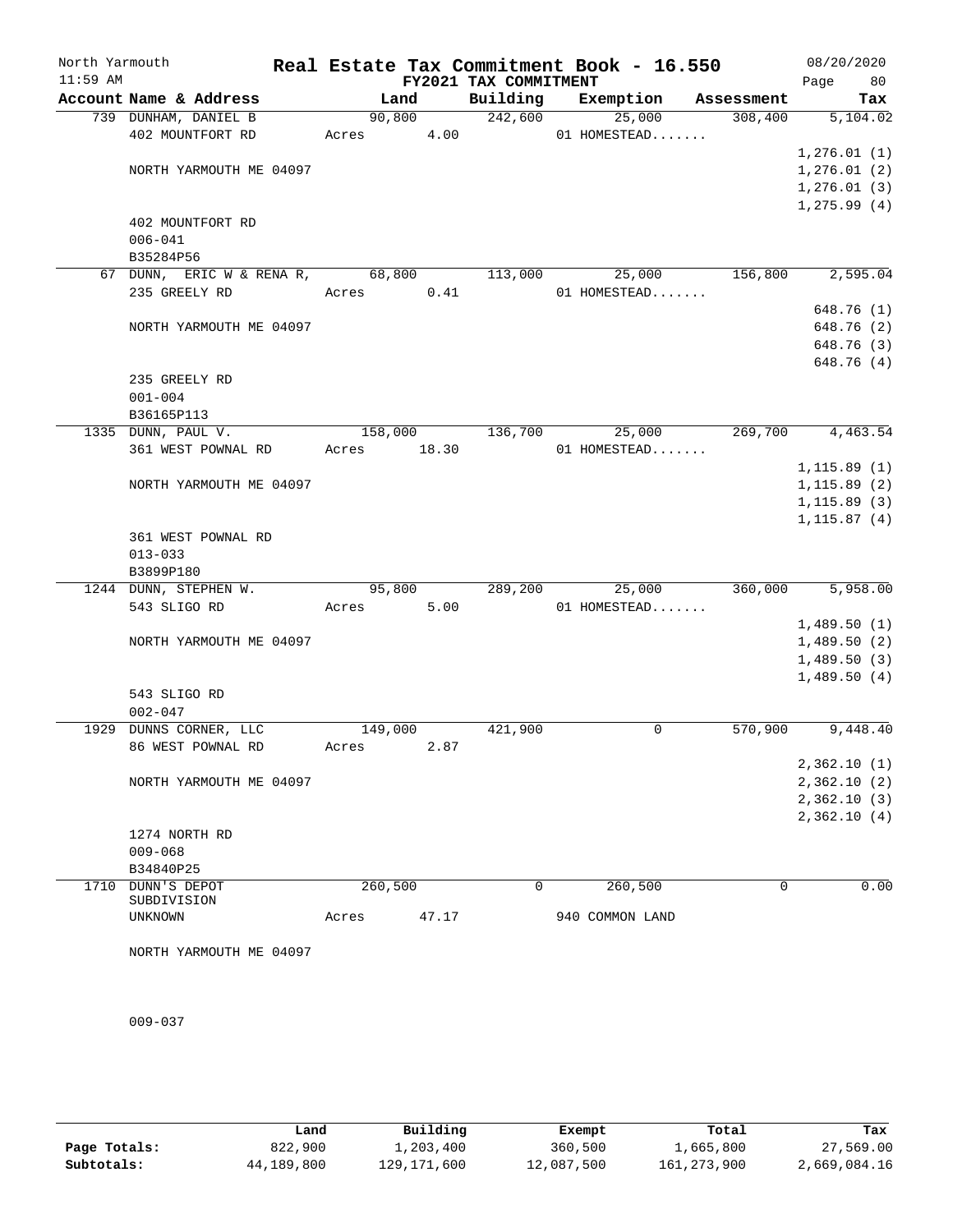North Yarmouth | Real Estate Tax Commitment Book - 16.550 | 08/20/2020
11:59 AM | FY2021 TAX COMMITMENT | Page 80

| Account Name & Address | Land | Building | Exemption | Assessment | Tax |
|---|---|---|---|---|---|
| 739 DUNHAM, DANIEL B | 90,800 | 242,600 | 25,000 | 308,400 | 5,104.02 |
| 402 MOUNTFORT RD | Acres 4.00 | | 01 HOMESTEAD....... | | |
| | | | | | 1,276.01 (1) |
| NORTH YARMOUTH ME 04097 | | | | | 1,276.01 (2) |
| | | | | | 1,276.01 (3) |
| | | | | | 1,275.99 (4) |
| 402 MOUNTFORT RD | | | | | |
| 006-041 | | | | | |
| B35284P56 | | | | | |
| 67 DUNN, ERIC W & RENA R, | 68,800 | 113,000 | 25,000 | 156,800 | 2,595.04 |
| 235 GREELY RD | Acres 0.41 | | 01 HOMESTEAD....... | | |
| | | | | | 648.76 (1) |
| NORTH YARMOUTH ME 04097 | | | | | 648.76 (2) |
| | | | | | 648.76 (3) |
| | | | | | 648.76 (4) |
| 235 GREELY RD | | | | | |
| 001-004 | | | | | |
| B36165P113 | | | | | |
| 1335 DUNN, PAUL V. | 158,000 | 136,700 | 25,000 | 269,700 | 4,463.54 |
| 361 WEST POWNAL RD | Acres 18.30 | | 01 HOMESTEAD....... | | |
| | | | | | 1,115.89 (1) |
| NORTH YARMOUTH ME 04097 | | | | | 1,115.89 (2) |
| | | | | | 1,115.89 (3) |
| | | | | | 1,115.87 (4) |
| 361 WEST POWNAL RD | | | | | |
| 013-033 | | | | | |
| B3899P180 | | | | | |
| 1244 DUNN, STEPHEN W. | 95,800 | 289,200 | 25,000 | 360,000 | 5,958.00 |
| 543 SLIGO RD | Acres 5.00 | | 01 HOMESTEAD....... | | |
| | | | | | 1,489.50 (1) |
| NORTH YARMOUTH ME 04097 | | | | | 1,489.50 (2) |
| | | | | | 1,489.50 (3) |
| | | | | | 1,489.50 (4) |
| 543 SLIGO RD | | | | | |
| 002-047 | | | | | |
| 1929 DUNNS CORNER, LLC | 149,000 | 421,900 | 0 | 570,900 | 9,448.40 |
| 86 WEST POWNAL RD | Acres 2.87 | | | | |
| | | | | | 2,362.10 (1) |
| NORTH YARMOUTH ME 04097 | | | | | 2,362.10 (2) |
| | | | | | 2,362.10 (3) |
| | | | | | 2,362.10 (4) |
| 1274 NORTH RD | | | | | |
| 009-068 | | | | | |
| B34840P25 | | | | | |
| 1710 DUNN'S DEPOT SUBDIVISION | 260,500 | 0 | 260,500 | 0 | 0.00 |
| UNKNOWN | Acres 47.17 | | 940 COMMON LAND | | |
| NORTH YARMOUTH ME 04097 | | | | | |
| 009-037 | | | | | |

| | Land | Building | Exempt | Total | Tax |
|---|---|---|---|---|---|
| Page Totals: | 822,900 | 1,203,400 | 360,500 | 1,665,800 | 27,569.00 |
| Subtotals: | 44,189,800 | 129,171,600 | 12,087,500 | 161,273,900 | 2,669,084.16 |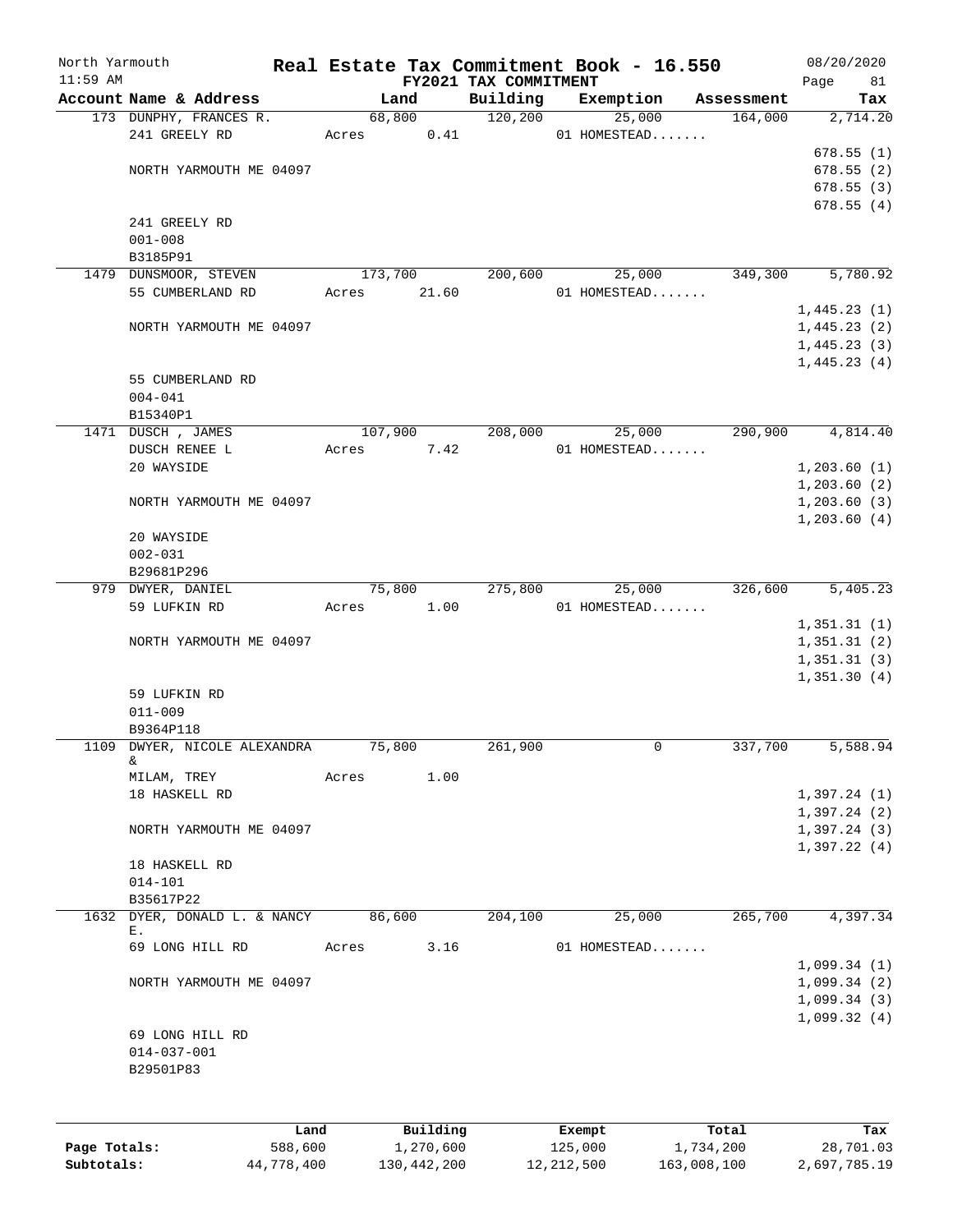North Yarmouth | Real Estate Tax Commitment Book - 16.550 | 08/20/2020
11:59 AM | FY2021 TAX COMMITMENT | Page 81

| Account Name & Address | Land | Building | Exemption | Assessment | Tax |
|---|---|---|---|---|---|
| 173 DUNPHY, FRANCES R. | 68,800 | 120,200 | 25,000 | 164,000 | 2,714.20 |
| 241 GREELY RD | Acres 0.41 | | 01 HOMESTEAD....... | | |
| | | | | | 678.55 (1) |
| NORTH YARMOUTH ME 04097 | | | | | 678.55 (2) |
| | | | | | 678.55 (3) |
| | | | | | 678.55 (4) |
| 241 GREELY RD | | | | | |
| 001-008 | | | | | |
| B3185P91 | | | | | |
| 1479 DUNSMOOR, STEVEN | 173,700 | 200,600 | 25,000 | 349,300 | 5,780.92 |
| 55 CUMBERLAND RD | Acres 21.60 | | 01 HOMESTEAD....... | | |
| | | | | | 1,445.23 (1) |
| NORTH YARMOUTH ME 04097 | | | | | 1,445.23 (2) |
| | | | | | 1,445.23 (3) |
| | | | | | 1,445.23 (4) |
| 55 CUMBERLAND RD | | | | | |
| 004-041 | | | | | |
| B15340P1 | | | | | |
| 1471 DUSCH , JAMES | 107,900 | 208,000 | 25,000 | 290,900 | 4,814.40 |
| DUSCH RENEE L | Acres 7.42 | | 01 HOMESTEAD....... | | |
| 20 WAYSIDE | | | | | 1,203.60 (1) |
| | | | | | 1,203.60 (2) |
| NORTH YARMOUTH ME 04097 | | | | | 1,203.60 (3) |
| | | | | | 1,203.60 (4) |
| 20 WAYSIDE | | | | | |
| 002-031 | | | | | |
| B29681P296 | | | | | |
| 979 DWYER, DANIEL | 75,800 | 275,800 | 25,000 | 326,600 | 5,405.23 |
| 59 LUFKIN RD | Acres 1.00 | | 01 HOMESTEAD....... | | |
| | | | | | 1,351.31 (1) |
| NORTH YARMOUTH ME 04097 | | | | | 1,351.31 (2) |
| | | | | | 1,351.31 (3) |
| | | | | | 1,351.30 (4) |
| 59 LUFKIN RD | | | | | |
| 011-009 | | | | | |
| B9364P118 | | | | | |
| 1109 DWYER, NICOLE ALEXANDRA & | 75,800 | 261,900 | 0 | 337,700 | 5,588.94 |
| MILAM, TREY | Acres 1.00 | | | | |
| 18 HASKELL RD | | | | | 1,397.24 (1) |
| | | | | | 1,397.24 (2) |
| NORTH YARMOUTH ME 04097 | | | | | 1,397.24 (3) |
| | | | | | 1,397.22 (4) |
| 18 HASKELL RD | | | | | |
| 014-101 | | | | | |
| B35617P22 | | | | | |
| 1632 DYER, DONALD L. & NANCY E. | 86,600 | 204,100 | 25,000 | 265,700 | 4,397.34 |
| 69 LONG HILL RD | Acres 3.16 | | 01 HOMESTEAD....... | | |
| | | | | | 1,099.34 (1) |
| NORTH YARMOUTH ME 04097 | | | | | 1,099.34 (2) |
| | | | | | 1,099.34 (3) |
| | | | | | 1,099.32 (4) |
| 69 LONG HILL RD | | | | | |
| 014-037-001 | | | | | |
| B29501P83 | | | | | |

| | Land | Building | Exempt | Total | Tax |
|---|---|---|---|---|---|
| Page Totals: | 588,600 | 1,270,600 | 125,000 | 1,734,200 | 28,701.03 |
| Subtotals: | 44,778,400 | 130,442,200 | 12,212,500 | 163,008,100 | 2,697,785.19 |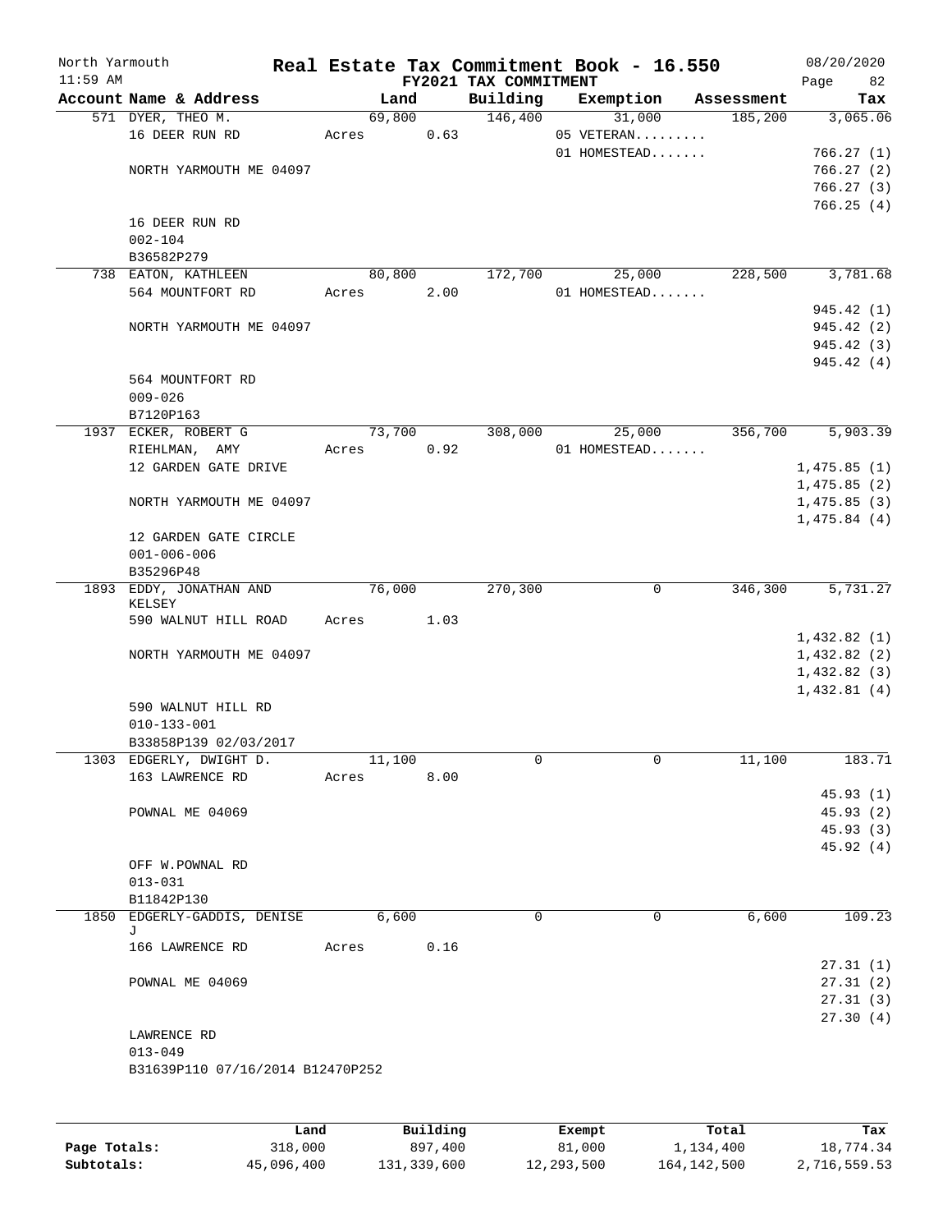North Yarmouth — Real Estate Tax Commitment Book - 16.550 — 08/20/2020
11:59 AM — FY2021 TAX COMMITMENT — Page 82

| Account Name & Address | Land | Building | Exemption | Assessment | Tax |
|---|---|---|---|---|---|
| 571 DYER, THEO M. | 69,800 | 146,400 | 31,000 | 185,200 | 3,065.06 |
| 16 DEER RUN RD | Acres 0.63 | | 05 VETERAN......... | | |
| | | | 01 HOMESTEAD....... | | 766.27 (1) |
| NORTH YARMOUTH ME 04097 | | | | | 766.27 (2) |
| | | | | | 766.27 (3) |
| | | | | | 766.25 (4) |
| 16 DEER RUN RD | | | | | |
| 002-104 | | | | | |
| B36582P279 | | | | | |
| 738 EATON, KATHLEEN | 80,800 | 172,700 | 25,000 | 228,500 | 3,781.68 |
| 564 MOUNTFORT RD | Acres 2.00 | | 01 HOMESTEAD....... | | |
| | | | | | 945.42 (1) |
| NORTH YARMOUTH ME 04097 | | | | | 945.42 (2) |
| | | | | | 945.42 (3) |
| | | | | | 945.42 (4) |
| 564 MOUNTFORT RD | | | | | |
| 009-026 | | | | | |
| B7120P163 | | | | | |
| 1937 ECKER, ROBERT G | 73,700 | 308,000 | 25,000 | 356,700 | 5,903.39 |
| RIEHLMAN, AMY | Acres 0.92 | | 01 HOMESTEAD....... | | |
| 12 GARDEN GATE DRIVE | | | | | 1,475.85 (1) |
| | | | | | 1,475.85 (2) |
| NORTH YARMOUTH ME 04097 | | | | | 1,475.85 (3) |
| | | | | | 1,475.84 (4) |
| 12 GARDEN GATE CIRCLE | | | | | |
| 001-006-006 | | | | | |
| B35296P48 | | | | | |
| 1893 EDDY, JONATHAN AND KELSEY | 76,000 | 270,300 | 0 | 346,300 | 5,731.27 |
| 590 WALNUT HILL ROAD | Acres 1.03 | | | | |
| | | | | | 1,432.82 (1) |
| NORTH YARMOUTH ME 04097 | | | | | 1,432.82 (2) |
| | | | | | 1,432.82 (3) |
| | | | | | 1,432.81 (4) |
| 590 WALNUT HILL RD | | | | | |
| 010-133-001 | | | | | |
| B33858P139 02/03/2017 | | | | | |
| 1303 EDGERLY, DWIGHT D. | 11,100 | 0 | 0 | 11,100 | 183.71 |
| 163 LAWRENCE RD | Acres 8.00 | | | | |
| | | | | | 45.93 (1) |
| POWNAL ME 04069 | | | | | 45.93 (2) |
| | | | | | 45.93 (3) |
| | | | | | 45.92 (4) |
| OFF W.POWNAL RD | | | | | |
| 013-031 | | | | | |
| B11842P130 | | | | | |
| 1850 EDGERLY-GADDIS, DENISE J | 6,600 | 0 | 0 | 6,600 | 109.23 |
| 166 LAWRENCE RD | Acres 0.16 | | | | |
| | | | | | 27.31 (1) |
| POWNAL ME 04069 | | | | | 27.31 (2) |
| | | | | | 27.31 (3) |
| | | | | | 27.30 (4) |
| LAWRENCE RD | | | | | |
| 013-049 | | | | | |
| B31639P110 07/16/2014 B12470P252 | | | | | |

| | Land | Building | Exempt | Total | Tax |
|---|---|---|---|---|---|
| Page Totals: | 318,000 | 897,400 | 81,000 | 1,134,400 | 18,774.34 |
| Subtotals: | 45,096,400 | 131,339,600 | 12,293,500 | 164,142,500 | 2,716,559.53 |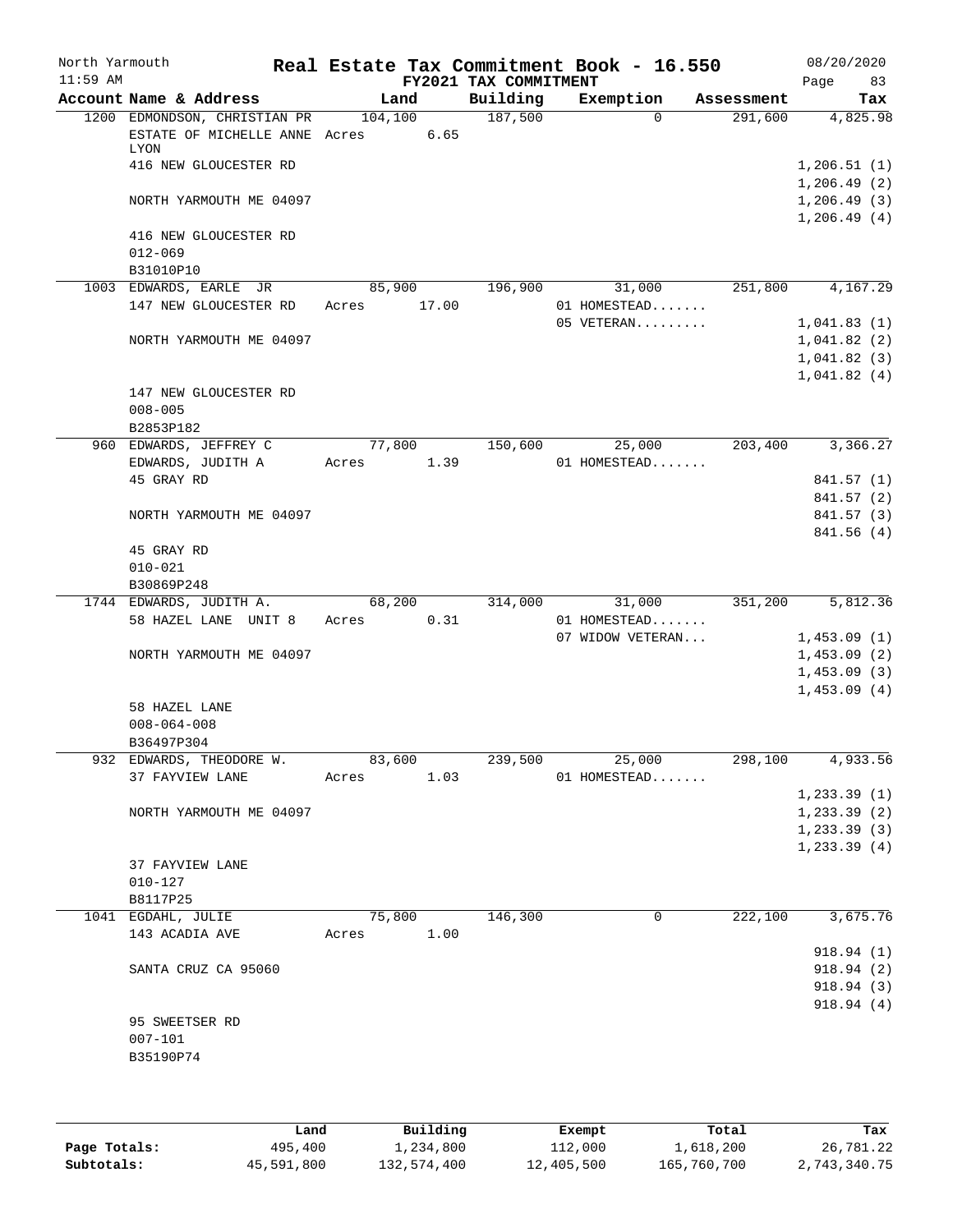North Yarmouth — Real Estate Tax Commitment Book - 16.550 — 08/20/2020

11:59 AM — FY2021 TAX COMMITMENT — Page 83

| Account Name & Address | Land | Building | Exemption | Assessment | Tax |
|---|---|---|---|---|---|
| 1200 EDMONDSON, CHRISTIAN PR | 104,100 | 187,500 | 0 | 291,600 | 4,825.98 |
| ESTATE OF MICHELLE ANNE LYON | Acres 6.65 | | | | |
| 416 NEW GLOUCESTER RD | | | | | 1,206.51 (1) |
| | | | | | 1,206.49 (2) |
| NORTH YARMOUTH ME 04097 | | | | | 1,206.49 (3) |
| | | | | | 1,206.49 (4) |
| 416 NEW GLOUCESTER RD | | | | | |
| 012-069 | | | | | |
| B31010P10 | | | | | |
| 1003 EDWARDS, EARLE JR | 85,900 | 196,900 | 31,000 | 251,800 | 4,167.29 |
| 147 NEW GLOUCESTER RD | Acres 17.00 | | 01 HOMESTEAD....... | | |
| | | | 05 VETERAN......... | | 1,041.83 (1) |
| NORTH YARMOUTH ME 04097 | | | | | 1,041.82 (2) |
| | | | | | 1,041.82 (3) |
| | | | | | 1,041.82 (4) |
| 147 NEW GLOUCESTER RD | | | | | |
| 008-005 | | | | | |
| B2853P182 | | | | | |
| 960 EDWARDS, JEFFREY C | 77,800 | 150,600 | 25,000 | 203,400 | 3,366.27 |
| EDWARDS, JUDITH A | Acres 1.39 | | 01 HOMESTEAD....... | | |
| 45 GRAY RD | | | | | 841.57 (1) |
| | | | | | 841.57 (2) |
| NORTH YARMOUTH ME 04097 | | | | | 841.57 (3) |
| | | | | | 841.56 (4) |
| 45 GRAY RD | | | | | |
| 010-021 | | | | | |
| B30869P248 | | | | | |
| 1744 EDWARDS, JUDITH A. | 68,200 | 314,000 | 31,000 | 351,200 | 5,812.36 |
| 58 HAZEL LANE UNIT 8 | Acres 0.31 | | 01 HOMESTEAD....... | | |
| | | | 07 WIDOW VETERAN... | | 1,453.09 (1) |
| NORTH YARMOUTH ME 04097 | | | | | 1,453.09 (2) |
| | | | | | 1,453.09 (3) |
| | | | | | 1,453.09 (4) |
| 58 HAZEL LANE | | | | | |
| 008-064-008 | | | | | |
| B36497P304 | | | | | |
| 932 EDWARDS, THEODORE W. | 83,600 | 239,500 | 25,000 | 298,100 | 4,933.56 |
| 37 FAYVIEW LANE | Acres 1.03 | | 01 HOMESTEAD....... | | |
| | | | | | 1,233.39 (1) |
| NORTH YARMOUTH ME 04097 | | | | | 1,233.39 (2) |
| | | | | | 1,233.39 (3) |
| | | | | | 1,233.39 (4) |
| 37 FAYVIEW LANE | | | | | |
| 010-127 | | | | | |
| B8117P25 | | | | | |
| 1041 EGDAHL, JULIE | 75,800 | 146,300 | 0 | 222,100 | 3,675.76 |
| 143 ACADIA AVE | Acres 1.00 | | | | |
| | | | | | 918.94 (1) |
| SANTA CRUZ CA 95060 | | | | | 918.94 (2) |
| | | | | | 918.94 (3) |
| | | | | | 918.94 (4) |
| 95 SWEETSER RD | | | | | |
| 007-101 | | | | | |
| B35190P74 | | | | | |

| | Land | Building | Exempt | Total | Tax |
|---|---|---|---|---|---|
| Page Totals: | 495,400 | 1,234,800 | 112,000 | 1,618,200 | 26,781.22 |
| Subtotals: | 45,591,800 | 132,574,400 | 12,405,500 | 165,760,700 | 2,743,340.75 |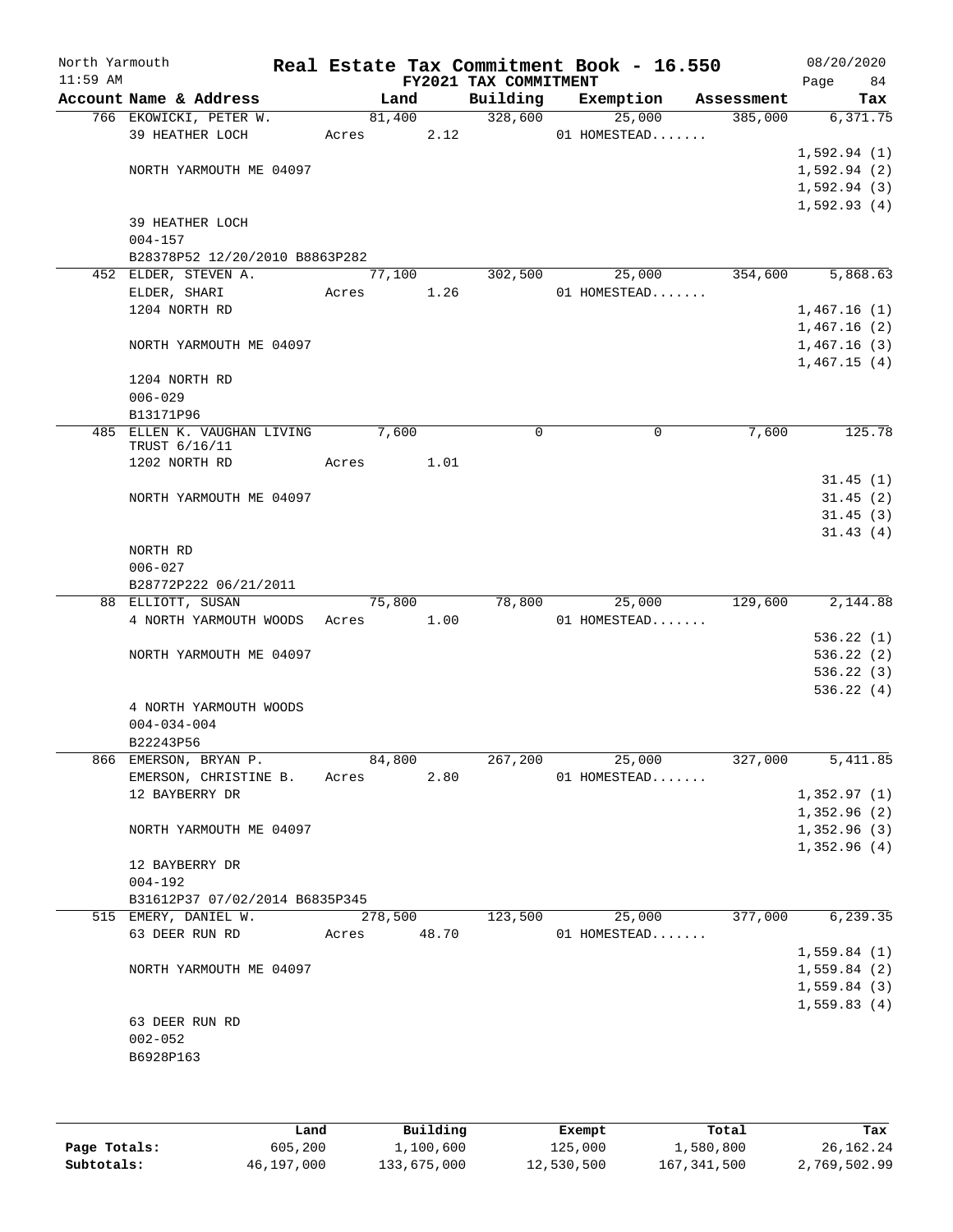North Yarmouth | Real Estate Tax Commitment Book - 16.550 | 08/20/2020
11:59 AM | FY2021 TAX COMMITMENT | Page 84

| Account Name & Address | Land | Building | Exemption | Assessment | Tax |
|---|---|---|---|---|---|
| 766 EKOWICKI, PETER W. | 81,400 | 328,600 | 25,000 | 385,000 | 6,371.75 |
| 39 HEATHER LOCH | Acres 2.12 | | 01 HOMESTEAD....... | | |
| | | | | | 1,592.94 (1) |
| NORTH YARMOUTH ME 04097 | | | | | 1,592.94 (2) |
| | | | | | 1,592.94 (3) |
| | | | | | 1,592.93 (4) |
| 39 HEATHER LOCH | | | | | |
| 004-157 | | | | | |
| B28378P52 12/20/2010 B8863P282 | | | | | |
| 452 ELDER, STEVEN A. | 77,100 | 302,500 | 25,000 | 354,600 | 5,868.63 |
| ELDER, SHARI | Acres 1.26 | | 01 HOMESTEAD....... | | |
| 1204 NORTH RD | | | | | 1,467.16 (1) |
| | | | | | 1,467.16 (2) |
| NORTH YARMOUTH ME 04097 | | | | | 1,467.16 (3) |
| | | | | | 1,467.15 (4) |
| 1204 NORTH RD | | | | | |
| 006-029 | | | | | |
| B13171P96 | | | | | |
| 485 ELLEN K. VAUGHAN LIVING TRUST 6/16/11 | 7,600 | 0 | 0 | 7,600 | 125.78 |
| 1202 NORTH RD | Acres 1.01 | | | | |
| | | | | | 31.45 (1) |
| NORTH YARMOUTH ME 04097 | | | | | 31.45 (2) |
| | | | | | 31.45 (3) |
| | | | | | 31.43 (4) |
| NORTH RD | | | | | |
| 006-027 | | | | | |
| B28772P222 06/21/2011 | | | | | |
| 88 ELLIOTT, SUSAN | 75,800 | 78,800 | 25,000 | 129,600 | 2,144.88 |
| 4 NORTH YARMOUTH WOODS | Acres 1.00 | | 01 HOMESTEAD....... | | |
| | | | | | 536.22 (1) |
| NORTH YARMOUTH ME 04097 | | | | | 536.22 (2) |
| | | | | | 536.22 (3) |
| | | | | | 536.22 (4) |
| 4 NORTH YARMOUTH WOODS | | | | | |
| 004-034-004 | | | | | |
| B22243P56 | | | | | |
| 866 EMERSON, BRYAN P. | 84,800 | 267,200 | 25,000 | 327,000 | 5,411.85 |
| EMERSON, CHRISTINE B. | Acres 2.80 | | 01 HOMESTEAD....... | | |
| 12 BAYBERRY DR | | | | | 1,352.97 (1) |
| | | | | | 1,352.96 (2) |
| NORTH YARMOUTH ME 04097 | | | | | 1,352.96 (3) |
| | | | | | 1,352.96 (4) |
| 12 BAYBERRY DR | | | | | |
| 004-192 | | | | | |
| B31612P37 07/02/2014 B6835P345 | | | | | |
| 515 EMERY, DANIEL W. | 278,500 | 123,500 | 25,000 | 377,000 | 6,239.35 |
| 63 DEER RUN RD | Acres 48.70 | | 01 HOMESTEAD....... | | |
| | | | | | 1,559.84 (1) |
| NORTH YARMOUTH ME 04097 | | | | | 1,559.84 (2) |
| | | | | | 1,559.84 (3) |
| | | | | | 1,559.83 (4) |
| 63 DEER RUN RD | | | | | |
| 002-052 | | | | | |
| B6928P163 | | | | | |

| | Land | Building | Exempt | Total | Tax |
|---|---|---|---|---|---|
| Page Totals: | 605,200 | 1,100,600 | 125,000 | 1,580,800 | 26,162.24 |
| Subtotals: | 46,197,000 | 133,675,000 | 12,530,500 | 167,341,500 | 2,769,502.99 |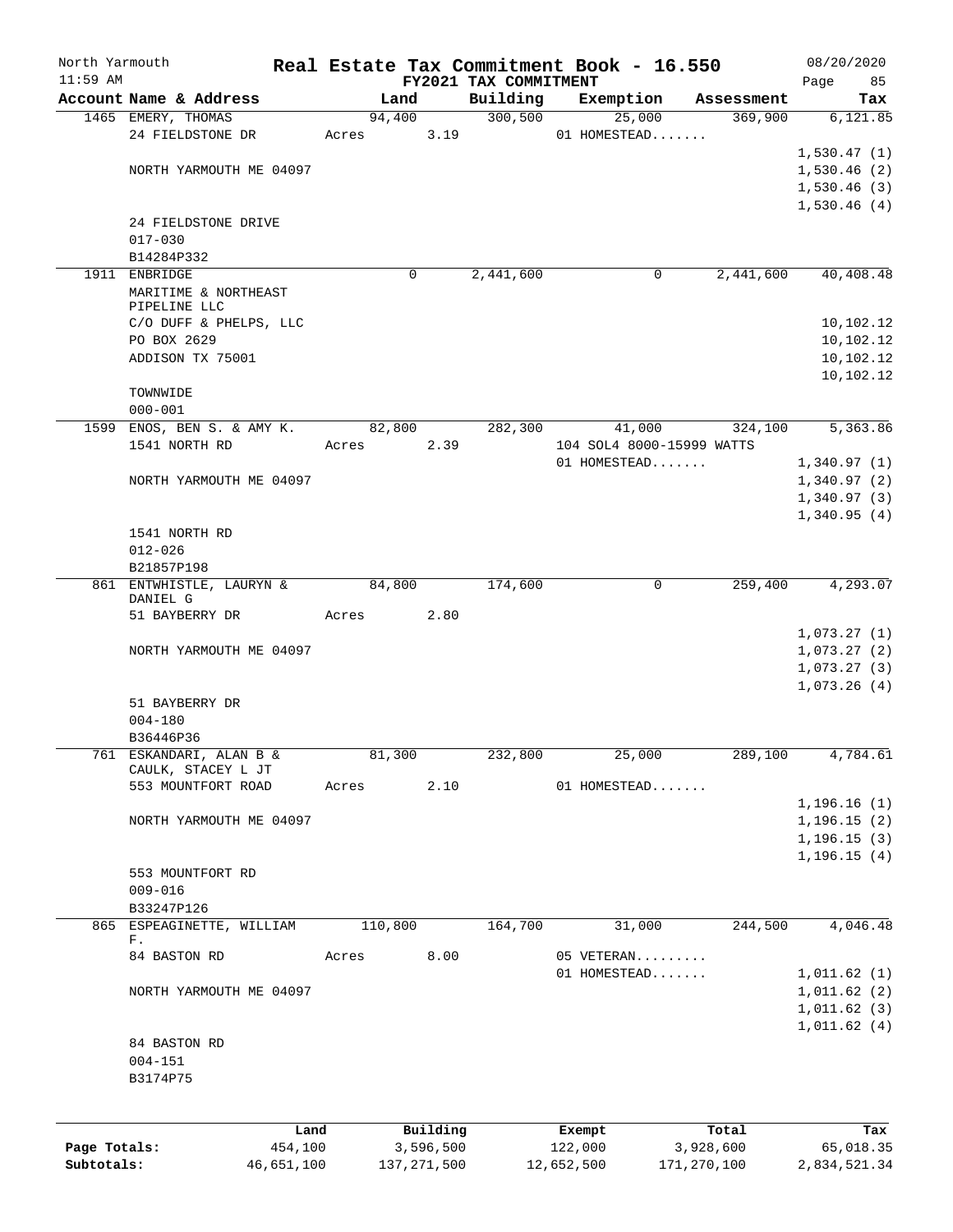North Yarmouth | Real Estate Tax Commitment Book - 16.550 | 08/20/2020
11:59 AM | FY2021 TAX COMMITMENT | Page 85

| Account Name & Address | Land | Building | Exemption | Assessment | Tax |
|---|---|---|---|---|---|
| 1465 EMERY, THOMAS | 94,400 | 300,500 | 25,000 | 369,900 | 6,121.85 |
| 24 FIELDSTONE DR | Acres 3.19 | | 01 HOMESTEAD....... | | |
| | | | | | 1,530.47 (1) |
| NORTH YARMOUTH ME 04097 | | | | | 1,530.46 (2) |
| | | | | | 1,530.46 (3) |
| | | | | | 1,530.46 (4) |
| 24 FIELDSTONE DRIVE | | | | | |
| 017-030 | | | | | |
| B14284P332 | | | | | |
| 1911 ENBRIDGE | 0 | 2,441,600 | 0 | 2,441,600 | 40,408.48 |
| MARITIME & NORTHEAST PIPELINE LLC | | | | | |
| C/O DUFF & PHELPS, LLC | | | | | 10,102.12 |
| PO BOX 2629 | | | | | 10,102.12 |
| ADDISON TX 75001 | | | | | 10,102.12 |
| | | | | | 10,102.12 |
| TOWNWIDE | | | | | |
| 000-001 | | | | | |
| 1599 ENOS, BEN S. & AMY K. | 82,800 | 282,300 | 41,000 | 324,100 | 5,363.86 |
| 1541 NORTH RD | Acres 2.39 | | 104 SOL4 8000-15999 WATTS | | |
| | | | 01 HOMESTEAD....... | | 1,340.97 (1) |
| NORTH YARMOUTH ME 04097 | | | | | 1,340.97 (2) |
| | | | | | 1,340.97 (3) |
| | | | | | 1,340.95 (4) |
| 1541 NORTH RD | | | | | |
| 012-026 | | | | | |
| B21857P198 | | | | | |
| 861 ENTWHISTLE, LAURYN & DANIEL G | 84,800 | 174,600 | 0 | 259,400 | 4,293.07 |
| 51 BAYBERRY DR | Acres 2.80 | | | | |
| | | | | | 1,073.27 (1) |
| NORTH YARMOUTH ME 04097 | | | | | 1,073.27 (2) |
| | | | | | 1,073.27 (3) |
| | | | | | 1,073.26 (4) |
| 51 BAYBERRY DR | | | | | |
| 004-180 | | | | | |
| B36446P36 | | | | | |
| 761 ESKANDARI, ALAN B & CAULK, STACEY L JT | 81,300 | 232,800 | 25,000 | 289,100 | 4,784.61 |
| 553 MOUNTFORT ROAD | Acres 2.10 | | 01 HOMESTEAD....... | | |
| | | | | | 1,196.16 (1) |
| NORTH YARMOUTH ME 04097 | | | | | 1,196.15 (2) |
| | | | | | 1,196.15 (3) |
| | | | | | 1,196.15 (4) |
| 553 MOUNTFORT RD | | | | | |
| 009-016 | | | | | |
| B33247P126 | | | | | |
| 865 ESPEAGINETTE, WILLIAM F. | 110,800 | 164,700 | 31,000 | 244,500 | 4,046.48 |
| 84 BASTON RD | Acres 8.00 | | 05 VETERAN......... | | |
| | | | 01 HOMESTEAD....... | | 1,011.62 (1) |
| NORTH YARMOUTH ME 04097 | | | | | 1,011.62 (2) |
| | | | | | 1,011.62 (3) |
| | | | | | 1,011.62 (4) |
| 84 BASTON RD | | | | | |
| 004-151 | | | | | |
| B3174P75 | | | | | |

| | Land | Building | Exempt | Total | Tax |
|---|---|---|---|---|---|
| Page Totals: | 454,100 | 3,596,500 | 122,000 | 3,928,600 | 65,018.35 |
| Subtotals: | 46,651,100 | 137,271,500 | 12,652,500 | 171,270,100 | 2,834,521.34 |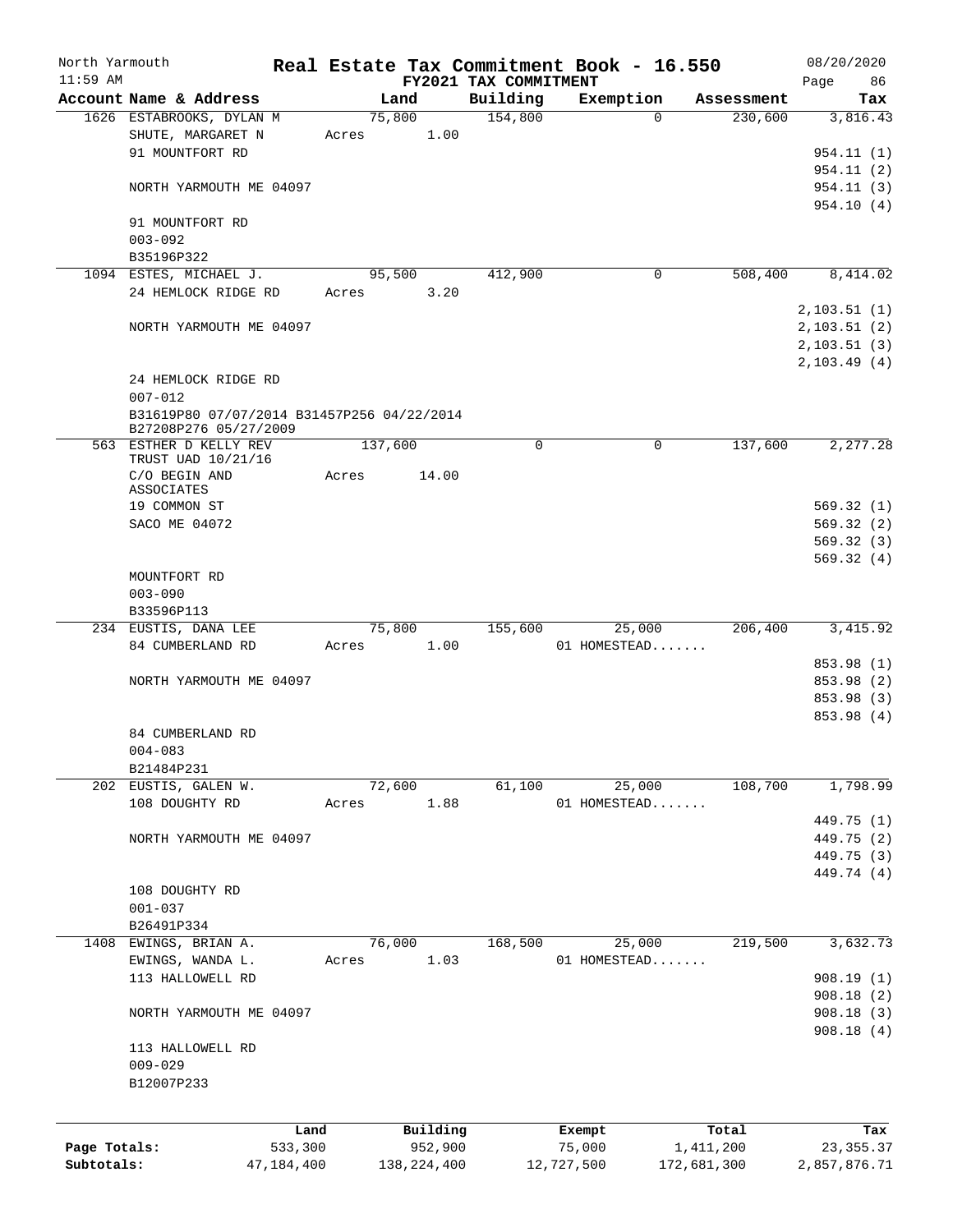North Yarmouth | Real Estate Tax Commitment Book - 16.550 | 08/20/2020
11:59 AM | FY2021 TAX COMMITMENT | Page 86

| Account Name & Address | Land | Building | Exemption | Assessment | Tax |
|---|---|---|---|---|---|
| 1626 ESTABROOKS, DYLAN M | 75,800 | 154,800 | 0 | 230,600 | 3,816.43 |
| SHUTE, MARGARET N | Acres 1.00 | | | | |
| 91 MOUNTFORT RD | | | | | 954.11 (1) |
| | | | | | 954.11 (2) |
| NORTH YARMOUTH ME 04097 | | | | | 954.11 (3) |
| | | | | | 954.10 (4) |
| 91 MOUNTFORT RD | | | | | |
| 003-092 | | | | | |
| B35196P322 | | | | | |
| 1094 ESTES, MICHAEL J. | 95,500 | 412,900 | 0 | 508,400 | 8,414.02 |
| 24 HEMLOCK RIDGE RD | Acres 3.20 | | | | |
| | | | | | 2,103.51 (1) |
| NORTH YARMOUTH ME 04097 | | | | | 2,103.51 (2) |
| | | | | | 2,103.51 (3) |
| | | | | | 2,103.49 (4) |
| 24 HEMLOCK RIDGE RD | | | | | |
| 007-012 | | | | | |
| B31619P80 07/07/2014 B31457P256 04/22/2014 B27208P276 05/27/2009 | | | | | |
| 563 ESTHER D KELLY REV TRUST UAD 10/21/16 | 137,600 | 0 | 0 | 137,600 | 2,277.28 |
| C/O BEGIN AND ASSOCIATES | Acres 14.00 | | | | |
| 19 COMMON ST | | | | | 569.32 (1) |
| SACO ME 04072 | | | | | 569.32 (2) |
| | | | | | 569.32 (3) |
| | | | | | 569.32 (4) |
| MOUNTFORT RD | | | | | |
| 003-090 | | | | | |
| B33596P113 | | | | | |
| 234 EUSTIS, DANA LEE | 75,800 | 155,600 | 25,000 | 206,400 | 3,415.92 |
| 84 CUMBERLAND RD | Acres 1.00 | | 01 HOMESTEAD....... | | |
| | | | | | 853.98 (1) |
| NORTH YARMOUTH ME 04097 | | | | | 853.98 (2) |
| | | | | | 853.98 (3) |
| | | | | | 853.98 (4) |
| 84 CUMBERLAND RD | | | | | |
| 004-083 | | | | | |
| B21484P231 | | | | | |
| 202 EUSTIS, GALEN W. | 72,600 | 61,100 | 25,000 | 108,700 | 1,798.99 |
| 108 DOUGHTY RD | Acres 1.88 | | 01 HOMESTEAD....... | | |
| | | | | | 449.75 (1) |
| NORTH YARMOUTH ME 04097 | | | | | 449.75 (2) |
| | | | | | 449.75 (3) |
| | | | | | 449.74 (4) |
| 108 DOUGHTY RD | | | | | |
| 001-037 | | | | | |
| B26491P334 | | | | | |
| 1408 EWINGS, BRIAN A. | 76,000 | 168,500 | 25,000 | 219,500 | 3,632.73 |
| EWINGS, WANDA L. | Acres 1.03 | | 01 HOMESTEAD....... | | |
| 113 HALLOWELL RD | | | | | 908.19 (1) |
| | | | | | 908.18 (2) |
| NORTH YARMOUTH ME 04097 | | | | | 908.18 (3) |
| | | | | | 908.18 (4) |
| 113 HALLOWELL RD | | | | | |
| 009-029 | | | | | |
| B12007P233 | | | | | |

| | Land | Building | Exempt | Total | Tax |
|---|---|---|---|---|---|
| Page Totals: | 533,300 | 952,900 | 75,000 | 1,411,200 | 23,355.37 |
| Subtotals: | 47,184,400 | 138,224,400 | 12,727,500 | 172,681,300 | 2,857,876.71 |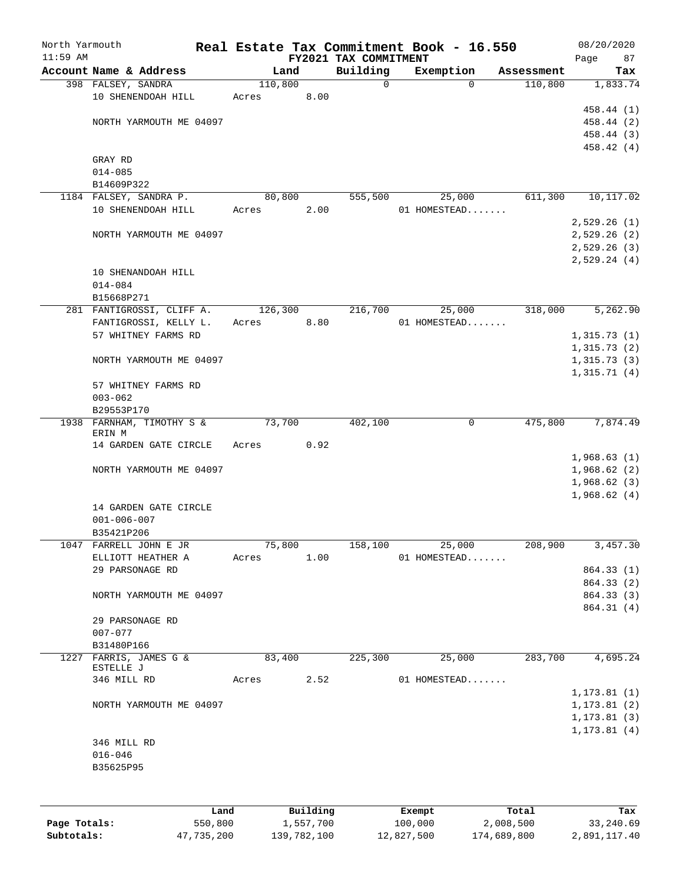# Real Estate Tax Commitment Book - 16.550

North Yarmouth
11:59 AM

FY2021 TAX COMMITMENT

08/20/2020

| Account Name & Address | Land | Building | Exemption | Assessment | Tax |
|---|---|---|---|---|---|
| 398 FALSEY, SANDRA | 110,800 | 0 | 0 | 110,800 | 1,833.74 |
| 10 SHENENDOAH HILL | Acres 8.00 | | | | |
| | | | | | 458.44 (1) |
| NORTH YARMOUTH ME 04097 | | | | | 458.44 (2) |
| | | | | | 458.44 (3) |
| | | | | | 458.42 (4) |
| GRAY RD | | | | | |
| 014-085 | | | | | |
| B14609P322 | | | | | |
| 1184 FALSEY, SANDRA P. | 80,800 | 555,500 | 25,000 | 611,300 | 10,117.02 |
| 10 SHENENDOAH HILL | Acres 2.00 | | 01 HOMESTEAD....... | | |
| | | | | | 2,529.26 (1) |
| NORTH YARMOUTH ME 04097 | | | | | 2,529.26 (2) |
| | | | | | 2,529.26 (3) |
| | | | | | 2,529.24 (4) |
| 10 SHENANDOAH HILL | | | | | |
| 014-084 | | | | | |
| B15668P271 | | | | | |
| 281 FANTIGROSSI, CLIFF A. | 126,300 | 216,700 | 25,000 | 318,000 | 5,262.90 |
| FANTIGROSSI, KELLY L. | Acres 8.80 | | 01 HOMESTEAD....... | | |
| 57 WHITNEY FARMS RD | | | | | 1,315.73 (1) |
| | | | | | 1,315.73 (2) |
| NORTH YARMOUTH ME 04097 | | | | | 1,315.73 (3) |
| | | | | | 1,315.71 (4) |
| 57 WHITNEY FARMS RD | | | | | |
| 003-062 | | | | | |
| B29553P170 | | | | | |
| 1938 FARNHAM, TIMOTHY S & ERIN M | 73,700 | 402,100 | 0 | 475,800 | 7,874.49 |
| 14 GARDEN GATE CIRCLE | Acres 0.92 | | | | |
| | | | | | 1,968.63 (1) |
| NORTH YARMOUTH ME 04097 | | | | | 1,968.62 (2) |
| | | | | | 1,968.62 (3) |
| | | | | | 1,968.62 (4) |
| 14 GARDEN GATE CIRCLE | | | | | |
| 001-006-007 | | | | | |
| B35421P206 | | | | | |
| 1047 FARRELL JOHN E JR | 75,800 | 158,100 | 25,000 | 208,900 | 3,457.30 |
| ELLIOTT HEATHER A | Acres 1.00 | | 01 HOMESTEAD....... | | |
| 29 PARSONAGE RD | | | | | 864.33 (1) |
| | | | | | 864.33 (2) |
| NORTH YARMOUTH ME 04097 | | | | | 864.33 (3) |
| | | | | | 864.31 (4) |
| 29 PARSONAGE RD | | | | | |
| 007-077 | | | | | |
| B31480P166 | | | | | |
| 1227 FARRIS, JAMES G & ESTELLE J | 83,400 | 225,300 | 25,000 | 283,700 | 4,695.24 |
| 346 MILL RD | Acres 2.52 | | 01 HOMESTEAD....... | | |
| | | | | | 1,173.81 (1) |
| NORTH YARMOUTH ME 04097 | | | | | 1,173.81 (2) |
| | | | | | 1,173.81 (3) |
| | | | | | 1,173.81 (4) |
| 346 MILL RD | | | | | |
| 016-046 | | | | | |
| B35625P95 | | | | | |

| | Land | Building | Exempt | Total | Tax |
|---|---|---|---|---|---|
| Page Totals: | 550,800 | 1,557,700 | 100,000 | 2,008,500 | 33,240.69 |
| Subtotals: | 47,735,200 | 139,782,100 | 12,827,500 | 174,689,800 | 2,891,117.40 |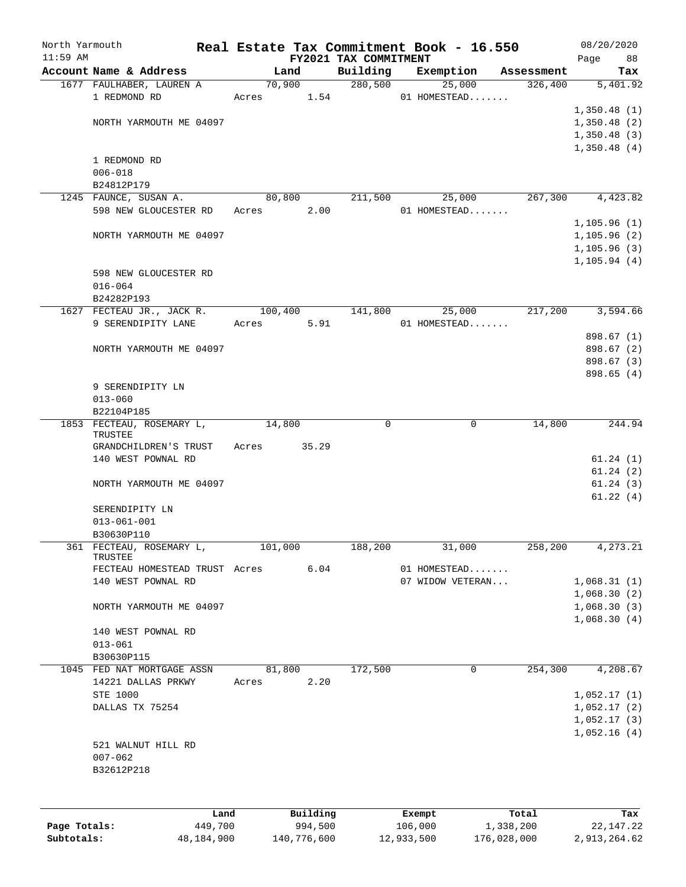North Yarmouth | Real Estate Tax Commitment Book - 16.550 | 08/20/2020
11:59 AM | FY2021 TAX COMMITMENT | Page 88

| Account Name & Address | Land | Building | Exemption | Assessment | Tax |
|---|---|---|---|---|---|
| 1677 FAULHABER, LAUREN A | 70,900 | 280,500 | 25,000 | 326,400 | 5,401.92 |
| 1 REDMOND RD | Acres 1.54 | | 01 HOMESTEAD....... | | |
| | | | | | 1,350.48 (1) |
| NORTH YARMOUTH ME 04097 | | | | | 1,350.48 (2) |
| | | | | | 1,350.48 (3) |
| | | | | | 1,350.48 (4) |
| 1 REDMOND RD | | | | | |
| 006-018 | | | | | |
| B24812P179 | | | | | |
| 1245 FAUNCE, SUSAN A. | 80,800 | 211,500 | 25,000 | 267,300 | 4,423.82 |
| 598 NEW GLOUCESTER RD | Acres 2.00 | | 01 HOMESTEAD....... | | |
| | | | | | 1,105.96 (1) |
| NORTH YARMOUTH ME 04097 | | | | | 1,105.96 (2) |
| | | | | | 1,105.96 (3) |
| | | | | | 1,105.94 (4) |
| 598 NEW GLOUCESTER RD | | | | | |
| 016-064 | | | | | |
| B24282P193 | | | | | |
| 1627 FECTEAU JR., JACK R. | 100,400 | 141,800 | 25,000 | 217,200 | 3,594.66 |
| 9 SERENDIPITY LANE | Acres 5.91 | | 01 HOMESTEAD....... | | |
| | | | | | 898.67 (1) |
| NORTH YARMOUTH ME 04097 | | | | | 898.67 (2) |
| | | | | | 898.67 (3) |
| | | | | | 898.65 (4) |
| 9 SERENDIPITY LN | | | | | |
| 013-060 | | | | | |
| B22104P185 | | | | | |
| 1853 FECTEAU, ROSEMARY L, TRUSTEE | 14,800 | 0 | 0 | 14,800 | 244.94 |
| GRANDCHILDREN'S TRUST | Acres 35.29 | | | | |
| 140 WEST POWNAL RD | | | | | 61.24 (1) |
| | | | | | 61.24 (2) |
| NORTH YARMOUTH ME 04097 | | | | | 61.24 (3) |
| | | | | | 61.22 (4) |
| SERENDIPITY LN | | | | | |
| 013-061-001 | | | | | |
| B30630P110 | | | | | |
| 361 FECTEAU, ROSEMARY L, TRUSTEE | 101,000 | 188,200 | 31,000 | 258,200 | 4,273.21 |
| FECTEAU HOMESTEAD TRUST | Acres 6.04 | | 01 HOMESTEAD....... | | |
| 140 WEST POWNAL RD | | | 07 WIDOW VETERAN... | | 1,068.31 (1) |
| | | | | | 1,068.30 (2) |
| NORTH YARMOUTH ME 04097 | | | | | 1,068.30 (3) |
| | | | | | 1,068.30 (4) |
| 140 WEST POWNAL RD | | | | | |
| 013-061 | | | | | |
| B30630P115 | | | | | |
| 1045 FED NAT MORTGAGE ASSN | 81,800 | 172,500 | 0 | 254,300 | 4,208.67 |
| 14221 DALLAS PRKWY | Acres 2.20 | | | | |
| STE 1000 | | | | | 1,052.17 (1) |
| DALLAS TX 75254 | | | | | 1,052.17 (2) |
| | | | | | 1,052.17 (3) |
| | | | | | 1,052.16 (4) |
| 521 WALNUT HILL RD | | | | | |
| 007-062 | | | | | |
| B32612P218 | | | | | |

| | Land | Building | Exempt | Total | Tax |
|---|---|---|---|---|---|
| Page Totals: | 449,700 | 994,500 | 106,000 | 1,338,200 | 22,147.22 |
| Subtotals: | 48,184,900 | 140,776,600 | 12,933,500 | 176,028,000 | 2,913,264.62 |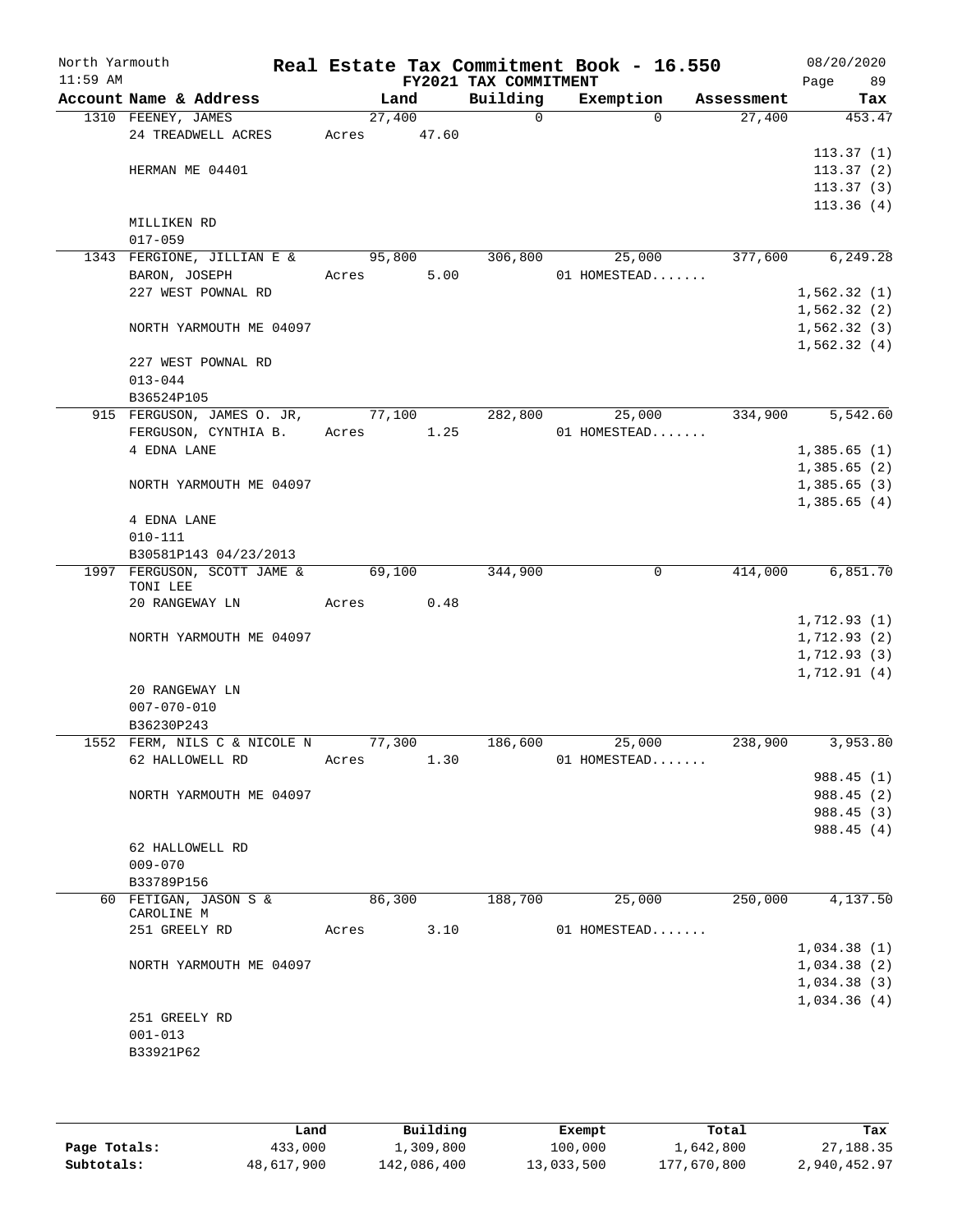North Yarmouth | Real Estate Tax Commitment Book - 16.550 | 08/20/2020
11:59 AM | FY2021 TAX COMMITMENT | Page 89

| Account Name & Address | Land | Building | Exemption | Assessment | Tax |
|---|---|---|---|---|---|
| 1310 FEENEY, JAMES | 27,400 | 0 | 0 | 27,400 | 453.47 |
| 24 TREADWELL ACRES | Acres 47.60 | | | | |
| | | | | | 113.37 (1) |
| HERMAN ME 04401 | | | | | 113.37 (2) |
| | | | | | 113.37 (3) |
| | | | | | 113.36 (4) |
| MILLIKEN RD | | | | | |
| 017-059 | | | | | |
| 1343 FERGIONE, JILLIAN E & | 95,800 | 306,800 | 25,000 | 377,600 | 6,249.28 |
| BARON, JOSEPH | Acres 5.00 | | 01 HOMESTEAD....... | | |
| 227 WEST POWNAL RD | | | | | 1,562.32 (1) |
| | | | | | 1,562.32 (2) |
| NORTH YARMOUTH ME 04097 | | | | | 1,562.32 (3) |
| | | | | | 1,562.32 (4) |
| 227 WEST POWNAL RD | | | | | |
| 013-044 | | | | | |
| B36524P105 | | | | | |
| 915 FERGUSON, JAMES O. JR, | 77,100 | 282,800 | 25,000 | 334,900 | 5,542.60 |
| FERGUSON, CYNTHIA B. | Acres 1.25 | | 01 HOMESTEAD....... | | |
| 4 EDNA LANE | | | | | 1,385.65 (1) |
| | | | | | 1,385.65 (2) |
| NORTH YARMOUTH ME 04097 | | | | | 1,385.65 (3) |
| | | | | | 1,385.65 (4) |
| 4 EDNA LANE | | | | | |
| 010-111 | | | | | |
| B30581P143 04/23/2013 | | | | | |
| 1997 FERGUSON, SCOTT JAME & TONI LEE | 69,100 | 344,900 | 0 | 414,000 | 6,851.70 |
| 20 RANGEWAY LN | Acres 0.48 | | | | |
| | | | | | 1,712.93 (1) |
| NORTH YARMOUTH ME 04097 | | | | | 1,712.93 (2) |
| | | | | | 1,712.93 (3) |
| | | | | | 1,712.91 (4) |
| 20 RANGEWAY LN | | | | | |
| 007-070-010 | | | | | |
| B36230P243 | | | | | |
| 1552 FERM, NILS C & NICOLE N | 77,300 | 186,600 | 25,000 | 238,900 | 3,953.80 |
| 62 HALLOWELL RD | Acres 1.30 | | 01 HOMESTEAD....... | | |
| | | | | | 988.45 (1) |
| NORTH YARMOUTH ME 04097 | | | | | 988.45 (2) |
| | | | | | 988.45 (3) |
| | | | | | 988.45 (4) |
| 62 HALLOWELL RD | | | | | |
| 009-070 | | | | | |
| B33789P156 | | | | | |
| 60 FETIGAN, JASON S & CAROLINE M | 86,300 | 188,700 | 25,000 | 250,000 | 4,137.50 |
| 251 GREELY RD | Acres 3.10 | | 01 HOMESTEAD....... | | |
| | | | | | 1,034.38 (1) |
| NORTH YARMOUTH ME 04097 | | | | | 1,034.38 (2) |
| | | | | | 1,034.38 (3) |
| | | | | | 1,034.36 (4) |
| 251 GREELY RD | | | | | |
| 001-013 | | | | | |
| B33921P62 | | | | | |

| | Land | Building | Exempt | Total | Tax |
|---|---|---|---|---|---|
| Page Totals: | 433,000 | 1,309,800 | 100,000 | 1,642,800 | 27,188.35 |
| Subtotals: | 48,617,900 | 142,086,400 | 13,033,500 | 177,670,800 | 2,940,452.97 |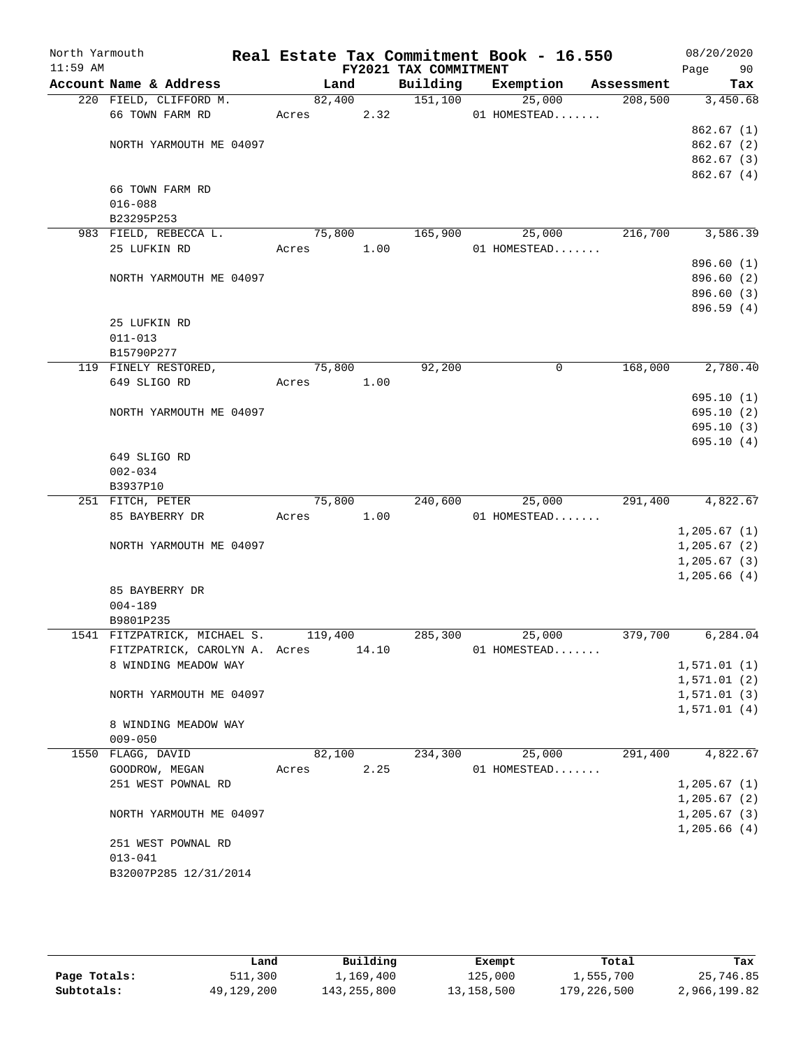North Yarmouth | Real Estate Tax Commitment Book - 16.550 | 08/20/2020
11:59 AM | FY2021 TAX COMMITMENT | Page 90

| Account Name & Address | Land | Building | Exemption | Assessment | Tax |
|---|---|---|---|---|---|
| 220 FIELD, CLIFFORD M. | 82,400 | 151,100 | 25,000 | 208,500 | 3,450.68 |
| 66 TOWN FARM RD | Acres 2.32 | | 01 HOMESTEAD....... | | |
| | | | | | 862.67 (1) |
| NORTH YARMOUTH ME 04097 | | | | | 862.67 (2) |
| | | | | | 862.67 (3) |
| | | | | | 862.67 (4) |
| 66 TOWN FARM RD | | | | | |
| 016-088 | | | | | |
| B23295P253 | | | | | |
| 983 FIELD, REBECCA L. | 75,800 | 165,900 | 25,000 | 216,700 | 3,586.39 |
| 25 LUFKIN RD | Acres 1.00 | | 01 HOMESTEAD....... | | |
| | | | | | 896.60 (1) |
| NORTH YARMOUTH ME 04097 | | | | | 896.60 (2) |
| | | | | | 896.60 (3) |
| | | | | | 896.59 (4) |
| 25 LUFKIN RD | | | | | |
| 011-013 | | | | | |
| B15790P277 | | | | | |
| 119 FINELY RESTORED, | 75,800 | 92,200 | 0 | 168,000 | 2,780.40 |
| 649 SLIGO RD | Acres 1.00 | | | | |
| | | | | | 695.10 (1) |
| NORTH YARMOUTH ME 04097 | | | | | 695.10 (2) |
| | | | | | 695.10 (3) |
| | | | | | 695.10 (4) |
| 649 SLIGO RD | | | | | |
| 002-034 | | | | | |
| B3937P10 | | | | | |
| 251 FITCH, PETER | 75,800 | 240,600 | 25,000 | 291,400 | 4,822.67 |
| 85 BAYBERRY DR | Acres 1.00 | | 01 HOMESTEAD....... | | |
| | | | | | 1,205.67 (1) |
| NORTH YARMOUTH ME 04097 | | | | | 1,205.67 (2) |
| | | | | | 1,205.67 (3) |
| | | | | | 1,205.66 (4) |
| 85 BAYBERRY DR | | | | | |
| 004-189 | | | | | |
| B9801P235 | | | | | |
| 1541 FITZPATRICK, MICHAEL S. | 119,400 | 285,300 | 25,000 | 379,700 | 6,284.04 |
| FITZPATRICK, CAROLYN A. | Acres 14.10 | | 01 HOMESTEAD....... | | |
| 8 WINDING MEADOW WAY | | | | | 1,571.01 (1) |
| | | | | | 1,571.01 (2) |
| NORTH YARMOUTH ME 04097 | | | | | 1,571.01 (3) |
| | | | | | 1,571.01 (4) |
| 8 WINDING MEADOW WAY | | | | | |
| 009-050 | | | | | |
| 1550 FLAGG, DAVID | 82,100 | 234,300 | 25,000 | 291,400 | 4,822.67 |
| GOODROW, MEGAN | Acres 2.25 | | 01 HOMESTEAD....... | | |
| 251 WEST POWNAL RD | | | | | 1,205.67 (1) |
| | | | | | 1,205.67 (2) |
| NORTH YARMOUTH ME 04097 | | | | | 1,205.67 (3) |
| | | | | | 1,205.66 (4) |
| 251 WEST POWNAL RD | | | | | |
| 013-041 | | | | | |
| B32007P285 12/31/2014 | | | | | |

| | Land | Building | Exempt | Total | Tax |
|---|---|---|---|---|---|
| Page Totals: | 511,300 | 1,169,400 | 125,000 | 1,555,700 | 25,746.85 |
| Subtotals: | 49,129,200 | 143,255,800 | 13,158,500 | 179,226,500 | 2,966,199.82 |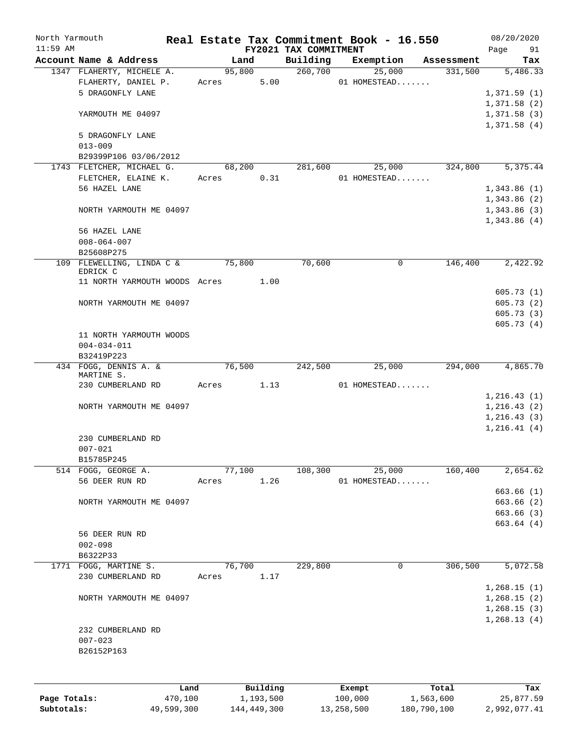North Yarmouth — Real Estate Tax Commitment Book - 16.550 — 08/20/2020

11:59 AM — FY2021 TAX COMMITMENT

| Account Name & Address | Land | Building | Exemption | Assessment | Tax |
|---|---|---|---|---|---|
| 1347 FLAHERTY, MICHELE A. | 95,800 | 260,700 | 25,000 | 331,500 | 5,486.33 |
| FLAHERTY, DANIEL P. | Acres 5.00 | | 01 HOMESTEAD....... | | |
| 5 DRAGONFLY LANE | | | | | 1,371.59 (1) |
| | | | | | 1,371.58 (2) |
| YARMOUTH ME 04097 | | | | | 1,371.58 (3) |
| | | | | | 1,371.58 (4) |
| 5 DRAGONFLY LANE | | | | | |
| 013-009 | | | | | |
| B29399P106 03/06/2012 | | | | | |
| 1743 FLETCHER, MICHAEL G. | 68,200 | 281,600 | 25,000 | 324,800 | 5,375.44 |
| FLETCHER, ELAINE K. | Acres 0.31 | | 01 HOMESTEAD....... | | |
| 56 HAZEL LANE | | | | | 1,343.86 (1) |
| | | | | | 1,343.86 (2) |
| NORTH YARMOUTH ME 04097 | | | | | 1,343.86 (3) |
| | | | | | 1,343.86 (4) |
| 56 HAZEL LANE | | | | | |
| 008-064-007 | | | | | |
| B25608P275 | | | | | |
| 109 FLEWELLING, LINDA C & EDRICK C | 75,800 | 70,600 | 0 | 146,400 | 2,422.92 |
| 11 NORTH YARMOUTH WOODS | Acres 1.00 | | | | |
| | | | | | 605.73 (1) |
| NORTH YARMOUTH ME 04097 | | | | | 605.73 (2) |
| | | | | | 605.73 (3) |
| | | | | | 605.73 (4) |
| 11 NORTH YARMOUTH WOODS | | | | | |
| 004-034-011 | | | | | |
| B32419P223 | | | | | |
| 434 FOGG, DENNIS A. & MARTINE S. | 76,500 | 242,500 | 25,000 | 294,000 | 4,865.70 |
| 230 CUMBERLAND RD | Acres 1.13 | | 01 HOMESTEAD....... | | |
| | | | | | 1,216.43 (1) |
| NORTH YARMOUTH ME 04097 | | | | | 1,216.43 (2) |
| | | | | | 1,216.43 (3) |
| | | | | | 1,216.41 (4) |
| 230 CUMBERLAND RD | | | | | |
| 007-021 | | | | | |
| B15785P245 | | | | | |
| 514 FOGG, GEORGE A. | 77,100 | 108,300 | 25,000 | 160,400 | 2,654.62 |
| 56 DEER RUN RD | Acres 1.26 | | 01 HOMESTEAD....... | | |
| | | | | | 663.66 (1) |
| NORTH YARMOUTH ME 04097 | | | | | 663.66 (2) |
| | | | | | 663.66 (3) |
| | | | | | 663.64 (4) |
| 56 DEER RUN RD | | | | | |
| 002-098 | | | | | |
| B6322P33 | | | | | |
| 1771 FOGG, MARTINE S. | 76,700 | 229,800 | 0 | 306,500 | 5,072.58 |
| 230 CUMBERLAND RD | Acres 1.17 | | | | |
| | | | | | 1,268.15 (1) |
| NORTH YARMOUTH ME 04097 | | | | | 1,268.15 (2) |
| | | | | | 1,268.15 (3) |
| | | | | | 1,268.13 (4) |
| 232 CUMBERLAND RD | | | | | |
| 007-023 | | | | | |
| B26152P163 | | | | | |

| | Land | Building | Exempt | Total | Tax |
|---|---|---|---|---|---|
| Page Totals: | 470,100 | 1,193,500 | 100,000 | 1,563,600 | 25,877.59 |
| Subtotals: | 49,599,300 | 144,449,300 | 13,258,500 | 180,790,100 | 2,992,077.41 |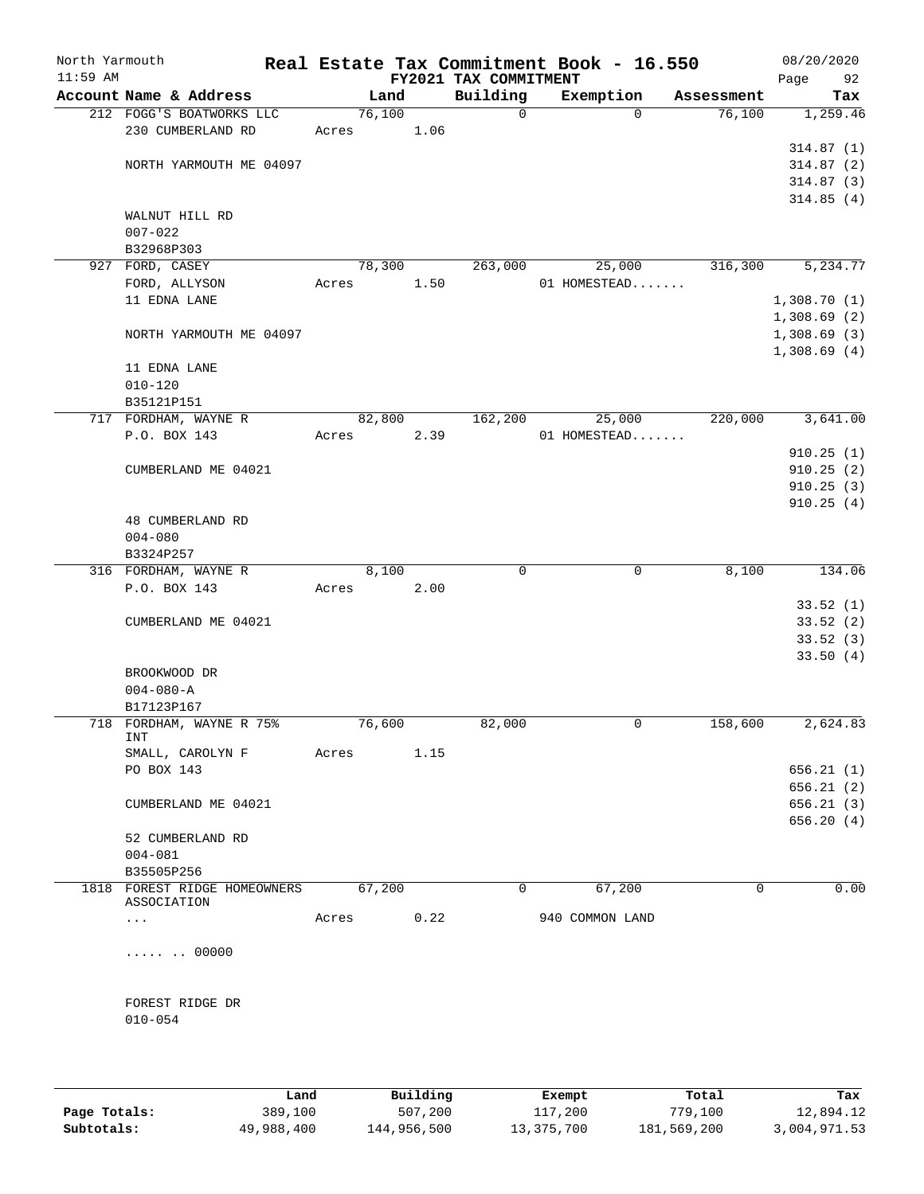North Yarmouth | Real Estate Tax Commitment Book - 16.550 | 08/20/2020
11:59 AM | FY2021 TAX COMMITMENT | Page 92

| Account Name & Address | Land | Building | Exemption | Assessment | Tax |
|---|---|---|---|---|---|
| 212 FOGG'S BOATWORKS LLC | 76,100 | 0 | 0 | 76,100 | 1,259.46 |
| 230 CUMBERLAND RD | Acres 1.06 | | | | |
| | | | | | 314.87 (1) |
| NORTH YARMOUTH ME 04097 | | | | | 314.87 (2) |
| | | | | | 314.87 (3) |
| | | | | | 314.85 (4) |
| WALNUT HILL RD | | | | | |
| 007-022 | | | | | |
| B32968P303 | | | | | |
| 927 FORD, CASEY | 78,300 | 263,000 | 25,000 | 316,300 | 5,234.77 |
| FORD, ALLYSON | Acres 1.50 | | 01 HOMESTEAD....... | | |
| 11 EDNA LANE | | | | | 1,308.70 (1) |
| | | | | | 1,308.69 (2) |
| NORTH YARMOUTH ME 04097 | | | | | 1,308.69 (3) |
| | | | | | 1,308.69 (4) |
| 11 EDNA LANE | | | | | |
| 010-120 | | | | | |
| B35121P151 | | | | | |
| 717 FORDHAM, WAYNE R | 82,800 | 162,200 | 25,000 | 220,000 | 3,641.00 |
| P.O. BOX 143 | Acres 2.39 | | 01 HOMESTEAD....... | | |
| | | | | | 910.25 (1) |
| CUMBERLAND ME 04021 | | | | | 910.25 (2) |
| | | | | | 910.25 (3) |
| | | | | | 910.25 (4) |
| 48 CUMBERLAND RD | | | | | |
| 004-080 | | | | | |
| B3324P257 | | | | | |
| 316 FORDHAM, WAYNE R | 8,100 | 0 | 0 | 8,100 | 134.06 |
| P.O. BOX 143 | Acres 2.00 | | | | |
| | | | | | 33.52 (1) |
| CUMBERLAND ME 04021 | | | | | 33.52 (2) |
| | | | | | 33.52 (3) |
| | | | | | 33.50 (4) |
| BROOKWOOD DR | | | | | |
| 004-080-A | | | | | |
| B17123P167 | | | | | |
| 718 FORDHAM, WAYNE R 75% INT | 76,600 | 82,000 | 0 | 158,600 | 2,624.83 |
| SMALL, CAROLYN F | Acres 1.15 | | | | |
| PO BOX 143 | | | | | 656.21 (1) |
| | | | | | 656.21 (2) |
| CUMBERLAND ME 04021 | | | | | 656.21 (3) |
| | | | | | 656.20 (4) |
| 52 CUMBERLAND RD | | | | | |
| 004-081 | | | | | |
| B35505P256 | | | | | |
| 1818 FOREST RIDGE HOMEOWNERS ASSOCIATION | 67,200 | 0 | 67,200 | 0 | 0.00 |
| ... | Acres 0.22 | | 940 COMMON LAND | | |
| ..... .. 00000 | | | | | |
| FOREST RIDGE DR | | | | | |
| 010-054 | | | | | |

| | Land | Building | Exempt | Total | Tax |
|---|---|---|---|---|---|
| Page Totals: | 389,100 | 507,200 | 117,200 | 779,100 | 12,894.12 |
| Subtotals: | 49,988,400 | 144,956,500 | 13,375,700 | 181,569,200 | 3,004,971.53 |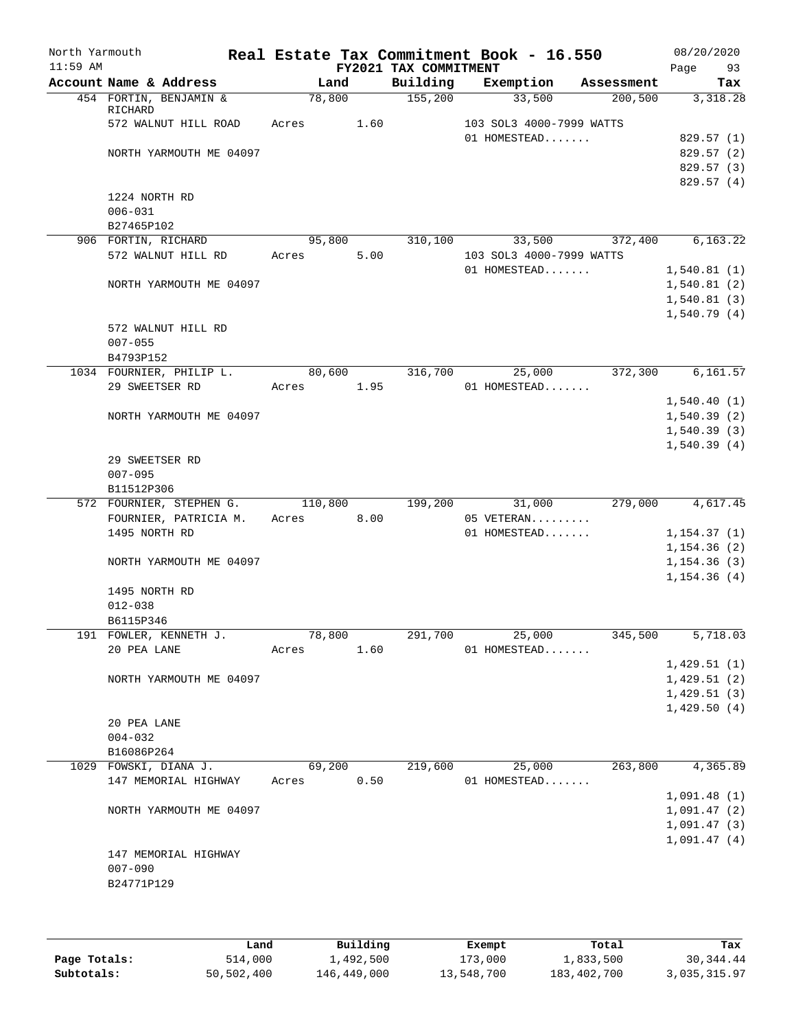North Yarmouth — Real Estate Tax Commitment Book - 16.550 — 08/20/2020

11:59 AM — FY2021 TAX COMMITMENT

| Account Name & Address | Land | Building | Exemption | Assessment | Tax |
|---|---|---|---|---|---|
| 454 FORTIN, BENJAMIN & RICHARD | 78,800 | 155,200 | 33,500 | 200,500 | 3,318.28 |
| 572 WALNUT HILL ROAD | Acres 1.60 | | 103 SOL3 4000-7999 WATTS | | |
| | | | 01 HOMESTEAD....... | | 829.57 (1) |
| NORTH YARMOUTH ME 04097 | | | | | 829.57 (2) |
| | | | | | 829.57 (3) |
| | | | | | 829.57 (4) |
| 1224 NORTH RD | | | | | |
| 006-031 | | | | | |
| B27465P102 | | | | | |
| 906 FORTIN, RICHARD | 95,800 | 310,100 | 33,500 | 372,400 | 6,163.22 |
| 572 WALNUT HILL RD | Acres 5.00 | | 103 SOL3 4000-7999 WATTS | | |
| | | | 01 HOMESTEAD....... | | 1,540.81 (1) |
| NORTH YARMOUTH ME 04097 | | | | | 1,540.81 (2) |
| | | | | | 1,540.81 (3) |
| | | | | | 1,540.79 (4) |
| 572 WALNUT HILL RD | | | | | |
| 007-055 | | | | | |
| B4793P152 | | | | | |
| 1034 FOURNIER, PHILIP L. | 80,600 | 316,700 | 25,000 | 372,300 | 6,161.57 |
| 29 SWEETSER RD | Acres 1.95 | | 01 HOMESTEAD....... | | |
| | | | | | 1,540.40 (1) |
| NORTH YARMOUTH ME 04097 | | | | | 1,540.39 (2) |
| | | | | | 1,540.39 (3) |
| | | | | | 1,540.39 (4) |
| 29 SWEETSER RD | | | | | |
| 007-095 | | | | | |
| B11512P306 | | | | | |
| 572 FOURNIER, STEPHEN G. | 110,800 | 199,200 | 31,000 | 279,000 | 4,617.45 |
| FOURNIER, PATRICIA M. | Acres 8.00 | | 05 VETERAN......... | | |
| 1495 NORTH RD | | | 01 HOMESTEAD....... | | 1,154.37 (1) |
| | | | | | 1,154.36 (2) |
| NORTH YARMOUTH ME 04097 | | | | | 1,154.36 (3) |
| | | | | | 1,154.36 (4) |
| 1495 NORTH RD | | | | | |
| 012-038 | | | | | |
| B6115P346 | | | | | |
| 191 FOWLER, KENNETH J. | 78,800 | 291,700 | 25,000 | 345,500 | 5,718.03 |
| 20 PEA LANE | Acres 1.60 | | 01 HOMESTEAD....... | | |
| | | | | | 1,429.51 (1) |
| NORTH YARMOUTH ME 04097 | | | | | 1,429.51 (2) |
| | | | | | 1,429.51 (3) |
| | | | | | 1,429.50 (4) |
| 20 PEA LANE | | | | | |
| 004-032 | | | | | |
| B16086P264 | | | | | |
| 1029 FOWSKI, DIANA J. | 69,200 | 219,600 | 25,000 | 263,800 | 4,365.89 |
| 147 MEMORIAL HIGHWAY | Acres 0.50 | | 01 HOMESTEAD....... | | |
| | | | | | 1,091.48 (1) |
| NORTH YARMOUTH ME 04097 | | | | | 1,091.47 (2) |
| | | | | | 1,091.47 (3) |
| | | | | | 1,091.47 (4) |
| 147 MEMORIAL HIGHWAY | | | | | |
| 007-090 | | | | | |
| B24771P129 | | | | | |

| | Land | Building | Exempt | Total | Tax |
|---|---|---|---|---|---|
| Page Totals: | 514,000 | 1,492,500 | 173,000 | 1,833,500 | 30,344.44 |
| Subtotals: | 50,502,400 | 146,449,000 | 13,548,700 | 183,402,700 | 3,035,315.97 |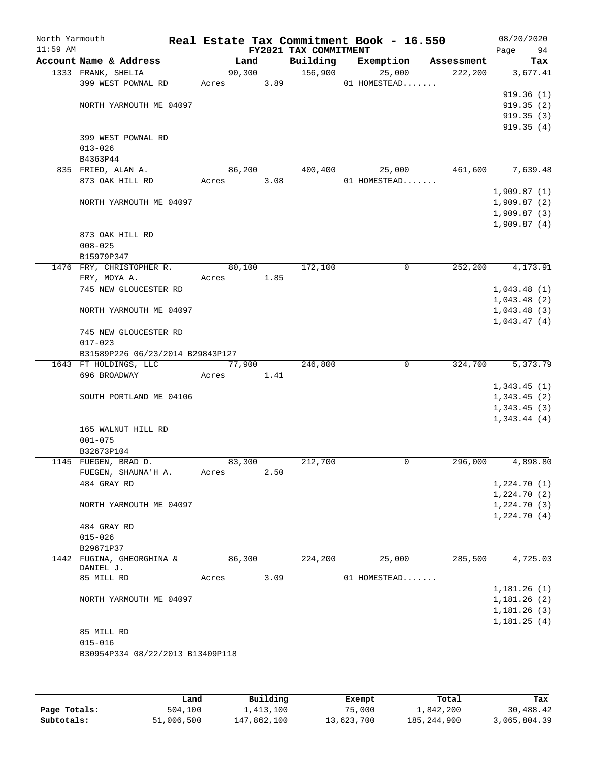North Yarmouth | Real Estate Tax Commitment Book - 16.550 | 08/20/2020
11:59 AM | FY2021 TAX COMMITMENT | Page 94

| Account Name & Address | Land | Building | Exemption | Assessment | Tax |
|---|---|---|---|---|---|
| 1333 FRANK, SHELIA | 90,300 | 156,900 | 25,000 | 222,200 | 3,677.41 |
| 399 WEST POWNAL RD | Acres 3.89 | | 01 HOMESTEAD....... | | |
| | | | | | 919.36 (1) |
| NORTH YARMOUTH ME 04097 | | | | | 919.35 (2) |
| | | | | | 919.35 (3) |
| | | | | | 919.35 (4) |
| 399 WEST POWNAL RD | | | | | |
| 013-026 | | | | | |
| B4363P44 | | | | | |
| 835 FRIED, ALAN A. | 86,200 | 400,400 | 25,000 | 461,600 | 7,639.48 |
| 873 OAK HILL RD | Acres 3.08 | | 01 HOMESTEAD....... | | |
| | | | | | 1,909.87 (1) |
| NORTH YARMOUTH ME 04097 | | | | | 1,909.87 (2) |
| | | | | | 1,909.87 (3) |
| | | | | | 1,909.87 (4) |
| 873 OAK HILL RD | | | | | |
| 008-025 | | | | | |
| B15979P347 | | | | | |
| 1476 FRY, CHRISTOPHER R. | 80,100 | 172,100 | 0 | 252,200 | 4,173.91 |
| FRY, MOYA A. | Acres 1.85 | | | | |
| 745 NEW GLOUCESTER RD | | | | | 1,043.48 (1) |
| | | | | | 1,043.48 (2) |
| NORTH YARMOUTH ME 04097 | | | | | 1,043.48 (3) |
| | | | | | 1,043.47 (4) |
| 745 NEW GLOUCESTER RD | | | | | |
| 017-023 | | | | | |
| B31589P226 06/23/2014 B29843P127 | | | | | |
| 1643 FT HOLDINGS, LLC | 77,900 | 246,800 | 0 | 324,700 | 5,373.79 |
| 696 BROADWAY | Acres 1.41 | | | | |
| | | | | | 1,343.45 (1) |
| SOUTH PORTLAND ME 04106 | | | | | 1,343.45 (2) |
| | | | | | 1,343.45 (3) |
| | | | | | 1,343.44 (4) |
| 165 WALNUT HILL RD | | | | | |
| 001-075 | | | | | |
| B32673P104 | | | | | |
| 1145 FUEGEN, BRAD D. | 83,300 | 212,700 | 0 | 296,000 | 4,898.80 |
| FUEGEN, SHAUNA'H A. | Acres 2.50 | | | | |
| 484 GRAY RD | | | | | 1,224.70 (1) |
| | | | | | 1,224.70 (2) |
| NORTH YARMOUTH ME 04097 | | | | | 1,224.70 (3) |
| | | | | | 1,224.70 (4) |
| 484 GRAY RD | | | | | |
| 015-026 | | | | | |
| B29671P37 | | | | | |
| 1442 FUGINA, GHEORGHINA & DANIEL J. | 86,300 | 224,200 | 25,000 | 285,500 | 4,725.03 |
| 85 MILL RD | Acres 3.09 | | 01 HOMESTEAD....... | | |
| | | | | | 1,181.26 (1) |
| NORTH YARMOUTH ME 04097 | | | | | 1,181.26 (2) |
| | | | | | 1,181.26 (3) |
| | | | | | 1,181.25 (4) |
| 85 MILL RD | | | | | |
| 015-016 | | | | | |
| B30954P334 08/22/2013 B13409P118 | | | | | |

| | Land | Building | Exempt | Total | Tax |
|---|---|---|---|---|---|
| Page Totals: | 504,100 | 1,413,100 | 75,000 | 1,842,200 | 30,488.42 |
| Subtotals: | 51,006,500 | 147,862,100 | 13,623,700 | 185,244,900 | 3,065,804.39 |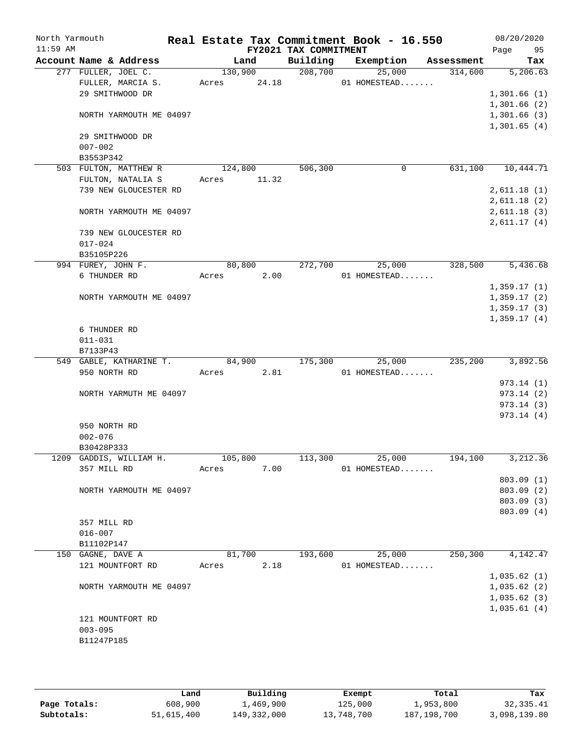# Real Estate Tax Commitment Book - 16.550

North Yarmouth — 11:59 AM — FY2021 TAX COMMITMENT — 08/20/2020

| Account Name & Address | Land | Building | Exemption | Assessment | Tax |
|---|---|---|---|---|---|
| 277 FULLER, JOEL C. | 130,900 | 208,700 | 25,000 | 314,600 | 5,206.63 |
| FULLER, MARCIA S. | Acres 24.18 | | 01 HOMESTEAD....... | | |
| 29 SMITHWOOD DR | | | | | 1,301.66 (1) |
| | | | | | 1,301.66 (2) |
| NORTH YARMOUTH ME 04097 | | | | | 1,301.66 (3) |
| | | | | | 1,301.65 (4) |
| 29 SMITHWOOD DR | | | | | |
| 007-002 | | | | | |
| B3553P342 | | | | | |
| 503 FULTON, MATTHEW R | 124,800 | 506,300 | 0 | 631,100 | 10,444.71 |
| FULTON, NATALIA S | Acres 11.32 | | | | |
| 739 NEW GLOUCESTER RD | | | | | 2,611.18 (1) |
| | | | | | 2,611.18 (2) |
| NORTH YARMOUTH ME 04097 | | | | | 2,611.18 (3) |
| | | | | | 2,611.17 (4) |
| 739 NEW GLOUCESTER RD | | | | | |
| 017-024 | | | | | |
| B35105P226 | | | | | |
| 994 FUREY, JOHN F. | 80,800 | 272,700 | 25,000 | 328,500 | 5,436.68 |
| 6 THUNDER RD | Acres 2.00 | | 01 HOMESTEAD....... | | |
| | | | | | 1,359.17 (1) |
| NORTH YARMOUTH ME 04097 | | | | | 1,359.17 (2) |
| | | | | | 1,359.17 (3) |
| | | | | | 1,359.17 (4) |
| 6 THUNDER RD | | | | | |
| 011-031 | | | | | |
| B7133P43 | | | | | |
| 549 GABLE, KATHARINE T. | 84,900 | 175,300 | 25,000 | 235,200 | 3,892.56 |
| 950 NORTH RD | Acres 2.81 | | 01 HOMESTEAD....... | | |
| | | | | | 973.14 (1) |
| NORTH YARMUTH ME 04097 | | | | | 973.14 (2) |
| | | | | | 973.14 (3) |
| | | | | | 973.14 (4) |
| 950 NORTH RD | | | | | |
| 002-076 | | | | | |
| B30428P333 | | | | | |
| 1209 GADDIS, WILLIAM H. | 105,800 | 113,300 | 25,000 | 194,100 | 3,212.36 |
| 357 MILL RD | Acres 7.00 | | 01 HOMESTEAD....... | | |
| | | | | | 803.09 (1) |
| NORTH YARMOUTH ME 04097 | | | | | 803.09 (2) |
| | | | | | 803.09 (3) |
| | | | | | 803.09 (4) |
| 357 MILL RD | | | | | |
| 016-007 | | | | | |
| B11102P147 | | | | | |
| 150 GAGNE, DAVE A | 81,700 | 193,600 | 25,000 | 250,300 | 4,142.47 |
| 121 MOUNTFORT RD | Acres 2.18 | | 01 HOMESTEAD....... | | |
| | | | | | 1,035.62 (1) |
| NORTH YARMOUTH ME 04097 | | | | | 1,035.62 (2) |
| | | | | | 1,035.62 (3) |
| | | | | | 1,035.61 (4) |
| 121 MOUNTFORT RD | | | | | |
| 003-095 | | | | | |
| B11247P185 | | | | | |

| | Land | Building | Exempt | Total | Tax |
|---|---|---|---|---|---|
| Page Totals: | 608,900 | 1,469,900 | 125,000 | 1,953,800 | 32,335.41 |
| Subtotals: | 51,615,400 | 149,332,000 | 13,748,700 | 187,198,700 | 3,098,139.80 |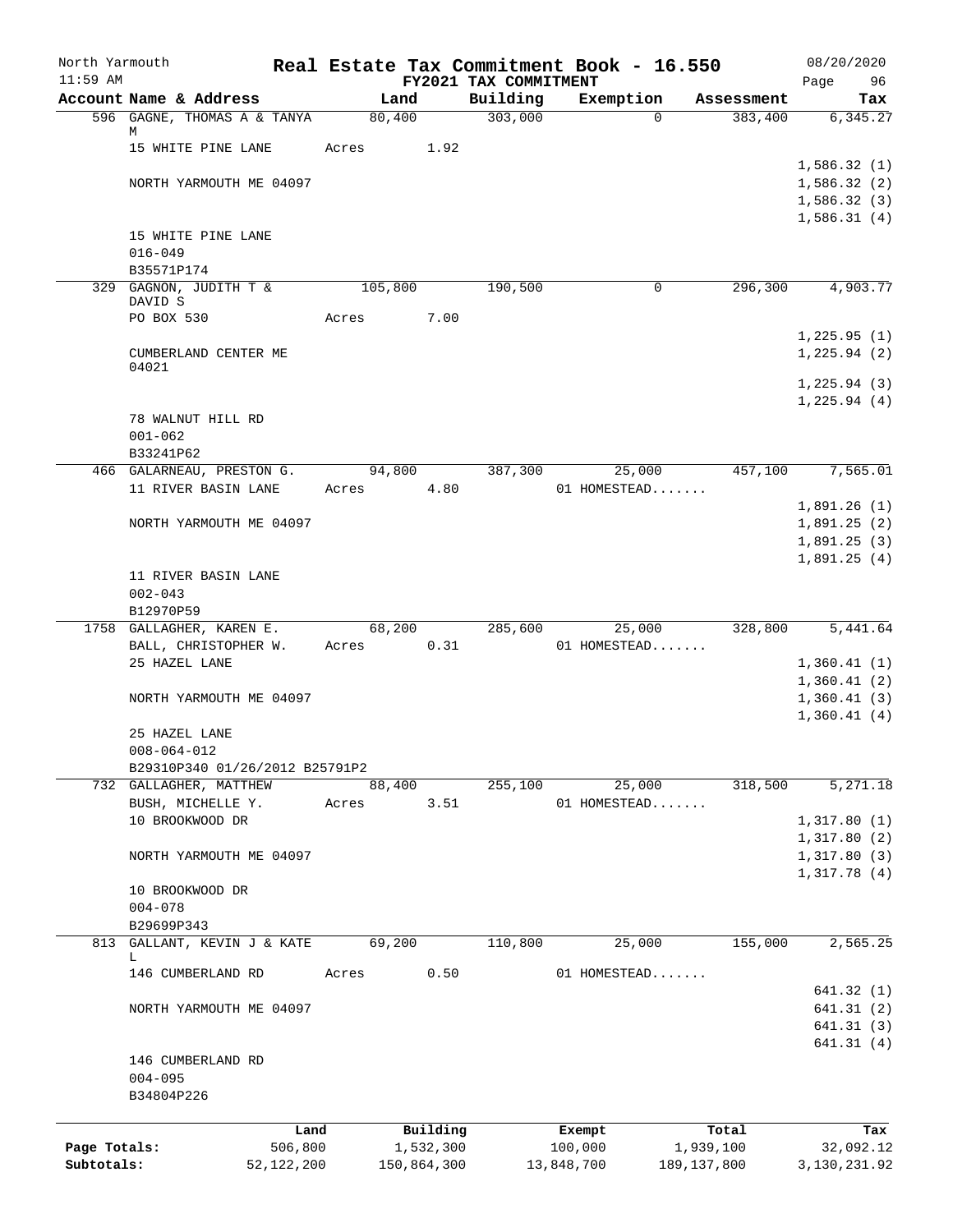North Yarmouth | | Real Estate Tax Commitment Book - 16.550 | | | | 08/20/2020
11:59 AM | | FY2021 TAX COMMITMENT | | | | Page 96

| Account Name & Address | Land | Building | Exemption | Assessment | Tax |
|---|---|---|---|---|---|
| 596 GAGNE, THOMAS A & TANYA M | 80,400 | 303,000 | 0 | 383,400 | 6,345.27 |
| 15 WHITE PINE LANE | Acres 1.92 | | | | |
| | | | | | 1,586.32 (1) |
| NORTH YARMOUTH ME 04097 | | | | | 1,586.32 (2) |
| | | | | | 1,586.32 (3) |
| | | | | | 1,586.31 (4) |
| 15 WHITE PINE LANE | | | | | |
| 016-049 | | | | | |
| B35571P174 | | | | | |
| 329 GAGNON, JUDITH T & DAVID S | 105,800 | 190,500 | 0 | 296,300 | 4,903.77 |
| PO BOX 530 | Acres 7.00 | | | | |
| | | | | | 1,225.95 (1) |
| CUMBERLAND CENTER ME 04021 | | | | | 1,225.94 (2) |
| | | | | | 1,225.94 (3) |
| | | | | | 1,225.94 (4) |
| 78 WALNUT HILL RD | | | | | |
| 001-062 | | | | | |
| B33241P62 | | | | | |
| 466 GALARNEAU, PRESTON G. | 94,800 | 387,300 | 25,000 | 457,100 | 7,565.01 |
| 11 RIVER BASIN LANE | Acres 4.80 | | 01 HOMESTEAD....... | | |
| | | | | | 1,891.26 (1) |
| NORTH YARMOUTH ME 04097 | | | | | 1,891.25 (2) |
| | | | | | 1,891.25 (3) |
| | | | | | 1,891.25 (4) |
| 11 RIVER BASIN LANE | | | | | |
| 002-043 | | | | | |
| B12970P59 | | | | | |
| 1758 GALLAGHER, KAREN E. | 68,200 | 285,600 | 25,000 | 328,800 | 5,441.64 |
| BALL, CHRISTOPHER W. | Acres 0.31 | | 01 HOMESTEAD....... | | |
| 25 HAZEL LANE | | | | | 1,360.41 (1) |
| | | | | | 1,360.41 (2) |
| NORTH YARMOUTH ME 04097 | | | | | 1,360.41 (3) |
| | | | | | 1,360.41 (4) |
| 25 HAZEL LANE | | | | | |
| 008-064-012 | | | | | |
| B29310P340 01/26/2012 B25791P2 | | | | | |
| 732 GALLAGHER, MATTHEW | 88,400 | 255,100 | 25,000 | 318,500 | 5,271.18 |
| BUSH, MICHELLE Y. | Acres 3.51 | | 01 HOMESTEAD....... | | |
| 10 BROOKWOOD DR | | | | | 1,317.80 (1) |
| | | | | | 1,317.80 (2) |
| NORTH YARMOUTH ME 04097 | | | | | 1,317.80 (3) |
| | | | | | 1,317.78 (4) |
| 10 BROOKWOOD DR | | | | | |
| 004-078 | | | | | |
| B29699P343 | | | | | |
| 813 GALLANT, KEVIN J & KATE L | 69,200 | 110,800 | 25,000 | 155,000 | 2,565.25 |
| 146 CUMBERLAND RD | Acres 0.50 | | 01 HOMESTEAD....... | | |
| | | | | | 641.32 (1) |
| NORTH YARMOUTH ME 04097 | | | | | 641.31 (2) |
| | | | | | 641.31 (3) |
| | | | | | 641.31 (4) |
| 146 CUMBERLAND RD | | | | | |
| 004-095 | | | | | |
| B34804P226 | | | | | |

| | Land | Building | Exempt | Total | Tax |
|---|---|---|---|---|---|
| Page Totals: | 506,800 | 1,532,300 | 100,000 | 1,939,100 | 32,092.12 |
| Subtotals: | 52,122,200 | 150,864,300 | 13,848,700 | 189,137,800 | 3,130,231.92 |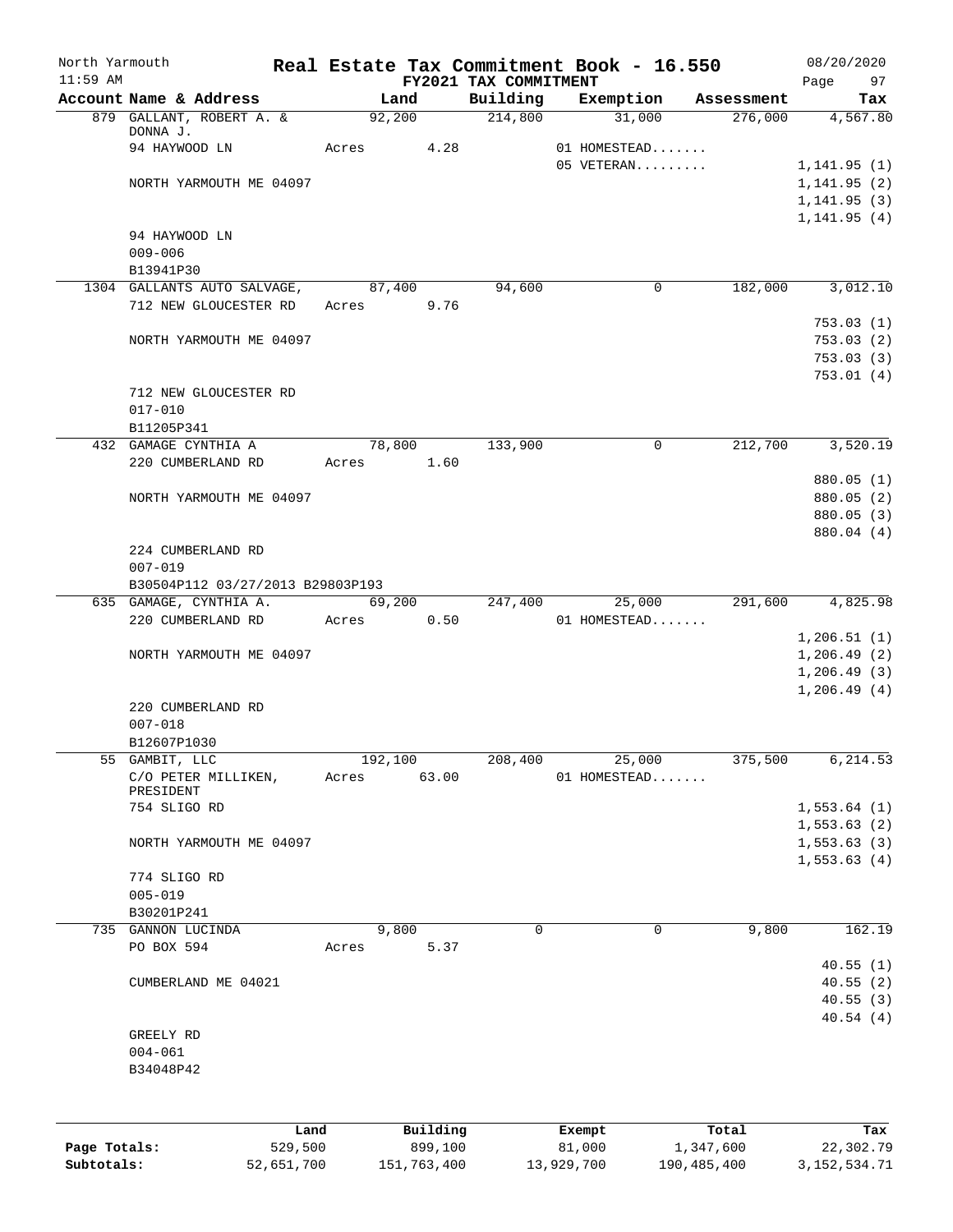North Yarmouth | Real Estate Tax Commitment Book - 16.550 | 08/20/2020
11:59 AM | FY2021 TAX COMMITMENT | Page 97

| Account Name & Address | Land | Building | Exemption | Assessment | Tax |
|---|---|---|---|---|---|
| 879 GALLANT, ROBERT A. & DONNA J. | 92,200 | 214,800 | 31,000 | 276,000 | 4,567.80 |
| 94 HAYWOOD LN | Acres 4.28 | | 01 HOMESTEAD....... | | |
| | | | 05 VETERAN......... | | 1,141.95 (1) |
| NORTH YARMOUTH ME 04097 | | | | | 1,141.95 (2) |
| | | | | | 1,141.95 (3) |
| | | | | | 1,141.95 (4) |
| 94 HAYWOOD LN | | | | | |
| 009-006 | | | | | |
| B13941P30 | | | | | |
| 1304 GALLANTS AUTO SALVAGE, | 87,400 | 94,600 | 0 | 182,000 | 3,012.10 |
| 712 NEW GLOUCESTER RD | Acres 9.76 | | | | |
| | | | | | 753.03 (1) |
| NORTH YARMOUTH ME 04097 | | | | | 753.03 (2) |
| | | | | | 753.03 (3) |
| | | | | | 753.01 (4) |
| 712 NEW GLOUCESTER RD | | | | | |
| 017-010 | | | | | |
| B11205P341 | | | | | |
| 432 GAMAGE CYNTHIA A | 78,800 | 133,900 | 0 | 212,700 | 3,520.19 |
| 220 CUMBERLAND RD | Acres 1.60 | | | | |
| | | | | | 880.05 (1) |
| NORTH YARMOUTH ME 04097 | | | | | 880.05 (2) |
| | | | | | 880.05 (3) |
| | | | | | 880.04 (4) |
| 224 CUMBERLAND RD | | | | | |
| 007-019 | | | | | |
| B30504P112 03/27/2013 B29803P193 | | | | | |
| 635 GAMAGE, CYNTHIA A. | 69,200 | 247,400 | 25,000 | 291,600 | 4,825.98 |
| 220 CUMBERLAND RD | Acres 0.50 | | 01 HOMESTEAD....... | | |
| | | | | | 1,206.51 (1) |
| NORTH YARMOUTH ME 04097 | | | | | 1,206.49 (2) |
| | | | | | 1,206.49 (3) |
| | | | | | 1,206.49 (4) |
| 220 CUMBERLAND RD | | | | | |
| 007-018 | | | | | |
| B12607P1030 | | | | | |
| 55 GAMBIT, LLC | 192,100 | 208,400 | 25,000 | 375,500 | 6,214.53 |
| C/O PETER MILLIKEN, PRESIDENT | Acres 63.00 | | 01 HOMESTEAD....... | | |
| 754 SLIGO RD | | | | | 1,553.64 (1) |
| | | | | | 1,553.63 (2) |
| NORTH YARMOUTH ME 04097 | | | | | 1,553.63 (3) |
| | | | | | 1,553.63 (4) |
| 774 SLIGO RD | | | | | |
| 005-019 | | | | | |
| B30201P241 | | | | | |
| 735 GANNON LUCINDA | 9,800 | 0 | 0 | 9,800 | 162.19 |
| PO BOX 594 | Acres 5.37 | | | | |
| | | | | | 40.55 (1) |
| CUMBERLAND ME 04021 | | | | | 40.55 (2) |
| | | | | | 40.55 (3) |
| | | | | | 40.54 (4) |
| GREELY RD | | | | | |
| 004-061 | | | | | |
| B34048P42 | | | | | |

| | Land | Building | Exempt | Total | Tax |
|---|---|---|---|---|---|
| Page Totals: | 529,500 | 899,100 | 81,000 | 1,347,600 | 22,302.79 |
| Subtotals: | 52,651,700 | 151,763,400 | 13,929,700 | 190,485,400 | 3,152,534.71 |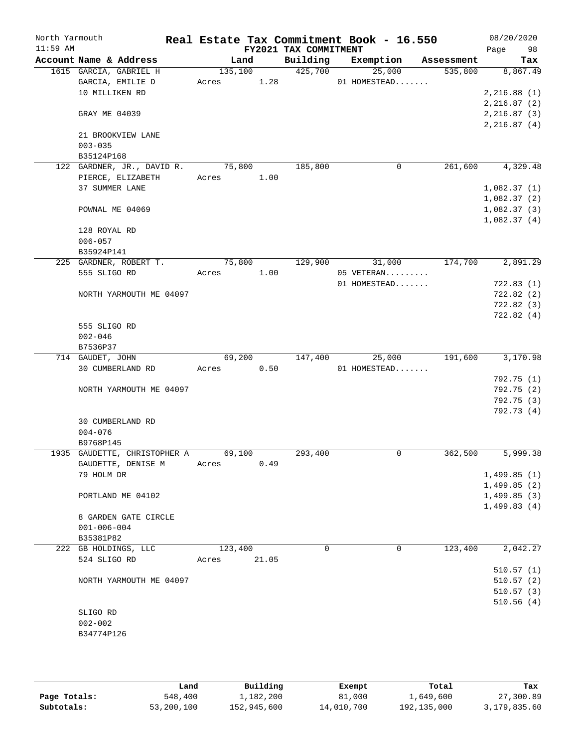North Yarmouth | Real Estate Tax Commitment Book - 16.550 | 08/20/2020
11:59 AM | FY2021 TAX COMMITMENT | Page 98

| Account Name & Address | Land | Building | Exemption | Assessment | Tax |
|---|---|---|---|---|---|
| 1615 GARCIA, GABRIEL H | 135,100 | 425,700 | 25,000 | 535,800 | 8,867.49 |
| GARCIA, EMILIE D | Acres 1.28 | | 01 HOMESTEAD....... | | |
| 10 MILLIKEN RD | | | | | 2,216.88 (1) |
| | | | | | 2,216.87 (2) |
| GRAY ME 04039 | | | | | 2,216.87 (3) |
| | | | | | 2,216.87 (4) |
| 21 BROOKVIEW LANE | | | | | |
| 003-035 | | | | | |
| B35124P168 | | | | | |
| 122 GARDNER, JR., DAVID R. | 75,800 | 185,800 | 0 | 261,600 | 4,329.48 |
| PIERCE, ELIZABETH | Acres 1.00 | | | | |
| 37 SUMMER LANE | | | | | 1,082.37 (1) |
| | | | | | 1,082.37 (2) |
| POWNAL ME 04069 | | | | | 1,082.37 (3) |
| | | | | | 1,082.37 (4) |
| 128 ROYAL RD | | | | | |
| 006-057 | | | | | |
| B35924P141 | | | | | |
| 225 GARDNER, ROBERT T. | 75,800 | 129,900 | 31,000 | 174,700 | 2,891.29 |
| 555 SLIGO RD | Acres 1.00 | | 05 VETERAN......... | | |
| | | | 01 HOMESTEAD....... | | 722.83 (1) |
| NORTH YARMOUTH ME 04097 | | | | | 722.82 (2) |
| | | | | | 722.82 (3) |
| | | | | | 722.82 (4) |
| 555 SLIGO RD | | | | | |
| 002-046 | | | | | |
| B7536P37 | | | | | |
| 714 GAUDET, JOHN | 69,200 | 147,400 | 25,000 | 191,600 | 3,170.98 |
| 30 CUMBERLAND RD | Acres 0.50 | | 01 HOMESTEAD....... | | |
| | | | | | 792.75 (1) |
| NORTH YARMOUTH ME 04097 | | | | | 792.75 (2) |
| | | | | | 792.75 (3) |
| | | | | | 792.73 (4) |
| 30 CUMBERLAND RD | | | | | |
| 004-076 | | | | | |
| B9768P145 | | | | | |
| 1935 GAUDETTE, CHRISTOPHER A | 69,100 | 293,400 | 0 | 362,500 | 5,999.38 |
| GAUDETTE, DENISE M | Acres 0.49 | | | | |
| 79 HOLM DR | | | | | 1,499.85 (1) |
| | | | | | 1,499.85 (2) |
| PORTLAND ME 04102 | | | | | 1,499.85 (3) |
| | | | | | 1,499.83 (4) |
| 8 GARDEN GATE CIRCLE | | | | | |
| 001-006-004 | | | | | |
| B35381P82 | | | | | |
| 222 GB HOLDINGS, LLC | 123,400 | 0 | 0 | 123,400 | 2,042.27 |
| 524 SLIGO RD | Acres 21.05 | | | | |
| | | | | | 510.57 (1) |
| NORTH YARMOUTH ME 04097 | | | | | 510.57 (2) |
| | | | | | 510.57 (3) |
| | | | | | 510.56 (4) |
| SLIGO RD | | | | | |
| 002-002 | | | | | |
| B34774P126 | | | | | |

| | Land | Building | Exempt | Total | Tax |
|---|---|---|---|---|---|
| Page Totals: | 548,400 | 1,182,200 | 81,000 | 1,649,600 | 27,300.89 |
| Subtotals: | 53,200,100 | 152,945,600 | 14,010,700 | 192,135,000 | 3,179,835.60 |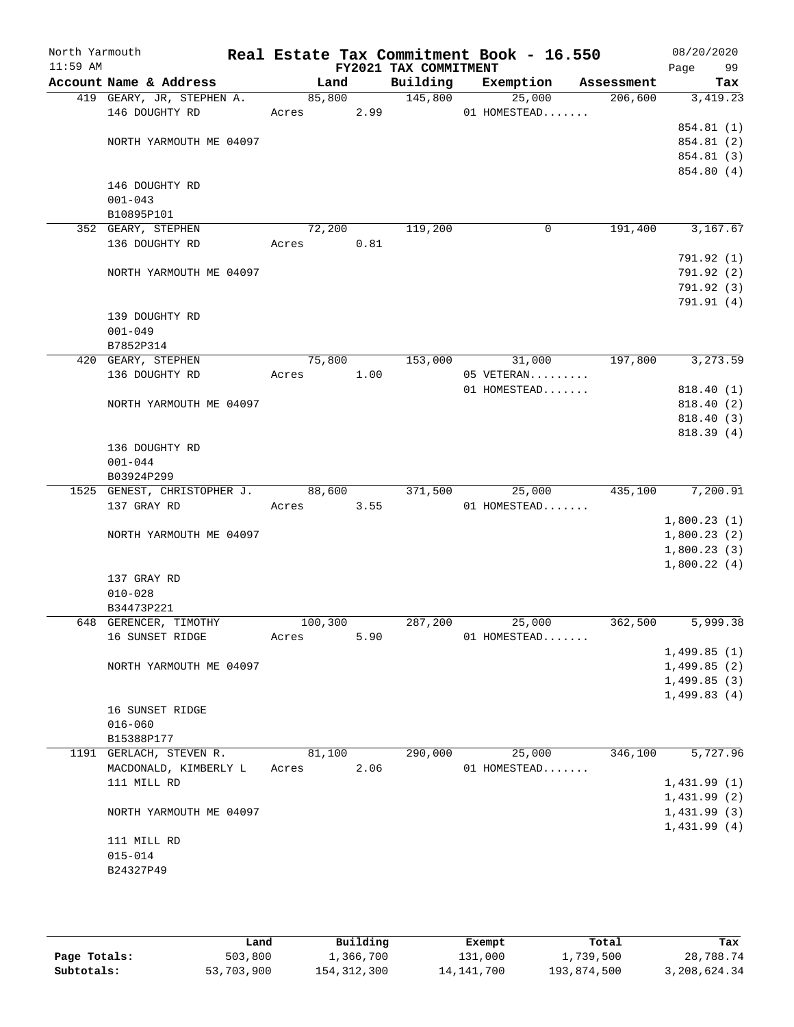North Yarmouth — **Real Estate Tax Commitment Book - 16.550** — 08/20/2020
11:59 AM — **FY2021 TAX COMMITMENT**

| Account Name & Address | Land | Building | Exemption | Assessment | Tax |
|---|---|---|---|---|---|
| 419 GEARY, JR, STEPHEN A. | 85,800 | 145,800 | 25,000 | 206,600 | 3,419.23 |
| 146 DOUGHTY RD | Acres 2.99 | | 01 HOMESTEAD....... | | |
| | | | | | 854.81 (1) |
| NORTH YARMOUTH ME 04097 | | | | | 854.81 (2) |
| | | | | | 854.81 (3) |
| | | | | | 854.80 (4) |
| 146 DOUGHTY RD | | | | | |
| 001-043 | | | | | |
| B10895P101 | | | | | |
| 352 GEARY, STEPHEN | 72,200 | 119,200 | 0 | 191,400 | 3,167.67 |
| 136 DOUGHTY RD | Acres 0.81 | | | | |
| | | | | | 791.92 (1) |
| NORTH YARMOUTH ME 04097 | | | | | 791.92 (2) |
| | | | | | 791.92 (3) |
| | | | | | 791.91 (4) |
| 139 DOUGHTY RD | | | | | |
| 001-049 | | | | | |
| B7852P314 | | | | | |
| 420 GEARY, STEPHEN | 75,800 | 153,000 | 31,000 | 197,800 | 3,273.59 |
| 136 DOUGHTY RD | Acres 1.00 | | 05 VETERAN......... | | |
| | | | 01 HOMESTEAD....... | | 818.40 (1) |
| NORTH YARMOUTH ME 04097 | | | | | 818.40 (2) |
| | | | | | 818.40 (3) |
| | | | | | 818.39 (4) |
| 136 DOUGHTY RD | | | | | |
| 001-044 | | | | | |
| B03924P299 | | | | | |
| 1525 GENEST, CHRISTOPHER J. | 88,600 | 371,500 | 25,000 | 435,100 | 7,200.91 |
| 137 GRAY RD | Acres 3.55 | | 01 HOMESTEAD....... | | |
| | | | | | 1,800.23 (1) |
| NORTH YARMOUTH ME 04097 | | | | | 1,800.23 (2) |
| | | | | | 1,800.23 (3) |
| | | | | | 1,800.22 (4) |
| 137 GRAY RD | | | | | |
| 010-028 | | | | | |
| B34473P221 | | | | | |
| 648 GERENCER, TIMOTHY | 100,300 | 287,200 | 25,000 | 362,500 | 5,999.38 |
| 16 SUNSET RIDGE | Acres 5.90 | | 01 HOMESTEAD....... | | |
| | | | | | 1,499.85 (1) |
| NORTH YARMOUTH ME 04097 | | | | | 1,499.85 (2) |
| | | | | | 1,499.85 (3) |
| | | | | | 1,499.83 (4) |
| 16 SUNSET RIDGE | | | | | |
| 016-060 | | | | | |
| B15388P177 | | | | | |
| 1191 GERLACH, STEVEN R. | 81,100 | 290,000 | 25,000 | 346,100 | 5,727.96 |
| MACDONALD, KIMBERLY L | Acres 2.06 | | 01 HOMESTEAD....... | | |
| 111 MILL RD | | | | | 1,431.99 (1) |
| | | | | | 1,431.99 (2) |
| NORTH YARMOUTH ME 04097 | | | | | 1,431.99 (3) |
| | | | | | 1,431.99 (4) |
| 111 MILL RD | | | | | |
| 015-014 | | | | | |
| B24327P49 | | | | | |

| | Land | Building | Exempt | Total | Tax |
|---|---|---|---|---|---|
| Page Totals: | 503,800 | 1,366,700 | 131,000 | 1,739,500 | 28,788.74 |
| Subtotals: | 53,703,900 | 154,312,300 | 14,141,700 | 193,874,500 | 3,208,624.34 |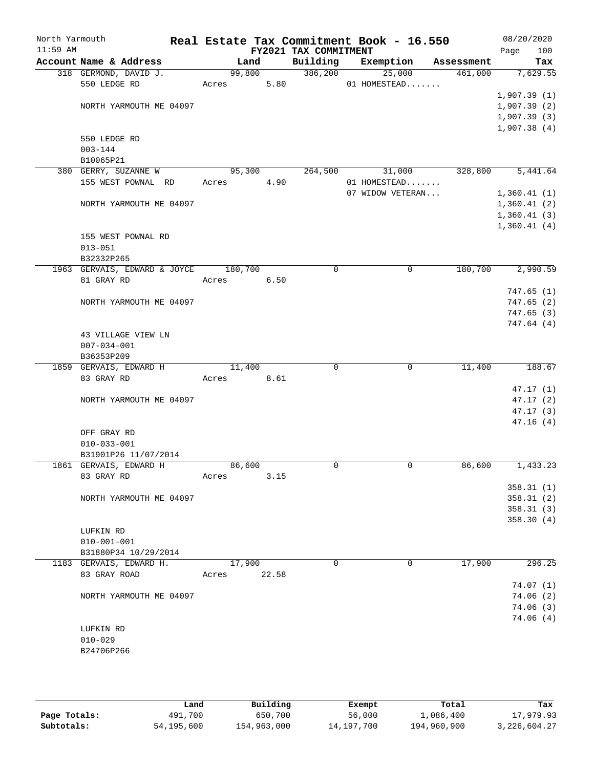North Yarmouth — Real Estate Tax Commitment Book - 16.550 — 08/20/2020
11:59 AM — FY2021 TAX COMMITMENT — Page 100

| Account Name & Address | Land | Building | Exemption | Assessment | Tax |
|---|---|---|---|---|---|
| 318 GERMOND, DAVID J. | 99,800 | 386,200 | 25,000 | 461,000 | 7,629.55 |
| 550 LEDGE RD | Acres 5.80 | | 01 HOMESTEAD....... | | |
| | | | | | 1,907.39 (1) |
| NORTH YARMOUTH ME 04097 | | | | | 1,907.39 (2) |
| | | | | | 1,907.39 (3) |
| | | | | | 1,907.38 (4) |
| 550 LEDGE RD | | | | | |
| 003-144 | | | | | |
| B10065P21 | | | | | |
| 380 GERRY, SUZANNE W | 95,300 | 264,500 | 31,000 | 328,800 | 5,441.64 |
| 155 WEST POWNAL RD | Acres 4.90 | | 01 HOMESTEAD....... | | |
| | | | 07 WIDOW VETERAN... | | 1,360.41 (1) |
| NORTH YARMOUTH ME 04097 | | | | | 1,360.41 (2) |
| | | | | | 1,360.41 (3) |
| | | | | | 1,360.41 (4) |
| 155 WEST POWNAL RD | | | | | |
| 013-051 | | | | | |
| B32332P265 | | | | | |
| 1963 GERVAIS, EDWARD & JOYCE | 180,700 | 0 | 0 | 180,700 | 2,990.59 |
| 81 GRAY RD | Acres 6.50 | | | | |
| | | | | | 747.65 (1) |
| NORTH YARMOUTH ME 04097 | | | | | 747.65 (2) |
| | | | | | 747.65 (3) |
| | | | | | 747.64 (4) |
| 43 VILLAGE VIEW LN | | | | | |
| 007-034-001 | | | | | |
| B36353P209 | | | | | |
| 1859 GERVAIS, EDWARD H | 11,400 | 0 | 0 | 11,400 | 188.67 |
| 83 GRAY RD | Acres 8.61 | | | | |
| | | | | | 47.17 (1) |
| NORTH YARMOUTH ME 04097 | | | | | 47.17 (2) |
| | | | | | 47.17 (3) |
| | | | | | 47.16 (4) |
| OFF GRAY RD | | | | | |
| 010-033-001 | | | | | |
| B31901P26 11/07/2014 | | | | | |
| 1861 GERVAIS, EDWARD H | 86,600 | 0 | 0 | 86,600 | 1,433.23 |
| 83 GRAY RD | Acres 3.15 | | | | |
| | | | | | 358.31 (1) |
| NORTH YARMOUTH ME 04097 | | | | | 358.31 (2) |
| | | | | | 358.31 (3) |
| | | | | | 358.30 (4) |
| LUFKIN RD | | | | | |
| 010-001-001 | | | | | |
| B31880P34 10/29/2014 | | | | | |
| 1183 GERVAIS, EDWARD H. | 17,900 | 0 | 0 | 17,900 | 296.25 |
| 83 GRAY ROAD | Acres 22.58 | | | | |
| | | | | | 74.07 (1) |
| NORTH YARMOUTH ME 04097 | | | | | 74.06 (2) |
| | | | | | 74.06 (3) |
| | | | | | 74.06 (4) |
| LUFKIN RD | | | | | |
| 010-029 | | | | | |
| B24706P266 | | | | | |

| | Land | Building | Exempt | Total | Tax |
|---|---|---|---|---|---|
| Page Totals: | 491,700 | 650,700 | 56,000 | 1,086,400 | 17,979.93 |
| Subtotals: | 54,195,600 | 154,963,000 | 14,197,700 | 194,960,900 | 3,226,604.27 |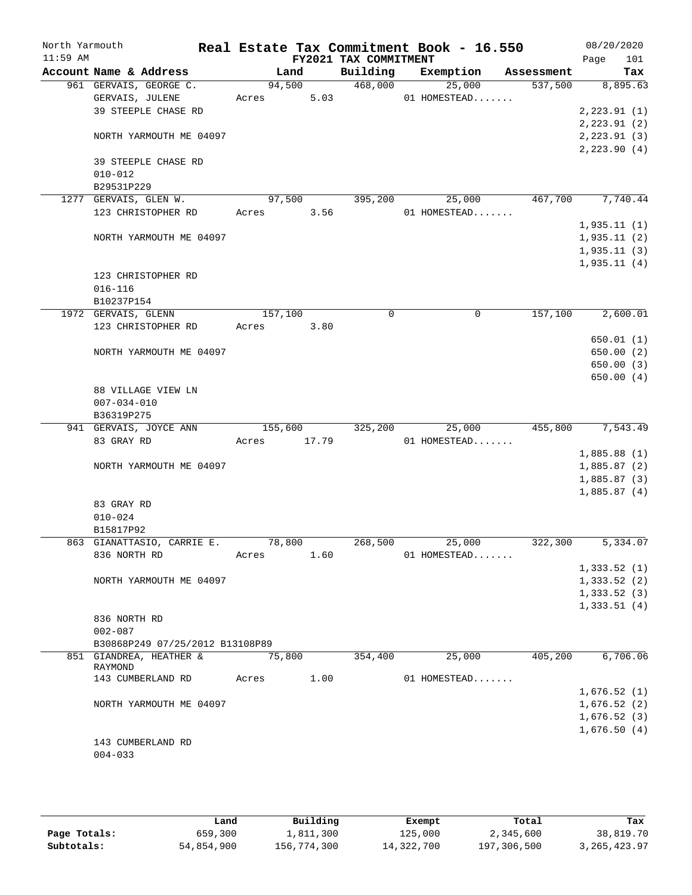North Yarmouth — Real Estate Tax Commitment Book - 16.550 — 08/20/2020
11:59 AM — FY2021 TAX COMMITMENT — Page 101

| Account Name & Address | Land | Building | Exemption | Assessment | Tax |
|---|---|---|---|---|---|
| 961 GERVAIS, GEORGE C. | 94,500 | 468,000 | 25,000 | 537,500 | 8,895.63 |
| GERVAIS, JULENE | Acres 5.03 | | 01 HOMESTEAD....... | | |
| 39 STEEPLE CHASE RD | | | | | 2,223.91 (1) |
| | | | | | 2,223.91 (2) |
| NORTH YARMOUTH ME 04097 | | | | | 2,223.91 (3) |
| | | | | | 2,223.90 (4) |
| 39 STEEPLE CHASE RD | | | | | |
| 010-012 | | | | | |
| B29531P229 | | | | | |
| 1277 GERVAIS, GLEN W. | 97,500 | 395,200 | 25,000 | 467,700 | 7,740.44 |
| 123 CHRISTOPHER RD | Acres 3.56 | | 01 HOMESTEAD....... | | |
| | | | | | 1,935.11 (1) |
| NORTH YARMOUTH ME 04097 | | | | | 1,935.11 (2) |
| | | | | | 1,935.11 (3) |
| | | | | | 1,935.11 (4) |
| 123 CHRISTOPHER RD | | | | | |
| 016-116 | | | | | |
| B10237P154 | | | | | |
| 1972 GERVAIS, GLENN | 157,100 | 0 | 0 | 157,100 | 2,600.01 |
| 123 CHRISTOPHER RD | Acres 3.80 | | | | |
| | | | | | 650.01 (1) |
| NORTH YARMOUTH ME 04097 | | | | | 650.00 (2) |
| | | | | | 650.00 (3) |
| | | | | | 650.00 (4) |
| 88 VILLAGE VIEW LN | | | | | |
| 007-034-010 | | | | | |
| B36319P275 | | | | | |
| 941 GERVAIS, JOYCE ANN | 155,600 | 325,200 | 25,000 | 455,800 | 7,543.49 |
| 83 GRAY RD | Acres 17.79 | | 01 HOMESTEAD....... | | |
| | | | | | 1,885.88 (1) |
| NORTH YARMOUTH ME 04097 | | | | | 1,885.87 (2) |
| | | | | | 1,885.87 (3) |
| | | | | | 1,885.87 (4) |
| 83 GRAY RD | | | | | |
| 010-024 | | | | | |
| B15817P92 | | | | | |
| 863 GIANATTASIO, CARRIE E. | 78,800 | 268,500 | 25,000 | 322,300 | 5,334.07 |
| 836 NORTH RD | Acres 1.60 | | 01 HOMESTEAD....... | | |
| | | | | | 1,333.52 (1) |
| NORTH YARMOUTH ME 04097 | | | | | 1,333.52 (2) |
| | | | | | 1,333.52 (3) |
| | | | | | 1,333.51 (4) |
| 836 NORTH RD | | | | | |
| 002-087 | | | | | |
| B30868P249 07/25/2012 B13108P89 | | | | | |
| 851 GIANDREA, HEATHER & RAYMOND | 75,800 | 354,400 | 25,000 | 405,200 | 6,706.06 |
| 143 CUMBERLAND RD | Acres 1.00 | | 01 HOMESTEAD....... | | |
| | | | | | 1,676.52 (1) |
| NORTH YARMOUTH ME 04097 | | | | | 1,676.52 (2) |
| | | | | | 1,676.52 (3) |
| | | | | | 1,676.50 (4) |
| 143 CUMBERLAND RD | | | | | |
| 004-033 | | | | | |

| | Land | Building | Exempt | Total | Tax |
|---|---|---|---|---|---|
| Page Totals: | 659,300 | 1,811,300 | 125,000 | 2,345,600 | 38,819.70 |
| Subtotals: | 54,854,900 | 156,774,300 | 14,322,700 | 197,306,500 | 3,265,423.97 |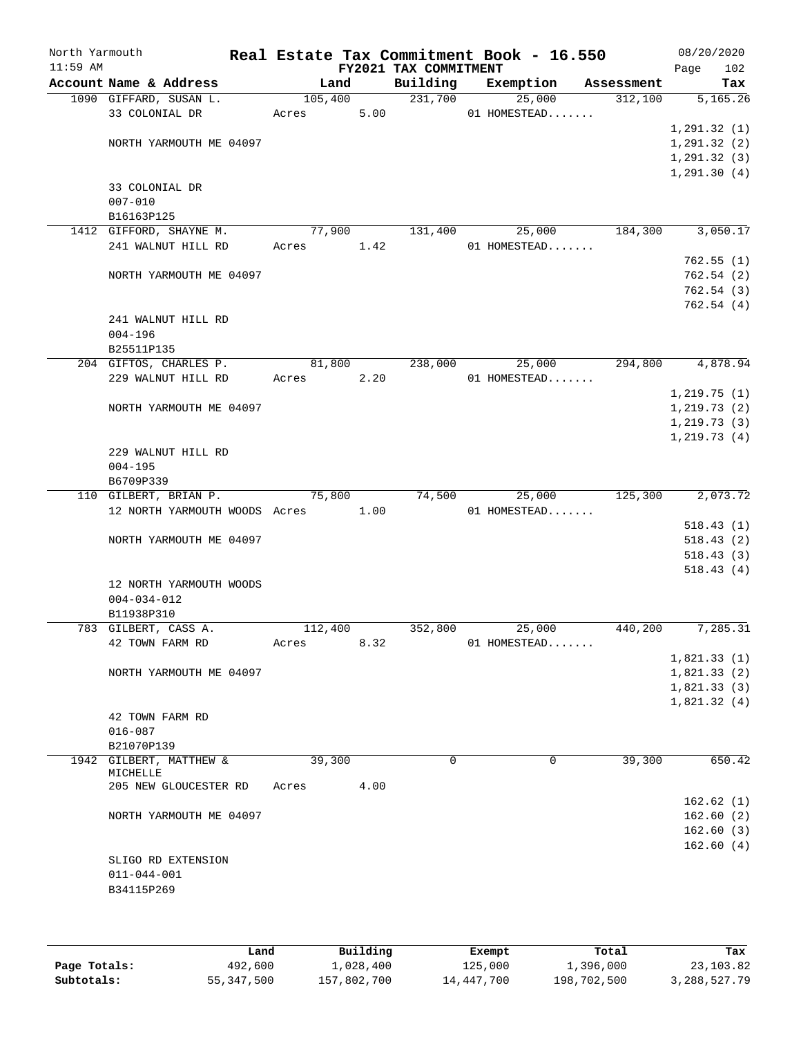# Real Estate Tax Commitment Book - 16.550

North Yarmouth
11:59 AM

FY2021 TAX COMMITMENT

08/20/2020

| Account Name & Address | Land | Building | Exemption | Assessment | Tax |
|---|---|---|---|---|---|
| 1090 GIFFARD, SUSAN L. | 105,400 | 231,700 | 25,000 | 312,100 | 5,165.26 |
| 33 COLONIAL DR | Acres 5.00 | | 01 HOMESTEAD....... | | |
| | | | | | 1,291.32 (1) |
| NORTH YARMOUTH ME 04097 | | | | | 1,291.32 (2) |
| | | | | | 1,291.32 (3) |
| | | | | | 1,291.30 (4) |
| 33 COLONIAL DR | | | | | |
| 007-010 | | | | | |
| B16163P125 | | | | | |
| 1412 GIFFORD, SHAYNE M. | 77,900 | 131,400 | 25,000 | 184,300 | 3,050.17 |
| 241 WALNUT HILL RD | Acres 1.42 | | 01 HOMESTEAD....... | | |
| | | | | | 762.55 (1) |
| NORTH YARMOUTH ME 04097 | | | | | 762.54 (2) |
| | | | | | 762.54 (3) |
| | | | | | 762.54 (4) |
| 241 WALNUT HILL RD | | | | | |
| 004-196 | | | | | |
| B25511P135 | | | | | |
| 204 GIFTOS, CHARLES P. | 81,800 | 238,000 | 25,000 | 294,800 | 4,878.94 |
| 229 WALNUT HILL RD | Acres 2.20 | | 01 HOMESTEAD....... | | |
| | | | | | 1,219.75 (1) |
| NORTH YARMOUTH ME 04097 | | | | | 1,219.73 (2) |
| | | | | | 1,219.73 (3) |
| | | | | | 1,219.73 (4) |
| 229 WALNUT HILL RD | | | | | |
| 004-195 | | | | | |
| B6709P339 | | | | | |
| 110 GILBERT, BRIAN P. | 75,800 | 74,500 | 25,000 | 125,300 | 2,073.72 |
| 12 NORTH YARMOUTH WOODS | Acres 1.00 | | 01 HOMESTEAD....... | | |
| | | | | | 518.43 (1) |
| NORTH YARMOUTH ME 04097 | | | | | 518.43 (2) |
| | | | | | 518.43 (3) |
| | | | | | 518.43 (4) |
| 12 NORTH YARMOUTH WOODS | | | | | |
| 004-034-012 | | | | | |
| B11938P310 | | | | | |
| 783 GILBERT, CASS A. | 112,400 | 352,800 | 25,000 | 440,200 | 7,285.31 |
| 42 TOWN FARM RD | Acres 8.32 | | 01 HOMESTEAD....... | | |
| | | | | | 1,821.33 (1) |
| NORTH YARMOUTH ME 04097 | | | | | 1,821.33 (2) |
| | | | | | 1,821.33 (3) |
| | | | | | 1,821.32 (4) |
| 42 TOWN FARM RD | | | | | |
| 016-087 | | | | | |
| B21070P139 | | | | | |
| 1942 GILBERT, MATTHEW & MICHELLE | 39,300 | 0 | 0 | 39,300 | 650.42 |
| 205 NEW GLOUCESTER RD | Acres 4.00 | | | | |
| | | | | | 162.62 (1) |
| NORTH YARMOUTH ME 04097 | | | | | 162.60 (2) |
| | | | | | 162.60 (3) |
| | | | | | 162.60 (4) |
| SLIGO RD EXTENSION | | | | | |
| 011-044-001 | | | | | |
| B34115P269 | | | | | |

| | Land | Building | Exempt | Total | Tax |
|---|---|---|---|---|---|
| Page Totals: | 492,600 | 1,028,400 | 125,000 | 1,396,000 | 23,103.82 |
| Subtotals: | 55,347,500 | 157,802,700 | 14,447,700 | 198,702,500 | 3,288,527.79 |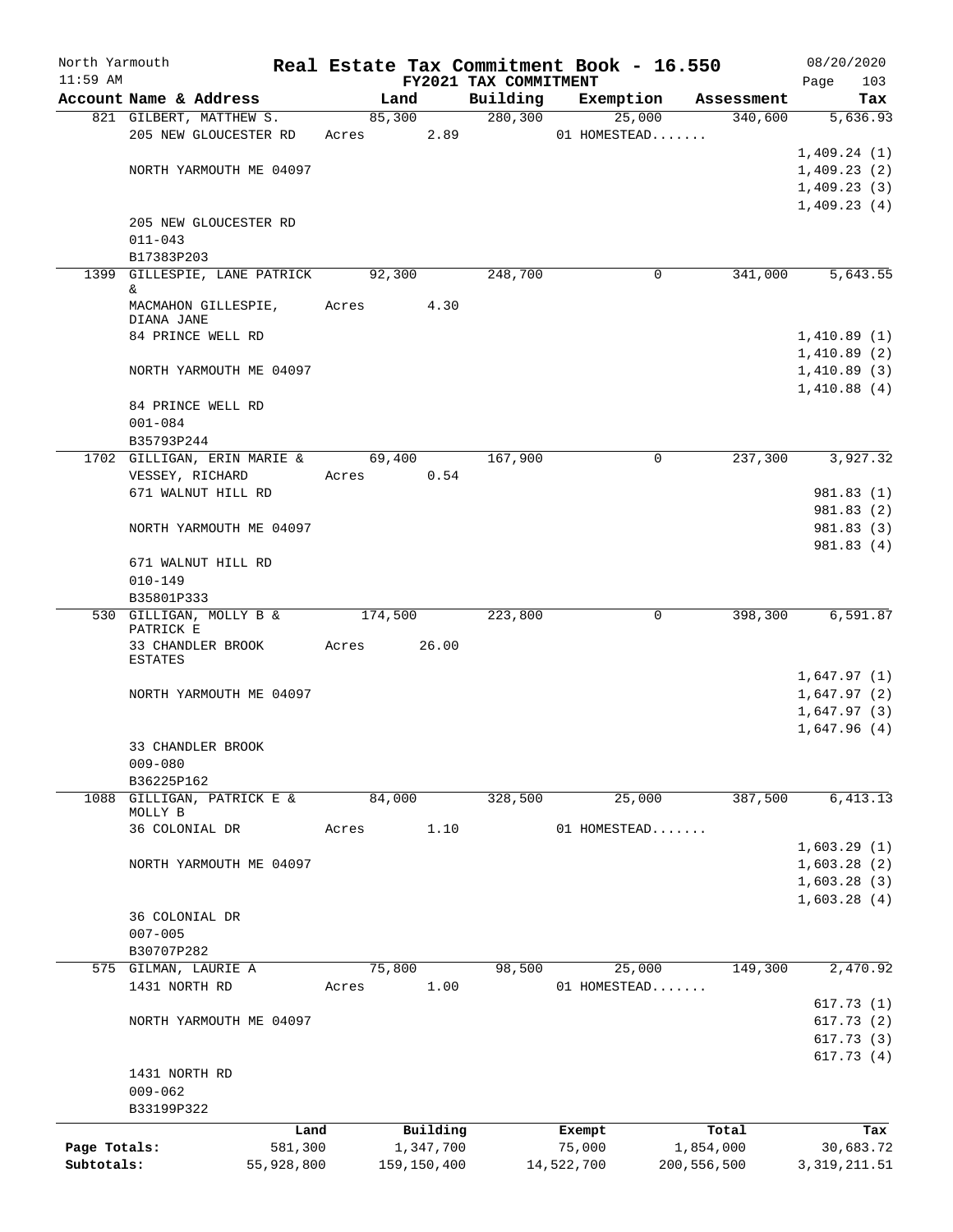# Real Estate Tax Commitment Book - 16.550

North Yarmouth
11:59 AM

FY2021 TAX COMMITMENT

08/20/2020
Page 103

| Account Name & Address | Land | Building | Exemption | Assessment | Tax |
|---|---|---|---|---|---|
| 821 GILBERT, MATTHEW S. | 85,300 | 280,300 | 25,000 | 340,600 | 5,636.93 |
| 205 NEW GLOUCESTER RD | Acres 2.89 | | 01 HOMESTEAD....... | | |
| | | | | | 1,409.24 (1) |
| NORTH YARMOUTH ME 04097 | | | | | 1,409.23 (2) |
| | | | | | 1,409.23 (3) |
| | | | | | 1,409.23 (4) |
| 205 NEW GLOUCESTER RD | | | | | |
| 011-043 | | | | | |
| B17383P203 | | | | | |
| 1399 GILLESPIE, LANE PATRICK & | 92,300 | 248,700 | 0 | 341,000 | 5,643.55 |
| MACMAHON GILLESPIE, DIANA JANE | Acres 4.30 | | | | |
| 84 PRINCE WELL RD | | | | | 1,410.89 (1) |
| | | | | | 1,410.89 (2) |
| NORTH YARMOUTH ME 04097 | | | | | 1,410.89 (3) |
| | | | | | 1,410.88 (4) |
| 84 PRINCE WELL RD | | | | | |
| 001-084 | | | | | |
| B35793P244 | | | | | |
| 1702 GILLIGAN, ERIN MARIE & | 69,400 | 167,900 | 0 | 237,300 | 3,927.32 |
| VESSEY, RICHARD | Acres 0.54 | | | | |
| 671 WALNUT HILL RD | | | | | 981.83 (1) |
| | | | | | 981.83 (2) |
| NORTH YARMOUTH ME 04097 | | | | | 981.83 (3) |
| | | | | | 981.83 (4) |
| 671 WALNUT HILL RD | | | | | |
| 010-149 | | | | | |
| B35801P333 | | | | | |
| 530 GILLIGAN, MOLLY B & PATRICK E | 174,500 | 223,800 | 0 | 398,300 | 6,591.87 |
| 33 CHANDLER BROOK ESTATES | Acres 26.00 | | | | |
| | | | | | 1,647.97 (1) |
| NORTH YARMOUTH ME 04097 | | | | | 1,647.97 (2) |
| | | | | | 1,647.97 (3) |
| | | | | | 1,647.96 (4) |
| 33 CHANDLER BROOK | | | | | |
| 009-080 | | | | | |
| B36225P162 | | | | | |
| 1088 GILLIGAN, PATRICK E & MOLLY B | 84,000 | 328,500 | 25,000 | 387,500 | 6,413.13 |
| 36 COLONIAL DR | Acres 1.10 | | 01 HOMESTEAD....... | | |
| | | | | | 1,603.29 (1) |
| NORTH YARMOUTH ME 04097 | | | | | 1,603.28 (2) |
| | | | | | 1,603.28 (3) |
| | | | | | 1,603.28 (4) |
| 36 COLONIAL DR | | | | | |
| 007-005 | | | | | |
| B30707P282 | | | | | |
| 575 GILMAN, LAURIE A | 75,800 | 98,500 | 25,000 | 149,300 | 2,470.92 |
| 1431 NORTH RD | Acres 1.00 | | 01 HOMESTEAD....... | | |
| | | | | | 617.73 (1) |
| NORTH YARMOUTH ME 04097 | | | | | 617.73 (2) |
| | | | | | 617.73 (3) |
| | | | | | 617.73 (4) |
| 1431 NORTH RD | | | | | |
| 009-062 | | | | | |
| B33199P322 | | | | | |

| | Land | Building | Exempt | Total | Tax |
|---|---|---|---|---|---|
| Page Totals: | 581,300 | 1,347,700 | 75,000 | 1,854,000 | 30,683.72 |
| Subtotals: | 55,928,800 | 159,150,400 | 14,522,700 | 200,556,500 | 3,319,211.51 |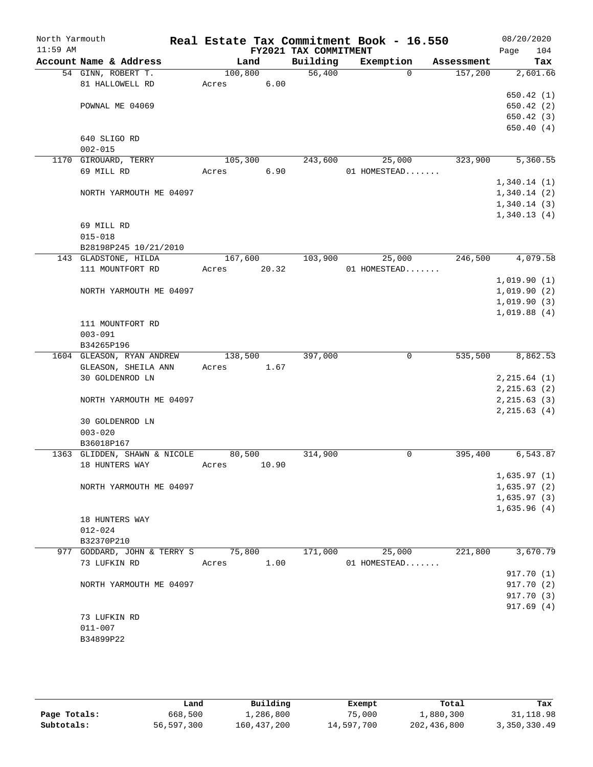# Real Estate Tax Commitment Book - 16.550

North Yarmouth — 11:59 AM — FY2021 TAX COMMITMENT — 08/20/2020

| Account Name & Address | Land | Building | Exemption | Assessment | Tax |
|---|---|---|---|---|---|
| 54 GINN, ROBERT T. | 100,800 | 56,400 | 0 | 157,200 | 2,601.66 |
| 81 HALLOWELL RD | Acres 6.00 | | | | |
| | | | | | 650.42 (1) |
| POWNAL ME 04069 | | | | | 650.42 (2) |
| | | | | | 650.42 (3) |
| | | | | | 650.40 (4) |
| 640 SLIGO RD | | | | | |
| 002-015 | | | | | |
| 1170 GIROUARD, TERRY | 105,300 | 243,600 | 25,000 | 323,900 | 5,360.55 |
| 69 MILL RD | Acres 6.90 | | 01 HOMESTEAD....... | | |
| | | | | | 1,340.14 (1) |
| NORTH YARMOUTH ME 04097 | | | | | 1,340.14 (2) |
| | | | | | 1,340.14 (3) |
| | | | | | 1,340.13 (4) |
| 69 MILL RD | | | | | |
| 015-018 | | | | | |
| B28198P245 10/21/2010 | | | | | |
| 143 GLADSTONE, HILDA | 167,600 | 103,900 | 25,000 | 246,500 | 4,079.58 |
| 111 MOUNTFORT RD | Acres 20.32 | | 01 HOMESTEAD....... | | |
| | | | | | 1,019.90 (1) |
| NORTH YARMOUTH ME 04097 | | | | | 1,019.90 (2) |
| | | | | | 1,019.90 (3) |
| | | | | | 1,019.88 (4) |
| 111 MOUNTFORT RD | | | | | |
| 003-091 | | | | | |
| B34265P196 | | | | | |
| 1604 GLEASON, RYAN ANDREW | 138,500 | 397,000 | 0 | 535,500 | 8,862.53 |
| GLEASON, SHEILA ANN | Acres 1.67 | | | | |
| 30 GOLDENROD LN | | | | | 2,215.64 (1) |
| | | | | | 2,215.63 (2) |
| NORTH YARMOUTH ME 04097 | | | | | 2,215.63 (3) |
| | | | | | 2,215.63 (4) |
| 30 GOLDENROD LN | | | | | |
| 003-020 | | | | | |
| B36018P167 | | | | | |
| 1363 GLIDDEN, SHAWN & NICOLE | 80,500 | 314,900 | 0 | 395,400 | 6,543.87 |
| 18 HUNTERS WAY | Acres 10.90 | | | | |
| | | | | | 1,635.97 (1) |
| NORTH YARMOUTH ME 04097 | | | | | 1,635.97 (2) |
| | | | | | 1,635.97 (3) |
| | | | | | 1,635.96 (4) |
| 18 HUNTERS WAY | | | | | |
| 012-024 | | | | | |
| B32370P210 | | | | | |
| 977 GODDARD, JOHN & TERRY S | 75,800 | 171,000 | 25,000 | 221,800 | 3,670.79 |
| 73 LUFKIN RD | Acres 1.00 | | 01 HOMESTEAD....... | | |
| | | | | | 917.70 (1) |
| NORTH YARMOUTH ME 04097 | | | | | 917.70 (2) |
| | | | | | 917.70 (3) |
| | | | | | 917.69 (4) |
| 73 LUFKIN RD | | | | | |
| 011-007 | | | | | |
| B34899P22 | | | | | |

| | Land | Building | Exempt | Total | Tax |
|---|---|---|---|---|---|
| Page Totals: | 668,500 | 1,286,800 | 75,000 | 1,880,300 | 31,118.98 |
| Subtotals: | 56,597,300 | 160,437,200 | 14,597,700 | 202,436,800 | 3,350,330.49 |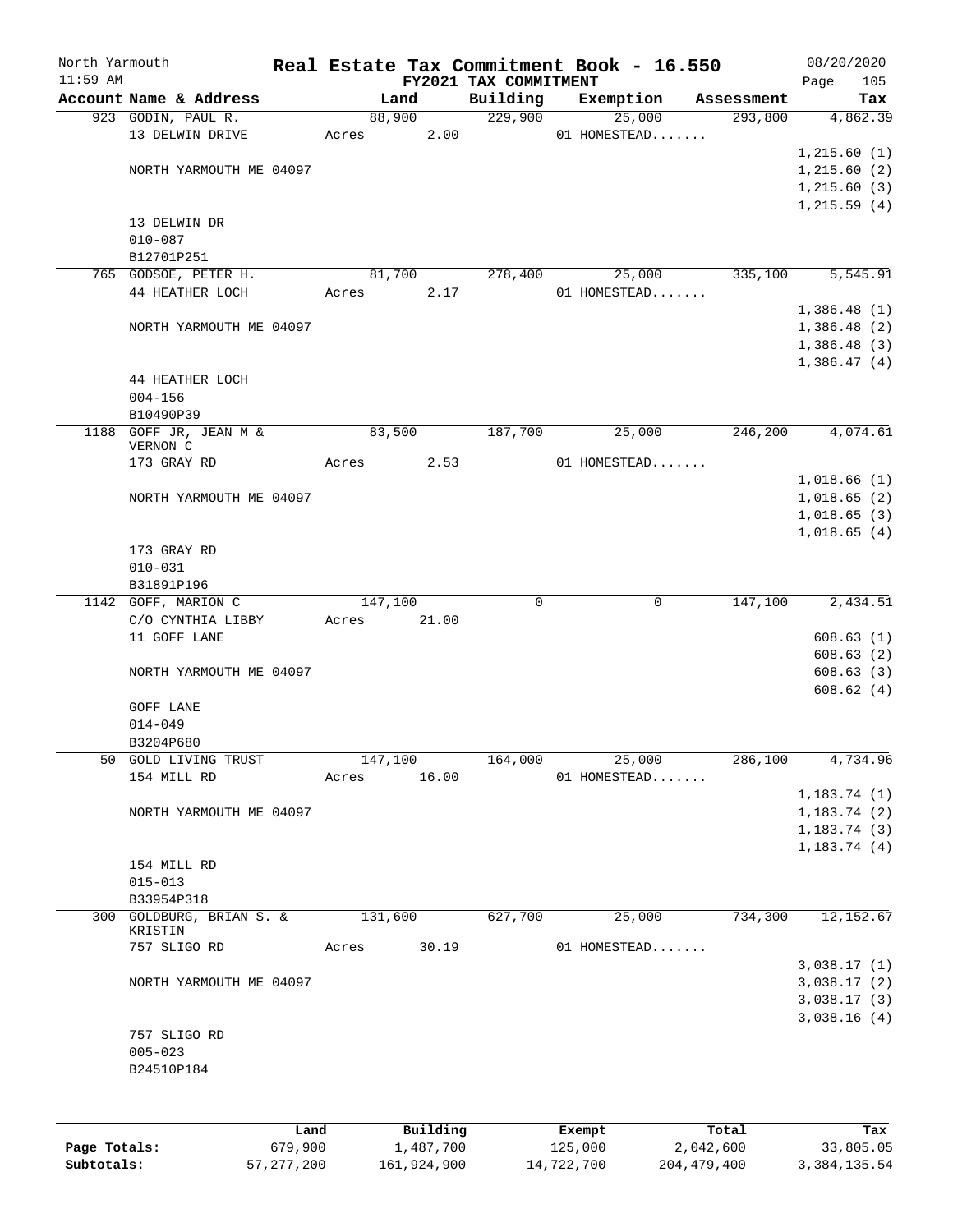# Real Estate Tax Commitment Book - 16.550

North Yarmouth
11:59 AM

FY2021 TAX COMMITMENT

08/20/2020

| Account Name & Address | Land | Building | Exemption | Assessment | Tax |
|---|---|---|---|---|---|
| 923 GODIN, PAUL R. | 88,900 | 229,900 | 25,000 | 293,800 | 4,862.39 |
| 13 DELWIN DRIVE | Acres 2.00 | | 01 HOMESTEAD....... | | |
| | | | | | 1,215.60 (1) |
| NORTH YARMOUTH ME 04097 | | | | | 1,215.60 (2) |
| | | | | | 1,215.60 (3) |
| | | | | | 1,215.59 (4) |
| 13 DELWIN DR | | | | | |
| 010-087 | | | | | |
| B12701P251 | | | | | |
| 765 GODSOE, PETER H. | 81,700 | 278,400 | 25,000 | 335,100 | 5,545.91 |
| 44 HEATHER LOCH | Acres 2.17 | | 01 HOMESTEAD....... | | |
| | | | | | 1,386.48 (1) |
| NORTH YARMOUTH ME 04097 | | | | | 1,386.48 (2) |
| | | | | | 1,386.48 (3) |
| | | | | | 1,386.47 (4) |
| 44 HEATHER LOCH | | | | | |
| 004-156 | | | | | |
| B10490P39 | | | | | |
| 1188 GOFF JR, JEAN M & VERNON C | 83,500 | 187,700 | 25,000 | 246,200 | 4,074.61 |
| 173 GRAY RD | Acres 2.53 | | 01 HOMESTEAD....... | | |
| | | | | | 1,018.66 (1) |
| NORTH YARMOUTH ME 04097 | | | | | 1,018.65 (2) |
| | | | | | 1,018.65 (3) |
| | | | | | 1,018.65 (4) |
| 173 GRAY RD | | | | | |
| 010-031 | | | | | |
| B31891P196 | | | | | |
| 1142 GOFF, MARION C | 147,100 | 0 | 0 | 147,100 | 2,434.51 |
| C/O CYNTHIA LIBBY | Acres 21.00 | | | | |
| 11 GOFF LANE | | | | | 608.63 (1) |
| | | | | | 608.63 (2) |
| NORTH YARMOUTH ME 04097 | | | | | 608.63 (3) |
| | | | | | 608.62 (4) |
| GOFF LANE | | | | | |
| 014-049 | | | | | |
| B3204P680 | | | | | |
| 50 GOLD LIVING TRUST | 147,100 | 164,000 | 25,000 | 286,100 | 4,734.96 |
| 154 MILL RD | Acres 16.00 | | 01 HOMESTEAD....... | | |
| | | | | | 1,183.74 (1) |
| NORTH YARMOUTH ME 04097 | | | | | 1,183.74 (2) |
| | | | | | 1,183.74 (3) |
| | | | | | 1,183.74 (4) |
| 154 MILL RD | | | | | |
| 015-013 | | | | | |
| B33954P318 | | | | | |
| 300 GOLDBURG, BRIAN S. & KRISTIN | 131,600 | 627,700 | 25,000 | 734,300 | 12,152.67 |
| 757 SLIGO RD | Acres 30.19 | | 01 HOMESTEAD....... | | |
| | | | | | 3,038.17 (1) |
| NORTH YARMOUTH ME 04097 | | | | | 3,038.17 (2) |
| | | | | | 3,038.17 (3) |
| | | | | | 3,038.16 (4) |
| 757 SLIGO RD | | | | | |
| 005-023 | | | | | |
| B24510P184 | | | | | |

| | Land | Building | Exempt | Total | Tax |
|---|---|---|---|---|---|
| Page Totals: | 679,900 | 1,487,700 | 125,000 | 2,042,600 | 33,805.05 |
| Subtotals: | 57,277,200 | 161,924,900 | 14,722,700 | 204,479,400 | 3,384,135.54 |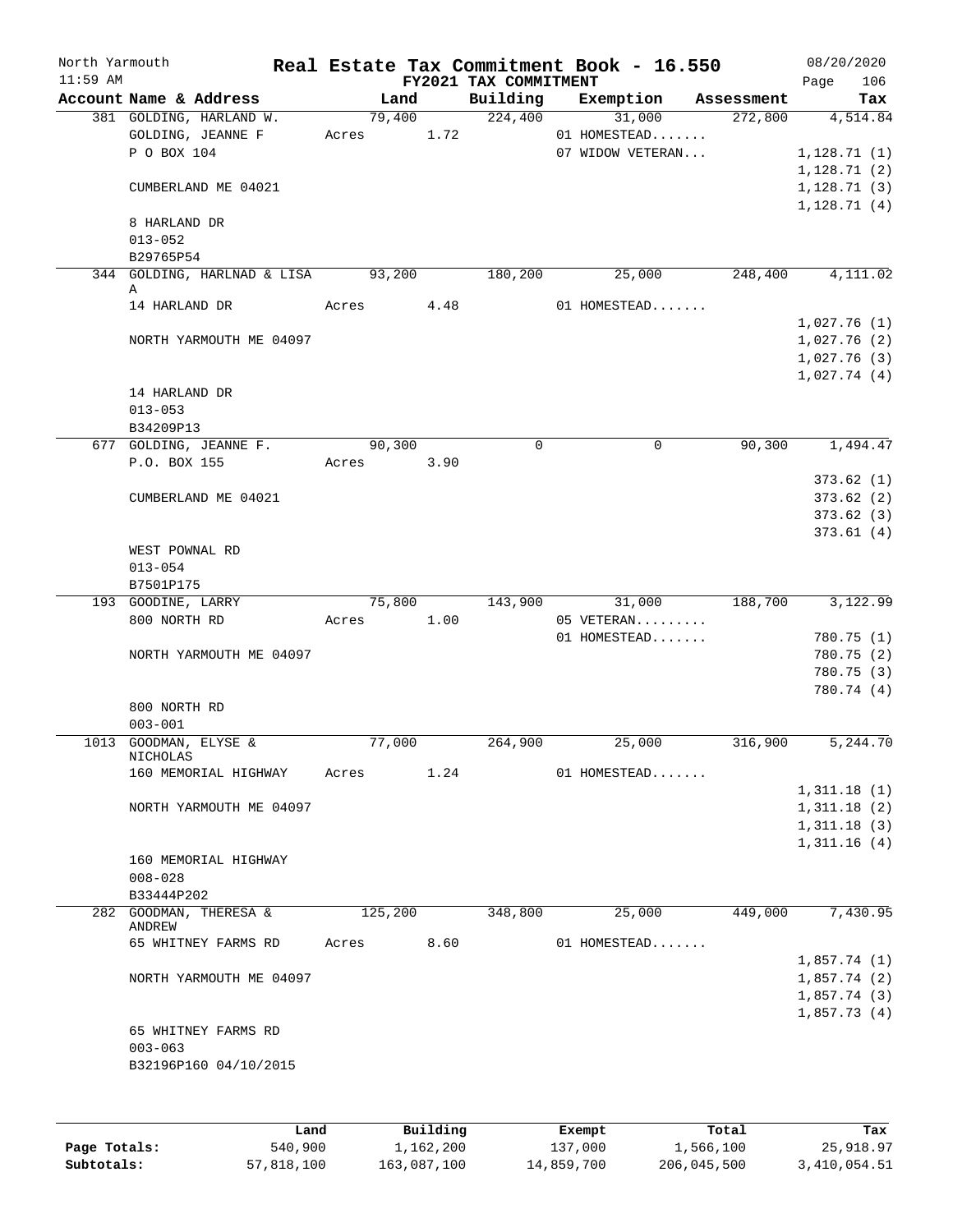North Yarmouth — Real Estate Tax Commitment Book - 16.550 — 08/20/2020
11:59 AM — FY2021 TAX COMMITMENT

| Account Name & Address | Land | Building | Exemption | Assessment | Tax |
|---|---|---|---|---|---|
| 381 GOLDING, HARLAND W. | 79,400 | 224,400 | 31,000 | 272,800 | 4,514.84 |
| GOLDING, JEANNE F | Acres 1.72 | | 01 HOMESTEAD....... | | |
| P O BOX 104 | | | 07 WIDOW VETERAN... | | 1,128.71 (1) |
| | | | | | 1,128.71 (2) |
| CUMBERLAND ME 04021 | | | | | 1,128.71 (3) |
| | | | | | 1,128.71 (4) |
| 8 HARLAND DR | | | | | |
| 013-052 | | | | | |
| B29765P54 | | | | | |
| 344 GOLDING, HARLNAD & LISA A | 93,200 | 180,200 | 25,000 | 248,400 | 4,111.02 |
| 14 HARLAND DR | Acres 4.48 | | 01 HOMESTEAD....... | | |
| | | | | | 1,027.76 (1) |
| NORTH YARMOUTH ME 04097 | | | | | 1,027.76 (2) |
| | | | | | 1,027.76 (3) |
| | | | | | 1,027.74 (4) |
| 14 HARLAND DR | | | | | |
| 013-053 | | | | | |
| B34209P13 | | | | | |
| 677 GOLDING, JEANNE F. | 90,300 | 0 | 0 | 90,300 | 1,494.47 |
| P.O. BOX 155 | Acres 3.90 | | | | |
| | | | | | 373.62 (1) |
| CUMBERLAND ME 04021 | | | | | 373.62 (2) |
| | | | | | 373.62 (3) |
| | | | | | 373.61 (4) |
| WEST POWNAL RD | | | | | |
| 013-054 | | | | | |
| B7501P175 | | | | | |
| 193 GOODINE, LARRY | 75,800 | 143,900 | 31,000 | 188,700 | 3,122.99 |
| 800 NORTH RD | Acres 1.00 | | 05 VETERAN......... | | |
| | | | 01 HOMESTEAD....... | | 780.75 (1) |
| NORTH YARMOUTH ME 04097 | | | | | 780.75 (2) |
| | | | | | 780.75 (3) |
| | | | | | 780.74 (4) |
| 800 NORTH RD | | | | | |
| 003-001 | | | | | |
| 1013 GOODMAN, ELYSE & NICHOLAS | 77,000 | 264,900 | 25,000 | 316,900 | 5,244.70 |
| 160 MEMORIAL HIGHWAY | Acres 1.24 | | 01 HOMESTEAD....... | | |
| | | | | | 1,311.18 (1) |
| NORTH YARMOUTH ME 04097 | | | | | 1,311.18 (2) |
| | | | | | 1,311.18 (3) |
| | | | | | 1,311.16 (4) |
| 160 MEMORIAL HIGHWAY | | | | | |
| 008-028 | | | | | |
| B33444P202 | | | | | |
| 282 GOODMAN, THERESA & ANDREW | 125,200 | 348,800 | 25,000 | 449,000 | 7,430.95 |
| 65 WHITNEY FARMS RD | Acres 8.60 | | 01 HOMESTEAD....... | | |
| | | | | | 1,857.74 (1) |
| NORTH YARMOUTH ME 04097 | | | | | 1,857.74 (2) |
| | | | | | 1,857.74 (3) |
| | | | | | 1,857.73 (4) |
| 65 WHITNEY FARMS RD | | | | | |
| 003-063 | | | | | |
| B32196P160 04/10/2015 | | | | | |

| | Land | Building | Exempt | Total | Tax |
|---|---|---|---|---|---|
| Page Totals: | 540,900 | 1,162,200 | 137,000 | 1,566,100 | 25,918.97 |
| Subtotals: | 57,818,100 | 163,087,100 | 14,859,700 | 206,045,500 | 3,410,054.51 |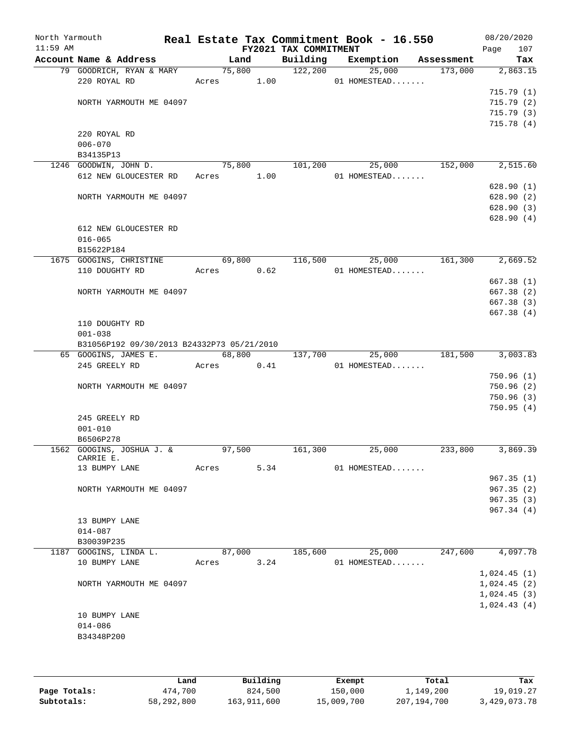# Real Estate Tax Commitment Book - 16.550

North Yarmouth — 11:59 AM — FY2021 TAX COMMITMENT — 08/20/2020

| Account Name & Address | Land | Building | Exemption | Assessment | Tax |
|---|---|---|---|---|---|
| 79 GOODRICH, RYAN & MARY | 75,800 | 122,200 | 25,000 | 173,000 | 2,863.15 |
| 220 ROYAL RD | Acres 1.00 | | 01 HOMESTEAD....... | | |
| | | | | | 715.79 (1) |
| NORTH YARMOUTH ME 04097 | | | | | 715.79 (2) |
| | | | | | 715.79 (3) |
| | | | | | 715.78 (4) |
| 220 ROYAL RD | | | | | |
| 006-070 | | | | | |
| B34135P13 | | | | | |
| 1246 GOODWIN, JOHN D. | 75,800 | 101,200 | 25,000 | 152,000 | 2,515.60 |
| 612 NEW GLOUCESTER RD | Acres 1.00 | | 01 HOMESTEAD....... | | |
| | | | | | 628.90 (1) |
| NORTH YARMOUTH ME 04097 | | | | | 628.90 (2) |
| | | | | | 628.90 (3) |
| | | | | | 628.90 (4) |
| 612 NEW GLOUCESTER RD | | | | | |
| 016-065 | | | | | |
| B15622P184 | | | | | |
| 1675 GOOGINS, CHRISTINE | 69,800 | 116,500 | 25,000 | 161,300 | 2,669.52 |
| 110 DOUGHTY RD | Acres 0.62 | | 01 HOMESTEAD....... | | |
| | | | | | 667.38 (1) |
| NORTH YARMOUTH ME 04097 | | | | | 667.38 (2) |
| | | | | | 667.38 (3) |
| | | | | | 667.38 (4) |
| 110 DOUGHTY RD | | | | | |
| 001-038 | | | | | |
| B31056P192 09/30/2013 B24332P73 05/21/2010 | | | | | |
| 65 GOOGINS, JAMES E. | 68,800 | 137,700 | 25,000 | 181,500 | 3,003.83 |
| 245 GREELY RD | Acres 0.41 | | 01 HOMESTEAD....... | | |
| | | | | | 750.96 (1) |
| NORTH YARMOUTH ME 04097 | | | | | 750.96 (2) |
| | | | | | 750.96 (3) |
| | | | | | 750.95 (4) |
| 245 GREELY RD | | | | | |
| 001-010 | | | | | |
| B6506P278 | | | | | |
| 1562 GOOGINS, JOSHUA J. & CARRIE E. | 97,500 | 161,300 | 25,000 | 233,800 | 3,869.39 |
| 13 BUMPY LANE | Acres 5.34 | | 01 HOMESTEAD....... | | |
| | | | | | 967.35 (1) |
| NORTH YARMOUTH ME 04097 | | | | | 967.35 (2) |
| | | | | | 967.35 (3) |
| | | | | | 967.34 (4) |
| 13 BUMPY LANE | | | | | |
| 014-087 | | | | | |
| B30039P235 | | | | | |
| 1187 GOOGINS, LINDA L. | 87,000 | 185,600 | 25,000 | 247,600 | 4,097.78 |
| 10 BUMPY LANE | Acres 3.24 | | 01 HOMESTEAD....... | | |
| | | | | | 1,024.45 (1) |
| NORTH YARMOUTH ME 04097 | | | | | 1,024.45 (2) |
| | | | | | 1,024.45 (3) |
| | | | | | 1,024.43 (4) |
| 10 BUMPY LANE | | | | | |
| 014-086 | | | | | |
| B34348P200 | | | | | |

| | Land | Building | Exempt | Total | Tax |
|---|---|---|---|---|---|
| Page Totals: | 474,700 | 824,500 | 150,000 | 1,149,200 | 19,019.27 |
| Subtotals: | 58,292,800 | 163,911,600 | 15,009,700 | 207,194,700 | 3,429,073.78 |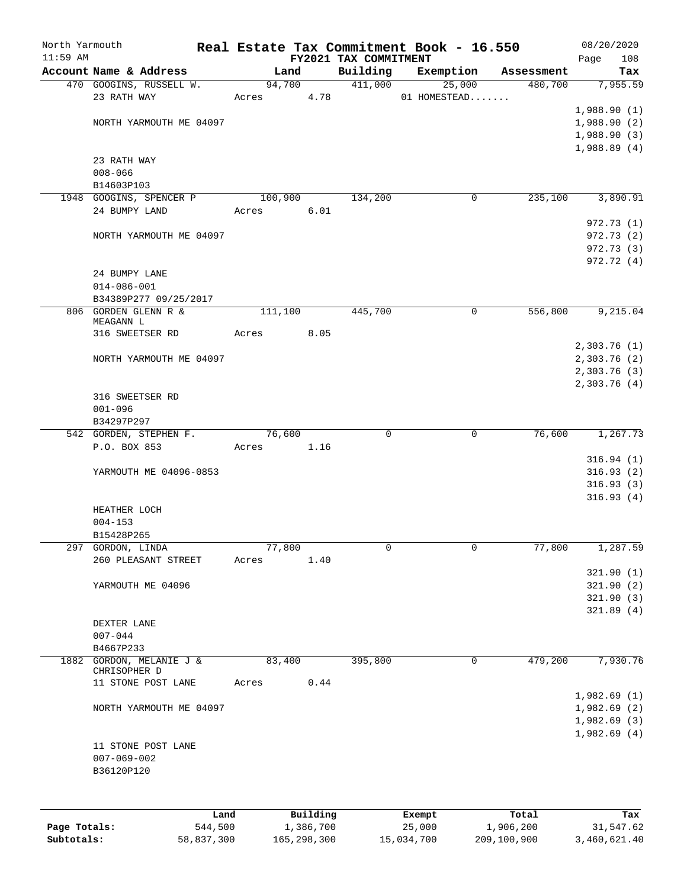North Yarmouth | Real Estate Tax Commitment Book - 16.550 | 08/20/2020
11:59 AM | FY2021 TAX COMMITMENT | Page 108

| Account Name & Address | Land | Building | Exemption | Assessment | Tax |
|---|---|---|---|---|---|
| 470 GOOGINS, RUSSELL W. | 94,700 | 411,000 | 25,000 | 480,700 | 7,955.59 |
| 23 RATH WAY | Acres 4.78 | | 01 HOMESTEAD....... | | |
| | | | | | 1,988.90 (1) |
| NORTH YARMOUTH ME 04097 | | | | | 1,988.90 (2) |
| | | | | | 1,988.90 (3) |
| | | | | | 1,988.89 (4) |
| 23 RATH WAY | | | | | |
| 008-066 | | | | | |
| B14603P103 | | | | | |
| 1948 GOOGINS, SPENCER P | 100,900 | 134,200 | 0 | 235,100 | 3,890.91 |
| 24 BUMPY LAND | Acres 6.01 | | | | |
| | | | | | 972.73 (1) |
| NORTH YARMOUTH ME 04097 | | | | | 972.73 (2) |
| | | | | | 972.73 (3) |
| | | | | | 972.72 (4) |
| 24 BUMPY LANE | | | | | |
| 014-086-001 | | | | | |
| B34389P277 09/25/2017 | | | | | |
| 806 GORDEN GLENN R & MEAGANN L | 111,100 | 445,700 | 0 | 556,800 | 9,215.04 |
| 316 SWEETSER RD | Acres 8.05 | | | | |
| | | | | | 2,303.76 (1) |
| NORTH YARMOUTH ME 04097 | | | | | 2,303.76 (2) |
| | | | | | 2,303.76 (3) |
| | | | | | 2,303.76 (4) |
| 316 SWEETSER RD | | | | | |
| 001-096 | | | | | |
| B34297P297 | | | | | |
| 542 GORDEN, STEPHEN F. | 76,600 | 0 | 0 | 76,600 | 1,267.73 |
| P.O. BOX 853 | Acres 1.16 | | | | |
| | | | | | 316.94 (1) |
| YARMOUTH ME 04096-0853 | | | | | 316.93 (2) |
| | | | | | 316.93 (3) |
| | | | | | 316.93 (4) |
| HEATHER LOCH | | | | | |
| 004-153 | | | | | |
| B15428P265 | | | | | |
| 297 GORDON, LINDA | 77,800 | 0 | 0 | 77,800 | 1,287.59 |
| 260 PLEASANT STREET | Acres 1.40 | | | | |
| | | | | | 321.90 (1) |
| YARMOUTH ME 04096 | | | | | 321.90 (2) |
| | | | | | 321.90 (3) |
| | | | | | 321.89 (4) |
| DEXTER LANE | | | | | |
| 007-044 | | | | | |
| B4667P233 | | | | | |
| 1882 GORDON, MELANIE J & CHRISOPHER D | 83,400 | 395,800 | 0 | 479,200 | 7,930.76 |
| 11 STONE POST LANE | Acres 0.44 | | | | |
| | | | | | 1,982.69 (1) |
| NORTH YARMOUTH ME 04097 | | | | | 1,982.69 (2) |
| | | | | | 1,982.69 (3) |
| | | | | | 1,982.69 (4) |
| 11 STONE POST LANE | | | | | |
| 007-069-002 | | | | | |
| B36120P120 | | | | | |

| | Land | Building | Exempt | Total | Tax |
|---|---|---|---|---|---|
| Page Totals: | 544,500 | 1,386,700 | 25,000 | 1,906,200 | 31,547.62 |
| Subtotals: | 58,837,300 | 165,298,300 | 15,034,700 | 209,100,900 | 3,460,621.40 |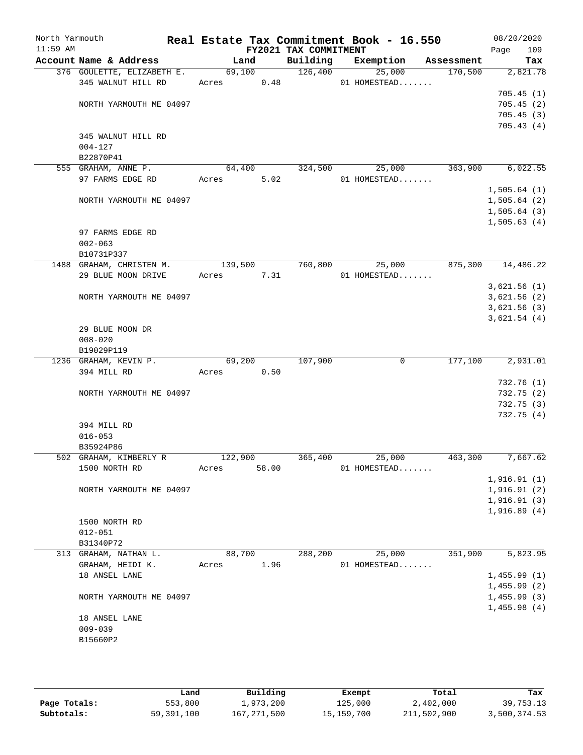North Yarmouth — Real Estate Tax Commitment Book - 16.550 — 08/20/2020

11:59 AM — FY2021 TAX COMMITMENT

| Account Name & Address | Land | Building | Exemption | Assessment | Tax |
|---|---|---|---|---|---|
| 376 GOULETTE, ELIZABETH E. | 69,100 | 126,400 | 25,000 | 170,500 | 2,821.78 |
| 345 WALNUT HILL RD | Acres 0.48 | | 01 HOMESTEAD....... | | |
| | | | | | 705.45 (1) |
| NORTH YARMOUTH ME 04097 | | | | | 705.45 (2) |
| | | | | | 705.45 (3) |
| | | | | | 705.43 (4) |
| 345 WALNUT HILL RD | | | | | |
| 004-127 | | | | | |
| B22870P41 | | | | | |
| 555 GRAHAM, ANNE P. | 64,400 | 324,500 | 25,000 | 363,900 | 6,022.55 |
| 97 FARMS EDGE RD | Acres 5.02 | | 01 HOMESTEAD....... | | |
| | | | | | 1,505.64 (1) |
| NORTH YARMOUTH ME 04097 | | | | | 1,505.64 (2) |
| | | | | | 1,505.64 (3) |
| | | | | | 1,505.63 (4) |
| 97 FARMS EDGE RD | | | | | |
| 002-063 | | | | | |
| B10731P337 | | | | | |
| 1488 GRAHAM, CHRISTEN M. | 139,500 | 760,800 | 25,000 | 875,300 | 14,486.22 |
| 29 BLUE MOON DRIVE | Acres 7.31 | | 01 HOMESTEAD....... | | |
| | | | | | 3,621.56 (1) |
| NORTH YARMOUTH ME 04097 | | | | | 3,621.56 (2) |
| | | | | | 3,621.56 (3) |
| | | | | | 3,621.54 (4) |
| 29 BLUE MOON DR | | | | | |
| 008-020 | | | | | |
| B19029P119 | | | | | |
| 1236 GRAHAM, KEVIN P. | 69,200 | 107,900 | 0 | 177,100 | 2,931.01 |
| 394 MILL RD | Acres 0.50 | | | | |
| | | | | | 732.76 (1) |
| NORTH YARMOUTH ME 04097 | | | | | 732.75 (2) |
| | | | | | 732.75 (3) |
| | | | | | 732.75 (4) |
| 394 MILL RD | | | | | |
| 016-053 | | | | | |
| B35924P86 | | | | | |
| 502 GRAHAM, KIMBERLY R | 122,900 | 365,400 | 25,000 | 463,300 | 7,667.62 |
| 1500 NORTH RD | Acres 58.00 | | 01 HOMESTEAD....... | | |
| | | | | | 1,916.91 (1) |
| NORTH YARMOUTH ME 04097 | | | | | 1,916.91 (2) |
| | | | | | 1,916.91 (3) |
| | | | | | 1,916.89 (4) |
| 1500 NORTH RD | | | | | |
| 012-051 | | | | | |
| B31340P72 | | | | | |
| 313 GRAHAM, NATHAN L. | 88,700 | 288,200 | 25,000 | 351,900 | 5,823.95 |
| GRAHAM, HEIDI K. | Acres 1.96 | | 01 HOMESTEAD....... | | |
| 18 ANSEL LANE | | | | | 1,455.99 (1) |
| | | | | | 1,455.99 (2) |
| NORTH YARMOUTH ME 04097 | | | | | 1,455.99 (3) |
| | | | | | 1,455.98 (4) |
| 18 ANSEL LANE | | | | | |
| 009-039 | | | | | |
| B15660P2 | | | | | |

| | Land | Building | Exempt | Total | Tax |
|---|---|---|---|---|---|
| Page Totals: | 553,800 | 1,973,200 | 125,000 | 2,402,000 | 39,753.13 |
| Subtotals: | 59,391,100 | 167,271,500 | 15,159,700 | 211,502,900 | 3,500,374.53 |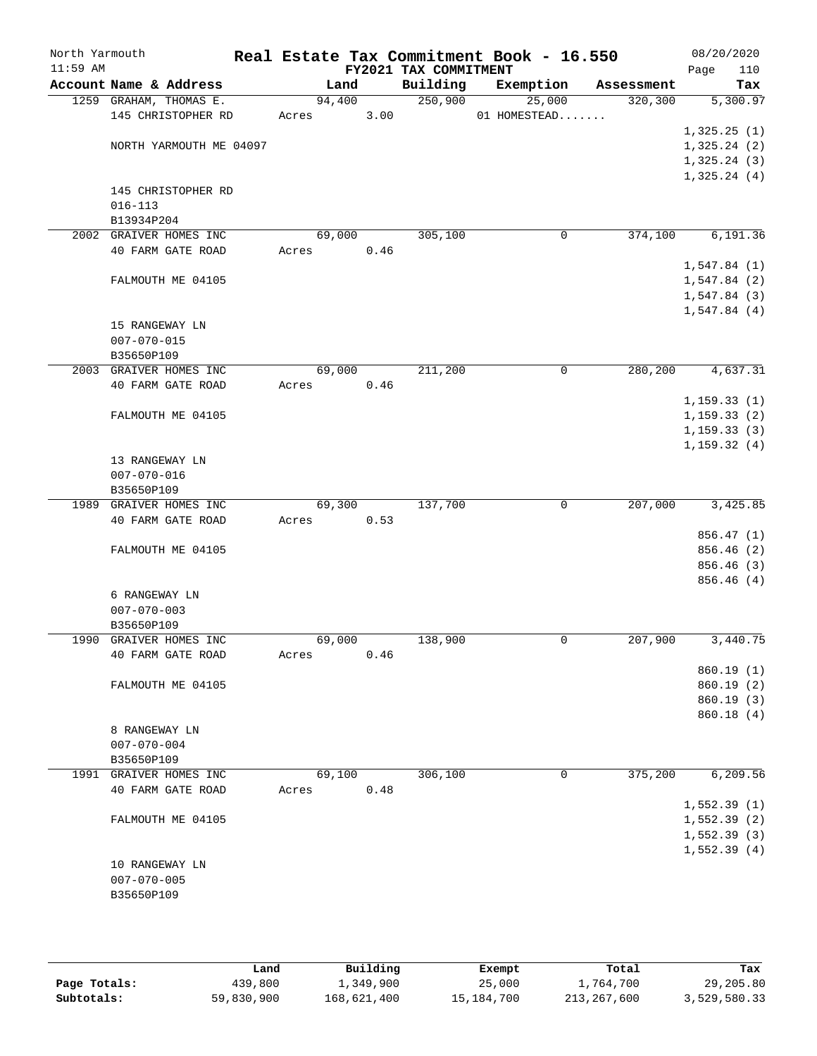North Yarmouth | Real Estate Tax Commitment Book - 16.550 | 08/20/2020
11:59 AM | FY2021 TAX COMMITMENT | Page 110

| Account Name & Address | Land | Building | Exemption | Assessment | Tax |
|---|---|---|---|---|---|
| 1259 GRAHAM, THOMAS E. | 94,400 | 250,900 | 25,000 | 320,300 | 5,300.97 |
| 145 CHRISTOPHER RD | Acres 3.00 | | 01 HOMESTEAD....... | | |
| | | | | | 1,325.25 (1) |
| NORTH YARMOUTH ME 04097 | | | | | 1,325.24 (2) |
| | | | | | 1,325.24 (3) |
| | | | | | 1,325.24 (4) |
| 145 CHRISTOPHER RD | | | | | |
| 016-113 | | | | | |
| B13934P204 | | | | | |
| 2002 GRAIVER HOMES INC | 69,000 | 305,100 | 0 | 374,100 | 6,191.36 |
| 40 FARM GATE ROAD | Acres 0.46 | | | | |
| | | | | | 1,547.84 (1) |
| FALMOUTH ME 04105 | | | | | 1,547.84 (2) |
| | | | | | 1,547.84 (3) |
| | | | | | 1,547.84 (4) |
| 15 RANGEWAY LN | | | | | |
| 007-070-015 | | | | | |
| B35650P109 | | | | | |
| 2003 GRAIVER HOMES INC | 69,000 | 211,200 | 0 | 280,200 | 4,637.31 |
| 40 FARM GATE ROAD | Acres 0.46 | | | | |
| | | | | | 1,159.33 (1) |
| FALMOUTH ME 04105 | | | | | 1,159.33 (2) |
| | | | | | 1,159.33 (3) |
| | | | | | 1,159.32 (4) |
| 13 RANGEWAY LN | | | | | |
| 007-070-016 | | | | | |
| B35650P109 | | | | | |
| 1989 GRAIVER HOMES INC | 69,300 | 137,700 | 0 | 207,000 | 3,425.85 |
| 40 FARM GATE ROAD | Acres 0.53 | | | | |
| | | | | | 856.47 (1) |
| FALMOUTH ME 04105 | | | | | 856.46 (2) |
| | | | | | 856.46 (3) |
| | | | | | 856.46 (4) |
| 6 RANGEWAY LN | | | | | |
| 007-070-003 | | | | | |
| B35650P109 | | | | | |
| 1990 GRAIVER HOMES INC | 69,000 | 138,900 | 0 | 207,900 | 3,440.75 |
| 40 FARM GATE ROAD | Acres 0.46 | | | | |
| | | | | | 860.19 (1) |
| FALMOUTH ME 04105 | | | | | 860.19 (2) |
| | | | | | 860.19 (3) |
| | | | | | 860.18 (4) |
| 8 RANGEWAY LN | | | | | |
| 007-070-004 | | | | | |
| B35650P109 | | | | | |
| 1991 GRAIVER HOMES INC | 69,100 | 306,100 | 0 | 375,200 | 6,209.56 |
| 40 FARM GATE ROAD | Acres 0.48 | | | | |
| | | | | | 1,552.39 (1) |
| FALMOUTH ME 04105 | | | | | 1,552.39 (2) |
| | | | | | 1,552.39 (3) |
| | | | | | 1,552.39 (4) |
| 10 RANGEWAY LN | | | | | |
| 007-070-005 | | | | | |
| B35650P109 | | | | | |

| | Land | Building | Exempt | Total | Tax |
|---|---|---|---|---|---|
| Page Totals: | 439,800 | 1,349,900 | 25,000 | 1,764,700 | 29,205.80 |
| Subtotals: | 59,830,900 | 168,621,400 | 15,184,700 | 213,267,600 | 3,529,580.33 |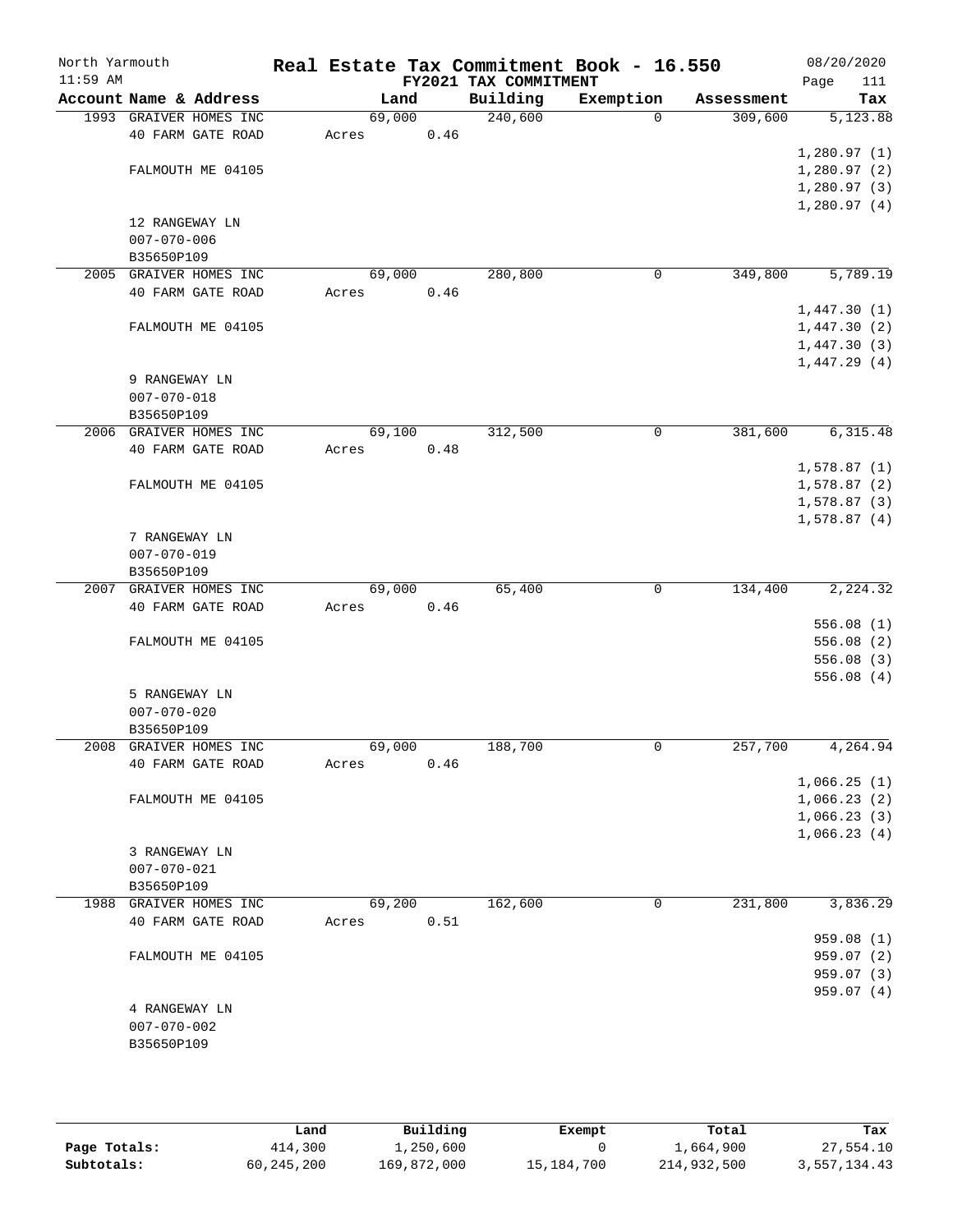North Yarmouth | Real Estate Tax Commitment Book - 16.550 | 08/20/2020
11:59 AM | FY2021 TAX COMMITMENT | Page 111

| Account Name & Address | Land | Building | Exemption | Assessment | Tax |
|---|---|---|---|---|---|
| 1993 GRAIVER HOMES INC | 69,000 | 240,600 | 0 | 309,600 | 5,123.88 |
| 40 FARM GATE ROAD | Acres 0.46 | | | | |
| | | | | | 1,280.97 (1) |
| FALMOUTH ME 04105 | | | | | 1,280.97 (2) |
| | | | | | 1,280.97 (3) |
| | | | | | 1,280.97 (4) |
| 12 RANGEWAY LN | | | | | |
| 007-070-006 | | | | | |
| B35650P109 | | | | | |
| 2005 GRAIVER HOMES INC | 69,000 | 280,800 | 0 | 349,800 | 5,789.19 |
| 40 FARM GATE ROAD | Acres 0.46 | | | | |
| | | | | | 1,447.30 (1) |
| FALMOUTH ME 04105 | | | | | 1,447.30 (2) |
| | | | | | 1,447.30 (3) |
| | | | | | 1,447.29 (4) |
| 9 RANGEWAY LN | | | | | |
| 007-070-018 | | | | | |
| B35650P109 | | | | | |
| 2006 GRAIVER HOMES INC | 69,100 | 312,500 | 0 | 381,600 | 6,315.48 |
| 40 FARM GATE ROAD | Acres 0.48 | | | | |
| | | | | | 1,578.87 (1) |
| FALMOUTH ME 04105 | | | | | 1,578.87 (2) |
| | | | | | 1,578.87 (3) |
| | | | | | 1,578.87 (4) |
| 7 RANGEWAY LN | | | | | |
| 007-070-019 | | | | | |
| B35650P109 | | | | | |
| 2007 GRAIVER HOMES INC | 69,000 | 65,400 | 0 | 134,400 | 2,224.32 |
| 40 FARM GATE ROAD | Acres 0.46 | | | | |
| | | | | | 556.08 (1) |
| FALMOUTH ME 04105 | | | | | 556.08 (2) |
| | | | | | 556.08 (3) |
| | | | | | 556.08 (4) |
| 5 RANGEWAY LN | | | | | |
| 007-070-020 | | | | | |
| B35650P109 | | | | | |
| 2008 GRAIVER HOMES INC | 69,000 | 188,700 | 0 | 257,700 | 4,264.94 |
| 40 FARM GATE ROAD | Acres 0.46 | | | | |
| | | | | | 1,066.25 (1) |
| FALMOUTH ME 04105 | | | | | 1,066.23 (2) |
| | | | | | 1,066.23 (3) |
| | | | | | 1,066.23 (4) |
| 3 RANGEWAY LN | | | | | |
| 007-070-021 | | | | | |
| B35650P109 | | | | | |
| 1988 GRAIVER HOMES INC | 69,200 | 162,600 | 0 | 231,800 | 3,836.29 |
| 40 FARM GATE ROAD | Acres 0.51 | | | | |
| | | | | | 959.08 (1) |
| FALMOUTH ME 04105 | | | | | 959.07 (2) |
| | | | | | 959.07 (3) |
| | | | | | 959.07 (4) |
| 4 RANGEWAY LN | | | | | |
| 007-070-002 | | | | | |
| B35650P109 | | | | | |

| | Land | Building | Exempt | Total | Tax |
|---|---|---|---|---|---|
| Page Totals: | 414,300 | 1,250,600 | 0 | 1,664,900 | 27,554.10 |
| Subtotals: | 60,245,200 | 169,872,000 | 15,184,700 | 214,932,500 | 3,557,134.43 |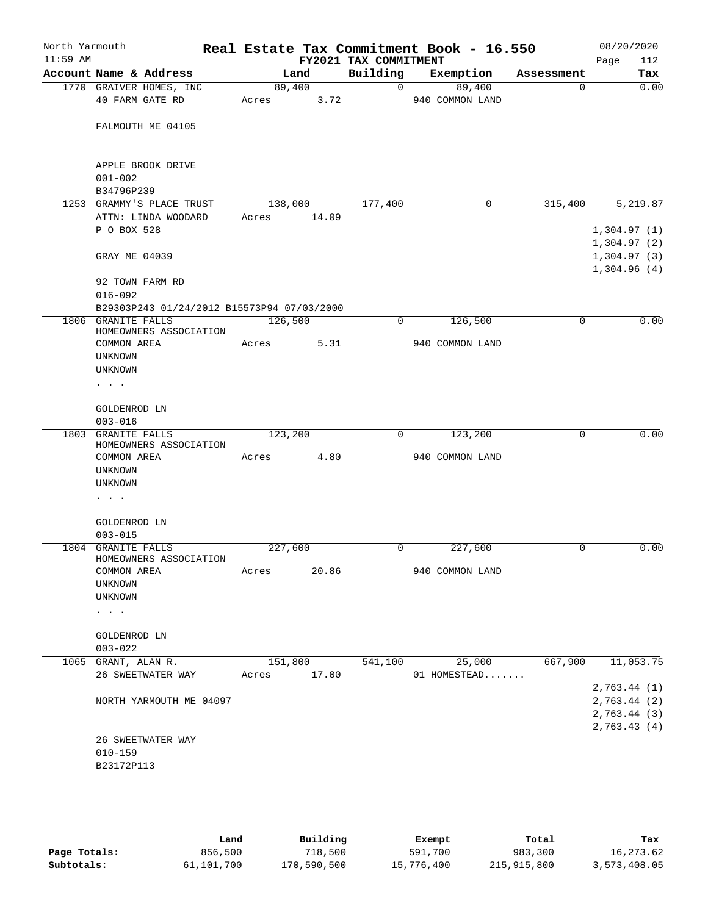# Real Estate Tax Commitment Book - 16.550

North Yarmouth
11:59 AM

FY2021 TAX COMMITMENT

08/20/2020

| Account Name & Address | Land | Building | Exemption | Assessment | Tax |
|---|---|---|---|---|---|
| 1770 GRAIVER HOMES, INC<br>40 FARM GATE RD<br><br>FALMOUTH ME 04105<br><br>APPLE BROOK DRIVE<br>001-002<br>B34796P239 | 89,400<br>Acres 3.72 | 0 | 89,400<br>940 COMMON LAND | 0 | 0.00 |
| 1253 GRAMMY'S PLACE TRUST<br>ATTN: LINDA WOODARD<br>P O BOX 528<br><br>GRAY ME 04039<br><br>92 TOWN FARM RD<br>016-092<br>B29303P243 01/24/2012 B15573P94 07/03/2000 | 138,000<br>Acres 14.09 | 177,400 | 0 | 315,400 | 5,219.87<br>1,304.97 (1)<br>1,304.97 (2)<br>1,304.97 (3)<br>1,304.96 (4) |
| 1806 GRANITE FALLS HOMEOWNERS ASSOCIATION<br>COMMON AREA<br>UNKNOWN<br>UNKNOWN<br>. . .<br><br>GOLDENROD LN<br>003-016 | 126,500<br>Acres 5.31 | 0 | 126,500<br>940 COMMON LAND | 0 | 0.00 |
| 1803 GRANITE FALLS HOMEOWNERS ASSOCIATION<br>COMMON AREA<br>UNKNOWN<br>UNKNOWN<br>. . .<br><br>GOLDENROD LN<br>003-015 | 123,200<br>Acres 4.80 | 0 | 123,200<br>940 COMMON LAND | 0 | 0.00 |
| 1804 GRANITE FALLS HOMEOWNERS ASSOCIATION<br>COMMON AREA<br>UNKNOWN<br>UNKNOWN<br>. . .<br><br>GOLDENROD LN<br>003-022 | 227,600<br>Acres 20.86 | 0 | 227,600<br>940 COMMON LAND | 0 | 0.00 |
| 1065 GRANT, ALAN R.<br>26 SWEETWATER WAY<br><br>NORTH YARMOUTH ME 04097<br><br>26 SWEETWATER WAY<br>010-159<br>B23172P113 | 151,800<br>Acres 17.00 | 541,100 | 25,000<br>01 HOMESTEAD....... | 667,900 | 11,053.75<br>2,763.44 (1)<br>2,763.44 (2)<br>2,763.44 (3)<br>2,763.43 (4) |

| | Land | Building | Exempt | Total | Tax |
|---|---|---|---|---|---|
| Page Totals: | 856,500 | 718,500 | 591,700 | 983,300 | 16,273.62 |
| Subtotals: | 61,101,700 | 170,590,500 | 15,776,400 | 215,915,800 | 3,573,408.05 |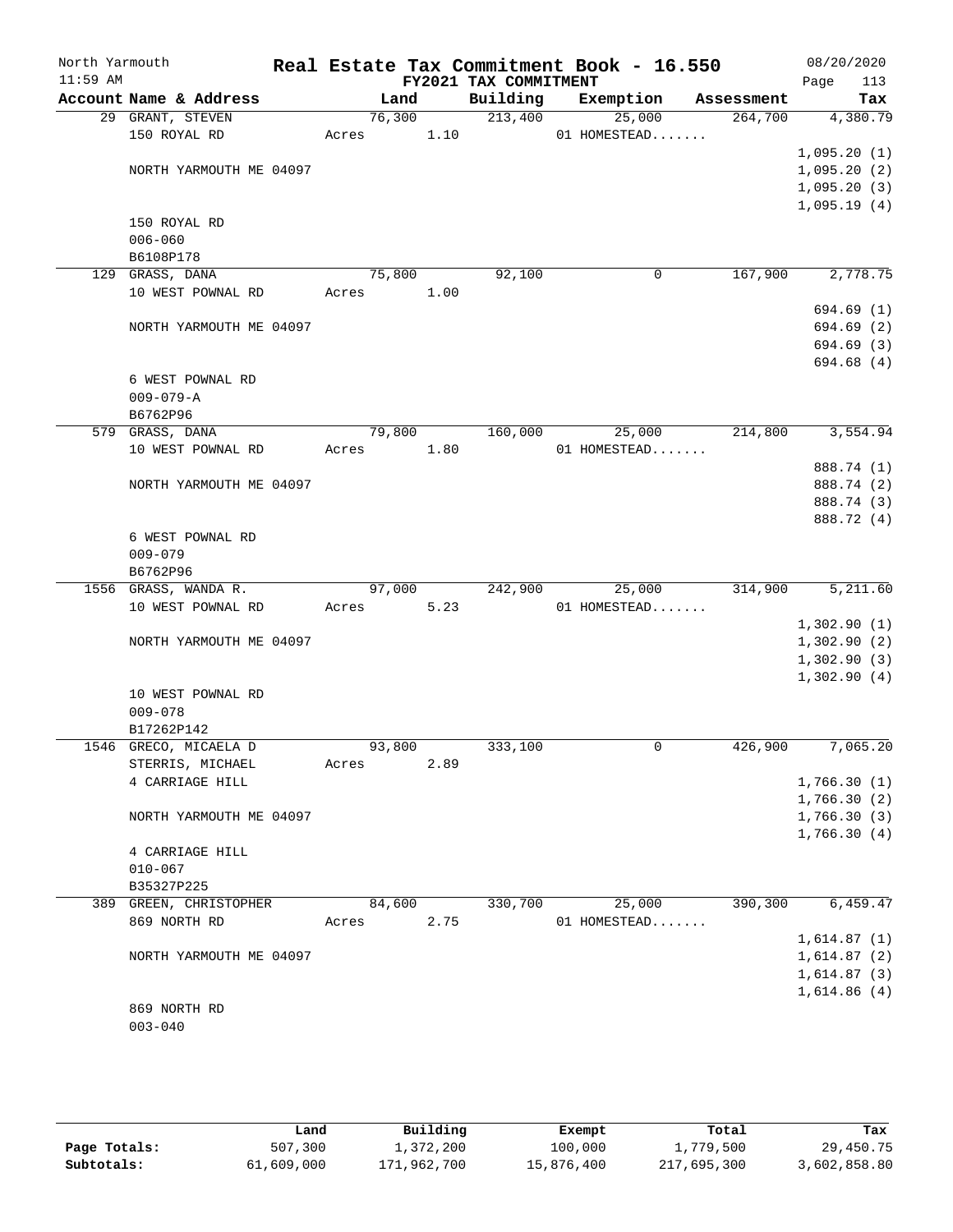North Yarmouth — Real Estate Tax Commitment Book - 16.550 — 08/20/2020
11:59 AM — FY2021 TAX COMMITMENT — Page 113

| Account Name & Address | Land | Building | Exemption | Assessment | Tax |
|---|---|---|---|---|---|
| 29 GRANT, STEVEN | 76,300 | 213,400 | 25,000 | 264,700 | 4,380.79 |
| 150 ROYAL RD | Acres 1.10 | | 01 HOMESTEAD....... | | |
| | | | | | 1,095.20 (1) |
| NORTH YARMOUTH ME 04097 | | | | | 1,095.20 (2) |
| | | | | | 1,095.20 (3) |
| | | | | | 1,095.19 (4) |
| 150 ROYAL RD | | | | | |
| 006-060 | | | | | |
| B6108P178 | | | | | |
| 129 GRASS, DANA | 75,800 | 92,100 | 0 | 167,900 | 2,778.75 |
| 10 WEST POWNAL RD | Acres 1.00 | | | | |
| | | | | | 694.69 (1) |
| NORTH YARMOUTH ME 04097 | | | | | 694.69 (2) |
| | | | | | 694.69 (3) |
| | | | | | 694.68 (4) |
| 6 WEST POWNAL RD | | | | | |
| 009-079-A | | | | | |
| B6762P96 | | | | | |
| 579 GRASS, DANA | 79,800 | 160,000 | 25,000 | 214,800 | 3,554.94 |
| 10 WEST POWNAL RD | Acres 1.80 | | 01 HOMESTEAD....... | | |
| | | | | | 888.74 (1) |
| NORTH YARMOUTH ME 04097 | | | | | 888.74 (2) |
| | | | | | 888.74 (3) |
| | | | | | 888.72 (4) |
| 6 WEST POWNAL RD | | | | | |
| 009-079 | | | | | |
| B6762P96 | | | | | |
| 1556 GRASS, WANDA R. | 97,000 | 242,900 | 25,000 | 314,900 | 5,211.60 |
| 10 WEST POWNAL RD | Acres 5.23 | | 01 HOMESTEAD....... | | |
| | | | | | 1,302.90 (1) |
| NORTH YARMOUTH ME 04097 | | | | | 1,302.90 (2) |
| | | | | | 1,302.90 (3) |
| | | | | | 1,302.90 (4) |
| 10 WEST POWNAL RD | | | | | |
| 009-078 | | | | | |
| B17262P142 | | | | | |
| 1546 GRECO, MICAELA D | 93,800 | 333,100 | 0 | 426,900 | 7,065.20 |
| STERRIS, MICHAEL | Acres 2.89 | | | | |
| 4 CARRIAGE HILL | | | | | 1,766.30 (1) |
| | | | | | 1,766.30 (2) |
| NORTH YARMOUTH ME 04097 | | | | | 1,766.30 (3) |
| | | | | | 1,766.30 (4) |
| 4 CARRIAGE HILL | | | | | |
| 010-067 | | | | | |
| B35327P225 | | | | | |
| 389 GREEN, CHRISTOPHER | 84,600 | 330,700 | 25,000 | 390,300 | 6,459.47 |
| 869 NORTH RD | Acres 2.75 | | 01 HOMESTEAD....... | | |
| | | | | | 1,614.87 (1) |
| NORTH YARMOUTH ME 04097 | | | | | 1,614.87 (2) |
| | | | | | 1,614.87 (3) |
| | | | | | 1,614.86 (4) |
| 869 NORTH RD | | | | | |
| 003-040 | | | | | |

| | Land | Building | Exempt | Total | Tax |
|---|---|---|---|---|---|
| Page Totals: | 507,300 | 1,372,200 | 100,000 | 1,779,500 | 29,450.75 |
| Subtotals: | 61,609,000 | 171,962,700 | 15,876,400 | 217,695,300 | 3,602,858.80 |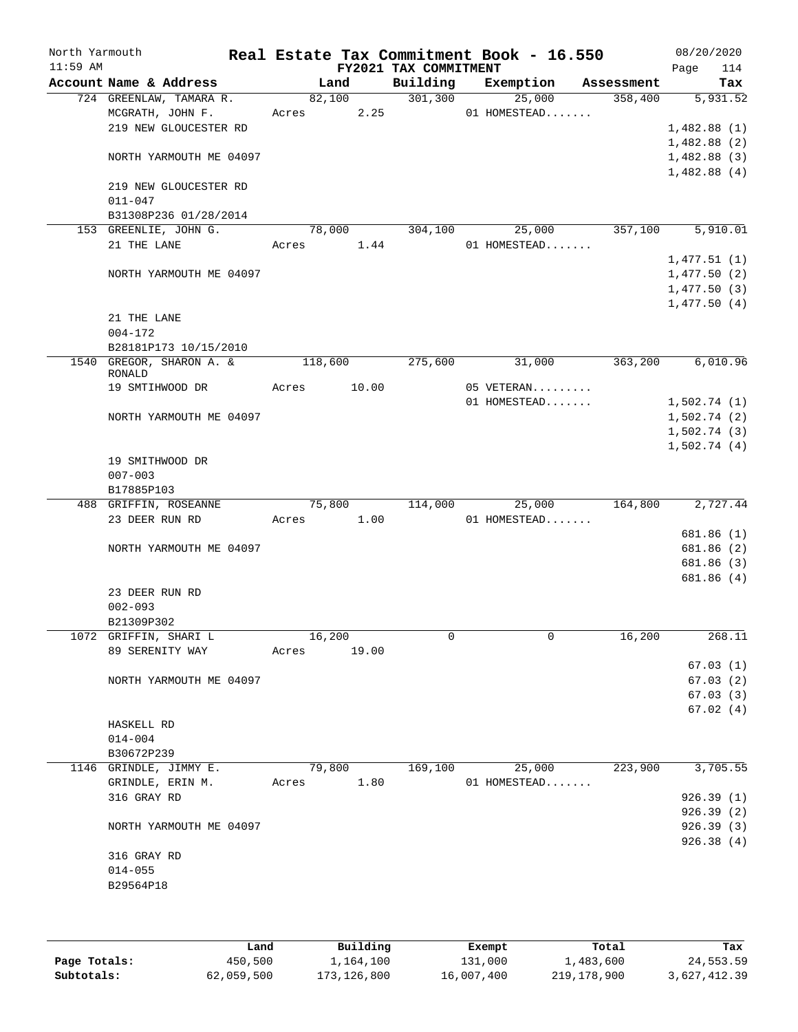North Yarmouth — Real Estate Tax Commitment Book - 16.550 — 08/20/2020
11:59 AM — FY2021 TAX COMMITMENT — Page 114

| Account Name & Address | Land | Building | Exemption | Assessment | Tax |
|---|---|---|---|---|---|
| 724 GREENLAW, TAMARA R. | 82,100 | 301,300 | 25,000 | 358,400 | 5,931.52 |
| MCGRATH, JOHN F. | Acres 2.25 | | 01 HOMESTEAD....... | | |
| 219 NEW GLOUCESTER RD | | | | | 1,482.88 (1) |
| | | | | | 1,482.88 (2) |
| NORTH YARMOUTH ME 04097 | | | | | 1,482.88 (3) |
| | | | | | 1,482.88 (4) |
| 219 NEW GLOUCESTER RD | | | | | |
| 011-047 | | | | | |
| B31308P236 01/28/2014 | | | | | |
| 153 GREENLIE, JOHN G. | 78,000 | 304,100 | 25,000 | 357,100 | 5,910.01 |
| 21 THE LANE | Acres 1.44 | | 01 HOMESTEAD....... | | |
| | | | | | 1,477.51 (1) |
| NORTH YARMOUTH ME 04097 | | | | | 1,477.50 (2) |
| | | | | | 1,477.50 (3) |
| | | | | | 1,477.50 (4) |
| 21 THE LANE | | | | | |
| 004-172 | | | | | |
| B28181P173 10/15/2010 | | | | | |
| 1540 GREGOR, SHARON A. & RONALD | 118,600 | 275,600 | 31,000 | 363,200 | 6,010.96 |
| 19 SMTIHWOOD DR | Acres 10.00 | | 05 VETERAN......... | | |
| | | | 01 HOMESTEAD....... | | 1,502.74 (1) |
| NORTH YARMOUTH ME 04097 | | | | | 1,502.74 (2) |
| | | | | | 1,502.74 (3) |
| | | | | | 1,502.74 (4) |
| 19 SMITHWOOD DR | | | | | |
| 007-003 | | | | | |
| B17885P103 | | | | | |
| 488 GRIFFIN, ROSEANNE | 75,800 | 114,000 | 25,000 | 164,800 | 2,727.44 |
| 23 DEER RUN RD | Acres 1.00 | | 01 HOMESTEAD....... | | |
| | | | | | 681.86 (1) |
| NORTH YARMOUTH ME 04097 | | | | | 681.86 (2) |
| | | | | | 681.86 (3) |
| | | | | | 681.86 (4) |
| 23 DEER RUN RD | | | | | |
| 002-093 | | | | | |
| B21309P302 | | | | | |
| 1072 GRIFFIN, SHARI L | 16,200 | 0 | 0 | 16,200 | 268.11 |
| 89 SERENITY WAY | Acres 19.00 | | | | |
| | | | | | 67.03 (1) |
| NORTH YARMOUTH ME 04097 | | | | | 67.03 (2) |
| | | | | | 67.03 (3) |
| | | | | | 67.02 (4) |
| HASKELL RD | | | | | |
| 014-004 | | | | | |
| B30672P239 | | | | | |
| 1146 GRINDLE, JIMMY E. | 79,800 | 169,100 | 25,000 | 223,900 | 3,705.55 |
| GRINDLE, ERIN M. | Acres 1.80 | | 01 HOMESTEAD....... | | |
| 316 GRAY RD | | | | | 926.39 (1) |
| | | | | | 926.39 (2) |
| NORTH YARMOUTH ME 04097 | | | | | 926.39 (3) |
| | | | | | 926.38 (4) |
| 316 GRAY RD | | | | | |
| 014-055 | | | | | |
| B29564P18 | | | | | |

| | Land | Building | Exempt | Total | Tax |
|---|---|---|---|---|---|
| Page Totals: | 450,500 | 1,164,100 | 131,000 | 1,483,600 | 24,553.59 |
| Subtotals: | 62,059,500 | 173,126,800 | 16,007,400 | 219,178,900 | 3,627,412.39 |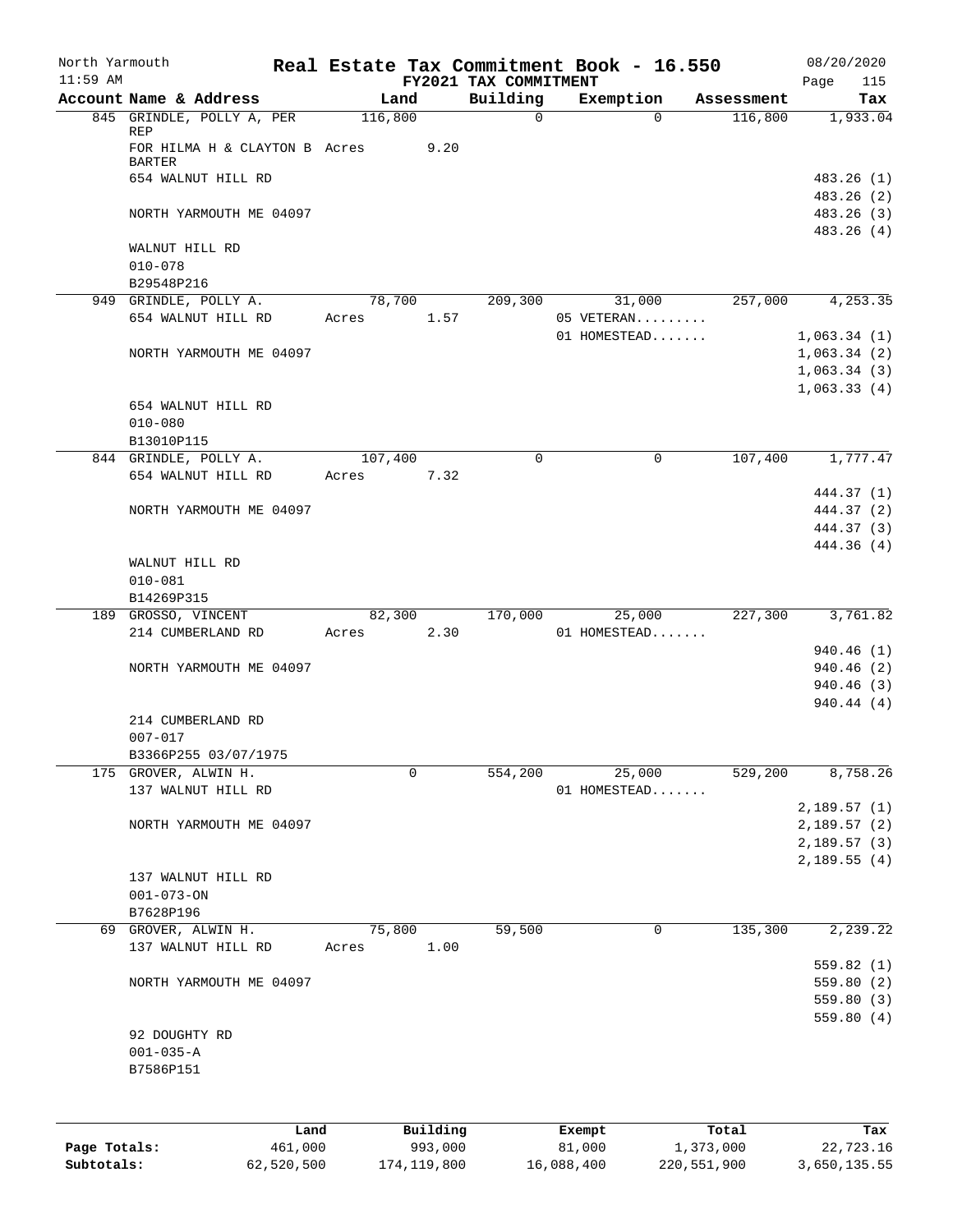North Yarmouth | Real Estate Tax Commitment Book - 16.550 | 08/20/2020
11:59 AM | FY2021 TAX COMMITMENT | Page 115

| Account Name & Address | Land | Building | Exemption | Assessment | Tax |
|---|---|---|---|---|---|
| 845 GRINDLE, POLLY A, PER REP | 116,800 | 0 | 0 | 116,800 | 1,933.04 |
| FOR HILMA H & CLAYTON B BARTER | Acres 9.20 | | | | |
| 654 WALNUT HILL RD | | | | | 483.26 (1) |
| | | | | | 483.26 (2) |
| NORTH YARMOUTH ME 04097 | | | | | 483.26 (3) |
| | | | | | 483.26 (4) |
| WALNUT HILL RD | | | | | |
| 010-078 | | | | | |
| B29548P216 | | | | | |
| 949 GRINDLE, POLLY A. | 78,700 | 209,300 | 31,000 | 257,000 | 4,253.35 |
| 654 WALNUT HILL RD | Acres 1.57 | | 05 VETERAN......... | | |
| | | | 01 HOMESTEAD....... | | 1,063.34 (1) |
| NORTH YARMOUTH ME 04097 | | | | | 1,063.34 (2) |
| | | | | | 1,063.34 (3) |
| | | | | | 1,063.33 (4) |
| 654 WALNUT HILL RD | | | | | |
| 010-080 | | | | | |
| B13010P115 | | | | | |
| 844 GRINDLE, POLLY A. | 107,400 | 0 | 0 | 107,400 | 1,777.47 |
| 654 WALNUT HILL RD | Acres 7.32 | | | | |
| | | | | | 444.37 (1) |
| NORTH YARMOUTH ME 04097 | | | | | 444.37 (2) |
| | | | | | 444.37 (3) |
| | | | | | 444.36 (4) |
| WALNUT HILL RD | | | | | |
| 010-081 | | | | | |
| B14269P315 | | | | | |
| 189 GROSSO, VINCENT | 82,300 | 170,000 | 25,000 | 227,300 | 3,761.82 |
| 214 CUMBERLAND RD | Acres 2.30 | | 01 HOMESTEAD....... | | |
| | | | | | 940.46 (1) |
| NORTH YARMOUTH ME 04097 | | | | | 940.46 (2) |
| | | | | | 940.46 (3) |
| | | | | | 940.44 (4) |
| 214 CUMBERLAND RD | | | | | |
| 007-017 | | | | | |
| B3366P255 03/07/1975 | | | | | |
| 175 GROVER, ALWIN H. | 0 | 554,200 | 25,000 | 529,200 | 8,758.26 |
| 137 WALNUT HILL RD | | | 01 HOMESTEAD....... | | |
| | | | | | 2,189.57 (1) |
| NORTH YARMOUTH ME 04097 | | | | | 2,189.57 (2) |
| | | | | | 2,189.57 (3) |
| | | | | | 2,189.55 (4) |
| 137 WALNUT HILL RD | | | | | |
| 001-073-ON | | | | | |
| B7628P196 | | | | | |
| 69 GROVER, ALWIN H. | 75,800 | 59,500 | 0 | 135,300 | 2,239.22 |
| 137 WALNUT HILL RD | Acres 1.00 | | | | |
| | | | | | 559.82 (1) |
| NORTH YARMOUTH ME 04097 | | | | | 559.80 (2) |
| | | | | | 559.80 (3) |
| | | | | | 559.80 (4) |
| 92 DOUGHTY RD | | | | | |
| 001-035-A | | | | | |
| B7586P151 | | | | | |

| | Land | Building | Exempt | Total | Tax |
|---|---|---|---|---|---|
| Page Totals: | 461,000 | 993,000 | 81,000 | 1,373,000 | 22,723.16 |
| Subtotals: | 62,520,500 | 174,119,800 | 16,088,400 | 220,551,900 | 3,650,135.55 |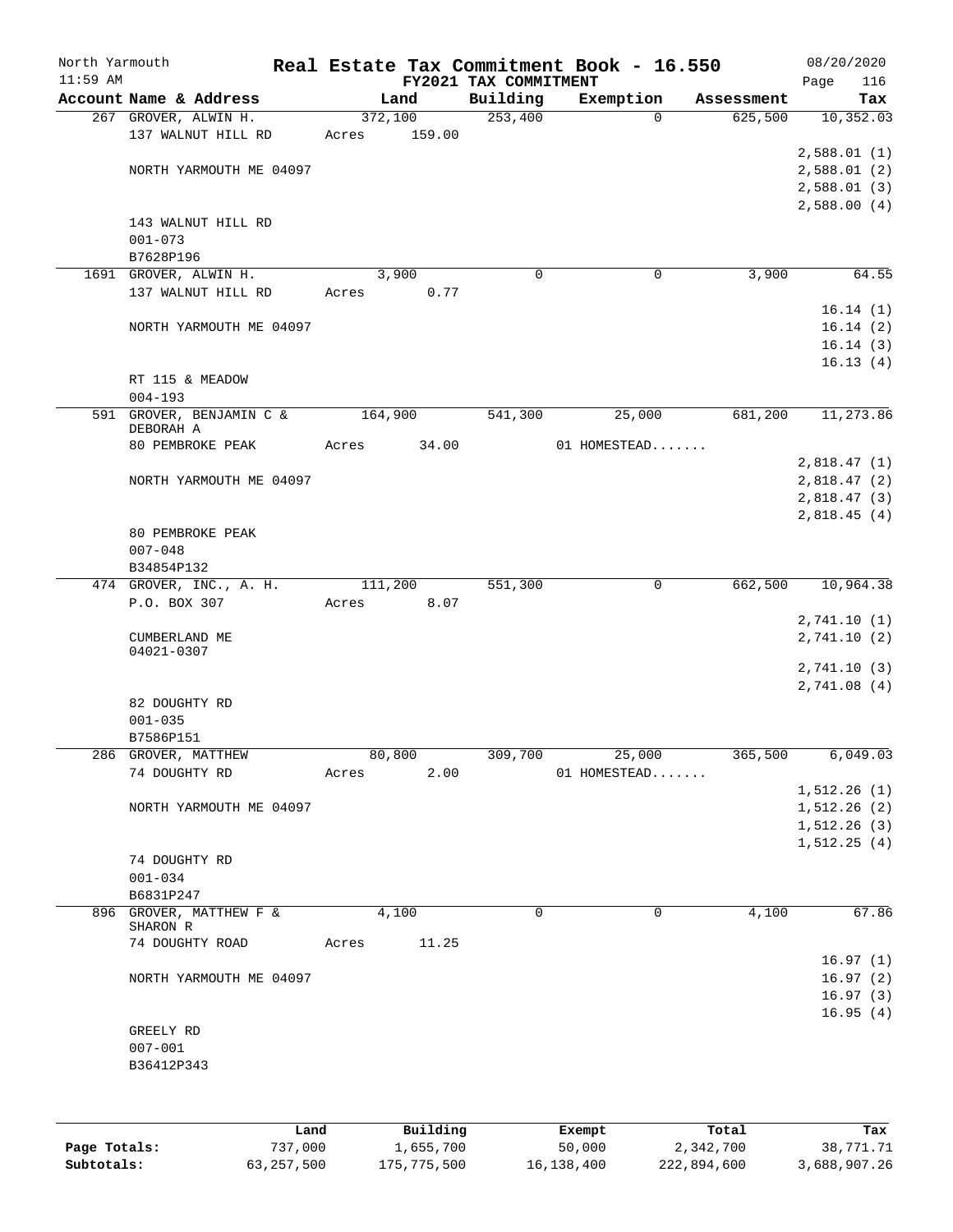North Yarmouth — Real Estate Tax Commitment Book - 16.550 — 08/20/2020
11:59 AM — FY2021 TAX COMMITMENT

| Account Name & Address | Land | Building | Exemption | Assessment | Tax |
|---|---|---|---|---|---|
| 267 GROVER, ALWIN H. | 372,100 | 253,400 | 0 | 625,500 | 10,352.03 |
| 137 WALNUT HILL RD | Acres 159.00 | | | | |
| | | | | | 2,588.01 (1) |
| NORTH YARMOUTH ME 04097 | | | | | 2,588.01 (2) |
| | | | | | 2,588.01 (3) |
| | | | | | 2,588.00 (4) |
| 143 WALNUT HILL RD | | | | | |
| 001-073 | | | | | |
| B7628P196 | | | | | |
| 1691 GROVER, ALWIN H. | 3,900 | 0 | 0 | 3,900 | 64.55 |
| 137 WALNUT HILL RD | Acres 0.77 | | | | |
| | | | | | 16.14 (1) |
| NORTH YARMOUTH ME 04097 | | | | | 16.14 (2) |
| | | | | | 16.14 (3) |
| | | | | | 16.13 (4) |
| RT 115 & MEADOW | | | | | |
| 004-193 | | | | | |
| 591 GROVER, BENJAMIN C & DEBORAH A | 164,900 | 541,300 | 25,000 | 681,200 | 11,273.86 |
| 80 PEMBROKE PEAK | Acres 34.00 | | 01 HOMESTEAD....... | | |
| | | | | | 2,818.47 (1) |
| NORTH YARMOUTH ME 04097 | | | | | 2,818.47 (2) |
| | | | | | 2,818.47 (3) |
| | | | | | 2,818.45 (4) |
| 80 PEMBROKE PEAK | | | | | |
| 007-048 | | | | | |
| B34854P132 | | | | | |
| 474 GROVER, INC., A. H. | 111,200 | 551,300 | 0 | 662,500 | 10,964.38 |
| P.O. BOX 307 | Acres 8.07 | | | | |
| | | | | | 2,741.10 (1) |
| CUMBERLAND ME 04021-0307 | | | | | 2,741.10 (2) |
| | | | | | 2,741.10 (3) |
| | | | | | 2,741.08 (4) |
| 82 DOUGHTY RD | | | | | |
| 001-035 | | | | | |
| B7586P151 | | | | | |
| 286 GROVER, MATTHEW | 80,800 | 309,700 | 25,000 | 365,500 | 6,049.03 |
| 74 DOUGHTY RD | Acres 2.00 | | 01 HOMESTEAD....... | | |
| | | | | | 1,512.26 (1) |
| NORTH YARMOUTH ME 04097 | | | | | 1,512.26 (2) |
| | | | | | 1,512.26 (3) |
| | | | | | 1,512.25 (4) |
| 74 DOUGHTY RD | | | | | |
| 001-034 | | | | | |
| B6831P247 | | | | | |
| 896 GROVER, MATTHEW F & SHARON R | 4,100 | 0 | 0 | 4,100 | 67.86 |
| 74 DOUGHTY ROAD | Acres 11.25 | | | | |
| | | | | | 16.97 (1) |
| NORTH YARMOUTH ME 04097 | | | | | 16.97 (2) |
| | | | | | 16.97 (3) |
| | | | | | 16.95 (4) |
| GREELY RD | | | | | |
| 007-001 | | | | | |
| B36412P343 | | | | | |

| | Land | Building | Exempt | Total | Tax |
|---|---|---|---|---|---|
| Page Totals: | 737,000 | 1,655,700 | 50,000 | 2,342,700 | 38,771.71 |
| Subtotals: | 63,257,500 | 175,775,500 | 16,138,400 | 222,894,600 | 3,688,907.26 |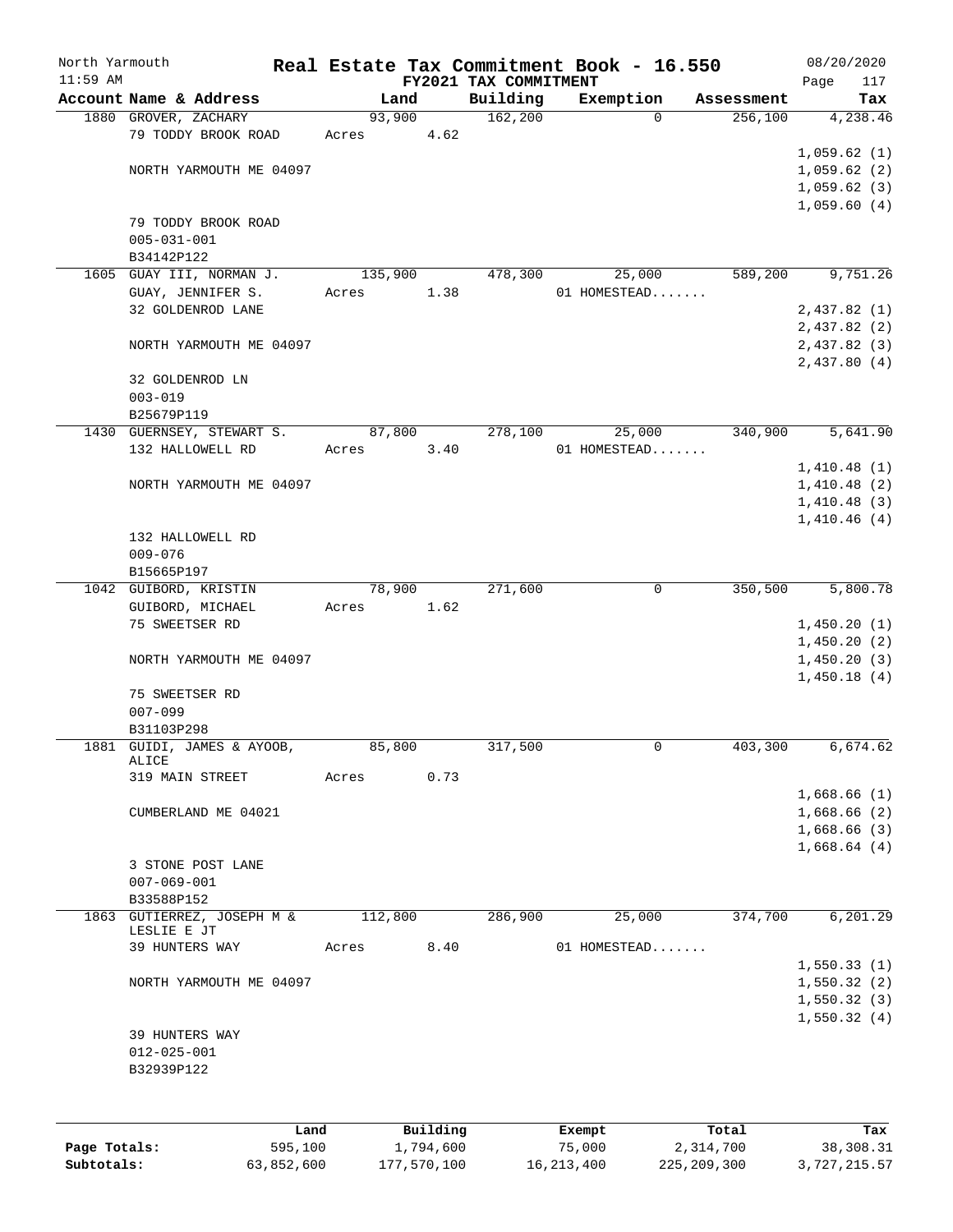North Yarmouth | Real Estate Tax Commitment Book - 16.550 | 08/20/2020
11:59 AM | FY2021 TAX COMMITMENT | Page 117

| Account Name & Address | Land | Building | Exemption | Assessment | Tax |
|---|---|---|---|---|---|
| 1880 GROVER, ZACHARY | 93,900 | 162,200 | 0 | 256,100 | 4,238.46 |
| 79 TODDY BROOK ROAD | Acres 4.62 | | | | |
| | | | | | 1,059.62 (1) |
| NORTH YARMOUTH ME 04097 | | | | | 1,059.62 (2) |
| | | | | | 1,059.62 (3) |
| | | | | | 1,059.60 (4) |
| 79 TODDY BROOK ROAD | | | | | |
| 005-031-001 | | | | | |
| B34142P122 | | | | | |
| 1605 GUAY III, NORMAN J. | 135,900 | 478,300 | 25,000 | 589,200 | 9,751.26 |
| GUAY, JENNIFER S. | Acres 1.38 | | 01 HOMESTEAD....... | | |
| 32 GOLDENROD LANE | | | | | 2,437.82 (1) |
| | | | | | 2,437.82 (2) |
| NORTH YARMOUTH ME 04097 | | | | | 2,437.82 (3) |
| | | | | | 2,437.80 (4) |
| 32 GOLDENROD LN | | | | | |
| 003-019 | | | | | |
| B25679P119 | | | | | |
| 1430 GUERNSEY, STEWART S. | 87,800 | 278,100 | 25,000 | 340,900 | 5,641.90 |
| 132 HALLOWELL RD | Acres 3.40 | | 01 HOMESTEAD....... | | |
| | | | | | 1,410.48 (1) |
| NORTH YARMOUTH ME 04097 | | | | | 1,410.48 (2) |
| | | | | | 1,410.48 (3) |
| | | | | | 1,410.46 (4) |
| 132 HALLOWELL RD | | | | | |
| 009-076 | | | | | |
| B15665P197 | | | | | |
| 1042 GUIBORD, KRISTIN | 78,900 | 271,600 | 0 | 350,500 | 5,800.78 |
| GUIBORD, MICHAEL | Acres 1.62 | | | | |
| 75 SWEETSER RD | | | | | 1,450.20 (1) |
| | | | | | 1,450.20 (2) |
| NORTH YARMOUTH ME 04097 | | | | | 1,450.20 (3) |
| | | | | | 1,450.18 (4) |
| 75 SWEETSER RD | | | | | |
| 007-099 | | | | | |
| B31103P298 | | | | | |
| 1881 GUIDI, JAMES & AYOOB, ALICE | 85,800 | 317,500 | 0 | 403,300 | 6,674.62 |
| 319 MAIN STREET | Acres 0.73 | | | | |
| | | | | | 1,668.66 (1) |
| CUMBERLAND ME 04021 | | | | | 1,668.66 (2) |
| | | | | | 1,668.66 (3) |
| | | | | | 1,668.64 (4) |
| 3 STONE POST LANE | | | | | |
| 007-069-001 | | | | | |
| B33588P152 | | | | | |
| 1863 GUTIERREZ, JOSEPH M & LESLIE E JT | 112,800 | 286,900 | 25,000 | 374,700 | 6,201.29 |
| 39 HUNTERS WAY | Acres 8.40 | | 01 HOMESTEAD....... | | |
| | | | | | 1,550.33 (1) |
| NORTH YARMOUTH ME 04097 | | | | | 1,550.32 (2) |
| | | | | | 1,550.32 (3) |
| | | | | | 1,550.32 (4) |
| 39 HUNTERS WAY | | | | | |
| 012-025-001 | | | | | |
| B32939P122 | | | | | |

| | Land | Building | Exempt | Total | Tax |
|---|---|---|---|---|---|
| Page Totals: | 595,100 | 1,794,600 | 75,000 | 2,314,700 | 38,308.31 |
| Subtotals: | 63,852,600 | 177,570,100 | 16,213,400 | 225,209,300 | 3,727,215.57 |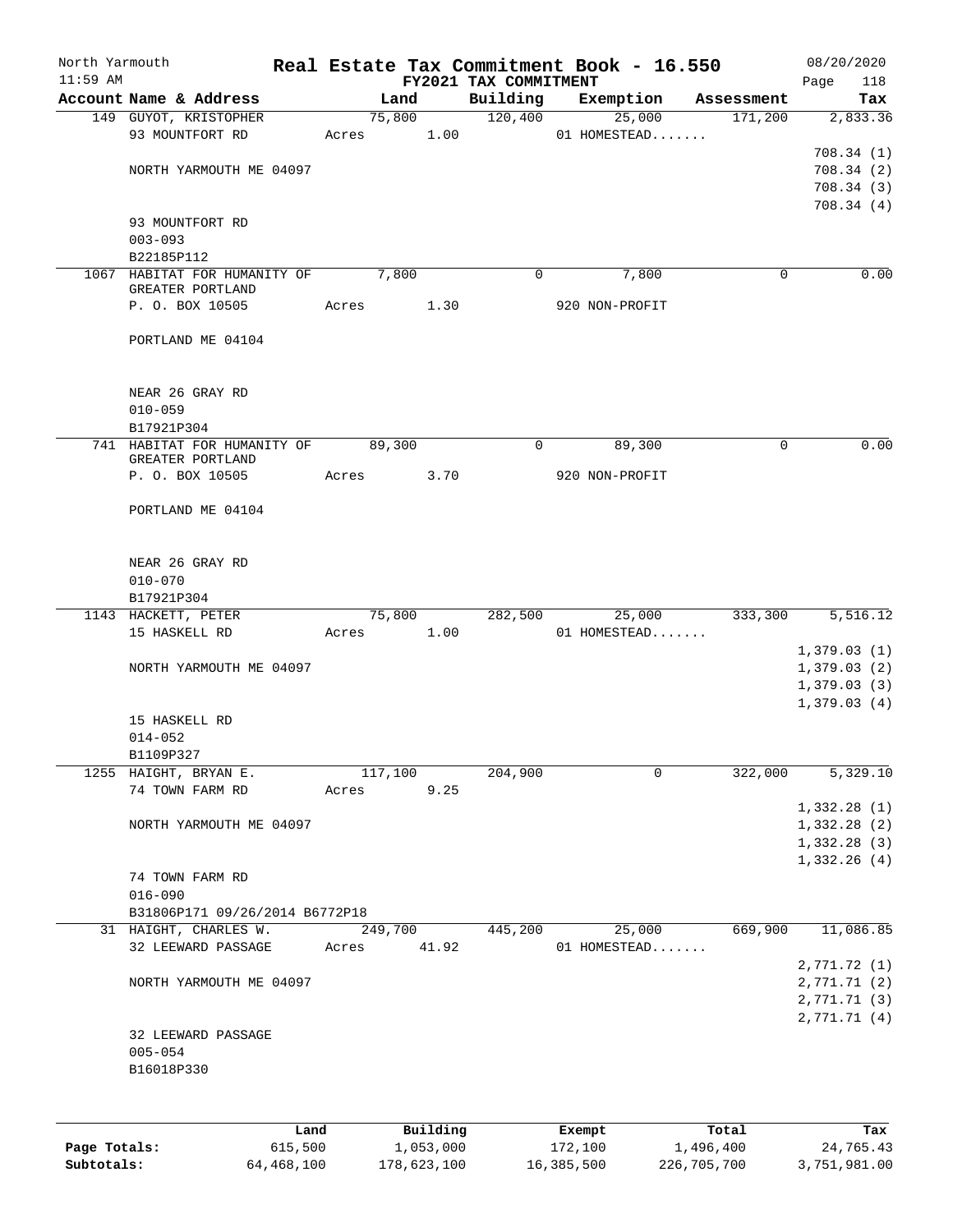North Yarmouth | Real Estate Tax Commitment Book - 16.550 | 08/20/2020
11:59 AM | FY2021 TAX COMMITMENT | Page 118

| Account Name & Address | Land | Building | Exemption | Assessment | Tax |
|---|---|---|---|---|---|
| 149 GUYOT, KRISTOPHER | 75,800 | 120,400 | 25,000 | 171,200 | 2,833.36 |
| 93 MOUNTFORT RD | Acres 1.00 | | 01 HOMESTEAD....... | | |
| | | | | | 708.34 (1) |
| NORTH YARMOUTH ME 04097 | | | | | 708.34 (2) |
| | | | | | 708.34 (3) |
| | | | | | 708.34 (4) |
| 93 MOUNTFORT RD | | | | | |
| 003-093 | | | | | |
| B22185P112 | | | | | |
| 1067 HABITAT FOR HUMANITY OF GREATER PORTLAND | 7,800 | 0 | 7,800 | 0 | 0.00 |
| P. O. BOX 10505 | Acres 1.30 | | 920 NON-PROFIT | | |
| PORTLAND ME 04104 | | | | | |
| NEAR 26 GRAY RD | | | | | |
| 010-059 | | | | | |
| B17921P304 | | | | | |
| 741 HABITAT FOR HUMANITY OF GREATER PORTLAND | 89,300 | 0 | 89,300 | 0 | 0.00 |
| P. O. BOX 10505 | Acres 3.70 | | 920 NON-PROFIT | | |
| PORTLAND ME 04104 | | | | | |
| NEAR 26 GRAY RD | | | | | |
| 010-070 | | | | | |
| B17921P304 | | | | | |
| 1143 HACKETT, PETER | 75,800 | 282,500 | 25,000 | 333,300 | 5,516.12 |
| 15 HASKELL RD | Acres 1.00 | | 01 HOMESTEAD....... | | |
| | | | | | 1,379.03 (1) |
| NORTH YARMOUTH ME 04097 | | | | | 1,379.03 (2) |
| | | | | | 1,379.03 (3) |
| | | | | | 1,379.03 (4) |
| 15 HASKELL RD | | | | | |
| 014-052 | | | | | |
| B1109P327 | | | | | |
| 1255 HAIGHT, BRYAN E. | 117,100 | 204,900 | 0 | 322,000 | 5,329.10 |
| 74 TOWN FARM RD | Acres 9.25 | | | | |
| | | | | | 1,332.28 (1) |
| NORTH YARMOUTH ME 04097 | | | | | 1,332.28 (2) |
| | | | | | 1,332.28 (3) |
| | | | | | 1,332.26 (4) |
| 74 TOWN FARM RD | | | | | |
| 016-090 | | | | | |
| B31806P171 09/26/2014 B6772P18 | | | | | |
| 31 HAIGHT, CHARLES W. | 249,700 | 445,200 | 25,000 | 669,900 | 11,086.85 |
| 32 LEEWARD PASSAGE | Acres 41.92 | | 01 HOMESTEAD....... | | |
| | | | | | 2,771.72 (1) |
| NORTH YARMOUTH ME 04097 | | | | | 2,771.71 (2) |
| | | | | | 2,771.71 (3) |
| | | | | | 2,771.71 (4) |
| 32 LEEWARD PASSAGE | | | | | |
| 005-054 | | | | | |
| B16018P330 | | | | | |

| | Land | Building | Exempt | Total | Tax |
|---|---|---|---|---|---|
| Page Totals: | 615,500 | 1,053,000 | 172,100 | 1,496,400 | 24,765.43 |
| Subtotals: | 64,468,100 | 178,623,100 | 16,385,500 | 226,705,700 | 3,751,981.00 |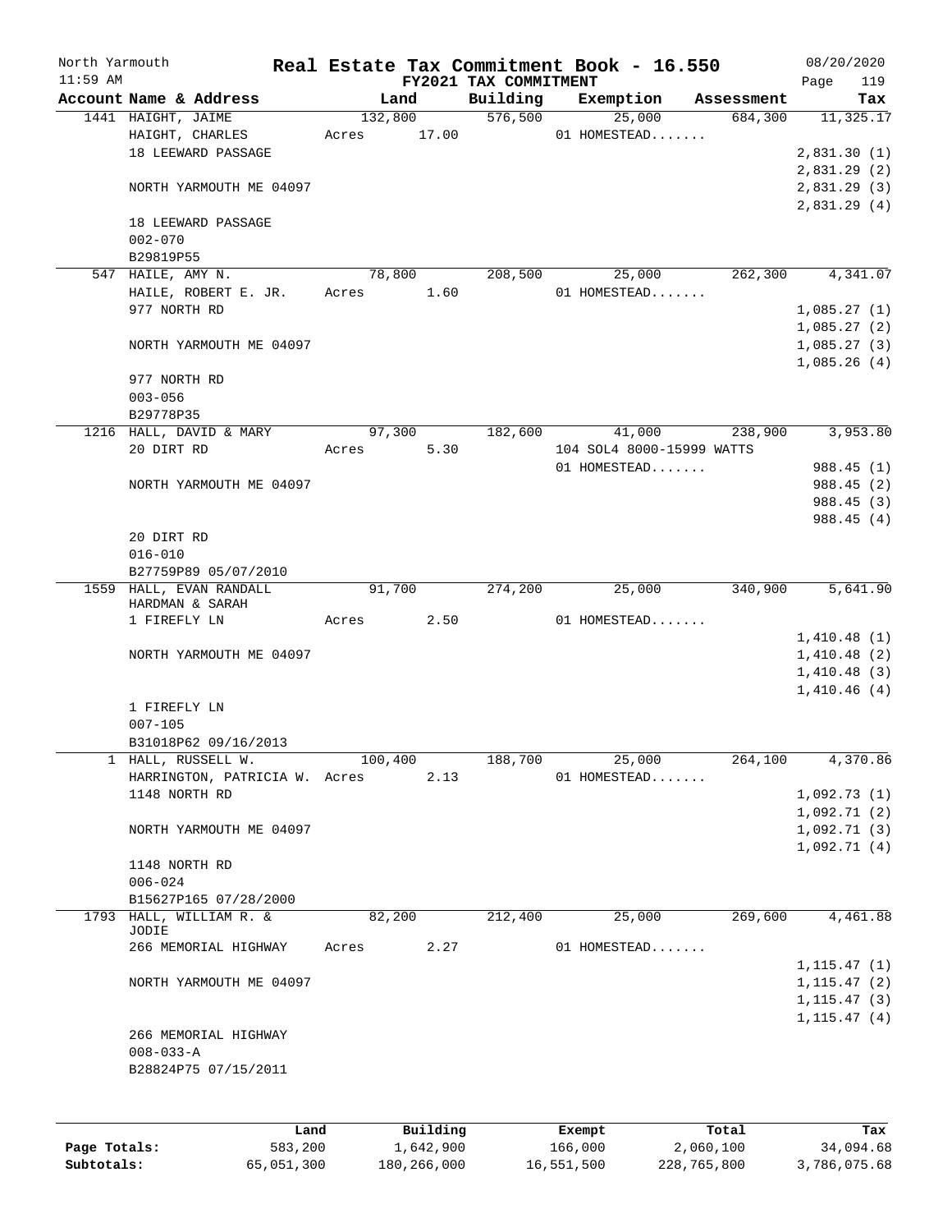North Yarmouth — Real Estate Tax Commitment Book - 16.550 — 08/20/2020
11:59 AM — FY2021 TAX COMMITMENT

| Account Name & Address | Land | Building | Exemption | Assessment | Tax |
|---|---|---|---|---|---|
| 1441 HAIGHT, JAIME | 132,800 | 576,500 | 25,000 | 684,300 | 11,325.17 |
| HAIGHT, CHARLES | Acres 17.00 | | 01 HOMESTEAD....... | | |
| 18 LEEWARD PASSAGE | | | | | 2,831.30 (1) |
| | | | | | 2,831.29 (2) |
| NORTH YARMOUTH ME 04097 | | | | | 2,831.29 (3) |
| | | | | | 2,831.29 (4) |
| 18 LEEWARD PASSAGE | | | | | |
| 002-070 | | | | | |
| B29819P55 | | | | | |
| 547 HAILE, AMY N. | 78,800 | 208,500 | 25,000 | 262,300 | 4,341.07 |
| HAILE, ROBERT E. JR. | Acres 1.60 | | 01 HOMESTEAD....... | | |
| 977 NORTH RD | | | | | 1,085.27 (1) |
| | | | | | 1,085.27 (2) |
| NORTH YARMOUTH ME 04097 | | | | | 1,085.27 (3) |
| | | | | | 1,085.26 (4) |
| 977 NORTH RD | | | | | |
| 003-056 | | | | | |
| B29778P35 | | | | | |
| 1216 HALL, DAVID & MARY | 97,300 | 182,600 | 41,000 | 238,900 | 3,953.80 |
| 20 DIRT RD | Acres 5.30 | | 104 SOL4 8000-15999 WATTS | | |
| | | | 01 HOMESTEAD....... | | 988.45 (1) |
| NORTH YARMOUTH ME 04097 | | | | | 988.45 (2) |
| | | | | | 988.45 (3) |
| | | | | | 988.45 (4) |
| 20 DIRT RD | | | | | |
| 016-010 | | | | | |
| B27759P89 05/07/2010 | | | | | |
| 1559 HALL, EVAN RANDALL | 91,700 | 274,200 | 25,000 | 340,900 | 5,641.90 |
| HARDMAN & SARAH | | | | | |
| 1 FIREFLY LN | Acres 2.50 | | 01 HOMESTEAD....... | | |
| | | | | | 1,410.48 (1) |
| NORTH YARMOUTH ME 04097 | | | | | 1,410.48 (2) |
| | | | | | 1,410.48 (3) |
| | | | | | 1,410.46 (4) |
| 1 FIREFLY LN | | | | | |
| 007-105 | | | | | |
| B31018P62 09/16/2013 | | | | | |
| 1 HALL, RUSSELL W. | 100,400 | 188,700 | 25,000 | 264,100 | 4,370.86 |
| HARRINGTON, PATRICIA W. | Acres 2.13 | | 01 HOMESTEAD....... | | |
| 1148 NORTH RD | | | | | 1,092.73 (1) |
| | | | | | 1,092.71 (2) |
| NORTH YARMOUTH ME 04097 | | | | | 1,092.71 (3) |
| | | | | | 1,092.71 (4) |
| 1148 NORTH RD | | | | | |
| 006-024 | | | | | |
| B15627P165 07/28/2000 | | | | | |
| 1793 HALL, WILLIAM R. & JODIE | 82,200 | 212,400 | 25,000 | 269,600 | 4,461.88 |
| 266 MEMORIAL HIGHWAY | Acres 2.27 | | 01 HOMESTEAD....... | | |
| | | | | | 1,115.47 (1) |
| NORTH YARMOUTH ME 04097 | | | | | 1,115.47 (2) |
| | | | | | 1,115.47 (3) |
| | | | | | 1,115.47 (4) |
| 266 MEMORIAL HIGHWAY | | | | | |
| 008-033-A | | | | | |
| B28824P75 07/15/2011 | | | | | |

| | Land | Building | Exempt | Total | Tax |
|---|---|---|---|---|---|
| Page Totals: | 583,200 | 1,642,900 | 166,000 | 2,060,100 | 34,094.68 |
| Subtotals: | 65,051,300 | 180,266,000 | 16,551,500 | 228,765,800 | 3,786,075.68 |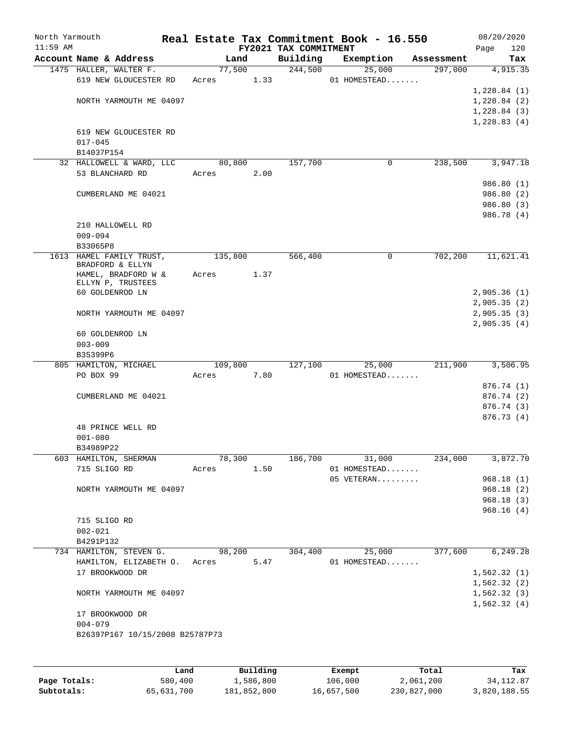# Real Estate Tax Commitment Book - 16.550

North Yarmouth
11:59 AM
FY2021 TAX COMMITMENT
08/20/2020
Page 120

| Account Name & Address | Land | Building | Exemption | Assessment | Tax |
|---|---|---|---|---|---|
| 1475 HALLER, WALTER F. | 77,500 | 244,500 | 25,000 | 297,000 | 4,915.35 |
| 619 NEW GLOUCESTER RD | Acres 1.33 | | 01 HOMESTEAD....... | | |
| | | | | | 1,228.84 (1) |
| NORTH YARMOUTH ME 04097 | | | | | 1,228.84 (2) |
| | | | | | 1,228.84 (3) |
| | | | | | 1,228.83 (4) |
| 619 NEW GLOUCESTER RD | | | | | |
| 017-045 | | | | | |
| B14037P154 | | | | | |
| 32 HALLOWELL & WARD, LLC | 80,800 | 157,700 | 0 | 238,500 | 3,947.18 |
| 53 BLANCHARD RD | Acres 2.00 | | | | |
| | | | | | 986.80 (1) |
| CUMBERLAND ME 04021 | | | | | 986.80 (2) |
| | | | | | 986.80 (3) |
| | | | | | 986.78 (4) |
| 210 HALLOWELL RD | | | | | |
| 009-094 | | | | | |
| B33065P8 | | | | | |
| 1613 HAMEL FAMILY TRUST, BRADFORD & ELLYN | 135,800 | 566,400 | 0 | 702,200 | 11,621.41 |
| HAMEL, BRADFORD W & ELLYN P, TRUSTEES | Acres 1.37 | | | | |
| 60 GOLDENROD LN | | | | | 2,905.36 (1) |
| | | | | | 2,905.35 (2) |
| NORTH YARMOUTH ME 04097 | | | | | 2,905.35 (3) |
| | | | | | 2,905.35 (4) |
| 60 GOLDENROD LN | | | | | |
| 003-009 | | | | | |
| B35399P6 | | | | | |
| 805 HAMILTON, MICHAEL | 109,800 | 127,100 | 25,000 | 211,900 | 3,506.95 |
| PO BOX 99 | Acres 7.80 | | 01 HOMESTEAD....... | | |
| | | | | | 876.74 (1) |
| CUMBERLAND ME 04021 | | | | | 876.74 (2) |
| | | | | | 876.74 (3) |
| | | | | | 876.73 (4) |
| 48 PRINCE WELL RD | | | | | |
| 001-080 | | | | | |
| B34989P22 | | | | | |
| 603 HAMILTON, SHERMAN | 78,300 | 186,700 | 31,000 | 234,000 | 3,872.70 |
| 715 SLIGO RD | Acres 1.50 | | 01 HOMESTEAD....... | | |
| | | | 05 VETERAN......... | | 968.18 (1) |
| NORTH YARMOUTH ME 04097 | | | | | 968.18 (2) |
| | | | | | 968.18 (3) |
| | | | | | 968.16 (4) |
| 715 SLIGO RD | | | | | |
| 002-021 | | | | | |
| B4291P132 | | | | | |
| 734 HAMILTON, STEVEN G. | 98,200 | 304,400 | 25,000 | 377,600 | 6,249.28 |
| HAMILTON, ELIZABETH O. | Acres 5.47 | | 01 HOMESTEAD....... | | |
| 17 BROOKWOOD DR | | | | | 1,562.32 (1) |
| | | | | | 1,562.32 (2) |
| NORTH YARMOUTH ME 04097 | | | | | 1,562.32 (3) |
| | | | | | 1,562.32 (4) |
| 17 BROOKWOOD DR | | | | | |
| 004-079 | | | | | |
| B26397P167 10/15/2008 B25787P73 | | | | | |

| | Land | Building | Exempt | Total | Tax |
|---|---|---|---|---|---|
| Page Totals: | 580,400 | 1,586,800 | 106,000 | 2,061,200 | 34,112.87 |
| Subtotals: | 65,631,700 | 181,852,800 | 16,657,500 | 230,827,000 | 3,820,188.55 |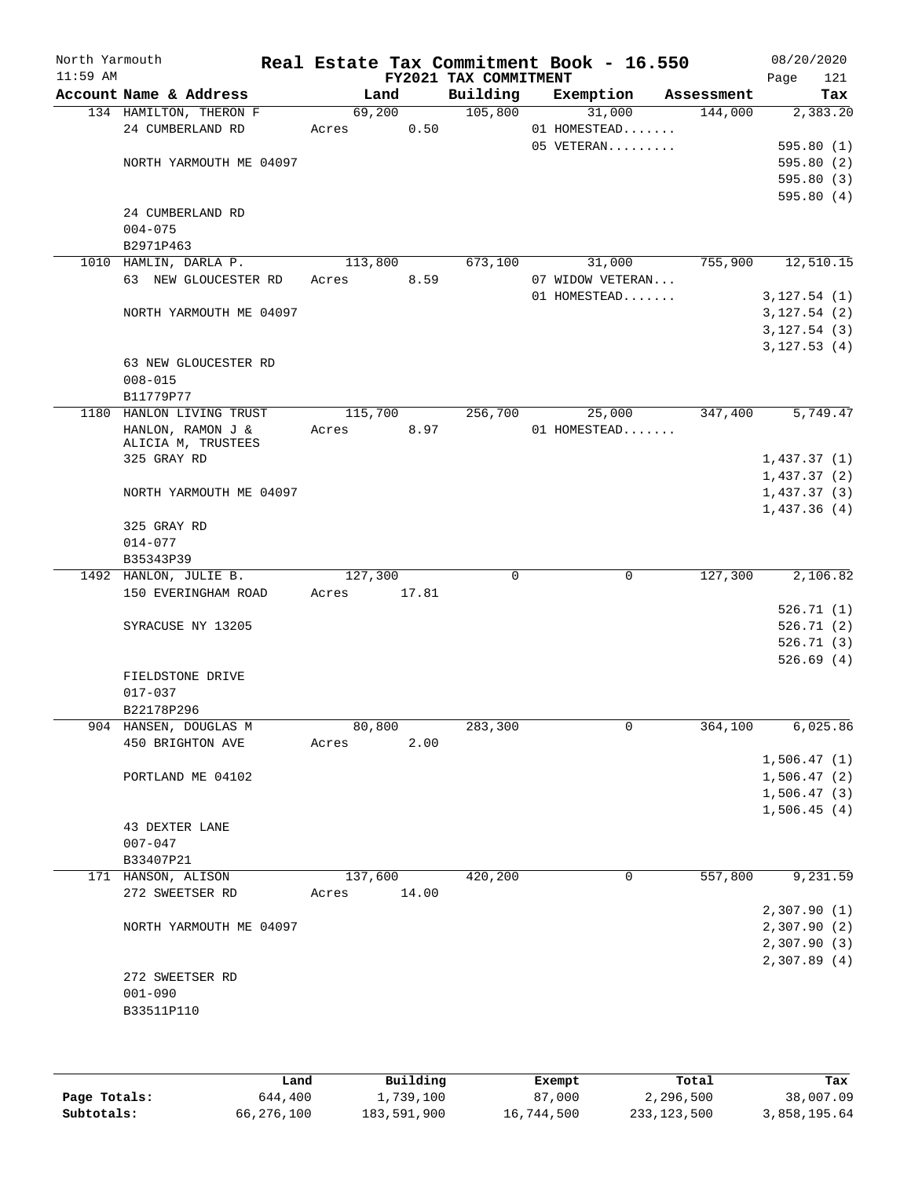North Yarmouth 11:59 AM

**Real Estate Tax Commitment Book - 16.550**
**FY2021 TAX COMMITMENT**

08/20/2020

| Account Name & Address | Land | Building | Exemption | Assessment | Tax |
|---|---|---|---|---|---|
| 134 HAMILTON, THERON F | 69,200 | 105,800 | 31,000 | 144,000 | 2,383.20 |
| 24 CUMBERLAND RD | Acres 0.50 | | 01 HOMESTEAD....... | | |
| | | | 05 VETERAN......... | | 595.80 (1) |
| NORTH YARMOUTH ME 04097 | | | | | 595.80 (2) |
| | | | | | 595.80 (3) |
| | | | | | 595.80 (4) |
| 24 CUMBERLAND RD | | | | | |
| 004-075 | | | | | |
| B2971P463 | | | | | |
| 1010 HAMLIN, DARLA P. | 113,800 | 673,100 | 31,000 | 755,900 | 12,510.15 |
| 63 NEW GLOUCESTER RD | Acres 8.59 | | 07 WIDOW VETERAN... | | |
| | | | 01 HOMESTEAD....... | | 3,127.54 (1) |
| NORTH YARMOUTH ME 04097 | | | | | 3,127.54 (2) |
| | | | | | 3,127.54 (3) |
| | | | | | 3,127.53 (4) |
| 63 NEW GLOUCESTER RD | | | | | |
| 008-015 | | | | | |
| B11779P77 | | | | | |
| 1180 HANLON LIVING TRUST | 115,700 | 256,700 | 25,000 | 347,400 | 5,749.47 |
| HANLON, RAMON J & | Acres 8.97 | | 01 HOMESTEAD....... | | |
| ALICIA M, TRUSTEES | | | | | |
| 325 GRAY RD | | | | | 1,437.37 (1) |
| | | | | | 1,437.37 (2) |
| NORTH YARMOUTH ME 04097 | | | | | 1,437.37 (3) |
| | | | | | 1,437.36 (4) |
| 325 GRAY RD | | | | | |
| 014-077 | | | | | |
| B35343P39 | | | | | |
| 1492 HANLON, JULIE B. | 127,300 | 0 | 0 | 127,300 | 2,106.82 |
| 150 EVERINGHAM ROAD | Acres 17.81 | | | | |
| | | | | | 526.71 (1) |
| SYRACUSE NY 13205 | | | | | 526.71 (2) |
| | | | | | 526.71 (3) |
| | | | | | 526.69 (4) |
| FIELDSTONE DRIVE | | | | | |
| 017-037 | | | | | |
| B22178P296 | | | | | |
| 904 HANSEN, DOUGLAS M | 80,800 | 283,300 | 0 | 364,100 | 6,025.86 |
| 450 BRIGHTON AVE | Acres 2.00 | | | | |
| | | | | | 1,506.47 (1) |
| PORTLAND ME 04102 | | | | | 1,506.47 (2) |
| | | | | | 1,506.47 (3) |
| | | | | | 1,506.45 (4) |
| 43 DEXTER LANE | | | | | |
| 007-047 | | | | | |
| B33407P21 | | | | | |
| 171 HANSON, ALISON | 137,600 | 420,200 | 0 | 557,800 | 9,231.59 |
| 272 SWEETSER RD | Acres 14.00 | | | | |
| | | | | | 2,307.90 (1) |
| NORTH YARMOUTH ME 04097 | | | | | 2,307.90 (2) |
| | | | | | 2,307.90 (3) |
| | | | | | 2,307.89 (4) |
| 272 SWEETSER RD | | | | | |
| 001-090 | | | | | |
| B33511P110 | | | | | |

| | Land | Building | Exempt | Total | Tax |
|---|---|---|---|---|---|
| Page Totals: | 644,400 | 1,739,100 | 87,000 | 2,296,500 | 38,007.09 |
| Subtotals: | 66,276,100 | 183,591,900 | 16,744,500 | 233,123,500 | 3,858,195.64 |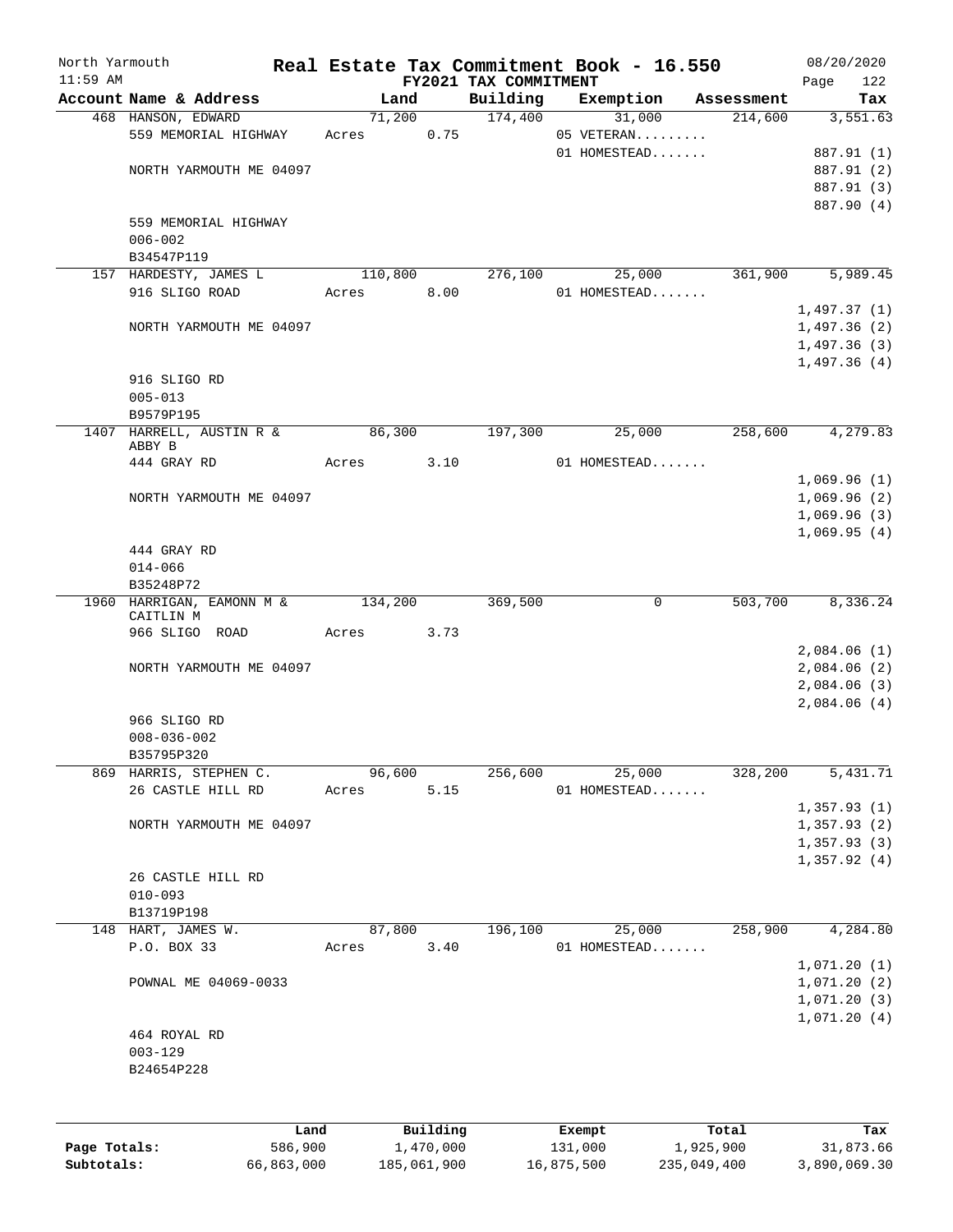North Yarmouth | Real Estate Tax Commitment Book - 16.550 | 08/20/2020
11:59 AM | FY2021 TAX COMMITMENT | Page 122

| Account Name & Address | Land | Building | Exemption | Assessment | Tax |
|---|---|---|---|---|---|
| 468 HANSON, EDWARD | 71,200 | 174,400 | 31,000 | 214,600 | 3,551.63 |
| 559 MEMORIAL HIGHWAY | Acres 0.75 | | 05 VETERAN......... | | |
| | | | 01 HOMESTEAD....... | | 887.91 (1) |
| NORTH YARMOUTH ME 04097 | | | | | 887.91 (2) |
| | | | | | 887.91 (3) |
| | | | | | 887.90 (4) |
| 559 MEMORIAL HIGHWAY | | | | | |
| 006-002 | | | | | |
| B34547P119 | | | | | |
| 157 HARDESTY, JAMES L | 110,800 | 276,100 | 25,000 | 361,900 | 5,989.45 |
| 916 SLIGO ROAD | Acres 8.00 | | 01 HOMESTEAD....... | | |
| | | | | | 1,497.37 (1) |
| NORTH YARMOUTH ME 04097 | | | | | 1,497.36 (2) |
| | | | | | 1,497.36 (3) |
| | | | | | 1,497.36 (4) |
| 916 SLIGO RD | | | | | |
| 005-013 | | | | | |
| B9579P195 | | | | | |
| 1407 HARRELL, AUSTIN R & ABBY B | 86,300 | 197,300 | 25,000 | 258,600 | 4,279.83 |
| 444 GRAY RD | Acres 3.10 | | 01 HOMESTEAD....... | | |
| | | | | | 1,069.96 (1) |
| NORTH YARMOUTH ME 04097 | | | | | 1,069.96 (2) |
| | | | | | 1,069.96 (3) |
| | | | | | 1,069.95 (4) |
| 444 GRAY RD | | | | | |
| 014-066 | | | | | |
| B35248P72 | | | | | |
| 1960 HARRIGAN, EAMONN M & CAITLIN M | 134,200 | 369,500 | 0 | 503,700 | 8,336.24 |
| 966 SLIGO ROAD | Acres 3.73 | | | | |
| | | | | | 2,084.06 (1) |
| NORTH YARMOUTH ME 04097 | | | | | 2,084.06 (2) |
| | | | | | 2,084.06 (3) |
| | | | | | 2,084.06 (4) |
| 966 SLIGO RD | | | | | |
| 008-036-002 | | | | | |
| B35795P320 | | | | | |
| 869 HARRIS, STEPHEN C. | 96,600 | 256,600 | 25,000 | 328,200 | 5,431.71 |
| 26 CASTLE HILL RD | Acres 5.15 | | 01 HOMESTEAD....... | | |
| | | | | | 1,357.93 (1) |
| NORTH YARMOUTH ME 04097 | | | | | 1,357.93 (2) |
| | | | | | 1,357.93 (3) |
| | | | | | 1,357.92 (4) |
| 26 CASTLE HILL RD | | | | | |
| 010-093 | | | | | |
| B13719P198 | | | | | |
| 148 HART, JAMES W. | 87,800 | 196,100 | 25,000 | 258,900 | 4,284.80 |
| P.O. BOX 33 | Acres 3.40 | | 01 HOMESTEAD....... | | |
| | | | | | 1,071.20 (1) |
| POWNAL ME 04069-0033 | | | | | 1,071.20 (2) |
| | | | | | 1,071.20 (3) |
| | | | | | 1,071.20 (4) |
| 464 ROYAL RD | | | | | |
| 003-129 | | | | | |
| B24654P228 | | | | | |

| | Land | Building | Exempt | Total | Tax |
|---|---|---|---|---|---|
| Page Totals: | 586,900 | 1,470,000 | 131,000 | 1,925,900 | 31,873.66 |
| Subtotals: | 66,863,000 | 185,061,900 | 16,875,500 | 235,049,400 | 3,890,069.30 |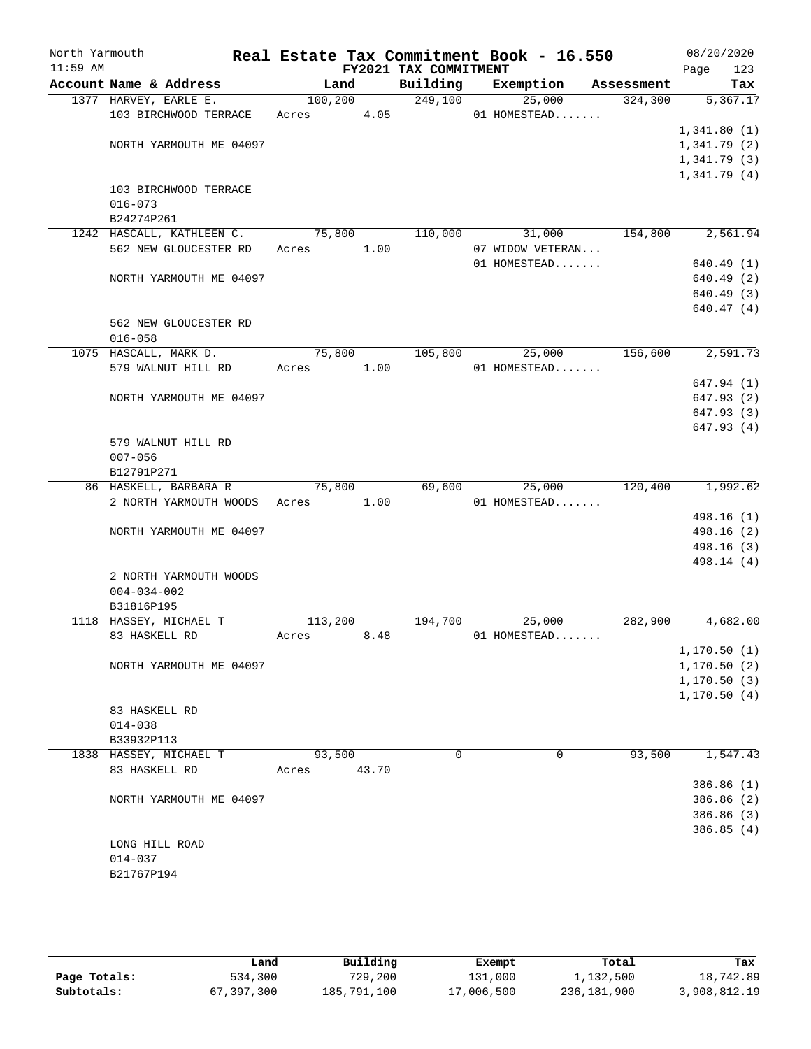North Yarmouth — Real Estate Tax Commitment Book - 16.550 — 08/20/2020
11:59 AM — FY2021 TAX COMMITMENT

| Account Name & Address | Land | Building | Exemption | Assessment | Tax |
|---|---|---|---|---|---|
| 1377 HARVEY, EARLE E. | 100,200 | 249,100 | 25,000 | 324,300 | 5,367.17 |
| 103 BIRCHWOOD TERRACE | Acres 4.05 | | 01 HOMESTEAD....... | | |
| | | | | | 1,341.80 (1) |
| NORTH YARMOUTH ME 04097 | | | | | 1,341.79 (2) |
| | | | | | 1,341.79 (3) |
| | | | | | 1,341.79 (4) |
| 103 BIRCHWOOD TERRACE | | | | | |
| 016-073 | | | | | |
| B24274P261 | | | | | |
| 1242 HASCALL, KATHLEEN C. | 75,800 | 110,000 | 31,000 | 154,800 | 2,561.94 |
| 562 NEW GLOUCESTER RD | Acres 1.00 | | 07 WIDOW VETERAN... | | |
| | | | 01 HOMESTEAD....... | | 640.49 (1) |
| NORTH YARMOUTH ME 04097 | | | | | 640.49 (2) |
| | | | | | 640.49 (3) |
| | | | | | 640.47 (4) |
| 562 NEW GLOUCESTER RD | | | | | |
| 016-058 | | | | | |
| 1075 HASCALL, MARK D. | 75,800 | 105,800 | 25,000 | 156,600 | 2,591.73 |
| 579 WALNUT HILL RD | Acres 1.00 | | 01 HOMESTEAD....... | | |
| | | | | | 647.94 (1) |
| NORTH YARMOUTH ME 04097 | | | | | 647.93 (2) |
| | | | | | 647.93 (3) |
| | | | | | 647.93 (4) |
| 579 WALNUT HILL RD | | | | | |
| 007-056 | | | | | |
| B12791P271 | | | | | |
| 86 HASKELL, BARBARA R | 75,800 | 69,600 | 25,000 | 120,400 | 1,992.62 |
| 2 NORTH YARMOUTH WOODS | Acres 1.00 | | 01 HOMESTEAD....... | | |
| | | | | | 498.16 (1) |
| NORTH YARMOUTH ME 04097 | | | | | 498.16 (2) |
| | | | | | 498.16 (3) |
| | | | | | 498.14 (4) |
| 2 NORTH YARMOUTH WOODS | | | | | |
| 004-034-002 | | | | | |
| B31816P195 | | | | | |
| 1118 HASSEY, MICHAEL T | 113,200 | 194,700 | 25,000 | 282,900 | 4,682.00 |
| 83 HASKELL RD | Acres 8.48 | | 01 HOMESTEAD....... | | |
| | | | | | 1,170.50 (1) |
| NORTH YARMOUTH ME 04097 | | | | | 1,170.50 (2) |
| | | | | | 1,170.50 (3) |
| | | | | | 1,170.50 (4) |
| 83 HASKELL RD | | | | | |
| 014-038 | | | | | |
| B33932P113 | | | | | |
| 1838 HASSEY, MICHAEL T | 93,500 | 0 | 0 | 93,500 | 1,547.43 |
| 83 HASKELL RD | Acres 43.70 | | | | |
| | | | | | 386.86 (1) |
| NORTH YARMOUTH ME 04097 | | | | | 386.86 (2) |
| | | | | | 386.86 (3) |
| | | | | | 386.85 (4) |
| LONG HILL ROAD | | | | | |
| 014-037 | | | | | |
| B21767P194 | | | | | |

| | Land | Building | Exempt | Total | Tax |
|---|---|---|---|---|---|
| Page Totals: | 534,300 | 729,200 | 131,000 | 1,132,500 | 18,742.89 |
| Subtotals: | 67,397,300 | 185,791,100 | 17,006,500 | 236,181,900 | 3,908,812.19 |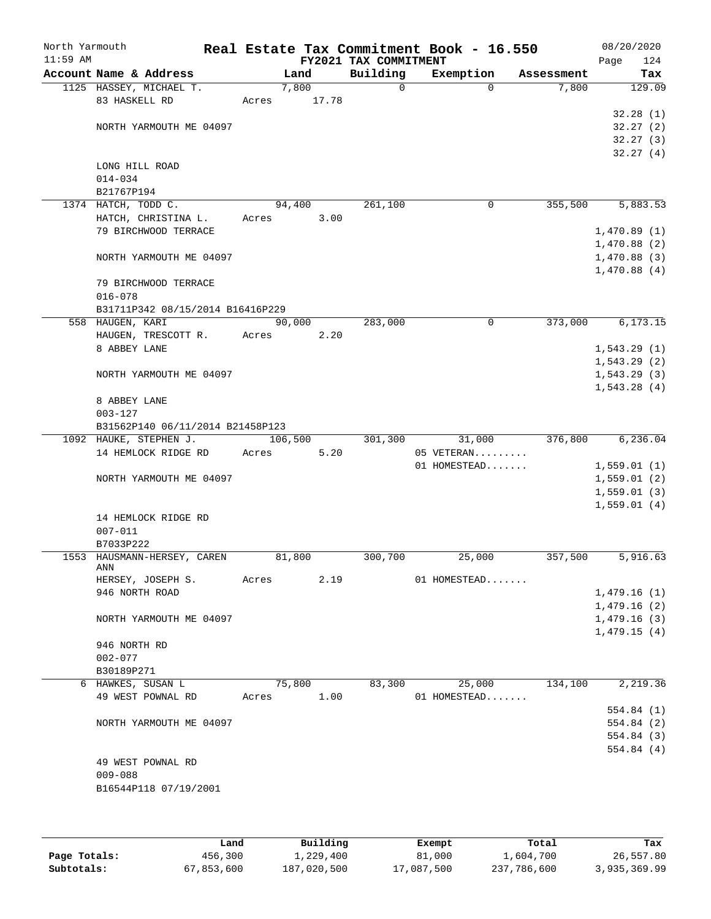North Yarmouth 11:59 AM

**Real Estate Tax Commitment Book - 16.550**
**FY2021 TAX COMMITMENT**

08/20/2020 Page 124

| Account Name & Address | Land | Building | Exemption | Assessment | Tax |
|---|---|---|---|---|---|
| 1125 HASSEY, MICHAEL T. | 7,800 | 0 | 0 | 7,800 | 129.09 |
| 83 HASKELL RD | Acres 17.78 | | | | |
| | | | | | 32.28 (1) |
| NORTH YARMOUTH ME 04097 | | | | | 32.27 (2) |
| | | | | | 32.27 (3) |
| | | | | | 32.27 (4) |
| LONG HILL ROAD | | | | | |
| 014-034 | | | | | |
| B21767P194 | | | | | |
| 1374 HATCH, TODD C. | 94,400 | 261,100 | 0 | 355,500 | 5,883.53 |
| HATCH, CHRISTINA L. | Acres 3.00 | | | | |
| 79 BIRCHWOOD TERRACE | | | | | 1,470.89 (1) |
| | | | | | 1,470.88 (2) |
| NORTH YARMOUTH ME 04097 | | | | | 1,470.88 (3) |
| | | | | | 1,470.88 (4) |
| 79 BIRCHWOOD TERRACE | | | | | |
| 016-078 | | | | | |
| B31711P342 08/15/2014 B16416P229 | | | | | |
| 558 HAUGEN, KARI | 90,000 | 283,000 | 0 | 373,000 | 6,173.15 |
| HAUGEN, TRESCOTT R. | Acres 2.20 | | | | |
| 8 ABBEY LANE | | | | | 1,543.29 (1) |
| | | | | | 1,543.29 (2) |
| NORTH YARMOUTH ME 04097 | | | | | 1,543.29 (3) |
| | | | | | 1,543.28 (4) |
| 8 ABBEY LANE | | | | | |
| 003-127 | | | | | |
| B31562P140 06/11/2014 B21458P123 | | | | | |
| 1092 HAUKE, STEPHEN J. | 106,500 | 301,300 | 31,000 | 376,800 | 6,236.04 |
| 14 HEMLOCK RIDGE RD | Acres 5.20 | | 05 VETERAN......... | | |
| | | | 01 HOMESTEAD....... | | 1,559.01 (1) |
| NORTH YARMOUTH ME 04097 | | | | | 1,559.01 (2) |
| | | | | | 1,559.01 (3) |
| | | | | | 1,559.01 (4) |
| 14 HEMLOCK RIDGE RD | | | | | |
| 007-011 | | | | | |
| B7033P222 | | | | | |
| 1553 HAUSMANN-HERSEY, CAREN ANN | 81,800 | 300,700 | 25,000 | 357,500 | 5,916.63 |
| HERSEY, JOSEPH S. | Acres 2.19 | | 01 HOMESTEAD....... | | |
| 946 NORTH ROAD | | | | | 1,479.16 (1) |
| | | | | | 1,479.16 (2) |
| NORTH YARMOUTH ME 04097 | | | | | 1,479.16 (3) |
| | | | | | 1,479.15 (4) |
| 946 NORTH RD | | | | | |
| 002-077 | | | | | |
| B30189P271 | | | | | |
| 6 HAWKES, SUSAN L | 75,800 | 83,300 | 25,000 | 134,100 | 2,219.36 |
| 49 WEST POWNAL RD | Acres 1.00 | | 01 HOMESTEAD....... | | |
| | | | | | 554.84 (1) |
| NORTH YARMOUTH ME 04097 | | | | | 554.84 (2) |
| | | | | | 554.84 (3) |
| | | | | | 554.84 (4) |
| 49 WEST POWNAL RD | | | | | |
| 009-088 | | | | | |
| B16544P118 07/19/2001 | | | | | |

| | Land | Building | Exempt | Total | Tax |
|---|---|---|---|---|---|
| **Page Totals:** | 456,300 | 1,229,400 | 81,000 | 1,604,700 | 26,557.80 |
| **Subtotals:** | 67,853,600 | 187,020,500 | 17,087,500 | 237,786,600 | 3,935,369.99 |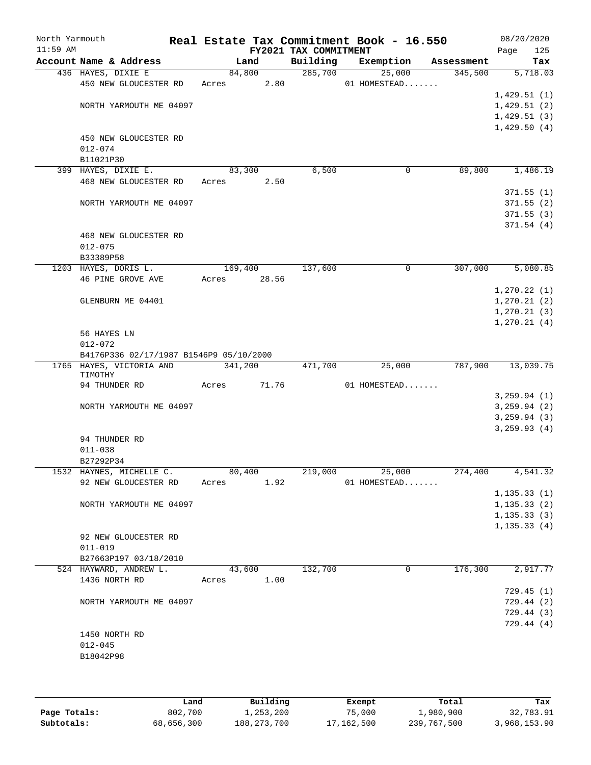North Yarmouth | Real Estate Tax Commitment Book - 16.550 | 08/20/2020
11:59 AM | FY2021 TAX COMMITMENT | Page 125

| Account Name & Address | Land | Building | Exemption | Assessment | Tax |
|---|---|---|---|---|---|
| 436 HAYES, DIXIE E | 84,800 | 285,700 | 25,000 | 345,500 | 5,718.03 |
| 450 NEW GLOUCESTER RD | Acres 2.80 | | 01 HOMESTEAD....... | | |
| | | | | | 1,429.51 (1) |
| NORTH YARMOUTH ME 04097 | | | | | 1,429.51 (2) |
| | | | | | 1,429.51 (3) |
| | | | | | 1,429.50 (4) |
| 450 NEW GLOUCESTER RD | | | | | |
| 012-074 | | | | | |
| B11021P30 | | | | | |
| 399 HAYES, DIXIE E. | 83,300 | 6,500 | 0 | 89,800 | 1,486.19 |
| 468 NEW GLOUCESTER RD | Acres 2.50 | | | | |
| | | | | | 371.55 (1) |
| NORTH YARMOUTH ME 04097 | | | | | 371.55 (2) |
| | | | | | 371.55 (3) |
| | | | | | 371.54 (4) |
| 468 NEW GLOUCESTER RD | | | | | |
| 012-075 | | | | | |
| B33389P58 | | | | | |
| 1203 HAYES, DORIS L. | 169,400 | 137,600 | 0 | 307,000 | 5,080.85 |
| 46 PINE GROVE AVE | Acres 28.56 | | | | |
| | | | | | 1,270.22 (1) |
| GLENBURN ME 04401 | | | | | 1,270.21 (2) |
| | | | | | 1,270.21 (3) |
| | | | | | 1,270.21 (4) |
| 56 HAYES LN | | | | | |
| 012-072 | | | | | |
| B4176P336 02/17/1987 B1546P9 05/10/2000 | | | | | |
| 1765 HAYES, VICTORIA AND TIMOTHY | 341,200 | 471,700 | 25,000 | 787,900 | 13,039.75 |
| 94 THUNDER RD | Acres 71.76 | | 01 HOMESTEAD....... | | |
| | | | | | 3,259.94 (1) |
| NORTH YARMOUTH ME 04097 | | | | | 3,259.94 (2) |
| | | | | | 3,259.94 (3) |
| | | | | | 3,259.93 (4) |
| 94 THUNDER RD | | | | | |
| 011-038 | | | | | |
| B27292P34 | | | | | |
| 1532 HAYNES, MICHELLE C. | 80,400 | 219,000 | 25,000 | 274,400 | 4,541.32 |
| 92 NEW GLOUCESTER RD | Acres 1.92 | | 01 HOMESTEAD....... | | |
| | | | | | 1,135.33 (1) |
| NORTH YARMOUTH ME 04097 | | | | | 1,135.33 (2) |
| | | | | | 1,135.33 (3) |
| | | | | | 1,135.33 (4) |
| 92 NEW GLOUCESTER RD | | | | | |
| 011-019 | | | | | |
| B27663P197 03/18/2010 | | | | | |
| 524 HAYWARD, ANDREW L. | 43,600 | 132,700 | 0 | 176,300 | 2,917.77 |
| 1436 NORTH RD | Acres 1.00 | | | | |
| | | | | | 729.45 (1) |
| NORTH YARMOUTH ME 04097 | | | | | 729.44 (2) |
| | | | | | 729.44 (3) |
| | | | | | 729.44 (4) |
| 1450 NORTH RD | | | | | |
| 012-045 | | | | | |
| B18042P98 | | | | | |

| | Land | Building | Exempt | Total | Tax |
|---|---|---|---|---|---|
| Page Totals: | 802,700 | 1,253,200 | 75,000 | 1,980,900 | 32,783.91 |
| Subtotals: | 68,656,300 | 188,273,700 | 17,162,500 | 239,767,500 | 3,968,153.90 |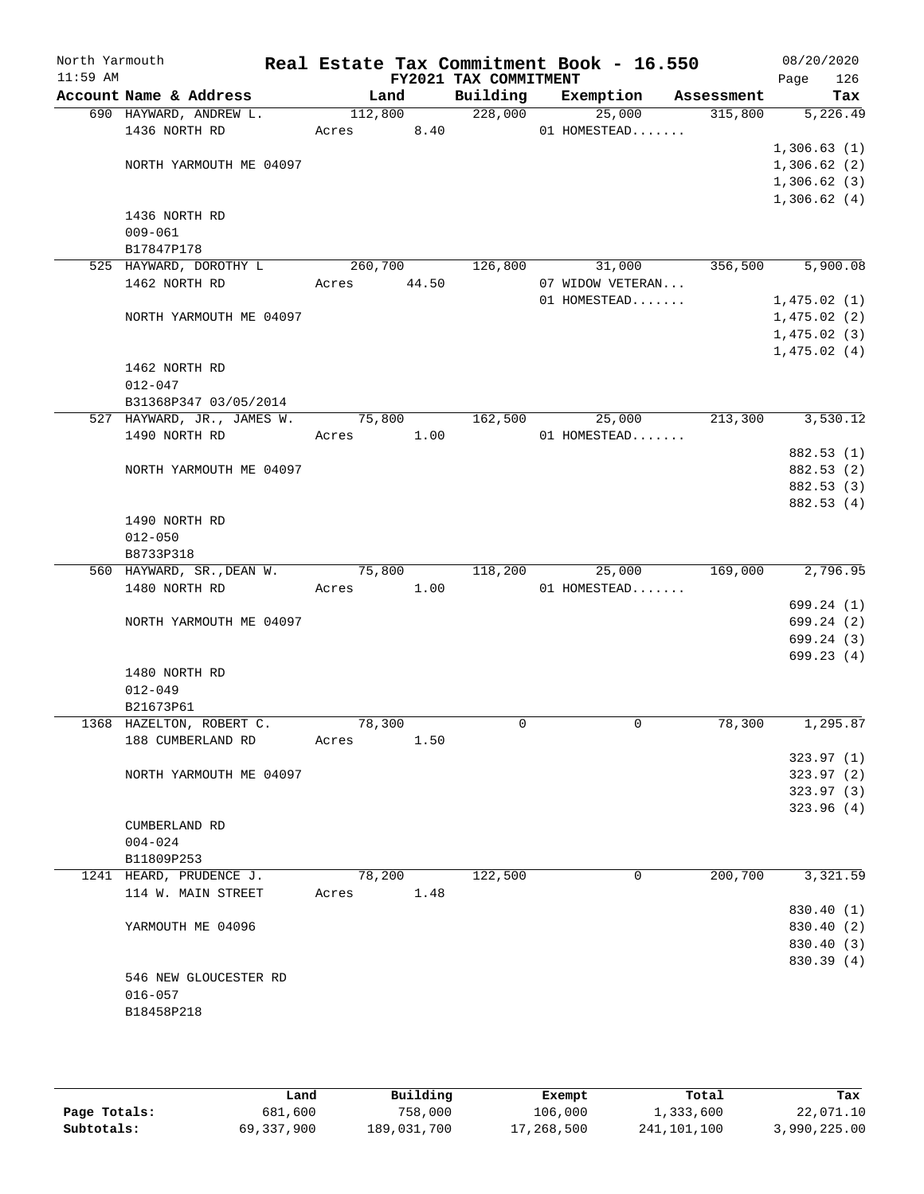# Real Estate Tax Commitment Book - 16.550

North Yarmouth — 11:59 AM — FY2021 TAX COMMITMENT — 08/20/2020

| Account Name & Address | Land | Building | Exemption | Assessment | Tax |
|---|---|---|---|---|---|
| 690 HAYWARD, ANDREW L. | 112,800 | 228,000 | 25,000 | 315,800 | 5,226.49 |
| 1436 NORTH RD | Acres 8.40 | | 01 HOMESTEAD....... | | |
| | | | | | 1,306.63 (1) |
| NORTH YARMOUTH ME 04097 | | | | | 1,306.62 (2) |
| | | | | | 1,306.62 (3) |
| | | | | | 1,306.62 (4) |
| 1436 NORTH RD | | | | | |
| 009-061 | | | | | |
| B17847P178 | | | | | |
| 525 HAYWARD, DOROTHY L | 260,700 | 126,800 | 31,000 | 356,500 | 5,900.08 |
| 1462 NORTH RD | Acres 44.50 | | 07 WIDOW VETERAN... | | |
| | | | 01 HOMESTEAD....... | | 1,475.02 (1) |
| NORTH YARMOUTH ME 04097 | | | | | 1,475.02 (2) |
| | | | | | 1,475.02 (3) |
| | | | | | 1,475.02 (4) |
| 1462 NORTH RD | | | | | |
| 012-047 | | | | | |
| B31368P347 03/05/2014 | | | | | |
| 527 HAYWARD, JR., JAMES W. | 75,800 | 162,500 | 25,000 | 213,300 | 3,530.12 |
| 1490 NORTH RD | Acres 1.00 | | 01 HOMESTEAD....... | | |
| | | | | | 882.53 (1) |
| NORTH YARMOUTH ME 04097 | | | | | 882.53 (2) |
| | | | | | 882.53 (3) |
| | | | | | 882.53 (4) |
| 1490 NORTH RD | | | | | |
| 012-050 | | | | | |
| B8733P318 | | | | | |
| 560 HAYWARD, SR.,DEAN W. | 75,800 | 118,200 | 25,000 | 169,000 | 2,796.95 |
| 1480 NORTH RD | Acres 1.00 | | 01 HOMESTEAD....... | | |
| | | | | | 699.24 (1) |
| NORTH YARMOUTH ME 04097 | | | | | 699.24 (2) |
| | | | | | 699.24 (3) |
| | | | | | 699.23 (4) |
| 1480 NORTH RD | | | | | |
| 012-049 | | | | | |
| B21673P61 | | | | | |
| 1368 HAZELTON, ROBERT C. | 78,300 | 0 | 0 | 78,300 | 1,295.87 |
| 188 CUMBERLAND RD | Acres 1.50 | | | | |
| | | | | | 323.97 (1) |
| NORTH YARMOUTH ME 04097 | | | | | 323.97 (2) |
| | | | | | 323.97 (3) |
| | | | | | 323.96 (4) |
| CUMBERLAND RD | | | | | |
| 004-024 | | | | | |
| B11809P253 | | | | | |
| 1241 HEARD, PRUDENCE J. | 78,200 | 122,500 | 0 | 200,700 | 3,321.59 |
| 114 W. MAIN STREET | Acres 1.48 | | | | |
| | | | | | 830.40 (1) |
| YARMOUTH ME 04096 | | | | | 830.40 (2) |
| | | | | | 830.40 (3) |
| | | | | | 830.39 (4) |
| 546 NEW GLOUCESTER RD | | | | | |
| 016-057 | | | | | |
| B18458P218 | | | | | |

| | Land | Building | Exempt | Total | Tax |
|---|---|---|---|---|---|
| Page Totals: | 681,600 | 758,000 | 106,000 | 1,333,600 | 22,071.10 |
| Subtotals: | 69,337,900 | 189,031,700 | 17,268,500 | 241,101,100 | 3,990,225.00 |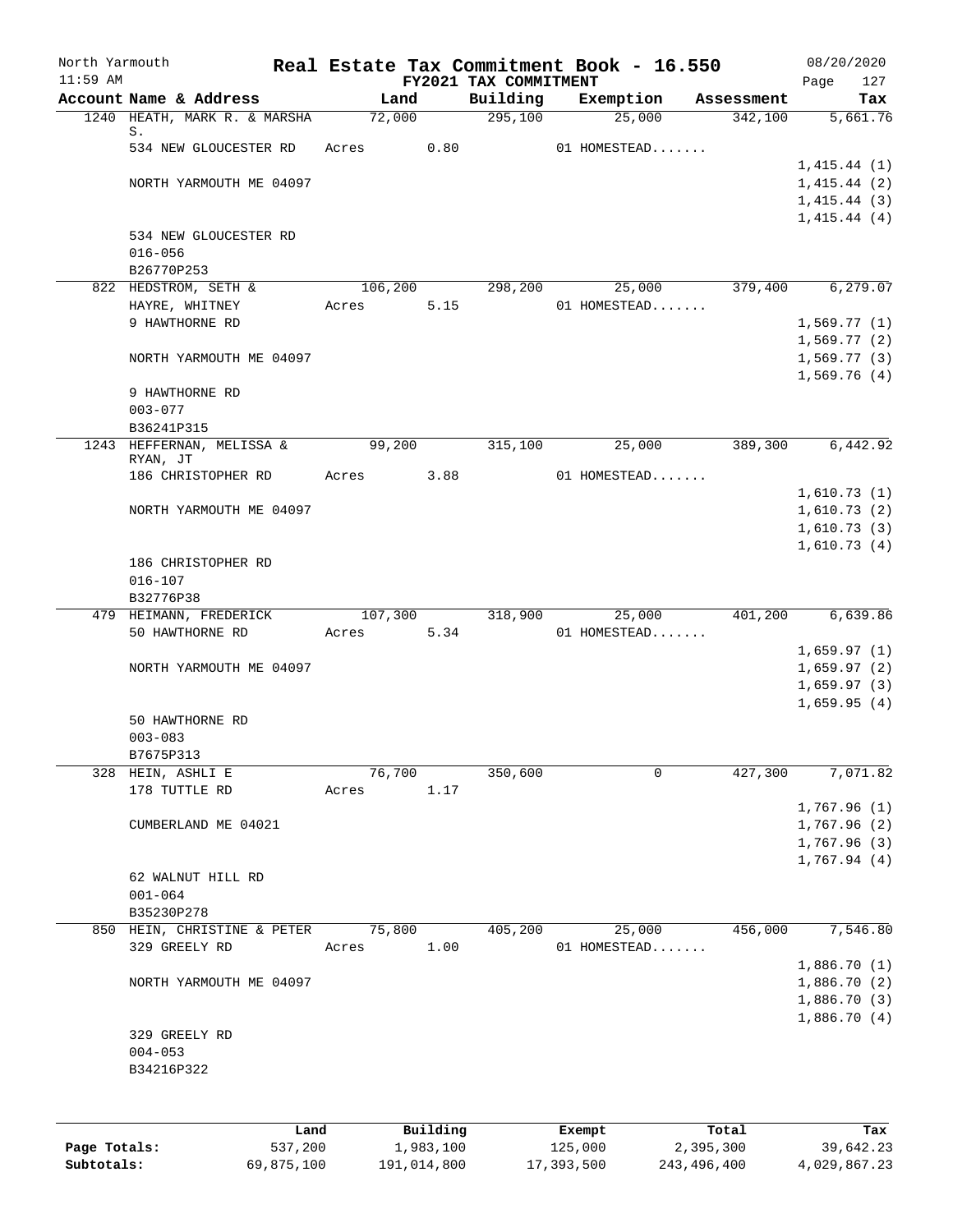North Yarmouth | Real Estate Tax Commitment Book - 16.550 | 08/20/2020
11:59 AM | FY2021 TAX COMMITMENT | Page 127

| Account Name & Address | Land | Building | Exemption | Assessment | Tax |
|---|---|---|---|---|---|
| 1240 HEATH, MARK R. & MARSHA S. | 72,000 | 295,100 | 25,000 | 342,100 | 5,661.76 |
| 534 NEW GLOUCESTER RD | Acres 0.80 | | 01 HOMESTEAD....... | | |
| | | | | | 1,415.44 (1) |
| NORTH YARMOUTH ME 04097 | | | | | 1,415.44 (2) |
| | | | | | 1,415.44 (3) |
| | | | | | 1,415.44 (4) |
| 534 NEW GLOUCESTER RD | | | | | |
| 016-056 | | | | | |
| B26770P253 | | | | | |
| 822 HEDSTROM, SETH & | 106,200 | 298,200 | 25,000 | 379,400 | 6,279.07 |
| HAYRE, WHITNEY | Acres 5.15 | | 01 HOMESTEAD....... | | |
| 9 HAWTHORNE RD | | | | | 1,569.77 (1) |
| | | | | | 1,569.77 (2) |
| NORTH YARMOUTH ME 04097 | | | | | 1,569.77 (3) |
| | | | | | 1,569.76 (4) |
| 9 HAWTHORNE RD | | | | | |
| 003-077 | | | | | |
| B36241P315 | | | | | |
| 1243 HEFFERNAN, MELISSA & RYAN, JT | 99,200 | 315,100 | 25,000 | 389,300 | 6,442.92 |
| 186 CHRISTOPHER RD | Acres 3.88 | | 01 HOMESTEAD....... | | |
| | | | | | 1,610.73 (1) |
| NORTH YARMOUTH ME 04097 | | | | | 1,610.73 (2) |
| | | | | | 1,610.73 (3) |
| | | | | | 1,610.73 (4) |
| 186 CHRISTOPHER RD | | | | | |
| 016-107 | | | | | |
| B32776P38 | | | | | |
| 479 HEIMANN, FREDERICK | 107,300 | 318,900 | 25,000 | 401,200 | 6,639.86 |
| 50 HAWTHORNE RD | Acres 5.34 | | 01 HOMESTEAD....... | | |
| | | | | | 1,659.97 (1) |
| NORTH YARMOUTH ME 04097 | | | | | 1,659.97 (2) |
| | | | | | 1,659.97 (3) |
| | | | | | 1,659.95 (4) |
| 50 HAWTHORNE RD | | | | | |
| 003-083 | | | | | |
| B7675P313 | | | | | |
| 328 HEIN, ASHLI E | 76,700 | 350,600 | 0 | 427,300 | 7,071.82 |
| 178 TUTTLE RD | Acres 1.17 | | | | |
| | | | | | 1,767.96 (1) |
| CUMBERLAND ME 04021 | | | | | 1,767.96 (2) |
| | | | | | 1,767.96 (3) |
| | | | | | 1,767.94 (4) |
| 62 WALNUT HILL RD | | | | | |
| 001-064 | | | | | |
| B35230P278 | | | | | |
| 850 HEIN, CHRISTINE & PETER | 75,800 | 405,200 | 25,000 | 456,000 | 7,546.80 |
| 329 GREELY RD | Acres 1.00 | | 01 HOMESTEAD....... | | |
| | | | | | 1,886.70 (1) |
| NORTH YARMOUTH ME 04097 | | | | | 1,886.70 (2) |
| | | | | | 1,886.70 (3) |
| | | | | | 1,886.70 (4) |
| 329 GREELY RD | | | | | |
| 004-053 | | | | | |
| B34216P322 | | | | | |

| | Land | Building | Exempt | Total | Tax |
|---|---|---|---|---|---|
| Page Totals: | 537,200 | 1,983,100 | 125,000 | 2,395,300 | 39,642.23 |
| Subtotals: | 69,875,100 | 191,014,800 | 17,393,500 | 243,496,400 | 4,029,867.23 |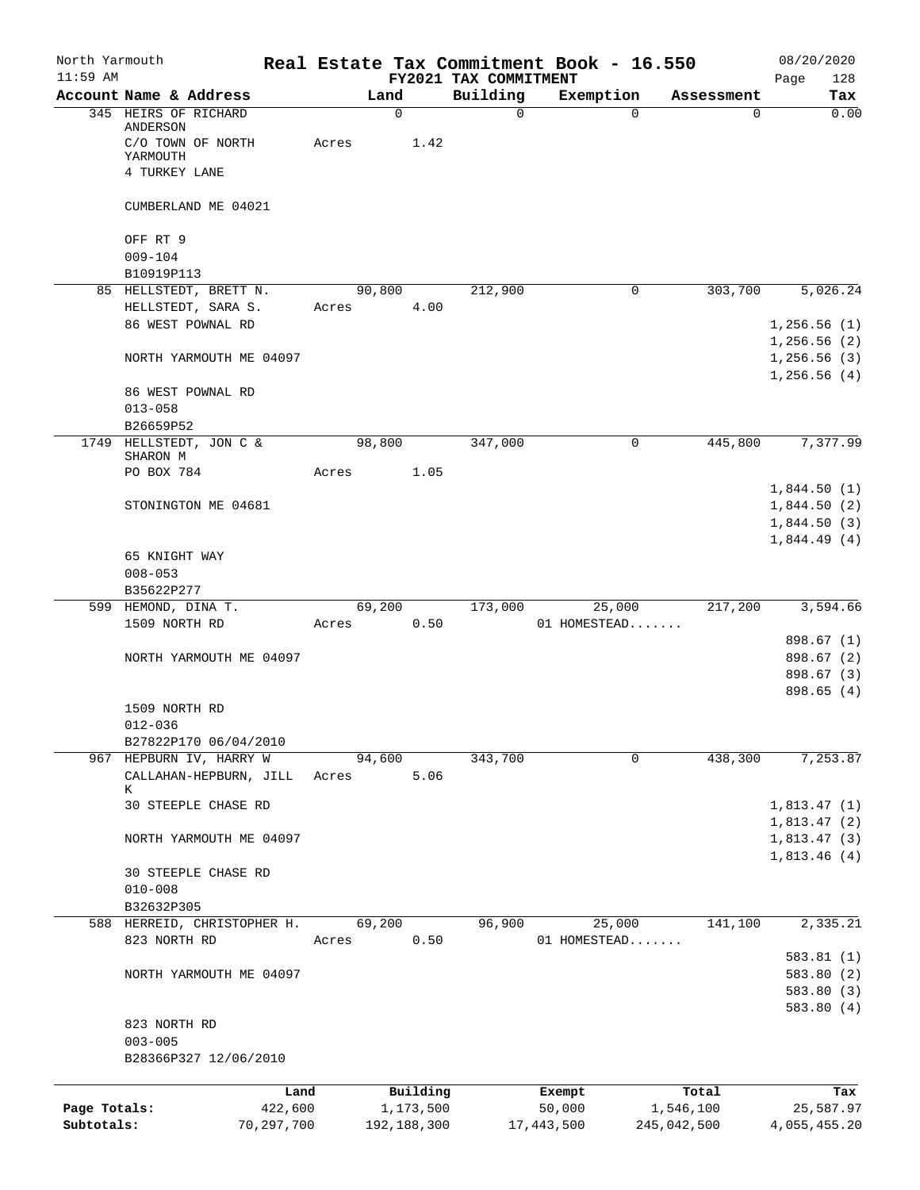North Yarmouth | Real Estate Tax Commitment Book - 16.550 | 08/20/2020
11:59 AM | FY2021 TAX COMMITMENT | Page 128

| Account Name & Address | Land | Building | Exemption | Assessment | Tax |
|---|---|---|---|---|---|
| 345 HEIRS OF RICHARD ANDERSON | 0 | 0 | 0 | 0 | 0.00 |
| C/O TOWN OF NORTH YARMOUTH | Acres 1.42 | | | | |
| 4 TURKEY LANE | | | | | |
| CUMBERLAND ME 04021 | | | | | |
| OFF RT 9 | | | | | |
| 009-104 | | | | | |
| B10919P113 | | | | | |
| 85 HELLSTEDT, BRETT N. | 90,800 | 212,900 | 0 | 303,700 | 5,026.24 |
| HELLSTEDT, SARA S. | Acres 4.00 | | | | |
| 86 WEST POWNAL RD | | | | | 1,256.56 (1) |
| | | | | | 1,256.56 (2) |
| NORTH YARMOUTH ME 04097 | | | | | 1,256.56 (3) |
| | | | | | 1,256.56 (4) |
| 86 WEST POWNAL RD | | | | | |
| 013-058 | | | | | |
| B26659P52 | | | | | |
| 1749 HELLSTEDT, JON C & SHARON M | 98,800 | 347,000 | 0 | 445,800 | 7,377.99 |
| PO BOX 784 | Acres 1.05 | | | | |
| | | | | | 1,844.50 (1) |
| STONINGTON ME 04681 | | | | | 1,844.50 (2) |
| | | | | | 1,844.50 (3) |
| | | | | | 1,844.49 (4) |
| 65 KNIGHT WAY | | | | | |
| 008-053 | | | | | |
| B35622P277 | | | | | |
| 599 HEMOND, DINA T. | 69,200 | 173,000 | 25,000 | 217,200 | 3,594.66 |
| 1509 NORTH RD | Acres 0.50 | | 01 HOMESTEAD....... | | |
| | | | | | 898.67 (1) |
| NORTH YARMOUTH ME 04097 | | | | | 898.67 (2) |
| | | | | | 898.67 (3) |
| | | | | | 898.65 (4) |
| 1509 NORTH RD | | | | | |
| 012-036 | | | | | |
| B27822P170 06/04/2010 | | | | | |
| 967 HEPBURN IV, HARRY W | 94,600 | 343,700 | 0 | 438,300 | 7,253.87 |
| CALLAHAN-HEPBURN, JILL K | Acres 5.06 | | | | |
| 30 STEEPLE CHASE RD | | | | | 1,813.47 (1) |
| | | | | | 1,813.47 (2) |
| NORTH YARMOUTH ME 04097 | | | | | 1,813.47 (3) |
| | | | | | 1,813.46 (4) |
| 30 STEEPLE CHASE RD | | | | | |
| 010-008 | | | | | |
| B32632P305 | | | | | |
| 588 HERREID, CHRISTOPHER H. | 69,200 | 96,900 | 25,000 | 141,100 | 2,335.21 |
| 823 NORTH RD | Acres 0.50 | | 01 HOMESTEAD....... | | |
| | | | | | 583.81 (1) |
| NORTH YARMOUTH ME 04097 | | | | | 583.80 (2) |
| | | | | | 583.80 (3) |
| | | | | | 583.80 (4) |
| 823 NORTH RD | | | | | |
| 003-005 | | | | | |
| B28366P327 12/06/2010 | | | | | |

| | Land | Building | Exempt | Total | Tax |
|---|---|---|---|---|---|
| Page Totals: | 422,600 | 1,173,500 | 50,000 | 1,546,100 | 25,587.97 |
| Subtotals: | 70,297,700 | 192,188,300 | 17,443,500 | 245,042,500 | 4,055,455.20 |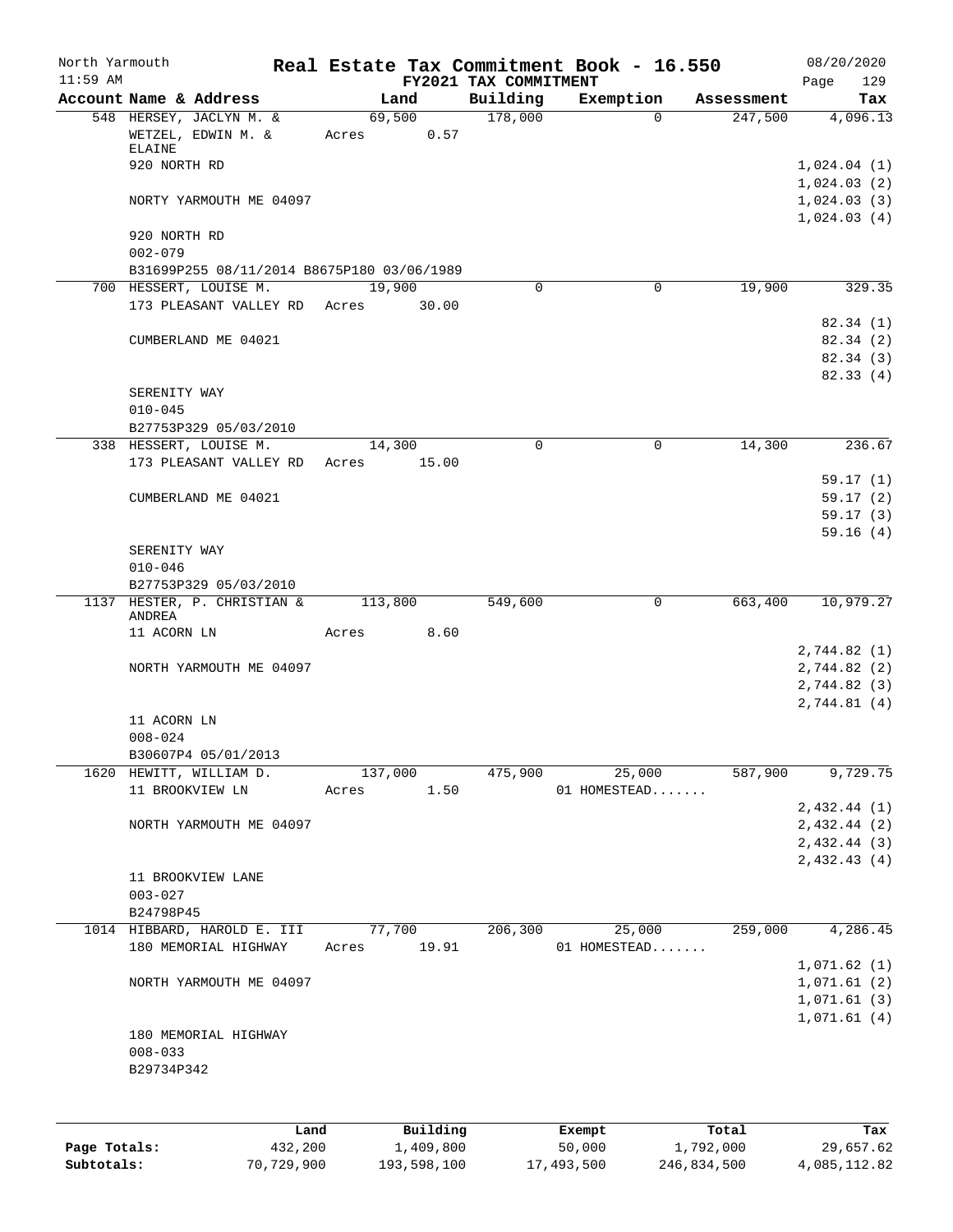North Yarmouth — Real Estate Tax Commitment Book - 16.550 — 08/20/2020
11:59 AM — FY2021 TAX COMMITMENT — Page 129

| Account Name & Address | Land | Building | Exemption | Assessment | Tax |
|---|---|---|---|---|---|
| 548 HERSEY, JACLYN M. & | 69,500 | 178,000 | 0 | 247,500 | 4,096.13 |
| WETZEL, EDWIN M. & ELAINE | Acres 0.57 | | | | |
| 920 NORTH RD | | | | | 1,024.04 (1) |
| | | | | | 1,024.03 (2) |
| NORTY YARMOUTH ME 04097 | | | | | 1,024.03 (3) |
| | | | | | 1,024.03 (4) |
| 920 NORTH RD | | | | | |
| 002-079 | | | | | |
| B31699P255 08/11/2014 B8675P180 03/06/1989 | | | | | |
| 700 HESSERT, LOUISE M. | 19,900 | 0 | 0 | 19,900 | 329.35 |
| 173 PLEASANT VALLEY RD | Acres 30.00 | | | | |
| | | | | | 82.34 (1) |
| CUMBERLAND ME 04021 | | | | | 82.34 (2) |
| | | | | | 82.34 (3) |
| | | | | | 82.33 (4) |
| SERENITY WAY | | | | | |
| 010-045 | | | | | |
| B27753P329 05/03/2010 | | | | | |
| 338 HESSERT, LOUISE M. | 14,300 | 0 | 0 | 14,300 | 236.67 |
| 173 PLEASANT VALLEY RD | Acres 15.00 | | | | |
| | | | | | 59.17 (1) |
| CUMBERLAND ME 04021 | | | | | 59.17 (2) |
| | | | | | 59.17 (3) |
| | | | | | 59.16 (4) |
| SERENITY WAY | | | | | |
| 010-046 | | | | | |
| B27753P329 05/03/2010 | | | | | |
| 1137 HESTER, P. CHRISTIAN & ANDREA | 113,800 | 549,600 | 0 | 663,400 | 10,979.27 |
| 11 ACORN LN | Acres 8.60 | | | | |
| | | | | | 2,744.82 (1) |
| NORTH YARMOUTH ME 04097 | | | | | 2,744.82 (2) |
| | | | | | 2,744.82 (3) |
| | | | | | 2,744.81 (4) |
| 11 ACORN LN | | | | | |
| 008-024 | | | | | |
| B30607P4 05/01/2013 | | | | | |
| 1620 HEWITT, WILLIAM D. | 137,000 | 475,900 | 25,000 | 587,900 | 9,729.75 |
| 11 BROOKVIEW LN | Acres 1.50 | | 01 HOMESTEAD....... | | |
| | | | | | 2,432.44 (1) |
| NORTH YARMOUTH ME 04097 | | | | | 2,432.44 (2) |
| | | | | | 2,432.44 (3) |
| | | | | | 2,432.43 (4) |
| 11 BROOKVIEW LANE | | | | | |
| 003-027 | | | | | |
| B24798P45 | | | | | |
| 1014 HIBBARD, HAROLD E. III | 77,700 | 206,300 | 25,000 | 259,000 | 4,286.45 |
| 180 MEMORIAL HIGHWAY | Acres 19.91 | | 01 HOMESTEAD....... | | |
| | | | | | 1,071.62 (1) |
| NORTH YARMOUTH ME 04097 | | | | | 1,071.61 (2) |
| | | | | | 1,071.61 (3) |
| | | | | | 1,071.61 (4) |
| 180 MEMORIAL HIGHWAY | | | | | |
| 008-033 | | | | | |
| B29734P342 | | | | | |

| | Land | Building | Exempt | Total | Tax |
|---|---|---|---|---|---|
| Page Totals: | 432,200 | 1,409,800 | 50,000 | 1,792,000 | 29,657.62 |
| Subtotals: | 70,729,900 | 193,598,100 | 17,493,500 | 246,834,500 | 4,085,112.82 |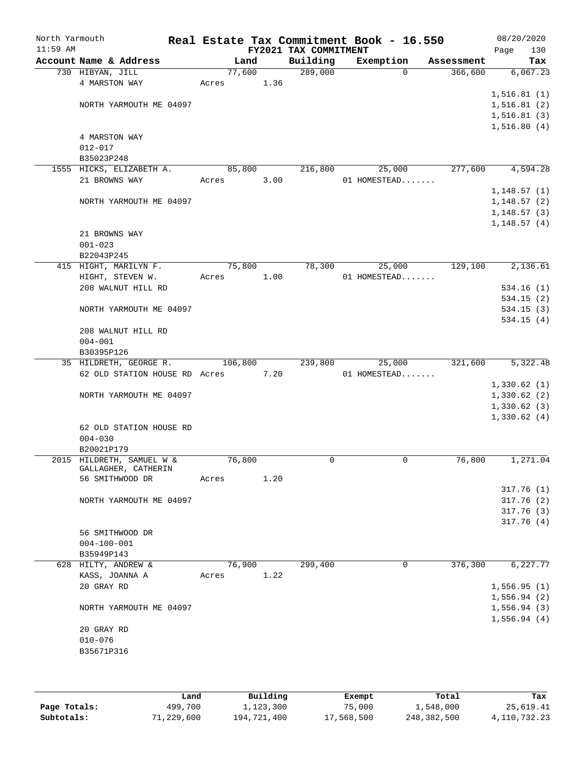North Yarmouth — Real Estate Tax Commitment Book - 16.550 — 08/20/2020
11:59 AM — FY2021 TAX COMMITMENT — Page 130

| Account Name & Address | Land | Building | Exemption | Assessment | Tax |
|---|---|---|---|---|---|
| 730 HIBYAN, JILL | 77,600 | 289,000 | 0 | 366,600 | 6,067.23 |
| 4 MARSTON WAY | Acres 1.36 | | | | |
| | | | | | 1,516.81 (1) |
| NORTH YARMOUTH ME 04097 | | | | | 1,516.81 (2) |
| | | | | | 1,516.81 (3) |
| | | | | | 1,516.80 (4) |
| 4 MARSTON WAY | | | | | |
| 012-017 | | | | | |
| B35023P248 | | | | | |
| 1555 HICKS, ELIZABETH A. | 85,800 | 216,800 | 25,000 | 277,600 | 4,594.28 |
| 21 BROWNS WAY | Acres 3.00 | | 01 HOMESTEAD....... | | |
| | | | | | 1,148.57 (1) |
| NORTH YARMOUTH ME 04097 | | | | | 1,148.57 (2) |
| | | | | | 1,148.57 (3) |
| | | | | | 1,148.57 (4) |
| 21 BROWNS WAY | | | | | |
| 001-023 | | | | | |
| B22043P245 | | | | | |
| 415 HIGHT, MARILYN F. | 75,800 | 78,300 | 25,000 | 129,100 | 2,136.61 |
| HIGHT, STEVEN W. | Acres 1.00 | | 01 HOMESTEAD....... | | |
| 208 WALNUT HILL RD | | | | | 534.16 (1) |
| | | | | | 534.15 (2) |
| NORTH YARMOUTH ME 04097 | | | | | 534.15 (3) |
| | | | | | 534.15 (4) |
| 208 WALNUT HILL RD | | | | | |
| 004-001 | | | | | |
| B30395P126 | | | | | |
| 35 HILDRETH, GEORGE R. | 106,800 | 239,800 | 25,000 | 321,600 | 5,322.48 |
| 62 OLD STATION HOUSE RD | Acres 7.20 | | 01 HOMESTEAD....... | | |
| | | | | | 1,330.62 (1) |
| NORTH YARMOUTH ME 04097 | | | | | 1,330.62 (2) |
| | | | | | 1,330.62 (3) |
| | | | | | 1,330.62 (4) |
| 62 OLD STATION HOUSE RD | | | | | |
| 004-030 | | | | | |
| B20021P179 | | | | | |
| 2015 HILDRETH, SAMUEL W & | 76,800 | 0 | 0 | 76,800 | 1,271.04 |
| GALLAGHER, CATHERIN | | | | | |
| 56 SMITHWOOD DR | Acres 1.20 | | | | |
| | | | | | 317.76 (1) |
| NORTH YARMOUTH ME 04097 | | | | | 317.76 (2) |
| | | | | | 317.76 (3) |
| | | | | | 317.76 (4) |
| 56 SMITHWOOD DR | | | | | |
| 004-100-001 | | | | | |
| B35949P143 | | | | | |
| 628 HILTY, ANDREW & | 76,900 | 299,400 | 0 | 376,300 | 6,227.77 |
| KASS, JOANNA A | Acres 1.22 | | | | |
| 20 GRAY RD | | | | | 1,556.95 (1) |
| | | | | | 1,556.94 (2) |
| NORTH YARMOUTH ME 04097 | | | | | 1,556.94 (3) |
| | | | | | 1,556.94 (4) |
| 20 GRAY RD | | | | | |
| 010-076 | | | | | |
| B35671P316 | | | | | |

| | Land | Building | Exempt | Total | Tax |
|---|---|---|---|---|---|
| Page Totals: | 499,700 | 1,123,300 | 75,000 | 1,548,000 | 25,619.41 |
| Subtotals: | 71,229,600 | 194,721,400 | 17,568,500 | 248,382,500 | 4,110,732.23 |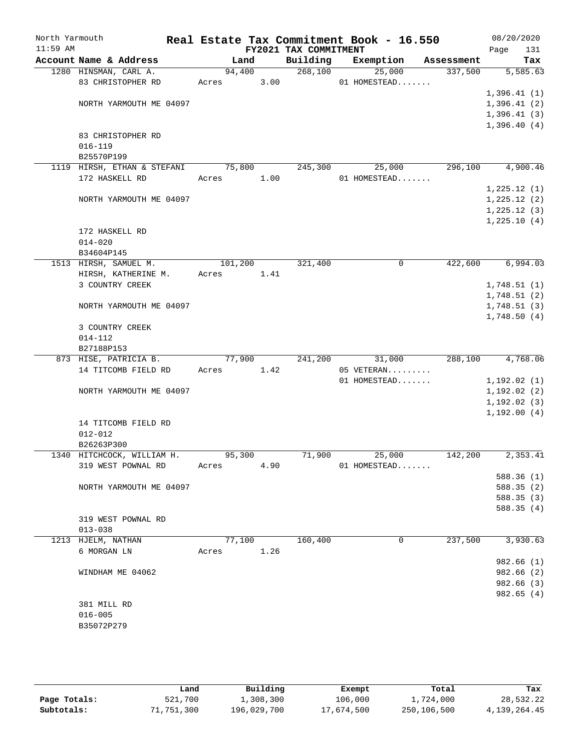# Real Estate Tax Commitment Book - 16.550

North Yarmouth — 11:59 AM — FY2021 TAX COMMITMENT — 08/20/2020

| Account Name & Address | Land | Building | Exemption | Assessment | Tax |
|---|---|---|---|---|---|
| 1280 HINSMAN, CARL A. | 94,400 | 268,100 | 25,000 | 337,500 | 5,585.63 |
| 83 CHRISTOPHER RD | Acres 3.00 | | 01 HOMESTEAD....... | | |
| | | | | | 1,396.41 (1) |
| NORTH YARMOUTH ME 04097 | | | | | 1,396.41 (2) |
| | | | | | 1,396.41 (3) |
| | | | | | 1,396.40 (4) |
| 83 CHRISTOPHER RD | | | | | |
| 016-119 | | | | | |
| B25570P199 | | | | | |
| 1119 HIRSH, ETHAN & STEFANI | 75,800 | 245,300 | 25,000 | 296,100 | 4,900.46 |
| 172 HASKELL RD | Acres 1.00 | | 01 HOMESTEAD....... | | |
| | | | | | 1,225.12 (1) |
| NORTH YARMOUTH ME 04097 | | | | | 1,225.12 (2) |
| | | | | | 1,225.12 (3) |
| | | | | | 1,225.10 (4) |
| 172 HASKELL RD | | | | | |
| 014-020 | | | | | |
| B34604P145 | | | | | |
| 1513 HIRSH, SAMUEL M. | 101,200 | 321,400 | 0 | 422,600 | 6,994.03 |
| HIRSH, KATHERINE M. | Acres 1.41 | | | | |
| 3 COUNTRY CREEK | | | | | 1,748.51 (1) |
| | | | | | 1,748.51 (2) |
| NORTH YARMOUTH ME 04097 | | | | | 1,748.51 (3) |
| | | | | | 1,748.50 (4) |
| 3 COUNTRY CREEK | | | | | |
| 014-112 | | | | | |
| B27188P153 | | | | | |
| 873 HISE, PATRICIA B. | 77,900 | 241,200 | 31,000 | 288,100 | 4,768.06 |
| 14 TITCOMB FIELD RD | Acres 1.42 | | 05 VETERAN......... | | |
| | | | 01 HOMESTEAD....... | | 1,192.02 (1) |
| NORTH YARMOUTH ME 04097 | | | | | 1,192.02 (2) |
| | | | | | 1,192.02 (3) |
| | | | | | 1,192.00 (4) |
| 14 TITCOMB FIELD RD | | | | | |
| 012-012 | | | | | |
| B26263P300 | | | | | |
| 1340 HITCHCOCK, WILLIAM H. | 95,300 | 71,900 | 25,000 | 142,200 | 2,353.41 |
| 319 WEST POWNAL RD | Acres 4.90 | | 01 HOMESTEAD....... | | |
| | | | | | 588.36 (1) |
| NORTH YARMOUTH ME 04097 | | | | | 588.35 (2) |
| | | | | | 588.35 (3) |
| | | | | | 588.35 (4) |
| 319 WEST POWNAL RD | | | | | |
| 013-038 | | | | | |
| 1213 HJELM, NATHAN | 77,100 | 160,400 | 0 | 237,500 | 3,930.63 |
| 6 MORGAN LN | Acres 1.26 | | | | |
| | | | | | 982.66 (1) |
| WINDHAM ME 04062 | | | | | 982.66 (2) |
| | | | | | 982.66 (3) |
| | | | | | 982.65 (4) |
| 381 MILL RD | | | | | |
| 016-005 | | | | | |
| B35072P279 | | | | | |

| | Land | Building | Exempt | Total | Tax |
|---|---|---|---|---|---|
| Page Totals: | 521,700 | 1,308,300 | 106,000 | 1,724,000 | 28,532.22 |
| Subtotals: | 71,751,300 | 196,029,700 | 17,674,500 | 250,106,500 | 4,139,264.45 |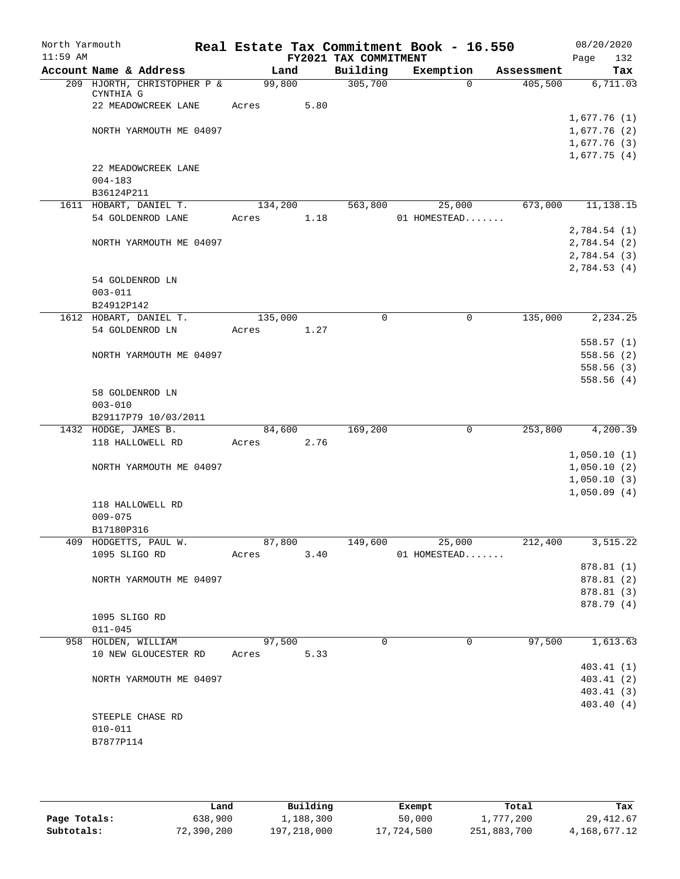North Yarmouth | Real Estate Tax Commitment Book - 16.550 | 08/20/2020
11:59 AM | FY2021 TAX COMMITMENT | Page 132

| Account Name & Address | Land | Building | Exemption | Assessment | Tax |
|---|---|---|---|---|---|
| 209 HJORTH, CHRISTOPHER P & CYNTHIA G | 99,800 | 305,700 | 0 | 405,500 | 6,711.03 |
| 22 MEADOWCREEK LANE | Acres 5.80 | | | | |
| | | | | | 1,677.76 (1) |
| NORTH YARMOUTH ME 04097 | | | | | 1,677.76 (2) |
| | | | | | 1,677.76 (3) |
| | | | | | 1,677.75 (4) |
| 22 MEADOWCREEK LANE | | | | | |
| 004-183 | | | | | |
| B36124P211 | | | | | |
| 1611 HOBART, DANIEL T. | 134,200 | 563,800 | 25,000 | 673,000 | 11,138.15 |
| 54 GOLDENROD LANE | Acres 1.18 | | 01 HOMESTEAD....... | | |
| | | | | | 2,784.54 (1) |
| NORTH YARMOUTH ME 04097 | | | | | 2,784.54 (2) |
| | | | | | 2,784.54 (3) |
| | | | | | 2,784.53 (4) |
| 54 GOLDENROD LN | | | | | |
| 003-011 | | | | | |
| B24912P142 | | | | | |
| 1612 HOBART, DANIEL T. | 135,000 | 0 | 0 | 135,000 | 2,234.25 |
| 54 GOLDENROD LN | Acres 1.27 | | | | |
| | | | | | 558.57 (1) |
| NORTH YARMOUTH ME 04097 | | | | | 558.56 (2) |
| | | | | | 558.56 (3) |
| | | | | | 558.56 (4) |
| 58 GOLDENROD LN | | | | | |
| 003-010 | | | | | |
| B29117P79 10/03/2011 | | | | | |
| 1432 HODGE, JAMES B. | 84,600 | 169,200 | 0 | 253,800 | 4,200.39 |
| 118 HALLOWELL RD | Acres 2.76 | | | | |
| | | | | | 1,050.10 (1) |
| NORTH YARMOUTH ME 04097 | | | | | 1,050.10 (2) |
| | | | | | 1,050.10 (3) |
| | | | | | 1,050.09 (4) |
| 118 HALLOWELL RD | | | | | |
| 009-075 | | | | | |
| B17180P316 | | | | | |
| 409 HODGETTS, PAUL W. | 87,800 | 149,600 | 25,000 | 212,400 | 3,515.22 |
| 1095 SLIGO RD | Acres 3.40 | | 01 HOMESTEAD....... | | |
| | | | | | 878.81 (1) |
| NORTH YARMOUTH ME 04097 | | | | | 878.81 (2) |
| | | | | | 878.81 (3) |
| | | | | | 878.79 (4) |
| 1095 SLIGO RD | | | | | |
| 011-045 | | | | | |
| 958 HOLDEN, WILLIAM | 97,500 | 0 | 0 | 97,500 | 1,613.63 |
| 10 NEW GLOUCESTER RD | Acres 5.33 | | | | |
| | | | | | 403.41 (1) |
| NORTH YARMOUTH ME 04097 | | | | | 403.41 (2) |
| | | | | | 403.41 (3) |
| | | | | | 403.40 (4) |
| STEEPLE CHASE RD | | | | | |
| 010-011 | | | | | |
| B7877P114 | | | | | |

| | Land | Building | Exempt | Total | Tax |
|---|---|---|---|---|---|
| Page Totals: | 638,900 | 1,188,300 | 50,000 | 1,777,200 | 29,412.67 |
| Subtotals: | 72,390,200 | 197,218,000 | 17,724,500 | 251,883,700 | 4,168,677.12 |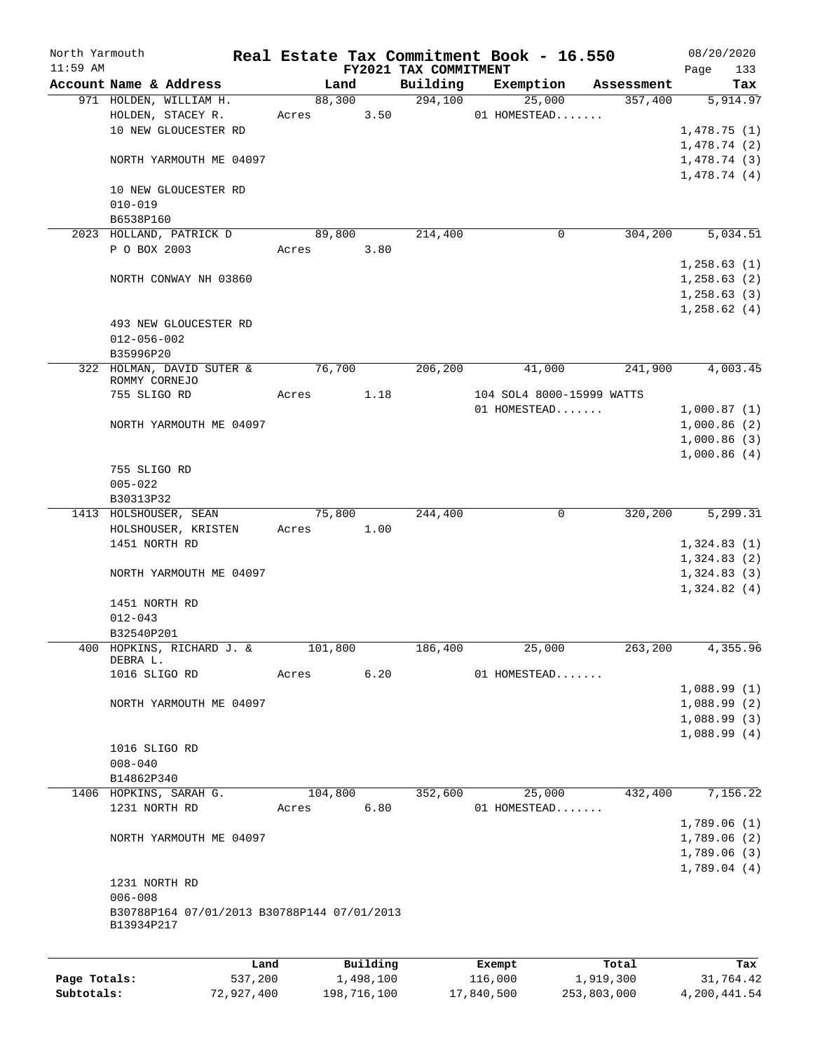North Yarmouth — Real Estate Tax Commitment Book - 16.550 — 08/20/2020
11:59 AM — FY2021 TAX COMMITMENT

| Account Name & Address | Land | Building | Exemption | Assessment | Tax |
|---|---|---|---|---|---|
| 971 HOLDEN, WILLIAM H. | 88,300 | 294,100 | 25,000 | 357,400 | 5,914.97 |
| HOLDEN, STACEY R. | Acres 3.50 | | 01 HOMESTEAD....... | | |
| 10 NEW GLOUCESTER RD | | | | | 1,478.75 (1) |
| | | | | | 1,478.74 (2) |
| NORTH YARMOUTH ME 04097 | | | | | 1,478.74 (3) |
| | | | | | 1,478.74 (4) |
| 10 NEW GLOUCESTER RD | | | | | |
| 010-019 | | | | | |
| B6538P160 | | | | | |
| 2023 HOLLAND, PATRICK D | 89,800 | 214,400 | 0 | 304,200 | 5,034.51 |
| P O BOX 2003 | Acres 3.80 | | | | |
| | | | | | 1,258.63 (1) |
| NORTH CONWAY NH 03860 | | | | | 1,258.63 (2) |
| | | | | | 1,258.63 (3) |
| | | | | | 1,258.62 (4) |
| 493 NEW GLOUCESTER RD | | | | | |
| 012-056-002 | | | | | |
| B35996P20 | | | | | |
| 322 HOLMAN, DAVID SUTER & ROMMY CORNEJO | 76,700 | 206,200 | 41,000 | 241,900 | 4,003.45 |
| 755 SLIGO RD | Acres 1.18 | | 104 SOL4 8000-15999 WATTS | | |
| | | | 01 HOMESTEAD....... | | 1,000.87 (1) |
| NORTH YARMOUTH ME 04097 | | | | | 1,000.86 (2) |
| | | | | | 1,000.86 (3) |
| | | | | | 1,000.86 (4) |
| 755 SLIGO RD | | | | | |
| 005-022 | | | | | |
| B30313P32 | | | | | |
| 1413 HOLSHOUSER, SEAN | 75,800 | 244,400 | 0 | 320,200 | 5,299.31 |
| HOLSHOUSER, KRISTEN | Acres 1.00 | | | | |
| 1451 NORTH RD | | | | | 1,324.83 (1) |
| | | | | | 1,324.83 (2) |
| NORTH YARMOUTH ME 04097 | | | | | 1,324.83 (3) |
| | | | | | 1,324.82 (4) |
| 1451 NORTH RD | | | | | |
| 012-043 | | | | | |
| B32540P201 | | | | | |
| 400 HOPKINS, RICHARD J. & DEBRA L. | 101,800 | 186,400 | 25,000 | 263,200 | 4,355.96 |
| 1016 SLIGO RD | Acres 6.20 | | 01 HOMESTEAD....... | | |
| | | | | | 1,088.99 (1) |
| NORTH YARMOUTH ME 04097 | | | | | 1,088.99 (2) |
| | | | | | 1,088.99 (3) |
| | | | | | 1,088.99 (4) |
| 1016 SLIGO RD | | | | | |
| 008-040 | | | | | |
| B14862P340 | | | | | |
| 1406 HOPKINS, SARAH G. | 104,800 | 352,600 | 25,000 | 432,400 | 7,156.22 |
| 1231 NORTH RD | Acres 6.80 | | 01 HOMESTEAD....... | | |
| | | | | | 1,789.06 (1) |
| NORTH YARMOUTH ME 04097 | | | | | 1,789.06 (2) |
| | | | | | 1,789.06 (3) |
| | | | | | 1,789.04 (4) |
| 1231 NORTH RD | | | | | |
| 006-008 | | | | | |
| B30788P164 07/01/2013 B30788P144 07/01/2013 | | | | | |
| B13934P217 | | | | | |

| | Land | Building | Exempt | Total | Tax |
|---|---|---|---|---|---|
| Page Totals: | 537,200 | 1,498,100 | 116,000 | 1,919,300 | 31,764.42 |
| Subtotals: | 72,927,400 | 198,716,100 | 17,840,500 | 253,803,000 | 4,200,441.54 |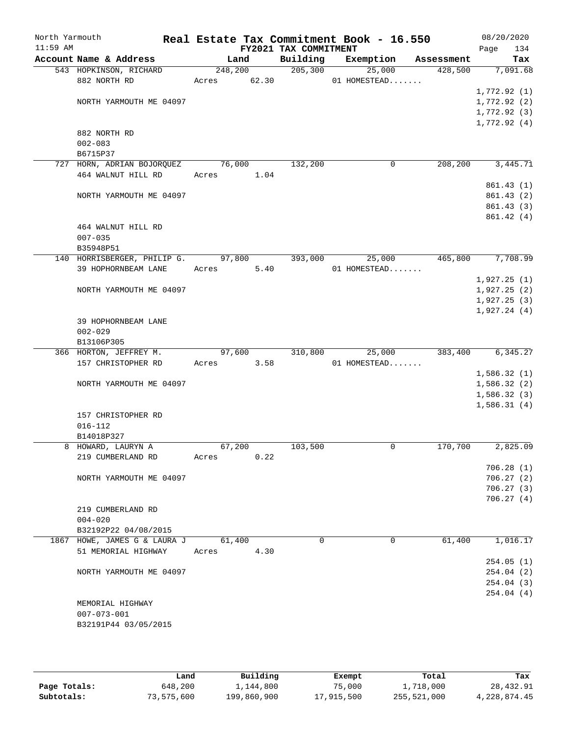North Yarmouth | | Real Estate Tax Commitment Book - 16.550 | 08/20/2020
11:59 AM | | FY2021 TAX COMMITMENT | Page 134

| Account Name & Address | Land | Building | Exemption | Assessment | Tax |
|---|---|---|---|---|---|
| 543 HOPKINSON, RICHARD | 248,200 | 205,300 | 25,000 | 428,500 | 7,091.68 |
| 882 NORTH RD | Acres 62.30 | | 01 HOMESTEAD....... | | |
| | | | | | 1,772.92 (1) |
| NORTH YARMOUTH ME 04097 | | | | | 1,772.92 (2) |
| | | | | | 1,772.92 (3) |
| | | | | | 1,772.92 (4) |
| 882 NORTH RD | | | | | |
| 002-083 | | | | | |
| B6715P37 | | | | | |
| 727 HORN, ADRIAN BOJORQUEZ | 76,000 | 132,200 | 0 | 208,200 | 3,445.71 |
| 464 WALNUT HILL RD | Acres 1.04 | | | | |
| | | | | | 861.43 (1) |
| NORTH YARMOUTH ME 04097 | | | | | 861.43 (2) |
| | | | | | 861.43 (3) |
| | | | | | 861.42 (4) |
| 464 WALNUT HILL RD | | | | | |
| 007-035 | | | | | |
| B35948P51 | | | | | |
| 140 HORRISBERGER, PHILIP G. | 97,800 | 393,000 | 25,000 | 465,800 | 7,708.99 |
| 39 HOPHORNBEAM LANE | Acres 5.40 | | 01 HOMESTEAD....... | | |
| | | | | | 1,927.25 (1) |
| NORTH YARMOUTH ME 04097 | | | | | 1,927.25 (2) |
| | | | | | 1,927.25 (3) |
| | | | | | 1,927.24 (4) |
| 39 HOPHORNBEAM LANE | | | | | |
| 002-029 | | | | | |
| B13106P305 | | | | | |
| 366 HORTON, JEFFREY M. | 97,600 | 310,800 | 25,000 | 383,400 | 6,345.27 |
| 157 CHRISTOPHER RD | Acres 3.58 | | 01 HOMESTEAD....... | | |
| | | | | | 1,586.32 (1) |
| NORTH YARMOUTH ME 04097 | | | | | 1,586.32 (2) |
| | | | | | 1,586.32 (3) |
| | | | | | 1,586.31 (4) |
| 157 CHRISTOPHER RD | | | | | |
| 016-112 | | | | | |
| B14018P327 | | | | | |
| 8 HOWARD, LAURYN A | 67,200 | 103,500 | 0 | 170,700 | 2,825.09 |
| 219 CUMBERLAND RD | Acres 0.22 | | | | |
| | | | | | 706.28 (1) |
| NORTH YARMOUTH ME 04097 | | | | | 706.27 (2) |
| | | | | | 706.27 (3) |
| | | | | | 706.27 (4) |
| 219 CUMBERLAND RD | | | | | |
| 004-020 | | | | | |
| B32192P22 04/08/2015 | | | | | |
| 1867 HOWE, JAMES G & LAURA J | 61,400 | 0 | 0 | 61,400 | 1,016.17 |
| 51 MEMORIAL HIGHWAY | Acres 4.30 | | | | |
| | | | | | 254.05 (1) |
| NORTH YARMOUTH ME 04097 | | | | | 254.04 (2) |
| | | | | | 254.04 (3) |
| | | | | | 254.04 (4) |
| MEMORIAL HIGHWAY | | | | | |
| 007-073-001 | | | | | |
| B32191P44 03/05/2015 | | | | | |

| | Land | Building | Exempt | Total | Tax |
|---|---|---|---|---|---|
| Page Totals: | 648,200 | 1,144,800 | 75,000 | 1,718,000 | 28,432.91 |
| Subtotals: | 73,575,600 | 199,860,900 | 17,915,500 | 255,521,000 | 4,228,874.45 |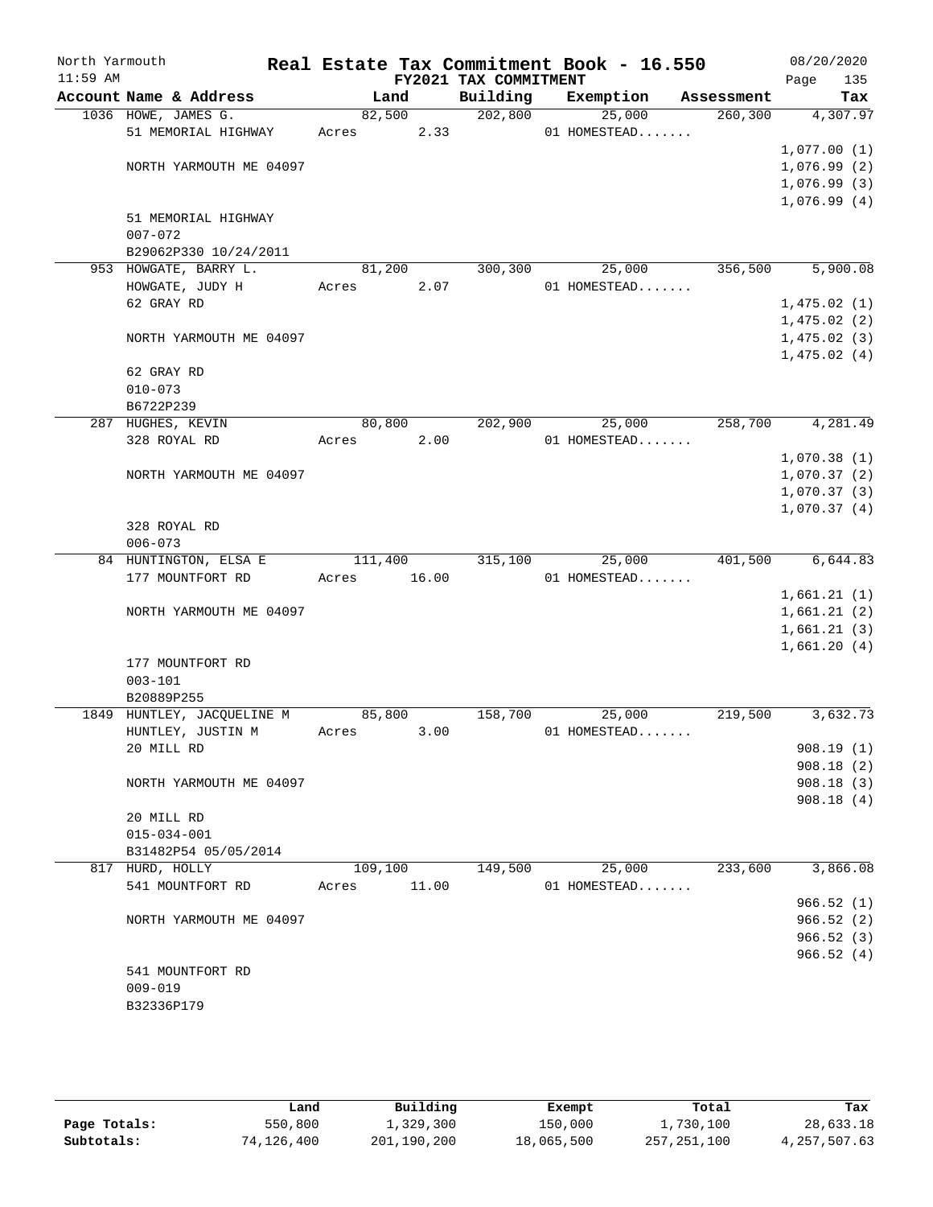North Yarmouth | Real Estate Tax Commitment Book - 16.550 | 08/20/2020
11:59 AM | FY2021 TAX COMMITMENT | Page 135

| Account Name & Address | Land | Building | Exemption | Assessment | Tax |
|---|---|---|---|---|---|
| 1036 HOWE, JAMES G. | 82,500 | 202,800 | 25,000 | 260,300 | 4,307.97 |
| 51 MEMORIAL HIGHWAY | Acres 2.33 | | 01 HOMESTEAD....... | | |
| | | | | | 1,077.00 (1) |
| NORTH YARMOUTH ME 04097 | | | | | 1,076.99 (2) |
| | | | | | 1,076.99 (3) |
| | | | | | 1,076.99 (4) |
| 51 MEMORIAL HIGHWAY | | | | | |
| 007-072 | | | | | |
| B29062P330 10/24/2011 | | | | | |
| 953 HOWGATE, BARRY L. | 81,200 | 300,300 | 25,000 | 356,500 | 5,900.08 |
| HOWGATE, JUDY H | Acres 2.07 | | 01 HOMESTEAD....... | | |
| 62 GRAY RD | | | | | 1,475.02 (1) |
| | | | | | 1,475.02 (2) |
| NORTH YARMOUTH ME 04097 | | | | | 1,475.02 (3) |
| | | | | | 1,475.02 (4) |
| 62 GRAY RD | | | | | |
| 010-073 | | | | | |
| B6722P239 | | | | | |
| 287 HUGHES, KEVIN | 80,800 | 202,900 | 25,000 | 258,700 | 4,281.49 |
| 328 ROYAL RD | Acres 2.00 | | 01 HOMESTEAD....... | | |
| | | | | | 1,070.38 (1) |
| NORTH YARMOUTH ME 04097 | | | | | 1,070.37 (2) |
| | | | | | 1,070.37 (3) |
| | | | | | 1,070.37 (4) |
| 328 ROYAL RD | | | | | |
| 006-073 | | | | | |
| 84 HUNTINGTON, ELSA E | 111,400 | 315,100 | 25,000 | 401,500 | 6,644.83 |
| 177 MOUNTFORT RD | Acres 16.00 | | 01 HOMESTEAD....... | | |
| | | | | | 1,661.21 (1) |
| NORTH YARMOUTH ME 04097 | | | | | 1,661.21 (2) |
| | | | | | 1,661.21 (3) |
| | | | | | 1,661.20 (4) |
| 177 MOUNTFORT RD | | | | | |
| 003-101 | | | | | |
| B20889P255 | | | | | |
| 1849 HUNTLEY, JACQUELINE M | 85,800 | 158,700 | 25,000 | 219,500 | 3,632.73 |
| HUNTLEY, JUSTIN M | Acres 3.00 | | 01 HOMESTEAD....... | | |
| 20 MILL RD | | | | | 908.19 (1) |
| | | | | | 908.18 (2) |
| NORTH YARMOUTH ME 04097 | | | | | 908.18 (3) |
| | | | | | 908.18 (4) |
| 20 MILL RD | | | | | |
| 015-034-001 | | | | | |
| B31482P54 05/05/2014 | | | | | |
| 817 HURD, HOLLY | 109,100 | 149,500 | 25,000 | 233,600 | 3,866.08 |
| 541 MOUNTFORT RD | Acres 11.00 | | 01 HOMESTEAD....... | | |
| | | | | | 966.52 (1) |
| NORTH YARMOUTH ME 04097 | | | | | 966.52 (2) |
| | | | | | 966.52 (3) |
| | | | | | 966.52 (4) |
| 541 MOUNTFORT RD | | | | | |
| 009-019 | | | | | |
| B32336P179 | | | | | |

| | Land | Building | Exempt | Total | Tax |
|---|---|---|---|---|---|
| Page Totals: | 550,800 | 1,329,300 | 150,000 | 1,730,100 | 28,633.18 |
| Subtotals: | 74,126,400 | 201,190,200 | 18,065,500 | 257,251,100 | 4,257,507.63 |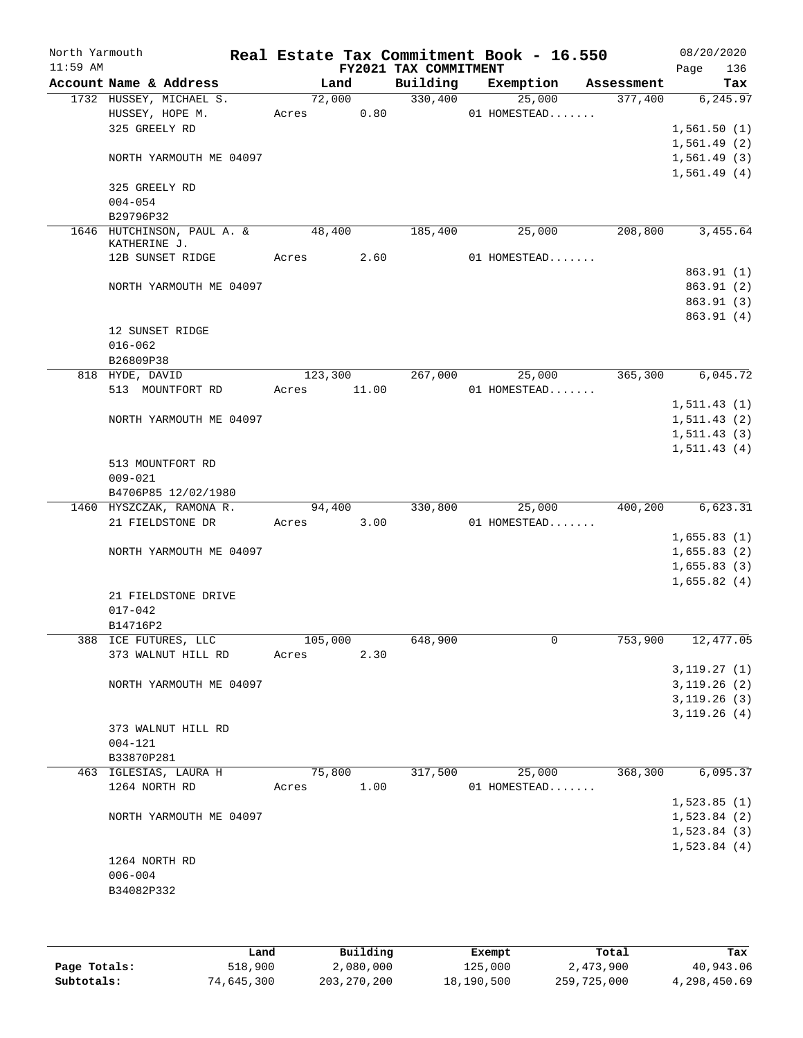North Yarmouth — **Real Estate Tax Commitment Book - 16.550** — 08/20/2020

11:59 AM — **FY2021 TAX COMMITMENT**

| Account Name & Address | Land | Building | Exemption | Assessment | Tax |
|---|---|---|---|---|---|
| 1732 HUSSEY, MICHAEL S. | 72,000 | 330,400 | 25,000 | 377,400 | 6,245.97 |
| HUSSEY, HOPE M. | Acres 0.80 | | 01 HOMESTEAD....... | | |
| 325 GREELY RD | | | | | 1,561.50 (1) |
| | | | | | 1,561.49 (2) |
| NORTH YARMOUTH ME 04097 | | | | | 1,561.49 (3) |
| | | | | | 1,561.49 (4) |
| 325 GREELY RD | | | | | |
| 004-054 | | | | | |
| B29796P32 | | | | | |
| 1646 HUTCHINSON, PAUL A. & KATHERINE J. | 48,400 | 185,400 | 25,000 | 208,800 | 3,455.64 |
| 12B SUNSET RIDGE | Acres 2.60 | | 01 HOMESTEAD....... | | |
| | | | | | 863.91 (1) |
| NORTH YARMOUTH ME 04097 | | | | | 863.91 (2) |
| | | | | | 863.91 (3) |
| | | | | | 863.91 (4) |
| 12 SUNSET RIDGE | | | | | |
| 016-062 | | | | | |
| B26809P38 | | | | | |
| 818 HYDE, DAVID | 123,300 | 267,000 | 25,000 | 365,300 | 6,045.72 |
| 513 MOUNTFORT RD | Acres 11.00 | | 01 HOMESTEAD....... | | |
| | | | | | 1,511.43 (1) |
| NORTH YARMOUTH ME 04097 | | | | | 1,511.43 (2) |
| | | | | | 1,511.43 (3) |
| | | | | | 1,511.43 (4) |
| 513 MOUNTFORT RD | | | | | |
| 009-021 | | | | | |
| B4706P85 12/02/1980 | | | | | |
| 1460 HYSZCZAK, RAMONA R. | 94,400 | 330,800 | 25,000 | 400,200 | 6,623.31 |
| 21 FIELDSTONE DR | Acres 3.00 | | 01 HOMESTEAD....... | | |
| | | | | | 1,655.83 (1) |
| NORTH YARMOUTH ME 04097 | | | | | 1,655.83 (2) |
| | | | | | 1,655.83 (3) |
| | | | | | 1,655.82 (4) |
| 21 FIELDSTONE DRIVE | | | | | |
| 017-042 | | | | | |
| B14716P2 | | | | | |
| 388 ICE FUTURES, LLC | 105,000 | 648,900 | 0 | 753,900 | 12,477.05 |
| 373 WALNUT HILL RD | Acres 2.30 | | | | |
| | | | | | 3,119.27 (1) |
| NORTH YARMOUTH ME 04097 | | | | | 3,119.26 (2) |
| | | | | | 3,119.26 (3) |
| | | | | | 3,119.26 (4) |
| 373 WALNUT HILL RD | | | | | |
| 004-121 | | | | | |
| B33870P281 | | | | | |
| 463 IGLESIAS, LAURA H | 75,800 | 317,500 | 25,000 | 368,300 | 6,095.37 |
| 1264 NORTH RD | Acres 1.00 | | 01 HOMESTEAD....... | | |
| | | | | | 1,523.85 (1) |
| NORTH YARMOUTH ME 04097 | | | | | 1,523.84 (2) |
| | | | | | 1,523.84 (3) |
| | | | | | 1,523.84 (4) |
| 1264 NORTH RD | | | | | |
| 006-004 | | | | | |
| B34082P332 | | | | | |

| | Land | Building | Exempt | Total | Tax |
|---|---|---|---|---|---|
| **Page Totals:** | 518,900 | 2,080,000 | 125,000 | 2,473,900 | 40,943.06 |
| **Subtotals:** | 74,645,300 | 203,270,200 | 18,190,500 | 259,725,000 | 4,298,450.69 |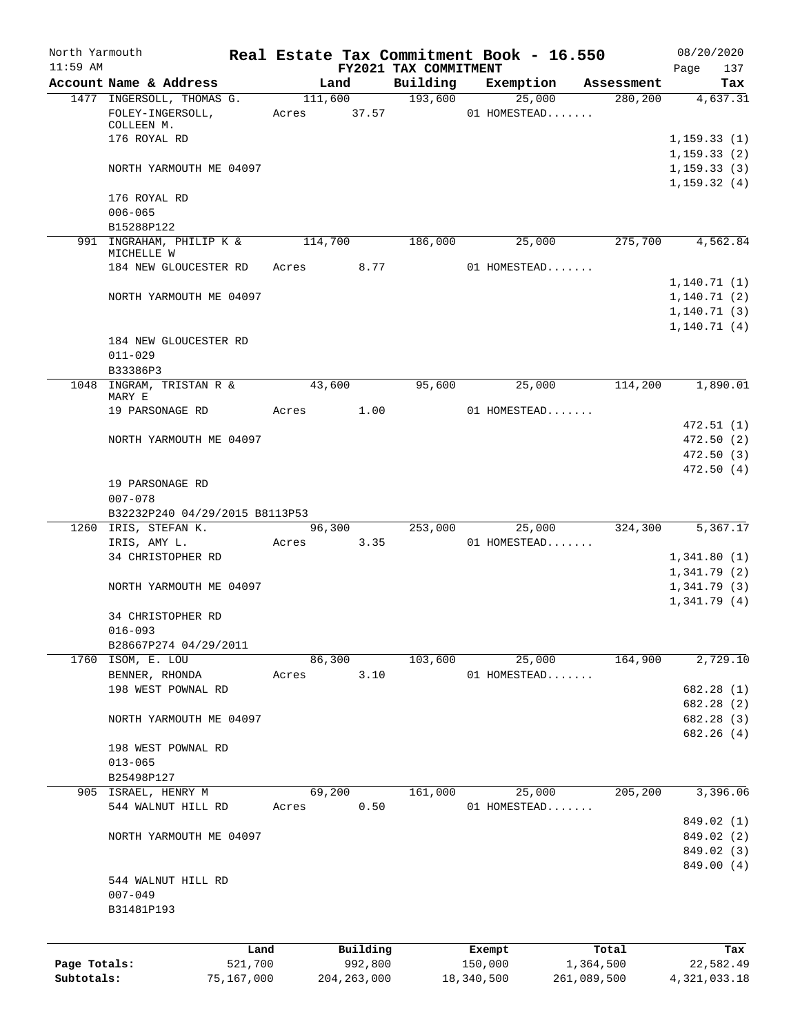North Yarmouth | | **Real Estate Tax Commitment Book - 16.550** | | | | 08/20/2020
11:59 AM | | **FY2021 TAX COMMITMENT** | | | | Page 137

| Account Name & Address | Land | Building | Exemption | Assessment | Tax |
|---|---|---|---|---|---|
| 1477 INGERSOLL, THOMAS G. | 111,600 | 193,600 | 25,000 | 280,200 | 4,637.31 |
| FOLEY-INGERSOLL, COLLEEN M. | Acres 37.57 | | 01 HOMESTEAD....... | | |
| 176 ROYAL RD | | | | | 1,159.33 (1) |
| | | | | | 1,159.33 (2) |
| NORTH YARMOUTH ME 04097 | | | | | 1,159.33 (3) |
| | | | | | 1,159.32 (4) |
| 176 ROYAL RD | | | | | |
| 006-065 | | | | | |
| B15288P122 | | | | | |
| 991 INGRAHAM, PHILIP K & MICHELLE W | 114,700 | 186,000 | 25,000 | 275,700 | 4,562.84 |
| 184 NEW GLOUCESTER RD | Acres 8.77 | | 01 HOMESTEAD....... | | |
| | | | | | 1,140.71 (1) |
| NORTH YARMOUTH ME 04097 | | | | | 1,140.71 (2) |
| | | | | | 1,140.71 (3) |
| | | | | | 1,140.71 (4) |
| 184 NEW GLOUCESTER RD | | | | | |
| 011-029 | | | | | |
| B33386P3 | | | | | |
| 1048 INGRAM, TRISTAN R & MARY E | 43,600 | 95,600 | 25,000 | 114,200 | 1,890.01 |
| 19 PARSONAGE RD | Acres 1.00 | | 01 HOMESTEAD....... | | |
| | | | | | 472.51 (1) |
| NORTH YARMOUTH ME 04097 | | | | | 472.50 (2) |
| | | | | | 472.50 (3) |
| | | | | | 472.50 (4) |
| 19 PARSONAGE RD | | | | | |
| 007-078 | | | | | |
| B32232P240 04/29/2015 B8113P53 | | | | | |
| 1260 IRIS, STEFAN K. | 96,300 | 253,000 | 25,000 | 324,300 | 5,367.17 |
| IRIS, AMY L. | Acres 3.35 | | 01 HOMESTEAD....... | | |
| 34 CHRISTOPHER RD | | | | | 1,341.80 (1) |
| | | | | | 1,341.79 (2) |
| NORTH YARMOUTH ME 04097 | | | | | 1,341.79 (3) |
| | | | | | 1,341.79 (4) |
| 34 CHRISTOPHER RD | | | | | |
| 016-093 | | | | | |
| B28667P274 04/29/2011 | | | | | |
| 1760 ISOM, E. LOU | 86,300 | 103,600 | 25,000 | 164,900 | 2,729.10 |
| BENNER, RHONDA | Acres 3.10 | | 01 HOMESTEAD....... | | |
| 198 WEST POWNAL RD | | | | | 682.28 (1) |
| | | | | | 682.28 (2) |
| NORTH YARMOUTH ME 04097 | | | | | 682.28 (3) |
| | | | | | 682.26 (4) |
| 198 WEST POWNAL RD | | | | | |
| 013-065 | | | | | |
| B25498P127 | | | | | |
| 905 ISRAEL, HENRY M | 69,200 | 161,000 | 25,000 | 205,200 | 3,396.06 |
| 544 WALNUT HILL RD | Acres 0.50 | | 01 HOMESTEAD....... | | |
| | | | | | 849.02 (1) |
| NORTH YARMOUTH ME 04097 | | | | | 849.02 (2) |
| | | | | | 849.02 (3) |
| | | | | | 849.00 (4) |
| 544 WALNUT HILL RD | | | | | |
| 007-049 | | | | | |
| B31481P193 | | | | | |

| | Land | Building | Exempt | Total | Tax |
|---|---|---|---|---|---|
| **Page Totals:** | 521,700 | 992,800 | 150,000 | 1,364,500 | 22,582.49 |
| **Subtotals:** | 75,167,000 | 204,263,000 | 18,340,500 | 261,089,500 | 4,321,033.18 |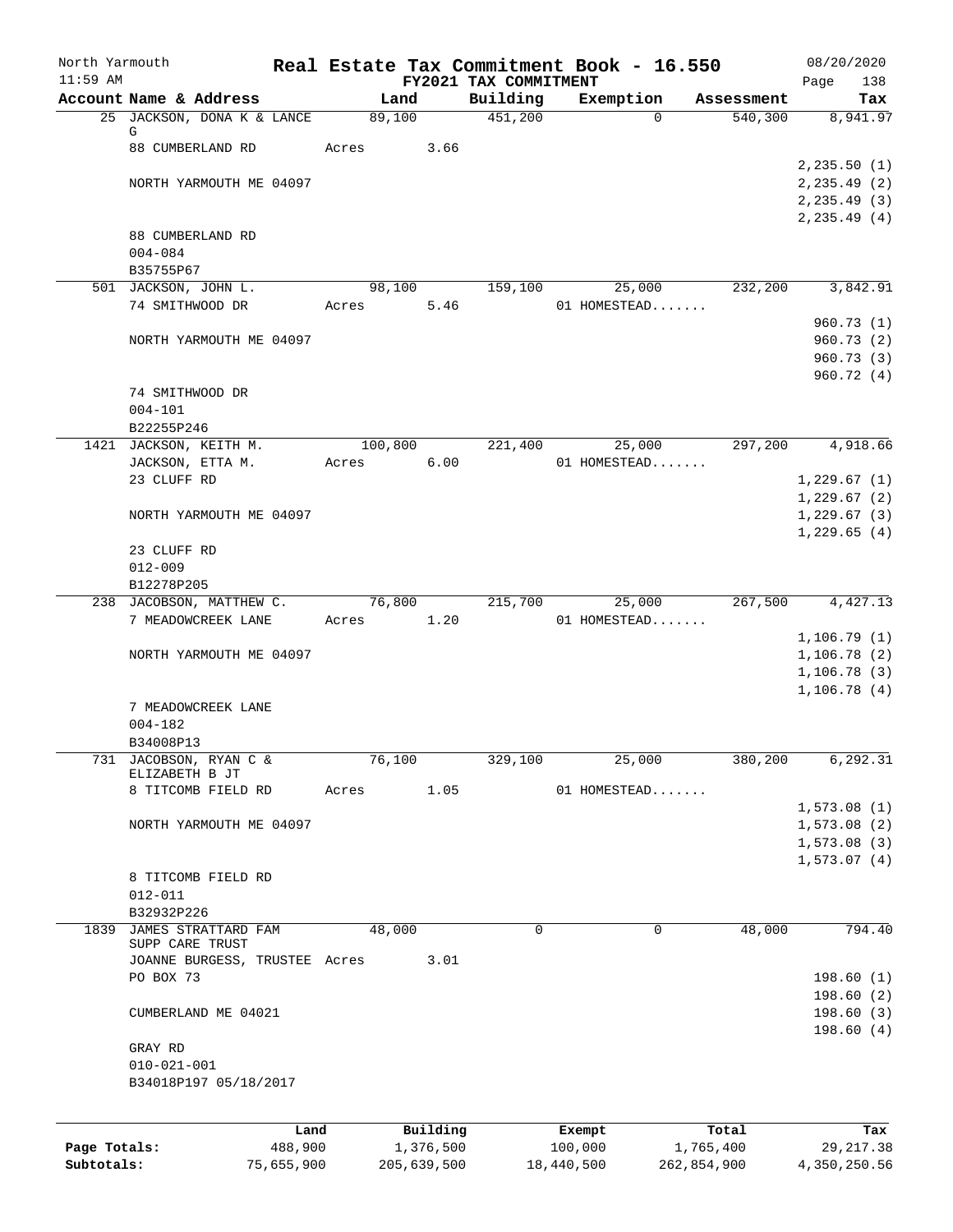# Real Estate Tax Commitment Book - 16.550

North Yarmouth
11:59 AM

FY2021 TAX COMMITMENT

08/20/2020

| Account Name & Address | Land | Building | Exemption | Assessment | Tax |
|---|---|---|---|---|---|
| 25 JACKSON, DONA K & LANCE G | 89,100 | 451,200 | 0 | 540,300 | 8,941.97 |
| 88 CUMBERLAND RD | Acres 3.66 | | | | |
| | | | | | 2,235.50 (1) |
| NORTH YARMOUTH ME 04097 | | | | | 2,235.49 (2) |
| | | | | | 2,235.49 (3) |
| | | | | | 2,235.49 (4) |
| 88 CUMBERLAND RD | | | | | |
| 004-084 | | | | | |
| B35755P67 | | | | | |
| 501 JACKSON, JOHN L. | 98,100 | 159,100 | 25,000 | 232,200 | 3,842.91 |
| 74 SMITHWOOD DR | Acres 5.46 | | 01 HOMESTEAD....... | | |
| | | | | | 960.73 (1) |
| NORTH YARMOUTH ME 04097 | | | | | 960.73 (2) |
| | | | | | 960.73 (3) |
| | | | | | 960.72 (4) |
| 74 SMITHWOOD DR | | | | | |
| 004-101 | | | | | |
| B22255P246 | | | | | |
| 1421 JACKSON, KEITH M. | 100,800 | 221,400 | 25,000 | 297,200 | 4,918.66 |
| JACKSON, ETTA M. | Acres 6.00 | | 01 HOMESTEAD....... | | |
| 23 CLUFF RD | | | | | 1,229.67 (1) |
| | | | | | 1,229.67 (2) |
| NORTH YARMOUTH ME 04097 | | | | | 1,229.67 (3) |
| | | | | | 1,229.65 (4) |
| 23 CLUFF RD | | | | | |
| 012-009 | | | | | |
| B12278P205 | | | | | |
| 238 JACOBSON, MATTHEW C. | 76,800 | 215,700 | 25,000 | 267,500 | 4,427.13 |
| 7 MEADOWCREEK LANE | Acres 1.20 | | 01 HOMESTEAD....... | | |
| | | | | | 1,106.79 (1) |
| NORTH YARMOUTH ME 04097 | | | | | 1,106.78 (2) |
| | | | | | 1,106.78 (3) |
| | | | | | 1,106.78 (4) |
| 7 MEADOWCREEK LANE | | | | | |
| 004-182 | | | | | |
| B34008P13 | | | | | |
| 731 JACOBSON, RYAN C & ELIZABETH B JT | 76,100 | 329,100 | 25,000 | 380,200 | 6,292.31 |
| 8 TITCOMB FIELD RD | Acres 1.05 | | 01 HOMESTEAD....... | | |
| | | | | | 1,573.08 (1) |
| NORTH YARMOUTH ME 04097 | | | | | 1,573.08 (2) |
| | | | | | 1,573.08 (3) |
| | | | | | 1,573.07 (4) |
| 8 TITCOMB FIELD RD | | | | | |
| 012-011 | | | | | |
| B32932P226 | | | | | |
| 1839 JAMES STRATTARD FAM SUPP CARE TRUST | 48,000 | 0 | 0 | 48,000 | 794.40 |
| JOANNE BURGESS, TRUSTEE | Acres 3.01 | | | | |
| PO BOX 73 | | | | | 198.60 (1) |
| | | | | | 198.60 (2) |
| CUMBERLAND ME 04021 | | | | | 198.60 (3) |
| | | | | | 198.60 (4) |
| GRAY RD | | | | | |
| 010-021-001 | | | | | |
| B34018P197 05/18/2017 | | | | | |

| | Land | Building | Exempt | Total | Tax |
|---|---|---|---|---|---|
| Page Totals: | 488,900 | 1,376,500 | 100,000 | 1,765,400 | 29,217.38 |
| Subtotals: | 75,655,900 | 205,639,500 | 18,440,500 | 262,854,900 | 4,350,250.56 |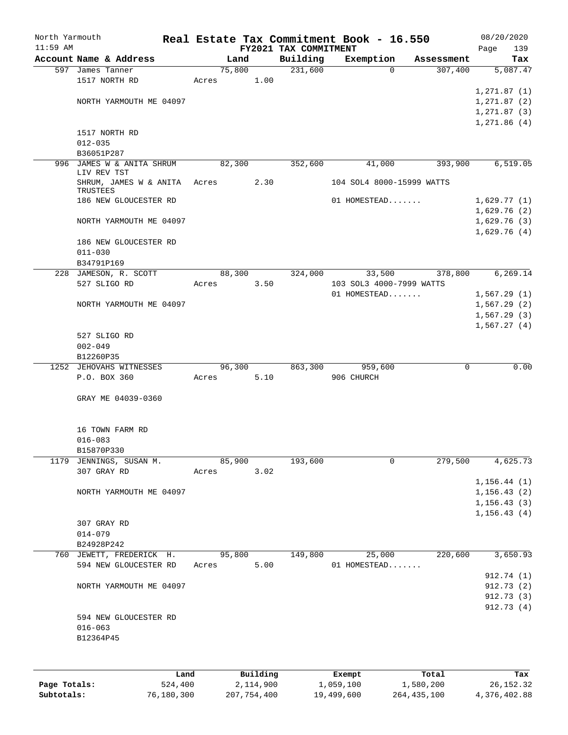North Yarmouth | Real Estate Tax Commitment Book - 16.550 | 08/20/2020
11:59 AM | FY2021 TAX COMMITMENT | Page 139

| Account Name & Address | Land | Building | Exemption | Assessment | Tax |
|---|---|---|---|---|---|
| 597 James Tanner | 75,800 | 231,600 | 0 | 307,400 | 5,087.47 |
| 1517 NORTH RD | Acres 1.00 | | | | |
| | | | | | 1,271.87 (1) |
| NORTH YARMOUTH ME 04097 | | | | | 1,271.87 (2) |
| | | | | | 1,271.87 (3) |
| | | | | | 1,271.86 (4) |
| 1517 NORTH RD | | | | | |
| 012-035 | | | | | |
| B36051P287 | | | | | |
| 996 JAMES W & ANITA SHRUM LIV REV TST | 82,300 | 352,600 | 41,000 | 393,900 | 6,519.05 |
| SHRUM, JAMES W & ANITA TRUSTEES | Acres 2.30 | | 104 SOL4 8000-15999 WATTS | | |
| 186 NEW GLOUCESTER RD | | | 01 HOMESTEAD....... | | 1,629.77 (1) |
| | | | | | 1,629.76 (2) |
| NORTH YARMOUTH ME 04097 | | | | | 1,629.76 (3) |
| | | | | | 1,629.76 (4) |
| 186 NEW GLOUCESTER RD | | | | | |
| 011-030 | | | | | |
| B34791P169 | | | | | |
| 228 JAMESON, R. SCOTT | 88,300 | 324,000 | 33,500 | 378,800 | 6,269.14 |
| 527 SLIGO RD | Acres 3.50 | | 103 SOL3 4000-7999 WATTS | | |
| | | | 01 HOMESTEAD....... | | 1,567.29 (1) |
| NORTH YARMOUTH ME 04097 | | | | | 1,567.29 (2) |
| | | | | | 1,567.29 (3) |
| | | | | | 1,567.27 (4) |
| 527 SLIGO RD | | | | | |
| 002-049 | | | | | |
| B12260P35 | | | | | |
| 1252 JEHOVAHS WITNESSES | 96,300 | 863,300 | 959,600 | 0 | 0.00 |
| P.O. BOX 360 | Acres 5.10 | | 906 CHURCH | | |
| GRAY ME 04039-0360 | | | | | |
| 16 TOWN FARM RD | | | | | |
| 016-083 | | | | | |
| B15870P330 | | | | | |
| 1179 JENNINGS, SUSAN M. | 85,900 | 193,600 | 0 | 279,500 | 4,625.73 |
| 307 GRAY RD | Acres 3.02 | | | | |
| | | | | | 1,156.44 (1) |
| NORTH YARMOUTH ME 04097 | | | | | 1,156.43 (2) |
| | | | | | 1,156.43 (3) |
| | | | | | 1,156.43 (4) |
| 307 GRAY RD | | | | | |
| 014-079 | | | | | |
| B24928P242 | | | | | |
| 760 JEWETT, FREDERICK H. | 95,800 | 149,800 | 25,000 | 220,600 | 3,650.93 |
| 594 NEW GLOUCESTER RD | Acres 5.00 | | 01 HOMESTEAD....... | | |
| | | | | | 912.74 (1) |
| NORTH YARMOUTH ME 04097 | | | | | 912.73 (2) |
| | | | | | 912.73 (3) |
| | | | | | 912.73 (4) |
| 594 NEW GLOUCESTER RD | | | | | |
| 016-063 | | | | | |
| B12364P45 | | | | | |

| | Land | Building | Exempt | Total | Tax |
|---|---|---|---|---|---|
| Page Totals: | 524,400 | 2,114,900 | 1,059,100 | 1,580,200 | 26,152.32 |
| Subtotals: | 76,180,300 | 207,754,400 | 19,499,600 | 264,435,100 | 4,376,402.88 |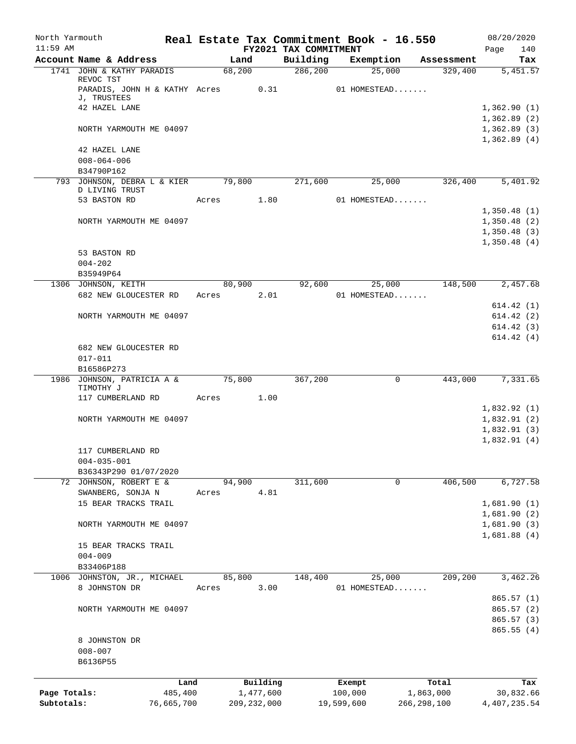# Real Estate Tax Commitment Book - 16.550

North Yarmouth
11:59 AM

FY2021 TAX COMMITMENT

08/20/2020

| Account Name & Address | Land | Building | Exemption | Assessment | Tax |
|---|---|---|---|---|---|
| 1741 JOHN & KATHY PARADIS REVOC TST | 68,200 | 286,200 | 25,000 | 329,400 | 5,451.57 |
| PARADIS, JOHN H & KATHY J, TRUSTEES | Acres 0.31 | | 01 HOMESTEAD....... | | |
| 42 HAZEL LANE | | | | | 1,362.90 (1) |
| | | | | | 1,362.89 (2) |
| NORTH YARMOUTH ME 04097 | | | | | 1,362.89 (3) |
| | | | | | 1,362.89 (4) |
| 42 HAZEL LANE | | | | | |
| 008-064-006 | | | | | |
| B34790P162 | | | | | |
| 793 JOHNSON, DEBRA L & KIER D LIVING TRUST | 79,800 | 271,600 | 25,000 | 326,400 | 5,401.92 |
| 53 BASTON RD | Acres 1.80 | | 01 HOMESTEAD....... | | |
| | | | | | 1,350.48 (1) |
| NORTH YARMOUTH ME 04097 | | | | | 1,350.48 (2) |
| | | | | | 1,350.48 (3) |
| | | | | | 1,350.48 (4) |
| 53 BASTON RD | | | | | |
| 004-202 | | | | | |
| B35949P64 | | | | | |
| 1306 JOHNSON, KEITH | 80,900 | 92,600 | 25,000 | 148,500 | 2,457.68 |
| 682 NEW GLOUCESTER RD | Acres 2.01 | | 01 HOMESTEAD....... | | |
| | | | | | 614.42 (1) |
| NORTH YARMOUTH ME 04097 | | | | | 614.42 (2) |
| | | | | | 614.42 (3) |
| | | | | | 614.42 (4) |
| 682 NEW GLOUCESTER RD | | | | | |
| 017-011 | | | | | |
| B16586P273 | | | | | |
| 1986 JOHNSON, PATRICIA A & TIMOTHY J | 75,800 | 367,200 | 0 | 443,000 | 7,331.65 |
| 117 CUMBERLAND RD | Acres 1.00 | | | | |
| | | | | | 1,832.92 (1) |
| NORTH YARMOUTH ME 04097 | | | | | 1,832.91 (2) |
| | | | | | 1,832.91 (3) |
| | | | | | 1,832.91 (4) |
| 117 CUMBERLAND RD | | | | | |
| 004-035-001 | | | | | |
| B36343P290 01/07/2020 | | | | | |
| 72 JOHNSON, ROBERT E & | 94,900 | 311,600 | 0 | 406,500 | 6,727.58 |
| SWANBERG, SONJA N | Acres 4.81 | | | | |
| 15 BEAR TRACKS TRAIL | | | | | 1,681.90 (1) |
| | | | | | 1,681.90 (2) |
| NORTH YARMOUTH ME 04097 | | | | | 1,681.90 (3) |
| | | | | | 1,681.88 (4) |
| 15 BEAR TRACKS TRAIL | | | | | |
| 004-009 | | | | | |
| B33406P188 | | | | | |
| 1006 JOHNSTON, JR., MICHAEL | 85,800 | 148,400 | 25,000 | 209,200 | 3,462.26 |
| 8 JOHNSTON DR | Acres 3.00 | | 01 HOMESTEAD....... | | |
| | | | | | 865.57 (1) |
| NORTH YARMOUTH ME 04097 | | | | | 865.57 (2) |
| | | | | | 865.57 (3) |
| | | | | | 865.55 (4) |
| 8 JOHNSTON DR | | | | | |
| 008-007 | | | | | |
| B6136P55 | | | | | |

| | Land | Building | Exempt | Total | Tax |
|---|---|---|---|---|---|
| Page Totals: | 485,400 | 1,477,600 | 100,000 | 1,863,000 | 30,832.66 |
| Subtotals: | 76,665,700 | 209,232,000 | 19,599,600 | 266,298,100 | 4,407,235.54 |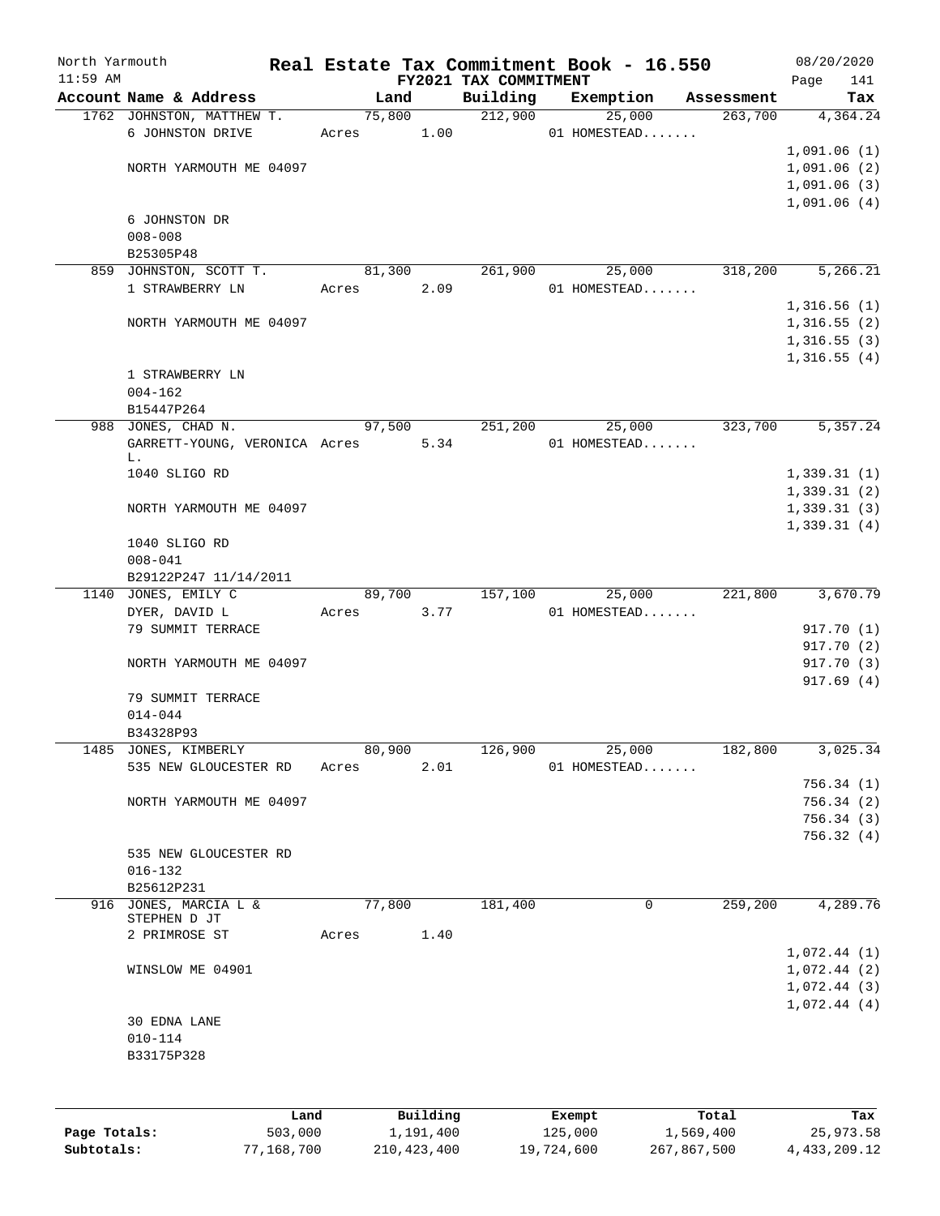North Yarmouth — Real Estate Tax Commitment Book - 16.550 — 08/20/2020
11:59 AM — FY2021 TAX COMMITMENT — Page 141

| Account Name & Address | Land | Building | Exemption | Assessment | Tax |
|---|---|---|---|---|---|
| 1762 JOHNSTON, MATTHEW T. | 75,800 | 212,900 | 25,000 | 263,700 | 4,364.24 |
| 6 JOHNSTON DRIVE | Acres 1.00 | | 01 HOMESTEAD....... | | |
| | | | | | 1,091.06 (1) |
| NORTH YARMOUTH ME 04097 | | | | | 1,091.06 (2) |
| | | | | | 1,091.06 (3) |
| | | | | | 1,091.06 (4) |
| 6 JOHNSTON DR | | | | | |
| 008-008 | | | | | |
| B25305P48 | | | | | |
| 859 JOHNSTON, SCOTT T. | 81,300 | 261,900 | 25,000 | 318,200 | 5,266.21 |
| 1 STRAWBERRY LN | Acres 2.09 | | 01 HOMESTEAD....... | | |
| | | | | | 1,316.56 (1) |
| NORTH YARMOUTH ME 04097 | | | | | 1,316.55 (2) |
| | | | | | 1,316.55 (3) |
| | | | | | 1,316.55 (4) |
| 1 STRAWBERRY LN | | | | | |
| 004-162 | | | | | |
| B15447P264 | | | | | |
| 988 JONES, CHAD N. | 97,500 | 251,200 | 25,000 | 323,700 | 5,357.24 |
| GARRETT-YOUNG, VERONICA L. | Acres 5.34 | | 01 HOMESTEAD....... | | |
| 1040 SLIGO RD | | | | | 1,339.31 (1) |
| | | | | | 1,339.31 (2) |
| NORTH YARMOUTH ME 04097 | | | | | 1,339.31 (3) |
| | | | | | 1,339.31 (4) |
| 1040 SLIGO RD | | | | | |
| 008-041 | | | | | |
| B29122P247 11/14/2011 | | | | | |
| 1140 JONES, EMILY C | 89,700 | 157,100 | 25,000 | 221,800 | 3,670.79 |
| DYER, DAVID L | Acres 3.77 | | 01 HOMESTEAD....... | | |
| 79 SUMMIT TERRACE | | | | | 917.70 (1) |
| | | | | | 917.70 (2) |
| NORTH YARMOUTH ME 04097 | | | | | 917.70 (3) |
| | | | | | 917.69 (4) |
| 79 SUMMIT TERRACE | | | | | |
| 014-044 | | | | | |
| B34328P93 | | | | | |
| 1485 JONES, KIMBERLY | 80,900 | 126,900 | 25,000 | 182,800 | 3,025.34 |
| 535 NEW GLOUCESTER RD | Acres 2.01 | | 01 HOMESTEAD....... | | |
| | | | | | 756.34 (1) |
| NORTH YARMOUTH ME 04097 | | | | | 756.34 (2) |
| | | | | | 756.34 (3) |
| | | | | | 756.32 (4) |
| 535 NEW GLOUCESTER RD | | | | | |
| 016-132 | | | | | |
| B25612P231 | | | | | |
| 916 JONES, MARCIA L & STEPHEN D JT | 77,800 | 181,400 | 0 | 259,200 | 4,289.76 |
| 2 PRIMROSE ST | Acres 1.40 | | | | |
| | | | | | 1,072.44 (1) |
| WINSLOW ME 04901 | | | | | 1,072.44 (2) |
| | | | | | 1,072.44 (3) |
| | | | | | 1,072.44 (4) |
| 30 EDNA LANE | | | | | |
| 010-114 | | | | | |
| B33175P328 | | | | | |

| | Land | Building | Exempt | Total | Tax |
|---|---|---|---|---|---|
| Page Totals: | 503,000 | 1,191,400 | 125,000 | 1,569,400 | 25,973.58 |
| Subtotals: | 77,168,700 | 210,423,400 | 19,724,600 | 267,867,500 | 4,433,209.12 |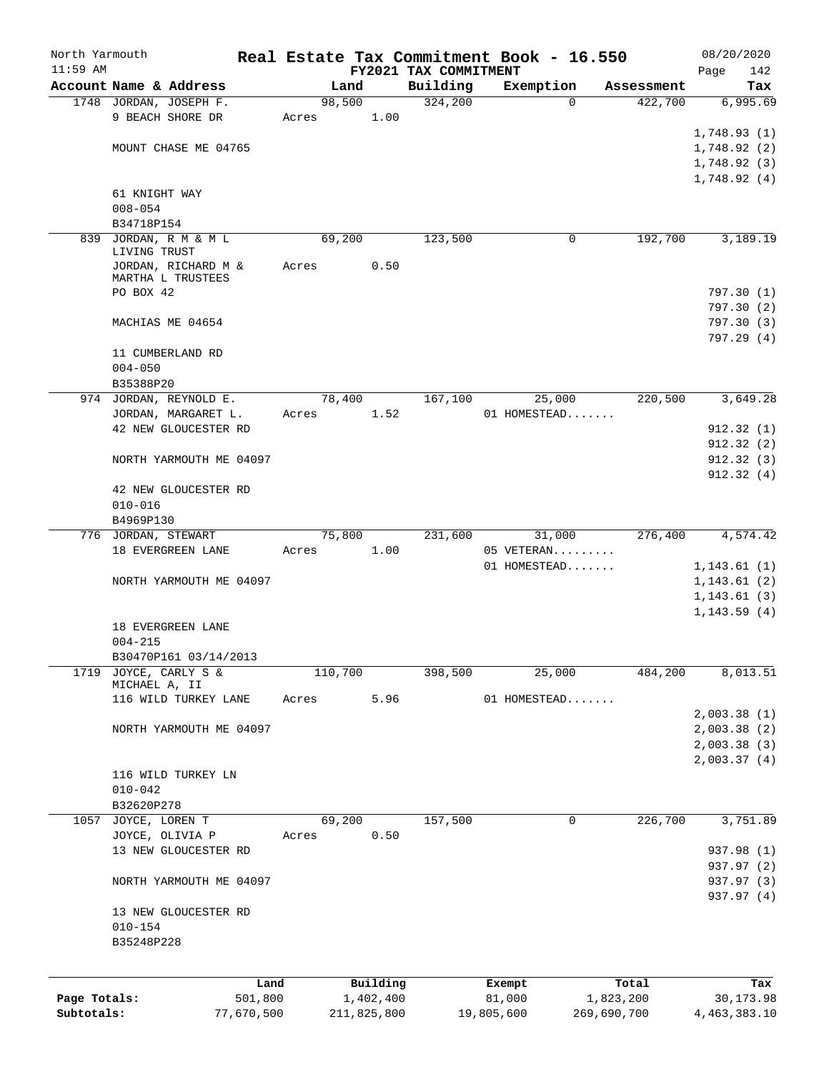North Yarmouth — Real Estate Tax Commitment Book - 16.550 — 08/20/2020
11:59 AM — FY2021 TAX COMMITMENT

| Account Name & Address | Land | Building | Exemption | Assessment | Tax |
|---|---|---|---|---|---|
| 1748 JORDAN, JOSEPH F. | 98,500 | 324,200 | 0 | 422,700 | 6,995.69 |
| 9 BEACH SHORE DR | Acres 1.00 | | | | |
| | | | | | 1,748.93 (1) |
| MOUNT CHASE ME 04765 | | | | | 1,748.92 (2) |
| | | | | | 1,748.92 (3) |
| | | | | | 1,748.92 (4) |
| 61 KNIGHT WAY | | | | | |
| 008-054 | | | | | |
| B34718P154 | | | | | |
| 839 JORDAN, R M & M L LIVING TRUST | 69,200 | 123,500 | 0 | 192,700 | 3,189.19 |
| JORDAN, RICHARD M & MARTHA L TRUSTEES | Acres 0.50 | | | | |
| PO BOX 42 | | | | | 797.30 (1) |
| | | | | | 797.30 (2) |
| MACHIAS ME 04654 | | | | | 797.30 (3) |
| | | | | | 797.29 (4) |
| 11 CUMBERLAND RD | | | | | |
| 004-050 | | | | | |
| B35388P20 | | | | | |
| 974 JORDAN, REYNOLD E. | 78,400 | 167,100 | 25,000 | 220,500 | 3,649.28 |
| JORDAN, MARGARET L. | Acres 1.52 | | 01 HOMESTEAD....... | | |
| 42 NEW GLOUCESTER RD | | | | | 912.32 (1) |
| | | | | | 912.32 (2) |
| NORTH YARMOUTH ME 04097 | | | | | 912.32 (3) |
| | | | | | 912.32 (4) |
| 42 NEW GLOUCESTER RD | | | | | |
| 010-016 | | | | | |
| B4969P130 | | | | | |
| 776 JORDAN, STEWART | 75,800 | 231,600 | 31,000 | 276,400 | 4,574.42 |
| 18 EVERGREEN LANE | Acres 1.00 | | 05 VETERAN......... | | |
| | | | 01 HOMESTEAD....... | | 1,143.61 (1) |
| NORTH YARMOUTH ME 04097 | | | | | 1,143.61 (2) |
| | | | | | 1,143.61 (3) |
| | | | | | 1,143.59 (4) |
| 18 EVERGREEN LANE | | | | | |
| 004-215 | | | | | |
| B30470P161 03/14/2013 | | | | | |
| 1719 JOYCE, CARLY S & MICHAEL A, II | 110,700 | 398,500 | 25,000 | 484,200 | 8,013.51 |
| 116 WILD TURKEY LANE | Acres 5.96 | | 01 HOMESTEAD....... | | |
| | | | | | 2,003.38 (1) |
| NORTH YARMOUTH ME 04097 | | | | | 2,003.38 (2) |
| | | | | | 2,003.38 (3) |
| | | | | | 2,003.37 (4) |
| 116 WILD TURKEY LN | | | | | |
| 010-042 | | | | | |
| B32620P278 | | | | | |
| 1057 JOYCE, LOREN T | 69,200 | 157,500 | 0 | 226,700 | 3,751.89 |
| JOYCE, OLIVIA P | Acres 0.50 | | | | |
| 13 NEW GLOUCESTER RD | | | | | 937.98 (1) |
| | | | | | 937.97 (2) |
| NORTH YARMOUTH ME 04097 | | | | | 937.97 (3) |
| | | | | | 937.97 (4) |
| 13 NEW GLOUCESTER RD | | | | | |
| 010-154 | | | | | |
| B35248P228 | | | | | |

| | Land | Building | Exempt | Total | Tax |
|---|---|---|---|---|---|
| Page Totals: | 501,800 | 1,402,400 | 81,000 | 1,823,200 | 30,173.98 |
| Subtotals: | 77,670,500 | 211,825,800 | 19,805,600 | 269,690,700 | 4,463,383.10 |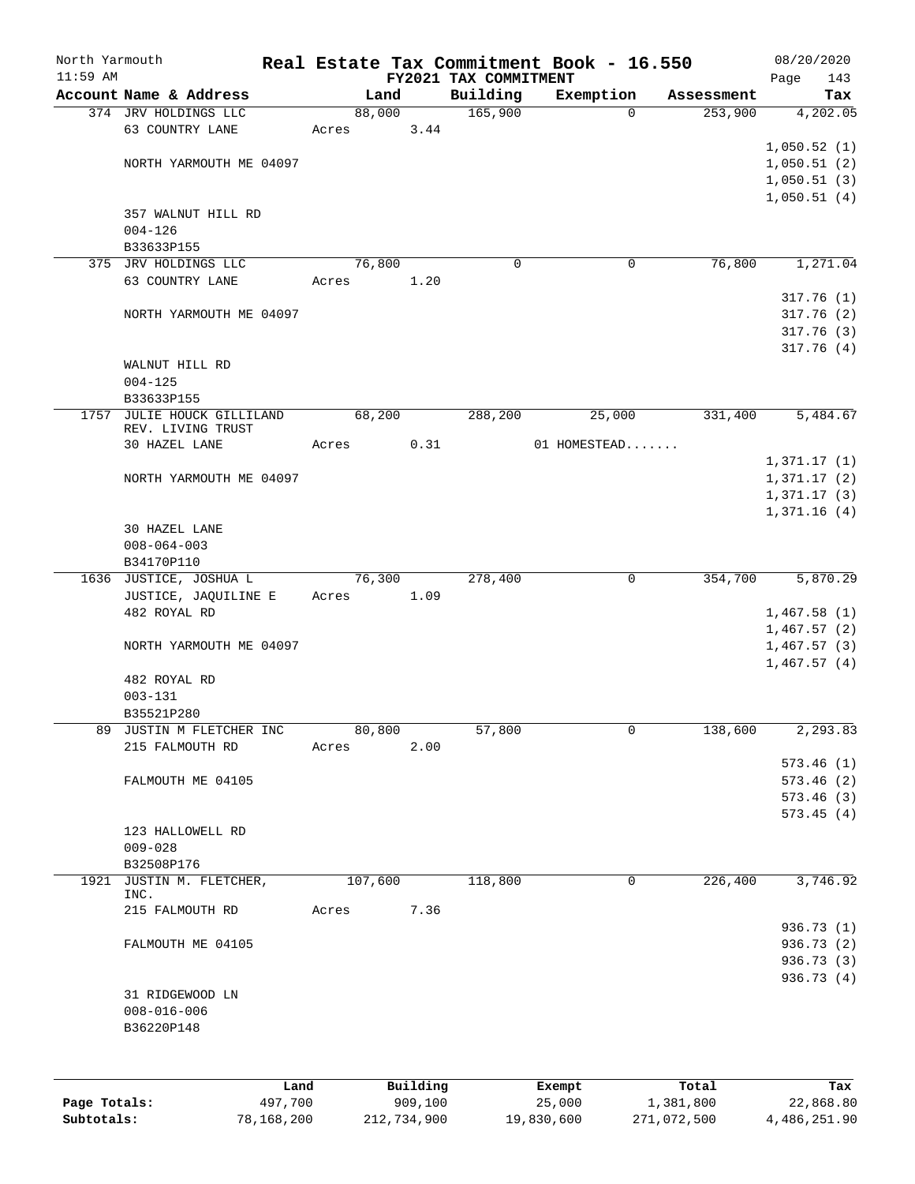North Yarmouth | Real Estate Tax Commitment Book - 16.550 | 08/20/2020
11:59 AM | FY2021 TAX COMMITMENT | Page 143

| Account Name & Address | Land | Building | Exemption | Assessment | Tax |
|---|---|---|---|---|---|
| 374 JRV HOLDINGS LLC | 88,000 | 165,900 | 0 | 253,900 | 4,202.05 |
| 63 COUNTRY LANE | Acres 3.44 | | | | |
| | | | | | 1,050.52 (1) |
| NORTH YARMOUTH ME 04097 | | | | | 1,050.51 (2) |
| | | | | | 1,050.51 (3) |
| | | | | | 1,050.51 (4) |
| 357 WALNUT HILL RD | | | | | |
| 004-126 | | | | | |
| B33633P155 | | | | | |
| 375 JRV HOLDINGS LLC | 76,800 | 0 | 0 | 76,800 | 1,271.04 |
| 63 COUNTRY LANE | Acres 1.20 | | | | |
| | | | | | 317.76 (1) |
| NORTH YARMOUTH ME 04097 | | | | | 317.76 (2) |
| | | | | | 317.76 (3) |
| | | | | | 317.76 (4) |
| WALNUT HILL RD | | | | | |
| 004-125 | | | | | |
| B33633P155 | | | | | |
| 1757 JULIE HOUCK GILLILAND REV. LIVING TRUST | 68,200 | 288,200 | 25,000 | 331,400 | 5,484.67 |
| 30 HAZEL LANE | Acres 0.31 | | 01 HOMESTEAD....... | | |
| | | | | | 1,371.17 (1) |
| NORTH YARMOUTH ME 04097 | | | | | 1,371.17 (2) |
| | | | | | 1,371.17 (3) |
| | | | | | 1,371.16 (4) |
| 30 HAZEL LANE | | | | | |
| 008-064-003 | | | | | |
| B34170P110 | | | | | |
| 1636 JUSTICE, JOSHUA L | 76,300 | 278,400 | 0 | 354,700 | 5,870.29 |
| JUSTICE, JAQUILINE E | Acres 1.09 | | | | |
| 482 ROYAL RD | | | | | 1,467.58 (1) |
| | | | | | 1,467.57 (2) |
| NORTH YARMOUTH ME 04097 | | | | | 1,467.57 (3) |
| | | | | | 1,467.57 (4) |
| 482 ROYAL RD | | | | | |
| 003-131 | | | | | |
| B35521P280 | | | | | |
| 89 JUSTIN M FLETCHER INC | 80,800 | 57,800 | 0 | 138,600 | 2,293.83 |
| 215 FALMOUTH RD | Acres 2.00 | | | | |
| | | | | | 573.46 (1) |
| FALMOUTH ME 04105 | | | | | 573.46 (2) |
| | | | | | 573.46 (3) |
| | | | | | 573.45 (4) |
| 123 HALLOWELL RD | | | | | |
| 009-028 | | | | | |
| B32508P176 | | | | | |
| 1921 JUSTIN M. FLETCHER, INC. | 107,600 | 118,800 | 0 | 226,400 | 3,746.92 |
| 215 FALMOUTH RD | Acres 7.36 | | | | |
| | | | | | 936.73 (1) |
| FALMOUTH ME 04105 | | | | | 936.73 (2) |
| | | | | | 936.73 (3) |
| | | | | | 936.73 (4) |
| 31 RIDGEWOOD LN | | | | | |
| 008-016-006 | | | | | |
| B36220P148 | | | | | |

| | Land | Building | Exempt | Total | Tax |
|---|---|---|---|---|---|
| Page Totals: | 497,700 | 909,100 | 25,000 | 1,381,800 | 22,868.80 |
| Subtotals: | 78,168,200 | 212,734,900 | 19,830,600 | 271,072,500 | 4,486,251.90 |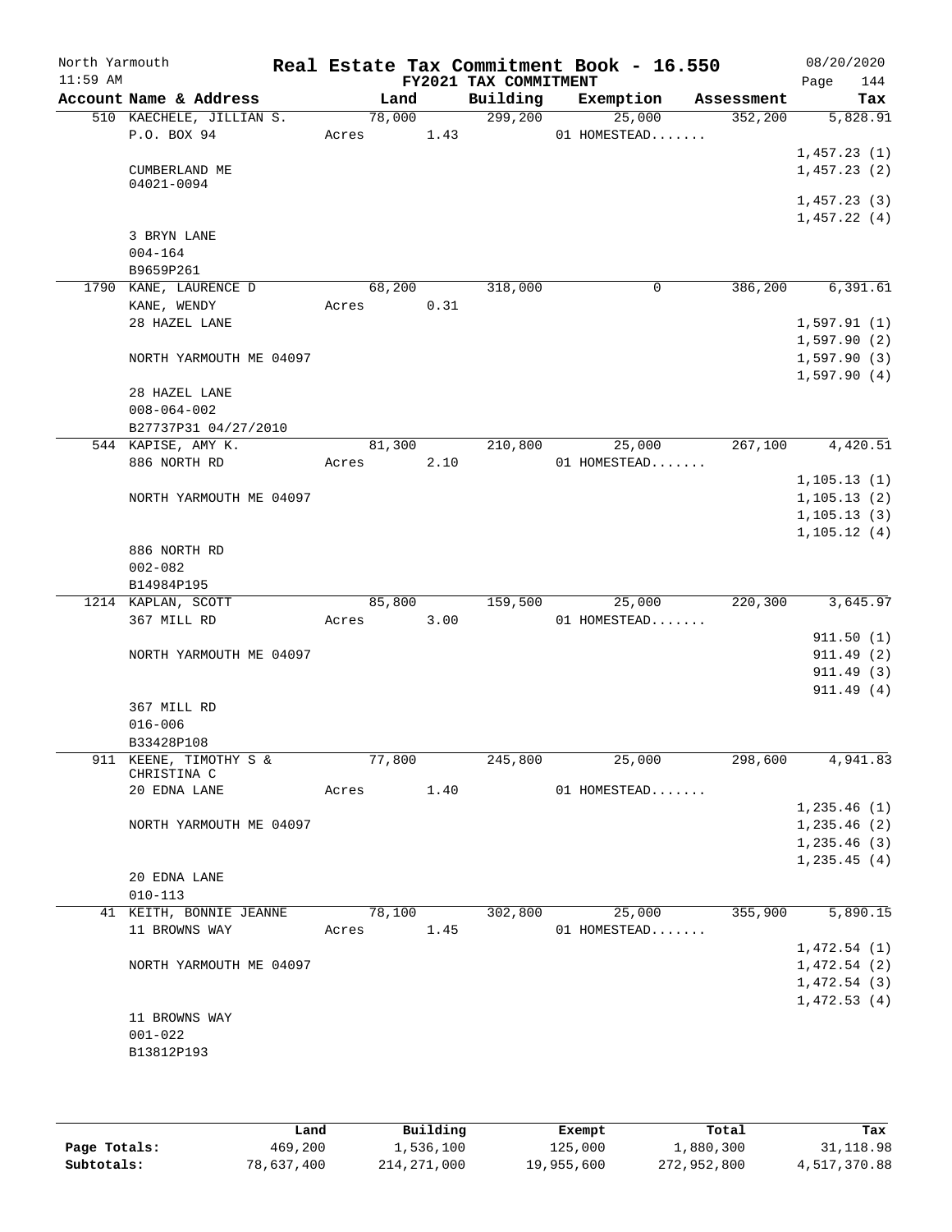# Real Estate Tax Commitment Book - 16.550

North Yarmouth — 11:59 AM — FY2021 TAX COMMITMENT — 08/20/2020

| Account Name & Address | Land | Building | Exemption | Assessment | Tax |
|---|---|---|---|---|---|
| 510 KAECHELE, JILLIAN S. | 78,000 | 299,200 | 25,000 | 352,200 | 5,828.91 |
| P.O. BOX 94 | Acres 1.43 | | 01 HOMESTEAD....... | | |
| | | | | | 1,457.23 (1) |
| CUMBERLAND ME 04021-0094 | | | | | 1,457.23 (2) |
| | | | | | 1,457.23 (3) |
| | | | | | 1,457.22 (4) |
| 3 BRYN LANE | | | | | |
| 004-164 | | | | | |
| B9659P261 | | | | | |
| 1790 KANE, LAURENCE D | 68,200 | 318,000 | 0 | 386,200 | 6,391.61 |
| KANE, WENDY | Acres 0.31 | | | | |
| 28 HAZEL LANE | | | | | 1,597.91 (1) |
| | | | | | 1,597.90 (2) |
| NORTH YARMOUTH ME 04097 | | | | | 1,597.90 (3) |
| | | | | | 1,597.90 (4) |
| 28 HAZEL LANE | | | | | |
| 008-064-002 | | | | | |
| B27737P31 04/27/2010 | | | | | |
| 544 KAPISE, AMY K. | 81,300 | 210,800 | 25,000 | 267,100 | 4,420.51 |
| 886 NORTH RD | Acres 2.10 | | 01 HOMESTEAD....... | | |
| | | | | | 1,105.13 (1) |
| NORTH YARMOUTH ME 04097 | | | | | 1,105.13 (2) |
| | | | | | 1,105.13 (3) |
| | | | | | 1,105.12 (4) |
| 886 NORTH RD | | | | | |
| 002-082 | | | | | |
| B14984P195 | | | | | |
| 1214 KAPLAN, SCOTT | 85,800 | 159,500 | 25,000 | 220,300 | 3,645.97 |
| 367 MILL RD | Acres 3.00 | | 01 HOMESTEAD....... | | |
| | | | | | 911.50 (1) |
| NORTH YARMOUTH ME 04097 | | | | | 911.49 (2) |
| | | | | | 911.49 (3) |
| | | | | | 911.49 (4) |
| 367 MILL RD | | | | | |
| 016-006 | | | | | |
| B33428P108 | | | | | |
| 911 KEENE, TIMOTHY S & CHRISTINA C | 77,800 | 245,800 | 25,000 | 298,600 | 4,941.83 |
| 20 EDNA LANE | Acres 1.40 | | 01 HOMESTEAD....... | | |
| | | | | | 1,235.46 (1) |
| NORTH YARMOUTH ME 04097 | | | | | 1,235.46 (2) |
| | | | | | 1,235.46 (3) |
| | | | | | 1,235.45 (4) |
| 20 EDNA LANE | | | | | |
| 010-113 | | | | | |
| 41 KEITH, BONNIE JEANNE | 78,100 | 302,800 | 25,000 | 355,900 | 5,890.15 |
| 11 BROWNS WAY | Acres 1.45 | | 01 HOMESTEAD....... | | |
| | | | | | 1,472.54 (1) |
| NORTH YARMOUTH ME 04097 | | | | | 1,472.54 (2) |
| | | | | | 1,472.54 (3) |
| | | | | | 1,472.53 (4) |
| 11 BROWNS WAY | | | | | |
| 001-022 | | | | | |
| B13812P193 | | | | | |

| | Land | Building | Exempt | Total | Tax |
|---|---|---|---|---|---|
| Page Totals: | 469,200 | 1,536,100 | 125,000 | 1,880,300 | 31,118.98 |
| Subtotals: | 78,637,400 | 214,271,000 | 19,955,600 | 272,952,800 | 4,517,370.88 |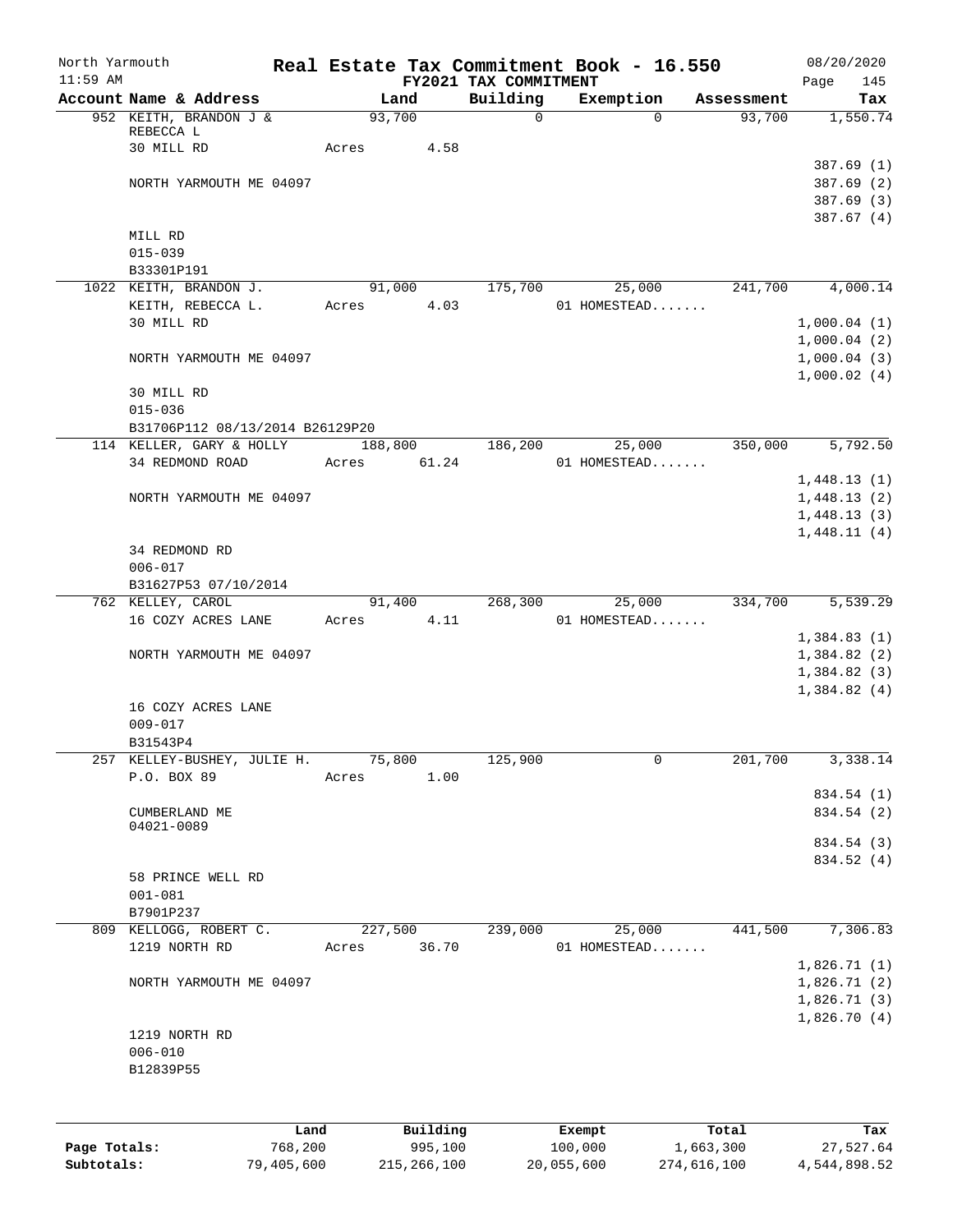North Yarmouth | Real Estate Tax Commitment Book - 16.550 | 08/20/2020
11:59 AM | FY2021 TAX COMMITMENT | Page 145

| Account Name & Address | Land | Building | Exemption | Assessment | Tax |
|---|---|---|---|---|---|
| 952 KEITH, BRANDON J & REBECCA L | 93,700 | 0 | 0 | 93,700 | 1,550.74 |
| 30 MILL RD | Acres 4.58 | | | | |
| | | | | | 387.69 (1) |
| NORTH YARMOUTH ME 04097 | | | | | 387.69 (2) |
| | | | | | 387.69 (3) |
| | | | | | 387.67 (4) |
| MILL RD | | | | | |
| 015-039 | | | | | |
| B33301P191 | | | | | |
| 1022 KEITH, BRANDON J. | 91,000 | 175,700 | 25,000 | 241,700 | 4,000.14 |
| KEITH, REBECCA L. | Acres 4.03 | | 01 HOMESTEAD....... | | |
| 30 MILL RD | | | | | 1,000.04 (1) |
| | | | | | 1,000.04 (2) |
| NORTH YARMOUTH ME 04097 | | | | | 1,000.04 (3) |
| | | | | | 1,000.02 (4) |
| 30 MILL RD | | | | | |
| 015-036 | | | | | |
| B31706P112 08/13/2014 B26129P20 | | | | | |
| 114 KELLER, GARY & HOLLY | 188,800 | 186,200 | 25,000 | 350,000 | 5,792.50 |
| 34 REDMOND ROAD | Acres 61.24 | | 01 HOMESTEAD....... | | |
| | | | | | 1,448.13 (1) |
| NORTH YARMOUTH ME 04097 | | | | | 1,448.13 (2) |
| | | | | | 1,448.13 (3) |
| | | | | | 1,448.11 (4) |
| 34 REDMOND RD | | | | | |
| 006-017 | | | | | |
| B31627P53 07/10/2014 | | | | | |
| 762 KELLEY, CAROL | 91,400 | 268,300 | 25,000 | 334,700 | 5,539.29 |
| 16 COZY ACRES LANE | Acres 4.11 | | 01 HOMESTEAD....... | | |
| | | | | | 1,384.83 (1) |
| NORTH YARMOUTH ME 04097 | | | | | 1,384.82 (2) |
| | | | | | 1,384.82 (3) |
| | | | | | 1,384.82 (4) |
| 16 COZY ACRES LANE | | | | | |
| 009-017 | | | | | |
| B31543P4 | | | | | |
| 257 KELLEY-BUSHEY, JULIE H. | 75,800 | 125,900 | 0 | 201,700 | 3,338.14 |
| P.O. BOX 89 | Acres 1.00 | | | | |
| | | | | | 834.54 (1) |
| CUMBERLAND ME 04021-0089 | | | | | 834.54 (2) |
| | | | | | 834.54 (3) |
| | | | | | 834.52 (4) |
| 58 PRINCE WELL RD | | | | | |
| 001-081 | | | | | |
| B7901P237 | | | | | |
| 809 KELLOGG, ROBERT C. | 227,500 | 239,000 | 25,000 | 441,500 | 7,306.83 |
| 1219 NORTH RD | Acres 36.70 | | 01 HOMESTEAD....... | | |
| | | | | | 1,826.71 (1) |
| NORTH YARMOUTH ME 04097 | | | | | 1,826.71 (2) |
| | | | | | 1,826.71 (3) |
| | | | | | 1,826.70 (4) |
| 1219 NORTH RD | | | | | |
| 006-010 | | | | | |
| B12839P55 | | | | | |

| | Land | Building | Exempt | Total | Tax |
|---|---|---|---|---|---|
| Page Totals: | 768,200 | 995,100 | 100,000 | 1,663,300 | 27,527.64 |
| Subtotals: | 79,405,600 | 215,266,100 | 20,055,600 | 274,616,100 | 4,544,898.52 |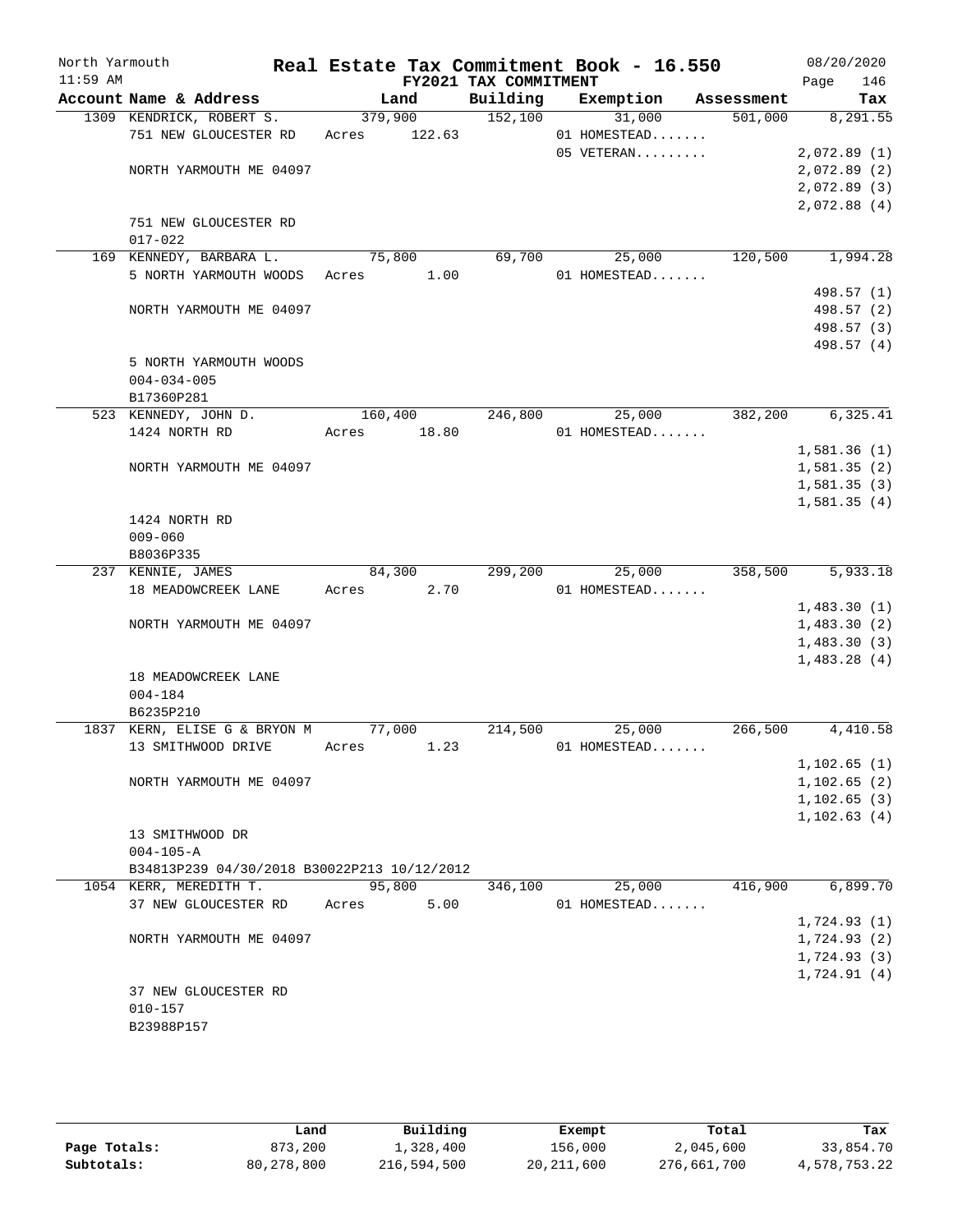North Yarmouth | Real Estate Tax Commitment Book - 16.550 | 08/20/2020
11:59 AM | FY2021 TAX COMMITMENT | Page 146

| Account Name & Address | Land | Building | Exemption | Assessment | Tax |
|---|---|---|---|---|---|
| 1309 KENDRICK, ROBERT S. | 379,900 | 152,100 | 31,000 | 501,000 | 8,291.55 |
| 751 NEW GLOUCESTER RD | Acres 122.63 | | 01 HOMESTEAD....... | | |
| | | | 05 VETERAN......... | | 2,072.89 (1) |
| NORTH YARMOUTH ME 04097 | | | | | 2,072.89 (2) |
| | | | | | 2,072.89 (3) |
| | | | | | 2,072.88 (4) |
| 751 NEW GLOUCESTER RD | | | | | |
| 017-022 | | | | | |
| 169 KENNEDY, BARBARA L. | 75,800 | 69,700 | 25,000 | 120,500 | 1,994.28 |
| 5 NORTH YARMOUTH WOODS | Acres 1.00 | | 01 HOMESTEAD....... | | |
| | | | | | 498.57 (1) |
| NORTH YARMOUTH ME 04097 | | | | | 498.57 (2) |
| | | | | | 498.57 (3) |
| | | | | | 498.57 (4) |
| 5 NORTH YARMOUTH WOODS | | | | | |
| 004-034-005 | | | | | |
| B17360P281 | | | | | |
| 523 KENNEDY, JOHN D. | 160,400 | 246,800 | 25,000 | 382,200 | 6,325.41 |
| 1424 NORTH RD | Acres 18.80 | | 01 HOMESTEAD....... | | |
| | | | | | 1,581.36 (1) |
| NORTH YARMOUTH ME 04097 | | | | | 1,581.35 (2) |
| | | | | | 1,581.35 (3) |
| | | | | | 1,581.35 (4) |
| 1424 NORTH RD | | | | | |
| 009-060 | | | | | |
| B8036P335 | | | | | |
| 237 KENNIE, JAMES | 84,300 | 299,200 | 25,000 | 358,500 | 5,933.18 |
| 18 MEADOWCREEK LANE | Acres 2.70 | | 01 HOMESTEAD....... | | |
| | | | | | 1,483.30 (1) |
| NORTH YARMOUTH ME 04097 | | | | | 1,483.30 (2) |
| | | | | | 1,483.30 (3) |
| | | | | | 1,483.28 (4) |
| 18 MEADOWCREEK LANE | | | | | |
| 004-184 | | | | | |
| B6235P210 | | | | | |
| 1837 KERN, ELISE G & BRYON M | 77,000 | 214,500 | 25,000 | 266,500 | 4,410.58 |
| 13 SMITHWOOD DRIVE | Acres 1.23 | | 01 HOMESTEAD....... | | |
| | | | | | 1,102.65 (1) |
| NORTH YARMOUTH ME 04097 | | | | | 1,102.65 (2) |
| | | | | | 1,102.65 (3) |
| | | | | | 1,102.63 (4) |
| 13 SMITHWOOD DR | | | | | |
| 004-105-A | | | | | |
| B34813P239 04/30/2018 B30022P213 10/12/2012 | | | | | |
| 1054 KERR, MEREDITH T. | 95,800 | 346,100 | 25,000 | 416,900 | 6,899.70 |
| 37 NEW GLOUCESTER RD | Acres 5.00 | | 01 HOMESTEAD....... | | |
| | | | | | 1,724.93 (1) |
| NORTH YARMOUTH ME 04097 | | | | | 1,724.93 (2) |
| | | | | | 1,724.93 (3) |
| | | | | | 1,724.91 (4) |
| 37 NEW GLOUCESTER RD | | | | | |
| 010-157 | | | | | |
| B23988P157 | | | | | |

| | Land | Building | Exempt | Total | Tax |
|---|---|---|---|---|---|
| Page Totals: | 873,200 | 1,328,400 | 156,000 | 2,045,600 | 33,854.70 |
| Subtotals: | 80,278,800 | 216,594,500 | 20,211,600 | 276,661,700 | 4,578,753.22 |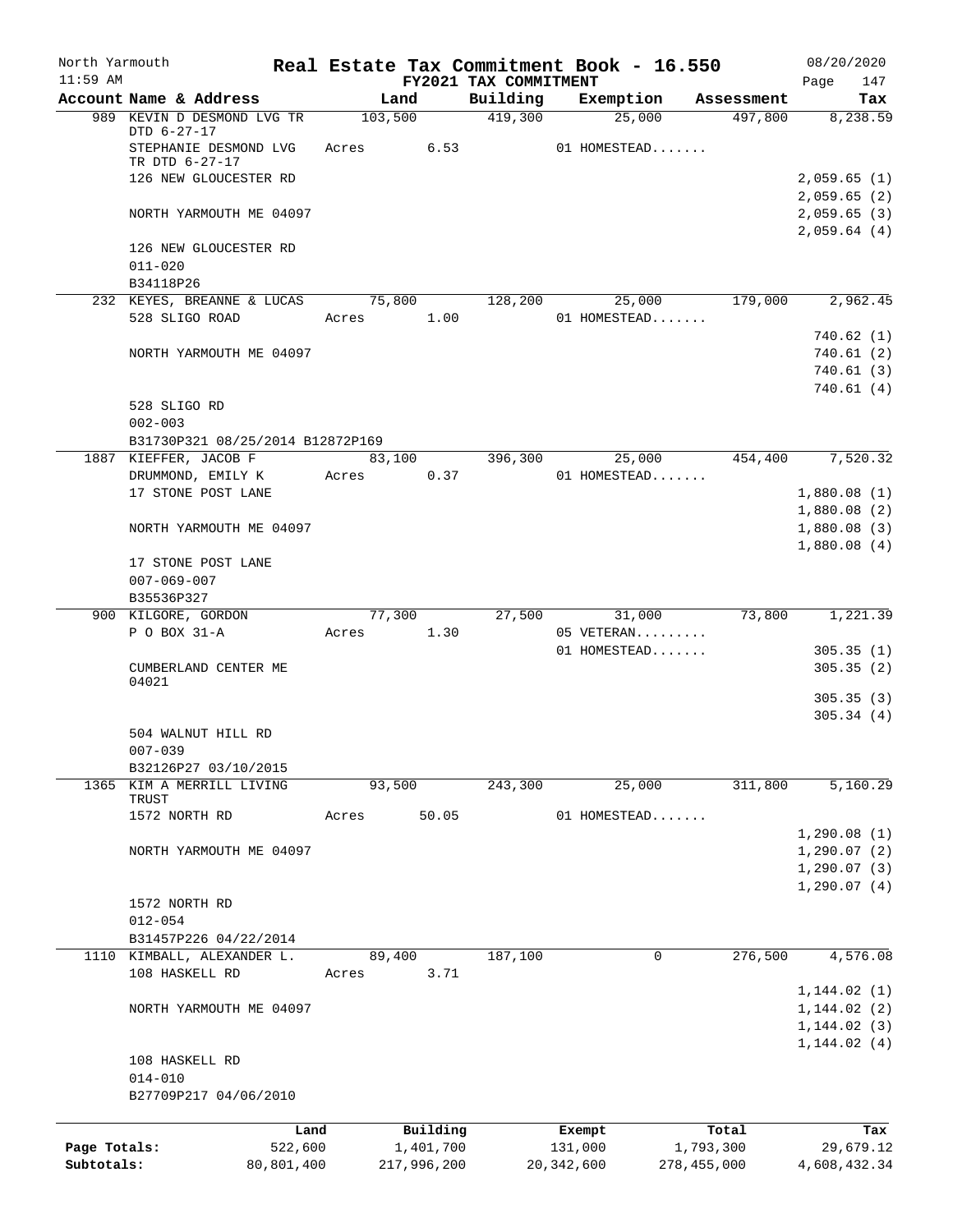North Yarmouth — Real Estate Tax Commitment Book - 16.550 — 08/20/2020
11:59 AM — FY2021 TAX COMMITMENT — Page 147

| Account Name & Address | Land | Building | Exemption | Assessment | Tax |
|---|---|---|---|---|---|
| 989 KEVIN D DESMOND LVG TR DTD 6-27-17 | 103,500 | 419,300 | 25,000 | 497,800 | 8,238.59 |
| STEPHANIE DESMOND LVG TR DTD 6-27-17 | Acres 6.53 | | 01 HOMESTEAD....... | | |
| 126 NEW GLOUCESTER RD | | | | | 2,059.65 (1) |
| | | | | | 2,059.65 (2) |
| NORTH YARMOUTH ME 04097 | | | | | 2,059.65 (3) |
| | | | | | 2,059.64 (4) |
| 126 NEW GLOUCESTER RD | | | | | |
| 011-020 | | | | | |
| B34118P26 | | | | | |
| 232 KEYES, BREANNE & LUCAS | 75,800 | 128,200 | 25,000 | 179,000 | 2,962.45 |
| 528 SLIGO ROAD | Acres 1.00 | | 01 HOMESTEAD....... | | |
| | | | | | 740.62 (1) |
| NORTH YARMOUTH ME 04097 | | | | | 740.61 (2) |
| | | | | | 740.61 (3) |
| | | | | | 740.61 (4) |
| 528 SLIGO RD | | | | | |
| 002-003 | | | | | |
| B31730P321 08/25/2014 B12872P169 | | | | | |
| 1887 KIEFFER, JACOB F | 83,100 | 396,300 | 25,000 | 454,400 | 7,520.32 |
| DRUMMOND, EMILY K | Acres 0.37 | | 01 HOMESTEAD....... | | |
| 17 STONE POST LANE | | | | | 1,880.08 (1) |
| | | | | | 1,880.08 (2) |
| NORTH YARMOUTH ME 04097 | | | | | 1,880.08 (3) |
| | | | | | 1,880.08 (4) |
| 17 STONE POST LANE | | | | | |
| 007-069-007 | | | | | |
| B35536P327 | | | | | |
| 900 KILGORE, GORDON | 77,300 | 27,500 | 31,000 | 73,800 | 1,221.39 |
| P O BOX 31-A | Acres 1.30 | | 05 VETERAN......... | | |
| | | | 01 HOMESTEAD....... | | 305.35 (1) |
| CUMBERLAND CENTER ME 04021 | | | | | 305.35 (2) |
| | | | | | 305.35 (3) |
| | | | | | 305.34 (4) |
| 504 WALNUT HILL RD | | | | | |
| 007-039 | | | | | |
| B32126P27 03/10/2015 | | | | | |
| 1365 KIM A MERRILL LIVING TRUST | 93,500 | 243,300 | 25,000 | 311,800 | 5,160.29 |
| 1572 NORTH RD | Acres 50.05 | | 01 HOMESTEAD....... | | |
| | | | | | 1,290.08 (1) |
| NORTH YARMOUTH ME 04097 | | | | | 1,290.07 (2) |
| | | | | | 1,290.07 (3) |
| | | | | | 1,290.07 (4) |
| 1572 NORTH RD | | | | | |
| 012-054 | | | | | |
| B31457P226 04/22/2014 | | | | | |
| 1110 KIMBALL, ALEXANDER L. | 89,400 | 187,100 | 0 | 276,500 | 4,576.08 |
| 108 HASKELL RD | Acres 3.71 | | | | |
| | | | | | 1,144.02 (1) |
| NORTH YARMOUTH ME 04097 | | | | | 1,144.02 (2) |
| | | | | | 1,144.02 (3) |
| | | | | | 1,144.02 (4) |
| 108 HASKELL RD | | | | | |
| 014-010 | | | | | |
| B27709P217 04/06/2010 | | | | | |

| | Land | Building | Exempt | Total | Tax |
|---|---|---|---|---|---|
| Page Totals: | 522,600 | 1,401,700 | 131,000 | 1,793,300 | 29,679.12 |
| Subtotals: | 80,801,400 | 217,996,200 | 20,342,600 | 278,455,000 | 4,608,432.34 |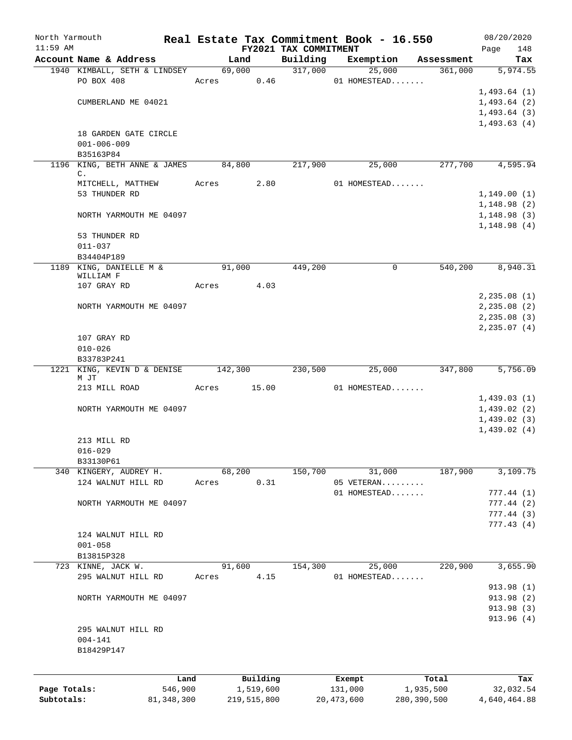North Yarmouth | Real Estate Tax Commitment Book - 16.550 | 08/20/2020
11:59 AM | FY2021 TAX COMMITMENT | Page 148

| Account Name & Address | Land | Building | Exemption | Assessment | Tax |
|---|---|---|---|---|---|
| 1940 KIMBALL, SETH & LINDSEY | 69,000 | 317,000 | 25,000 | 361,000 | 5,974.55 |
| PO BOX 408 | Acres 0.46 | | 01 HOMESTEAD....... | | |
| | | | | | 1,493.64 (1) |
| CUMBERLAND ME 04021 | | | | | 1,493.64 (2) |
| | | | | | 1,493.64 (3) |
| | | | | | 1,493.63 (4) |
| 18 GARDEN GATE CIRCLE | | | | | |
| 001-006-009 | | | | | |
| B35163P84 | | | | | |
| 1196 KING, BETH ANNE & JAMES C. | 84,800 | 217,900 | 25,000 | 277,700 | 4,595.94 |
| MITCHELL, MATTHEW | Acres 2.80 | | 01 HOMESTEAD....... | | |
| 53 THUNDER RD | | | | | 1,149.00 (1) |
| | | | | | 1,148.98 (2) |
| NORTH YARMOUTH ME 04097 | | | | | 1,148.98 (3) |
| | | | | | 1,148.98 (4) |
| 53 THUNDER RD | | | | | |
| 011-037 | | | | | |
| B34404P189 | | | | | |
| 1189 KING, DANIELLE M & WILLIAM F | 91,000 | 449,200 | 0 | 540,200 | 8,940.31 |
| 107 GRAY RD | Acres 4.03 | | | | |
| | | | | | 2,235.08 (1) |
| NORTH YARMOUTH ME 04097 | | | | | 2,235.08 (2) |
| | | | | | 2,235.08 (3) |
| | | | | | 2,235.07 (4) |
| 107 GRAY RD | | | | | |
| 010-026 | | | | | |
| B33783P241 | | | | | |
| 1221 KING, KEVIN D & DENISE M JT | 142,300 | 230,500 | 25,000 | 347,800 | 5,756.09 |
| 213 MILL ROAD | Acres 15.00 | | 01 HOMESTEAD....... | | |
| | | | | | 1,439.03 (1) |
| NORTH YARMOUTH ME 04097 | | | | | 1,439.02 (2) |
| | | | | | 1,439.02 (3) |
| | | | | | 1,439.02 (4) |
| 213 MILL RD | | | | | |
| 016-029 | | | | | |
| B33130P61 | | | | | |
| 340 KINGERY, AUDREY H. | 68,200 | 150,700 | 31,000 | 187,900 | 3,109.75 |
| 124 WALNUT HILL RD | Acres 0.31 | | 05 VETERAN......... | | |
| | | | 01 HOMESTEAD....... | | 777.44 (1) |
| NORTH YARMOUTH ME 04097 | | | | | 777.44 (2) |
| | | | | | 777.44 (3) |
| | | | | | 777.43 (4) |
| 124 WALNUT HILL RD | | | | | |
| 001-058 | | | | | |
| B13815P328 | | | | | |
| 723 KINNE, JACK W. | 91,600 | 154,300 | 25,000 | 220,900 | 3,655.90 |
| 295 WALNUT HILL RD | Acres 4.15 | | 01 HOMESTEAD....... | | |
| | | | | | 913.98 (1) |
| NORTH YARMOUTH ME 04097 | | | | | 913.98 (2) |
| | | | | | 913.98 (3) |
| | | | | | 913.96 (4) |
| 295 WALNUT HILL RD | | | | | |
| 004-141 | | | | | |
| B18429P147 | | | | | |

| | Land | Building | Exempt | Total | Tax |
|---|---|---|---|---|---|
| Page Totals: | 546,900 | 1,519,600 | 131,000 | 1,935,500 | 32,032.54 |
| Subtotals: | 81,348,300 | 219,515,800 | 20,473,600 | 280,390,500 | 4,640,464.88 |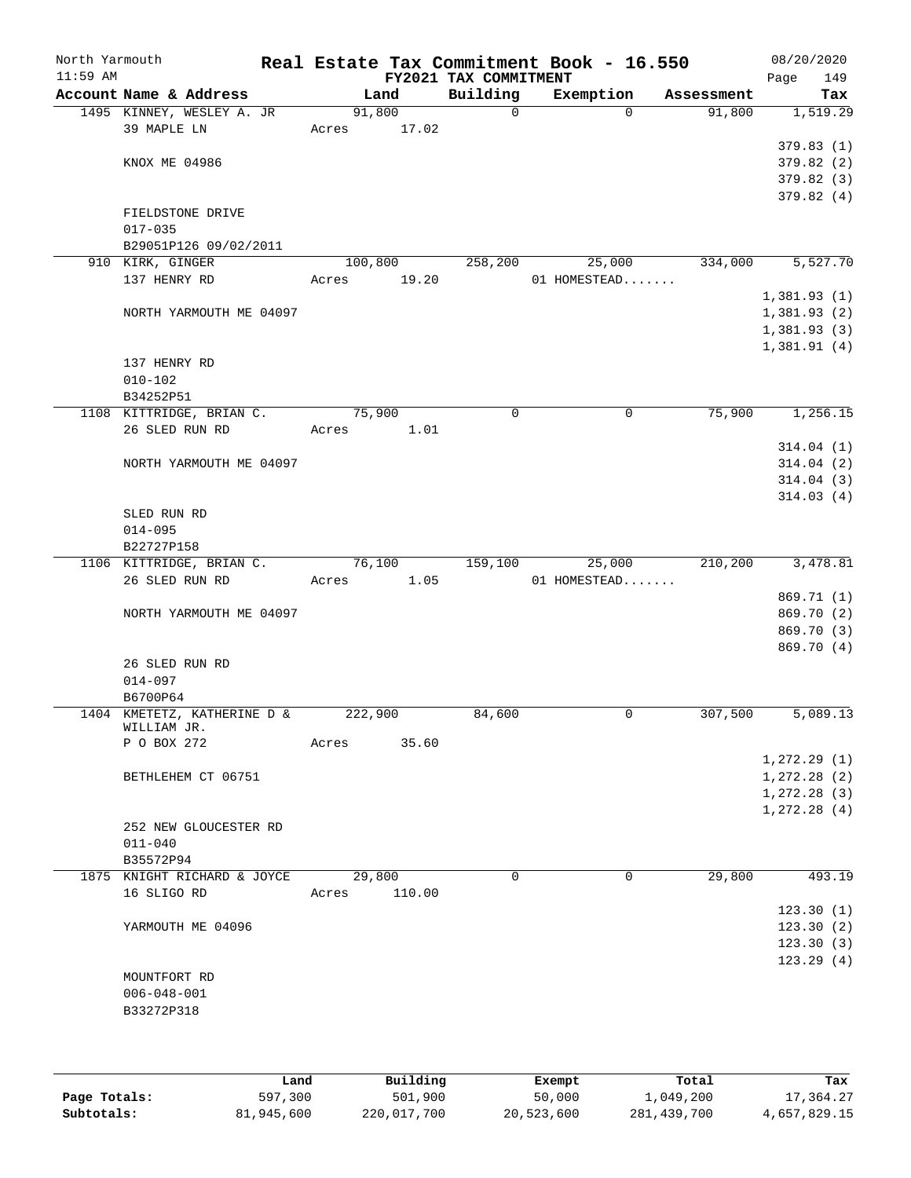North Yarmouth — Real Estate Tax Commitment Book - 16.550 — 08/20/2020
11:59 AM — FY2021 TAX COMMITMENT

| Account Name & Address | Land | Building | Exemption | Assessment | Tax |
|---|---|---|---|---|---|
| 1495 KINNEY, WESLEY A. JR | 91,800 | 0 | 0 | 91,800 | 1,519.29 |
| 39 MAPLE LN | Acres 17.02 | | | | |
| | | | | | 379.83 (1) |
| KNOX ME 04986 | | | | | 379.82 (2) |
| | | | | | 379.82 (3) |
| | | | | | 379.82 (4) |
| FIELDSTONE DRIVE | | | | | |
| 017-035 | | | | | |
| B29051P126 09/02/2011 | | | | | |
| 910 KIRK, GINGER | 100,800 | 258,200 | 25,000 | 334,000 | 5,527.70 |
| 137 HENRY RD | Acres 19.20 | | 01 HOMESTEAD....... | | |
| | | | | | 1,381.93 (1) |
| NORTH YARMOUTH ME 04097 | | | | | 1,381.93 (2) |
| | | | | | 1,381.93 (3) |
| | | | | | 1,381.91 (4) |
| 137 HENRY RD | | | | | |
| 010-102 | | | | | |
| B34252P51 | | | | | |
| 1108 KITTRIDGE, BRIAN C. | 75,900 | 0 | 0 | 75,900 | 1,256.15 |
| 26 SLED RUN RD | Acres 1.01 | | | | |
| | | | | | 314.04 (1) |
| NORTH YARMOUTH ME 04097 | | | | | 314.04 (2) |
| | | | | | 314.04 (3) |
| | | | | | 314.03 (4) |
| SLED RUN RD | | | | | |
| 014-095 | | | | | |
| B22727P158 | | | | | |
| 1106 KITTRIDGE, BRIAN C. | 76,100 | 159,100 | 25,000 | 210,200 | 3,478.81 |
| 26 SLED RUN RD | Acres 1.05 | | 01 HOMESTEAD....... | | |
| | | | | | 869.71 (1) |
| NORTH YARMOUTH ME 04097 | | | | | 869.70 (2) |
| | | | | | 869.70 (3) |
| | | | | | 869.70 (4) |
| 26 SLED RUN RD | | | | | |
| 014-097 | | | | | |
| B6700P64 | | | | | |
| 1404 KMETETZ, KATHERINE D & WILLIAM JR. | 222,900 | 84,600 | 0 | 307,500 | 5,089.13 |
| P O BOX 272 | Acres 35.60 | | | | |
| | | | | | 1,272.29 (1) |
| BETHLEHEM CT 06751 | | | | | 1,272.28 (2) |
| | | | | | 1,272.28 (3) |
| | | | | | 1,272.28 (4) |
| 252 NEW GLOUCESTER RD | | | | | |
| 011-040 | | | | | |
| B35572P94 | | | | | |
| 1875 KNIGHT RICHARD & JOYCE | 29,800 | 0 | 0 | 29,800 | 493.19 |
| 16 SLIGO RD | Acres 110.00 | | | | |
| | | | | | 123.30 (1) |
| YARMOUTH ME 04096 | | | | | 123.30 (2) |
| | | | | | 123.30 (3) |
| | | | | | 123.29 (4) |
| MOUNTFORT RD | | | | | |
| 006-048-001 | | | | | |
| B33272P318 | | | | | |

| | Land | Building | Exempt | Total | Tax |
|---|---|---|---|---|---|
| Page Totals: | 597,300 | 501,900 | 50,000 | 1,049,200 | 17,364.27 |
| Subtotals: | 81,945,600 | 220,017,700 | 20,523,600 | 281,439,700 | 4,657,829.15 |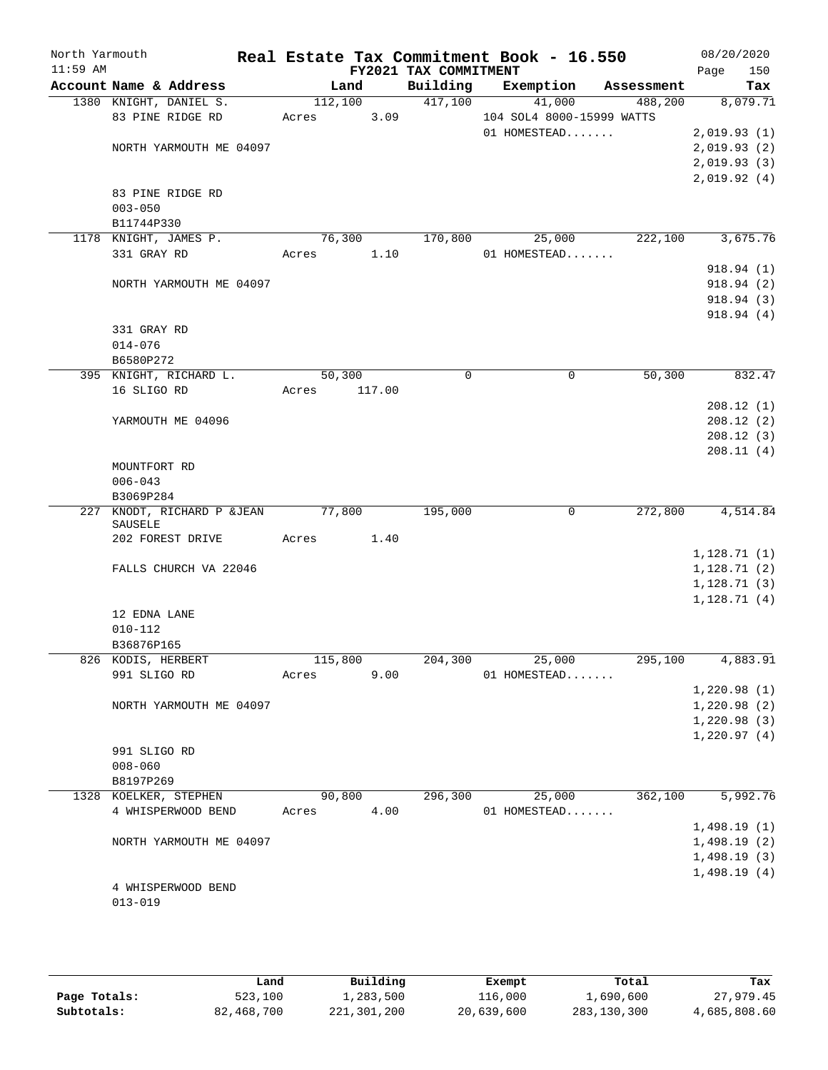# North Yarmouth — Real Estate Tax Commitment Book - 16.550

11:59 AM — FY2021 TAX COMMITMENT — 08/20/2020 — Page 150

| Account Name & Address | Land | Building | Exemption | Assessment | Tax |
|---|---|---|---|---|---|
| 1380 KNIGHT, DANIEL S. | 112,100 | 417,100 | 41,000 | 488,200 | 8,079.71 |
| 83 PINE RIDGE RD | Acres 3.09 | | 104 SOL4 8000-15999 WATTS | | |
| | | | 01 HOMESTEAD....... | | 2,019.93 (1) |
| NORTH YARMOUTH ME 04097 | | | | | 2,019.93 (2) |
| | | | | | 2,019.93 (3) |
| | | | | | 2,019.92 (4) |
| 83 PINE RIDGE RD | | | | | |
| 003-050 | | | | | |
| B11744P330 | | | | | |
| 1178 KNIGHT, JAMES P. | 76,300 | 170,800 | 25,000 | 222,100 | 3,675.76 |
| 331 GRAY RD | Acres 1.10 | | 01 HOMESTEAD....... | | |
| | | | | | 918.94 (1) |
| NORTH YARMOUTH ME 04097 | | | | | 918.94 (2) |
| | | | | | 918.94 (3) |
| | | | | | 918.94 (4) |
| 331 GRAY RD | | | | | |
| 014-076 | | | | | |
| B6580P272 | | | | | |
| 395 KNIGHT, RICHARD L. | 50,300 | 0 | 0 | 50,300 | 832.47 |
| 16 SLIGO RD | Acres 117.00 | | | | |
| | | | | | 208.12 (1) |
| YARMOUTH ME 04096 | | | | | 208.12 (2) |
| | | | | | 208.12 (3) |
| | | | | | 208.11 (4) |
| MOUNTFORT RD | | | | | |
| 006-043 | | | | | |
| B3069P284 | | | | | |
| 227 KNODT, RICHARD P &JEAN SAUSELE | 77,800 | 195,000 | 0 | 272,800 | 4,514.84 |
| 202 FOREST DRIVE | Acres 1.40 | | | | |
| | | | | | 1,128.71 (1) |
| FALLS CHURCH VA 22046 | | | | | 1,128.71 (2) |
| | | | | | 1,128.71 (3) |
| | | | | | 1,128.71 (4) |
| 12 EDNA LANE | | | | | |
| 010-112 | | | | | |
| B36876P165 | | | | | |
| 826 KODIS, HERBERT | 115,800 | 204,300 | 25,000 | 295,100 | 4,883.91 |
| 991 SLIGO RD | Acres 9.00 | | 01 HOMESTEAD....... | | |
| | | | | | 1,220.98 (1) |
| NORTH YARMOUTH ME 04097 | | | | | 1,220.98 (2) |
| | | | | | 1,220.98 (3) |
| | | | | | 1,220.97 (4) |
| 991 SLIGO RD | | | | | |
| 008-060 | | | | | |
| B8197P269 | | | | | |
| 1328 KOELKER, STEPHEN | 90,800 | 296,300 | 25,000 | 362,100 | 5,992.76 |
| 4 WHISPERWOOD BEND | Acres 4.00 | | 01 HOMESTEAD....... | | |
| | | | | | 1,498.19 (1) |
| NORTH YARMOUTH ME 04097 | | | | | 1,498.19 (2) |
| | | | | | 1,498.19 (3) |
| | | | | | 1,498.19 (4) |
| 4 WHISPERWOOD BEND | | | | | |
| 013-019 | | | | | |

| | Land | Building | Exempt | Total | Tax |
|---|---|---|---|---|---|
| Page Totals: | 523,100 | 1,283,500 | 116,000 | 1,690,600 | 27,979.45 |
| Subtotals: | 82,468,700 | 221,301,200 | 20,639,600 | 283,130,300 | 4,685,808.60 |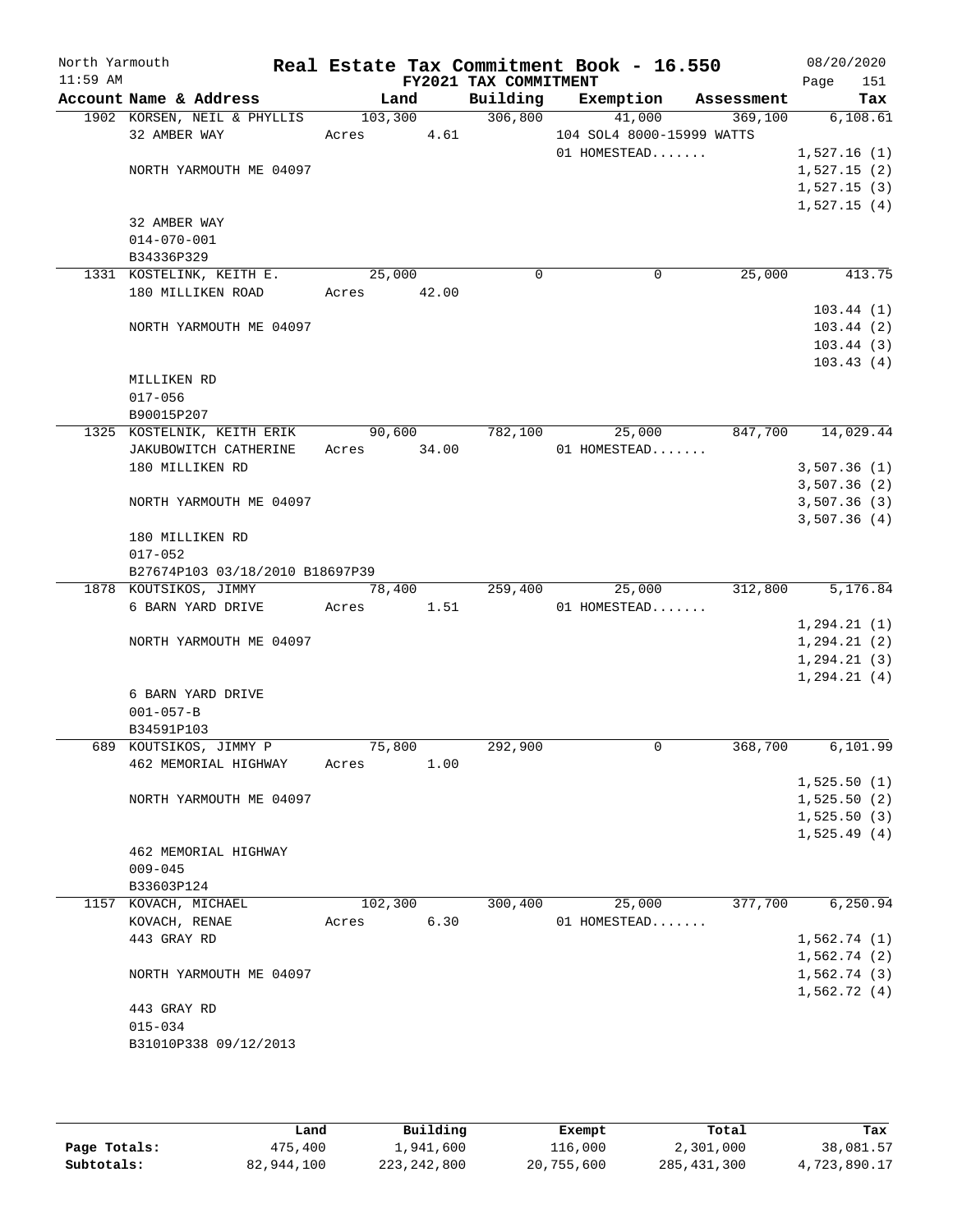North Yarmouth — Real Estate Tax Commitment Book - 16.550 — 08/20/2020
11:59 AM — FY2021 TAX COMMITMENT

| Account Name & Address | Land | Building | Exemption | Assessment | Tax |
|---|---|---|---|---|---|
| 1902 KORSEN, NEIL & PHYLLIS | 103,300 | 306,800 | 41,000 | 369,100 | 6,108.61 |
| 32 AMBER WAY | Acres 4.61 | | 104 SOL4 8000-15999 WATTS | | |
| | | | 01 HOMESTEAD....... | | 1,527.16 (1) |
| NORTH YARMOUTH ME 04097 | | | | | 1,527.15 (2) |
| | | | | | 1,527.15 (3) |
| | | | | | 1,527.15 (4) |
| 32 AMBER WAY | | | | | |
| 014-070-001 | | | | | |
| B34336P329 | | | | | |
| 1331 KOSTELINK, KEITH E. | 25,000 | 0 | 0 | 25,000 | 413.75 |
| 180 MILLIKEN ROAD | Acres 42.00 | | | | |
| | | | | | 103.44 (1) |
| NORTH YARMOUTH ME 04097 | | | | | 103.44 (2) |
| | | | | | 103.44 (3) |
| | | | | | 103.43 (4) |
| MILLIKEN RD | | | | | |
| 017-056 | | | | | |
| B90015P207 | | | | | |
| 1325 KOSTELNIK, KEITH ERIK | 90,600 | 782,100 | 25,000 | 847,700 | 14,029.44 |
| JAKUBOWITCH CATHERINE | Acres 34.00 | | 01 HOMESTEAD....... | | |
| 180 MILLIKEN RD | | | | | 3,507.36 (1) |
| | | | | | 3,507.36 (2) |
| NORTH YARMOUTH ME 04097 | | | | | 3,507.36 (3) |
| | | | | | 3,507.36 (4) |
| 180 MILLIKEN RD | | | | | |
| 017-052 | | | | | |
| B27674P103 03/18/2010 B18697P39 | | | | | |
| 1878 KOUTSIKOS, JIMMY | 78,400 | 259,400 | 25,000 | 312,800 | 5,176.84 |
| 6 BARN YARD DRIVE | Acres 1.51 | | 01 HOMESTEAD....... | | |
| | | | | | 1,294.21 (1) |
| NORTH YARMOUTH ME 04097 | | | | | 1,294.21 (2) |
| | | | | | 1,294.21 (3) |
| | | | | | 1,294.21 (4) |
| 6 BARN YARD DRIVE | | | | | |
| 001-057-B | | | | | |
| B34591P103 | | | | | |
| 689 KOUTSIKOS, JIMMY P | 75,800 | 292,900 | 0 | 368,700 | 6,101.99 |
| 462 MEMORIAL HIGHWAY | Acres 1.00 | | | | |
| | | | | | 1,525.50 (1) |
| NORTH YARMOUTH ME 04097 | | | | | 1,525.50 (2) |
| | | | | | 1,525.50 (3) |
| | | | | | 1,525.49 (4) |
| 462 MEMORIAL HIGHWAY | | | | | |
| 009-045 | | | | | |
| B33603P124 | | | | | |
| 1157 KOVACH, MICHAEL | 102,300 | 300,400 | 25,000 | 377,700 | 6,250.94 |
| KOVACH, RENAE | Acres 6.30 | | 01 HOMESTEAD....... | | |
| 443 GRAY RD | | | | | 1,562.74 (1) |
| | | | | | 1,562.74 (2) |
| NORTH YARMOUTH ME 04097 | | | | | 1,562.74 (3) |
| | | | | | 1,562.72 (4) |
| 443 GRAY RD | | | | | |
| 015-034 | | | | | |
| B31010P338 09/12/2013 | | | | | |

| | Land | Building | Exempt | Total | Tax |
|---|---|---|---|---|---|
| Page Totals: | 475,400 | 1,941,600 | 116,000 | 2,301,000 | 38,081.57 |
| Subtotals: | 82,944,100 | 223,242,800 | 20,755,600 | 285,431,300 | 4,723,890.17 |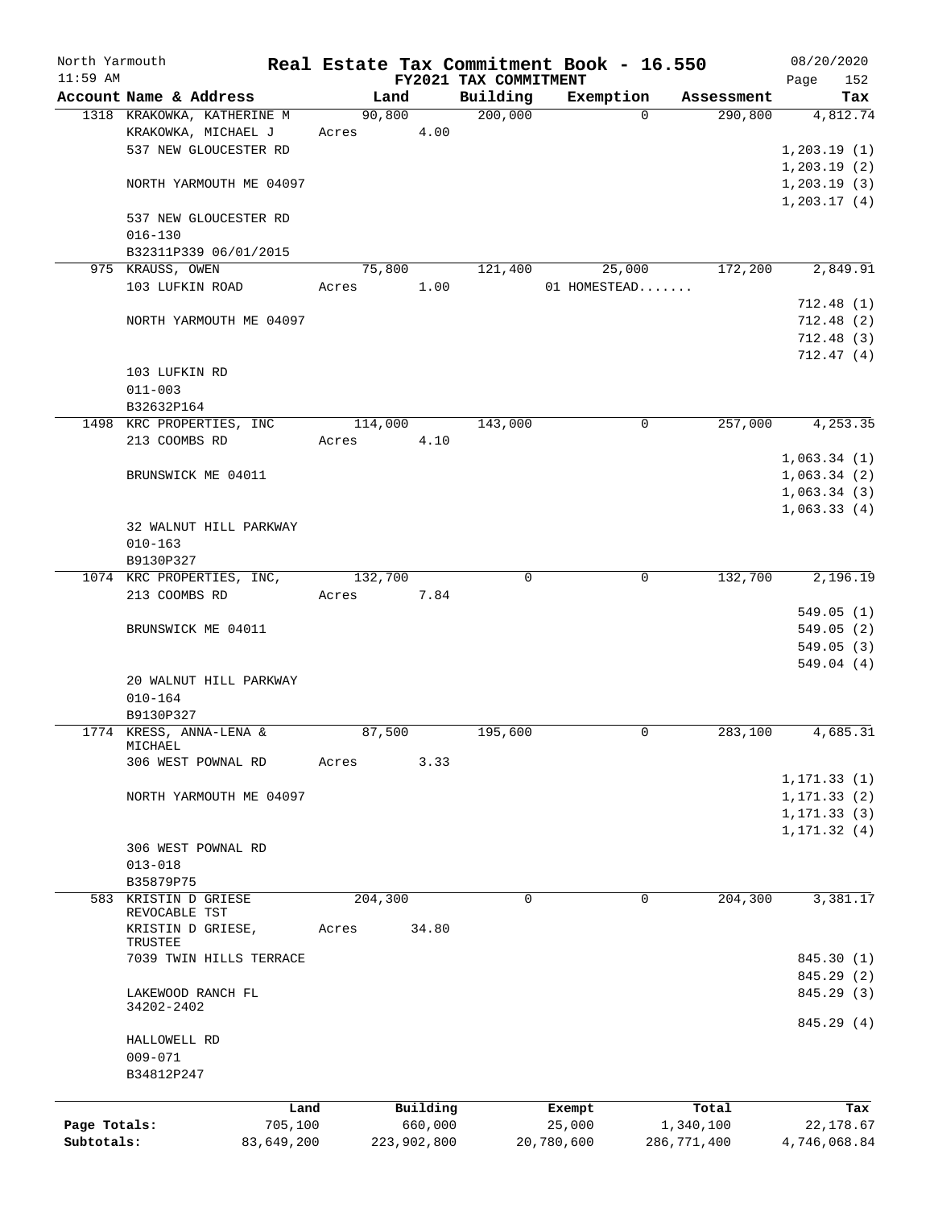# Real Estate Tax Commitment Book - 16.550

North Yarmouth
11:59 AM

FY2021 TAX COMMITMENT

08/20/2020

| Account Name & Address | Land | Building | Exemption | Assessment | Tax |
|---|---|---|---|---|---|
| 1318 KRAKOWKA, KATHERINE M | 90,800 | 200,000 | 0 | 290,800 | 4,812.74 |
| KRAKOWKA, MICHAEL J | Acres 4.00 | | | | |
| 537 NEW GLOUCESTER RD | | | | | 1,203.19 (1) |
| | | | | | 1,203.19 (2) |
| NORTH YARMOUTH ME 04097 | | | | | 1,203.19 (3) |
| | | | | | 1,203.17 (4) |
| 537 NEW GLOUCESTER RD | | | | | |
| 016-130 | | | | | |
| B32311P339 06/01/2015 | | | | | |
| 975 KRAUSS, OWEN | 75,800 | 121,400 | 25,000 | 172,200 | 2,849.91 |
| 103 LUFKIN ROAD | Acres 1.00 | | 01 HOMESTEAD....... | | |
| | | | | | 712.48 (1) |
| NORTH YARMOUTH ME 04097 | | | | | 712.48 (2) |
| | | | | | 712.48 (3) |
| | | | | | 712.47 (4) |
| 103 LUFKIN RD | | | | | |
| 011-003 | | | | | |
| B32632P164 | | | | | |
| 1498 KRC PROPERTIES, INC | 114,000 | 143,000 | 0 | 257,000 | 4,253.35 |
| 213 COOMBS RD | Acres 4.10 | | | | |
| | | | | | 1,063.34 (1) |
| BRUNSWICK ME 04011 | | | | | 1,063.34 (2) |
| | | | | | 1,063.34 (3) |
| | | | | | 1,063.33 (4) |
| 32 WALNUT HILL PARKWAY | | | | | |
| 010-163 | | | | | |
| B9130P327 | | | | | |
| 1074 KRC PROPERTIES, INC, | 132,700 | 0 | 0 | 132,700 | 2,196.19 |
| 213 COOMBS RD | Acres 7.84 | | | | |
| | | | | | 549.05 (1) |
| BRUNSWICK ME 04011 | | | | | 549.05 (2) |
| | | | | | 549.05 (3) |
| | | | | | 549.04 (4) |
| 20 WALNUT HILL PARKWAY | | | | | |
| 010-164 | | | | | |
| B9130P327 | | | | | |
| 1774 KRESS, ANNA-LENA & MICHAEL | 87,500 | 195,600 | 0 | 283,100 | 4,685.31 |
| 306 WEST POWNAL RD | Acres 3.33 | | | | |
| | | | | | 1,171.33 (1) |
| NORTH YARMOUTH ME 04097 | | | | | 1,171.33 (2) |
| | | | | | 1,171.33 (3) |
| | | | | | 1,171.32 (4) |
| 306 WEST POWNAL RD | | | | | |
| 013-018 | | | | | |
| B35879P75 | | | | | |
| 583 KRISTIN D GRIESE REVOCABLE TST | 204,300 | 0 | 0 | 204,300 | 3,381.17 |
| KRISTIN D GRIESE, TRUSTEE | Acres 34.80 | | | | |
| 7039 TWIN HILLS TERRACE | | | | | 845.30 (1) |
| | | | | | 845.29 (2) |
| LAKEWOOD RANCH FL 34202-2402 | | | | | 845.29 (3) |
| | | | | | 845.29 (4) |
| HALLOWELL RD | | | | | |
| 009-071 | | | | | |
| B34812P247 | | | | | |

| | Land | Building | Exempt | Total | Tax |
|---|---|---|---|---|---|
| Page Totals: | 705,100 | 660,000 | 25,000 | 1,340,100 | 22,178.67 |
| Subtotals: | 83,649,200 | 223,902,800 | 20,780,600 | 286,771,400 | 4,746,068.84 |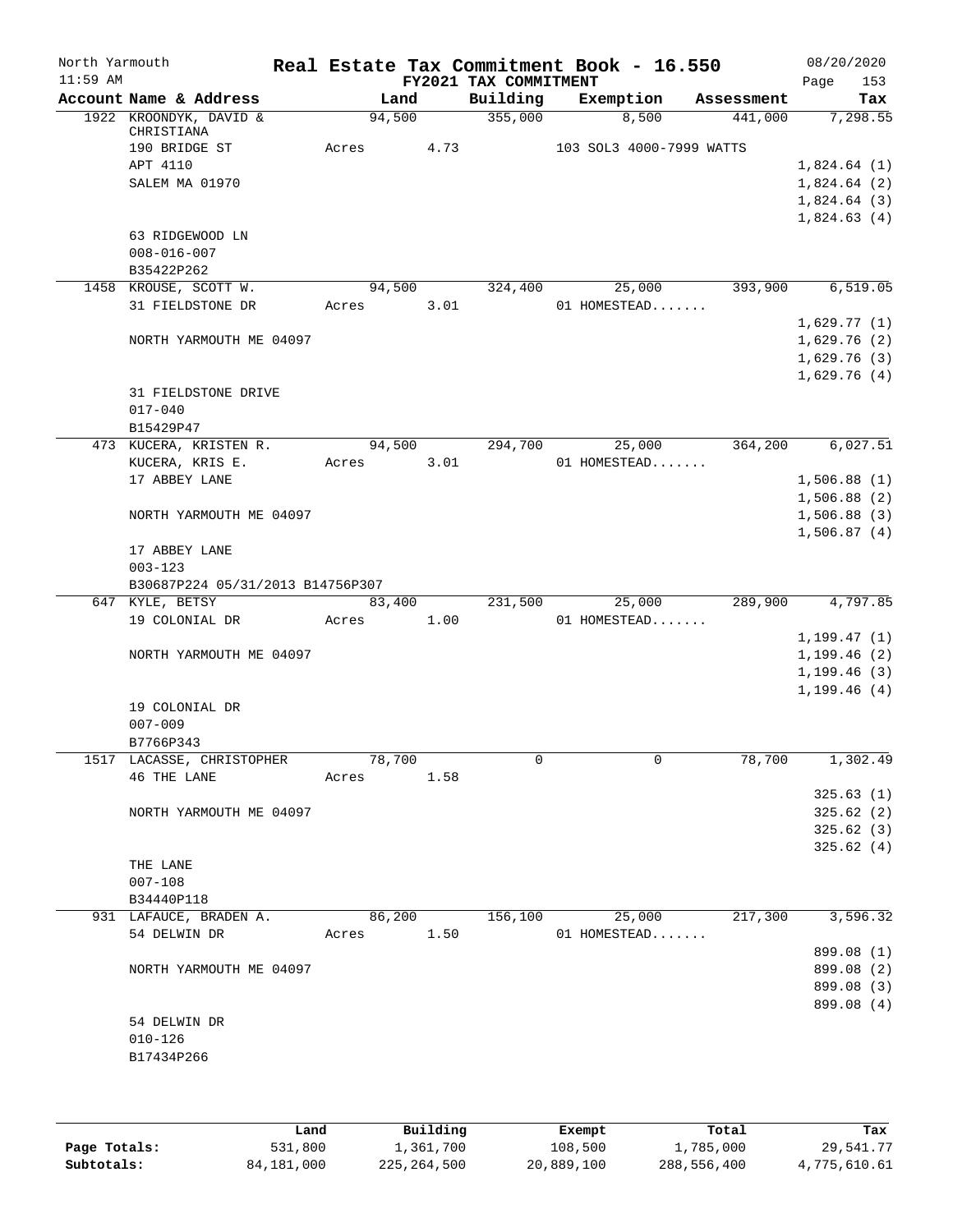# Real Estate Tax Commitment Book - 16.550

North Yarmouth — FY2021 TAX COMMITMENT — 08/20/2020 — 11:59 AM — Page 153

| Account Name & Address | Land | Building | Exemption | Assessment | Tax |
|---|---|---|---|---|---|
| 1922 KROONDYK, DAVID & CHRISTIANA | 94,500 | 355,000 | 8,500 | 441,000 | 7,298.55 |
| 190 BRIDGE ST | Acres 4.73 | | 103 SOL3 4000-7999 WATTS | | |
| APT 4110 | | | | | 1,824.64 (1) |
| SALEM MA 01970 | | | | | 1,824.64 (2) |
| | | | | | 1,824.64 (3) |
| | | | | | 1,824.63 (4) |
| 63 RIDGEWOOD LN | | | | | |
| 008-016-007 | | | | | |
| B35422P262 | | | | | |
| 1458 KROUSE, SCOTT W. | 94,500 | 324,400 | 25,000 | 393,900 | 6,519.05 |
| 31 FIELDSTONE DR | Acres 3.01 | | 01 HOMESTEAD....... | | |
| | | | | | 1,629.77 (1) |
| NORTH YARMOUTH ME 04097 | | | | | 1,629.76 (2) |
| | | | | | 1,629.76 (3) |
| | | | | | 1,629.76 (4) |
| 31 FIELDSTONE DRIVE | | | | | |
| 017-040 | | | | | |
| B15429P47 | | | | | |
| 473 KUCERA, KRISTEN R. | 94,500 | 294,700 | 25,000 | 364,200 | 6,027.51 |
| KUCERA, KRIS E. | Acres 3.01 | | 01 HOMESTEAD....... | | |
| 17 ABBEY LANE | | | | | 1,506.88 (1) |
| | | | | | 1,506.88 (2) |
| NORTH YARMOUTH ME 04097 | | | | | 1,506.88 (3) |
| | | | | | 1,506.87 (4) |
| 17 ABBEY LANE | | | | | |
| 003-123 | | | | | |
| B30687P224 05/31/2013 B14756P307 | | | | | |
| 647 KYLE, BETSY | 83,400 | 231,500 | 25,000 | 289,900 | 4,797.85 |
| 19 COLONIAL DR | Acres 1.00 | | 01 HOMESTEAD....... | | |
| | | | | | 1,199.47 (1) |
| NORTH YARMOUTH ME 04097 | | | | | 1,199.46 (2) |
| | | | | | 1,199.46 (3) |
| | | | | | 1,199.46 (4) |
| 19 COLONIAL DR | | | | | |
| 007-009 | | | | | |
| B7766P343 | | | | | |
| 1517 LACASSE, CHRISTOPHER | 78,700 | 0 | 0 | 78,700 | 1,302.49 |
| 46 THE LANE | Acres 1.58 | | | | |
| | | | | | 325.63 (1) |
| NORTH YARMOUTH ME 04097 | | | | | 325.62 (2) |
| | | | | | 325.62 (3) |
| | | | | | 325.62 (4) |
| THE LANE | | | | | |
| 007-108 | | | | | |
| B34440P118 | | | | | |
| 931 LAFAUCE, BRADEN A. | 86,200 | 156,100 | 25,000 | 217,300 | 3,596.32 |
| 54 DELWIN DR | Acres 1.50 | | 01 HOMESTEAD....... | | |
| | | | | | 899.08 (1) |
| NORTH YARMOUTH ME 04097 | | | | | 899.08 (2) |
| | | | | | 899.08 (3) |
| | | | | | 899.08 (4) |
| 54 DELWIN DR | | | | | |
| 010-126 | | | | | |
| B17434P266 | | | | | |

| | Land | Building | Exempt | Total | Tax |
|---|---|---|---|---|---|
| Page Totals: | 531,800 | 1,361,700 | 108,500 | 1,785,000 | 29,541.77 |
| Subtotals: | 84,181,000 | 225,264,500 | 20,889,100 | 288,556,400 | 4,775,610.61 |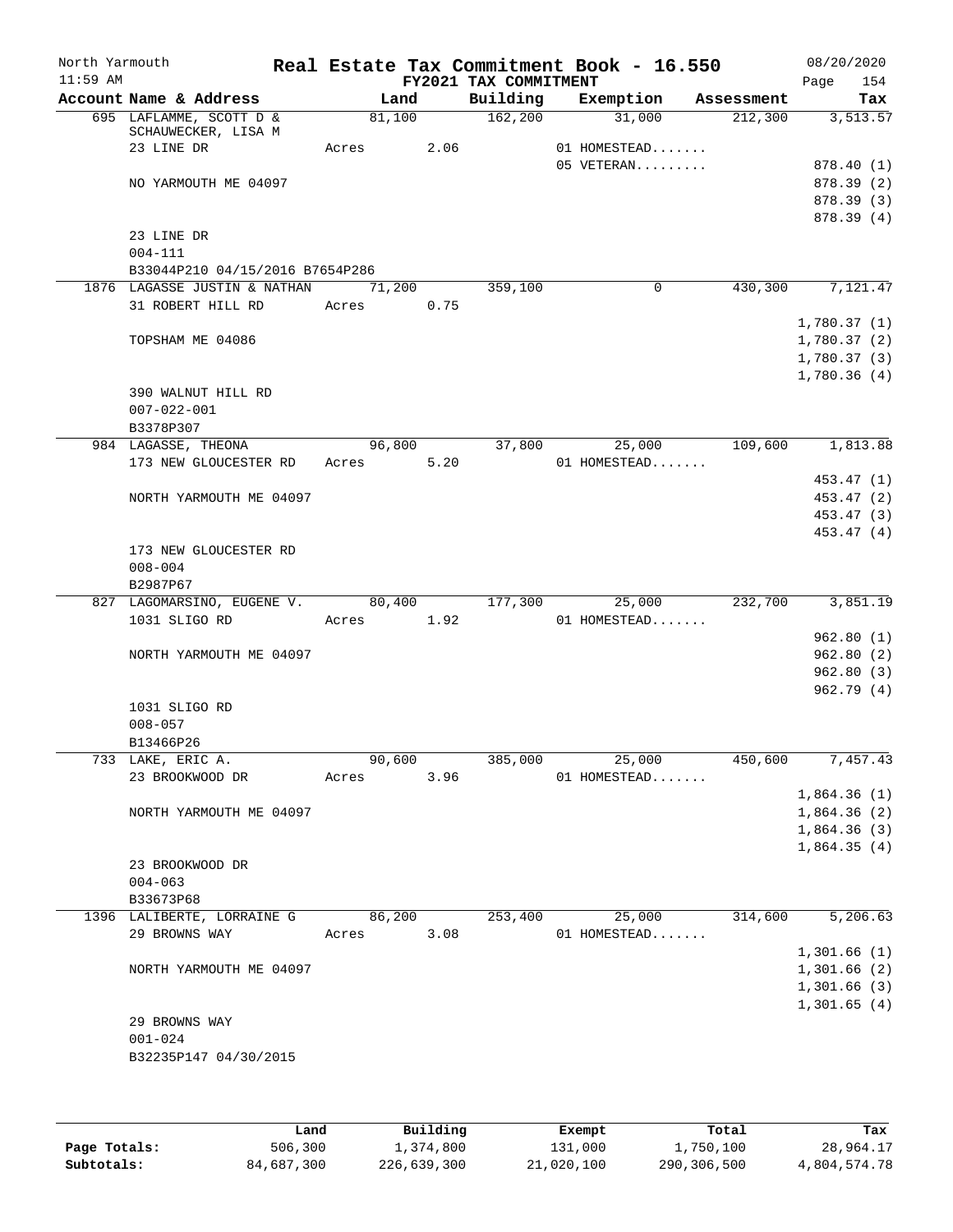North Yarmouth | | Real Estate Tax Commitment Book - 16.550 | 08/20/2020
11:59 AM | | FY2021 TAX COMMITMENT | Page 154

| Account Name & Address | Land | Building | Exemption | Assessment | Tax |
|---|---|---|---|---|---|
| 695 LAFLAMME, SCOTT D & SCHAUWECKER, LISA M | 81,100 | 162,200 | 31,000 | 212,300 | 3,513.57 |
| 23 LINE DR | Acres 2.06 | | 01 HOMESTEAD....... | | |
| | | | 05 VETERAN......... | | 878.40 (1) |
| NO YARMOUTH ME 04097 | | | | | 878.39 (2) |
| | | | | | 878.39 (3) |
| | | | | | 878.39 (4) |
| 23 LINE DR | | | | | |
| 004-111 | | | | | |
| B33044P210 04/15/2016 B7654P286 | | | | | |
| 1876 LAGASSE JUSTIN & NATHAN | 71,200 | 359,100 | 0 | 430,300 | 7,121.47 |
| 31 ROBERT HILL RD | Acres 0.75 | | | | |
| | | | | | 1,780.37 (1) |
| TOPSHAM ME 04086 | | | | | 1,780.37 (2) |
| | | | | | 1,780.37 (3) |
| | | | | | 1,780.36 (4) |
| 390 WALNUT HILL RD | | | | | |
| 007-022-001 | | | | | |
| B3378P307 | | | | | |
| 984 LAGASSE, THEONA | 96,800 | 37,800 | 25,000 | 109,600 | 1,813.88 |
| 173 NEW GLOUCESTER RD | Acres 5.20 | | 01 HOMESTEAD....... | | |
| | | | | | 453.47 (1) |
| NORTH YARMOUTH ME 04097 | | | | | 453.47 (2) |
| | | | | | 453.47 (3) |
| | | | | | 453.47 (4) |
| 173 NEW GLOUCESTER RD | | | | | |
| 008-004 | | | | | |
| B2987P67 | | | | | |
| 827 LAGOMARSINO, EUGENE V. | 80,400 | 177,300 | 25,000 | 232,700 | 3,851.19 |
| 1031 SLIGO RD | Acres 1.92 | | 01 HOMESTEAD....... | | |
| | | | | | 962.80 (1) |
| NORTH YARMOUTH ME 04097 | | | | | 962.80 (2) |
| | | | | | 962.80 (3) |
| | | | | | 962.79 (4) |
| 1031 SLIGO RD | | | | | |
| 008-057 | | | | | |
| B13466P26 | | | | | |
| 733 LAKE, ERIC A. | 90,600 | 385,000 | 25,000 | 450,600 | 7,457.43 |
| 23 BROOKWOOD DR | Acres 3.96 | | 01 HOMESTEAD....... | | |
| | | | | | 1,864.36 (1) |
| NORTH YARMOUTH ME 04097 | | | | | 1,864.36 (2) |
| | | | | | 1,864.36 (3) |
| | | | | | 1,864.35 (4) |
| 23 BROOKWOOD DR | | | | | |
| 004-063 | | | | | |
| B33673P68 | | | | | |
| 1396 LALIBERTE, LORRAINE G | 86,200 | 253,400 | 25,000 | 314,600 | 5,206.63 |
| 29 BROWNS WAY | Acres 3.08 | | 01 HOMESTEAD....... | | |
| | | | | | 1,301.66 (1) |
| NORTH YARMOUTH ME 04097 | | | | | 1,301.66 (2) |
| | | | | | 1,301.66 (3) |
| | | | | | 1,301.65 (4) |
| 29 BROWNS WAY | | | | | |
| 001-024 | | | | | |
| B32235P147 04/30/2015 | | | | | |

| | Land | Building | Exempt | Total | Tax |
|---|---|---|---|---|---|
| Page Totals: | 506,300 | 1,374,800 | 131,000 | 1,750,100 | 28,964.17 |
| Subtotals: | 84,687,300 | 226,639,300 | 21,020,100 | 290,306,500 | 4,804,574.78 |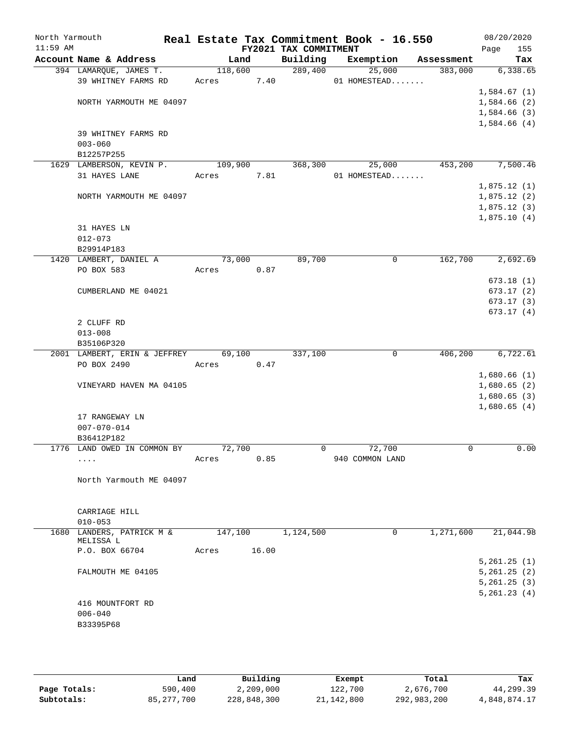North Yarmouth — **Real Estate Tax Commitment Book - 16.550** — 08/20/2020
11:59 AM — **FY2021 TAX COMMITMENT**

| Account Name & Address | Land | Building | Exemption | Assessment | Tax |
|---|---|---|---|---|---|
| 394 LAMARQUE, JAMES T. | 118,600 | 289,400 | 25,000 | 383,000 | 6,338.65 |
| 39 WHITNEY FARMS RD | Acres 7.40 | | 01 HOMESTEAD....... | | |
| | | | | | 1,584.67 (1) |
| NORTH YARMOUTH ME 04097 | | | | | 1,584.66 (2) |
| | | | | | 1,584.66 (3) |
| | | | | | 1,584.66 (4) |
| 39 WHITNEY FARMS RD | | | | | |
| 003-060 | | | | | |
| B12257P255 | | | | | |
| 1629 LAMBERSON, KEVIN P. | 109,900 | 368,300 | 25,000 | 453,200 | 7,500.46 |
| 31 HAYES LANE | Acres 7.81 | | 01 HOMESTEAD....... | | |
| | | | | | 1,875.12 (1) |
| NORTH YARMOUTH ME 04097 | | | | | 1,875.12 (2) |
| | | | | | 1,875.12 (3) |
| | | | | | 1,875.10 (4) |
| 31 HAYES LN | | | | | |
| 012-073 | | | | | |
| B29914P183 | | | | | |
| 1420 LAMBERT, DANIEL A | 73,000 | 89,700 | 0 | 162,700 | 2,692.69 |
| PO BOX 583 | Acres 0.87 | | | | |
| | | | | | 673.18 (1) |
| CUMBERLAND ME 04021 | | | | | 673.17 (2) |
| | | | | | 673.17 (3) |
| | | | | | 673.17 (4) |
| 2 CLUFF RD | | | | | |
| 013-008 | | | | | |
| B35106P320 | | | | | |
| 2001 LAMBERT, ERIN & JEFFREY | 69,100 | 337,100 | 0 | 406,200 | 6,722.61 |
| PO BOX 2490 | Acres 0.47 | | | | |
| | | | | | 1,680.66 (1) |
| VINEYARD HAVEN MA 04105 | | | | | 1,680.65 (2) |
| | | | | | 1,680.65 (3) |
| | | | | | 1,680.65 (4) |
| 17 RANGEWAY LN | | | | | |
| 007-070-014 | | | | | |
| B36412P182 | | | | | |
| 1776 LAND OWED IN COMMON BY | 72,700 | 0 | 72,700 | 0 | 0.00 |
| .... | Acres 0.85 | | 940 COMMON LAND | | |
| North Yarmouth ME 04097 | | | | | |
| CARRIAGE HILL | | | | | |
| 010-053 | | | | | |
| 1680 LANDERS, PATRICK M & MELISSA L | 147,100 | 1,124,500 | 0 | 1,271,600 | 21,044.98 |
| P.O. BOX 66704 | Acres 16.00 | | | | |
| | | | | | 5,261.25 (1) |
| FALMOUTH ME 04105 | | | | | 5,261.25 (2) |
| | | | | | 5,261.25 (3) |
| | | | | | 5,261.23 (4) |
| 416 MOUNTFORT RD | | | | | |
| 006-040 | | | | | |
| B33395P68 | | | | | |

| | Land | Building | Exempt | Total | Tax |
|---|---|---|---|---|---|
| Page Totals: | 590,400 | 2,209,000 | 122,700 | 2,676,700 | 44,299.39 |
| Subtotals: | 85,277,700 | 228,848,300 | 21,142,800 | 292,983,200 | 4,848,874.17 |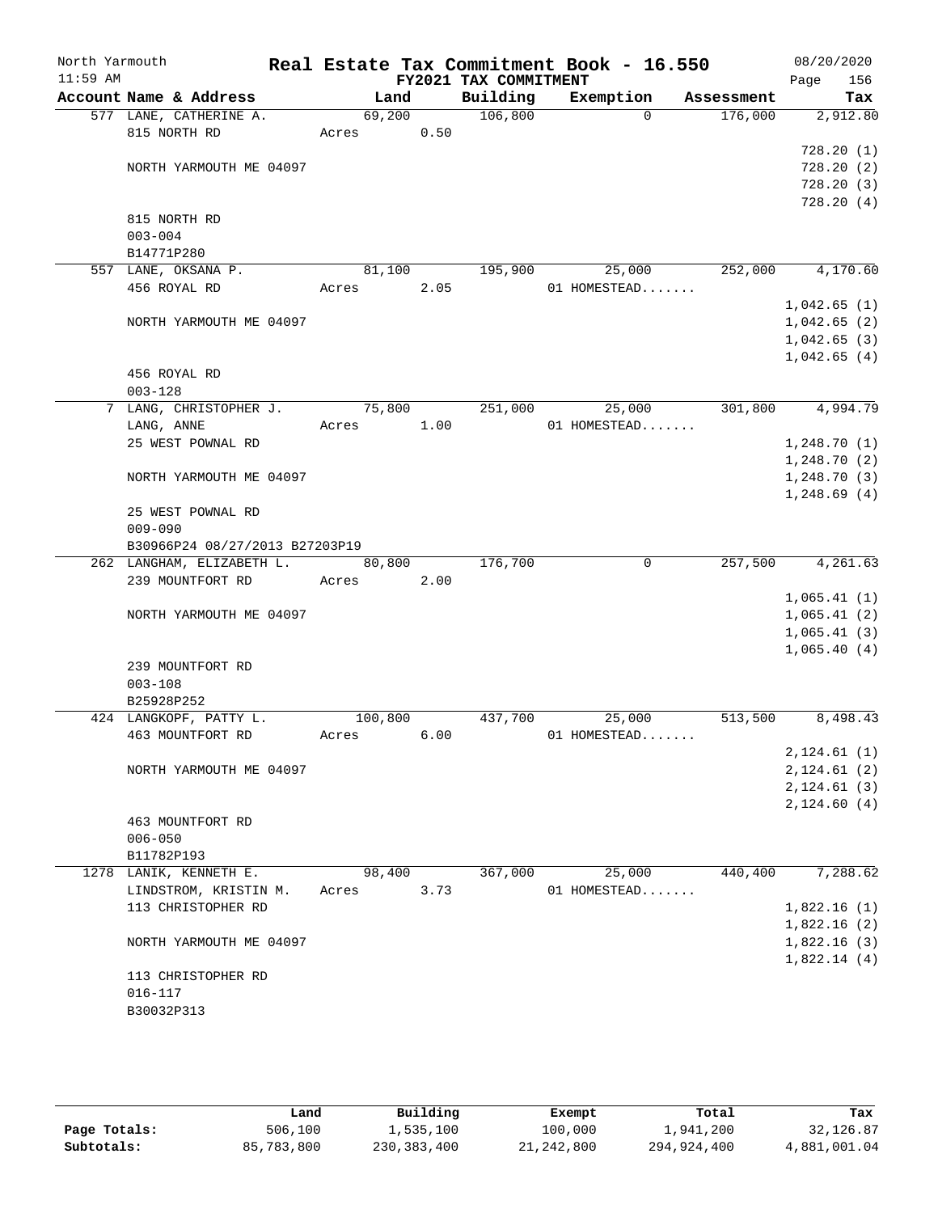North Yarmouth — Real Estate Tax Commitment Book - 16.550 — 08/20/2020
11:59 AM — FY2021 TAX COMMITMENT

| Account Name & Address | Land | Building | Exemption | Assessment | Tax |
|---|---|---|---|---|---|
| 577 LANE, CATHERINE A. | 69,200 | 106,800 | 0 | 176,000 | 2,912.80 |
| 815 NORTH RD | Acres 0.50 | | | | |
| | | | | | 728.20 (1) |
| NORTH YARMOUTH ME 04097 | | | | | 728.20 (2) |
| | | | | | 728.20 (3) |
| | | | | | 728.20 (4) |
| 815 NORTH RD | | | | | |
| 003-004 | | | | | |
| B14771P280 | | | | | |
| 557 LANE, OKSANA P. | 81,100 | 195,900 | 25,000 | 252,000 | 4,170.60 |
| 456 ROYAL RD | Acres 2.05 | | 01 HOMESTEAD....... | | |
| | | | | | 1,042.65 (1) |
| NORTH YARMOUTH ME 04097 | | | | | 1,042.65 (2) |
| | | | | | 1,042.65 (3) |
| | | | | | 1,042.65 (4) |
| 456 ROYAL RD | | | | | |
| 003-128 | | | | | |
| 7 LANG, CHRISTOPHER J. | 75,800 | 251,000 | 25,000 | 301,800 | 4,994.79 |
| LANG, ANNE | Acres 1.00 | | 01 HOMESTEAD....... | | |
| 25 WEST POWNAL RD | | | | | 1,248.70 (1) |
| | | | | | 1,248.70 (2) |
| NORTH YARMOUTH ME 04097 | | | | | 1,248.70 (3) |
| | | | | | 1,248.69 (4) |
| 25 WEST POWNAL RD | | | | | |
| 009-090 | | | | | |
| B30966P24 08/27/2013 B27203P19 | | | | | |
| 262 LANGHAM, ELIZABETH L. | 80,800 | 176,700 | 0 | 257,500 | 4,261.63 |
| 239 MOUNTFORT RD | Acres 2.00 | | | | |
| | | | | | 1,065.41 (1) |
| NORTH YARMOUTH ME 04097 | | | | | 1,065.41 (2) |
| | | | | | 1,065.41 (3) |
| | | | | | 1,065.40 (4) |
| 239 MOUNTFORT RD | | | | | |
| 003-108 | | | | | |
| B25928P252 | | | | | |
| 424 LANGKOPF, PATTY L. | 100,800 | 437,700 | 25,000 | 513,500 | 8,498.43 |
| 463 MOUNTFORT RD | Acres 6.00 | | 01 HOMESTEAD....... | | |
| | | | | | 2,124.61 (1) |
| NORTH YARMOUTH ME 04097 | | | | | 2,124.61 (2) |
| | | | | | 2,124.61 (3) |
| | | | | | 2,124.60 (4) |
| 463 MOUNTFORT RD | | | | | |
| 006-050 | | | | | |
| B11782P193 | | | | | |
| 1278 LANIK, KENNETH E. | 98,400 | 367,000 | 25,000 | 440,400 | 7,288.62 |
| LINDSTROM, KRISTIN M. | Acres 3.73 | | 01 HOMESTEAD....... | | |
| 113 CHRISTOPHER RD | | | | | 1,822.16 (1) |
| | | | | | 1,822.16 (2) |
| NORTH YARMOUTH ME 04097 | | | | | 1,822.16 (3) |
| | | | | | 1,822.14 (4) |
| 113 CHRISTOPHER RD | | | | | |
| 016-117 | | | | | |
| B30032P313 | | | | | |

| | Land | Building | Exempt | Total | Tax |
|---|---|---|---|---|---|
| Page Totals: | 506,100 | 1,535,100 | 100,000 | 1,941,200 | 32,126.87 |
| Subtotals: | 85,783,800 | 230,383,400 | 21,242,800 | 294,924,400 | 4,881,001.04 |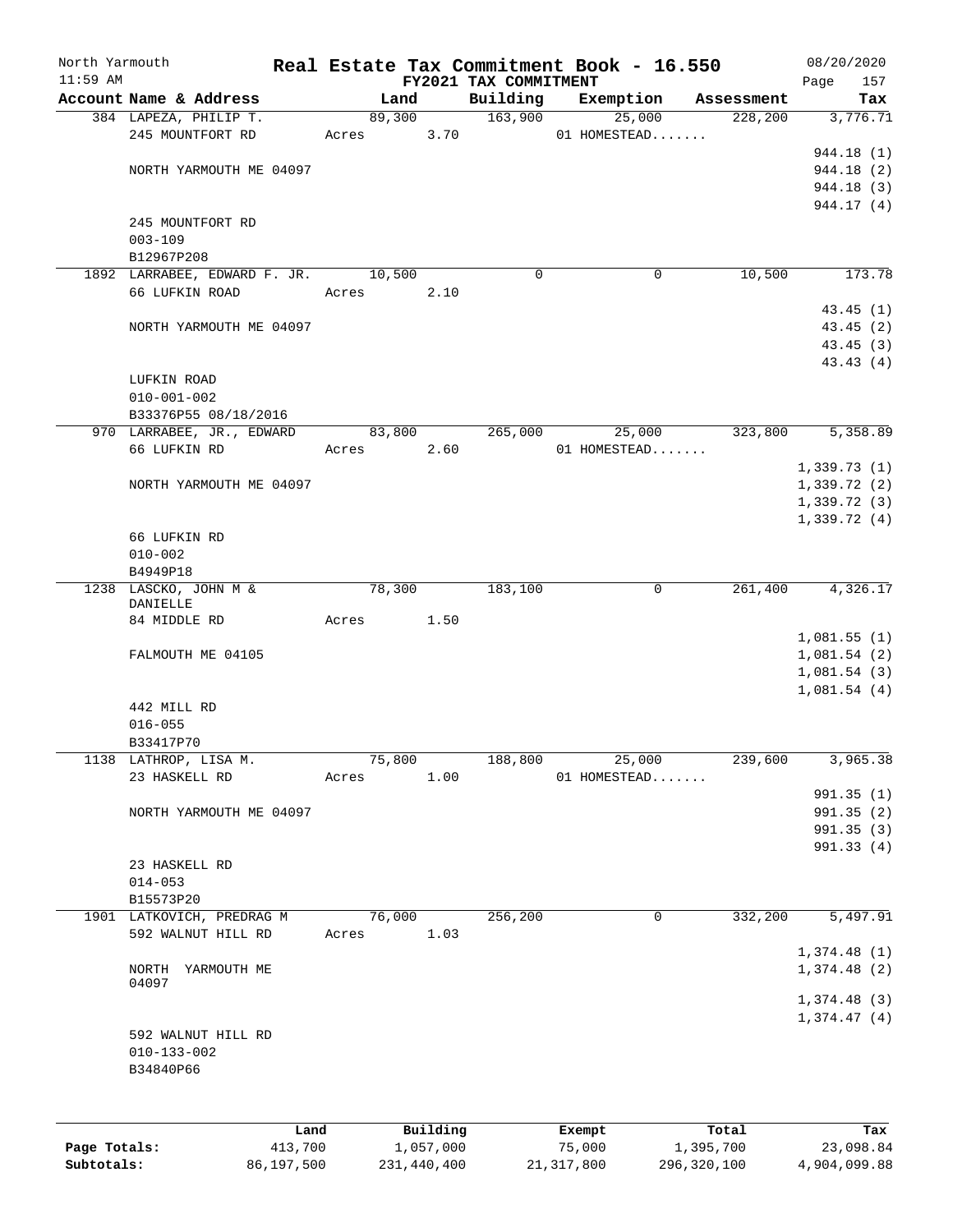North Yarmouth | Real Estate Tax Commitment Book - 16.550 | 08/20/2020
11:59 AM | FY2021 TAX COMMITMENT | Page 157

| Account Name & Address | Land | Building | Exemption | Assessment | Tax |
|---|---|---|---|---|---|
| 384 LAPEZA, PHILIP T. | 89,300 | 163,900 | 25,000 | 228,200 | 3,776.71 |
| 245 MOUNTFORT RD | Acres 3.70 | | 01 HOMESTEAD....... | | |
| | | | | | 944.18 (1) |
| NORTH YARMOUTH ME 04097 | | | | | 944.18 (2) |
| | | | | | 944.18 (3) |
| | | | | | 944.17 (4) |
| 245 MOUNTFORT RD | | | | | |
| 003-109 | | | | | |
| B12967P208 | | | | | |
| 1892 LARRABEE, EDWARD F. JR. | 10,500 | 0 | 0 | 10,500 | 173.78 |
| 66 LUFKIN ROAD | Acres 2.10 | | | | |
| | | | | | 43.45 (1) |
| NORTH YARMOUTH ME 04097 | | | | | 43.45 (2) |
| | | | | | 43.45 (3) |
| | | | | | 43.43 (4) |
| LUFKIN ROAD | | | | | |
| 010-001-002 | | | | | |
| B33376P55 08/18/2016 | | | | | |
| 970 LARRABEE, JR., EDWARD | 83,800 | 265,000 | 25,000 | 323,800 | 5,358.89 |
| 66 LUFKIN RD | Acres 2.60 | | 01 HOMESTEAD....... | | |
| | | | | | 1,339.73 (1) |
| NORTH YARMOUTH ME 04097 | | | | | 1,339.72 (2) |
| | | | | | 1,339.72 (3) |
| | | | | | 1,339.72 (4) |
| 66 LUFKIN RD | | | | | |
| 010-002 | | | | | |
| B4949P18 | | | | | |
| 1238 LASCKO, JOHN M & DANIELLE | 78,300 | 183,100 | 0 | 261,400 | 4,326.17 |
| 84 MIDDLE RD | Acres 1.50 | | | | |
| | | | | | 1,081.55 (1) |
| FALMOUTH ME 04105 | | | | | 1,081.54 (2) |
| | | | | | 1,081.54 (3) |
| | | | | | 1,081.54 (4) |
| 442 MILL RD | | | | | |
| 016-055 | | | | | |
| B33417P70 | | | | | |
| 1138 LATHROP, LISA M. | 75,800 | 188,800 | 25,000 | 239,600 | 3,965.38 |
| 23 HASKELL RD | Acres 1.00 | | 01 HOMESTEAD....... | | |
| | | | | | 991.35 (1) |
| NORTH YARMOUTH ME 04097 | | | | | 991.35 (2) |
| | | | | | 991.35 (3) |
| | | | | | 991.33 (4) |
| 23 HASKELL RD | | | | | |
| 014-053 | | | | | |
| B15573P20 | | | | | |
| 1901 LATKOVICH, PREDRAG M | 76,000 | 256,200 | 0 | 332,200 | 5,497.91 |
| 592 WALNUT HILL RD | Acres 1.03 | | | | |
| | | | | | 1,374.48 (1) |
| NORTH YARMOUTH ME 04097 | | | | | 1,374.48 (2) |
| | | | | | 1,374.48 (3) |
| | | | | | 1,374.47 (4) |
| 592 WALNUT HILL RD | | | | | |
| 010-133-002 | | | | | |
| B34840P66 | | | | | |

| | Land | Building | Exempt | Total | Tax |
|---|---|---|---|---|---|
| Page Totals: | 413,700 | 1,057,000 | 75,000 | 1,395,700 | 23,098.84 |
| Subtotals: | 86,197,500 | 231,440,400 | 21,317,800 | 296,320,100 | 4,904,099.88 |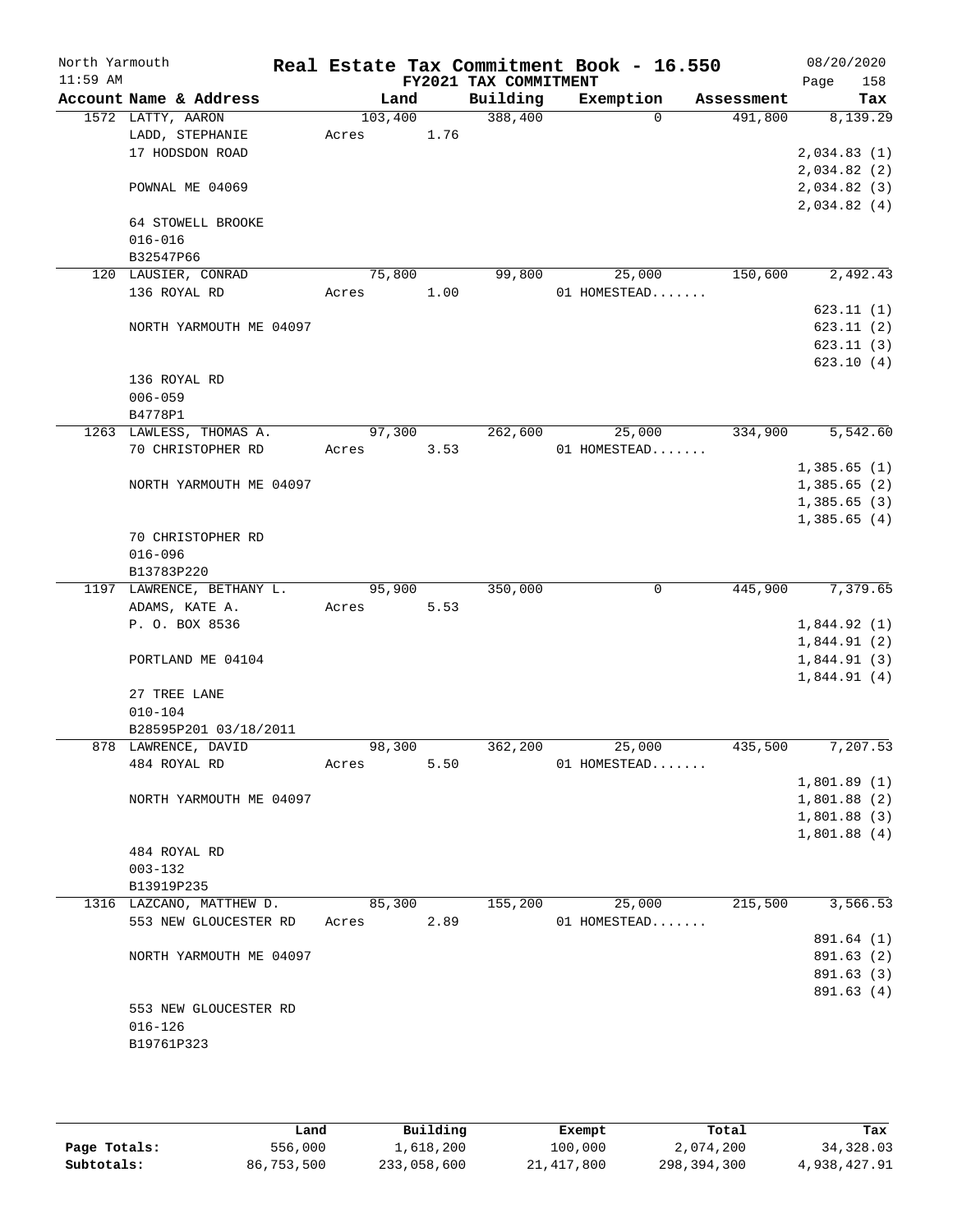# Real Estate Tax Commitment Book - 16.550

North Yarmouth
11:59 AM
FY2021 TAX COMMITMENT
08/20/2020
Page 158

| Account Name & Address | Land | Building | Exemption | Assessment | Tax |
|---|---|---|---|---|---|
| 1572 LATTY, AARON | 103,400 | 388,400 | 0 | 491,800 | 8,139.29 |
| LADD, STEPHANIE | Acres 1.76 | | | | |
| 17 HODSDON ROAD | | | | | 2,034.83 (1) |
| | | | | | 2,034.82 (2) |
| POWNAL ME 04069 | | | | | 2,034.82 (3) |
| | | | | | 2,034.82 (4) |
| 64 STOWELL BROOKE | | | | | |
| 016-016 | | | | | |
| B32547P66 | | | | | |
| 120 LAUSIER, CONRAD | 75,800 | 99,800 | 25,000 | 150,600 | 2,492.43 |
| 136 ROYAL RD | Acres 1.00 | | 01 HOMESTEAD....... | | |
| | | | | | 623.11 (1) |
| NORTH YARMOUTH ME 04097 | | | | | 623.11 (2) |
| | | | | | 623.11 (3) |
| | | | | | 623.10 (4) |
| 136 ROYAL RD | | | | | |
| 006-059 | | | | | |
| B4778P1 | | | | | |
| 1263 LAWLESS, THOMAS A. | 97,300 | 262,600 | 25,000 | 334,900 | 5,542.60 |
| 70 CHRISTOPHER RD | Acres 3.53 | | 01 HOMESTEAD....... | | |
| | | | | | 1,385.65 (1) |
| NORTH YARMOUTH ME 04097 | | | | | 1,385.65 (2) |
| | | | | | 1,385.65 (3) |
| | | | | | 1,385.65 (4) |
| 70 CHRISTOPHER RD | | | | | |
| 016-096 | | | | | |
| B13783P220 | | | | | |
| 1197 LAWRENCE, BETHANY L. | 95,900 | 350,000 | 0 | 445,900 | 7,379.65 |
| ADAMS, KATE A. | Acres 5.53 | | | | |
| P. O. BOX 8536 | | | | | 1,844.92 (1) |
| | | | | | 1,844.91 (2) |
| PORTLAND ME 04104 | | | | | 1,844.91 (3) |
| | | | | | 1,844.91 (4) |
| 27 TREE LANE | | | | | |
| 010-104 | | | | | |
| B28595P201 03/18/2011 | | | | | |
| 878 LAWRENCE, DAVID | 98,300 | 362,200 | 25,000 | 435,500 | 7,207.53 |
| 484 ROYAL RD | Acres 5.50 | | 01 HOMESTEAD....... | | |
| | | | | | 1,801.89 (1) |
| NORTH YARMOUTH ME 04097 | | | | | 1,801.88 (2) |
| | | | | | 1,801.88 (3) |
| | | | | | 1,801.88 (4) |
| 484 ROYAL RD | | | | | |
| 003-132 | | | | | |
| B13919P235 | | | | | |
| 1316 LAZCANO, MATTHEW D. | 85,300 | 155,200 | 25,000 | 215,500 | 3,566.53 |
| 553 NEW GLOUCESTER RD | Acres 2.89 | | 01 HOMESTEAD....... | | |
| | | | | | 891.64 (1) |
| NORTH YARMOUTH ME 04097 | | | | | 891.63 (2) |
| | | | | | 891.63 (3) |
| | | | | | 891.63 (4) |
| 553 NEW GLOUCESTER RD | | | | | |
| 016-126 | | | | | |
| B19761P323 | | | | | |

| | Land | Building | Exempt | Total | Tax |
|---|---|---|---|---|---|
| Page Totals: | 556,000 | 1,618,200 | 100,000 | 2,074,200 | 34,328.03 |
| Subtotals: | 86,753,500 | 233,058,600 | 21,417,800 | 298,394,300 | 4,938,427.91 |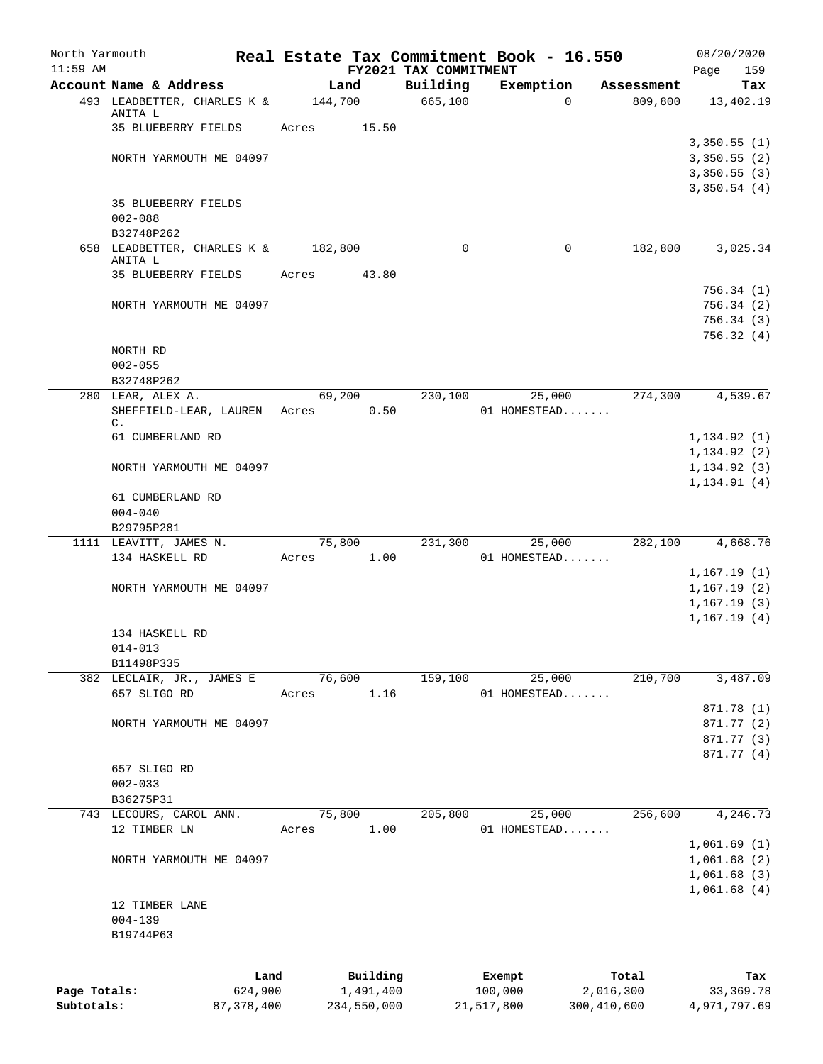North Yarmouth | Real Estate Tax Commitment Book - 16.550 | 08/20/2020
11:59 AM | FY2021 TAX COMMITMENT | Page 159

| Account Name & Address | Land | Building | Exemption | Assessment | Tax |
|---|---|---|---|---|---|
| 493 LEADBETTER, CHARLES K & ANITA L | 144,700 | 665,100 | 0 | 809,800 | 13,402.19 |
| 35 BLUEBERRY FIELDS | Acres 15.50 | | | | |
| | | | | | 3,350.55 (1) |
| NORTH YARMOUTH ME 04097 | | | | | 3,350.55 (2) |
| | | | | | 3,350.55 (3) |
| | | | | | 3,350.54 (4) |
| 35 BLUEBERRY FIELDS | | | | | |
| 002-088 | | | | | |
| B32748P262 | | | | | |
| 658 LEADBETTER, CHARLES K & ANITA L | 182,800 | 0 | 0 | 182,800 | 3,025.34 |
| 35 BLUEBERRY FIELDS | Acres 43.80 | | | | |
| | | | | | 756.34 (1) |
| NORTH YARMOUTH ME 04097 | | | | | 756.34 (2) |
| | | | | | 756.34 (3) |
| | | | | | 756.32 (4) |
| NORTH RD | | | | | |
| 002-055 | | | | | |
| B32748P262 | | | | | |
| 280 LEAR, ALEX A. | 69,200 | 230,100 | 25,000 | 274,300 | 4,539.67 |
| SHEFFIELD-LEAR, LAUREN C. | Acres 0.50 | | 01 HOMESTEAD....... | | |
| 61 CUMBERLAND RD | | | | | 1,134.92 (1) |
| | | | | | 1,134.92 (2) |
| NORTH YARMOUTH ME 04097 | | | | | 1,134.92 (3) |
| | | | | | 1,134.91 (4) |
| 61 CUMBERLAND RD | | | | | |
| 004-040 | | | | | |
| B29795P281 | | | | | |
| 1111 LEAVITT, JAMES N. | 75,800 | 231,300 | 25,000 | 282,100 | 4,668.76 |
| 134 HASKELL RD | Acres 1.00 | | 01 HOMESTEAD....... | | |
| | | | | | 1,167.19 (1) |
| NORTH YARMOUTH ME 04097 | | | | | 1,167.19 (2) |
| | | | | | 1,167.19 (3) |
| | | | | | 1,167.19 (4) |
| 134 HASKELL RD | | | | | |
| 014-013 | | | | | |
| B11498P335 | | | | | |
| 382 LECLAIR, JR., JAMES E | 76,600 | 159,100 | 25,000 | 210,700 | 3,487.09 |
| 657 SLIGO RD | Acres 1.16 | | 01 HOMESTEAD....... | | |
| | | | | | 871.78 (1) |
| NORTH YARMOUTH ME 04097 | | | | | 871.77 (2) |
| | | | | | 871.77 (3) |
| | | | | | 871.77 (4) |
| 657 SLIGO RD | | | | | |
| 002-033 | | | | | |
| B36275P31 | | | | | |
| 743 LECOURS, CAROL ANN. | 75,800 | 205,800 | 25,000 | 256,600 | 4,246.73 |
| 12 TIMBER LN | Acres 1.00 | | 01 HOMESTEAD....... | | |
| | | | | | 1,061.69 (1) |
| NORTH YARMOUTH ME 04097 | | | | | 1,061.68 (2) |
| | | | | | 1,061.68 (3) |
| | | | | | 1,061.68 (4) |
| 12 TIMBER LANE | | | | | |
| 004-139 | | | | | |
| B19744P63 | | | | | |

| | Land | Building | Exempt | Total | Tax |
|---|---|---|---|---|---|
| Page Totals: | 624,900 | 1,491,400 | 100,000 | 2,016,300 | 33,369.78 |
| Subtotals: | 87,378,400 | 234,550,000 | 21,517,800 | 300,410,600 | 4,971,797.69 |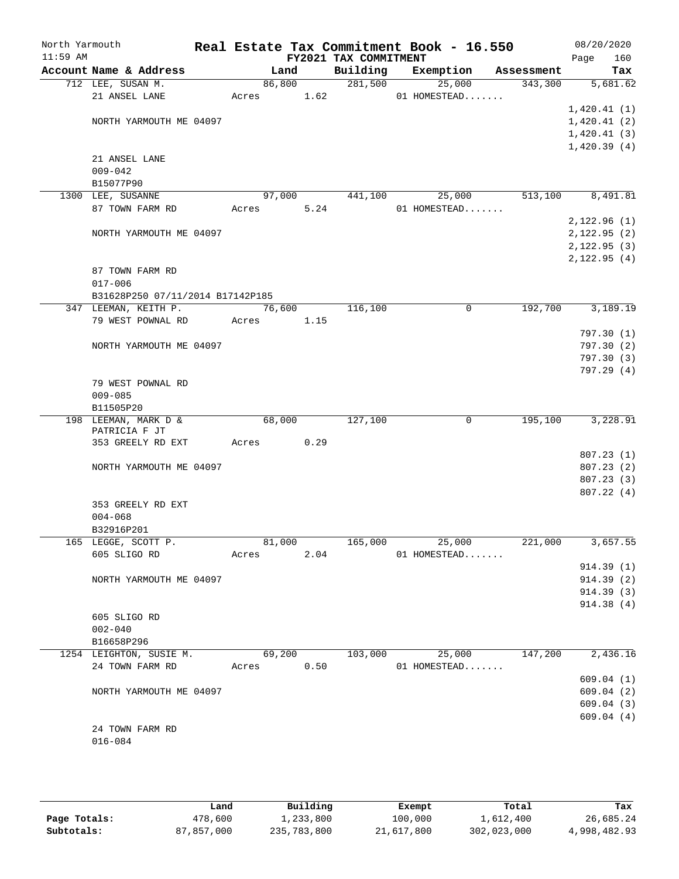North Yarmouth — Real Estate Tax Commitment Book - 16.550 — 08/20/2020

11:59 AM — FY2021 TAX COMMITMENT

| Account Name & Address | Land | Building | Exemption | Assessment | Tax |
|---|---|---|---|---|---|
| 712 LEE, SUSAN M. | 86,800 | 281,500 | 25,000 | 343,300 | 5,681.62 |
| 21 ANSEL LANE | Acres 1.62 | | 01 HOMESTEAD....... | | |
| | | | | | 1,420.41 (1) |
| NORTH YARMOUTH ME 04097 | | | | | 1,420.41 (2) |
| | | | | | 1,420.41 (3) |
| | | | | | 1,420.39 (4) |
| 21 ANSEL LANE | | | | | |
| 009-042 | | | | | |
| B15077P90 | | | | | |
| 1300 LEE, SUSANNE | 97,000 | 441,100 | 25,000 | 513,100 | 8,491.81 |
| 87 TOWN FARM RD | Acres 5.24 | | 01 HOMESTEAD....... | | |
| | | | | | 2,122.96 (1) |
| NORTH YARMOUTH ME 04097 | | | | | 2,122.95 (2) |
| | | | | | 2,122.95 (3) |
| | | | | | 2,122.95 (4) |
| 87 TOWN FARM RD | | | | | |
| 017-006 | | | | | |
| B31628P250 07/11/2014 B17142P185 | | | | | |
| 347 LEEMAN, KEITH P. | 76,600 | 116,100 | 0 | 192,700 | 3,189.19 |
| 79 WEST POWNAL RD | Acres 1.15 | | | | |
| | | | | | 797.30 (1) |
| NORTH YARMOUTH ME 04097 | | | | | 797.30 (2) |
| | | | | | 797.30 (3) |
| | | | | | 797.29 (4) |
| 79 WEST POWNAL RD | | | | | |
| 009-085 | | | | | |
| B11505P20 | | | | | |
| 198 LEEMAN, MARK D & PATRICIA F JT | 68,000 | 127,100 | 0 | 195,100 | 3,228.91 |
| 353 GREELY RD EXT | Acres 0.29 | | | | |
| | | | | | 807.23 (1) |
| NORTH YARMOUTH ME 04097 | | | | | 807.23 (2) |
| | | | | | 807.23 (3) |
| | | | | | 807.22 (4) |
| 353 GREELY RD EXT | | | | | |
| 004-068 | | | | | |
| B32916P201 | | | | | |
| 165 LEGGE, SCOTT P. | 81,000 | 165,000 | 25,000 | 221,000 | 3,657.55 |
| 605 SLIGO RD | Acres 2.04 | | 01 HOMESTEAD....... | | |
| | | | | | 914.39 (1) |
| NORTH YARMOUTH ME 04097 | | | | | 914.39 (2) |
| | | | | | 914.39 (3) |
| | | | | | 914.38 (4) |
| 605 SLIGO RD | | | | | |
| 002-040 | | | | | |
| B16658P296 | | | | | |
| 1254 LEIGHTON, SUSIE M. | 69,200 | 103,000 | 25,000 | 147,200 | 2,436.16 |
| 24 TOWN FARM RD | Acres 0.50 | | 01 HOMESTEAD....... | | |
| | | | | | 609.04 (1) |
| NORTH YARMOUTH ME 04097 | | | | | 609.04 (2) |
| | | | | | 609.04 (3) |
| | | | | | 609.04 (4) |
| 24 TOWN FARM RD | | | | | |
| 016-084 | | | | | |

| | Land | Building | Exempt | Total | Tax |
|---|---|---|---|---|---|
| Page Totals: | 478,600 | 1,233,800 | 100,000 | 1,612,400 | 26,685.24 |
| Subtotals: | 87,857,000 | 235,783,800 | 21,617,800 | 302,023,000 | 4,998,482.93 |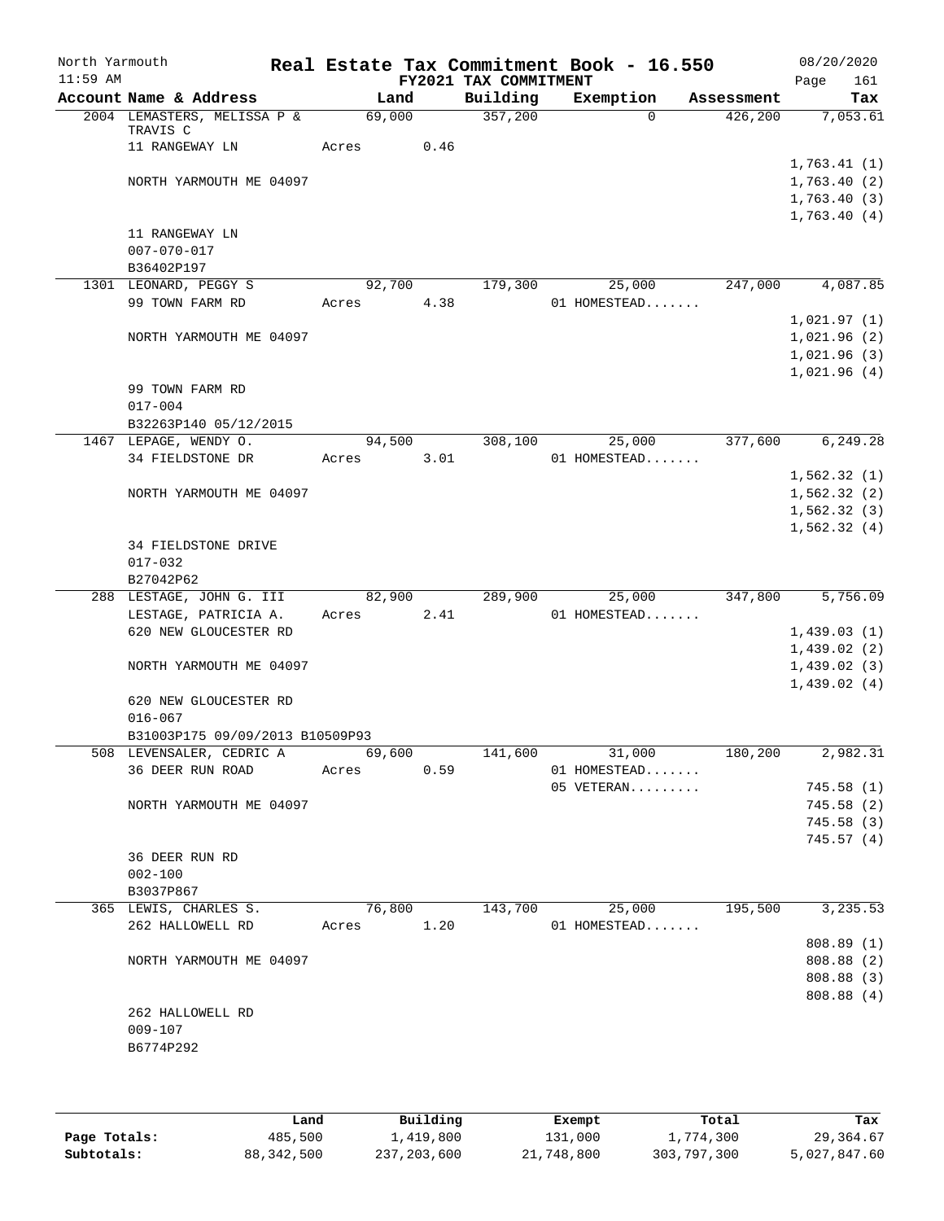# Real Estate Tax Commitment Book - 16.550

North Yarmouth
11:59 AM
FY2021 TAX COMMITMENT
08/20/2020

| Account | Name & Address | Land | Building | Exemption | Assessment | Tax |
|---|---|---|---|---|---|---|
| 2004 | LEMASTERS, MELISSA P & TRAVIS C | 69,000 | 357,200 | 0 | 426,200 | 7,053.61 |
| | 11 RANGEWAY LN | Acres 0.46 | | | | |
| | | | | | | 1,763.41 (1) |
| | NORTH YARMOUTH ME 04097 | | | | | 1,763.40 (2) |
| | | | | | | 1,763.40 (3) |
| | | | | | | 1,763.40 (4) |
| | 11 RANGEWAY LN | | | | | |
| | 007-070-017 | | | | | |
| | B36402P197 | | | | | |
| 1301 | LEONARD, PEGGY S | 92,700 | 179,300 | 25,000 | 247,000 | 4,087.85 |
| | 99 TOWN FARM RD | Acres 4.38 | | 01 HOMESTEAD....... | | |
| | | | | | | 1,021.97 (1) |
| | NORTH YARMOUTH ME 04097 | | | | | 1,021.96 (2) |
| | | | | | | 1,021.96 (3) |
| | | | | | | 1,021.96 (4) |
| | 99 TOWN FARM RD | | | | | |
| | 017-004 | | | | | |
| | B32263P140 05/12/2015 | | | | | |
| 1467 | LEPAGE, WENDY O. | 94,500 | 308,100 | 25,000 | 377,600 | 6,249.28 |
| | 34 FIELDSTONE DR | Acres 3.01 | | 01 HOMESTEAD....... | | |
| | | | | | | 1,562.32 (1) |
| | NORTH YARMOUTH ME 04097 | | | | | 1,562.32 (2) |
| | | | | | | 1,562.32 (3) |
| | | | | | | 1,562.32 (4) |
| | 34 FIELDSTONE DRIVE | | | | | |
| | 017-032 | | | | | |
| | B27042P62 | | | | | |
| 288 | LESTAGE, JOHN G. III | 82,900 | 289,900 | 25,000 | 347,800 | 5,756.09 |
| | LESTAGE, PATRICIA A. | Acres 2.41 | | 01 HOMESTEAD....... | | |
| | 620 NEW GLOUCESTER RD | | | | | 1,439.03 (1) |
| | | | | | | 1,439.02 (2) |
| | NORTH YARMOUTH ME 04097 | | | | | 1,439.02 (3) |
| | | | | | | 1,439.02 (4) |
| | 620 NEW GLOUCESTER RD | | | | | |
| | 016-067 | | | | | |
| | B31003P175 09/09/2013 B10509P93 | | | | | |
| 508 | LEVENSALER, CEDRIC A | 69,600 | 141,600 | 31,000 | 180,200 | 2,982.31 |
| | 36 DEER RUN ROAD | Acres 0.59 | | 01 HOMESTEAD....... | | |
| | | | | 05 VETERAN......... | | 745.58 (1) |
| | NORTH YARMOUTH ME 04097 | | | | | 745.58 (2) |
| | | | | | | 745.58 (3) |
| | | | | | | 745.57 (4) |
| | 36 DEER RUN RD | | | | | |
| | 002-100 | | | | | |
| | B3037P867 | | | | | |
| 365 | LEWIS, CHARLES S. | 76,800 | 143,700 | 25,000 | 195,500 | 3,235.53 |
| | 262 HALLOWELL RD | Acres 1.20 | | 01 HOMESTEAD....... | | |
| | | | | | | 808.89 (1) |
| | NORTH YARMOUTH ME 04097 | | | | | 808.88 (2) |
| | | | | | | 808.88 (3) |
| | | | | | | 808.88 (4) |
| | 262 HALLOWELL RD | | | | | |
| | 009-107 | | | | | |
| | B6774P292 | | | | | |

| | Land | Building | Exempt | Total | Tax |
|---|---|---|---|---|---|
| Page Totals: | 485,500 | 1,419,800 | 131,000 | 1,774,300 | 29,364.67 |
| Subtotals: | 88,342,500 | 237,203,600 | 21,748,800 | 303,797,300 | 5,027,847.60 |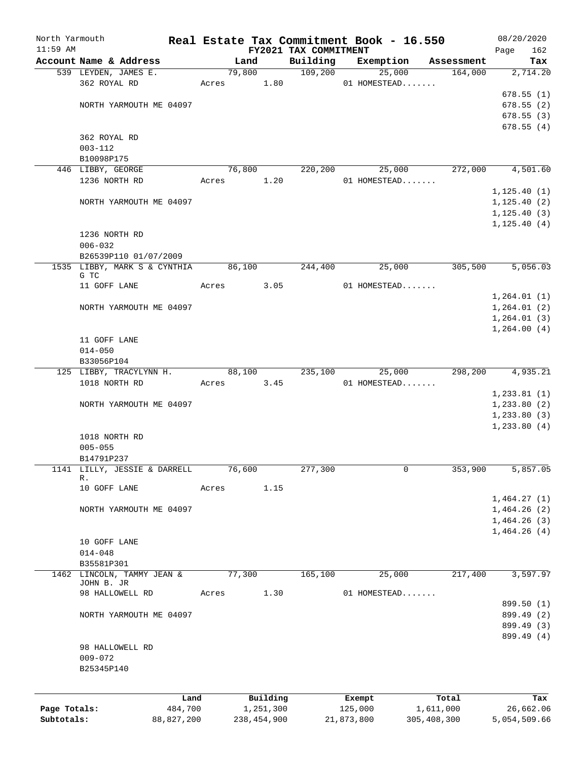North Yarmouth | Real Estate Tax Commitment Book - 16.550 | 08/20/2020
11:59 AM | FY2021 TAX COMMITMENT | Page 162

| Account Name & Address | Land | Building | Exemption | Assessment | Tax |
|---|---|---|---|---|---|
| 539 LEYDEN, JAMES E. | 79,800 | 109,200 | 25,000 | 164,000 | 2,714.20 |
| 362 ROYAL RD | Acres 1.80 | | 01 HOMESTEAD....... | | |
| | | | | | 678.55 (1) |
| NORTH YARMOUTH ME 04097 | | | | | 678.55 (2) |
| | | | | | 678.55 (3) |
| | | | | | 678.55 (4) |
| 362 ROYAL RD | | | | | |
| 003-112 | | | | | |
| B10098P175 | | | | | |
| 446 LIBBY, GEORGE | 76,800 | 220,200 | 25,000 | 272,000 | 4,501.60 |
| 1236 NORTH RD | Acres 1.20 | | 01 HOMESTEAD....... | | |
| | | | | | 1,125.40 (1) |
| NORTH YARMOUTH ME 04097 | | | | | 1,125.40 (2) |
| | | | | | 1,125.40 (3) |
| | | | | | 1,125.40 (4) |
| 1236 NORTH RD | | | | | |
| 006-032 | | | | | |
| B26539P110 01/07/2009 | | | | | |
| 1535 LIBBY, MARK S & CYNTHIA G TC | 86,100 | 244,400 | 25,000 | 305,500 | 5,056.03 |
| 11 GOFF LANE | Acres 3.05 | | 01 HOMESTEAD....... | | |
| | | | | | 1,264.01 (1) |
| NORTH YARMOUTH ME 04097 | | | | | 1,264.01 (2) |
| | | | | | 1,264.01 (3) |
| | | | | | 1,264.00 (4) |
| 11 GOFF LANE | | | | | |
| 014-050 | | | | | |
| B33056P104 | | | | | |
| 125 LIBBY, TRACYLYNN H. | 88,100 | 235,100 | 25,000 | 298,200 | 4,935.21 |
| 1018 NORTH RD | Acres 3.45 | | 01 HOMESTEAD....... | | |
| | | | | | 1,233.81 (1) |
| NORTH YARMOUTH ME 04097 | | | | | 1,233.80 (2) |
| | | | | | 1,233.80 (3) |
| | | | | | 1,233.80 (4) |
| 1018 NORTH RD | | | | | |
| 005-055 | | | | | |
| B14791P237 | | | | | |
| 1141 LILLY, JESSIE & DARRELL R. | 76,600 | 277,300 | 0 | 353,900 | 5,857.05 |
| 10 GOFF LANE | Acres 1.15 | | | | |
| | | | | | 1,464.27 (1) |
| NORTH YARMOUTH ME 04097 | | | | | 1,464.26 (2) |
| | | | | | 1,464.26 (3) |
| | | | | | 1,464.26 (4) |
| 10 GOFF LANE | | | | | |
| 014-048 | | | | | |
| B35581P301 | | | | | |
| 1462 LINCOLN, TAMMY JEAN & JOHN B. JR | 77,300 | 165,100 | 25,000 | 217,400 | 3,597.97 |
| 98 HALLOWELL RD | Acres 1.30 | | 01 HOMESTEAD....... | | |
| | | | | | 899.50 (1) |
| NORTH YARMOUTH ME 04097 | | | | | 899.49 (2) |
| | | | | | 899.49 (3) |
| | | | | | 899.49 (4) |
| 98 HALLOWELL RD | | | | | |
| 009-072 | | | | | |
| B25345P140 | | | | | |

| | Land | Building | Exempt | Total | Tax |
|---|---|---|---|---|---|
| Page Totals: | 484,700 | 1,251,300 | 125,000 | 1,611,000 | 26,662.06 |
| Subtotals: | 88,827,200 | 238,454,900 | 21,873,800 | 305,408,300 | 5,054,509.66 |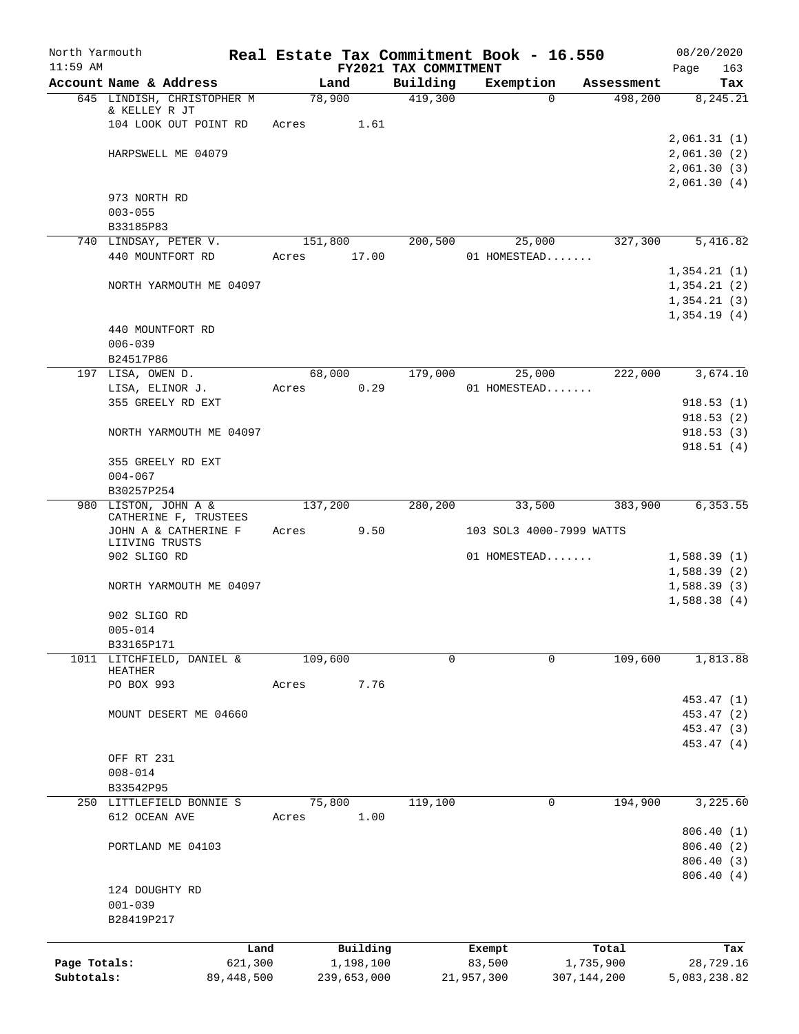North Yarmouth | | Real Estate Tax Commitment Book - 16.550 | 08/20/2020
11:59 AM | | FY2021 TAX COMMITMENT | Page 163

| Account Name & Address | Land | Building | Exemption | Assessment | Tax |
|---|---|---|---|---|---|
| 645 LINDISH, CHRISTOPHER M & KELLEY R JT | 78,900 | 419,300 | 0 | 498,200 | 8,245.21 |
| 104 LOOK OUT POINT RD | Acres 1.61 | | | | |
| | | | | | 2,061.31 (1) |
| HARPSWELL ME 04079 | | | | | 2,061.30 (2) |
| | | | | | 2,061.30 (3) |
| | | | | | 2,061.30 (4) |
| 973 NORTH RD | | | | | |
| 003-055 | | | | | |
| B33185P83 | | | | | |
| 740 LINDSAY, PETER V. | 151,800 | 200,500 | 25,000 | 327,300 | 5,416.82 |
| 440 MOUNTFORT RD | Acres 17.00 | | 01 HOMESTEAD....... | | |
| | | | | | 1,354.21 (1) |
| NORTH YARMOUTH ME 04097 | | | | | 1,354.21 (2) |
| | | | | | 1,354.21 (3) |
| | | | | | 1,354.19 (4) |
| 440 MOUNTFORT RD | | | | | |
| 006-039 | | | | | |
| B24517P86 | | | | | |
| 197 LISA, OWEN D. | 68,000 | 179,000 | 25,000 | 222,000 | 3,674.10 |
| LISA, ELINOR J. | Acres 0.29 | | 01 HOMESTEAD....... | | |
| 355 GREELY RD EXT | | | | | 918.53 (1) |
| | | | | | 918.53 (2) |
| NORTH YARMOUTH ME 04097 | | | | | 918.53 (3) |
| | | | | | 918.51 (4) |
| 355 GREELY RD EXT | | | | | |
| 004-067 | | | | | |
| B30257P254 | | | | | |
| 980 LISTON, JOHN A & CATHERINE F, TRUSTEES | 137,200 | 280,200 | 33,500 | 383,900 | 6,353.55 |
| JOHN A & CATHERINE F LIIVING TRUSTS | Acres 9.50 | | 103 SOL3 4000-7999 WATTS | | |
| 902 SLIGO RD | | | 01 HOMESTEAD....... | | 1,588.39 (1) |
| | | | | | 1,588.39 (2) |
| NORTH YARMOUTH ME 04097 | | | | | 1,588.39 (3) |
| | | | | | 1,588.38 (4) |
| 902 SLIGO RD | | | | | |
| 005-014 | | | | | |
| B33165P171 | | | | | |
| 1011 LITCHFIELD, DANIEL & HEATHER | 109,600 | 0 | 0 | 109,600 | 1,813.88 |
| PO BOX 993 | Acres 7.76 | | | | |
| | | | | | 453.47 (1) |
| MOUNT DESERT ME 04660 | | | | | 453.47 (2) |
| | | | | | 453.47 (3) |
| | | | | | 453.47 (4) |
| OFF RT 231 | | | | | |
| 008-014 | | | | | |
| B33542P95 | | | | | |
| 250 LITTLEFIELD BONNIE S | 75,800 | 119,100 | 0 | 194,900 | 3,225.60 |
| 612 OCEAN AVE | Acres 1.00 | | | | |
| | | | | | 806.40 (1) |
| PORTLAND ME 04103 | | | | | 806.40 (2) |
| | | | | | 806.40 (3) |
| | | | | | 806.40 (4) |
| 124 DOUGHTY RD | | | | | |
| 001-039 | | | | | |
| B28419P217 | | | | | |

| | Land | Building | Exempt | Total | Tax |
|---|---|---|---|---|---|
| Page Totals: | 621,300 | 1,198,100 | 83,500 | 1,735,900 | 28,729.16 |
| Subtotals: | 89,448,500 | 239,653,000 | 21,957,300 | 307,144,200 | 5,083,238.82 |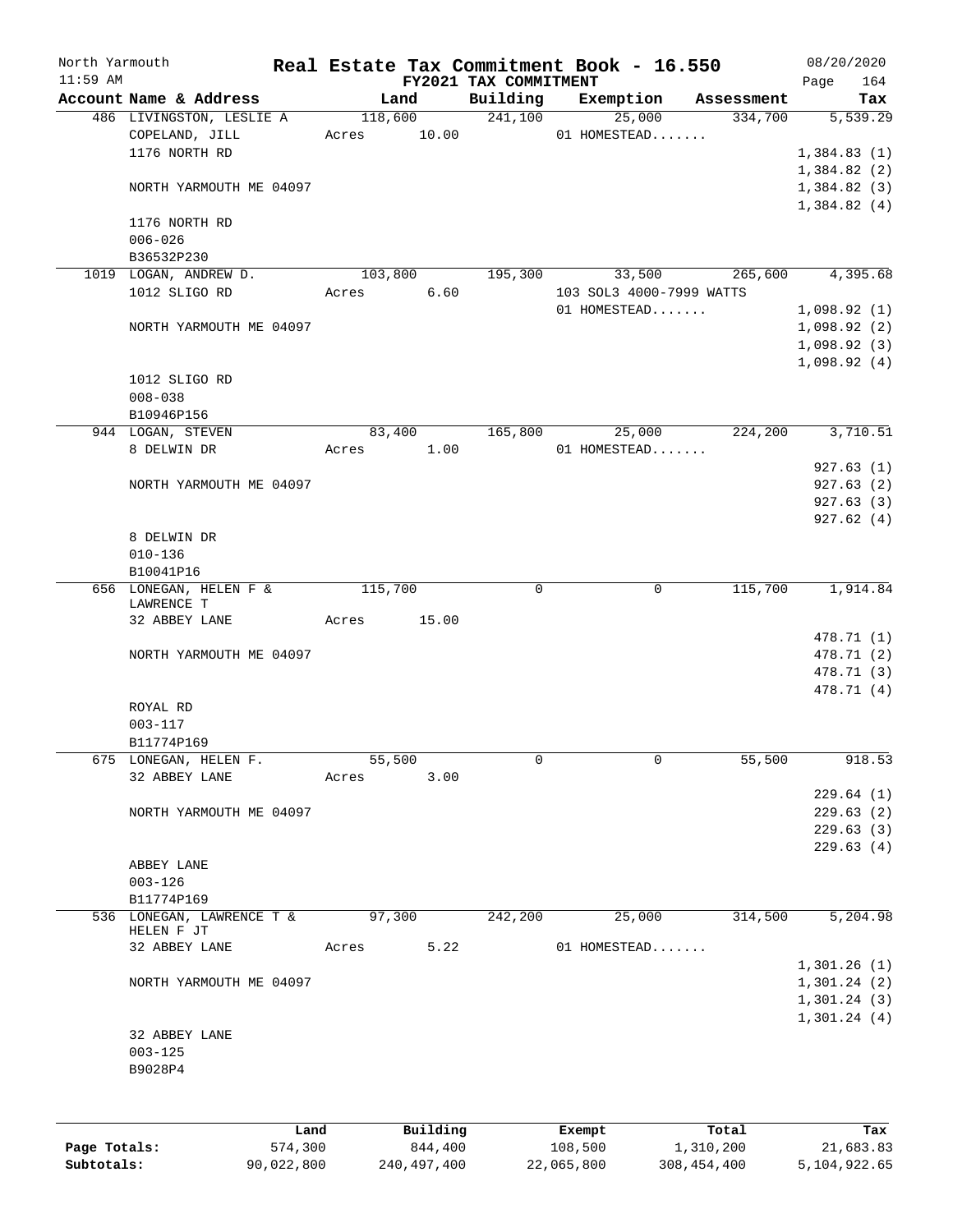North Yarmouth — Real Estate Tax Commitment Book - 16.550 — 08/20/2020

11:59 AM — FY2021 TAX COMMITMENT

| Account Name & Address | Land | Building | Exemption | Assessment | Tax |
|---|---|---|---|---|---|
| 486 LIVINGSTON, LESLIE A | 118,600 | 241,100 | 25,000 | 334,700 | 5,539.29 |
| COPELAND, JILL | Acres 10.00 | | 01 HOMESTEAD....... | | |
| 1176 NORTH RD | | | | | 1,384.83 (1) |
| | | | | | 1,384.82 (2) |
| NORTH YARMOUTH ME 04097 | | | | | 1,384.82 (3) |
| | | | | | 1,384.82 (4) |
| 1176 NORTH RD | | | | | |
| 006-026 | | | | | |
| B36532P230 | | | | | |
| 1019 LOGAN, ANDREW D. | 103,800 | 195,300 | 33,500 | 265,600 | 4,395.68 |
| 1012 SLIGO RD | Acres 6.60 | | 103 SOL3 4000-7999 WATTS | | |
| | | | 01 HOMESTEAD....... | | 1,098.92 (1) |
| NORTH YARMOUTH ME 04097 | | | | | 1,098.92 (2) |
| | | | | | 1,098.92 (3) |
| | | | | | 1,098.92 (4) |
| 1012 SLIGO RD | | | | | |
| 008-038 | | | | | |
| B10946P156 | | | | | |
| 944 LOGAN, STEVEN | 83,400 | 165,800 | 25,000 | 224,200 | 3,710.51 |
| 8 DELWIN DR | Acres 1.00 | | 01 HOMESTEAD....... | | |
| | | | | | 927.63 (1) |
| NORTH YARMOUTH ME 04097 | | | | | 927.63 (2) |
| | | | | | 927.63 (3) |
| | | | | | 927.62 (4) |
| 8 DELWIN DR | | | | | |
| 010-136 | | | | | |
| B10041P16 | | | | | |
| 656 LONEGAN, HELEN F & LAWRENCE T | 115,700 | 0 | 0 | 115,700 | 1,914.84 |
| 32 ABBEY LANE | Acres 15.00 | | | | |
| | | | | | 478.71 (1) |
| NORTH YARMOUTH ME 04097 | | | | | 478.71 (2) |
| | | | | | 478.71 (3) |
| | | | | | 478.71 (4) |
| ROYAL RD | | | | | |
| 003-117 | | | | | |
| B11774P169 | | | | | |
| 675 LONEGAN, HELEN F. | 55,500 | 0 | 0 | 55,500 | 918.53 |
| 32 ABBEY LANE | Acres 3.00 | | | | |
| | | | | | 229.64 (1) |
| NORTH YARMOUTH ME 04097 | | | | | 229.63 (2) |
| | | | | | 229.63 (3) |
| | | | | | 229.63 (4) |
| ABBEY LANE | | | | | |
| 003-126 | | | | | |
| B11774P169 | | | | | |
| 536 LONEGAN, LAWRENCE T & HELEN F JT | 97,300 | 242,200 | 25,000 | 314,500 | 5,204.98 |
| 32 ABBEY LANE | Acres 5.22 | | 01 HOMESTEAD....... | | |
| | | | | | 1,301.26 (1) |
| NORTH YARMOUTH ME 04097 | | | | | 1,301.24 (2) |
| | | | | | 1,301.24 (3) |
| | | | | | 1,301.24 (4) |
| 32 ABBEY LANE | | | | | |
| 003-125 | | | | | |
| B9028P4 | | | | | |

| | Land | Building | Exempt | Total | Tax |
|---|---|---|---|---|---|
| Page Totals: | 574,300 | 844,400 | 108,500 | 1,310,200 | 21,683.83 |
| Subtotals: | 90,022,800 | 240,497,400 | 22,065,800 | 308,454,400 | 5,104,922.65 |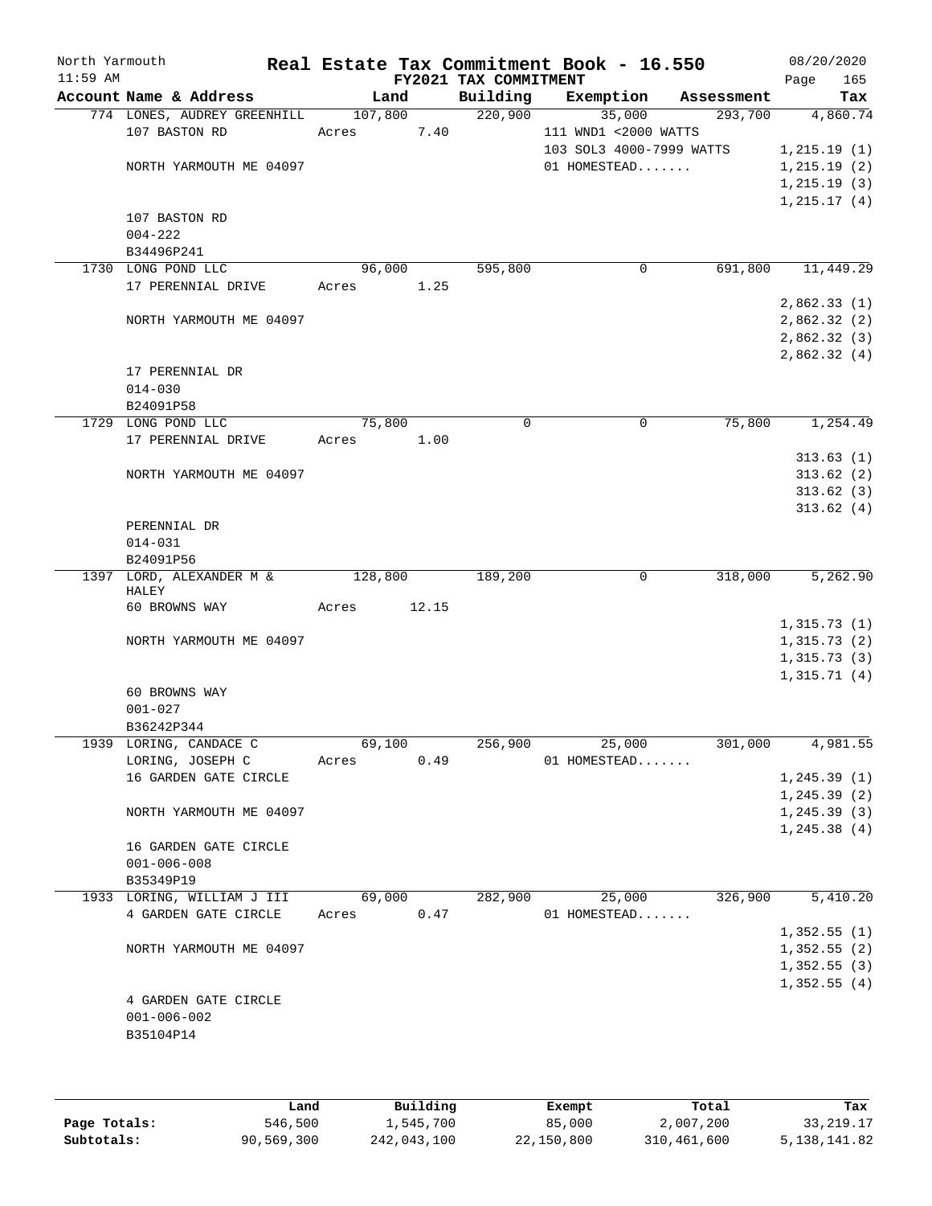North Yarmouth | | | **Real Estate Tax Commitment Book - 16.550** | | | 08/20/2020
11:59 AM | | | **FY2021 TAX COMMITMENT** | | | Page 165

| Account Name & Address | Land | Building | Exemption | Assessment | Tax |
|---|---|---|---|---|---|
| 774 LONES, AUDREY GREENHILL | 107,800 | 220,900 | 35,000 | 293,700 | 4,860.74 |
| 107 BASTON RD | Acres 7.40 | | 111 WND1 <2000 WATTS | | |
| | | | 103 SOL3 4000-7999 WATTS | | 1,215.19 (1) |
| NORTH YARMOUTH ME 04097 | | | 01 HOMESTEAD....... | | 1,215.19 (2) |
| | | | | | 1,215.19 (3) |
| | | | | | 1,215.17 (4) |
| 107 BASTON RD | | | | | |
| 004-222 | | | | | |
| B34496P241 | | | | | |
| 1730 LONG POND LLC | 96,000 | 595,800 | 0 | 691,800 | 11,449.29 |
| 17 PERENNIAL DRIVE | Acres 1.25 | | | | |
| | | | | | 2,862.33 (1) |
| NORTH YARMOUTH ME 04097 | | | | | 2,862.32 (2) |
| | | | | | 2,862.32 (3) |
| | | | | | 2,862.32 (4) |
| 17 PERENNIAL DR | | | | | |
| 014-030 | | | | | |
| B24091P58 | | | | | |
| 1729 LONG POND LLC | 75,800 | 0 | 0 | 75,800 | 1,254.49 |
| 17 PERENNIAL DRIVE | Acres 1.00 | | | | |
| | | | | | 313.63 (1) |
| NORTH YARMOUTH ME 04097 | | | | | 313.62 (2) |
| | | | | | 313.62 (3) |
| | | | | | 313.62 (4) |
| PERENNIAL DR | | | | | |
| 014-031 | | | | | |
| B24091P56 | | | | | |
| 1397 LORD, ALEXANDER M & HALEY | 128,800 | 189,200 | 0 | 318,000 | 5,262.90 |
| 60 BROWNS WAY | Acres 12.15 | | | | |
| | | | | | 1,315.73 (1) |
| NORTH YARMOUTH ME 04097 | | | | | 1,315.73 (2) |
| | | | | | 1,315.73 (3) |
| | | | | | 1,315.71 (4) |
| 60 BROWNS WAY | | | | | |
| 001-027 | | | | | |
| B36242P344 | | | | | |
| 1939 LORING, CANDACE C | 69,100 | 256,900 | 25,000 | 301,000 | 4,981.55 |
| LORING, JOSEPH C | Acres 0.49 | | 01 HOMESTEAD....... | | |
| 16 GARDEN GATE CIRCLE | | | | | 1,245.39 (1) |
| | | | | | 1,245.39 (2) |
| NORTH YARMOUTH ME 04097 | | | | | 1,245.39 (3) |
| | | | | | 1,245.38 (4) |
| 16 GARDEN GATE CIRCLE | | | | | |
| 001-006-008 | | | | | |
| B35349P19 | | | | | |
| 1933 LORING, WILLIAM J III | 69,000 | 282,900 | 25,000 | 326,900 | 5,410.20 |
| 4 GARDEN GATE CIRCLE | Acres 0.47 | | 01 HOMESTEAD....... | | |
| | | | | | 1,352.55 (1) |
| NORTH YARMOUTH ME 04097 | | | | | 1,352.55 (2) |
| | | | | | 1,352.55 (3) |
| | | | | | 1,352.55 (4) |
| 4 GARDEN GATE CIRCLE | | | | | |
| 001-006-002 | | | | | |
| B35104P14 | | | | | |

| | Land | Building | Exempt | Total | Tax |
|---|---|---|---|---|---|
| **Page Totals:** | 546,500 | 1,545,700 | 85,000 | 2,007,200 | 33,219.17 |
| **Subtotals:** | 90,569,300 | 242,043,100 | 22,150,800 | 310,461,600 | 5,138,141.82 |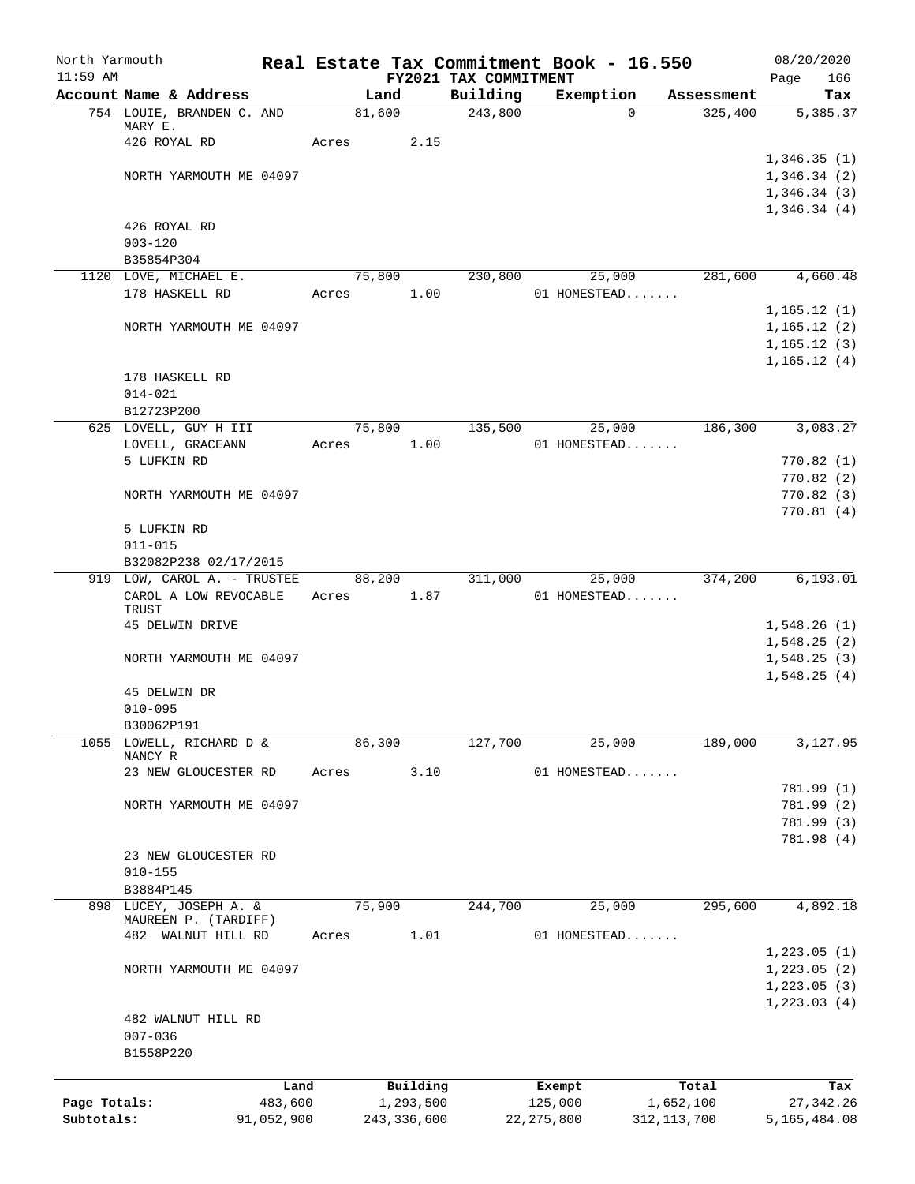North Yarmouth | | **Real Estate Tax Commitment Book - 16.550** | | | | 08/20/2020
11:59 AM | | **FY2021 TAX COMMITMENT** | | | | Page 166

| Account Name & Address | Land | Building | Exemption | Assessment | Tax |
|---|---|---|---|---|---|
| 754 LOUIE, BRANDEN C. AND MARY E. | 81,600 | 243,800 | 0 | 325,400 | 5,385.37 |
| 426 ROYAL RD | Acres 2.15 | | | | |
| | | | | | 1,346.35 (1) |
| NORTH YARMOUTH ME 04097 | | | | | 1,346.34 (2) |
| | | | | | 1,346.34 (3) |
| | | | | | 1,346.34 (4) |
| 426 ROYAL RD | | | | | |
| 003-120 | | | | | |
| B35854P304 | | | | | |
| 1120 LOVE, MICHAEL E. | 75,800 | 230,800 | 25,000 | 281,600 | 4,660.48 |
| 178 HASKELL RD | Acres 1.00 | | 01 HOMESTEAD....... | | |
| | | | | | 1,165.12 (1) |
| NORTH YARMOUTH ME 04097 | | | | | 1,165.12 (2) |
| | | | | | 1,165.12 (3) |
| | | | | | 1,165.12 (4) |
| 178 HASKELL RD | | | | | |
| 014-021 | | | | | |
| B12723P200 | | | | | |
| 625 LOVELL, GUY H III | 75,800 | 135,500 | 25,000 | 186,300 | 3,083.27 |
| LOVELL, GRACEANN | Acres 1.00 | | 01 HOMESTEAD....... | | |
| 5 LUFKIN RD | | | | | 770.82 (1) |
| | | | | | 770.82 (2) |
| NORTH YARMOUTH ME 04097 | | | | | 770.82 (3) |
| | | | | | 770.81 (4) |
| 5 LUFKIN RD | | | | | |
| 011-015 | | | | | |
| B32082P238 02/17/2015 | | | | | |
| 919 LOW, CAROL A. - TRUSTEE | 88,200 | 311,000 | 25,000 | 374,200 | 6,193.01 |
| CAROL A LOW REVOCABLE TRUST | Acres 1.87 | | 01 HOMESTEAD....... | | |
| 45 DELWIN DRIVE | | | | | 1,548.26 (1) |
| | | | | | 1,548.25 (2) |
| NORTH YARMOUTH ME 04097 | | | | | 1,548.25 (3) |
| | | | | | 1,548.25 (4) |
| 45 DELWIN DR | | | | | |
| 010-095 | | | | | |
| B30062P191 | | | | | |
| 1055 LOWELL, RICHARD D & NANCY R | 86,300 | 127,700 | 25,000 | 189,000 | 3,127.95 |
| 23 NEW GLOUCESTER RD | Acres 3.10 | | 01 HOMESTEAD....... | | |
| | | | | | 781.99 (1) |
| NORTH YARMOUTH ME 04097 | | | | | 781.99 (2) |
| | | | | | 781.99 (3) |
| | | | | | 781.98 (4) |
| 23 NEW GLOUCESTER RD | | | | | |
| 010-155 | | | | | |
| B3884P145 | | | | | |
| 898 LUCEY, JOSEPH A. & MAUREEN P. (TARDIFF) | 75,900 | 244,700 | 25,000 | 295,600 | 4,892.18 |
| 482 WALNUT HILL RD | Acres 1.01 | | 01 HOMESTEAD....... | | |
| | | | | | 1,223.05 (1) |
| NORTH YARMOUTH ME 04097 | | | | | 1,223.05 (2) |
| | | | | | 1,223.05 (3) |
| | | | | | 1,223.03 (4) |
| 482 WALNUT HILL RD | | | | | |
| 007-036 | | | | | |
| B1558P220 | | | | | |

| | Land | Building | Exempt | Total | Tax |
|---|---|---|---|---|---|
| Page Totals: | 483,600 | 1,293,500 | 125,000 | 1,652,100 | 27,342.26 |
| Subtotals: | 91,052,900 | 243,336,600 | 22,275,800 | 312,113,700 | 5,165,484.08 |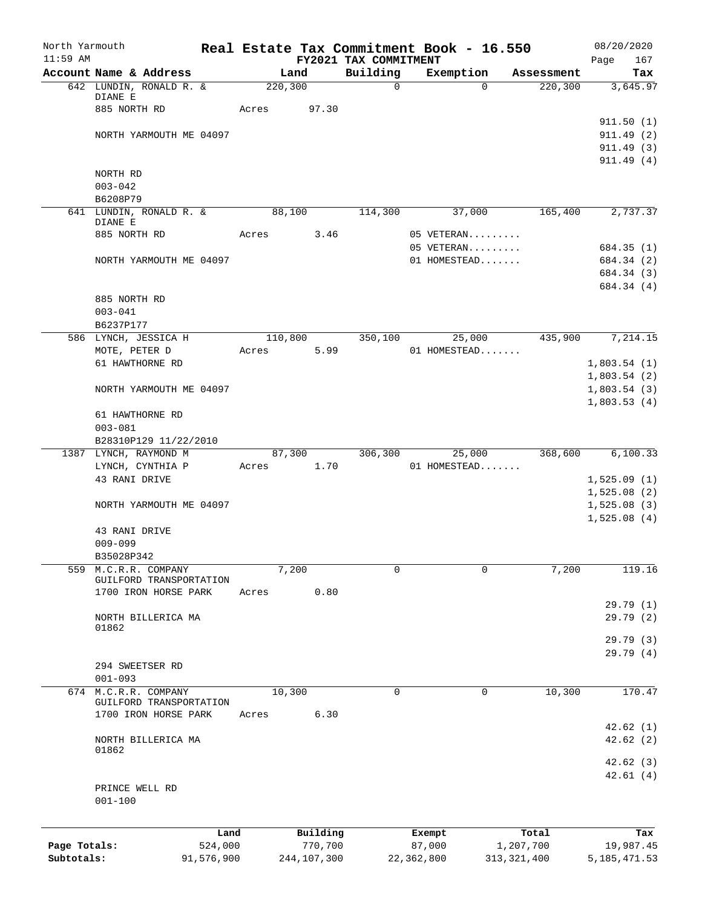# Real Estate Tax Commitment Book - 16.550

North Yarmouth — 11:59 AM — FY2021 TAX COMMITMENT — 08/20/2020

| Account Name & Address | Land | Building | Exemption | Assessment | Tax |
|---|---|---|---|---|---|
| 642 LUNDIN, RONALD R. & DIANE E | 220,300 | 0 | 0 | 220,300 | 3,645.97 |
| 885 NORTH RD | Acres 97.30 | | | | |
| | | | | | 911.50 (1) |
| NORTH YARMOUTH ME 04097 | | | | | 911.49 (2) |
| | | | | | 911.49 (3) |
| | | | | | 911.49 (4) |
| NORTH RD | | | | | |
| 003-042 | | | | | |
| B6208P79 | | | | | |
| 641 LUNDIN, RONALD R. & DIANE E | 88,100 | 114,300 | 37,000 | 165,400 | 2,737.37 |
| 885 NORTH RD | Acres 3.46 | | 05 VETERAN......... | | |
| | | | 05 VETERAN......... | | 684.35 (1) |
| NORTH YARMOUTH ME 04097 | | | 01 HOMESTEAD....... | | 684.34 (2) |
| | | | | | 684.34 (3) |
| | | | | | 684.34 (4) |
| 885 NORTH RD | | | | | |
| 003-041 | | | | | |
| B6237P177 | | | | | |
| 586 LYNCH, JESSICA H | 110,800 | 350,100 | 25,000 | 435,900 | 7,214.15 |
| MOTE, PETER D | Acres 5.99 | | 01 HOMESTEAD....... | | |
| 61 HAWTHORNE RD | | | | | 1,803.54 (1) |
| | | | | | 1,803.54 (2) |
| NORTH YARMOUTH ME 04097 | | | | | 1,803.54 (3) |
| | | | | | 1,803.53 (4) |
| 61 HAWTHORNE RD | | | | | |
| 003-081 | | | | | |
| B28310P129 11/22/2010 | | | | | |
| 1387 LYNCH, RAYMOND M | 87,300 | 306,300 | 25,000 | 368,600 | 6,100.33 |
| LYNCH, CYNTHIA P | Acres 1.70 | | 01 HOMESTEAD....... | | |
| 43 RANI DRIVE | | | | | 1,525.09 (1) |
| | | | | | 1,525.08 (2) |
| NORTH YARMOUTH ME 04097 | | | | | 1,525.08 (3) |
| | | | | | 1,525.08 (4) |
| 43 RANI DRIVE | | | | | |
| 009-099 | | | | | |
| B35028P342 | | | | | |
| 559 M.C.R.R. COMPANY | 7,200 | 0 | 0 | 7,200 | 119.16 |
| GUILFORD TRANSPORTATION | | | | | |
| 1700 IRON HORSE PARK | Acres 0.80 | | | | |
| | | | | | 29.79 (1) |
| NORTH BILLERICA MA 01862 | | | | | 29.79 (2) |
| | | | | | 29.79 (3) |
| | | | | | 29.79 (4) |
| 294 SWEETSER RD | | | | | |
| 001-093 | | | | | |
| 674 M.C.R.R. COMPANY | 10,300 | 0 | 0 | 10,300 | 170.47 |
| GUILFORD TRANSPORTATION | | | | | |
| 1700 IRON HORSE PARK | Acres 6.30 | | | | |
| | | | | | 42.62 (1) |
| NORTH BILLERICA MA 01862 | | | | | 42.62 (2) |
| | | | | | 42.62 (3) |
| | | | | | 42.61 (4) |
| PRINCE WELL RD | | | | | |
| 001-100 | | | | | |

| | Land | Building | Exempt | Total | Tax |
|---|---|---|---|---|---|
| Page Totals: | 524,000 | 770,700 | 87,000 | 1,207,700 | 19,987.45 |
| Subtotals: | 91,576,900 | 244,107,300 | 22,362,800 | 313,321,400 | 5,185,471.53 |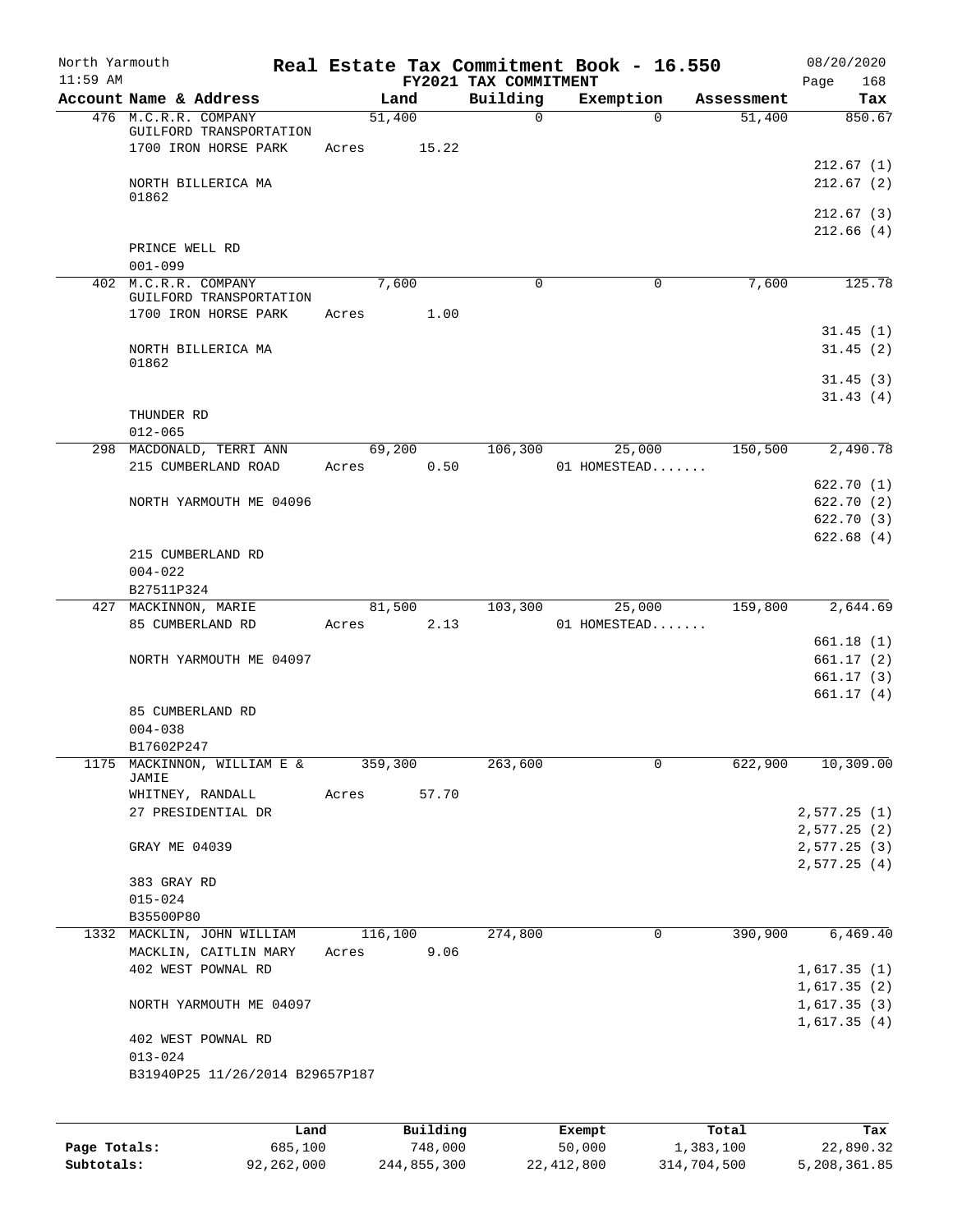North Yarmouth | Real Estate Tax Commitment Book - 16.550 | 08/20/2020
11:59 AM | FY2021 TAX COMMITMENT | Page 168

| Account Name & Address | Land | Building | Exemption | Assessment | Tax |
|---|---|---|---|---|---|
| 476 M.C.R.R. COMPANY | 51,400 | 0 | 0 | 51,400 | 850.67 |
| GUILFORD TRANSPORTATION | | | | | |
| 1700 IRON HORSE PARK | Acres 15.22 | | | | |
| | | | | | 212.67 (1) |
| NORTH BILLERICA MA | | | | | 212.67 (2) |
| 01862 | | | | | |
| | | | | | 212.67 (3) |
| | | | | | 212.66 (4) |
| PRINCE WELL RD | | | | | |
| 001-099 | | | | | |
| 402 M.C.R.R. COMPANY | 7,600 | 0 | 0 | 7,600 | 125.78 |
| GUILFORD TRANSPORTATION | | | | | |
| 1700 IRON HORSE PARK | Acres 1.00 | | | | |
| | | | | | 31.45 (1) |
| NORTH BILLERICA MA | | | | | 31.45 (2) |
| 01862 | | | | | |
| | | | | | 31.45 (3) |
| | | | | | 31.43 (4) |
| THUNDER RD | | | | | |
| 012-065 | | | | | |
| 298 MACDONALD, TERRI ANN | 69,200 | 106,300 | 25,000 | 150,500 | 2,490.78 |
| 215 CUMBERLAND ROAD | Acres 0.50 | | 01 HOMESTEAD....... | | |
| | | | | | 622.70 (1) |
| NORTH YARMOUTH ME 04096 | | | | | 622.70 (2) |
| | | | | | 622.70 (3) |
| | | | | | 622.68 (4) |
| 215 CUMBERLAND RD | | | | | |
| 004-022 | | | | | |
| B27511P324 | | | | | |
| 427 MACKINNON, MARIE | 81,500 | 103,300 | 25,000 | 159,800 | 2,644.69 |
| 85 CUMBERLAND RD | Acres 2.13 | | 01 HOMESTEAD....... | | |
| | | | | | 661.18 (1) |
| NORTH YARMOUTH ME 04097 | | | | | 661.17 (2) |
| | | | | | 661.17 (3) |
| | | | | | 661.17 (4) |
| 85 CUMBERLAND RD | | | | | |
| 004-038 | | | | | |
| B17602P247 | | | | | |
| 1175 MACKINNON, WILLIAM E & JAMIE | 359,300 | 263,600 | 0 | 622,900 | 10,309.00 |
| WHITNEY, RANDALL | Acres 57.70 | | | | |
| 27 PRESIDENTIAL DR | | | | | 2,577.25 (1) |
| | | | | | 2,577.25 (2) |
| GRAY ME 04039 | | | | | 2,577.25 (3) |
| | | | | | 2,577.25 (4) |
| 383 GRAY RD | | | | | |
| 015-024 | | | | | |
| B35500P80 | | | | | |
| 1332 MACKLIN, JOHN WILLIAM | 116,100 | 274,800 | 0 | 390,900 | 6,469.40 |
| MACKLIN, CAITLIN MARY | Acres 9.06 | | | | |
| 402 WEST POWNAL RD | | | | | 1,617.35 (1) |
| | | | | | 1,617.35 (2) |
| NORTH YARMOUTH ME 04097 | | | | | 1,617.35 (3) |
| | | | | | 1,617.35 (4) |
| 402 WEST POWNAL RD | | | | | |
| 013-024 | | | | | |
| B31940P25 11/26/2014 B29657P187 | | | | | |

| | Land | Building | Exempt | Total | Tax |
|---|---|---|---|---|---|
| Page Totals: | 685,100 | 748,000 | 50,000 | 1,383,100 | 22,890.32 |
| Subtotals: | 92,262,000 | 244,855,300 | 22,412,800 | 314,704,500 | 5,208,361.85 |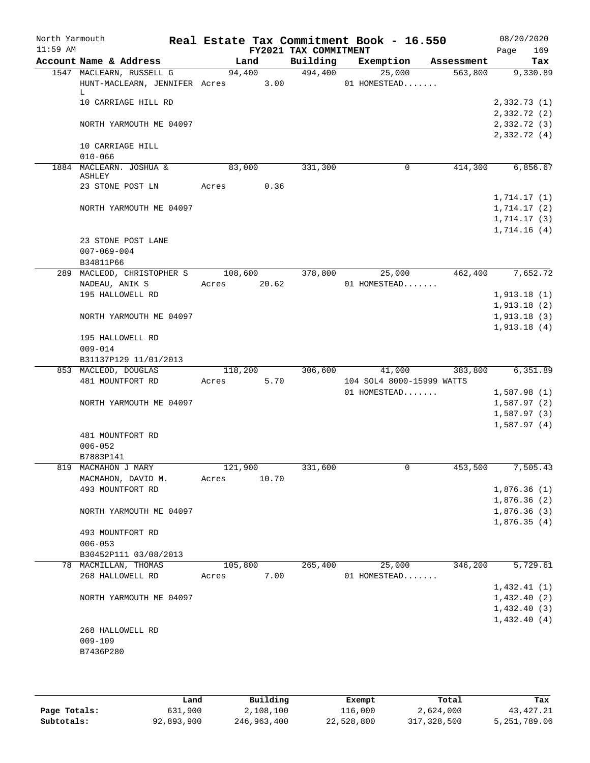North Yarmouth | | Real Estate Tax Commitment Book - 16.550 | 08/20/2020
11:59 AM | | FY2021 TAX COMMITMENT | Page 169

| Account Name & Address | Land | Building | Exemption | Assessment | Tax |
|---|---|---|---|---|---|
| 1547 MACLEARN, RUSSELL G | 94,400 | 494,400 | 25,000 | 563,800 | 9,330.89 |
| HUNT-MACLEARN, JENNIFER L | Acres 3.00 | | 01 HOMESTEAD....... | | |
| 10 CARRIAGE HILL RD | | | | | 2,332.73 (1) |
| | | | | | 2,332.72 (2) |
| NORTH YARMOUTH ME 04097 | | | | | 2,332.72 (3) |
| | | | | | 2,332.72 (4) |
| 10 CARRIAGE HILL | | | | | |
| 010-066 | | | | | |
| 1884 MACLEARN. JOSHUA & ASHLEY | 83,000 | 331,300 | 0 | 414,300 | 6,856.67 |
| 23 STONE POST LN | Acres 0.36 | | | | |
| | | | | | 1,714.17 (1) |
| NORTH YARMOUTH ME 04097 | | | | | 1,714.17 (2) |
| | | | | | 1,714.17 (3) |
| | | | | | 1,714.16 (4) |
| 23 STONE POST LANE | | | | | |
| 007-069-004 | | | | | |
| B34811P66 | | | | | |
| 289 MACLEOD, CHRISTOPHER S | 108,600 | 378,800 | 25,000 | 462,400 | 7,652.72 |
| NADEAU, ANIK S | Acres 20.62 | | 01 HOMESTEAD....... | | |
| 195 HALLOWELL RD | | | | | 1,913.18 (1) |
| | | | | | 1,913.18 (2) |
| NORTH YARMOUTH ME 04097 | | | | | 1,913.18 (3) |
| | | | | | 1,913.18 (4) |
| 195 HALLOWELL RD | | | | | |
| 009-014 | | | | | |
| B31137P129 11/01/2013 | | | | | |
| 853 MACLEOD, DOUGLAS | 118,200 | 306,600 | 41,000 | 383,800 | 6,351.89 |
| 481 MOUNTFORT RD | Acres 5.70 | | 104 SOL4 8000-15999 WATTS | | |
| | | | 01 HOMESTEAD....... | | 1,587.98 (1) |
| NORTH YARMOUTH ME 04097 | | | | | 1,587.97 (2) |
| | | | | | 1,587.97 (3) |
| | | | | | 1,587.97 (4) |
| 481 MOUNTFORT RD | | | | | |
| 006-052 | | | | | |
| B7883P141 | | | | | |
| 819 MACMAHON J MARY | 121,900 | 331,600 | 0 | 453,500 | 7,505.43 |
| MACMAHON, DAVID M. | Acres 10.70 | | | | |
| 493 MOUNTFORT RD | | | | | 1,876.36 (1) |
| | | | | | 1,876.36 (2) |
| NORTH YARMOUTH ME 04097 | | | | | 1,876.36 (3) |
| | | | | | 1,876.35 (4) |
| 493 MOUNTFORT RD | | | | | |
| 006-053 | | | | | |
| B30452P111 03/08/2013 | | | | | |
| 78 MACMILLAN, THOMAS | 105,800 | 265,400 | 25,000 | 346,200 | 5,729.61 |
| 268 HALLOWELL RD | Acres 7.00 | | 01 HOMESTEAD....... | | |
| | | | | | 1,432.41 (1) |
| NORTH YARMOUTH ME 04097 | | | | | 1,432.40 (2) |
| | | | | | 1,432.40 (3) |
| | | | | | 1,432.40 (4) |
| 268 HALLOWELL RD | | | | | |
| 009-109 | | | | | |
| B7436P280 | | | | | |

| | Land | Building | Exempt | Total | Tax |
|---|---|---|---|---|---|
| Page Totals: | 631,900 | 2,108,100 | 116,000 | 2,624,000 | 43,427.21 |
| Subtotals: | 92,893,900 | 246,963,400 | 22,528,800 | 317,328,500 | 5,251,789.06 |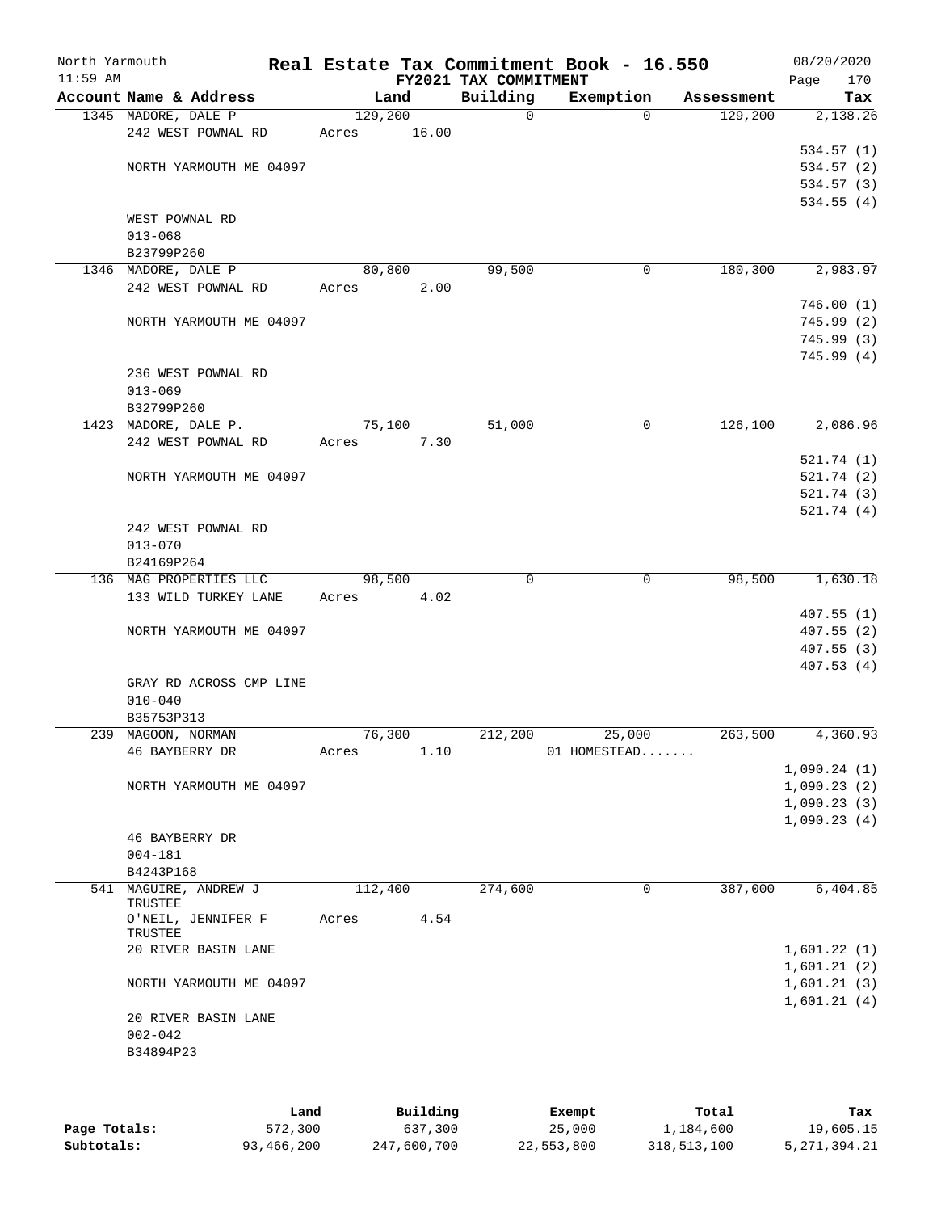North Yarmouth | Real Estate Tax Commitment Book - 16.550 | 08/20/2020
11:59 AM | FY2021 TAX COMMITMENT | Page 170

| Account Name & Address | Land | Building | Exemption | Assessment | Tax |
|---|---|---|---|---|---|
| 1345 MADORE, DALE P | 129,200 | 0 | 0 | 129,200 | 2,138.26 |
| 242 WEST POWNAL RD | Acres 16.00 | | | | |
| | | | | | 534.57 (1) |
| NORTH YARMOUTH ME 04097 | | | | | 534.57 (2) |
| | | | | | 534.57 (3) |
| | | | | | 534.55 (4) |
| WEST POWNAL RD | | | | | |
| 013-068 | | | | | |
| B23799P260 | | | | | |
| 1346 MADORE, DALE P | 80,800 | 99,500 | 0 | 180,300 | 2,983.97 |
| 242 WEST POWNAL RD | Acres 2.00 | | | | |
| | | | | | 746.00 (1) |
| NORTH YARMOUTH ME 04097 | | | | | 745.99 (2) |
| | | | | | 745.99 (3) |
| | | | | | 745.99 (4) |
| 236 WEST POWNAL RD | | | | | |
| 013-069 | | | | | |
| B32799P260 | | | | | |
| 1423 MADORE, DALE P. | 75,100 | 51,000 | 0 | 126,100 | 2,086.96 |
| 242 WEST POWNAL RD | Acres 7.30 | | | | |
| | | | | | 521.74 (1) |
| NORTH YARMOUTH ME 04097 | | | | | 521.74 (2) |
| | | | | | 521.74 (3) |
| | | | | | 521.74 (4) |
| 242 WEST POWNAL RD | | | | | |
| 013-070 | | | | | |
| B24169P264 | | | | | |
| 136 MAG PROPERTIES LLC | 98,500 | 0 | 0 | 98,500 | 1,630.18 |
| 133 WILD TURKEY LANE | Acres 4.02 | | | | |
| | | | | | 407.55 (1) |
| NORTH YARMOUTH ME 04097 | | | | | 407.55 (2) |
| | | | | | 407.55 (3) |
| | | | | | 407.53 (4) |
| GRAY RD ACROSS CMP LINE | | | | | |
| 010-040 | | | | | |
| B35753P313 | | | | | |
| 239 MAGOON, NORMAN | 76,300 | 212,200 | 25,000 | 263,500 | 4,360.93 |
| 46 BAYBERRY DR | Acres 1.10 | | 01 HOMESTEAD....... | | |
| | | | | | 1,090.24 (1) |
| NORTH YARMOUTH ME 04097 | | | | | 1,090.23 (2) |
| | | | | | 1,090.23 (3) |
| | | | | | 1,090.23 (4) |
| 46 BAYBERRY DR | | | | | |
| 004-181 | | | | | |
| B4243P168 | | | | | |
| 541 MAGUIRE, ANDREW J TRUSTEE | 112,400 | 274,600 | 0 | 387,000 | 6,404.85 |
| O'NEIL, JENNIFER F TRUSTEE | Acres 4.54 | | | | |
| 20 RIVER BASIN LANE | | | | | 1,601.22 (1) |
| | | | | | 1,601.21 (2) |
| NORTH YARMOUTH ME 04097 | | | | | 1,601.21 (3) |
| | | | | | 1,601.21 (4) |
| 20 RIVER BASIN LANE | | | | | |
| 002-042 | | | | | |
| B34894P23 | | | | | |

| | Land | Building | Exempt | Total | Tax |
|---|---|---|---|---|---|
| Page Totals: | 572,300 | 637,300 | 25,000 | 1,184,600 | 19,605.15 |
| Subtotals: | 93,466,200 | 247,600,700 | 22,553,800 | 318,513,100 | 5,271,394.21 |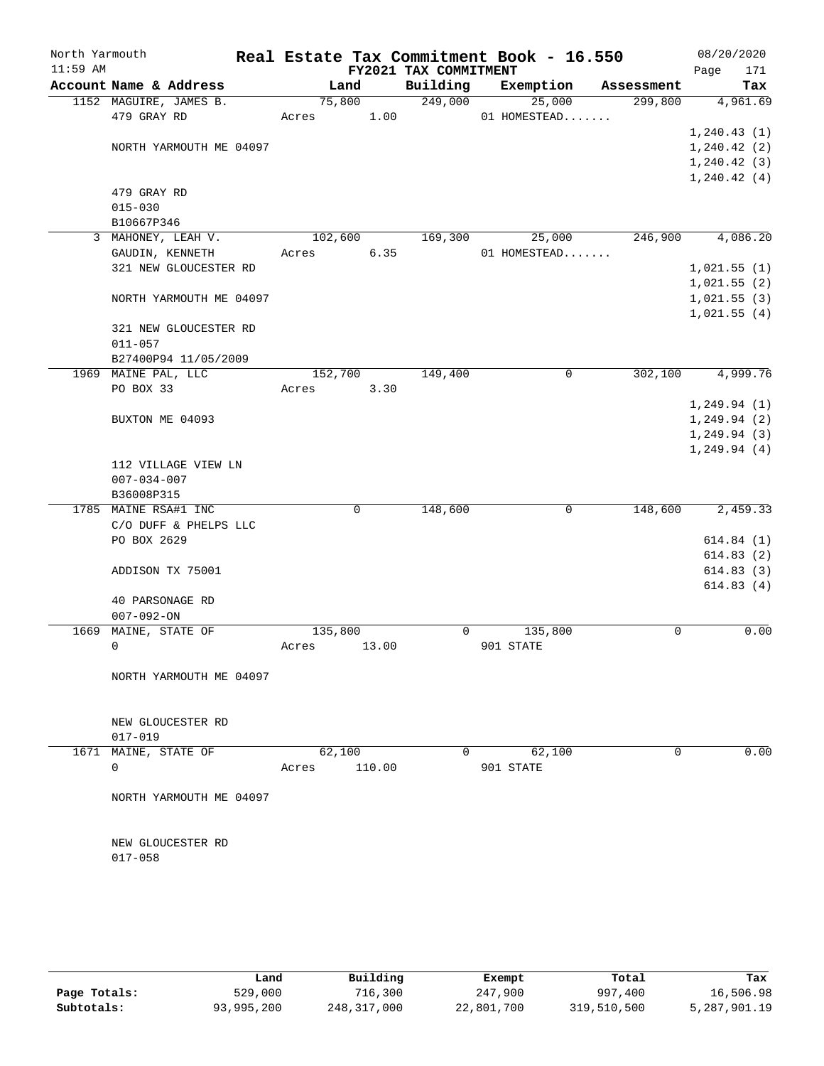# Real Estate Tax Commitment Book - 16.550

North Yarmouth
11:59 AM

FY2021 TAX COMMITMENT

08/20/2020

| Account Name & Address | Land | Building | Exemption | Assessment | Tax |
|---|---|---|---|---|---|
| 1152 MAGUIRE, JAMES B. | 75,800 | 249,000 | 25,000 | 299,800 | 4,961.69 |
| 479 GRAY RD | Acres 1.00 | | 01 HOMESTEAD....... | | |
| | | | | | 1,240.43 (1) |
| NORTH YARMOUTH ME 04097 | | | | | 1,240.42 (2) |
| | | | | | 1,240.42 (3) |
| | | | | | 1,240.42 (4) |
| 479 GRAY RD | | | | | |
| 015-030 | | | | | |
| B10667P346 | | | | | |
| 3 MAHONEY, LEAH V. | 102,600 | 169,300 | 25,000 | 246,900 | 4,086.20 |
| GAUDIN, KENNETH | Acres 6.35 | | 01 HOMESTEAD....... | | |
| 321 NEW GLOUCESTER RD | | | | | 1,021.55 (1) |
| | | | | | 1,021.55 (2) |
| NORTH YARMOUTH ME 04097 | | | | | 1,021.55 (3) |
| | | | | | 1,021.55 (4) |
| 321 NEW GLOUCESTER RD | | | | | |
| 011-057 | | | | | |
| B27400P94 11/05/2009 | | | | | |
| 1969 MAINE PAL, LLC | 152,700 | 149,400 | 0 | 302,100 | 4,999.76 |
| PO BOX 33 | Acres 3.30 | | | | |
| | | | | | 1,249.94 (1) |
| BUXTON ME 04093 | | | | | 1,249.94 (2) |
| | | | | | 1,249.94 (3) |
| | | | | | 1,249.94 (4) |
| 112 VILLAGE VIEW LN | | | | | |
| 007-034-007 | | | | | |
| B36008P315 | | | | | |
| 1785 MAINE RSA#1 INC | 0 | 148,600 | 0 | 148,600 | 2,459.33 |
| C/O DUFF & PHELPS LLC | | | | | |
| PO BOX 2629 | | | | | 614.84 (1) |
| | | | | | 614.83 (2) |
| ADDISON TX 75001 | | | | | 614.83 (3) |
| | | | | | 614.83 (4) |
| 40 PARSONAGE RD | | | | | |
| 007-092-ON | | | | | |
| 1669 MAINE, STATE OF | 135,800 | 0 | 135,800 | 0 | 0.00 |
| 0 | Acres 13.00 | | 901 STATE | | |
| NORTH YARMOUTH ME 04097 | | | | | |
| NEW GLOUCESTER RD | | | | | |
| 017-019 | | | | | |
| 1671 MAINE, STATE OF | 62,100 | 0 | 62,100 | 0 | 0.00 |
| 0 | Acres 110.00 | | 901 STATE | | |
| NORTH YARMOUTH ME 04097 | | | | | |
| NEW GLOUCESTER RD | | | | | |
| 017-058 | | | | | |

| | Land | Building | Exempt | Total | Tax |
|---|---|---|---|---|---|
| Page Totals: | 529,000 | 716,300 | 247,900 | 997,400 | 16,506.98 |
| Subtotals: | 93,995,200 | 248,317,000 | 22,801,700 | 319,510,500 | 5,287,901.19 |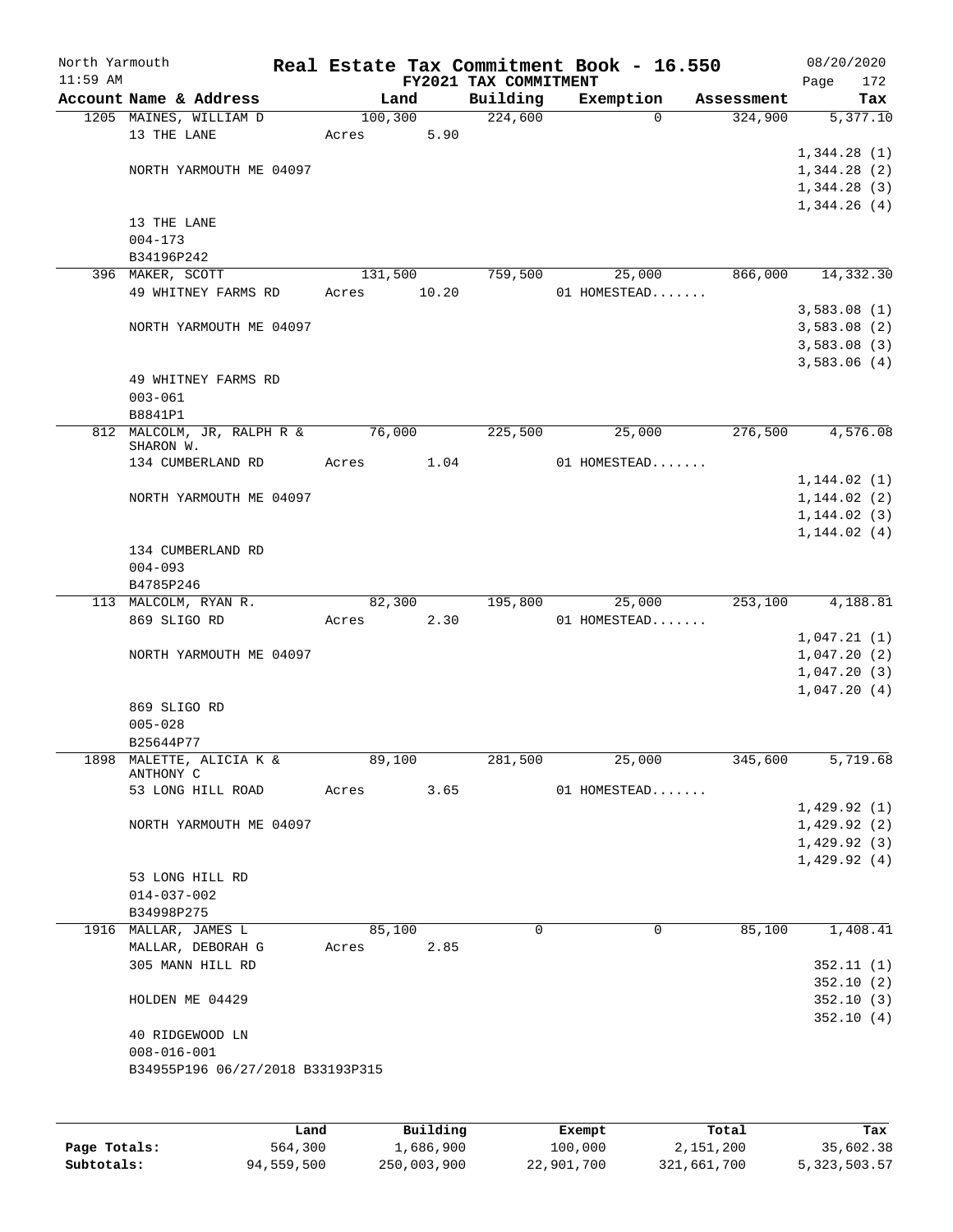North Yarmouth — Real Estate Tax Commitment Book - 16.550 — 08/20/2020
11:59 AM — FY2021 TAX COMMITMENT

| Account Name & Address | Land | Building | Exemption | Assessment | Tax |
|---|---|---|---|---|---|
| 1205 MAINES, WILLIAM D | 100,300 | 224,600 | 0 | 324,900 | 5,377.10 |
| 13 THE LANE | Acres 5.90 | | | | |
| | | | | | 1,344.28 (1) |
| NORTH YARMOUTH ME 04097 | | | | | 1,344.28 (2) |
| | | | | | 1,344.28 (3) |
| | | | | | 1,344.26 (4) |
| 13 THE LANE | | | | | |
| 004-173 | | | | | |
| B34196P242 | | | | | |
| 396 MAKER, SCOTT | 131,500 | 759,500 | 25,000 | 866,000 | 14,332.30 |
| 49 WHITNEY FARMS RD | Acres 10.20 | | 01 HOMESTEAD....... | | |
| | | | | | 3,583.08 (1) |
| NORTH YARMOUTH ME 04097 | | | | | 3,583.08 (2) |
| | | | | | 3,583.08 (3) |
| | | | | | 3,583.06 (4) |
| 49 WHITNEY FARMS RD | | | | | |
| 003-061 | | | | | |
| B8841P1 | | | | | |
| 812 MALCOLM, JR, RALPH R & SHARON W. | 76,000 | 225,500 | 25,000 | 276,500 | 4,576.08 |
| 134 CUMBERLAND RD | Acres 1.04 | | 01 HOMESTEAD....... | | |
| | | | | | 1,144.02 (1) |
| NORTH YARMOUTH ME 04097 | | | | | 1,144.02 (2) |
| | | | | | 1,144.02 (3) |
| | | | | | 1,144.02 (4) |
| 134 CUMBERLAND RD | | | | | |
| 004-093 | | | | | |
| B4785P246 | | | | | |
| 113 MALCOLM, RYAN R. | 82,300 | 195,800 | 25,000 | 253,100 | 4,188.81 |
| 869 SLIGO RD | Acres 2.30 | | 01 HOMESTEAD....... | | |
| | | | | | 1,047.21 (1) |
| NORTH YARMOUTH ME 04097 | | | | | 1,047.20 (2) |
| | | | | | 1,047.20 (3) |
| | | | | | 1,047.20 (4) |
| 869 SLIGO RD | | | | | |
| 005-028 | | | | | |
| B25644P77 | | | | | |
| 1898 MALETTE, ALICIA K & ANTHONY C | 89,100 | 281,500 | 25,000 | 345,600 | 5,719.68 |
| 53 LONG HILL ROAD | Acres 3.65 | | 01 HOMESTEAD....... | | |
| | | | | | 1,429.92 (1) |
| NORTH YARMOUTH ME 04097 | | | | | 1,429.92 (2) |
| | | | | | 1,429.92 (3) |
| | | | | | 1,429.92 (4) |
| 53 LONG HILL RD | | | | | |
| 014-037-002 | | | | | |
| B34998P275 | | | | | |
| 1916 MALLAR, JAMES L | 85,100 | 0 | 0 | 85,100 | 1,408.41 |
| MALLAR, DEBORAH G | Acres 2.85 | | | | |
| 305 MANN HILL RD | | | | | 352.11 (1) |
| | | | | | 352.10 (2) |
| HOLDEN ME 04429 | | | | | 352.10 (3) |
| | | | | | 352.10 (4) |
| 40 RIDGEWOOD LN | | | | | |
| 008-016-001 | | | | | |
| B34955P196 06/27/2018 B33193P315 | | | | | |

| | Land | Building | Exempt | Total | Tax |
|---|---|---|---|---|---|
| Page Totals: | 564,300 | 1,686,900 | 100,000 | 2,151,200 | 35,602.38 |
| Subtotals: | 94,559,500 | 250,003,900 | 22,901,700 | 321,661,700 | 5,323,503.57 |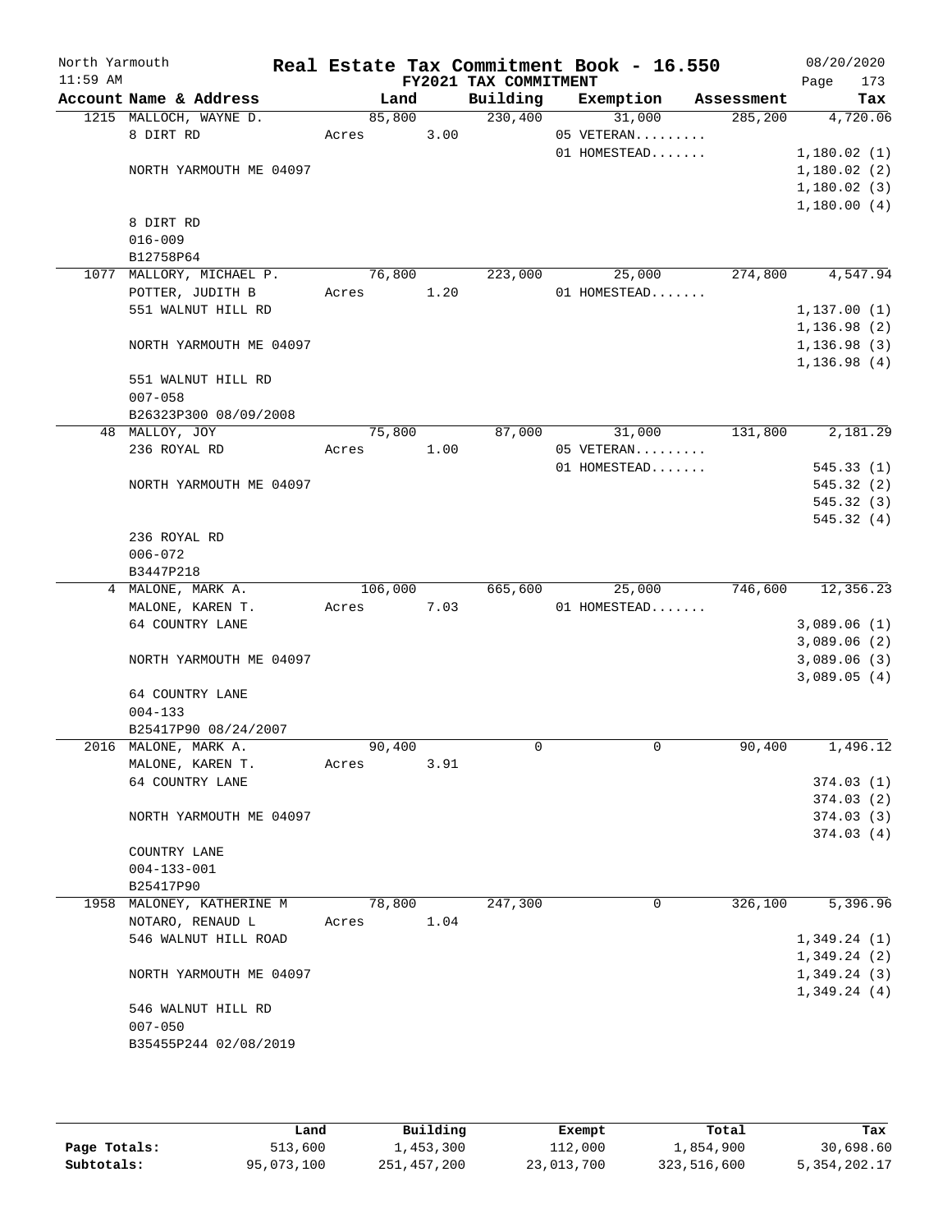North Yarmouth | **Real Estate Tax Commitment Book - 16.550** | 08/20/2020
11:59 AM | **FY2021 TAX COMMITMENT** | Page 173

| Account Name & Address | Land | Building | Exemption | Assessment | Tax |
|---|---|---|---|---|---|
| 1215 MALLOCH, WAYNE D. | 85,800 | 230,400 | 31,000 | 285,200 | 4,720.06 |
| 8 DIRT RD | Acres 3.00 | | 05 VETERAN......... | | |
| | | | 01 HOMESTEAD....... | | 1,180.02 (1) |
| NORTH YARMOUTH ME 04097 | | | | | 1,180.02 (2) |
| | | | | | 1,180.02 (3) |
| | | | | | 1,180.00 (4) |
| 8 DIRT RD | | | | | |
| 016-009 | | | | | |
| B12758P64 | | | | | |
| 1077 MALLORY, MICHAEL P. | 76,800 | 223,000 | 25,000 | 274,800 | 4,547.94 |
| POTTER, JUDITH B | Acres 1.20 | | 01 HOMESTEAD....... | | |
| 551 WALNUT HILL RD | | | | | 1,137.00 (1) |
| | | | | | 1,136.98 (2) |
| NORTH YARMOUTH ME 04097 | | | | | 1,136.98 (3) |
| | | | | | 1,136.98 (4) |
| 551 WALNUT HILL RD | | | | | |
| 007-058 | | | | | |
| B26323P300 08/09/2008 | | | | | |
| 48 MALLOY, JOY | 75,800 | 87,000 | 31,000 | 131,800 | 2,181.29 |
| 236 ROYAL RD | Acres 1.00 | | 05 VETERAN......... | | |
| | | | 01 HOMESTEAD....... | | 545.33 (1) |
| NORTH YARMOUTH ME 04097 | | | | | 545.32 (2) |
| | | | | | 545.32 (3) |
| | | | | | 545.32 (4) |
| 236 ROYAL RD | | | | | |
| 006-072 | | | | | |
| B3447P218 | | | | | |
| 4 MALONE, MARK A. | 106,000 | 665,600 | 25,000 | 746,600 | 12,356.23 |
| MALONE, KAREN T. | Acres 7.03 | | 01 HOMESTEAD....... | | |
| 64 COUNTRY LANE | | | | | 3,089.06 (1) |
| | | | | | 3,089.06 (2) |
| NORTH YARMOUTH ME 04097 | | | | | 3,089.06 (3) |
| | | | | | 3,089.05 (4) |
| 64 COUNTRY LANE | | | | | |
| 004-133 | | | | | |
| B25417P90 08/24/2007 | | | | | |
| 2016 MALONE, MARK A. | 90,400 | 0 | 0 | 90,400 | 1,496.12 |
| MALONE, KAREN T. | Acres 3.91 | | | | |
| 64 COUNTRY LANE | | | | | 374.03 (1) |
| | | | | | 374.03 (2) |
| NORTH YARMOUTH ME 04097 | | | | | 374.03 (3) |
| | | | | | 374.03 (4) |
| COUNTRY LANE | | | | | |
| 004-133-001 | | | | | |
| B25417P90 | | | | | |
| 1958 MALONEY, KATHERINE M | 78,800 | 247,300 | 0 | 326,100 | 5,396.96 |
| NOTARO, RENAUD L | Acres 1.04 | | | | |
| 546 WALNUT HILL ROAD | | | | | 1,349.24 (1) |
| | | | | | 1,349.24 (2) |
| NORTH YARMOUTH ME 04097 | | | | | 1,349.24 (3) |
| | | | | | 1,349.24 (4) |
| 546 WALNUT HILL RD | | | | | |
| 007-050 | | | | | |
| B35455P244 02/08/2019 | | | | | |

| | Land | Building | Exempt | Total | Tax |
|---|---|---|---|---|---|
| **Page Totals:** | 513,600 | 1,453,300 | 112,000 | 1,854,900 | 30,698.60 |
| **Subtotals:** | 95,073,100 | 251,457,200 | 23,013,700 | 323,516,600 | 5,354,202.17 |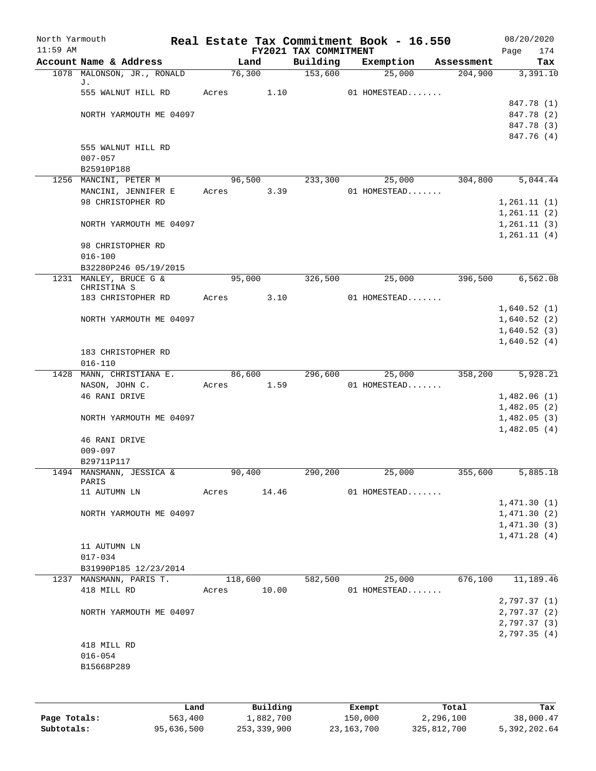North Yarmouth 11:59 AM

**Real Estate Tax Commitment Book - 16.550**
**FY2021 TAX COMMITMENT**

08/20/2020 Page 174

| Account Name & Address | Land | Building | Exemption | Assessment | Tax |
|---|---|---|---|---|---|
| 1078 MALONSON, JR., RONALD J. | 76,300 | 153,600 | 25,000 | 204,900 | 3,391.10 |
| 555 WALNUT HILL RD | Acres 1.10 | | 01 HOMESTEAD....... | | |
| | | | | | 847.78 (1) |
| NORTH YARMOUTH ME 04097 | | | | | 847.78 (2) |
| | | | | | 847.78 (3) |
| | | | | | 847.76 (4) |
| 555 WALNUT HILL RD | | | | | |
| 007-057 | | | | | |
| B25910P188 | | | | | |
| 1256 MANCINI, PETER M | 96,500 | 233,300 | 25,000 | 304,800 | 5,044.44 |
| MANCINI, JENNIFER E | Acres 3.39 | | 01 HOMESTEAD....... | | |
| 98 CHRISTOPHER RD | | | | | 1,261.11 (1) |
| | | | | | 1,261.11 (2) |
| NORTH YARMOUTH ME 04097 | | | | | 1,261.11 (3) |
| | | | | | 1,261.11 (4) |
| 98 CHRISTOPHER RD | | | | | |
| 016-100 | | | | | |
| B32280P246 05/19/2015 | | | | | |
| 1231 MANLEY, BRUCE G & CHRISTINA S | 95,000 | 326,500 | 25,000 | 396,500 | 6,562.08 |
| 183 CHRISTOPHER RD | Acres 3.10 | | 01 HOMESTEAD....... | | |
| | | | | | 1,640.52 (1) |
| NORTH YARMOUTH ME 04097 | | | | | 1,640.52 (2) |
| | | | | | 1,640.52 (3) |
| | | | | | 1,640.52 (4) |
| 183 CHRISTOPHER RD | | | | | |
| 016-110 | | | | | |
| 1428 MANN, CHRISTIANA E. | 86,600 | 296,600 | 25,000 | 358,200 | 5,928.21 |
| NASON, JOHN C. | Acres 1.59 | | 01 HOMESTEAD....... | | |
| 46 RANI DRIVE | | | | | 1,482.06 (1) |
| | | | | | 1,482.05 (2) |
| NORTH YARMOUTH ME 04097 | | | | | 1,482.05 (3) |
| | | | | | 1,482.05 (4) |
| 46 RANI DRIVE | | | | | |
| 009-097 | | | | | |
| B29711P117 | | | | | |
| 1494 MANSMANN, JESSICA & PARIS | 90,400 | 290,200 | 25,000 | 355,600 | 5,885.18 |
| 11 AUTUMN LN | Acres 14.46 | | 01 HOMESTEAD....... | | |
| | | | | | 1,471.30 (1) |
| NORTH YARMOUTH ME 04097 | | | | | 1,471.30 (2) |
| | | | | | 1,471.30 (3) |
| | | | | | 1,471.28 (4) |
| 11 AUTUMN LN | | | | | |
| 017-034 | | | | | |
| B31990P185 12/23/2014 | | | | | |
| 1237 MANSMANN, PARIS T. | 118,600 | 582,500 | 25,000 | 676,100 | 11,189.46 |
| 418 MILL RD | Acres 10.00 | | 01 HOMESTEAD....... | | |
| | | | | | 2,797.37 (1) |
| NORTH YARMOUTH ME 04097 | | | | | 2,797.37 (2) |
| | | | | | 2,797.37 (3) |
| | | | | | 2,797.35 (4) |
| 418 MILL RD | | | | | |
| 016-054 | | | | | |
| B15668P289 | | | | | |

| | Land | Building | Exempt | Total | Tax |
|---|---|---|---|---|---|
| Page Totals: | 563,400 | 1,882,700 | 150,000 | 2,296,100 | 38,000.47 |
| Subtotals: | 95,636,500 | 253,339,900 | 23,163,700 | 325,812,700 | 5,392,202.64 |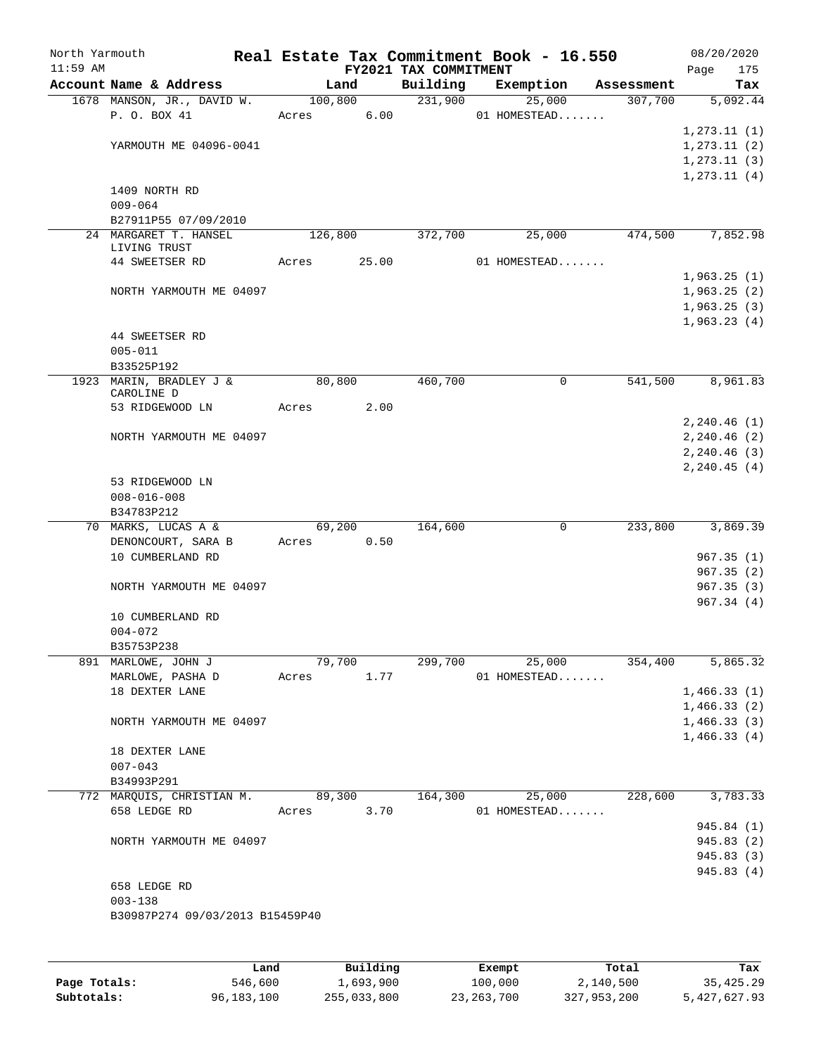North Yarmouth 11:59 AM

# Real Estate Tax Commitment Book - 16.550

FY2021 TAX COMMITMENT

08/20/2020 Page 175

| Account Name & Address | Land | Building | Exemption | Assessment | Tax |
|---|---|---|---|---|---|
| 1678 MANSON, JR., DAVID W. | 100,800 | 231,900 | 25,000 | 307,700 | 5,092.44 |
| P. O. BOX 41 | Acres 6.00 | | 01 HOMESTEAD....... | | |
| | | | | | 1,273.11 (1) |
| YARMOUTH ME 04096-0041 | | | | | 1,273.11 (2) |
| | | | | | 1,273.11 (3) |
| | | | | | 1,273.11 (4) |
| 1409 NORTH RD | | | | | |
| 009-064 | | | | | |
| B27911P55 07/09/2010 | | | | | |
| 24 MARGARET T. HANSEL LIVING TRUST | 126,800 | 372,700 | 25,000 | 474,500 | 7,852.98 |
| 44 SWEETSER RD | Acres 25.00 | | 01 HOMESTEAD....... | | |
| | | | | | 1,963.25 (1) |
| NORTH YARMOUTH ME 04097 | | | | | 1,963.25 (2) |
| | | | | | 1,963.25 (3) |
| | | | | | 1,963.23 (4) |
| 44 SWEETSER RD | | | | | |
| 005-011 | | | | | |
| B33525P192 | | | | | |
| 1923 MARIN, BRADLEY J & CAROLINE D | 80,800 | 460,700 | 0 | 541,500 | 8,961.83 |
| 53 RIDGEWOOD LN | Acres 2.00 | | | | |
| | | | | | 2,240.46 (1) |
| NORTH YARMOUTH ME 04097 | | | | | 2,240.46 (2) |
| | | | | | 2,240.46 (3) |
| | | | | | 2,240.45 (4) |
| 53 RIDGEWOOD LN | | | | | |
| 008-016-008 | | | | | |
| B34783P212 | | | | | |
| 70 MARKS, LUCAS A & | 69,200 | 164,600 | 0 | 233,800 | 3,869.39 |
| DENONCOURT, SARA B | Acres 0.50 | | | | |
| 10 CUMBERLAND RD | | | | | 967.35 (1) |
| | | | | | 967.35 (2) |
| NORTH YARMOUTH ME 04097 | | | | | 967.35 (3) |
| | | | | | 967.34 (4) |
| 10 CUMBERLAND RD | | | | | |
| 004-072 | | | | | |
| B35753P238 | | | | | |
| 891 MARLOWE, JOHN J | 79,700 | 299,700 | 25,000 | 354,400 | 5,865.32 |
| MARLOWE, PASHA D | Acres 1.77 | | 01 HOMESTEAD....... | | |
| 18 DEXTER LANE | | | | | 1,466.33 (1) |
| | | | | | 1,466.33 (2) |
| NORTH YARMOUTH ME 04097 | | | | | 1,466.33 (3) |
| | | | | | 1,466.33 (4) |
| 18 DEXTER LANE | | | | | |
| 007-043 | | | | | |
| B34993P291 | | | | | |
| 772 MARQUIS, CHRISTIAN M. | 89,300 | 164,300 | 25,000 | 228,600 | 3,783.33 |
| 658 LEDGE RD | Acres 3.70 | | 01 HOMESTEAD....... | | |
| | | | | | 945.84 (1) |
| NORTH YARMOUTH ME 04097 | | | | | 945.83 (2) |
| | | | | | 945.83 (3) |
| | | | | | 945.83 (4) |
| 658 LEDGE RD | | | | | |
| 003-138 | | | | | |
| B30987P274 09/03/2013 B15459P40 | | | | | |

| | Land | Building | Exempt | Total | Tax |
|---|---|---|---|---|---|
| Page Totals: | 546,600 | 1,693,900 | 100,000 | 2,140,500 | 35,425.29 |
| Subtotals: | 96,183,100 | 255,033,800 | 23,263,700 | 327,953,200 | 5,427,627.93 |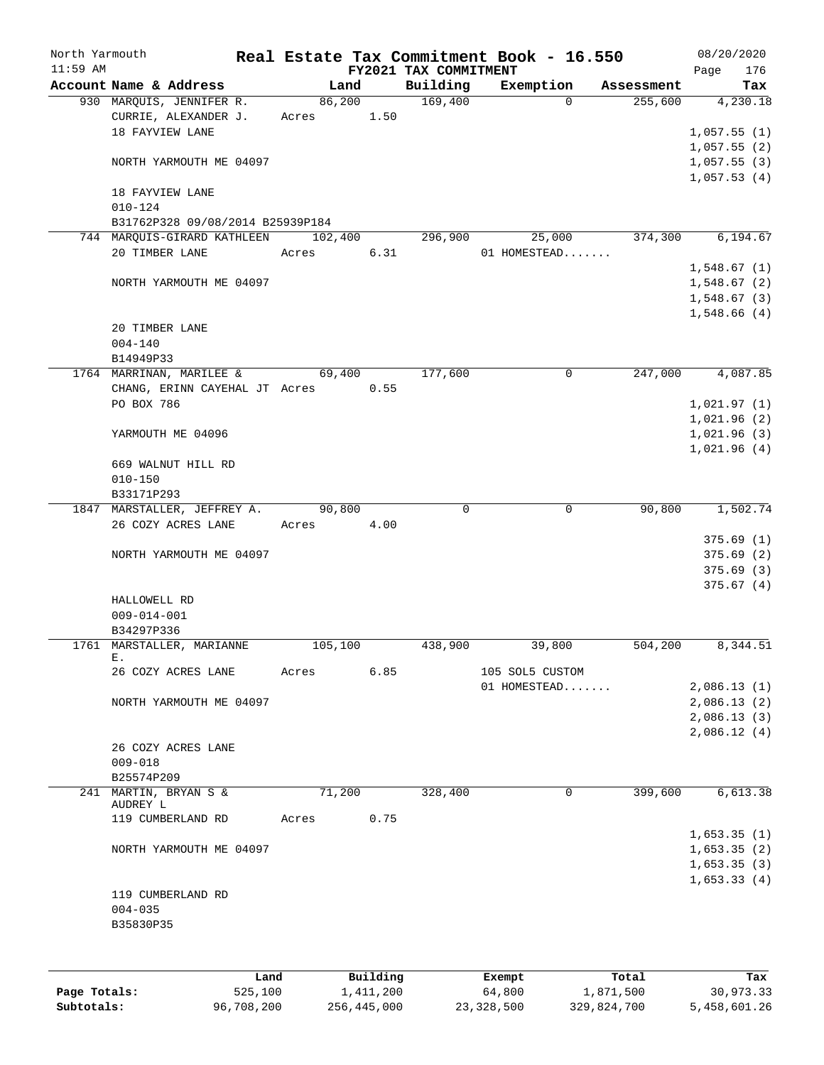North Yarmouth | | Real Estate Tax Commitment Book - 16.550 | | | | 08/20/2020
11:59 AM | | FY2021 TAX COMMITMENT | | | | Page 176

| Account Name & Address | Land | Building | Exemption | Assessment | Tax |
|---|---|---|---|---|---|
| 930 MARQUIS, JENNIFER R. | 86,200 | 169,400 | 0 | 255,600 | 4,230.18 |
| CURRIE, ALEXANDER J. | Acres 1.50 | | | | |
| 18 FAYVIEW LANE | | | | | 1,057.55 (1) |
| | | | | | 1,057.55 (2) |
| NORTH YARMOUTH ME 04097 | | | | | 1,057.55 (3) |
| | | | | | 1,057.53 (4) |
| 18 FAYVIEW LANE | | | | | |
| 010-124 | | | | | |
| B31762P328 09/08/2014 B25939P184 | | | | | |
| 744 MARQUIS-GIRARD KATHLEEN | 102,400 | 296,900 | 25,000 | 374,300 | 6,194.67 |
| 20 TIMBER LANE | Acres 6.31 | | 01 HOMESTEAD....... | | |
| | | | | | 1,548.67 (1) |
| NORTH YARMOUTH ME 04097 | | | | | 1,548.67 (2) |
| | | | | | 1,548.67 (3) |
| | | | | | 1,548.66 (4) |
| 20 TIMBER LANE | | | | | |
| 004-140 | | | | | |
| B14949P33 | | | | | |
| 1764 MARRINAN, MARILEE & | 69,400 | 177,600 | 0 | 247,000 | 4,087.85 |
| CHANG, ERINN CAYEHAL JT | Acres 0.55 | | | | |
| PO BOX 786 | | | | | 1,021.97 (1) |
| | | | | | 1,021.96 (2) |
| YARMOUTH ME 04096 | | | | | 1,021.96 (3) |
| | | | | | 1,021.96 (4) |
| 669 WALNUT HILL RD | | | | | |
| 010-150 | | | | | |
| B33171P293 | | | | | |
| 1847 MARSTALLER, JEFFREY A. | 90,800 | 0 | 0 | 90,800 | 1,502.74 |
| 26 COZY ACRES LANE | Acres 4.00 | | | | |
| | | | | | 375.69 (1) |
| NORTH YARMOUTH ME 04097 | | | | | 375.69 (2) |
| | | | | | 375.69 (3) |
| | | | | | 375.67 (4) |
| HALLOWELL RD | | | | | |
| 009-014-001 | | | | | |
| B34297P336 | | | | | |
| 1761 MARSTALLER, MARIANNE E. | 105,100 | 438,900 | 39,800 | 504,200 | 8,344.51 |
| 26 COZY ACRES LANE | Acres 6.85 | | 105 SOL5 CUSTOM | | |
| | | | 01 HOMESTEAD....... | | 2,086.13 (1) |
| NORTH YARMOUTH ME 04097 | | | | | 2,086.13 (2) |
| | | | | | 2,086.13 (3) |
| | | | | | 2,086.12 (4) |
| 26 COZY ACRES LANE | | | | | |
| 009-018 | | | | | |
| B25574P209 | | | | | |
| 241 MARTIN, BRYAN S & AUDREY L | 71,200 | 328,400 | 0 | 399,600 | 6,613.38 |
| 119 CUMBERLAND RD | Acres 0.75 | | | | |
| | | | | | 1,653.35 (1) |
| NORTH YARMOUTH ME 04097 | | | | | 1,653.35 (2) |
| | | | | | 1,653.35 (3) |
| | | | | | 1,653.33 (4) |
| 119 CUMBERLAND RD | | | | | |
| 004-035 | | | | | |
| B35830P35 | | | | | |

| | Land | Building | Exempt | Total | Tax |
|---|---|---|---|---|---|
| Page Totals: | 525,100 | 1,411,200 | 64,800 | 1,871,500 | 30,973.33 |
| Subtotals: | 96,708,200 | 256,445,000 | 23,328,500 | 329,824,700 | 5,458,601.26 |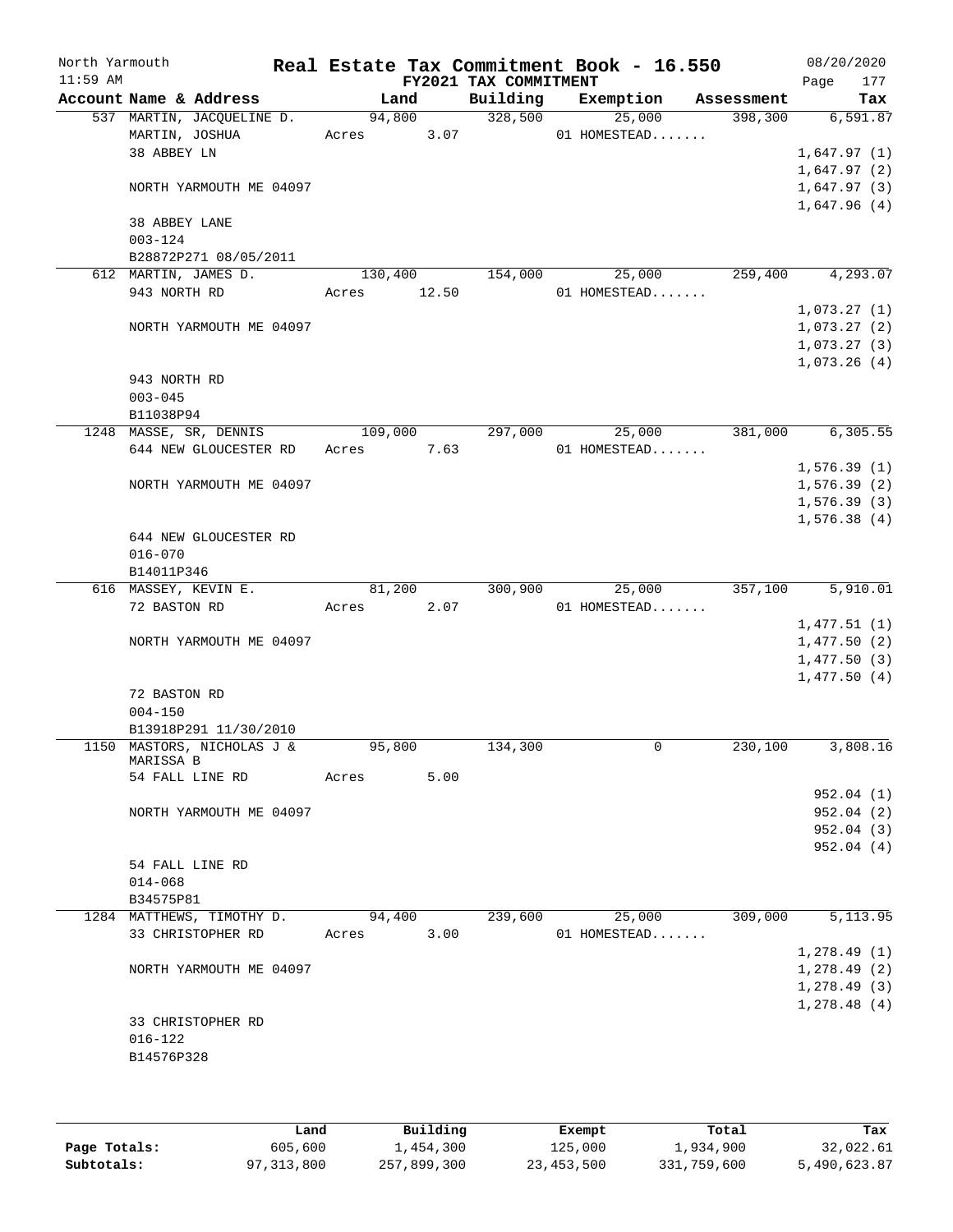North Yarmouth | Real Estate Tax Commitment Book - 16.550 | 08/20/2020
11:59 AM | FY2021 TAX COMMITMENT | Page 177

| Account Name & Address | Land | Building | Exemption | Assessment | Tax |
|---|---|---|---|---|---|
| 537 MARTIN, JACQUELINE D. | 94,800 | 328,500 | 25,000 | 398,300 | 6,591.87 |
| MARTIN, JOSHUA | Acres 3.07 | | 01 HOMESTEAD....... | | |
| 38 ABBEY LN | | | | | 1,647.97 (1) |
| | | | | | 1,647.97 (2) |
| NORTH YARMOUTH ME 04097 | | | | | 1,647.97 (3) |
| | | | | | 1,647.96 (4) |
| 38 ABBEY LANE | | | | | |
| 003-124 | | | | | |
| B28872P271 08/05/2011 | | | | | |
| 612 MARTIN, JAMES D. | 130,400 | 154,000 | 25,000 | 259,400 | 4,293.07 |
| 943 NORTH RD | Acres 12.50 | | 01 HOMESTEAD....... | | |
| | | | | | 1,073.27 (1) |
| NORTH YARMOUTH ME 04097 | | | | | 1,073.27 (2) |
| | | | | | 1,073.27 (3) |
| | | | | | 1,073.26 (4) |
| 943 NORTH RD | | | | | |
| 003-045 | | | | | |
| B11038P94 | | | | | |
| 1248 MASSE, SR, DENNIS | 109,000 | 297,000 | 25,000 | 381,000 | 6,305.55 |
| 644 NEW GLOUCESTER RD | Acres 7.63 | | 01 HOMESTEAD....... | | |
| | | | | | 1,576.39 (1) |
| NORTH YARMOUTH ME 04097 | | | | | 1,576.39 (2) |
| | | | | | 1,576.39 (3) |
| | | | | | 1,576.38 (4) |
| 644 NEW GLOUCESTER RD | | | | | |
| 016-070 | | | | | |
| B14011P346 | | | | | |
| 616 MASSEY, KEVIN E. | 81,200 | 300,900 | 25,000 | 357,100 | 5,910.01 |
| 72 BASTON RD | Acres 2.07 | | 01 HOMESTEAD....... | | |
| | | | | | 1,477.51 (1) |
| NORTH YARMOUTH ME 04097 | | | | | 1,477.50 (2) |
| | | | | | 1,477.50 (3) |
| | | | | | 1,477.50 (4) |
| 72 BASTON RD | | | | | |
| 004-150 | | | | | |
| B13918P291 11/30/2010 | | | | | |
| 1150 MASTORS, NICHOLAS J & MARISSA B | 95,800 | 134,300 | 0 | 230,100 | 3,808.16 |
| 54 FALL LINE RD | Acres 5.00 | | | | |
| | | | | | 952.04 (1) |
| NORTH YARMOUTH ME 04097 | | | | | 952.04 (2) |
| | | | | | 952.04 (3) |
| | | | | | 952.04 (4) |
| 54 FALL LINE RD | | | | | |
| 014-068 | | | | | |
| B34575P81 | | | | | |
| 1284 MATTHEWS, TIMOTHY D. | 94,400 | 239,600 | 25,000 | 309,000 | 5,113.95 |
| 33 CHRISTOPHER RD | Acres 3.00 | | 01 HOMESTEAD....... | | |
| | | | | | 1,278.49 (1) |
| NORTH YARMOUTH ME 04097 | | | | | 1,278.49 (2) |
| | | | | | 1,278.49 (3) |
| | | | | | 1,278.48 (4) |
| 33 CHRISTOPHER RD | | | | | |
| 016-122 | | | | | |
| B14576P328 | | | | | |

| | Land | Building | Exempt | Total | Tax |
|---|---|---|---|---|---|
| Page Totals: | 605,600 | 1,454,300 | 125,000 | 1,934,900 | 32,022.61 |
| Subtotals: | 97,313,800 | 257,899,300 | 23,453,500 | 331,759,600 | 5,490,623.87 |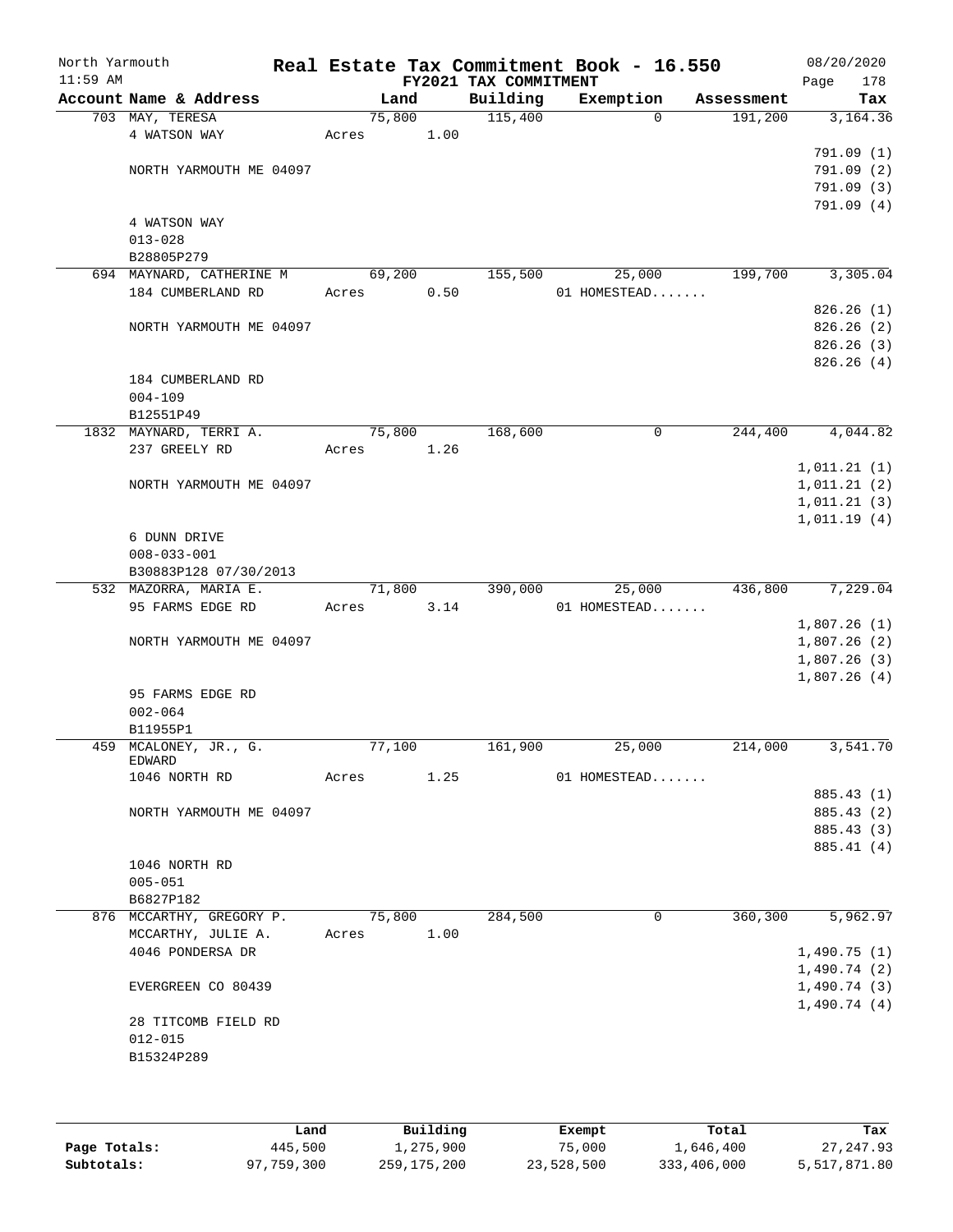North Yarmouth | Real Estate Tax Commitment Book - 16.550 | 08/20/2020
11:59 AM | FY2021 TAX COMMITMENT | Page 178

| Account Name & Address | Land | Building | Exemption | Assessment | Tax |
|---|---|---|---|---|---|
| 703 MAY, TERESA | 75,800 | 115,400 | 0 | 191,200 | 3,164.36 |
| 4 WATSON WAY | Acres 1.00 | | | | |
| | | | | | 791.09 (1) |
| NORTH YARMOUTH ME 04097 | | | | | 791.09 (2) |
| | | | | | 791.09 (3) |
| | | | | | 791.09 (4) |
| 4 WATSON WAY | | | | | |
| 013-028 | | | | | |
| B28805P279 | | | | | |
| 694 MAYNARD, CATHERINE M | 69,200 | 155,500 | 25,000 | 199,700 | 3,305.04 |
| 184 CUMBERLAND RD | Acres 0.50 | | 01 HOMESTEAD....... | | |
| | | | | | 826.26 (1) |
| NORTH YARMOUTH ME 04097 | | | | | 826.26 (2) |
| | | | | | 826.26 (3) |
| | | | | | 826.26 (4) |
| 184 CUMBERLAND RD | | | | | |
| 004-109 | | | | | |
| B12551P49 | | | | | |
| 1832 MAYNARD, TERRI A. | 75,800 | 168,600 | 0 | 244,400 | 4,044.82 |
| 237 GREELY RD | Acres 1.26 | | | | |
| | | | | | 1,011.21 (1) |
| NORTH YARMOUTH ME 04097 | | | | | 1,011.21 (2) |
| | | | | | 1,011.21 (3) |
| | | | | | 1,011.19 (4) |
| 6 DUNN DRIVE | | | | | |
| 008-033-001 | | | | | |
| B30883P128 07/30/2013 | | | | | |
| 532 MAZORRA, MARIA E. | 71,800 | 390,000 | 25,000 | 436,800 | 7,229.04 |
| 95 FARMS EDGE RD | Acres 3.14 | | 01 HOMESTEAD....... | | |
| | | | | | 1,807.26 (1) |
| NORTH YARMOUTH ME 04097 | | | | | 1,807.26 (2) |
| | | | | | 1,807.26 (3) |
| | | | | | 1,807.26 (4) |
| 95 FARMS EDGE RD | | | | | |
| 002-064 | | | | | |
| B11955P1 | | | | | |
| 459 MCALONEY, JR., G. EDWARD | 77,100 | 161,900 | 25,000 | 214,000 | 3,541.70 |
| 1046 NORTH RD | Acres 1.25 | | 01 HOMESTEAD....... | | |
| | | | | | 885.43 (1) |
| NORTH YARMOUTH ME 04097 | | | | | 885.43 (2) |
| | | | | | 885.43 (3) |
| | | | | | 885.41 (4) |
| 1046 NORTH RD | | | | | |
| 005-051 | | | | | |
| B6827P182 | | | | | |
| 876 MCCARTHY, GREGORY P. | 75,800 | 284,500 | 0 | 360,300 | 5,962.97 |
| MCCARTHY, JULIE A. | Acres 1.00 | | | | |
| 4046 PONDERSA DR | | | | | 1,490.75 (1) |
| | | | | | 1,490.74 (2) |
| EVERGREEN CO 80439 | | | | | 1,490.74 (3) |
| | | | | | 1,490.74 (4) |
| 28 TITCOMB FIELD RD | | | | | |
| 012-015 | | | | | |
| B15324P289 | | | | | |

| | Land | Building | Exempt | Total | Tax |
|---|---|---|---|---|---|
| Page Totals: | 445,500 | 1,275,900 | 75,000 | 1,646,400 | 27,247.93 |
| Subtotals: | 97,759,300 | 259,175,200 | 23,528,500 | 333,406,000 | 5,517,871.80 |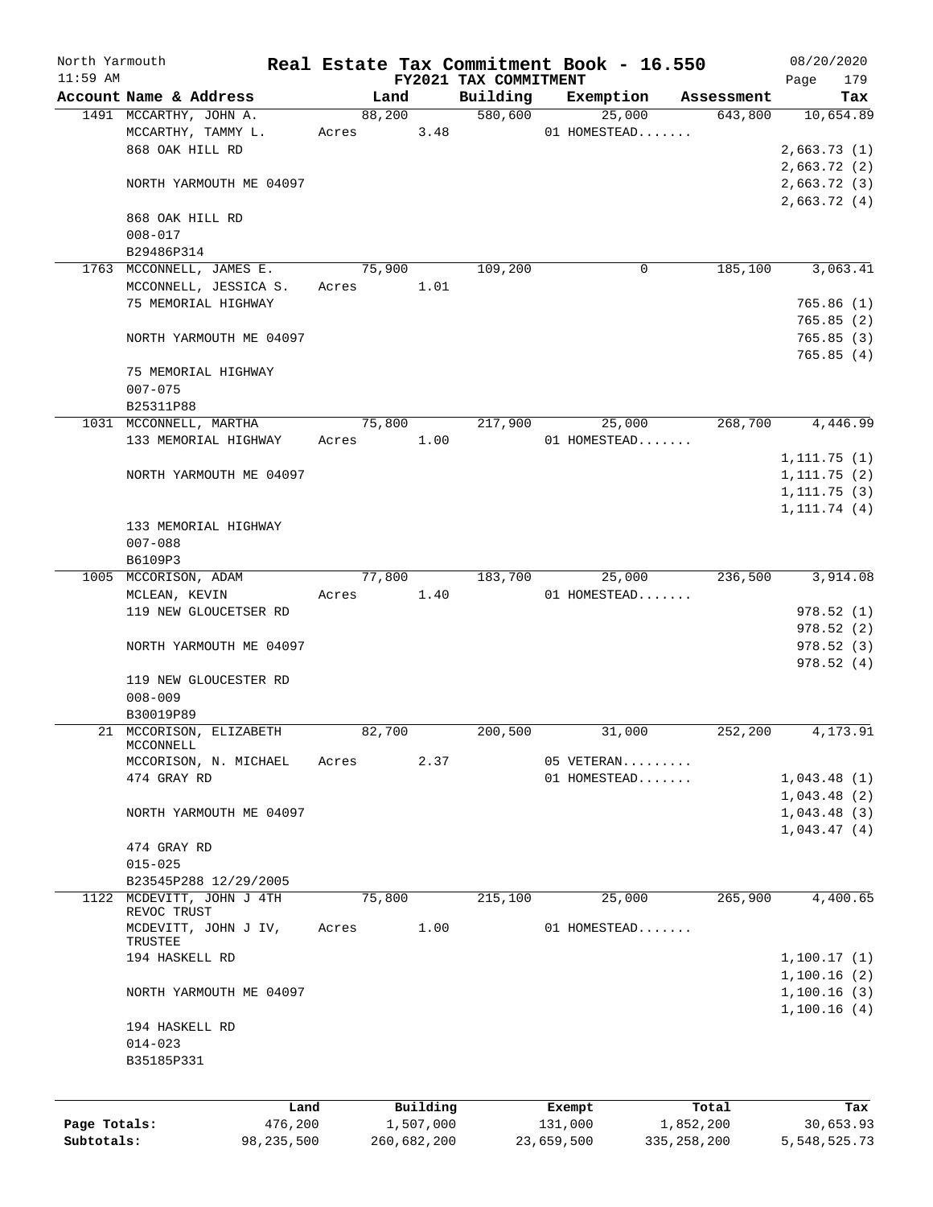North Yarmouth | Real Estate Tax Commitment Book - 16.550 | 08/20/2020
11:59 AM | FY2021 TAX COMMITMENT | Page 179

| Account Name & Address | Land | Building | Exemption | Assessment | Tax |
|---|---|---|---|---|---|
| 1491 MCCARTHY, JOHN A. | 88,200 | 580,600 | 25,000 | 643,800 | 10,654.89 |
| MCCARTHY, TAMMY L. | Acres 3.48 | | 01 HOMESTEAD....... | | |
| 868 OAK HILL RD | | | | | 2,663.73 (1) |
| | | | | | 2,663.72 (2) |
| NORTH YARMOUTH ME 04097 | | | | | 2,663.72 (3) |
| | | | | | 2,663.72 (4) |
| 868 OAK HILL RD | | | | | |
| 008-017 | | | | | |
| B29486P314 | | | | | |
| 1763 MCCONNELL, JAMES E. | 75,900 | 109,200 | 0 | 185,100 | 3,063.41 |
| MCCONNELL, JESSICA S. | Acres 1.01 | | | | |
| 75 MEMORIAL HIGHWAY | | | | | 765.86 (1) |
| | | | | | 765.85 (2) |
| NORTH YARMOUTH ME 04097 | | | | | 765.85 (3) |
| | | | | | 765.85 (4) |
| 75 MEMORIAL HIGHWAY | | | | | |
| 007-075 | | | | | |
| B25311P88 | | | | | |
| 1031 MCCONNELL, MARTHA | 75,800 | 217,900 | 25,000 | 268,700 | 4,446.99 |
| 133 MEMORIAL HIGHWAY | Acres 1.00 | | 01 HOMESTEAD....... | | |
| | | | | | 1,111.75 (1) |
| NORTH YARMOUTH ME 04097 | | | | | 1,111.75 (2) |
| | | | | | 1,111.75 (3) |
| | | | | | 1,111.74 (4) |
| 133 MEMORIAL HIGHWAY | | | | | |
| 007-088 | | | | | |
| B6109P3 | | | | | |
| 1005 MCCORISON, ADAM | 77,800 | 183,700 | 25,000 | 236,500 | 3,914.08 |
| MCLEAN, KEVIN | Acres 1.40 | | 01 HOMESTEAD....... | | |
| 119 NEW GLOUCETSER RD | | | | | 978.52 (1) |
| | | | | | 978.52 (2) |
| NORTH YARMOUTH ME 04097 | | | | | 978.52 (3) |
| | | | | | 978.52 (4) |
| 119 NEW GLOUCESTER RD | | | | | |
| 008-009 | | | | | |
| B30019P89 | | | | | |
| 21 MCCORISON, ELIZABETH MCCONNELL | 82,700 | 200,500 | 31,000 | 252,200 | 4,173.91 |
| MCCORISON, N. MICHAEL | Acres 2.37 | | 05 VETERAN......... | | |
| 474 GRAY RD | | | 01 HOMESTEAD....... | | 1,043.48 (1) |
| | | | | | 1,043.48 (2) |
| NORTH YARMOUTH ME 04097 | | | | | 1,043.48 (3) |
| | | | | | 1,043.47 (4) |
| 474 GRAY RD | | | | | |
| 015-025 | | | | | |
| B23545P288 12/29/2005 | | | | | |
| 1122 MCDEVITT, JOHN J 4TH REVOC TRUST | 75,800 | 215,100 | 25,000 | 265,900 | 4,400.65 |
| MCDEVITT, JOHN J IV, TRUSTEE | Acres 1.00 | | 01 HOMESTEAD....... | | |
| 194 HASKELL RD | | | | | 1,100.17 (1) |
| | | | | | 1,100.16 (2) |
| NORTH YARMOUTH ME 04097 | | | | | 1,100.16 (3) |
| | | | | | 1,100.16 (4) |
| 194 HASKELL RD | | | | | |
| 014-023 | | | | | |
| B35185P331 | | | | | |

| | Land | Building | Exempt | Total | Tax |
|---|---|---|---|---|---|
| Page Totals: | 476,200 | 1,507,000 | 131,000 | 1,852,200 | 30,653.93 |
| Subtotals: | 98,235,500 | 260,682,200 | 23,659,500 | 335,258,200 | 5,548,525.73 |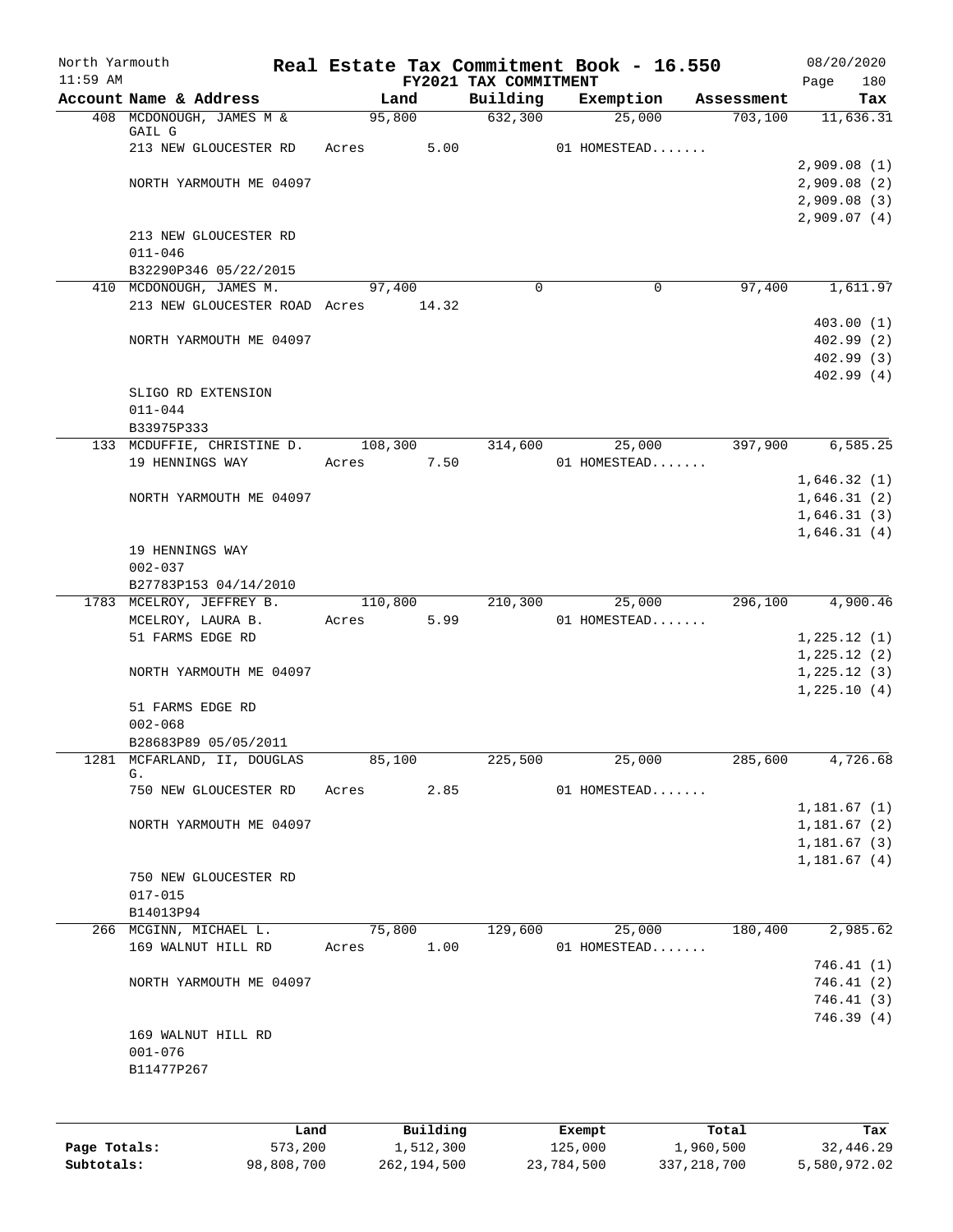North Yarmouth | Real Estate Tax Commitment Book - 16.550 | 08/20/2020
11:59 AM | FY2021 TAX COMMITMENT | Page 180

| Account Name & Address | Land | Building | Exemption | Assessment | Tax |
|---|---|---|---|---|---|
| 408 MCDONOUGH, JAMES M & GAIL G | 95,800 | 632,300 | 25,000 | 703,100 | 11,636.31 |
| 213 NEW GLOUCESTER RD | Acres 5.00 | | 01 HOMESTEAD....... | | |
| | | | | | 2,909.08 (1) |
| NORTH YARMOUTH ME 04097 | | | | | 2,909.08 (2) |
| | | | | | 2,909.08 (3) |
| | | | | | 2,909.07 (4) |
| 213 NEW GLOUCESTER RD | | | | | |
| 011-046 | | | | | |
| B32290P346 05/22/2015 | | | | | |
| 410 MCDONOUGH, JAMES M. | 97,400 | 0 | 0 | 97,400 | 1,611.97 |
| 213 NEW GLOUCESTER ROAD | Acres 14.32 | | | | |
| | | | | | 403.00 (1) |
| NORTH YARMOUTH ME 04097 | | | | | 402.99 (2) |
| | | | | | 402.99 (3) |
| | | | | | 402.99 (4) |
| SLIGO RD EXTENSION | | | | | |
| 011-044 | | | | | |
| B33975P333 | | | | | |
| 133 MCDUFFIE, CHRISTINE D. | 108,300 | 314,600 | 25,000 | 397,900 | 6,585.25 |
| 19 HENNINGS WAY | Acres 7.50 | | 01 HOMESTEAD....... | | |
| | | | | | 1,646.32 (1) |
| NORTH YARMOUTH ME 04097 | | | | | 1,646.31 (2) |
| | | | | | 1,646.31 (3) |
| | | | | | 1,646.31 (4) |
| 19 HENNINGS WAY | | | | | |
| 002-037 | | | | | |
| B27783P153 04/14/2010 | | | | | |
| 1783 MCELROY, JEFFREY B. | 110,800 | 210,300 | 25,000 | 296,100 | 4,900.46 |
| MCELROY, LAURA B. | Acres 5.99 | | 01 HOMESTEAD....... | | |
| 51 FARMS EDGE RD | | | | | 1,225.12 (1) |
| | | | | | 1,225.12 (2) |
| NORTH YARMOUTH ME 04097 | | | | | 1,225.12 (3) |
| | | | | | 1,225.10 (4) |
| 51 FARMS EDGE RD | | | | | |
| 002-068 | | | | | |
| B28683P89 05/05/2011 | | | | | |
| 1281 MCFARLAND, II, DOUGLAS G. | 85,100 | 225,500 | 25,000 | 285,600 | 4,726.68 |
| 750 NEW GLOUCESTER RD | Acres 2.85 | | 01 HOMESTEAD....... | | |
| | | | | | 1,181.67 (1) |
| NORTH YARMOUTH ME 04097 | | | | | 1,181.67 (2) |
| | | | | | 1,181.67 (3) |
| | | | | | 1,181.67 (4) |
| 750 NEW GLOUCESTER RD | | | | | |
| 017-015 | | | | | |
| B14013P94 | | | | | |
| 266 MCGINN, MICHAEL L. | 75,800 | 129,600 | 25,000 | 180,400 | 2,985.62 |
| 169 WALNUT HILL RD | Acres 1.00 | | 01 HOMESTEAD....... | | |
| | | | | | 746.41 (1) |
| NORTH YARMOUTH ME 04097 | | | | | 746.41 (2) |
| | | | | | 746.41 (3) |
| | | | | | 746.39 (4) |
| 169 WALNUT HILL RD | | | | | |
| 001-076 | | | | | |
| B11477P267 | | | | | |

| | Land | Building | Exempt | Total | Tax |
|---|---|---|---|---|---|
| Page Totals: | 573,200 | 1,512,300 | 125,000 | 1,960,500 | 32,446.29 |
| Subtotals: | 98,808,700 | 262,194,500 | 23,784,500 | 337,218,700 | 5,580,972.02 |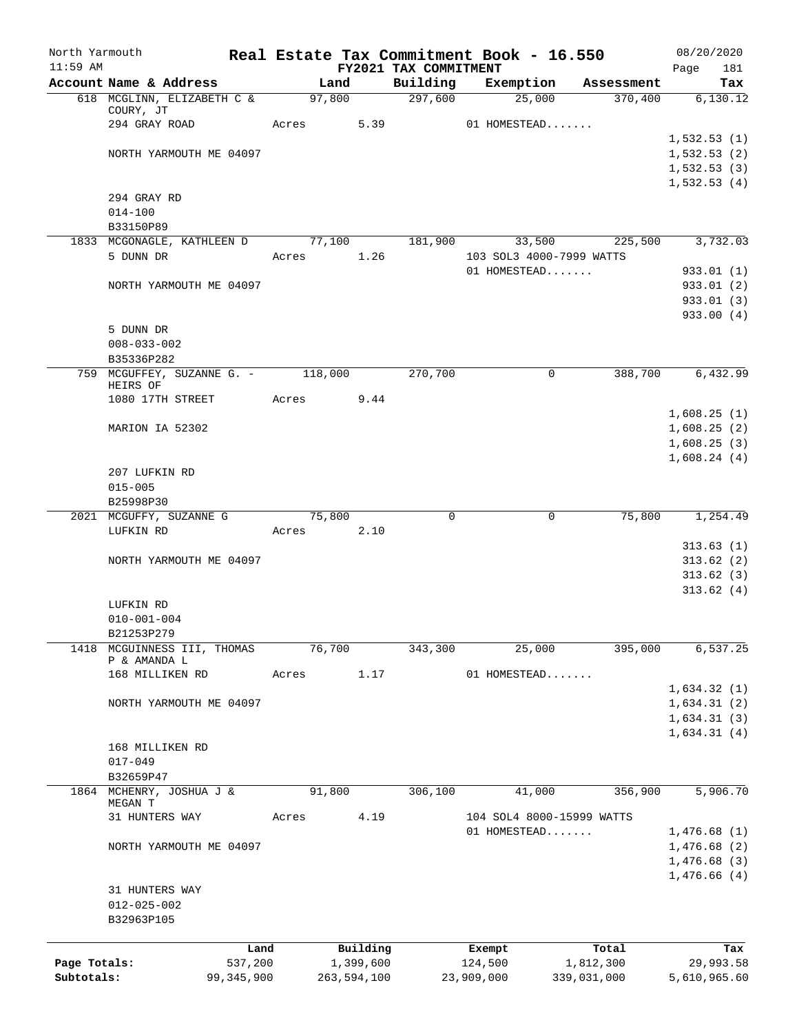# Real Estate Tax Commitment Book - 16.550

North Yarmouth
11:59 AM
FY2021 TAX COMMITMENT
08/20/2020

| Account Name & Address | Land | Building | Exemption | Assessment | Tax |
|---|---|---|---|---|---|
| 618 MCGLINN, ELIZABETH C & COURY, JT | 97,800 | 297,600 | 25,000 | 370,400 | 6,130.12 |
| 294 GRAY ROAD | Acres 5.39 | | 01 HOMESTEAD....... | | |
| | | | | | 1,532.53 (1) |
| NORTH YARMOUTH ME 04097 | | | | | 1,532.53 (2) |
| | | | | | 1,532.53 (3) |
| | | | | | 1,532.53 (4) |
| 294 GRAY RD | | | | | |
| 014-100 | | | | | |
| B33150P89 | | | | | |
| 1833 MCGONAGLE, KATHLEEN D | 77,100 | 181,900 | 33,500 | 225,500 | 3,732.03 |
| 5 DUNN DR | Acres 1.26 | | 103 SOL3 4000-7999 WATTS | | |
| | | | 01 HOMESTEAD....... | | 933.01 (1) |
| NORTH YARMOUTH ME 04097 | | | | | 933.01 (2) |
| | | | | | 933.01 (3) |
| | | | | | 933.00 (4) |
| 5 DUNN DR | | | | | |
| 008-033-002 | | | | | |
| B35336P282 | | | | | |
| 759 MCGUFFEY, SUZANNE G. - HEIRS OF | 118,000 | 270,700 | 0 | 388,700 | 6,432.99 |
| 1080 17TH STREET | Acres 9.44 | | | | |
| | | | | | 1,608.25 (1) |
| MARION IA 52302 | | | | | 1,608.25 (2) |
| | | | | | 1,608.25 (3) |
| | | | | | 1,608.24 (4) |
| 207 LUFKIN RD | | | | | |
| 015-005 | | | | | |
| B25998P30 | | | | | |
| 2021 MCGUFFY, SUZANNE G | 75,800 | 0 | 0 | 75,800 | 1,254.49 |
| LUFKIN RD | Acres 2.10 | | | | |
| | | | | | 313.63 (1) |
| NORTH YARMOUTH ME 04097 | | | | | 313.62 (2) |
| | | | | | 313.62 (3) |
| | | | | | 313.62 (4) |
| LUFKIN RD | | | | | |
| 010-001-004 | | | | | |
| B21253P279 | | | | | |
| 1418 MCGUINNESS III, THOMAS P & AMANDA L | 76,700 | 343,300 | 25,000 | 395,000 | 6,537.25 |
| 168 MILLIKEN RD | Acres 1.17 | | 01 HOMESTEAD....... | | |
| | | | | | 1,634.32 (1) |
| NORTH YARMOUTH ME 04097 | | | | | 1,634.31 (2) |
| | | | | | 1,634.31 (3) |
| | | | | | 1,634.31 (4) |
| 168 MILLIKEN RD | | | | | |
| 017-049 | | | | | |
| B32659P47 | | | | | |
| 1864 MCHENRY, JOSHUA J & MEGAN T | 91,800 | 306,100 | 41,000 | 356,900 | 5,906.70 |
| 31 HUNTERS WAY | Acres 4.19 | | 104 SOL4 8000-15999 WATTS | | |
| | | | 01 HOMESTEAD....... | | 1,476.68 (1) |
| NORTH YARMOUTH ME 04097 | | | | | 1,476.68 (2) |
| | | | | | 1,476.68 (3) |
| | | | | | 1,476.66 (4) |
| 31 HUNTERS WAY | | | | | |
| 012-025-002 | | | | | |
| B32963P105 | | | | | |

| | Land | Building | Exempt | Total | Tax |
|---|---|---|---|---|---|
| Page Totals: | 537,200 | 1,399,600 | 124,500 | 1,812,300 | 29,993.58 |
| Subtotals: | 99,345,900 | 263,594,100 | 23,909,000 | 339,031,000 | 5,610,965.60 |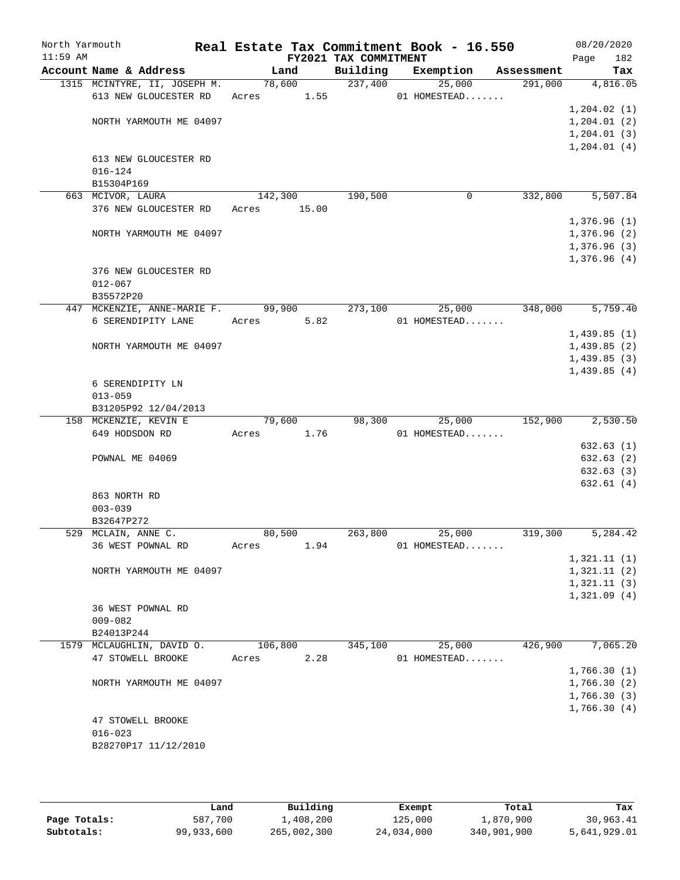North Yarmouth | Real Estate Tax Commitment Book - 16.550 | 08/20/2020
11:59 AM | FY2021 TAX COMMITMENT | Page 182

| Account Name & Address | Land | Building | Exemption | Assessment | Tax |
|---|---|---|---|---|---|
| 1315 MCINTYRE, II, JOSEPH M. | 78,600 | 237,400 | 25,000 | 291,000 | 4,816.05 |
| 613 NEW GLOUCESTER RD | Acres 1.55 | | 01 HOMESTEAD....... | | |
| | | | | | 1,204.02 (1) |
| NORTH YARMOUTH ME 04097 | | | | | 1,204.01 (2) |
| | | | | | 1,204.01 (3) |
| | | | | | 1,204.01 (4) |
| 613 NEW GLOUCESTER RD | | | | | |
| 016-124 | | | | | |
| B15304P169 | | | | | |
| 663 MCIVOR, LAURA | 142,300 | 190,500 | 0 | 332,800 | 5,507.84 |
| 376 NEW GLOUCESTER RD | Acres 15.00 | | | | |
| | | | | | 1,376.96 (1) |
| NORTH YARMOUTH ME 04097 | | | | | 1,376.96 (2) |
| | | | | | 1,376.96 (3) |
| | | | | | 1,376.96 (4) |
| 376 NEW GLOUCESTER RD | | | | | |
| 012-067 | | | | | |
| B35572P20 | | | | | |
| 447 MCKENZIE, ANNE-MARIE F. | 99,900 | 273,100 | 25,000 | 348,000 | 5,759.40 |
| 6 SERENDIPITY LANE | Acres 5.82 | | 01 HOMESTEAD....... | | |
| | | | | | 1,439.85 (1) |
| NORTH YARMOUTH ME 04097 | | | | | 1,439.85 (2) |
| | | | | | 1,439.85 (3) |
| | | | | | 1,439.85 (4) |
| 6 SERENDIPITY LN | | | | | |
| 013-059 | | | | | |
| B31205P92 12/04/2013 | | | | | |
| 158 MCKENZIE, KEVIN E | 79,600 | 98,300 | 25,000 | 152,900 | 2,530.50 |
| 649 HODSDON RD | Acres 1.76 | | 01 HOMESTEAD....... | | |
| | | | | | 632.63 (1) |
| POWNAL ME 04069 | | | | | 632.63 (2) |
| | | | | | 632.63 (3) |
| | | | | | 632.61 (4) |
| 863 NORTH RD | | | | | |
| 003-039 | | | | | |
| B32647P272 | | | | | |
| 529 MCLAIN, ANNE C. | 80,500 | 263,800 | 25,000 | 319,300 | 5,284.42 |
| 36 WEST POWNAL RD | Acres 1.94 | | 01 HOMESTEAD....... | | |
| | | | | | 1,321.11 (1) |
| NORTH YARMOUTH ME 04097 | | | | | 1,321.11 (2) |
| | | | | | 1,321.11 (3) |
| | | | | | 1,321.09 (4) |
| 36 WEST POWNAL RD | | | | | |
| 009-082 | | | | | |
| B24013P244 | | | | | |
| 1579 MCLAUGHLIN, DAVID O. | 106,800 | 345,100 | 25,000 | 426,900 | 7,065.20 |
| 47 STOWELL BROOKE | Acres 2.28 | | 01 HOMESTEAD....... | | |
| | | | | | 1,766.30 (1) |
| NORTH YARMOUTH ME 04097 | | | | | 1,766.30 (2) |
| | | | | | 1,766.30 (3) |
| | | | | | 1,766.30 (4) |
| 47 STOWELL BROOKE | | | | | |
| 016-023 | | | | | |
| B28270P17 11/12/2010 | | | | | |

| | Land | Building | Exempt | Total | Tax |
|---|---|---|---|---|---|
| Page Totals: | 587,700 | 1,408,200 | 125,000 | 1,870,900 | 30,963.41 |
| Subtotals: | 99,933,600 | 265,002,300 | 24,034,000 | 340,901,900 | 5,641,929.01 |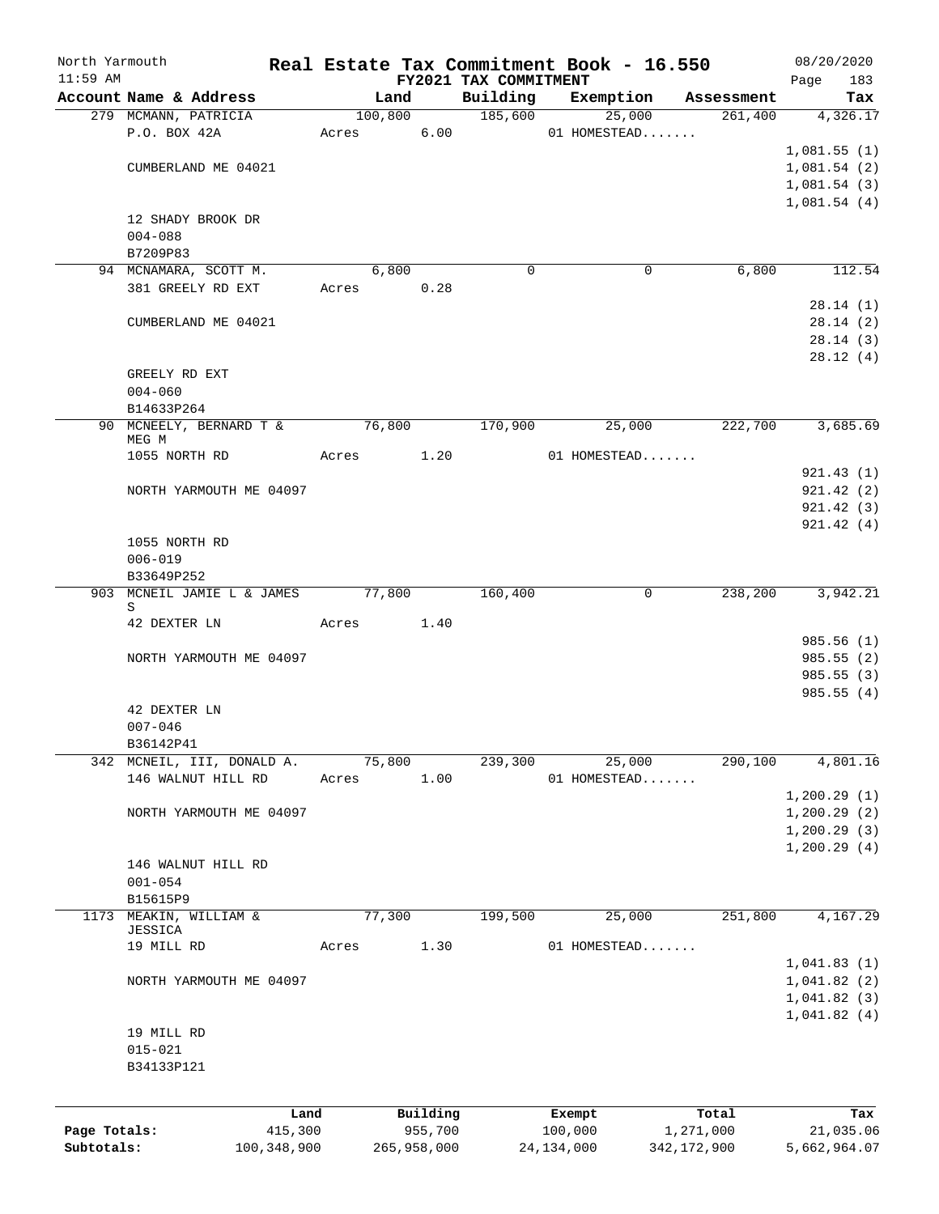# Real Estate Tax Commitment Book - 16.550

North Yarmouth 11:59 AM — FY2021 TAX COMMITMENT — 08/20/2020

| Account Name & Address | Land | Building | Exemption | Assessment | Tax |
|---|---|---|---|---|---|
| 279 MCMANN, PATRICIA | 100,800 | 185,600 | 25,000 | 261,400 | 4,326.17 |
| P.O. BOX 42A | Acres 6.00 | | 01 HOMESTEAD....... | | |
| | | | | | 1,081.55 (1) |
| CUMBERLAND ME 04021 | | | | | 1,081.54 (2) |
| | | | | | 1,081.54 (3) |
| | | | | | 1,081.54 (4) |
| 12 SHADY BROOK DR | | | | | |
| 004-088 | | | | | |
| B7209P83 | | | | | |
| 94 MCNAMARA, SCOTT M. | 6,800 | 0 | 0 | 6,800 | 112.54 |
| 381 GREELY RD EXT | Acres 0.28 | | | | |
| | | | | | 28.14 (1) |
| CUMBERLAND ME 04021 | | | | | 28.14 (2) |
| | | | | | 28.14 (3) |
| | | | | | 28.12 (4) |
| GREELY RD EXT | | | | | |
| 004-060 | | | | | |
| B14633P264 | | | | | |
| 90 MCNEELY, BERNARD T & MEG M | 76,800 | 170,900 | 25,000 | 222,700 | 3,685.69 |
| 1055 NORTH RD | Acres 1.20 | | 01 HOMESTEAD....... | | |
| | | | | | 921.43 (1) |
| NORTH YARMOUTH ME 04097 | | | | | 921.42 (2) |
| | | | | | 921.42 (3) |
| | | | | | 921.42 (4) |
| 1055 NORTH RD | | | | | |
| 006-019 | | | | | |
| B33649P252 | | | | | |
| 903 MCNEIL JAMIE L & JAMES S | 77,800 | 160,400 | 0 | 238,200 | 3,942.21 |
| 42 DEXTER LN | Acres 1.40 | | | | |
| | | | | | 985.56 (1) |
| NORTH YARMOUTH ME 04097 | | | | | 985.55 (2) |
| | | | | | 985.55 (3) |
| | | | | | 985.55 (4) |
| 42 DEXTER LN | | | | | |
| 007-046 | | | | | |
| B36142P41 | | | | | |
| 342 MCNEIL, III, DONALD A. | 75,800 | 239,300 | 25,000 | 290,100 | 4,801.16 |
| 146 WALNUT HILL RD | Acres 1.00 | | 01 HOMESTEAD....... | | |
| | | | | | 1,200.29 (1) |
| NORTH YARMOUTH ME 04097 | | | | | 1,200.29 (2) |
| | | | | | 1,200.29 (3) |
| | | | | | 1,200.29 (4) |
| 146 WALNUT HILL RD | | | | | |
| 001-054 | | | | | |
| B15615P9 | | | | | |
| 1173 MEAKIN, WILLIAM & JESSICA | 77,300 | 199,500 | 25,000 | 251,800 | 4,167.29 |
| 19 MILL RD | Acres 1.30 | | 01 HOMESTEAD....... | | |
| | | | | | 1,041.83 (1) |
| NORTH YARMOUTH ME 04097 | | | | | 1,041.82 (2) |
| | | | | | 1,041.82 (3) |
| | | | | | 1,041.82 (4) |
| 19 MILL RD | | | | | |
| 015-021 | | | | | |
| B34133P121 | | | | | |

| | Land | Building | Exempt | Total | Tax |
|---|---|---|---|---|---|
| Page Totals: | 415,300 | 955,700 | 100,000 | 1,271,000 | 21,035.06 |
| Subtotals: | 100,348,900 | 265,958,000 | 24,134,000 | 342,172,900 | 5,662,964.07 |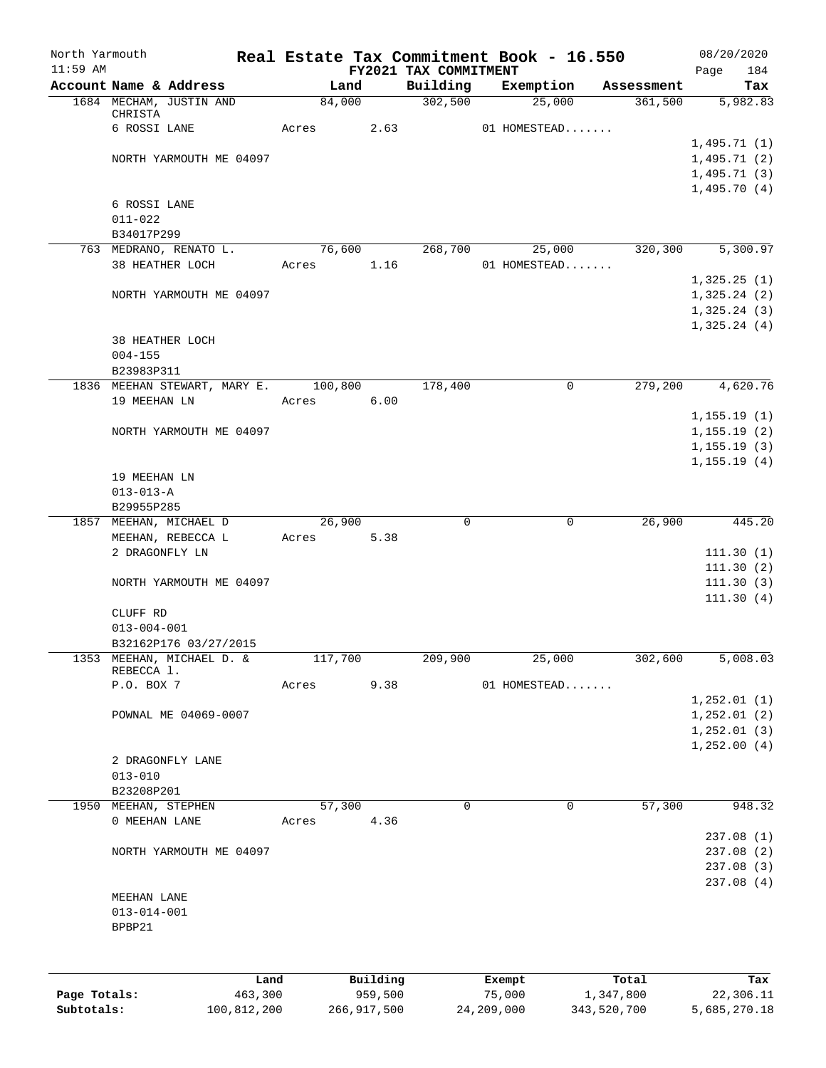North Yarmouth | | **Real Estate Tax Commitment Book - 16.550** | | | 08/20/2020
11:59 AM | | **FY2021 TAX COMMITMENT** | | | Page 184

| Account Name & Address | Land | Building | Exemption | Assessment | Tax |
|---|---|---|---|---|---|
| 1684 MECHAM, JUSTIN AND CHRISTA | 84,000 | 302,500 | 25,000 | 361,500 | 5,982.83 |
| 6 ROSSI LANE | Acres 2.63 | | 01 HOMESTEAD....... | | |
| | | | | | 1,495.71 (1) |
| NORTH YARMOUTH ME 04097 | | | | | 1,495.71 (2) |
| | | | | | 1,495.71 (3) |
| | | | | | 1,495.70 (4) |
| 6 ROSSI LANE | | | | | |
| 011-022 | | | | | |
| B34017P299 | | | | | |
| 763 MEDRANO, RENATO L. | 76,600 | 268,700 | 25,000 | 320,300 | 5,300.97 |
| 38 HEATHER LOCH | Acres 1.16 | | 01 HOMESTEAD....... | | |
| | | | | | 1,325.25 (1) |
| NORTH YARMOUTH ME 04097 | | | | | 1,325.24 (2) |
| | | | | | 1,325.24 (3) |
| | | | | | 1,325.24 (4) |
| 38 HEATHER LOCH | | | | | |
| 004-155 | | | | | |
| B23983P311 | | | | | |
| 1836 MEEHAN STEWART, MARY E. | 100,800 | 178,400 | 0 | 279,200 | 4,620.76 |
| 19 MEEHAN LN | Acres 6.00 | | | | |
| | | | | | 1,155.19 (1) |
| NORTH YARMOUTH ME 04097 | | | | | 1,155.19 (2) |
| | | | | | 1,155.19 (3) |
| | | | | | 1,155.19 (4) |
| 19 MEEHAN LN | | | | | |
| 013-013-A | | | | | |
| B29955P285 | | | | | |
| 1857 MEEHAN, MICHAEL D | 26,900 | 0 | 0 | 26,900 | 445.20 |
| MEEHAN, REBECCA L | Acres 5.38 | | | | |
| 2 DRAGONFLY LN | | | | | 111.30 (1) |
| | | | | | 111.30 (2) |
| NORTH YARMOUTH ME 04097 | | | | | 111.30 (3) |
| | | | | | 111.30 (4) |
| CLUFF RD | | | | | |
| 013-004-001 | | | | | |
| B32162P176 03/27/2015 | | | | | |
| 1353 MEEHAN, MICHAEL D. & REBECCA l. | 117,700 | 209,900 | 25,000 | 302,600 | 5,008.03 |
| P.O. BOX 7 | Acres 9.38 | | 01 HOMESTEAD....... | | |
| | | | | | 1,252.01 (1) |
| POWNAL ME 04069-0007 | | | | | 1,252.01 (2) |
| | | | | | 1,252.01 (3) |
| | | | | | 1,252.00 (4) |
| 2 DRAGONFLY LANE | | | | | |
| 013-010 | | | | | |
| B23208P201 | | | | | |
| 1950 MEEHAN, STEPHEN | 57,300 | 0 | 0 | 57,300 | 948.32 |
| 0 MEEHAN LANE | Acres 4.36 | | | | |
| | | | | | 237.08 (1) |
| NORTH YARMOUTH ME 04097 | | | | | 237.08 (2) |
| | | | | | 237.08 (3) |
| | | | | | 237.08 (4) |
| MEEHAN LANE | | | | | |
| 013-014-001 | | | | | |
| BPBP21 | | | | | |

| | Land | Building | Exempt | Total | Tax |
|---|---|---|---|---|---|
| **Page Totals:** | 463,300 | 959,500 | 75,000 | 1,347,800 | 22,306.11 |
| **Subtotals:** | 100,812,200 | 266,917,500 | 24,209,000 | 343,520,700 | 5,685,270.18 |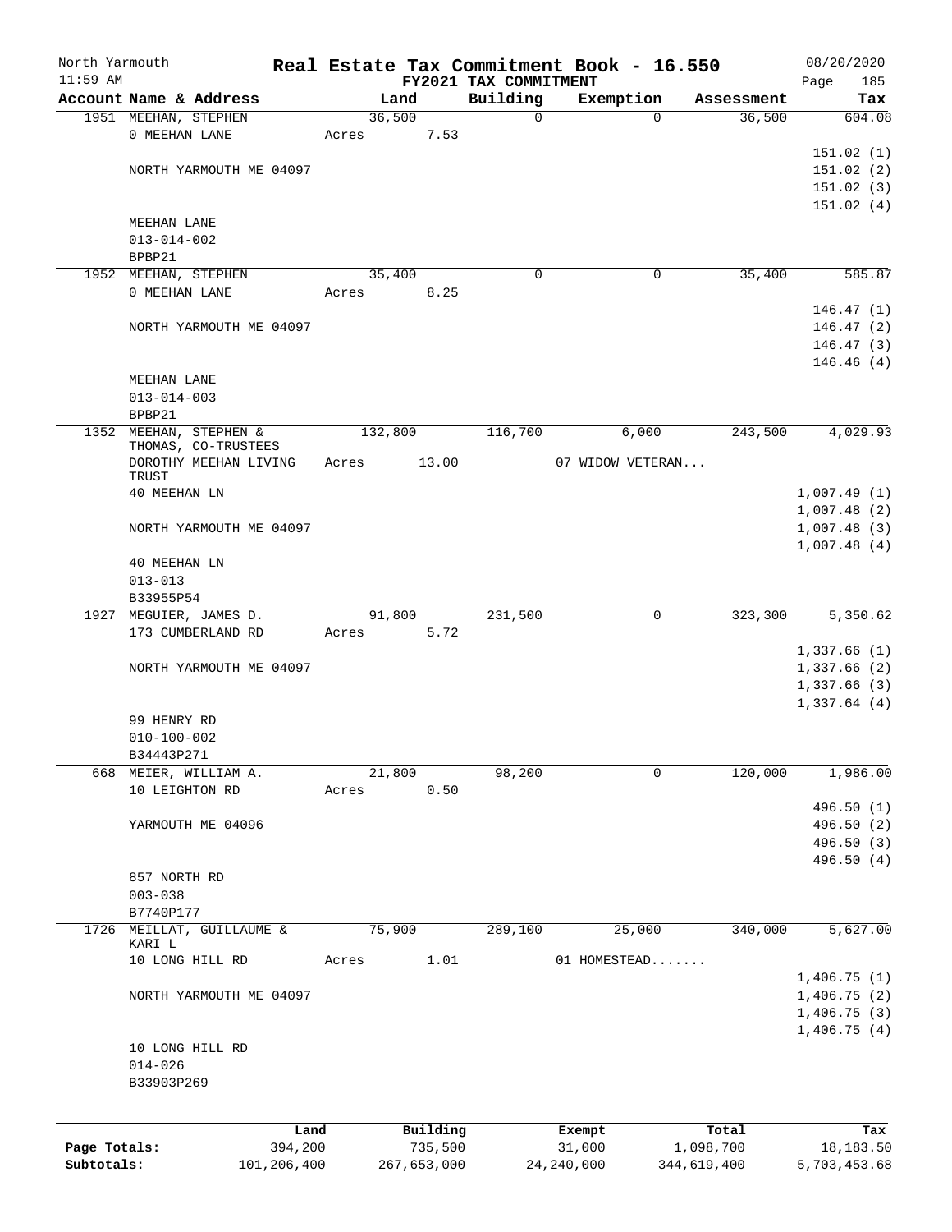North Yarmouth — Real Estate Tax Commitment Book - 16.550 — 08/20/2020
11:59 AM — FY2021 TAX COMMITMENT — Page 185

| Account Name & Address | Land | Building | Exemption | Assessment | Tax |
|---|---|---|---|---|---|
| 1951 MEEHAN, STEPHEN | 36,500 | 0 | 0 | 36,500 | 604.08 |
| 0 MEEHAN LANE | Acres 7.53 | | | | |
| | | | | | 151.02 (1) |
| NORTH YARMOUTH ME 04097 | | | | | 151.02 (2) |
| | | | | | 151.02 (3) |
| | | | | | 151.02 (4) |
| MEEHAN LANE | | | | | |
| 013-014-002 | | | | | |
| BPBP21 | | | | | |
| 1952 MEEHAN, STEPHEN | 35,400 | 0 | 0 | 35,400 | 585.87 |
| 0 MEEHAN LANE | Acres 8.25 | | | | |
| | | | | | 146.47 (1) |
| NORTH YARMOUTH ME 04097 | | | | | 146.47 (2) |
| | | | | | 146.47 (3) |
| | | | | | 146.46 (4) |
| MEEHAN LANE | | | | | |
| 013-014-003 | | | | | |
| BPBP21 | | | | | |
| 1352 MEEHAN, STEPHEN & THOMAS, CO-TRUSTEES | 132,800 | 116,700 | 6,000 | 243,500 | 4,029.93 |
| DOROTHY MEEHAN LIVING TRUST | Acres 13.00 | | 07 WIDOW VETERAN... | | |
| 40 MEEHAN LN | | | | | 1,007.49 (1) |
| | | | | | 1,007.48 (2) |
| NORTH YARMOUTH ME 04097 | | | | | 1,007.48 (3) |
| | | | | | 1,007.48 (4) |
| 40 MEEHAN LN | | | | | |
| 013-013 | | | | | |
| B33955P54 | | | | | |
| 1927 MEGUIER, JAMES D. | 91,800 | 231,500 | 0 | 323,300 | 5,350.62 |
| 173 CUMBERLAND RD | Acres 5.72 | | | | |
| | | | | | 1,337.66 (1) |
| NORTH YARMOUTH ME 04097 | | | | | 1,337.66 (2) |
| | | | | | 1,337.66 (3) |
| | | | | | 1,337.64 (4) |
| 99 HENRY RD | | | | | |
| 010-100-002 | | | | | |
| B34443P271 | | | | | |
| 668 MEIER, WILLIAM A. | 21,800 | 98,200 | 0 | 120,000 | 1,986.00 |
| 10 LEIGHTON RD | Acres 0.50 | | | | |
| | | | | | 496.50 (1) |
| YARMOUTH ME 04096 | | | | | 496.50 (2) |
| | | | | | 496.50 (3) |
| | | | | | 496.50 (4) |
| 857 NORTH RD | | | | | |
| 003-038 | | | | | |
| B7740P177 | | | | | |
| 1726 MEILLAT, GUILLAUME & KARI L | 75,900 | 289,100 | 25,000 | 340,000 | 5,627.00 |
| 10 LONG HILL RD | Acres 1.01 | | 01 HOMESTEAD....... | | |
| | | | | | 1,406.75 (1) |
| NORTH YARMOUTH ME 04097 | | | | | 1,406.75 (2) |
| | | | | | 1,406.75 (3) |
| | | | | | 1,406.75 (4) |
| 10 LONG HILL RD | | | | | |
| 014-026 | | | | | |
| B33903P269 | | | | | |

| | Land | Building | Exempt | Total | Tax |
|---|---|---|---|---|---|
| Page Totals: | 394,200 | 735,500 | 31,000 | 1,098,700 | 18,183.50 |
| Subtotals: | 101,206,400 | 267,653,000 | 24,240,000 | 344,619,400 | 5,703,453.68 |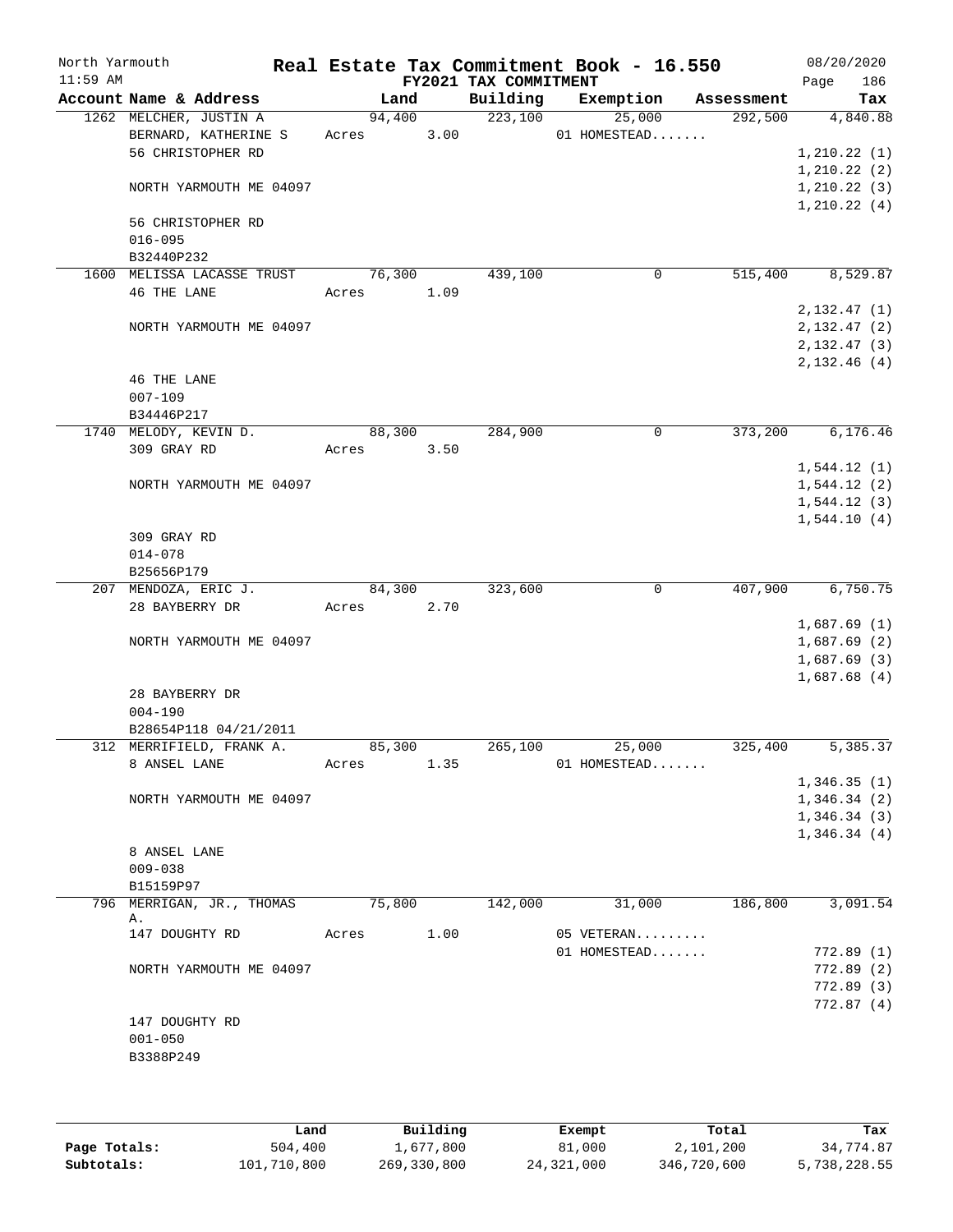North Yarmouth 11:59 AM

# Real Estate Tax Commitment Book - 16.550

FY2021 TAX COMMITMENT

08/20/2020 Page 186

| Account Name & Address | Land | Building | Exemption | Assessment | Tax |
|---|---|---|---|---|---|
| 1262 MELCHER, JUSTIN A | 94,400 | 223,100 | 25,000 | 292,500 | 4,840.88 |
| BERNARD, KATHERINE S | Acres 3.00 | | 01 HOMESTEAD....... | | |
| 56 CHRISTOPHER RD | | | | | 1,210.22 (1) |
| | | | | | 1,210.22 (2) |
| NORTH YARMOUTH ME 04097 | | | | | 1,210.22 (3) |
| | | | | | 1,210.22 (4) |
| 56 CHRISTOPHER RD | | | | | |
| 016-095 | | | | | |
| B32440P232 | | | | | |
| 1600 MELISSA LACASSE TRUST | 76,300 | 439,100 | 0 | 515,400 | 8,529.87 |
| 46 THE LANE | Acres 1.09 | | | | |
| | | | | | 2,132.47 (1) |
| NORTH YARMOUTH ME 04097 | | | | | 2,132.47 (2) |
| | | | | | 2,132.47 (3) |
| | | | | | 2,132.46 (4) |
| 46 THE LANE | | | | | |
| 007-109 | | | | | |
| B34446P217 | | | | | |
| 1740 MELODY, KEVIN D. | 88,300 | 284,900 | 0 | 373,200 | 6,176.46 |
| 309 GRAY RD | Acres 3.50 | | | | |
| | | | | | 1,544.12 (1) |
| NORTH YARMOUTH ME 04097 | | | | | 1,544.12 (2) |
| | | | | | 1,544.12 (3) |
| | | | | | 1,544.10 (4) |
| 309 GRAY RD | | | | | |
| 014-078 | | | | | |
| B25656P179 | | | | | |
| 207 MENDOZA, ERIC J. | 84,300 | 323,600 | 0 | 407,900 | 6,750.75 |
| 28 BAYBERRY DR | Acres 2.70 | | | | |
| | | | | | 1,687.69 (1) |
| NORTH YARMOUTH ME 04097 | | | | | 1,687.69 (2) |
| | | | | | 1,687.69 (3) |
| | | | | | 1,687.68 (4) |
| 28 BAYBERRY DR | | | | | |
| 004-190 | | | | | |
| B28654P118 04/21/2011 | | | | | |
| 312 MERRIFIELD, FRANK A. | 85,300 | 265,100 | 25,000 | 325,400 | 5,385.37 |
| 8 ANSEL LANE | Acres 1.35 | | 01 HOMESTEAD....... | | |
| | | | | | 1,346.35 (1) |
| NORTH YARMOUTH ME 04097 | | | | | 1,346.34 (2) |
| | | | | | 1,346.34 (3) |
| | | | | | 1,346.34 (4) |
| 8 ANSEL LANE | | | | | |
| 009-038 | | | | | |
| B15159P97 | | | | | |
| 796 MERRIGAN, JR., THOMAS A. | 75,800 | 142,000 | 31,000 | 186,800 | 3,091.54 |
| 147 DOUGHTY RD | Acres 1.00 | | 05 VETERAN......... | | |
| | | | 01 HOMESTEAD....... | | 772.89 (1) |
| NORTH YARMOUTH ME 04097 | | | | | 772.89 (2) |
| | | | | | 772.89 (3) |
| | | | | | 772.87 (4) |
| 147 DOUGHTY RD | | | | | |
| 001-050 | | | | | |
| B3388P249 | | | | | |

| | Land | Building | Exempt | Total | Tax |
|---|---|---|---|---|---|
| Page Totals: | 504,400 | 1,677,800 | 81,000 | 2,101,200 | 34,774.87 |
| Subtotals: | 101,710,800 | 269,330,800 | 24,321,000 | 346,720,600 | 5,738,228.55 |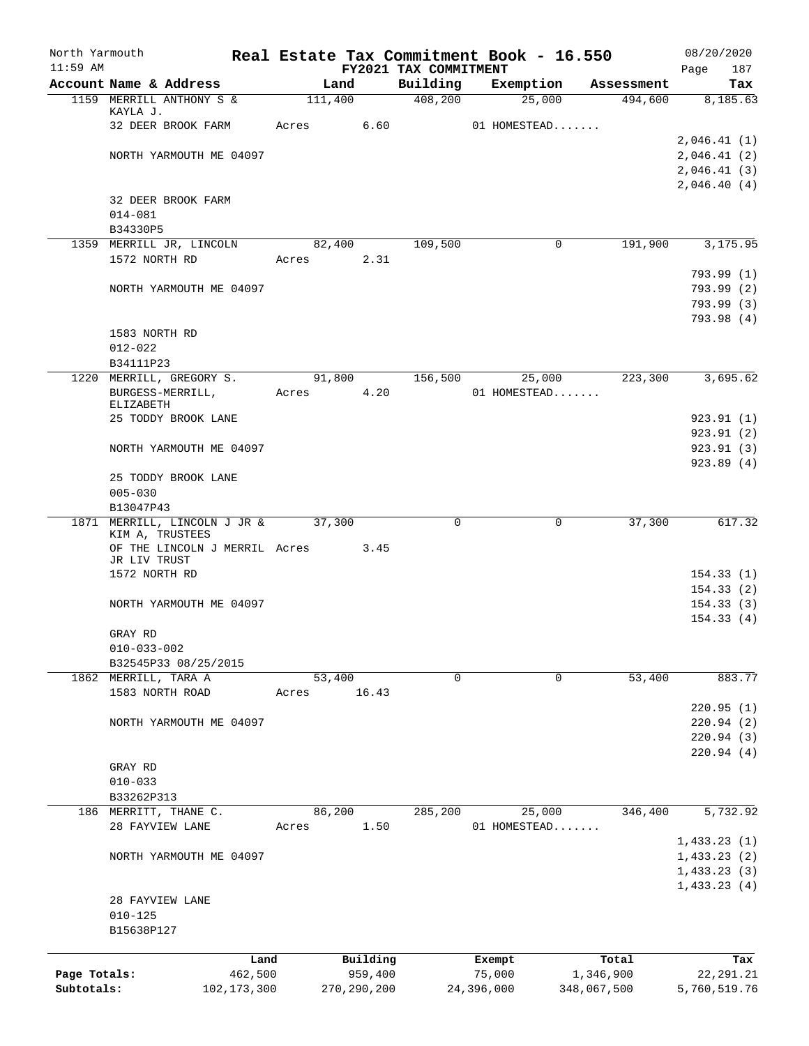North Yarmouth | Real Estate Tax Commitment Book - 16.550 | 08/20/2020
11:59 AM | FY2021 TAX COMMITMENT | Page 187

| Account Name & Address | Land | Building | Exemption | Assessment | Tax |
|---|---|---|---|---|---|
| 1159 MERRILL ANTHONY S & KAYLA J. | 111,400 | 408,200 | 25,000 | 494,600 | 8,185.63 |
| 32 DEER BROOK FARM | Acres 6.60 | | 01 HOMESTEAD....... | | |
| | | | | | 2,046.41 (1) |
| NORTH YARMOUTH ME 04097 | | | | | 2,046.41 (2) |
| | | | | | 2,046.41 (3) |
| | | | | | 2,046.40 (4) |
| 32 DEER BROOK FARM | | | | | |
| 014-081 | | | | | |
| B34330P5 | | | | | |
| 1359 MERRILL JR, LINCOLN | 82,400 | 109,500 | 0 | 191,900 | 3,175.95 |
| 1572 NORTH RD | Acres 2.31 | | | | |
| | | | | | 793.99 (1) |
| NORTH YARMOUTH ME 04097 | | | | | 793.99 (2) |
| | | | | | 793.99 (3) |
| | | | | | 793.98 (4) |
| 1583 NORTH RD | | | | | |
| 012-022 | | | | | |
| B34111P23 | | | | | |
| 1220 MERRILL, GREGORY S. | 91,800 | 156,500 | 25,000 | 223,300 | 3,695.62 |
| BURGESS-MERRILL, ELIZABETH | Acres 4.20 | | 01 HOMESTEAD....... | | |
| 25 TODDY BROOK LANE | | | | | 923.91 (1) |
| | | | | | 923.91 (2) |
| NORTH YARMOUTH ME 04097 | | | | | 923.91 (3) |
| | | | | | 923.89 (4) |
| 25 TODDY BROOK LANE | | | | | |
| 005-030 | | | | | |
| B13047P43 | | | | | |
| 1871 MERRILL, LINCOLN J JR & KIM A, TRUSTEES | 37,300 | 0 | 0 | 37,300 | 617.32 |
| OF THE LINCOLN J MERRIL JR LIV TRUST | Acres 3.45 | | | | |
| 1572 NORTH RD | | | | | 154.33 (1) |
| | | | | | 154.33 (2) |
| NORTH YARMOUTH ME 04097 | | | | | 154.33 (3) |
| | | | | | 154.33 (4) |
| GRAY RD | | | | | |
| 010-033-002 | | | | | |
| B32545P33 08/25/2015 | | | | | |
| 1862 MERRILL, TARA A | 53,400 | 0 | 0 | 53,400 | 883.77 |
| 1583 NORTH ROAD | Acres 16.43 | | | | |
| | | | | | 220.95 (1) |
| NORTH YARMOUTH ME 04097 | | | | | 220.94 (2) |
| | | | | | 220.94 (3) |
| | | | | | 220.94 (4) |
| GRAY RD | | | | | |
| 010-033 | | | | | |
| B33262P313 | | | | | |
| 186 MERRITT, THANE C. | 86,200 | 285,200 | 25,000 | 346,400 | 5,732.92 |
| 28 FAYVIEW LANE | Acres 1.50 | | 01 HOMESTEAD....... | | |
| | | | | | 1,433.23 (1) |
| NORTH YARMOUTH ME 04097 | | | | | 1,433.23 (2) |
| | | | | | 1,433.23 (3) |
| | | | | | 1,433.23 (4) |
| 28 FAYVIEW LANE | | | | | |
| 010-125 | | | | | |
| B15638P127 | | | | | |

| | Land | Building | Exempt | Total | Tax |
|---|---|---|---|---|---|
| Page Totals: | 462,500 | 959,400 | 75,000 | 1,346,900 | 22,291.21 |
| Subtotals: | 102,173,300 | 270,290,200 | 24,396,000 | 348,067,500 | 5,760,519.76 |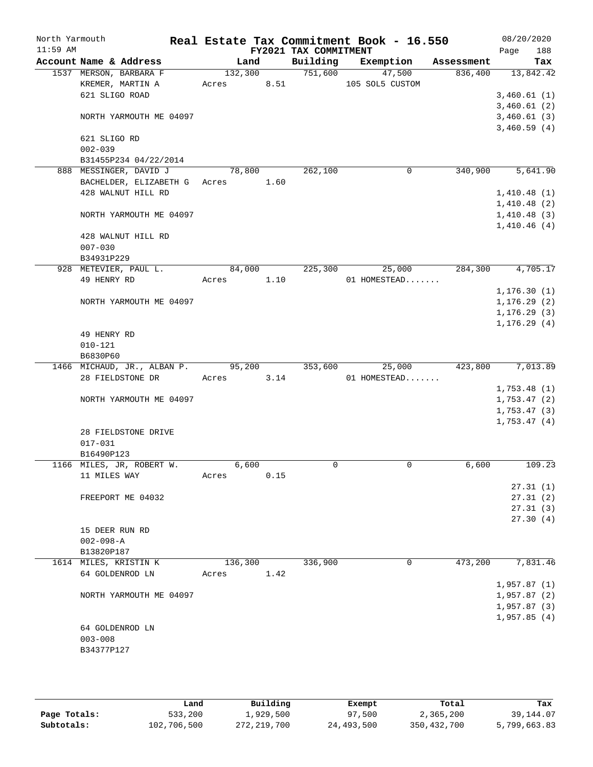North Yarmouth 11:59 AM

# Real Estate Tax Commitment Book - 16.550

FY2021 TAX COMMITMENT

08/20/2020

| Account Name & Address | Land | Building | Exemption | Assessment | Tax |
|---|---|---|---|---|---|
| 1537 MERSON, BARBARA F | 132,300 | 751,600 | 47,500 | 836,400 | 13,842.42 |
| KREMER, MARTIN A | Acres 8.51 | | 105 SOL5 CUSTOM | | |
| 621 SLIGO ROAD | | | | | 3,460.61 (1) |
| | | | | | 3,460.61 (2) |
| NORTH YARMOUTH ME 04097 | | | | | 3,460.61 (3) |
| | | | | | 3,460.59 (4) |
| 621 SLIGO RD | | | | | |
| 002-039 | | | | | |
| B31455P234 04/22/2014 | | | | | |
| 888 MESSINGER, DAVID J | 78,800 | 262,100 | 0 | 340,900 | 5,641.90 |
| BACHELDER, ELIZABETH G | Acres 1.60 | | | | |
| 428 WALNUT HILL RD | | | | | 1,410.48 (1) |
| | | | | | 1,410.48 (2) |
| NORTH YARMOUTH ME 04097 | | | | | 1,410.48 (3) |
| | | | | | 1,410.46 (4) |
| 428 WALNUT HILL RD | | | | | |
| 007-030 | | | | | |
| B34931P229 | | | | | |
| 928 METEVIER, PAUL L. | 84,000 | 225,300 | 25,000 | 284,300 | 4,705.17 |
| 49 HENRY RD | Acres 1.10 | | 01 HOMESTEAD....... | | |
| | | | | | 1,176.30 (1) |
| NORTH YARMOUTH ME 04097 | | | | | 1,176.29 (2) |
| | | | | | 1,176.29 (3) |
| | | | | | 1,176.29 (4) |
| 49 HENRY RD | | | | | |
| 010-121 | | | | | |
| B6830P60 | | | | | |
| 1466 MICHAUD, JR., ALBAN P. | 95,200 | 353,600 | 25,000 | 423,800 | 7,013.89 |
| 28 FIELDSTONE DR | Acres 3.14 | | 01 HOMESTEAD....... | | |
| | | | | | 1,753.48 (1) |
| NORTH YARMOUTH ME 04097 | | | | | 1,753.47 (2) |
| | | | | | 1,753.47 (3) |
| | | | | | 1,753.47 (4) |
| 28 FIELDSTONE DRIVE | | | | | |
| 017-031 | | | | | |
| B16490P123 | | | | | |
| 1166 MILES, JR, ROBERT W. | 6,600 | 0 | 0 | 6,600 | 109.23 |
| 11 MILES WAY | Acres 0.15 | | | | |
| | | | | | 27.31 (1) |
| FREEPORT ME 04032 | | | | | 27.31 (2) |
| | | | | | 27.31 (3) |
| | | | | | 27.30 (4) |
| 15 DEER RUN RD | | | | | |
| 002-098-A | | | | | |
| B13820P187 | | | | | |
| 1614 MILES, KRISTIN K | 136,300 | 336,900 | 0 | 473,200 | 7,831.46 |
| 64 GOLDENROD LN | Acres 1.42 | | | | |
| | | | | | 1,957.87 (1) |
| NORTH YARMOUTH ME 04097 | | | | | 1,957.87 (2) |
| | | | | | 1,957.87 (3) |
| | | | | | 1,957.85 (4) |
| 64 GOLDENROD LN | | | | | |
| 003-008 | | | | | |
| B34377P127 | | | | | |

| | Land | Building | Exempt | Total | Tax |
|---|---|---|---|---|---|
| Page Totals: | 533,200 | 1,929,500 | 97,500 | 2,365,200 | 39,144.07 |
| Subtotals: | 102,706,500 | 272,219,700 | 24,493,500 | 350,432,700 | 5,799,663.83 |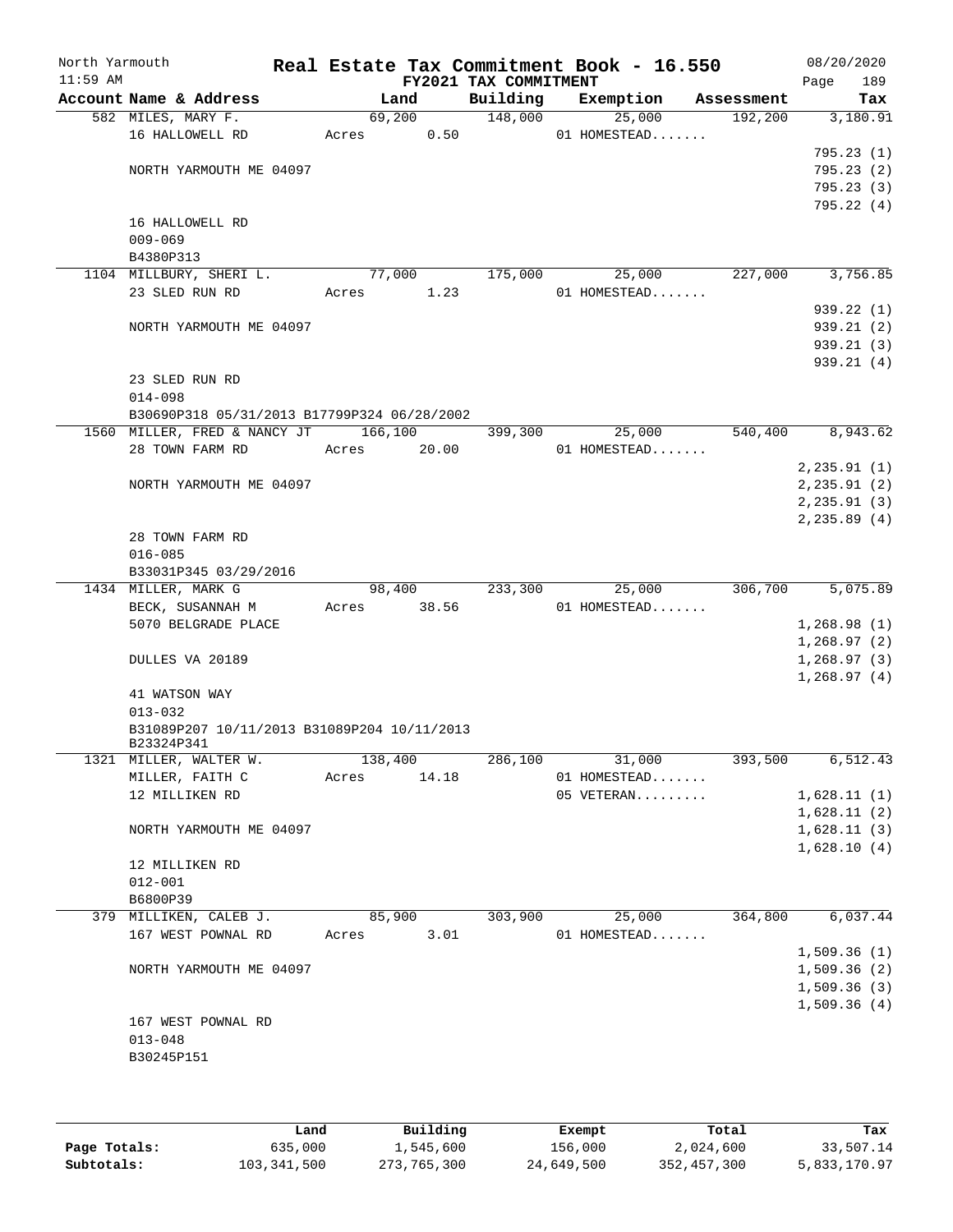North Yarmouth &nbsp;&nbsp;&nbsp;&nbsp; **Real Estate Tax Commitment Book - 16.550** &nbsp;&nbsp;&nbsp;&nbsp; 08/20/2020
11:59 AM &nbsp;&nbsp;&nbsp;&nbsp; **FY2021 TAX COMMITMENT** &nbsp;&nbsp;&nbsp;&nbsp; Page 189

| Account Name & Address | Land | Building | Exemption | Assessment | Tax |
|---|---|---|---|---|---|
| 582 MILES, MARY F. | 69,200 | 148,000 | 25,000 | 192,200 | 3,180.91 |
| 16 HALLOWELL RD | Acres 0.50 | | 01 HOMESTEAD....... | | |
| | | | | | 795.23 (1) |
| NORTH YARMOUTH ME 04097 | | | | | 795.23 (2) |
| | | | | | 795.23 (3) |
| | | | | | 795.22 (4) |
| 16 HALLOWELL RD | | | | | |
| 009-069 | | | | | |
| B4380P313 | | | | | |
| 1104 MILLBURY, SHERI L. | 77,000 | 175,000 | 25,000 | 227,000 | 3,756.85 |
| 23 SLED RUN RD | Acres 1.23 | | 01 HOMESTEAD....... | | |
| | | | | | 939.22 (1) |
| NORTH YARMOUTH ME 04097 | | | | | 939.21 (2) |
| | | | | | 939.21 (3) |
| | | | | | 939.21 (4) |
| 23 SLED RUN RD | | | | | |
| 014-098 | | | | | |
| B30690P318 05/31/2013 B17799P324 06/28/2002 | | | | | |
| 1560 MILLER, FRED & NANCY JT | 166,100 | 399,300 | 25,000 | 540,400 | 8,943.62 |
| 28 TOWN FARM RD | Acres 20.00 | | 01 HOMESTEAD....... | | |
| | | | | | 2,235.91 (1) |
| NORTH YARMOUTH ME 04097 | | | | | 2,235.91 (2) |
| | | | | | 2,235.91 (3) |
| | | | | | 2,235.89 (4) |
| 28 TOWN FARM RD | | | | | |
| 016-085 | | | | | |
| B33031P345 03/29/2016 | | | | | |
| 1434 MILLER, MARK G | 98,400 | 233,300 | 25,000 | 306,700 | 5,075.89 |
| BECK, SUSANNAH M | Acres 38.56 | | 01 HOMESTEAD....... | | |
| 5070 BELGRADE PLACE | | | | | 1,268.98 (1) |
| | | | | | 1,268.97 (2) |
| DULLES VA 20189 | | | | | 1,268.97 (3) |
| | | | | | 1,268.97 (4) |
| 41 WATSON WAY | | | | | |
| 013-032 | | | | | |
| B31089P207 10/11/2013 B31089P204 10/11/2013 B23324P341 | | | | | |
| 1321 MILLER, WALTER W. | 138,400 | 286,100 | 31,000 | 393,500 | 6,512.43 |
| MILLER, FAITH C | Acres 14.18 | | 01 HOMESTEAD....... | | |
| 12 MILLIKEN RD | | | 05 VETERAN......... | | 1,628.11 (1) |
| | | | | | 1,628.11 (2) |
| NORTH YARMOUTH ME 04097 | | | | | 1,628.11 (3) |
| | | | | | 1,628.10 (4) |
| 12 MILLIKEN RD | | | | | |
| 012-001 | | | | | |
| B6800P39 | | | | | |
| 379 MILLIKEN, CALEB J. | 85,900 | 303,900 | 25,000 | 364,800 | 6,037.44 |
| 167 WEST POWNAL RD | Acres 3.01 | | 01 HOMESTEAD....... | | |
| | | | | | 1,509.36 (1) |
| NORTH YARMOUTH ME 04097 | | | | | 1,509.36 (2) |
| | | | | | 1,509.36 (3) |
| | | | | | 1,509.36 (4) |
| 167 WEST POWNAL RD | | | | | |
| 013-048 | | | | | |
| B30245P151 | | | | | |

| | Land | Building | Exempt | Total | Tax |
|---|---|---|---|---|---|
| **Page Totals:** | 635,000 | 1,545,600 | 156,000 | 2,024,600 | 33,507.14 |
| **Subtotals:** | 103,341,500 | 273,765,300 | 24,649,500 | 352,457,300 | 5,833,170.97 |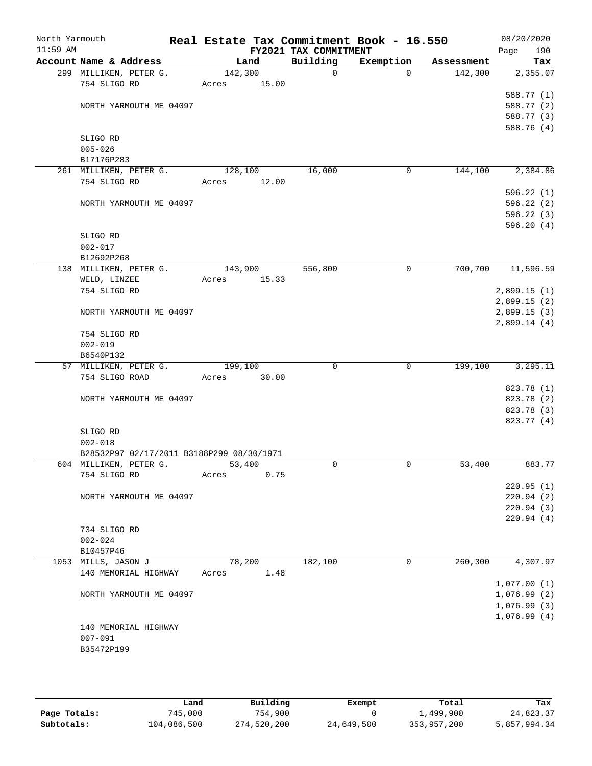North Yarmouth — Real Estate Tax Commitment Book - 16.550 — 08/20/2020
11:59 AM — FY2021 TAX COMMITMENT

| Account Name & Address | Land | Building | Exemption | Assessment | Tax |
|---|---|---|---|---|---|
| 299 MILLIKEN, PETER G. | 142,300 | 0 | 0 | 142,300 | 2,355.07 |
| 754 SLIGO RD | Acres 15.00 | | | | |
| | | | | | 588.77 (1) |
| NORTH YARMOUTH ME 04097 | | | | | 588.77 (2) |
| | | | | | 588.77 (3) |
| | | | | | 588.76 (4) |
| SLIGO RD | | | | | |
| 005-026 | | | | | |
| B17176P283 | | | | | |
| 261 MILLIKEN, PETER G. | 128,100 | 16,000 | 0 | 144,100 | 2,384.86 |
| 754 SLIGO RD | Acres 12.00 | | | | |
| | | | | | 596.22 (1) |
| NORTH YARMOUTH ME 04097 | | | | | 596.22 (2) |
| | | | | | 596.22 (3) |
| | | | | | 596.20 (4) |
| SLIGO RD | | | | | |
| 002-017 | | | | | |
| B12692P268 | | | | | |
| 138 MILLIKEN, PETER G. | 143,900 | 556,800 | 0 | 700,700 | 11,596.59 |
| WELD, LINZEE | Acres 15.33 | | | | |
| 754 SLIGO RD | | | | | 2,899.15 (1) |
| | | | | | 2,899.15 (2) |
| NORTH YARMOUTH ME 04097 | | | | | 2,899.15 (3) |
| | | | | | 2,899.14 (4) |
| 754 SLIGO RD | | | | | |
| 002-019 | | | | | |
| B6540P132 | | | | | |
| 57 MILLIKEN, PETER G. | 199,100 | 0 | 0 | 199,100 | 3,295.11 |
| 754 SLIGO ROAD | Acres 30.00 | | | | |
| | | | | | 823.78 (1) |
| NORTH YARMOUTH ME 04097 | | | | | 823.78 (2) |
| | | | | | 823.78 (3) |
| | | | | | 823.77 (4) |
| SLIGO RD | | | | | |
| 002-018 | | | | | |
| B28532P97 02/17/2011 B3188P299 08/30/1971 | | | | | |
| 604 MILLIKEN, PETER G. | 53,400 | 0 | 0 | 53,400 | 883.77 |
| 754 SLIGO RD | Acres 0.75 | | | | |
| | | | | | 220.95 (1) |
| NORTH YARMOUTH ME 04097 | | | | | 220.94 (2) |
| | | | | | 220.94 (3) |
| | | | | | 220.94 (4) |
| 734 SLIGO RD | | | | | |
| 002-024 | | | | | |
| B10457P46 | | | | | |
| 1053 MILLS, JASON J | 78,200 | 182,100 | 0 | 260,300 | 4,307.97 |
| 140 MEMORIAL HIGHWAY | Acres 1.48 | | | | |
| | | | | | 1,077.00 (1) |
| NORTH YARMOUTH ME 04097 | | | | | 1,076.99 (2) |
| | | | | | 1,076.99 (3) |
| | | | | | 1,076.99 (4) |
| 140 MEMORIAL HIGHWAY | | | | | |
| 007-091 | | | | | |
| B35472P199 | | | | | |

| | Land | Building | Exempt | Total | Tax |
|---|---|---|---|---|---|
| Page Totals: | 745,000 | 754,900 | 0 | 1,499,900 | 24,823.37 |
| Subtotals: | 104,086,500 | 274,520,200 | 24,649,500 | 353,957,200 | 5,857,994.34 |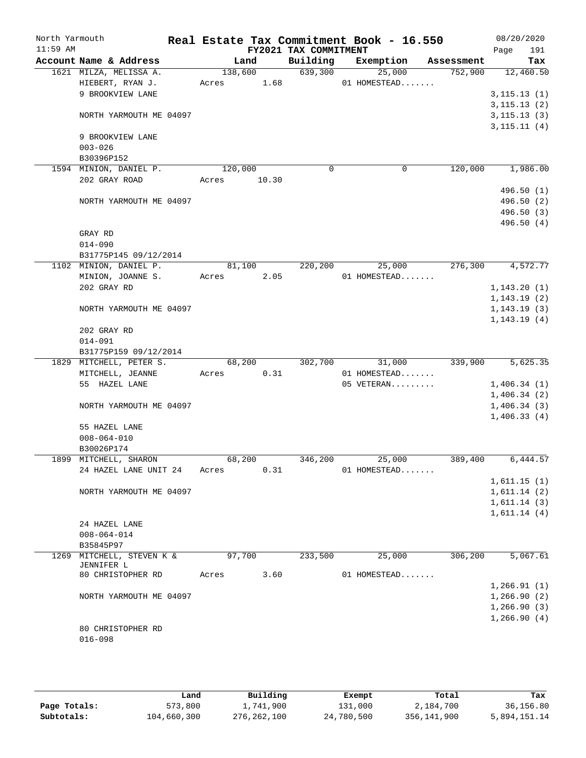North Yarmouth | | | | | | 08/20/2020
11:59 AM

# Real Estate Tax Commitment Book - 16.550

## FY2021 TAX COMMITMENT

| Account Name & Address | Land | Building | Exemption | Assessment | Tax |
|---|---|---|---|---|---|
| 1621 MILZA, MELISSA A. | 138,600 | 639,300 | 25,000 | 752,900 | 12,460.50 |
| HIEBERT, RYAN J. | Acres 1.68 | | 01 HOMESTEAD....... | | |
| 9 BROOKVIEW LANE | | | | | 3,115.13 (1) |
| | | | | | 3,115.13 (2) |
| NORTH YARMOUTH ME 04097 | | | | | 3,115.13 (3) |
| | | | | | 3,115.11 (4) |
| 9 BROOKVIEW LANE | | | | | |
| 003-026 | | | | | |
| B30396P152 | | | | | |
| 1594 MINION, DANIEL P. | 120,000 | 0 | 0 | 120,000 | 1,986.00 |
| 202 GRAY ROAD | Acres 10.30 | | | | |
| | | | | | 496.50 (1) |
| NORTH YARMOUTH ME 04097 | | | | | 496.50 (2) |
| | | | | | 496.50 (3) |
| | | | | | 496.50 (4) |
| GRAY RD | | | | | |
| 014-090 | | | | | |
| B31775P145 09/12/2014 | | | | | |
| 1102 MINION, DANIEL P. | 81,100 | 220,200 | 25,000 | 276,300 | 4,572.77 |
| MINION, JOANNE S. | Acres 2.05 | | 01 HOMESTEAD....... | | |
| 202 GRAY RD | | | | | 1,143.20 (1) |
| | | | | | 1,143.19 (2) |
| NORTH YARMOUTH ME 04097 | | | | | 1,143.19 (3) |
| | | | | | 1,143.19 (4) |
| 202 GRAY RD | | | | | |
| 014-091 | | | | | |
| B31775P159 09/12/2014 | | | | | |
| 1829 MITCHELL, PETER S. | 68,200 | 302,700 | 31,000 | 339,900 | 5,625.35 |
| MITCHELL, JEANNE | Acres 0.31 | | 01 HOMESTEAD....... | | |
| 55 HAZEL LANE | | | 05 VETERAN......... | | 1,406.34 (1) |
| | | | | | 1,406.34 (2) |
| NORTH YARMOUTH ME 04097 | | | | | 1,406.34 (3) |
| | | | | | 1,406.33 (4) |
| 55 HAZEL LANE | | | | | |
| 008-064-010 | | | | | |
| B30026P174 | | | | | |
| 1899 MITCHELL, SHARON | 68,200 | 346,200 | 25,000 | 389,400 | 6,444.57 |
| 24 HAZEL LANE UNIT 24 | Acres 0.31 | | 01 HOMESTEAD....... | | |
| | | | | | 1,611.15 (1) |
| NORTH YARMOUTH ME 04097 | | | | | 1,611.14 (2) |
| | | | | | 1,611.14 (3) |
| | | | | | 1,611.14 (4) |
| 24 HAZEL LANE | | | | | |
| 008-064-014 | | | | | |
| B35845P97 | | | | | |
| 1269 MITCHELL, STEVEN K & JENNIFER L | 97,700 | 233,500 | 25,000 | 306,200 | 5,067.61 |
| 80 CHRISTOPHER RD | Acres 3.60 | | 01 HOMESTEAD....... | | |
| | | | | | 1,266.91 (1) |
| NORTH YARMOUTH ME 04097 | | | | | 1,266.90 (2) |
| | | | | | 1,266.90 (3) |
| | | | | | 1,266.90 (4) |
| 80 CHRISTOPHER RD | | | | | |
| 016-098 | | | | | |

| | Land | Building | Exempt | Total | Tax |
|---|---|---|---|---|---|
| Page Totals: | 573,800 | 1,741,900 | 131,000 | 2,184,700 | 36,156.80 |
| Subtotals: | 104,660,300 | 276,262,100 | 24,780,500 | 356,141,900 | 5,894,151.14 |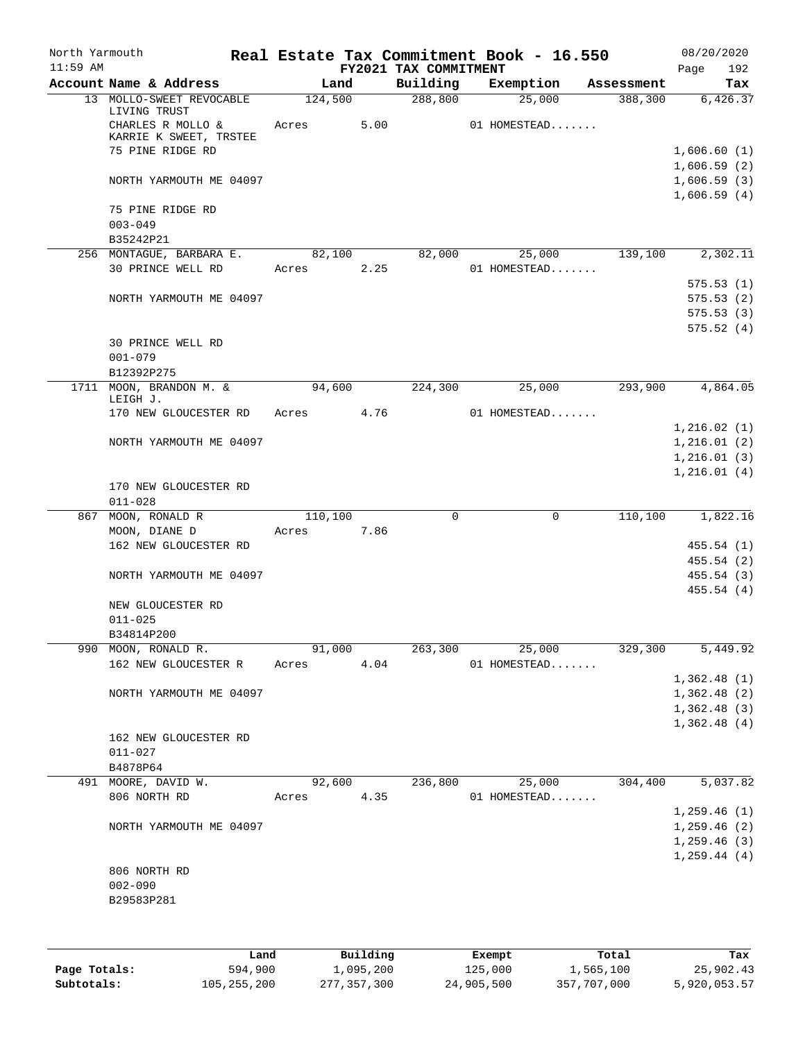North Yarmouth — Real Estate Tax Commitment Book - 16.550 — 08/20/2020

11:59 AM — FY2021 TAX COMMITMENT

| Account Name & Address | Land | Building | Exemption | Assessment | Tax |
|---|---|---|---|---|---|
| 13 MOLLO-SWEET REVOCABLE LIVING TRUST | 124,500 | 288,800 | 25,000 | 388,300 | 6,426.37 |
| CHARLES R MOLLO & KARRIE K SWEET, TRSTEE | Acres 5.00 | | 01 HOMESTEAD....... | | |
| 75 PINE RIDGE RD | | | | | 1,606.60 (1) |
| | | | | | 1,606.59 (2) |
| NORTH YARMOUTH ME 04097 | | | | | 1,606.59 (3) |
| | | | | | 1,606.59 (4) |
| 75 PINE RIDGE RD | | | | | |
| 003-049 | | | | | |
| B35242P21 | | | | | |
| 256 MONTAGUE, BARBARA E. | 82,100 | 82,000 | 25,000 | 139,100 | 2,302.11 |
| 30 PRINCE WELL RD | Acres 2.25 | | 01 HOMESTEAD....... | | |
| | | | | | 575.53 (1) |
| NORTH YARMOUTH ME 04097 | | | | | 575.53 (2) |
| | | | | | 575.53 (3) |
| | | | | | 575.52 (4) |
| 30 PRINCE WELL RD | | | | | |
| 001-079 | | | | | |
| B12392P275 | | | | | |
| 1711 MOON, BRANDON M. & LEIGH J. | 94,600 | 224,300 | 25,000 | 293,900 | 4,864.05 |
| 170 NEW GLOUCESTER RD | Acres 4.76 | | 01 HOMESTEAD....... | | |
| | | | | | 1,216.02 (1) |
| NORTH YARMOUTH ME 04097 | | | | | 1,216.01 (2) |
| | | | | | 1,216.01 (3) |
| | | | | | 1,216.01 (4) |
| 170 NEW GLOUCESTER RD | | | | | |
| 011-028 | | | | | |
| 867 MOON, RONALD R | 110,100 | 0 | 0 | 110,100 | 1,822.16 |
| MOON, DIANE D | Acres 7.86 | | | | |
| 162 NEW GLOUCESTER RD | | | | | 455.54 (1) |
| | | | | | 455.54 (2) |
| NORTH YARMOUTH ME 04097 | | | | | 455.54 (3) |
| | | | | | 455.54 (4) |
| NEW GLOUCESTER RD | | | | | |
| 011-025 | | | | | |
| B34814P200 | | | | | |
| 990 MOON, RONALD R. | 91,000 | 263,300 | 25,000 | 329,300 | 5,449.92 |
| 162 NEW GLOUCESTER R | Acres 4.04 | | 01 HOMESTEAD....... | | |
| | | | | | 1,362.48 (1) |
| NORTH YARMOUTH ME 04097 | | | | | 1,362.48 (2) |
| | | | | | 1,362.48 (3) |
| | | | | | 1,362.48 (4) |
| 162 NEW GLOUCESTER RD | | | | | |
| 011-027 | | | | | |
| B4878P64 | | | | | |
| 491 MOORE, DAVID W. | 92,600 | 236,800 | 25,000 | 304,400 | 5,037.82 |
| 806 NORTH RD | Acres 4.35 | | 01 HOMESTEAD....... | | |
| | | | | | 1,259.46 (1) |
| NORTH YARMOUTH ME 04097 | | | | | 1,259.46 (2) |
| | | | | | 1,259.46 (3) |
| | | | | | 1,259.44 (4) |
| 806 NORTH RD | | | | | |
| 002-090 | | | | | |
| B29583P281 | | | | | |

| | Land | Building | Exempt | Total | Tax |
|---|---|---|---|---|---|
| Page Totals: | 594,900 | 1,095,200 | 125,000 | 1,565,100 | 25,902.43 |
| Subtotals: | 105,255,200 | 277,357,300 | 24,905,500 | 357,707,000 | 5,920,053.57 |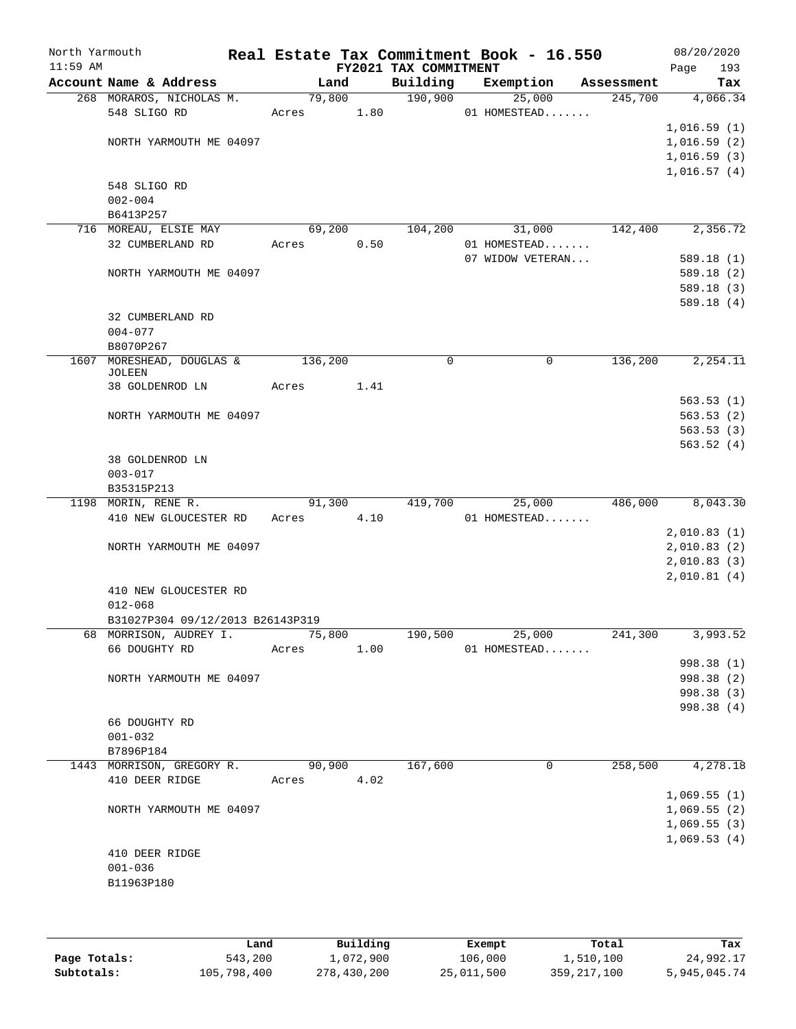North Yarmouth | Real Estate Tax Commitment Book - 16.550 | 08/20/2020
11:59 AM | FY2021 TAX COMMITMENT | Page 193

| Account Name & Address | Land | Building | Exemption | Assessment | Tax |
|---|---|---|---|---|---|
| 268 MORAROS, NICHOLAS M. | 79,800 | 190,900 | 25,000 | 245,700 | 4,066.34 |
| 548 SLIGO RD | Acres 1.80 | | 01 HOMESTEAD....... | | |
| | | | | | 1,016.59 (1) |
| NORTH YARMOUTH ME 04097 | | | | | 1,016.59 (2) |
| | | | | | 1,016.59 (3) |
| | | | | | 1,016.57 (4) |
| 548 SLIGO RD | | | | | |
| 002-004 | | | | | |
| B6413P257 | | | | | |
| 716 MOREAU, ELSIE MAY | 69,200 | 104,200 | 31,000 | 142,400 | 2,356.72 |
| 32 CUMBERLAND RD | Acres 0.50 | | 01 HOMESTEAD....... | | |
| | | | 07 WIDOW VETERAN... | | 589.18 (1) |
| NORTH YARMOUTH ME 04097 | | | | | 589.18 (2) |
| | | | | | 589.18 (3) |
| | | | | | 589.18 (4) |
| 32 CUMBERLAND RD | | | | | |
| 004-077 | | | | | |
| B8070P267 | | | | | |
| 1607 MORESHEAD, DOUGLAS & JOLEEN | 136,200 | 0 | 0 | 136,200 | 2,254.11 |
| 38 GOLDENROD LN | Acres 1.41 | | | | |
| | | | | | 563.53 (1) |
| NORTH YARMOUTH ME 04097 | | | | | 563.53 (2) |
| | | | | | 563.53 (3) |
| | | | | | 563.52 (4) |
| 38 GOLDENROD LN | | | | | |
| 003-017 | | | | | |
| B35315P213 | | | | | |
| 1198 MORIN, RENE R. | 91,300 | 419,700 | 25,000 | 486,000 | 8,043.30 |
| 410 NEW GLOUCESTER RD | Acres 4.10 | | 01 HOMESTEAD....... | | |
| | | | | | 2,010.83 (1) |
| NORTH YARMOUTH ME 04097 | | | | | 2,010.83 (2) |
| | | | | | 2,010.83 (3) |
| | | | | | 2,010.81 (4) |
| 410 NEW GLOUCESTER RD | | | | | |
| 012-068 | | | | | |
| B31027P304 09/12/2013 B26143P319 | | | | | |
| 68 MORRISON, AUDREY I. | 75,800 | 190,500 | 25,000 | 241,300 | 3,993.52 |
| 66 DOUGHTY RD | Acres 1.00 | | 01 HOMESTEAD....... | | |
| | | | | | 998.38 (1) |
| NORTH YARMOUTH ME 04097 | | | | | 998.38 (2) |
| | | | | | 998.38 (3) |
| | | | | | 998.38 (4) |
| 66 DOUGHTY RD | | | | | |
| 001-032 | | | | | |
| B7896P184 | | | | | |
| 1443 MORRISON, GREGORY R. | 90,900 | 167,600 | 0 | 258,500 | 4,278.18 |
| 410 DEER RIDGE | Acres 4.02 | | | | |
| | | | | | 1,069.55 (1) |
| NORTH YARMOUTH ME 04097 | | | | | 1,069.55 (2) |
| | | | | | 1,069.55 (3) |
| | | | | | 1,069.53 (4) |
| 410 DEER RIDGE | | | | | |
| 001-036 | | | | | |
| B11963P180 | | | | | |

| | Land | Building | Exempt | Total | Tax |
|---|---|---|---|---|---|
| Page Totals: | 543,200 | 1,072,900 | 106,000 | 1,510,100 | 24,992.17 |
| Subtotals: | 105,798,400 | 278,430,200 | 25,011,500 | 359,217,100 | 5,945,045.74 |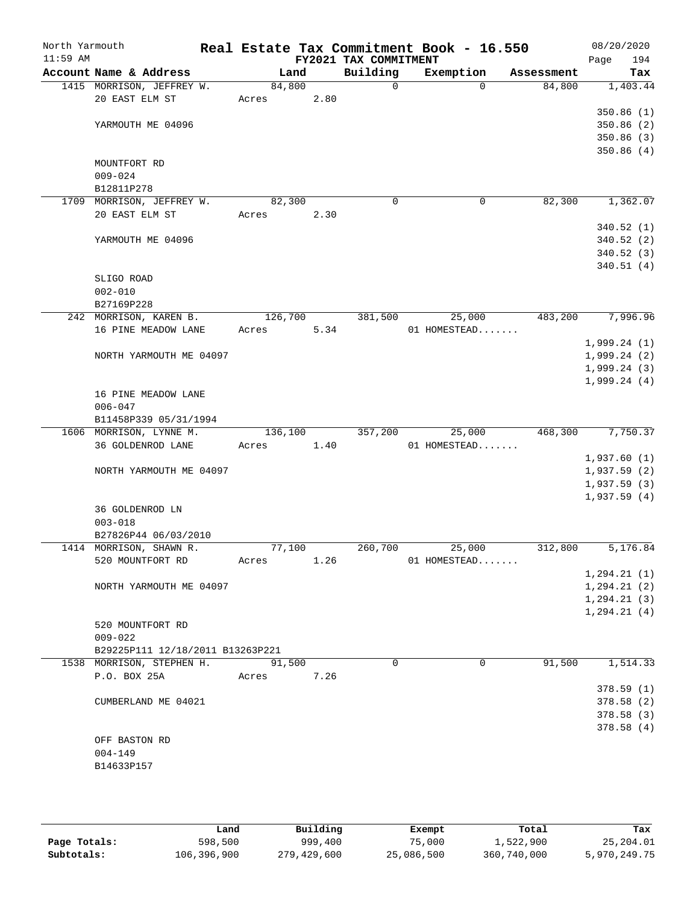North Yarmouth  
11:59 AM

# Real Estate Tax Commitment Book - 16.550
## FY2021 TAX COMMITMENT

08/20/2020  
Page 194

| Account Name & Address | Land | Building | Exemption | Assessment | Tax |
|---|---|---|---|---|---|
| 1415 MORRISON, JEFFREY W. | 84,800 | 0 | 0 | 84,800 | 1,403.44 |
| 20 EAST ELM ST | Acres 2.80 | | | | |
| | | | | | 350.86 (1) |
| YARMOUTH ME 04096 | | | | | 350.86 (2) |
| | | | | | 350.86 (3) |
| | | | | | 350.86 (4) |
| MOUNTFORT RD | | | | | |
| 009-024 | | | | | |
| B12811P278 | | | | | |
| 1709 MORRISON, JEFFREY W. | 82,300 | 0 | 0 | 82,300 | 1,362.07 |
| 20 EAST ELM ST | Acres 2.30 | | | | |
| | | | | | 340.52 (1) |
| YARMOUTH ME 04096 | | | | | 340.52 (2) |
| | | | | | 340.52 (3) |
| | | | | | 340.51 (4) |
| SLIGO ROAD | | | | | |
| 002-010 | | | | | |
| B27169P228 | | | | | |
| 242 MORRISON, KAREN B. | 126,700 | 381,500 | 25,000 | 483,200 | 7,996.96 |
| 16 PINE MEADOW LANE | Acres 5.34 | | 01 HOMESTEAD....... | | |
| | | | | | 1,999.24 (1) |
| NORTH YARMOUTH ME 04097 | | | | | 1,999.24 (2) |
| | | | | | 1,999.24 (3) |
| | | | | | 1,999.24 (4) |
| 16 PINE MEADOW LANE | | | | | |
| 006-047 | | | | | |
| B11458P339 05/31/1994 | | | | | |
| 1606 MORRISON, LYNNE M. | 136,100 | 357,200 | 25,000 | 468,300 | 7,750.37 |
| 36 GOLDENROD LANE | Acres 1.40 | | 01 HOMESTEAD....... | | |
| | | | | | 1,937.60 (1) |
| NORTH YARMOUTH ME 04097 | | | | | 1,937.59 (2) |
| | | | | | 1,937.59 (3) |
| | | | | | 1,937.59 (4) |
| 36 GOLDENROD LN | | | | | |
| 003-018 | | | | | |
| B27826P44 06/03/2010 | | | | | |
| 1414 MORRISON, SHAWN R. | 77,100 | 260,700 | 25,000 | 312,800 | 5,176.84 |
| 520 MOUNTFORT RD | Acres 1.26 | | 01 HOMESTEAD....... | | |
| | | | | | 1,294.21 (1) |
| NORTH YARMOUTH ME 04097 | | | | | 1,294.21 (2) |
| | | | | | 1,294.21 (3) |
| | | | | | 1,294.21 (4) |
| 520 MOUNTFORT RD | | | | | |
| 009-022 | | | | | |
| B29225P111 12/18/2011 B13263P221 | | | | | |
| 1538 MORRISON, STEPHEN H. | 91,500 | 0 | 0 | 91,500 | 1,514.33 |
| P.O. BOX 25A | Acres 7.26 | | | | |
| | | | | | 378.59 (1) |
| CUMBERLAND ME 04021 | | | | | 378.58 (2) |
| | | | | | 378.58 (3) |
| | | | | | 378.58 (4) |
| OFF BASTON RD | | | | | |
| 004-149 | | | | | |
| B14633P157 | | | | | |

| | Land | Building | Exempt | Total | Tax |
|---|---|---|---|---|---|
| Page Totals: | 598,500 | 999,400 | 75,000 | 1,522,900 | 25,204.01 |
| Subtotals: | 106,396,900 | 279,429,600 | 25,086,500 | 360,740,000 | 5,970,249.75 |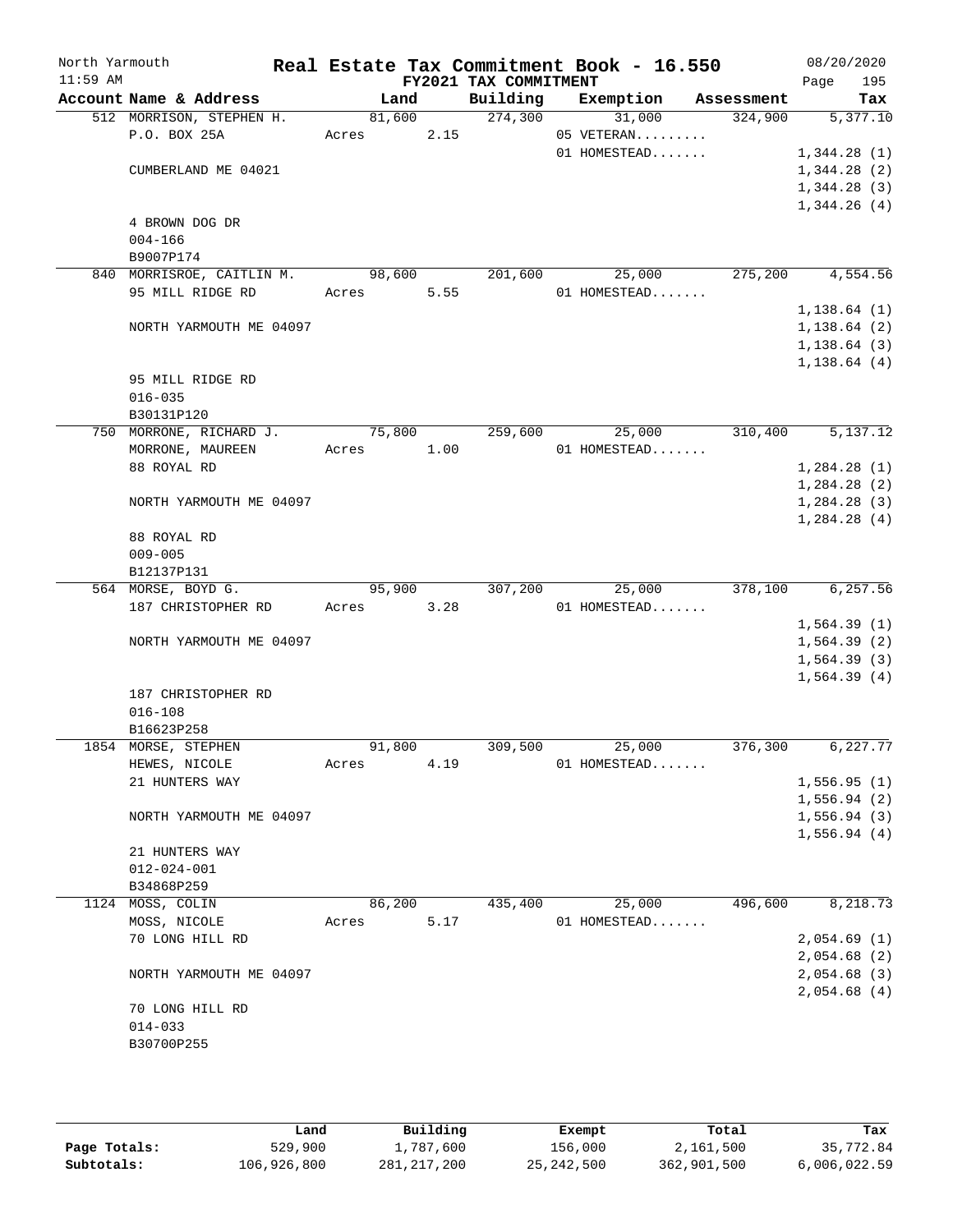North Yarmouth | Real Estate Tax Commitment Book - 16.550 | 08/20/2020
11:59 AM | FY2021 TAX COMMITMENT | Page 195

| Account Name & Address | Land | Building | Exemption | Assessment | Tax |
|---|---|---|---|---|---|
| 512 MORRISON, STEPHEN H. | 81,600 | 274,300 | 31,000 | 324,900 | 5,377.10 |
| P.O. BOX 25A | Acres 2.15 | | 05 VETERAN......... | | |
| | | | 01 HOMESTEAD....... | | 1,344.28 (1) |
| CUMBERLAND ME 04021 | | | | | 1,344.28 (2) |
| | | | | | 1,344.28 (3) |
| | | | | | 1,344.26 (4) |
| 4 BROWN DOG DR | | | | | |
| 004-166 | | | | | |
| B9007P174 | | | | | |
| 840 MORRISROE, CAITLIN M. | 98,600 | 201,600 | 25,000 | 275,200 | 4,554.56 |
| 95 MILL RIDGE RD | Acres 5.55 | | 01 HOMESTEAD....... | | |
| | | | | | 1,138.64 (1) |
| NORTH YARMOUTH ME 04097 | | | | | 1,138.64 (2) |
| | | | | | 1,138.64 (3) |
| | | | | | 1,138.64 (4) |
| 95 MILL RIDGE RD | | | | | |
| 016-035 | | | | | |
| B30131P120 | | | | | |
| 750 MORRONE, RICHARD J. | 75,800 | 259,600 | 25,000 | 310,400 | 5,137.12 |
| MORRONE, MAUREEN | Acres 1.00 | | 01 HOMESTEAD....... | | |
| 88 ROYAL RD | | | | | 1,284.28 (1) |
| | | | | | 1,284.28 (2) |
| NORTH YARMOUTH ME 04097 | | | | | 1,284.28 (3) |
| | | | | | 1,284.28 (4) |
| 88 ROYAL RD | | | | | |
| 009-005 | | | | | |
| B12137P131 | | | | | |
| 564 MORSE, BOYD G. | 95,900 | 307,200 | 25,000 | 378,100 | 6,257.56 |
| 187 CHRISTOPHER RD | Acres 3.28 | | 01 HOMESTEAD....... | | |
| | | | | | 1,564.39 (1) |
| NORTH YARMOUTH ME 04097 | | | | | 1,564.39 (2) |
| | | | | | 1,564.39 (3) |
| | | | | | 1,564.39 (4) |
| 187 CHRISTOPHER RD | | | | | |
| 016-108 | | | | | |
| B16623P258 | | | | | |
| 1854 MORSE, STEPHEN | 91,800 | 309,500 | 25,000 | 376,300 | 6,227.77 |
| HEWES, NICOLE | Acres 4.19 | | 01 HOMESTEAD....... | | |
| 21 HUNTERS WAY | | | | | 1,556.95 (1) |
| | | | | | 1,556.94 (2) |
| NORTH YARMOUTH ME 04097 | | | | | 1,556.94 (3) |
| | | | | | 1,556.94 (4) |
| 21 HUNTERS WAY | | | | | |
| 012-024-001 | | | | | |
| B34868P259 | | | | | |
| 1124 MOSS, COLIN | 86,200 | 435,400 | 25,000 | 496,600 | 8,218.73 |
| MOSS, NICOLE | Acres 5.17 | | 01 HOMESTEAD....... | | |
| 70 LONG HILL RD | | | | | 2,054.69 (1) |
| | | | | | 2,054.68 (2) |
| NORTH YARMOUTH ME 04097 | | | | | 2,054.68 (3) |
| | | | | | 2,054.68 (4) |
| 70 LONG HILL RD | | | | | |
| 014-033 | | | | | |
| B30700P255 | | | | | |

| | Land | Building | Exempt | Total | Tax |
|---|---|---|---|---|---|
| Page Totals: | 529,900 | 1,787,600 | 156,000 | 2,161,500 | 35,772.84 |
| Subtotals: | 106,926,800 | 281,217,200 | 25,242,500 | 362,901,500 | 6,006,022.59 |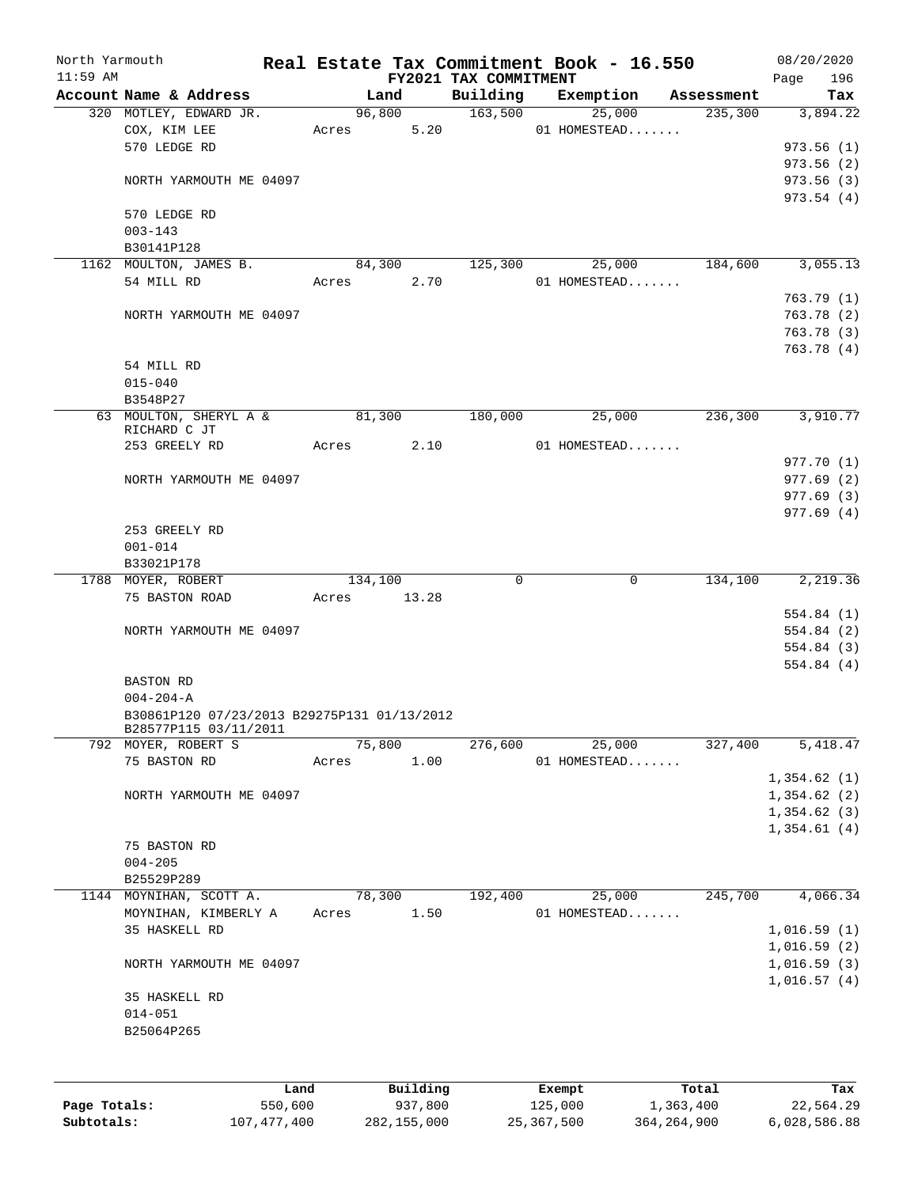North Yarmouth | | Real Estate Tax Commitment Book - 16.550 | | | | 08/20/2020
11:59 AM | | FY2021 TAX COMMITMENT | | | | Page 196

| Account Name & Address | Land | Building | Exemption | Assessment | Tax |
|---|---|---|---|---|---|
| 320 MOTLEY, EDWARD JR. | 96,800 | 163,500 | 25,000 | 235,300 | 3,894.22 |
| COX, KIM LEE | Acres 5.20 | | 01 HOMESTEAD....... | | |
| 570 LEDGE RD | | | | | 973.56 (1) |
| | | | | | 973.56 (2) |
| NORTH YARMOUTH ME 04097 | | | | | 973.56 (3) |
| | | | | | 973.54 (4) |
| 570 LEDGE RD | | | | | |
| 003-143 | | | | | |
| B30141P128 | | | | | |
| 1162 MOULTON, JAMES B. | 84,300 | 125,300 | 25,000 | 184,600 | 3,055.13 |
| 54 MILL RD | Acres 2.70 | | 01 HOMESTEAD....... | | |
| | | | | | 763.79 (1) |
| NORTH YARMOUTH ME 04097 | | | | | 763.78 (2) |
| | | | | | 763.78 (3) |
| | | | | | 763.78 (4) |
| 54 MILL RD | | | | | |
| 015-040 | | | | | |
| B3548P27 | | | | | |
| 63 MOULTON, SHERYL A & RICHARD C JT | 81,300 | 180,000 | 25,000 | 236,300 | 3,910.77 |
| 253 GREELY RD | Acres 2.10 | | 01 HOMESTEAD....... | | |
| | | | | | 977.70 (1) |
| NORTH YARMOUTH ME 04097 | | | | | 977.69 (2) |
| | | | | | 977.69 (3) |
| | | | | | 977.69 (4) |
| 253 GREELY RD | | | | | |
| 001-014 | | | | | |
| B33021P178 | | | | | |
| 1788 MOYER, ROBERT | 134,100 | 0 | 0 | 134,100 | 2,219.36 |
| 75 BASTON ROAD | Acres 13.28 | | | | |
| | | | | | 554.84 (1) |
| NORTH YARMOUTH ME 04097 | | | | | 554.84 (2) |
| | | | | | 554.84 (3) |
| | | | | | 554.84 (4) |
| BASTON RD | | | | | |
| 004-204-A | | | | | |
| B30861P120 07/23/2013 B29275P131 01/13/2012 B28577P115 03/11/2011 | | | | | |
| 792 MOYER, ROBERT S | 75,800 | 276,600 | 25,000 | 327,400 | 5,418.47 |
| 75 BASTON RD | Acres 1.00 | | 01 HOMESTEAD....... | | |
| | | | | | 1,354.62 (1) |
| NORTH YARMOUTH ME 04097 | | | | | 1,354.62 (2) |
| | | | | | 1,354.62 (3) |
| | | | | | 1,354.61 (4) |
| 75 BASTON RD | | | | | |
| 004-205 | | | | | |
| B25529P289 | | | | | |
| 1144 MOYNIHAN, SCOTT A. | 78,300 | 192,400 | 25,000 | 245,700 | 4,066.34 |
| MOYNIHAN, KIMBERLY A | Acres 1.50 | | 01 HOMESTEAD....... | | |
| 35 HASKELL RD | | | | | 1,016.59 (1) |
| | | | | | 1,016.59 (2) |
| NORTH YARMOUTH ME 04097 | | | | | 1,016.59 (3) |
| | | | | | 1,016.57 (4) |
| 35 HASKELL RD | | | | | |
| 014-051 | | | | | |
| B25064P265 | | | | | |

| | Land | Building | Exempt | Total | Tax |
|---|---|---|---|---|---|
| Page Totals: | 550,600 | 937,800 | 125,000 | 1,363,400 | 22,564.29 |
| Subtotals: | 107,477,400 | 282,155,000 | 25,367,500 | 364,264,900 | 6,028,586.88 |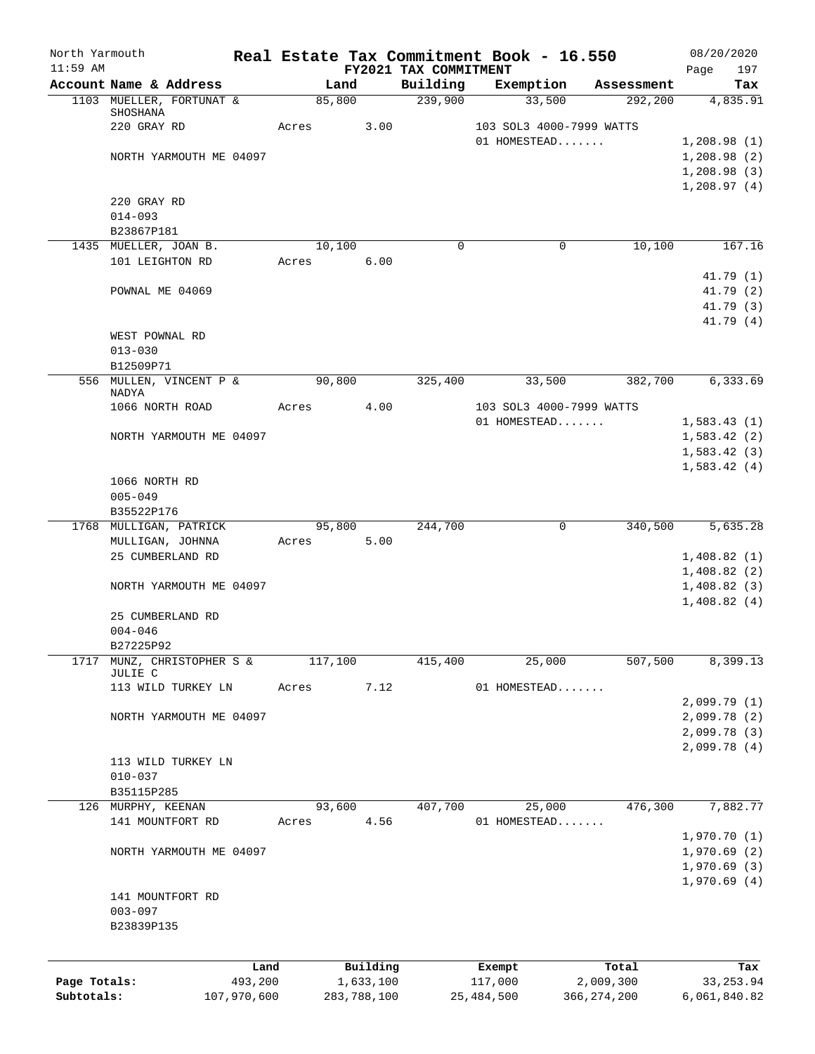North Yarmouth | Real Estate Tax Commitment Book - 16.550 | 08/20/2020
11:59 AM | FY2021 TAX COMMITMENT | Page 197

| Account Name & Address | Land | Building | Exemption | Assessment | Tax |
|---|---|---|---|---|---|
| 1103 MUELLER, FORTUNAT & SHOSHANA | 85,800 | 239,900 | 33,500 | 292,200 | 4,835.91 |
| 220 GRAY RD | Acres 3.00 | | 103 SOL3 4000-7999 WATTS | | |
| | | | 01 HOMESTEAD....... | | 1,208.98 (1) |
| NORTH YARMOUTH ME 04097 | | | | | 1,208.98 (2) |
| | | | | | 1,208.98 (3) |
| | | | | | 1,208.97 (4) |
| 220 GRAY RD | | | | | |
| 014-093 | | | | | |
| B23867P181 | | | | | |
| 1435 MUELLER, JOAN B. | 10,100 | 0 | 0 | 10,100 | 167.16 |
| 101 LEIGHTON RD | Acres 6.00 | | | | |
| | | | | | 41.79 (1) |
| POWNAL ME 04069 | | | | | 41.79 (2) |
| | | | | | 41.79 (3) |
| | | | | | 41.79 (4) |
| WEST POWNAL RD | | | | | |
| 013-030 | | | | | |
| B12509P71 | | | | | |
| 556 MULLEN, VINCENT P & NADYA | 90,800 | 325,400 | 33,500 | 382,700 | 6,333.69 |
| 1066 NORTH ROAD | Acres 4.00 | | 103 SOL3 4000-7999 WATTS | | |
| | | | 01 HOMESTEAD....... | | 1,583.43 (1) |
| NORTH YARMOUTH ME 04097 | | | | | 1,583.42 (2) |
| | | | | | 1,583.42 (3) |
| | | | | | 1,583.42 (4) |
| 1066 NORTH RD | | | | | |
| 005-049 | | | | | |
| B35522P176 | | | | | |
| 1768 MULLIGAN, PATRICK | 95,800 | 244,700 | 0 | 340,500 | 5,635.28 |
| MULLIGAN, JOHNNA | Acres 5.00 | | | | |
| 25 CUMBERLAND RD | | | | | 1,408.82 (1) |
| | | | | | 1,408.82 (2) |
| NORTH YARMOUTH ME 04097 | | | | | 1,408.82 (3) |
| | | | | | 1,408.82 (4) |
| 25 CUMBERLAND RD | | | | | |
| 004-046 | | | | | |
| B27225P92 | | | | | |
| 1717 MUNZ, CHRISTOPHER S & JULIE C | 117,100 | 415,400 | 25,000 | 507,500 | 8,399.13 |
| 113 WILD TURKEY LN | Acres 7.12 | | 01 HOMESTEAD....... | | |
| | | | | | 2,099.79 (1) |
| NORTH YARMOUTH ME 04097 | | | | | 2,099.78 (2) |
| | | | | | 2,099.78 (3) |
| | | | | | 2,099.78 (4) |
| 113 WILD TURKEY LN | | | | | |
| 010-037 | | | | | |
| B35115P285 | | | | | |
| 126 MURPHY, KEENAN | 93,600 | 407,700 | 25,000 | 476,300 | 7,882.77 |
| 141 MOUNTFORT RD | Acres 4.56 | | 01 HOMESTEAD....... | | |
| | | | | | 1,970.70 (1) |
| NORTH YARMOUTH ME 04097 | | | | | 1,970.69 (2) |
| | | | | | 1,970.69 (3) |
| | | | | | 1,970.69 (4) |
| 141 MOUNTFORT RD | | | | | |
| 003-097 | | | | | |
| B23839P135 | | | | | |

| | Land | Building | Exempt | Total | Tax |
|---|---|---|---|---|---|
| Page Totals: | 493,200 | 1,633,100 | 117,000 | 2,009,300 | 33,253.94 |
| Subtotals: | 107,970,600 | 283,788,100 | 25,484,500 | 366,274,200 | 6,061,840.82 |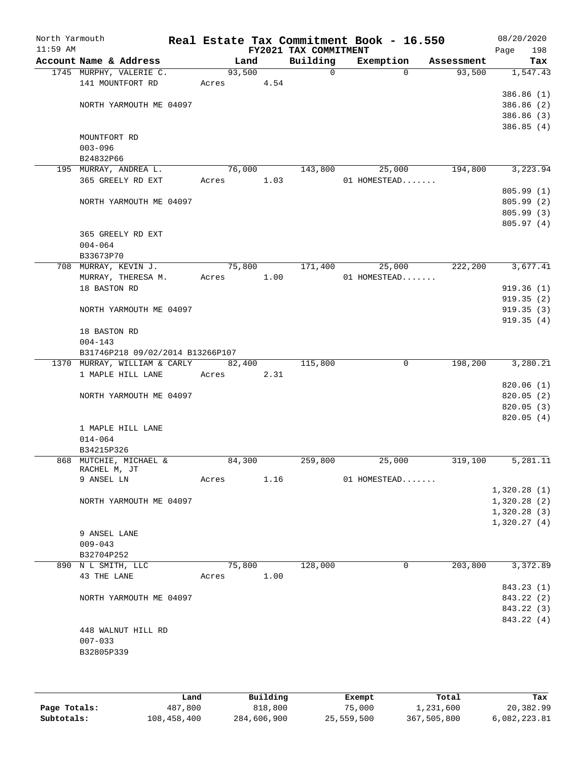North Yarmouth | Real Estate Tax Commitment Book - 16.550 | 08/20/2020
11:59 AM | FY2021 TAX COMMITMENT | Page 198

| Account Name & Address | Land | Building | Exemption | Assessment | Tax |
|---|---|---|---|---|---|
| 1745 MURPHY, VALERIE C. | 93,500 | 0 | 0 | 93,500 | 1,547.43 |
| 141 MOUNTFORT RD | Acres 4.54 | | | | |
| | | | | | 386.86 (1) |
| NORTH YARMOUTH ME 04097 | | | | | 386.86 (2) |
| | | | | | 386.86 (3) |
| | | | | | 386.85 (4) |
| MOUNTFORT RD | | | | | |
| 003-096 | | | | | |
| B24832P66 | | | | | |
| 195 MURRAY, ANDREA L. | 76,000 | 143,800 | 25,000 | 194,800 | 3,223.94 |
| 365 GREELY RD EXT | Acres 1.03 | | 01 HOMESTEAD....... | | |
| | | | | | 805.99 (1) |
| NORTH YARMOUTH ME 04097 | | | | | 805.99 (2) |
| | | | | | 805.99 (3) |
| | | | | | 805.97 (4) |
| 365 GREELY RD EXT | | | | | |
| 004-064 | | | | | |
| B33673P70 | | | | | |
| 708 MURRAY, KEVIN J. | 75,800 | 171,400 | 25,000 | 222,200 | 3,677.41 |
| MURRAY, THERESA M. | Acres 1.00 | | 01 HOMESTEAD....... | | |
| 18 BASTON RD | | | | | 919.36 (1) |
| | | | | | 919.35 (2) |
| NORTH YARMOUTH ME 04097 | | | | | 919.35 (3) |
| | | | | | 919.35 (4) |
| 18 BASTON RD | | | | | |
| 004-143 | | | | | |
| B31746P218 09/02/2014 B13266P107 | | | | | |
| 1370 MURRAY, WILLIAM & CARLY | 82,400 | 115,800 | 0 | 198,200 | 3,280.21 |
| 1 MAPLE HILL LANE | Acres 2.31 | | | | |
| | | | | | 820.06 (1) |
| NORTH YARMOUTH ME 04097 | | | | | 820.05 (2) |
| | | | | | 820.05 (3) |
| | | | | | 820.05 (4) |
| 1 MAPLE HILL LANE | | | | | |
| 014-064 | | | | | |
| B34215P326 | | | | | |
| 868 MUTCHIE, MICHAEL & RACHEL M, JT | 84,300 | 259,800 | 25,000 | 319,100 | 5,281.11 |
| 9 ANSEL LN | Acres 1.16 | | 01 HOMESTEAD....... | | |
| | | | | | 1,320.28 (1) |
| NORTH YARMOUTH ME 04097 | | | | | 1,320.28 (2) |
| | | | | | 1,320.28 (3) |
| | | | | | 1,320.27 (4) |
| 9 ANSEL LANE | | | | | |
| 009-043 | | | | | |
| B32704P252 | | | | | |
| 890 N L SMITH, LLC | 75,800 | 128,000 | 0 | 203,800 | 3,372.89 |
| 43 THE LANE | Acres 1.00 | | | | |
| | | | | | 843.23 (1) |
| NORTH YARMOUTH ME 04097 | | | | | 843.22 (2) |
| | | | | | 843.22 (3) |
| | | | | | 843.22 (4) |
| 448 WALNUT HILL RD | | | | | |
| 007-033 | | | | | |
| B32805P339 | | | | | |

| | Land | Building | Exempt | Total | Tax |
|---|---|---|---|---|---|
| Page Totals: | 487,800 | 818,800 | 75,000 | 1,231,600 | 20,382.99 |
| Subtotals: | 108,458,400 | 284,606,900 | 25,559,500 | 367,505,800 | 6,082,223.81 |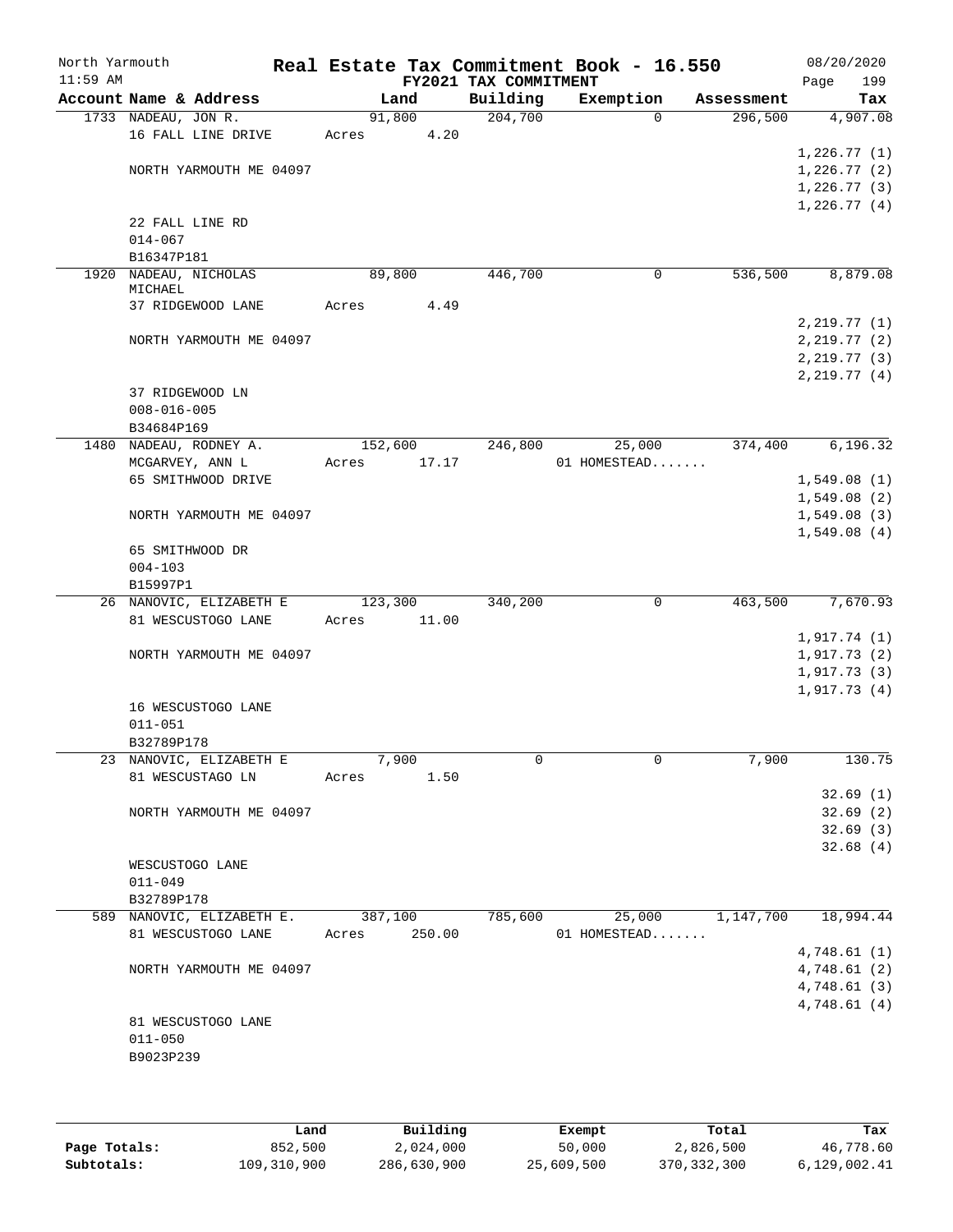North Yarmouth · 11:59 AM

# Real Estate Tax Commitment Book - 16.550

## FY2021 TAX COMMITMENT

08/20/2020 · Page 199

| Account Name & Address | Land | Building | Exemption | Assessment | Tax |
|---|---|---|---|---|---|
| 1733 NADEAU, JON R. | 91,800 | 204,700 | 0 | 296,500 | 4,907.08 |
| 16 FALL LINE DRIVE | Acres 4.20 | | | | |
| | | | | | 1,226.77 (1) |
| NORTH YARMOUTH ME 04097 | | | | | 1,226.77 (2) |
| | | | | | 1,226.77 (3) |
| | | | | | 1,226.77 (4) |
| 22 FALL LINE RD | | | | | |
| 014-067 | | | | | |
| B16347P181 | | | | | |
| 1920 NADEAU, NICHOLAS MICHAEL | 89,800 | 446,700 | 0 | 536,500 | 8,879.08 |
| 37 RIDGEWOOD LANE | Acres 4.49 | | | | |
| | | | | | 2,219.77 (1) |
| NORTH YARMOUTH ME 04097 | | | | | 2,219.77 (2) |
| | | | | | 2,219.77 (3) |
| | | | | | 2,219.77 (4) |
| 37 RIDGEWOOD LN | | | | | |
| 008-016-005 | | | | | |
| B34684P169 | | | | | |
| 1480 NADEAU, RODNEY A. | 152,600 | 246,800 | 25,000 | 374,400 | 6,196.32 |
| MCGARVEY, ANN L | Acres 17.17 | | 01 HOMESTEAD....... | | |
| 65 SMITHWOOD DRIVE | | | | | 1,549.08 (1) |
| | | | | | 1,549.08 (2) |
| NORTH YARMOUTH ME 04097 | | | | | 1,549.08 (3) |
| | | | | | 1,549.08 (4) |
| 65 SMITHWOOD DR | | | | | |
| 004-103 | | | | | |
| B15997P1 | | | | | |
| 26 NANOVIC, ELIZABETH E | 123,300 | 340,200 | 0 | 463,500 | 7,670.93 |
| 81 WESCUSTOGO LANE | Acres 11.00 | | | | |
| | | | | | 1,917.74 (1) |
| NORTH YARMOUTH ME 04097 | | | | | 1,917.73 (2) |
| | | | | | 1,917.73 (3) |
| | | | | | 1,917.73 (4) |
| 16 WESCUSTOGO LANE | | | | | |
| 011-051 | | | | | |
| B32789P178 | | | | | |
| 23 NANOVIC, ELIZABETH E | 7,900 | 0 | 0 | 7,900 | 130.75 |
| 81 WESCUSTAGO LN | Acres 1.50 | | | | |
| | | | | | 32.69 (1) |
| NORTH YARMOUTH ME 04097 | | | | | 32.69 (2) |
| | | | | | 32.69 (3) |
| | | | | | 32.68 (4) |
| WESCUSTOGO LANE | | | | | |
| 011-049 | | | | | |
| B32789P178 | | | | | |
| 589 NANOVIC, ELIZABETH E. | 387,100 | 785,600 | 25,000 | 1,147,700 | 18,994.44 |
| 81 WESCUSTOGO LANE | Acres 250.00 | | 01 HOMESTEAD....... | | |
| | | | | | 4,748.61 (1) |
| NORTH YARMOUTH ME 04097 | | | | | 4,748.61 (2) |
| | | | | | 4,748.61 (3) |
| | | | | | 4,748.61 (4) |
| 81 WESCUSTOGO LANE | | | | | |
| 011-050 | | | | | |
| B9023P239 | | | | | |

| | Land | Building | Exempt | Total | Tax |
|---|---|---|---|---|---|
| Page Totals: | 852,500 | 2,024,000 | 50,000 | 2,826,500 | 46,778.60 |
| Subtotals: | 109,310,900 | 286,630,900 | 25,609,500 | 370,332,300 | 6,129,002.41 |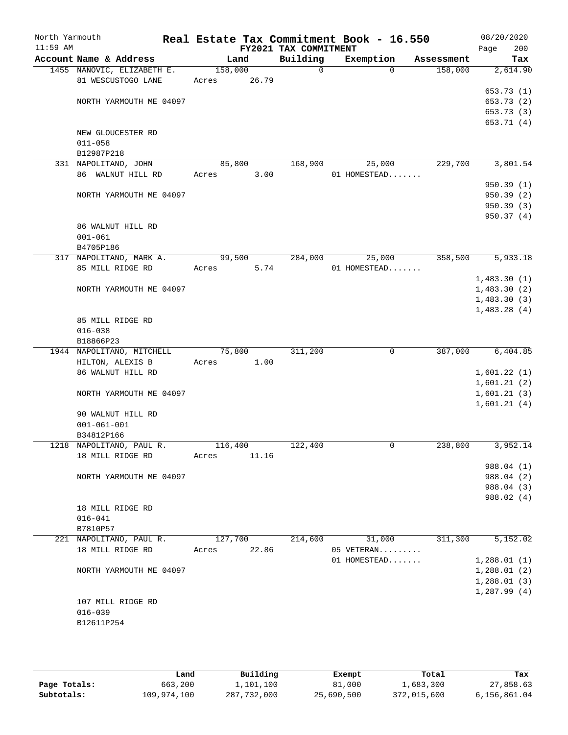North Yarmouth | Real Estate Tax Commitment Book - 16.550 | 08/20/2020
11:59 AM | FY2021 TAX COMMITMENT | Page 200

| Account Name & Address | Land | Building | Exemption | Assessment | Tax |
|---|---|---|---|---|---|
| 1455 NANOVIC, ELIZABETH E. | 158,000 | 0 | 0 | 158,000 | 2,614.90 |
| 81 WESCUSTOGO LANE | Acres 26.79 | | | | |
| | | | | | 653.73 (1) |
| NORTH YARMOUTH ME 04097 | | | | | 653.73 (2) |
| | | | | | 653.73 (3) |
| | | | | | 653.71 (4) |
| NEW GLOUCESTER RD | | | | | |
| 011-058 | | | | | |
| B12987P218 | | | | | |
| 331 NAPOLITANO, JOHN | 85,800 | 168,900 | 25,000 | 229,700 | 3,801.54 |
| 86 WALNUT HILL RD | Acres 3.00 | | 01 HOMESTEAD....... | | |
| | | | | | 950.39 (1) |
| NORTH YARMOUTH ME 04097 | | | | | 950.39 (2) |
| | | | | | 950.39 (3) |
| | | | | | 950.37 (4) |
| 86 WALNUT HILL RD | | | | | |
| 001-061 | | | | | |
| B4705P186 | | | | | |
| 317 NAPOLITANO, MARK A. | 99,500 | 284,000 | 25,000 | 358,500 | 5,933.18 |
| 85 MILL RIDGE RD | Acres 5.74 | | 01 HOMESTEAD....... | | |
| | | | | | 1,483.30 (1) |
| NORTH YARMOUTH ME 04097 | | | | | 1,483.30 (2) |
| | | | | | 1,483.30 (3) |
| | | | | | 1,483.28 (4) |
| 85 MILL RIDGE RD | | | | | |
| 016-038 | | | | | |
| B18866P23 | | | | | |
| 1944 NAPOLITANO, MITCHELL | 75,800 | 311,200 | 0 | 387,000 | 6,404.85 |
| HILTON, ALEXIS B | Acres 1.00 | | | | |
| 86 WALNUT HILL RD | | | | | 1,601.22 (1) |
| | | | | | 1,601.21 (2) |
| NORTH YARMOUTH ME 04097 | | | | | 1,601.21 (3) |
| | | | | | 1,601.21 (4) |
| 90 WALNUT HILL RD | | | | | |
| 001-061-001 | | | | | |
| B34812P166 | | | | | |
| 1218 NAPOLITANO, PAUL R. | 116,400 | 122,400 | 0 | 238,800 | 3,952.14 |
| 18 MILL RIDGE RD | Acres 11.16 | | | | |
| | | | | | 988.04 (1) |
| NORTH YARMOUTH ME 04097 | | | | | 988.04 (2) |
| | | | | | 988.04 (3) |
| | | | | | 988.02 (4) |
| 18 MILL RIDGE RD | | | | | |
| 016-041 | | | | | |
| B7810P57 | | | | | |
| 221 NAPOLITANO, PAUL R. | 127,700 | 214,600 | 31,000 | 311,300 | 5,152.02 |
| 18 MILL RIDGE RD | Acres 22.86 | | 05 VETERAN......... | | |
| | | | 01 HOMESTEAD....... | | 1,288.01 (1) |
| NORTH YARMOUTH ME 04097 | | | | | 1,288.01 (2) |
| | | | | | 1,288.01 (3) |
| | | | | | 1,287.99 (4) |
| 107 MILL RIDGE RD | | | | | |
| 016-039 | | | | | |
| B12611P254 | | | | | |

| | Land | Building | Exempt | Total | Tax |
|---|---|---|---|---|---|
| Page Totals: | 663,200 | 1,101,100 | 81,000 | 1,683,300 | 27,858.63 |
| Subtotals: | 109,974,100 | 287,732,000 | 25,690,500 | 372,015,600 | 6,156,861.04 |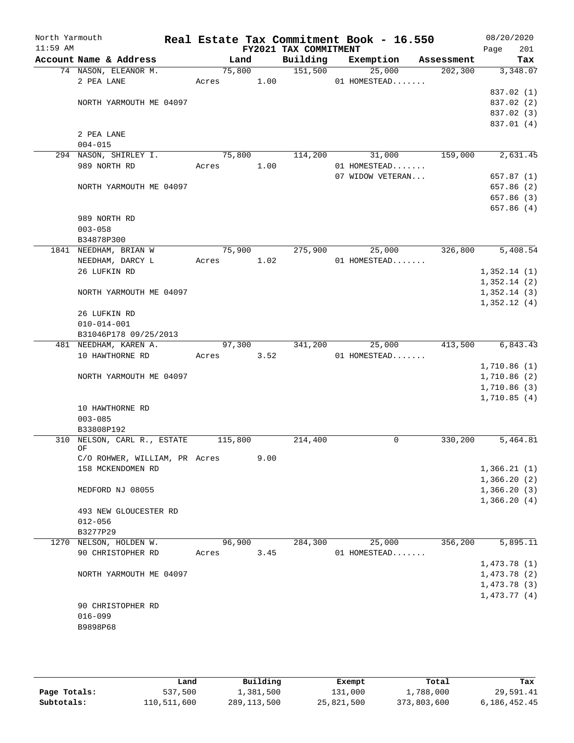# Real Estate Tax Commitment Book - 16.550

North Yarmouth
11:59 AM
FY2021 TAX COMMITMENT
08/20/2020

| Account Name & Address | Land | Building | Exemption | Assessment | Tax |
|---|---|---|---|---|---|
| 74 NASON, ELEANOR M. | 75,800 | 151,500 | 25,000 | 202,300 | 3,348.07 |
| 2 PEA LANE | Acres 1.00 | | 01 HOMESTEAD....... | | |
| | | | | | 837.02 (1) |
| NORTH YARMOUTH ME 04097 | | | | | 837.02 (2) |
| | | | | | 837.02 (3) |
| | | | | | 837.01 (4) |
| 2 PEA LANE | | | | | |
| 004-015 | | | | | |
| 294 NASON, SHIRLEY I. | 75,800 | 114,200 | 31,000 | 159,000 | 2,631.45 |
| 989 NORTH RD | Acres 1.00 | | 01 HOMESTEAD....... | | |
| | | | 07 WIDOW VETERAN... | | 657.87 (1) |
| NORTH YARMOUTH ME 04097 | | | | | 657.86 (2) |
| | | | | | 657.86 (3) |
| | | | | | 657.86 (4) |
| 989 NORTH RD | | | | | |
| 003-058 | | | | | |
| B34878P300 | | | | | |
| 1841 NEEDHAM, BRIAN W | 75,900 | 275,900 | 25,000 | 326,800 | 5,408.54 |
| NEEDHAM, DARCY L | Acres 1.02 | | 01 HOMESTEAD....... | | |
| 26 LUFKIN RD | | | | | 1,352.14 (1) |
| | | | | | 1,352.14 (2) |
| NORTH YARMOUTH ME 04097 | | | | | 1,352.14 (3) |
| | | | | | 1,352.12 (4) |
| 26 LUFKIN RD | | | | | |
| 010-014-001 | | | | | |
| B31046P178 09/25/2013 | | | | | |
| 481 NEEDHAM, KAREN A. | 97,300 | 341,200 | 25,000 | 413,500 | 6,843.43 |
| 10 HAWTHORNE RD | Acres 3.52 | | 01 HOMESTEAD....... | | |
| | | | | | 1,710.86 (1) |
| NORTH YARMOUTH ME 04097 | | | | | 1,710.86 (2) |
| | | | | | 1,710.86 (3) |
| | | | | | 1,710.85 (4) |
| 10 HAWTHORNE RD | | | | | |
| 003-085 | | | | | |
| B33808P192 | | | | | |
| 310 NELSON, CARL R., ESTATE OF | 115,800 | 214,400 | 0 | 330,200 | 5,464.81 |
| C/O ROHWER, WILLIAM, PR | Acres 9.00 | | | | |
| 158 MCKENDOMEN RD | | | | | 1,366.21 (1) |
| | | | | | 1,366.20 (2) |
| MEDFORD NJ 08055 | | | | | 1,366.20 (3) |
| | | | | | 1,366.20 (4) |
| 493 NEW GLOUCESTER RD | | | | | |
| 012-056 | | | | | |
| B3277P29 | | | | | |
| 1270 NELSON, HOLDEN W. | 96,900 | 284,300 | 25,000 | 356,200 | 5,895.11 |
| 90 CHRISTOPHER RD | Acres 3.45 | | 01 HOMESTEAD....... | | |
| | | | | | 1,473.78 (1) |
| NORTH YARMOUTH ME 04097 | | | | | 1,473.78 (2) |
| | | | | | 1,473.78 (3) |
| | | | | | 1,473.77 (4) |
| 90 CHRISTOPHER RD | | | | | |
| 016-099 | | | | | |
| B9898P68 | | | | | |

| | Land | Building | Exempt | Total | Tax |
|---|---|---|---|---|---|
| Page Totals: | 537,500 | 1,381,500 | 131,000 | 1,788,000 | 29,591.41 |
| Subtotals: | 110,511,600 | 289,113,500 | 25,821,500 | 373,803,600 | 6,186,452.45 |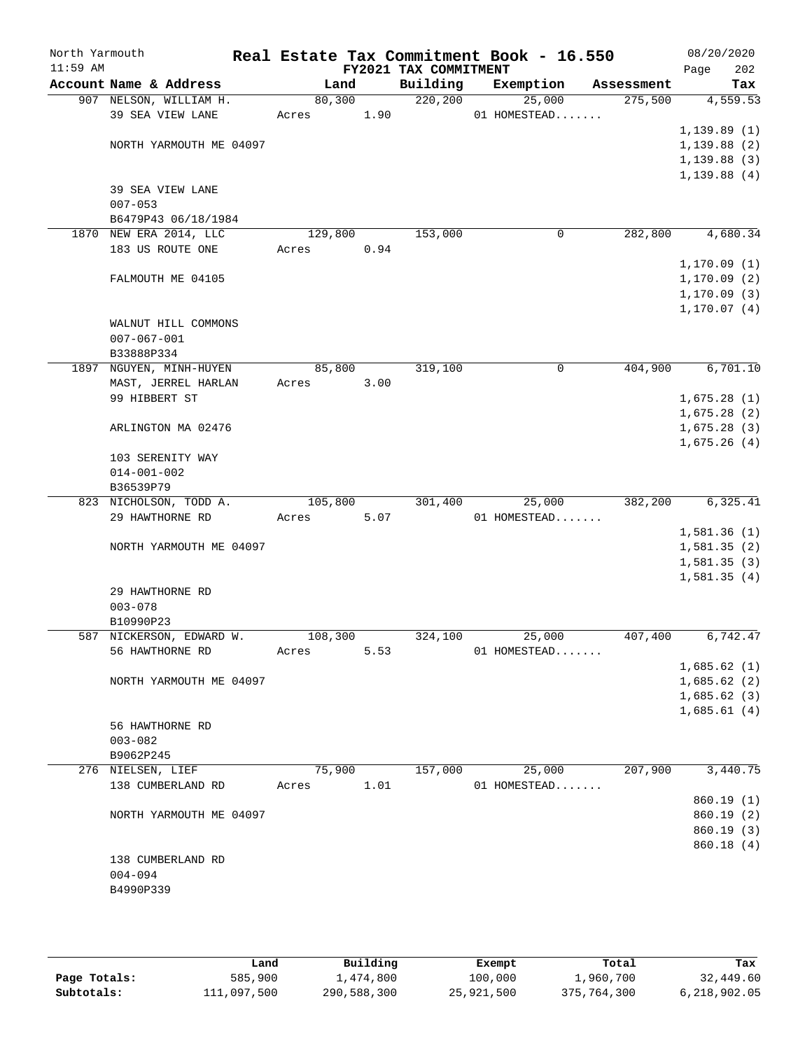North Yarmouth | Real Estate Tax Commitment Book - 16.550 | 08/20/2020
11:59 AM | FY2021 TAX COMMITMENT | Page 202

| Account Name & Address | Land | Building | Exemption | Assessment | Tax |
|---|---|---|---|---|---|
| 907 NELSON, WILLIAM H. | 80,300 | 220,200 | 25,000 | 275,500 | 4,559.53 |
| 39 SEA VIEW LANE | Acres 1.90 | | 01 HOMESTEAD....... | | |
| | | | | | 1,139.89 (1) |
| NORTH YARMOUTH ME 04097 | | | | | 1,139.88 (2) |
| | | | | | 1,139.88 (3) |
| | | | | | 1,139.88 (4) |
| 39 SEA VIEW LANE | | | | | |
| 007-053 | | | | | |
| B6479P43 06/18/1984 | | | | | |
| 1870 NEW ERA 2014, LLC | 129,800 | 153,000 | 0 | 282,800 | 4,680.34 |
| 183 US ROUTE ONE | Acres 0.94 | | | | |
| | | | | | 1,170.09 (1) |
| FALMOUTH ME 04105 | | | | | 1,170.09 (2) |
| | | | | | 1,170.09 (3) |
| | | | | | 1,170.07 (4) |
| WALNUT HILL COMMONS | | | | | |
| 007-067-001 | | | | | |
| B33888P334 | | | | | |
| 1897 NGUYEN, MINH-HUYEN | 85,800 | 319,100 | 0 | 404,900 | 6,701.10 |
| MAST, JERREL HARLAN | Acres 3.00 | | | | |
| 99 HIBBERT ST | | | | | 1,675.28 (1) |
| | | | | | 1,675.28 (2) |
| ARLINGTON MA 02476 | | | | | 1,675.28 (3) |
| | | | | | 1,675.26 (4) |
| 103 SERENITY WAY | | | | | |
| 014-001-002 | | | | | |
| B36539P79 | | | | | |
| 823 NICHOLSON, TODD A. | 105,800 | 301,400 | 25,000 | 382,200 | 6,325.41 |
| 29 HAWTHORNE RD | Acres 5.07 | | 01 HOMESTEAD....... | | |
| | | | | | 1,581.36 (1) |
| NORTH YARMOUTH ME 04097 | | | | | 1,581.35 (2) |
| | | | | | 1,581.35 (3) |
| | | | | | 1,581.35 (4) |
| 29 HAWTHORNE RD | | | | | |
| 003-078 | | | | | |
| B10990P23 | | | | | |
| 587 NICKERSON, EDWARD W. | 108,300 | 324,100 | 25,000 | 407,400 | 6,742.47 |
| 56 HAWTHORNE RD | Acres 5.53 | | 01 HOMESTEAD....... | | |
| | | | | | 1,685.62 (1) |
| NORTH YARMOUTH ME 04097 | | | | | 1,685.62 (2) |
| | | | | | 1,685.62 (3) |
| | | | | | 1,685.61 (4) |
| 56 HAWTHORNE RD | | | | | |
| 003-082 | | | | | |
| B9062P245 | | | | | |
| 276 NIELSEN, LIEF | 75,900 | 157,000 | 25,000 | 207,900 | 3,440.75 |
| 138 CUMBERLAND RD | Acres 1.01 | | 01 HOMESTEAD....... | | |
| | | | | | 860.19 (1) |
| NORTH YARMOUTH ME 04097 | | | | | 860.19 (2) |
| | | | | | 860.19 (3) |
| | | | | | 860.18 (4) |
| 138 CUMBERLAND RD | | | | | |
| 004-094 | | | | | |
| B4990P339 | | | | | |

| | Land | Building | Exempt | Total | Tax |
|---|---|---|---|---|---|
| Page Totals: | 585,900 | 1,474,800 | 100,000 | 1,960,700 | 32,449.60 |
| Subtotals: | 111,097,500 | 290,588,300 | 25,921,500 | 375,764,300 | 6,218,902.05 |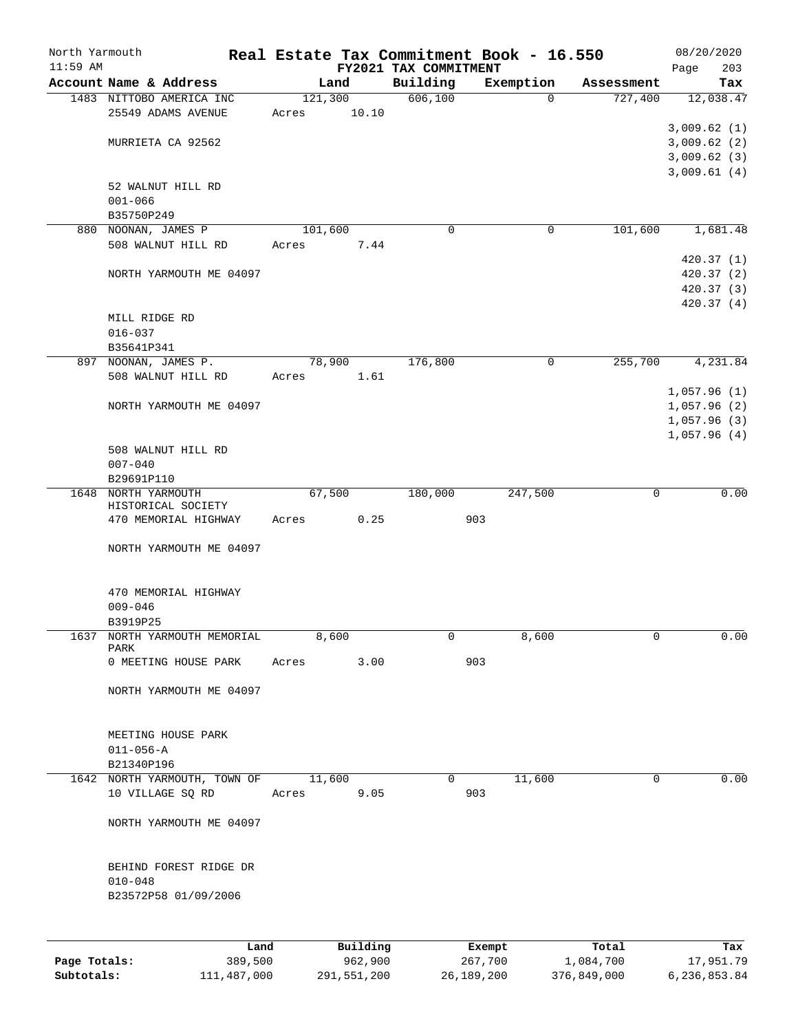North Yarmouth | Real Estate Tax Commitment Book - 16.550 | 08/20/2020
11:59 AM | FY2021 TAX COMMITMENT | Page 203

| Account Name & Address | Land | Building | Exemption | Assessment | Tax |
|---|---|---|---|---|---|
| 1483 NITTOBO AMERICA INC<br>25549 ADAMS AVENUE<br><br>MURRIETA CA 92562<br><br>52 WALNUT HILL RD<br>001-066<br>B35750P249 | 121,300<br>Acres 10.10 | 606,100 | 0 | 727,400 | 12,038.47<br><br>3,009.62 (1)<br>3,009.62 (2)<br>3,009.62 (3)<br>3,009.61 (4) |
| 880 NOONAN, JAMES P<br>508 WALNUT HILL RD<br><br>NORTH YARMOUTH ME 04097<br><br>MILL RIDGE RD<br>016-037<br>B35641P341 | 101,600<br>Acres 7.44 | 0 | 0 | 101,600 | 1,681.48<br><br>420.37 (1)<br>420.37 (2)<br>420.37 (3)<br>420.37 (4) |
| 897 NOONAN, JAMES P.<br>508 WALNUT HILL RD<br><br>NORTH YARMOUTH ME 04097<br><br>508 WALNUT HILL RD<br>007-040<br>B29691P110 | 78,900<br>Acres 1.61 | 176,800 | 0 | 255,700 | 4,231.84<br><br>1,057.96 (1)<br>1,057.96 (2)<br>1,057.96 (3)<br>1,057.96 (4) |
| 1648 NORTH YARMOUTH HISTORICAL SOCIETY<br>470 MEMORIAL HIGHWAY<br><br>NORTH YARMOUTH ME 04097<br><br>470 MEMORIAL HIGHWAY<br>009-046<br>B3919P25 | 67,500<br>Acres 0.25 | 180,000 | 247,500<br>903 | 0 | 0.00 |
| 1637 NORTH YARMOUTH MEMORIAL PARK<br>0 MEETING HOUSE PARK<br><br>NORTH YARMOUTH ME 04097<br><br>MEETING HOUSE PARK<br>011-056-A<br>B21340P196 | 8,600<br>Acres 3.00 | 0 | 8,600<br>903 | 0 | 0.00 |
| 1642 NORTH YARMOUTH, TOWN OF<br>10 VILLAGE SQ RD<br><br>NORTH YARMOUTH ME 04097<br><br>BEHIND FOREST RIDGE DR<br>010-048<br>B23572P58 01/09/2006 | 11,600<br>Acres 9.05 | 0 | 11,600<br>903 | 0 | 0.00 |

| | Land | Building | Exempt | Total | Tax |
|---|---|---|---|---|---|
| Page Totals: | 389,500 | 962,900 | 267,700 | 1,084,700 | 17,951.79 |
| Subtotals: | 111,487,000 | 291,551,200 | 26,189,200 | 376,849,000 | 6,236,853.84 |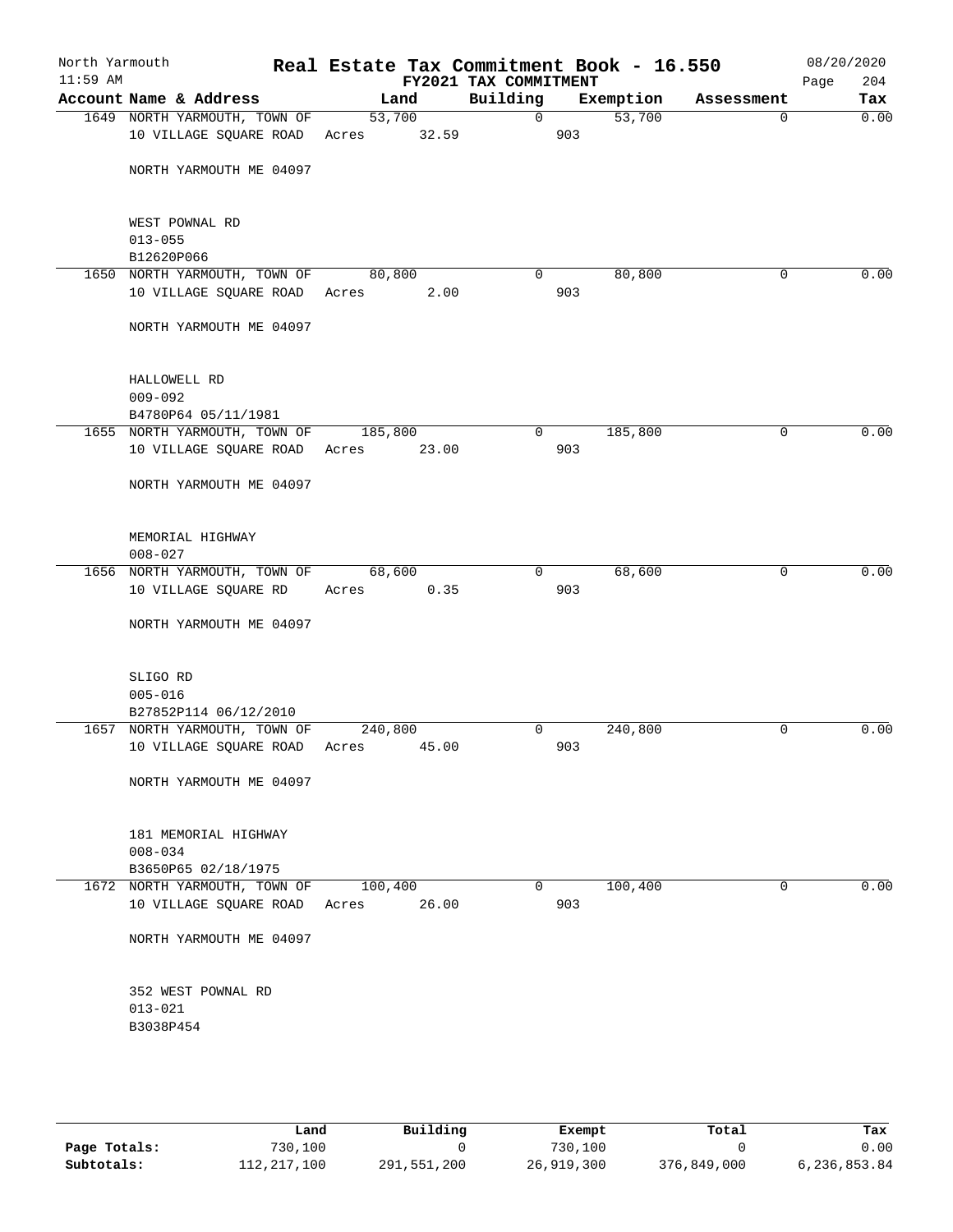North Yarmouth — Real Estate Tax Commitment Book - 16.550 — 08/20/2020
11:59 AM — FY2021 TAX COMMITMENT

| Account | Name & Address | Land | Building | Exemption | Assessment | Tax |
|---|---|---|---|---|---|---|
| 1649 | NORTH YARMOUTH, TOWN OF<br>10 VILLAGE SQUARE ROAD<br><br>NORTH YARMOUTH ME 04097<br><br>WEST POWNAL RD<br>013-055<br>B12620P066 | 53,700<br>Acres 32.59 | 0<br>903 | 53,700 | 0 | 0.00 |
| 1650 | NORTH YARMOUTH, TOWN OF<br>10 VILLAGE SQUARE ROAD<br><br>NORTH YARMOUTH ME 04097<br><br>HALLOWELL RD<br>009-092<br>B4780P64 05/11/1981 | 80,800<br>Acres 2.00 | 0<br>903 | 80,800 | 0 | 0.00 |
| 1655 | NORTH YARMOUTH, TOWN OF<br>10 VILLAGE SQUARE ROAD<br><br>NORTH YARMOUTH ME 04097<br><br>MEMORIAL HIGHWAY<br>008-027 | 185,800<br>Acres 23.00 | 0<br>903 | 185,800 | 0 | 0.00 |
| 1656 | NORTH YARMOUTH, TOWN OF<br>10 VILLAGE SQUARE RD<br><br>NORTH YARMOUTH ME 04097<br><br>SLIGO RD<br>005-016<br>B27852P114 06/12/2010 | 68,600<br>Acres 0.35 | 0<br>903 | 68,600 | 0 | 0.00 |
| 1657 | NORTH YARMOUTH, TOWN OF<br>10 VILLAGE SQUARE ROAD<br><br>NORTH YARMOUTH ME 04097<br><br>181 MEMORIAL HIGHWAY<br>008-034<br>B3650P65 02/18/1975 | 240,800<br>Acres 45.00 | 0<br>903 | 240,800 | 0 | 0.00 |
| 1672 | NORTH YARMOUTH, TOWN OF<br>10 VILLAGE SQUARE ROAD<br><br>NORTH YARMOUTH ME 04097<br><br>352 WEST POWNAL RD<br>013-021<br>B3038P454 | 100,400<br>Acres 26.00 | 0<br>903 | 100,400 | 0 | 0.00 |

| | Land | Building | Exempt | Total | Tax |
|---|---|---|---|---|---|
| Page Totals: | 730,100 | 0 | 730,100 | 0 | 0.00 |
| Subtotals: | 112,217,100 | 291,551,200 | 26,919,300 | 376,849,000 | 6,236,853.84 |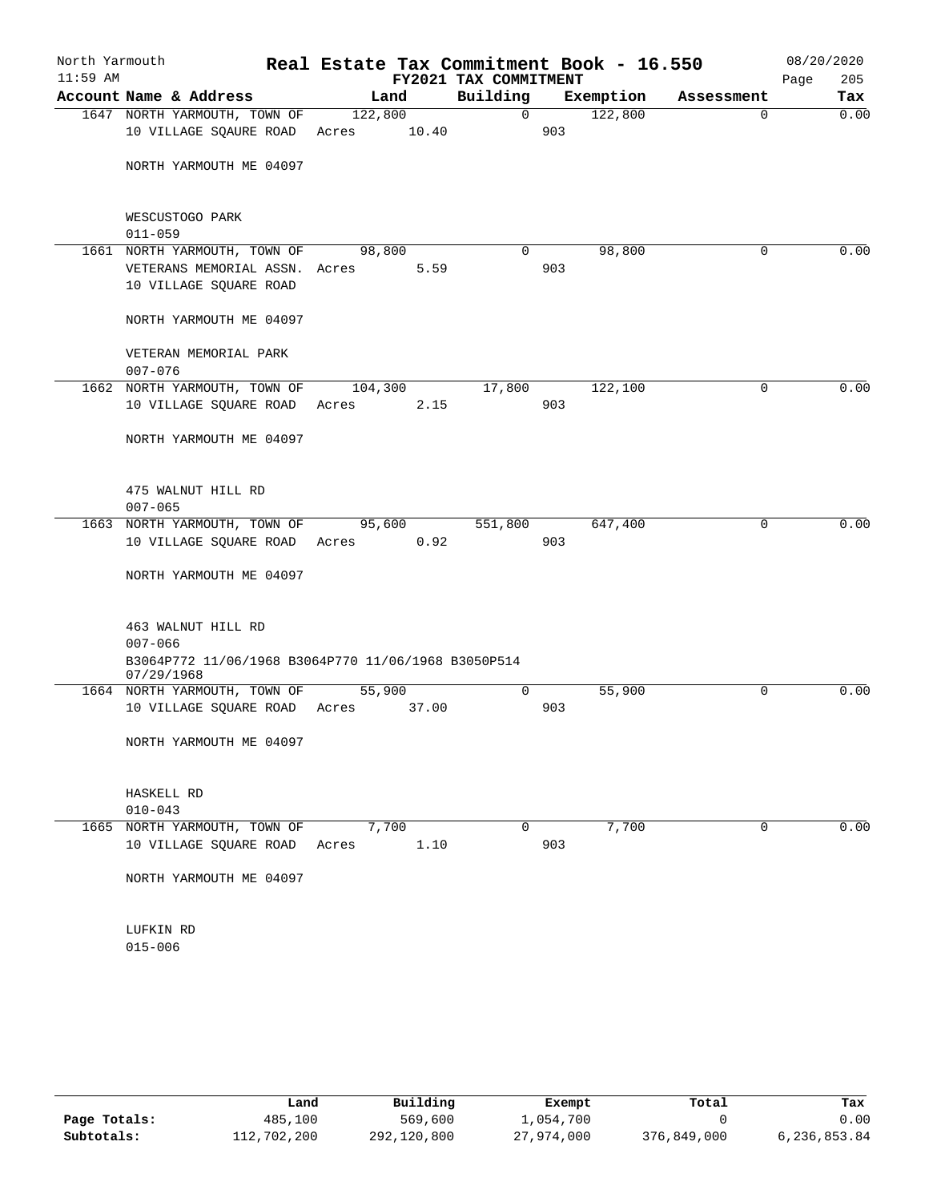North Yarmouth
11:59 AM

# Real Estate Tax Commitment Book - 16.550

FY2021 TAX COMMITMENT

08/20/2020

| Account Name & Address | Land | Building | Exemption | Assessment | Tax |
|---|---|---|---|---|---|
| 1647 NORTH YARMOUTH, TOWN OF | 122,800 | 0 | 122,800 | 0 | 0.00 |
| 10 VILLAGE SQAURE ROAD | Acres 10.40 | | 903 | | |
| NORTH YARMOUTH ME 04097 | | | | | |
| WESCUSTOGO PARK | | | | | |
| 011-059 | | | | | |
| 1661 NORTH YARMOUTH, TOWN OF | 98,800 | 0 | 98,800 | 0 | 0.00 |
| VETERANS MEMORIAL ASSN. | Acres 5.59 | | 903 | | |
| 10 VILLAGE SQUARE ROAD | | | | | |
| NORTH YARMOUTH ME 04097 | | | | | |
| VETERAN MEMORIAL PARK | | | | | |
| 007-076 | | | | | |
| 1662 NORTH YARMOUTH, TOWN OF | 104,300 | 17,800 | 122,100 | 0 | 0.00 |
| 10 VILLAGE SQUARE ROAD | Acres 2.15 | | 903 | | |
| NORTH YARMOUTH ME 04097 | | | | | |
| 475 WALNUT HILL RD | | | | | |
| 007-065 | | | | | |
| 1663 NORTH YARMOUTH, TOWN OF | 95,600 | 551,800 | 647,400 | 0 | 0.00 |
| 10 VILLAGE SQUARE ROAD | Acres 0.92 | | 903 | | |
| NORTH YARMOUTH ME 04097 | | | | | |
| 463 WALNUT HILL RD | | | | | |
| 007-066 | | | | | |
| B3064P772 11/06/1968 B3064P770 11/06/1968 B3050P514 07/29/1968 | | | | | |
| 1664 NORTH YARMOUTH, TOWN OF | 55,900 | 0 | 55,900 | 0 | 0.00 |
| 10 VILLAGE SQUARE ROAD | Acres 37.00 | | 903 | | |
| NORTH YARMOUTH ME 04097 | | | | | |
| HASKELL RD | | | | | |
| 010-043 | | | | | |
| 1665 NORTH YARMOUTH, TOWN OF | 7,700 | 0 | 7,700 | 0 | 0.00 |
| 10 VILLAGE SQUARE ROAD | Acres 1.10 | | 903 | | |
| NORTH YARMOUTH ME 04097 | | | | | |
| LUFKIN RD | | | | | |
| 015-006 | | | | | |

| | Land | Building | Exempt | Total | Tax |
|---|---|---|---|---|---|
| Page Totals: | 485,100 | 569,600 | 1,054,700 | 0 | 0.00 |
| Subtotals: | 112,702,200 | 292,120,800 | 27,974,000 | 376,849,000 | 6,236,853.84 |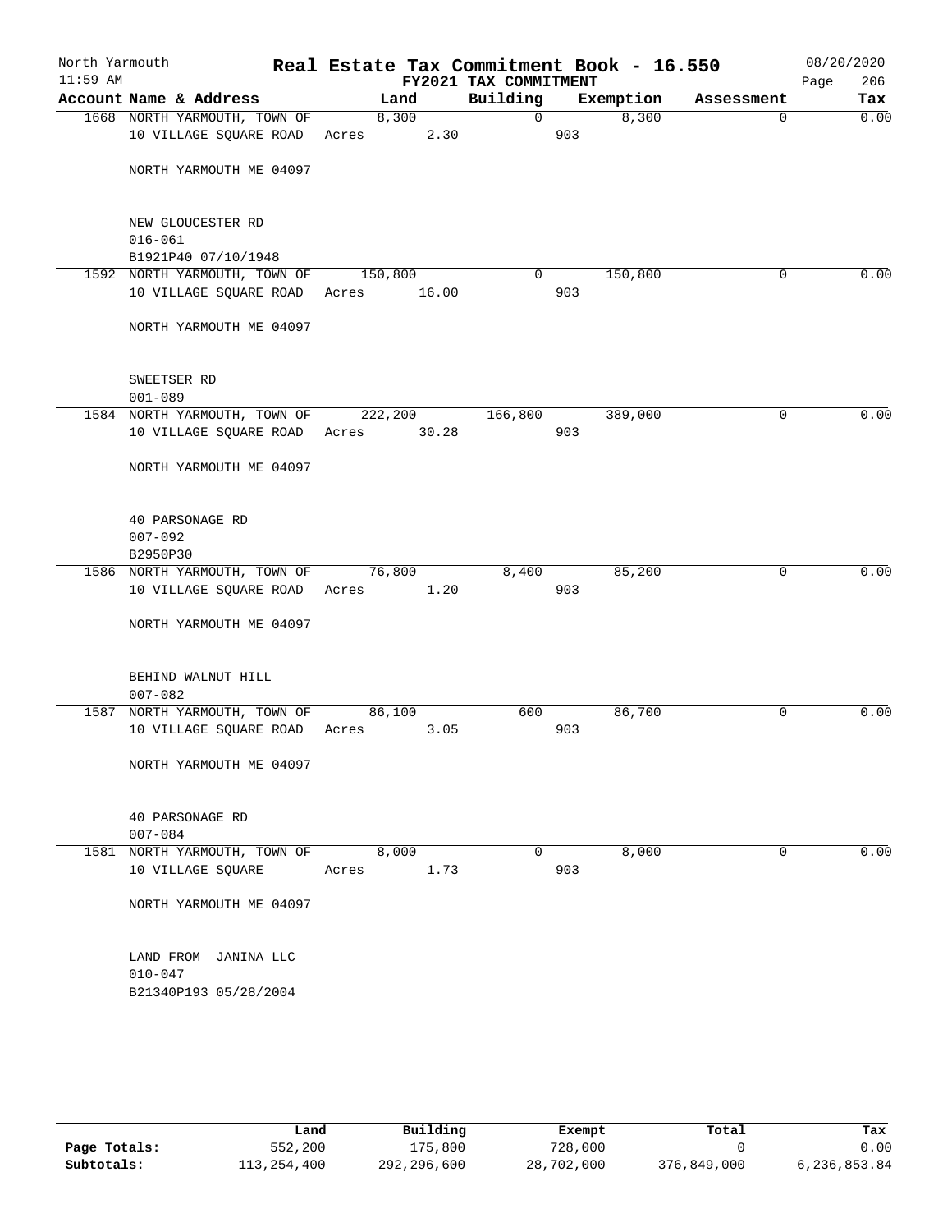# Real Estate Tax Commitment Book - 16.550

North Yarmouth
11:59 AM

FY2021 TAX COMMITMENT

08/20/2020

| Account Name & Address | Land | Building | Exemption | Assessment | Tax |
|---|---|---|---|---|---|
| 1668 NORTH YARMOUTH, TOWN OF | 8,300 | 0 | 8,300 | 0 | 0.00 |
| 10 VILLAGE SQUARE ROAD | Acres 2.30 | | 903 | | |
| NORTH YARMOUTH ME 04097 | | | | | |
| NEW GLOUCESTER RD | | | | | |
| 016-061 | | | | | |
| B1921P40 07/10/1948 | | | | | |
| 1592 NORTH YARMOUTH, TOWN OF | 150,800 | 0 | 150,800 | 0 | 0.00 |
| 10 VILLAGE SQUARE ROAD | Acres 16.00 | | 903 | | |
| NORTH YARMOUTH ME 04097 | | | | | |
| SWEETSER RD | | | | | |
| 001-089 | | | | | |
| 1584 NORTH YARMOUTH, TOWN OF | 222,200 | 166,800 | 389,000 | 0 | 0.00 |
| 10 VILLAGE SQUARE ROAD | Acres 30.28 | | 903 | | |
| NORTH YARMOUTH ME 04097 | | | | | |
| 40 PARSONAGE RD | | | | | |
| 007-092 | | | | | |
| B2950P30 | | | | | |
| 1586 NORTH YARMOUTH, TOWN OF | 76,800 | 8,400 | 85,200 | 0 | 0.00 |
| 10 VILLAGE SQUARE ROAD | Acres 1.20 | | 903 | | |
| NORTH YARMOUTH ME 04097 | | | | | |
| BEHIND WALNUT HILL | | | | | |
| 007-082 | | | | | |
| 1587 NORTH YARMOUTH, TOWN OF | 86,100 | 600 | 86,700 | 0 | 0.00 |
| 10 VILLAGE SQUARE ROAD | Acres 3.05 | | 903 | | |
| NORTH YARMOUTH ME 04097 | | | | | |
| 40 PARSONAGE RD | | | | | |
| 007-084 | | | | | |
| 1581 NORTH YARMOUTH, TOWN OF | 8,000 | 0 | 8,000 | 0 | 0.00 |
| 10 VILLAGE SQUARE | Acres 1.73 | | 903 | | |
| NORTH YARMOUTH ME 04097 | | | | | |
| LAND FROM JANINA LLC | | | | | |
| 010-047 | | | | | |
| B21340P193 05/28/2004 | | | | | |

| | Land | Building | Exempt | Total | Tax |
|---|---|---|---|---|---|
| Page Totals: | 552,200 | 175,800 | 728,000 | 0 | 0.00 |
| Subtotals: | 113,254,400 | 292,296,600 | 28,702,000 | 376,849,000 | 6,236,853.84 |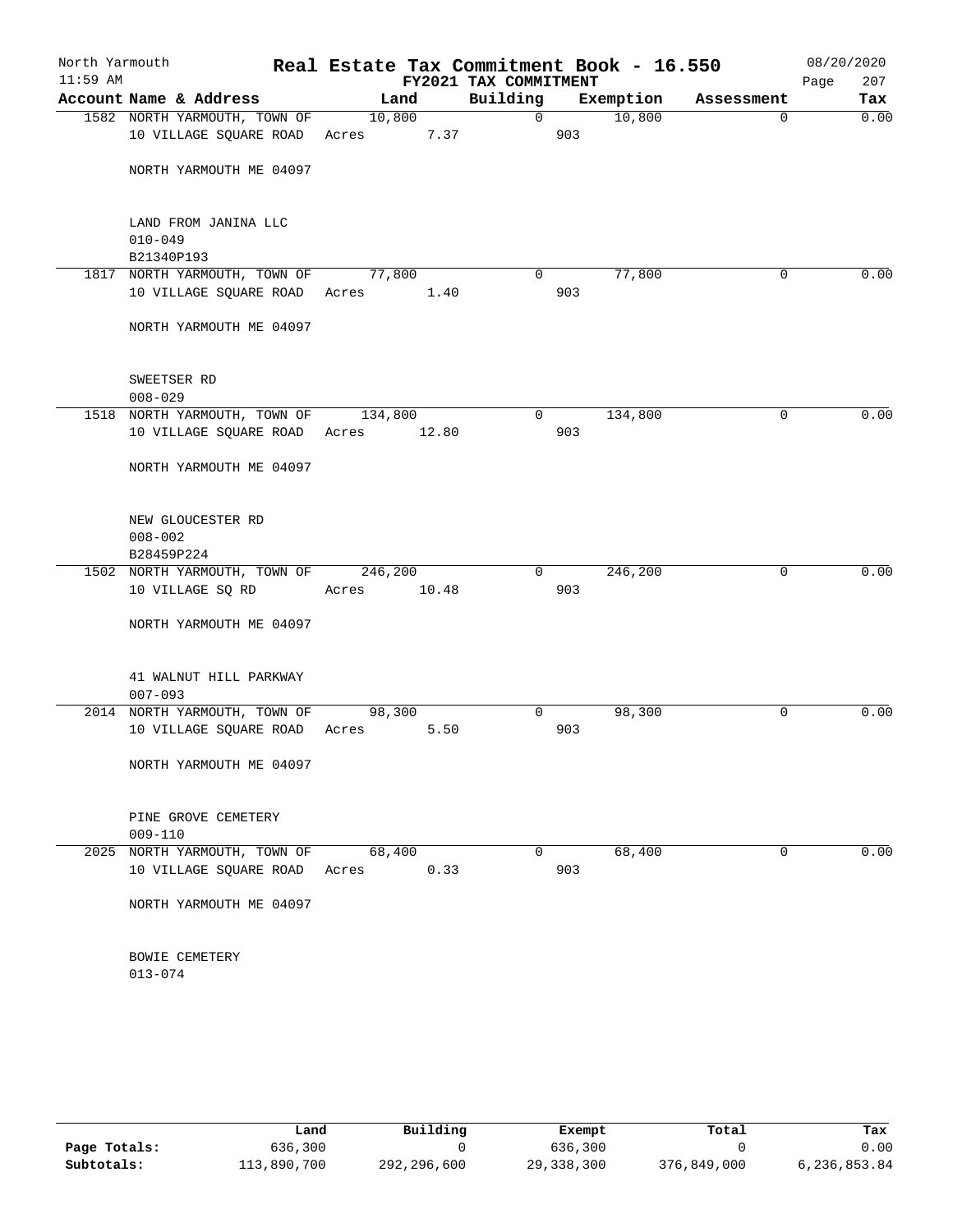North Yarmouth — Real Estate Tax Commitment Book - 16.550 — 08/20/2020
11:59 AM — FY2021 TAX COMMITMENT

| Account | Name & Address | Land | Building | Exemption | Assessment | Tax |
|---|---|---|---|---|---|---|
| 1582 | NORTH YARMOUTH, TOWN OF<br>10 VILLAGE SQUARE ROAD<br><br>NORTH YARMOUTH ME 04097<br><br>LAND FROM JANINA LLC<br>010-049<br>B21340P193 | 10,800<br>Acres 7.37 | 0 | 10,800<br>903 | 0 | 0.00 |
| 1817 | NORTH YARMOUTH, TOWN OF<br>10 VILLAGE SQUARE ROAD<br><br>NORTH YARMOUTH ME 04097<br><br>SWEETSER RD<br>008-029 | 77,800<br>Acres 1.40 | 0 | 77,800<br>903 | 0 | 0.00 |
| 1518 | NORTH YARMOUTH, TOWN OF<br>10 VILLAGE SQUARE ROAD<br><br>NORTH YARMOUTH ME 04097<br><br>NEW GLOUCESTER RD<br>008-002<br>B28459P224 | 134,800<br>Acres 12.80 | 0 | 134,800<br>903 | 0 | 0.00 |
| 1502 | NORTH YARMOUTH, TOWN OF<br>10 VILLAGE SQ RD<br><br>NORTH YARMOUTH ME 04097<br><br>41 WALNUT HILL PARKWAY<br>007-093 | 246,200<br>Acres 10.48 | 0 | 246,200<br>903 | 0 | 0.00 |
| 2014 | NORTH YARMOUTH, TOWN OF<br>10 VILLAGE SQUARE ROAD<br><br>NORTH YARMOUTH ME 04097<br><br>PINE GROVE CEMETERY<br>009-110 | 98,300<br>Acres 5.50 | 0 | 98,300<br>903 | 0 | 0.00 |
| 2025 | NORTH YARMOUTH, TOWN OF<br>10 VILLAGE SQUARE ROAD<br><br>NORTH YARMOUTH ME 04097<br><br>BOWIE CEMETERY<br>013-074 | 68,400<br>Acres 0.33 | 0 | 68,400<br>903 | 0 | 0.00 |

| | Land | Building | Exempt | Total | Tax |
|---|---|---|---|---|---|
| Page Totals: | 636,300 | 0 | 636,300 | 0 | 0.00 |
| Subtotals: | 113,890,700 | 292,296,600 | 29,338,300 | 376,849,000 | 6,236,853.84 |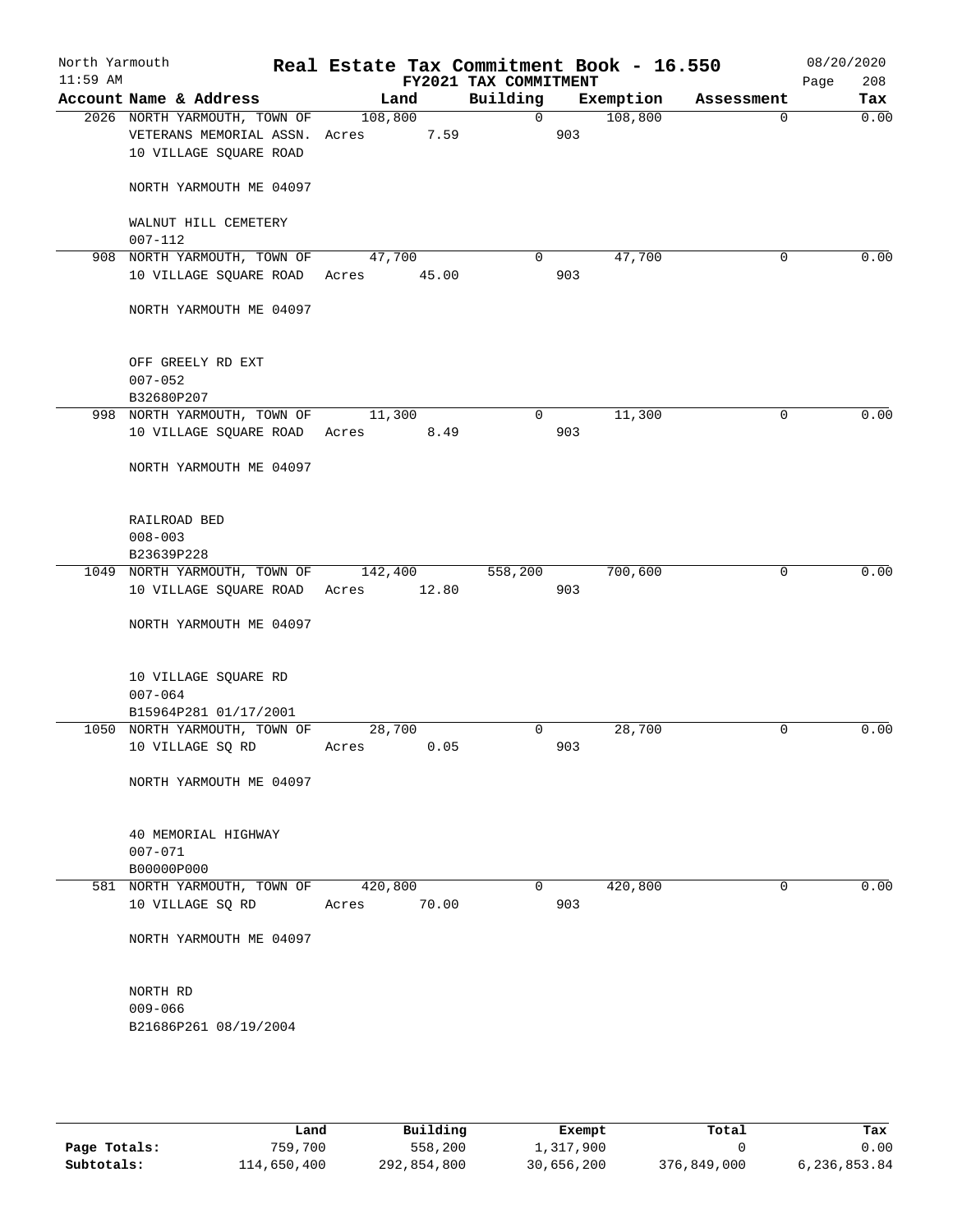North Yarmouth — Real Estate Tax Commitment Book - 16.550 — 08/20/2020

11:59 AM — FY2021 TAX COMMITMENT

| Account Name & Address | Land | Building | Exemption | Assessment | Tax |
|---|---|---|---|---|---|
| 2026 NORTH YARMOUTH, TOWN OF<br>VETERANS MEMORIAL ASSN.<br>10 VILLAGE SQUARE ROAD<br><br>NORTH YARMOUTH ME 04097<br><br>WALNUT HILL CEMETERY<br>007-112 | 108,800<br>Acres 7.59 | 0 | 108,800<br>903 | 0 | 0.00 |
| 908 NORTH YARMOUTH, TOWN OF<br>10 VILLAGE SQUARE ROAD<br><br>NORTH YARMOUTH ME 04097<br><br>OFF GREELY RD EXT<br>007-052<br>B32680P207 | 47,700<br>Acres 45.00 | 0 | 47,700<br>903 | 0 | 0.00 |
| 998 NORTH YARMOUTH, TOWN OF<br>10 VILLAGE SQUARE ROAD<br><br>NORTH YARMOUTH ME 04097<br><br>RAILROAD BED<br>008-003<br>B23639P228 | 11,300<br>Acres 8.49 | 0 | 11,300<br>903 | 0 | 0.00 |
| 1049 NORTH YARMOUTH, TOWN OF<br>10 VILLAGE SQUARE ROAD<br><br>NORTH YARMOUTH ME 04097<br><br>10 VILLAGE SQUARE RD<br>007-064<br>B15964P281 01/17/2001 | 142,400<br>Acres 12.80 | 558,200 | 700,600<br>903 | 0 | 0.00 |
| 1050 NORTH YARMOUTH, TOWN OF<br>10 VILLAGE SQ RD<br><br>NORTH YARMOUTH ME 04097<br><br>40 MEMORIAL HIGHWAY<br>007-071<br>B00000P000 | 28,700<br>Acres 0.05 | 0 | 28,700<br>903 | 0 | 0.00 |
| 581 NORTH YARMOUTH, TOWN OF<br>10 VILLAGE SQ RD<br><br>NORTH YARMOUTH ME 04097<br><br>NORTH RD<br>009-066<br>B21686P261 08/19/2004 | 420,800<br>Acres 70.00 | 0 | 420,800<br>903 | 0 | 0.00 |

| | Land | Building | Exempt | Total | Tax |
|---|---|---|---|---|---|
| Page Totals: | 759,700 | 558,200 | 1,317,900 | 0 | 0.00 |
| Subtotals: | 114,650,400 | 292,854,800 | 30,656,200 | 376,849,000 | 6,236,853.84 |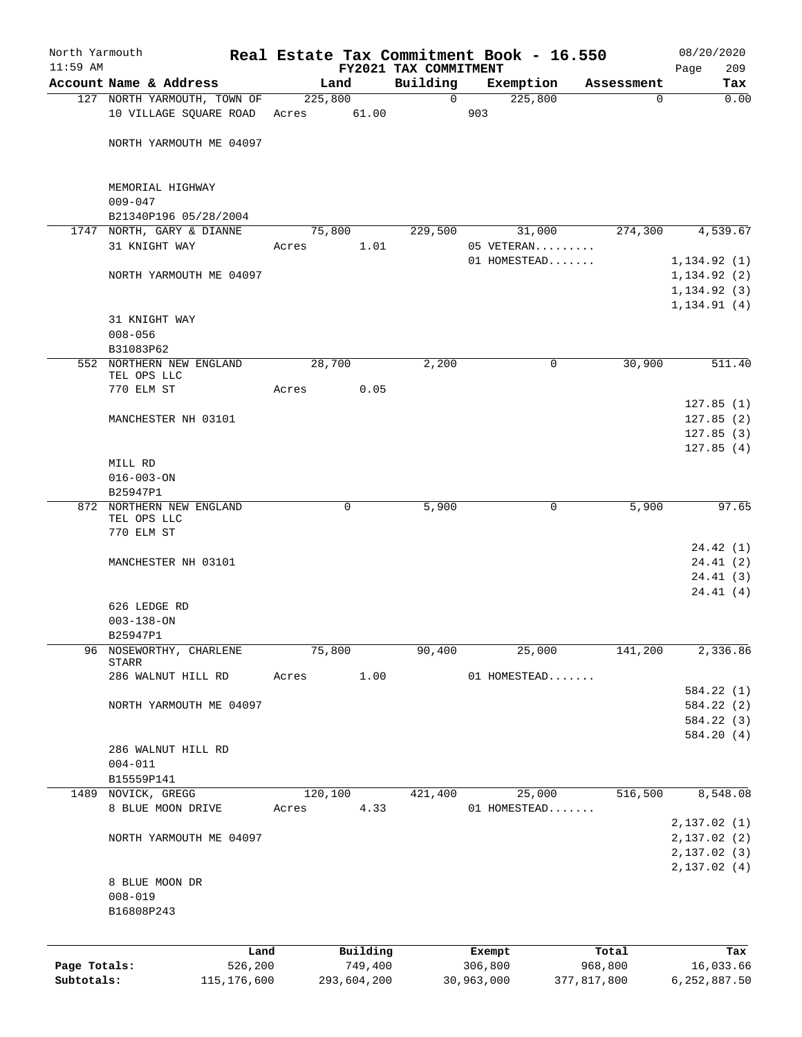North Yarmouth | Real Estate Tax Commitment Book - 16.550 | 08/20/2020
11:59 AM | FY2021 TAX COMMITMENT | Page 209

| Account Name & Address | Land | Building | Exemption | Assessment | Tax |
|---|---|---|---|---|---|
| 127 NORTH YARMOUTH, TOWN OF | 225,800 | 0 | 225,800 | 0 | 0.00 |
| 10 VILLAGE SQUARE ROAD | Acres 61.00 | | 903 | | |
| NORTH YARMOUTH ME 04097 | | | | | |
| MEMORIAL HIGHWAY | | | | | |
| 009-047 | | | | | |
| B21340P196 05/28/2004 | | | | | |
| 1747 NORTH, GARY & DIANNE | 75,800 | 229,500 | 31,000 | 274,300 | 4,539.67 |
| 31 KNIGHT WAY | Acres 1.01 | | 05 VETERAN......... | | |
| | | | 01 HOMESTEAD....... | | 1,134.92 (1) |
| NORTH YARMOUTH ME 04097 | | | | | 1,134.92 (2) |
| | | | | | 1,134.92 (3) |
| | | | | | 1,134.91 (4) |
| 31 KNIGHT WAY | | | | | |
| 008-056 | | | | | |
| B31083P62 | | | | | |
| 552 NORTHERN NEW ENGLAND TEL OPS LLC | 28,700 | 2,200 | 0 | 30,900 | 511.40 |
| 770 ELM ST | Acres 0.05 | | | | |
| | | | | | 127.85 (1) |
| MANCHESTER NH 03101 | | | | | 127.85 (2) |
| | | | | | 127.85 (3) |
| | | | | | 127.85 (4) |
| MILL RD | | | | | |
| 016-003-ON | | | | | |
| B25947P1 | | | | | |
| 872 NORTHERN NEW ENGLAND TEL OPS LLC | 0 | 5,900 | 0 | 5,900 | 97.65 |
| 770 ELM ST | | | | | |
| | | | | | 24.42 (1) |
| MANCHESTER NH 03101 | | | | | 24.41 (2) |
| | | | | | 24.41 (3) |
| | | | | | 24.41 (4) |
| 626 LEDGE RD | | | | | |
| 003-138-ON | | | | | |
| B25947P1 | | | | | |
| 96 NOSEWORTHY, CHARLENE STARR | 75,800 | 90,400 | 25,000 | 141,200 | 2,336.86 |
| 286 WALNUT HILL RD | Acres 1.00 | | 01 HOMESTEAD....... | | |
| | | | | | 584.22 (1) |
| NORTH YARMOUTH ME 04097 | | | | | 584.22 (2) |
| | | | | | 584.22 (3) |
| | | | | | 584.20 (4) |
| 286 WALNUT HILL RD | | | | | |
| 004-011 | | | | | |
| B15559P141 | | | | | |
| 1489 NOVICK, GREGG | 120,100 | 421,400 | 25,000 | 516,500 | 8,548.08 |
| 8 BLUE MOON DRIVE | Acres 4.33 | | 01 HOMESTEAD....... | | |
| | | | | | 2,137.02 (1) |
| NORTH YARMOUTH ME 04097 | | | | | 2,137.02 (2) |
| | | | | | 2,137.02 (3) |
| | | | | | 2,137.02 (4) |
| 8 BLUE MOON DR | | | | | |
| 008-019 | | | | | |
| B16808P243 | | | | | |

| | Land | Building | Exempt | Total | Tax |
|---|---|---|---|---|---|
| Page Totals: | 526,200 | 749,400 | 306,800 | 968,800 | 16,033.66 |
| Subtotals: | 115,176,600 | 293,604,200 | 30,963,000 | 377,817,800 | 6,252,887.50 |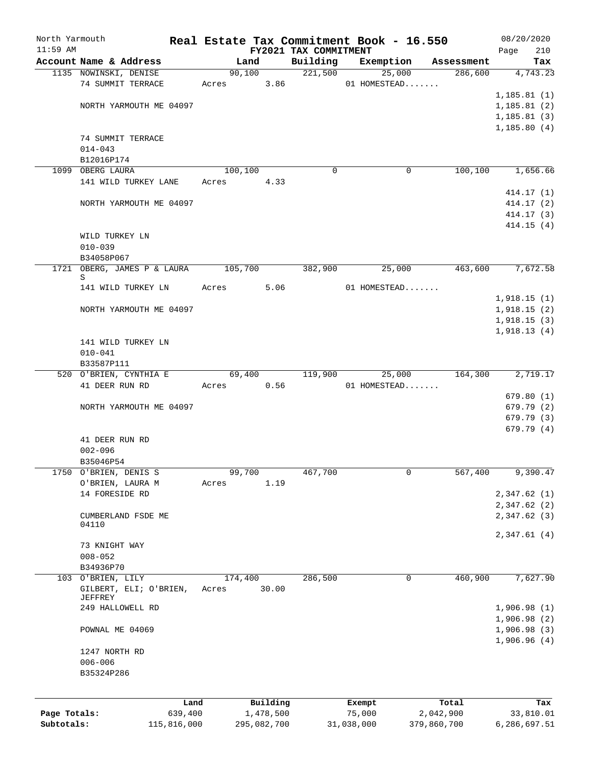# Real Estate Tax Commitment Book - 16.550

North Yarmouth
11:59 AM

FY2021 TAX COMMITMENT

08/20/2020

| Account Name & Address | Land | Building | Exemption | Assessment | Tax |
|---|---|---|---|---|---|
| 1135 NOWINSKI, DENISE | 90,100 | 221,500 | 25,000 | 286,600 | 4,743.23 |
| 74 SUMMIT TERRACE | Acres 3.86 | | 01 HOMESTEAD....... | | |
| | | | | | 1,185.81 (1) |
| NORTH YARMOUTH ME 04097 | | | | | 1,185.81 (2) |
| | | | | | 1,185.81 (3) |
| | | | | | 1,185.80 (4) |
| 74 SUMMIT TERRACE | | | | | |
| 014-043 | | | | | |
| B12016P174 | | | | | |
| 1099 OBERG LAURA | 100,100 | 0 | 0 | 100,100 | 1,656.66 |
| 141 WILD TURKEY LANE | Acres 4.33 | | | | |
| | | | | | 414.17 (1) |
| NORTH YARMOUTH ME 04097 | | | | | 414.17 (2) |
| | | | | | 414.17 (3) |
| | | | | | 414.15 (4) |
| WILD TURKEY LN | | | | | |
| 010-039 | | | | | |
| B34058P067 | | | | | |
| 1721 OBERG, JAMES P & LAURA S | 105,700 | 382,900 | 25,000 | 463,600 | 7,672.58 |
| 141 WILD TURKEY LN | Acres 5.06 | | 01 HOMESTEAD....... | | |
| | | | | | 1,918.15 (1) |
| NORTH YARMOUTH ME 04097 | | | | | 1,918.15 (2) |
| | | | | | 1,918.15 (3) |
| | | | | | 1,918.13 (4) |
| 141 WILD TURKEY LN | | | | | |
| 010-041 | | | | | |
| B33587P111 | | | | | |
| 520 O'BRIEN, CYNTHIA E | 69,400 | 119,900 | 25,000 | 164,300 | 2,719.17 |
| 41 DEER RUN RD | Acres 0.56 | | 01 HOMESTEAD....... | | |
| | | | | | 679.80 (1) |
| NORTH YARMOUTH ME 04097 | | | | | 679.79 (2) |
| | | | | | 679.79 (3) |
| | | | | | 679.79 (4) |
| 41 DEER RUN RD | | | | | |
| 002-096 | | | | | |
| B35046P54 | | | | | |
| 1750 O'BRIEN, DENIS S | 99,700 | 467,700 | 0 | 567,400 | 9,390.47 |
| O'BRIEN, LAURA M | Acres 1.19 | | | | |
| 14 FORESIDE RD | | | | | 2,347.62 (1) |
| | | | | | 2,347.62 (2) |
| CUMBERLAND FSDE ME 04110 | | | | | 2,347.62 (3) |
| | | | | | 2,347.61 (4) |
| 73 KNIGHT WAY | | | | | |
| 008-052 | | | | | |
| B34936P70 | | | | | |
| 103 O'BRIEN, LILY | 174,400 | 286,500 | 0 | 460,900 | 7,627.90 |
| GILBERT, ELI; O'BRIEN, JEFFREY | Acres 30.00 | | | | |
| 249 HALLOWELL RD | | | | | 1,906.98 (1) |
| | | | | | 1,906.98 (2) |
| POWNAL ME 04069 | | | | | 1,906.98 (3) |
| | | | | | 1,906.96 (4) |
| 1247 NORTH RD | | | | | |
| 006-006 | | | | | |
| B35324P286 | | | | | |

| | Land | Building | Exempt | Total | Tax |
|---|---|---|---|---|---|
| Page Totals: | 639,400 | 1,478,500 | 75,000 | 2,042,900 | 33,810.01 |
| Subtotals: | 115,816,000 | 295,082,700 | 31,038,000 | 379,860,700 | 6,286,697.51 |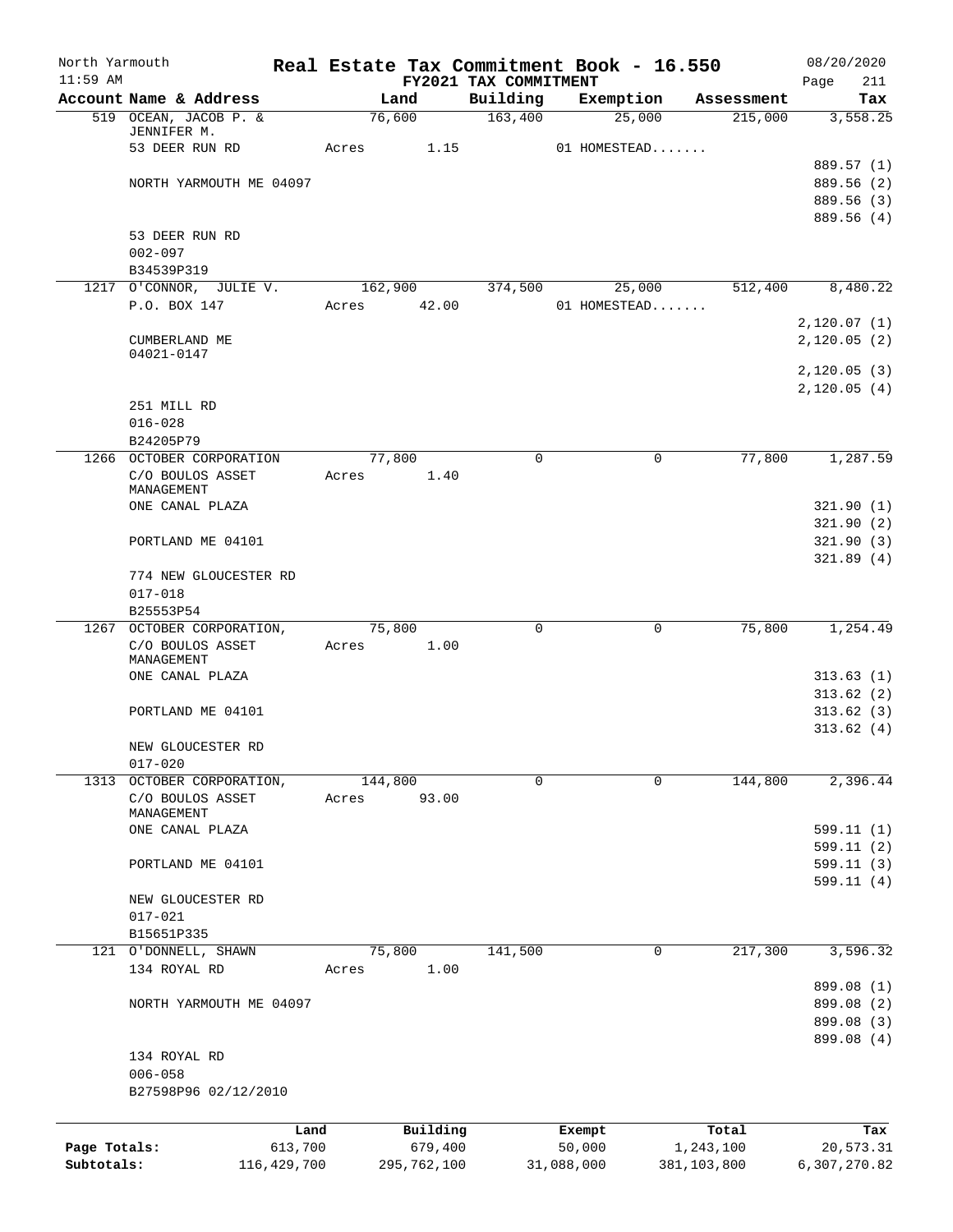North Yarmouth — Real Estate Tax Commitment Book - 16.550 — 08/20/2020
11:59 AM — FY2021 TAX COMMITMENT — Page 211

| Account Name & Address | Land | Building | Exemption | Assessment | Tax |
|---|---|---|---|---|---|
| 519 OCEAN, JACOB P. & JENNIFER M. | 76,600 | 163,400 | 25,000 | 215,000 | 3,558.25 |
| 53 DEER RUN RD | Acres 1.15 | | 01 HOMESTEAD....... | | |
| | | | | | 889.57 (1) |
| NORTH YARMOUTH ME 04097 | | | | | 889.56 (2) |
| | | | | | 889.56 (3) |
| | | | | | 889.56 (4) |
| 53 DEER RUN RD | | | | | |
| 002-097 | | | | | |
| B34539P319 | | | | | |
| 1217 O'CONNOR, JULIE V. | 162,900 | 374,500 | 25,000 | 512,400 | 8,480.22 |
| P.O. BOX 147 | Acres 42.00 | | 01 HOMESTEAD....... | | |
| | | | | | 2,120.07 (1) |
| CUMBERLAND ME 04021-0147 | | | | | 2,120.05 (2) |
| | | | | | 2,120.05 (3) |
| | | | | | 2,120.05 (4) |
| 251 MILL RD | | | | | |
| 016-028 | | | | | |
| B24205P79 | | | | | |
| 1266 OCTOBER CORPORATION | 77,800 | 0 | 0 | 77,800 | 1,287.59 |
| C/O BOULOS ASSET MANAGEMENT | Acres 1.40 | | | | |
| ONE CANAL PLAZA | | | | | 321.90 (1) |
| | | | | | 321.90 (2) |
| PORTLAND ME 04101 | | | | | 321.90 (3) |
| | | | | | 321.89 (4) |
| 774 NEW GLOUCESTER RD | | | | | |
| 017-018 | | | | | |
| B25553P54 | | | | | |
| 1267 OCTOBER CORPORATION, | 75,800 | 0 | 0 | 75,800 | 1,254.49 |
| C/O BOULOS ASSET MANAGEMENT | Acres 1.00 | | | | |
| ONE CANAL PLAZA | | | | | 313.63 (1) |
| | | | | | 313.62 (2) |
| PORTLAND ME 04101 | | | | | 313.62 (3) |
| | | | | | 313.62 (4) |
| NEW GLOUCESTER RD | | | | | |
| 017-020 | | | | | |
| 1313 OCTOBER CORPORATION, | 144,800 | 0 | 0 | 144,800 | 2,396.44 |
| C/O BOULOS ASSET MANAGEMENT | Acres 93.00 | | | | |
| ONE CANAL PLAZA | | | | | 599.11 (1) |
| | | | | | 599.11 (2) |
| PORTLAND ME 04101 | | | | | 599.11 (3) |
| | | | | | 599.11 (4) |
| NEW GLOUCESTER RD | | | | | |
| 017-021 | | | | | |
| B15651P335 | | | | | |
| 121 O'DONNELL, SHAWN | 75,800 | 141,500 | 0 | 217,300 | 3,596.32 |
| 134 ROYAL RD | Acres 1.00 | | | | |
| | | | | | 899.08 (1) |
| NORTH YARMOUTH ME 04097 | | | | | 899.08 (2) |
| | | | | | 899.08 (3) |
| | | | | | 899.08 (4) |
| 134 ROYAL RD | | | | | |
| 006-058 | | | | | |
| B27598P96 02/12/2010 | | | | | |

| | Land | Building | Exempt | Total | Tax |
|---|---|---|---|---|---|
| Page Totals: | 613,700 | 679,400 | 50,000 | 1,243,100 | 20,573.31 |
| Subtotals: | 116,429,700 | 295,762,100 | 31,088,000 | 381,103,800 | 6,307,270.82 |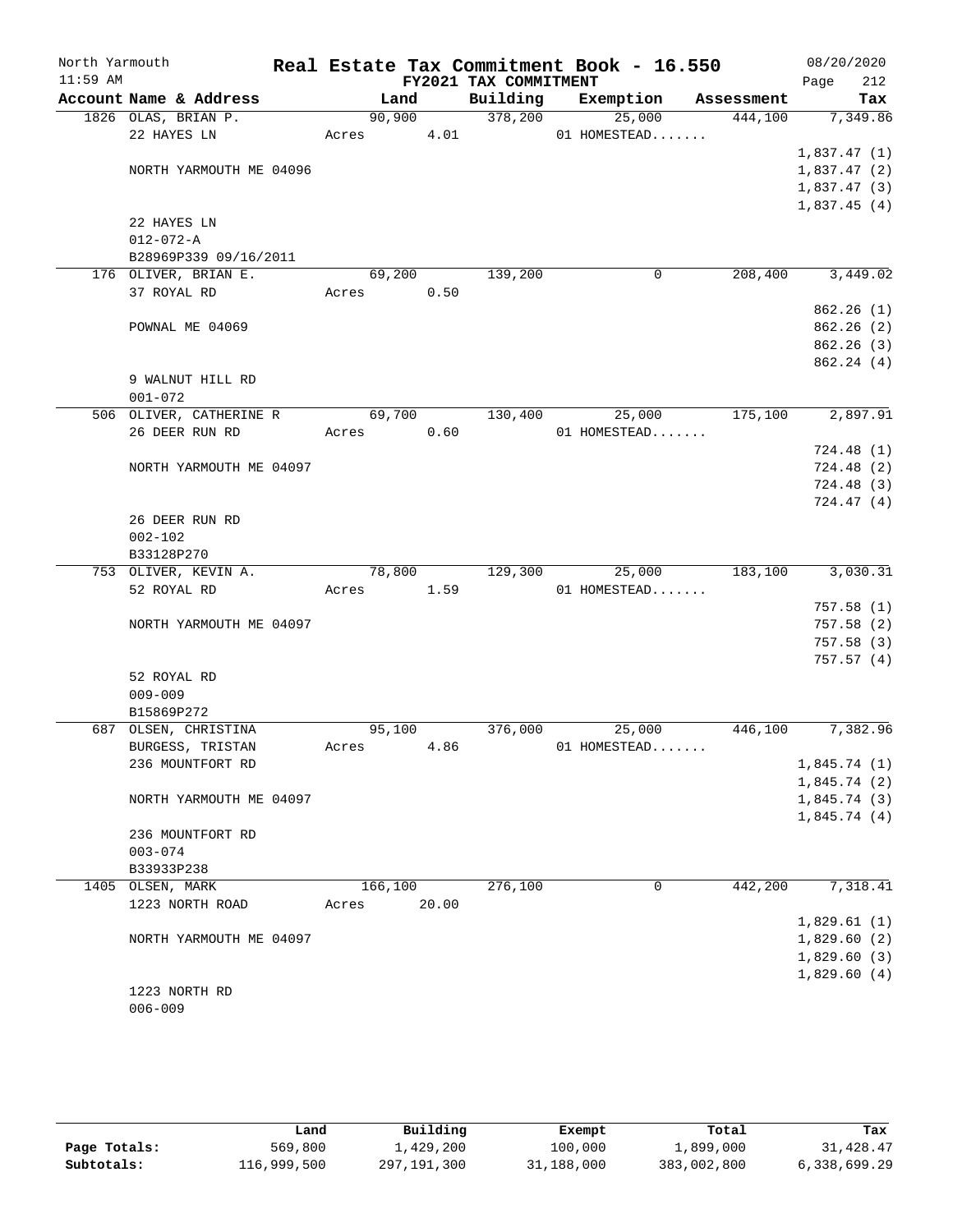North Yarmouth | Real Estate Tax Commitment Book - 16.550 | 08/20/2020
11:59 AM | FY2021 TAX COMMITMENT | Page 212

| Account Name & Address | Land | Building | Exemption | Assessment | Tax |
|---|---|---|---|---|---|
| 1826 OLAS, BRIAN P. | 90,900 | 378,200 | 25,000 | 444,100 | 7,349.86 |
| 22 HAYES LN | Acres 4.01 | | 01 HOMESTEAD....... | | |
| | | | | | 1,837.47 (1) |
| NORTH YARMOUTH ME 04096 | | | | | 1,837.47 (2) |
| | | | | | 1,837.47 (3) |
| | | | | | 1,837.45 (4) |
| 22 HAYES LN | | | | | |
| 012-072-A | | | | | |
| B28969P339 09/16/2011 | | | | | |
| 176 OLIVER, BRIAN E. | 69,200 | 139,200 | 0 | 208,400 | 3,449.02 |
| 37 ROYAL RD | Acres 0.50 | | | | |
| | | | | | 862.26 (1) |
| POWNAL ME 04069 | | | | | 862.26 (2) |
| | | | | | 862.26 (3) |
| | | | | | 862.24 (4) |
| 9 WALNUT HILL RD | | | | | |
| 001-072 | | | | | |
| 506 OLIVER, CATHERINE R | 69,700 | 130,400 | 25,000 | 175,100 | 2,897.91 |
| 26 DEER RUN RD | Acres 0.60 | | 01 HOMESTEAD....... | | |
| | | | | | 724.48 (1) |
| NORTH YARMOUTH ME 04097 | | | | | 724.48 (2) |
| | | | | | 724.48 (3) |
| | | | | | 724.47 (4) |
| 26 DEER RUN RD | | | | | |
| 002-102 | | | | | |
| B33128P270 | | | | | |
| 753 OLIVER, KEVIN A. | 78,800 | 129,300 | 25,000 | 183,100 | 3,030.31 |
| 52 ROYAL RD | Acres 1.59 | | 01 HOMESTEAD....... | | |
| | | | | | 757.58 (1) |
| NORTH YARMOUTH ME 04097 | | | | | 757.58 (2) |
| | | | | | 757.58 (3) |
| | | | | | 757.57 (4) |
| 52 ROYAL RD | | | | | |
| 009-009 | | | | | |
| B15869P272 | | | | | |
| 687 OLSEN, CHRISTINA | 95,100 | 376,000 | 25,000 | 446,100 | 7,382.96 |
| BURGESS, TRISTAN | Acres 4.86 | | 01 HOMESTEAD....... | | |
| 236 MOUNTFORT RD | | | | | 1,845.74 (1) |
| | | | | | 1,845.74 (2) |
| NORTH YARMOUTH ME 04097 | | | | | 1,845.74 (3) |
| | | | | | 1,845.74 (4) |
| 236 MOUNTFORT RD | | | | | |
| 003-074 | | | | | |
| B33933P238 | | | | | |
| 1405 OLSEN, MARK | 166,100 | 276,100 | 0 | 442,200 | 7,318.41 |
| 1223 NORTH ROAD | Acres 20.00 | | | | |
| | | | | | 1,829.61 (1) |
| NORTH YARMOUTH ME 04097 | | | | | 1,829.60 (2) |
| | | | | | 1,829.60 (3) |
| | | | | | 1,829.60 (4) |
| 1223 NORTH RD | | | | | |
| 006-009 | | | | | |

| | Land | Building | Exempt | Total | Tax |
|---|---|---|---|---|---|
| Page Totals: | 569,800 | 1,429,200 | 100,000 | 1,899,000 | 31,428.47 |
| Subtotals: | 116,999,500 | 297,191,300 | 31,188,000 | 383,002,800 | 6,338,699.29 |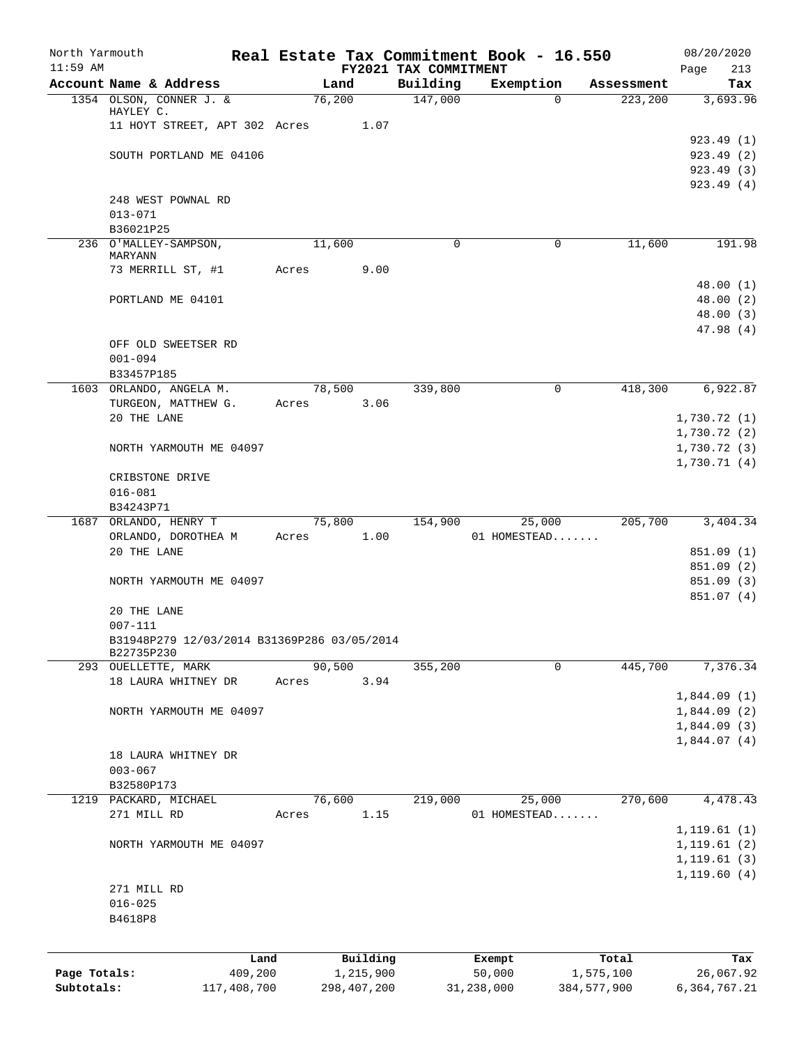North Yarmouth | Real Estate Tax Commitment Book - 16.550 | 08/20/2020
11:59 AM | FY2021 TAX COMMITMENT | Page 213

| Account Name & Address | Land | Building | Exemption | Assessment | Tax |
|---|---|---|---|---|---|
| 1354 OLSON, CONNER J. & HAYLEY C. | 76,200 | 147,000 | 0 | 223,200 | 3,693.96 |
| 11 HOYT STREET, APT 302 Acres 1.07 | | | | | |
| | | | | | 923.49 (1) |
| SOUTH PORTLAND ME 04106 | | | | | 923.49 (2) |
| | | | | | 923.49 (3) |
| | | | | | 923.49 (4) |
| 248 WEST POWNAL RD | | | | | |
| 013-071 | | | | | |
| B36021P25 | | | | | |
| 236 O'MALLEY-SAMPSON, MARYANN | 11,600 | 0 | 0 | 11,600 | 191.98 |
| 73 MERRILL ST, #1 Acres 9.00 | | | | | |
| | | | | | 48.00 (1) |
| PORTLAND ME 04101 | | | | | 48.00 (2) |
| | | | | | 48.00 (3) |
| | | | | | 47.98 (4) |
| OFF OLD SWEETSER RD | | | | | |
| 001-094 | | | | | |
| B33457P185 | | | | | |
| 1603 ORLANDO, ANGELA M. | 78,500 | 339,800 | 0 | 418,300 | 6,922.87 |
| TURGEON, MATTHEW G. Acres 3.06 | | | | | |
| 20 THE LANE | | | | | 1,730.72 (1) |
| | | | | | 1,730.72 (2) |
| NORTH YARMOUTH ME 04097 | | | | | 1,730.72 (3) |
| | | | | | 1,730.71 (4) |
| CRIBSTONE DRIVE | | | | | |
| 016-081 | | | | | |
| B34243P71 | | | | | |
| 1687 ORLANDO, HENRY T | 75,800 | 154,900 | 25,000 | 205,700 | 3,404.34 |
| ORLANDO, DOROTHEA M Acres 1.00 | | | 01 HOMESTEAD....... | | |
| 20 THE LANE | | | | | 851.09 (1) |
| | | | | | 851.09 (2) |
| NORTH YARMOUTH ME 04097 | | | | | 851.09 (3) |
| | | | | | 851.07 (4) |
| 20 THE LANE | | | | | |
| 007-111 | | | | | |
| B31948P279 12/03/2014 B31369P286 03/05/2014 B22735P230 | | | | | |
| 293 OUELLETTE, MARK | 90,500 | 355,200 | 0 | 445,700 | 7,376.34 |
| 18 LAURA WHITNEY DR Acres 3.94 | | | | | |
| | | | | | 1,844.09 (1) |
| NORTH YARMOUTH ME 04097 | | | | | 1,844.09 (2) |
| | | | | | 1,844.09 (3) |
| | | | | | 1,844.07 (4) |
| 18 LAURA WHITNEY DR | | | | | |
| 003-067 | | | | | |
| B32580P173 | | | | | |
| 1219 PACKARD, MICHAEL | 76,600 | 219,000 | 25,000 | 270,600 | 4,478.43 |
| 271 MILL RD Acres 1.15 | | | 01 HOMESTEAD....... | | |
| | | | | | 1,119.61 (1) |
| NORTH YARMOUTH ME 04097 | | | | | 1,119.61 (2) |
| | | | | | 1,119.61 (3) |
| | | | | | 1,119.60 (4) |
| 271 MILL RD | | | | | |
| 016-025 | | | | | |
| B4618P8 | | | | | |

| | Land | Building | Exempt | Total | Tax |
|---|---|---|---|---|---|
| Page Totals: | 409,200 | 1,215,900 | 50,000 | 1,575,100 | 26,067.92 |
| Subtotals: | 117,408,700 | 298,407,200 | 31,238,000 | 384,577,900 | 6,364,767.21 |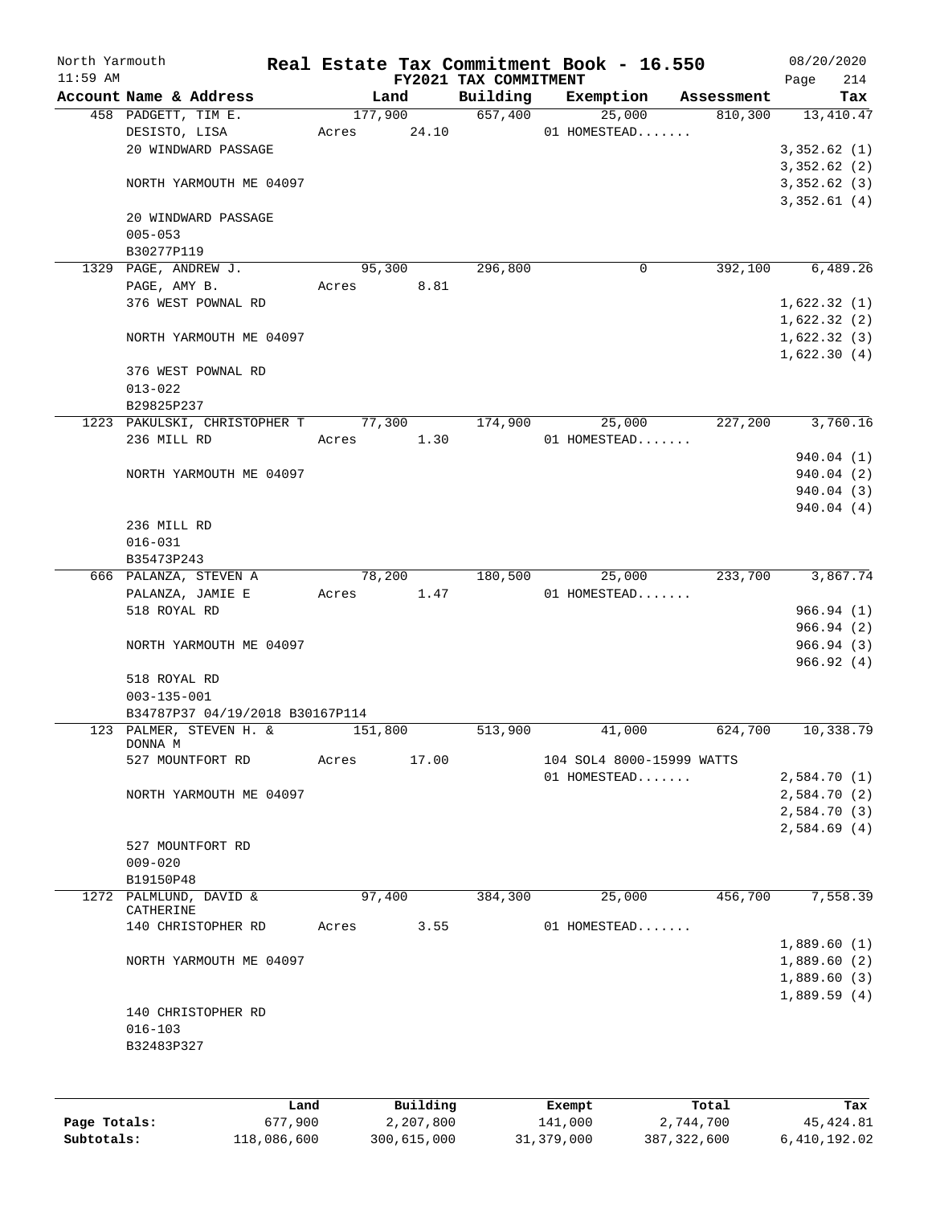North Yarmouth — Real Estate Tax Commitment Book - 16.550 — 08/20/2020
11:59 AM — FY2021 TAX COMMITMENT — Page 214

| Account Name & Address | Land | Building | Exemption | Assessment | Tax |
|---|---|---|---|---|---|
| 458 PADGETT, TIM E. | 177,900 | 657,400 | 25,000 | 810,300 | 13,410.47 |
| DESISTO, LISA | Acres 24.10 | | 01 HOMESTEAD....... | | |
| 20 WINDWARD PASSAGE | | | | | 3,352.62 (1) |
| | | | | | 3,352.62 (2) |
| NORTH YARMOUTH ME 04097 | | | | | 3,352.62 (3) |
| | | | | | 3,352.61 (4) |
| 20 WINDWARD PASSAGE | | | | | |
| 005-053 | | | | | |
| B30277P119 | | | | | |
| 1329 PAGE, ANDREW J. | 95,300 | 296,800 | 0 | 392,100 | 6,489.26 |
| PAGE, AMY B. | Acres 8.81 | | | | |
| 376 WEST POWNAL RD | | | | | 1,622.32 (1) |
| | | | | | 1,622.32 (2) |
| NORTH YARMOUTH ME 04097 | | | | | 1,622.32 (3) |
| | | | | | 1,622.30 (4) |
| 376 WEST POWNAL RD | | | | | |
| 013-022 | | | | | |
| B29825P237 | | | | | |
| 1223 PAKULSKI, CHRISTOPHER T | 77,300 | 174,900 | 25,000 | 227,200 | 3,760.16 |
| 236 MILL RD | Acres 1.30 | | 01 HOMESTEAD....... | | |
| | | | | | 940.04 (1) |
| NORTH YARMOUTH ME 04097 | | | | | 940.04 (2) |
| | | | | | 940.04 (3) |
| | | | | | 940.04 (4) |
| 236 MILL RD | | | | | |
| 016-031 | | | | | |
| B35473P243 | | | | | |
| 666 PALANZA, STEVEN A | 78,200 | 180,500 | 25,000 | 233,700 | 3,867.74 |
| PALANZA, JAMIE E | Acres 1.47 | | 01 HOMESTEAD....... | | |
| 518 ROYAL RD | | | | | 966.94 (1) |
| | | | | | 966.94 (2) |
| NORTH YARMOUTH ME 04097 | | | | | 966.94 (3) |
| | | | | | 966.92 (4) |
| 518 ROYAL RD | | | | | |
| 003-135-001 | | | | | |
| B34787P37 04/19/2018 B30167P114 | | | | | |
| 123 PALMER, STEVEN H. & DONNA M | 151,800 | 513,900 | 41,000 | 624,700 | 10,338.79 |
| 527 MOUNTFORT RD | Acres 17.00 | | 104 SOL4 8000-15999 WATTS | | |
| | | | 01 HOMESTEAD....... | | 2,584.70 (1) |
| NORTH YARMOUTH ME 04097 | | | | | 2,584.70 (2) |
| | | | | | 2,584.70 (3) |
| | | | | | 2,584.69 (4) |
| 527 MOUNTFORT RD | | | | | |
| 009-020 | | | | | |
| B19150P48 | | | | | |
| 1272 PALMLUND, DAVID & CATHERINE | 97,400 | 384,300 | 25,000 | 456,700 | 7,558.39 |
| 140 CHRISTOPHER RD | Acres 3.55 | | 01 HOMESTEAD....... | | |
| | | | | | 1,889.60 (1) |
| NORTH YARMOUTH ME 04097 | | | | | 1,889.60 (2) |
| | | | | | 1,889.60 (3) |
| | | | | | 1,889.59 (4) |
| 140 CHRISTOPHER RD | | | | | |
| 016-103 | | | | | |
| B32483P327 | | | | | |

| | Land | Building | Exempt | Total | Tax |
|---|---|---|---|---|---|
| Page Totals: | 677,900 | 2,207,800 | 141,000 | 2,744,700 | 45,424.81 |
| Subtotals: | 118,086,600 | 300,615,000 | 31,379,000 | 387,322,600 | 6,410,192.02 |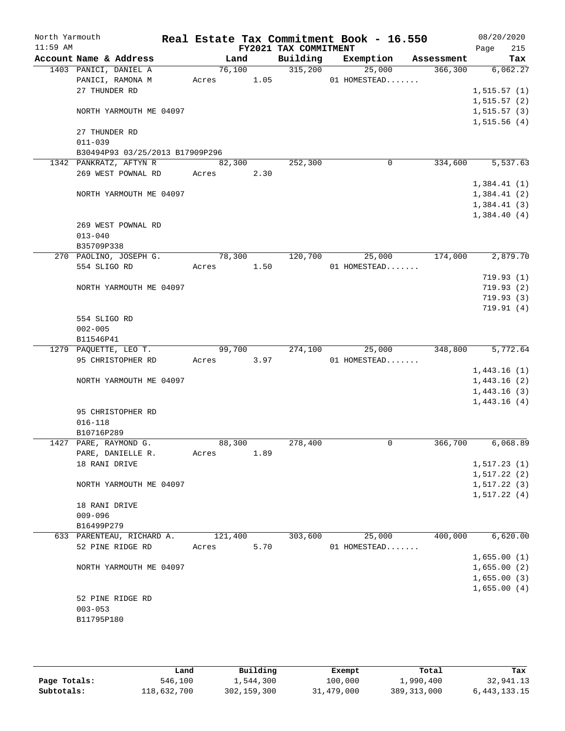North Yarmouth | Real Estate Tax Commitment Book - 16.550 | 08/20/2020
11:59 AM | FY2021 TAX COMMITMENT | Page 215

| Account Name & Address | Land | Building | Exemption | Assessment | Tax |
|---|---|---|---|---|---|
| 1403 PANICI, DANIEL A | 76,100 | 315,200 | 25,000 | 366,300 | 6,062.27 |
| PANICI, RAMONA M | Acres 1.05 | | 01 HOMESTEAD....... | | |
| 27 THUNDER RD | | | | | 1,515.57 (1) |
| | | | | | 1,515.57 (2) |
| NORTH YARMOUTH ME 04097 | | | | | 1,515.57 (3) |
| | | | | | 1,515.56 (4) |
| 27 THUNDER RD | | | | | |
| 011-039 | | | | | |
| B30494P93 03/25/2013 B17909P296 | | | | | |
| 1342 PANKRATZ, AFTYN R | 82,300 | 252,300 | 0 | 334,600 | 5,537.63 |
| 269 WEST POWNAL RD | Acres 2.30 | | | | |
| | | | | | 1,384.41 (1) |
| NORTH YARMOUTH ME 04097 | | | | | 1,384.41 (2) |
| | | | | | 1,384.41 (3) |
| | | | | | 1,384.40 (4) |
| 269 WEST POWNAL RD | | | | | |
| 013-040 | | | | | |
| B35709P338 | | | | | |
| 270 PAOLINO, JOSEPH G. | 78,300 | 120,700 | 25,000 | 174,000 | 2,879.70 |
| 554 SLIGO RD | Acres 1.50 | | 01 HOMESTEAD....... | | |
| | | | | | 719.93 (1) |
| NORTH YARMOUTH ME 04097 | | | | | 719.93 (2) |
| | | | | | 719.93 (3) |
| | | | | | 719.91 (4) |
| 554 SLIGO RD | | | | | |
| 002-005 | | | | | |
| B11546P41 | | | | | |
| 1279 PAQUETTE, LEO T. | 99,700 | 274,100 | 25,000 | 348,800 | 5,772.64 |
| 95 CHRISTOPHER RD | Acres 3.97 | | 01 HOMESTEAD....... | | |
| | | | | | 1,443.16 (1) |
| NORTH YARMOUTH ME 04097 | | | | | 1,443.16 (2) |
| | | | | | 1,443.16 (3) |
| | | | | | 1,443.16 (4) |
| 95 CHRISTOPHER RD | | | | | |
| 016-118 | | | | | |
| B10716P289 | | | | | |
| 1427 PARE, RAYMOND G. | 88,300 | 278,400 | 0 | 366,700 | 6,068.89 |
| PARE, DANIELLE R. | Acres 1.89 | | | | |
| 18 RANI DRIVE | | | | | 1,517.23 (1) |
| | | | | | 1,517.22 (2) |
| NORTH YARMOUTH ME 04097 | | | | | 1,517.22 (3) |
| | | | | | 1,517.22 (4) |
| 18 RANI DRIVE | | | | | |
| 009-096 | | | | | |
| B16499P279 | | | | | |
| 633 PARENTEAU, RICHARD A. | 121,400 | 303,600 | 25,000 | 400,000 | 6,620.00 |
| 52 PINE RIDGE RD | Acres 5.70 | | 01 HOMESTEAD....... | | |
| | | | | | 1,655.00 (1) |
| NORTH YARMOUTH ME 04097 | | | | | 1,655.00 (2) |
| | | | | | 1,655.00 (3) |
| | | | | | 1,655.00 (4) |
| 52 PINE RIDGE RD | | | | | |
| 003-053 | | | | | |
| B11795P180 | | | | | |

| | Land | Building | Exempt | Total | Tax |
|---|---|---|---|---|---|
| Page Totals: | 546,100 | 1,544,300 | 100,000 | 1,990,400 | 32,941.13 |
| Subtotals: | 118,632,700 | 302,159,300 | 31,479,000 | 389,313,000 | 6,443,133.15 |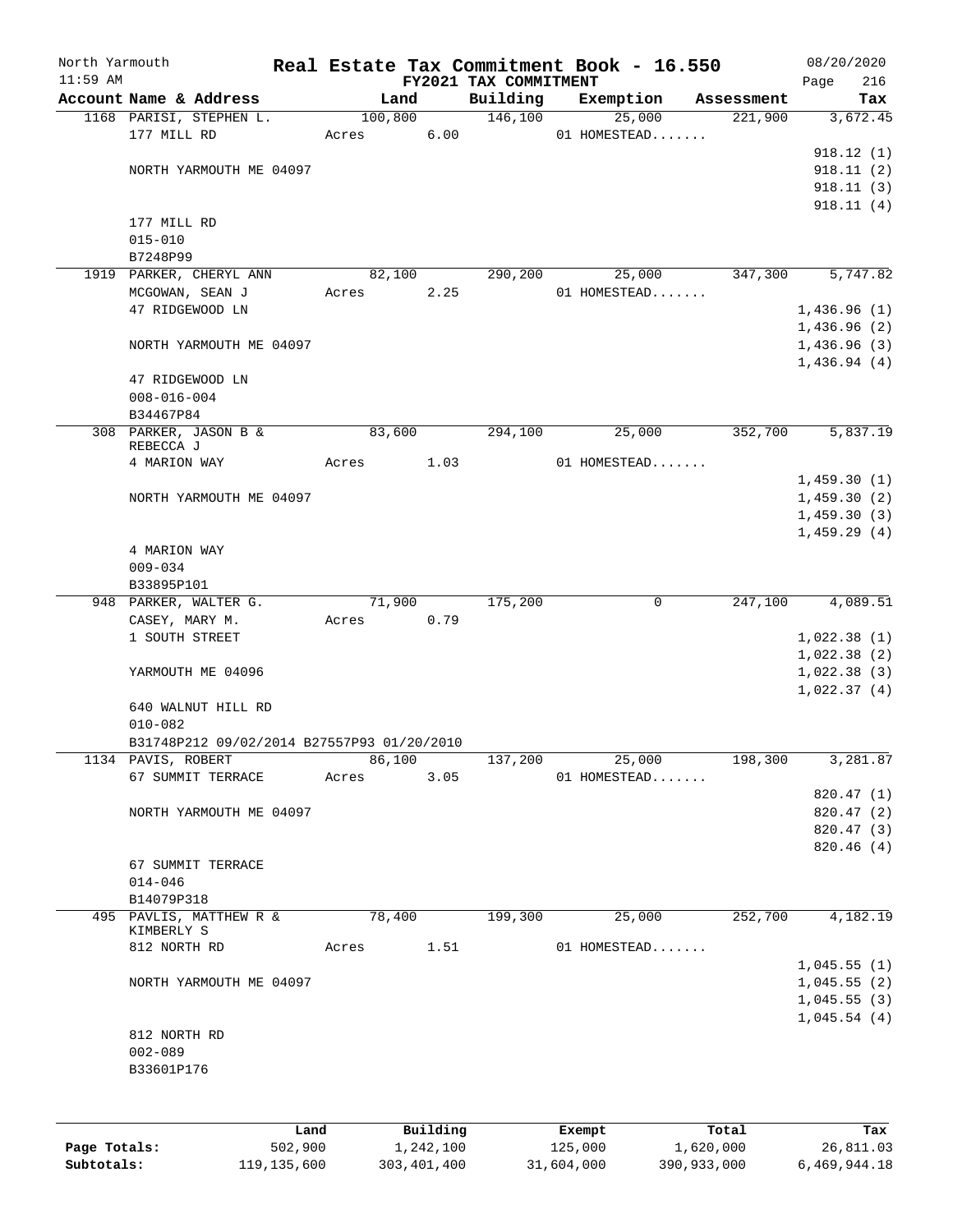North Yarmouth | Real Estate Tax Commitment Book - 16.550 | 08/20/2020
11:59 AM | FY2021 TAX COMMITMENT | Page 216

| Account Name & Address | Land | Building | Exemption | Assessment | Tax |
|---|---|---|---|---|---|
| 1168 PARISI, STEPHEN L. | 100,800 | 146,100 | 25,000 | 221,900 | 3,672.45 |
| 177 MILL RD | Acres 6.00 | | 01 HOMESTEAD....... | | |
| | | | | | 918.12 (1) |
| NORTH YARMOUTH ME 04097 | | | | | 918.11 (2) |
| | | | | | 918.11 (3) |
| | | | | | 918.11 (4) |
| 177 MILL RD | | | | | |
| 015-010 | | | | | |
| B7248P99 | | | | | |
| 1919 PARKER, CHERYL ANN | 82,100 | 290,200 | 25,000 | 347,300 | 5,747.82 |
| MCGOWAN, SEAN J | Acres 2.25 | | 01 HOMESTEAD....... | | |
| 47 RIDGEWOOD LN | | | | | 1,436.96 (1) |
| | | | | | 1,436.96 (2) |
| NORTH YARMOUTH ME 04097 | | | | | 1,436.96 (3) |
| | | | | | 1,436.94 (4) |
| 47 RIDGEWOOD LN | | | | | |
| 008-016-004 | | | | | |
| B34467P84 | | | | | |
| 308 PARKER, JASON B & REBECCA J | 83,600 | 294,100 | 25,000 | 352,700 | 5,837.19 |
| 4 MARION WAY | Acres 1.03 | | 01 HOMESTEAD....... | | |
| | | | | | 1,459.30 (1) |
| NORTH YARMOUTH ME 04097 | | | | | 1,459.30 (2) |
| | | | | | 1,459.30 (3) |
| | | | | | 1,459.29 (4) |
| 4 MARION WAY | | | | | |
| 009-034 | | | | | |
| B33895P101 | | | | | |
| 948 PARKER, WALTER G. | 71,900 | 175,200 | 0 | 247,100 | 4,089.51 |
| CASEY, MARY M. | Acres 0.79 | | | | |
| 1 SOUTH STREET | | | | | 1,022.38 (1) |
| | | | | | 1,022.38 (2) |
| YARMOUTH ME 04096 | | | | | 1,022.38 (3) |
| | | | | | 1,022.37 (4) |
| 640 WALNUT HILL RD | | | | | |
| 010-082 | | | | | |
| B31748P212 09/02/2014 B27557P93 01/20/2010 | | | | | |
| 1134 PAVIS, ROBERT | 86,100 | 137,200 | 25,000 | 198,300 | 3,281.87 |
| 67 SUMMIT TERRACE | Acres 3.05 | | 01 HOMESTEAD....... | | |
| | | | | | 820.47 (1) |
| NORTH YARMOUTH ME 04097 | | | | | 820.47 (2) |
| | | | | | 820.47 (3) |
| | | | | | 820.46 (4) |
| 67 SUMMIT TERRACE | | | | | |
| 014-046 | | | | | |
| B14079P318 | | | | | |
| 495 PAVLIS, MATTHEW R & KIMBERLY S | 78,400 | 199,300 | 25,000 | 252,700 | 4,182.19 |
| 812 NORTH RD | Acres 1.51 | | 01 HOMESTEAD....... | | |
| | | | | | 1,045.55 (1) |
| NORTH YARMOUTH ME 04097 | | | | | 1,045.55 (2) |
| | | | | | 1,045.55 (3) |
| | | | | | 1,045.54 (4) |
| 812 NORTH RD | | | | | |
| 002-089 | | | | | |
| B33601P176 | | | | | |

| | Land | Building | Exempt | Total | Tax |
|---|---|---|---|---|---|
| Page Totals: | 502,900 | 1,242,100 | 125,000 | 1,620,000 | 26,811.03 |
| Subtotals: | 119,135,600 | 303,401,400 | 31,604,000 | 390,933,000 | 6,469,944.18 |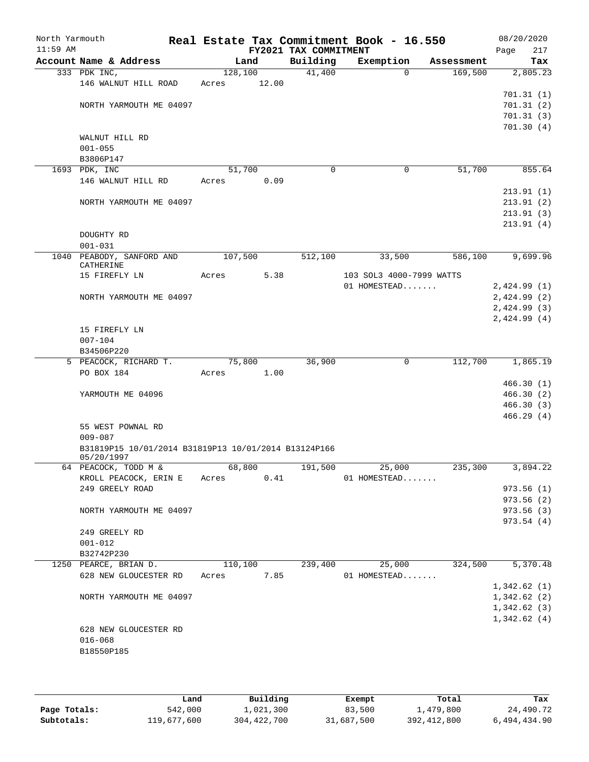North Yarmouth | Real Estate Tax Commitment Book - 16.550 | 08/20/2020
11:59 AM | FY2021 TAX COMMITMENT | Page 217

| Account Name & Address | Land | Building | Exemption | Assessment | Tax |
|---|---|---|---|---|---|
| 333 PDK INC, | 128,100 | 41,400 | 0 | 169,500 | 2,805.23 |
| 146 WALNUT HILL ROAD | Acres 12.00 | | | | |
| | | | | | 701.31 (1) |
| NORTH YARMOUTH ME 04097 | | | | | 701.31 (2) |
| | | | | | 701.31 (3) |
| | | | | | 701.30 (4) |
| WALNUT HILL RD | | | | | |
| 001-055 | | | | | |
| B3806P147 | | | | | |
| 1693 PDK, INC | 51,700 | 0 | 0 | 51,700 | 855.64 |
| 146 WALNUT HILL RD | Acres 0.09 | | | | |
| | | | | | 213.91 (1) |
| NORTH YARMOUTH ME 04097 | | | | | 213.91 (2) |
| | | | | | 213.91 (3) |
| | | | | | 213.91 (4) |
| DOUGHTY RD | | | | | |
| 001-031 | | | | | |
| 1040 PEABODY, SANFORD AND CATHERINE | 107,500 | 512,100 | 33,500 | 586,100 | 9,699.96 |
| 15 FIREFLY LN | Acres 5.38 | | 103 SOL3 4000-7999 WATTS | | |
| | | | 01 HOMESTEAD....... | | 2,424.99 (1) |
| NORTH YARMOUTH ME 04097 | | | | | 2,424.99 (2) |
| | | | | | 2,424.99 (3) |
| | | | | | 2,424.99 (4) |
| 15 FIREFLY LN | | | | | |
| 007-104 | | | | | |
| B34506P220 | | | | | |
| 5 PEACOCK, RICHARD T. | 75,800 | 36,900 | 0 | 112,700 | 1,865.19 |
| PO BOX 184 | Acres 1.00 | | | | |
| | | | | | 466.30 (1) |
| YARMOUTH ME 04096 | | | | | 466.30 (2) |
| | | | | | 466.30 (3) |
| | | | | | 466.29 (4) |
| 55 WEST POWNAL RD | | | | | |
| 009-087 | | | | | |
| B31819P15 10/01/2014 B31819P13 10/01/2014 B13124P166 05/20/1997 | | | | | |
| 64 PEACOCK, TODD M & | 68,800 | 191,500 | 25,000 | 235,300 | 3,894.22 |
| KROLL PEACOCK, ERIN E | Acres 0.41 | | 01 HOMESTEAD....... | | |
| 249 GREELY ROAD | | | | | 973.56 (1) |
| | | | | | 973.56 (2) |
| NORTH YARMOUTH ME 04097 | | | | | 973.56 (3) |
| | | | | | 973.54 (4) |
| 249 GREELY RD | | | | | |
| 001-012 | | | | | |
| B32742P230 | | | | | |
| 1250 PEARCE, BRIAN D. | 110,100 | 239,400 | 25,000 | 324,500 | 5,370.48 |
| 628 NEW GLOUCESTER RD | Acres 7.85 | | 01 HOMESTEAD....... | | |
| | | | | | 1,342.62 (1) |
| NORTH YARMOUTH ME 04097 | | | | | 1,342.62 (2) |
| | | | | | 1,342.62 (3) |
| | | | | | 1,342.62 (4) |
| 628 NEW GLOUCESTER RD | | | | | |
| 016-068 | | | | | |
| B18550P185 | | | | | |

| | Land | Building | Exempt | Total | Tax |
|---|---|---|---|---|---|
| Page Totals: | 542,000 | 1,021,300 | 83,500 | 1,479,800 | 24,490.72 |
| Subtotals: | 119,677,600 | 304,422,700 | 31,687,500 | 392,412,800 | 6,494,434.90 |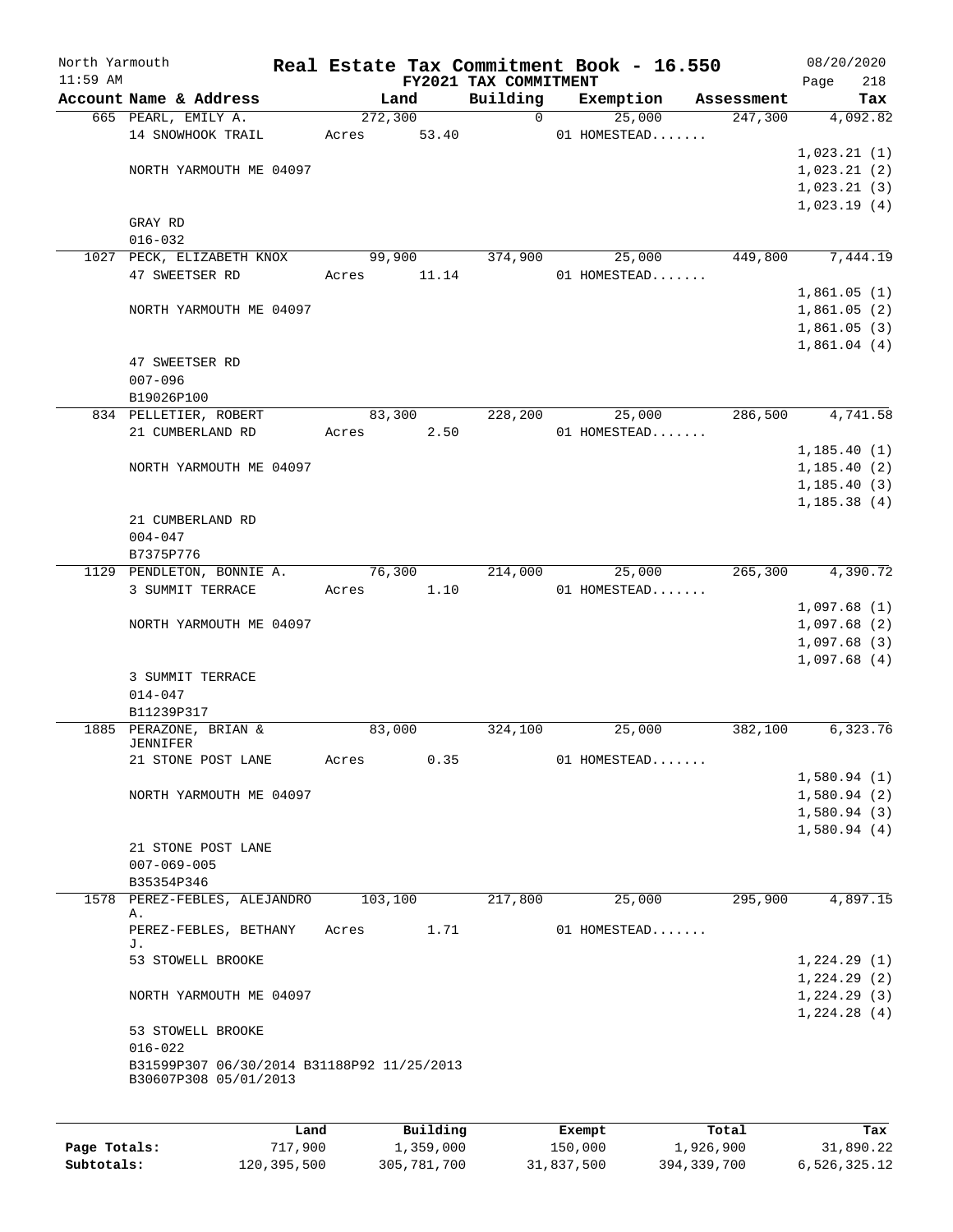North Yarmouth | Real Estate Tax Commitment Book - 16.550 | 08/20/2020
11:59 AM | FY2021 TAX COMMITMENT | Page 218

| Account | Name & Address | Land | Building | Exemption | Assessment | Tax |
|---|---|---|---|---|---|---|
| 665 | PEARL, EMILY A. | 272,300 | 0 | 25,000 | 247,300 | 4,092.82 |
| | 14 SNOWHOOK TRAIL | Acres 53.40 | | 01 HOMESTEAD....... | | |
| | | | | | | 1,023.21 (1) |
| | NORTH YARMOUTH ME 04097 | | | | | 1,023.21 (2) |
| | | | | | | 1,023.21 (3) |
| | | | | | | 1,023.19 (4) |
| | GRAY RD | | | | | |
| | 016-032 | | | | | |
| 1027 | PECK, ELIZABETH KNOX | 99,900 | 374,900 | 25,000 | 449,800 | 7,444.19 |
| | 47 SWEETSER RD | Acres 11.14 | | 01 HOMESTEAD....... | | |
| | | | | | | 1,861.05 (1) |
| | NORTH YARMOUTH ME 04097 | | | | | 1,861.05 (2) |
| | | | | | | 1,861.05 (3) |
| | | | | | | 1,861.04 (4) |
| | 47 SWEETSER RD | | | | | |
| | 007-096 | | | | | |
| | B19026P100 | | | | | |
| 834 | PELLETIER, ROBERT | 83,300 | 228,200 | 25,000 | 286,500 | 4,741.58 |
| | 21 CUMBERLAND RD | Acres 2.50 | | 01 HOMESTEAD....... | | |
| | | | | | | 1,185.40 (1) |
| | NORTH YARMOUTH ME 04097 | | | | | 1,185.40 (2) |
| | | | | | | 1,185.40 (3) |
| | | | | | | 1,185.38 (4) |
| | 21 CUMBERLAND RD | | | | | |
| | 004-047 | | | | | |
| | B7375P776 | | | | | |
| 1129 | PENDLETON, BONNIE A. | 76,300 | 214,000 | 25,000 | 265,300 | 4,390.72 |
| | 3 SUMMIT TERRACE | Acres 1.10 | | 01 HOMESTEAD....... | | |
| | | | | | | 1,097.68 (1) |
| | NORTH YARMOUTH ME 04097 | | | | | 1,097.68 (2) |
| | | | | | | 1,097.68 (3) |
| | | | | | | 1,097.68 (4) |
| | 3 SUMMIT TERRACE | | | | | |
| | 014-047 | | | | | |
| | B11239P317 | | | | | |
| 1885 | PERAZONE, BRIAN & JENNIFER | 83,000 | 324,100 | 25,000 | 382,100 | 6,323.76 |
| | 21 STONE POST LANE | Acres 0.35 | | 01 HOMESTEAD....... | | |
| | | | | | | 1,580.94 (1) |
| | NORTH YARMOUTH ME 04097 | | | | | 1,580.94 (2) |
| | | | | | | 1,580.94 (3) |
| | | | | | | 1,580.94 (4) |
| | 21 STONE POST LANE | | | | | |
| | 007-069-005 | | | | | |
| | B35354P346 | | | | | |
| 1578 | PEREZ-FEBLES, ALEJANDRO A. | 103,100 | 217,800 | 25,000 | 295,900 | 4,897.15 |
| | PEREZ-FEBLES, BETHANY J. | Acres 1.71 | | 01 HOMESTEAD....... | | |
| | 53 STOWELL BROOKE | | | | | 1,224.29 (1) |
| | | | | | | 1,224.29 (2) |
| | NORTH YARMOUTH ME 04097 | | | | | 1,224.29 (3) |
| | | | | | | 1,224.28 (4) |
| | 53 STOWELL BROOKE | | | | | |
| | 016-022 | | | | | |
| | B31599P307 06/30/2014 B31188P92 11/25/2013 B30607P308 05/01/2013 | | | | | |

| | Land | Building | Exempt | Total | Tax |
|---|---|---|---|---|---|
| Page Totals: | 717,900 | 1,359,000 | 150,000 | 1,926,900 | 31,890.22 |
| Subtotals: | 120,395,500 | 305,781,700 | 31,837,500 | 394,339,700 | 6,526,325.12 |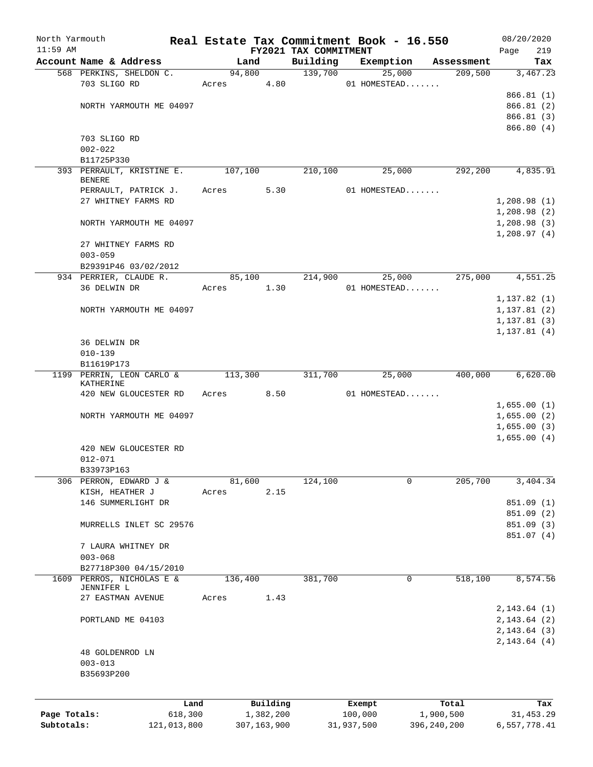North Yarmouth | **Real Estate Tax Commitment Book - 16.550** | 08/20/2020
11:59 AM | **FY2021 TAX COMMITMENT** | Page 219

| Account Name & Address | Land | Building | Exemption | Assessment | Tax |
|---|---|---|---|---|---|
| 568 PERKINS, SHELDON C. | 94,800 | 139,700 | 25,000 | 209,500 | 3,467.23 |
| 703 SLIGO RD | Acres 4.80 | | 01 HOMESTEAD....... | | |
| | | | | | 866.81 (1) |
| NORTH YARMOUTH ME 04097 | | | | | 866.81 (2) |
| | | | | | 866.81 (3) |
| | | | | | 866.80 (4) |
| 703 SLIGO RD | | | | | |
| 002-022 | | | | | |
| B11725P330 | | | | | |
| 393 PERRAULT, KRISTINE E. BENERE | 107,100 | 210,100 | 25,000 | 292,200 | 4,835.91 |
| PERRAULT, PATRICK J. | Acres 5.30 | | 01 HOMESTEAD....... | | |
| 27 WHITNEY FARMS RD | | | | | 1,208.98 (1) |
| | | | | | 1,208.98 (2) |
| NORTH YARMOUTH ME 04097 | | | | | 1,208.98 (3) |
| | | | | | 1,208.97 (4) |
| 27 WHITNEY FARMS RD | | | | | |
| 003-059 | | | | | |
| B29391P46 03/02/2012 | | | | | |
| 934 PERRIER, CLAUDE R. | 85,100 | 214,900 | 25,000 | 275,000 | 4,551.25 |
| 36 DELWIN DR | Acres 1.30 | | 01 HOMESTEAD....... | | |
| | | | | | 1,137.82 (1) |
| NORTH YARMOUTH ME 04097 | | | | | 1,137.81 (2) |
| | | | | | 1,137.81 (3) |
| | | | | | 1,137.81 (4) |
| 36 DELWIN DR | | | | | |
| 010-139 | | | | | |
| B11619P173 | | | | | |
| 1199 PERRIN, LEON CARLO & KATHERINE | 113,300 | 311,700 | 25,000 | 400,000 | 6,620.00 |
| 420 NEW GLOUCESTER RD | Acres 8.50 | | 01 HOMESTEAD....... | | |
| | | | | | 1,655.00 (1) |
| NORTH YARMOUTH ME 04097 | | | | | 1,655.00 (2) |
| | | | | | 1,655.00 (3) |
| | | | | | 1,655.00 (4) |
| 420 NEW GLOUCESTER RD | | | | | |
| 012-071 | | | | | |
| B33973P163 | | | | | |
| 306 PERRON, EDWARD J & | 81,600 | 124,100 | 0 | 205,700 | 3,404.34 |
| KISH, HEATHER J | Acres 2.15 | | | | |
| 146 SUMMERLIGHT DR | | | | | 851.09 (1) |
| | | | | | 851.09 (2) |
| MURRELLS INLET SC 29576 | | | | | 851.09 (3) |
| | | | | | 851.07 (4) |
| 7 LAURA WHITNEY DR | | | | | |
| 003-068 | | | | | |
| B27718P300 04/15/2010 | | | | | |
| 1609 PERROS, NICHOLAS E & JENNIFER L | 136,400 | 381,700 | 0 | 518,100 | 8,574.56 |
| 27 EASTMAN AVENUE | Acres 1.43 | | | | |
| | | | | | 2,143.64 (1) |
| PORTLAND ME 04103 | | | | | 2,143.64 (2) |
| | | | | | 2,143.64 (3) |
| | | | | | 2,143.64 (4) |
| 48 GOLDENROD LN | | | | | |
| 003-013 | | | | | |
| B35693P200 | | | | | |

| | Land | Building | Exempt | Total | Tax |
|---|---|---|---|---|---|
| Page Totals: | 618,300 | 1,382,200 | 100,000 | 1,900,500 | 31,453.29 |
| Subtotals: | 121,013,800 | 307,163,900 | 31,937,500 | 396,240,200 | 6,557,778.41 |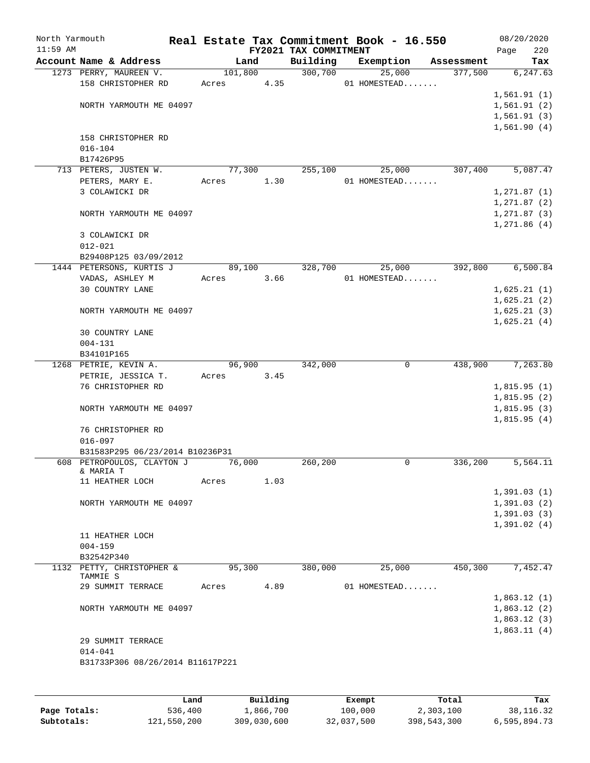North Yarmouth | Real Estate Tax Commitment Book - 16.550 | 08/20/2020
11:59 AM | FY2021 TAX COMMITMENT | Page 220

| Account Name & Address | Land | Building | Exemption | Assessment | Tax |
|---|---|---|---|---|---|
| 1273 PERRY, MAUREEN V. | 101,800 | 300,700 | 25,000 | 377,500 | 6,247.63 |
| 158 CHRISTOPHER RD | Acres 4.35 | | 01 HOMESTEAD....... | | |
| | | | | | 1,561.91 (1) |
| NORTH YARMOUTH ME 04097 | | | | | 1,561.91 (2) |
| | | | | | 1,561.91 (3) |
| | | | | | 1,561.90 (4) |
| 158 CHRISTOPHER RD | | | | | |
| 016-104 | | | | | |
| B17426P95 | | | | | |
| 713 PETERS, JUSTEN W. | 77,300 | 255,100 | 25,000 | 307,400 | 5,087.47 |
| PETERS, MARY E. | Acres 1.30 | | 01 HOMESTEAD....... | | |
| 3 COLAWICKI DR | | | | | 1,271.87 (1) |
| | | | | | 1,271.87 (2) |
| NORTH YARMOUTH ME 04097 | | | | | 1,271.87 (3) |
| | | | | | 1,271.86 (4) |
| 3 COLAWICKI DR | | | | | |
| 012-021 | | | | | |
| B29408P125 03/09/2012 | | | | | |
| 1444 PETERSONS, KURTIS J | 89,100 | 328,700 | 25,000 | 392,800 | 6,500.84 |
| VADAS, ASHLEY M | Acres 3.66 | | 01 HOMESTEAD....... | | |
| 30 COUNTRY LANE | | | | | 1,625.21 (1) |
| | | | | | 1,625.21 (2) |
| NORTH YARMOUTH ME 04097 | | | | | 1,625.21 (3) |
| | | | | | 1,625.21 (4) |
| 30 COUNTRY LANE | | | | | |
| 004-131 | | | | | |
| B34101P165 | | | | | |
| 1268 PETRIE, KEVIN A. | 96,900 | 342,000 | 0 | 438,900 | 7,263.80 |
| PETRIE, JESSICA T. | Acres 3.45 | | | | |
| 76 CHRISTOPHER RD | | | | | 1,815.95 (1) |
| | | | | | 1,815.95 (2) |
| NORTH YARMOUTH ME 04097 | | | | | 1,815.95 (3) |
| | | | | | 1,815.95 (4) |
| 76 CHRISTOPHER RD | | | | | |
| 016-097 | | | | | |
| B31583P295 06/23/2014 B10236P31 | | | | | |
| 608 PETROPOULOS, CLAYTON J & MARIA T | 76,000 | 260,200 | 0 | 336,200 | 5,564.11 |
| 11 HEATHER LOCH | Acres 1.03 | | | | |
| | | | | | 1,391.03 (1) |
| NORTH YARMOUTH ME 04097 | | | | | 1,391.03 (2) |
| | | | | | 1,391.03 (3) |
| | | | | | 1,391.02 (4) |
| 11 HEATHER LOCH | | | | | |
| 004-159 | | | | | |
| B32542P340 | | | | | |
| 1132 PETTY, CHRISTOPHER & TAMMIE S | 95,300 | 380,000 | 25,000 | 450,300 | 7,452.47 |
| 29 SUMMIT TERRACE | Acres 4.89 | | 01 HOMESTEAD....... | | |
| | | | | | 1,863.12 (1) |
| NORTH YARMOUTH ME 04097 | | | | | 1,863.12 (2) |
| | | | | | 1,863.12 (3) |
| | | | | | 1,863.11 (4) |
| 29 SUMMIT TERRACE | | | | | |
| 014-041 | | | | | |
| B31733P306 08/26/2014 B11617P221 | | | | | |

| | Land | Building | Exempt | Total | Tax |
|---|---|---|---|---|---|
| Page Totals: | 536,400 | 1,866,700 | 100,000 | 2,303,100 | 38,116.32 |
| Subtotals: | 121,550,200 | 309,030,600 | 32,037,500 | 398,543,300 | 6,595,894.73 |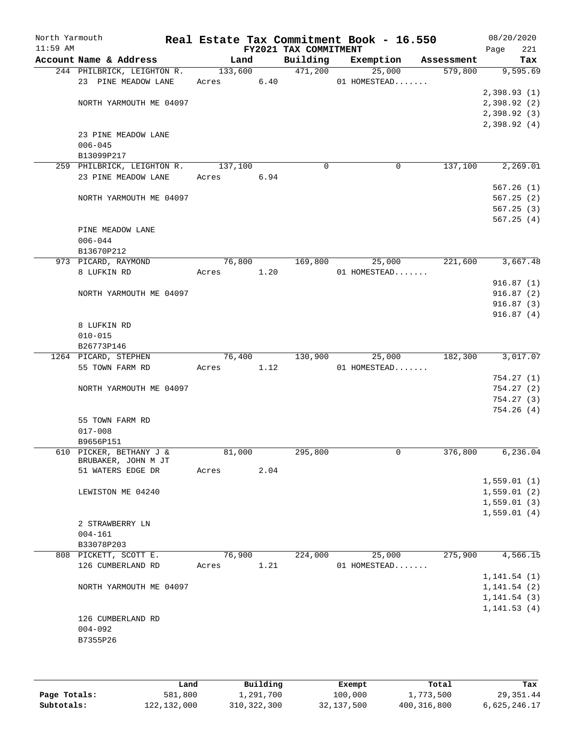North Yarmouth  
11:59 AM

# Real Estate Tax Commitment Book - 16.550

FY2021 TAX COMMITMENT

08/20/2020  
Page 221

| Account Name & Address | Land | Building | Exemption | Assessment | Tax |
|---|---|---|---|---|---|
| 244 PHILBRICK, LEIGHTON R. | 133,600 | 471,200 | 25,000 | 579,800 | 9,595.69 |
| 23 PINE MEADOW LANE | Acres 6.40 | | 01 HOMESTEAD....... | | |
| | | | | | 2,398.93 (1) |
| NORTH YARMOUTH ME 04097 | | | | | 2,398.92 (2) |
| | | | | | 2,398.92 (3) |
| | | | | | 2,398.92 (4) |
| 23 PINE MEADOW LANE | | | | | |
| 006-045 | | | | | |
| B13099P217 | | | | | |
| 259 PHILBRICK, LEIGHTON R. | 137,100 | 0 | 0 | 137,100 | 2,269.01 |
| 23 PINE MEADOW LANE | Acres 6.94 | | | | |
| | | | | | 567.26 (1) |
| NORTH YARMOUTH ME 04097 | | | | | 567.25 (2) |
| | | | | | 567.25 (3) |
| | | | | | 567.25 (4) |
| PINE MEADOW LANE | | | | | |
| 006-044 | | | | | |
| B13670P212 | | | | | |
| 973 PICARD, RAYMOND | 76,800 | 169,800 | 25,000 | 221,600 | 3,667.48 |
| 8 LUFKIN RD | Acres 1.20 | | 01 HOMESTEAD....... | | |
| | | | | | 916.87 (1) |
| NORTH YARMOUTH ME 04097 | | | | | 916.87 (2) |
| | | | | | 916.87 (3) |
| | | | | | 916.87 (4) |
| 8 LUFKIN RD | | | | | |
| 010-015 | | | | | |
| B26773P146 | | | | | |
| 1264 PICARD, STEPHEN | 76,400 | 130,900 | 25,000 | 182,300 | 3,017.07 |
| 55 TOWN FARM RD | Acres 1.12 | | 01 HOMESTEAD....... | | |
| | | | | | 754.27 (1) |
| NORTH YARMOUTH ME 04097 | | | | | 754.27 (2) |
| | | | | | 754.27 (3) |
| | | | | | 754.26 (4) |
| 55 TOWN FARM RD | | | | | |
| 017-008 | | | | | |
| B9656P151 | | | | | |
| 610 PICKER, BETHANY J & BRUBAKER, JOHN M JT | 81,000 | 295,800 | 0 | 376,800 | 6,236.04 |
| 51 WATERS EDGE DR | Acres 2.04 | | | | |
| | | | | | 1,559.01 (1) |
| LEWISTON ME 04240 | | | | | 1,559.01 (2) |
| | | | | | 1,559.01 (3) |
| | | | | | 1,559.01 (4) |
| 2 STRAWBERRY LN | | | | | |
| 004-161 | | | | | |
| B33078P203 | | | | | |
| 808 PICKETT, SCOTT E. | 76,900 | 224,000 | 25,000 | 275,900 | 4,566.15 |
| 126 CUMBERLAND RD | Acres 1.21 | | 01 HOMESTEAD....... | | |
| | | | | | 1,141.54 (1) |
| NORTH YARMOUTH ME 04097 | | | | | 1,141.54 (2) |
| | | | | | 1,141.54 (3) |
| | | | | | 1,141.53 (4) |
| 126 CUMBERLAND RD | | | | | |
| 004-092 | | | | | |
| B7355P26 | | | | | |

| | Land | Building | Exempt | Total | Tax |
|---|---|---|---|---|---|
| Page Totals: | 581,800 | 1,291,700 | 100,000 | 1,773,500 | 29,351.44 |
| Subtotals: | 122,132,000 | 310,322,300 | 32,137,500 | 400,316,800 | 6,625,246.17 |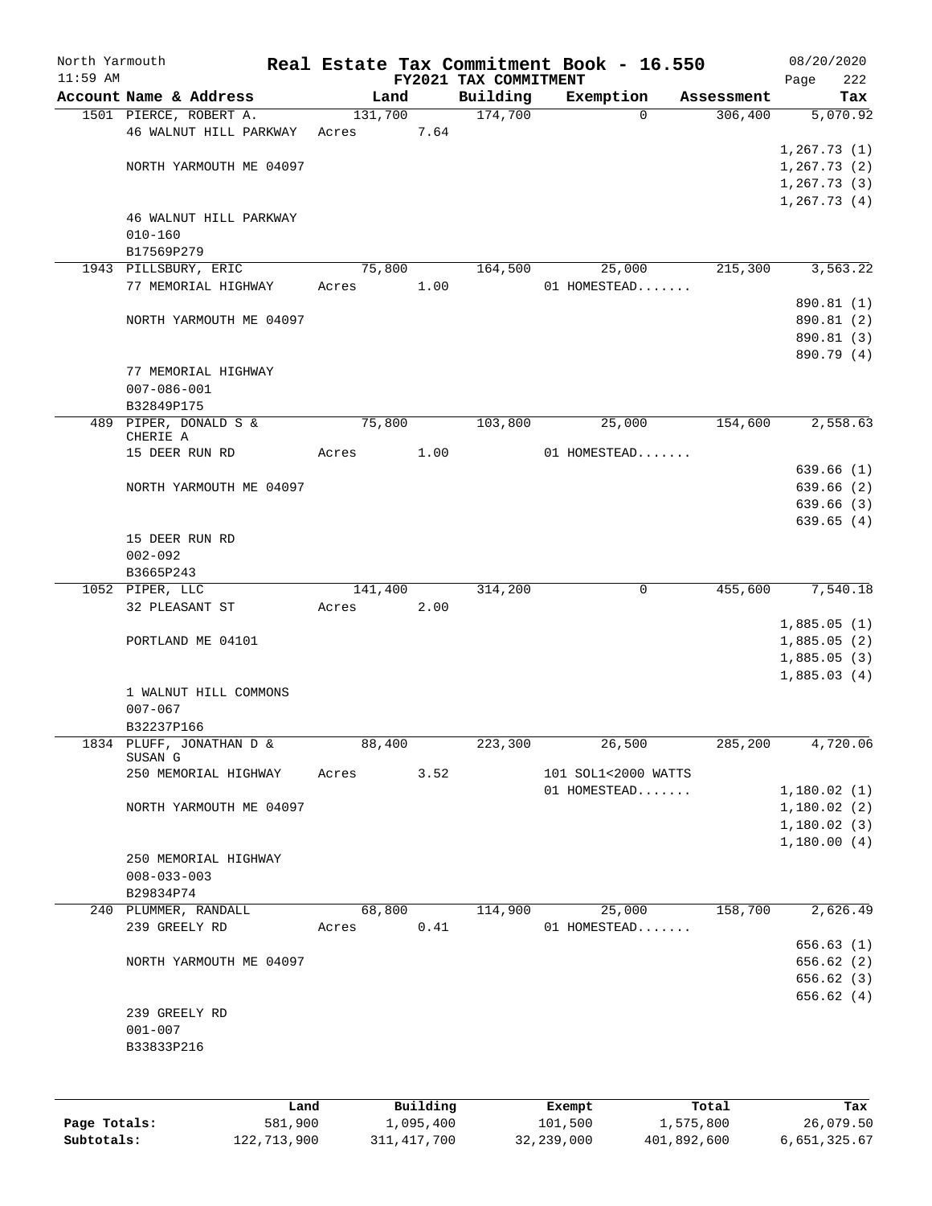North Yarmouth — Real Estate Tax Commitment Book - 16.550 — 08/20/2020
11:59 AM — FY2021 TAX COMMITMENT — Page 222

| Account Name & Address | Land | Building | Exemption | Assessment | Tax |
|---|---|---|---|---|---|
| 1501 PIERCE, ROBERT A. | 131,700 | 174,700 | 0 | 306,400 | 5,070.92 |
| 46 WALNUT HILL PARKWAY | Acres 7.64 | | | | |
| | | | | | 1,267.73 (1) |
| NORTH YARMOUTH ME 04097 | | | | | 1,267.73 (2) |
| | | | | | 1,267.73 (3) |
| | | | | | 1,267.73 (4) |
| 46 WALNUT HILL PARKWAY | | | | | |
| 010-160 | | | | | |
| B17569P279 | | | | | |
| 1943 PILLSBURY, ERIC | 75,800 | 164,500 | 25,000 | 215,300 | 3,563.22 |
| 77 MEMORIAL HIGHWAY | Acres 1.00 | | 01 HOMESTEAD....... | | |
| | | | | | 890.81 (1) |
| NORTH YARMOUTH ME 04097 | | | | | 890.81 (2) |
| | | | | | 890.81 (3) |
| | | | | | 890.79 (4) |
| 77 MEMORIAL HIGHWAY | | | | | |
| 007-086-001 | | | | | |
| B32849P175 | | | | | |
| 489 PIPER, DONALD S & CHERIE A | 75,800 | 103,800 | 25,000 | 154,600 | 2,558.63 |
| 15 DEER RUN RD | Acres 1.00 | | 01 HOMESTEAD....... | | |
| | | | | | 639.66 (1) |
| NORTH YARMOUTH ME 04097 | | | | | 639.66 (2) |
| | | | | | 639.66 (3) |
| | | | | | 639.65 (4) |
| 15 DEER RUN RD | | | | | |
| 002-092 | | | | | |
| B3665P243 | | | | | |
| 1052 PIPER, LLC | 141,400 | 314,200 | 0 | 455,600 | 7,540.18 |
| 32 PLEASANT ST | Acres 2.00 | | | | |
| | | | | | 1,885.05 (1) |
| PORTLAND ME 04101 | | | | | 1,885.05 (2) |
| | | | | | 1,885.05 (3) |
| | | | | | 1,885.03 (4) |
| 1 WALNUT HILL COMMONS | | | | | |
| 007-067 | | | | | |
| B32237P166 | | | | | |
| 1834 PLUFF, JONATHAN D & SUSAN G | 88,400 | 223,300 | 26,500 | 285,200 | 4,720.06 |
| 250 MEMORIAL HIGHWAY | Acres 3.52 | | 101 SOL1<2000 WATTS | | |
| | | | 01 HOMESTEAD....... | | 1,180.02 (1) |
| NORTH YARMOUTH ME 04097 | | | | | 1,180.02 (2) |
| | | | | | 1,180.02 (3) |
| | | | | | 1,180.00 (4) |
| 250 MEMORIAL HIGHWAY | | | | | |
| 008-033-003 | | | | | |
| B29834P74 | | | | | |
| 240 PLUMMER, RANDALL | 68,800 | 114,900 | 25,000 | 158,700 | 2,626.49 |
| 239 GREELY RD | Acres 0.41 | | 01 HOMESTEAD....... | | |
| | | | | | 656.63 (1) |
| NORTH YARMOUTH ME 04097 | | | | | 656.62 (2) |
| | | | | | 656.62 (3) |
| | | | | | 656.62 (4) |
| 239 GREELY RD | | | | | |
| 001-007 | | | | | |
| B33833P216 | | | | | |

| | Land | Building | Exempt | Total | Tax |
|---|---|---|---|---|---|
| Page Totals: | 581,900 | 1,095,400 | 101,500 | 1,575,800 | 26,079.50 |
| Subtotals: | 122,713,900 | 311,417,700 | 32,239,000 | 401,892,600 | 6,651,325.67 |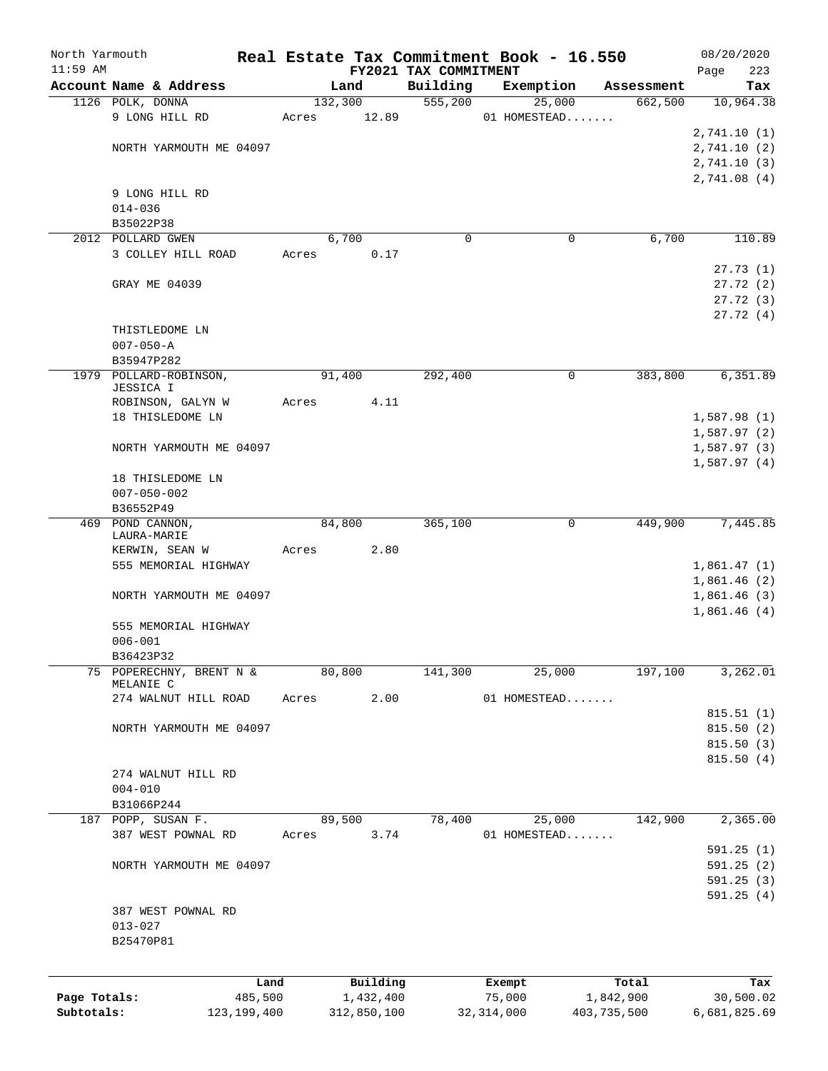North Yarmouth | Real Estate Tax Commitment Book - 16.550 | 08/20/2020
11:59 AM | FY2021 TAX COMMITMENT | Page 223

| Account Name & Address | Land | Building | Exemption | Assessment | Tax |
|---|---|---|---|---|---|
| 1126 POLK, DONNA | 132,300 | 555,200 | 25,000 | 662,500 | 10,964.38 |
| 9 LONG HILL RD | Acres 12.89 | | 01 HOMESTEAD....... | | |
| | | | | | 2,741.10 (1) |
| NORTH YARMOUTH ME 04097 | | | | | 2,741.10 (2) |
| | | | | | 2,741.10 (3) |
| | | | | | 2,741.08 (4) |
| 9 LONG HILL RD | | | | | |
| 014-036 | | | | | |
| B35022P38 | | | | | |
| 2012 POLLARD GWEN | 6,700 | 0 | 0 | 6,700 | 110.89 |
| 3 COLLEY HILL ROAD | Acres 0.17 | | | | |
| | | | | | 27.73 (1) |
| GRAY ME 04039 | | | | | 27.72 (2) |
| | | | | | 27.72 (3) |
| | | | | | 27.72 (4) |
| THISTLEDOME LN | | | | | |
| 007-050-A | | | | | |
| B35947P282 | | | | | |
| 1979 POLLARD-ROBINSON, JESSICA I | 91,400 | 292,400 | 0 | 383,800 | 6,351.89 |
| ROBINSON, GALYN W | Acres 4.11 | | | | |
| 18 THISLEDOME LN | | | | | 1,587.98 (1) |
| | | | | | 1,587.97 (2) |
| NORTH YARMOUTH ME 04097 | | | | | 1,587.97 (3) |
| | | | | | 1,587.97 (4) |
| 18 THISLEDOME LN | | | | | |
| 007-050-002 | | | | | |
| B36552P49 | | | | | |
| 469 POND CANNON, LAURA-MARIE | 84,800 | 365,100 | 0 | 449,900 | 7,445.85 |
| KERWIN, SEAN W | Acres 2.80 | | | | |
| 555 MEMORIAL HIGHWAY | | | | | 1,861.47 (1) |
| | | | | | 1,861.46 (2) |
| NORTH YARMOUTH ME 04097 | | | | | 1,861.46 (3) |
| | | | | | 1,861.46 (4) |
| 555 MEMORIAL HIGHWAY | | | | | |
| 006-001 | | | | | |
| B36423P32 | | | | | |
| 75 POPERECHNY, BRENT N & MELANIE C | 80,800 | 141,300 | 25,000 | 197,100 | 3,262.01 |
| 274 WALNUT HILL ROAD | Acres 2.00 | | 01 HOMESTEAD....... | | |
| | | | | | 815.51 (1) |
| NORTH YARMOUTH ME 04097 | | | | | 815.50 (2) |
| | | | | | 815.50 (3) |
| | | | | | 815.50 (4) |
| 274 WALNUT HILL RD | | | | | |
| 004-010 | | | | | |
| B31066P244 | | | | | |
| 187 POPP, SUSAN F. | 89,500 | 78,400 | 25,000 | 142,900 | 2,365.00 |
| 387 WEST POWNAL RD | Acres 3.74 | | 01 HOMESTEAD....... | | |
| | | | | | 591.25 (1) |
| NORTH YARMOUTH ME 04097 | | | | | 591.25 (2) |
| | | | | | 591.25 (3) |
| | | | | | 591.25 (4) |
| 387 WEST POWNAL RD | | | | | |
| 013-027 | | | | | |
| B25470P81 | | | | | |

| | Land | Building | Exempt | Total | Tax |
|---|---|---|---|---|---|
| Page Totals: | 485,500 | 1,432,400 | 75,000 | 1,842,900 | 30,500.02 |
| Subtotals: | 123,199,400 | 312,850,100 | 32,314,000 | 403,735,500 | 6,681,825.69 |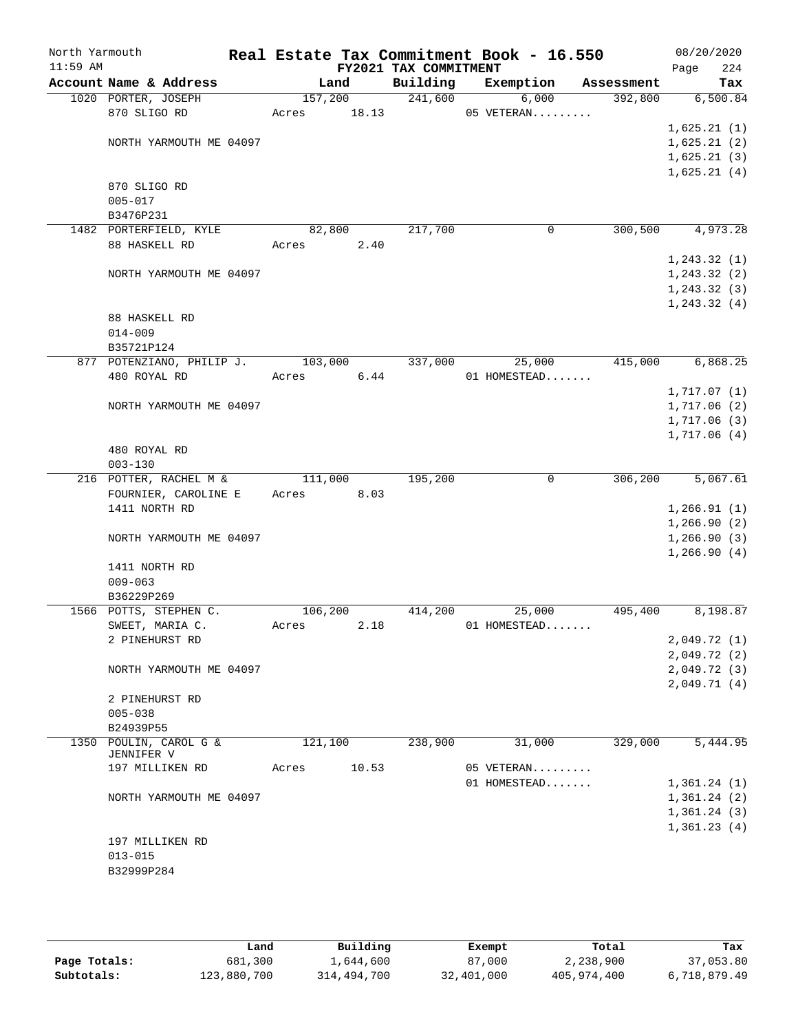North Yarmouth | Real Estate Tax Commitment Book - 16.550 | 08/20/2020
11:59 AM | FY2021 TAX COMMITMENT | Page 224

| Account Name & Address | Land | Building | Exemption | Assessment | Tax |
|---|---|---|---|---|---|
| 1020 PORTER, JOSEPH | 157,200 | 241,600 | 6,000 | 392,800 | 6,500.84 |
| 870 SLIGO RD | Acres 18.13 | | 05 VETERAN......... | | |
| | | | | | 1,625.21 (1) |
| NORTH YARMOUTH ME 04097 | | | | | 1,625.21 (2) |
| | | | | | 1,625.21 (3) |
| | | | | | 1,625.21 (4) |
| 870 SLIGO RD | | | | | |
| 005-017 | | | | | |
| B3476P231 | | | | | |
| 1482 PORTERFIELD, KYLE | 82,800 | 217,700 | 0 | 300,500 | 4,973.28 |
| 88 HASKELL RD | Acres 2.40 | | | | |
| | | | | | 1,243.32 (1) |
| NORTH YARMOUTH ME 04097 | | | | | 1,243.32 (2) |
| | | | | | 1,243.32 (3) |
| | | | | | 1,243.32 (4) |
| 88 HASKELL RD | | | | | |
| 014-009 | | | | | |
| B35721P124 | | | | | |
| 877 POTENZIANO, PHILIP J. | 103,000 | 337,000 | 25,000 | 415,000 | 6,868.25 |
| 480 ROYAL RD | Acres 6.44 | | 01 HOMESTEAD....... | | |
| | | | | | 1,717.07 (1) |
| NORTH YARMOUTH ME 04097 | | | | | 1,717.06 (2) |
| | | | | | 1,717.06 (3) |
| | | | | | 1,717.06 (4) |
| 480 ROYAL RD | | | | | |
| 003-130 | | | | | |
| 216 POTTER, RACHEL M & | 111,000 | 195,200 | 0 | 306,200 | 5,067.61 |
| FOURNIER, CAROLINE E | Acres 8.03 | | | | |
| 1411 NORTH RD | | | | | 1,266.91 (1) |
| | | | | | 1,266.90 (2) |
| NORTH YARMOUTH ME 04097 | | | | | 1,266.90 (3) |
| | | | | | 1,266.90 (4) |
| 1411 NORTH RD | | | | | |
| 009-063 | | | | | |
| B36229P269 | | | | | |
| 1566 POTTS, STEPHEN C. | 106,200 | 414,200 | 25,000 | 495,400 | 8,198.87 |
| SWEET, MARIA C. | Acres 2.18 | | 01 HOMESTEAD....... | | |
| 2 PINEHURST RD | | | | | 2,049.72 (1) |
| | | | | | 2,049.72 (2) |
| NORTH YARMOUTH ME 04097 | | | | | 2,049.72 (3) |
| | | | | | 2,049.71 (4) |
| 2 PINEHURST RD | | | | | |
| 005-038 | | | | | |
| B24939P55 | | | | | |
| 1350 POULIN, CAROL G & JENNIFER V | 121,100 | 238,900 | 31,000 | 329,000 | 5,444.95 |
| 197 MILLIKEN RD | Acres 10.53 | | 05 VETERAN......... | | |
| | | | 01 HOMESTEAD....... | | 1,361.24 (1) |
| NORTH YARMOUTH ME 04097 | | | | | 1,361.24 (2) |
| | | | | | 1,361.24 (3) |
| | | | | | 1,361.23 (4) |
| 197 MILLIKEN RD | | | | | |
| 013-015 | | | | | |
| B32999P284 | | | | | |

| | Land | Building | Exempt | Total | Tax |
|---|---|---|---|---|---|
| Page Totals: | 681,300 | 1,644,600 | 87,000 | 2,238,900 | 37,053.80 |
| Subtotals: | 123,880,700 | 314,494,700 | 32,401,000 | 405,974,400 | 6,718,879.49 |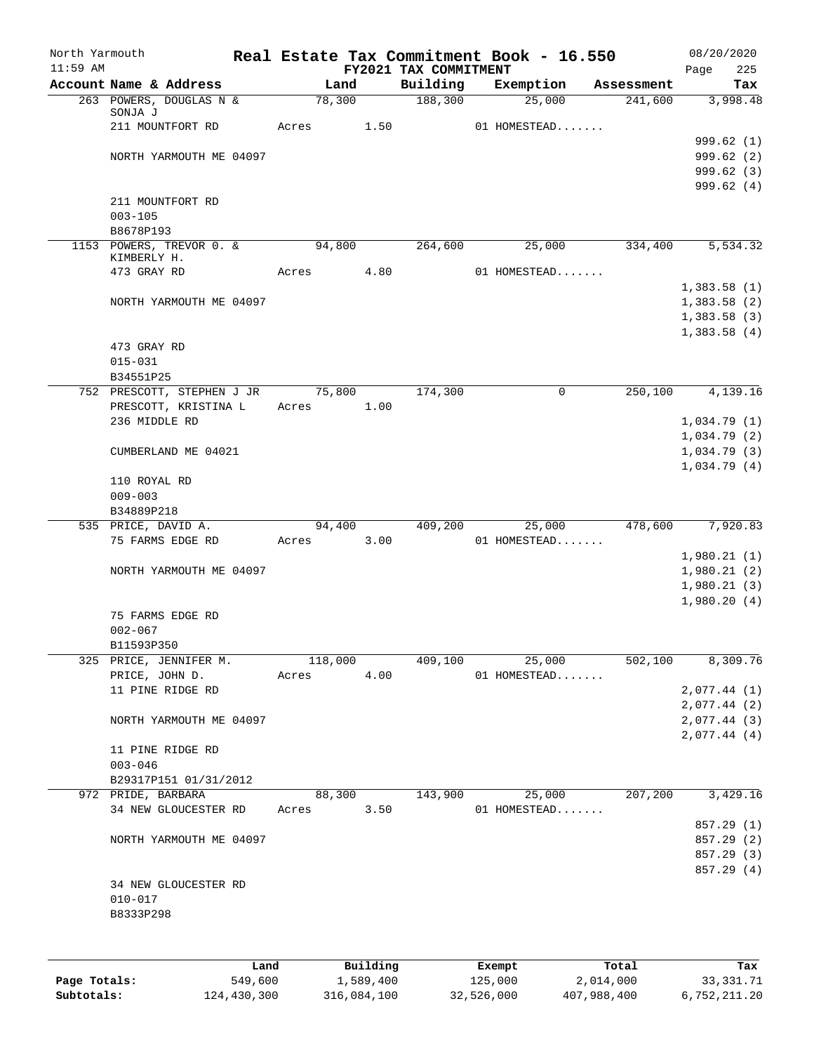North Yarmouth | Real Estate Tax Commitment Book - 16.550 | 08/20/2020
11:59 AM | FY2021 TAX COMMITMENT | Page 225

| Account Name & Address | Land | Building | Exemption | Assessment | Tax |
|---|---|---|---|---|---|
| 263 POWERS, DOUGLAS N & SONJA J | 78,300 | 188,300 | 25,000 | 241,600 | 3,998.48 |
| 211 MOUNTFORT RD | Acres 1.50 | | 01 HOMESTEAD....... | | |
| | | | | | 999.62 (1) |
| NORTH YARMOUTH ME 04097 | | | | | 999.62 (2) |
| | | | | | 999.62 (3) |
| | | | | | 999.62 (4) |
| 211 MOUNTFORT RD | | | | | |
| 003-105 | | | | | |
| B8678P193 | | | | | |
| 1153 POWERS, TREVOR O. & KIMBERLY H. | 94,800 | 264,600 | 25,000 | 334,400 | 5,534.32 |
| 473 GRAY RD | Acres 4.80 | | 01 HOMESTEAD....... | | |
| | | | | | 1,383.58 (1) |
| NORTH YARMOUTH ME 04097 | | | | | 1,383.58 (2) |
| | | | | | 1,383.58 (3) |
| | | | | | 1,383.58 (4) |
| 473 GRAY RD | | | | | |
| 015-031 | | | | | |
| B34551P25 | | | | | |
| 752 PRESCOTT, STEPHEN J JR | 75,800 | 174,300 | 0 | 250,100 | 4,139.16 |
| PRESCOTT, KRISTINA L | Acres 1.00 | | | | |
| 236 MIDDLE RD | | | | | 1,034.79 (1) |
| | | | | | 1,034.79 (2) |
| CUMBERLAND ME 04021 | | | | | 1,034.79 (3) |
| | | | | | 1,034.79 (4) |
| 110 ROYAL RD | | | | | |
| 009-003 | | | | | |
| B34889P218 | | | | | |
| 535 PRICE, DAVID A. | 94,400 | 409,200 | 25,000 | 478,600 | 7,920.83 |
| 75 FARMS EDGE RD | Acres 3.00 | | 01 HOMESTEAD....... | | |
| | | | | | 1,980.21 (1) |
| NORTH YARMOUTH ME 04097 | | | | | 1,980.21 (2) |
| | | | | | 1,980.21 (3) |
| | | | | | 1,980.20 (4) |
| 75 FARMS EDGE RD | | | | | |
| 002-067 | | | | | |
| B11593P350 | | | | | |
| 325 PRICE, JENNIFER M. | 118,000 | 409,100 | 25,000 | 502,100 | 8,309.76 |
| PRICE, JOHN D. | Acres 4.00 | | 01 HOMESTEAD....... | | |
| 11 PINE RIDGE RD | | | | | 2,077.44 (1) |
| | | | | | 2,077.44 (2) |
| NORTH YARMOUTH ME 04097 | | | | | 2,077.44 (3) |
| | | | | | 2,077.44 (4) |
| 11 PINE RIDGE RD | | | | | |
| 003-046 | | | | | |
| B29317P151 01/31/2012 | | | | | |
| 972 PRIDE, BARBARA | 88,300 | 143,900 | 25,000 | 207,200 | 3,429.16 |
| 34 NEW GLOUCESTER RD | Acres 3.50 | | 01 HOMESTEAD....... | | |
| | | | | | 857.29 (1) |
| NORTH YARMOUTH ME 04097 | | | | | 857.29 (2) |
| | | | | | 857.29 (3) |
| | | | | | 857.29 (4) |
| 34 NEW GLOUCESTER RD | | | | | |
| 010-017 | | | | | |
| B8333P298 | | | | | |

| | Land | Building | Exempt | Total | Tax |
|---|---|---|---|---|---|
| Page Totals: | 549,600 | 1,589,400 | 125,000 | 2,014,000 | 33,331.71 |
| Subtotals: | 124,430,300 | 316,084,100 | 32,526,000 | 407,988,400 | 6,752,211.20 |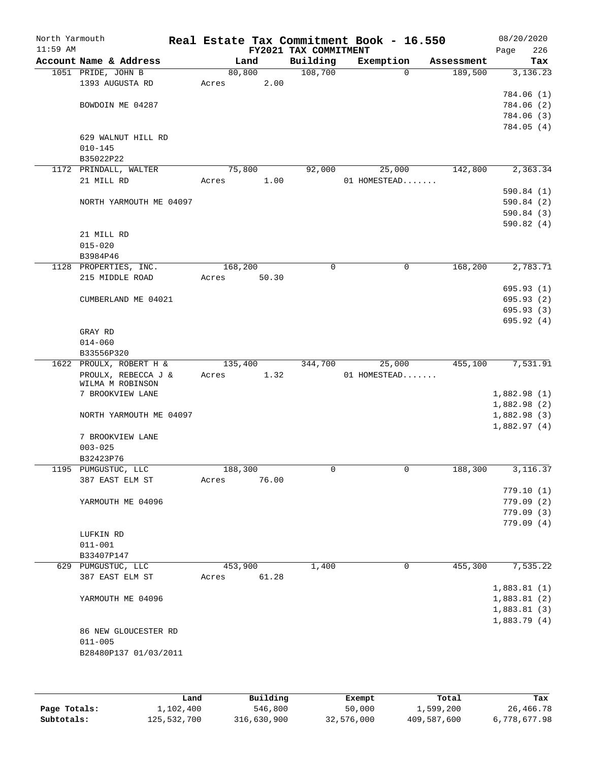North Yarmouth | Real Estate Tax Commitment Book - 16.550 | 08/20/2020
11:59 AM | FY2021 TAX COMMITMENT | Page 226

| Account Name & Address | Land | Building | Exemption | Assessment | Tax |
|---|---|---|---|---|---|
| 1051 PRIDE, JOHN B | 80,800 | 108,700 | 0 | 189,500 | 3,136.23 |
| 1393 AUGUSTA RD | Acres 2.00 | | | | |
| | | | | | 784.06 (1) |
| BOWDOIN ME 04287 | | | | | 784.06 (2) |
| | | | | | 784.06 (3) |
| | | | | | 784.05 (4) |
| 629 WALNUT HILL RD | | | | | |
| 010-145 | | | | | |
| B35022P22 | | | | | |
| 1172 PRINDALL, WALTER | 75,800 | 92,000 | 25,000 | 142,800 | 2,363.34 |
| 21 MILL RD | Acres 1.00 | | 01 HOMESTEAD....... | | |
| | | | | | 590.84 (1) |
| NORTH YARMOUTH ME 04097 | | | | | 590.84 (2) |
| | | | | | 590.84 (3) |
| | | | | | 590.82 (4) |
| 21 MILL RD | | | | | |
| 015-020 | | | | | |
| B3984P46 | | | | | |
| 1128 PROPERTIES, INC. | 168,200 | 0 | 0 | 168,200 | 2,783.71 |
| 215 MIDDLE ROAD | Acres 50.30 | | | | |
| | | | | | 695.93 (1) |
| CUMBERLAND ME 04021 | | | | | 695.93 (2) |
| | | | | | 695.93 (3) |
| | | | | | 695.92 (4) |
| GRAY RD | | | | | |
| 014-060 | | | | | |
| B33556P320 | | | | | |
| 1622 PROULX, ROBERT H & | 135,400 | 344,700 | 25,000 | 455,100 | 7,531.91 |
| PROULX, REBECCA J & | Acres 1.32 | | 01 HOMESTEAD....... | | |
| WILMA M ROBINSON | | | | | |
| 7 BROOKVIEW LANE | | | | | 1,882.98 (1) |
| | | | | | 1,882.98 (2) |
| NORTH YARMOUTH ME 04097 | | | | | 1,882.98 (3) |
| | | | | | 1,882.97 (4) |
| 7 BROOKVIEW LANE | | | | | |
| 003-025 | | | | | |
| B32423P76 | | | | | |
| 1195 PUMGUSTUC, LLC | 188,300 | 0 | 0 | 188,300 | 3,116.37 |
| 387 EAST ELM ST | Acres 76.00 | | | | |
| | | | | | 779.10 (1) |
| YARMOUTH ME 04096 | | | | | 779.09 (2) |
| | | | | | 779.09 (3) |
| | | | | | 779.09 (4) |
| LUFKIN RD | | | | | |
| 011-001 | | | | | |
| B33407P147 | | | | | |
| 629 PUMGUSTUC, LLC | 453,900 | 1,400 | 0 | 455,300 | 7,535.22 |
| 387 EAST ELM ST | Acres 61.28 | | | | |
| | | | | | 1,883.81 (1) |
| YARMOUTH ME 04096 | | | | | 1,883.81 (2) |
| | | | | | 1,883.81 (3) |
| | | | | | 1,883.79 (4) |
| 86 NEW GLOUCESTER RD | | | | | |
| 011-005 | | | | | |
| B28480P137 01/03/2011 | | | | | |

| | Land | Building | Exempt | Total | Tax |
|---|---|---|---|---|---|
| Page Totals: | 1,102,400 | 546,800 | 50,000 | 1,599,200 | 26,466.78 |
| Subtotals: | 125,532,700 | 316,630,900 | 32,576,000 | 409,587,600 | 6,778,677.98 |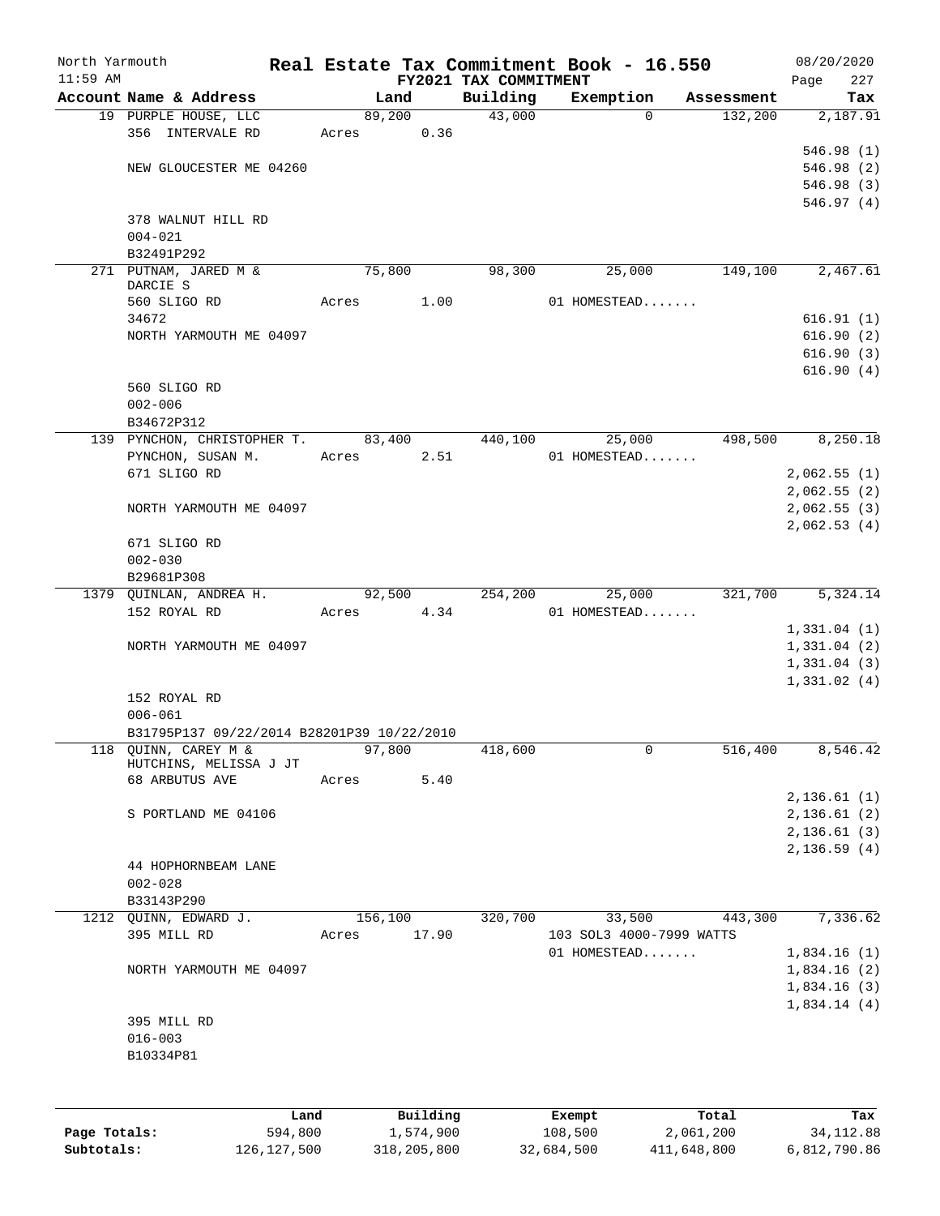North Yarmouth | Real Estate Tax Commitment Book - 16.550 | 08/20/2020
11:59 AM | FY2021 TAX COMMITMENT | Page 227

| Account Name & Address | Land | Building | Exemption | Assessment | Tax |
|---|---|---|---|---|---|
| 19 PURPLE HOUSE, LLC | 89,200 | 43,000 | 0 | 132,200 | 2,187.91 |
| 356 INTERVALE RD | Acres 0.36 | | | | |
| | | | | | 546.98 (1) |
| NEW GLOUCESTER ME 04260 | | | | | 546.98 (2) |
| | | | | | 546.98 (3) |
| | | | | | 546.97 (4) |
| 378 WALNUT HILL RD | | | | | |
| 004-021 | | | | | |
| B32491P292 | | | | | |
| 271 PUTNAM, JARED M & DARCIE S | 75,800 | 98,300 | 25,000 | 149,100 | 2,467.61 |
| 560 SLIGO RD | Acres 1.00 | | 01 HOMESTEAD....... | | |
| 34672 | | | | | 616.91 (1) |
| NORTH YARMOUTH ME 04097 | | | | | 616.90 (2) |
| | | | | | 616.90 (3) |
| | | | | | 616.90 (4) |
| 560 SLIGO RD | | | | | |
| 002-006 | | | | | |
| B34672P312 | | | | | |
| 139 PYNCHON, CHRISTOPHER T. | 83,400 | 440,100 | 25,000 | 498,500 | 8,250.18 |
| PYNCHON, SUSAN M. | Acres 2.51 | | 01 HOMESTEAD....... | | |
| 671 SLIGO RD | | | | | 2,062.55 (1) |
| | | | | | 2,062.55 (2) |
| NORTH YARMOUTH ME 04097 | | | | | 2,062.55 (3) |
| | | | | | 2,062.53 (4) |
| 671 SLIGO RD | | | | | |
| 002-030 | | | | | |
| B29681P308 | | | | | |
| 1379 QUINLAN, ANDREA H. | 92,500 | 254,200 | 25,000 | 321,700 | 5,324.14 |
| 152 ROYAL RD | Acres 4.34 | | 01 HOMESTEAD....... | | |
| | | | | | 1,331.04 (1) |
| NORTH YARMOUTH ME 04097 | | | | | 1,331.04 (2) |
| | | | | | 1,331.04 (3) |
| | | | | | 1,331.02 (4) |
| 152 ROYAL RD | | | | | |
| 006-061 | | | | | |
| B31795P137 09/22/2014 B28201P39 10/22/2010 | | | | | |
| 118 QUINN, CAREY M & HUTCHINS, MELISSA J JT | 97,800 | 418,600 | 0 | 516,400 | 8,546.42 |
| 68 ARBUTUS AVE | Acres 5.40 | | | | |
| | | | | | 2,136.61 (1) |
| S PORTLAND ME 04106 | | | | | 2,136.61 (2) |
| | | | | | 2,136.61 (3) |
| | | | | | 2,136.59 (4) |
| 44 HOPHORNBEAM LANE | | | | | |
| 002-028 | | | | | |
| B33143P290 | | | | | |
| 1212 QUINN, EDWARD J. | 156,100 | 320,700 | 33,500 | 443,300 | 7,336.62 |
| 395 MILL RD | Acres 17.90 | | 103 SOL3 4000-7999 WATTS | | |
| | | | 01 HOMESTEAD....... | | 1,834.16 (1) |
| NORTH YARMOUTH ME 04097 | | | | | 1,834.16 (2) |
| | | | | | 1,834.16 (3) |
| | | | | | 1,834.14 (4) |
| 395 MILL RD | | | | | |
| 016-003 | | | | | |
| B10334P81 | | | | | |

| | Land | Building | Exempt | Total | Tax |
|---|---|---|---|---|---|
| Page Totals: | 594,800 | 1,574,900 | 108,500 | 2,061,200 | 34,112.88 |
| Subtotals: | 126,127,500 | 318,205,800 | 32,684,500 | 411,648,800 | 6,812,790.86 |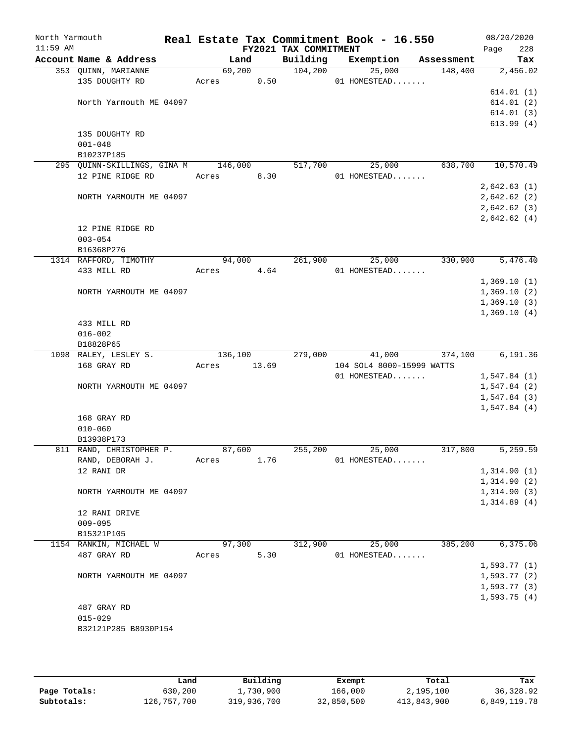North Yarmouth | Real Estate Tax Commitment Book - 16.550 | 08/20/2020
11:59 AM | FY2021 TAX COMMITMENT | Page 228

| Account Name & Address | Land | Building | Exemption | Assessment | Tax |
|---|---|---|---|---|---|
| 353 QUINN, MARIANNE | 69,200 | 104,200 | 25,000 | 148,400 | 2,456.02 |
| 135 DOUGHTY RD | Acres 0.50 | | 01 HOMESTEAD....... | | |
| | | | | | 614.01 (1) |
| North Yarmouth ME 04097 | | | | | 614.01 (2) |
| | | | | | 614.01 (3) |
| | | | | | 613.99 (4) |
| 135 DOUGHTY RD | | | | | |
| 001-048 | | | | | |
| B10237P185 | | | | | |
| 295 QUINN-SKILLINGS, GINA M | 146,000 | 517,700 | 25,000 | 638,700 | 10,570.49 |
| 12 PINE RIDGE RD | Acres 8.30 | | 01 HOMESTEAD....... | | |
| | | | | | 2,642.63 (1) |
| NORTH YARMOUTH ME 04097 | | | | | 2,642.62 (2) |
| | | | | | 2,642.62 (3) |
| | | | | | 2,642.62 (4) |
| 12 PINE RIDGE RD | | | | | |
| 003-054 | | | | | |
| B16368P276 | | | | | |
| 1314 RAFFORD, TIMOTHY | 94,000 | 261,900 | 25,000 | 330,900 | 5,476.40 |
| 433 MILL RD | Acres 4.64 | | 01 HOMESTEAD....... | | |
| | | | | | 1,369.10 (1) |
| NORTH YARMOUTH ME 04097 | | | | | 1,369.10 (2) |
| | | | | | 1,369.10 (3) |
| | | | | | 1,369.10 (4) |
| 433 MILL RD | | | | | |
| 016-002 | | | | | |
| B18828P65 | | | | | |
| 1098 RALEY, LESLEY S. | 136,100 | 279,000 | 41,000 | 374,100 | 6,191.36 |
| 168 GRAY RD | Acres 13.69 | | 104 SOL4 8000-15999 WATTS | | |
| | | | 01 HOMESTEAD....... | | 1,547.84 (1) |
| NORTH YARMOUTH ME 04097 | | | | | 1,547.84 (2) |
| | | | | | 1,547.84 (3) |
| | | | | | 1,547.84 (4) |
| 168 GRAY RD | | | | | |
| 010-060 | | | | | |
| B13938P173 | | | | | |
| 811 RAND, CHRISTOPHER P. | 87,600 | 255,200 | 25,000 | 317,800 | 5,259.59 |
| RAND, DEBORAH J. | Acres 1.76 | | 01 HOMESTEAD....... | | |
| 12 RANI DR | | | | | 1,314.90 (1) |
| | | | | | 1,314.90 (2) |
| NORTH YARMOUTH ME 04097 | | | | | 1,314.90 (3) |
| | | | | | 1,314.89 (4) |
| 12 RANI DRIVE | | | | | |
| 009-095 | | | | | |
| B15321P105 | | | | | |
| 1154 RANKIN, MICHAEL W | 97,300 | 312,900 | 25,000 | 385,200 | 6,375.06 |
| 487 GRAY RD | Acres 5.30 | | 01 HOMESTEAD....... | | |
| | | | | | 1,593.77 (1) |
| NORTH YARMOUTH ME 04097 | | | | | 1,593.77 (2) |
| | | | | | 1,593.77 (3) |
| | | | | | 1,593.75 (4) |
| 487 GRAY RD | | | | | |
| 015-029 | | | | | |
| B32121P285 B8930P154 | | | | | |

| | Land | Building | Exempt | Total | Tax |
|---|---|---|---|---|---|
| Page Totals: | 630,200 | 1,730,900 | 166,000 | 2,195,100 | 36,328.92 |
| Subtotals: | 126,757,700 | 319,936,700 | 32,850,500 | 413,843,900 | 6,849,119.78 |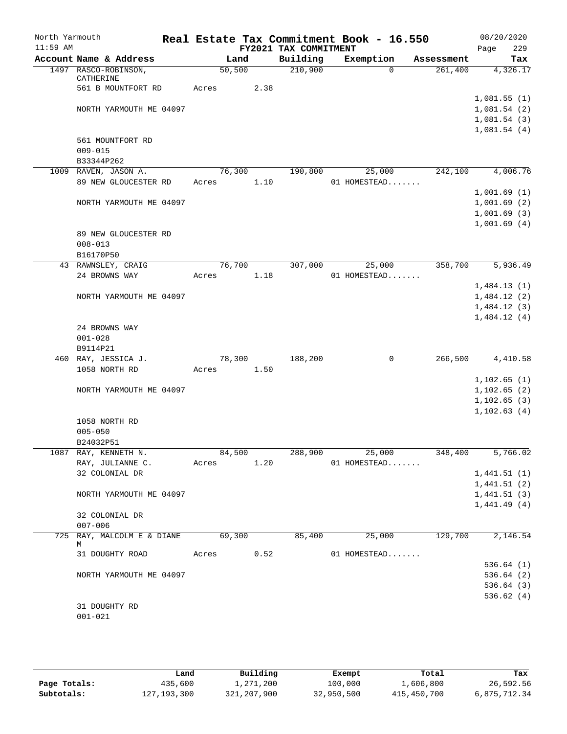North Yarmouth | | Real Estate Tax Commitment Book - 16.550 | | | | 08/20/2020
11:59 AM | | FY2021 TAX COMMITMENT | | | | Page 229

| Account Name & Address | Land | Building | Exemption | Assessment | Tax |
|---|---|---|---|---|---|
| 1497 RASCO-ROBINSON, CATHERINE | 50,500 | 210,900 | 0 | 261,400 | 4,326.17 |
| 561 B MOUNTFORT RD | Acres 2.38 | | | | |
| | | | | | 1,081.55 (1) |
| NORTH YARMOUTH ME 04097 | | | | | 1,081.54 (2) |
| | | | | | 1,081.54 (3) |
| | | | | | 1,081.54 (4) |
| 561 MOUNTFORT RD | | | | | |
| 009-015 | | | | | |
| B33344P262 | | | | | |
| 1009 RAVEN, JASON A. | 76,300 | 190,800 | 25,000 | 242,100 | 4,006.76 |
| 89 NEW GLOUCESTER RD | Acres 1.10 | | 01 HOMESTEAD....... | | |
| | | | | | 1,001.69 (1) |
| NORTH YARMOUTH ME 04097 | | | | | 1,001.69 (2) |
| | | | | | 1,001.69 (3) |
| | | | | | 1,001.69 (4) |
| 89 NEW GLOUCESTER RD | | | | | |
| 008-013 | | | | | |
| B16170P50 | | | | | |
| 43 RAWNSLEY, CRAIG | 76,700 | 307,000 | 25,000 | 358,700 | 5,936.49 |
| 24 BROWNS WAY | Acres 1.18 | | 01 HOMESTEAD....... | | |
| | | | | | 1,484.13 (1) |
| NORTH YARMOUTH ME 04097 | | | | | 1,484.12 (2) |
| | | | | | 1,484.12 (3) |
| | | | | | 1,484.12 (4) |
| 24 BROWNS WAY | | | | | |
| 001-028 | | | | | |
| B9114P21 | | | | | |
| 460 RAY, JESSICA J. | 78,300 | 188,200 | 0 | 266,500 | 4,410.58 |
| 1058 NORTH RD | Acres 1.50 | | | | |
| | | | | | 1,102.65 (1) |
| NORTH YARMOUTH ME 04097 | | | | | 1,102.65 (2) |
| | | | | | 1,102.65 (3) |
| | | | | | 1,102.63 (4) |
| 1058 NORTH RD | | | | | |
| 005-050 | | | | | |
| B24032P51 | | | | | |
| 1087 RAY, KENNETH N. | 84,500 | 288,900 | 25,000 | 348,400 | 5,766.02 |
| RAY, JULIANNE C. | Acres 1.20 | | 01 HOMESTEAD....... | | |
| 32 COLONIAL DR | | | | | 1,441.51 (1) |
| | | | | | 1,441.51 (2) |
| NORTH YARMOUTH ME 04097 | | | | | 1,441.51 (3) |
| | | | | | 1,441.49 (4) |
| 32 COLONIAL DR | | | | | |
| 007-006 | | | | | |
| 725 RAY, MALCOLM E & DIANE M | 69,300 | 85,400 | 25,000 | 129,700 | 2,146.54 |
| 31 DOUGHTY ROAD | Acres 0.52 | | 01 HOMESTEAD....... | | |
| | | | | | 536.64 (1) |
| NORTH YARMOUTH ME 04097 | | | | | 536.64 (2) |
| | | | | | 536.64 (3) |
| | | | | | 536.62 (4) |
| 31 DOUGHTY RD | | | | | |
| 001-021 | | | | | |

| | Land | Building | Exempt | Total | Tax |
|---|---|---|---|---|---|
| Page Totals: | 435,600 | 1,271,200 | 100,000 | 1,606,800 | 26,592.56 |
| Subtotals: | 127,193,300 | 321,207,900 | 32,950,500 | 415,450,700 | 6,875,712.34 |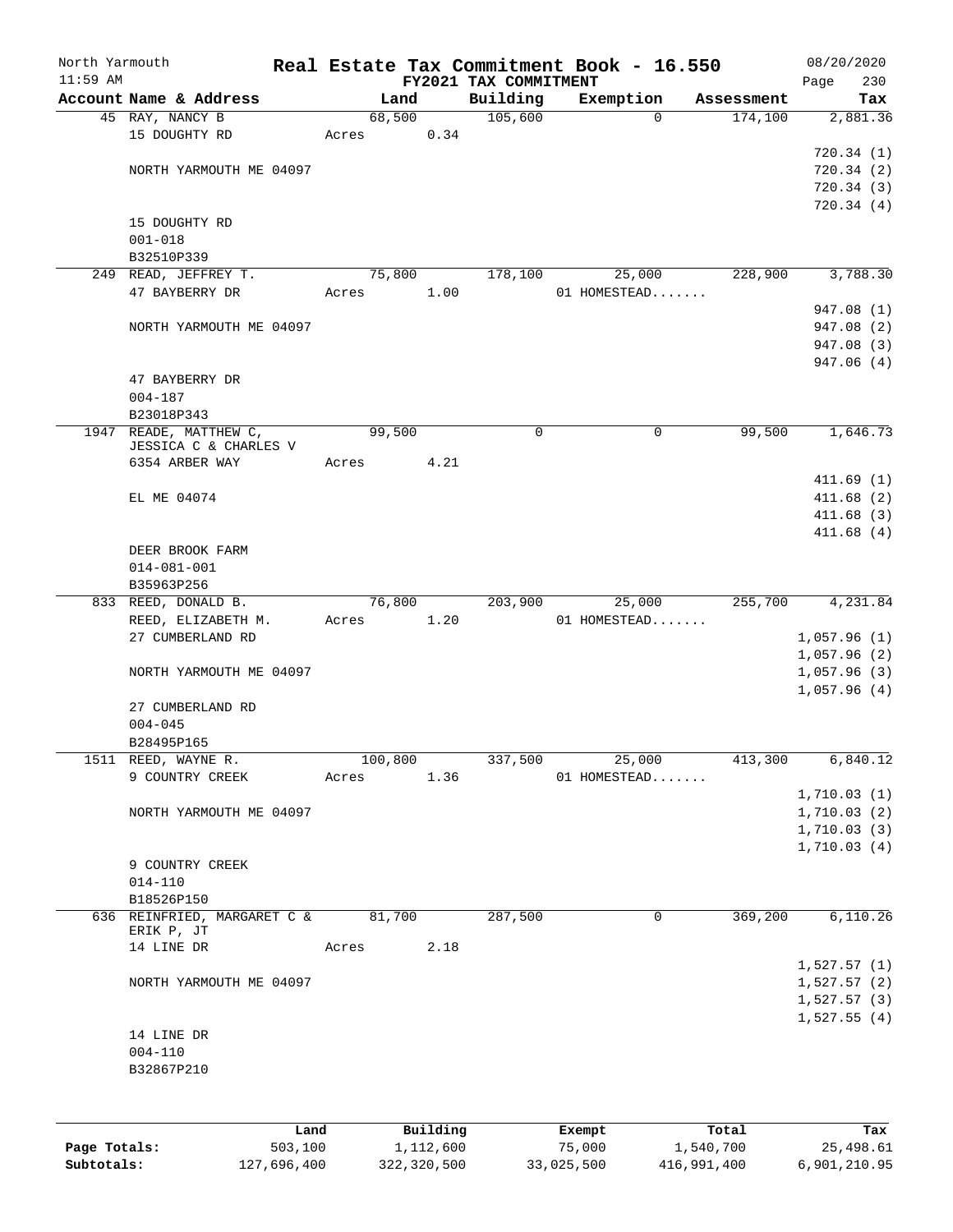North Yarmouth | Real Estate Tax Commitment Book - 16.550 | 08/20/2020
11:59 AM | FY2021 TAX COMMITMENT | Page 230

| Account Name & Address | Land | Building | Exemption | Assessment | Tax |
|---|---|---|---|---|---|
| 45 RAY, NANCY B | 68,500 | 105,600 | 0 | 174,100 | 2,881.36 |
| 15 DOUGHTY RD | Acres 0.34 | | | | |
| | | | | | 720.34 (1) |
| NORTH YARMOUTH ME 04097 | | | | | 720.34 (2) |
| | | | | | 720.34 (3) |
| | | | | | 720.34 (4) |
| 15 DOUGHTY RD | | | | | |
| 001-018 | | | | | |
| B32510P339 | | | | | |
| 249 READ, JEFFREY T. | 75,800 | 178,100 | 25,000 | 228,900 | 3,788.30 |
| 47 BAYBERRY DR | Acres 1.00 | | 01 HOMESTEAD....... | | |
| | | | | | 947.08 (1) |
| NORTH YARMOUTH ME 04097 | | | | | 947.08 (2) |
| | | | | | 947.08 (3) |
| | | | | | 947.06 (4) |
| 47 BAYBERRY DR | | | | | |
| 004-187 | | | | | |
| B23018P343 | | | | | |
| 1947 READE, MATTHEW C, JESSICA C & CHARLES V | 99,500 | 0 | 0 | 99,500 | 1,646.73 |
| 6354 ARBER WAY | Acres 4.21 | | | | |
| | | | | | 411.69 (1) |
| EL ME 04074 | | | | | 411.68 (2) |
| | | | | | 411.68 (3) |
| | | | | | 411.68 (4) |
| DEER BROOK FARM | | | | | |
| 014-081-001 | | | | | |
| B35963P256 | | | | | |
| 833 REED, DONALD B. | 76,800 | 203,900 | 25,000 | 255,700 | 4,231.84 |
| REED, ELIZABETH M. | Acres 1.20 | | 01 HOMESTEAD....... | | |
| 27 CUMBERLAND RD | | | | | 1,057.96 (1) |
| | | | | | 1,057.96 (2) |
| NORTH YARMOUTH ME 04097 | | | | | 1,057.96 (3) |
| | | | | | 1,057.96 (4) |
| 27 CUMBERLAND RD | | | | | |
| 004-045 | | | | | |
| B28495P165 | | | | | |
| 1511 REED, WAYNE R. | 100,800 | 337,500 | 25,000 | 413,300 | 6,840.12 |
| 9 COUNTRY CREEK | Acres 1.36 | | 01 HOMESTEAD....... | | |
| | | | | | 1,710.03 (1) |
| NORTH YARMOUTH ME 04097 | | | | | 1,710.03 (2) |
| | | | | | 1,710.03 (3) |
| | | | | | 1,710.03 (4) |
| 9 COUNTRY CREEK | | | | | |
| 014-110 | | | | | |
| B18526P150 | | | | | |
| 636 REINFRIED, MARGARET C & ERIK P, JT | 81,700 | 287,500 | 0 | 369,200 | 6,110.26 |
| 14 LINE DR | Acres 2.18 | | | | |
| | | | | | 1,527.57 (1) |
| NORTH YARMOUTH ME 04097 | | | | | 1,527.57 (2) |
| | | | | | 1,527.57 (3) |
| | | | | | 1,527.55 (4) |
| 14 LINE DR | | | | | |
| 004-110 | | | | | |
| B32867P210 | | | | | |

| | Land | Building | Exempt | Total | Tax |
|---|---|---|---|---|---|
| Page Totals: | 503,100 | 1,112,600 | 75,000 | 1,540,700 | 25,498.61 |
| Subtotals: | 127,696,400 | 322,320,500 | 33,025,500 | 416,991,400 | 6,901,210.95 |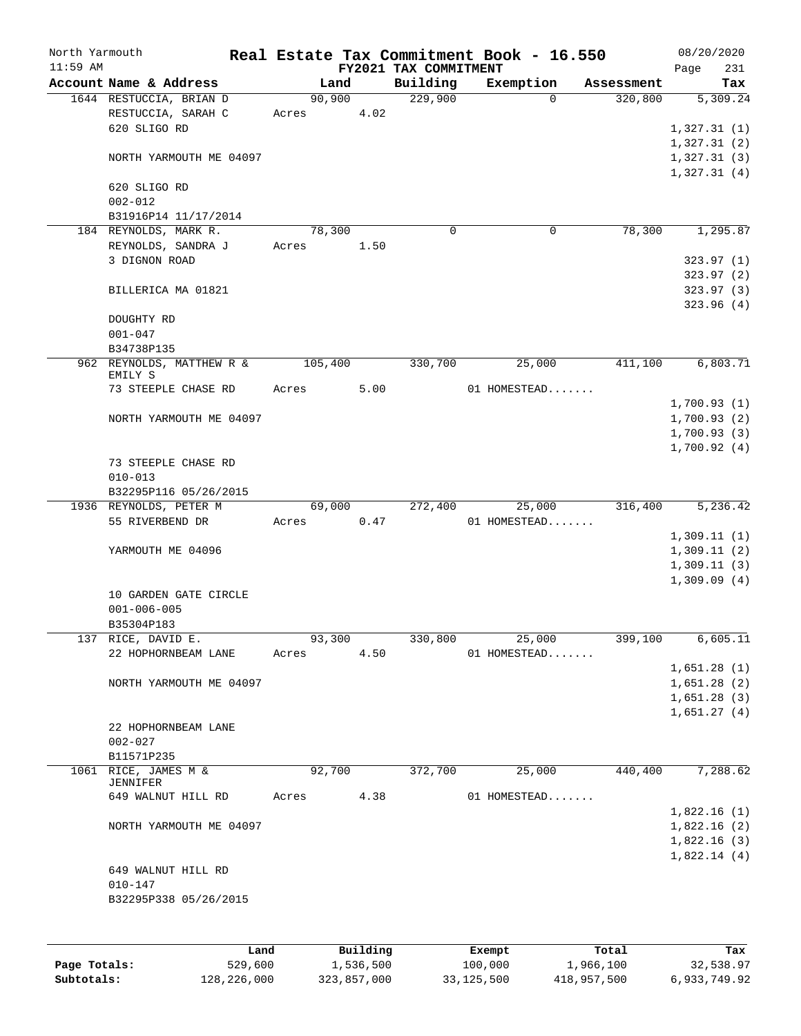North Yarmouth | | Real Estate Tax Commitment Book - 16.550 | | | 08/20/2020
11:59 AM | | FY2021 TAX COMMITMENT | | | Page 231

| Account Name & Address | Land | Building | Exemption | Assessment | Tax |
|---|---|---|---|---|---|
| 1644 RESTUCCIA, BRIAN D | 90,900 | 229,900 | 0 | 320,800 | 5,309.24 |
| RESTUCCIA, SARAH C | Acres 4.02 | | | | |
| 620 SLIGO RD | | | | | 1,327.31 (1) |
| | | | | | 1,327.31 (2) |
| NORTH YARMOUTH ME 04097 | | | | | 1,327.31 (3) |
| | | | | | 1,327.31 (4) |
| 620 SLIGO RD | | | | | |
| 002-012 | | | | | |
| B31916P14 11/17/2014 | | | | | |
| 184 REYNOLDS, MARK R. | 78,300 | 0 | 0 | 78,300 | 1,295.87 |
| REYNOLDS, SANDRA J | Acres 1.50 | | | | |
| 3 DIGNON ROAD | | | | | 323.97 (1) |
| | | | | | 323.97 (2) |
| BILLERICA MA 01821 | | | | | 323.97 (3) |
| | | | | | 323.96 (4) |
| DOUGHTY RD | | | | | |
| 001-047 | | | | | |
| B34738P135 | | | | | |
| 962 REYNOLDS, MATTHEW R & EMILY S | 105,400 | 330,700 | 25,000 | 411,100 | 6,803.71 |
| 73 STEEPLE CHASE RD | Acres 5.00 | | 01 HOMESTEAD....... | | |
| | | | | | 1,700.93 (1) |
| NORTH YARMOUTH ME 04097 | | | | | 1,700.93 (2) |
| | | | | | 1,700.93 (3) |
| | | | | | 1,700.92 (4) |
| 73 STEEPLE CHASE RD | | | | | |
| 010-013 | | | | | |
| B32295P116 05/26/2015 | | | | | |
| 1936 REYNOLDS, PETER M | 69,000 | 272,400 | 25,000 | 316,400 | 5,236.42 |
| 55 RIVERBEND DR | Acres 0.47 | | 01 HOMESTEAD....... | | |
| | | | | | 1,309.11 (1) |
| YARMOUTH ME 04096 | | | | | 1,309.11 (2) |
| | | | | | 1,309.11 (3) |
| | | | | | 1,309.09 (4) |
| 10 GARDEN GATE CIRCLE | | | | | |
| 001-006-005 | | | | | |
| B35304P183 | | | | | |
| 137 RICE, DAVID E. | 93,300 | 330,800 | 25,000 | 399,100 | 6,605.11 |
| 22 HOPHORNBEAM LANE | Acres 4.50 | | 01 HOMESTEAD....... | | |
| | | | | | 1,651.28 (1) |
| NORTH YARMOUTH ME 04097 | | | | | 1,651.28 (2) |
| | | | | | 1,651.28 (3) |
| | | | | | 1,651.27 (4) |
| 22 HOPHORNBEAM LANE | | | | | |
| 002-027 | | | | | |
| B11571P235 | | | | | |
| 1061 RICE, JAMES M & JENNIFER | 92,700 | 372,700 | 25,000 | 440,400 | 7,288.62 |
| 649 WALNUT HILL RD | Acres 4.38 | | 01 HOMESTEAD....... | | |
| | | | | | 1,822.16 (1) |
| NORTH YARMOUTH ME 04097 | | | | | 1,822.16 (2) |
| | | | | | 1,822.16 (3) |
| | | | | | 1,822.14 (4) |
| 649 WALNUT HILL RD | | | | | |
| 010-147 | | | | | |
| B32295P338 05/26/2015 | | | | | |

| | Land | Building | Exempt | Total | Tax |
|---|---|---|---|---|---|
| Page Totals: | 529,600 | 1,536,500 | 100,000 | 1,966,100 | 32,538.97 |
| Subtotals: | 128,226,000 | 323,857,000 | 33,125,500 | 418,957,500 | 6,933,749.92 |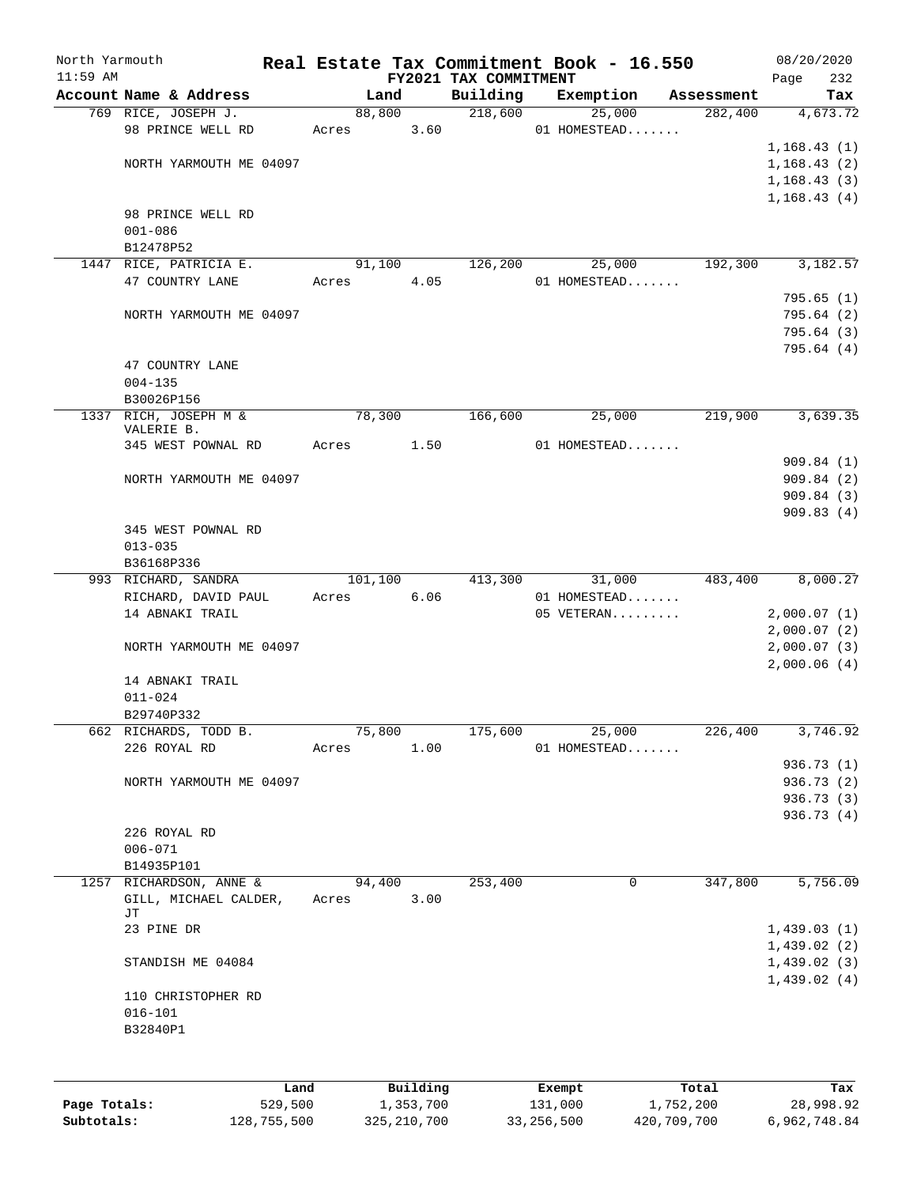North Yarmouth — Real Estate Tax Commitment Book - 16.550 — 08/20/2020

11:59 AM — FY2021 TAX COMMITMENT — Page 232

| Account Name & Address | Land | Building | Exemption | Assessment | Tax |
|---|---|---|---|---|---|
| 769 RICE, JOSEPH J. | 88,800 | 218,600 | 25,000 | 282,400 | 4,673.72 |
| 98 PRINCE WELL RD | Acres 3.60 | | 01 HOMESTEAD....... | | |
| | | | | | 1,168.43 (1) |
| NORTH YARMOUTH ME 04097 | | | | | 1,168.43 (2) |
| | | | | | 1,168.43 (3) |
| | | | | | 1,168.43 (4) |
| 98 PRINCE WELL RD | | | | | |
| 001-086 | | | | | |
| B12478P52 | | | | | |
| 1447 RICE, PATRICIA E. | 91,100 | 126,200 | 25,000 | 192,300 | 3,182.57 |
| 47 COUNTRY LANE | Acres 4.05 | | 01 HOMESTEAD....... | | |
| | | | | | 795.65 (1) |
| NORTH YARMOUTH ME 04097 | | | | | 795.64 (2) |
| | | | | | 795.64 (3) |
| | | | | | 795.64 (4) |
| 47 COUNTRY LANE | | | | | |
| 004-135 | | | | | |
| B30026P156 | | | | | |
| 1337 RICH, JOSEPH M & VALERIE B. | 78,300 | 166,600 | 25,000 | 219,900 | 3,639.35 |
| 345 WEST POWNAL RD | Acres 1.50 | | 01 HOMESTEAD....... | | |
| | | | | | 909.84 (1) |
| NORTH YARMOUTH ME 04097 | | | | | 909.84 (2) |
| | | | | | 909.84 (3) |
| | | | | | 909.83 (4) |
| 345 WEST POWNAL RD | | | | | |
| 013-035 | | | | | |
| B36168P336 | | | | | |
| 993 RICHARD, SANDRA | 101,100 | 413,300 | 31,000 | 483,400 | 8,000.27 |
| RICHARD, DAVID PAUL | Acres 6.06 | | 01 HOMESTEAD....... | | |
| 14 ABNAKI TRAIL | | | 05 VETERAN......... | | 2,000.07 (1) |
| | | | | | 2,000.07 (2) |
| NORTH YARMOUTH ME 04097 | | | | | 2,000.07 (3) |
| | | | | | 2,000.06 (4) |
| 14 ABNAKI TRAIL | | | | | |
| 011-024 | | | | | |
| B29740P332 | | | | | |
| 662 RICHARDS, TODD B. | 75,800 | 175,600 | 25,000 | 226,400 | 3,746.92 |
| 226 ROYAL RD | Acres 1.00 | | 01 HOMESTEAD....... | | |
| | | | | | 936.73 (1) |
| NORTH YARMOUTH ME 04097 | | | | | 936.73 (2) |
| | | | | | 936.73 (3) |
| | | | | | 936.73 (4) |
| 226 ROYAL RD | | | | | |
| 006-071 | | | | | |
| B14935P101 | | | | | |
| 1257 RICHARDSON, ANNE & | 94,400 | 253,400 | 0 | 347,800 | 5,756.09 |
| GILL, MICHAEL CALDER, JT | Acres 3.00 | | | | |
| 23 PINE DR | | | | | 1,439.03 (1) |
| | | | | | 1,439.02 (2) |
| STANDISH ME 04084 | | | | | 1,439.02 (3) |
| | | | | | 1,439.02 (4) |
| 110 CHRISTOPHER RD | | | | | |
| 016-101 | | | | | |
| B32840P1 | | | | | |

| | Land | Building | Exempt | Total | Tax |
|---|---|---|---|---|---|
| Page Totals: | 529,500 | 1,353,700 | 131,000 | 1,752,200 | 28,998.92 |
| Subtotals: | 128,755,500 | 325,210,700 | 33,256,500 | 420,709,700 | 6,962,748.84 |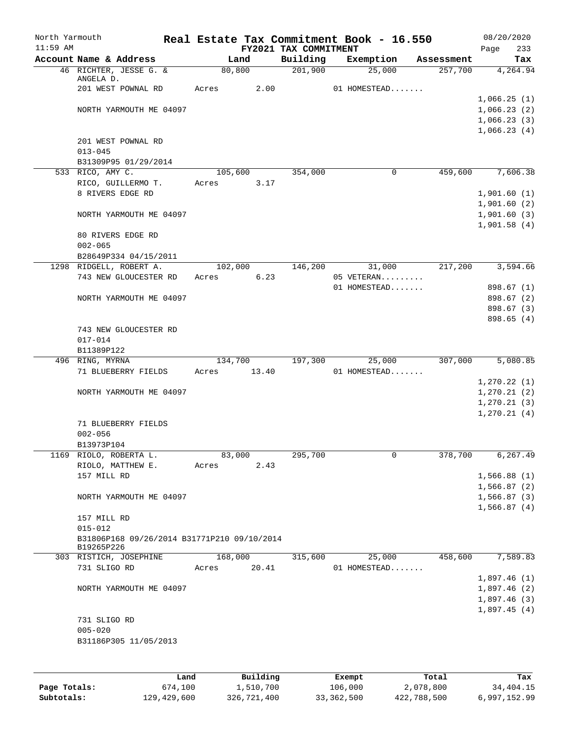North Yarmouth | Real Estate Tax Commitment Book - 16.550 | 08/20/2020
11:59 AM | FY2021 TAX COMMITMENT | Page 233

| Account Name & Address | Land | Building | Exemption | Assessment | Tax |
|---|---|---|---|---|---|
| 46 RICHTER, JESSE G. & ANGELA D. | 80,800 | 201,900 | 25,000 | 257,700 | 4,264.94 |
| 201 WEST POWNAL RD | Acres 2.00 | | 01 HOMESTEAD....... | | |
| | | | | | 1,066.25 (1) |
| NORTH YARMOUTH ME 04097 | | | | | 1,066.23 (2) |
| | | | | | 1,066.23 (3) |
| | | | | | 1,066.23 (4) |
| 201 WEST POWNAL RD | | | | | |
| 013-045 | | | | | |
| B31309P95 01/29/2014 | | | | | |
| 533 RICO, AMY C. | 105,600 | 354,000 | 0 | 459,600 | 7,606.38 |
| RICO, GUILLERMO T. | Acres 3.17 | | | | |
| 8 RIVERS EDGE RD | | | | | 1,901.60 (1) |
| | | | | | 1,901.60 (2) |
| NORTH YARMOUTH ME 04097 | | | | | 1,901.60 (3) |
| | | | | | 1,901.58 (4) |
| 80 RIVERS EDGE RD | | | | | |
| 002-065 | | | | | |
| B28649P334 04/15/2011 | | | | | |
| 1298 RIDGELL, ROBERT A. | 102,000 | 146,200 | 31,000 | 217,200 | 3,594.66 |
| 743 NEW GLOUCESTER RD | Acres 6.23 | | 05 VETERAN......... | | |
| | | | 01 HOMESTEAD....... | | 898.67 (1) |
| NORTH YARMOUTH ME 04097 | | | | | 898.67 (2) |
| | | | | | 898.67 (3) |
| | | | | | 898.65 (4) |
| 743 NEW GLOUCESTER RD | | | | | |
| 017-014 | | | | | |
| B11389P122 | | | | | |
| 496 RING, MYRNA | 134,700 | 197,300 | 25,000 | 307,000 | 5,080.85 |
| 71 BLUEBERRY FIELDS | Acres 13.40 | | 01 HOMESTEAD....... | | |
| | | | | | 1,270.22 (1) |
| NORTH YARMOUTH ME 04097 | | | | | 1,270.21 (2) |
| | | | | | 1,270.21 (3) |
| | | | | | 1,270.21 (4) |
| 71 BLUEBERRY FIELDS | | | | | |
| 002-056 | | | | | |
| B13973P104 | | | | | |
| 1169 RIOLO, ROBERTA L. | 83,000 | 295,700 | 0 | 378,700 | 6,267.49 |
| RIOLO, MATTHEW E. | Acres 2.43 | | | | |
| 157 MILL RD | | | | | 1,566.88 (1) |
| | | | | | 1,566.87 (2) |
| NORTH YARMOUTH ME 04097 | | | | | 1,566.87 (3) |
| | | | | | 1,566.87 (4) |
| 157 MILL RD | | | | | |
| 015-012 | | | | | |
| B31806P168 09/26/2014 B31771P210 09/10/2014 B19265P226 | | | | | |
| 303 RISTICH, JOSEPHINE | 168,000 | 315,600 | 25,000 | 458,600 | 7,589.83 |
| 731 SLIGO RD | Acres 20.41 | | 01 HOMESTEAD....... | | |
| | | | | | 1,897.46 (1) |
| NORTH YARMOUTH ME 04097 | | | | | 1,897.46 (2) |
| | | | | | 1,897.46 (3) |
| | | | | | 1,897.45 (4) |
| 731 SLIGO RD | | | | | |
| 005-020 | | | | | |
| B31186P305 11/05/2013 | | | | | |

| | Land | Building | Exempt | Total | Tax |
|---|---|---|---|---|---|
| Page Totals: | 674,100 | 1,510,700 | 106,000 | 2,078,800 | 34,404.15 |
| Subtotals: | 129,429,600 | 326,721,400 | 33,362,500 | 422,788,500 | 6,997,152.99 |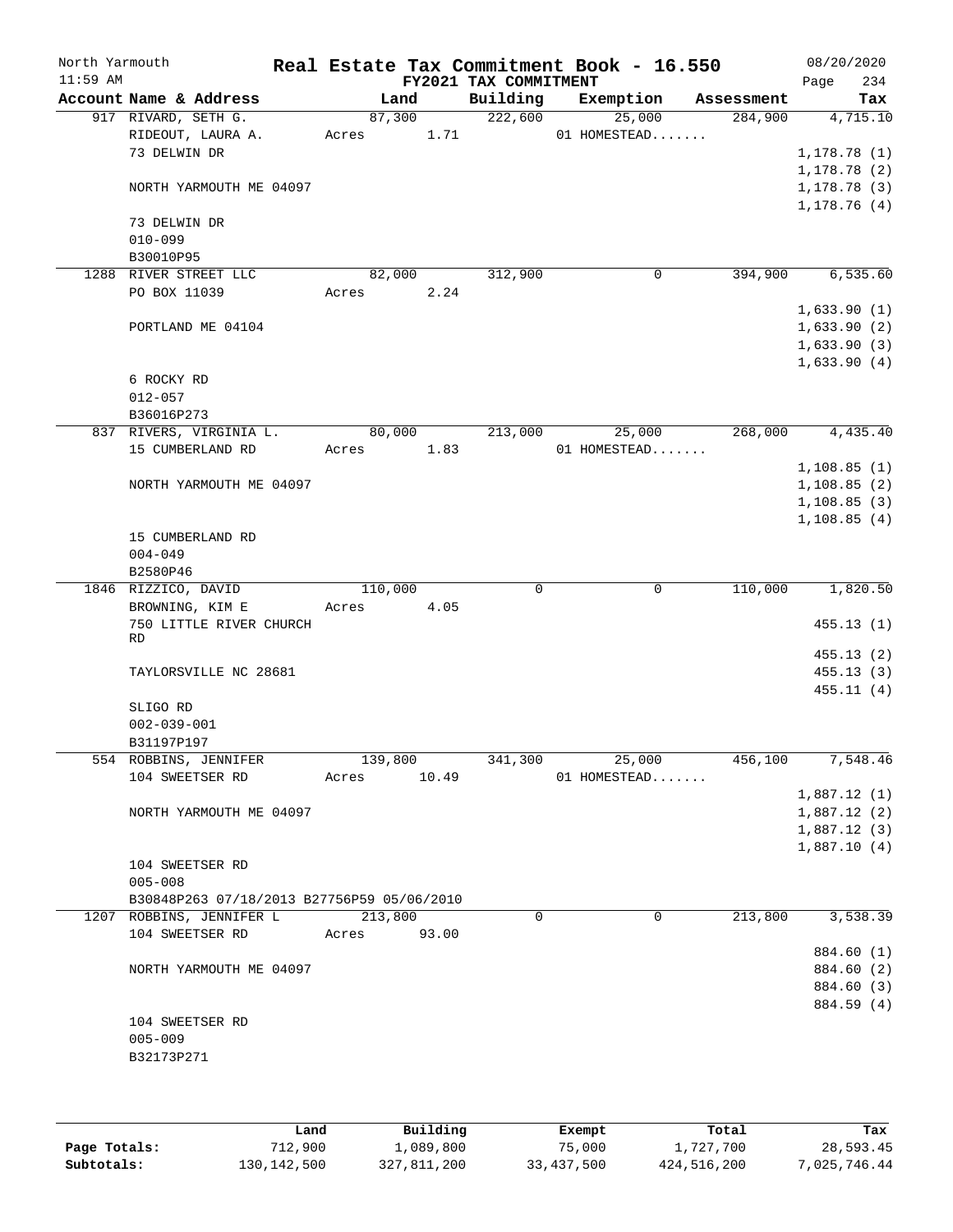# Real Estate Tax Commitment Book - 16.550

North Yarmouth
11:59 AM

FY2021 TAX COMMITMENT

08/20/2020

| Account Name & Address | Land | Building | Exemption | Assessment | Tax |
|---|---|---|---|---|---|
| 917 RIVARD, SETH G. | 87,300 | 222,600 | 25,000 | 284,900 | 4,715.10 |
| RIDEOUT, LAURA A. | Acres 1.71 | | 01 HOMESTEAD....... | | |
| 73 DELWIN DR | | | | | 1,178.78 (1) |
| | | | | | 1,178.78 (2) |
| NORTH YARMOUTH ME 04097 | | | | | 1,178.78 (3) |
| | | | | | 1,178.76 (4) |
| 73 DELWIN DR | | | | | |
| 010-099 | | | | | |
| B30010P95 | | | | | |
| 1288 RIVER STREET LLC | 82,000 | 312,900 | 0 | 394,900 | 6,535.60 |
| PO BOX 11039 | Acres 2.24 | | | | |
| | | | | | 1,633.90 (1) |
| PORTLAND ME 04104 | | | | | 1,633.90 (2) |
| | | | | | 1,633.90 (3) |
| | | | | | 1,633.90 (4) |
| 6 ROCKY RD | | | | | |
| 012-057 | | | | | |
| B36016P273 | | | | | |
| 837 RIVERS, VIRGINIA L. | 80,000 | 213,000 | 25,000 | 268,000 | 4,435.40 |
| 15 CUMBERLAND RD | Acres 1.83 | | 01 HOMESTEAD....... | | |
| | | | | | 1,108.85 (1) |
| NORTH YARMOUTH ME 04097 | | | | | 1,108.85 (2) |
| | | | | | 1,108.85 (3) |
| | | | | | 1,108.85 (4) |
| 15 CUMBERLAND RD | | | | | |
| 004-049 | | | | | |
| B2580P46 | | | | | |
| 1846 RIZZICO, DAVID | 110,000 | 0 | 0 | 110,000 | 1,820.50 |
| BROWNING, KIM E | Acres 4.05 | | | | |
| 750 LITTLE RIVER CHURCH RD | | | | | 455.13 (1) |
| | | | | | 455.13 (2) |
| TAYLORSVILLE NC 28681 | | | | | 455.13 (3) |
| | | | | | 455.11 (4) |
| SLIGO RD | | | | | |
| 002-039-001 | | | | | |
| B31197P197 | | | | | |
| 554 ROBBINS, JENNIFER | 139,800 | 341,300 | 25,000 | 456,100 | 7,548.46 |
| 104 SWEETSER RD | Acres 10.49 | | 01 HOMESTEAD....... | | |
| | | | | | 1,887.12 (1) |
| NORTH YARMOUTH ME 04097 | | | | | 1,887.12 (2) |
| | | | | | 1,887.12 (3) |
| | | | | | 1,887.10 (4) |
| 104 SWEETSER RD | | | | | |
| 005-008 | | | | | |
| B30848P263 07/18/2013 B27756P59 05/06/2010 | | | | | |
| 1207 ROBBINS, JENNIFER L | 213,800 | 0 | 0 | 213,800 | 3,538.39 |
| 104 SWEETSER RD | Acres 93.00 | | | | |
| | | | | | 884.60 (1) |
| NORTH YARMOUTH ME 04097 | | | | | 884.60 (2) |
| | | | | | 884.60 (3) |
| | | | | | 884.59 (4) |
| 104 SWEETSER RD | | | | | |
| 005-009 | | | | | |
| B32173P271 | | | | | |

| | Land | Building | Exempt | Total | Tax |
|---|---|---|---|---|---|
| Page Totals: | 712,900 | 1,089,800 | 75,000 | 1,727,700 | 28,593.45 |
| Subtotals: | 130,142,500 | 327,811,200 | 33,437,500 | 424,516,200 | 7,025,746.44 |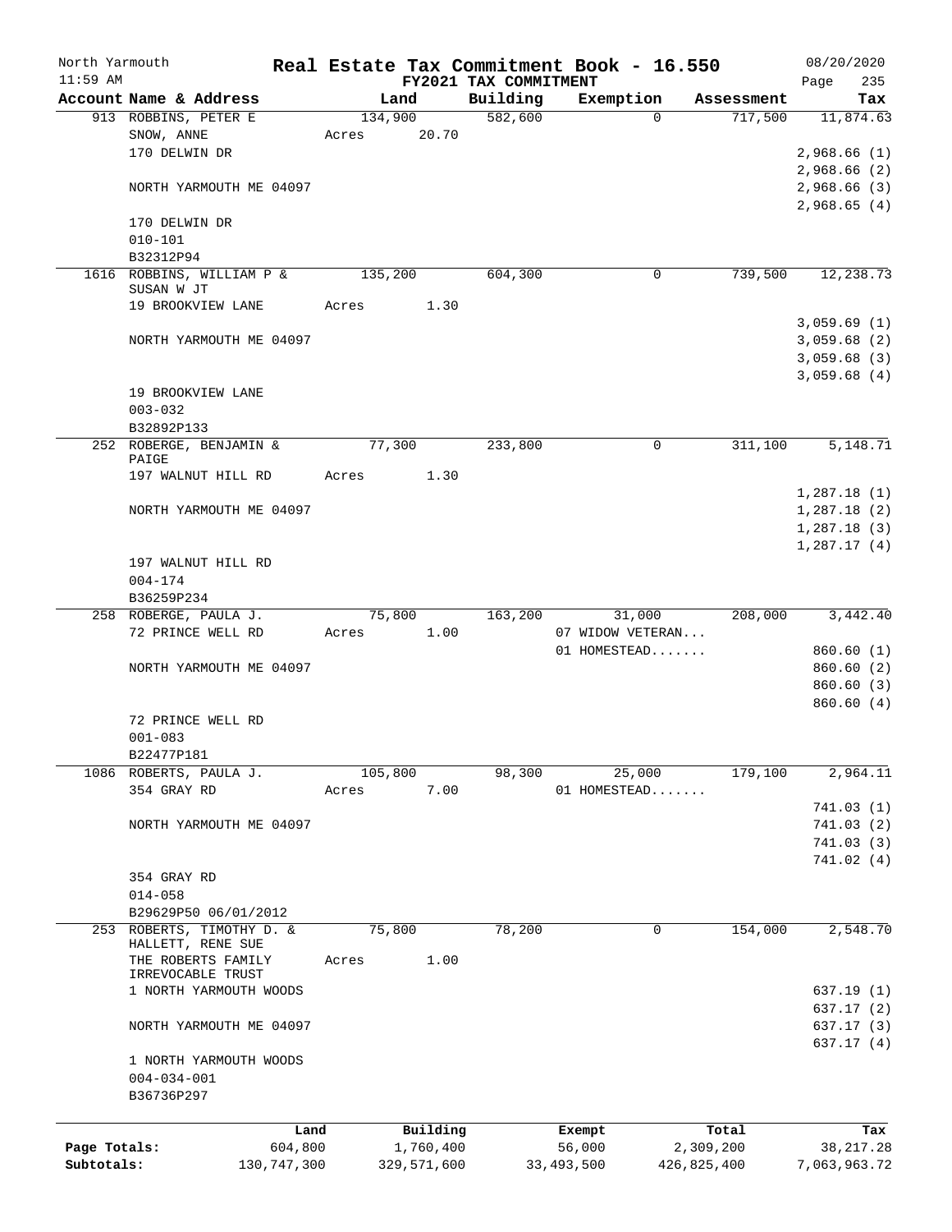North Yarmouth | Real Estate Tax Commitment Book - 16.550 | 08/20/2020
11:59 AM | FY2021 TAX COMMITMENT | Page 235

| Account Name & Address | Land | Building | Exemption | Assessment | Tax |
|---|---|---|---|---|---|
| 913 ROBBINS, PETER E | 134,900 | 582,600 | 0 | 717,500 | 11,874.63 |
| SNOW, ANNE | Acres 20.70 | | | | |
| 170 DELWIN DR | | | | | 2,968.66 (1) |
| | | | | | 2,968.66 (2) |
| NORTH YARMOUTH ME 04097 | | | | | 2,968.66 (3) |
| | | | | | 2,968.65 (4) |
| 170 DELWIN DR | | | | | |
| 010-101 | | | | | |
| B32312P94 | | | | | |
| 1616 ROBBINS, WILLIAM P & SUSAN W JT | 135,200 | 604,300 | 0 | 739,500 | 12,238.73 |
| 19 BROOKVIEW LANE | Acres 1.30 | | | | |
| | | | | | 3,059.69 (1) |
| NORTH YARMOUTH ME 04097 | | | | | 3,059.68 (2) |
| | | | | | 3,059.68 (3) |
| | | | | | 3,059.68 (4) |
| 19 BROOKVIEW LANE | | | | | |
| 003-032 | | | | | |
| B32892P133 | | | | | |
| 252 ROBERGE, BENJAMIN & PAIGE | 77,300 | 233,800 | 0 | 311,100 | 5,148.71 |
| 197 WALNUT HILL RD | Acres 1.30 | | | | |
| | | | | | 1,287.18 (1) |
| NORTH YARMOUTH ME 04097 | | | | | 1,287.18 (2) |
| | | | | | 1,287.18 (3) |
| | | | | | 1,287.17 (4) |
| 197 WALNUT HILL RD | | | | | |
| 004-174 | | | | | |
| B36259P234 | | | | | |
| 258 ROBERGE, PAULA J. | 75,800 | 163,200 | 31,000 | 208,000 | 3,442.40 |
| 72 PRINCE WELL RD | Acres 1.00 | | 07 WIDOW VETERAN... | | |
| | | | 01 HOMESTEAD....... | | 860.60 (1) |
| NORTH YARMOUTH ME 04097 | | | | | 860.60 (2) |
| | | | | | 860.60 (3) |
| | | | | | 860.60 (4) |
| 72 PRINCE WELL RD | | | | | |
| 001-083 | | | | | |
| B22477P181 | | | | | |
| 1086 ROBERTS, PAULA J. | 105,800 | 98,300 | 25,000 | 179,100 | 2,964.11 |
| 354 GRAY RD | Acres 7.00 | | 01 HOMESTEAD....... | | |
| | | | | | 741.03 (1) |
| NORTH YARMOUTH ME 04097 | | | | | 741.03 (2) |
| | | | | | 741.03 (3) |
| | | | | | 741.02 (4) |
| 354 GRAY RD | | | | | |
| 014-058 | | | | | |
| B29629P50 06/01/2012 | | | | | |
| 253 ROBERTS, TIMOTHY D. & HALLETT, RENE SUE | 75,800 | 78,200 | 0 | 154,000 | 2,548.70 |
| THE ROBERTS FAMILY IRREVOCABLE TRUST | Acres 1.00 | | | | |
| 1 NORTH YARMOUTH WOODS | | | | | 637.19 (1) |
| | | | | | 637.17 (2) |
| NORTH YARMOUTH ME 04097 | | | | | 637.17 (3) |
| | | | | | 637.17 (4) |
| 1 NORTH YARMOUTH WOODS | | | | | |
| 004-034-001 | | | | | |
| B36736P297 | | | | | |

| | Land | Building | Exempt | Total | Tax |
|---|---|---|---|---|---|
| Page Totals: | 604,800 | 1,760,400 | 56,000 | 2,309,200 | 38,217.28 |
| Subtotals: | 130,747,300 | 329,571,600 | 33,493,500 | 426,825,400 | 7,063,963.72 |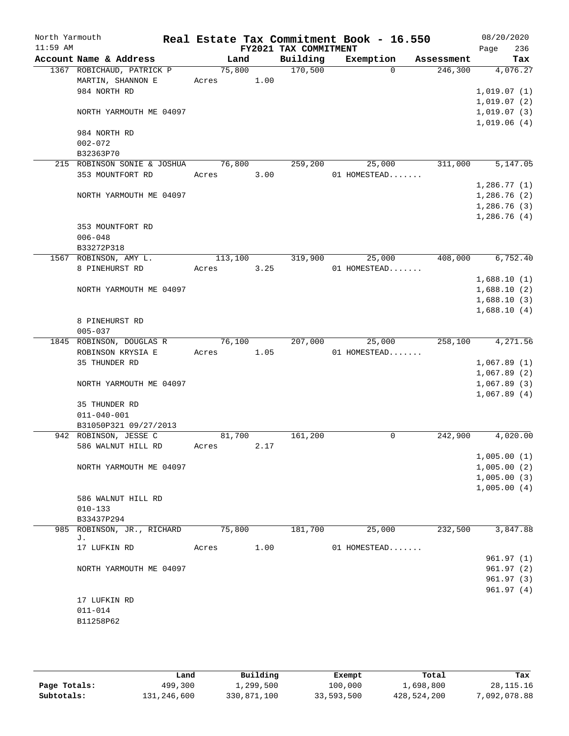North Yarmouth | | **Real Estate Tax Commitment Book - 16.550** | | | | 08/20/2020
11:59 AM | | **FY2021 TAX COMMITMENT** | | | | Page 236

| Account Name & Address | Land | Building | Exemption | Assessment | Tax |
|---|---|---|---|---|---|
| 1367 ROBICHAUD, PATRICK P | 75,800 | 170,500 | 0 | 246,300 | 4,076.27 |
| MARTIN, SHANNON E | Acres 1.00 | | | | |
| 984 NORTH RD | | | | | 1,019.07 (1) |
| | | | | | 1,019.07 (2) |
| NORTH YARMOUTH ME 04097 | | | | | 1,019.07 (3) |
| | | | | | 1,019.06 (4) |
| 984 NORTH RD | | | | | |
| 002-072 | | | | | |
| B32363P70 | | | | | |
| 215 ROBINSON SONIE & JOSHUA | 76,800 | 259,200 | 25,000 | 311,000 | 5,147.05 |
| 353 MOUNTFORT RD | Acres 3.00 | | 01 HOMESTEAD....... | | |
| | | | | | 1,286.77 (1) |
| NORTH YARMOUTH ME 04097 | | | | | 1,286.76 (2) |
| | | | | | 1,286.76 (3) |
| | | | | | 1,286.76 (4) |
| 353 MOUNTFORT RD | | | | | |
| 006-048 | | | | | |
| B33272P318 | | | | | |
| 1567 ROBINSON, AMY L. | 113,100 | 319,900 | 25,000 | 408,000 | 6,752.40 |
| 8 PINEHURST RD | Acres 3.25 | | 01 HOMESTEAD....... | | |
| | | | | | 1,688.10 (1) |
| NORTH YARMOUTH ME 04097 | | | | | 1,688.10 (2) |
| | | | | | 1,688.10 (3) |
| | | | | | 1,688.10 (4) |
| 8 PINEHURST RD | | | | | |
| 005-037 | | | | | |
| 1845 ROBINSON, DOUGLAS R | 76,100 | 207,000 | 25,000 | 258,100 | 4,271.56 |
| ROBINSON KRYSIA E | Acres 1.05 | | 01 HOMESTEAD....... | | |
| 35 THUNDER RD | | | | | 1,067.89 (1) |
| | | | | | 1,067.89 (2) |
| NORTH YARMOUTH ME 04097 | | | | | 1,067.89 (3) |
| | | | | | 1,067.89 (4) |
| 35 THUNDER RD | | | | | |
| 011-040-001 | | | | | |
| B31050P321 09/27/2013 | | | | | |
| 942 ROBINSON, JESSE C | 81,700 | 161,200 | 0 | 242,900 | 4,020.00 |
| 586 WALNUT HILL RD | Acres 2.17 | | | | |
| | | | | | 1,005.00 (1) |
| NORTH YARMOUTH ME 04097 | | | | | 1,005.00 (2) |
| | | | | | 1,005.00 (3) |
| | | | | | 1,005.00 (4) |
| 586 WALNUT HILL RD | | | | | |
| 010-133 | | | | | |
| B33437P294 | | | | | |
| 985 ROBINSON, JR., RICHARD J. | 75,800 | 181,700 | 25,000 | 232,500 | 3,847.88 |
| 17 LUFKIN RD | Acres 1.00 | | 01 HOMESTEAD....... | | |
| | | | | | 961.97 (1) |
| NORTH YARMOUTH ME 04097 | | | | | 961.97 (2) |
| | | | | | 961.97 (3) |
| | | | | | 961.97 (4) |
| 17 LUFKIN RD | | | | | |
| 011-014 | | | | | |
| B11258P62 | | | | | |

| | Land | Building | Exempt | Total | Tax |
|---|---|---|---|---|---|
| **Page Totals:** | 499,300 | 1,299,500 | 100,000 | 1,698,800 | 28,115.16 |
| **Subtotals:** | 131,246,600 | 330,871,100 | 33,593,500 | 428,524,200 | 7,092,078.88 |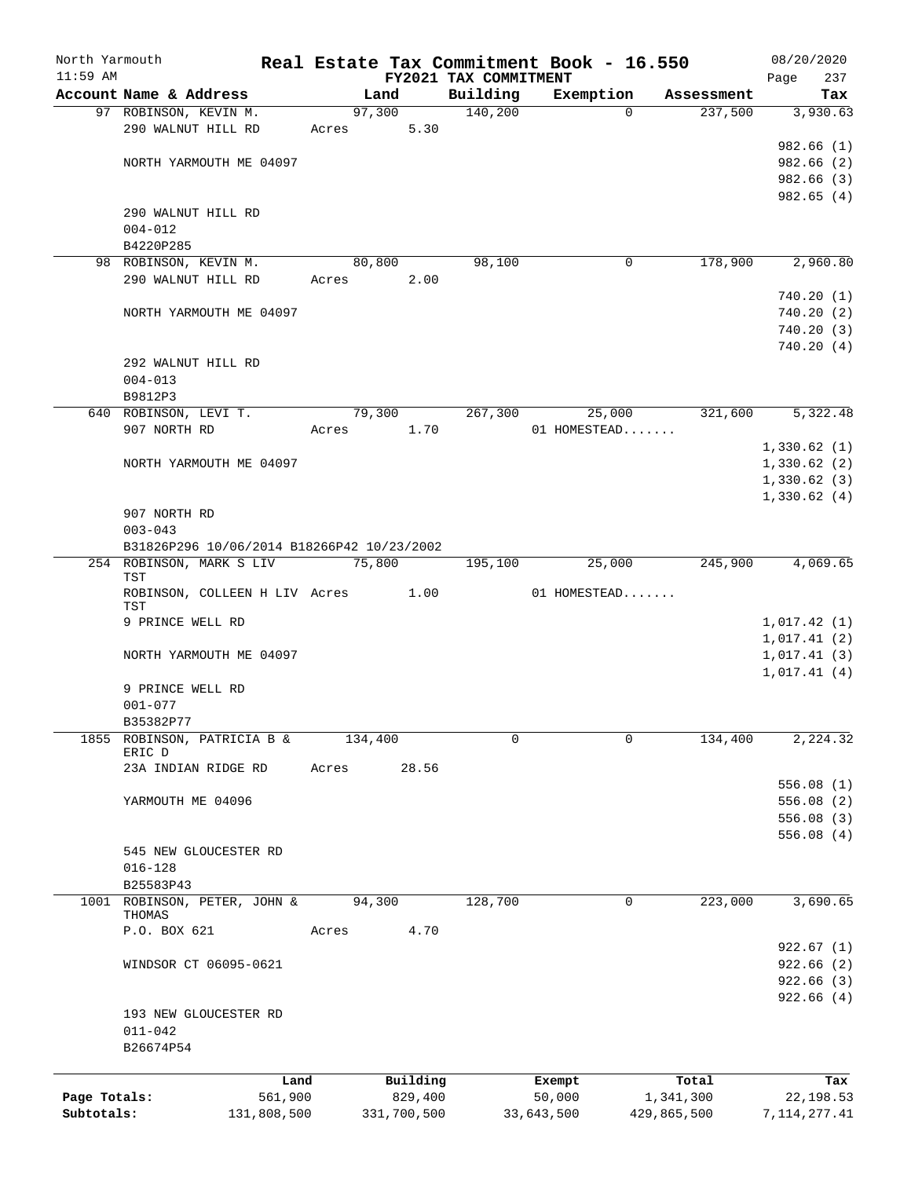North Yarmouth — Real Estate Tax Commitment Book - 16.550 — 08/20/2020
11:59 AM — FY2021 TAX COMMITMENT

| Account Name & Address | Land | Building | Exemption | Assessment | Tax |
|---|---|---|---|---|---|
| 97 ROBINSON, KEVIN M. | 97,300 | 140,200 | 0 | 237,500 | 3,930.63 |
| 290 WALNUT HILL RD | Acres 5.30 | | | | |
| | | | | | 982.66 (1) |
| NORTH YARMOUTH ME 04097 | | | | | 982.66 (2) |
| | | | | | 982.66 (3) |
| | | | | | 982.65 (4) |
| 290 WALNUT HILL RD | | | | | |
| 004-012 | | | | | |
| B4220P285 | | | | | |
| 98 ROBINSON, KEVIN M. | 80,800 | 98,100 | 0 | 178,900 | 2,960.80 |
| 290 WALNUT HILL RD | Acres 2.00 | | | | |
| | | | | | 740.20 (1) |
| NORTH YARMOUTH ME 04097 | | | | | 740.20 (2) |
| | | | | | 740.20 (3) |
| | | | | | 740.20 (4) |
| 292 WALNUT HILL RD | | | | | |
| 004-013 | | | | | |
| B9812P3 | | | | | |
| 640 ROBINSON, LEVI T. | 79,300 | 267,300 | 25,000 | 321,600 | 5,322.48 |
| 907 NORTH RD | Acres 1.70 | | 01 HOMESTEAD....... | | |
| | | | | | 1,330.62 (1) |
| NORTH YARMOUTH ME 04097 | | | | | 1,330.62 (2) |
| | | | | | 1,330.62 (3) |
| | | | | | 1,330.62 (4) |
| 907 NORTH RD | | | | | |
| 003-043 | | | | | |
| B31826P296 10/06/2014 B18266P42 10/23/2002 | | | | | |
| 254 ROBINSON, MARK S LIV TST | 75,800 | 195,100 | 25,000 | 245,900 | 4,069.65 |
| ROBINSON, COLLEEN H LIV TST | Acres 1.00 | | 01 HOMESTEAD....... | | |
| 9 PRINCE WELL RD | | | | | 1,017.42 (1) |
| | | | | | 1,017.41 (2) |
| NORTH YARMOUTH ME 04097 | | | | | 1,017.41 (3) |
| | | | | | 1,017.41 (4) |
| 9 PRINCE WELL RD | | | | | |
| 001-077 | | | | | |
| B35382P77 | | | | | |
| 1855 ROBINSON, PATRICIA B & ERIC D | 134,400 | 0 | 0 | 134,400 | 2,224.32 |
| 23A INDIAN RIDGE RD | Acres 28.56 | | | | |
| | | | | | 556.08 (1) |
| YARMOUTH ME 04096 | | | | | 556.08 (2) |
| | | | | | 556.08 (3) |
| | | | | | 556.08 (4) |
| 545 NEW GLOUCESTER RD | | | | | |
| 016-128 | | | | | |
| B25583P43 | | | | | |
| 1001 ROBINSON, PETER, JOHN & THOMAS | 94,300 | 128,700 | 0 | 223,000 | 3,690.65 |
| P.O. BOX 621 | Acres 4.70 | | | | |
| | | | | | 922.67 (1) |
| WINDSOR CT 06095-0621 | | | | | 922.66 (2) |
| | | | | | 922.66 (3) |
| | | | | | 922.66 (4) |
| 193 NEW GLOUCESTER RD | | | | | |
| 011-042 | | | | | |
| B26674P54 | | | | | |

| | Land | Building | Exempt | Total | Tax |
|---|---|---|---|---|---|
| Page Totals: | 561,900 | 829,400 | 50,000 | 1,341,300 | 22,198.53 |
| Subtotals: | 131,808,500 | 331,700,500 | 33,643,500 | 429,865,500 | 7,114,277.41 |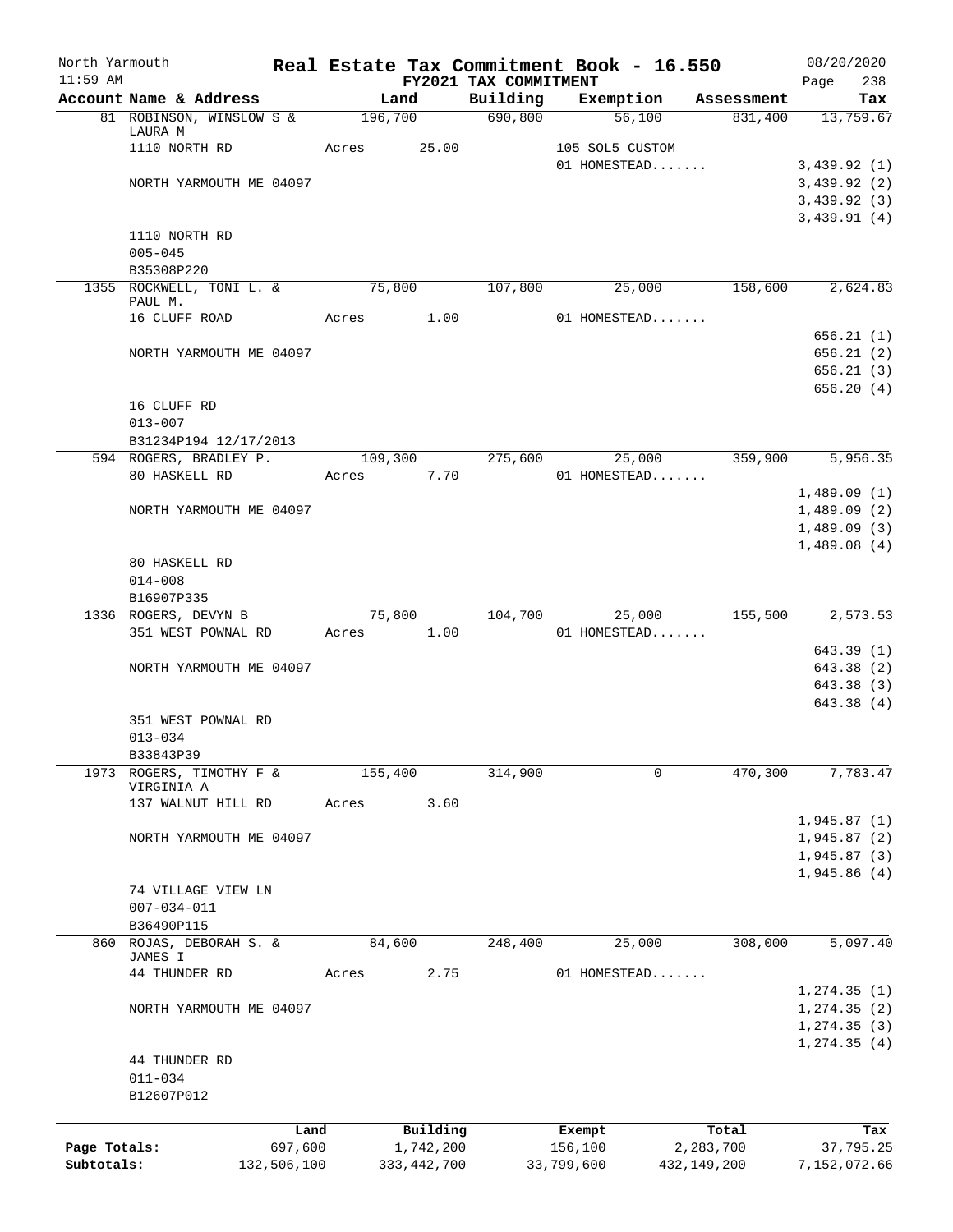North Yarmouth | Real Estate Tax Commitment Book - 16.550 | 08/20/2020
11:59 AM | FY2021 TAX COMMITMENT | Page 238

| Account Name & Address | Land | Building | Exemption | Assessment | Tax |
|---|---|---|---|---|---|
| 81 ROBINSON, WINSLOW S & LAURA M | 196,700 | 690,800 | 56,100 | 831,400 | 13,759.67 |
| 1110 NORTH RD | Acres 25.00 | | 105 SOL5 CUSTOM | | |
| | | | 01 HOMESTEAD....... | | 3,439.92 (1) |
| NORTH YARMOUTH ME 04097 | | | | | 3,439.92 (2) |
| | | | | | 3,439.92 (3) |
| | | | | | 3,439.91 (4) |
| 1110 NORTH RD | | | | | |
| 005-045 | | | | | |
| B35308P220 | | | | | |
| 1355 ROCKWELL, TONI L. & PAUL M. | 75,800 | 107,800 | 25,000 | 158,600 | 2,624.83 |
| 16 CLUFF ROAD | Acres 1.00 | | 01 HOMESTEAD....... | | |
| | | | | | 656.21 (1) |
| NORTH YARMOUTH ME 04097 | | | | | 656.21 (2) |
| | | | | | 656.21 (3) |
| | | | | | 656.20 (4) |
| 16 CLUFF RD | | | | | |
| 013-007 | | | | | |
| B31234P194 12/17/2013 | | | | | |
| 594 ROGERS, BRADLEY P. | 109,300 | 275,600 | 25,000 | 359,900 | 5,956.35 |
| 80 HASKELL RD | Acres 7.70 | | 01 HOMESTEAD....... | | |
| | | | | | 1,489.09 (1) |
| NORTH YARMOUTH ME 04097 | | | | | 1,489.09 (2) |
| | | | | | 1,489.09 (3) |
| | | | | | 1,489.08 (4) |
| 80 HASKELL RD | | | | | |
| 014-008 | | | | | |
| B16907P335 | | | | | |
| 1336 ROGERS, DEVYN B | 75,800 | 104,700 | 25,000 | 155,500 | 2,573.53 |
| 351 WEST POWNAL RD | Acres 1.00 | | 01 HOMESTEAD....... | | |
| | | | | | 643.39 (1) |
| NORTH YARMOUTH ME 04097 | | | | | 643.38 (2) |
| | | | | | 643.38 (3) |
| | | | | | 643.38 (4) |
| 351 WEST POWNAL RD | | | | | |
| 013-034 | | | | | |
| B33843P39 | | | | | |
| 1973 ROGERS, TIMOTHY F & VIRGINIA A | 155,400 | 314,900 | 0 | 470,300 | 7,783.47 |
| 137 WALNUT HILL RD | Acres 3.60 | | | | |
| | | | | | 1,945.87 (1) |
| NORTH YARMOUTH ME 04097 | | | | | 1,945.87 (2) |
| | | | | | 1,945.87 (3) |
| | | | | | 1,945.86 (4) |
| 74 VILLAGE VIEW LN | | | | | |
| 007-034-011 | | | | | |
| B36490P115 | | | | | |
| 860 ROJAS, DEBORAH S. & JAMES I | 84,600 | 248,400 | 25,000 | 308,000 | 5,097.40 |
| 44 THUNDER RD | Acres 2.75 | | 01 HOMESTEAD....... | | |
| | | | | | 1,274.35 (1) |
| NORTH YARMOUTH ME 04097 | | | | | 1,274.35 (2) |
| | | | | | 1,274.35 (3) |
| | | | | | 1,274.35 (4) |
| 44 THUNDER RD | | | | | |
| 011-034 | | | | | |
| B12607P012 | | | | | |

| | Land | Building | Exempt | Total | Tax |
|---|---|---|---|---|---|
| Page Totals: | 697,600 | 1,742,200 | 156,100 | 2,283,700 | 37,795.25 |
| Subtotals: | 132,506,100 | 333,442,700 | 33,799,600 | 432,149,200 | 7,152,072.66 |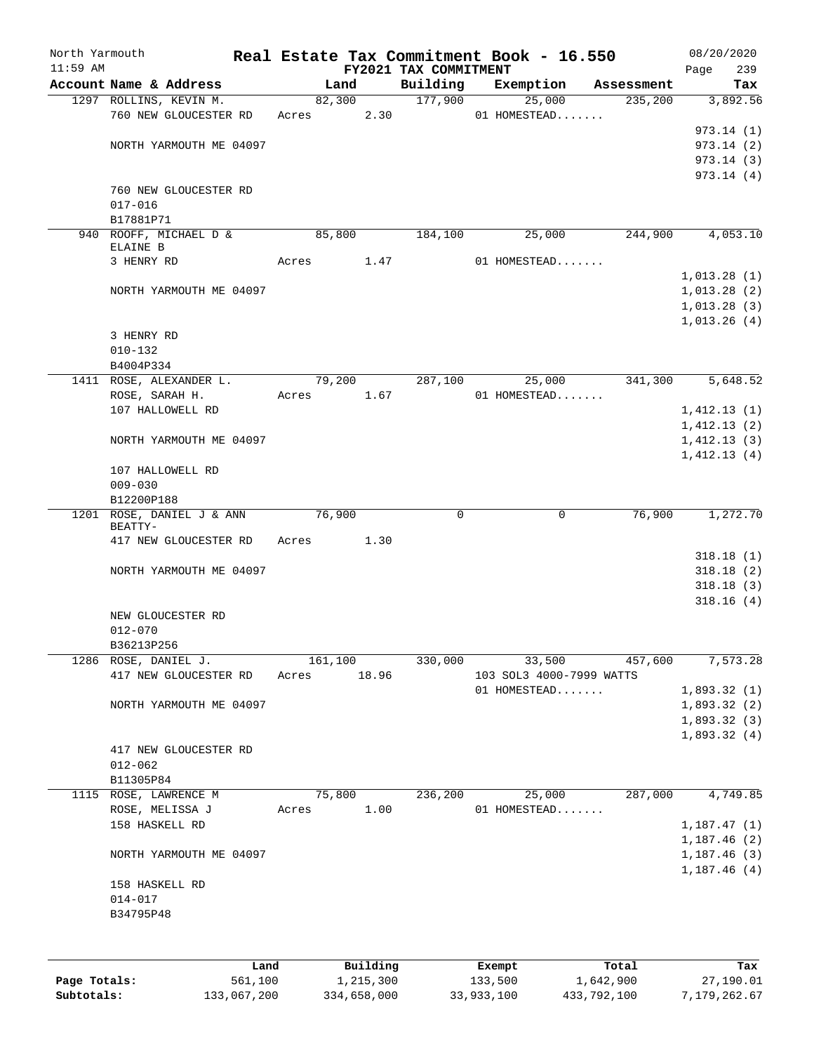# Real Estate Tax Commitment Book - 16.550

North Yarmouth, 11:59 AM — FY2021 TAX COMMITMENT — 08/20/2020

| Account | Name & Address | Land | Building | Exemption | Assessment | Tax |
|---|---|---|---|---|---|---|
| 1297 | ROLLINS, KEVIN M.<br>760 NEW GLOUCESTER RD<br><br>NORTH YARMOUTH ME 04097<br><br>760 NEW GLOUCESTER RD<br>017-016<br>B17881P71 | 82,300<br>Acres 2.30 | 177,900 | 25,000<br>01 HOMESTEAD....... | 235,200 | 3,892.56<br>973.14 (1)<br>973.14 (2)<br>973.14 (3)<br>973.14 (4) |
| 940 | ROOFF, MICHAEL D & ELAINE B<br>3 HENRY RD<br><br>NORTH YARMOUTH ME 04097<br><br>3 HENRY RD<br>010-132<br>B4004P334 | 85,800<br>Acres 1.47 | 184,100 | 25,000<br>01 HOMESTEAD....... | 244,900 | 4,053.10<br>1,013.28 (1)<br>1,013.28 (2)<br>1,013.28 (3)<br>1,013.26 (4) |
| 1411 | ROSE, ALEXANDER L.<br>ROSE, SARAH H.<br>107 HALLOWELL RD<br><br>NORTH YARMOUTH ME 04097<br><br>107 HALLOWELL RD<br>009-030<br>B12200P188 | 79,200<br>Acres 1.67 | 287,100 | 25,000<br>01 HOMESTEAD....... | 341,300 | 5,648.52<br>1,412.13 (1)<br>1,412.13 (2)<br>1,412.13 (3)<br>1,412.13 (4) |
| 1201 | ROSE, DANIEL J & ANN BEATTY-<br>417 NEW GLOUCESTER RD<br><br>NORTH YARMOUTH ME 04097<br><br>NEW GLOUCESTER RD<br>012-070<br>B36213P256 | 76,900<br>Acres 1.30 | 0 | 0 | 76,900 | 1,272.70<br>318.18 (1)<br>318.18 (2)<br>318.18 (3)<br>318.16 (4) |
| 1286 | ROSE, DANIEL J.<br>417 NEW GLOUCESTER RD<br><br>NORTH YARMOUTH ME 04097<br><br>417 NEW GLOUCESTER RD<br>012-062<br>B11305P84 | 161,100<br>Acres 18.96 | 330,000 | 33,500<br>103 SOL3 4000-7999 WATTS<br>01 HOMESTEAD....... | 457,600 | 7,573.28<br>1,893.32 (1)<br>1,893.32 (2)<br>1,893.32 (3)<br>1,893.32 (4) |
| 1115 | ROSE, LAWRENCE M<br>ROSE, MELISSA J<br>158 HASKELL RD<br><br>NORTH YARMOUTH ME 04097<br><br>158 HASKELL RD<br>014-017<br>B34795P48 | 75,800<br>Acres 1.00 | 236,200 | 25,000<br>01 HOMESTEAD....... | 287,000 | 4,749.85<br>1,187.47 (1)<br>1,187.46 (2)<br>1,187.46 (3)<br>1,187.46 (4) |

| | Land | Building | Exempt | Total | Tax |
|---|---|---|---|---|---|
| Page Totals: | 561,100 | 1,215,300 | 133,500 | 1,642,900 | 27,190.01 |
| Subtotals: | 133,067,200 | 334,658,000 | 33,933,100 | 433,792,100 | 7,179,262.67 |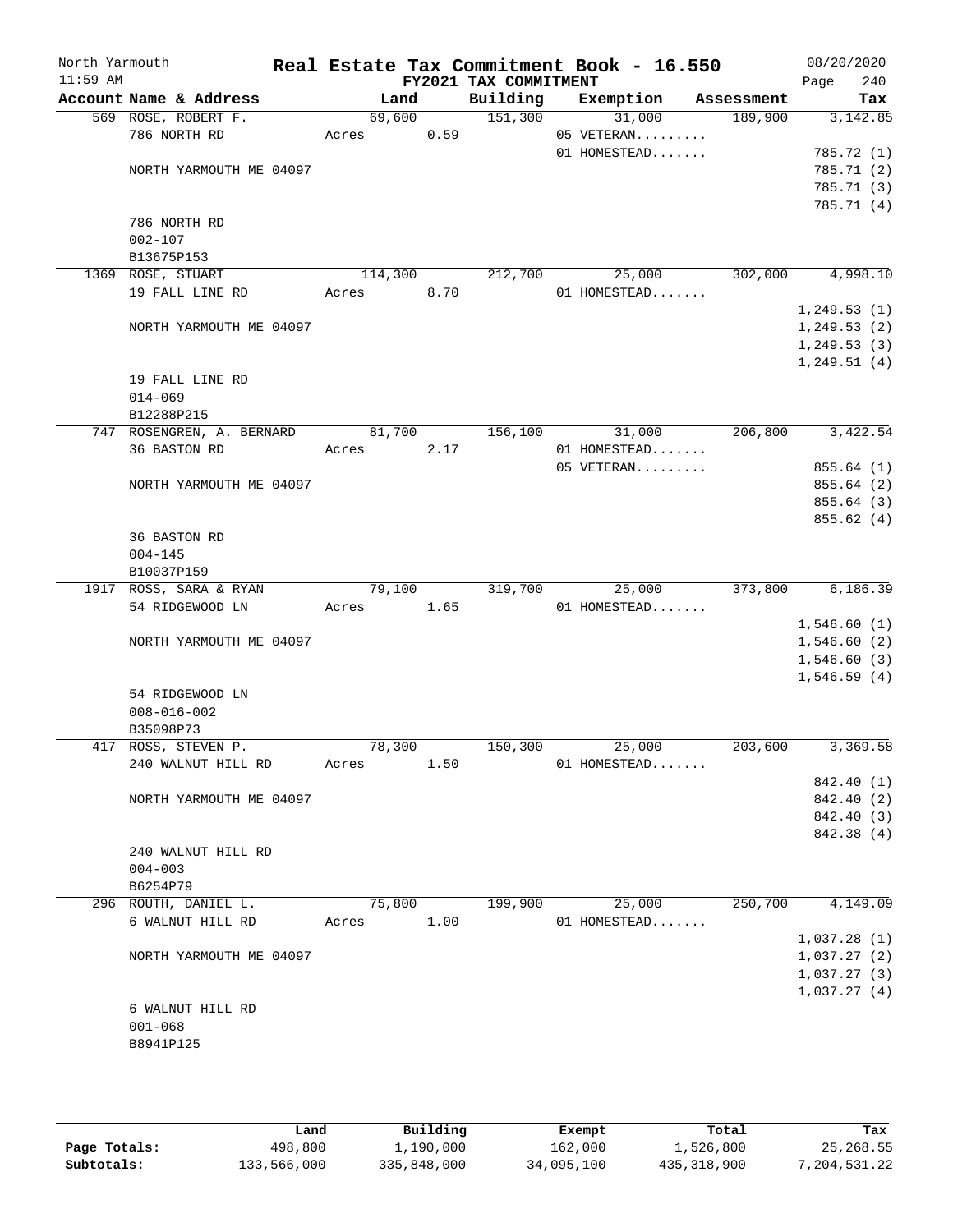North Yarmouth | Real Estate Tax Commitment Book - 16.550 | 08/20/2020
11:59 AM | FY2021 TAX COMMITMENT | Page 240

| Account | Name & Address | Land | Building | Exemption | Assessment | Tax |
|---|---|---|---|---|---|---|
| 569 | ROSE, ROBERT F. | 69,600 | 151,300 | 31,000 | 189,900 | 3,142.85 |
| | 786 NORTH RD | Acres 0.59 | | 05 VETERAN......... | | |
| | | | | 01 HOMESTEAD....... | | 785.72 (1) |
| | NORTH YARMOUTH ME 04097 | | | | | 785.71 (2) |
| | | | | | | 785.71 (3) |
| | | | | | | 785.71 (4) |
| | 786 NORTH RD | | | | | |
| | 002-107 | | | | | |
| | B13675P153 | | | | | |
| 1369 | ROSE, STUART | 114,300 | 212,700 | 25,000 | 302,000 | 4,998.10 |
| | 19 FALL LINE RD | Acres 8.70 | | 01 HOMESTEAD....... | | |
| | | | | | | 1,249.53 (1) |
| | NORTH YARMOUTH ME 04097 | | | | | 1,249.53 (2) |
| | | | | | | 1,249.53 (3) |
| | | | | | | 1,249.51 (4) |
| | 19 FALL LINE RD | | | | | |
| | 014-069 | | | | | |
| | B12288P215 | | | | | |
| 747 | ROSENGREN, A. BERNARD | 81,700 | 156,100 | 31,000 | 206,800 | 3,422.54 |
| | 36 BASTON RD | Acres 2.17 | | 01 HOMESTEAD....... | | |
| | | | | 05 VETERAN......... | | 855.64 (1) |
| | NORTH YARMOUTH ME 04097 | | | | | 855.64 (2) |
| | | | | | | 855.64 (3) |
| | | | | | | 855.62 (4) |
| | 36 BASTON RD | | | | | |
| | 004-145 | | | | | |
| | B10037P159 | | | | | |
| 1917 | ROSS, SARA & RYAN | 79,100 | 319,700 | 25,000 | 373,800 | 6,186.39 |
| | 54 RIDGEWOOD LN | Acres 1.65 | | 01 HOMESTEAD....... | | |
| | | | | | | 1,546.60 (1) |
| | NORTH YARMOUTH ME 04097 | | | | | 1,546.60 (2) |
| | | | | | | 1,546.60 (3) |
| | | | | | | 1,546.59 (4) |
| | 54 RIDGEWOOD LN | | | | | |
| | 008-016-002 | | | | | |
| | B35098P73 | | | | | |
| 417 | ROSS, STEVEN P. | 78,300 | 150,300 | 25,000 | 203,600 | 3,369.58 |
| | 240 WALNUT HILL RD | Acres 1.50 | | 01 HOMESTEAD....... | | |
| | | | | | | 842.40 (1) |
| | NORTH YARMOUTH ME 04097 | | | | | 842.40 (2) |
| | | | | | | 842.40 (3) |
| | | | | | | 842.38 (4) |
| | 240 WALNUT HILL RD | | | | | |
| | 004-003 | | | | | |
| | B6254P79 | | | | | |
| 296 | ROUTH, DANIEL L. | 75,800 | 199,900 | 25,000 | 250,700 | 4,149.09 |
| | 6 WALNUT HILL RD | Acres 1.00 | | 01 HOMESTEAD....... | | |
| | | | | | | 1,037.28 (1) |
| | NORTH YARMOUTH ME 04097 | | | | | 1,037.27 (2) |
| | | | | | | 1,037.27 (3) |
| | | | | | | 1,037.27 (4) |
| | 6 WALNUT HILL RD | | | | | |
| | 001-068 | | | | | |
| | B8941P125 | | | | | |

| | Land | Building | Exempt | Total | Tax |
|---|---|---|---|---|---|
| Page Totals: | 498,800 | 1,190,000 | 162,000 | 1,526,800 | 25,268.55 |
| Subtotals: | 133,566,000 | 335,848,000 | 34,095,100 | 435,318,900 | 7,204,531.22 |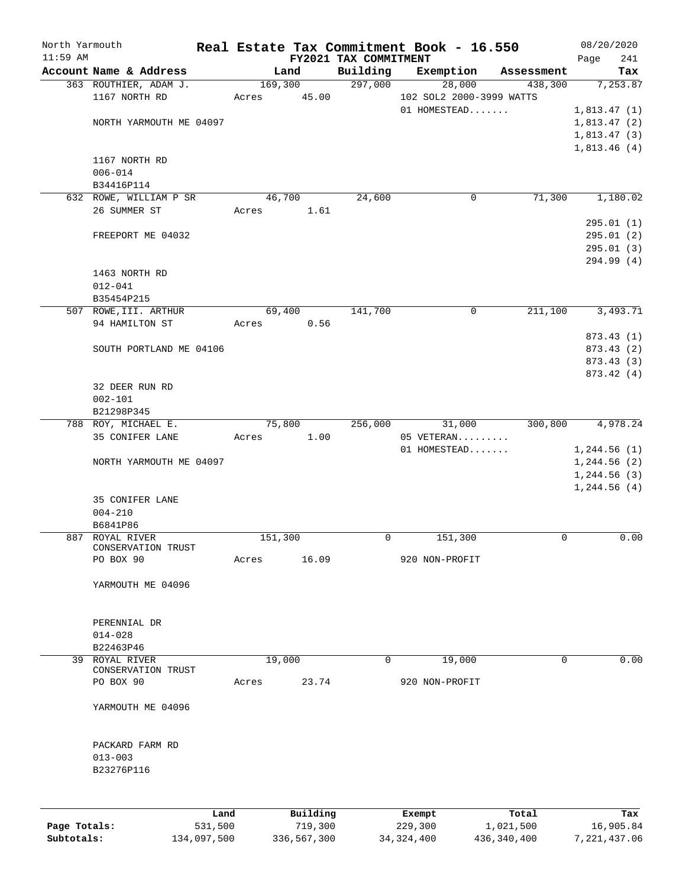# Real Estate Tax Commitment Book - 16.550

North Yarmouth — 11:59 AM — FY2021 TAX COMMITMENT — 08/20/2020

| Account Name & Address | Land | Building | Exemption | Assessment | Tax |
|---|---|---|---|---|---|
| 363 ROUTHIER, ADAM J. | 169,300 | 297,000 | 28,000 | 438,300 | 7,253.87 |
| 1167 NORTH RD | Acres 45.00 | | 102 SOL2 2000-3999 WATTS | | |
| | | | 01 HOMESTEAD....... | | 1,813.47 (1) |
| NORTH YARMOUTH ME 04097 | | | | | 1,813.47 (2) |
| | | | | | 1,813.47 (3) |
| | | | | | 1,813.46 (4) |
| 1167 NORTH RD | | | | | |
| 006-014 | | | | | |
| B34416P114 | | | | | |
| 632 ROWE, WILLIAM P SR | 46,700 | 24,600 | 0 | 71,300 | 1,180.02 |
| 26 SUMMER ST | Acres 1.61 | | | | |
| | | | | | 295.01 (1) |
| FREEPORT ME 04032 | | | | | 295.01 (2) |
| | | | | | 295.01 (3) |
| | | | | | 294.99 (4) |
| 1463 NORTH RD | | | | | |
| 012-041 | | | | | |
| B35454P215 | | | | | |
| 507 ROWE,III. ARTHUR | 69,400 | 141,700 | 0 | 211,100 | 3,493.71 |
| 94 HAMILTON ST | Acres 0.56 | | | | |
| | | | | | 873.43 (1) |
| SOUTH PORTLAND ME 04106 | | | | | 873.43 (2) |
| | | | | | 873.43 (3) |
| | | | | | 873.42 (4) |
| 32 DEER RUN RD | | | | | |
| 002-101 | | | | | |
| B21298P345 | | | | | |
| 788 ROY, MICHAEL E. | 75,800 | 256,000 | 31,000 | 300,800 | 4,978.24 |
| 35 CONIFER LANE | Acres 1.00 | | 05 VETERAN......... | | |
| | | | 01 HOMESTEAD....... | | 1,244.56 (1) |
| NORTH YARMOUTH ME 04097 | | | | | 1,244.56 (2) |
| | | | | | 1,244.56 (3) |
| | | | | | 1,244.56 (4) |
| 35 CONIFER LANE | | | | | |
| 004-210 | | | | | |
| B6841P86 | | | | | |
| 887 ROYAL RIVER CONSERVATION TRUST | 151,300 | 0 | 151,300 | 0 | 0.00 |
| PO BOX 90 | Acres 16.09 | | 920 NON-PROFIT | | |
| YARMOUTH ME 04096 | | | | | |
| PERENNIAL DR | | | | | |
| 014-028 | | | | | |
| B22463P46 | | | | | |
| 39 ROYAL RIVER CONSERVATION TRUST | 19,000 | 0 | 19,000 | 0 | 0.00 |
| PO BOX 90 | Acres 23.74 | | 920 NON-PROFIT | | |
| YARMOUTH ME 04096 | | | | | |
| PACKARD FARM RD | | | | | |
| 013-003 | | | | | |
| B23276P116 | | | | | |

| | Land | Building | Exempt | Total | Tax |
|---|---|---|---|---|---|
| Page Totals: | 531,500 | 719,300 | 229,300 | 1,021,500 | 16,905.84 |
| Subtotals: | 134,097,500 | 336,567,300 | 34,324,400 | 436,340,400 | 7,221,437.06 |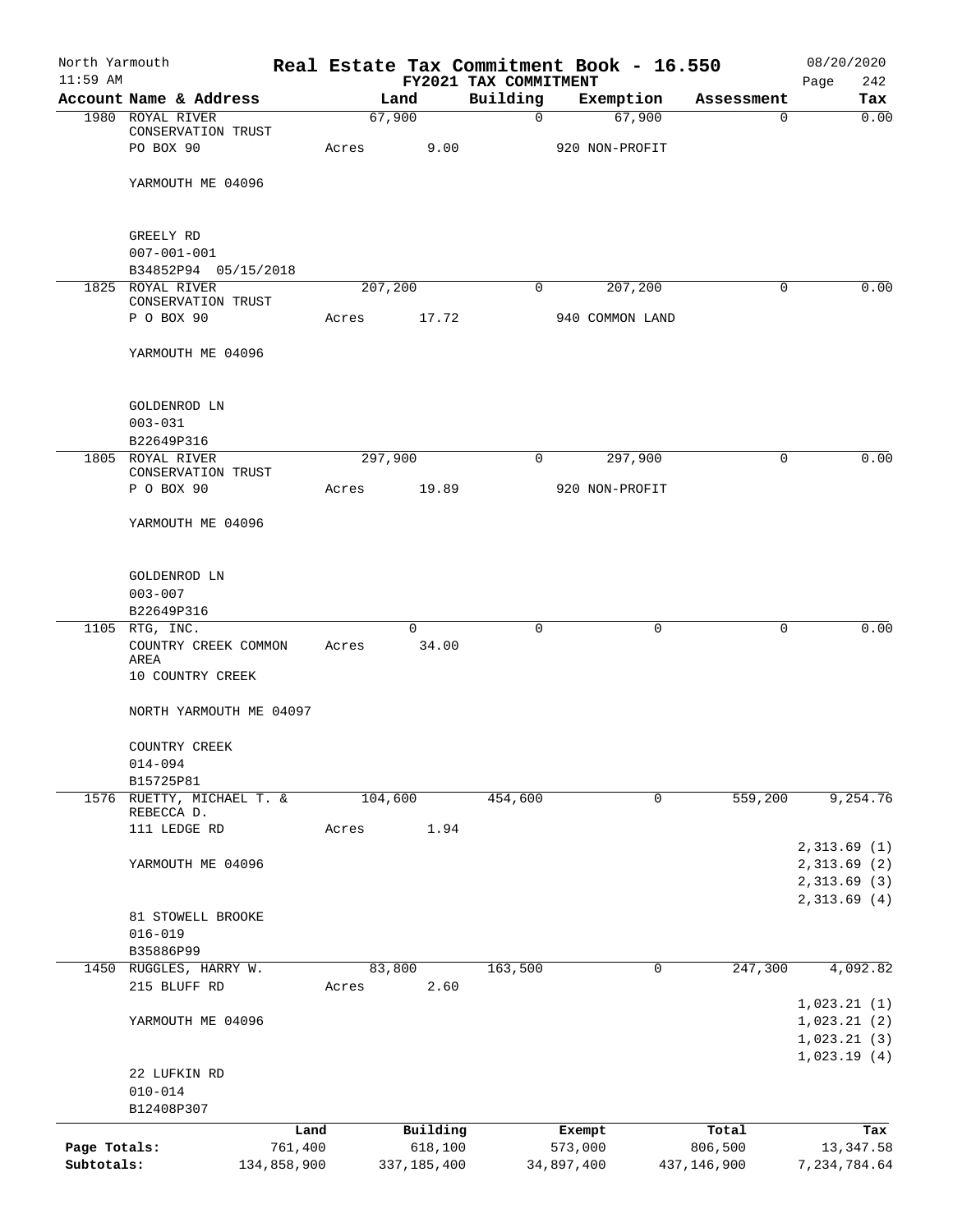North Yarmouth | Real Estate Tax Commitment Book - 16.550 | 08/20/2020
11:59 AM | FY2021 TAX COMMITMENT | Page 242

| Account | Name & Address | Land | Building | Exemption | Assessment | Tax |
|---|---|---|---|---|---|---|
| 1980 | ROYAL RIVER CONSERVATION TRUST<br>PO BOX 90<br>YARMOUTH ME 04096<br>GREELY RD<br>007-001-001<br>B34852P94 05/15/2018 | 67,900<br>Acres 9.00 | 0 | 67,900<br>920 NON-PROFIT | 0 | 0.00 |
| 1825 | ROYAL RIVER CONSERVATION TRUST<br>P O BOX 90<br>YARMOUTH ME 04096<br>GOLDENROD LN<br>003-031<br>B22649P316 | 207,200<br>Acres 17.72 | 0 | 207,200<br>940 COMMON LAND | 0 | 0.00 |
| 1805 | ROYAL RIVER CONSERVATION TRUST<br>P O BOX 90<br>YARMOUTH ME 04096<br>GOLDENROD LN<br>003-007<br>B22649P316 | 297,900<br>Acres 19.89 | 0 | 297,900<br>920 NON-PROFIT | 0 | 0.00 |
| 1105 | RTG, INC.<br>COUNTRY CREEK COMMON AREA<br>10 COUNTRY CREEK<br>NORTH YARMOUTH ME 04097<br>COUNTRY CREEK<br>014-094<br>B15725P81 | 0<br>Acres 34.00 | 0 | 0 | 0 | 0.00 |
| 1576 | RUETTY, MICHAEL T. & REBECCA D.<br>111 LEDGE RD<br>YARMOUTH ME 04096<br>81 STOWELL BROOKE<br>016-019<br>B35886P99 | 104,600<br>Acres 1.94 | 454,600 | 0 | 559,200 | 9,254.76<br>2,313.69 (1)<br>2,313.69 (2)<br>2,313.69 (3)<br>2,313.69 (4) |
| 1450 | RUGGLES, HARRY W.<br>215 BLUFF RD<br>YARMOUTH ME 04096<br>22 LUFKIN RD<br>010-014<br>B12408P307 | 83,800<br>Acres 2.60 | 163,500 | 0 | 247,300 | 4,092.82<br>1,023.21 (1)<br>1,023.21 (2)<br>1,023.21 (3)<br>1,023.19 (4) |

| | Land | Building | Exempt | Total | Tax |
|---|---|---|---|---|---|
| Page Totals: | 761,400 | 618,100 | 573,000 | 806,500 | 13,347.58 |
| Subtotals: | 134,858,900 | 337,185,400 | 34,897,400 | 437,146,900 | 7,234,784.64 |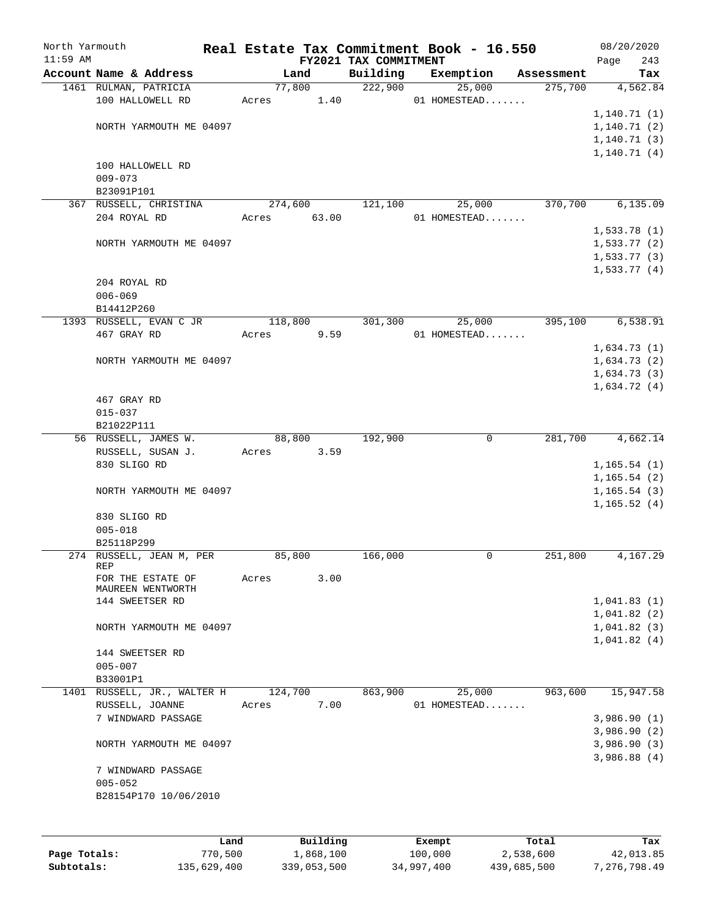North Yarmouth | Real Estate Tax Commitment Book - 16.550 | 08/20/2020
11:59 AM | FY2021 TAX COMMITMENT | Page 243

| Account Name & Address | Land | Building | Exemption | Assessment | Tax |
|---|---|---|---|---|---|
| 1461 RULMAN, PATRICIA | 77,800 | 222,900 | 25,000 | 275,700 | 4,562.84 |
| 100 HALLOWELL RD | Acres 1.40 | | 01 HOMESTEAD....... | | |
| | | | | | 1,140.71 (1) |
| NORTH YARMOUTH ME 04097 | | | | | 1,140.71 (2) |
| | | | | | 1,140.71 (3) |
| | | | | | 1,140.71 (4) |
| 100 HALLOWELL RD | | | | | |
| 009-073 | | | | | |
| B23091P101 | | | | | |
| 367 RUSSELL, CHRISTINA | 274,600 | 121,100 | 25,000 | 370,700 | 6,135.09 |
| 204 ROYAL RD | Acres 63.00 | | 01 HOMESTEAD....... | | |
| | | | | | 1,533.78 (1) |
| NORTH YARMOUTH ME 04097 | | | | | 1,533.77 (2) |
| | | | | | 1,533.77 (3) |
| | | | | | 1,533.77 (4) |
| 204 ROYAL RD | | | | | |
| 006-069 | | | | | |
| B14412P260 | | | | | |
| 1393 RUSSELL, EVAN C JR | 118,800 | 301,300 | 25,000 | 395,100 | 6,538.91 |
| 467 GRAY RD | Acres 9.59 | | 01 HOMESTEAD....... | | |
| | | | | | 1,634.73 (1) |
| NORTH YARMOUTH ME 04097 | | | | | 1,634.73 (2) |
| | | | | | 1,634.73 (3) |
| | | | | | 1,634.72 (4) |
| 467 GRAY RD | | | | | |
| 015-037 | | | | | |
| B21022P111 | | | | | |
| 56 RUSSELL, JAMES W. | 88,800 | 192,900 | 0 | 281,700 | 4,662.14 |
| RUSSELL, SUSAN J. | Acres 3.59 | | | | |
| 830 SLIGO RD | | | | | 1,165.54 (1) |
| | | | | | 1,165.54 (2) |
| NORTH YARMOUTH ME 04097 | | | | | 1,165.54 (3) |
| | | | | | 1,165.52 (4) |
| 830 SLIGO RD | | | | | |
| 005-018 | | | | | |
| B25118P299 | | | | | |
| 274 RUSSELL, JEAN M, PER REP | 85,800 | 166,000 | 0 | 251,800 | 4,167.29 |
| FOR THE ESTATE OF MAUREEN WENTWORTH | Acres 3.00 | | | | |
| 144 SWEETSER RD | | | | | 1,041.83 (1) |
| | | | | | 1,041.82 (2) |
| NORTH YARMOUTH ME 04097 | | | | | 1,041.82 (3) |
| | | | | | 1,041.82 (4) |
| 144 SWEETSER RD | | | | | |
| 005-007 | | | | | |
| B33001P1 | | | | | |
| 1401 RUSSELL, JR., WALTER H | 124,700 | 863,900 | 25,000 | 963,600 | 15,947.58 |
| RUSSELL, JOANNE | Acres 7.00 | | 01 HOMESTEAD....... | | |
| 7 WINDWARD PASSAGE | | | | | 3,986.90 (1) |
| | | | | | 3,986.90 (2) |
| NORTH YARMOUTH ME 04097 | | | | | 3,986.90 (3) |
| | | | | | 3,986.88 (4) |
| 7 WINDWARD PASSAGE | | | | | |
| 005-052 | | | | | |
| B28154P170 10/06/2010 | | | | | |

| | Land | Building | Exempt | Total | Tax |
|---|---|---|---|---|---|
| Page Totals: | 770,500 | 1,868,100 | 100,000 | 2,538,600 | 42,013.85 |
| Subtotals: | 135,629,400 | 339,053,500 | 34,997,400 | 439,685,500 | 7,276,798.49 |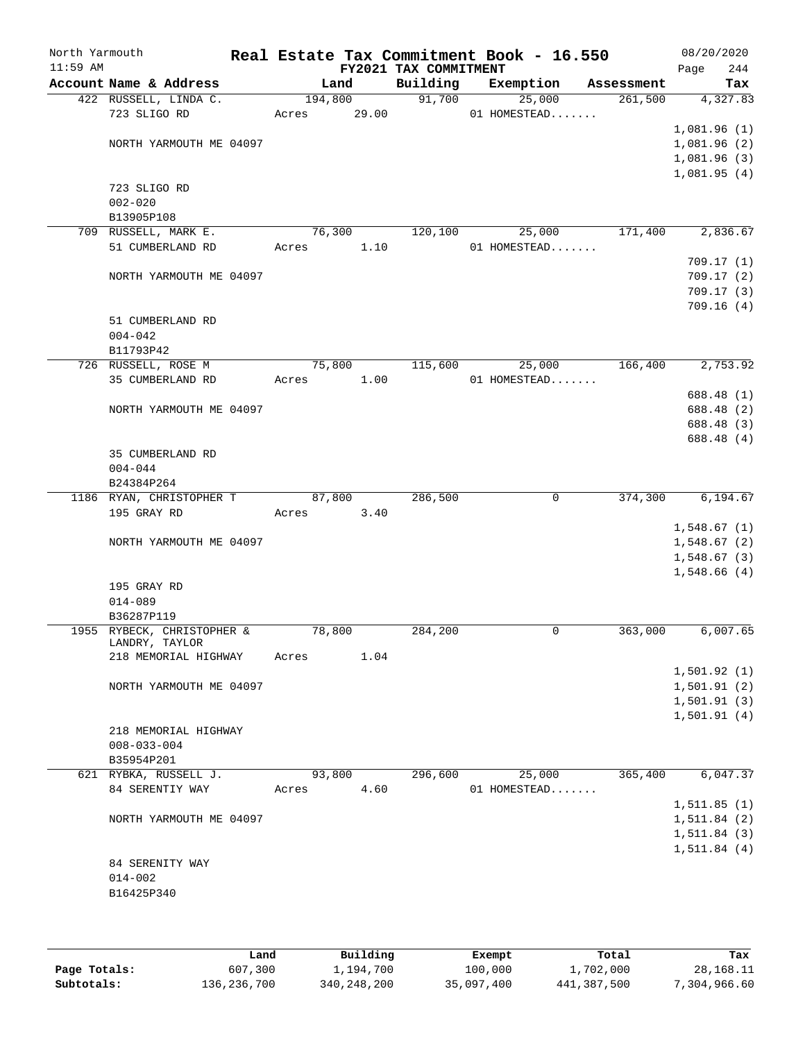# Real Estate Tax Commitment Book - 16.550

North Yarmouth — 11:59 AM — FY2021 TAX COMMITMENT — 08/20/2020 — Page 244

| Account Name & Address | Land | Building | Exemption | Assessment | Tax |
|---|---|---|---|---|---|
| 422 RUSSELL, LINDA C. | 194,800 | 91,700 | 25,000 | 261,500 | 4,327.83 |
| 723 SLIGO RD | Acres 29.00 | | 01 HOMESTEAD....... | | |
| | | | | | 1,081.96 (1) |
| NORTH YARMOUTH ME 04097 | | | | | 1,081.96 (2) |
| | | | | | 1,081.96 (3) |
| | | | | | 1,081.95 (4) |
| 723 SLIGO RD | | | | | |
| 002-020 | | | | | |
| B13905P108 | | | | | |
| 709 RUSSELL, MARK E. | 76,300 | 120,100 | 25,000 | 171,400 | 2,836.67 |
| 51 CUMBERLAND RD | Acres 1.10 | | 01 HOMESTEAD....... | | |
| | | | | | 709.17 (1) |
| NORTH YARMOUTH ME 04097 | | | | | 709.17 (2) |
| | | | | | 709.17 (3) |
| | | | | | 709.16 (4) |
| 51 CUMBERLAND RD | | | | | |
| 004-042 | | | | | |
| B11793P42 | | | | | |
| 726 RUSSELL, ROSE M | 75,800 | 115,600 | 25,000 | 166,400 | 2,753.92 |
| 35 CUMBERLAND RD | Acres 1.00 | | 01 HOMESTEAD....... | | |
| | | | | | 688.48 (1) |
| NORTH YARMOUTH ME 04097 | | | | | 688.48 (2) |
| | | | | | 688.48 (3) |
| | | | | | 688.48 (4) |
| 35 CUMBERLAND RD | | | | | |
| 004-044 | | | | | |
| B24384P264 | | | | | |
| 1186 RYAN, CHRISTOPHER T | 87,800 | 286,500 | 0 | 374,300 | 6,194.67 |
| 195 GRAY RD | Acres 3.40 | | | | |
| | | | | | 1,548.67 (1) |
| NORTH YARMOUTH ME 04097 | | | | | 1,548.67 (2) |
| | | | | | 1,548.67 (3) |
| | | | | | 1,548.66 (4) |
| 195 GRAY RD | | | | | |
| 014-089 | | | | | |
| B36287P119 | | | | | |
| 1955 RYBECK, CHRISTOPHER & LANDRY, TAYLOR | 78,800 | 284,200 | 0 | 363,000 | 6,007.65 |
| 218 MEMORIAL HIGHWAY | Acres 1.04 | | | | |
| | | | | | 1,501.92 (1) |
| NORTH YARMOUTH ME 04097 | | | | | 1,501.91 (2) |
| | | | | | 1,501.91 (3) |
| | | | | | 1,501.91 (4) |
| 218 MEMORIAL HIGHWAY | | | | | |
| 008-033-004 | | | | | |
| B35954P201 | | | | | |
| 621 RYBKA, RUSSELL J. | 93,800 | 296,600 | 25,000 | 365,400 | 6,047.37 |
| 84 SERENTIY WAY | Acres 4.60 | | 01 HOMESTEAD....... | | |
| | | | | | 1,511.85 (1) |
| NORTH YARMOUTH ME 04097 | | | | | 1,511.84 (2) |
| | | | | | 1,511.84 (3) |
| | | | | | 1,511.84 (4) |
| 84 SERENITY WAY | | | | | |
| 014-002 | | | | | |
| B16425P340 | | | | | |

| | Land | Building | Exempt | Total | Tax |
|---|---|---|---|---|---|
| Page Totals: | 607,300 | 1,194,700 | 100,000 | 1,702,000 | 28,168.11 |
| Subtotals: | 136,236,700 | 340,248,200 | 35,097,400 | 441,387,500 | 7,304,966.60 |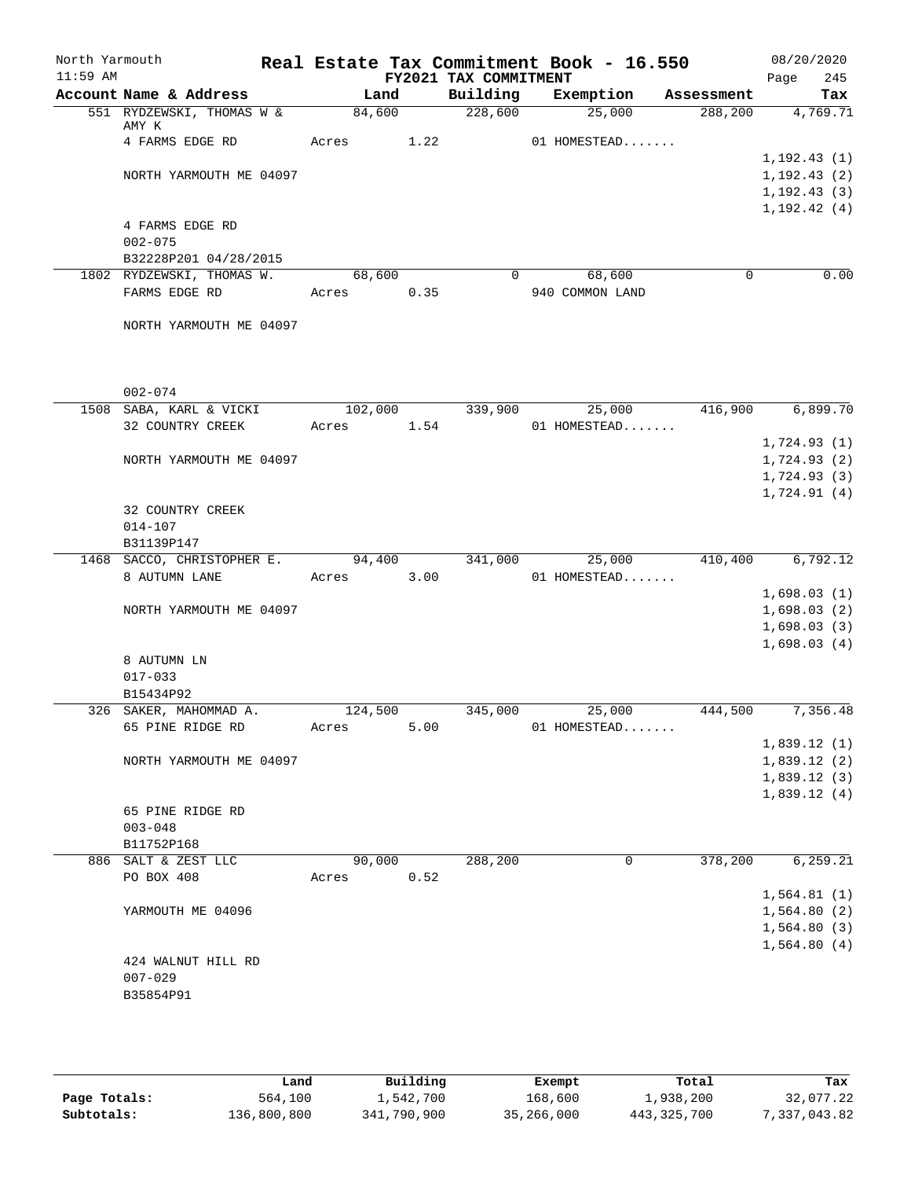North Yarmouth | Real Estate Tax Commitment Book - 16.550 | 08/20/2020
11:59 AM | FY2021 TAX COMMITMENT | Page 245

| Account Name & Address | Land | Building | Exemption | Assessment | Tax |
|---|---|---|---|---|---|
| 551 RYDZEWSKI, THOMAS W & AMY K | 84,600 | 228,600 | 25,000 | 288,200 | 4,769.71 |
| 4 FARMS EDGE RD | Acres 1.22 | | 01 HOMESTEAD....... | | |
| | | | | | 1,192.43 (1) |
| NORTH YARMOUTH ME 04097 | | | | | 1,192.43 (2) |
| | | | | | 1,192.43 (3) |
| | | | | | 1,192.42 (4) |
| 4 FARMS EDGE RD | | | | | |
| 002-075 | | | | | |
| B32228P201 04/28/2015 | | | | | |
| 1802 RYDZEWSKI, THOMAS W. | 68,600 | 0 | 68,600 | 0 | 0.00 |
| FARMS EDGE RD | Acres 0.35 | | 940 COMMON LAND | | |
| NORTH YARMOUTH ME 04097 | | | | | |
| 002-074 | | | | | |
| 1508 SABA, KARL & VICKI | 102,000 | 339,900 | 25,000 | 416,900 | 6,899.70 |
| 32 COUNTRY CREEK | Acres 1.54 | | 01 HOMESTEAD....... | | |
| | | | | | 1,724.93 (1) |
| NORTH YARMOUTH ME 04097 | | | | | 1,724.93 (2) |
| | | | | | 1,724.93 (3) |
| | | | | | 1,724.91 (4) |
| 32 COUNTRY CREEK | | | | | |
| 014-107 | | | | | |
| B31139P147 | | | | | |
| 1468 SACCO, CHRISTOPHER E. | 94,400 | 341,000 | 25,000 | 410,400 | 6,792.12 |
| 8 AUTUMN LANE | Acres 3.00 | | 01 HOMESTEAD....... | | |
| | | | | | 1,698.03 (1) |
| NORTH YARMOUTH ME 04097 | | | | | 1,698.03 (2) |
| | | | | | 1,698.03 (3) |
| | | | | | 1,698.03 (4) |
| 8 AUTUMN LN | | | | | |
| 017-033 | | | | | |
| B15434P92 | | | | | |
| 326 SAKER, MAHOMMAD A. | 124,500 | 345,000 | 25,000 | 444,500 | 7,356.48 |
| 65 PINE RIDGE RD | Acres 5.00 | | 01 HOMESTEAD....... | | |
| | | | | | 1,839.12 (1) |
| NORTH YARMOUTH ME 04097 | | | | | 1,839.12 (2) |
| | | | | | 1,839.12 (3) |
| | | | | | 1,839.12 (4) |
| 65 PINE RIDGE RD | | | | | |
| 003-048 | | | | | |
| B11752P168 | | | | | |
| 886 SALT & ZEST LLC | 90,000 | 288,200 | 0 | 378,200 | 6,259.21 |
| PO BOX 408 | Acres 0.52 | | | | |
| | | | | | 1,564.81 (1) |
| YARMOUTH ME 04096 | | | | | 1,564.80 (2) |
| | | | | | 1,564.80 (3) |
| | | | | | 1,564.80 (4) |
| 424 WALNUT HILL RD | | | | | |
| 007-029 | | | | | |
| B35854P91 | | | | | |

| | Land | Building | Exempt | Total | Tax |
|---|---|---|---|---|---|
| Page Totals: | 564,100 | 1,542,700 | 168,600 | 1,938,200 | 32,077.22 |
| Subtotals: | 136,800,800 | 341,790,900 | 35,266,000 | 443,325,700 | 7,337,043.82 |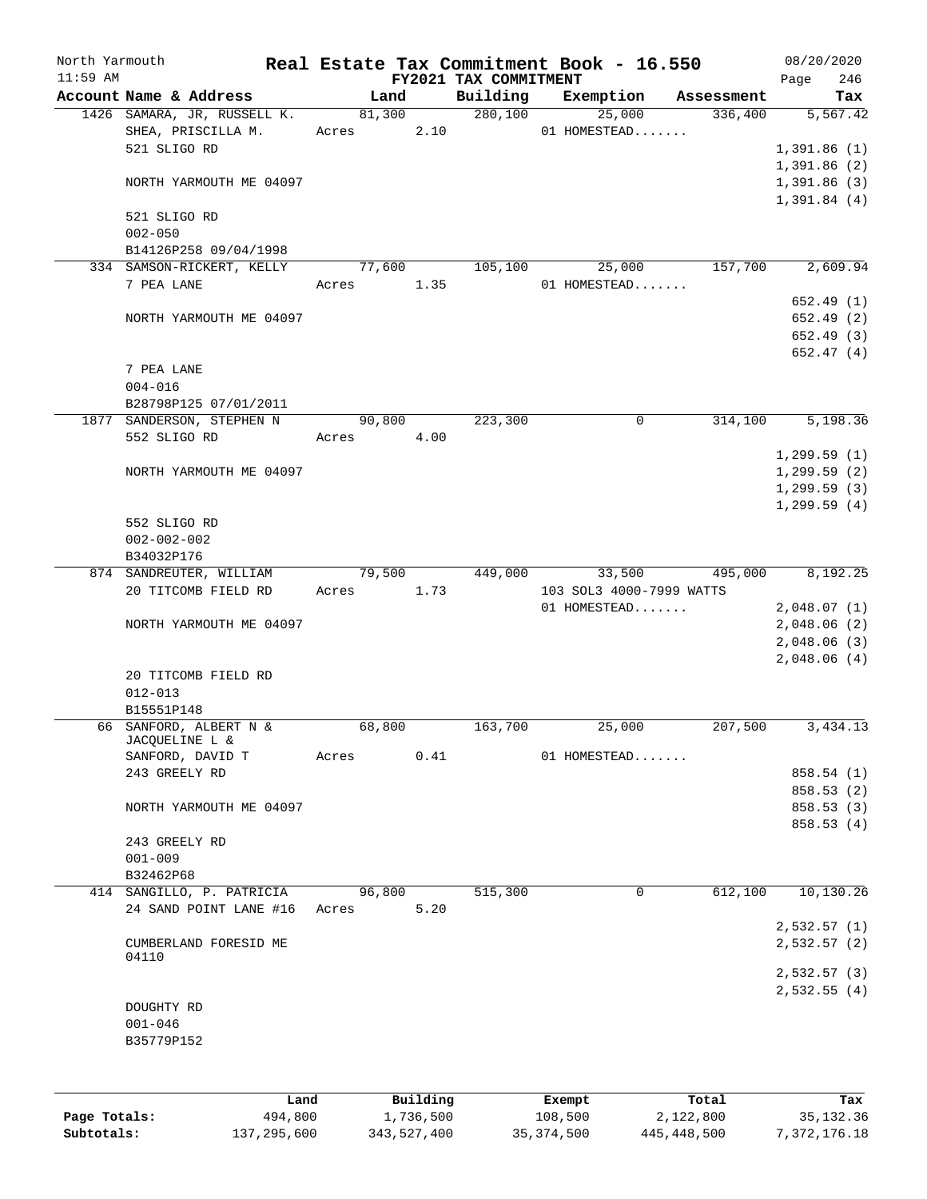North Yarmouth | | Real Estate Tax Commitment Book - 16.550 | | | 08/20/2020
11:59 AM | | FY2021 TAX COMMITMENT | | | Page 246

| Account Name & Address | Land | Building | Exemption | Assessment | Tax |
|---|---|---|---|---|---|
| 1426 SAMARA, JR, RUSSELL K. | 81,300 | 280,100 | 25,000 | 336,400 | 5,567.42 |
| SHEA, PRISCILLA M. | Acres 2.10 | | 01 HOMESTEAD....... | | |
| 521 SLIGO RD | | | | | 1,391.86 (1) |
| | | | | | 1,391.86 (2) |
| NORTH YARMOUTH ME 04097 | | | | | 1,391.86 (3) |
| | | | | | 1,391.84 (4) |
| 521 SLIGO RD | | | | | |
| 002-050 | | | | | |
| B14126P258 09/04/1998 | | | | | |
| 334 SAMSON-RICKERT, KELLY | 77,600 | 105,100 | 25,000 | 157,700 | 2,609.94 |
| 7 PEA LANE | Acres 1.35 | | 01 HOMESTEAD....... | | |
| | | | | | 652.49 (1) |
| NORTH YARMOUTH ME 04097 | | | | | 652.49 (2) |
| | | | | | 652.49 (3) |
| | | | | | 652.47 (4) |
| 7 PEA LANE | | | | | |
| 004-016 | | | | | |
| B28798P125 07/01/2011 | | | | | |
| 1877 SANDERSON, STEPHEN N | 90,800 | 223,300 | 0 | 314,100 | 5,198.36 |
| 552 SLIGO RD | Acres 4.00 | | | | |
| | | | | | 1,299.59 (1) |
| NORTH YARMOUTH ME 04097 | | | | | 1,299.59 (2) |
| | | | | | 1,299.59 (3) |
| | | | | | 1,299.59 (4) |
| 552 SLIGO RD | | | | | |
| 002-002-002 | | | | | |
| B34032P176 | | | | | |
| 874 SANDREUTER, WILLIAM | 79,500 | 449,000 | 33,500 | 495,000 | 8,192.25 |
| 20 TITCOMB FIELD RD | Acres 1.73 | | 103 SOL3 4000-7999 WATTS | | |
| | | | 01 HOMESTEAD....... | | 2,048.07 (1) |
| NORTH YARMOUTH ME 04097 | | | | | 2,048.06 (2) |
| | | | | | 2,048.06 (3) |
| | | | | | 2,048.06 (4) |
| 20 TITCOMB FIELD RD | | | | | |
| 012-013 | | | | | |
| B15551P148 | | | | | |
| 66 SANFORD, ALBERT N & JACQUELINE L & | 68,800 | 163,700 | 25,000 | 207,500 | 3,434.13 |
| SANFORD, DAVID T | Acres 0.41 | | 01 HOMESTEAD....... | | |
| 243 GREELY RD | | | | | 858.54 (1) |
| | | | | | 858.53 (2) |
| NORTH YARMOUTH ME 04097 | | | | | 858.53 (3) |
| | | | | | 858.53 (4) |
| 243 GREELY RD | | | | | |
| 001-009 | | | | | |
| B32462P68 | | | | | |
| 414 SANGILLO, P. PATRICIA | 96,800 | 515,300 | 0 | 612,100 | 10,130.26 |
| 24 SAND POINT LANE #16 | Acres 5.20 | | | | |
| | | | | | 2,532.57 (1) |
| CUMBERLAND FORESID ME 04110 | | | | | 2,532.57 (2) |
| | | | | | 2,532.57 (3) |
| | | | | | 2,532.55 (4) |
| DOUGHTY RD | | | | | |
| 001-046 | | | | | |
| B35779P152 | | | | | |

| | Land | Building | Exempt | Total | Tax |
|---|---|---|---|---|---|
| Page Totals: | 494,800 | 1,736,500 | 108,500 | 2,122,800 | 35,132.36 |
| Subtotals: | 137,295,600 | 343,527,400 | 35,374,500 | 445,448,500 | 7,372,176.18 |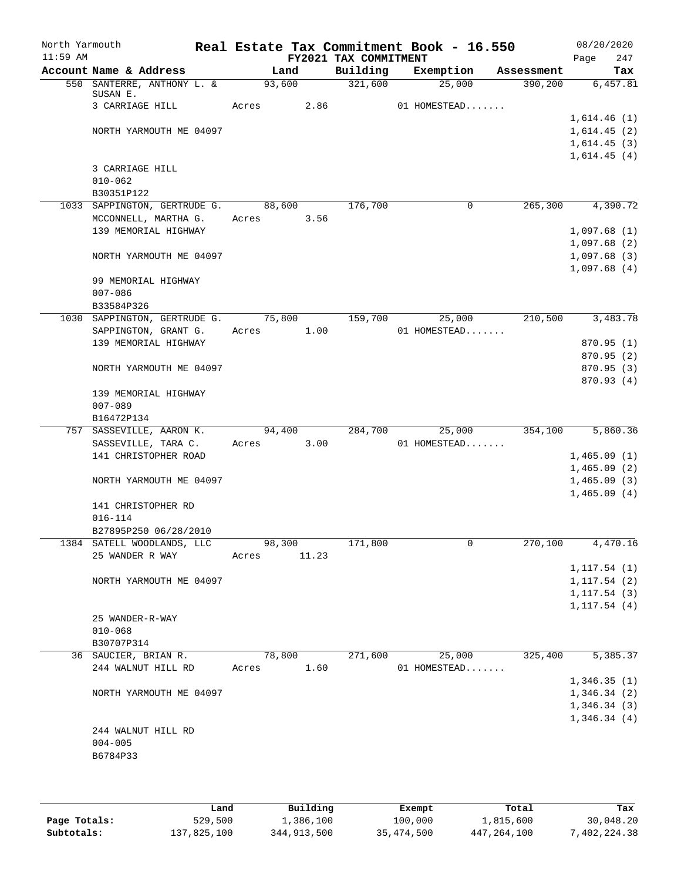# Real Estate Tax Commitment Book - 16.550

North Yarmouth
11:59 AM
FY2021 TAX COMMITMENT
08/20/2020

| Account | Name & Address | Land | Building | Exemption | Assessment | Tax |
|---|---|---|---|---|---|---|
| 550 | SANTERRE, ANTHONY L. & SUSAN E. | 93,600 | 321,600 | 25,000 | 390,200 | 6,457.81 |
| | 3 CARRIAGE HILL | Acres 2.86 | | 01 HOMESTEAD....... | | |
| | | | | | | 1,614.46 (1) |
| | NORTH YARMOUTH ME 04097 | | | | | 1,614.45 (2) |
| | | | | | | 1,614.45 (3) |
| | | | | | | 1,614.45 (4) |
| | 3 CARRIAGE HILL | | | | | |
| | 010-062 | | | | | |
| | B30351P122 | | | | | |
| 1033 | SAPPINGTON, GERTRUDE G. | 88,600 | 176,700 | 0 | 265,300 | 4,390.72 |
| | MCCONNELL, MARTHA G. | Acres 3.56 | | | | |
| | 139 MEMORIAL HIGHWAY | | | | | 1,097.68 (1) |
| | | | | | | 1,097.68 (2) |
| | NORTH YARMOUTH ME 04097 | | | | | 1,097.68 (3) |
| | | | | | | 1,097.68 (4) |
| | 99 MEMORIAL HIGHWAY | | | | | |
| | 007-086 | | | | | |
| | B33584P326 | | | | | |
| 1030 | SAPPINGTON, GERTRUDE G. | 75,800 | 159,700 | 25,000 | 210,500 | 3,483.78 |
| | SAPPINGTON, GRANT G. | Acres 1.00 | | 01 HOMESTEAD....... | | |
| | 139 MEMORIAL HIGHWAY | | | | | 870.95 (1) |
| | | | | | | 870.95 (2) |
| | NORTH YARMOUTH ME 04097 | | | | | 870.95 (3) |
| | | | | | | 870.93 (4) |
| | 139 MEMORIAL HIGHWAY | | | | | |
| | 007-089 | | | | | |
| | B16472P134 | | | | | |
| 757 | SASSEVILLE, AARON K. | 94,400 | 284,700 | 25,000 | 354,100 | 5,860.36 |
| | SASSEVILLE, TARA C. | Acres 3.00 | | 01 HOMESTEAD....... | | |
| | 141 CHRISTOPHER ROAD | | | | | 1,465.09 (1) |
| | | | | | | 1,465.09 (2) |
| | NORTH YARMOUTH ME 04097 | | | | | 1,465.09 (3) |
| | | | | | | 1,465.09 (4) |
| | 141 CHRISTOPHER RD | | | | | |
| | 016-114 | | | | | |
| | B27895P250 06/28/2010 | | | | | |
| 1384 | SATELL WOODLANDS, LLC | 98,300 | 171,800 | 0 | 270,100 | 4,470.16 |
| | 25 WANDER R WAY | Acres 11.23 | | | | |
| | | | | | | 1,117.54 (1) |
| | NORTH YARMOUTH ME 04097 | | | | | 1,117.54 (2) |
| | | | | | | 1,117.54 (3) |
| | | | | | | 1,117.54 (4) |
| | 25 WANDER-R-WAY | | | | | |
| | 010-068 | | | | | |
| | B30707P314 | | | | | |
| 36 | SAUCIER, BRIAN R. | 78,800 | 271,600 | 25,000 | 325,400 | 5,385.37 |
| | 244 WALNUT HILL RD | Acres 1.60 | | 01 HOMESTEAD....... | | |
| | | | | | | 1,346.35 (1) |
| | NORTH YARMOUTH ME 04097 | | | | | 1,346.34 (2) |
| | | | | | | 1,346.34 (3) |
| | | | | | | 1,346.34 (4) |
| | 244 WALNUT HILL RD | | | | | |
| | 004-005 | | | | | |
| | B6784P33 | | | | | |

| | Land | Building | Exempt | Total | Tax |
|---|---|---|---|---|---|
| Page Totals: | 529,500 | 1,386,100 | 100,000 | 1,815,600 | 30,048.20 |
| Subtotals: | 137,825,100 | 344,913,500 | 35,474,500 | 447,264,100 | 7,402,224.38 |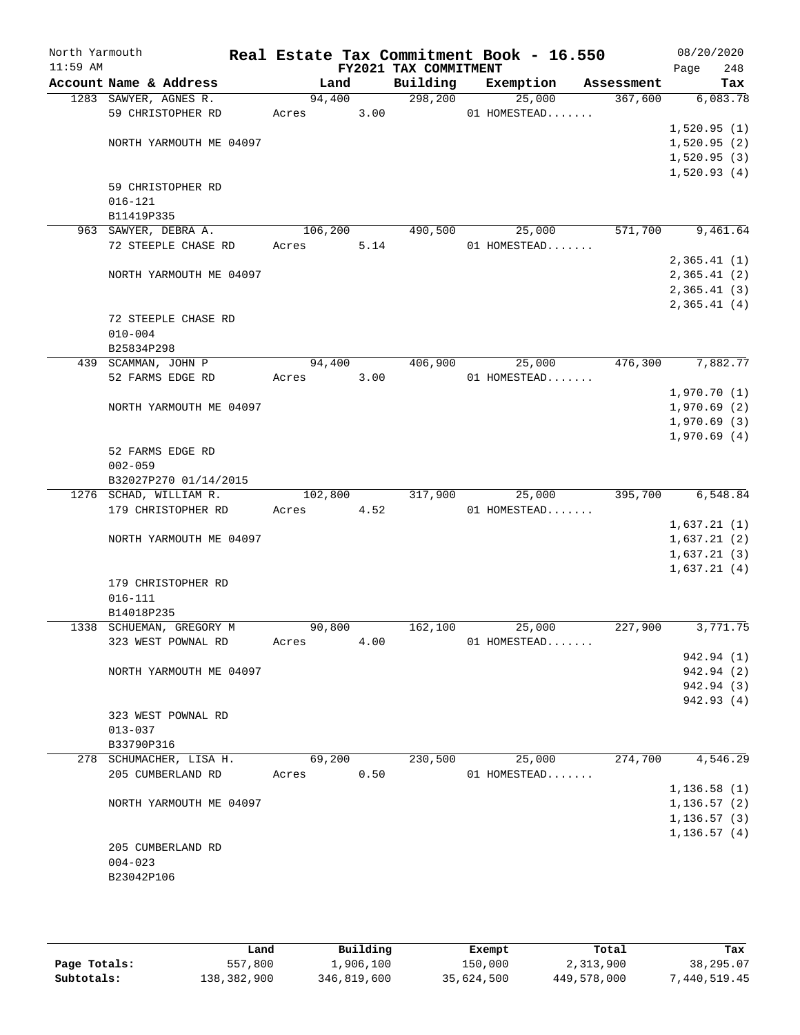North Yarmouth | Real Estate Tax Commitment Book - 16.550 | 08/20/2020
11:59 AM | FY2021 TAX COMMITMENT | Page 248

| Account Name & Address | Land | Building | Exemption | Assessment | Tax |
|---|---|---|---|---|---|
| 1283 SAWYER, AGNES R. | 94,400 | 298,200 | 25,000 | 367,600 | 6,083.78 |
| 59 CHRISTOPHER RD | Acres 3.00 | | 01 HOMESTEAD....... | | |
| | | | | | 1,520.95 (1) |
| NORTH YARMOUTH ME 04097 | | | | | 1,520.95 (2) |
| | | | | | 1,520.95 (3) |
| | | | | | 1,520.93 (4) |
| 59 CHRISTOPHER RD | | | | | |
| 016-121 | | | | | |
| B11419P335 | | | | | |
| 963 SAWYER, DEBRA A. | 106,200 | 490,500 | 25,000 | 571,700 | 9,461.64 |
| 72 STEEPLE CHASE RD | Acres 5.14 | | 01 HOMESTEAD....... | | |
| | | | | | 2,365.41 (1) |
| NORTH YARMOUTH ME 04097 | | | | | 2,365.41 (2) |
| | | | | | 2,365.41 (3) |
| | | | | | 2,365.41 (4) |
| 72 STEEPLE CHASE RD | | | | | |
| 010-004 | | | | | |
| B25834P298 | | | | | |
| 439 SCAMMAN, JOHN P | 94,400 | 406,900 | 25,000 | 476,300 | 7,882.77 |
| 52 FARMS EDGE RD | Acres 3.00 | | 01 HOMESTEAD....... | | |
| | | | | | 1,970.70 (1) |
| NORTH YARMOUTH ME 04097 | | | | | 1,970.69 (2) |
| | | | | | 1,970.69 (3) |
| | | | | | 1,970.69 (4) |
| 52 FARMS EDGE RD | | | | | |
| 002-059 | | | | | |
| B32027P270 01/14/2015 | | | | | |
| 1276 SCHAD, WILLIAM R. | 102,800 | 317,900 | 25,000 | 395,700 | 6,548.84 |
| 179 CHRISTOPHER RD | Acres 4.52 | | 01 HOMESTEAD....... | | |
| | | | | | 1,637.21 (1) |
| NORTH YARMOUTH ME 04097 | | | | | 1,637.21 (2) |
| | | | | | 1,637.21 (3) |
| | | | | | 1,637.21 (4) |
| 179 CHRISTOPHER RD | | | | | |
| 016-111 | | | | | |
| B14018P235 | | | | | |
| 1338 SCHUEMAN, GREGORY M | 90,800 | 162,100 | 25,000 | 227,900 | 3,771.75 |
| 323 WEST POWNAL RD | Acres 4.00 | | 01 HOMESTEAD....... | | |
| | | | | | 942.94 (1) |
| NORTH YARMOUTH ME 04097 | | | | | 942.94 (2) |
| | | | | | 942.94 (3) |
| | | | | | 942.93 (4) |
| 323 WEST POWNAL RD | | | | | |
| 013-037 | | | | | |
| B33790P316 | | | | | |
| 278 SCHUMACHER, LISA H. | 69,200 | 230,500 | 25,000 | 274,700 | 4,546.29 |
| 205 CUMBERLAND RD | Acres 0.50 | | 01 HOMESTEAD....... | | |
| | | | | | 1,136.58 (1) |
| NORTH YARMOUTH ME 04097 | | | | | 1,136.57 (2) |
| | | | | | 1,136.57 (3) |
| | | | | | 1,136.57 (4) |
| 205 CUMBERLAND RD | | | | | |
| 004-023 | | | | | |
| B23042P106 | | | | | |

| | Land | Building | Exempt | Total | Tax |
|---|---|---|---|---|---|
| Page Totals: | 557,800 | 1,906,100 | 150,000 | 2,313,900 | 38,295.07 |
| Subtotals: | 138,382,900 | 346,819,600 | 35,624,500 | 449,578,000 | 7,440,519.45 |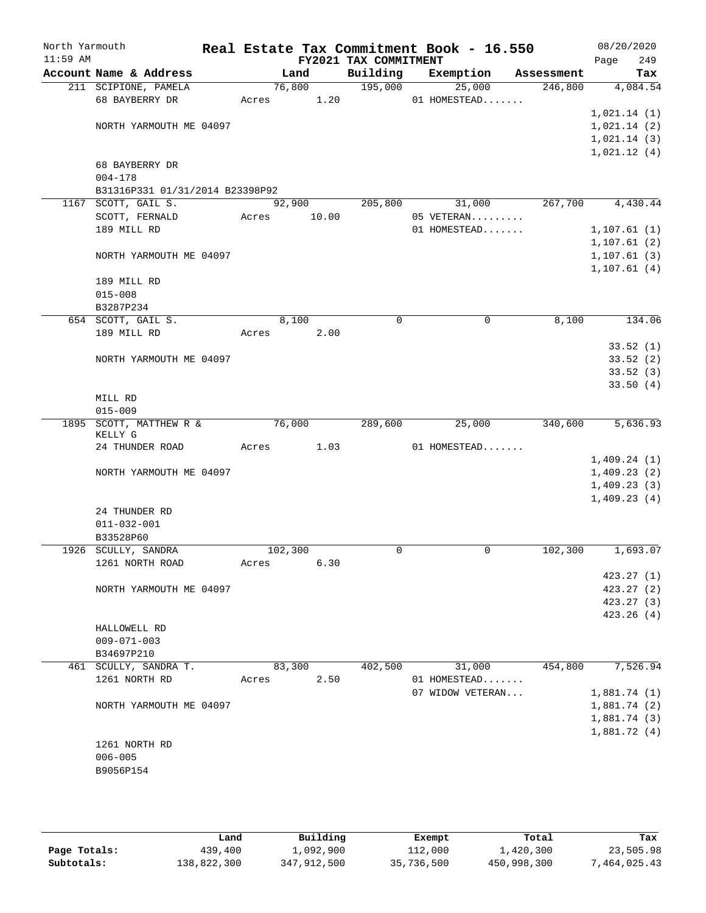North Yarmouth — Real Estate Tax Commitment Book - 16.550 — 08/20/2020
11:59 AM — FY2021 TAX COMMITMENT — Page 249

| Account | Name & Address | Land | Building | Exemption | Assessment | Tax |
|---|---|---|---|---|---|---|
| 211 | SCIPIONE, PAMELA | 76,800 | 195,000 | 25,000 | 246,800 | 4,084.54 |
| | 68 BAYBERRY DR | Acres 1.20 | | 01 HOMESTEAD....... | | |
| | | | | | | 1,021.14 (1) |
| | NORTH YARMOUTH ME 04097 | | | | | 1,021.14 (2) |
| | | | | | | 1,021.14 (3) |
| | | | | | | 1,021.12 (4) |
| | 68 BAYBERRY DR | | | | | |
| | 004-178 | | | | | |
| | B31316P331 01/31/2014 B23398P92 | | | | | |
| 1167 | SCOTT, GAIL S. | 92,900 | 205,800 | 31,000 | 267,700 | 4,430.44 |
| | SCOTT, FERNALD | Acres 10.00 | | 05 VETERAN......... | | |
| | 189 MILL RD | | | 01 HOMESTEAD....... | | 1,107.61 (1) |
| | | | | | | 1,107.61 (2) |
| | NORTH YARMOUTH ME 04097 | | | | | 1,107.61 (3) |
| | | | | | | 1,107.61 (4) |
| | 189 MILL RD | | | | | |
| | 015-008 | | | | | |
| | B3287P234 | | | | | |
| 654 | SCOTT, GAIL S. | 8,100 | 0 | 0 | 8,100 | 134.06 |
| | 189 MILL RD | Acres 2.00 | | | | |
| | | | | | | 33.52 (1) |
| | NORTH YARMOUTH ME 04097 | | | | | 33.52 (2) |
| | | | | | | 33.52 (3) |
| | | | | | | 33.50 (4) |
| | MILL RD | | | | | |
| | 015-009 | | | | | |
| 1895 | SCOTT, MATTHEW R & KELLY G | 76,000 | 289,600 | 25,000 | 340,600 | 5,636.93 |
| | 24 THUNDER ROAD | Acres 1.03 | | 01 HOMESTEAD....... | | |
| | | | | | | 1,409.24 (1) |
| | NORTH YARMOUTH ME 04097 | | | | | 1,409.23 (2) |
| | | | | | | 1,409.23 (3) |
| | | | | | | 1,409.23 (4) |
| | 24 THUNDER RD | | | | | |
| | 011-032-001 | | | | | |
| | B33528P60 | | | | | |
| 1926 | SCULLY, SANDRA | 102,300 | 0 | 0 | 102,300 | 1,693.07 |
| | 1261 NORTH ROAD | Acres 6.30 | | | | |
| | | | | | | 423.27 (1) |
| | NORTH YARMOUTH ME 04097 | | | | | 423.27 (2) |
| | | | | | | 423.27 (3) |
| | | | | | | 423.26 (4) |
| | HALLOWELL RD | | | | | |
| | 009-071-003 | | | | | |
| | B34697P210 | | | | | |
| 461 | SCULLY, SANDRA T. | 83,300 | 402,500 | 31,000 | 454,800 | 7,526.94 |
| | 1261 NORTH RD | Acres 2.50 | | 01 HOMESTEAD....... | | |
| | | | | 07 WIDOW VETERAN... | | 1,881.74 (1) |
| | NORTH YARMOUTH ME 04097 | | | | | 1,881.74 (2) |
| | | | | | | 1,881.74 (3) |
| | | | | | | 1,881.72 (4) |
| | 1261 NORTH RD | | | | | |
| | 006-005 | | | | | |
| | B9056P154 | | | | | |

| | Land | Building | Exempt | Total | Tax |
|---|---|---|---|---|---|
| Page Totals: | 439,400 | 1,092,900 | 112,000 | 1,420,300 | 23,505.98 |
| Subtotals: | 138,822,300 | 347,912,500 | 35,736,500 | 450,998,300 | 7,464,025.43 |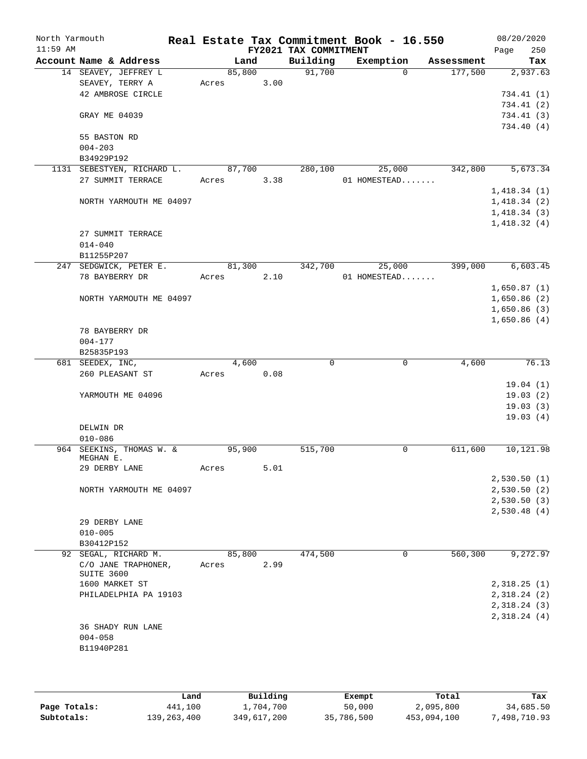# Real Estate Tax Commitment Book - 16.550

North Yarmouth
11:59 AM

FY2021 TAX COMMITMENT

08/20/2020

| Account Name & Address | Land | Building | Exemption | Assessment | Tax |
|---|---|---|---|---|---|
| 14 SEAVEY, JEFFREY L | 85,800 | 91,700 | 0 | 177,500 | 2,937.63 |
| SEAVEY, TERRY A | Acres 3.00 | | | | |
| 42 AMBROSE CIRCLE | | | | | 734.41 (1) |
| | | | | | 734.41 (2) |
| GRAY ME 04039 | | | | | 734.41 (3) |
| | | | | | 734.40 (4) |
| 55 BASTON RD | | | | | |
| 004-203 | | | | | |
| B34929P192 | | | | | |
| 1131 SEBESTYEN, RICHARD L. | 87,700 | 280,100 | 25,000 | 342,800 | 5,673.34 |
| 27 SUMMIT TERRACE | Acres 3.38 | | 01 HOMESTEAD....... | | |
| | | | | | 1,418.34 (1) |
| NORTH YARMOUTH ME 04097 | | | | | 1,418.34 (2) |
| | | | | | 1,418.34 (3) |
| | | | | | 1,418.32 (4) |
| 27 SUMMIT TERRACE | | | | | |
| 014-040 | | | | | |
| B11255P207 | | | | | |
| 247 SEDGWICK, PETER E. | 81,300 | 342,700 | 25,000 | 399,000 | 6,603.45 |
| 78 BAYBERRY DR | Acres 2.10 | | 01 HOMESTEAD....... | | |
| | | | | | 1,650.87 (1) |
| NORTH YARMOUTH ME 04097 | | | | | 1,650.86 (2) |
| | | | | | 1,650.86 (3) |
| | | | | | 1,650.86 (4) |
| 78 BAYBERRY DR | | | | | |
| 004-177 | | | | | |
| B25835P193 | | | | | |
| 681 SEEDEX, INC, | 4,600 | 0 | 0 | 4,600 | 76.13 |
| 260 PLEASANT ST | Acres 0.08 | | | | |
| | | | | | 19.04 (1) |
| YARMOUTH ME 04096 | | | | | 19.03 (2) |
| | | | | | 19.03 (3) |
| | | | | | 19.03 (4) |
| DELWIN DR | | | | | |
| 010-086 | | | | | |
| 964 SEEKINS, THOMAS W. & MEGHAN E. | 95,900 | 515,700 | 0 | 611,600 | 10,121.98 |
| 29 DERBY LANE | Acres 5.01 | | | | |
| | | | | | 2,530.50 (1) |
| NORTH YARMOUTH ME 04097 | | | | | 2,530.50 (2) |
| | | | | | 2,530.50 (3) |
| | | | | | 2,530.48 (4) |
| 29 DERBY LANE | | | | | |
| 010-005 | | | | | |
| B30412P152 | | | | | |
| 92 SEGAL, RICHARD M. | 85,800 | 474,500 | 0 | 560,300 | 9,272.97 |
| C/O JANE TRAPHONER, SUITE 3600 | Acres 2.99 | | | | |
| 1600 MARKET ST | | | | | 2,318.25 (1) |
| PHILADELPHIA PA 19103 | | | | | 2,318.24 (2) |
| | | | | | 2,318.24 (3) |
| | | | | | 2,318.24 (4) |
| 36 SHADY RUN LANE | | | | | |
| 004-058 | | | | | |
| B11940P281 | | | | | |

| | Land | Building | Exempt | Total | Tax |
|---|---|---|---|---|---|
| Page Totals: | 441,100 | 1,704,700 | 50,000 | 2,095,800 | 34,685.50 |
| Subtotals: | 139,263,400 | 349,617,200 | 35,786,500 | 453,094,100 | 7,498,710.93 |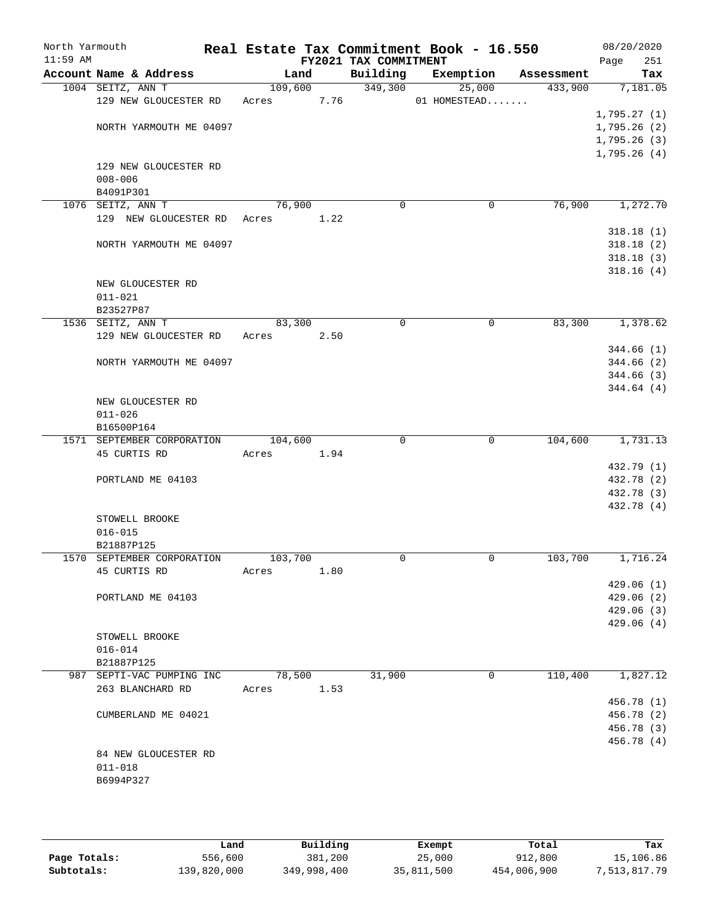North Yarmouth | **Real Estate Tax Commitment Book - 16.550** | 08/20/2020
11:59 AM | **FY2021 TAX COMMITMENT** | Page 251

| Account Name & Address | Land | Building | Exemption | Assessment | Tax |
|---|---|---|---|---|---|
| 1004 SEITZ, ANN T | 109,600 | 349,300 | 25,000 | 433,900 | 7,181.05 |
| 129 NEW GLOUCESTER RD | Acres 7.76 | | 01 HOMESTEAD....... | | |
| | | | | | 1,795.27 (1) |
| NORTH YARMOUTH ME 04097 | | | | | 1,795.26 (2) |
| | | | | | 1,795.26 (3) |
| | | | | | 1,795.26 (4) |
| 129 NEW GLOUCESTER RD | | | | | |
| 008-006 | | | | | |
| B4091P301 | | | | | |
| 1076 SEITZ, ANN T | 76,900 | 0 | 0 | 76,900 | 1,272.70 |
| 129 NEW GLOUCESTER RD | Acres 1.22 | | | | |
| | | | | | 318.18 (1) |
| NORTH YARMOUTH ME 04097 | | | | | 318.18 (2) |
| | | | | | 318.18 (3) |
| | | | | | 318.16 (4) |
| NEW GLOUCESTER RD | | | | | |
| 011-021 | | | | | |
| B23527P87 | | | | | |
| 1536 SEITZ, ANN T | 83,300 | 0 | 0 | 83,300 | 1,378.62 |
| 129 NEW GLOUCESTER RD | Acres 2.50 | | | | |
| | | | | | 344.66 (1) |
| NORTH YARMOUTH ME 04097 | | | | | 344.66 (2) |
| | | | | | 344.66 (3) |
| | | | | | 344.64 (4) |
| NEW GLOUCESTER RD | | | | | |
| 011-026 | | | | | |
| B16500P164 | | | | | |
| 1571 SEPTEMBER CORPORATION | 104,600 | 0 | 0 | 104,600 | 1,731.13 |
| 45 CURTIS RD | Acres 1.94 | | | | |
| | | | | | 432.79 (1) |
| PORTLAND ME 04103 | | | | | 432.78 (2) |
| | | | | | 432.78 (3) |
| | | | | | 432.78 (4) |
| STOWELL BROOKE | | | | | |
| 016-015 | | | | | |
| B21887P125 | | | | | |
| 1570 SEPTEMBER CORPORATION | 103,700 | 0 | 0 | 103,700 | 1,716.24 |
| 45 CURTIS RD | Acres 1.80 | | | | |
| | | | | | 429.06 (1) |
| PORTLAND ME 04103 | | | | | 429.06 (2) |
| | | | | | 429.06 (3) |
| | | | | | 429.06 (4) |
| STOWELL BROOKE | | | | | |
| 016-014 | | | | | |
| B21887P125 | | | | | |
| 987 SEPTI-VAC PUMPING INC | 78,500 | 31,900 | 0 | 110,400 | 1,827.12 |
| 263 BLANCHARD RD | Acres 1.53 | | | | |
| | | | | | 456.78 (1) |
| CUMBERLAND ME 04021 | | | | | 456.78 (2) |
| | | | | | 456.78 (3) |
| | | | | | 456.78 (4) |
| 84 NEW GLOUCESTER RD | | | | | |
| 011-018 | | | | | |
| B6994P327 | | | | | |

| | Land | Building | Exempt | Total | Tax |
|---|---|---|---|---|---|
| **Page Totals:** | 556,600 | 381,200 | 25,000 | 912,800 | 15,106.86 |
| **Subtotals:** | 139,820,000 | 349,998,400 | 35,811,500 | 454,006,900 | 7,513,817.79 |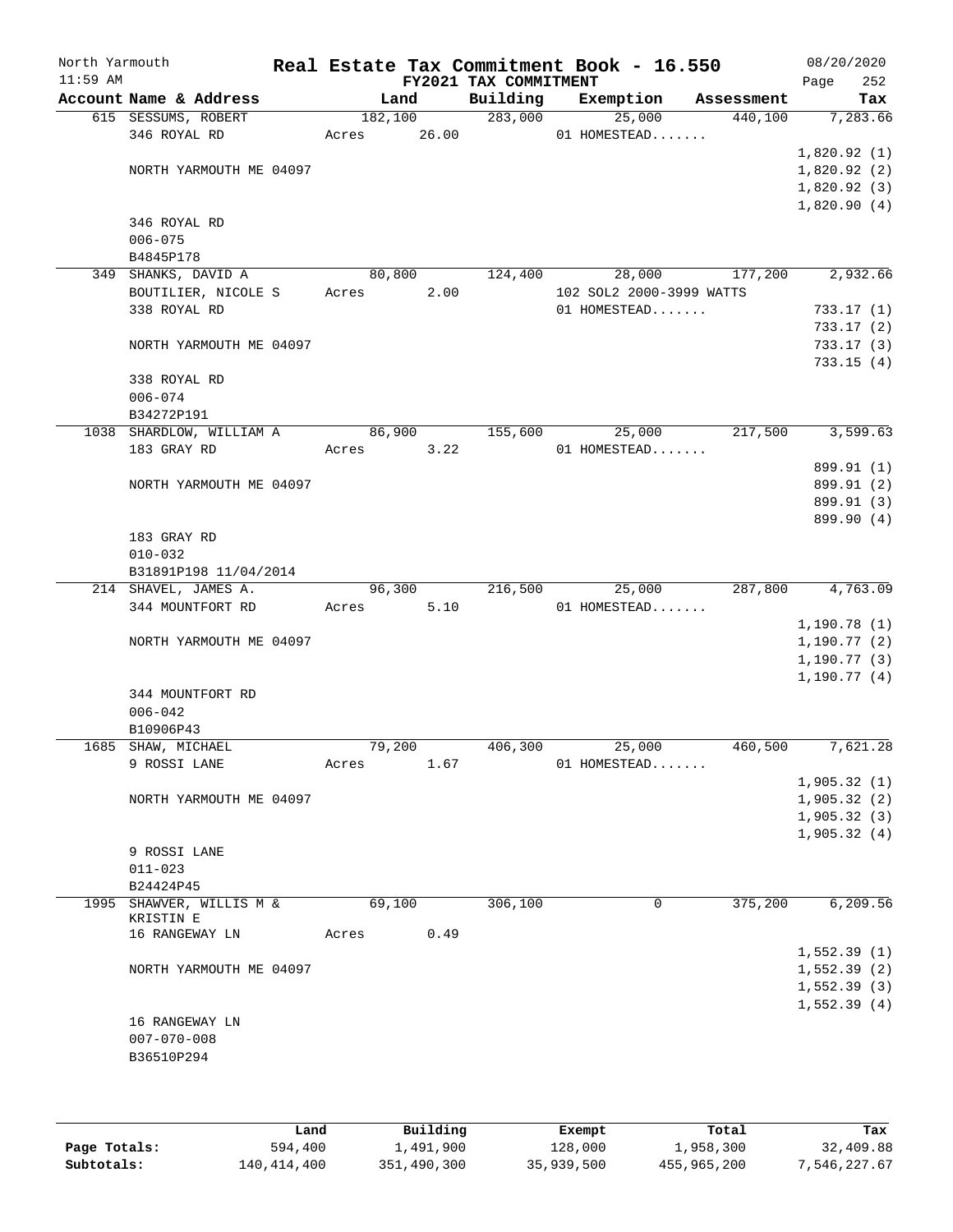North Yarmouth | 11:59 AM

# Real Estate Tax Commitment Book - 16.550

FY2021 TAX COMMITMENT

08/20/2020 | Page 252

| Account Name & Address | Land | Building | Exemption | Assessment | Tax |
|---|---|---|---|---|---|
| 615 SESSUMS, ROBERT | 182,100 | 283,000 | 25,000 | 440,100 | 7,283.66 |
| 346 ROYAL RD | Acres 26.00 | | 01 HOMESTEAD....... | | |
| | | | | | 1,820.92 (1) |
| NORTH YARMOUTH ME 04097 | | | | | 1,820.92 (2) |
| | | | | | 1,820.92 (3) |
| | | | | | 1,820.90 (4) |
| 346 ROYAL RD | | | | | |
| 006-075 | | | | | |
| B4845P178 | | | | | |
| 349 SHANKS, DAVID A | 80,800 | 124,400 | 28,000 | 177,200 | 2,932.66 |
| BOUTILIER, NICOLE S | Acres 2.00 | | 102 SOL2 2000-3999 WATTS | | |
| 338 ROYAL RD | | | 01 HOMESTEAD....... | | 733.17 (1) |
| | | | | | 733.17 (2) |
| NORTH YARMOUTH ME 04097 | | | | | 733.17 (3) |
| | | | | | 733.15 (4) |
| 338 ROYAL RD | | | | | |
| 006-074 | | | | | |
| B34272P191 | | | | | |
| 1038 SHARDLOW, WILLIAM A | 86,900 | 155,600 | 25,000 | 217,500 | 3,599.63 |
| 183 GRAY RD | Acres 3.22 | | 01 HOMESTEAD....... | | |
| | | | | | 899.91 (1) |
| NORTH YARMOUTH ME 04097 | | | | | 899.91 (2) |
| | | | | | 899.91 (3) |
| | | | | | 899.90 (4) |
| 183 GRAY RD | | | | | |
| 010-032 | | | | | |
| B31891P198 11/04/2014 | | | | | |
| 214 SHAVEL, JAMES A. | 96,300 | 216,500 | 25,000 | 287,800 | 4,763.09 |
| 344 MOUNTFORT RD | Acres 5.10 | | 01 HOMESTEAD....... | | |
| | | | | | 1,190.78 (1) |
| NORTH YARMOUTH ME 04097 | | | | | 1,190.77 (2) |
| | | | | | 1,190.77 (3) |
| | | | | | 1,190.77 (4) |
| 344 MOUNTFORT RD | | | | | |
| 006-042 | | | | | |
| B10906P43 | | | | | |
| 1685 SHAW, MICHAEL | 79,200 | 406,300 | 25,000 | 460,500 | 7,621.28 |
| 9 ROSSI LANE | Acres 1.67 | | 01 HOMESTEAD....... | | |
| | | | | | 1,905.32 (1) |
| NORTH YARMOUTH ME 04097 | | | | | 1,905.32 (2) |
| | | | | | 1,905.32 (3) |
| | | | | | 1,905.32 (4) |
| 9 ROSSI LANE | | | | | |
| 011-023 | | | | | |
| B24424P45 | | | | | |
| 1995 SHAWVER, WILLIS M & KRISTIN E | 69,100 | 306,100 | 0 | 375,200 | 6,209.56 |
| 16 RANGEWAY LN | Acres 0.49 | | | | |
| | | | | | 1,552.39 (1) |
| NORTH YARMOUTH ME 04097 | | | | | 1,552.39 (2) |
| | | | | | 1,552.39 (3) |
| | | | | | 1,552.39 (4) |
| 16 RANGEWAY LN | | | | | |
| 007-070-008 | | | | | |
| B36510P294 | | | | | |

| | Land | Building | Exempt | Total | Tax |
|---|---|---|---|---|---|
| Page Totals: | 594,400 | 1,491,900 | 128,000 | 1,958,300 | 32,409.88 |
| Subtotals: | 140,414,400 | 351,490,300 | 35,939,500 | 455,965,200 | 7,546,227.67 |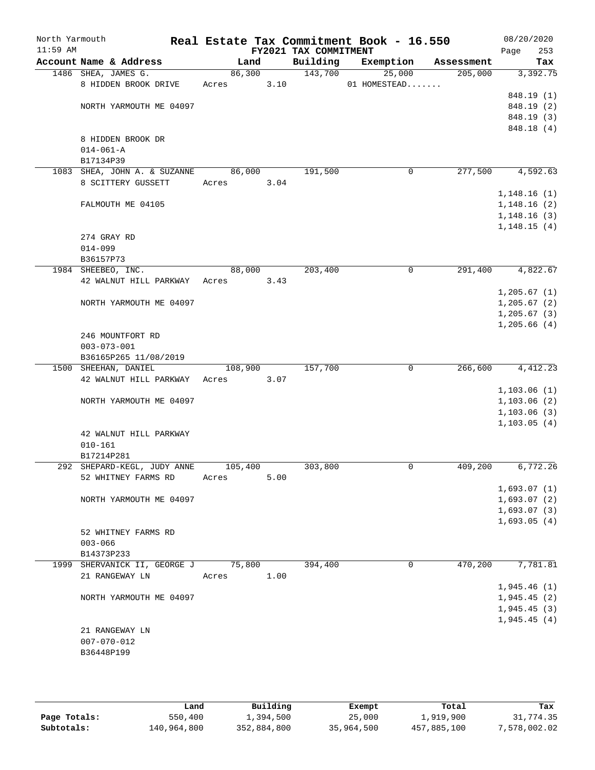# Real Estate Tax Commitment Book - 16.550

North Yarmouth
11:59 AM

FY2021 TAX COMMITMENT

08/20/2020

| Account | Name & Address | Land | Building | Exemption | Assessment | Tax |
|---|---|---|---|---|---|---|
| 1486 | SHEA, JAMES G. | 86,300 | 143,700 | 25,000 | 205,000 | 3,392.75 |
| | 8 HIDDEN BROOK DRIVE | Acres 3.10 | | 01 HOMESTEAD....... | | |
| | | | | | | 848.19 (1) |
| | NORTH YARMOUTH ME 04097 | | | | | 848.19 (2) |
| | | | | | | 848.19 (3) |
| | | | | | | 848.18 (4) |
| | 8 HIDDEN BROOK DR | | | | | |
| | 014-061-A | | | | | |
| | B17134P39 | | | | | |
| 1083 | SHEA, JOHN A. & SUZANNE | 86,000 | 191,500 | 0 | 277,500 | 4,592.63 |
| | 8 SCITTERY GUSSETT | Acres 3.04 | | | | |
| | | | | | | 1,148.16 (1) |
| | FALMOUTH ME 04105 | | | | | 1,148.16 (2) |
| | | | | | | 1,148.16 (3) |
| | | | | | | 1,148.15 (4) |
| | 274 GRAY RD | | | | | |
| | 014-099 | | | | | |
| | B36157P73 | | | | | |
| 1984 | SHEEBEO, INC. | 88,000 | 203,400 | 0 | 291,400 | 4,822.67 |
| | 42 WALNUT HILL PARKWAY | Acres 3.43 | | | | |
| | | | | | | 1,205.67 (1) |
| | NORTH YARMOUTH ME 04097 | | | | | 1,205.67 (2) |
| | | | | | | 1,205.67 (3) |
| | | | | | | 1,205.66 (4) |
| | 246 MOUNTFORT RD | | | | | |
| | 003-073-001 | | | | | |
| | B36165P265 11/08/2019 | | | | | |
| 1500 | SHEEHAN, DANIEL | 108,900 | 157,700 | 0 | 266,600 | 4,412.23 |
| | 42 WALNUT HILL PARKWAY | Acres 3.07 | | | | |
| | | | | | | 1,103.06 (1) |
| | NORTH YARMOUTH ME 04097 | | | | | 1,103.06 (2) |
| | | | | | | 1,103.06 (3) |
| | | | | | | 1,103.05 (4) |
| | 42 WALNUT HILL PARKWAY | | | | | |
| | 010-161 | | | | | |
| | B17214P281 | | | | | |
| 292 | SHEPARD-KEGL, JUDY ANNE | 105,400 | 303,800 | 0 | 409,200 | 6,772.26 |
| | 52 WHITNEY FARMS RD | Acres 5.00 | | | | |
| | | | | | | 1,693.07 (1) |
| | NORTH YARMOUTH ME 04097 | | | | | 1,693.07 (2) |
| | | | | | | 1,693.07 (3) |
| | | | | | | 1,693.05 (4) |
| | 52 WHITNEY FARMS RD | | | | | |
| | 003-066 | | | | | |
| | B14373P233 | | | | | |
| 1999 | SHERVANICK II, GEORGE J | 75,800 | 394,400 | 0 | 470,200 | 7,781.81 |
| | 21 RANGEWAY LN | Acres 1.00 | | | | |
| | | | | | | 1,945.46 (1) |
| | NORTH YARMOUTH ME 04097 | | | | | 1,945.45 (2) |
| | | | | | | 1,945.45 (3) |
| | | | | | | 1,945.45 (4) |
| | 21 RANGEWAY LN | | | | | |
| | 007-070-012 | | | | | |
| | B36448P199 | | | | | |

| | Land | Building | Exempt | Total | Tax |
|---|---|---|---|---|---|
| Page Totals: | 550,400 | 1,394,500 | 25,000 | 1,919,900 | 31,774.35 |
| Subtotals: | 140,964,800 | 352,884,800 | 35,964,500 | 457,885,100 | 7,578,002.02 |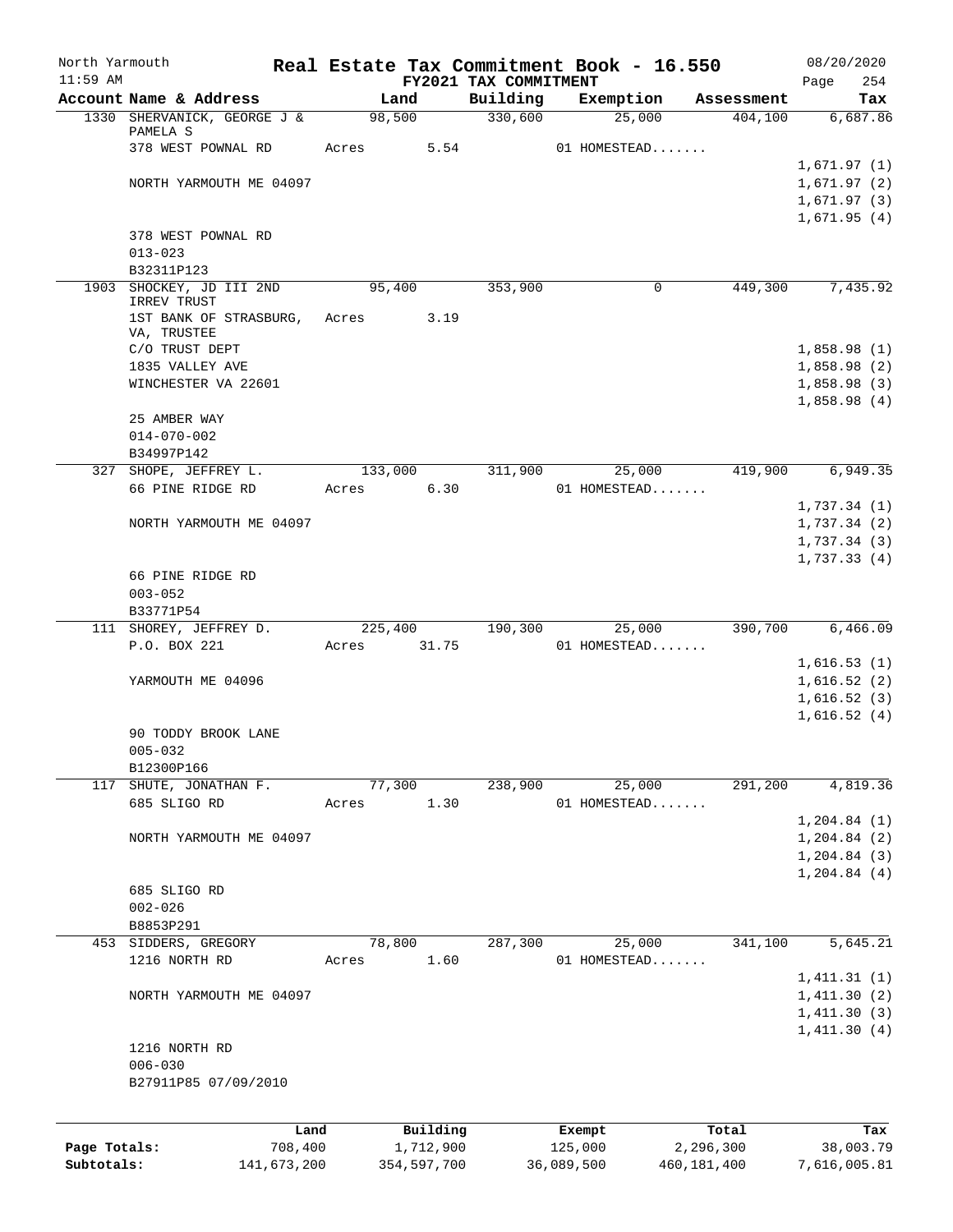North Yarmouth | Real Estate Tax Commitment Book - 16.550 | 08/20/2020
11:59 AM | FY2021 TAX COMMITMENT | Page 254

| Account Name & Address | Land | Building | Exemption | Assessment | Tax |
|---|---|---|---|---|---|
| 1330 SHERVANICK, GEORGE J & PAMELA S | 98,500 | 330,600 | 25,000 | 404,100 | 6,687.86 |
| 378 WEST POWNAL RD | Acres 5.54 | | 01 HOMESTEAD....... | | |
| | | | | | 1,671.97 (1) |
| NORTH YARMOUTH ME 04097 | | | | | 1,671.97 (2) |
| | | | | | 1,671.97 (3) |
| | | | | | 1,671.95 (4) |
| 378 WEST POWNAL RD | | | | | |
| 013-023 | | | | | |
| B32311P123 | | | | | |
| 1903 SHOCKEY, JD III 2ND IRREV TRUST | 95,400 | 353,900 | 0 | 449,300 | 7,435.92 |
| 1ST BANK OF STRASBURG, VA, TRUSTEE | Acres 3.19 | | | | |
| C/O TRUST DEPT | | | | | 1,858.98 (1) |
| 1835 VALLEY AVE | | | | | 1,858.98 (2) |
| WINCHESTER VA 22601 | | | | | 1,858.98 (3) |
| | | | | | 1,858.98 (4) |
| 25 AMBER WAY | | | | | |
| 014-070-002 | | | | | |
| B34997P142 | | | | | |
| 327 SHOPE, JEFFREY L. | 133,000 | 311,900 | 25,000 | 419,900 | 6,949.35 |
| 66 PINE RIDGE RD | Acres 6.30 | | 01 HOMESTEAD....... | | |
| | | | | | 1,737.34 (1) |
| NORTH YARMOUTH ME 04097 | | | | | 1,737.34 (2) |
| | | | | | 1,737.34 (3) |
| | | | | | 1,737.33 (4) |
| 66 PINE RIDGE RD | | | | | |
| 003-052 | | | | | |
| B33771P54 | | | | | |
| 111 SHOREY, JEFFREY D. | 225,400 | 190,300 | 25,000 | 390,700 | 6,466.09 |
| P.O. BOX 221 | Acres 31.75 | | 01 HOMESTEAD....... | | |
| | | | | | 1,616.53 (1) |
| YARMOUTH ME 04096 | | | | | 1,616.52 (2) |
| | | | | | 1,616.52 (3) |
| | | | | | 1,616.52 (4) |
| 90 TODDY BROOK LANE | | | | | |
| 005-032 | | | | | |
| B12300P166 | | | | | |
| 117 SHUTE, JONATHAN F. | 77,300 | 238,900 | 25,000 | 291,200 | 4,819.36 |
| 685 SLIGO RD | Acres 1.30 | | 01 HOMESTEAD....... | | |
| | | | | | 1,204.84 (1) |
| NORTH YARMOUTH ME 04097 | | | | | 1,204.84 (2) |
| | | | | | 1,204.84 (3) |
| | | | | | 1,204.84 (4) |
| 685 SLIGO RD | | | | | |
| 002-026 | | | | | |
| B8853P291 | | | | | |
| 453 SIDDERS, GREGORY | 78,800 | 287,300 | 25,000 | 341,100 | 5,645.21 |
| 1216 NORTH RD | Acres 1.60 | | 01 HOMESTEAD....... | | |
| | | | | | 1,411.31 (1) |
| NORTH YARMOUTH ME 04097 | | | | | 1,411.30 (2) |
| | | | | | 1,411.30 (3) |
| | | | | | 1,411.30 (4) |
| 1216 NORTH RD | | | | | |
| 006-030 | | | | | |
| B27911P85 07/09/2010 | | | | | |

| | Land | Building | Exempt | Total | Tax |
|---|---|---|---|---|---|
| Page Totals: | 708,400 | 1,712,900 | 125,000 | 2,296,300 | 38,003.79 |
| Subtotals: | 141,673,200 | 354,597,700 | 36,089,500 | 460,181,400 | 7,616,005.81 |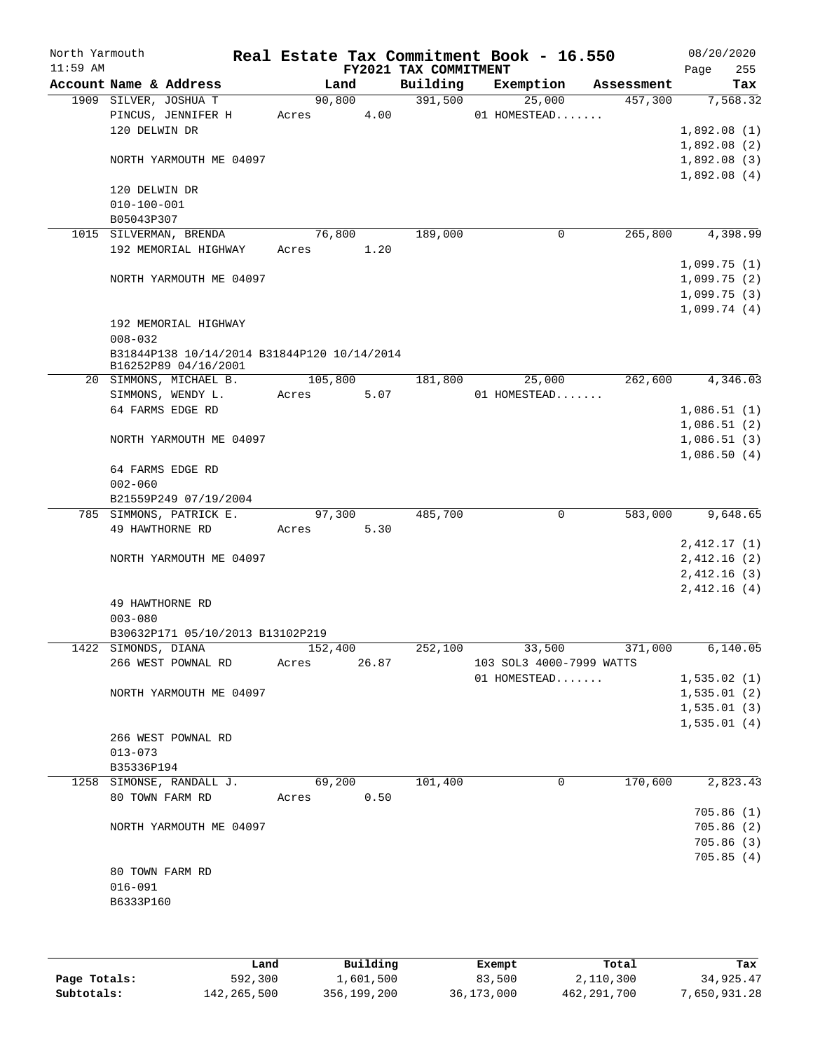North Yarmouth | Real Estate Tax Commitment Book - 16.550 | 08/20/2020
11:59 AM | FY2021 TAX COMMITMENT | Page 255

| Account Name & Address | Land | Building | Exemption | Assessment | Tax |
|---|---|---|---|---|---|
| 1909 SILVER, JOSHUA T | 90,800 | 391,500 | 25,000 | 457,300 | 7,568.32 |
| PINCUS, JENNIFER H | Acres 4.00 | | 01 HOMESTEAD....... | | |
| 120 DELWIN DR | | | | | 1,892.08 (1) |
| | | | | | 1,892.08 (2) |
| NORTH YARMOUTH ME 04097 | | | | | 1,892.08 (3) |
| | | | | | 1,892.08 (4) |
| 120 DELWIN DR | | | | | |
| 010-100-001 | | | | | |
| B05043P307 | | | | | |
| 1015 SILVERMAN, BRENDA | 76,800 | 189,000 | 0 | 265,800 | 4,398.99 |
| 192 MEMORIAL HIGHWAY | Acres 1.20 | | | | |
| | | | | | 1,099.75 (1) |
| NORTH YARMOUTH ME 04097 | | | | | 1,099.75 (2) |
| | | | | | 1,099.75 (3) |
| | | | | | 1,099.74 (4) |
| 192 MEMORIAL HIGHWAY | | | | | |
| 008-032 | | | | | |
| B31844P138 10/14/2014 B31844P120 10/14/2014 | | | | | |
| B16252P89 04/16/2001 | | | | | |
| 20 SIMMONS, MICHAEL B. | 105,800 | 181,800 | 25,000 | 262,600 | 4,346.03 |
| SIMMONS, WENDY L. | Acres 5.07 | | 01 HOMESTEAD....... | | |
| 64 FARMS EDGE RD | | | | | 1,086.51 (1) |
| | | | | | 1,086.51 (2) |
| NORTH YARMOUTH ME 04097 | | | | | 1,086.51 (3) |
| | | | | | 1,086.50 (4) |
| 64 FARMS EDGE RD | | | | | |
| 002-060 | | | | | |
| B21559P249 07/19/2004 | | | | | |
| 785 SIMMONS, PATRICK E. | 97,300 | 485,700 | 0 | 583,000 | 9,648.65 |
| 49 HAWTHORNE RD | Acres 5.30 | | | | |
| | | | | | 2,412.17 (1) |
| NORTH YARMOUTH ME 04097 | | | | | 2,412.16 (2) |
| | | | | | 2,412.16 (3) |
| | | | | | 2,412.16 (4) |
| 49 HAWTHORNE RD | | | | | |
| 003-080 | | | | | |
| B30632P171 05/10/2013 B13102P219 | | | | | |
| 1422 SIMONDS, DIANA | 152,400 | 252,100 | 33,500 | 371,000 | 6,140.05 |
| 266 WEST POWNAL RD | Acres 26.87 | | 103 SOL3 4000-7999 WATTS | | |
| | | | 01 HOMESTEAD....... | | 1,535.02 (1) |
| NORTH YARMOUTH ME 04097 | | | | | 1,535.01 (2) |
| | | | | | 1,535.01 (3) |
| | | | | | 1,535.01 (4) |
| 266 WEST POWNAL RD | | | | | |
| 013-073 | | | | | |
| B35336P194 | | | | | |
| 1258 SIMONSE, RANDALL J. | 69,200 | 101,400 | 0 | 170,600 | 2,823.43 |
| 80 TOWN FARM RD | Acres 0.50 | | | | |
| | | | | | 705.86 (1) |
| NORTH YARMOUTH ME 04097 | | | | | 705.86 (2) |
| | | | | | 705.86 (3) |
| | | | | | 705.85 (4) |
| 80 TOWN FARM RD | | | | | |
| 016-091 | | | | | |
| B6333P160 | | | | | |

| | Land | Building | Exempt | Total | Tax |
|---|---|---|---|---|---|
| Page Totals: | 592,300 | 1,601,500 | 83,500 | 2,110,300 | 34,925.47 |
| Subtotals: | 142,265,500 | 356,199,200 | 36,173,000 | 462,291,700 | 7,650,931.28 |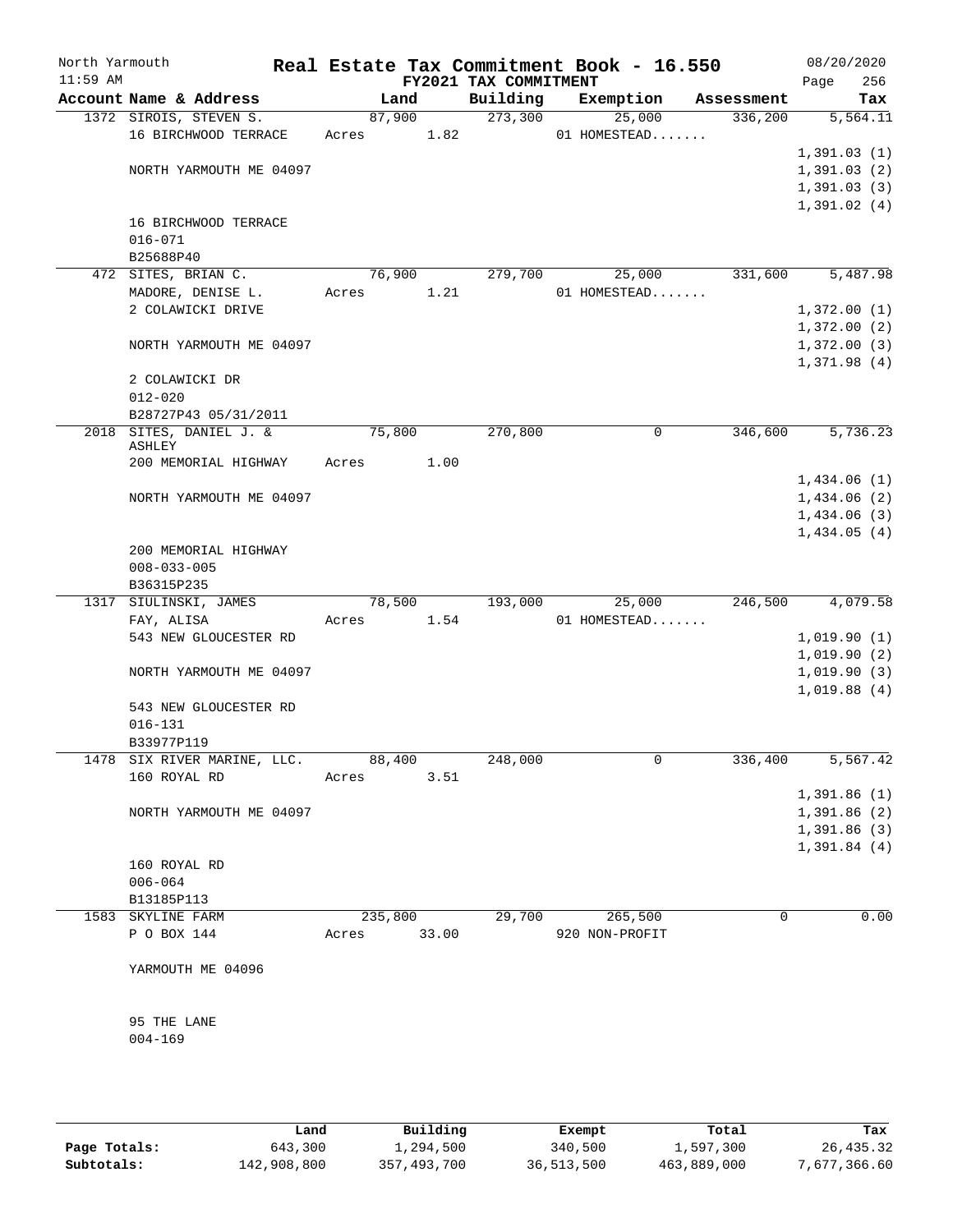North Yarmouth — Real Estate Tax Commitment Book - 16.550 — 08/20/2020
11:59 AM — FY2021 TAX COMMITMENT — Page 256

| Account Name & Address | Land | Building | Exemption | Assessment | Tax |
|---|---|---|---|---|---|
| 1372 SIROIS, STEVEN S. | 87,900 | 273,300 | 25,000 | 336,200 | 5,564.11 |
| 16 BIRCHWOOD TERRACE | Acres 1.82 | | 01 HOMESTEAD....... | | |
| | | | | | 1,391.03 (1) |
| NORTH YARMOUTH ME 04097 | | | | | 1,391.03 (2) |
| | | | | | 1,391.03 (3) |
| | | | | | 1,391.02 (4) |
| 16 BIRCHWOOD TERRACE | | | | | |
| 016-071 | | | | | |
| B25688P40 | | | | | |
| 472 SITES, BRIAN C. | 76,900 | 279,700 | 25,000 | 331,600 | 5,487.98 |
| MADORE, DENISE L. | Acres 1.21 | | 01 HOMESTEAD....... | | |
| 2 COLAWICKI DRIVE | | | | | 1,372.00 (1) |
| | | | | | 1,372.00 (2) |
| NORTH YARMOUTH ME 04097 | | | | | 1,372.00 (3) |
| | | | | | 1,371.98 (4) |
| 2 COLAWICKI DR | | | | | |
| 012-020 | | | | | |
| B28727P43 05/31/2011 | | | | | |
| 2018 SITES, DANIEL J. & ASHLEY | 75,800 | 270,800 | 0 | 346,600 | 5,736.23 |
| 200 MEMORIAL HIGHWAY | Acres 1.00 | | | | |
| | | | | | 1,434.06 (1) |
| NORTH YARMOUTH ME 04097 | | | | | 1,434.06 (2) |
| | | | | | 1,434.06 (3) |
| | | | | | 1,434.05 (4) |
| 200 MEMORIAL HIGHWAY | | | | | |
| 008-033-005 | | | | | |
| B36315P235 | | | | | |
| 1317 SIULINSKI, JAMES | 78,500 | 193,000 | 25,000 | 246,500 | 4,079.58 |
| FAY, ALISA | Acres 1.54 | | 01 HOMESTEAD....... | | |
| 543 NEW GLOUCESTER RD | | | | | 1,019.90 (1) |
| | | | | | 1,019.90 (2) |
| NORTH YARMOUTH ME 04097 | | | | | 1,019.90 (3) |
| | | | | | 1,019.88 (4) |
| 543 NEW GLOUCESTER RD | | | | | |
| 016-131 | | | | | |
| B33977P119 | | | | | |
| 1478 SIX RIVER MARINE, LLC. | 88,400 | 248,000 | 0 | 336,400 | 5,567.42 |
| 160 ROYAL RD | Acres 3.51 | | | | |
| | | | | | 1,391.86 (1) |
| NORTH YARMOUTH ME 04097 | | | | | 1,391.86 (2) |
| | | | | | 1,391.86 (3) |
| | | | | | 1,391.84 (4) |
| 160 ROYAL RD | | | | | |
| 006-064 | | | | | |
| B13185P113 | | | | | |
| 1583 SKYLINE FARM | 235,800 | 29,700 | 265,500 | 0 | 0.00 |
| P O BOX 144 | Acres 33.00 | | 920 NON-PROFIT | | |
| YARMOUTH ME 04096 | | | | | |
| 95 THE LANE | | | | | |
| 004-169 | | | | | |

| | Land | Building | Exempt | Total | Tax |
|---|---|---|---|---|---|
| Page Totals: | 643,300 | 1,294,500 | 340,500 | 1,597,300 | 26,435.32 |
| Subtotals: | 142,908,800 | 357,493,700 | 36,513,500 | 463,889,000 | 7,677,366.60 |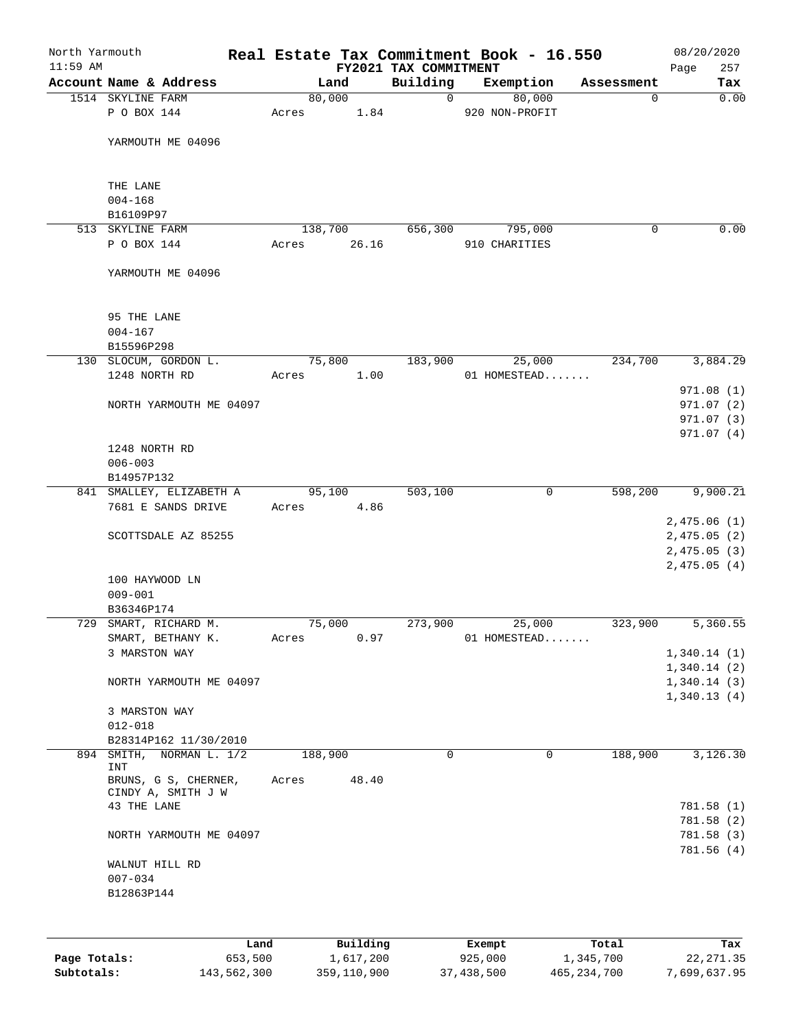North Yarmouth 11:59 AM

# Real Estate Tax Commitment Book - 16.550

FY2021 TAX COMMITMENT

08/20/2020 Page 257

| Account | Name & Address | Land | Building | Exemption | Assessment | Tax |
|---|---|---|---|---|---|---|
| 1514 | SKYLINE FARM<br>P O BOX 144<br><br>YARMOUTH ME 04096<br><br>THE LANE<br>004-168<br>B16109P97 | 80,000<br>Acres 1.84 | 0 | 80,000<br>920 NON-PROFIT | 0 | 0.00 |
| 513 | SKYLINE FARM<br>P O BOX 144<br><br>YARMOUTH ME 04096<br><br>95 THE LANE<br>004-167<br>B15596P298 | 138,700<br>Acres 26.16 | 656,300 | 795,000<br>910 CHARITIES | 0 | 0.00 |
| 130 | SLOCUM, GORDON L.<br>1248 NORTH RD<br><br>NORTH YARMOUTH ME 04097<br><br>1248 NORTH RD<br>006-003<br>B14957P132 | 75,800<br>Acres 1.00 | 183,900 | 25,000<br>01 HOMESTEAD....... | 234,700 | 3,884.29<br><br>971.08 (1)<br>971.07 (2)<br>971.07 (3)<br>971.07 (4) |
| 841 | SMALLEY, ELIZABETH A<br>7681 E SANDS DRIVE<br><br>SCOTTSDALE AZ 85255<br><br>100 HAYWOOD LN<br>009-001<br>B36346P174 | 95,100<br>Acres 4.86 | 503,100 | 0 | 598,200 | 9,900.21<br><br>2,475.06 (1)<br>2,475.05 (2)<br>2,475.05 (3)<br>2,475.05 (4) |
| 729 | SMART, RICHARD M.<br>SMART, BETHANY K.<br>3 MARSTON WAY<br><br>NORTH YARMOUTH ME 04097<br><br>3 MARSTON WAY<br>012-018<br>B28314P162 11/30/2010 | 75,000<br>Acres 0.97 | 273,900 | 25,000<br>01 HOMESTEAD....... | 323,900 | 5,360.55<br><br>1,340.14 (1)<br>1,340.14 (2)<br>1,340.14 (3)<br>1,340.13 (4) |
| 894 | SMITH, NORMAN L. 1/2 INT<br>BRUNS, G S, CHERNER, CINDY A, SMITH J W<br>43 THE LANE<br><br>NORTH YARMOUTH ME 04097<br><br>WALNUT HILL RD<br>007-034<br>B12863P144 | 188,900<br>Acres 48.40 | 0 | 0 | 188,900 | 3,126.30<br><br>781.58 (1)<br>781.58 (2)<br>781.58 (3)<br>781.56 (4) |

| | Land | Building | Exempt | Total | Tax |
|---|---|---|---|---|---|
| Page Totals: | 653,500 | 1,617,200 | 925,000 | 1,345,700 | 22,271.35 |
| Subtotals: | 143,562,300 | 359,110,900 | 37,438,500 | 465,234,700 | 7,699,637.95 |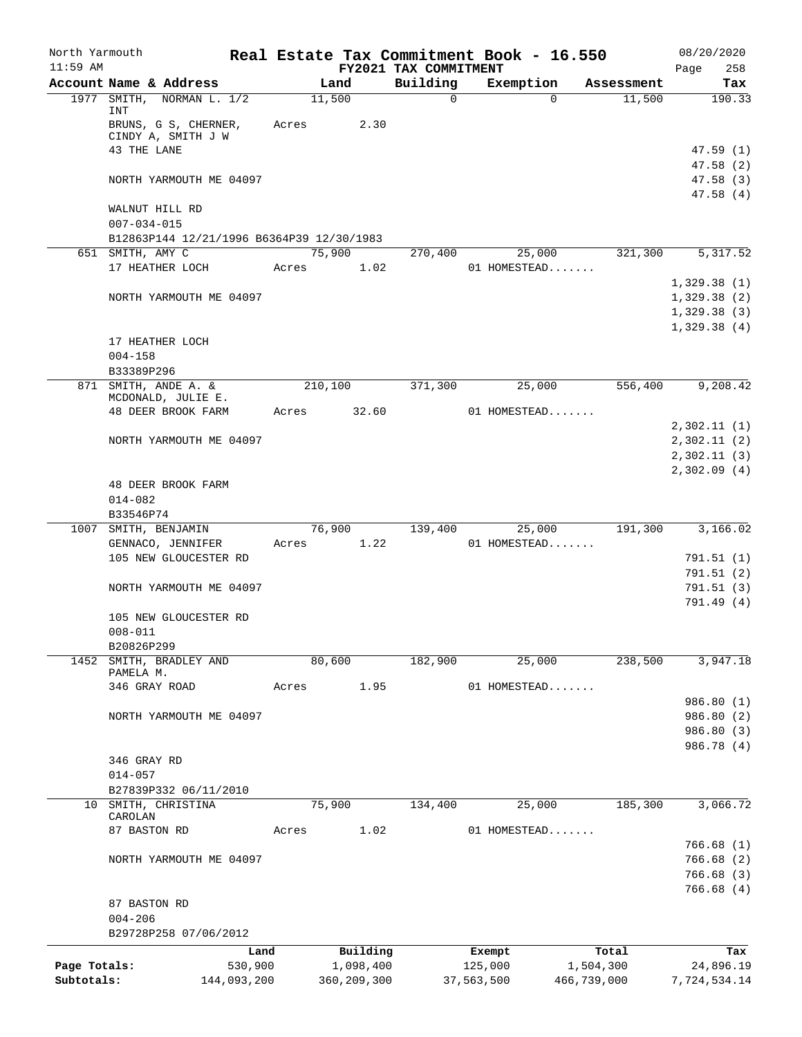North Yarmouth | Real Estate Tax Commitment Book - 16.550 | 08/20/2020
11:59 AM | FY2021 TAX COMMITMENT | Page 258

| Account Name & Address | Land | Building | Exemption | Assessment | Tax |
|---|---|---|---|---|---|
| 1977 SMITH, NORMAN L. 1/2 INT | 11,500 | 0 | 0 | 11,500 | 190.33 |
| BRUNS, G S, CHERNER, CINDY A, SMITH J W | Acres 2.30 | | | | |
| 43 THE LANE | | | | | 47.59 (1) |
| | | | | | 47.58 (2) |
| NORTH YARMOUTH ME 04097 | | | | | 47.58 (3) |
| | | | | | 47.58 (4) |
| WALNUT HILL RD | | | | | |
| 007-034-015 | | | | | |
| B12863P144 12/21/1996 B6364P39 12/30/1983 | | | | | |
| 651 SMITH, AMY C | 75,900 | 270,400 | 25,000 | 321,300 | 5,317.52 |
| 17 HEATHER LOCH | Acres 1.02 | | 01 HOMESTEAD....... | | |
| | | | | | 1,329.38 (1) |
| NORTH YARMOUTH ME 04097 | | | | | 1,329.38 (2) |
| | | | | | 1,329.38 (3) |
| | | | | | 1,329.38 (4) |
| 17 HEATHER LOCH | | | | | |
| 004-158 | | | | | |
| B33389P296 | | | | | |
| 871 SMITH, ANDE A. & MCDONALD, JULIE E. | 210,100 | 371,300 | 25,000 | 556,400 | 9,208.42 |
| 48 DEER BROOK FARM | Acres 32.60 | | 01 HOMESTEAD....... | | |
| | | | | | 2,302.11 (1) |
| NORTH YARMOUTH ME 04097 | | | | | 2,302.11 (2) |
| | | | | | 2,302.11 (3) |
| | | | | | 2,302.09 (4) |
| 48 DEER BROOK FARM | | | | | |
| 014-082 | | | | | |
| B33546P74 | | | | | |
| 1007 SMITH, BENJAMIN | 76,900 | 139,400 | 25,000 | 191,300 | 3,166.02 |
| GENNACO, JENNIFER | Acres 1.22 | | 01 HOMESTEAD....... | | |
| 105 NEW GLOUCESTER RD | | | | | 791.51 (1) |
| | | | | | 791.51 (2) |
| NORTH YARMOUTH ME 04097 | | | | | 791.51 (3) |
| | | | | | 791.49 (4) |
| 105 NEW GLOUCESTER RD | | | | | |
| 008-011 | | | | | |
| B20826P299 | | | | | |
| 1452 SMITH, BRADLEY AND PAMELA M. | 80,600 | 182,900 | 25,000 | 238,500 | 3,947.18 |
| 346 GRAY ROAD | Acres 1.95 | | 01 HOMESTEAD....... | | |
| | | | | | 986.80 (1) |
| NORTH YARMOUTH ME 04097 | | | | | 986.80 (2) |
| | | | | | 986.80 (3) |
| | | | | | 986.78 (4) |
| 346 GRAY RD | | | | | |
| 014-057 | | | | | |
| B27839P332 06/11/2010 | | | | | |
| 10 SMITH, CHRISTINA CAROLAN | 75,900 | 134,400 | 25,000 | 185,300 | 3,066.72 |
| 87 BASTON RD | Acres 1.02 | | 01 HOMESTEAD....... | | |
| | | | | | 766.68 (1) |
| NORTH YARMOUTH ME 04097 | | | | | 766.68 (2) |
| | | | | | 766.68 (3) |
| | | | | | 766.68 (4) |
| 87 BASTON RD | | | | | |
| 004-206 | | | | | |
| B29728P258 07/06/2012 | | | | | |

| | Land | Building | Exempt | Total | Tax |
|---|---|---|---|---|---|
| Page Totals: | 530,900 | 1,098,400 | 125,000 | 1,504,300 | 24,896.19 |
| Subtotals: | 144,093,200 | 360,209,300 | 37,563,500 | 466,739,000 | 7,724,534.14 |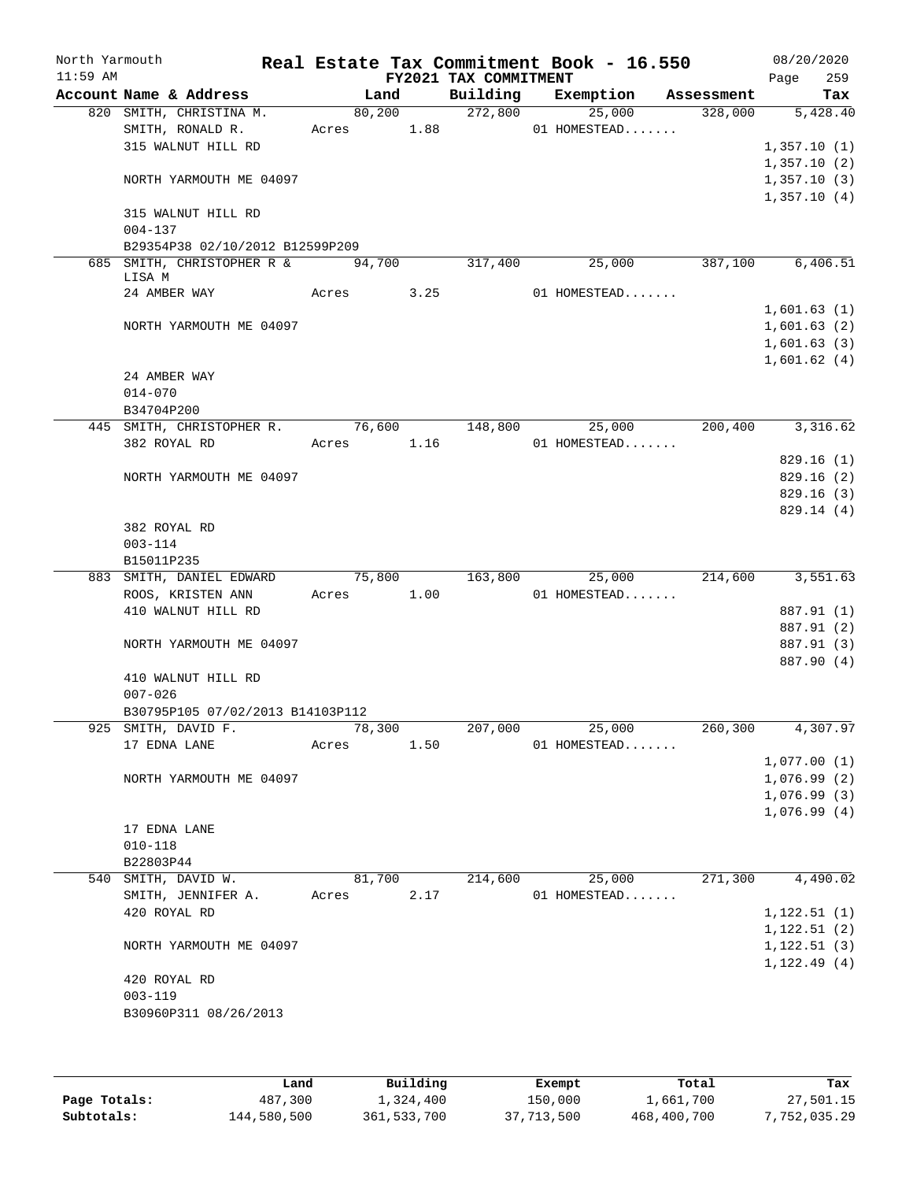North Yarmouth | **Real Estate Tax Commitment Book - 16.550** | 08/20/2020
11:59 AM | **FY2021 TAX COMMITMENT** |

| Account Name & Address | Land | Building | Exemption | Assessment | Tax |
|---|---|---|---|---|---|
| 820 SMITH, CHRISTINA M. | 80,200 | 272,800 | 25,000 | 328,000 | 5,428.40 |
| SMITH, RONALD R. | Acres 1.88 | | 01 HOMESTEAD....... | | |
| 315 WALNUT HILL RD | | | | | 1,357.10 (1) |
| | | | | | 1,357.10 (2) |
| NORTH YARMOUTH ME 04097 | | | | | 1,357.10 (3) |
| | | | | | 1,357.10 (4) |
| 315 WALNUT HILL RD | | | | | |
| 004-137 | | | | | |
| B29354P38 02/10/2012 B12599P209 | | | | | |
| 685 SMITH, CHRISTOPHER R & LISA M | 94,700 | 317,400 | 25,000 | 387,100 | 6,406.51 |
| 24 AMBER WAY | Acres 3.25 | | 01 HOMESTEAD....... | | |
| | | | | | 1,601.63 (1) |
| NORTH YARMOUTH ME 04097 | | | | | 1,601.63 (2) |
| | | | | | 1,601.63 (3) |
| | | | | | 1,601.62 (4) |
| 24 AMBER WAY | | | | | |
| 014-070 | | | | | |
| B34704P200 | | | | | |
| 445 SMITH, CHRISTOPHER R. | 76,600 | 148,800 | 25,000 | 200,400 | 3,316.62 |
| 382 ROYAL RD | Acres 1.16 | | 01 HOMESTEAD....... | | |
| | | | | | 829.16 (1) |
| NORTH YARMOUTH ME 04097 | | | | | 829.16 (2) |
| | | | | | 829.16 (3) |
| | | | | | 829.14 (4) |
| 382 ROYAL RD | | | | | |
| 003-114 | | | | | |
| B15011P235 | | | | | |
| 883 SMITH, DANIEL EDWARD | 75,800 | 163,800 | 25,000 | 214,600 | 3,551.63 |
| ROOS, KRISTEN ANN | Acres 1.00 | | 01 HOMESTEAD....... | | |
| 410 WALNUT HILL RD | | | | | 887.91 (1) |
| | | | | | 887.91 (2) |
| NORTH YARMOUTH ME 04097 | | | | | 887.91 (3) |
| | | | | | 887.90 (4) |
| 410 WALNUT HILL RD | | | | | |
| 007-026 | | | | | |
| B30795P105 07/02/2013 B14103P112 | | | | | |
| 925 SMITH, DAVID F. | 78,300 | 207,000 | 25,000 | 260,300 | 4,307.97 |
| 17 EDNA LANE | Acres 1.50 | | 01 HOMESTEAD....... | | |
| | | | | | 1,077.00 (1) |
| NORTH YARMOUTH ME 04097 | | | | | 1,076.99 (2) |
| | | | | | 1,076.99 (3) |
| | | | | | 1,076.99 (4) |
| 17 EDNA LANE | | | | | |
| 010-118 | | | | | |
| B22803P44 | | | | | |
| 540 SMITH, DAVID W. | 81,700 | 214,600 | 25,000 | 271,300 | 4,490.02 |
| SMITH, JENNIFER A. | Acres 2.17 | | 01 HOMESTEAD....... | | |
| 420 ROYAL RD | | | | | 1,122.51 (1) |
| | | | | | 1,122.51 (2) |
| NORTH YARMOUTH ME 04097 | | | | | 1,122.51 (3) |
| | | | | | 1,122.49 (4) |
| 420 ROYAL RD | | | | | |
| 003-119 | | | | | |
| B30960P311 08/26/2013 | | | | | |

| | Land | Building | Exempt | Total | Tax |
|---|---|---|---|---|---|
| **Page Totals:** | 487,300 | 1,324,400 | 150,000 | 1,661,700 | 27,501.15 |
| **Subtotals:** | 144,580,500 | 361,533,700 | 37,713,500 | 468,400,700 | 7,752,035.29 |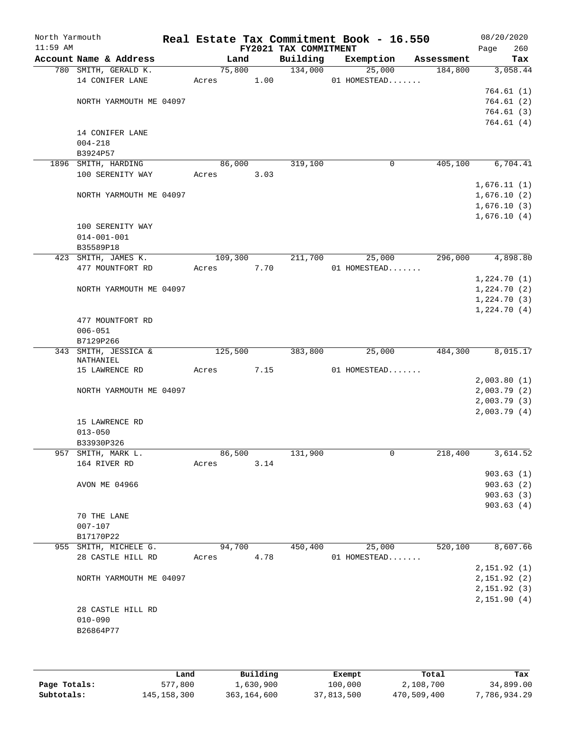North Yarmouth | **Real Estate Tax Commitment Book - 16.550** | 08/20/2020
11:59 AM | **FY2021 TAX COMMITMENT** | Page 260

| Account Name & Address | Land | Building | Exemption | Assessment | Tax |
|---|---|---|---|---|---|
| 780 SMITH, GERALD K. | 75,800 | 134,000 | 25,000 | 184,800 | 3,058.44 |
| 14 CONIFER LANE | Acres 1.00 | | 01 HOMESTEAD....... | | |
| | | | | | 764.61 (1) |
| NORTH YARMOUTH ME 04097 | | | | | 764.61 (2) |
| | | | | | 764.61 (3) |
| | | | | | 764.61 (4) |
| 14 CONIFER LANE | | | | | |
| 004-218 | | | | | |
| B3924P57 | | | | | |
| 1896 SMITH, HARDING | 86,000 | 319,100 | 0 | 405,100 | 6,704.41 |
| 100 SERENITY WAY | Acres 3.03 | | | | |
| | | | | | 1,676.11 (1) |
| NORTH YARMOUTH ME 04097 | | | | | 1,676.10 (2) |
| | | | | | 1,676.10 (3) |
| | | | | | 1,676.10 (4) |
| 100 SERENITY WAY | | | | | |
| 014-001-001 | | | | | |
| B35589P18 | | | | | |
| 423 SMITH, JAMES K. | 109,300 | 211,700 | 25,000 | 296,000 | 4,898.80 |
| 477 MOUNTFORT RD | Acres 7.70 | | 01 HOMESTEAD....... | | |
| | | | | | 1,224.70 (1) |
| NORTH YARMOUTH ME 04097 | | | | | 1,224.70 (2) |
| | | | | | 1,224.70 (3) |
| | | | | | 1,224.70 (4) |
| 477 MOUNTFORT RD | | | | | |
| 006-051 | | | | | |
| B7129P266 | | | | | |
| 343 SMITH, JESSICA & NATHANIEL | 125,500 | 383,800 | 25,000 | 484,300 | 8,015.17 |
| 15 LAWRENCE RD | Acres 7.15 | | 01 HOMESTEAD....... | | |
| | | | | | 2,003.80 (1) |
| NORTH YARMOUTH ME 04097 | | | | | 2,003.79 (2) |
| | | | | | 2,003.79 (3) |
| | | | | | 2,003.79 (4) |
| 15 LAWRENCE RD | | | | | |
| 013-050 | | | | | |
| B33930P326 | | | | | |
| 957 SMITH, MARK L. | 86,500 | 131,900 | 0 | 218,400 | 3,614.52 |
| 164 RIVER RD | Acres 3.14 | | | | |
| | | | | | 903.63 (1) |
| AVON ME 04966 | | | | | 903.63 (2) |
| | | | | | 903.63 (3) |
| | | | | | 903.63 (4) |
| 70 THE LANE | | | | | |
| 007-107 | | | | | |
| B17170P22 | | | | | |
| 955 SMITH, MICHELE G. | 94,700 | 450,400 | 25,000 | 520,100 | 8,607.66 |
| 28 CASTLE HILL RD | Acres 4.78 | | 01 HOMESTEAD....... | | |
| | | | | | 2,151.92 (1) |
| NORTH YARMOUTH ME 04097 | | | | | 2,151.92 (2) |
| | | | | | 2,151.92 (3) |
| | | | | | 2,151.90 (4) |
| 28 CASTLE HILL RD | | | | | |
| 010-090 | | | | | |
| B26864P77 | | | | | |

| | Land | Building | Exempt | Total | Tax |
|---|---|---|---|---|---|
| **Page Totals:** | 577,800 | 1,630,900 | 100,000 | 2,108,700 | 34,899.00 |
| **Subtotals:** | 145,158,300 | 363,164,600 | 37,813,500 | 470,509,400 | 7,786,934.29 |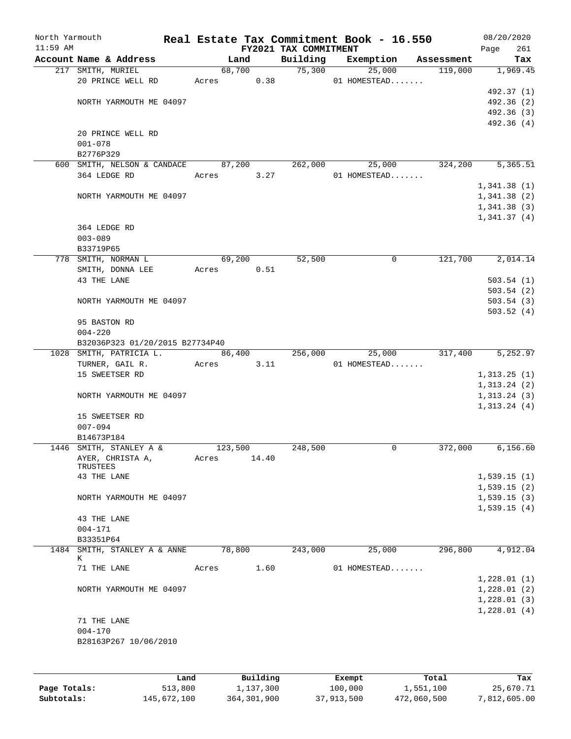North Yarmouth | Real Estate Tax Commitment Book - 16.550 | 08/20/2020
11:59 AM | FY2021 TAX COMMITMENT | Page 261

| Account Name & Address | Land | Building | Exemption | Assessment | Tax |
|---|---|---|---|---|---|
| 217 SMITH, MURIEL | 68,700 | 75,300 | 25,000 | 119,000 | 1,969.45 |
| 20 PRINCE WELL RD | Acres 0.38 | | 01 HOMESTEAD....... | | |
| | | | | | 492.37 (1) |
| NORTH YARMOUTH ME 04097 | | | | | 492.36 (2) |
| | | | | | 492.36 (3) |
| | | | | | 492.36 (4) |
| 20 PRINCE WELL RD | | | | | |
| 001-078 | | | | | |
| B2776P329 | | | | | |
| 600 SMITH, NELSON & CANDACE | 87,200 | 262,000 | 25,000 | 324,200 | 5,365.51 |
| 364 LEDGE RD | Acres 3.27 | | 01 HOMESTEAD....... | | |
| | | | | | 1,341.38 (1) |
| NORTH YARMOUTH ME 04097 | | | | | 1,341.38 (2) |
| | | | | | 1,341.38 (3) |
| | | | | | 1,341.37 (4) |
| 364 LEDGE RD | | | | | |
| 003-089 | | | | | |
| B33719P65 | | | | | |
| 778 SMITH, NORMAN L | 69,200 | 52,500 | 0 | 121,700 | 2,014.14 |
| SMITH, DONNA LEE | Acres 0.51 | | | | |
| 43 THE LANE | | | | | 503.54 (1) |
| | | | | | 503.54 (2) |
| NORTH YARMOUTH ME 04097 | | | | | 503.54 (3) |
| | | | | | 503.52 (4) |
| 95 BASTON RD | | | | | |
| 004-220 | | | | | |
| B32036P323 01/20/2015 B27734P40 | | | | | |
| 1028 SMITH, PATRICIA L. | 86,400 | 256,000 | 25,000 | 317,400 | 5,252.97 |
| TURNER, GAIL R. | Acres 3.11 | | 01 HOMESTEAD....... | | |
| 15 SWEETSER RD | | | | | 1,313.25 (1) |
| | | | | | 1,313.24 (2) |
| NORTH YARMOUTH ME 04097 | | | | | 1,313.24 (3) |
| | | | | | 1,313.24 (4) |
| 15 SWEETSER RD | | | | | |
| 007-094 | | | | | |
| B14673P184 | | | | | |
| 1446 SMITH, STANLEY A & | 123,500 | 248,500 | 0 | 372,000 | 6,156.60 |
| AYER, CHRISTA A, TRUSTEES | Acres 14.40 | | | | |
| 43 THE LANE | | | | | 1,539.15 (1) |
| | | | | | 1,539.15 (2) |
| NORTH YARMOUTH ME 04097 | | | | | 1,539.15 (3) |
| | | | | | 1,539.15 (4) |
| 43 THE LANE | | | | | |
| 004-171 | | | | | |
| B33351P64 | | | | | |
| 1484 SMITH, STANLEY A & ANNE K | 78,800 | 243,000 | 25,000 | 296,800 | 4,912.04 |
| 71 THE LANE | Acres 1.60 | | 01 HOMESTEAD....... | | |
| | | | | | 1,228.01 (1) |
| NORTH YARMOUTH ME 04097 | | | | | 1,228.01 (2) |
| | | | | | 1,228.01 (3) |
| | | | | | 1,228.01 (4) |
| 71 THE LANE | | | | | |
| 004-170 | | | | | |
| B28163P267 10/06/2010 | | | | | |

| | Land | Building | Exempt | Total | Tax |
|---|---|---|---|---|---|
| Page Totals: | 513,800 | 1,137,300 | 100,000 | 1,551,100 | 25,670.71 |
| Subtotals: | 145,672,100 | 364,301,900 | 37,913,500 | 472,060,500 | 7,812,605.00 |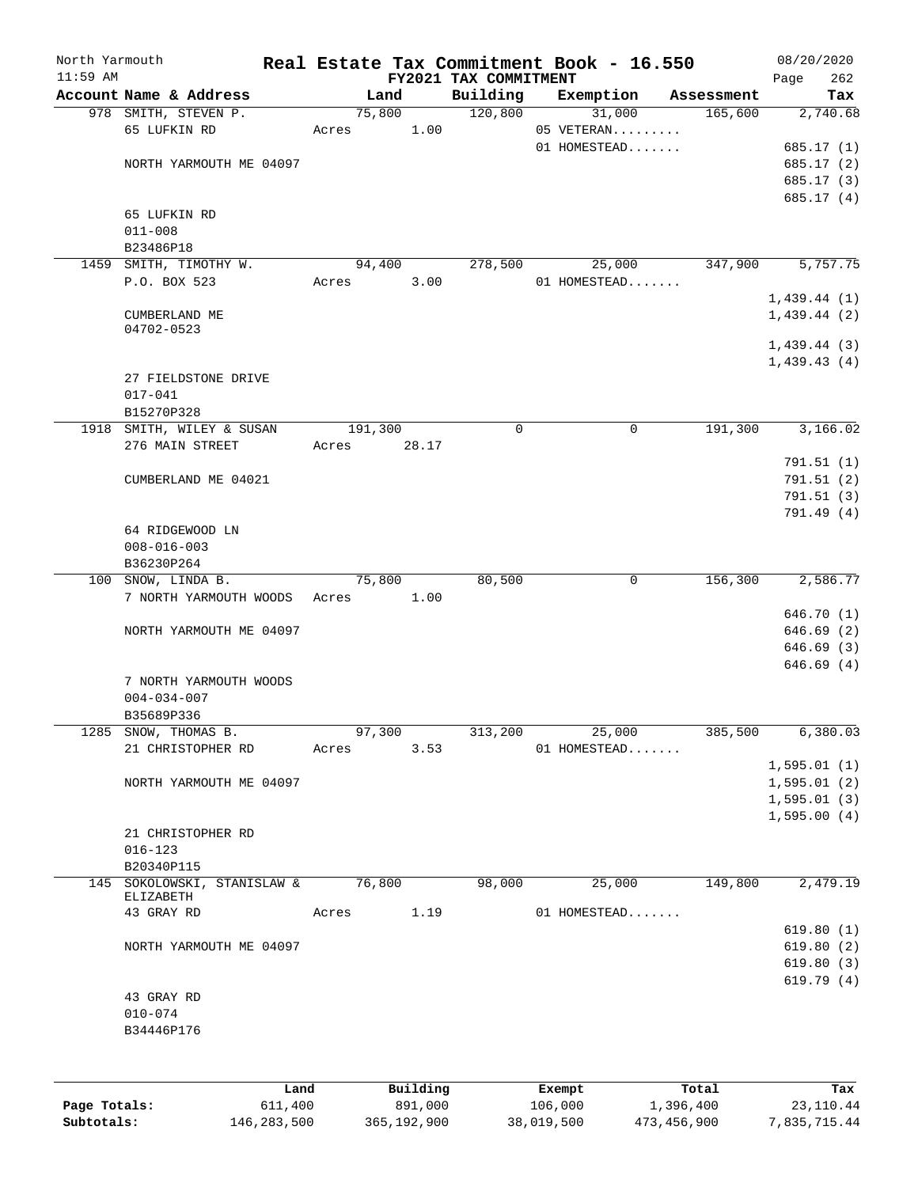North Yarmouth — Real Estate Tax Commitment Book - 16.550 — 08/20/2020

11:59 AM — FY2021 TAX COMMITMENT

| Account | Name & Address | Land | Building | Exemption | Assessment | Tax |
|---|---|---|---|---|---|---|
| 978 | SMITH, STEVEN P. | 75,800 | 120,800 | 31,000 | 165,600 | 2,740.68 |
| | 65 LUFKIN RD | Acres 1.00 | | 05 VETERAN......... | | |
| | | | | 01 HOMESTEAD....... | | 685.17 (1) |
| | NORTH YARMOUTH ME 04097 | | | | | 685.17 (2) |
| | | | | | | 685.17 (3) |
| | | | | | | 685.17 (4) |
| | 65 LUFKIN RD | | | | | |
| | 011-008 | | | | | |
| | B23486P18 | | | | | |
| 1459 | SMITH, TIMOTHY W. | 94,400 | 278,500 | 25,000 | 347,900 | 5,757.75 |
| | P.O. BOX 523 | Acres 3.00 | | 01 HOMESTEAD....... | | |
| | | | | | | 1,439.44 (1) |
| | CUMBERLAND ME 04702-0523 | | | | | 1,439.44 (2) |
| | | | | | | 1,439.44 (3) |
| | | | | | | 1,439.43 (4) |
| | 27 FIELDSTONE DRIVE | | | | | |
| | 017-041 | | | | | |
| | B15270P328 | | | | | |
| 1918 | SMITH, WILEY & SUSAN | 191,300 | 0 | 0 | 191,300 | 3,166.02 |
| | 276 MAIN STREET | Acres 28.17 | | | | |
| | | | | | | 791.51 (1) |
| | CUMBERLAND ME 04021 | | | | | 791.51 (2) |
| | | | | | | 791.51 (3) |
| | | | | | | 791.49 (4) |
| | 64 RIDGEWOOD LN | | | | | |
| | 008-016-003 | | | | | |
| | B36230P264 | | | | | |
| 100 | SNOW, LINDA B. | 75,800 | 80,500 | 0 | 156,300 | 2,586.77 |
| | 7 NORTH YARMOUTH WOODS | Acres 1.00 | | | | |
| | | | | | | 646.70 (1) |
| | NORTH YARMOUTH ME 04097 | | | | | 646.69 (2) |
| | | | | | | 646.69 (3) |
| | | | | | | 646.69 (4) |
| | 7 NORTH YARMOUTH WOODS | | | | | |
| | 004-034-007 | | | | | |
| | B35689P336 | | | | | |
| 1285 | SNOW, THOMAS B. | 97,300 | 313,200 | 25,000 | 385,500 | 6,380.03 |
| | 21 CHRISTOPHER RD | Acres 3.53 | | 01 HOMESTEAD....... | | |
| | | | | | | 1,595.01 (1) |
| | NORTH YARMOUTH ME 04097 | | | | | 1,595.01 (2) |
| | | | | | | 1,595.01 (3) |
| | | | | | | 1,595.00 (4) |
| | 21 CHRISTOPHER RD | | | | | |
| | 016-123 | | | | | |
| | B20340P115 | | | | | |
| 145 | SOKOLOWSKI, STANISLAW & ELIZABETH | 76,800 | 98,000 | 25,000 | 149,800 | 2,479.19 |
| | 43 GRAY RD | Acres 1.19 | | 01 HOMESTEAD....... | | |
| | | | | | | 619.80 (1) |
| | NORTH YARMOUTH ME 04097 | | | | | 619.80 (2) |
| | | | | | | 619.80 (3) |
| | | | | | | 619.79 (4) |
| | 43 GRAY RD | | | | | |
| | 010-074 | | | | | |
| | B34446P176 | | | | | |

| | Land | Building | Exempt | Total | Tax |
|---|---|---|---|---|---|
| Page Totals: | 611,400 | 891,000 | 106,000 | 1,396,400 | 23,110.44 |
| Subtotals: | 146,283,500 | 365,192,900 | 38,019,500 | 473,456,900 | 7,835,715.44 |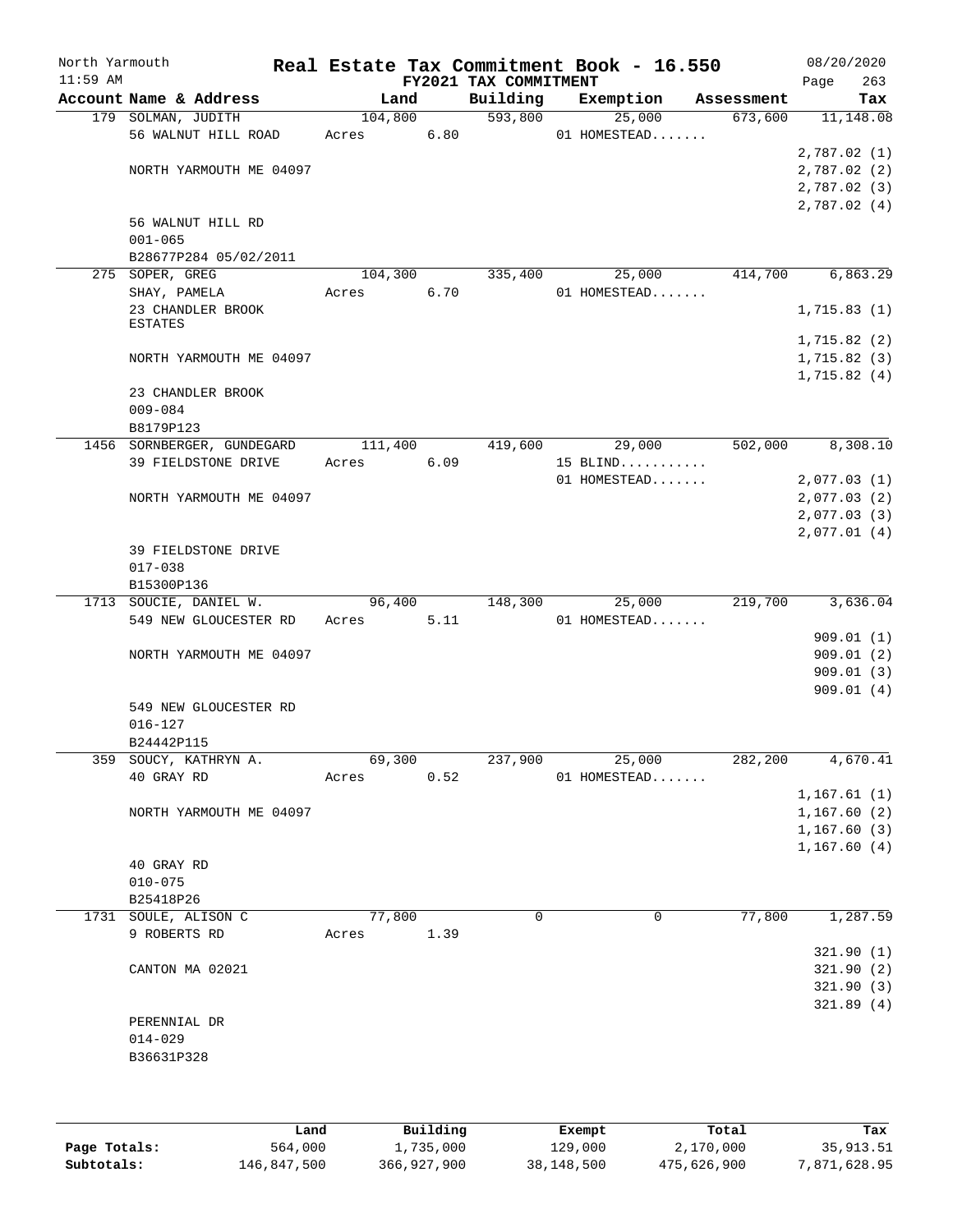North Yarmouth — Real Estate Tax Commitment Book - 16.550 — 08/20/2020
11:59 AM — FY2021 TAX COMMITMENT — Page 263

| Account Name & Address | Land | Building | Exemption | Assessment | Tax |
|---|---|---|---|---|---|
| 179 SOLMAN, JUDITH | 104,800 | 593,800 | 25,000 | 673,600 | 11,148.08 |
| 56 WALNUT HILL ROAD | Acres 6.80 | | 01 HOMESTEAD....... | | |
| | | | | | 2,787.02 (1) |
| NORTH YARMOUTH ME 04097 | | | | | 2,787.02 (2) |
| | | | | | 2,787.02 (3) |
| | | | | | 2,787.02 (4) |
| 56 WALNUT HILL RD | | | | | |
| 001-065 | | | | | |
| B28677P284 05/02/2011 | | | | | |
| 275 SOPER, GREG | 104,300 | 335,400 | 25,000 | 414,700 | 6,863.29 |
| SHAY, PAMELA | Acres 6.70 | | 01 HOMESTEAD....... | | |
| 23 CHANDLER BROOK ESTATES | | | | | 1,715.83 (1) |
| | | | | | 1,715.82 (2) |
| NORTH YARMOUTH ME 04097 | | | | | 1,715.82 (3) |
| | | | | | 1,715.82 (4) |
| 23 CHANDLER BROOK | | | | | |
| 009-084 | | | | | |
| B8179P123 | | | | | |
| 1456 SORNBERGER, GUNDEGARD | 111,400 | 419,600 | 29,000 | 502,000 | 8,308.10 |
| 39 FIELDSTONE DRIVE | Acres 6.09 | | 15 BLIND........... | | |
| | | | 01 HOMESTEAD....... | | 2,077.03 (1) |
| NORTH YARMOUTH ME 04097 | | | | | 2,077.03 (2) |
| | | | | | 2,077.03 (3) |
| | | | | | 2,077.01 (4) |
| 39 FIELDSTONE DRIVE | | | | | |
| 017-038 | | | | | |
| B15300P136 | | | | | |
| 1713 SOUCIE, DANIEL W. | 96,400 | 148,300 | 25,000 | 219,700 | 3,636.04 |
| 549 NEW GLOUCESTER RD | Acres 5.11 | | 01 HOMESTEAD....... | | |
| | | | | | 909.01 (1) |
| NORTH YARMOUTH ME 04097 | | | | | 909.01 (2) |
| | | | | | 909.01 (3) |
| | | | | | 909.01 (4) |
| 549 NEW GLOUCESTER RD | | | | | |
| 016-127 | | | | | |
| B24442P115 | | | | | |
| 359 SOUCY, KATHRYN A. | 69,300 | 237,900 | 25,000 | 282,200 | 4,670.41 |
| 40 GRAY RD | Acres 0.52 | | 01 HOMESTEAD....... | | |
| | | | | | 1,167.61 (1) |
| NORTH YARMOUTH ME 04097 | | | | | 1,167.60 (2) |
| | | | | | 1,167.60 (3) |
| | | | | | 1,167.60 (4) |
| 40 GRAY RD | | | | | |
| 010-075 | | | | | |
| B25418P26 | | | | | |
| 1731 SOULE, ALISON C | 77,800 | 0 | 0 | 77,800 | 1,287.59 |
| 9 ROBERTS RD | Acres 1.39 | | | | |
| | | | | | 321.90 (1) |
| CANTON MA 02021 | | | | | 321.90 (2) |
| | | | | | 321.90 (3) |
| | | | | | 321.89 (4) |
| PERENNIAL DR | | | | | |
| 014-029 | | | | | |
| B36631P328 | | | | | |

| | Land | Building | Exempt | Total | Tax |
|---|---|---|---|---|---|
| Page Totals: | 564,000 | 1,735,000 | 129,000 | 2,170,000 | 35,913.51 |
| Subtotals: | 146,847,500 | 366,927,900 | 38,148,500 | 475,626,900 | 7,871,628.95 |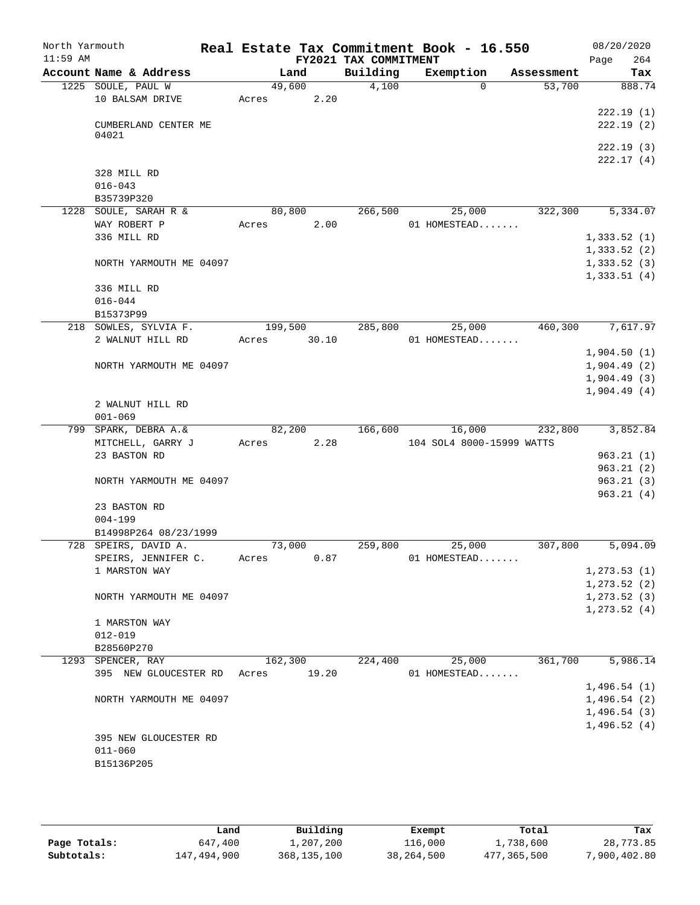North Yarmouth — Real Estate Tax Commitment Book - 16.550 — 08/20/2020

11:59 AM — FY2021 TAX COMMITMENT

| Account Name & Address | Land | Building | Exemption | Assessment | Tax |
|---|---|---|---|---|---|
| 1225 SOULE, PAUL W | 49,600 | 4,100 | 0 | 53,700 | 888.74 |
| 10 BALSAM DRIVE | Acres 2.20 | | | | |
| | | | | | 222.19 (1) |
| CUMBERLAND CENTER ME 04021 | | | | | 222.19 (2) |
| | | | | | 222.19 (3) |
| | | | | | 222.17 (4) |
| 328 MILL RD | | | | | |
| 016-043 | | | | | |
| B35739P320 | | | | | |
| 1228 SOULE, SARAH R & | 80,800 | 266,500 | 25,000 | 322,300 | 5,334.07 |
| WAY ROBERT P | Acres 2.00 | | 01 HOMESTEAD....... | | |
| 336 MILL RD | | | | | 1,333.52 (1) |
| | | | | | 1,333.52 (2) |
| NORTH YARMOUTH ME 04097 | | | | | 1,333.52 (3) |
| | | | | | 1,333.51 (4) |
| 336 MILL RD | | | | | |
| 016-044 | | | | | |
| B15373P99 | | | | | |
| 218 SOWLES, SYLVIA F. | 199,500 | 285,800 | 25,000 | 460,300 | 7,617.97 |
| 2 WALNUT HILL RD | Acres 30.10 | | 01 HOMESTEAD....... | | |
| | | | | | 1,904.50 (1) |
| NORTH YARMOUTH ME 04097 | | | | | 1,904.49 (2) |
| | | | | | 1,904.49 (3) |
| | | | | | 1,904.49 (4) |
| 2 WALNUT HILL RD | | | | | |
| 001-069 | | | | | |
| 799 SPARK, DEBRA A.& | 82,200 | 166,600 | 16,000 | 232,800 | 3,852.84 |
| MITCHELL, GARRY J | Acres 2.28 | | 104 SOL4 8000-15999 WATTS | | |
| 23 BASTON RD | | | | | 963.21 (1) |
| | | | | | 963.21 (2) |
| NORTH YARMOUTH ME 04097 | | | | | 963.21 (3) |
| | | | | | 963.21 (4) |
| 23 BASTON RD | | | | | |
| 004-199 | | | | | |
| B14998P264 08/23/1999 | | | | | |
| 728 SPEIRS, DAVID A. | 73,000 | 259,800 | 25,000 | 307,800 | 5,094.09 |
| SPEIRS, JENNIFER C. | Acres 0.87 | | 01 HOMESTEAD....... | | |
| 1 MARSTON WAY | | | | | 1,273.53 (1) |
| | | | | | 1,273.52 (2) |
| NORTH YARMOUTH ME 04097 | | | | | 1,273.52 (3) |
| | | | | | 1,273.52 (4) |
| 1 MARSTON WAY | | | | | |
| 012-019 | | | | | |
| B28560P270 | | | | | |
| 1293 SPENCER, RAY | 162,300 | 224,400 | 25,000 | 361,700 | 5,986.14 |
| 395 NEW GLOUCESTER RD | Acres 19.20 | | 01 HOMESTEAD....... | | |
| | | | | | 1,496.54 (1) |
| NORTH YARMOUTH ME 04097 | | | | | 1,496.54 (2) |
| | | | | | 1,496.54 (3) |
| | | | | | 1,496.52 (4) |
| 395 NEW GLOUCESTER RD | | | | | |
| 011-060 | | | | | |
| B15136P205 | | | | | |

| | Land | Building | Exempt | Total | Tax |
|---|---|---|---|---|---|
| Page Totals: | 647,400 | 1,207,200 | 116,000 | 1,738,600 | 28,773.85 |
| Subtotals: | 147,494,900 | 368,135,100 | 38,264,500 | 477,365,500 | 7,900,402.80 |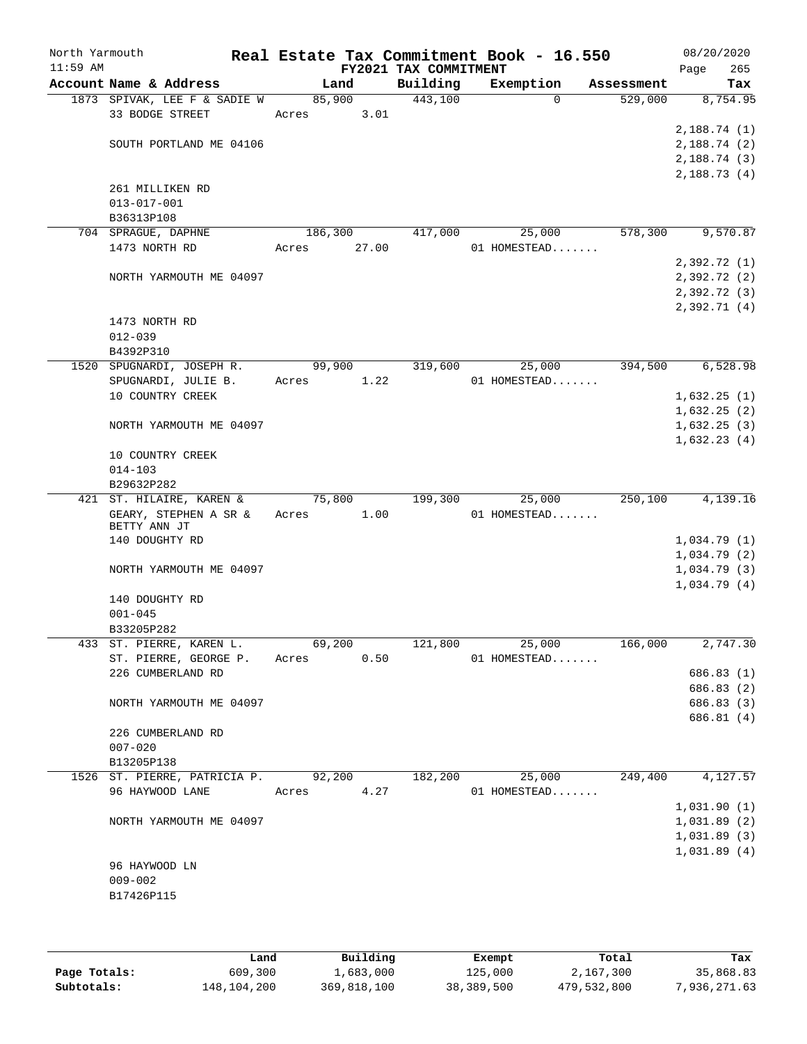North Yarmouth | Real Estate Tax Commitment Book - 16.550 | 08/20/2020
11:59 AM | FY2021 TAX COMMITMENT | Page 265

| Account Name & Address | Land | Building | Exemption | Assessment | Tax |
|---|---|---|---|---|---|
| 1873 SPIVAK, LEE F & SADIE W | 85,900 | 443,100 | 0 | 529,000 | 8,754.95 |
| 33 BODGE STREET | Acres 3.01 | | | | |
| | | | | | 2,188.74 (1) |
| SOUTH PORTLAND ME 04106 | | | | | 2,188.74 (2) |
| | | | | | 2,188.74 (3) |
| | | | | | 2,188.73 (4) |
| 261 MILLIKEN RD | | | | | |
| 013-017-001 | | | | | |
| B36313P108 | | | | | |
| 704 SPRAGUE, DAPHNE | 186,300 | 417,000 | 25,000 | 578,300 | 9,570.87 |
| 1473 NORTH RD | Acres 27.00 | | 01 HOMESTEAD....... | | |
| | | | | | 2,392.72 (1) |
| NORTH YARMOUTH ME 04097 | | | | | 2,392.72 (2) |
| | | | | | 2,392.72 (3) |
| | | | | | 2,392.71 (4) |
| 1473 NORTH RD | | | | | |
| 012-039 | | | | | |
| B4392P310 | | | | | |
| 1520 SPUGNARDI, JOSEPH R. | 99,900 | 319,600 | 25,000 | 394,500 | 6,528.98 |
| SPUGNARDI, JULIE B. | Acres 1.22 | | 01 HOMESTEAD....... | | |
| 10 COUNTRY CREEK | | | | | 1,632.25 (1) |
| | | | | | 1,632.25 (2) |
| NORTH YARMOUTH ME 04097 | | | | | 1,632.25 (3) |
| | | | | | 1,632.23 (4) |
| 10 COUNTRY CREEK | | | | | |
| 014-103 | | | | | |
| B29632P282 | | | | | |
| 421 ST. HILAIRE, KAREN & | 75,800 | 199,300 | 25,000 | 250,100 | 4,139.16 |
| GEARY, STEPHEN A SR & BETTY ANN JT | Acres 1.00 | | 01 HOMESTEAD....... | | |
| 140 DOUGHTY RD | | | | | 1,034.79 (1) |
| | | | | | 1,034.79 (2) |
| NORTH YARMOUTH ME 04097 | | | | | 1,034.79 (3) |
| | | | | | 1,034.79 (4) |
| 140 DOUGHTY RD | | | | | |
| 001-045 | | | | | |
| B33205P282 | | | | | |
| 433 ST. PIERRE, KAREN L. | 69,200 | 121,800 | 25,000 | 166,000 | 2,747.30 |
| ST. PIERRE, GEORGE P. | Acres 0.50 | | 01 HOMESTEAD....... | | |
| 226 CUMBERLAND RD | | | | | 686.83 (1) |
| | | | | | 686.83 (2) |
| NORTH YARMOUTH ME 04097 | | | | | 686.83 (3) |
| | | | | | 686.81 (4) |
| 226 CUMBERLAND RD | | | | | |
| 007-020 | | | | | |
| B13205P138 | | | | | |
| 1526 ST. PIERRE, PATRICIA P. | 92,200 | 182,200 | 25,000 | 249,400 | 4,127.57 |
| 96 HAYWOOD LANE | Acres 4.27 | | 01 HOMESTEAD....... | | |
| | | | | | 1,031.90 (1) |
| NORTH YARMOUTH ME 04097 | | | | | 1,031.89 (2) |
| | | | | | 1,031.89 (3) |
| | | | | | 1,031.89 (4) |
| 96 HAYWOOD LN | | | | | |
| 009-002 | | | | | |
| B17426P115 | | | | | |

| | Land | Building | Exempt | Total | Tax |
|---|---|---|---|---|---|
| Page Totals: | 609,300 | 1,683,000 | 125,000 | 2,167,300 | 35,868.83 |
| Subtotals: | 148,104,200 | 369,818,100 | 38,389,500 | 479,532,800 | 7,936,271.63 |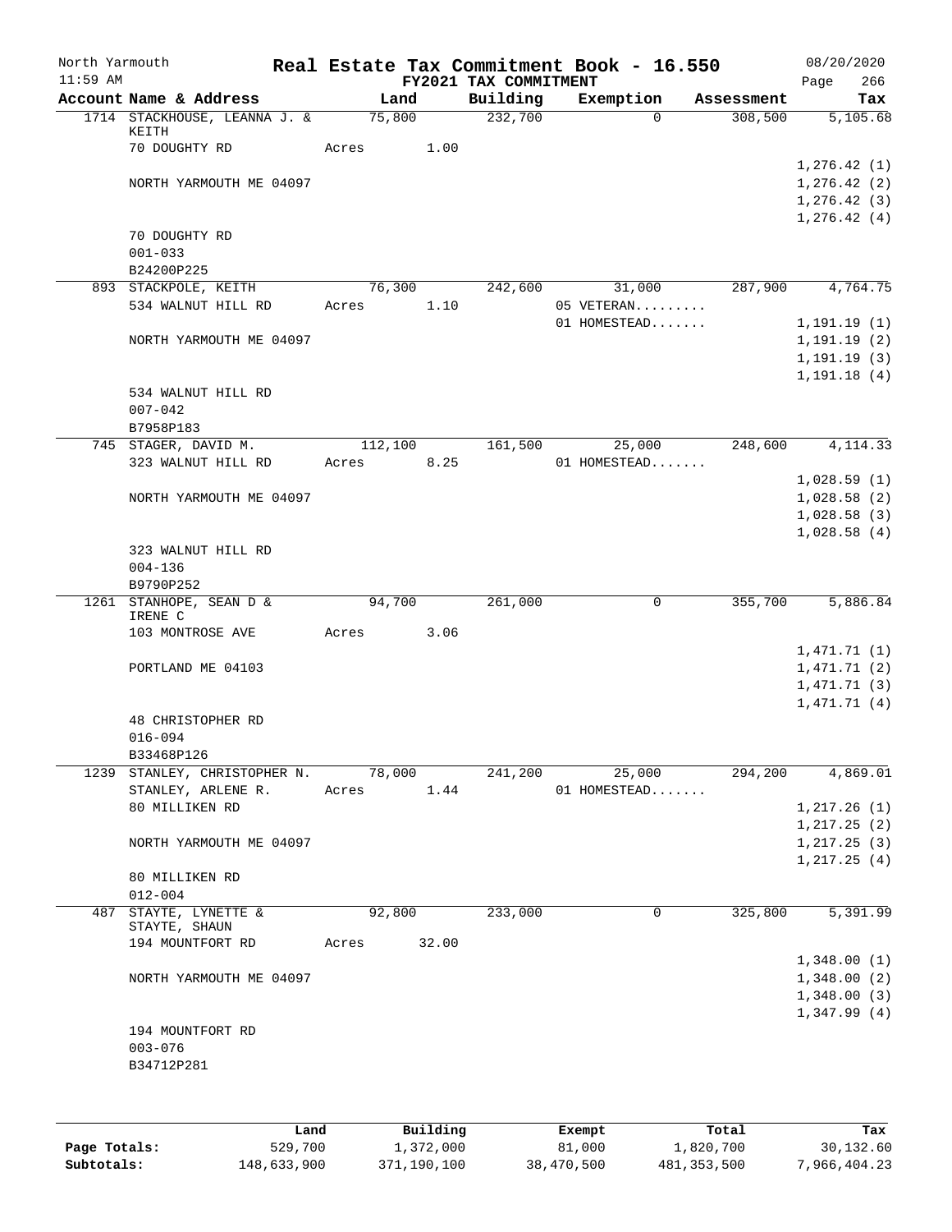# Real Estate Tax Commitment Book - 16.550

North Yarmouth
11:59 AM

FY2021 TAX COMMITMENT

08/20/2020

| Account Name & Address | Land | Building | Exemption | Assessment | Tax |
|---|---|---|---|---|---|
| 1714 STACKHOUSE, LEANNA J. & KEITH | 75,800 | 232,700 | 0 | 308,500 | 5,105.68 |
| 70 DOUGHTY RD | Acres 1.00 | | | | |
| | | | | | 1,276.42 (1) |
| NORTH YARMOUTH ME 04097 | | | | | 1,276.42 (2) |
| | | | | | 1,276.42 (3) |
| | | | | | 1,276.42 (4) |
| 70 DOUGHTY RD | | | | | |
| 001-033 | | | | | |
| B24200P225 | | | | | |
| 893 STACKPOLE, KEITH | 76,300 | 242,600 | 31,000 | 287,900 | 4,764.75 |
| 534 WALNUT HILL RD | Acres 1.10 | | 05 VETERAN......... | | |
| | | | 01 HOMESTEAD....... | | 1,191.19 (1) |
| NORTH YARMOUTH ME 04097 | | | | | 1,191.19 (2) |
| | | | | | 1,191.19 (3) |
| | | | | | 1,191.18 (4) |
| 534 WALNUT HILL RD | | | | | |
| 007-042 | | | | | |
| B7958P183 | | | | | |
| 745 STAGER, DAVID M. | 112,100 | 161,500 | 25,000 | 248,600 | 4,114.33 |
| 323 WALNUT HILL RD | Acres 8.25 | | 01 HOMESTEAD....... | | |
| | | | | | 1,028.59 (1) |
| NORTH YARMOUTH ME 04097 | | | | | 1,028.58 (2) |
| | | | | | 1,028.58 (3) |
| | | | | | 1,028.58 (4) |
| 323 WALNUT HILL RD | | | | | |
| 004-136 | | | | | |
| B9790P252 | | | | | |
| 1261 STANHOPE, SEAN D & IRENE C | 94,700 | 261,000 | 0 | 355,700 | 5,886.84 |
| 103 MONTROSE AVE | Acres 3.06 | | | | |
| | | | | | 1,471.71 (1) |
| PORTLAND ME 04103 | | | | | 1,471.71 (2) |
| | | | | | 1,471.71 (3) |
| | | | | | 1,471.71 (4) |
| 48 CHRISTOPHER RD | | | | | |
| 016-094 | | | | | |
| B33468P126 | | | | | |
| 1239 STANLEY, CHRISTOPHER N. | 78,000 | 241,200 | 25,000 | 294,200 | 4,869.01 |
| STANLEY, ARLENE R. | Acres 1.44 | | 01 HOMESTEAD....... | | |
| 80 MILLIKEN RD | | | | | 1,217.26 (1) |
| | | | | | 1,217.25 (2) |
| NORTH YARMOUTH ME 04097 | | | | | 1,217.25 (3) |
| | | | | | 1,217.25 (4) |
| 80 MILLIKEN RD | | | | | |
| 012-004 | | | | | |
| 487 STAYTE, LYNETTE & STAYTE, SHAUN | 92,800 | 233,000 | 0 | 325,800 | 5,391.99 |
| 194 MOUNTFORT RD | Acres 32.00 | | | | |
| | | | | | 1,348.00 (1) |
| NORTH YARMOUTH ME 04097 | | | | | 1,348.00 (2) |
| | | | | | 1,348.00 (3) |
| | | | | | 1,347.99 (4) |
| 194 MOUNTFORT RD | | | | | |
| 003-076 | | | | | |
| B34712P281 | | | | | |

| | Land | Building | Exempt | Total | Tax |
|---|---|---|---|---|---|
| Page Totals: | 529,700 | 1,372,000 | 81,000 | 1,820,700 | 30,132.60 |
| Subtotals: | 148,633,900 | 371,190,100 | 38,470,500 | 481,353,500 | 7,966,404.23 |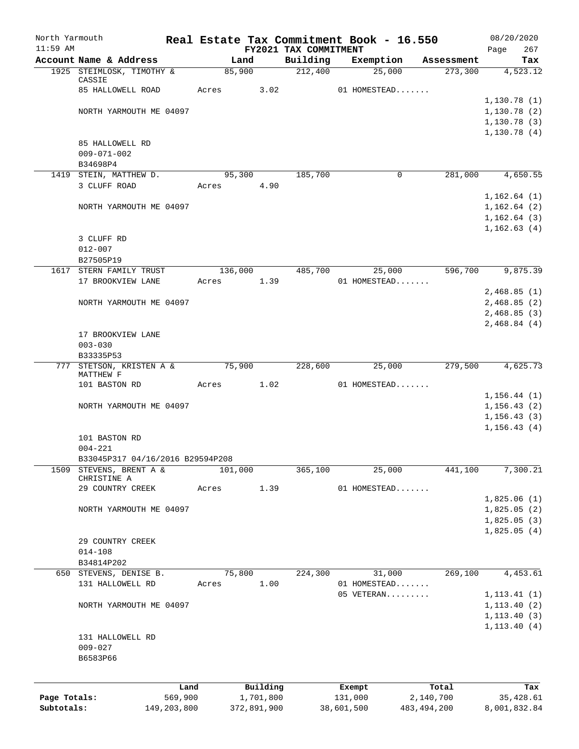North Yarmouth — Real Estate Tax Commitment Book - 16.550 — 08/20/2020
11:59 AM — FY2021 TAX COMMITMENT — Page 267

| Account Name & Address | Land | Building | Exemption | Assessment | Tax |
|---|---|---|---|---|---|
| 1925 STEIMLOSK, TIMOTHY & CASSIE | 85,900 | 212,400 | 25,000 | 273,300 | 4,523.12 |
| 85 HALLOWELL ROAD | Acres 3.02 | | 01 HOMESTEAD....... | | |
| | | | | | 1,130.78 (1) |
| NORTH YARMOUTH ME 04097 | | | | | 1,130.78 (2) |
| | | | | | 1,130.78 (3) |
| | | | | | 1,130.78 (4) |
| 85 HALLOWELL RD | | | | | |
| 009-071-002 | | | | | |
| B34698P4 | | | | | |
| 1419 STEIN, MATTHEW D. | 95,300 | 185,700 | 0 | 281,000 | 4,650.55 |
| 3 CLUFF ROAD | Acres 4.90 | | | | |
| | | | | | 1,162.64 (1) |
| NORTH YARMOUTH ME 04097 | | | | | 1,162.64 (2) |
| | | | | | 1,162.64 (3) |
| | | | | | 1,162.63 (4) |
| 3 CLUFF RD | | | | | |
| 012-007 | | | | | |
| B27505P19 | | | | | |
| 1617 STERN FAMILY TRUST | 136,000 | 485,700 | 25,000 | 596,700 | 9,875.39 |
| 17 BROOKVIEW LANE | Acres 1.39 | | 01 HOMESTEAD....... | | |
| | | | | | 2,468.85 (1) |
| NORTH YARMOUTH ME 04097 | | | | | 2,468.85 (2) |
| | | | | | 2,468.85 (3) |
| | | | | | 2,468.84 (4) |
| 17 BROOKVIEW LANE | | | | | |
| 003-030 | | | | | |
| B33335P53 | | | | | |
| 777 STETSON, KRISTEN A & MATTHEW F | 75,900 | 228,600 | 25,000 | 279,500 | 4,625.73 |
| 101 BASTON RD | Acres 1.02 | | 01 HOMESTEAD....... | | |
| | | | | | 1,156.44 (1) |
| NORTH YARMOUTH ME 04097 | | | | | 1,156.43 (2) |
| | | | | | 1,156.43 (3) |
| | | | | | 1,156.43 (4) |
| 101 BASTON RD | | | | | |
| 004-221 | | | | | |
| B33045P317 04/16/2016 B29594P208 | | | | | |
| 1509 STEVENS, BRENT A & CHRISTINE A | 101,000 | 365,100 | 25,000 | 441,100 | 7,300.21 |
| 29 COUNTRY CREEK | Acres 1.39 | | 01 HOMESTEAD....... | | |
| | | | | | 1,825.06 (1) |
| NORTH YARMOUTH ME 04097 | | | | | 1,825.05 (2) |
| | | | | | 1,825.05 (3) |
| | | | | | 1,825.05 (4) |
| 29 COUNTRY CREEK | | | | | |
| 014-108 | | | | | |
| B34814P202 | | | | | |
| 650 STEVENS, DENISE B. | 75,800 | 224,300 | 31,000 | 269,100 | 4,453.61 |
| 131 HALLOWELL RD | Acres 1.00 | | 01 HOMESTEAD....... | | |
| | | | 05 VETERAN......... | | 1,113.41 (1) |
| NORTH YARMOUTH ME 04097 | | | | | 1,113.40 (2) |
| | | | | | 1,113.40 (3) |
| | | | | | 1,113.40 (4) |
| 131 HALLOWELL RD | | | | | |
| 009-027 | | | | | |
| B6583P66 | | | | | |

| | Land | Building | Exempt | Total | Tax |
|---|---|---|---|---|---|
| Page Totals: | 569,900 | 1,701,800 | 131,000 | 2,140,700 | 35,428.61 |
| Subtotals: | 149,203,800 | 372,891,900 | 38,601,500 | 483,494,200 | 8,001,832.84 |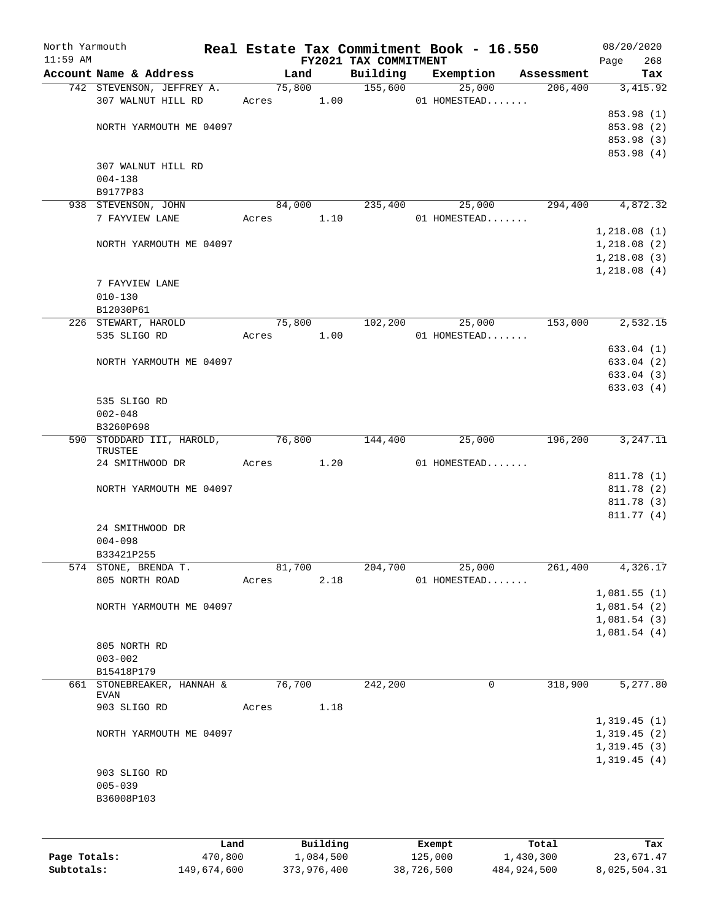North Yarmouth | | | **Real Estate Tax Commitment Book - 16.550** | | | 08/20/2020
11:59 AM | | | **FY2021 TAX COMMITMENT** | | | Page 268

| Account Name & Address | Land | Building | Exemption | Assessment | Tax |
|---|---|---|---|---|---|
| 742 STEVENSON, JEFFREY A. | 75,800 | 155,600 | 25,000 | 206,400 | 3,415.92 |
| 307 WALNUT HILL RD | Acres 1.00 | | 01 HOMESTEAD....... | | |
| | | | | | 853.98 (1) |
| NORTH YARMOUTH ME 04097 | | | | | 853.98 (2) |
| | | | | | 853.98 (3) |
| | | | | | 853.98 (4) |
| 307 WALNUT HILL RD | | | | | |
| 004-138 | | | | | |
| B9177P83 | | | | | |
| 938 STEVENSON, JOHN | 84,000 | 235,400 | 25,000 | 294,400 | 4,872.32 |
| 7 FAYVIEW LANE | Acres 1.10 | | 01 HOMESTEAD....... | | |
| | | | | | 1,218.08 (1) |
| NORTH YARMOUTH ME 04097 | | | | | 1,218.08 (2) |
| | | | | | 1,218.08 (3) |
| | | | | | 1,218.08 (4) |
| 7 FAYVIEW LANE | | | | | |
| 010-130 | | | | | |
| B12030P61 | | | | | |
| 226 STEWART, HAROLD | 75,800 | 102,200 | 25,000 | 153,000 | 2,532.15 |
| 535 SLIGO RD | Acres 1.00 | | 01 HOMESTEAD....... | | |
| | | | | | 633.04 (1) |
| NORTH YARMOUTH ME 04097 | | | | | 633.04 (2) |
| | | | | | 633.04 (3) |
| | | | | | 633.03 (4) |
| 535 SLIGO RD | | | | | |
| 002-048 | | | | | |
| B3260P698 | | | | | |
| 590 STODDARD III, HAROLD, TRUSTEE | 76,800 | 144,400 | 25,000 | 196,200 | 3,247.11 |
| 24 SMITHWOOD DR | Acres 1.20 | | 01 HOMESTEAD....... | | |
| | | | | | 811.78 (1) |
| NORTH YARMOUTH ME 04097 | | | | | 811.78 (2) |
| | | | | | 811.78 (3) |
| | | | | | 811.77 (4) |
| 24 SMITHWOOD DR | | | | | |
| 004-098 | | | | | |
| B33421P255 | | | | | |
| 574 STONE, BRENDA T. | 81,700 | 204,700 | 25,000 | 261,400 | 4,326.17 |
| 805 NORTH ROAD | Acres 2.18 | | 01 HOMESTEAD....... | | |
| | | | | | 1,081.55 (1) |
| NORTH YARMOUTH ME 04097 | | | | | 1,081.54 (2) |
| | | | | | 1,081.54 (3) |
| | | | | | 1,081.54 (4) |
| 805 NORTH RD | | | | | |
| 003-002 | | | | | |
| B15418P179 | | | | | |
| 661 STONEBREAKER, HANNAH & EVAN | 76,700 | 242,200 | 0 | 318,900 | 5,277.80 |
| 903 SLIGO RD | Acres 1.18 | | | | |
| | | | | | 1,319.45 (1) |
| NORTH YARMOUTH ME 04097 | | | | | 1,319.45 (2) |
| | | | | | 1,319.45 (3) |
| | | | | | 1,319.45 (4) |
| 903 SLIGO RD | | | | | |
| 005-039 | | | | | |
| B36008P103 | | | | | |

| | Land | Building | Exempt | Total | Tax |
|---|---|---|---|---|---|
| **Page Totals:** | 470,800 | 1,084,500 | 125,000 | 1,430,300 | 23,671.47 |
| **Subtotals:** | 149,674,600 | 373,976,400 | 38,726,500 | 484,924,500 | 8,025,504.31 |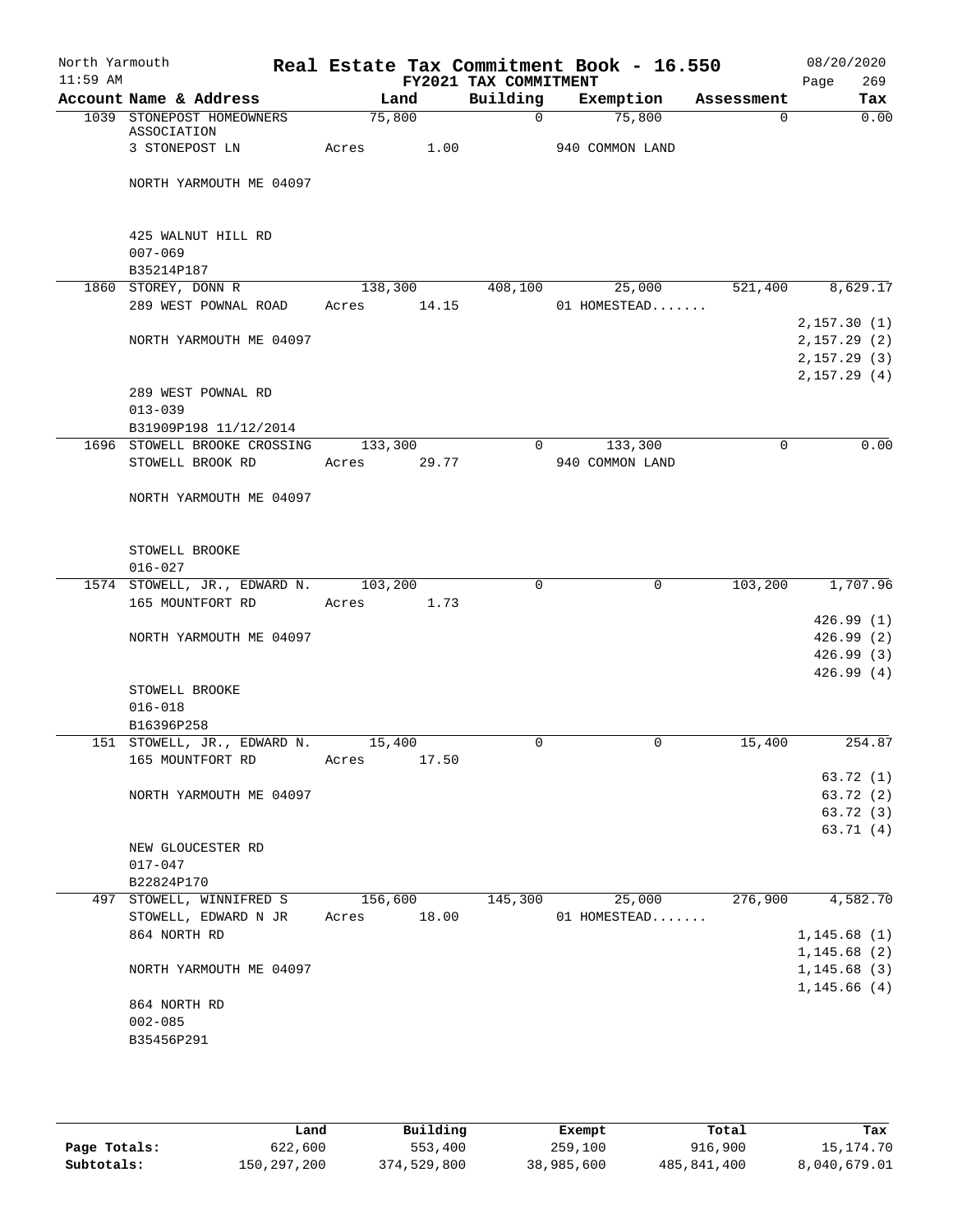North Yarmouth — Real Estate Tax Commitment Book - 16.550 — 08/20/2020
11:59 AM — FY2021 TAX COMMITMENT

| Account Name & Address | Land | Building | Exemption | Assessment | Tax |
|---|---|---|---|---|---|
| 1039 STONEPOST HOMEOWNERS ASSOCIATION | 75,800 | 0 | 75,800 | 0 | 0.00 |
| 3 STONEPOST LN | Acres 1.00 | | 940 COMMON LAND | | |
| NORTH YARMOUTH ME 04097 | | | | | |
| 425 WALNUT HILL RD | | | | | |
| 007-069 | | | | | |
| B35214P187 | | | | | |
| 1860 STOREY, DONN R | 138,300 | 408,100 | 25,000 | 521,400 | 8,629.17 |
| 289 WEST POWNAL ROAD | Acres 14.15 | | 01 HOMESTEAD....... | | |
| | | | | | 2,157.30 (1) |
| NORTH YARMOUTH ME 04097 | | | | | 2,157.29 (2) |
| | | | | | 2,157.29 (3) |
| | | | | | 2,157.29 (4) |
| 289 WEST POWNAL RD | | | | | |
| 013-039 | | | | | |
| B31909P198 11/12/2014 | | | | | |
| 1696 STOWELL BROOKE CROSSING | 133,300 | 0 | 133,300 | 0 | 0.00 |
| STOWELL BROOK RD | Acres 29.77 | | 940 COMMON LAND | | |
| NORTH YARMOUTH ME 04097 | | | | | |
| STOWELL BROOKE | | | | | |
| 016-027 | | | | | |
| 1574 STOWELL, JR., EDWARD N. | 103,200 | 0 | 0 | 103,200 | 1,707.96 |
| 165 MOUNTFORT RD | Acres 1.73 | | | | |
| | | | | | 426.99 (1) |
| NORTH YARMOUTH ME 04097 | | | | | 426.99 (2) |
| | | | | | 426.99 (3) |
| | | | | | 426.99 (4) |
| STOWELL BROOKE | | | | | |
| 016-018 | | | | | |
| B16396P258 | | | | | |
| 151 STOWELL, JR., EDWARD N. | 15,400 | 0 | 0 | 15,400 | 254.87 |
| 165 MOUNTFORT RD | Acres 17.50 | | | | |
| | | | | | 63.72 (1) |
| NORTH YARMOUTH ME 04097 | | | | | 63.72 (2) |
| | | | | | 63.72 (3) |
| | | | | | 63.71 (4) |
| NEW GLOUCESTER RD | | | | | |
| 017-047 | | | | | |
| B22824P170 | | | | | |
| 497 STOWELL, WINNIFRED S | 156,600 | 145,300 | 25,000 | 276,900 | 4,582.70 |
| STOWELL, EDWARD N JR | Acres 18.00 | | 01 HOMESTEAD....... | | |
| 864 NORTH RD | | | | | 1,145.68 (1) |
| | | | | | 1,145.68 (2) |
| NORTH YARMOUTH ME 04097 | | | | | 1,145.68 (3) |
| | | | | | 1,145.66 (4) |
| 864 NORTH RD | | | | | |
| 002-085 | | | | | |
| B35456P291 | | | | | |

| | Land | Building | Exempt | Total | Tax |
|---|---|---|---|---|---|
| Page Totals: | 622,600 | 553,400 | 259,100 | 916,900 | 15,174.70 |
| Subtotals: | 150,297,200 | 374,529,800 | 38,985,600 | 485,841,400 | 8,040,679.01 |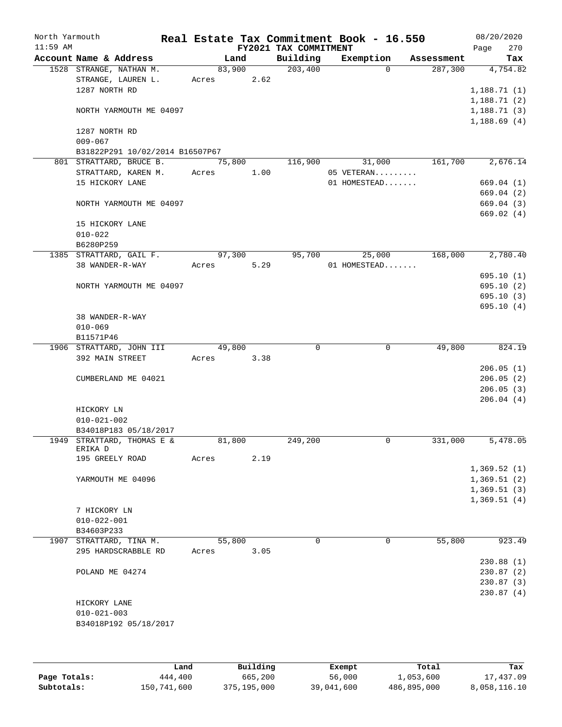North Yarmouth 11:59 AM

**Real Estate Tax Commitment Book - 16.550**

**FY2021 TAX COMMITMENT**

08/20/2020

| Account Name & Address | Land | Building | Exemption | Assessment | Tax |
|---|---|---|---|---|---|
| 1528 STRANGE, NATHAN M. | 83,900 | 203,400 | 0 | 287,300 | 4,754.82 |
| STRANGE, LAUREN L. | Acres 2.62 | | | | |
| 1287 NORTH RD | | | | | 1,188.71 (1) |
| | | | | | 1,188.71 (2) |
| NORTH YARMOUTH ME 04097 | | | | | 1,188.71 (3) |
| | | | | | 1,188.69 (4) |
| 1287 NORTH RD | | | | | |
| 009-067 | | | | | |
| B31822P291 10/02/2014 B16507P67 | | | | | |
| 801 STRATTARD, BRUCE B. | 75,800 | 116,900 | 31,000 | 161,700 | 2,676.14 |
| STRATTARD, KAREN M. | Acres 1.00 | | 05 VETERAN......... | | |
| 15 HICKORY LANE | | | 01 HOMESTEAD....... | | 669.04 (1) |
| | | | | | 669.04 (2) |
| NORTH YARMOUTH ME 04097 | | | | | 669.04 (3) |
| | | | | | 669.02 (4) |
| 15 HICKORY LANE | | | | | |
| 010-022 | | | | | |
| B6280P259 | | | | | |
| 1385 STRATTARD, GAIL F. | 97,300 | 95,700 | 25,000 | 168,000 | 2,780.40 |
| 38 WANDER-R-WAY | Acres 5.29 | | 01 HOMESTEAD....... | | |
| | | | | | 695.10 (1) |
| NORTH YARMOUTH ME 04097 | | | | | 695.10 (2) |
| | | | | | 695.10 (3) |
| | | | | | 695.10 (4) |
| 38 WANDER-R-WAY | | | | | |
| 010-069 | | | | | |
| B11571P46 | | | | | |
| 1906 STRATTARD, JOHN III | 49,800 | 0 | 0 | 49,800 | 824.19 |
| 392 MAIN STREET | Acres 3.38 | | | | |
| | | | | | 206.05 (1) |
| CUMBERLAND ME 04021 | | | | | 206.05 (2) |
| | | | | | 206.05 (3) |
| | | | | | 206.04 (4) |
| HICKORY LN | | | | | |
| 010-021-002 | | | | | |
| B34018P183 05/18/2017 | | | | | |
| 1949 STRATTARD, THOMAS E & ERIKA D | 81,800 | 249,200 | 0 | 331,000 | 5,478.05 |
| 195 GREELY ROAD | Acres 2.19 | | | | |
| | | | | | 1,369.52 (1) |
| YARMOUTH ME 04096 | | | | | 1,369.51 (2) |
| | | | | | 1,369.51 (3) |
| | | | | | 1,369.51 (4) |
| 7 HICKORY LN | | | | | |
| 010-022-001 | | | | | |
| B34603P233 | | | | | |
| 1907 STRATTARD, TINA M. | 55,800 | 0 | 0 | 55,800 | 923.49 |
| 295 HARDSCRABBLE RD | Acres 3.05 | | | | |
| | | | | | 230.88 (1) |
| POLAND ME 04274 | | | | | 230.87 (2) |
| | | | | | 230.87 (3) |
| | | | | | 230.87 (4) |
| HICKORY LANE | | | | | |
| 010-021-003 | | | | | |
| B34018P192 05/18/2017 | | | | | |

| | Land | Building | Exempt | Total | Tax |
|---|---|---|---|---|---|
| Page Totals: | 444,400 | 665,200 | 56,000 | 1,053,600 | 17,437.09 |
| Subtotals: | 150,741,600 | 375,195,000 | 39,041,600 | 486,895,000 | 8,058,116.10 |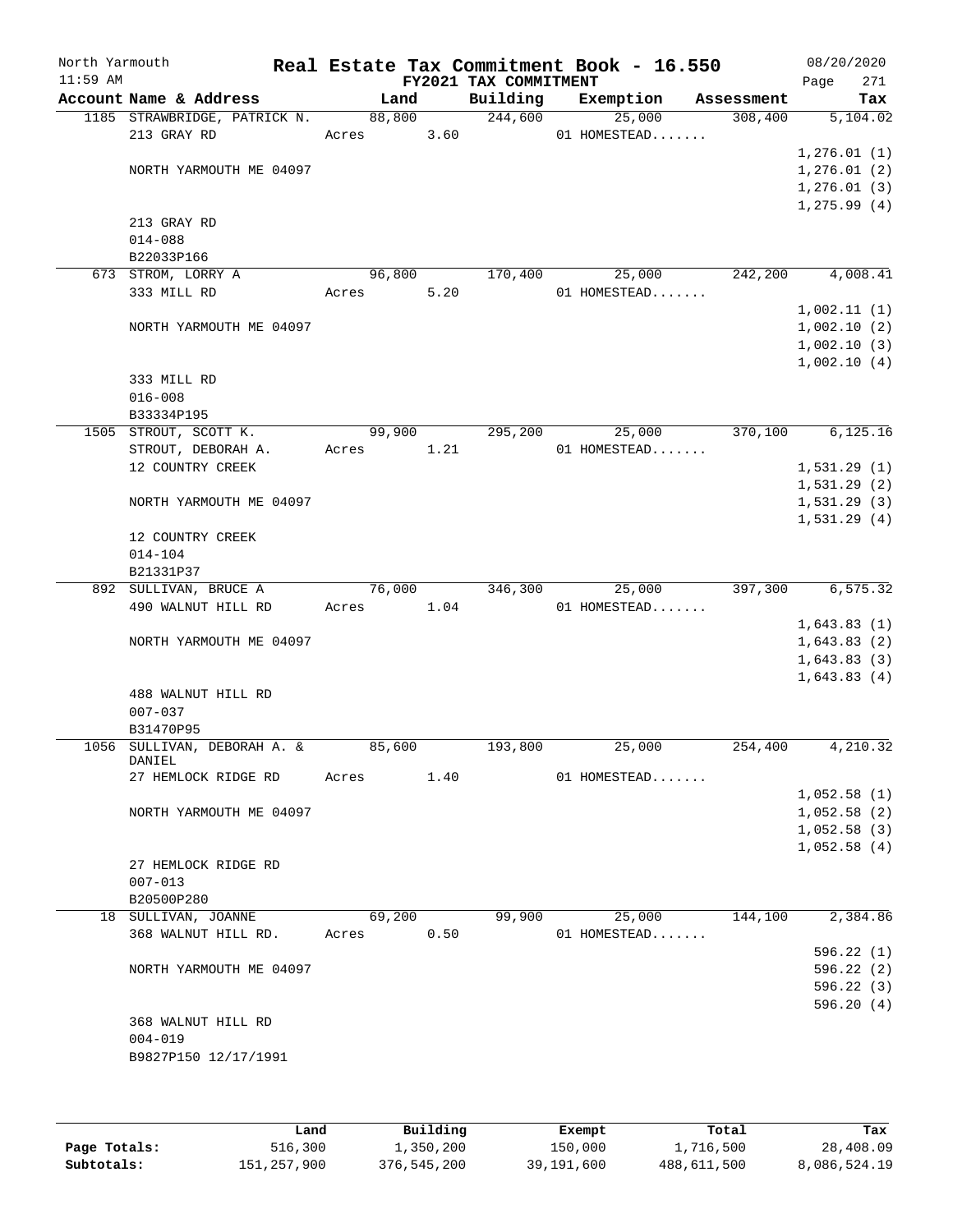North Yarmouth    **Real Estate Tax Commitment Book - 16.550**    08/20/2020
11:59 AM    **FY2021 TAX COMMITMENT**    Page 271

| Account Name & Address | Land | Building | Exemption | Assessment | Tax |
|---|---|---|---|---|---|
| 1185 STRAWBRIDGE, PATRICK N. | 88,800 | 244,600 | 25,000 | 308,400 | 5,104.02 |
| 213 GRAY RD | Acres 3.60 | | 01 HOMESTEAD....... | | |
| | | | | | 1,276.01 (1) |
| NORTH YARMOUTH ME 04097 | | | | | 1,276.01 (2) |
| | | | | | 1,276.01 (3) |
| | | | | | 1,275.99 (4) |
| 213 GRAY RD | | | | | |
| 014-088 | | | | | |
| B22033P166 | | | | | |
| 673 STROM, LORRY A | 96,800 | 170,400 | 25,000 | 242,200 | 4,008.41 |
| 333 MILL RD | Acres 5.20 | | 01 HOMESTEAD....... | | |
| | | | | | 1,002.11 (1) |
| NORTH YARMOUTH ME 04097 | | | | | 1,002.10 (2) |
| | | | | | 1,002.10 (3) |
| | | | | | 1,002.10 (4) |
| 333 MILL RD | | | | | |
| 016-008 | | | | | |
| B33334P195 | | | | | |
| 1505 STROUT, SCOTT K. | 99,900 | 295,200 | 25,000 | 370,100 | 6,125.16 |
| STROUT, DEBORAH A. | Acres 1.21 | | 01 HOMESTEAD....... | | |
| 12 COUNTRY CREEK | | | | | 1,531.29 (1) |
| | | | | | 1,531.29 (2) |
| NORTH YARMOUTH ME 04097 | | | | | 1,531.29 (3) |
| | | | | | 1,531.29 (4) |
| 12 COUNTRY CREEK | | | | | |
| 014-104 | | | | | |
| B21331P37 | | | | | |
| 892 SULLIVAN, BRUCE A | 76,000 | 346,300 | 25,000 | 397,300 | 6,575.32 |
| 490 WALNUT HILL RD | Acres 1.04 | | 01 HOMESTEAD....... | | |
| | | | | | 1,643.83 (1) |
| NORTH YARMOUTH ME 04097 | | | | | 1,643.83 (2) |
| | | | | | 1,643.83 (3) |
| | | | | | 1,643.83 (4) |
| 488 WALNUT HILL RD | | | | | |
| 007-037 | | | | | |
| B31470P95 | | | | | |
| 1056 SULLIVAN, DEBORAH A. & DANIEL | 85,600 | 193,800 | 25,000 | 254,400 | 4,210.32 |
| 27 HEMLOCK RIDGE RD | Acres 1.40 | | 01 HOMESTEAD....... | | |
| | | | | | 1,052.58 (1) |
| NORTH YARMOUTH ME 04097 | | | | | 1,052.58 (2) |
| | | | | | 1,052.58 (3) |
| | | | | | 1,052.58 (4) |
| 27 HEMLOCK RIDGE RD | | | | | |
| 007-013 | | | | | |
| B20500P280 | | | | | |
| 18 SULLIVAN, JOANNE | 69,200 | 99,900 | 25,000 | 144,100 | 2,384.86 |
| 368 WALNUT HILL RD. | Acres 0.50 | | 01 HOMESTEAD....... | | |
| | | | | | 596.22 (1) |
| NORTH YARMOUTH ME 04097 | | | | | 596.22 (2) |
| | | | | | 596.22 (3) |
| | | | | | 596.20 (4) |
| 368 WALNUT HILL RD | | | | | |
| 004-019 | | | | | |
| B9827P150 12/17/1991 | | | | | |

| | Land | Building | Exempt | Total | Tax |
|---|---|---|---|---|---|
| Page Totals: | 516,300 | 1,350,200 | 150,000 | 1,716,500 | 28,408.09 |
| Subtotals: | 151,257,900 | 376,545,200 | 39,191,600 | 488,611,500 | 8,086,524.19 |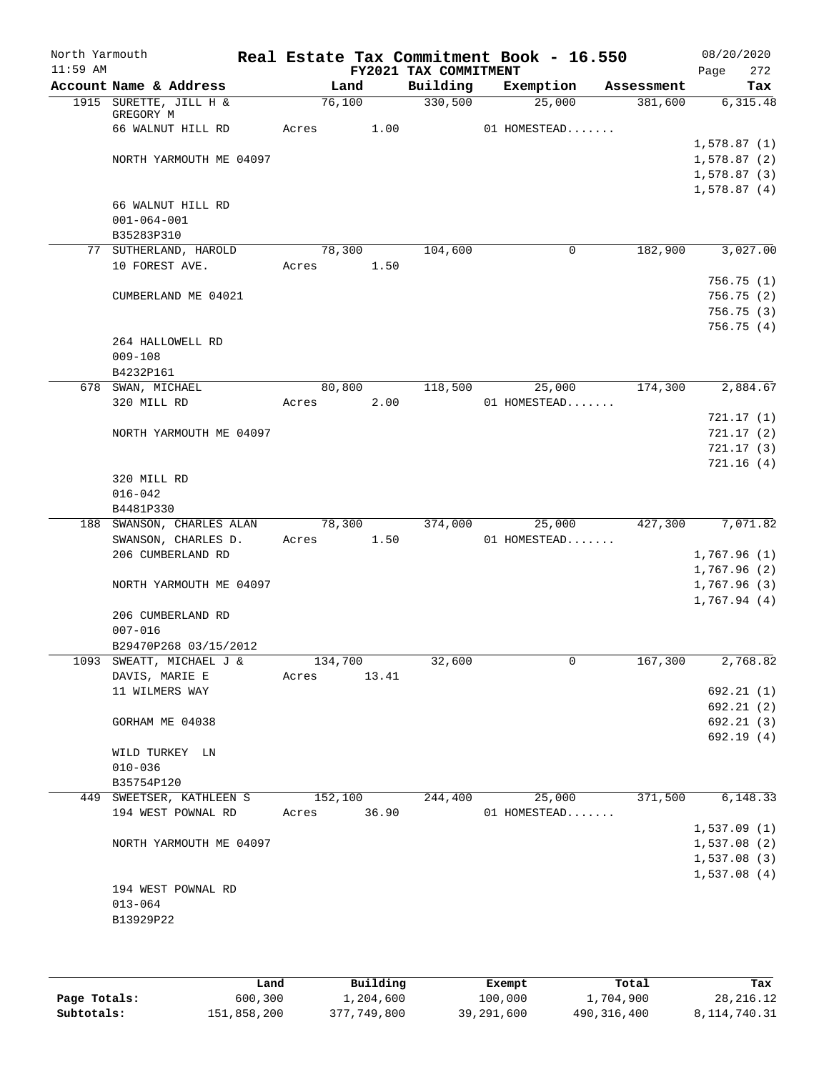North Yarmouth | Real Estate Tax Commitment Book - 16.550 | 08/20/2020
11:59 AM | FY2021 TAX COMMITMENT | Page 272

| Account Name & Address | Land | Building | Exemption | Assessment | Tax |
|---|---|---|---|---|---|
| 1915 SURETTE, JILL H & GREGORY M | 76,100 | 330,500 | 25,000 | 381,600 | 6,315.48 |
| 66 WALNUT HILL RD | Acres 1.00 | | 01 HOMESTEAD....... | | |
| | | | | | 1,578.87 (1) |
| NORTH YARMOUTH ME 04097 | | | | | 1,578.87 (2) |
| | | | | | 1,578.87 (3) |
| | | | | | 1,578.87 (4) |
| 66 WALNUT HILL RD | | | | | |
| 001-064-001 | | | | | |
| B35283P310 | | | | | |
| 77 SUTHERLAND, HAROLD | 78,300 | 104,600 | 0 | 182,900 | 3,027.00 |
| 10 FOREST AVE. | Acres 1.50 | | | | |
| | | | | | 756.75 (1) |
| CUMBERLAND ME 04021 | | | | | 756.75 (2) |
| | | | | | 756.75 (3) |
| | | | | | 756.75 (4) |
| 264 HALLOWELL RD | | | | | |
| 009-108 | | | | | |
| B4232P161 | | | | | |
| 678 SWAN, MICHAEL | 80,800 | 118,500 | 25,000 | 174,300 | 2,884.67 |
| 320 MILL RD | Acres 2.00 | | 01 HOMESTEAD....... | | |
| | | | | | 721.17 (1) |
| NORTH YARMOUTH ME 04097 | | | | | 721.17 (2) |
| | | | | | 721.17 (3) |
| | | | | | 721.16 (4) |
| 320 MILL RD | | | | | |
| 016-042 | | | | | |
| B4481P330 | | | | | |
| 188 SWANSON, CHARLES ALAN | 78,300 | 374,000 | 25,000 | 427,300 | 7,071.82 |
| SWANSON, CHARLES D. | Acres 1.50 | | 01 HOMESTEAD....... | | |
| 206 CUMBERLAND RD | | | | | 1,767.96 (1) |
| | | | | | 1,767.96 (2) |
| NORTH YARMOUTH ME 04097 | | | | | 1,767.96 (3) |
| | | | | | 1,767.94 (4) |
| 206 CUMBERLAND RD | | | | | |
| 007-016 | | | | | |
| B29470P268 03/15/2012 | | | | | |
| 1093 SWEATT, MICHAEL J & | 134,700 | 32,600 | 0 | 167,300 | 2,768.82 |
| DAVIS, MARIE E | Acres 13.41 | | | | |
| 11 WILMERS WAY | | | | | 692.21 (1) |
| | | | | | 692.21 (2) |
| GORHAM ME 04038 | | | | | 692.21 (3) |
| | | | | | 692.19 (4) |
| WILD TURKEY LN | | | | | |
| 010-036 | | | | | |
| B35754P120 | | | | | |
| 449 SWEETSER, KATHLEEN S | 152,100 | 244,400 | 25,000 | 371,500 | 6,148.33 |
| 194 WEST POWNAL RD | Acres 36.90 | | 01 HOMESTEAD....... | | |
| | | | | | 1,537.09 (1) |
| NORTH YARMOUTH ME 04097 | | | | | 1,537.08 (2) |
| | | | | | 1,537.08 (3) |
| | | | | | 1,537.08 (4) |
| 194 WEST POWNAL RD | | | | | |
| 013-064 | | | | | |
| B13929P22 | | | | | |

| | Land | Building | Exempt | Total | Tax |
|---|---|---|---|---|---|
| Page Totals: | 600,300 | 1,204,600 | 100,000 | 1,704,900 | 28,216.12 |
| Subtotals: | 151,858,200 | 377,749,800 | 39,291,600 | 490,316,400 | 8,114,740.31 |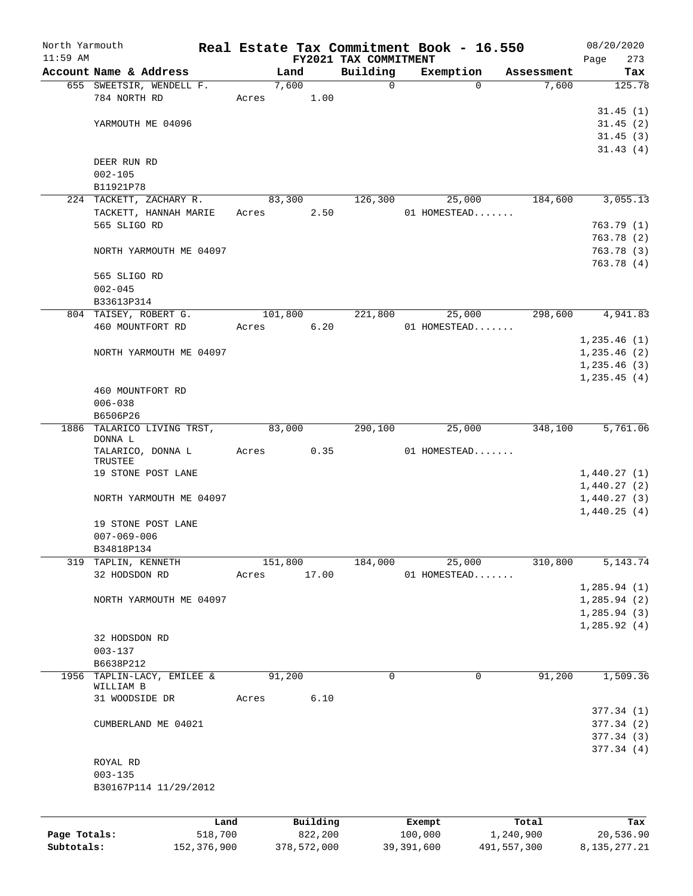North Yarmouth | Real Estate Tax Commitment Book - 16.550 | 08/20/2020
11:59 AM | FY2021 TAX COMMITMENT | Page 273

| Account Name & Address | Land | Building | Exemption | Assessment | Tax |
|---|---|---|---|---|---|
| 655 SWEETSIR, WENDELL F. | 7,600 | 0 | 0 | 7,600 | 125.78 |
| 784 NORTH RD | Acres 1.00 | | | | |
| | | | | | 31.45 (1) |
| YARMOUTH ME 04096 | | | | | 31.45 (2) |
| | | | | | 31.45 (3) |
| | | | | | 31.43 (4) |
| DEER RUN RD | | | | | |
| 002-105 | | | | | |
| B11921P78 | | | | | |
| 224 TACKETT, ZACHARY R. | 83,300 | 126,300 | 25,000 | 184,600 | 3,055.13 |
| TACKETT, HANNAH MARIE | Acres 2.50 | | 01 HOMESTEAD....... | | |
| 565 SLIGO RD | | | | | 763.79 (1) |
| | | | | | 763.78 (2) |
| NORTH YARMOUTH ME 04097 | | | | | 763.78 (3) |
| | | | | | 763.78 (4) |
| 565 SLIGO RD | | | | | |
| 002-045 | | | | | |
| B33613P314 | | | | | |
| 804 TAISEY, ROBERT G. | 101,800 | 221,800 | 25,000 | 298,600 | 4,941.83 |
| 460 MOUNTFORT RD | Acres 6.20 | | 01 HOMESTEAD....... | | |
| | | | | | 1,235.46 (1) |
| NORTH YARMOUTH ME 04097 | | | | | 1,235.46 (2) |
| | | | | | 1,235.46 (3) |
| | | | | | 1,235.45 (4) |
| 460 MOUNTFORT RD | | | | | |
| 006-038 | | | | | |
| B6506P26 | | | | | |
| 1886 TALARICO LIVING TRST, DONNA L | 83,000 | 290,100 | 25,000 | 348,100 | 5,761.06 |
| TALARICO, DONNA L TRUSTEE | Acres 0.35 | | 01 HOMESTEAD....... | | |
| 19 STONE POST LANE | | | | | 1,440.27 (1) |
| | | | | | 1,440.27 (2) |
| NORTH YARMOUTH ME 04097 | | | | | 1,440.27 (3) |
| | | | | | 1,440.25 (4) |
| 19 STONE POST LANE | | | | | |
| 007-069-006 | | | | | |
| B34818P134 | | | | | |
| 319 TAPLIN, KENNETH | 151,800 | 184,000 | 25,000 | 310,800 | 5,143.74 |
| 32 HODSDON RD | Acres 17.00 | | 01 HOMESTEAD....... | | |
| | | | | | 1,285.94 (1) |
| NORTH YARMOUTH ME 04097 | | | | | 1,285.94 (2) |
| | | | | | 1,285.94 (3) |
| | | | | | 1,285.92 (4) |
| 32 HODSDON RD | | | | | |
| 003-137 | | | | | |
| B6638P212 | | | | | |
| 1956 TAPLIN-LACY, EMILEE & WILLIAM B | 91,200 | 0 | 0 | 91,200 | 1,509.36 |
| 31 WOODSIDE DR | Acres 6.10 | | | | |
| | | | | | 377.34 (1) |
| CUMBERLAND ME 04021 | | | | | 377.34 (2) |
| | | | | | 377.34 (3) |
| | | | | | 377.34 (4) |
| ROYAL RD | | | | | |
| 003-135 | | | | | |
| B30167P114 11/29/2012 | | | | | |

| | Land | Building | Exempt | Total | Tax |
|---|---|---|---|---|---|
| Page Totals: | 518,700 | 822,200 | 100,000 | 1,240,900 | 20,536.90 |
| Subtotals: | 152,376,900 | 378,572,000 | 39,391,600 | 491,557,300 | 8,135,277.21 |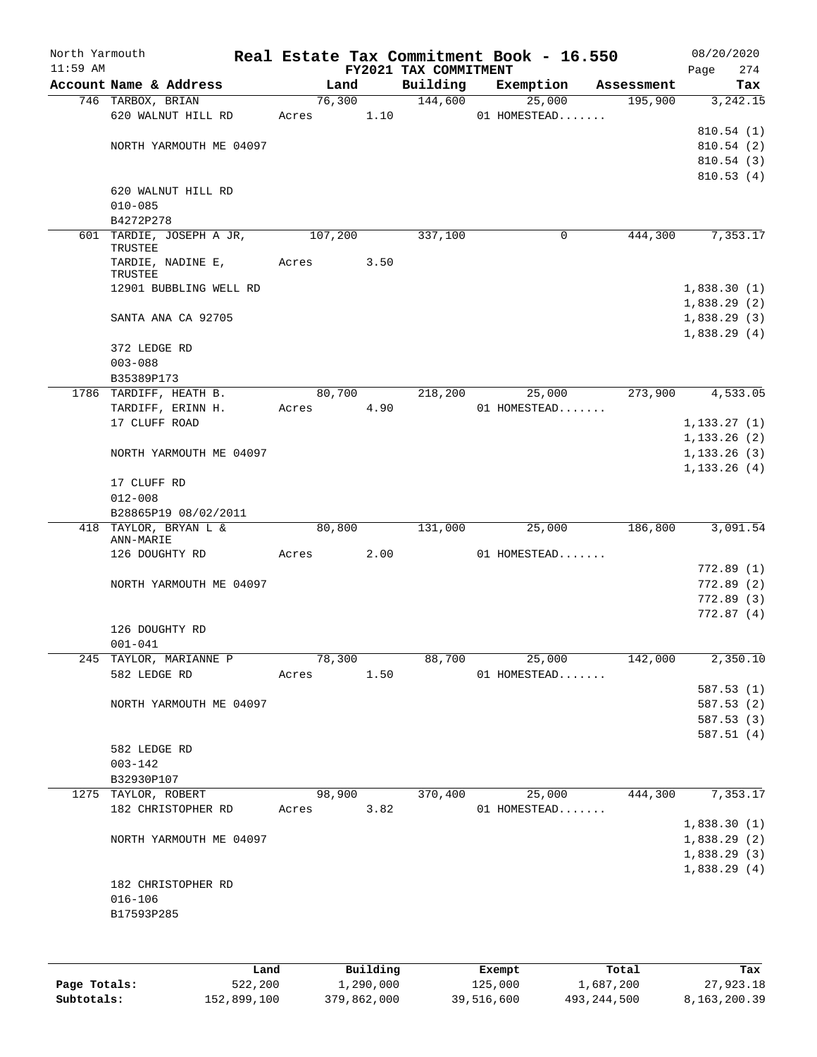North Yarmouth — Real Estate Tax Commitment Book - 16.550 — 08/20/2020
11:59 AM — FY2021 TAX COMMITMENT — Page 274

| Account Name & Address | Land | Building | Exemption | Assessment | Tax |
|---|---|---|---|---|---|
| 746 TARBOX, BRIAN | 76,300 | 144,600 | 25,000 | 195,900 | 3,242.15 |
| 620 WALNUT HILL RD | Acres 1.10 | | 01 HOMESTEAD....... | | |
| | | | | | 810.54 (1) |
| NORTH YARMOUTH ME 04097 | | | | | 810.54 (2) |
| | | | | | 810.54 (3) |
| | | | | | 810.53 (4) |
| 620 WALNUT HILL RD | | | | | |
| 010-085 | | | | | |
| B4272P278 | | | | | |
| 601 TARDIE, JOSEPH A JR, TRUSTEE | 107,200 | 337,100 | 0 | 444,300 | 7,353.17 |
| TARDIE, NADINE E, TRUSTEE | Acres 3.50 | | | | |
| 12901 BUBBLING WELL RD | | | | | 1,838.30 (1) |
| | | | | | 1,838.29 (2) |
| SANTA ANA CA 92705 | | | | | 1,838.29 (3) |
| | | | | | 1,838.29 (4) |
| 372 LEDGE RD | | | | | |
| 003-088 | | | | | |
| B35389P173 | | | | | |
| 1786 TARDIFF, HEATH B. | 80,700 | 218,200 | 25,000 | 273,900 | 4,533.05 |
| TARDIFF, ERINN H. | Acres 4.90 | | 01 HOMESTEAD....... | | |
| 17 CLUFF ROAD | | | | | 1,133.27 (1) |
| | | | | | 1,133.26 (2) |
| NORTH YARMOUTH ME 04097 | | | | | 1,133.26 (3) |
| | | | | | 1,133.26 (4) |
| 17 CLUFF RD | | | | | |
| 012-008 | | | | | |
| B28865P19 08/02/2011 | | | | | |
| 418 TAYLOR, BRYAN L & ANN-MARIE | 80,800 | 131,000 | 25,000 | 186,800 | 3,091.54 |
| 126 DOUGHTY RD | Acres 2.00 | | 01 HOMESTEAD....... | | |
| | | | | | 772.89 (1) |
| NORTH YARMOUTH ME 04097 | | | | | 772.89 (2) |
| | | | | | 772.89 (3) |
| | | | | | 772.87 (4) |
| 126 DOUGHTY RD | | | | | |
| 001-041 | | | | | |
| 245 TAYLOR, MARIANNE P | 78,300 | 88,700 | 25,000 | 142,000 | 2,350.10 |
| 582 LEDGE RD | Acres 1.50 | | 01 HOMESTEAD....... | | |
| | | | | | 587.53 (1) |
| NORTH YARMOUTH ME 04097 | | | | | 587.53 (2) |
| | | | | | 587.53 (3) |
| | | | | | 587.51 (4) |
| 582 LEDGE RD | | | | | |
| 003-142 | | | | | |
| B32930P107 | | | | | |
| 1275 TAYLOR, ROBERT | 98,900 | 370,400 | 25,000 | 444,300 | 7,353.17 |
| 182 CHRISTOPHER RD | Acres 3.82 | | 01 HOMESTEAD....... | | |
| | | | | | 1,838.30 (1) |
| NORTH YARMOUTH ME 04097 | | | | | 1,838.29 (2) |
| | | | | | 1,838.29 (3) |
| | | | | | 1,838.29 (4) |
| 182 CHRISTOPHER RD | | | | | |
| 016-106 | | | | | |
| B17593P285 | | | | | |

| | Land | Building | Exempt | Total | Tax |
|---|---|---|---|---|---|
| Page Totals: | 522,200 | 1,290,000 | 125,000 | 1,687,200 | 27,923.18 |
| Subtotals: | 152,899,100 | 379,862,000 | 39,516,600 | 493,244,500 | 8,163,200.39 |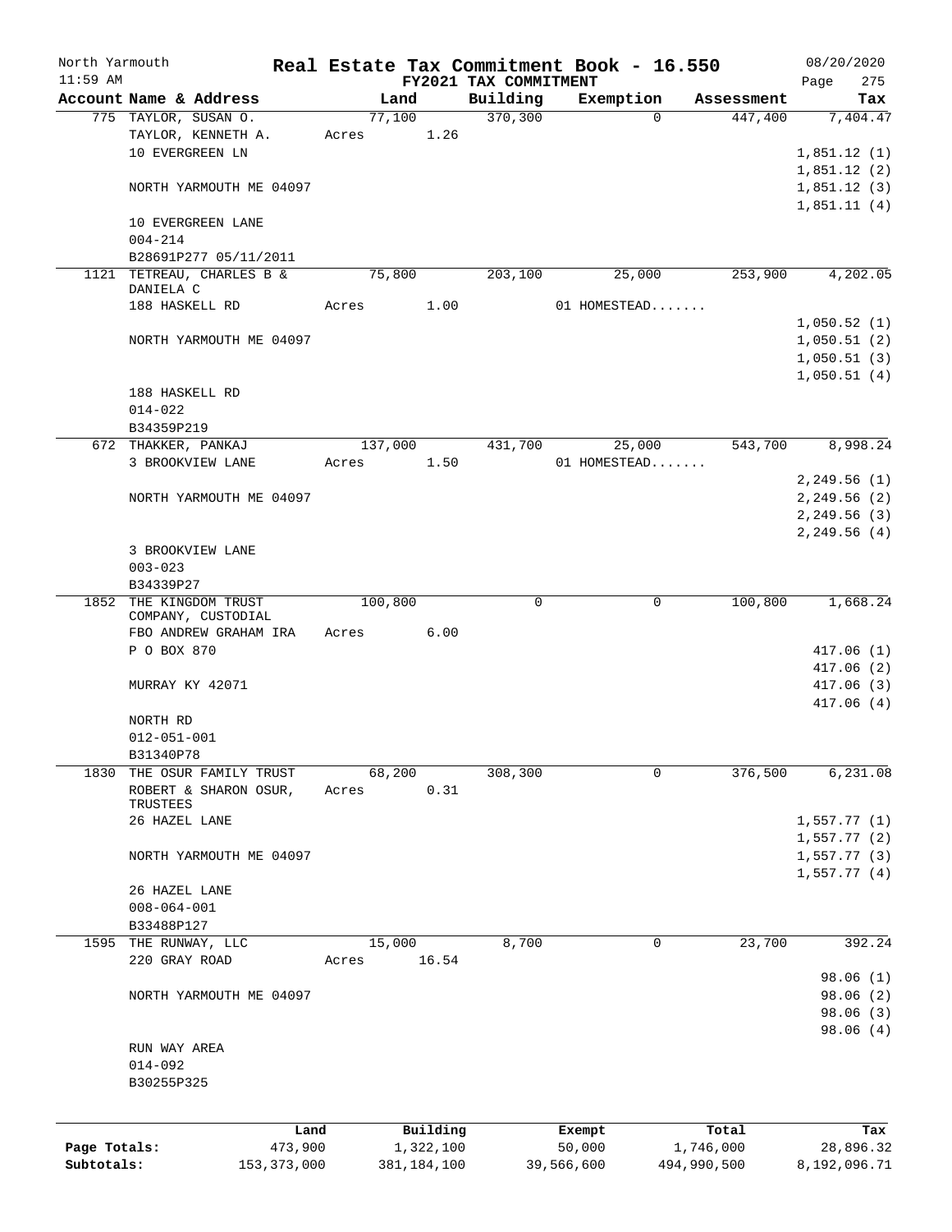# Real Estate Tax Commitment Book - 16.550

North Yarmouth
11:59 AM

FY2021 TAX COMMITMENT

08/20/2020

| Account Name & Address | Land | Building | Exemption | Assessment | Tax |
|---|---|---|---|---|---|
| 775 TAYLOR, SUSAN O. | 77,100 | 370,300 | 0 | 447,400 | 7,404.47 |
| TAYLOR, KENNETH A. | Acres 1.26 | | | | |
| 10 EVERGREEN LN | | | | | 1,851.12 (1) |
| | | | | | 1,851.12 (2) |
| NORTH YARMOUTH ME 04097 | | | | | 1,851.12 (3) |
| | | | | | 1,851.11 (4) |
| 10 EVERGREEN LANE | | | | | |
| 004-214 | | | | | |
| B28691P277 05/11/2011 | | | | | |
| 1121 TETREAU, CHARLES B & DANIELA C | 75,800 | 203,100 | 25,000 | 253,900 | 4,202.05 |
| 188 HASKELL RD | Acres 1.00 | | 01 HOMESTEAD....... | | |
| | | | | | 1,050.52 (1) |
| NORTH YARMOUTH ME 04097 | | | | | 1,050.51 (2) |
| | | | | | 1,050.51 (3) |
| | | | | | 1,050.51 (4) |
| 188 HASKELL RD | | | | | |
| 014-022 | | | | | |
| B34359P219 | | | | | |
| 672 THAKKER, PANKAJ | 137,000 | 431,700 | 25,000 | 543,700 | 8,998.24 |
| 3 BROOKVIEW LANE | Acres 1.50 | | 01 HOMESTEAD....... | | |
| | | | | | 2,249.56 (1) |
| NORTH YARMOUTH ME 04097 | | | | | 2,249.56 (2) |
| | | | | | 2,249.56 (3) |
| | | | | | 2,249.56 (4) |
| 3 BROOKVIEW LANE | | | | | |
| 003-023 | | | | | |
| B34339P27 | | | | | |
| 1852 THE KINGDOM TRUST COMPANY, CUSTODIAL | 100,800 | 0 | 0 | 100,800 | 1,668.24 |
| FBO ANDREW GRAHAM IRA | Acres 6.00 | | | | |
| P O BOX 870 | | | | | 417.06 (1) |
| | | | | | 417.06 (2) |
| MURRAY KY 42071 | | | | | 417.06 (3) |
| | | | | | 417.06 (4) |
| NORTH RD | | | | | |
| 012-051-001 | | | | | |
| B31340P78 | | | | | |
| 1830 THE OSUR FAMILY TRUST | 68,200 | 308,300 | 0 | 376,500 | 6,231.08 |
| ROBERT & SHARON OSUR, TRUSTEES | Acres 0.31 | | | | |
| 26 HAZEL LANE | | | | | 1,557.77 (1) |
| | | | | | 1,557.77 (2) |
| NORTH YARMOUTH ME 04097 | | | | | 1,557.77 (3) |
| | | | | | 1,557.77 (4) |
| 26 HAZEL LANE | | | | | |
| 008-064-001 | | | | | |
| B33488P127 | | | | | |
| 1595 THE RUNWAY, LLC | 15,000 | 8,700 | 0 | 23,700 | 392.24 |
| 220 GRAY ROAD | Acres 16.54 | | | | |
| | | | | | 98.06 (1) |
| NORTH YARMOUTH ME 04097 | | | | | 98.06 (2) |
| | | | | | 98.06 (3) |
| | | | | | 98.06 (4) |
| RUN WAY AREA | | | | | |
| 014-092 | | | | | |
| B30255P325 | | | | | |

| | Land | Building | Exempt | Total | Tax |
|---|---|---|---|---|---|
| Page Totals: | 473,900 | 1,322,100 | 50,000 | 1,746,000 | 28,896.32 |
| Subtotals: | 153,373,000 | 381,184,100 | 39,566,600 | 494,990,500 | 8,192,096.71 |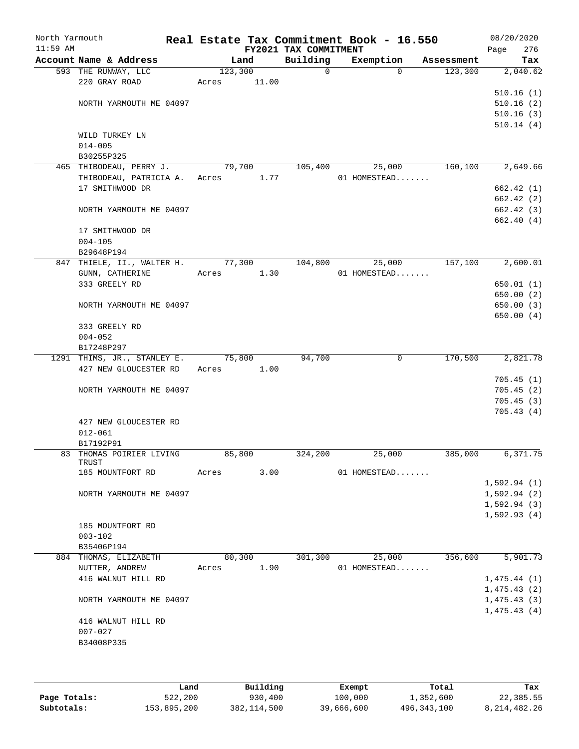North Yarmouth | **Real Estate Tax Commitment Book - 16.550** | 08/20/2020
11:59 AM | **FY2021 TAX COMMITMENT** | Page 276

| Account Name & Address | Land | Building | Exemption | Assessment | Tax |
|---|---|---|---|---|---|
| 593 THE RUNWAY, LLC | 123,300 | 0 | 0 | 123,300 | 2,040.62 |
| 220 GRAY ROAD | Acres 11.00 | | | | |
| | | | | | 510.16 (1) |
| NORTH YARMOUTH ME 04097 | | | | | 510.16 (2) |
| | | | | | 510.16 (3) |
| | | | | | 510.14 (4) |
| WILD TURKEY LN | | | | | |
| 014-005 | | | | | |
| B30255P325 | | | | | |
| 465 THIBODEAU, PERRY J. | 79,700 | 105,400 | 25,000 | 160,100 | 2,649.66 |
| THIBODEAU, PATRICIA A. | Acres 1.77 | | 01 HOMESTEAD....... | | |
| 17 SMITHWOOD DR | | | | | 662.42 (1) |
| | | | | | 662.42 (2) |
| NORTH YARMOUTH ME 04097 | | | | | 662.42 (3) |
| | | | | | 662.40 (4) |
| 17 SMITHWOOD DR | | | | | |
| 004-105 | | | | | |
| B29648P194 | | | | | |
| 847 THIELE, II., WALTER H. | 77,300 | 104,800 | 25,000 | 157,100 | 2,600.01 |
| GUNN, CATHERINE | Acres 1.30 | | 01 HOMESTEAD....... | | |
| 333 GREELY RD | | | | | 650.01 (1) |
| | | | | | 650.00 (2) |
| NORTH YARMOUTH ME 04097 | | | | | 650.00 (3) |
| | | | | | 650.00 (4) |
| 333 GREELY RD | | | | | |
| 004-052 | | | | | |
| B17248P297 | | | | | |
| 1291 THIMS, JR., STANLEY E. | 75,800 | 94,700 | 0 | 170,500 | 2,821.78 |
| 427 NEW GLOUCESTER RD | Acres 1.00 | | | | |
| | | | | | 705.45 (1) |
| NORTH YARMOUTH ME 04097 | | | | | 705.45 (2) |
| | | | | | 705.45 (3) |
| | | | | | 705.43 (4) |
| 427 NEW GLOUCESTER RD | | | | | |
| 012-061 | | | | | |
| B17192P91 | | | | | |
| 83 THOMAS POIRIER LIVING TRUST | 85,800 | 324,200 | 25,000 | 385,000 | 6,371.75 |
| 185 MOUNTFORT RD | Acres 3.00 | | 01 HOMESTEAD....... | | |
| | | | | | 1,592.94 (1) |
| NORTH YARMOUTH ME 04097 | | | | | 1,592.94 (2) |
| | | | | | 1,592.94 (3) |
| | | | | | 1,592.93 (4) |
| 185 MOUNTFORT RD | | | | | |
| 003-102 | | | | | |
| B35406P194 | | | | | |
| 884 THOMAS, ELIZABETH | 80,300 | 301,300 | 25,000 | 356,600 | 5,901.73 |
| NUTTER, ANDREW | Acres 1.90 | | 01 HOMESTEAD....... | | |
| 416 WALNUT HILL RD | | | | | 1,475.44 (1) |
| | | | | | 1,475.43 (2) |
| NORTH YARMOUTH ME 04097 | | | | | 1,475.43 (3) |
| | | | | | 1,475.43 (4) |
| 416 WALNUT HILL RD | | | | | |
| 007-027 | | | | | |
| B34008P335 | | | | | |

| | Land | Building | Exempt | Total | Tax |
|---|---|---|---|---|---|
| **Page Totals:** | 522,200 | 930,400 | 100,000 | 1,352,600 | 22,385.55 |
| **Subtotals:** | 153,895,200 | 382,114,500 | 39,666,600 | 496,343,100 | 8,214,482.26 |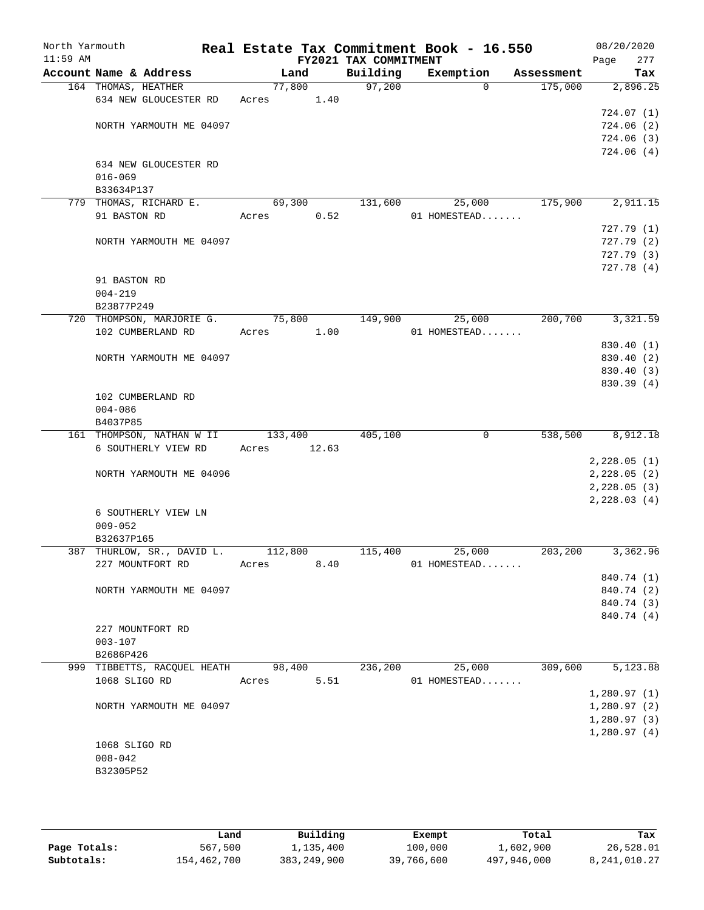North Yarmouth | Real Estate Tax Commitment Book - 16.550 | 08/20/2020
11:59 AM | FY2021 TAX COMMITMENT | Page 277

| Account Name & Address | Land | Building | Exemption | Assessment | Tax |
|---|---|---|---|---|---|
| 164 THOMAS, HEATHER | 77,800 | 97,200 | 0 | 175,000 | 2,896.25 |
| 634 NEW GLOUCESTER RD | Acres 1.40 | | | | |
| | | | | | 724.07 (1) |
| NORTH YARMOUTH ME 04097 | | | | | 724.06 (2) |
| | | | | | 724.06 (3) |
| | | | | | 724.06 (4) |
| 634 NEW GLOUCESTER RD | | | | | |
| 016-069 | | | | | |
| B33634P137 | | | | | |
| 779 THOMAS, RICHARD E. | 69,300 | 131,600 | 25,000 | 175,900 | 2,911.15 |
| 91 BASTON RD | Acres 0.52 | | 01 HOMESTEAD....... | | |
| | | | | | 727.79 (1) |
| NORTH YARMOUTH ME 04097 | | | | | 727.79 (2) |
| | | | | | 727.79 (3) |
| | | | | | 727.78 (4) |
| 91 BASTON RD | | | | | |
| 004-219 | | | | | |
| B23877P249 | | | | | |
| 720 THOMPSON, MARJORIE G. | 75,800 | 149,900 | 25,000 | 200,700 | 3,321.59 |
| 102 CUMBERLAND RD | Acres 1.00 | | 01 HOMESTEAD....... | | |
| | | | | | 830.40 (1) |
| NORTH YARMOUTH ME 04097 | | | | | 830.40 (2) |
| | | | | | 830.40 (3) |
| | | | | | 830.39 (4) |
| 102 CUMBERLAND RD | | | | | |
| 004-086 | | | | | |
| B4037P85 | | | | | |
| 161 THOMPSON, NATHAN W II | 133,400 | 405,100 | 0 | 538,500 | 8,912.18 |
| 6 SOUTHERLY VIEW RD | Acres 12.63 | | | | |
| | | | | | 2,228.05 (1) |
| NORTH YARMOUTH ME 04096 | | | | | 2,228.05 (2) |
| | | | | | 2,228.05 (3) |
| | | | | | 2,228.03 (4) |
| 6 SOUTHERLY VIEW LN | | | | | |
| 009-052 | | | | | |
| B32637P165 | | | | | |
| 387 THURLOW, SR., DAVID L. | 112,800 | 115,400 | 25,000 | 203,200 | 3,362.96 |
| 227 MOUNTFORT RD | Acres 8.40 | | 01 HOMESTEAD....... | | |
| | | | | | 840.74 (1) |
| NORTH YARMOUTH ME 04097 | | | | | 840.74 (2) |
| | | | | | 840.74 (3) |
| | | | | | 840.74 (4) |
| 227 MOUNTFORT RD | | | | | |
| 003-107 | | | | | |
| B2686P426 | | | | | |
| 999 TIBBETTS, RACQUEL HEATH | 98,400 | 236,200 | 25,000 | 309,600 | 5,123.88 |
| 1068 SLIGO RD | Acres 5.51 | | 01 HOMESTEAD....... | | |
| | | | | | 1,280.97 (1) |
| NORTH YARMOUTH ME 04097 | | | | | 1,280.97 (2) |
| | | | | | 1,280.97 (3) |
| | | | | | 1,280.97 (4) |
| 1068 SLIGO RD | | | | | |
| 008-042 | | | | | |
| B32305P52 | | | | | |

| | Land | Building | Exempt | Total | Tax |
|---|---|---|---|---|---|
| Page Totals: | 567,500 | 1,135,400 | 100,000 | 1,602,900 | 26,528.01 |
| Subtotals: | 154,462,700 | 383,249,900 | 39,766,600 | 497,946,000 | 8,241,010.27 |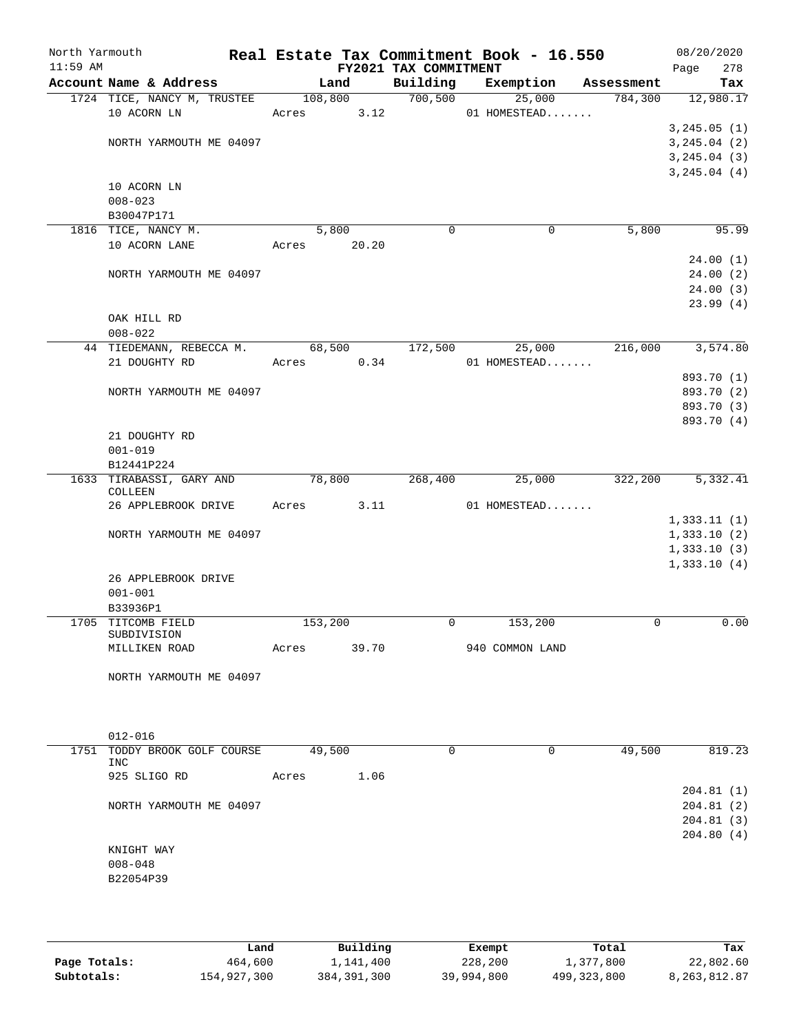North Yarmouth | Real Estate Tax Commitment Book - 16.550 | 08/20/2020
11:59 AM | FY2021 TAX COMMITMENT | Page 278

| Account Name & Address | Land | Building | Exemption | Assessment | Tax |
|---|---|---|---|---|---|
| 1724 TICE, NANCY M, TRUSTEE | 108,800 | 700,500 | 25,000 | 784,300 | 12,980.17 |
| 10 ACORN LN | Acres 3.12 | | 01 HOMESTEAD....... | | |
| | | | | | 3,245.05 (1) |
| NORTH YARMOUTH ME 04097 | | | | | 3,245.04 (2) |
| | | | | | 3,245.04 (3) |
| | | | | | 3,245.04 (4) |
| 10 ACORN LN | | | | | |
| 008-023 | | | | | |
| B30047P171 | | | | | |
| 1816 TICE, NANCY M. | 5,800 | 0 | 0 | 5,800 | 95.99 |
| 10 ACORN LANE | Acres 20.20 | | | | |
| | | | | | 24.00 (1) |
| NORTH YARMOUTH ME 04097 | | | | | 24.00 (2) |
| | | | | | 24.00 (3) |
| | | | | | 23.99 (4) |
| OAK HILL RD | | | | | |
| 008-022 | | | | | |
| 44 TIEDEMANN, REBECCA M. | 68,500 | 172,500 | 25,000 | 216,000 | 3,574.80 |
| 21 DOUGHTY RD | Acres 0.34 | | 01 HOMESTEAD....... | | |
| | | | | | 893.70 (1) |
| NORTH YARMOUTH ME 04097 | | | | | 893.70 (2) |
| | | | | | 893.70 (3) |
| | | | | | 893.70 (4) |
| 21 DOUGHTY RD | | | | | |
| 001-019 | | | | | |
| B12441P224 | | | | | |
| 1633 TIRABASSI, GARY AND COLLEEN | 78,800 | 268,400 | 25,000 | 322,200 | 5,332.41 |
| 26 APPLEBROOK DRIVE | Acres 3.11 | | 01 HOMESTEAD....... | | |
| | | | | | 1,333.11 (1) |
| NORTH YARMOUTH ME 04097 | | | | | 1,333.10 (2) |
| | | | | | 1,333.10 (3) |
| | | | | | 1,333.10 (4) |
| 26 APPLEBROOK DRIVE | | | | | |
| 001-001 | | | | | |
| B33936P1 | | | | | |
| 1705 TITCOMB FIELD SUBDIVISION | 153,200 | 0 | 153,200 | 0 | 0.00 |
| MILLIKEN ROAD | Acres 39.70 | | 940 COMMON LAND | | |
| NORTH YARMOUTH ME 04097 | | | | | |
| 012-016 | | | | | |
| 1751 TODDY BROOK GOLF COURSE INC | 49,500 | 0 | 0 | 49,500 | 819.23 |
| 925 SLIGO RD | Acres 1.06 | | | | |
| | | | | | 204.81 (1) |
| NORTH YARMOUTH ME 04097 | | | | | 204.81 (2) |
| | | | | | 204.81 (3) |
| | | | | | 204.80 (4) |
| KNIGHT WAY | | | | | |
| 008-048 | | | | | |
| B22054P39 | | | | | |

| | Land | Building | Exempt | Total | Tax |
|---|---|---|---|---|---|
| Page Totals: | 464,600 | 1,141,400 | 228,200 | 1,377,800 | 22,802.60 |
| Subtotals: | 154,927,300 | 384,391,300 | 39,994,800 | 499,323,800 | 8,263,812.87 |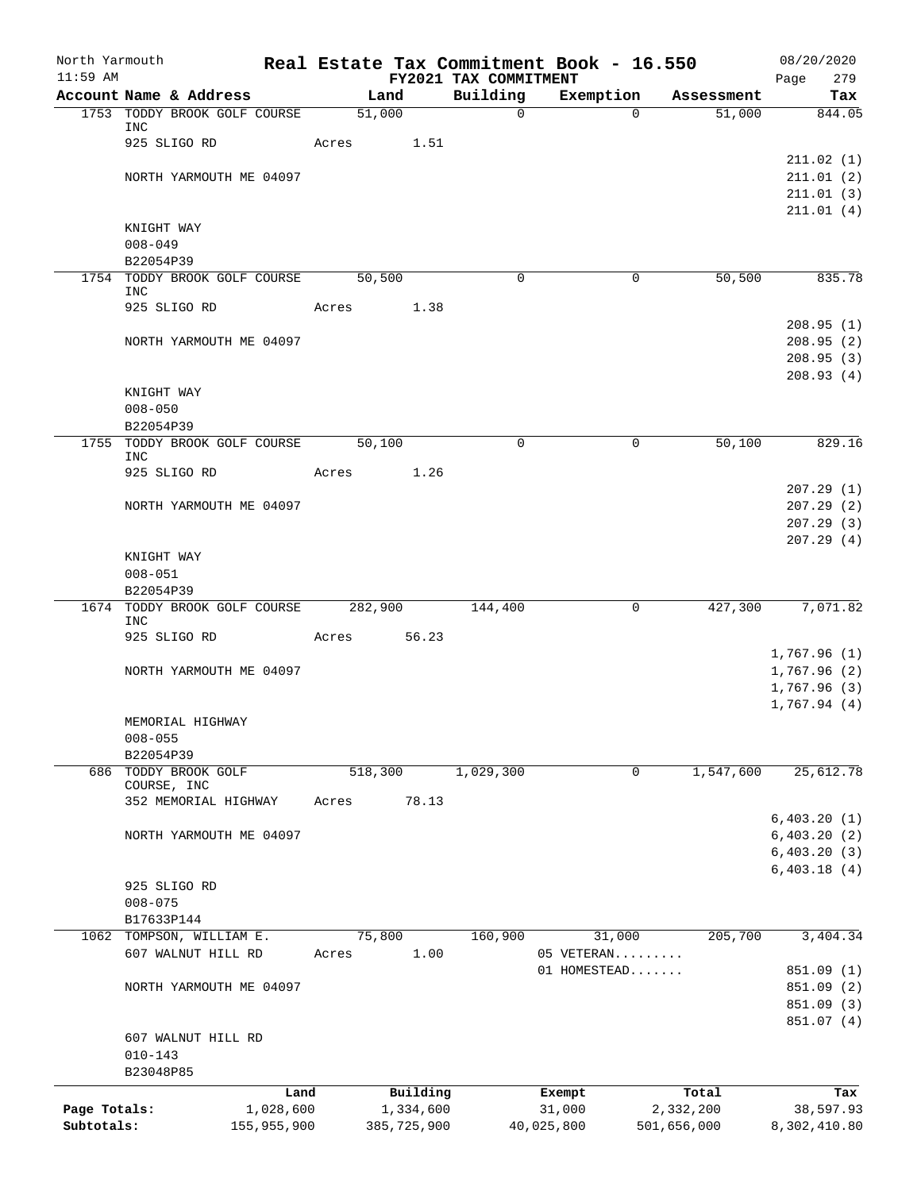North Yarmouth — Real Estate Tax Commitment Book - 16.550 — 08/20/2020
11:59 AM — FY2021 TAX COMMITMENT

| Account | Name & Address | Land | Building | Exemption | Assessment | Tax |
|---|---|---|---|---|---|---|
| 1753 | TODDY BROOK GOLF COURSE INC | 51,000 | 0 | 0 | 51,000 | 844.05 |
| | 925 SLIGO RD | Acres 1.51 | | | | |
| | | | | | | 211.02 (1) |
| | NORTH YARMOUTH ME 04097 | | | | | 211.01 (2) |
| | | | | | | 211.01 (3) |
| | | | | | | 211.01 (4) |
| | KNIGHT WAY | | | | | |
| | 008-049 | | | | | |
| | B22054P39 | | | | | |
| 1754 | TODDY BROOK GOLF COURSE INC | 50,500 | 0 | 0 | 50,500 | 835.78 |
| | 925 SLIGO RD | Acres 1.38 | | | | |
| | | | | | | 208.95 (1) |
| | NORTH YARMOUTH ME 04097 | | | | | 208.95 (2) |
| | | | | | | 208.95 (3) |
| | | | | | | 208.93 (4) |
| | KNIGHT WAY | | | | | |
| | 008-050 | | | | | |
| | B22054P39 | | | | | |
| 1755 | TODDY BROOK GOLF COURSE INC | 50,100 | 0 | 0 | 50,100 | 829.16 |
| | 925 SLIGO RD | Acres 1.26 | | | | |
| | | | | | | 207.29 (1) |
| | NORTH YARMOUTH ME 04097 | | | | | 207.29 (2) |
| | | | | | | 207.29 (3) |
| | | | | | | 207.29 (4) |
| | KNIGHT WAY | | | | | |
| | 008-051 | | | | | |
| | B22054P39 | | | | | |
| 1674 | TODDY BROOK GOLF COURSE INC | 282,900 | 144,400 | 0 | 427,300 | 7,071.82 |
| | 925 SLIGO RD | Acres 56.23 | | | | |
| | | | | | | 1,767.96 (1) |
| | NORTH YARMOUTH ME 04097 | | | | | 1,767.96 (2) |
| | | | | | | 1,767.96 (3) |
| | | | | | | 1,767.94 (4) |
| | MEMORIAL HIGHWAY | | | | | |
| | 008-055 | | | | | |
| | B22054P39 | | | | | |
| 686 | TODDY BROOK GOLF COURSE, INC | 518,300 | 1,029,300 | 0 | 1,547,600 | 25,612.78 |
| | 352 MEMORIAL HIGHWAY | Acres 78.13 | | | | |
| | | | | | | 6,403.20 (1) |
| | NORTH YARMOUTH ME 04097 | | | | | 6,403.20 (2) |
| | | | | | | 6,403.20 (3) |
| | | | | | | 6,403.18 (4) |
| | 925 SLIGO RD | | | | | |
| | 008-075 | | | | | |
| | B17633P144 | | | | | |
| 1062 | TOMPSON, WILLIAM E. | 75,800 | 160,900 | 31,000 | 205,700 | 3,404.34 |
| | 607 WALNUT HILL RD | Acres 1.00 | | 05 VETERAN......... | | |
| | | | | 01 HOMESTEAD....... | | 851.09 (1) |
| | NORTH YARMOUTH ME 04097 | | | | | 851.09 (2) |
| | | | | | | 851.09 (3) |
| | | | | | | 851.07 (4) |
| | 607 WALNUT HILL RD | | | | | |
| | 010-143 | | | | | |
| | B23048P85 | | | | | |

| | Land | Building | Exempt | Total | Tax |
|---|---|---|---|---|---|
| Page Totals: | 1,028,600 | 1,334,600 | 31,000 | 2,332,200 | 38,597.93 |
| Subtotals: | 155,955,900 | 385,725,900 | 40,025,800 | 501,656,000 | 8,302,410.80 |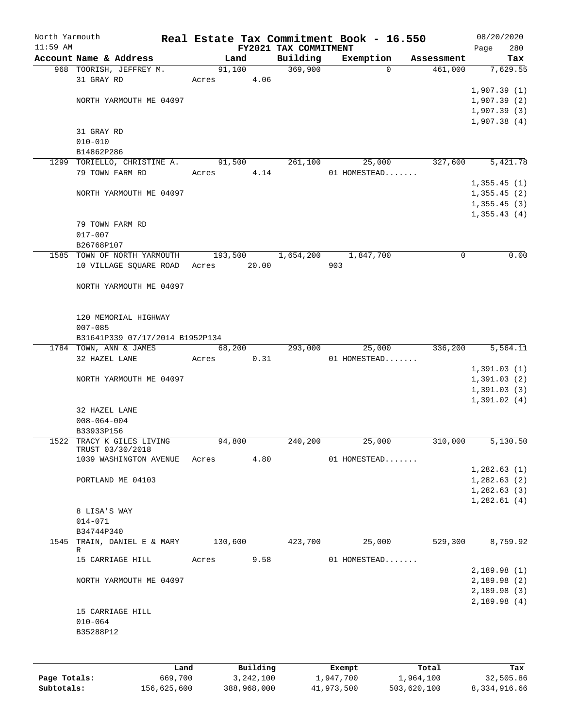North Yarmouth | | **Real Estate Tax Commitment Book - 16.550** | | 08/20/2020
11:59 AM | | **FY2021 TAX COMMITMENT** | | Page 280

| Account Name & Address | Land | Building | Exemption | Assessment | Tax |
|---|---|---|---|---|---|
| 968 TOORISH, JEFFREY M. | 91,100 | 369,900 | 0 | 461,000 | 7,629.55 |
| 31 GRAY RD | Acres 4.06 | | | | |
| | | | | | 1,907.39 (1) |
| NORTH YARMOUTH ME 04097 | | | | | 1,907.39 (2) |
| | | | | | 1,907.39 (3) |
| | | | | | 1,907.38 (4) |
| 31 GRAY RD | | | | | |
| 010-010 | | | | | |
| B14862P286 | | | | | |
| 1299 TORIELLO, CHRISTINE A. | 91,500 | 261,100 | 25,000 | 327,600 | 5,421.78 |
| 79 TOWN FARM RD | Acres 4.14 | | 01 HOMESTEAD....... | | |
| | | | | | 1,355.45 (1) |
| NORTH YARMOUTH ME 04097 | | | | | 1,355.45 (2) |
| | | | | | 1,355.45 (3) |
| | | | | | 1,355.43 (4) |
| 79 TOWN FARM RD | | | | | |
| 017-007 | | | | | |
| B26768P107 | | | | | |
| 1585 TOWN OF NORTH YARMOUTH | 193,500 | 1,654,200 | 1,847,700 | 0 | 0.00 |
| 10 VILLAGE SQUARE ROAD | Acres 20.00 | | 903 | | |
| NORTH YARMOUTH ME 04097 | | | | | |
| 120 MEMORIAL HIGHWAY | | | | | |
| 007-085 | | | | | |
| B31641P339 07/17/2014 B1952P134 | | | | | |
| 1784 TOWN, ANN & JAMES | 68,200 | 293,000 | 25,000 | 336,200 | 5,564.11 |
| 32 HAZEL LANE | Acres 0.31 | | 01 HOMESTEAD....... | | |
| | | | | | 1,391.03 (1) |
| NORTH YARMOUTH ME 04097 | | | | | 1,391.03 (2) |
| | | | | | 1,391.03 (3) |
| | | | | | 1,391.02 (4) |
| 32 HAZEL LANE | | | | | |
| 008-064-004 | | | | | |
| B33933P156 | | | | | |
| 1522 TRACY K GILES LIVING TRUST 03/30/2018 | 94,800 | 240,200 | 25,000 | 310,000 | 5,130.50 |
| 1039 WASHINGTON AVENUE | Acres 4.80 | | 01 HOMESTEAD....... | | |
| | | | | | 1,282.63 (1) |
| PORTLAND ME 04103 | | | | | 1,282.63 (2) |
| | | | | | 1,282.63 (3) |
| | | | | | 1,282.61 (4) |
| 8 LISA'S WAY | | | | | |
| 014-071 | | | | | |
| B34744P340 | | | | | |
| 1545 TRAIN, DANIEL E & MARY R | 130,600 | 423,700 | 25,000 | 529,300 | 8,759.92 |
| 15 CARRIAGE HILL | Acres 9.58 | | 01 HOMESTEAD....... | | |
| | | | | | 2,189.98 (1) |
| NORTH YARMOUTH ME 04097 | | | | | 2,189.98 (2) |
| | | | | | 2,189.98 (3) |
| | | | | | 2,189.98 (4) |
| 15 CARRIAGE HILL | | | | | |
| 010-064 | | | | | |
| B35288P12 | | | | | |

| | Land | Building | Exempt | Total | Tax |
|---|---|---|---|---|---|
| Page Totals: | 669,700 | 3,242,100 | 1,947,700 | 1,964,100 | 32,505.86 |
| Subtotals: | 156,625,600 | 388,968,000 | 41,973,500 | 503,620,100 | 8,334,916.66 |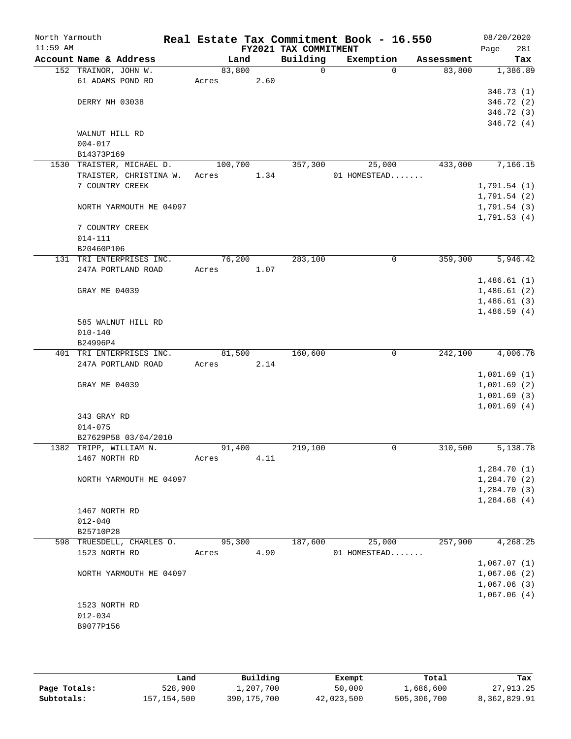North Yarmouth | Real Estate Tax Commitment Book - 16.550 | 08/20/2020
11:59 AM | FY2021 TAX COMMITMENT | Page 281

| Account Name & Address | Land | Building | Exemption | Assessment | Tax |
|---|---|---|---|---|---|
| 152 TRAINOR, JOHN W. | 83,800 | 0 | 0 | 83,800 | 1,386.89 |
| 61 ADAMS POND RD | Acres 2.60 | | | | |
| | | | | | 346.73 (1) |
| DERRY NH 03038 | | | | | 346.72 (2) |
| | | | | | 346.72 (3) |
| | | | | | 346.72 (4) |
| WALNUT HILL RD | | | | | |
| 004-017 | | | | | |
| B14373P169 | | | | | |
| 1530 TRAISTER, MICHAEL D. | 100,700 | 357,300 | 25,000 | 433,000 | 7,166.15 |
| TRAISTER, CHRISTINA W. | Acres 1.34 | | 01 HOMESTEAD....... | | |
| 7 COUNTRY CREEK | | | | | 1,791.54 (1) |
| | | | | | 1,791.54 (2) |
| NORTH YARMOUTH ME 04097 | | | | | 1,791.54 (3) |
| | | | | | 1,791.53 (4) |
| 7 COUNTRY CREEK | | | | | |
| 014-111 | | | | | |
| B20460P106 | | | | | |
| 131 TRI ENTERPRISES INC. | 76,200 | 283,100 | 0 | 359,300 | 5,946.42 |
| 247A PORTLAND ROAD | Acres 1.07 | | | | |
| | | | | | 1,486.61 (1) |
| GRAY ME 04039 | | | | | 1,486.61 (2) |
| | | | | | 1,486.61 (3) |
| | | | | | 1,486.59 (4) |
| 585 WALNUT HILL RD | | | | | |
| 010-140 | | | | | |
| B24996P4 | | | | | |
| 401 TRI ENTERPRISES INC. | 81,500 | 160,600 | 0 | 242,100 | 4,006.76 |
| 247A PORTLAND ROAD | Acres 2.14 | | | | |
| | | | | | 1,001.69 (1) |
| GRAY ME 04039 | | | | | 1,001.69 (2) |
| | | | | | 1,001.69 (3) |
| | | | | | 1,001.69 (4) |
| 343 GRAY RD | | | | | |
| 014-075 | | | | | |
| B27629P58 03/04/2010 | | | | | |
| 1382 TRIPP, WILLIAM N. | 91,400 | 219,100 | 0 | 310,500 | 5,138.78 |
| 1467 NORTH RD | Acres 4.11 | | | | |
| | | | | | 1,284.70 (1) |
| NORTH YARMOUTH ME 04097 | | | | | 1,284.70 (2) |
| | | | | | 1,284.70 (3) |
| | | | | | 1,284.68 (4) |
| 1467 NORTH RD | | | | | |
| 012-040 | | | | | |
| B25710P28 | | | | | |
| 598 TRUESDELL, CHARLES O. | 95,300 | 187,600 | 25,000 | 257,900 | 4,268.25 |
| 1523 NORTH RD | Acres 4.90 | | 01 HOMESTEAD....... | | |
| | | | | | 1,067.07 (1) |
| NORTH YARMOUTH ME 04097 | | | | | 1,067.06 (2) |
| | | | | | 1,067.06 (3) |
| | | | | | 1,067.06 (4) |
| 1523 NORTH RD | | | | | |
| 012-034 | | | | | |
| B9077P156 | | | | | |

| | Land | Building | Exempt | Total | Tax |
|---|---|---|---|---|---|
| Page Totals: | 528,900 | 1,207,700 | 50,000 | 1,686,600 | 27,913.25 |
| Subtotals: | 157,154,500 | 390,175,700 | 42,023,500 | 505,306,700 | 8,362,829.91 |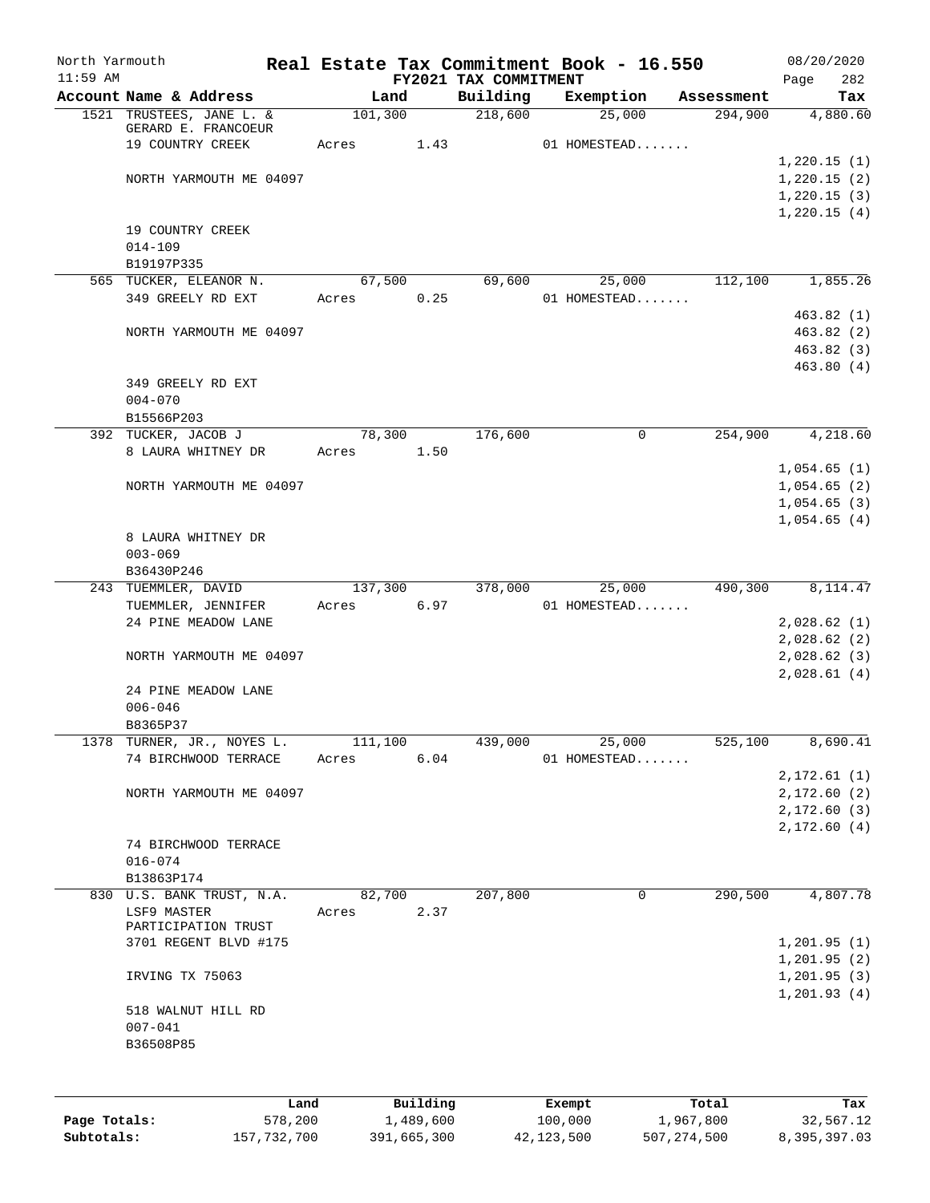North Yarmouth | Real Estate Tax Commitment Book - 16.550 | 08/20/2020
11:59 AM | FY2021 TAX COMMITMENT | Page 282

| Account Name & Address | Land | Building | Exemption | Assessment | Tax |
|---|---|---|---|---|---|
| 1521 TRUSTEES, JANE L. & | 101,300 | 218,600 | 25,000 | 294,900 | 4,880.60 |
| GERARD E. FRANCOEUR | | | | | |
| 19 COUNTRY CREEK | Acres 1.43 | | 01 HOMESTEAD....... | | |
| | | | | | 1,220.15 (1) |
| NORTH YARMOUTH ME 04097 | | | | | 1,220.15 (2) |
| | | | | | 1,220.15 (3) |
| | | | | | 1,220.15 (4) |
| 19 COUNTRY CREEK | | | | | |
| 014-109 | | | | | |
| B19197P335 | | | | | |
| 565 TUCKER, ELEANOR N. | 67,500 | 69,600 | 25,000 | 112,100 | 1,855.26 |
| 349 GREELY RD EXT | Acres 0.25 | | 01 HOMESTEAD....... | | |
| | | | | | 463.82 (1) |
| NORTH YARMOUTH ME 04097 | | | | | 463.82 (2) |
| | | | | | 463.82 (3) |
| | | | | | 463.80 (4) |
| 349 GREELY RD EXT | | | | | |
| 004-070 | | | | | |
| B15566P203 | | | | | |
| 392 TUCKER, JACOB J | 78,300 | 176,600 | 0 | 254,900 | 4,218.60 |
| 8 LAURA WHITNEY DR | Acres 1.50 | | | | |
| | | | | | 1,054.65 (1) |
| NORTH YARMOUTH ME 04097 | | | | | 1,054.65 (2) |
| | | | | | 1,054.65 (3) |
| | | | | | 1,054.65 (4) |
| 8 LAURA WHITNEY DR | | | | | |
| 003-069 | | | | | |
| B36430P246 | | | | | |
| 243 TUEMMLER, DAVID | 137,300 | 378,000 | 25,000 | 490,300 | 8,114.47 |
| TUEMMLER, JENNIFER | Acres 6.97 | | 01 HOMESTEAD....... | | |
| 24 PINE MEADOW LANE | | | | | 2,028.62 (1) |
| | | | | | 2,028.62 (2) |
| NORTH YARMOUTH ME 04097 | | | | | 2,028.62 (3) |
| | | | | | 2,028.61 (4) |
| 24 PINE MEADOW LANE | | | | | |
| 006-046 | | | | | |
| B8365P37 | | | | | |
| 1378 TURNER, JR., NOYES L. | 111,100 | 439,000 | 25,000 | 525,100 | 8,690.41 |
| 74 BIRCHWOOD TERRACE | Acres 6.04 | | 01 HOMESTEAD....... | | |
| | | | | | 2,172.61 (1) |
| NORTH YARMOUTH ME 04097 | | | | | 2,172.60 (2) |
| | | | | | 2,172.60 (3) |
| | | | | | 2,172.60 (4) |
| 74 BIRCHWOOD TERRACE | | | | | |
| 016-074 | | | | | |
| B13863P174 | | | | | |
| 830 U.S. BANK TRUST, N.A. | 82,700 | 207,800 | 0 | 290,500 | 4,807.78 |
| LSF9 MASTER | Acres 2.37 | | | | |
| PARTICIPATION TRUST | | | | | |
| 3701 REGENT BLVD #175 | | | | | 1,201.95 (1) |
| | | | | | 1,201.95 (2) |
| IRVING TX 75063 | | | | | 1,201.95 (3) |
| | | | | | 1,201.93 (4) |
| 518 WALNUT HILL RD | | | | | |
| 007-041 | | | | | |
| B36508P85 | | | | | |

| | Land | Building | Exempt | Total | Tax |
|---|---|---|---|---|---|
| Page Totals: | 578,200 | 1,489,600 | 100,000 | 1,967,800 | 32,567.12 |
| Subtotals: | 157,732,700 | 391,665,300 | 42,123,500 | 507,274,500 | 8,395,397.03 |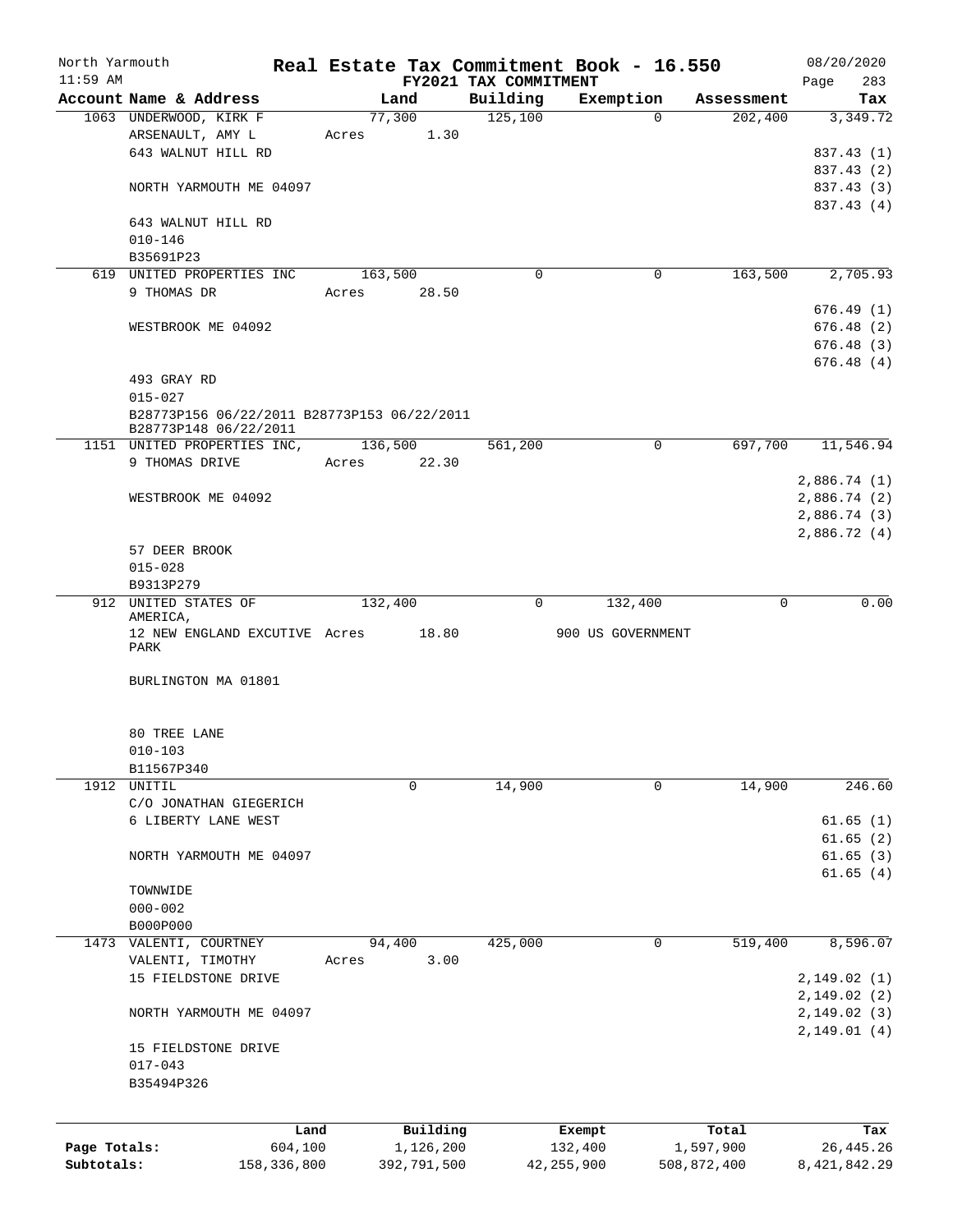North Yarmouth | Real Estate Tax Commitment Book - 16.550 | 08/20/2020
11:59 AM | FY2021 TAX COMMITMENT | Page 283

| Account Name & Address | Land | Building | Exemption | Assessment | Tax |
|---|---|---|---|---|---|
| 1063 UNDERWOOD, KIRK F | 77,300 | 125,100 | 0 | 202,400 | 3,349.72 |
| ARSENAULT, AMY L | Acres 1.30 | | | | |
| 643 WALNUT HILL RD | | | | | 837.43 (1) |
| | | | | | 837.43 (2) |
| NORTH YARMOUTH ME 04097 | | | | | 837.43 (3) |
| | | | | | 837.43 (4) |
| 643 WALNUT HILL RD | | | | | |
| 010-146 | | | | | |
| B35691P23 | | | | | |
| 619 UNITED PROPERTIES INC | 163,500 | 0 | 0 | 163,500 | 2,705.93 |
| 9 THOMAS DR | Acres 28.50 | | | | |
| | | | | | 676.49 (1) |
| WESTBROOK ME 04092 | | | | | 676.48 (2) |
| | | | | | 676.48 (3) |
| | | | | | 676.48 (4) |
| 493 GRAY RD | | | | | |
| 015-027 | | | | | |
| B28773P156 06/22/2011 B28773P153 06/22/2011 B28773P148 06/22/2011 | | | | | |
| 1151 UNITED PROPERTIES INC, | 136,500 | 561,200 | 0 | 697,700 | 11,546.94 |
| 9 THOMAS DRIVE | Acres 22.30 | | | | |
| | | | | | 2,886.74 (1) |
| WESTBROOK ME 04092 | | | | | 2,886.74 (2) |
| | | | | | 2,886.74 (3) |
| | | | | | 2,886.72 (4) |
| 57 DEER BROOK | | | | | |
| 015-028 | | | | | |
| B9313P279 | | | | | |
| 912 UNITED STATES OF AMERICA, | 132,400 | 0 | 132,400 | 0 | 0.00 |
| 12 NEW ENGLAND EXCUTIVE PARK | Acres 18.80 | | 900 US GOVERNMENT | | |
| BURLINGTON MA 01801 | | | | | |
| 80 TREE LANE | | | | | |
| 010-103 | | | | | |
| B11567P340 | | | | | |
| 1912 UNITIL | 0 | 14,900 | 0 | 14,900 | 246.60 |
| C/O JONATHAN GIEGERICH | | | | | |
| 6 LIBERTY LANE WEST | | | | | 61.65 (1) |
| | | | | | 61.65 (2) |
| NORTH YARMOUTH ME 04097 | | | | | 61.65 (3) |
| | | | | | 61.65 (4) |
| TOWNWIDE | | | | | |
| 000-002 | | | | | |
| B000P000 | | | | | |
| 1473 VALENTI, COURTNEY | 94,400 | 425,000 | 0 | 519,400 | 8,596.07 |
| VALENTI, TIMOTHY | Acres 3.00 | | | | |
| 15 FIELDSTONE DRIVE | | | | | 2,149.02 (1) |
| | | | | | 2,149.02 (2) |
| NORTH YARMOUTH ME 04097 | | | | | 2,149.02 (3) |
| | | | | | 2,149.01 (4) |
| 15 FIELDSTONE DRIVE | | | | | |
| 017-043 | | | | | |
| B35494P326 | | | | | |

| | Land | Building | Exempt | Total | Tax |
|---|---|---|---|---|---|
| Page Totals: | 604,100 | 1,126,200 | 132,400 | 1,597,900 | 26,445.26 |
| Subtotals: | 158,336,800 | 392,791,500 | 42,255,900 | 508,872,400 | 8,421,842.29 |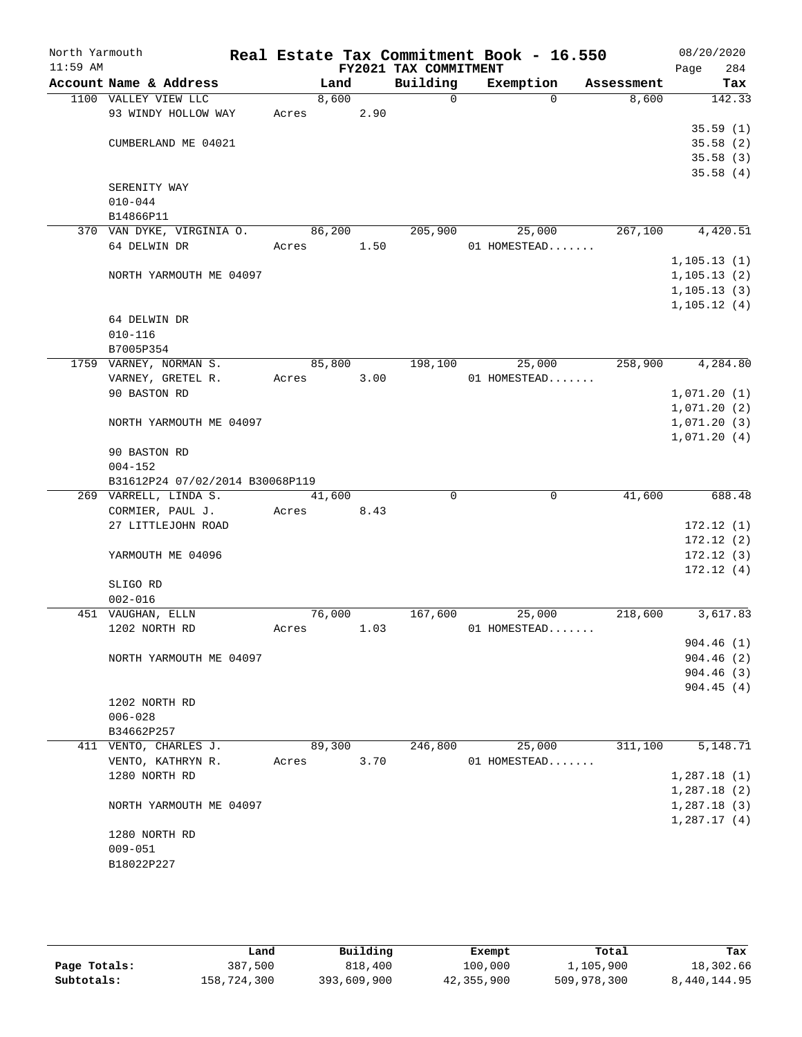North Yarmouth — Real Estate Tax Commitment Book - 16.550 — 08/20/2020
11:59 AM — FY2021 TAX COMMITMENT — Page 284

| Account Name & Address | Land | Building | Exemption | Assessment | Tax |
|---|---|---|---|---|---|
| 1100 VALLEY VIEW LLC | 8,600 | 0 | 0 | 8,600 | 142.33 |
| 93 WINDY HOLLOW WAY | Acres 2.90 | | | | |
| | | | | | 35.59 (1) |
| CUMBERLAND ME 04021 | | | | | 35.58 (2) |
| | | | | | 35.58 (3) |
| | | | | | 35.58 (4) |
| SERENITY WAY | | | | | |
| 010-044 | | | | | |
| B14866P11 | | | | | |
| 370 VAN DYKE, VIRGINIA O. | 86,200 | 205,900 | 25,000 | 267,100 | 4,420.51 |
| 64 DELWIN DR | Acres 1.50 | | 01 HOMESTEAD....... | | |
| | | | | | 1,105.13 (1) |
| NORTH YARMOUTH ME 04097 | | | | | 1,105.13 (2) |
| | | | | | 1,105.13 (3) |
| | | | | | 1,105.12 (4) |
| 64 DELWIN DR | | | | | |
| 010-116 | | | | | |
| B7005P354 | | | | | |
| 1759 VARNEY, NORMAN S. | 85,800 | 198,100 | 25,000 | 258,900 | 4,284.80 |
| VARNEY, GRETEL R. | Acres 3.00 | | 01 HOMESTEAD....... | | |
| 90 BASTON RD | | | | | 1,071.20 (1) |
| | | | | | 1,071.20 (2) |
| NORTH YARMOUTH ME 04097 | | | | | 1,071.20 (3) |
| | | | | | 1,071.20 (4) |
| 90 BASTON RD | | | | | |
| 004-152 | | | | | |
| B31612P24 07/02/2014 B30068P119 | | | | | |
| 269 VARRELL, LINDA S. | 41,600 | 0 | 0 | 41,600 | 688.48 |
| CORMIER, PAUL J. | Acres 8.43 | | | | |
| 27 LITTLEJOHN ROAD | | | | | 172.12 (1) |
| | | | | | 172.12 (2) |
| YARMOUTH ME 04096 | | | | | 172.12 (3) |
| | | | | | 172.12 (4) |
| SLIGO RD | | | | | |
| 002-016 | | | | | |
| 451 VAUGHAN, ELLN | 76,000 | 167,600 | 25,000 | 218,600 | 3,617.83 |
| 1202 NORTH RD | Acres 1.03 | | 01 HOMESTEAD....... | | |
| | | | | | 904.46 (1) |
| NORTH YARMOUTH ME 04097 | | | | | 904.46 (2) |
| | | | | | 904.46 (3) |
| | | | | | 904.45 (4) |
| 1202 NORTH RD | | | | | |
| 006-028 | | | | | |
| B34662P257 | | | | | |
| 411 VENTO, CHARLES J. | 89,300 | 246,800 | 25,000 | 311,100 | 5,148.71 |
| VENTO, KATHRYN R. | Acres 3.70 | | 01 HOMESTEAD....... | | |
| 1280 NORTH RD | | | | | 1,287.18 (1) |
| | | | | | 1,287.18 (2) |
| NORTH YARMOUTH ME 04097 | | | | | 1,287.18 (3) |
| | | | | | 1,287.17 (4) |
| 1280 NORTH RD | | | | | |
| 009-051 | | | | | |
| B18022P227 | | | | | |

| | Land | Building | Exempt | Total | Tax |
|---|---|---|---|---|---|
| Page Totals: | 387,500 | 818,400 | 100,000 | 1,105,900 | 18,302.66 |
| Subtotals: | 158,724,300 | 393,609,900 | 42,355,900 | 509,978,300 | 8,440,144.95 |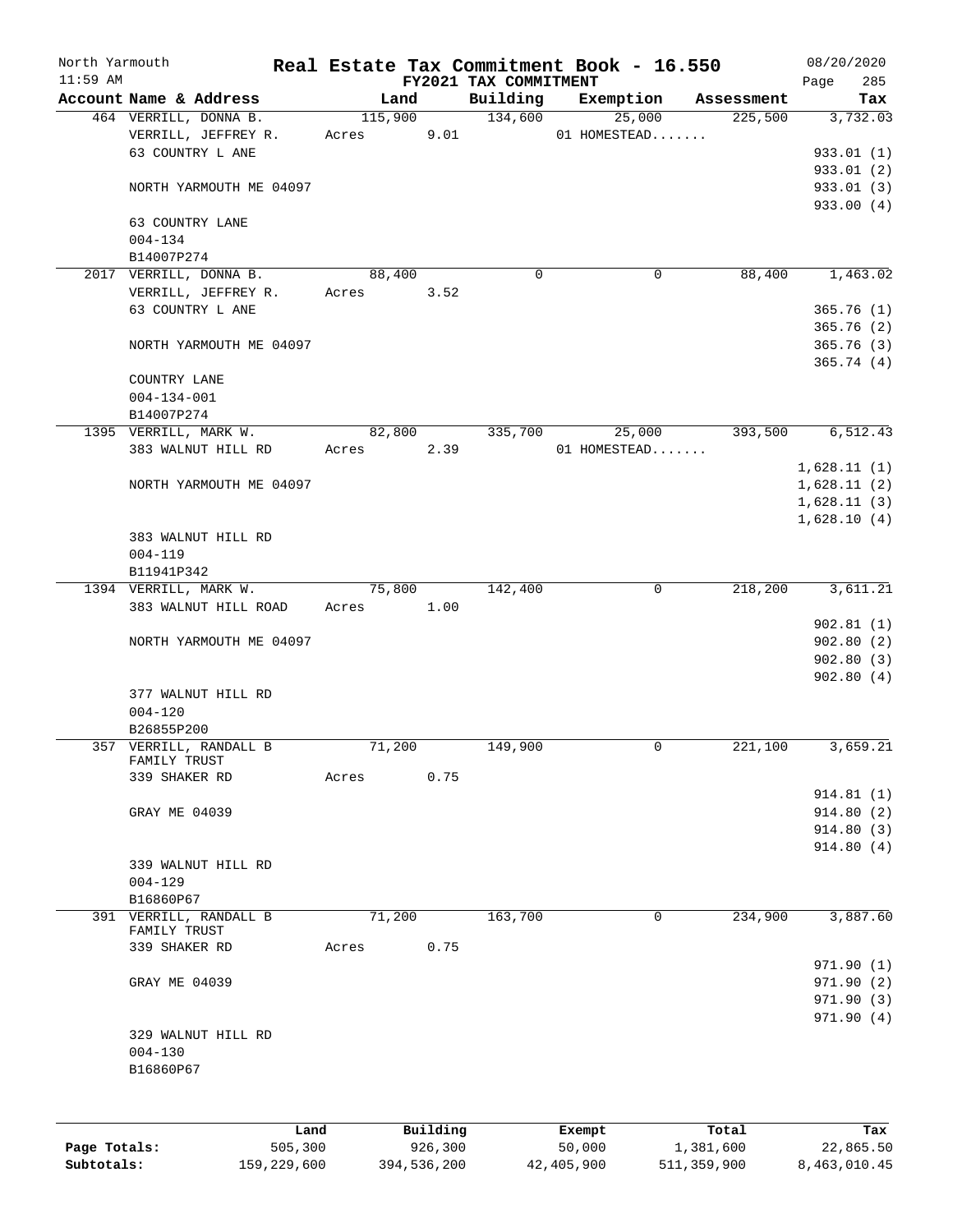North Yarmouth 11:59 AM

# Real Estate Tax Commitment Book - 16.550

## FY2021 TAX COMMITMENT

08/20/2020 Page 285

| Account Name & Address | Land | Building | Exemption | Assessment | Tax |
|---|---|---|---|---|---|
| 464 VERRILL, DONNA B.<br>VERRILL, JEFFREY R.<br>63 COUNTRY L ANE<br><br>NORTH YARMOUTH ME 04097<br><br>63 COUNTRY LANE<br>004-134<br>B14007P274 | 115,900<br>Acres 9.01 | 134,600 | 25,000<br>01 HOMESTEAD....... | 225,500 | 3,732.03<br><br>933.01 (1)<br>933.01 (2)<br>933.01 (3)<br>933.00 (4) |
| 2017 VERRILL, DONNA B.<br>VERRILL, JEFFREY R.<br>63 COUNTRY L ANE<br><br>NORTH YARMOUTH ME 04097<br><br>COUNTRY LANE<br>004-134-001<br>B14007P274 | 88,400<br>Acres 3.52 | 0 | 0 | 88,400 | 1,463.02<br><br>365.76 (1)<br>365.76 (2)<br>365.76 (3)<br>365.74 (4) |
| 1395 VERRILL, MARK W.<br>383 WALNUT HILL RD<br><br>NORTH YARMOUTH ME 04097<br><br>383 WALNUT HILL RD<br>004-119<br>B11941P342 | 82,800<br>Acres 2.39 | 335,700 | 25,000<br>01 HOMESTEAD....... | 393,500 | 6,512.43<br><br>1,628.11 (1)<br>1,628.11 (2)<br>1,628.11 (3)<br>1,628.10 (4) |
| 1394 VERRILL, MARK W.<br>383 WALNUT HILL ROAD<br><br>NORTH YARMOUTH ME 04097<br><br>377 WALNUT HILL RD<br>004-120<br>B26855P200 | 75,800<br>Acres 1.00 | 142,400 | 0 | 218,200 | 3,611.21<br><br>902.81 (1)<br>902.80 (2)<br>902.80 (3)<br>902.80 (4) |
| 357 VERRILL, RANDALL B FAMILY TRUST<br>339 SHAKER RD<br><br>GRAY ME 04039<br><br>339 WALNUT HILL RD<br>004-129<br>B16860P67 | 71,200<br>Acres 0.75 | 149,900 | 0 | 221,100 | 3,659.21<br><br>914.81 (1)<br>914.80 (2)<br>914.80 (3)<br>914.80 (4) |
| 391 VERRILL, RANDALL B FAMILY TRUST<br>339 SHAKER RD<br><br>GRAY ME 04039<br><br>329 WALNUT HILL RD<br>004-130<br>B16860P67 | 71,200<br>Acres 0.75 | 163,700 | 0 | 234,900 | 3,887.60<br><br>971.90 (1)<br>971.90 (2)<br>971.90 (3)<br>971.90 (4) |

| | Land | Building | Exempt | Total | Tax |
|---|---|---|---|---|---|
| Page Totals: | 505,300 | 926,300 | 50,000 | 1,381,600 | 22,865.50 |
| Subtotals: | 159,229,600 | 394,536,200 | 42,405,900 | 511,359,900 | 8,463,010.45 |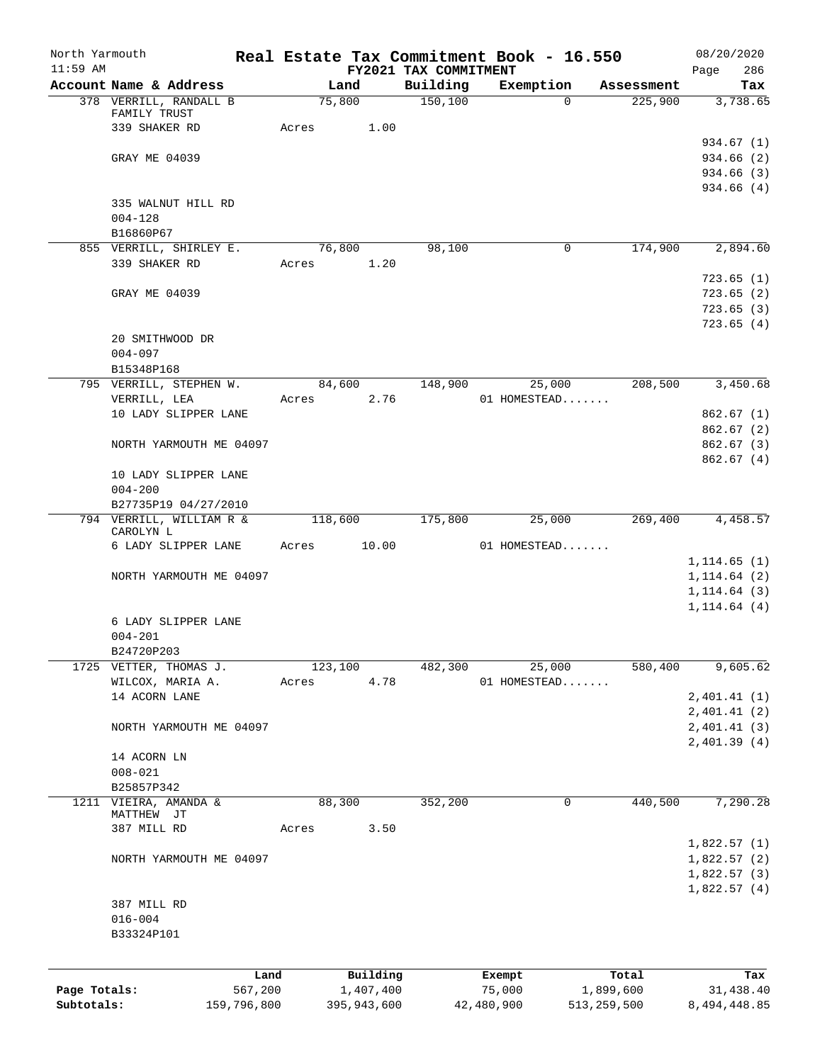North Yarmouth 11:59 AM

**Real Estate Tax Commitment Book - 16.550**
**FY2021 TAX COMMITMENT**

08/20/2020

| Account Name & Address | Land | Building | Exemption | Assessment | Tax |
|---|---|---|---|---|---|
| 378 VERRILL, RANDALL B FAMILY TRUST | 75,800 | 150,100 | 0 | 225,900 | 3,738.65 |
| 339 SHAKER RD | Acres 1.00 | | | | |
| | | | | | 934.67 (1) |
| GRAY ME 04039 | | | | | 934.66 (2) |
| | | | | | 934.66 (3) |
| | | | | | 934.66 (4) |
| 335 WALNUT HILL RD | | | | | |
| 004-128 | | | | | |
| B16860P67 | | | | | |
| 855 VERRILL, SHIRLEY E. | 76,800 | 98,100 | 0 | 174,900 | 2,894.60 |
| 339 SHAKER RD | Acres 1.20 | | | | |
| | | | | | 723.65 (1) |
| GRAY ME 04039 | | | | | 723.65 (2) |
| | | | | | 723.65 (3) |
| | | | | | 723.65 (4) |
| 20 SMITHWOOD DR | | | | | |
| 004-097 | | | | | |
| B15348P168 | | | | | |
| 795 VERRILL, STEPHEN W. | 84,600 | 148,900 | 25,000 | 208,500 | 3,450.68 |
| VERRILL, LEA | Acres 2.76 | | 01 HOMESTEAD....... | | |
| 10 LADY SLIPPER LANE | | | | | 862.67 (1) |
| | | | | | 862.67 (2) |
| NORTH YARMOUTH ME 04097 | | | | | 862.67 (3) |
| | | | | | 862.67 (4) |
| 10 LADY SLIPPER LANE | | | | | |
| 004-200 | | | | | |
| B27735P19 04/27/2010 | | | | | |
| 794 VERRILL, WILLIAM R & CAROLYN L | 118,600 | 175,800 | 25,000 | 269,400 | 4,458.57 |
| 6 LADY SLIPPER LANE | Acres 10.00 | | 01 HOMESTEAD....... | | |
| | | | | | 1,114.65 (1) |
| NORTH YARMOUTH ME 04097 | | | | | 1,114.64 (2) |
| | | | | | 1,114.64 (3) |
| | | | | | 1,114.64 (4) |
| 6 LADY SLIPPER LANE | | | | | |
| 004-201 | | | | | |
| B24720P203 | | | | | |
| 1725 VETTER, THOMAS J. | 123,100 | 482,300 | 25,000 | 580,400 | 9,605.62 |
| WILCOX, MARIA A. | Acres 4.78 | | 01 HOMESTEAD....... | | |
| 14 ACORN LANE | | | | | 2,401.41 (1) |
| | | | | | 2,401.41 (2) |
| NORTH YARMOUTH ME 04097 | | | | | 2,401.41 (3) |
| | | | | | 2,401.39 (4) |
| 14 ACORN LN | | | | | |
| 008-021 | | | | | |
| B25857P342 | | | | | |
| 1211 VIEIRA, AMANDA & MATTHEW JT | 88,300 | 352,200 | 0 | 440,500 | 7,290.28 |
| 387 MILL RD | Acres 3.50 | | | | |
| | | | | | 1,822.57 (1) |
| NORTH YARMOUTH ME 04097 | | | | | 1,822.57 (2) |
| | | | | | 1,822.57 (3) |
| | | | | | 1,822.57 (4) |
| 387 MILL RD | | | | | |
| 016-004 | | | | | |
| B33324P101 | | | | | |

| | Land | Building | Exempt | Total | Tax |
|---|---|---|---|---|---|
| Page Totals: | 567,200 | 1,407,400 | 75,000 | 1,899,600 | 31,438.40 |
| Subtotals: | 159,796,800 | 395,943,600 | 42,480,900 | 513,259,500 | 8,494,448.85 |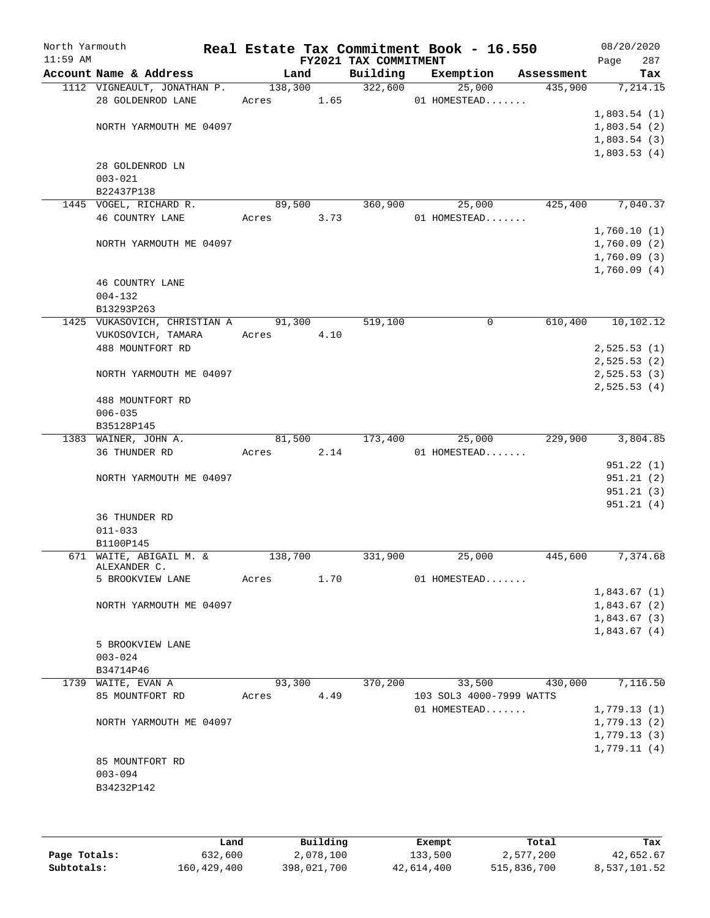North Yarmouth | Real Estate Tax Commitment Book - 16.550 | 08/20/2020
11:59 AM | FY2021 TAX COMMITMENT | Page 287

| Account Name & Address | Land | Building | Exemption | Assessment | Tax |
|---|---|---|---|---|---|
| 1112 VIGNEAULT, JONATHAN P. | 138,300 | 322,600 | 25,000 | 435,900 | 7,214.15 |
| 28 GOLDENROD LANE | Acres 1.65 | | 01 HOMESTEAD....... | | |
| | | | | | 1,803.54 (1) |
| NORTH YARMOUTH ME 04097 | | | | | 1,803.54 (2) |
| | | | | | 1,803.54 (3) |
| | | | | | 1,803.53 (4) |
| 28 GOLDENROD LN | | | | | |
| 003-021 | | | | | |
| B22437P138 | | | | | |
| 1445 VOGEL, RICHARD R. | 89,500 | 360,900 | 25,000 | 425,400 | 7,040.37 |
| 46 COUNTRY LANE | Acres 3.73 | | 01 HOMESTEAD....... | | |
| | | | | | 1,760.10 (1) |
| NORTH YARMOUTH ME 04097 | | | | | 1,760.09 (2) |
| | | | | | 1,760.09 (3) |
| | | | | | 1,760.09 (4) |
| 46 COUNTRY LANE | | | | | |
| 004-132 | | | | | |
| B13293P263 | | | | | |
| 1425 VUKASOVICH, CHRISTIAN A | 91,300 | 519,100 | 0 | 610,400 | 10,102.12 |
| VUKOSOVICH, TAMARA | Acres 4.10 | | | | |
| 488 MOUNTFORT RD | | | | | 2,525.53 (1) |
| | | | | | 2,525.53 (2) |
| NORTH YARMOUTH ME 04097 | | | | | 2,525.53 (3) |
| | | | | | 2,525.53 (4) |
| 488 MOUNTFORT RD | | | | | |
| 006-035 | | | | | |
| B35128P145 | | | | | |
| 1383 WAINER, JOHN A. | 81,500 | 173,400 | 25,000 | 229,900 | 3,804.85 |
| 36 THUNDER RD | Acres 2.14 | | 01 HOMESTEAD....... | | |
| | | | | | 951.22 (1) |
| NORTH YARMOUTH ME 04097 | | | | | 951.21 (2) |
| | | | | | 951.21 (3) |
| | | | | | 951.21 (4) |
| 36 THUNDER RD | | | | | |
| 011-033 | | | | | |
| B1100P145 | | | | | |
| 671 WAITE, ABIGAIL M. & ALEXANDER C. | 138,700 | 331,900 | 25,000 | 445,600 | 7,374.68 |
| 5 BROOKVIEW LANE | Acres 1.70 | | 01 HOMESTEAD....... | | |
| | | | | | 1,843.67 (1) |
| NORTH YARMOUTH ME 04097 | | | | | 1,843.67 (2) |
| | | | | | 1,843.67 (3) |
| | | | | | 1,843.67 (4) |
| 5 BROOKVIEW LANE | | | | | |
| 003-024 | | | | | |
| B34714P46 | | | | | |
| 1739 WAITE, EVAN A | 93,300 | 370,200 | 33,500 | 430,000 | 7,116.50 |
| 85 MOUNTFORT RD | Acres 4.49 | | 103 SOL3 4000-7999 WATTS | | |
| | | | 01 HOMESTEAD....... | | 1,779.13 (1) |
| NORTH YARMOUTH ME 04097 | | | | | 1,779.13 (2) |
| | | | | | 1,779.13 (3) |
| | | | | | 1,779.11 (4) |
| 85 MOUNTFORT RD | | | | | |
| 003-094 | | | | | |
| B34232P142 | | | | | |

| | Land | Building | Exempt | Total | Tax |
|---|---|---|---|---|---|
| Page Totals: | 632,600 | 2,078,100 | 133,500 | 2,577,200 | 42,652.67 |
| Subtotals: | 160,429,400 | 398,021,700 | 42,614,400 | 515,836,700 | 8,537,101.52 |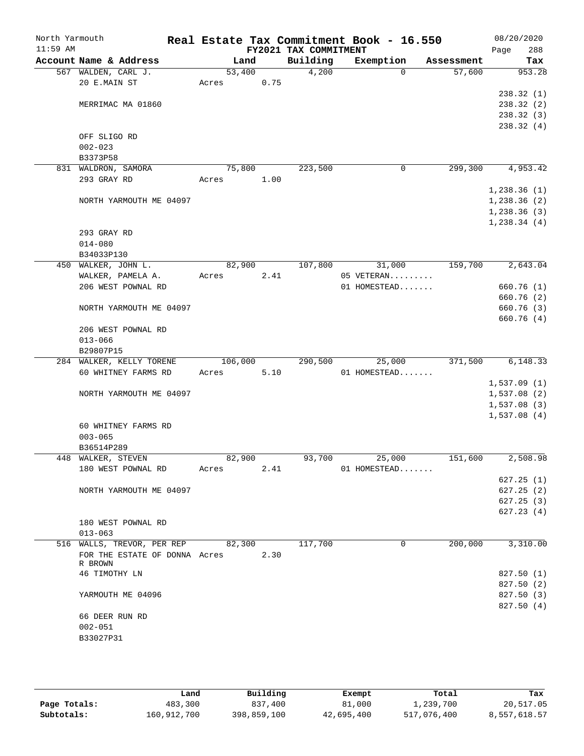North Yarmouth | Real Estate Tax Commitment Book - 16.550 | 08/20/2020
11:59 AM | FY2021 TAX COMMITMENT | Page 288

| Account Name & Address | Land | Building | Exemption | Assessment | Tax |
|---|---|---|---|---|---|
| 567 WALDEN, CARL J. | 53,400 | 4,200 | 0 | 57,600 | 953.28 |
| 20 E.MAIN ST | Acres 0.75 | | | | |
| | | | | | 238.32 (1) |
| MERRIMAC MA 01860 | | | | | 238.32 (2) |
| | | | | | 238.32 (3) |
| | | | | | 238.32 (4) |
| OFF SLIGO RD | | | | | |
| 002-023 | | | | | |
| B3373P58 | | | | | |
| 831 WALDRON, SAMORA | 75,800 | 223,500 | 0 | 299,300 | 4,953.42 |
| 293 GRAY RD | Acres 1.00 | | | | |
| | | | | | 1,238.36 (1) |
| NORTH YARMOUTH ME 04097 | | | | | 1,238.36 (2) |
| | | | | | 1,238.36 (3) |
| | | | | | 1,238.34 (4) |
| 293 GRAY RD | | | | | |
| 014-080 | | | | | |
| B34033P130 | | | | | |
| 450 WALKER, JOHN L. | 82,900 | 107,800 | 31,000 | 159,700 | 2,643.04 |
| WALKER, PAMELA A. | Acres 2.41 | | 05 VETERAN......... | | |
| 206 WEST POWNAL RD | | | 01 HOMESTEAD....... | | 660.76 (1) |
| | | | | | 660.76 (2) |
| NORTH YARMOUTH ME 04097 | | | | | 660.76 (3) |
| | | | | | 660.76 (4) |
| 206 WEST POWNAL RD | | | | | |
| 013-066 | | | | | |
| B29807P15 | | | | | |
| 284 WALKER, KELLY TORENE | 106,000 | 290,500 | 25,000 | 371,500 | 6,148.33 |
| 60 WHITNEY FARMS RD | Acres 5.10 | | 01 HOMESTEAD....... | | |
| | | | | | 1,537.09 (1) |
| NORTH YARMOUTH ME 04097 | | | | | 1,537.08 (2) |
| | | | | | 1,537.08 (3) |
| | | | | | 1,537.08 (4) |
| 60 WHITNEY FARMS RD | | | | | |
| 003-065 | | | | | |
| B36514P289 | | | | | |
| 448 WALKER, STEVEN | 82,900 | 93,700 | 25,000 | 151,600 | 2,508.98 |
| 180 WEST POWNAL RD | Acres 2.41 | | 01 HOMESTEAD....... | | |
| | | | | | 627.25 (1) |
| NORTH YARMOUTH ME 04097 | | | | | 627.25 (2) |
| | | | | | 627.25 (3) |
| | | | | | 627.23 (4) |
| 180 WEST POWNAL RD | | | | | |
| 013-063 | | | | | |
| 516 WALLS, TREVOR, PER REP | 82,300 | 117,700 | 0 | 200,000 | 3,310.00 |
| FOR THE ESTATE OF DONNA R BROWN | Acres 2.30 | | | | |
| 46 TIMOTHY LN | | | | | 827.50 (1) |
| | | | | | 827.50 (2) |
| YARMOUTH ME 04096 | | | | | 827.50 (3) |
| | | | | | 827.50 (4) |
| 66 DEER RUN RD | | | | | |
| 002-051 | | | | | |
| B33027P31 | | | | | |

| | Land | Building | Exempt | Total | Tax |
|---|---|---|---|---|---|
| Page Totals: | 483,300 | 837,400 | 81,000 | 1,239,700 | 20,517.05 |
| Subtotals: | 160,912,700 | 398,859,100 | 42,695,400 | 517,076,400 | 8,557,618.57 |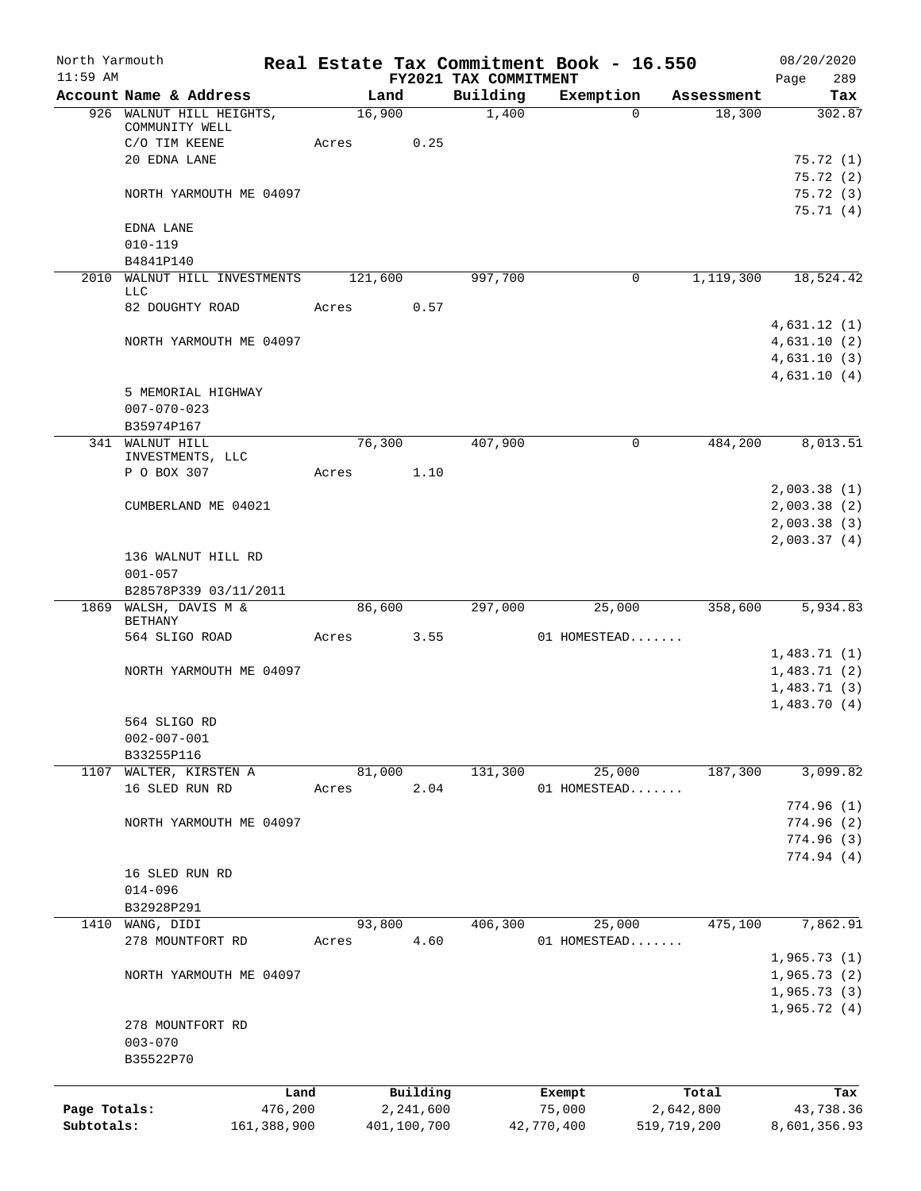North Yarmouth | Real Estate Tax Commitment Book - 16.550 | 08/20/2020
11:59 AM | FY2021 TAX COMMITMENT | Page 289

| Account Name & Address | Land | Building | Exemption | Assessment | Tax |
|---|---|---|---|---|---|
| 926 WALNUT HILL HEIGHTS, COMMUNITY WELL | 16,900 | 1,400 | 0 | 18,300 | 302.87 |
| C/O TIM KEENE | Acres 0.25 | | | | |
| 20 EDNA LANE | | | | | 75.72 (1) |
| | | | | | 75.72 (2) |
| NORTH YARMOUTH ME 04097 | | | | | 75.72 (3) |
| | | | | | 75.71 (4) |
| EDNA LANE | | | | | |
| 010-119 | | | | | |
| B4841P140 | | | | | |
| 2010 WALNUT HILL INVESTMENTS LLC | 121,600 | 997,700 | 0 | 1,119,300 | 18,524.42 |
| 82 DOUGHTY ROAD | Acres 0.57 | | | | |
| | | | | | 4,631.12 (1) |
| NORTH YARMOUTH ME 04097 | | | | | 4,631.10 (2) |
| | | | | | 4,631.10 (3) |
| | | | | | 4,631.10 (4) |
| 5 MEMORIAL HIGHWAY | | | | | |
| 007-070-023 | | | | | |
| B35974P167 | | | | | |
| 341 WALNUT HILL INVESTMENTS, LLC | 76,300 | 407,900 | 0 | 484,200 | 8,013.51 |
| P O BOX 307 | Acres 1.10 | | | | |
| | | | | | 2,003.38 (1) |
| CUMBERLAND ME 04021 | | | | | 2,003.38 (2) |
| | | | | | 2,003.38 (3) |
| | | | | | 2,003.37 (4) |
| 136 WALNUT HILL RD | | | | | |
| 001-057 | | | | | |
| B28578P339 03/11/2011 | | | | | |
| 1869 WALSH, DAVIS M & BETHANY | 86,600 | 297,000 | 25,000 | 358,600 | 5,934.83 |
| 564 SLIGO ROAD | Acres 3.55 | | 01 HOMESTEAD....... | | |
| | | | | | 1,483.71 (1) |
| NORTH YARMOUTH ME 04097 | | | | | 1,483.71 (2) |
| | | | | | 1,483.71 (3) |
| | | | | | 1,483.70 (4) |
| 564 SLIGO RD | | | | | |
| 002-007-001 | | | | | |
| B33255P116 | | | | | |
| 1107 WALTER, KIRSTEN A | 81,000 | 131,300 | 25,000 | 187,300 | 3,099.82 |
| 16 SLED RUN RD | Acres 2.04 | | 01 HOMESTEAD....... | | |
| | | | | | 774.96 (1) |
| NORTH YARMOUTH ME 04097 | | | | | 774.96 (2) |
| | | | | | 774.96 (3) |
| | | | | | 774.94 (4) |
| 16 SLED RUN RD | | | | | |
| 014-096 | | | | | |
| B32928P291 | | | | | |
| 1410 WANG, DIDI | 93,800 | 406,300 | 25,000 | 475,100 | 7,862.91 |
| 278 MOUNTFORT RD | Acres 4.60 | | 01 HOMESTEAD....... | | |
| | | | | | 1,965.73 (1) |
| NORTH YARMOUTH ME 04097 | | | | | 1,965.73 (2) |
| | | | | | 1,965.73 (3) |
| | | | | | 1,965.72 (4) |
| 278 MOUNTFORT RD | | | | | |
| 003-070 | | | | | |
| B35522P70 | | | | | |

| | Land | Building | Exempt | Total | Tax |
|---|---|---|---|---|---|
| Page Totals: | 476,200 | 2,241,600 | 75,000 | 2,642,800 | 43,738.36 |
| Subtotals: | 161,388,900 | 401,100,700 | 42,770,400 | 519,719,200 | 8,601,356.93 |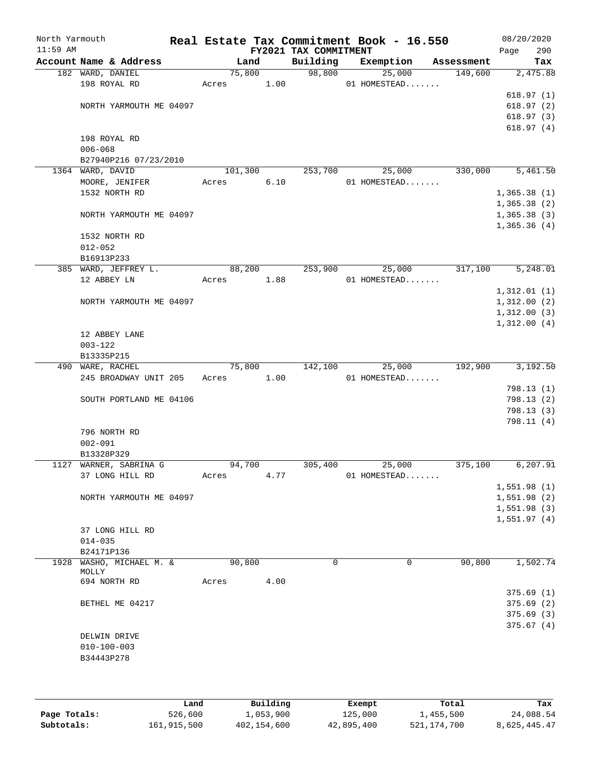North Yarmouth | Real Estate Tax Commitment Book - 16.550 | 08/20/2020
11:59 AM | FY2021 TAX COMMITMENT | Page 290

| Account Name & Address | Land | Building | Exemption | Assessment | Tax |
|---|---|---|---|---|---|
| 182 WARD, DANIEL | 75,800 | 98,800 | 25,000 | 149,600 | 2,475.88 |
| 198 ROYAL RD | Acres 1.00 | | 01 HOMESTEAD....... | | |
| | | | | | 618.97 (1) |
| NORTH YARMOUTH ME 04097 | | | | | 618.97 (2) |
| | | | | | 618.97 (3) |
| | | | | | 618.97 (4) |
| 198 ROYAL RD | | | | | |
| 006-068 | | | | | |
| B27940P216 07/23/2010 | | | | | |
| 1364 WARD, DAVID | 101,300 | 253,700 | 25,000 | 330,000 | 5,461.50 |
| MOORE, JENIFER | Acres 6.10 | | 01 HOMESTEAD....... | | |
| 1532 NORTH RD | | | | | 1,365.38 (1) |
| | | | | | 1,365.38 (2) |
| NORTH YARMOUTH ME 04097 | | | | | 1,365.38 (3) |
| | | | | | 1,365.36 (4) |
| 1532 NORTH RD | | | | | |
| 012-052 | | | | | |
| B16913P233 | | | | | |
| 385 WARD, JEFFREY L. | 88,200 | 253,900 | 25,000 | 317,100 | 5,248.01 |
| 12 ABBEY LN | Acres 1.88 | | 01 HOMESTEAD....... | | |
| | | | | | 1,312.01 (1) |
| NORTH YARMOUTH ME 04097 | | | | | 1,312.00 (2) |
| | | | | | 1,312.00 (3) |
| | | | | | 1,312.00 (4) |
| 12 ABBEY LANE | | | | | |
| 003-122 | | | | | |
| B13335P215 | | | | | |
| 490 WARE, RACHEL | 75,800 | 142,100 | 25,000 | 192,900 | 3,192.50 |
| 245 BROADWAY UNIT 205 | Acres 1.00 | | 01 HOMESTEAD....... | | |
| | | | | | 798.13 (1) |
| SOUTH PORTLAND ME 04106 | | | | | 798.13 (2) |
| | | | | | 798.13 (3) |
| | | | | | 798.11 (4) |
| 796 NORTH RD | | | | | |
| 002-091 | | | | | |
| B13328P329 | | | | | |
| 1127 WARNER, SABRINA G | 94,700 | 305,400 | 25,000 | 375,100 | 6,207.91 |
| 37 LONG HILL RD | Acres 4.77 | | 01 HOMESTEAD....... | | |
| | | | | | 1,551.98 (1) |
| NORTH YARMOUTH ME 04097 | | | | | 1,551.98 (2) |
| | | | | | 1,551.98 (3) |
| | | | | | 1,551.97 (4) |
| 37 LONG HILL RD | | | | | |
| 014-035 | | | | | |
| B24171P136 | | | | | |
| 1928 WASHO, MICHAEL M. & MOLLY | 90,800 | 0 | 0 | 90,800 | 1,502.74 |
| 694 NORTH RD | Acres 4.00 | | | | |
| | | | | | 375.69 (1) |
| BETHEL ME 04217 | | | | | 375.69 (2) |
| | | | | | 375.69 (3) |
| | | | | | 375.67 (4) |
| DELWIN DRIVE | | | | | |
| 010-100-003 | | | | | |
| B34443P278 | | | | | |

| | Land | Building | Exempt | Total | Tax |
|---|---|---|---|---|---|
| Page Totals: | 526,600 | 1,053,900 | 125,000 | 1,455,500 | 24,088.54 |
| Subtotals: | 161,915,500 | 402,154,600 | 42,895,400 | 521,174,700 | 8,625,445.47 |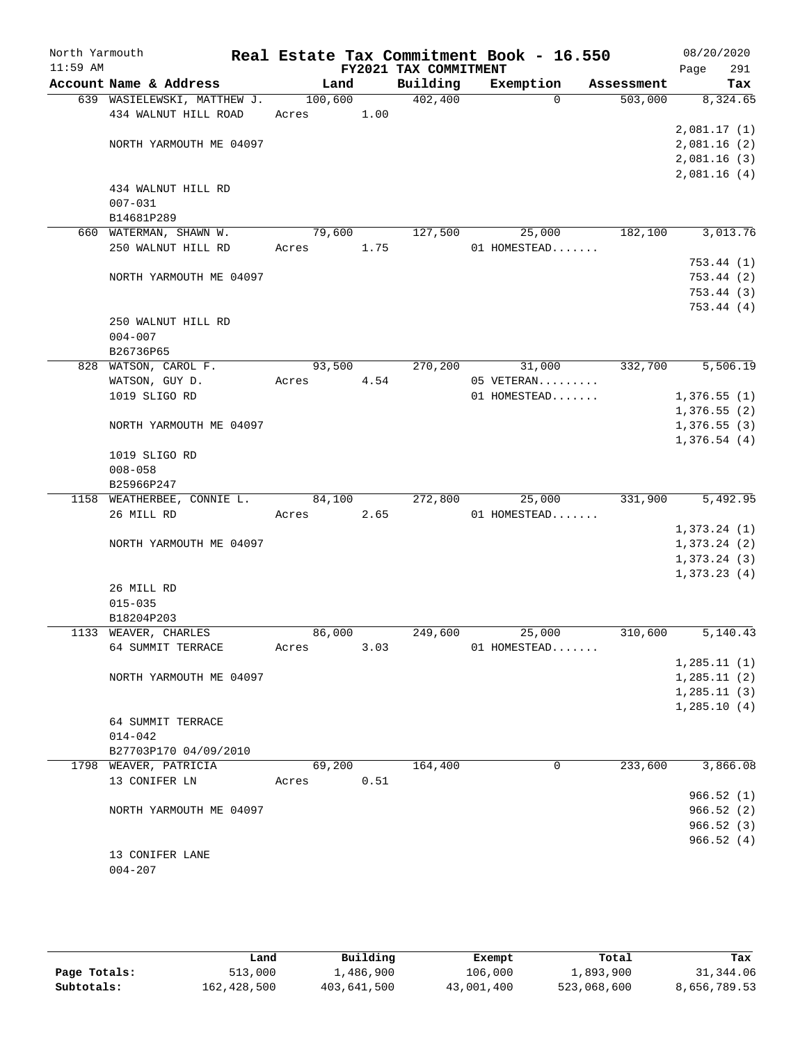North Yarmouth | Real Estate Tax Commitment Book - 16.550 | 08/20/2020
11:59 AM | FY2021 TAX COMMITMENT | Page 291

| Account Name & Address | Land | Building | Exemption | Assessment | Tax |
|---|---|---|---|---|---|
| 639 WASIELEWSKI, MATTHEW J. | 100,600 | 402,400 | 0 | 503,000 | 8,324.65 |
| 434 WALNUT HILL ROAD | Acres 1.00 | | | | |
| | | | | | 2,081.17 (1) |
| NORTH YARMOUTH ME 04097 | | | | | 2,081.16 (2) |
| | | | | | 2,081.16 (3) |
| | | | | | 2,081.16 (4) |
| 434 WALNUT HILL RD | | | | | |
| 007-031 | | | | | |
| B14681P289 | | | | | |
| 660 WATERMAN, SHAWN W. | 79,600 | 127,500 | 25,000 | 182,100 | 3,013.76 |
| 250 WALNUT HILL RD | Acres 1.75 | | 01 HOMESTEAD....... | | |
| | | | | | 753.44 (1) |
| NORTH YARMOUTH ME 04097 | | | | | 753.44 (2) |
| | | | | | 753.44 (3) |
| | | | | | 753.44 (4) |
| 250 WALNUT HILL RD | | | | | |
| 004-007 | | | | | |
| B26736P65 | | | | | |
| 828 WATSON, CAROL F. | 93,500 | 270,200 | 31,000 | 332,700 | 5,506.19 |
| WATSON, GUY D. | Acres 4.54 | | 05 VETERAN......... | | |
| 1019 SLIGO RD | | | 01 HOMESTEAD....... | | 1,376.55 (1) |
| | | | | | 1,376.55 (2) |
| NORTH YARMOUTH ME 04097 | | | | | 1,376.55 (3) |
| | | | | | 1,376.54 (4) |
| 1019 SLIGO RD | | | | | |
| 008-058 | | | | | |
| B25966P247 | | | | | |
| 1158 WEATHERBEE, CONNIE L. | 84,100 | 272,800 | 25,000 | 331,900 | 5,492.95 |
| 26 MILL RD | Acres 2.65 | | 01 HOMESTEAD....... | | |
| | | | | | 1,373.24 (1) |
| NORTH YARMOUTH ME 04097 | | | | | 1,373.24 (2) |
| | | | | | 1,373.24 (3) |
| | | | | | 1,373.23 (4) |
| 26 MILL RD | | | | | |
| 015-035 | | | | | |
| B18204P203 | | | | | |
| 1133 WEAVER, CHARLES | 86,000 | 249,600 | 25,000 | 310,600 | 5,140.43 |
| 64 SUMMIT TERRACE | Acres 3.03 | | 01 HOMESTEAD....... | | |
| | | | | | 1,285.11 (1) |
| NORTH YARMOUTH ME 04097 | | | | | 1,285.11 (2) |
| | | | | | 1,285.11 (3) |
| | | | | | 1,285.10 (4) |
| 64 SUMMIT TERRACE | | | | | |
| 014-042 | | | | | |
| B27703P170 04/09/2010 | | | | | |
| 1798 WEAVER, PATRICIA | 69,200 | 164,400 | 0 | 233,600 | 3,866.08 |
| 13 CONIFER LN | Acres 0.51 | | | | |
| | | | | | 966.52 (1) |
| NORTH YARMOUTH ME 04097 | | | | | 966.52 (2) |
| | | | | | 966.52 (3) |
| | | | | | 966.52 (4) |
| 13 CONIFER LANE | | | | | |
| 004-207 | | | | | |

| | Land | Building | Exempt | Total | Tax |
|---|---|---|---|---|---|
| Page Totals: | 513,000 | 1,486,900 | 106,000 | 1,893,900 | 31,344.06 |
| Subtotals: | 162,428,500 | 403,641,500 | 43,001,400 | 523,068,600 | 8,656,789.53 |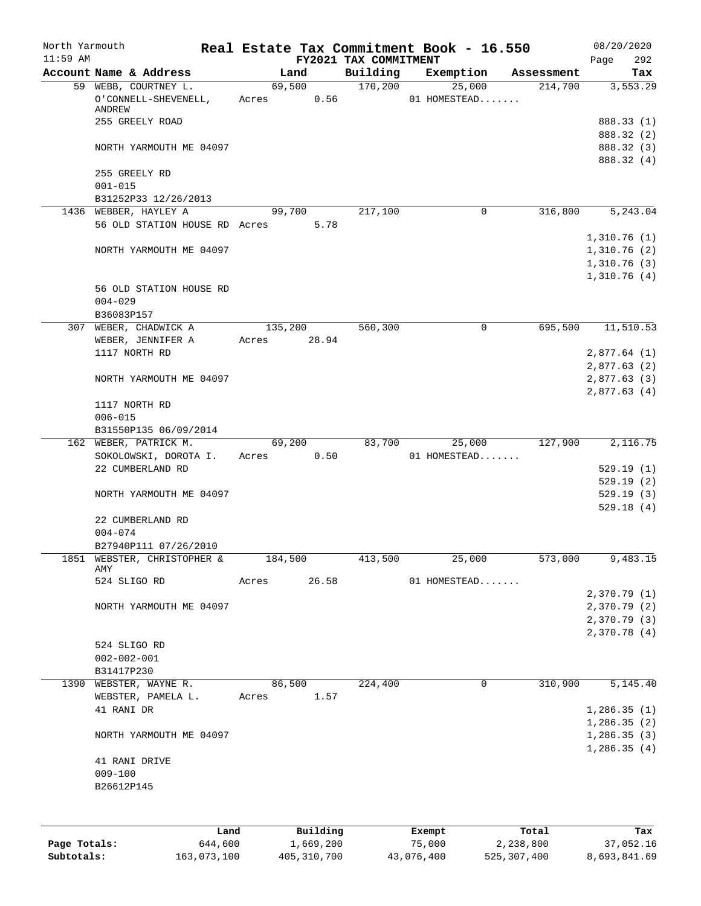North Yarmouth | Real Estate Tax Commitment Book - 16.550 | 08/20/2020
11:59 AM | FY2021 TAX COMMITMENT | Page 292

| Account Name & Address | Land | Building | Exemption | Assessment | Tax |
|---|---|---|---|---|---|
| 59 WEBB, COURTNEY L. | 69,500 | 170,200 | 25,000 | 214,700 | 3,553.29 |
| O'CONNELL-SHEVENELL, ANDREW | Acres 0.56 | | 01 HOMESTEAD....... | | |
| 255 GREELY ROAD | | | | | 888.33 (1) |
| | | | | | 888.32 (2) |
| NORTH YARMOUTH ME 04097 | | | | | 888.32 (3) |
| | | | | | 888.32 (4) |
| 255 GREELY RD | | | | | |
| 001-015 | | | | | |
| B31252P33 12/26/2013 | | | | | |
| 1436 WEBBER, HAYLEY A | 99,700 | 217,100 | 0 | 316,800 | 5,243.04 |
| 56 OLD STATION HOUSE RD | Acres 5.78 | | | | |
| | | | | | 1,310.76 (1) |
| NORTH YARMOUTH ME 04097 | | | | | 1,310.76 (2) |
| | | | | | 1,310.76 (3) |
| | | | | | 1,310.76 (4) |
| 56 OLD STATION HOUSE RD | | | | | |
| 004-029 | | | | | |
| B36083P157 | | | | | |
| 307 WEBER, CHADWICK A | 135,200 | 560,300 | 0 | 695,500 | 11,510.53 |
| WEBER, JENNIFER A | Acres 28.94 | | | | |
| 1117 NORTH RD | | | | | 2,877.64 (1) |
| | | | | | 2,877.63 (2) |
| NORTH YARMOUTH ME 04097 | | | | | 2,877.63 (3) |
| | | | | | 2,877.63 (4) |
| 1117 NORTH RD | | | | | |
| 006-015 | | | | | |
| B31550P135 06/09/2014 | | | | | |
| 162 WEBER, PATRICK M. | 69,200 | 83,700 | 25,000 | 127,900 | 2,116.75 |
| SOKOLOWSKI, DOROTA I. | Acres 0.50 | | 01 HOMESTEAD....... | | |
| 22 CUMBERLAND RD | | | | | 529.19 (1) |
| | | | | | 529.19 (2) |
| NORTH YARMOUTH ME 04097 | | | | | 529.19 (3) |
| | | | | | 529.18 (4) |
| 22 CUMBERLAND RD | | | | | |
| 004-074 | | | | | |
| B27940P111 07/26/2010 | | | | | |
| 1851 WEBSTER, CHRISTOPHER & AMY | 184,500 | 413,500 | 25,000 | 573,000 | 9,483.15 |
| 524 SLIGO RD | Acres 26.58 | | 01 HOMESTEAD....... | | |
| | | | | | 2,370.79 (1) |
| NORTH YARMOUTH ME 04097 | | | | | 2,370.79 (2) |
| | | | | | 2,370.79 (3) |
| | | | | | 2,370.78 (4) |
| 524 SLIGO RD | | | | | |
| 002-002-001 | | | | | |
| B31417P230 | | | | | |
| 1390 WEBSTER, WAYNE R. | 86,500 | 224,400 | 0 | 310,900 | 5,145.40 |
| WEBSTER, PAMELA L. | Acres 1.57 | | | | |
| 41 RANI DR | | | | | 1,286.35 (1) |
| | | | | | 1,286.35 (2) |
| NORTH YARMOUTH ME 04097 | | | | | 1,286.35 (3) |
| | | | | | 1,286.35 (4) |
| 41 RANI DRIVE | | | | | |
| 009-100 | | | | | |
| B26612P145 | | | | | |

| | Land | Building | Exempt | Total | Tax |
|---|---|---|---|---|---|
| Page Totals: | 644,600 | 1,669,200 | 75,000 | 2,238,800 | 37,052.16 |
| Subtotals: | 163,073,100 | 405,310,700 | 43,076,400 | 525,307,400 | 8,693,841.69 |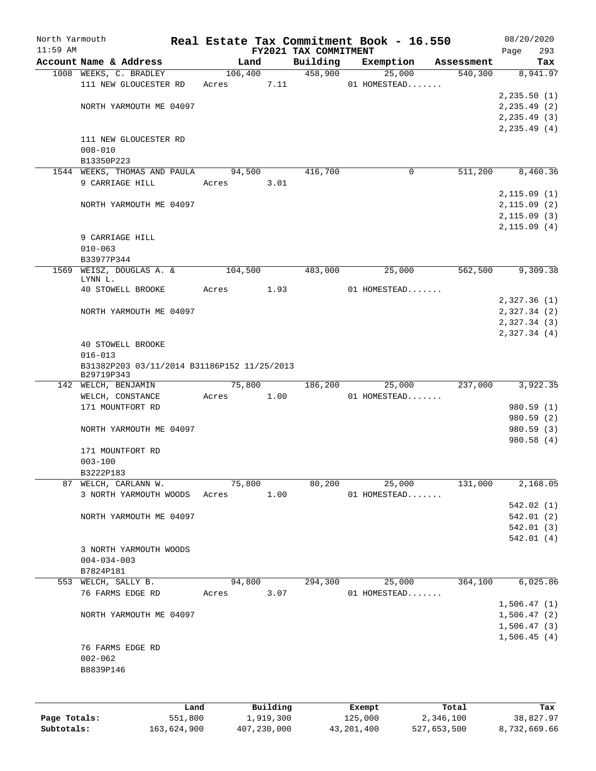North Yarmouth — Real Estate Tax Commitment Book - 16.550 — 08/20/2020
11:59 AM — FY2021 TAX COMMITMENT — Page 293

| Account Name & Address | Land | Building | Exemption | Assessment | Tax |
|---|---|---|---|---|---|
| 1008 WEEKS, C. BRADLEY | 106,400 | 458,900 | 25,000 | 540,300 | 8,941.97 |
| 111 NEW GLOUCESTER RD | Acres 7.11 | | 01 HOMESTEAD....... | | |
| | | | | | 2,235.50 (1) |
| NORTH YARMOUTH ME 04097 | | | | | 2,235.49 (2) |
| | | | | | 2,235.49 (3) |
| | | | | | 2,235.49 (4) |
| 111 NEW GLOUCESTER RD | | | | | |
| 008-010 | | | | | |
| B13350P223 | | | | | |
| 1544 WEEKS, THOMAS AND PAULA | 94,500 | 416,700 | 0 | 511,200 | 8,460.36 |
| 9 CARRIAGE HILL | Acres 3.01 | | | | |
| | | | | | 2,115.09 (1) |
| NORTH YARMOUTH ME 04097 | | | | | 2,115.09 (2) |
| | | | | | 2,115.09 (3) |
| | | | | | 2,115.09 (4) |
| 9 CARRIAGE HILL | | | | | |
| 010-063 | | | | | |
| B33977P344 | | | | | |
| 1569 WEISZ, DOUGLAS A. & LYNN L. | 104,500 | 483,000 | 25,000 | 562,500 | 9,309.38 |
| 40 STOWELL BROOKE | Acres 1.93 | | 01 HOMESTEAD....... | | |
| | | | | | 2,327.36 (1) |
| NORTH YARMOUTH ME 04097 | | | | | 2,327.34 (2) |
| | | | | | 2,327.34 (3) |
| | | | | | 2,327.34 (4) |
| 40 STOWELL BROOKE | | | | | |
| 016-013 | | | | | |
| B31382P203 03/11/2014 B31186P152 11/25/2013 B29719P343 | | | | | |
| 142 WELCH, BENJAMIN | 75,800 | 186,200 | 25,000 | 237,000 | 3,922.35 |
| WELCH, CONSTANCE | Acres 1.00 | | 01 HOMESTEAD....... | | |
| 171 MOUNTFORT RD | | | | | 980.59 (1) |
| | | | | | 980.59 (2) |
| NORTH YARMOUTH ME 04097 | | | | | 980.59 (3) |
| | | | | | 980.58 (4) |
| 171 MOUNTFORT RD | | | | | |
| 003-100 | | | | | |
| B3222P183 | | | | | |
| 87 WELCH, CARLANN W. | 75,800 | 80,200 | 25,000 | 131,000 | 2,168.05 |
| 3 NORTH YARMOUTH WOODS | Acres 1.00 | | 01 HOMESTEAD....... | | |
| | | | | | 542.02 (1) |
| NORTH YARMOUTH ME 04097 | | | | | 542.01 (2) |
| | | | | | 542.01 (3) |
| | | | | | 542.01 (4) |
| 3 NORTH YARMOUTH WOODS | | | | | |
| 004-034-003 | | | | | |
| B7824P181 | | | | | |
| 553 WELCH, SALLY B. | 94,800 | 294,300 | 25,000 | 364,100 | 6,025.86 |
| 76 FARMS EDGE RD | Acres 3.07 | | 01 HOMESTEAD....... | | |
| | | | | | 1,506.47 (1) |
| NORTH YARMOUTH ME 04097 | | | | | 1,506.47 (2) |
| | | | | | 1,506.47 (3) |
| | | | | | 1,506.45 (4) |
| 76 FARMS EDGE RD | | | | | |
| 002-062 | | | | | |
| B8839P146 | | | | | |

| | Land | Building | Exempt | Total | Tax |
|---|---|---|---|---|---|
| Page Totals: | 551,800 | 1,919,300 | 125,000 | 2,346,100 | 38,827.97 |
| Subtotals: | 163,624,900 | 407,230,000 | 43,201,400 | 527,653,500 | 8,732,669.66 |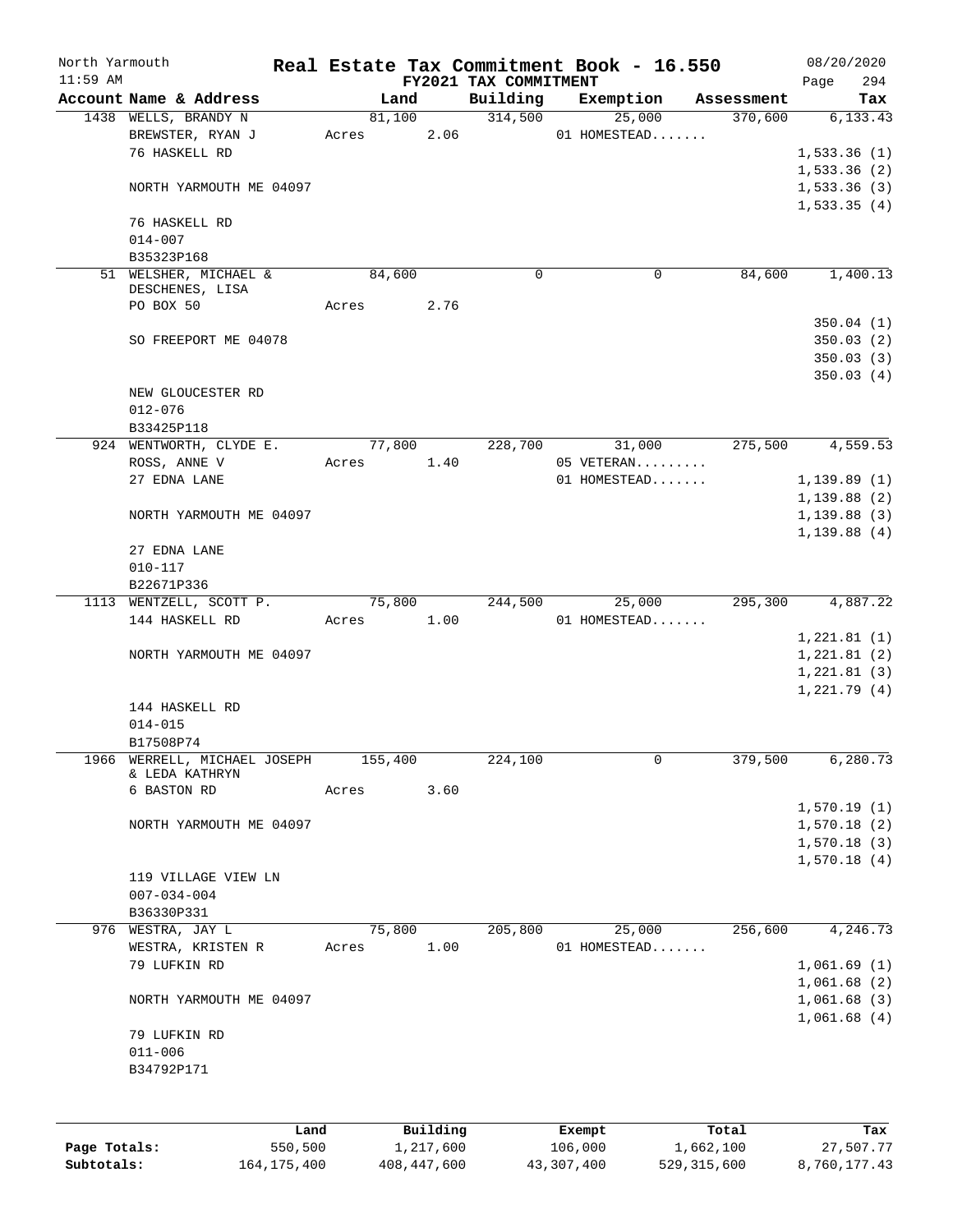North Yarmouth | Real Estate Tax Commitment Book - 16.550 | 08/20/2020
11:59 AM | FY2021 TAX COMMITMENT | Page 294

| Account Name & Address | Land | Building | Exemption | Assessment | Tax |
|---|---|---|---|---|---|
| 1438 WELLS, BRANDY N | 81,100 | 314,500 | 25,000 | 370,600 | 6,133.43 |
| BREWSTER, RYAN J | Acres 2.06 | | 01 HOMESTEAD....... | | |
| 76 HASKELL RD | | | | | 1,533.36 (1) |
| | | | | | 1,533.36 (2) |
| NORTH YARMOUTH ME 04097 | | | | | 1,533.36 (3) |
| | | | | | 1,533.35 (4) |
| 76 HASKELL RD | | | | | |
| 014-007 | | | | | |
| B35323P168 | | | | | |
| 51 WELSHER, MICHAEL & DESCHENES, LISA | 84,600 | 0 | 0 | 84,600 | 1,400.13 |
| PO BOX 50 | Acres 2.76 | | | | |
| | | | | | 350.04 (1) |
| SO FREEPORT ME 04078 | | | | | 350.03 (2) |
| | | | | | 350.03 (3) |
| | | | | | 350.03 (4) |
| NEW GLOUCESTER RD | | | | | |
| 012-076 | | | | | |
| B33425P118 | | | | | |
| 924 WENTWORTH, CLYDE E. | 77,800 | 228,700 | 31,000 | 275,500 | 4,559.53 |
| ROSS, ANNE V | Acres 1.40 | | 05 VETERAN......... | | |
| 27 EDNA LANE | | | 01 HOMESTEAD....... | | 1,139.89 (1) |
| | | | | | 1,139.88 (2) |
| NORTH YARMOUTH ME 04097 | | | | | 1,139.88 (3) |
| | | | | | 1,139.88 (4) |
| 27 EDNA LANE | | | | | |
| 010-117 | | | | | |
| B22671P336 | | | | | |
| 1113 WENTZELL, SCOTT P. | 75,800 | 244,500 | 25,000 | 295,300 | 4,887.22 |
| 144 HASKELL RD | Acres 1.00 | | 01 HOMESTEAD....... | | |
| | | | | | 1,221.81 (1) |
| NORTH YARMOUTH ME 04097 | | | | | 1,221.81 (2) |
| | | | | | 1,221.81 (3) |
| | | | | | 1,221.79 (4) |
| 144 HASKELL RD | | | | | |
| 014-015 | | | | | |
| B17508P74 | | | | | |
| 1966 WERRELL, MICHAEL JOSEPH & LEDA KATHRYN | 155,400 | 224,100 | 0 | 379,500 | 6,280.73 |
| 6 BASTON RD | Acres 3.60 | | | | |
| | | | | | 1,570.19 (1) |
| NORTH YARMOUTH ME 04097 | | | | | 1,570.18 (2) |
| | | | | | 1,570.18 (3) |
| | | | | | 1,570.18 (4) |
| 119 VILLAGE VIEW LN | | | | | |
| 007-034-004 | | | | | |
| B36330P331 | | | | | |
| 976 WESTRA, JAY L | 75,800 | 205,800 | 25,000 | 256,600 | 4,246.73 |
| WESTRA, KRISTEN R | Acres 1.00 | | 01 HOMESTEAD....... | | |
| 79 LUFKIN RD | | | | | 1,061.69 (1) |
| | | | | | 1,061.68 (2) |
| NORTH YARMOUTH ME 04097 | | | | | 1,061.68 (3) |
| | | | | | 1,061.68 (4) |
| 79 LUFKIN RD | | | | | |
| 011-006 | | | | | |
| B34792P171 | | | | | |

| | Land | Building | Exempt | Total | Tax |
|---|---|---|---|---|---|
| Page Totals: | 550,500 | 1,217,600 | 106,000 | 1,662,100 | 27,507.77 |
| Subtotals: | 164,175,400 | 408,447,600 | 43,307,400 | 529,315,600 | 8,760,177.43 |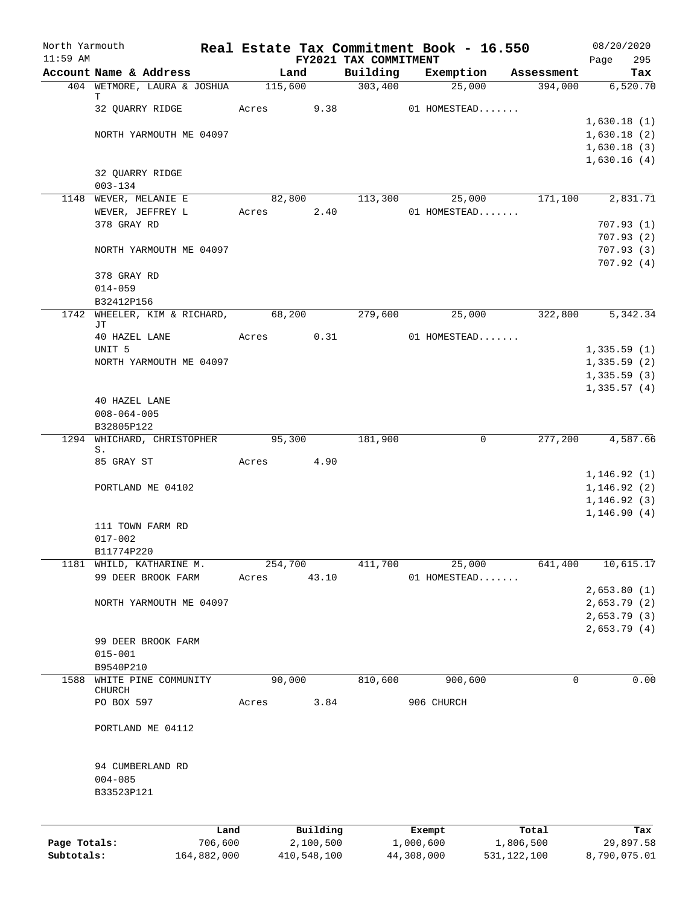North Yarmouth | Real Estate Tax Commitment Book - 16.550 | 08/20/2020
11:59 AM | FY2021 TAX COMMITMENT | Page 295

| Account Name & Address | Land | Building | Exemption | Assessment | Tax |
|---|---|---|---|---|---|
| 404 WETMORE, LAURA & JOSHUA T | 115,600 | 303,400 | 25,000 | 394,000 | 6,520.70 |
| 32 QUARRY RIDGE | Acres 9.38 | | 01 HOMESTEAD....... | | |
| | | | | | 1,630.18 (1) |
| NORTH YARMOUTH ME 04097 | | | | | 1,630.18 (2) |
| | | | | | 1,630.18 (3) |
| | | | | | 1,630.16 (4) |
| 32 QUARRY RIDGE | | | | | |
| 003-134 | | | | | |
| 1148 WEVER, MELANIE E | 82,800 | 113,300 | 25,000 | 171,100 | 2,831.71 |
| WEVER, JEFFREY L | Acres 2.40 | | 01 HOMESTEAD....... | | |
| 378 GRAY RD | | | | | 707.93 (1) |
| | | | | | 707.93 (2) |
| NORTH YARMOUTH ME 04097 | | | | | 707.93 (3) |
| | | | | | 707.92 (4) |
| 378 GRAY RD | | | | | |
| 014-059 | | | | | |
| B32412P156 | | | | | |
| 1742 WHEELER, KIM & RICHARD, JT | 68,200 | 279,600 | 25,000 | 322,800 | 5,342.34 |
| 40 HAZEL LANE | Acres 0.31 | | 01 HOMESTEAD....... | | |
| UNIT 5 | | | | | 1,335.59 (1) |
| NORTH YARMOUTH ME 04097 | | | | | 1,335.59 (2) |
| | | | | | 1,335.59 (3) |
| | | | | | 1,335.57 (4) |
| 40 HAZEL LANE | | | | | |
| 008-064-005 | | | | | |
| B32805P122 | | | | | |
| 1294 WHICHARD, CHRISTOPHER S. | 95,300 | 181,900 | 0 | 277,200 | 4,587.66 |
| 85 GRAY ST | Acres 4.90 | | | | |
| | | | | | 1,146.92 (1) |
| PORTLAND ME 04102 | | | | | 1,146.92 (2) |
| | | | | | 1,146.92 (3) |
| | | | | | 1,146.90 (4) |
| 111 TOWN FARM RD | | | | | |
| 017-002 | | | | | |
| B11774P220 | | | | | |
| 1181 WHILD, KATHARINE M. | 254,700 | 411,700 | 25,000 | 641,400 | 10,615.17 |
| 99 DEER BROOK FARM | Acres 43.10 | | 01 HOMESTEAD....... | | |
| | | | | | 2,653.80 (1) |
| NORTH YARMOUTH ME 04097 | | | | | 2,653.79 (2) |
| | | | | | 2,653.79 (3) |
| | | | | | 2,653.79 (4) |
| 99 DEER BROOK FARM | | | | | |
| 015-001 | | | | | |
| B9540P210 | | | | | |
| 1588 WHITE PINE COMMUNITY CHURCH | 90,000 | 810,600 | 900,600 | 0 | 0.00 |
| PO BOX 597 | Acres 3.84 | | 906 CHURCH | | |
| PORTLAND ME 04112 | | | | | |
| 94 CUMBERLAND RD | | | | | |
| 004-085 | | | | | |
| B33523P121 | | | | | |

| | Land | Building | Exempt | Total | Tax |
|---|---|---|---|---|---|
| Page Totals: | 706,600 | 2,100,500 | 1,000,600 | 1,806,500 | 29,897.58 |
| Subtotals: | 164,882,000 | 410,548,100 | 44,308,000 | 531,122,100 | 8,790,075.01 |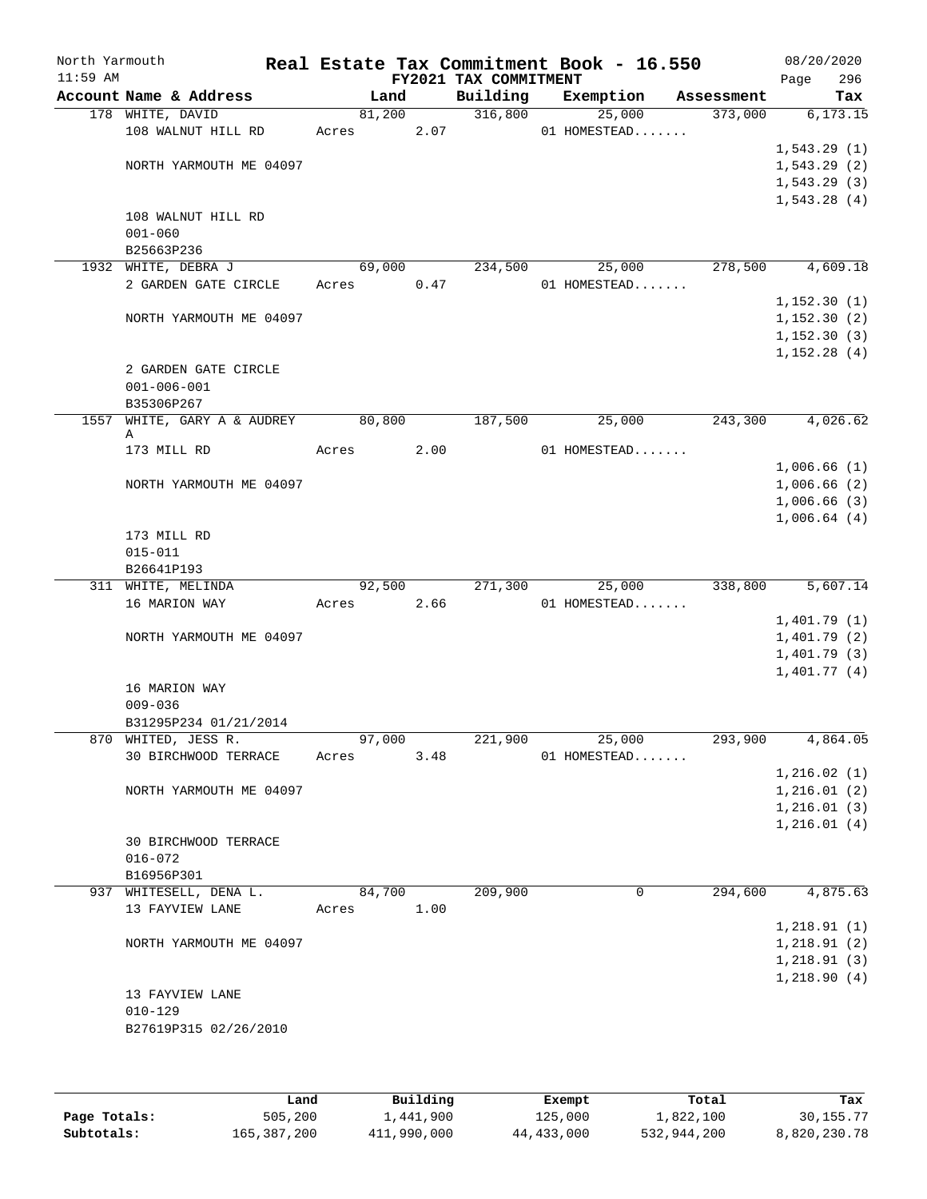North Yarmouth | 11:59 AM

# Real Estate Tax Commitment Book - 16.550

## FY2021 TAX COMMITMENT

08/20/2020

| Account Name & Address | Land | Building | Exemption | Assessment | Tax |
|---|---|---|---|---|---|
| 178 WHITE, DAVID | 81,200 | 316,800 | 25,000 | 373,000 | 6,173.15 |
| 108 WALNUT HILL RD | Acres 2.07 | | 01 HOMESTEAD....... | | |
| | | | | | 1,543.29 (1) |
| NORTH YARMOUTH ME 04097 | | | | | 1,543.29 (2) |
| | | | | | 1,543.29 (3) |
| | | | | | 1,543.28 (4) |
| 108 WALNUT HILL RD | | | | | |
| 001-060 | | | | | |
| B25663P236 | | | | | |
| 1932 WHITE, DEBRA J | 69,000 | 234,500 | 25,000 | 278,500 | 4,609.18 |
| 2 GARDEN GATE CIRCLE | Acres 0.47 | | 01 HOMESTEAD....... | | |
| | | | | | 1,152.30 (1) |
| NORTH YARMOUTH ME 04097 | | | | | 1,152.30 (2) |
| | | | | | 1,152.30 (3) |
| | | | | | 1,152.28 (4) |
| 2 GARDEN GATE CIRCLE | | | | | |
| 001-006-001 | | | | | |
| B35306P267 | | | | | |
| 1557 WHITE, GARY A & AUDREY A | 80,800 | 187,500 | 25,000 | 243,300 | 4,026.62 |
| 173 MILL RD | Acres 2.00 | | 01 HOMESTEAD....... | | |
| | | | | | 1,006.66 (1) |
| NORTH YARMOUTH ME 04097 | | | | | 1,006.66 (2) |
| | | | | | 1,006.66 (3) |
| | | | | | 1,006.64 (4) |
| 173 MILL RD | | | | | |
| 015-011 | | | | | |
| B26641P193 | | | | | |
| 311 WHITE, MELINDA | 92,500 | 271,300 | 25,000 | 338,800 | 5,607.14 |
| 16 MARION WAY | Acres 2.66 | | 01 HOMESTEAD....... | | |
| | | | | | 1,401.79 (1) |
| NORTH YARMOUTH ME 04097 | | | | | 1,401.79 (2) |
| | | | | | 1,401.79 (3) |
| | | | | | 1,401.77 (4) |
| 16 MARION WAY | | | | | |
| 009-036 | | | | | |
| B31295P234 01/21/2014 | | | | | |
| 870 WHITED, JESS R. | 97,000 | 221,900 | 25,000 | 293,900 | 4,864.05 |
| 30 BIRCHWOOD TERRACE | Acres 3.48 | | 01 HOMESTEAD....... | | |
| | | | | | 1,216.02 (1) |
| NORTH YARMOUTH ME 04097 | | | | | 1,216.01 (2) |
| | | | | | 1,216.01 (3) |
| | | | | | 1,216.01 (4) |
| 30 BIRCHWOOD TERRACE | | | | | |
| 016-072 | | | | | |
| B16956P301 | | | | | |
| 937 WHITESELL, DENA L. | 84,700 | 209,900 | 0 | 294,600 | 4,875.63 |
| 13 FAYVIEW LANE | Acres 1.00 | | | | |
| | | | | | 1,218.91 (1) |
| NORTH YARMOUTH ME 04097 | | | | | 1,218.91 (2) |
| | | | | | 1,218.91 (3) |
| | | | | | 1,218.90 (4) |
| 13 FAYVIEW LANE | | | | | |
| 010-129 | | | | | |
| B27619P315 02/26/2010 | | | | | |

| | Land | Building | Exempt | Total | Tax |
|---|---|---|---|---|---|
| Page Totals: | 505,200 | 1,441,900 | 125,000 | 1,822,100 | 30,155.77 |
| Subtotals: | 165,387,200 | 411,990,000 | 44,433,000 | 532,944,200 | 8,820,230.78 |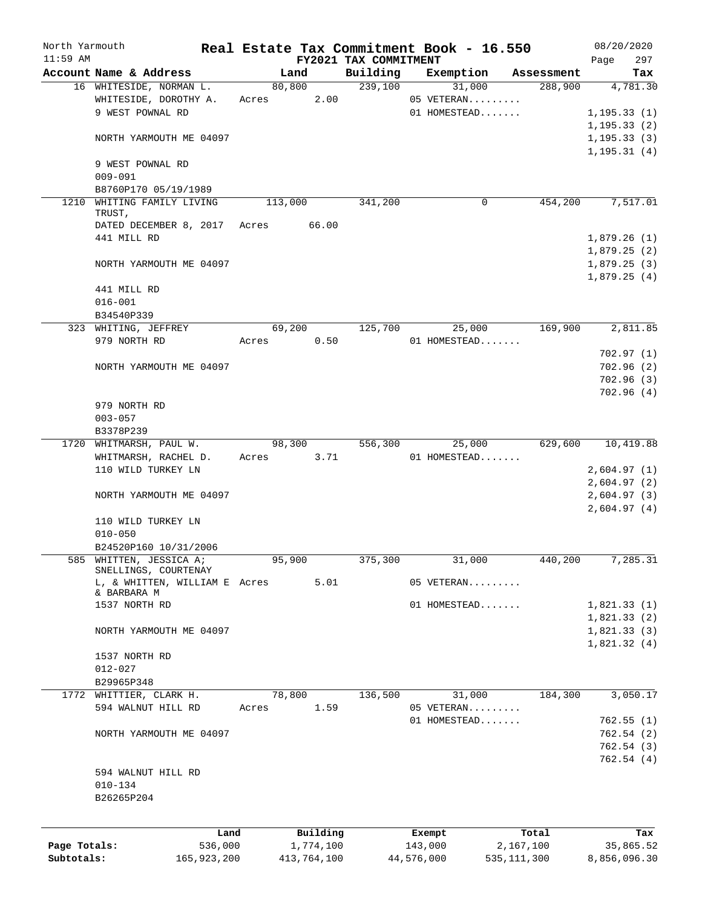North Yarmouth — Real Estate Tax Commitment Book - 16.550 — 08/20/2020
11:59 AM — FY2021 TAX COMMITMENT — Page 297

| Account Name & Address | Land | Building | Exemption | Assessment | Tax |
|---|---|---|---|---|---|
| 16 WHITESIDE, NORMAN L. | 80,800 | 239,100 | 31,000 | 288,900 | 4,781.30 |
| WHITESIDE, DOROTHY A. | Acres 2.00 | | 05 VETERAN......... | | |
| 9 WEST POWNAL RD | | | 01 HOMESTEAD....... | | 1,195.33 (1) |
| | | | | | 1,195.33 (2) |
| NORTH YARMOUTH ME 04097 | | | | | 1,195.33 (3) |
| | | | | | 1,195.31 (4) |
| 9 WEST POWNAL RD | | | | | |
| 009-091 | | | | | |
| B8760P170 05/19/1989 | | | | | |
| 1210 WHITING FAMILY LIVING TRUST, | 113,000 | 341,200 | 0 | 454,200 | 7,517.01 |
| DATED DECEMBER 8, 2017 | Acres 66.00 | | | | |
| 441 MILL RD | | | | | 1,879.26 (1) |
| | | | | | 1,879.25 (2) |
| NORTH YARMOUTH ME 04097 | | | | | 1,879.25 (3) |
| | | | | | 1,879.25 (4) |
| 441 MILL RD | | | | | |
| 016-001 | | | | | |
| B34540P339 | | | | | |
| 323 WHITING, JEFFREY | 69,200 | 125,700 | 25,000 | 169,900 | 2,811.85 |
| 979 NORTH RD | Acres 0.50 | | 01 HOMESTEAD....... | | |
| | | | | | 702.97 (1) |
| NORTH YARMOUTH ME 04097 | | | | | 702.96 (2) |
| | | | | | 702.96 (3) |
| | | | | | 702.96 (4) |
| 979 NORTH RD | | | | | |
| 003-057 | | | | | |
| B3378P239 | | | | | |
| 1720 WHITMARSH, PAUL W. | 98,300 | 556,300 | 25,000 | 629,600 | 10,419.88 |
| WHITMARSH, RACHEL D. | Acres 3.71 | | 01 HOMESTEAD....... | | |
| 110 WILD TURKEY LN | | | | | 2,604.97 (1) |
| | | | | | 2,604.97 (2) |
| NORTH YARMOUTH ME 04097 | | | | | 2,604.97 (3) |
| | | | | | 2,604.97 (4) |
| 110 WILD TURKEY LN | | | | | |
| 010-050 | | | | | |
| B24520P160 10/31/2006 | | | | | |
| 585 WHITTEN, JESSICA A; SNELLINGS, COURTENAY | 95,900 | 375,300 | 31,000 | 440,200 | 7,285.31 |
| L, & WHITTEN, WILLIAM E & BARBARA M | Acres 5.01 | | 05 VETERAN......... | | |
| 1537 NORTH RD | | | 01 HOMESTEAD....... | | 1,821.33 (1) |
| | | | | | 1,821.33 (2) |
| NORTH YARMOUTH ME 04097 | | | | | 1,821.33 (3) |
| | | | | | 1,821.32 (4) |
| 1537 NORTH RD | | | | | |
| 012-027 | | | | | |
| B29965P348 | | | | | |
| 1772 WHITTIER, CLARK H. | 78,800 | 136,500 | 31,000 | 184,300 | 3,050.17 |
| 594 WALNUT HILL RD | Acres 1.59 | | 05 VETERAN......... | | |
| | | | 01 HOMESTEAD....... | | 762.55 (1) |
| NORTH YARMOUTH ME 04097 | | | | | 762.54 (2) |
| | | | | | 762.54 (3) |
| | | | | | 762.54 (4) |
| 594 WALNUT HILL RD | | | | | |
| 010-134 | | | | | |
| B26265P204 | | | | | |

| | Land | Building | Exempt | Total | Tax |
|---|---|---|---|---|---|
| Page Totals: | 536,000 | 1,774,100 | 143,000 | 2,167,100 | 35,865.52 |
| Subtotals: | 165,923,200 | 413,764,100 | 44,576,000 | 535,111,300 | 8,856,096.30 |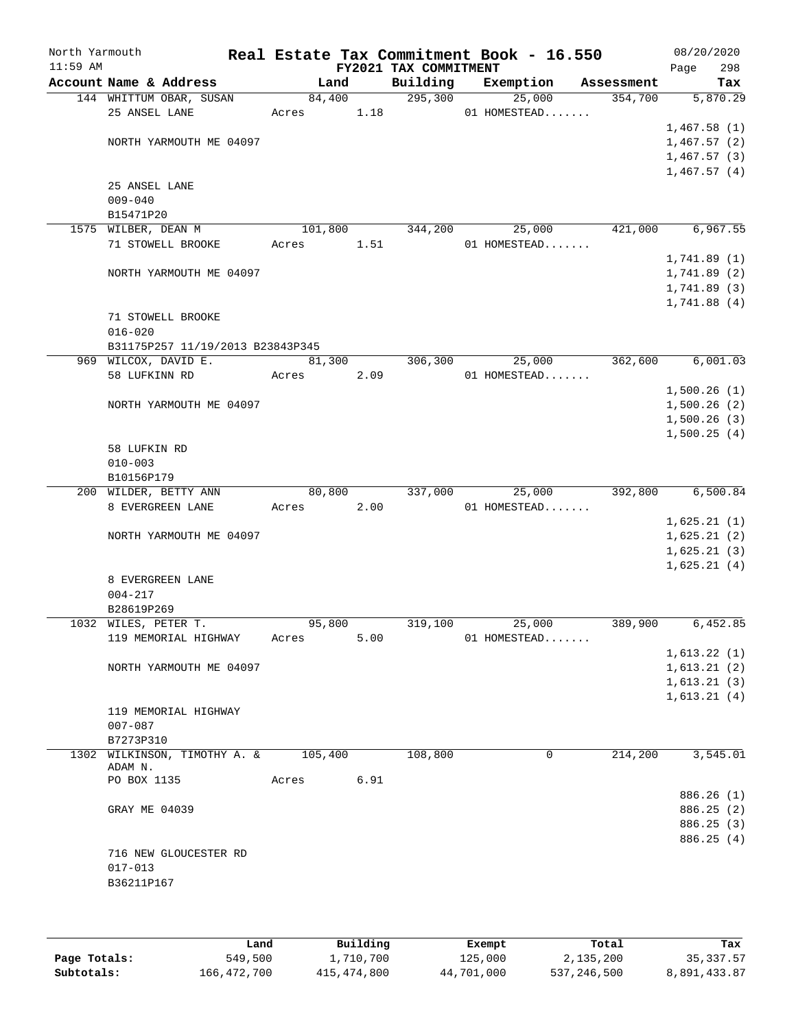North Yarmouth | | Real Estate Tax Commitment Book - 16.550 | 08/20/2020
11:59 AM | | FY2021 TAX COMMITMENT | Page 298

| Account Name & Address | Land | Building | Exemption | Assessment | Tax |
|---|---|---|---|---|---|
| 144 WHITTUM OBAR, SUSAN | 84,400 | 295,300 | 25,000 | 354,700 | 5,870.29 |
| 25 ANSEL LANE | Acres 1.18 | | 01 HOMESTEAD....... | | |
| | | | | | 1,467.58 (1) |
| NORTH YARMOUTH ME 04097 | | | | | 1,467.57 (2) |
| | | | | | 1,467.57 (3) |
| | | | | | 1,467.57 (4) |
| 25 ANSEL LANE | | | | | |
| 009-040 | | | | | |
| B15471P20 | | | | | |
| 1575 WILBER, DEAN M | 101,800 | 344,200 | 25,000 | 421,000 | 6,967.55 |
| 71 STOWELL BROOKE | Acres 1.51 | | 01 HOMESTEAD....... | | |
| | | | | | 1,741.89 (1) |
| NORTH YARMOUTH ME 04097 | | | | | 1,741.89 (2) |
| | | | | | 1,741.89 (3) |
| | | | | | 1,741.88 (4) |
| 71 STOWELL BROOKE | | | | | |
| 016-020 | | | | | |
| B31175P257 11/19/2013 B23843P345 | | | | | |
| 969 WILCOX, DAVID E. | 81,300 | 306,300 | 25,000 | 362,600 | 6,001.03 |
| 58 LUFKINN RD | Acres 2.09 | | 01 HOMESTEAD....... | | |
| | | | | | 1,500.26 (1) |
| NORTH YARMOUTH ME 04097 | | | | | 1,500.26 (2) |
| | | | | | 1,500.26 (3) |
| | | | | | 1,500.25 (4) |
| 58 LUFKIN RD | | | | | |
| 010-003 | | | | | |
| B10156P179 | | | | | |
| 200 WILDER, BETTY ANN | 80,800 | 337,000 | 25,000 | 392,800 | 6,500.84 |
| 8 EVERGREEN LANE | Acres 2.00 | | 01 HOMESTEAD....... | | |
| | | | | | 1,625.21 (1) |
| NORTH YARMOUTH ME 04097 | | | | | 1,625.21 (2) |
| | | | | | 1,625.21 (3) |
| | | | | | 1,625.21 (4) |
| 8 EVERGREEN LANE | | | | | |
| 004-217 | | | | | |
| B28619P269 | | | | | |
| 1032 WILES, PETER T. | 95,800 | 319,100 | 25,000 | 389,900 | 6,452.85 |
| 119 MEMORIAL HIGHWAY | Acres 5.00 | | 01 HOMESTEAD....... | | |
| | | | | | 1,613.22 (1) |
| NORTH YARMOUTH ME 04097 | | | | | 1,613.21 (2) |
| | | | | | 1,613.21 (3) |
| | | | | | 1,613.21 (4) |
| 119 MEMORIAL HIGHWAY | | | | | |
| 007-087 | | | | | |
| B7273P310 | | | | | |
| 1302 WILKINSON, TIMOTHY A. & ADAM N. | 105,400 | 108,800 | 0 | 214,200 | 3,545.01 |
| PO BOX 1135 | Acres 6.91 | | | | |
| | | | | | 886.26 (1) |
| GRAY ME 04039 | | | | | 886.25 (2) |
| | | | | | 886.25 (3) |
| | | | | | 886.25 (4) |
| 716 NEW GLOUCESTER RD | | | | | |
| 017-013 | | | | | |
| B36211P167 | | | | | |

| | Land | Building | Exempt | Total | Tax |
|---|---|---|---|---|---|
| Page Totals: | 549,500 | 1,710,700 | 125,000 | 2,135,200 | 35,337.57 |
| Subtotals: | 166,472,700 | 415,474,800 | 44,701,000 | 537,246,500 | 8,891,433.87 |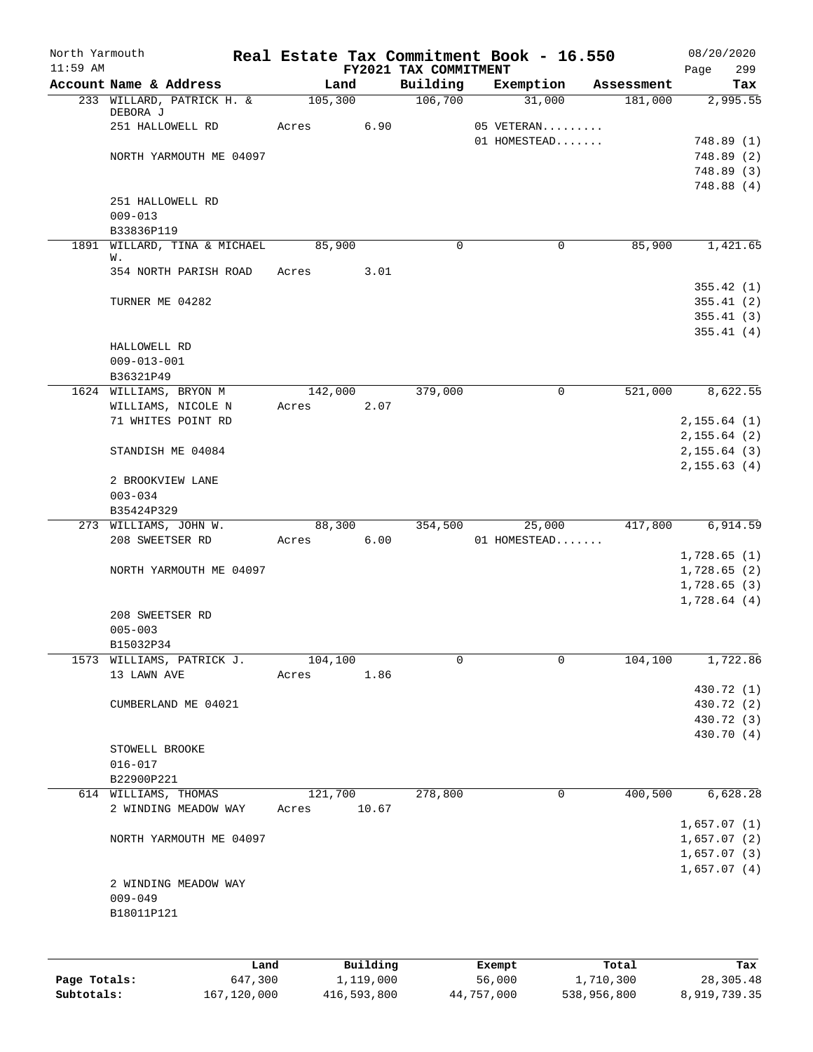North Yarmouth — Real Estate Tax Commitment Book - 16.550 — 08/20/2020
11:59 AM — FY2021 TAX COMMITMENT

| Account Name & Address | Land | Building | Exemption | Assessment | Tax |
|---|---|---|---|---|---|
| 233 WILLARD, PATRICK H. & DEBORA J | 105,300 | 106,700 | 31,000 | 181,000 | 2,995.55 |
| 251 HALLOWELL RD | Acres 6.90 | | 05 VETERAN......... | | |
| | | | 01 HOMESTEAD....... | | 748.89 (1) |
| NORTH YARMOUTH ME 04097 | | | | | 748.89 (2) |
| | | | | | 748.89 (3) |
| | | | | | 748.88 (4) |
| 251 HALLOWELL RD | | | | | |
| 009-013 | | | | | |
| B33836P119 | | | | | |
| 1891 WILLARD, TINA & MICHAEL W. | 85,900 | 0 | 0 | 85,900 | 1,421.65 |
| 354 NORTH PARISH ROAD | Acres 3.01 | | | | |
| | | | | | 355.42 (1) |
| TURNER ME 04282 | | | | | 355.41 (2) |
| | | | | | 355.41 (3) |
| | | | | | 355.41 (4) |
| HALLOWELL RD | | | | | |
| 009-013-001 | | | | | |
| B36321P49 | | | | | |
| 1624 WILLIAMS, BRYON M | 142,000 | 379,000 | 0 | 521,000 | 8,622.55 |
| WILLIAMS, NICOLE N | Acres 2.07 | | | | |
| 71 WHITES POINT RD | | | | | 2,155.64 (1) |
| | | | | | 2,155.64 (2) |
| STANDISH ME 04084 | | | | | 2,155.64 (3) |
| | | | | | 2,155.63 (4) |
| 2 BROOKVIEW LANE | | | | | |
| 003-034 | | | | | |
| B35424P329 | | | | | |
| 273 WILLIAMS, JOHN W. | 88,300 | 354,500 | 25,000 | 417,800 | 6,914.59 |
| 208 SWEETSER RD | Acres 6.00 | | 01 HOMESTEAD....... | | |
| | | | | | 1,728.65 (1) |
| NORTH YARMOUTH ME 04097 | | | | | 1,728.65 (2) |
| | | | | | 1,728.65 (3) |
| | | | | | 1,728.64 (4) |
| 208 SWEETSER RD | | | | | |
| 005-003 | | | | | |
| B15032P34 | | | | | |
| 1573 WILLIAMS, PATRICK J. | 104,100 | 0 | 0 | 104,100 | 1,722.86 |
| 13 LAWN AVE | Acres 1.86 | | | | |
| | | | | | 430.72 (1) |
| CUMBERLAND ME 04021 | | | | | 430.72 (2) |
| | | | | | 430.72 (3) |
| | | | | | 430.70 (4) |
| STOWELL BROOKE | | | | | |
| 016-017 | | | | | |
| B22900P221 | | | | | |
| 614 WILLIAMS, THOMAS | 121,700 | 278,800 | 0 | 400,500 | 6,628.28 |
| 2 WINDING MEADOW WAY | Acres 10.67 | | | | |
| | | | | | 1,657.07 (1) |
| NORTH YARMOUTH ME 04097 | | | | | 1,657.07 (2) |
| | | | | | 1,657.07 (3) |
| | | | | | 1,657.07 (4) |
| 2 WINDING MEADOW WAY | | | | | |
| 009-049 | | | | | |
| B18011P121 | | | | | |

| | Land | Building | Exempt | Total | Tax |
|---|---|---|---|---|---|
| Page Totals: | 647,300 | 1,119,000 | 56,000 | 1,710,300 | 28,305.48 |
| Subtotals: | 167,120,000 | 416,593,800 | 44,757,000 | 538,956,800 | 8,919,739.35 |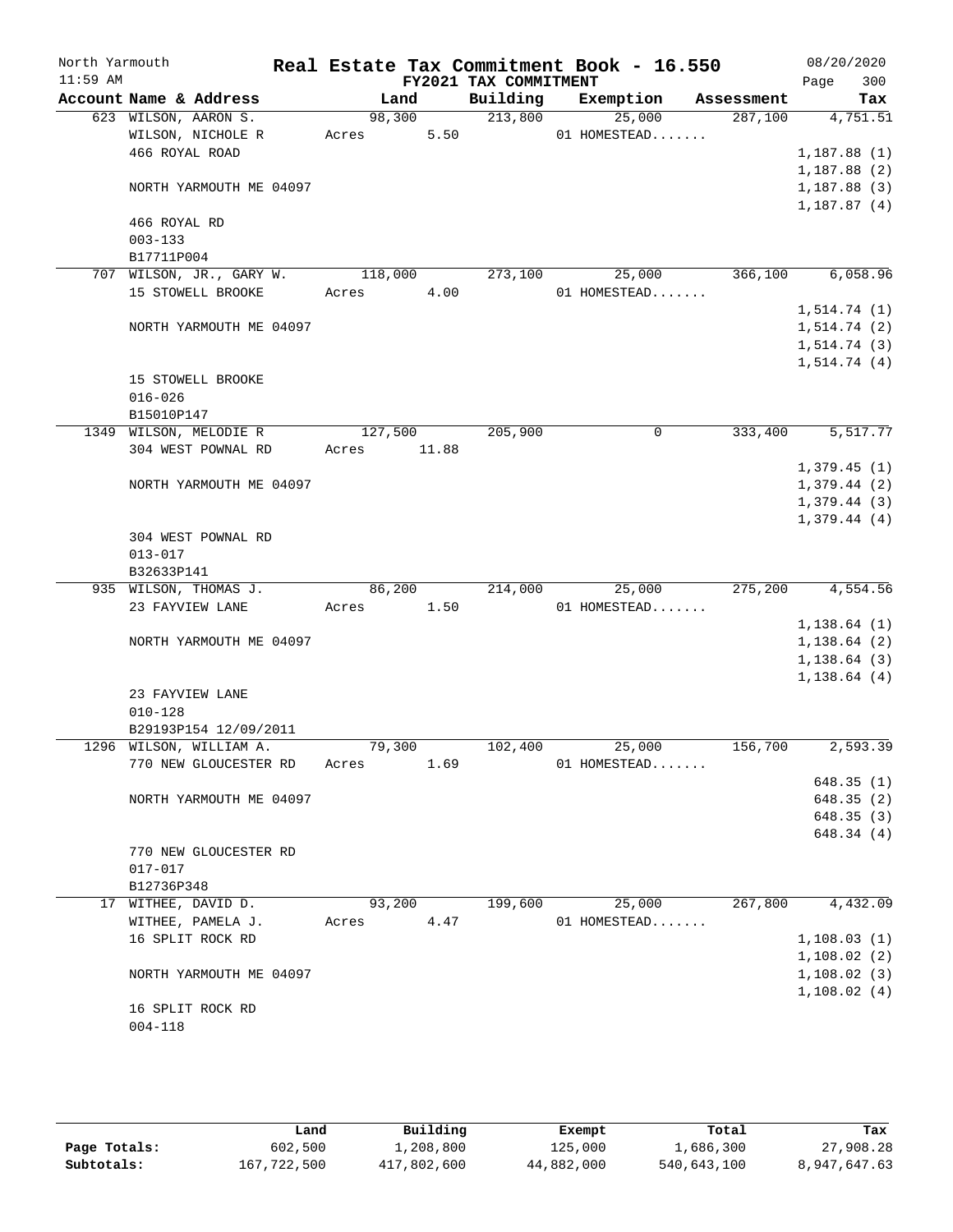North Yarmouth — Real Estate Tax Commitment Book - 16.550 — 08/20/2020
11:59 AM — FY2021 TAX COMMITMENT — Page 300

| Account Name & Address | Land | Building | Exemption | Assessment | Tax |
|---|---|---|---|---|---|
| 623 WILSON, AARON S. | 98,300 | 213,800 | 25,000 | 287,100 | 4,751.51 |
| WILSON, NICHOLE R | Acres 5.50 | | 01 HOMESTEAD....... | | |
| 466 ROYAL ROAD | | | | | 1,187.88 (1) |
| | | | | | 1,187.88 (2) |
| NORTH YARMOUTH ME 04097 | | | | | 1,187.88 (3) |
| | | | | | 1,187.87 (4) |
| 466 ROYAL RD | | | | | |
| 003-133 | | | | | |
| B17711P004 | | | | | |
| 707 WILSON, JR., GARY W. | 118,000 | 273,100 | 25,000 | 366,100 | 6,058.96 |
| 15 STOWELL BROOKE | Acres 4.00 | | 01 HOMESTEAD....... | | |
| | | | | | 1,514.74 (1) |
| NORTH YARMOUTH ME 04097 | | | | | 1,514.74 (2) |
| | | | | | 1,514.74 (3) |
| | | | | | 1,514.74 (4) |
| 15 STOWELL BROOKE | | | | | |
| 016-026 | | | | | |
| B15010P147 | | | | | |
| 1349 WILSON, MELODIE R | 127,500 | 205,900 | 0 | 333,400 | 5,517.77 |
| 304 WEST POWNAL RD | Acres 11.88 | | | | |
| | | | | | 1,379.45 (1) |
| NORTH YARMOUTH ME 04097 | | | | | 1,379.44 (2) |
| | | | | | 1,379.44 (3) |
| | | | | | 1,379.44 (4) |
| 304 WEST POWNAL RD | | | | | |
| 013-017 | | | | | |
| B32633P141 | | | | | |
| 935 WILSON, THOMAS J. | 86,200 | 214,000 | 25,000 | 275,200 | 4,554.56 |
| 23 FAYVIEW LANE | Acres 1.50 | | 01 HOMESTEAD....... | | |
| | | | | | 1,138.64 (1) |
| NORTH YARMOUTH ME 04097 | | | | | 1,138.64 (2) |
| | | | | | 1,138.64 (3) |
| | | | | | 1,138.64 (4) |
| 23 FAYVIEW LANE | | | | | |
| 010-128 | | | | | |
| B29193P154 12/09/2011 | | | | | |
| 1296 WILSON, WILLIAM A. | 79,300 | 102,400 | 25,000 | 156,700 | 2,593.39 |
| 770 NEW GLOUCESTER RD | Acres 1.69 | | 01 HOMESTEAD....... | | |
| | | | | | 648.35 (1) |
| NORTH YARMOUTH ME 04097 | | | | | 648.35 (2) |
| | | | | | 648.35 (3) |
| | | | | | 648.34 (4) |
| 770 NEW GLOUCESTER RD | | | | | |
| 017-017 | | | | | |
| B12736P348 | | | | | |
| 17 WITHEE, DAVID D. | 93,200 | 199,600 | 25,000 | 267,800 | 4,432.09 |
| WITHEE, PAMELA J. | Acres 4.47 | | 01 HOMESTEAD....... | | |
| 16 SPLIT ROCK RD | | | | | 1,108.03 (1) |
| | | | | | 1,108.02 (2) |
| NORTH YARMOUTH ME 04097 | | | | | 1,108.02 (3) |
| | | | | | 1,108.02 (4) |
| 16 SPLIT ROCK RD | | | | | |
| 004-118 | | | | | |

| | Land | Building | Exempt | Total | Tax |
|---|---|---|---|---|---|
| Page Totals: | 602,500 | 1,208,800 | 125,000 | 1,686,300 | 27,908.28 |
| Subtotals: | 167,722,500 | 417,802,600 | 44,882,000 | 540,643,100 | 8,947,647.63 |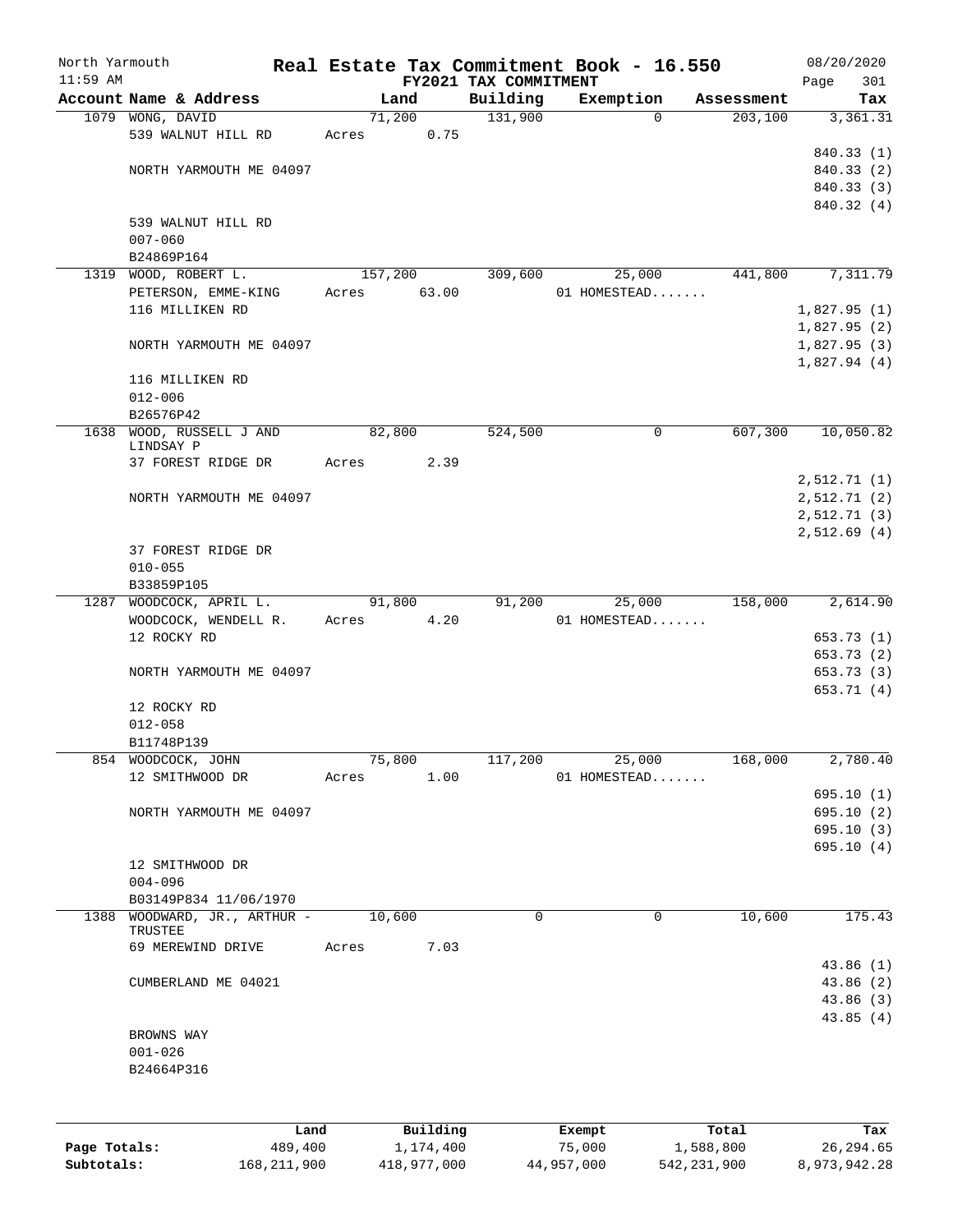North Yarmouth | Real Estate Tax Commitment Book - 16.550 | 08/20/2020
11:59 AM | FY2021 TAX COMMITMENT | Page 301

| Account Name & Address | Land | Building | Exemption | Assessment | Tax |
|---|---|---|---|---|---|
| 1079 WONG, DAVID | 71,200 | 131,900 | 0 | 203,100 | 3,361.31 |
| 539 WALNUT HILL RD | Acres 0.75 | | | | |
| | | | | | 840.33 (1) |
| NORTH YARMOUTH ME 04097 | | | | | 840.33 (2) |
| | | | | | 840.33 (3) |
| | | | | | 840.32 (4) |
| 539 WALNUT HILL RD | | | | | |
| 007-060 | | | | | |
| B24869P164 | | | | | |
| 1319 WOOD, ROBERT L. | 157,200 | 309,600 | 25,000 | 441,800 | 7,311.79 |
| PETERSON, EMME-KING | Acres 63.00 | | 01 HOMESTEAD....... | | |
| 116 MILLIKEN RD | | | | | 1,827.95 (1) |
| | | | | | 1,827.95 (2) |
| NORTH YARMOUTH ME 04097 | | | | | 1,827.95 (3) |
| | | | | | 1,827.94 (4) |
| 116 MILLIKEN RD | | | | | |
| 012-006 | | | | | |
| B26576P42 | | | | | |
| 1638 WOOD, RUSSELL J AND LINDSAY P | 82,800 | 524,500 | 0 | 607,300 | 10,050.82 |
| 37 FOREST RIDGE DR | Acres 2.39 | | | | |
| | | | | | 2,512.71 (1) |
| NORTH YARMOUTH ME 04097 | | | | | 2,512.71 (2) |
| | | | | | 2,512.71 (3) |
| | | | | | 2,512.69 (4) |
| 37 FOREST RIDGE DR | | | | | |
| 010-055 | | | | | |
| B33859P105 | | | | | |
| 1287 WOODCOCK, APRIL L. | 91,800 | 91,200 | 25,000 | 158,000 | 2,614.90 |
| WOODCOCK, WENDELL R. | Acres 4.20 | | 01 HOMESTEAD....... | | |
| 12 ROCKY RD | | | | | 653.73 (1) |
| | | | | | 653.73 (2) |
| NORTH YARMOUTH ME 04097 | | | | | 653.73 (3) |
| | | | | | 653.71 (4) |
| 12 ROCKY RD | | | | | |
| 012-058 | | | | | |
| B11748P139 | | | | | |
| 854 WOODCOCK, JOHN | 75,800 | 117,200 | 25,000 | 168,000 | 2,780.40 |
| 12 SMITHWOOD DR | Acres 1.00 | | 01 HOMESTEAD....... | | |
| | | | | | 695.10 (1) |
| NORTH YARMOUTH ME 04097 | | | | | 695.10 (2) |
| | | | | | 695.10 (3) |
| | | | | | 695.10 (4) |
| 12 SMITHWOOD DR | | | | | |
| 004-096 | | | | | |
| B03149P834 11/06/1970 | | | | | |
| 1388 WOODWARD, JR., ARTHUR - TRUSTEE | 10,600 | 0 | 0 | 10,600 | 175.43 |
| 69 MEREWIND DRIVE | Acres 7.03 | | | | |
| | | | | | 43.86 (1) |
| CUMBERLAND ME 04021 | | | | | 43.86 (2) |
| | | | | | 43.86 (3) |
| | | | | | 43.85 (4) |
| BROWNS WAY | | | | | |
| 001-026 | | | | | |
| B24664P316 | | | | | |

| | Land | Building | Exempt | Total | Tax |
|---|---|---|---|---|---|
| Page Totals: | 489,400 | 1,174,400 | 75,000 | 1,588,800 | 26,294.65 |
| Subtotals: | 168,211,900 | 418,977,000 | 44,957,000 | 542,231,900 | 8,973,942.28 |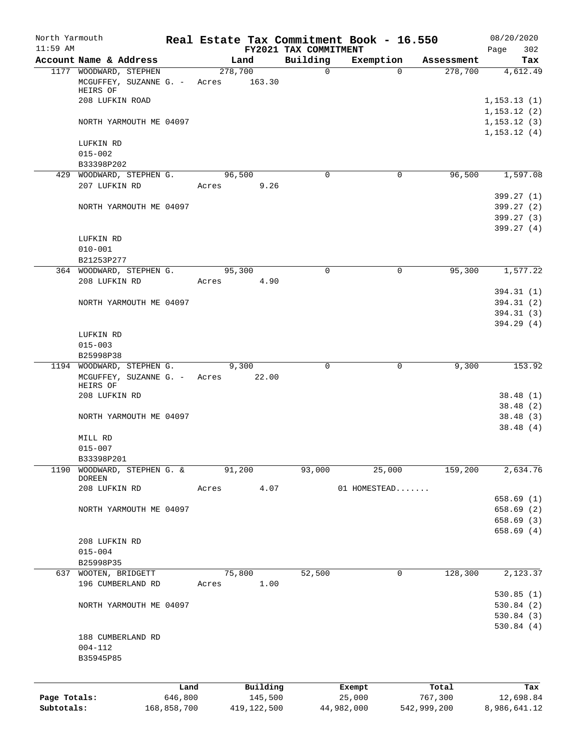North Yarmouth — Real Estate Tax Commitment Book - 16.550 — FY2021 TAX COMMITMENT — 08/20/2020 11:59 AM

| Account | Name & Address | Land | Building | Exemption | Assessment | Tax |
|---|---|---|---|---|---|---|
| 1177 | WOODWARD, STEPHEN | 278,700 | 0 | 0 | 278,700 | 4,612.49 |
| | MCGUFFEY, SUZANNE G. - HEIRS OF | Acres 163.30 | | | | |
| | 208 LUFKIN ROAD | | | | | 1,153.13 (1) |
| | | | | | | 1,153.12 (2) |
| | NORTH YARMOUTH ME 04097 | | | | | 1,153.12 (3) |
| | | | | | | 1,153.12 (4) |
| | LUFKIN RD | | | | | |
| | 015-002 | | | | | |
| | B33398P202 | | | | | |
| 429 | WOODWARD, STEPHEN G. | 96,500 | 0 | 0 | 96,500 | 1,597.08 |
| | 207 LUFKIN RD | Acres 9.26 | | | | |
| | | | | | | 399.27 (1) |
| | NORTH YARMOUTH ME 04097 | | | | | 399.27 (2) |
| | | | | | | 399.27 (3) |
| | | | | | | 399.27 (4) |
| | LUFKIN RD | | | | | |
| | 010-001 | | | | | |
| | B21253P277 | | | | | |
| 364 | WOODWARD, STEPHEN G. | 95,300 | 0 | 0 | 95,300 | 1,577.22 |
| | 208 LUFKIN RD | Acres 4.90 | | | | |
| | | | | | | 394.31 (1) |
| | NORTH YARMOUTH ME 04097 | | | | | 394.31 (2) |
| | | | | | | 394.31 (3) |
| | | | | | | 394.29 (4) |
| | LUFKIN RD | | | | | |
| | 015-003 | | | | | |
| | B25998P38 | | | | | |
| 1194 | WOODWARD, STEPHEN G. | 9,300 | 0 | 0 | 9,300 | 153.92 |
| | MCGUFFEY, SUZANNE G. - HEIRS OF | Acres 22.00 | | | | |
| | 208 LUFKIN RD | | | | | 38.48 (1) |
| | | | | | | 38.48 (2) |
| | NORTH YARMOUTH ME 04097 | | | | | 38.48 (3) |
| | | | | | | 38.48 (4) |
| | MILL RD | | | | | |
| | 015-007 | | | | | |
| | B33398P201 | | | | | |
| 1190 | WOODWARD, STEPHEN G. & DOREEN | 91,200 | 93,000 | 25,000 | 159,200 | 2,634.76 |
| | 208 LUFKIN RD | Acres 4.07 | | 01 HOMESTEAD....... | | |
| | | | | | | 658.69 (1) |
| | NORTH YARMOUTH ME 04097 | | | | | 658.69 (2) |
| | | | | | | 658.69 (3) |
| | | | | | | 658.69 (4) |
| | 208 LUFKIN RD | | | | | |
| | 015-004 | | | | | |
| | B25998P35 | | | | | |
| 637 | WOOTEN, BRIDGETT | 75,800 | 52,500 | 0 | 128,300 | 2,123.37 |
| | 196 CUMBERLAND RD | Acres 1.00 | | | | |
| | | | | | | 530.85 (1) |
| | NORTH YARMOUTH ME 04097 | | | | | 530.84 (2) |
| | | | | | | 530.84 (3) |
| | | | | | | 530.84 (4) |
| | 188 CUMBERLAND RD | | | | | |
| | 004-112 | | | | | |
| | B35945P85 | | | | | |

| | Land | Building | Exempt | Total | Tax |
|---|---|---|---|---|---|
| Page Totals: | 646,800 | 145,500 | 25,000 | 767,300 | 12,698.84 |
| Subtotals: | 168,858,700 | 419,122,500 | 44,982,000 | 542,999,200 | 8,986,641.12 |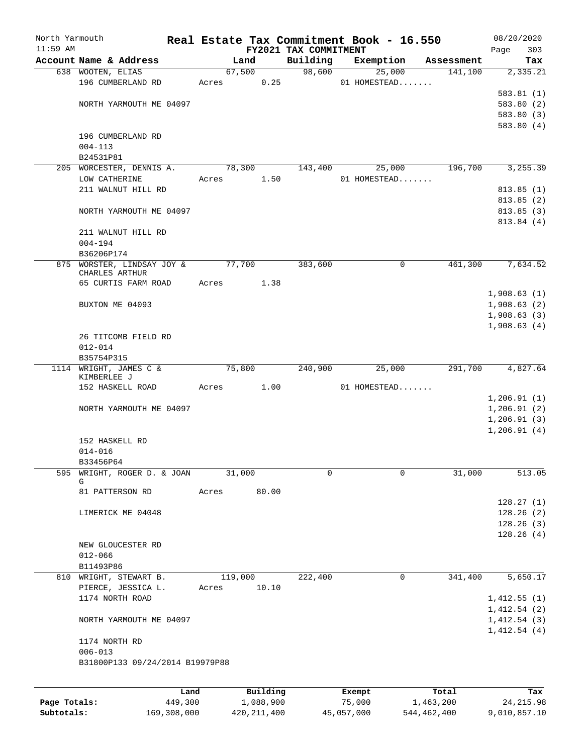North Yarmouth | 11:59 AM

# Real Estate Tax Commitment Book - 16.550

## FY2021 TAX COMMITMENT

08/20/2020 | Page 303

| Account Name & Address | Land | Building | Exemption | Assessment | Tax |
|---|---|---|---|---|---|
| 638 WOOTEN, ELIAS | 67,500 | 98,600 | 25,000 | 141,100 | 2,335.21 |
| 196 CUMBERLAND RD | Acres 0.25 | | 01 HOMESTEAD....... | | |
| | | | | | 583.81 (1) |
| NORTH YARMOUTH ME 04097 | | | | | 583.80 (2) |
| | | | | | 583.80 (3) |
| | | | | | 583.80 (4) |
| 196 CUMBERLAND RD | | | | | |
| 004-113 | | | | | |
| B24531P81 | | | | | |
| 205 WORCESTER, DENNIS A. | 78,300 | 143,400 | 25,000 | 196,700 | 3,255.39 |
| LOW CATHERINE | Acres 1.50 | | 01 HOMESTEAD....... | | |
| 211 WALNUT HILL RD | | | | | 813.85 (1) |
| | | | | | 813.85 (2) |
| NORTH YARMOUTH ME 04097 | | | | | 813.85 (3) |
| | | | | | 813.84 (4) |
| 211 WALNUT HILL RD | | | | | |
| 004-194 | | | | | |
| B36206P174 | | | | | |
| 875 WORSTER, LINDSAY JOY & CHARLES ARTHUR | 77,700 | 383,600 | 0 | 461,300 | 7,634.52 |
| 65 CURTIS FARM ROAD | Acres 1.38 | | | | |
| | | | | | 1,908.63 (1) |
| BUXTON ME 04093 | | | | | 1,908.63 (2) |
| | | | | | 1,908.63 (3) |
| | | | | | 1,908.63 (4) |
| 26 TITCOMB FIELD RD | | | | | |
| 012-014 | | | | | |
| B35754P315 | | | | | |
| 1114 WRIGHT, JAMES C & KIMBERLEE J | 75,800 | 240,900 | 25,000 | 291,700 | 4,827.64 |
| 152 HASKELL ROAD | Acres 1.00 | | 01 HOMESTEAD....... | | |
| | | | | | 1,206.91 (1) |
| NORTH YARMOUTH ME 04097 | | | | | 1,206.91 (2) |
| | | | | | 1,206.91 (3) |
| | | | | | 1,206.91 (4) |
| 152 HASKELL RD | | | | | |
| 014-016 | | | | | |
| B33456P64 | | | | | |
| 595 WRIGHT, ROGER D. & JOAN G | 31,000 | 0 | 0 | 31,000 | 513.05 |
| 81 PATTERSON RD | Acres 80.00 | | | | |
| | | | | | 128.27 (1) |
| LIMERICK ME 04048 | | | | | 128.26 (2) |
| | | | | | 128.26 (3) |
| | | | | | 128.26 (4) |
| NEW GLOUCESTER RD | | | | | |
| 012-066 | | | | | |
| B11493P86 | | | | | |
| 810 WRIGHT, STEWART B. | 119,000 | 222,400 | 0 | 341,400 | 5,650.17 |
| PIERCE, JESSICA L. | Acres 10.10 | | | | |
| 1174 NORTH ROAD | | | | | 1,412.55 (1) |
| | | | | | 1,412.54 (2) |
| NORTH YARMOUTH ME 04097 | | | | | 1,412.54 (3) |
| | | | | | 1,412.54 (4) |
| 1174 NORTH RD | | | | | |
| 006-013 | | | | | |
| B31800P133 09/24/2014 B19979P88 | | | | | |

| | Land | Building | Exempt | Total | Tax |
|---|---|---|---|---|---|
| Page Totals: | 449,300 | 1,088,900 | 75,000 | 1,463,200 | 24,215.98 |
| Subtotals: | 169,308,000 | 420,211,400 | 45,057,000 | 544,462,400 | 9,010,857.10 |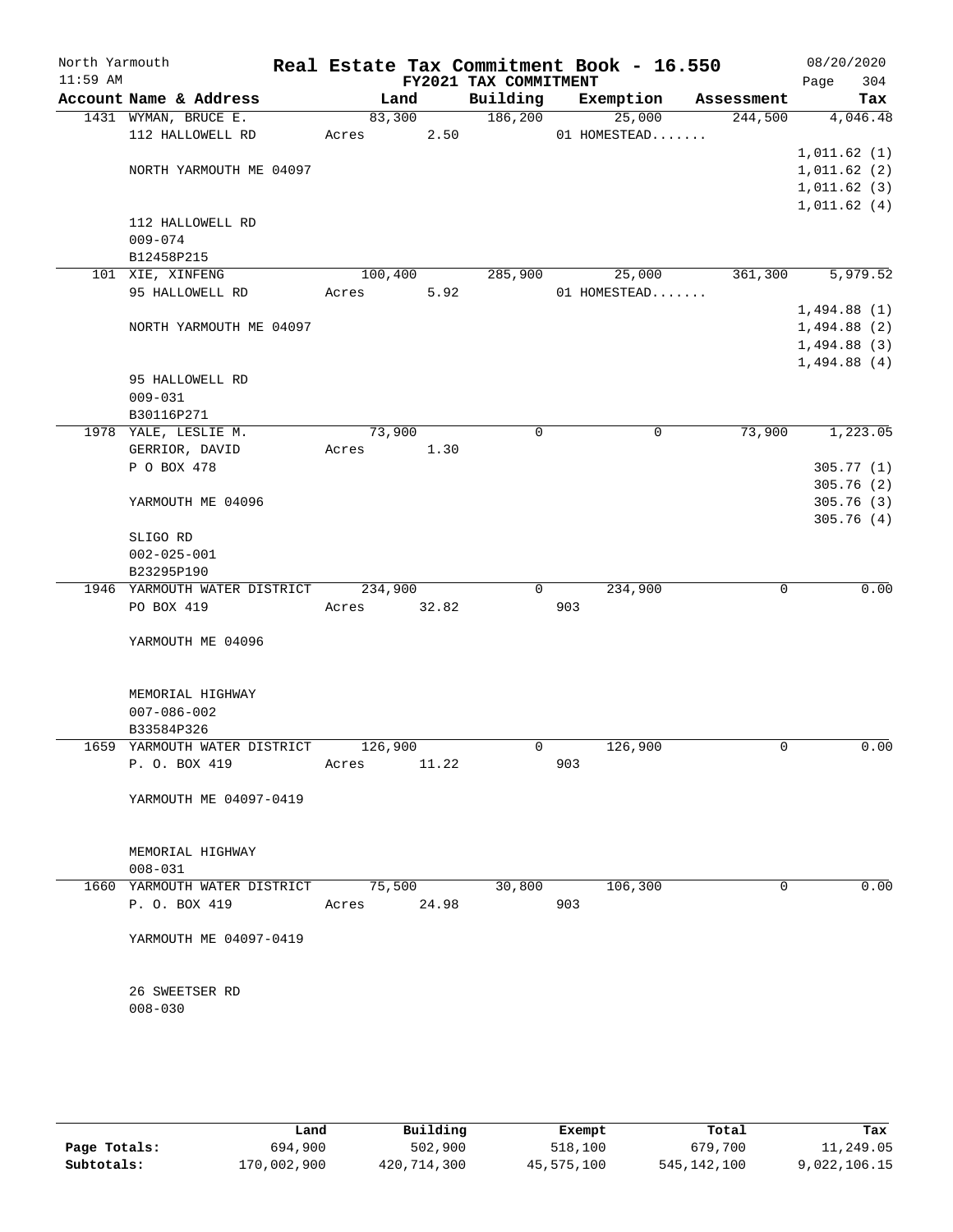North Yarmouth
11:59 AM

# Real Estate Tax Commitment Book - 16.550

FY2021 TAX COMMITMENT

08/20/2020

| Account Name & Address | Land | Building | Exemption | Assessment | Tax |
|---|---|---|---|---|---|
| 1431 WYMAN, BRUCE E. | 83,300 | 186,200 | 25,000 | 244,500 | 4,046.48 |
| 112 HALLOWELL RD | Acres 2.50 | | 01 HOMESTEAD....... | | |
| | | | | | 1,011.62 (1) |
| NORTH YARMOUTH ME 04097 | | | | | 1,011.62 (2) |
| | | | | | 1,011.62 (3) |
| | | | | | 1,011.62 (4) |
| 112 HALLOWELL RD | | | | | |
| 009-074 | | | | | |
| B12458P215 | | | | | |
| 101 XIE, XINFENG | 100,400 | 285,900 | 25,000 | 361,300 | 5,979.52 |
| 95 HALLOWELL RD | Acres 5.92 | | 01 HOMESTEAD....... | | |
| | | | | | 1,494.88 (1) |
| NORTH YARMOUTH ME 04097 | | | | | 1,494.88 (2) |
| | | | | | 1,494.88 (3) |
| | | | | | 1,494.88 (4) |
| 95 HALLOWELL RD | | | | | |
| 009-031 | | | | | |
| B30116P271 | | | | | |
| 1978 YALE, LESLIE M. | 73,900 | 0 | 0 | 73,900 | 1,223.05 |
| GERRIOR, DAVID | Acres 1.30 | | | | |
| P O BOX 478 | | | | | 305.77 (1) |
| | | | | | 305.76 (2) |
| YARMOUTH ME 04096 | | | | | 305.76 (3) |
| | | | | | 305.76 (4) |
| SLIGO RD | | | | | |
| 002-025-001 | | | | | |
| B23295P190 | | | | | |
| 1946 YARMOUTH WATER DISTRICT | 234,900 | 0 | 234,900 | 0 | 0.00 |
| PO BOX 419 | Acres 32.82 | | 903 | | |
| YARMOUTH ME 04096 | | | | | |
| MEMORIAL HIGHWAY | | | | | |
| 007-086-002 | | | | | |
| B33584P326 | | | | | |
| 1659 YARMOUTH WATER DISTRICT | 126,900 | 0 | 126,900 | 0 | 0.00 |
| P. O. BOX 419 | Acres 11.22 | | 903 | | |
| YARMOUTH ME 04097-0419 | | | | | |
| MEMORIAL HIGHWAY | | | | | |
| 008-031 | | | | | |
| 1660 YARMOUTH WATER DISTRICT | 75,500 | 30,800 | 106,300 | 0 | 0.00 |
| P. O. BOX 419 | Acres 24.98 | | 903 | | |
| YARMOUTH ME 04097-0419 | | | | | |
| 26 SWEETSER RD | | | | | |
| 008-030 | | | | | |

| | Land | Building | Exempt | Total | Tax |
|---|---|---|---|---|---|
| Page Totals: | 694,900 | 502,900 | 518,100 | 679,700 | 11,249.05 |
| Subtotals: | 170,002,900 | 420,714,300 | 45,575,100 | 545,142,100 | 9,022,106.15 |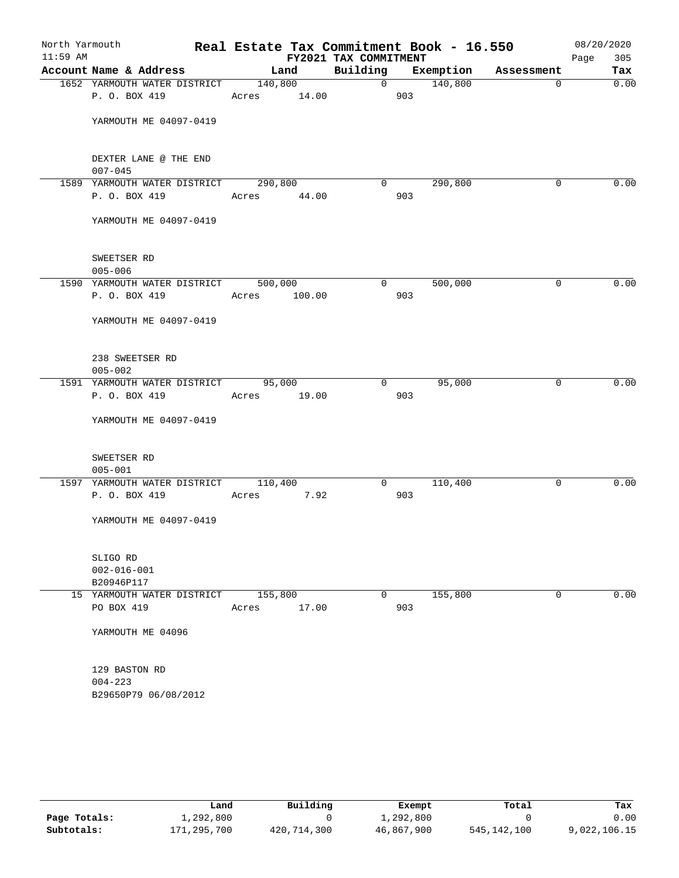North Yarmouth — **Real Estate Tax Commitment Book - 16.550** — 08/20/2020
11:59 AM — FY2021 TAX COMMITMENT

| Account | Name & Address | Land | Building | Exemption | Assessment | Tax |
|---|---|---|---|---|---|---|
| 1652 | YARMOUTH WATER DISTRICT<br>P. O. BOX 419<br>YARMOUTH ME 04097-0419<br><br>DEXTER LANE @ THE END<br>007-045 | 140,800<br>Acres 14.00 | 0 | 140,800<br>903 | 0 | 0.00 |
| 1589 | YARMOUTH WATER DISTRICT<br>P. O. BOX 419<br>YARMOUTH ME 04097-0419<br><br>SWEETSER RD<br>005-006 | 290,800<br>Acres 44.00 | 0 | 290,800<br>903 | 0 | 0.00 |
| 1590 | YARMOUTH WATER DISTRICT<br>P. O. BOX 419<br>YARMOUTH ME 04097-0419<br><br>238 SWEETSER RD<br>005-002 | 500,000<br>Acres 100.00 | 0 | 500,000<br>903 | 0 | 0.00 |
| 1591 | YARMOUTH WATER DISTRICT<br>P. O. BOX 419<br>YARMOUTH ME 04097-0419<br><br>SWEETSER RD<br>005-001 | 95,000<br>Acres 19.00 | 0 | 95,000<br>903 | 0 | 0.00 |
| 1597 | YARMOUTH WATER DISTRICT<br>P. O. BOX 419<br>YARMOUTH ME 04097-0419<br><br>SLIGO RD<br>002-016-001<br>B20946P117 | 110,400<br>Acres 7.92 | 0 | 110,400<br>903 | 0 | 0.00 |
| 15 | YARMOUTH WATER DISTRICT<br>PO BOX 419<br>YARMOUTH ME 04096<br><br>129 BASTON RD<br>004-223<br>B29650P79 06/08/2012 | 155,800<br>Acres 17.00 | 0 | 155,800<br>903 | 0 | 0.00 |

| | Land | Building | Exempt | Total | Tax |
|---|---|---|---|---|---|
| **Page Totals:** | 1,292,800 | 0 | 1,292,800 | 0 | 0.00 |
| **Subtotals:** | 171,295,700 | 420,714,300 | 46,867,900 | 545,142,100 | 9,022,106.15 |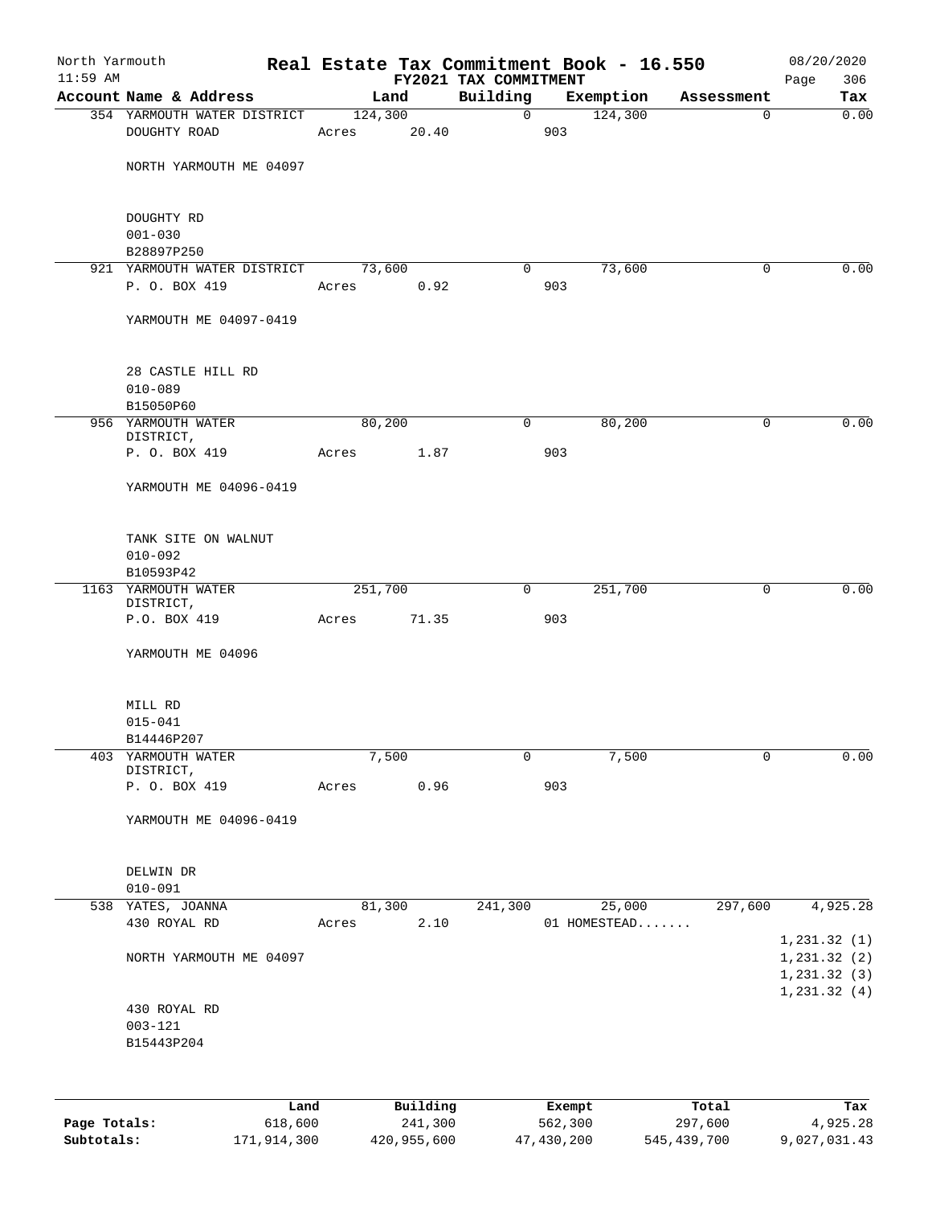North Yarmouth 11:59 AM

# Real Estate Tax Commitment Book - 16.550

FY2021 TAX COMMITMENT

08/20/2020

| Account Name & Address | Land | Building | Exemption | Assessment | Tax |
|---|---|---|---|---|---|
| 354 YARMOUTH WATER DISTRICT | 124,300 | 0 | 124,300 | 0 | 0.00 |
| DOUGHTY ROAD | Acres 20.40 | | 903 | | |
| NORTH YARMOUTH ME 04097 | | | | | |
| DOUGHTY RD | | | | | |
| 001-030 | | | | | |
| B28897P250 | | | | | |
| 921 YARMOUTH WATER DISTRICT | 73,600 | 0 | 73,600 | 0 | 0.00 |
| P. O. BOX 419 | Acres 0.92 | | 903 | | |
| YARMOUTH ME 04097-0419 | | | | | |
| 28 CASTLE HILL RD | | | | | |
| 010-089 | | | | | |
| B15050P60 | | | | | |
| 956 YARMOUTH WATER DISTRICT, | 80,200 | 0 | 80,200 | 0 | 0.00 |
| P. O. BOX 419 | Acres 1.87 | | 903 | | |
| YARMOUTH ME 04096-0419 | | | | | |
| TANK SITE ON WALNUT | | | | | |
| 010-092 | | | | | |
| B10593P42 | | | | | |
| 1163 YARMOUTH WATER DISTRICT, | 251,700 | 0 | 251,700 | 0 | 0.00 |
| P.O. BOX 419 | Acres 71.35 | | 903 | | |
| YARMOUTH ME 04096 | | | | | |
| MILL RD | | | | | |
| 015-041 | | | | | |
| B14446P207 | | | | | |
| 403 YARMOUTH WATER DISTRICT, | 7,500 | 0 | 7,500 | 0 | 0.00 |
| P. O. BOX 419 | Acres 0.96 | | 903 | | |
| YARMOUTH ME 04096-0419 | | | | | |
| DELWIN DR | | | | | |
| 010-091 | | | | | |
| 538 YATES, JOANNA | 81,300 | 241,300 | 25,000 | 297,600 | 4,925.28 |
| 430 ROYAL RD | Acres 2.10 | | 01 HOMESTEAD....... | | |
| | | | | | 1,231.32 (1) |
| NORTH YARMOUTH ME 04097 | | | | | 1,231.32 (2) |
| | | | | | 1,231.32 (3) |
| | | | | | 1,231.32 (4) |
| 430 ROYAL RD | | | | | |
| 003-121 | | | | | |
| B15443P204 | | | | | |

| | Land | Building | Exempt | Total | Tax |
|---|---|---|---|---|---|
| Page Totals: | 618,600 | 241,300 | 562,300 | 297,600 | 4,925.28 |
| Subtotals: | 171,914,300 | 420,955,600 | 47,430,200 | 545,439,700 | 9,027,031.43 |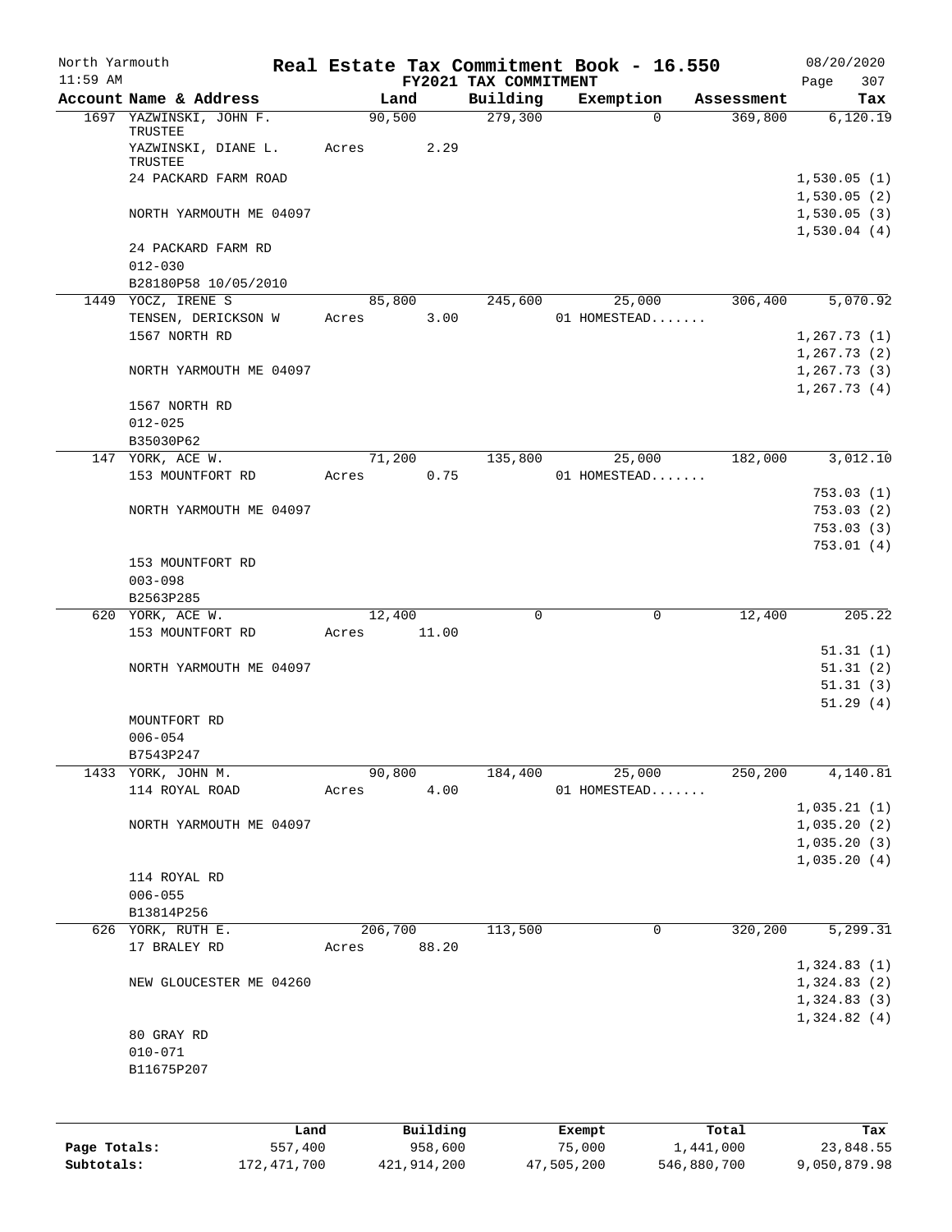North Yarmouth | Real Estate Tax Commitment Book - 16.550 | 08/20/2020
11:59 AM | FY2021 TAX COMMITMENT | Page 307

| Account Name & Address | Land | Building | Exemption | Assessment | Tax |
|---|---|---|---|---|---|
| 1697 YAZWINSKI, JOHN F. TRUSTEE | 90,500 | 279,300 | 0 | 369,800 | 6,120.19 |
| YAZWINSKI, DIANE L. TRUSTEE | Acres 2.29 | | | | |
| 24 PACKARD FARM ROAD | | | | | 1,530.05 (1) |
| | | | | | 1,530.05 (2) |
| NORTH YARMOUTH ME 04097 | | | | | 1,530.05 (3) |
| | | | | | 1,530.04 (4) |
| 24 PACKARD FARM RD | | | | | |
| 012-030 | | | | | |
| B28180P58 10/05/2010 | | | | | |
| 1449 YOCZ, IRENE S | 85,800 | 245,600 | 25,000 | 306,400 | 5,070.92 |
| TENSEN, DERICKSON W | Acres 3.00 | | 01 HOMESTEAD....... | | |
| 1567 NORTH RD | | | | | 1,267.73 (1) |
| | | | | | 1,267.73 (2) |
| NORTH YARMOUTH ME 04097 | | | | | 1,267.73 (3) |
| | | | | | 1,267.73 (4) |
| 1567 NORTH RD | | | | | |
| 012-025 | | | | | |
| B35030P62 | | | | | |
| 147 YORK, ACE W. | 71,200 | 135,800 | 25,000 | 182,000 | 3,012.10 |
| 153 MOUNTFORT RD | Acres 0.75 | | 01 HOMESTEAD....... | | |
| | | | | | 753.03 (1) |
| NORTH YARMOUTH ME 04097 | | | | | 753.03 (2) |
| | | | | | 753.03 (3) |
| | | | | | 753.01 (4) |
| 153 MOUNTFORT RD | | | | | |
| 003-098 | | | | | |
| B2563P285 | | | | | |
| 620 YORK, ACE W. | 12,400 | 0 | 0 | 12,400 | 205.22 |
| 153 MOUNTFORT RD | Acres 11.00 | | | | |
| | | | | | 51.31 (1) |
| NORTH YARMOUTH ME 04097 | | | | | 51.31 (2) |
| | | | | | 51.31 (3) |
| | | | | | 51.29 (4) |
| MOUNTFORT RD | | | | | |
| 006-054 | | | | | |
| B7543P247 | | | | | |
| 1433 YORK, JOHN M. | 90,800 | 184,400 | 25,000 | 250,200 | 4,140.81 |
| 114 ROYAL ROAD | Acres 4.00 | | 01 HOMESTEAD....... | | |
| | | | | | 1,035.21 (1) |
| NORTH YARMOUTH ME 04097 | | | | | 1,035.20 (2) |
| | | | | | 1,035.20 (3) |
| | | | | | 1,035.20 (4) |
| 114 ROYAL RD | | | | | |
| 006-055 | | | | | |
| B13814P256 | | | | | |
| 626 YORK, RUTH E. | 206,700 | 113,500 | 0 | 320,200 | 5,299.31 |
| 17 BRALEY RD | Acres 88.20 | | | | |
| | | | | | 1,324.83 (1) |
| NEW GLOUCESTER ME 04260 | | | | | 1,324.83 (2) |
| | | | | | 1,324.83 (3) |
| | | | | | 1,324.82 (4) |
| 80 GRAY RD | | | | | |
| 010-071 | | | | | |
| B11675P207 | | | | | |

| | Land | Building | Exempt | Total | Tax |
|---|---|---|---|---|---|
| Page Totals: | 557,400 | 958,600 | 75,000 | 1,441,000 | 23,848.55 |
| Subtotals: | 172,471,700 | 421,914,200 | 47,505,200 | 546,880,700 | 9,050,879.98 |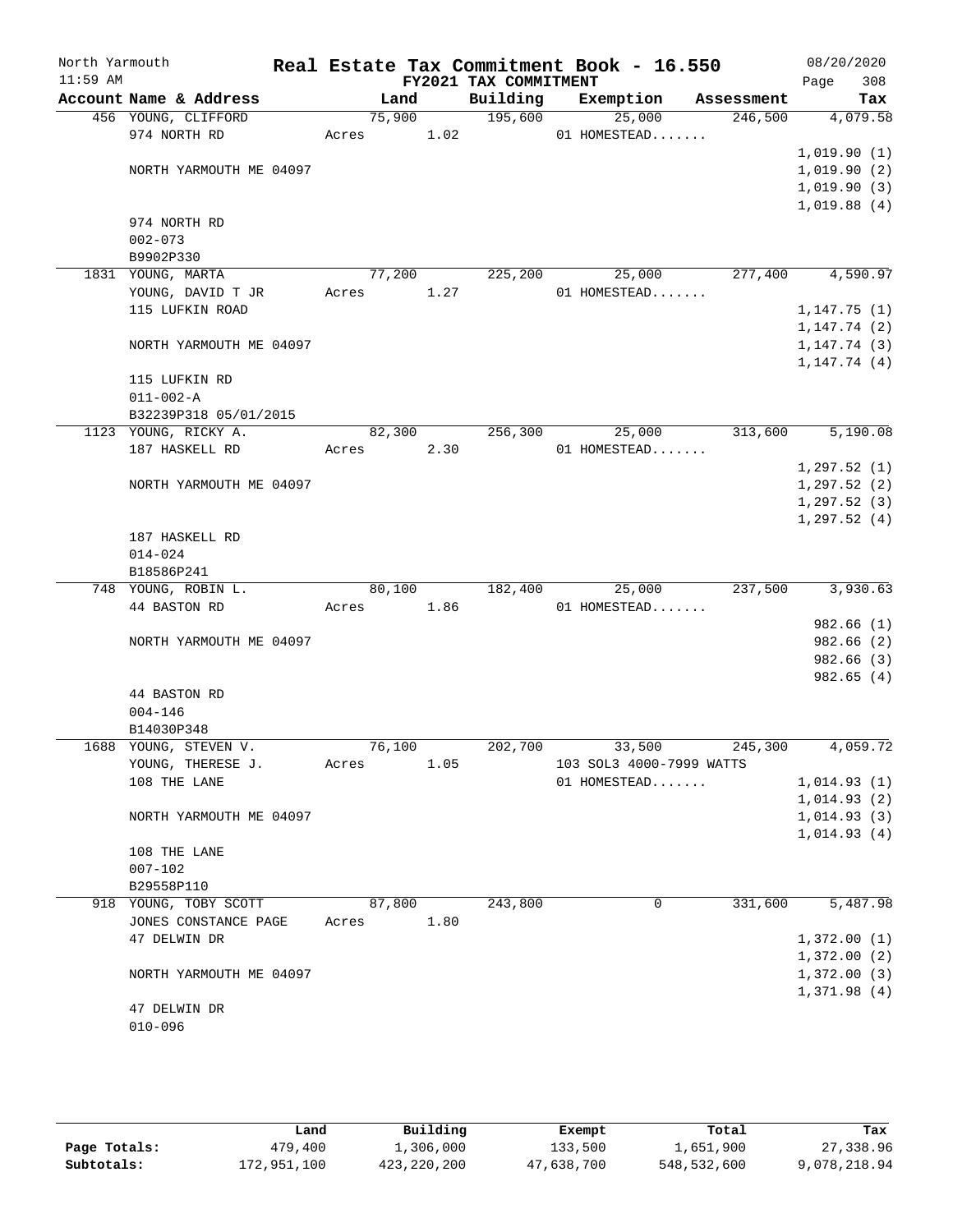North Yarmouth

11:59 AM

# Real Estate Tax Commitment Book - 16.550

## FY2021 TAX COMMITMENT

08/20/2020

| Account Name & Address | Land | Building | Exemption | Assessment | Tax |
|---|---|---|---|---|---|
| 456 YOUNG, CLIFFORD | 75,900 | 195,600 | 25,000 | 246,500 | 4,079.58 |
| 974 NORTH RD | Acres 1.02 | | 01 HOMESTEAD....... | | |
| | | | | | 1,019.90 (1) |
| NORTH YARMOUTH ME 04097 | | | | | 1,019.90 (2) |
| | | | | | 1,019.90 (3) |
| | | | | | 1,019.88 (4) |
| 974 NORTH RD | | | | | |
| 002-073 | | | | | |
| B9902P330 | | | | | |
| 1831 YOUNG, MARTA | 77,200 | 225,200 | 25,000 | 277,400 | 4,590.97 |
| YOUNG, DAVID T JR | Acres 1.27 | | 01 HOMESTEAD....... | | |
| 115 LUFKIN ROAD | | | | | 1,147.75 (1) |
| | | | | | 1,147.74 (2) |
| NORTH YARMOUTH ME 04097 | | | | | 1,147.74 (3) |
| | | | | | 1,147.74 (4) |
| 115 LUFKIN RD | | | | | |
| 011-002-A | | | | | |
| B32239P318 05/01/2015 | | | | | |
| 1123 YOUNG, RICKY A. | 82,300 | 256,300 | 25,000 | 313,600 | 5,190.08 |
| 187 HASKELL RD | Acres 2.30 | | 01 HOMESTEAD....... | | |
| | | | | | 1,297.52 (1) |
| NORTH YARMOUTH ME 04097 | | | | | 1,297.52 (2) |
| | | | | | 1,297.52 (3) |
| | | | | | 1,297.52 (4) |
| 187 HASKELL RD | | | | | |
| 014-024 | | | | | |
| B18586P241 | | | | | |
| 748 YOUNG, ROBIN L. | 80,100 | 182,400 | 25,000 | 237,500 | 3,930.63 |
| 44 BASTON RD | Acres 1.86 | | 01 HOMESTEAD....... | | |
| | | | | | 982.66 (1) |
| NORTH YARMOUTH ME 04097 | | | | | 982.66 (2) |
| | | | | | 982.66 (3) |
| | | | | | 982.65 (4) |
| 44 BASTON RD | | | | | |
| 004-146 | | | | | |
| B14030P348 | | | | | |
| 1688 YOUNG, STEVEN V. | 76,100 | 202,700 | 33,500 | 245,300 | 4,059.72 |
| YOUNG, THERESE J. | Acres 1.05 | | 103 SOL3 4000-7999 WATTS | | |
| 108 THE LANE | | | 01 HOMESTEAD....... | | 1,014.93 (1) |
| | | | | | 1,014.93 (2) |
| NORTH YARMOUTH ME 04097 | | | | | 1,014.93 (3) |
| | | | | | 1,014.93 (4) |
| 108 THE LANE | | | | | |
| 007-102 | | | | | |
| B29558P110 | | | | | |
| 918 YOUNG, TOBY SCOTT | 87,800 | 243,800 | 0 | 331,600 | 5,487.98 |
| JONES CONSTANCE PAGE | Acres 1.80 | | | | |
| 47 DELWIN DR | | | | | 1,372.00 (1) |
| | | | | | 1,372.00 (2) |
| NORTH YARMOUTH ME 04097 | | | | | 1,372.00 (3) |
| | | | | | 1,371.98 (4) |
| 47 DELWIN DR | | | | | |
| 010-096 | | | | | |

| | Land | Building | Exempt | Total | Tax |
|---|---|---|---|---|---|
| Page Totals: | 479,400 | 1,306,000 | 133,500 | 1,651,900 | 27,338.96 |
| Subtotals: | 172,951,100 | 423,220,200 | 47,638,700 | 548,532,600 | 9,078,218.94 |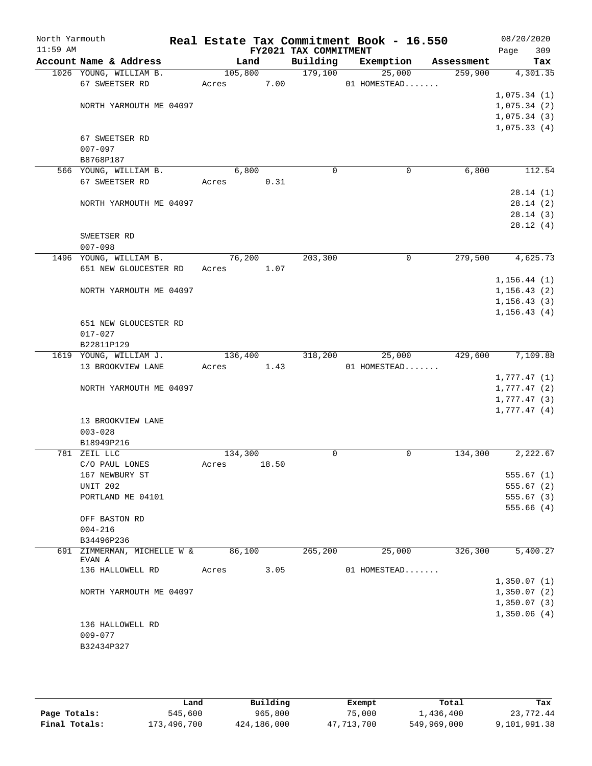North Yarmouth | Real Estate Tax Commitment Book - 16.550 | 08/20/2020
11:59 AM | FY2021 TAX COMMITMENT | Page 309

| Account Name & Address | Land | Building | Exemption | Assessment | Tax |
|---|---|---|---|---|---|
| 1026 YOUNG, WILLIAM B. | 105,800 | 179,100 | 25,000 | 259,900 | 4,301.35 |
| 67 SWEETSER RD | Acres 7.00 | | 01 HOMESTEAD....... | | |
| | | | | | 1,075.34 (1) |
| NORTH YARMOUTH ME 04097 | | | | | 1,075.34 (2) |
| | | | | | 1,075.34 (3) |
| | | | | | 1,075.33 (4) |
| 67 SWEETSER RD | | | | | |
| 007-097 | | | | | |
| B8768P187 | | | | | |
| 566 YOUNG, WILLIAM B. | 6,800 | 0 | 0 | 6,800 | 112.54 |
| 67 SWEETSER RD | Acres 0.31 | | | | |
| | | | | | 28.14 (1) |
| NORTH YARMOUTH ME 04097 | | | | | 28.14 (2) |
| | | | | | 28.14 (3) |
| | | | | | 28.12 (4) |
| SWEETSER RD | | | | | |
| 007-098 | | | | | |
| 1496 YOUNG, WILLIAM B. | 76,200 | 203,300 | 0 | 279,500 | 4,625.73 |
| 651 NEW GLOUCESTER RD | Acres 1.07 | | | | |
| | | | | | 1,156.44 (1) |
| NORTH YARMOUTH ME 04097 | | | | | 1,156.43 (2) |
| | | | | | 1,156.43 (3) |
| | | | | | 1,156.43 (4) |
| 651 NEW GLOUCESTER RD | | | | | |
| 017-027 | | | | | |
| B22811P129 | | | | | |
| 1619 YOUNG, WILLIAM J. | 136,400 | 318,200 | 25,000 | 429,600 | 7,109.88 |
| 13 BROOKVIEW LANE | Acres 1.43 | | 01 HOMESTEAD....... | | |
| | | | | | 1,777.47 (1) |
| NORTH YARMOUTH ME 04097 | | | | | 1,777.47 (2) |
| | | | | | 1,777.47 (3) |
| | | | | | 1,777.47 (4) |
| 13 BROOKVIEW LANE | | | | | |
| 003-028 | | | | | |
| B18949P216 | | | | | |
| 781 ZEIL LLC | 134,300 | 0 | 0 | 134,300 | 2,222.67 |
| C/O PAUL LONES | Acres 18.50 | | | | |
| 167 NEWBURY ST | | | | | 555.67 (1) |
| UNIT 202 | | | | | 555.67 (2) |
| PORTLAND ME 04101 | | | | | 555.67 (3) |
| | | | | | 555.66 (4) |
| OFF BASTON RD | | | | | |
| 004-216 | | | | | |
| B34496P236 | | | | | |
| 691 ZIMMERMAN, MICHELLE W & EVAN A | 86,100 | 265,200 | 25,000 | 326,300 | 5,400.27 |
| 136 HALLOWELL RD | Acres 3.05 | | 01 HOMESTEAD....... | | |
| | | | | | 1,350.07 (1) |
| NORTH YARMOUTH ME 04097 | | | | | 1,350.07 (2) |
| | | | | | 1,350.07 (3) |
| | | | | | 1,350.06 (4) |
| 136 HALLOWELL RD | | | | | |
| 009-077 | | | | | |
| B32434P327 | | | | | |

| | Land | Building | Exempt | Total | Tax |
|---|---|---|---|---|---|
| Page Totals: | 545,600 | 965,800 | 75,000 | 1,436,400 | 23,772.44 |
| Final Totals: | 173,496,700 | 424,186,000 | 47,713,700 | 549,969,000 | 9,101,991.38 |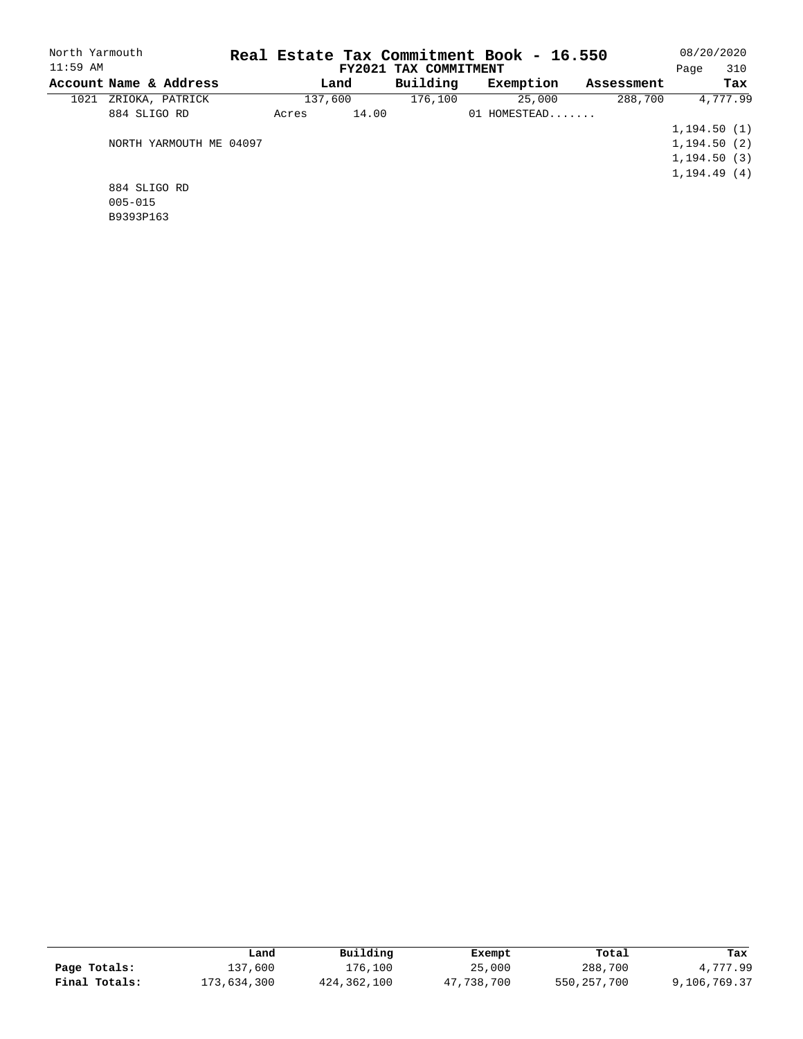North Yarmouth

11:59 AM

# Real Estate Tax Commitment Book - 16.550

## FY2021 TAX COMMITMENT

08/20/2020

| Account Name & Address | Land | Building | Exemption | Assessment | Tax |
|---|---|---|---|---|---|
| 1021 ZRIOKA, PATRICK | 137,600 | 176,100 | 25,000 | 288,700 | 4,777.99 |
| 884 SLIGO RD | Acres 14.00 | | 01 HOMESTEAD....... | | |
| | | | | | 1,194.50 (1) |
| NORTH YARMOUTH ME 04097 | | | | | 1,194.50 (2) |
| | | | | | 1,194.50 (3) |
| | | | | | 1,194.49 (4) |
| 884 SLIGO RD | | | | | |
| 005-015 | | | | | |
| B9393P163 | | | | | |

| | Land | Building | Exempt | Total | Tax |
|---|---|---|---|---|---|
| **Page Totals:** | 137,600 | 176,100 | 25,000 | 288,700 | 4,777.99 |
| **Final Totals:** | 173,634,300 | 424,362,100 | 47,738,700 | 550,257,700 | 9,106,769.37 |